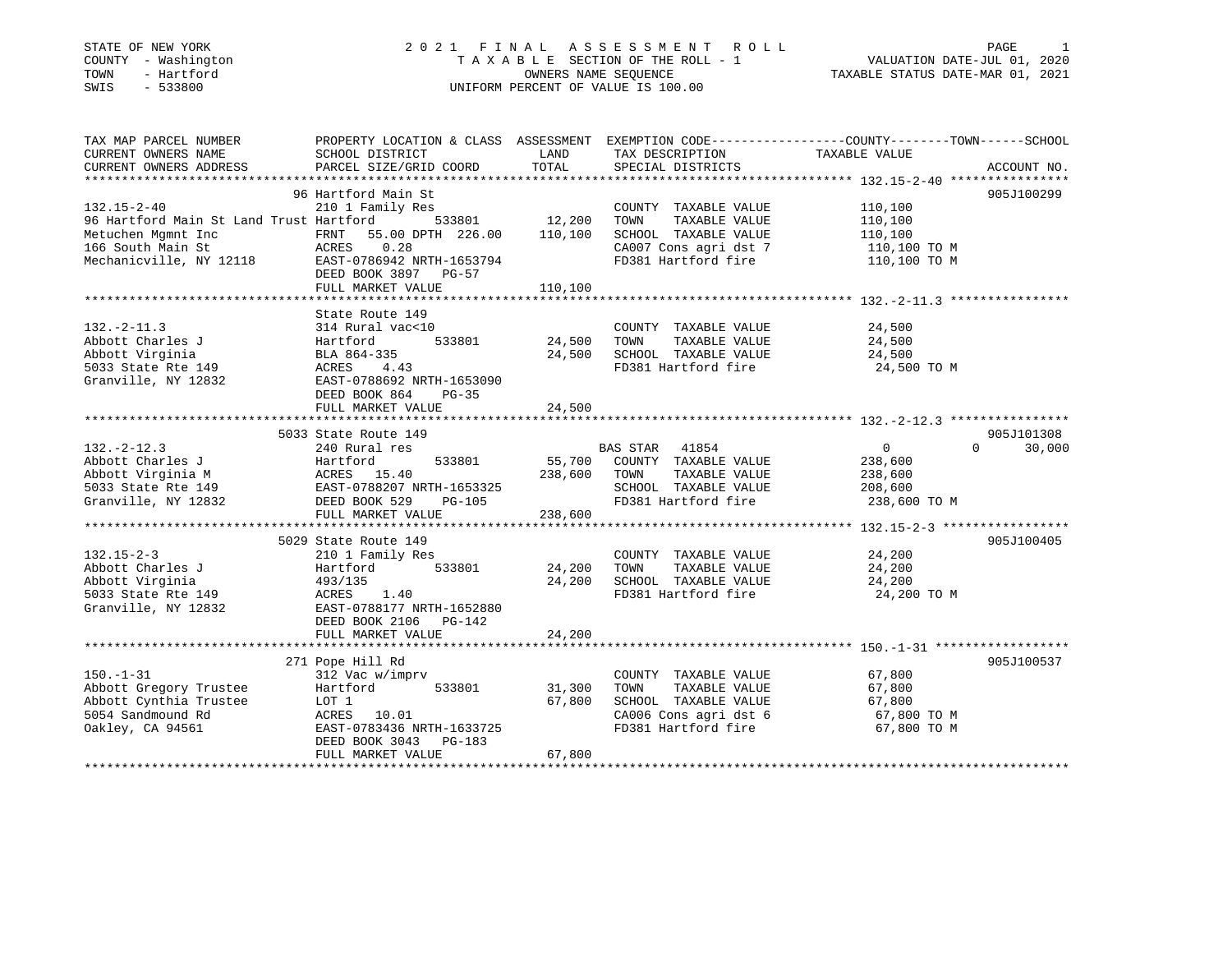STATE OF NEW YORK
COUNTY - Washington
TOWN - Hartford
SWIS - 533800

# 2021 FINAL ASSESSMENT ROLL

TAXABLE SECTION OF THE ROLL - 1
OWNERS NAME SEQUENCE
UNIFORM PERCENT OF VALUE IS 100.00

VALUATION DATE-JUL 01, 2020
TAXABLE STATUS DATE-MAR 01, 2021

| TAX MAP PARCEL NUMBER / CURRENT OWNERS NAME / CURRENT OWNERS ADDRESS | PROPERTY LOCATION & CLASS / SCHOOL DISTRICT / PARCEL SIZE/GRID COORD | ASSESSMENT LAND / TOTAL | EXEMPTION CODE / TAX DESCRIPTION / SPECIAL DISTRICTS | COUNTY / TOWN / SCHOOL TAXABLE VALUE | ACCOUNT NO. |
|---|---|---|---|---|---|
| **132.15-2-40** | 96 Hartford Main St | | | | 905J100299 |
| 132.15-2-40 | 210 1 Family Res | | COUNTY TAXABLE VALUE | 110,100 | |
| 96 Hartford Main St Land Trust | Hartford 533801 | 12,200 | TOWN TAXABLE VALUE | 110,100 | |
| Metuchen Mgmnt Inc | FRNT 55.00 DPTH 226.00 | 110,100 | SCHOOL TAXABLE VALUE | 110,100 | |
| 166 South Main St | ACRES 0.28 | | CA007 Cons agri dst 7 | 110,100 TO M | |
| Mechanicville, NY 12118 | EAST-0786942 NRTH-1653794 | | FD381 Hartford fire | 110,100 TO M | |
| | DEED BOOK 3897 PG-57 | | | | |
| | FULL MARKET VALUE | 110,100 | | | |
| **132.-2-11.3** | State Route 149 | | | | |
| 132.-2-11.3 | 314 Rural vac<10 | | COUNTY TAXABLE VALUE | 24,500 | |
| Abbott Charles J | Hartford 533801 | 24,500 | TOWN TAXABLE VALUE | 24,500 | |
| Abbott Virginia | BLA 864-335 | 24,500 | SCHOOL TAXABLE VALUE | 24,500 | |
| 5033 State Rte 149 | ACRES 4.43 | | FD381 Hartford fire | 24,500 TO M | |
| Granville, NY 12832 | EAST-0788692 NRTH-1653090 | | | | |
| | DEED BOOK 864 PG-35 | | | | |
| | FULL MARKET VALUE | 24,500 | | | |
| **132.-2-12.3** | 5033 State Route 149 | | | | 905J101308 |
| 132.-2-12.3 | 240 Rural res | | BAS STAR 41854 | 0 / 0 / 30,000 | |
| Abbott Charles J | Hartford 533801 | 55,700 | COUNTY TAXABLE VALUE | 238,600 | |
| Abbott Virginia M | ACRES 15.40 | 238,600 | TOWN TAXABLE VALUE | 238,600 | |
| 5033 State Rte 149 | EAST-0788207 NRTH-1653325 | | SCHOOL TAXABLE VALUE | 208,600 | |
| Granville, NY 12832 | DEED BOOK 529 PG-105 | | FD381 Hartford fire | 238,600 TO M | |
| | FULL MARKET VALUE | 238,600 | | | |
| **132.15-2-3** | 5029 State Route 149 | | | | 905J100405 |
| 132.15-2-3 | 210 1 Family Res | | COUNTY TAXABLE VALUE | 24,200 | |
| Abbott Charles J | Hartford 533801 | 24,200 | TOWN TAXABLE VALUE | 24,200 | |
| Abbott Virginia | 493/135 | 24,200 | SCHOOL TAXABLE VALUE | 24,200 | |
| 5033 State Rte 149 | ACRES 1.40 | | FD381 Hartford fire | 24,200 TO M | |
| Granville, NY 12832 | EAST-0788177 NRTH-1652880 | | | | |
| | DEED BOOK 2106 PG-142 | | | | |
| | FULL MARKET VALUE | 24,200 | | | |
| **150.-1-31** | 271 Pope Hill Rd | | | | 905J100537 |
| 150.-1-31 | 312 Vac w/imprv | | COUNTY TAXABLE VALUE | 67,800 | |
| Abbott Gregory Trustee | Hartford 533801 | 31,300 | TOWN TAXABLE VALUE | 67,800 | |
| Abbott Cynthia Trustee | LOT 1 | 67,800 | SCHOOL TAXABLE VALUE | 67,800 | |
| 5054 Sandmound Rd | ACRES 10.01 | | CA006 Cons agri dst 6 | 67,800 TO M | |
| Oakley, CA 94561 | EAST-0783436 NRTH-1633725 | | FD381 Hartford fire | 67,800 TO M | |
| | DEED BOOK 3043 PG-183 | | | | |
| | FULL MARKET VALUE | 67,800 | | | |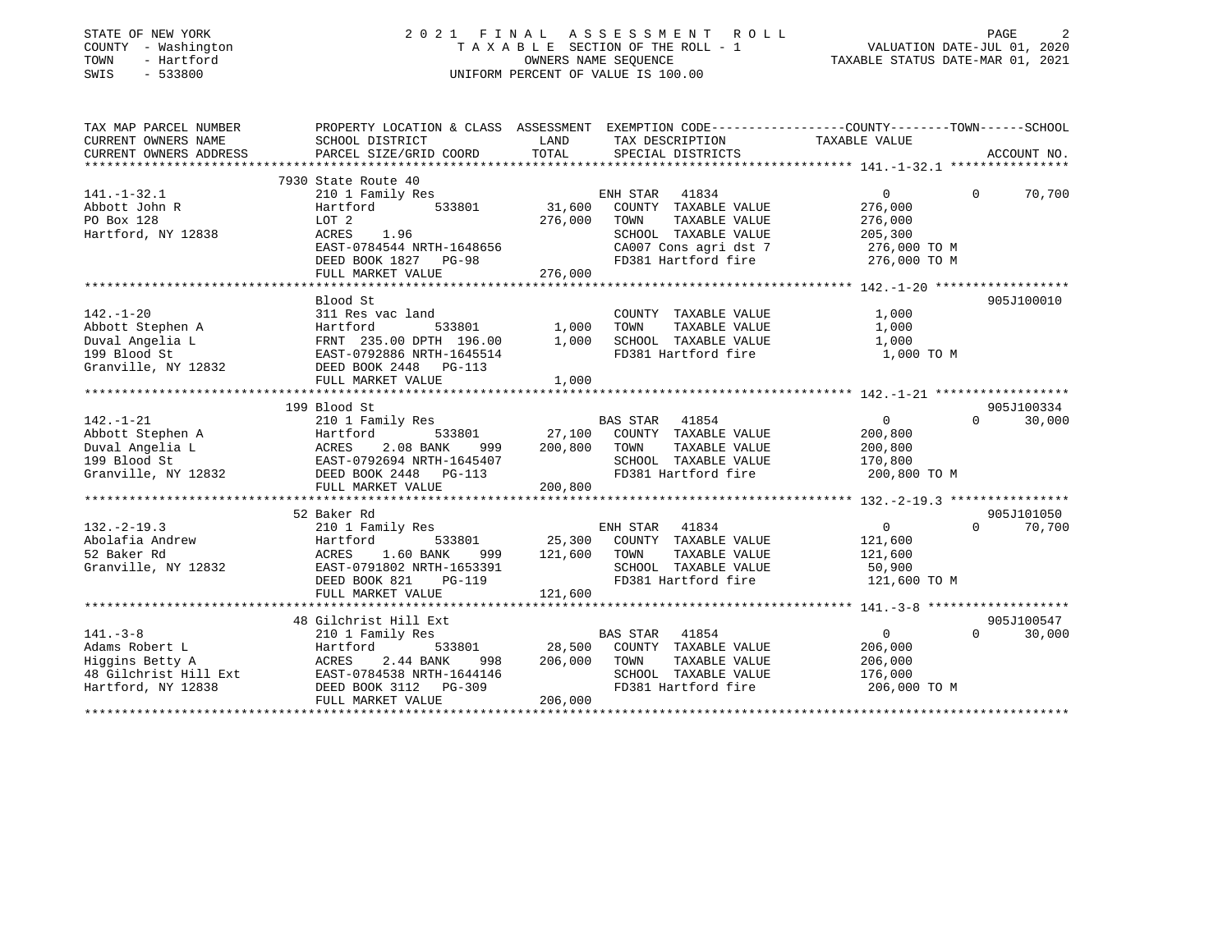STATE OF NEW YORK
COUNTY - Washington
TOWN - Hartford
SWIS - 533800

# 2021 FINAL ASSESSMENT ROLL
TAXABLE SECTION OF THE ROLL - 1
OWNERS NAME SEQUENCE
UNIFORM PERCENT OF VALUE IS 100.00

VALUATION DATE-JUL 01, 2020
TAXABLE STATUS DATE-MAR 01, 2021

| TAX MAP PARCEL NUMBER / CURRENT OWNERS NAME / CURRENT OWNERS ADDRESS | PROPERTY LOCATION & CLASS / SCHOOL DISTRICT / PARCEL SIZE/GRID COORD | ASSESSMENT LAND / TOTAL | EXEMPTION CODE / TAX DESCRIPTION / SPECIAL DISTRICTS | COUNTY TAXABLE VALUE | TOWN | SCHOOL | ACCOUNT NO. |
|---|---|---|---|---|---|---|---|
| **141.-1-32.1** | 7930 State Route 40 | | | | | | |
| 141.-1-32.1 | 210 1 Family Res | | ENH STAR 41834 | 0 | 0 | 70,700 | |
| Abbott John R | Hartford 533801 | 31,600 | COUNTY TAXABLE VALUE | 276,000 | | | |
| PO Box 128 | LOT 2 | 276,000 | TOWN TAXABLE VALUE | 276,000 | | | |
| Hartford, NY 12838 | ACRES 1.96 | | SCHOOL TAXABLE VALUE | 205,300 | | | |
| | EAST-0784544 NRTH-1648656 | | CA007 Cons agri dst 7 | 276,000 TO M | | | |
| | DEED BOOK 1827 PG-98 | | FD381 Hartford fire | 276,000 TO M | | | |
| | FULL MARKET VALUE | 276,000 | | | | | |
| **142.-1-20** | Blood St | | | | | | 905J100010 |
| 142.-1-20 | 311 Res vac land | | COUNTY TAXABLE VALUE | 1,000 | | | |
| Abbott Stephen A | Hartford 533801 | 1,000 | TOWN TAXABLE VALUE | 1,000 | | | |
| Duval Angelia L | FRNT 235.00 DPTH 196.00 | 1,000 | SCHOOL TAXABLE VALUE | 1,000 | | | |
| 199 Blood St | EAST-0792886 NRTH-1645514 | | FD381 Hartford fire | 1,000 TO M | | | |
| Granville, NY 12832 | DEED BOOK 2448 PG-113 | | | | | | |
| | FULL MARKET VALUE | 1,000 | | | | | |
| **142.-1-21** | 199 Blood St | | | | | | 905J100334 |
| 142.-1-21 | 210 1 Family Res | | BAS STAR 41854 | 0 | 0 | 30,000 | |
| Abbott Stephen A | Hartford 533801 | 27,100 | COUNTY TAXABLE VALUE | 200,800 | | | |
| Duval Angelia L | ACRES 2.08 BANK 999 | 200,800 | TOWN TAXABLE VALUE | 200,800 | | | |
| 199 Blood St | EAST-0792694 NRTH-1645407 | | SCHOOL TAXABLE VALUE | 170,800 | | | |
| Granville, NY 12832 | DEED BOOK 2448 PG-113 | | FD381 Hartford fire | 200,800 TO M | | | |
| | FULL MARKET VALUE | 200,800 | | | | | |
| **132.-2-19.3** | 52 Baker Rd | | | | | | 905J101050 |
| 132.-2-19.3 | 210 1 Family Res | | ENH STAR 41834 | 0 | 0 | 70,700 | |
| Abolafia Andrew | Hartford 533801 | 25,300 | COUNTY TAXABLE VALUE | 121,600 | | | |
| 52 Baker Rd | ACRES 1.60 BANK 999 | 121,600 | TOWN TAXABLE VALUE | 121,600 | | | |
| Granville, NY 12832 | EAST-0791802 NRTH-1653391 | | SCHOOL TAXABLE VALUE | 50,900 | | | |
| | DEED BOOK 821 PG-119 | | FD381 Hartford fire | 121,600 TO M | | | |
| | FULL MARKET VALUE | 121,600 | | | | | |
| **141.-3-8** | 48 Gilchrist Hill Ext | | | | | | 905J100547 |
| 141.-3-8 | 210 1 Family Res | | BAS STAR 41854 | 0 | 0 | 30,000 | |
| Adams Robert L | Hartford 533801 | 28,500 | COUNTY TAXABLE VALUE | 206,000 | | | |
| Higgins Betty A | ACRES 2.44 BANK 998 | 206,000 | TOWN TAXABLE VALUE | 206,000 | | | |
| 48 Gilchrist Hill Ext | EAST-0784538 NRTH-1644146 | | SCHOOL TAXABLE VALUE | 176,000 | | | |
| Hartford, NY 12838 | DEED BOOK 3112 PG-309 | | FD381 Hartford fire | 206,000 TO M | | | |
| | FULL MARKET VALUE | 206,000 | | | | | |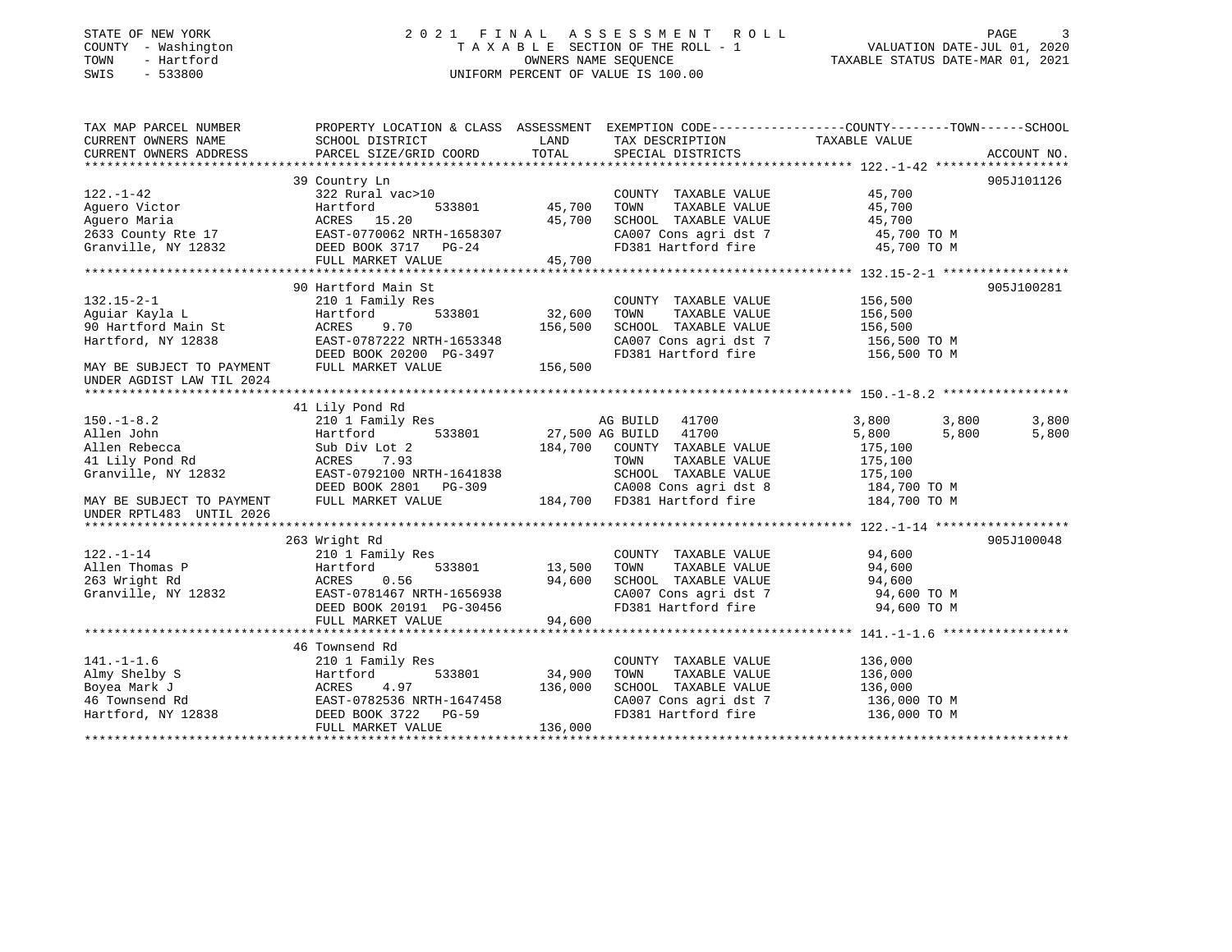STATE OF NEW YORK
COUNTY - Washington
TOWN - Hartford
SWIS - 533800

2021 FINAL ASSESSMENT ROLL
TAXABLE SECTION OF THE ROLL - 1
OWNERS NAME SEQUENCE
UNIFORM PERCENT OF VALUE IS 100.00

VALUATION DATE-JUL 01, 2020
TAXABLE STATUS DATE-MAR 01, 2021

| TAX MAP PARCEL NUMBER / CURRENT OWNERS NAME / CURRENT OWNERS ADDRESS | PROPERTY LOCATION & CLASS / SCHOOL DISTRICT / PARCEL SIZE/GRID COORD | ASSESSMENT LAND / TOTAL | EXEMPTION CODE / TAX DESCRIPTION / SPECIAL DISTRICTS | COUNTY TAXABLE VALUE | TOWN | SCHOOL | ACCOUNT NO. |
|---|---|---|---|---|---|---|---|
| | 39 Country Ln | | | | | | 905J101126 |
| 122.-1-42 | 322 Rural vac>10 | | COUNTY TAXABLE VALUE | 45,700 | | | |
| Aguero Victor | Hartford 533801 | 45,700 | TOWN TAXABLE VALUE | 45,700 | | | |
| Aguero Maria | ACRES 15.20 | 45,700 | SCHOOL TAXABLE VALUE | 45,700 | | | |
| 2633 County Rte 17 | EAST-0770062 NRTH-1658307 | | CA007 Cons agri dst 7 | 45,700 TO M | | | |
| Granville, NY 12832 | DEED BOOK 3717 PG-24 | | FD381 Hartford fire | 45,700 TO M | | | |
| | FULL MARKET VALUE | 45,700 | | | | | |
| | 90 Hartford Main St | | | | | | 905J100281 |
| 132.15-2-1 | 210 1 Family Res | | COUNTY TAXABLE VALUE | 156,500 | | | |
| Aguiar Kayla L | Hartford 533801 | 32,600 | TOWN TAXABLE VALUE | 156,500 | | | |
| 90 Hartford Main St | ACRES 9.70 | 156,500 | SCHOOL TAXABLE VALUE | 156,500 | | | |
| Hartford, NY 12838 | EAST-0787222 NRTH-1653348 | | CA007 Cons agri dst 7 | 156,500 TO M | | | |
| | DEED BOOK 20200 PG-3497 | | FD381 Hartford fire | 156,500 TO M | | | |
| MAY BE SUBJECT TO PAYMENT UNDER AGDIST LAW TIL 2024 | FULL MARKET VALUE | 156,500 | | | | | |
| | 41 Lily Pond Rd | | | | | | |
| 150.-1-8.2 | 210 1 Family Res | | AG BUILD 41700 | 3,800 | 3,800 | 3,800 | |
| Allen John | Hartford 533801 | 27,500 | AG BUILD 41700 | 5,800 | 5,800 | 5,800 | |
| Allen Rebecca | Sub Div Lot 2 | 184,700 | COUNTY TAXABLE VALUE | 175,100 | | | |
| 41 Lily Pond Rd | ACRES 7.93 | | TOWN TAXABLE VALUE | 175,100 | | | |
| Granville, NY 12832 | EAST-0792100 NRTH-1641838 | | SCHOOL TAXABLE VALUE | 175,100 | | | |
| | DEED BOOK 2801 PG-309 | | CA008 Cons agri dst 8 | 184,700 TO M | | | |
| MAY BE SUBJECT TO PAYMENT UNDER RPTL483 UNTIL 2026 | FULL MARKET VALUE | 184,700 | FD381 Hartford fire | 184,700 TO M | | | |
| | 263 Wright Rd | | | | | | 905J100048 |
| 122.-1-14 | 210 1 Family Res | | COUNTY TAXABLE VALUE | 94,600 | | | |
| Allen Thomas P | Hartford 533801 | 13,500 | TOWN TAXABLE VALUE | 94,600 | | | |
| 263 Wright Rd | ACRES 0.56 | 94,600 | SCHOOL TAXABLE VALUE | 94,600 | | | |
| Granville, NY 12832 | EAST-0781467 NRTH-1656938 | | CA007 Cons agri dst 7 | 94,600 TO M | | | |
| | DEED BOOK 20191 PG-30456 | | FD381 Hartford fire | 94,600 TO M | | | |
| | FULL MARKET VALUE | 94,600 | | | | | |
| | 46 Townsend Rd | | | | | | |
| 141.-1-1.6 | 210 1 Family Res | | COUNTY TAXABLE VALUE | 136,000 | | | |
| Almy Shelby S | Hartford 533801 | 34,900 | TOWN TAXABLE VALUE | 136,000 | | | |
| Boyea Mark J | ACRES 4.97 | 136,000 | SCHOOL TAXABLE VALUE | 136,000 | | | |
| 46 Townsend Rd | EAST-0782536 NRTH-1647458 | | CA007 Cons agri dst 7 | 136,000 TO M | | | |
| Hartford, NY 12838 | DEED BOOK 3722 PG-59 | | FD381 Hartford fire | 136,000 TO M | | | |
| | FULL MARKET VALUE | 136,000 | | | | | |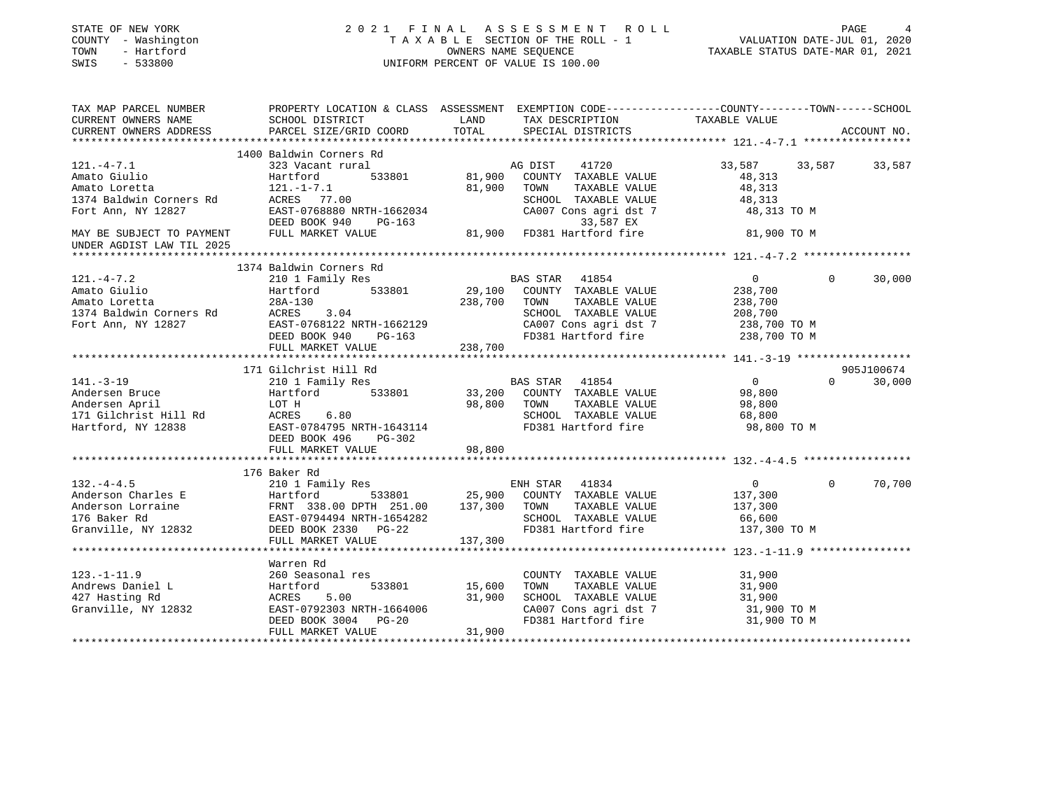STATE OF NEW YORK
COUNTY - Washington
TOWN - Hartford
SWIS - 533800

# 2021 FINAL ASSESSMENT ROLL
TAXABLE SECTION OF THE ROLL - 1
OWNERS NAME SEQUENCE
UNIFORM PERCENT OF VALUE IS 100.00

VALUATION DATE-JUL 01, 2020
TAXABLE STATUS DATE-MAR 01, 2021

```
TAX MAP PARCEL NUMBER          PROPERTY LOCATION & CLASS  ASSESSMENT  EXEMPTION CODE-----------------COUNTY--------TOWN------SCHOOL
CURRENT OWNERS NAME            SCHOOL DISTRICT              LAND      TAX DESCRIPTION              TAXABLE VALUE
CURRENT OWNERS ADDRESS         PARCEL SIZE/GRID COORD       TOTAL     SPECIAL DISTRICTS                                  ACCOUNT NO.
****************************************************************************************************** 121.-4-7.1 *****************
                               1400 Baldwin Corners Rd
121.-4-7.1                     323 Vacant rural                       AG DIST    41720               33,587     33,587      33,587
Amato Giulio                   Hartford        533801        81,900   COUNTY  TAXABLE VALUE          48,313
Amato Loretta                  121.-1-7.1                    81,900   TOWN    TAXABLE VALUE          48,313
1374 Baldwin Corners Rd        ACRES  77.00                           SCHOOL  TAXABLE VALUE          48,313
Fort Ann, NY 12827             EAST-0768880 NRTH-1662034              CA007 Cons agri dst 7           48,313 TO M
                               DEED BOOK 940    PG-163                        33,587 EX
MAY BE SUBJECT TO PAYMENT      FULL MARKET VALUE             81,900   FD381 Hartford fire             81,900 TO M
UNDER AGDIST LAW TIL 2025
****************************************************************************************************** 121.-4-7.2 *****************
                               1374 Baldwin Corners Rd
121.-4-7.2                     210 1 Family Res                       BAS STAR   41854                    0          0      30,000
Amato Giulio                   Hartford        533801        29,100   COUNTY  TAXABLE VALUE         238,700
Amato Loretta                  28A-130                      238,700   TOWN    TAXABLE VALUE         238,700
1374 Baldwin Corners Rd        ACRES    3.04                          SCHOOL  TAXABLE VALUE         208,700
Fort Ann, NY 12827             EAST-0768122 NRTH-1662129              CA007 Cons agri dst 7          238,700 TO M
                               DEED BOOK 940    PG-163                FD381 Hartford fire            238,700 TO M
                               FULL MARKET VALUE            238,700
****************************************************************************************************** 141.-3-19 ******************
                               171 Gilchrist Hill Rd                                                                    905J100674
141.-3-19                      210 1 Family Res                       BAS STAR   41854                    0          0      30,000
Andersen Bruce                 Hartford        533801        33,200   COUNTY  TAXABLE VALUE          98,800
Andersen April                 LOT H                         98,800   TOWN    TAXABLE VALUE          98,800
171 Gilchrist Hill Rd          ACRES    6.80                          SCHOOL  TAXABLE VALUE          68,800
Hartford, NY 12838             EAST-0784795 NRTH-1643114              FD381 Hartford fire             98,800 TO M
                               DEED BOOK 496    PG-302
                               FULL MARKET VALUE             98,800
****************************************************************************************************** 132.-4-4.5 *****************
                               176 Baker Rd
132.-4-4.5                     210 1 Family Res                       ENH STAR   41834                    0          0      70,700
Anderson Charles E             Hartford        533801        25,900   COUNTY  TAXABLE VALUE         137,300
Anderson Lorraine              FRNT 338.00 DPTH 251.00      137,300   TOWN    TAXABLE VALUE         137,300
176 Baker Rd                   EAST-0794494 NRTH-1654282              SCHOOL  TAXABLE VALUE          66,600
Granville, NY 12832            DEED BOOK 2330   PG-22                 FD381 Hartford fire            137,300 TO M
                               FULL MARKET VALUE            137,300
****************************************************************************************************** 123.-1-11.9 ****************
                               Warren Rd
123.-1-11.9                    260 Seasonal res                       COUNTY  TAXABLE VALUE          31,900
Andrews Daniel L               Hartford        533801        15,600   TOWN    TAXABLE VALUE          31,900
427 Hasting Rd                 ACRES    5.00                 31,900   SCHOOL  TAXABLE VALUE          31,900
Granville, NY 12832            EAST-0792303 NRTH-1664006              CA007 Cons agri dst 7           31,900 TO M
                               DEED BOOK 3004   PG-20                 FD381 Hartford fire             31,900 TO M
                               FULL MARKET VALUE             31,900
************************************************************************************************************************************
```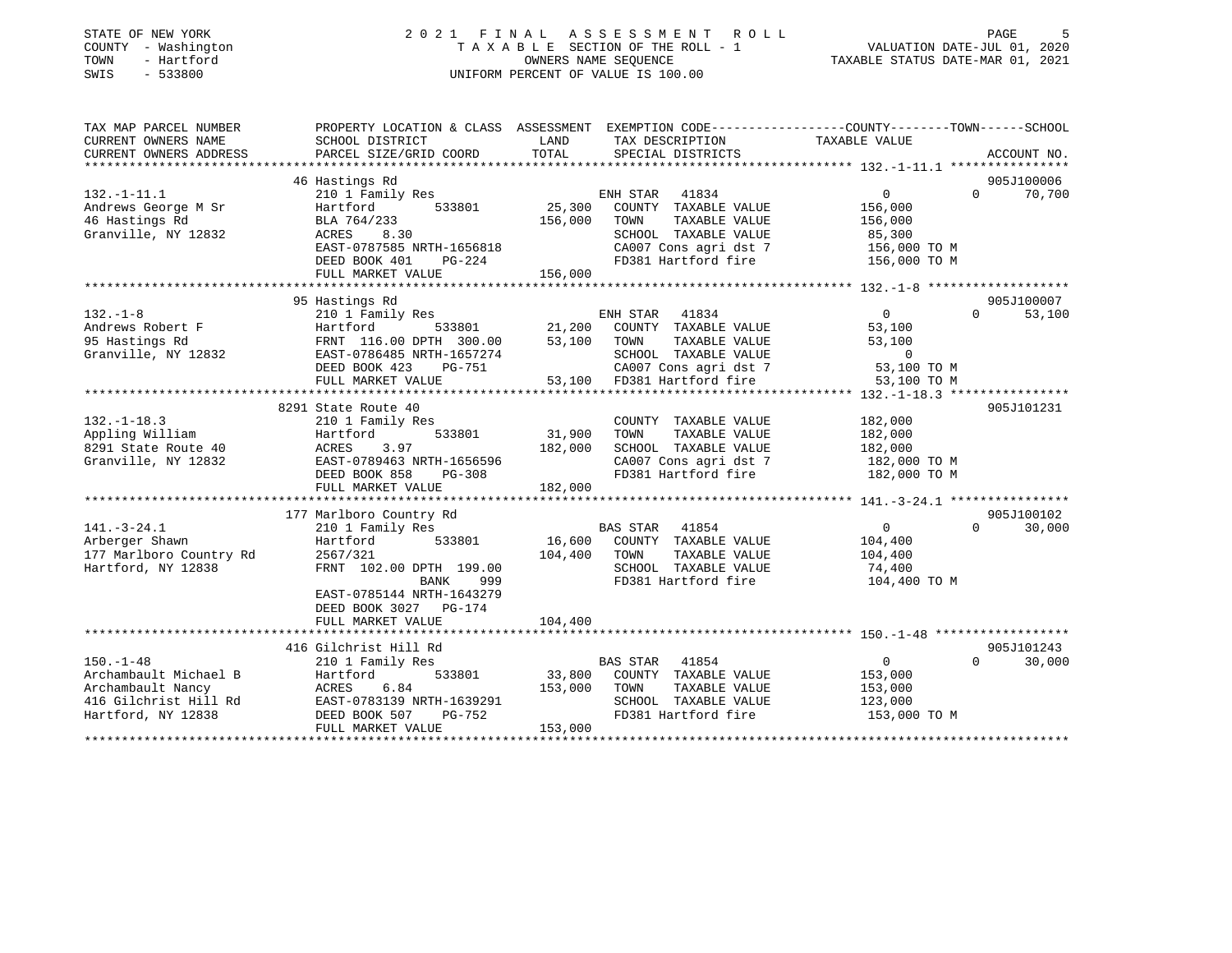STATE OF NEW YORK
COUNTY - Washington
TOWN - Hartford
SWIS - 533800

# 2021 FINAL ASSESSMENT ROLL

TAXABLE SECTION OF THE ROLL - 1
OWNERS NAME SEQUENCE
UNIFORM PERCENT OF VALUE IS 100.00

VALUATION DATE-JUL 01, 2020
TAXABLE STATUS DATE-MAR 01, 2021

| TAX MAP PARCEL NUMBER / CURRENT OWNERS NAME / CURRENT OWNERS ADDRESS | PROPERTY LOCATION & CLASS / SCHOOL DISTRICT / PARCEL SIZE/GRID COORD | ASSESSMENT LAND / TOTAL | EXEMPTION CODE / TAX DESCRIPTION / SPECIAL DISTRICTS | COUNTY TAXABLE VALUE | TOWN | SCHOOL / ACCOUNT NO. |
|---|---|---|---|---|---|---|
| | 46 Hastings Rd | | | | | 905J100006 |
| 132.-1-11.1 | 210 1 Family Res | | ENH STAR 41834 | 0 | 0 | 70,700 |
| Andrews George M Sr | Hartford 533801 | 25,300 | COUNTY TAXABLE VALUE | 156,000 | | |
| 46 Hastings Rd | BLA 764/233 | 156,000 | TOWN TAXABLE VALUE | 156,000 | | |
| Granville, NY 12832 | ACRES 8.30 | | SCHOOL TAXABLE VALUE | 85,300 | | |
| | EAST-0787585 NRTH-1656818 | | CA007 Cons agri dst 7 | 156,000 TO M | | |
| | DEED BOOK 401 PG-224 | | FD381 Hartford fire | 156,000 TO M | | |
| | FULL MARKET VALUE | 156,000 | | | | |
| | 95 Hastings Rd | | | | | 905J100007 |
| 132.-1-8 | 210 1 Family Res | | ENH STAR 41834 | 0 | 0 | 53,100 |
| Andrews Robert F | Hartford 533801 | 21,200 | COUNTY TAXABLE VALUE | 53,100 | | |
| 95 Hastings Rd | FRNT 116.00 DPTH 300.00 | 53,100 | TOWN TAXABLE VALUE | 53,100 | | |
| Granville, NY 12832 | EAST-0786485 NRTH-1657274 | | SCHOOL TAXABLE VALUE | 0 | | |
| | DEED BOOK 423 PG-751 | | CA007 Cons agri dst 7 | 53,100 TO M | | |
| | FULL MARKET VALUE | 53,100 | FD381 Hartford fire | 53,100 TO M | | |
| | 8291 State Route 40 | | | | | 905J101231 |
| 132.-1-18.3 | 210 1 Family Res | | COUNTY TAXABLE VALUE | 182,000 | | |
| Appling William | Hartford 533801 | 31,900 | TOWN TAXABLE VALUE | 182,000 | | |
| 8291 State Route 40 | ACRES 3.97 | 182,000 | SCHOOL TAXABLE VALUE | 182,000 | | |
| Granville, NY 12832 | EAST-0789463 NRTH-1656596 | | CA007 Cons agri dst 7 | 182,000 TO M | | |
| | DEED BOOK 858 PG-308 | | FD381 Hartford fire | 182,000 TO M | | |
| | FULL MARKET VALUE | 182,000 | | | | |
| | 177 Marlboro Country Rd | | | | | 905J100102 |
| 141.-3-24.1 | 210 1 Family Res | | BAS STAR 41854 | 0 | 0 | 30,000 |
| Arberger Shawn | Hartford 533801 | 16,600 | COUNTY TAXABLE VALUE | 104,400 | | |
| 177 Marlboro Country Rd | 2567/321 | 104,400 | TOWN TAXABLE VALUE | 104,400 | | |
| Hartford, NY 12838 | FRNT 102.00 DPTH 199.00 | | SCHOOL TAXABLE VALUE | 74,400 | | |
| | BANK 999 | | FD381 Hartford fire | 104,400 TO M | | |
| | EAST-0785144 NRTH-1643279 | | | | | |
| | DEED BOOK 3027 PG-174 | | | | | |
| | FULL MARKET VALUE | 104,400 | | | | |
| | 416 Gilchrist Hill Rd | | | | | 905J101243 |
| 150.-1-48 | 210 1 Family Res | | BAS STAR 41854 | 0 | 0 | 30,000 |
| Archambault Michael B | Hartford 533801 | 33,800 | COUNTY TAXABLE VALUE | 153,000 | | |
| Archambault Nancy | ACRES 6.84 | 153,000 | TOWN TAXABLE VALUE | 153,000 | | |
| 416 Gilchrist Hill Rd | EAST-0783139 NRTH-1639291 | | SCHOOL TAXABLE VALUE | 123,000 | | |
| Hartford, NY 12838 | DEED BOOK 507 PG-752 | | FD381 Hartford fire | 153,000 TO M | | |
| | FULL MARKET VALUE | 153,000 | | | | |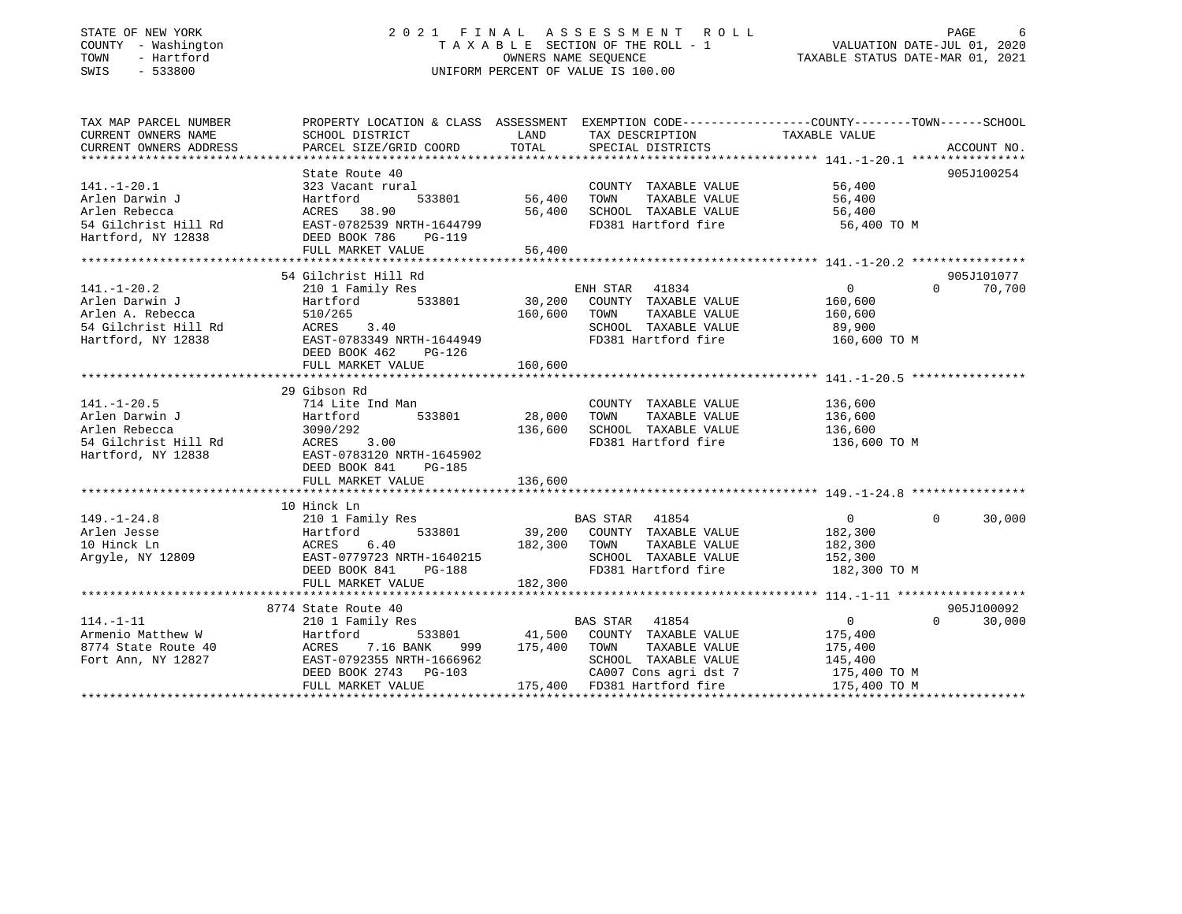STATE OF NEW YORK
COUNTY - Washington
TOWN - Hartford
SWIS - 533800

# 2021 FINAL ASSESSMENT ROLL

TAXABLE SECTION OF THE ROLL - 1
OWNERS NAME SEQUENCE
UNIFORM PERCENT OF VALUE IS 100.00

VALUATION DATE-JUL 01, 2020
TAXABLE STATUS DATE-MAR 01, 2021

| TAX MAP PARCEL NUMBER / CURRENT OWNERS NAME / CURRENT OWNERS ADDRESS | PROPERTY LOCATION & CLASS / SCHOOL DISTRICT / PARCEL SIZE/GRID COORD | ASSESSMENT LAND | TOTAL | EXEMPTION CODE / TAX DESCRIPTION / SPECIAL DISTRICTS | COUNTY / TAXABLE VALUE | TOWN | SCHOOL | ACCOUNT NO. |
|---|---|---|---|---|---|---|---|---|
| **141.-1-20.1** | State Route 40 | | | | | | | 905J100254 |
| 141.-1-20.1 | 323 Vacant rural | | | COUNTY TAXABLE VALUE | 56,400 | | | |
| Arlen Darwin J | Hartford 533801 | 56,400 | | TOWN TAXABLE VALUE | 56,400 | | | |
| Arlen Rebecca | ACRES 38.90 | | 56,400 | SCHOOL TAXABLE VALUE | 56,400 | | | |
| 54 Gilchrist Hill Rd | EAST-0782539 NRTH-1644799 | | | FD381 Hartford fire | 56,400 TO M | | | |
| Hartford, NY 12838 | DEED BOOK 786 PG-119 | | | | | | | |
| | FULL MARKET VALUE | | 56,400 | | | | | |
| **141.-1-20.2** | 54 Gilchrist Hill Rd | | | | | | | 905J101077 |
| 141.-1-20.2 | 210 1 Family Res | | | ENH STAR 41834 | 0 | 0 | 70,700 | |
| Arlen Darwin J | Hartford 533801 | 30,200 | | COUNTY TAXABLE VALUE | 160,600 | | | |
| Arlen A. Rebecca | 510/265 | | 160,600 | TOWN TAXABLE VALUE | 160,600 | | | |
| 54 Gilchrist Hill Rd | ACRES 3.40 | | | SCHOOL TAXABLE VALUE | 89,900 | | | |
| Hartford, NY 12838 | EAST-0783349 NRTH-1644949 | | | FD381 Hartford fire | 160,600 TO M | | | |
| | DEED BOOK 462 PG-126 | | | | | | | |
| | FULL MARKET VALUE | | 160,600 | | | | | |
| **141.-1-20.5** | 29 Gibson Rd | | | | | | | |
| 141.-1-20.5 | 714 Lite Ind Man | | | COUNTY TAXABLE VALUE | 136,600 | | | |
| Arlen Darwin J | Hartford 533801 | 28,000 | | TOWN TAXABLE VALUE | 136,600 | | | |
| Arlen Rebecca | 3090/292 | | 136,600 | SCHOOL TAXABLE VALUE | 136,600 | | | |
| 54 Gilchrist Hill Rd | ACRES 3.00 | | | FD381 Hartford fire | 136,600 TO M | | | |
| Hartford, NY 12838 | EAST-0783120 NRTH-1645902 | | | | | | | |
| | DEED BOOK 841 PG-185 | | | | | | | |
| | FULL MARKET VALUE | | 136,600 | | | | | |
| **149.-1-24.8** | 10 Hinck Ln | | | | | | | |
| 149.-1-24.8 | 210 1 Family Res | | | BAS STAR 41854 | 0 | 0 | 30,000 | |
| Arlen Jesse | Hartford 533801 | 39,200 | | COUNTY TAXABLE VALUE | 182,300 | | | |
| 10 Hinck Ln | ACRES 6.40 | | 182,300 | TOWN TAXABLE VALUE | 182,300 | | | |
| Argyle, NY 12809 | EAST-0779723 NRTH-1640215 | | | SCHOOL TAXABLE VALUE | 152,300 | | | |
| | DEED BOOK 841 PG-188 | | | FD381 Hartford fire | 182,300 TO M | | | |
| | FULL MARKET VALUE | | 182,300 | | | | | |
| **114.-1-11** | 8774 State Route 40 | | | | | | | 905J100092 |
| 114.-1-11 | 210 1 Family Res | | | BAS STAR 41854 | 0 | 0 | 30,000 | |
| Armenio Matthew W | Hartford 533801 | 41,500 | | COUNTY TAXABLE VALUE | 175,400 | | | |
| 8774 State Route 40 | ACRES 7.16 BANK 999 | | 175,400 | TOWN TAXABLE VALUE | 175,400 | | | |
| Fort Ann, NY 12827 | EAST-0792355 NRTH-1666962 | | | SCHOOL TAXABLE VALUE | 145,400 | | | |
| | DEED BOOK 2743 PG-103 | | | CA007 Cons agri dst 7 | 175,400 TO M | | | |
| | FULL MARKET VALUE | | 175,400 | FD381 Hartford fire | 175,400 TO M | | | |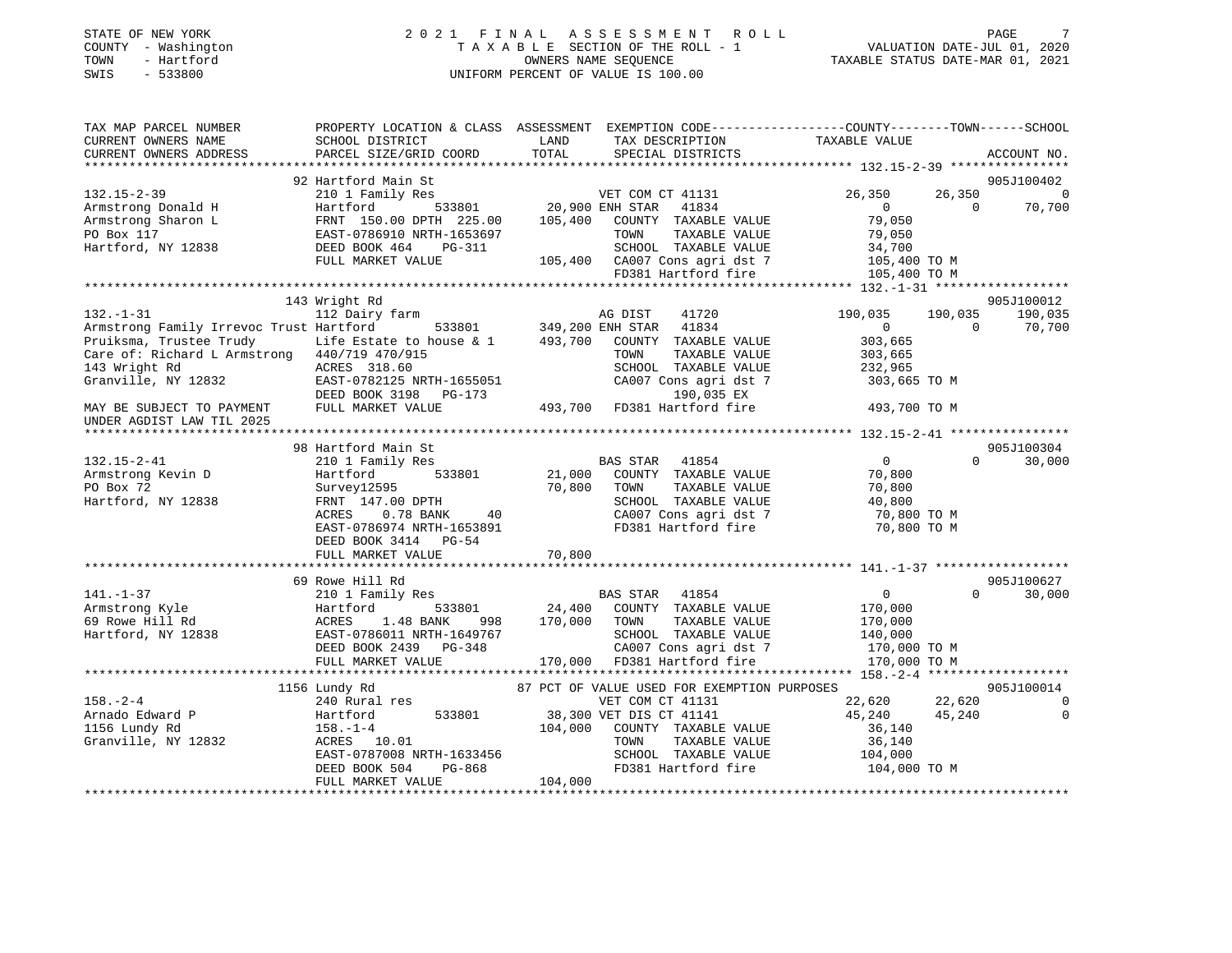STATE OF NEW YORK
COUNTY - Washington
TOWN - Hartford
SWIS - 533800

2021 FINAL ASSESSMENT ROLL
TAXABLE SECTION OF THE ROLL - 1
OWNERS NAME SEQUENCE
UNIFORM PERCENT OF VALUE IS 100.00

VALUATION DATE-JUL 01, 2020
TAXABLE STATUS DATE-MAR 01, 2021

```
TAX MAP PARCEL NUMBER          PROPERTY LOCATION & CLASS  ASSESSMENT  EXEMPTION CODE-----------------COUNTY--------TOWN------SCHOOL
CURRENT OWNERS NAME            SCHOOL DISTRICT             LAND       TAX DESCRIPTION            TAXABLE VALUE
CURRENT OWNERS ADDRESS         PARCEL SIZE/GRID COORD      TOTAL      SPECIAL DISTRICTS                                     ACCOUNT NO.
******************************************************************************************************* 132.15-2-39 ****************
                               92 Hartford Main St                                                                          905J100402
132.15-2-39                    210 1 Family Res                     VET COM CT 41131            26,350      26,350           0
Armstrong Donald H             Hartford        533801      20,900 ENH STAR   41834                  0           0      70,700
Armstrong Sharon L             FRNT 150.00 DPTH 225.00    105,400   COUNTY  TAXABLE VALUE        79,050
PO Box 117                     EAST-0786910 NRTH-1653697            TOWN    TAXABLE VALUE        79,050
Hartford, NY 12838             DEED BOOK 464    PG-311              SCHOOL  TAXABLE VALUE        34,700
                               FULL MARKET VALUE          105,400   CA007 Cons agri dst 7        105,400 TO M
                                                                    FD381 Hartford fire          105,400 TO M
******************************************************************************************************* 132.-1-31 ******************
                               143 Wright Rd                                                                                905J100012
132.-1-31                      112 Dairy farm                       AG DIST    41720           190,035     190,035     190,035
Armstrong Family Irrevoc Trust Hartford        533801     349,200 ENH STAR   41834                  0           0      70,700
Pruiksma, Trustee Trudy        Life Estate to house & 1   493,700   COUNTY  TAXABLE VALUE       303,665
Care of: Richard L Armstrong   440/719 470/915                      TOWN    TAXABLE VALUE       303,665
143 Wright Rd                  ACRES 318.60                         SCHOOL  TAXABLE VALUE       232,965
Granville, NY 12832            EAST-0782125 NRTH-1655051            CA007 Cons agri dst 7        303,665 TO M
                               DEED BOOK 3198   PG-173                    190,035 EX
MAY BE SUBJECT TO PAYMENT      FULL MARKET VALUE          493,700   FD381 Hartford fire          493,700 TO M
UNDER AGDIST LAW TIL 2025
******************************************************************************************************* 132.15-2-41 ****************
                               98 Hartford Main St                                                                          905J100304
132.15-2-41                    210 1 Family Res                     BAS STAR   41854                  0           0      30,000
Armstrong Kevin D              Hartford        533801      21,000   COUNTY  TAXABLE VALUE        70,800
PO Box 72                      Survey12595                 70,800   TOWN    TAXABLE VALUE        70,800
Hartford, NY 12838             FRNT 147.00 DPTH                     SCHOOL  TAXABLE VALUE        40,800
                               ACRES    0.78 BANK     40            CA007 Cons agri dst 7         70,800 TO M
                               EAST-0786974 NRTH-1653891            FD381 Hartford fire           70,800 TO M
                               DEED BOOK 3414   PG-54
                               FULL MARKET VALUE           70,800
******************************************************************************************************* 141.-1-37 ******************
                               69 Rowe Hill Rd                                                                              905J100627
141.-1-37                      210 1 Family Res                     BAS STAR   41854                  0           0      30,000
Armstrong Kyle                 Hartford        533801      24,400   COUNTY  TAXABLE VALUE       170,000
69 Rowe Hill Rd                ACRES    1.48 BANK    998  170,000   TOWN    TAXABLE VALUE       170,000
Hartford, NY 12838             EAST-0786011 NRTH-1649767            SCHOOL  TAXABLE VALUE       140,000
                               DEED BOOK 2439   PG-348              CA007 Cons agri dst 7        170,000 TO M
                               FULL MARKET VALUE          170,000   FD381 Hartford fire          170,000 TO M
******************************************************************************************************* 158.-2-4 *******************
                               1156 Lundy Rd                 87 PCT OF VALUE USED FOR EXEMPTION PURPOSES                    905J100014
158.-2-4                       240 Rural res                        VET COM CT 41131            22,620      22,620           0
Arnado Edward P                Hartford        533801      38,300 VET DIS CT 41141            45,240      45,240           0
1156 Lundy Rd                  158.-1-4                   104,000   COUNTY  TAXABLE VALUE        36,140
Granville, NY 12832            ACRES   10.01                        TOWN    TAXABLE VALUE        36,140
                               EAST-0787008 NRTH-1633456            SCHOOL  TAXABLE VALUE       104,000
                               DEED BOOK 504    PG-868              FD381 Hartford fire          104,000 TO M
                               FULL MARKET VALUE          104,000
************************************************************************************************************************************
```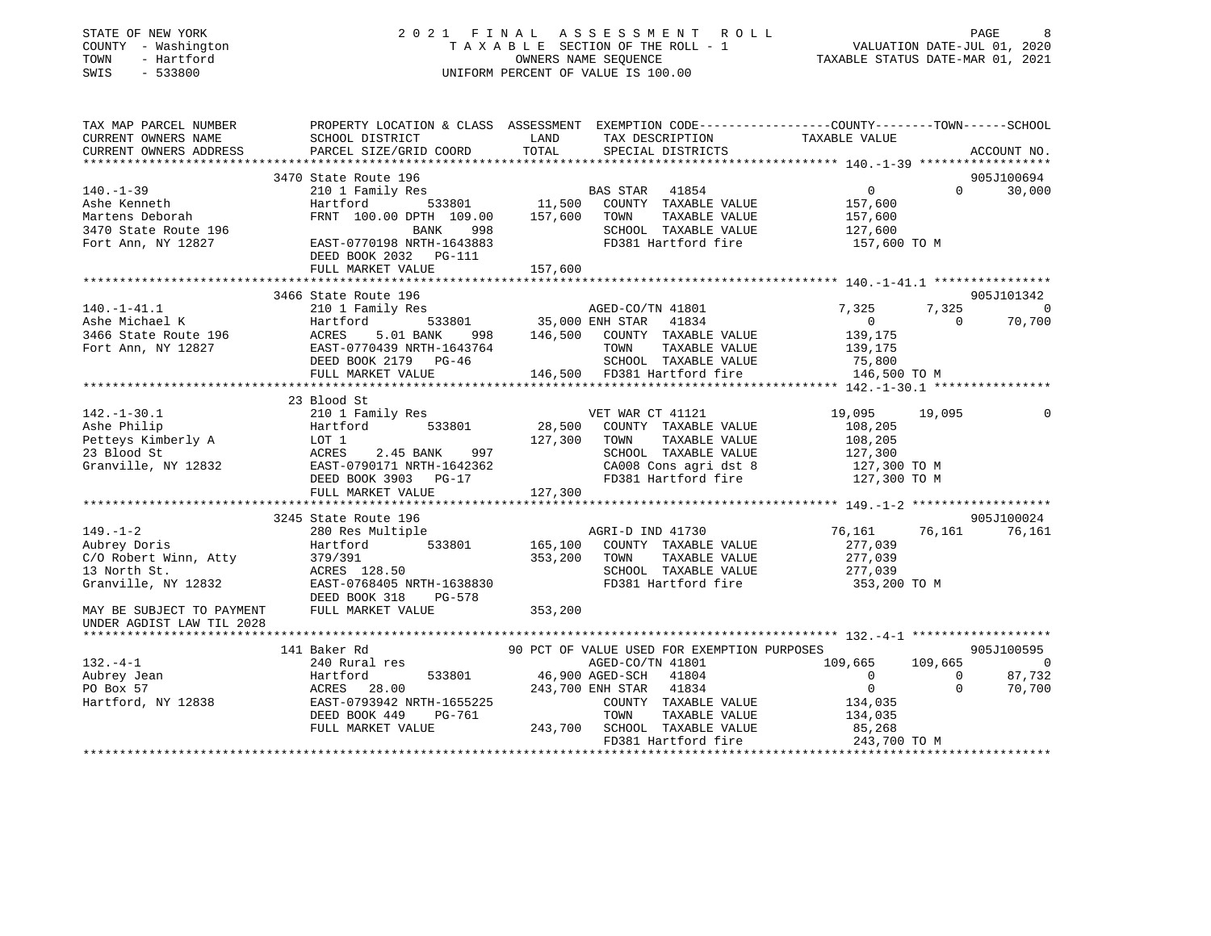STATE OF NEW YORK
COUNTY - Washington
TOWN - Hartford
SWIS - 533800

2 0 2 1 F I N A L A S S E S S M E N T R O L L
T A X A B L E SECTION OF THE ROLL - 1
OWNERS NAME SEQUENCE
UNIFORM PERCENT OF VALUE IS 100.00

VALUATION DATE-JUL 01, 2020
TAXABLE STATUS DATE-MAR 01, 2021

```
TAX MAP PARCEL NUMBER          PROPERTY LOCATION & CLASS  ASSESSMENT  EXEMPTION CODE------------------COUNTY--------TOWN------SCHOOL
CURRENT OWNERS NAME            SCHOOL DISTRICT              LAND      TAX DESCRIPTION             TAXABLE VALUE
CURRENT OWNERS ADDRESS         PARCEL SIZE/GRID COORD       TOTAL     SPECIAL DISTRICTS                                    ACCOUNT NO.
****************************************************************************************************** 140.-1-39 ******************
                               3470 State Route 196                                                                       905J100694
140.-1-39                      210 1 Family Res                        BAS STAR   41854                  0            0       30,000
Ashe Kenneth                   Hartford          533801      11,500    COUNTY  TAXABLE VALUE           157,600
Martens Deborah                FRNT 100.00 DPTH 109.00      157,600    TOWN    TAXABLE VALUE           157,600
3470 State Route 196                          BANK     998              SCHOOL  TAXABLE VALUE           127,600
Fort Ann, NY 12827             EAST-0770198 NRTH-1643883                FD381 Hartford fire             157,600 TO M
                               DEED BOOK 2032    PG-111
                               FULL MARKET VALUE            157,600
****************************************************************************************************** 140.-1-41.1 ****************
                               3466 State Route 196                                                                       905J101342
140.-1-41.1                    210 1 Family Res                        AGED-CO/TN 41801               7,325        7,325            0
Ashe Michael K                 Hartford          533801      35,000 ENH STAR   41834                  0            0       70,700
3466 State Route 196           ACRES     5.01 BANK     998  146,500    COUNTY  TAXABLE VALUE           139,175
Fort Ann, NY 12827             EAST-0770439 NRTH-1643764                TOWN    TAXABLE VALUE           139,175
                               DEED BOOK 2179    PG-46                  SCHOOL  TAXABLE VALUE            75,800
                               FULL MARKET VALUE            146,500    FD381 Hartford fire             146,500 TO M
****************************************************************************************************** 142.-1-30.1 ****************
                               23 Blood St
142.-1-30.1                    210 1 Family Res                        VET WAR CT 41121              19,095       19,095            0
Ashe Philip                    Hartford          533801      28,500    COUNTY  TAXABLE VALUE           108,205
Petteys Kimberly A             LOT 1                        127,300    TOWN    TAXABLE VALUE           108,205
23 Blood St                    ACRES     2.45 BANK     997              SCHOOL  TAXABLE VALUE           127,300
Granville, NY 12832            EAST-0790171 NRTH-1642362                CA008 Cons agri dst 8           127,300 TO M
                               DEED BOOK 3903    PG-17                  FD381 Hartford fire             127,300 TO M
                               FULL MARKET VALUE            127,300
****************************************************************************************************** 149.-1-2 *******************
                               3245 State Route 196                                                                       905J100024
149.-1-2                       280 Res Multiple                        AGRI-D IND 41730              76,161       76,161       76,161
Aubrey Doris                   Hartford          533801     165,100    COUNTY  TAXABLE VALUE           277,039
C/O Robert Winn, Atty          379/391                      353,200    TOWN    TAXABLE VALUE           277,039
13 North St.                   ACRES  128.50                            SCHOOL  TAXABLE VALUE           277,039
Granville, NY 12832            EAST-0768405 NRTH-1638830                FD381 Hartford fire             353,200 TO M
                               DEED BOOK 318     PG-578
MAY BE SUBJECT TO PAYMENT      FULL MARKET VALUE            353,200
UNDER AGDIST LAW TIL 2028
****************************************************************************************************** 132.-4-1 *******************
                               141 Baker Rd                    90 PCT OF VALUE USED FOR EXEMPTION PURPOSES                905J100595
132.-4-1                       240 Rural res                           AGED-CO/TN 41801             109,665      109,665            0
Aubrey Jean                    Hartford          533801      46,900 AGED-SCH   41804                  0            0       87,732
PO Box 57                      ACRES   28.00                243,700 ENH STAR   41834                  0            0       70,700
Hartford, NY 12838             EAST-0793942 NRTH-1655225                COUNTY  TAXABLE VALUE           134,035
                               DEED BOOK 449     PG-761                 TOWN    TAXABLE VALUE           134,035
                               FULL MARKET VALUE            243,700    SCHOOL  TAXABLE VALUE            85,268
                                                                        FD381 Hartford fire             243,700 TO M
************************************************************************************************************************************
```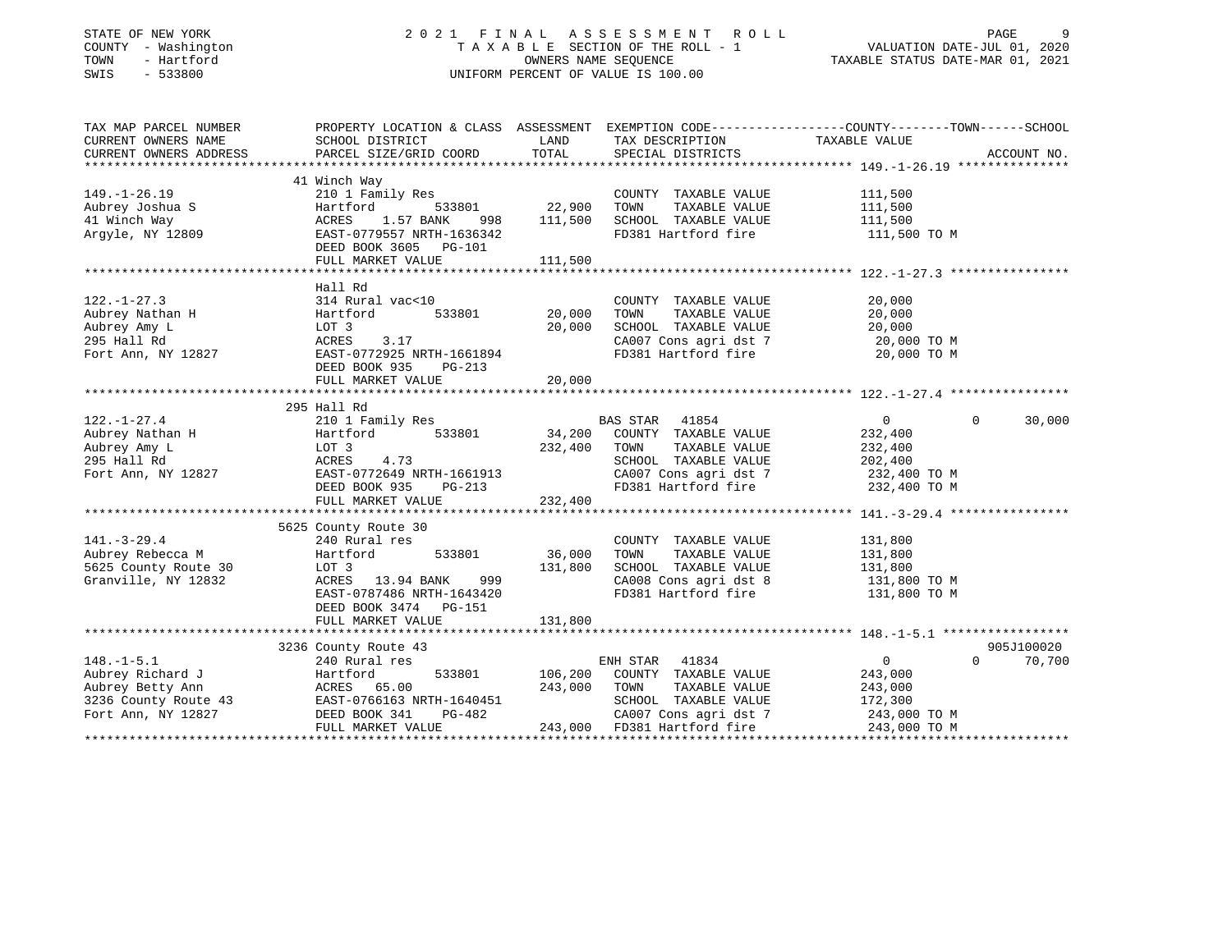STATE OF NEW YORK
COUNTY - Washington
TOWN - Hartford
SWIS - 533800

2021 FINAL ASSESSMENT ROLL
TAXABLE SECTION OF THE ROLL - 1
OWNERS NAME SEQUENCE
UNIFORM PERCENT OF VALUE IS 100.00

VALUATION DATE-JUL 01, 2020
TAXABLE STATUS DATE-MAR 01, 2021

| TAX MAP PARCEL NUMBER / CURRENT OWNERS NAME / CURRENT OWNERS ADDRESS | PROPERTY LOCATION & CLASS / SCHOOL DISTRICT / PARCEL SIZE/GRID COORD | ASSESSMENT LAND | TOTAL | EXEMPTION CODE / TAX DESCRIPTION / SPECIAL DISTRICTS | COUNTY TAXABLE VALUE | TOWN | SCHOOL | ACCOUNT NO. |
|---|---|---|---|---|---|---|---|---|
| **149.-1-26.19** | 41 Winch Way | | | | | | | |
| 149.-1-26.19 | 210 1 Family Res | | | COUNTY TAXABLE VALUE | 111,500 | | | |
| Aubrey Joshua S | Hartford 533801 | 22,900 | | TOWN TAXABLE VALUE | 111,500 | | | |
| 41 Winch Way | ACRES 1.57 BANK 998 | | 111,500 | SCHOOL TAXABLE VALUE | 111,500 | | | |
| Argyle, NY 12809 | EAST-0779557 NRTH-1636342 | | | FD381 Hartford fire | 111,500 TO M | | | |
| | DEED BOOK 3605 PG-101 | | | | | | | |
| | FULL MARKET VALUE | | 111,500 | | | | | |
| **122.-1-27.3** | Hall Rd | | | | | | | |
| 122.-1-27.3 | 314 Rural vac<10 | | | COUNTY TAXABLE VALUE | 20,000 | | | |
| Aubrey Nathan H | Hartford 533801 | 20,000 | | TOWN TAXABLE VALUE | 20,000 | | | |
| Aubrey Amy L | LOT 3 | | 20,000 | SCHOOL TAXABLE VALUE | 20,000 | | | |
| 295 Hall Rd | ACRES 3.17 | | | CA007 Cons agri dst 7 | 20,000 TO M | | | |
| Fort Ann, NY 12827 | EAST-0772925 NRTH-1661894 | | | FD381 Hartford fire | 20,000 TO M | | | |
| | DEED BOOK 935 PG-213 | | | | | | | |
| | FULL MARKET VALUE | | 20,000 | | | | | |
| **122.-1-27.4** | 295 Hall Rd | | | | | | | |
| 122.-1-27.4 | 210 1 Family Res | | | BAS STAR 41854 | 0 | 0 | 30,000 | |
| Aubrey Nathan H | Hartford 533801 | 34,200 | | COUNTY TAXABLE VALUE | 232,400 | | | |
| Aubrey Amy L | LOT 3 | | 232,400 | TOWN TAXABLE VALUE | 232,400 | | | |
| 295 Hall Rd | ACRES 4.73 | | | SCHOOL TAXABLE VALUE | 202,400 | | | |
| Fort Ann, NY 12827 | EAST-0772649 NRTH-1661913 | | | CA007 Cons agri dst 7 | 232,400 TO M | | | |
| | DEED BOOK 935 PG-213 | | | FD381 Hartford fire | 232,400 TO M | | | |
| | FULL MARKET VALUE | | 232,400 | | | | | |
| **141.-3-29.4** | 5625 County Route 30 | | | | | | | |
| 141.-3-29.4 | 240 Rural res | | | COUNTY TAXABLE VALUE | 131,800 | | | |
| Aubrey Rebecca M | Hartford 533801 | 36,000 | | TOWN TAXABLE VALUE | 131,800 | | | |
| 5625 County Route 30 | LOT 3 | | 131,800 | SCHOOL TAXABLE VALUE | 131,800 | | | |
| Granville, NY 12832 | ACRES 13.94 BANK 999 | | | CA008 Cons agri dst 8 | 131,800 TO M | | | |
| | EAST-0787486 NRTH-1643420 | | | FD381 Hartford fire | 131,800 TO M | | | |
| | DEED BOOK 3474 PG-151 | | | | | | | |
| | FULL MARKET VALUE | | 131,800 | | | | | |
| **148.-1-5.1** | 3236 County Route 43 | | | | | | | 905J100020 |
| 148.-1-5.1 | 240 Rural res | | | ENH STAR 41834 | 0 | 0 | 70,700 | |
| Aubrey Richard J | Hartford 533801 | 106,200 | | COUNTY TAXABLE VALUE | 243,000 | | | |
| Aubrey Betty Ann | ACRES 65.00 | | 243,000 | TOWN TAXABLE VALUE | 243,000 | | | |
| 3236 County Route 43 | EAST-0766163 NRTH-1640451 | | | SCHOOL TAXABLE VALUE | 172,300 | | | |
| Fort Ann, NY 12827 | DEED BOOK 341 PG-482 | | | CA007 Cons agri dst 7 | 243,000 TO M | | | |
| | FULL MARKET VALUE | | 243,000 | FD381 Hartford fire | 243,000 TO M | | | |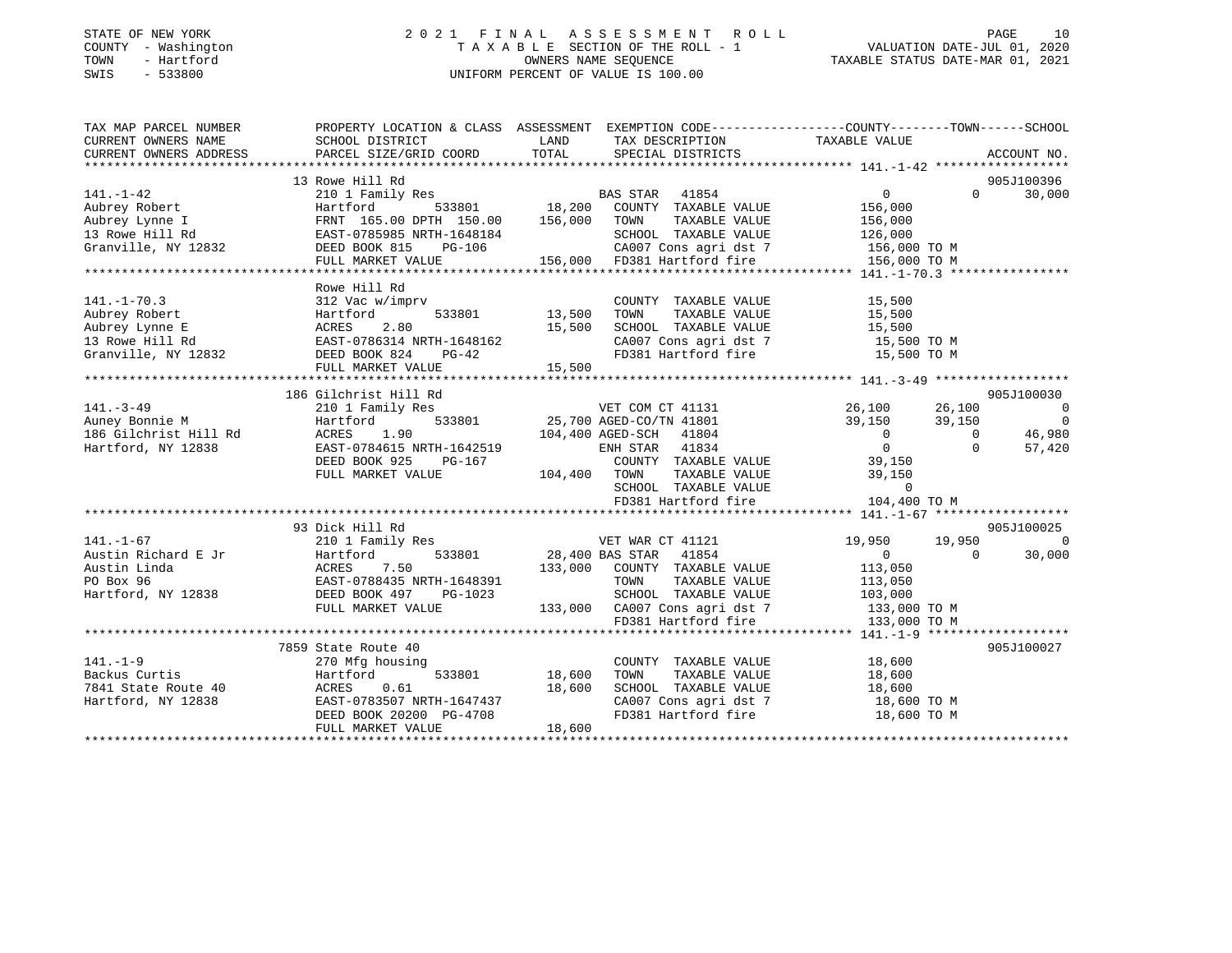STATE OF NEW YORK
COUNTY - Washington
TOWN - Hartford
SWIS - 533800

# 2021 FINAL ASSESSMENT ROLL

TAXABLE SECTION OF THE ROLL - 1
OWNERS NAME SEQUENCE
UNIFORM PERCENT OF VALUE IS 100.00

VALUATION DATE-JUL 01, 2020
TAXABLE STATUS DATE-MAR 01, 2021

```
TAX MAP PARCEL NUMBER      PROPERTY LOCATION & CLASS  ASSESSMENT  EXEMPTION CODE-----------------COUNTY--------TOWN------SCHOOL
CURRENT OWNERS NAME        SCHOOL DISTRICT              LAND      TAX DESCRIPTION            TAXABLE VALUE
CURRENT OWNERS ADDRESS     PARCEL SIZE/GRID COORD       TOTAL     SPECIAL DISTRICTS                                     ACCOUNT NO.
******************************************************************************************** 141.-1-42 ******************
                           13 Rowe Hill Rd                                                                               905J100396
141.-1-42                  210 1 Family Res                       BAS STAR   41854               0             0       30,000
Aubrey Robert              Hartford         533801      18,200    COUNTY  TAXABLE VALUE        156,000
Aubrey Lynne I             FRNT 165.00 DPTH 150.00     156,000    TOWN    TAXABLE VALUE        156,000
13 Rowe Hill Rd            EAST-0785985 NRTH-1648184              SCHOOL  TAXABLE VALUE        126,000
Granville, NY 12832        DEED BOOK 815    PG-106                CA007 Cons agri dst 7        156,000 TO M
                           FULL MARKET VALUE           156,000    FD381 Hartford fire          156,000 TO M
******************************************************************************************** 141.-1-70.3 ****************
                           Rowe Hill Rd
141.-1-70.3                312 Vac w/imprv                        COUNTY  TAXABLE VALUE         15,500
Aubrey Robert              Hartford         533801      13,500    TOWN    TAXABLE VALUE         15,500
Aubrey Lynne E             ACRES    2.80                15,500    SCHOOL  TAXABLE VALUE         15,500
13 Rowe Hill Rd            EAST-0786314 NRTH-1648162              CA007 Cons agri dst 7         15,500 TO M
Granville, NY 12832        DEED BOOK 824    PG-42                 FD381 Hartford fire           15,500 TO M
                           FULL MARKET VALUE            15,500
******************************************************************************************** 141.-3-49 ******************
                           186 Gilchrist Hill Rd                                                                         905J100030
141.-3-49                  210 1 Family Res                       VET COM CT 41131          26,100        26,100            0
Auney Bonnie M             Hartford         533801      25,700    AGED-CO/TN 41801          39,150        39,150            0
186 Gilchrist Hill Rd      ACRES    1.90               104,400    AGED-SCH   41804               0             0       46,980
Hartford, NY 12838         EAST-0784615 NRTH-1642519              ENH STAR   41834               0             0       57,420
                           DEED BOOK 925    PG-167                COUNTY  TAXABLE VALUE         39,150
                           FULL MARKET VALUE           104,400    TOWN    TAXABLE VALUE         39,150
                                                                  SCHOOL  TAXABLE VALUE              0
                                                                  FD381 Hartford fire          104,400 TO M
******************************************************************************************** 141.-1-67 ******************
                           93 Dick Hill Rd                                                                               905J100025
141.-1-67                  210 1 Family Res                       VET WAR CT 41121          19,950        19,950            0
Austin Richard E Jr        Hartford         533801      28,400    BAS STAR   41854               0             0       30,000
Austin Linda               ACRES    7.50               133,000    COUNTY  TAXABLE VALUE        113,050
PO Box 96                  EAST-0788435 NRTH-1648391              TOWN    TAXABLE VALUE        113,050
Hartford, NY 12838         DEED BOOK 497    PG-1023               SCHOOL  TAXABLE VALUE        103,000
                           FULL MARKET VALUE           133,000    CA007 Cons agri dst 7        133,000 TO M
                                                                  FD381 Hartford fire          133,000 TO M
******************************************************************************************** 141.-1-9 *******************
                           7859 State Route 40                                                                           905J100027
141.-1-9                   270 Mfg housing                        COUNTY  TAXABLE VALUE         18,600
Backus Curtis              Hartford         533801      18,600    TOWN    TAXABLE VALUE         18,600
7841 State Route 40        ACRES    0.61                18,600    SCHOOL  TAXABLE VALUE         18,600
Hartford, NY 12838         EAST-0783507 NRTH-1647437              CA007 Cons agri dst 7         18,600 TO M
                           DEED BOOK 20200 PG-4708                FD381 Hartford fire           18,600 TO M
                           FULL MARKET VALUE            18,600
**************************************************************************************************************************
```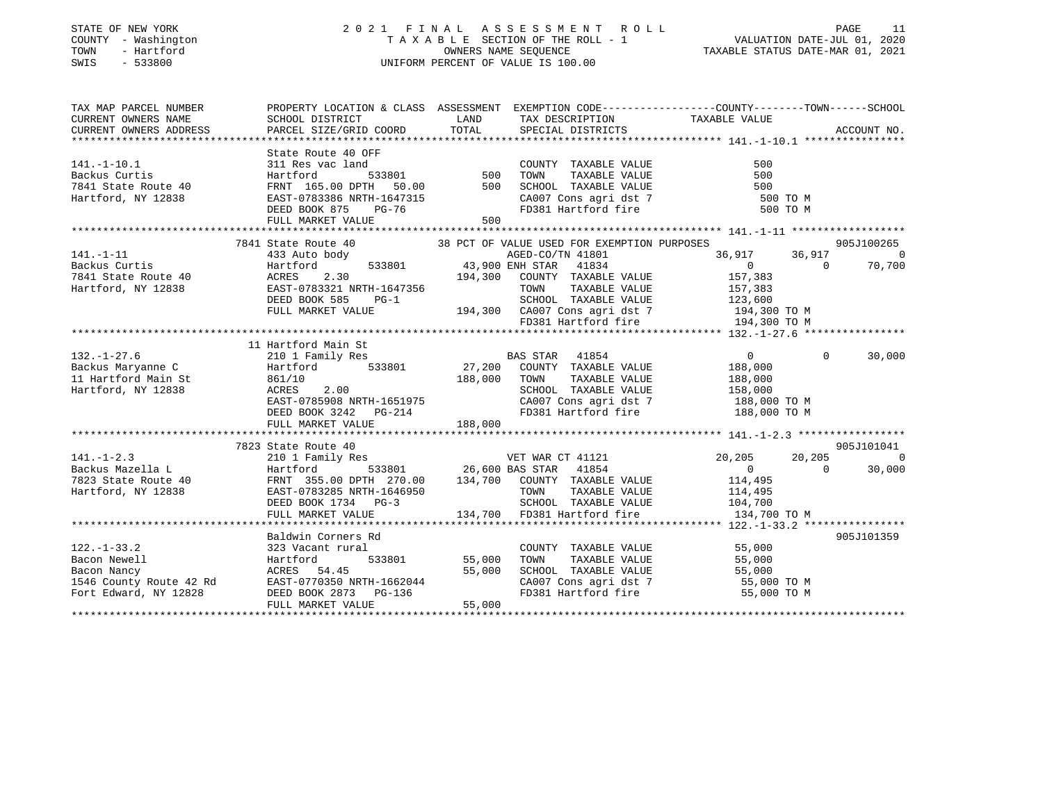STATE OF NEW YORK
COUNTY - Washington
TOWN - Hartford
SWIS - 533800

# 2021 FINAL ASSESSMENT ROLL
TAXABLE SECTION OF THE ROLL - 1
OWNERS NAME SEQUENCE
UNIFORM PERCENT OF VALUE IS 100.00

VALUATION DATE-JUL 01, 2020
TAXABLE STATUS DATE-MAR 01, 2021

```
TAX MAP PARCEL NUMBER          PROPERTY LOCATION & CLASS  ASSESSMENT  EXEMPTION CODE-----------------COUNTY--------TOWN------SCHOOL
CURRENT OWNERS NAME            SCHOOL DISTRICT               LAND      TAX DESCRIPTION            TAXABLE VALUE
CURRENT OWNERS ADDRESS         PARCEL SIZE/GRID COORD        TOTAL     SPECIAL DISTRICTS                                     ACCOUNT NO.
****************************************************************************************************** 141.-1-10.1 ****************
                               State Route 40 OFF
141.-1-10.1                    311 Res vac land                          COUNTY  TAXABLE VALUE              500
Backus Curtis                  Hartford          533801          500     TOWN    TAXABLE VALUE              500
7841 State Route 40            FRNT 165.00 DPTH  50.00           500     SCHOOL  TAXABLE VALUE              500
Hartford, NY 12838             EAST-0783386 NRTH-1647315                 CA007 Cons agri dst 7               500 TO M
                               DEED BOOK 875     PG-76                   FD381 Hartford fire                 500 TO M
                               FULL MARKET VALUE                 500
****************************************************************************************************** 141.-1-11 ******************
                               7841 State Route 40             38 PCT OF VALUE USED FOR EXEMPTION PURPOSES                  905J100265
141.-1-11                      433 Auto body                        AGED-CO/TN 41801              36,917      36,917           0
Backus Curtis                  Hartford          533801       43,900 ENH STAR   41834                    0           0      70,700
7841 State Route 40            ACRES     2.30                194,300   COUNTY  TAXABLE VALUE         157,383
Hartford, NY 12838             EAST-0783321 NRTH-1647356                 TOWN    TAXABLE VALUE         157,383
                               DEED BOOK 585     PG-1                    SCHOOL  TAXABLE VALUE         123,600
                               FULL MARKET VALUE             194,300   CA007 Cons agri dst 7          194,300 TO M
                                                                         FD381 Hartford fire            194,300 TO M
****************************************************************************************************** 132.-1-27.6 ****************
                               11 Hartford Main St
132.-1-27.6                    210 1 Family Res                         BAS STAR   41854                    0           0      30,000
Backus Maryanne C              Hartford          533801       27,200   COUNTY  TAXABLE VALUE         188,000
11 Hartford Main St            861/10                        188,000   TOWN    TAXABLE VALUE         188,000
Hartford, NY 12838             ACRES     2.00                            SCHOOL  TAXABLE VALUE         158,000
                               EAST-0785908 NRTH-1651975                 CA007 Cons agri dst 7          188,000 TO M
                               DEED BOOK 3242    PG-214                  FD381 Hartford fire            188,000 TO M
                               FULL MARKET VALUE             188,000
****************************************************************************************************** 141.-1-2.3 *****************
                               7823 State Route 40                                                                      905J101041
141.-1-2.3                     210 1 Family Res                         VET WAR CT 41121              20,205      20,205           0
Backus Mazella L               Hartford          533801       26,600 BAS STAR   41854                    0           0      30,000
7823 State Route 40            FRNT 355.00 DPTH 270.00       134,700   COUNTY  TAXABLE VALUE         114,495
Hartford, NY 12838             EAST-0783285 NRTH-1646950                 TOWN    TAXABLE VALUE         114,495
                               DEED BOOK 1734    PG-3                    SCHOOL  TAXABLE VALUE         104,700
                               FULL MARKET VALUE             134,700   FD381 Hartford fire            134,700 TO M
****************************************************************************************************** 122.-1-33.2 ****************
                               Baldwin Corners Rd                                                                       905J101359
122.-1-33.2                    323 Vacant rural                          COUNTY  TAXABLE VALUE          55,000
Bacon Newell                   Hartford          533801       55,000   TOWN    TAXABLE VALUE          55,000
Bacon Nancy                    ACRES    54.45                 55,000   SCHOOL  TAXABLE VALUE          55,000
1546 County Route 42 Rd        EAST-0770350 NRTH-1662044                 CA007 Cons agri dst 7           55,000 TO M
Fort Edward, NY 12828          DEED BOOK 2873    PG-136                  FD381 Hartford fire             55,000 TO M
                               FULL MARKET VALUE              55,000
************************************************************************************************************************************
```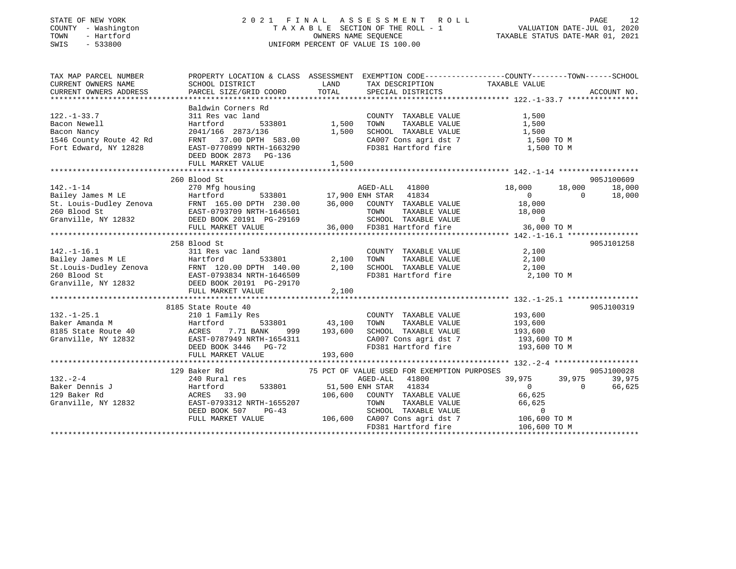STATE OF NEW YORK
COUNTY - Washington
TOWN - Hartford
SWIS - 533800

# 2021 FINAL ASSESSMENT ROLL

TAXABLE SECTION OF THE ROLL - 1
OWNERS NAME SEQUENCE
UNIFORM PERCENT OF VALUE IS 100.00

VALUATION DATE-JUL 01, 2020
TAXABLE STATUS DATE-MAR 01, 2021

```
TAX MAP PARCEL NUMBER          PROPERTY LOCATION & CLASS  ASSESSMENT  EXEMPTION CODE------------------COUNTY--------TOWN------SCHOOL
CURRENT OWNERS NAME            SCHOOL DISTRICT              LAND      TAX DESCRIPTION              TAXABLE VALUE
CURRENT OWNERS ADDRESS         PARCEL SIZE/GRID COORD       TOTAL     SPECIAL DISTRICTS                                    ACCOUNT NO.
******************************************************************************************************* 122.-1-33.7 ****************
                               Baldwin Corners Rd
122.-1-33.7                    311 Res vac land                       COUNTY  TAXABLE VALUE            1,500
Bacon Newell                   Hartford        533801        1,500    TOWN    TAXABLE VALUE            1,500
Bacon Nancy                    2041/166  2873/136            1,500    SCHOOL  TAXABLE VALUE            1,500
1546 County Route 42 Rd        FRNT   37.00 DPTH  583.00              CA007 Cons agri dst 7              1,500 TO M
Fort Edward, NY 12828          EAST-0770899 NRTH-1663290              FD381 Hartford fire                1,500 TO M
                               DEED BOOK 2873   PG-136
                               FULL MARKET VALUE             1,500
******************************************************************************************************* 142.-1-14 ******************
                               260 Blood St                                                                          905J100609
142.-1-14                      270 Mfg housing                         AGED-ALL   41800         18,000      18,000      18,000
Bailey James M LE              Hartford        533801       17,900 ENH STAR   41834              0           0      18,000
St. Louis-Dudley Zenova        FRNT  165.00 DPTH  230.00    36,000   COUNTY  TAXABLE VALUE          18,000
260 Blood St                   EAST-0793709 NRTH-1646501              TOWN    TAXABLE VALUE          18,000
Granville, NY 12832            DEED BOOK 20191  PG-29169              SCHOOL  TAXABLE VALUE               0
                               FULL MARKET VALUE            36,000   FD381 Hartford fire             36,000 TO M
******************************************************************************************************* 142.-1-16.1 ****************
                               258 Blood St                                                                          905J101258
142.-1-16.1                    311 Res vac land                       COUNTY  TAXABLE VALUE            2,100
Bailey James M LE              Hartford        533801        2,100    TOWN    TAXABLE VALUE            2,100
St.Louis-Dudley Zenova         FRNT  120.00 DPTH  140.00     2,100    SCHOOL  TAXABLE VALUE            2,100
260 Blood St                   EAST-0793834 NRTH-1646509              FD381 Hartford fire                2,100 TO M
Granville, NY 12832            DEED BOOK 20191  PG-29170
                               FULL MARKET VALUE             2,100
******************************************************************************************************* 132.-1-25.1 ****************
                               8185 State Route 40                                                                   905J100319
132.-1-25.1                    210 1 Family Res                       COUNTY  TAXABLE VALUE          193,600
Baker Amanda M                 Hartford        533801       43,100    TOWN    TAXABLE VALUE          193,600
8185 State Route 40            ACRES    7.71 BANK     999  193,600    SCHOOL  TAXABLE VALUE          193,600
Granville, NY 12832            EAST-0787949 NRTH-1654311              CA007 Cons agri dst 7            193,600 TO M
                               DEED BOOK 3446   PG-72                 FD381 Hartford fire              193,600 TO M
                               FULL MARKET VALUE           193,600
******************************************************************************************************* 132.-2-4 *******************
                               129 Baker Rd                   75 PCT OF VALUE USED FOR EXEMPTION PURPOSES                    905J100028
132.-2-4                       240 Rural res                           AGED-ALL   41800         39,975      39,975      39,975
Baker Dennis J                 Hartford        533801       51,500 ENH STAR   41834              0           0      66,625
129 Baker Rd                   ACRES   33.90               106,600   COUNTY  TAXABLE VALUE          66,625
Granville, NY 12832            EAST-0793312 NRTH-1655207              TOWN    TAXABLE VALUE          66,625
                               DEED BOOK 507    PG-43                 SCHOOL  TAXABLE VALUE               0
                               FULL MARKET VALUE           106,600   CA007 Cons agri dst 7            106,600 TO M
                                                                      FD381 Hartford fire              106,600 TO M
************************************************************************************************************************************
```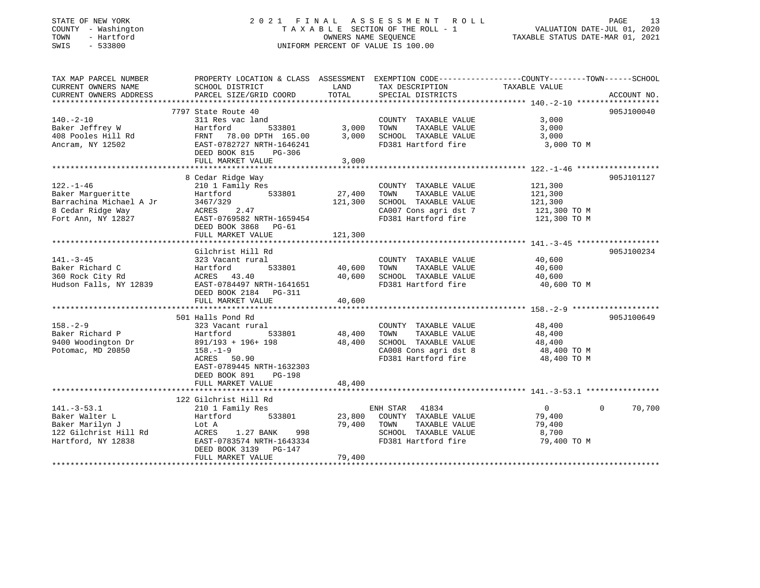STATE OF NEW YORK
COUNTY - Washington
TOWN - Hartford
SWIS - 533800

2021 FINAL ASSESSMENT ROLL
TAXABLE SECTION OF THE ROLL - 1
OWNERS NAME SEQUENCE
UNIFORM PERCENT OF VALUE IS 100.00

VALUATION DATE-JUL 01, 2020
TAXABLE STATUS DATE-MAR 01, 2021

```
TAX MAP PARCEL NUMBER     PROPERTY LOCATION & CLASS  ASSESSMENT  EXEMPTION CODE-----------------COUNTY--------TOWN------SCHOOL
CURRENT OWNERS NAME       SCHOOL DISTRICT              LAND      TAX DESCRIPTION              TAXABLE VALUE
CURRENT OWNERS ADDRESS    PARCEL SIZE/GRID COORD       TOTAL     SPECIAL DISTRICTS                                    ACCOUNT NO.
******************************************************************************************************* 140.-2-10 ******************
                          7797 State Route 40                                                                         905J100040
140.-2-10                 311 Res vac land                        COUNTY  TAXABLE VALUE            3,000
Baker Jeffrey W           Hartford          533801        3,000   TOWN    TAXABLE VALUE            3,000
408 Pooles Hill Rd        FRNT  78.00 DPTH 165.00         3,000   SCHOOL  TAXABLE VALUE            3,000
Ancram, NY 12502          EAST-0782727 NRTH-1646241               FD381 Hartford fire               3,000 TO M
                          DEED BOOK 815     PG-306
                          FULL MARKET VALUE               3,000
******************************************************************************************************* 122.-1-46 ******************
                          8 Cedar Ridge Way                                                                           905J101127
122.-1-46                 210 1 Family Res                        COUNTY  TAXABLE VALUE          121,300
Baker Margueritte         Hartford          533801       27,400   TOWN    TAXABLE VALUE          121,300
Barrachina Michael A Jr   3467/329                      121,300   SCHOOL  TAXABLE VALUE          121,300
8 Cedar Ridge Way         ACRES    2.47                           CA007 Cons agri dst 7           121,300 TO M
Fort Ann, NY 12827        EAST-0769582 NRTH-1659454               FD381 Hartford fire             121,300 TO M
                          DEED BOOK 3868    PG-61
                          FULL MARKET VALUE             121,300
******************************************************************************************************* 141.-3-45 ******************
                          Gilchrist Hill Rd                                                                           905J100234
141.-3-45                 323 Vacant rural                        COUNTY  TAXABLE VALUE           40,600
Baker Richard C           Hartford          533801       40,600   TOWN    TAXABLE VALUE           40,600
360 Rock City Rd          ACRES   43.40                  40,600   SCHOOL  TAXABLE VALUE           40,600
Hudson Falls, NY 12839    EAST-0784497 NRTH-1641651               FD381 Hartford fire              40,600 TO M
                          DEED BOOK 2184    PG-311
                          FULL MARKET VALUE              40,600
******************************************************************************************************* 158.-2-9 *******************
                          501 Halls Pond Rd                                                                           905J100649
158.-2-9                  323 Vacant rural                        COUNTY  TAXABLE VALUE           48,400
Baker Richard P           Hartford          533801       48,400   TOWN    TAXABLE VALUE           48,400
9400 Woodington Dr        891/193 + 196+ 198             48,400   SCHOOL  TAXABLE VALUE           48,400
Potomac, MD 20850         158.-1-9                                CA008 Cons agri dst 8            48,400 TO M
                          ACRES   50.90                           FD381 Hartford fire              48,400 TO M
                          EAST-0789445 NRTH-1632303
                          DEED BOOK 891     PG-198
                          FULL MARKET VALUE              48,400
******************************************************************************************************* 141.-3-53.1 ****************
                          122 Gilchrist Hill Rd
141.-3-53.1               210 1 Family Res                        ENH STAR  41834                      0            0       70,700
Baker Walter L            Hartford          533801       23,800   COUNTY  TAXABLE VALUE           79,400
Baker Marilyn J           Lot A                          79,400   TOWN    TAXABLE VALUE           79,400
122 Gilchrist Hill Rd     ACRES    1.27 BANK     998              SCHOOL  TAXABLE VALUE            8,700
Hartford, NY 12838        EAST-0783574 NRTH-1643334               FD381 Hartford fire              79,400 TO M
                          DEED BOOK 3139    PG-147
                          FULL MARKET VALUE              79,400
************************************************************************************************************************************
```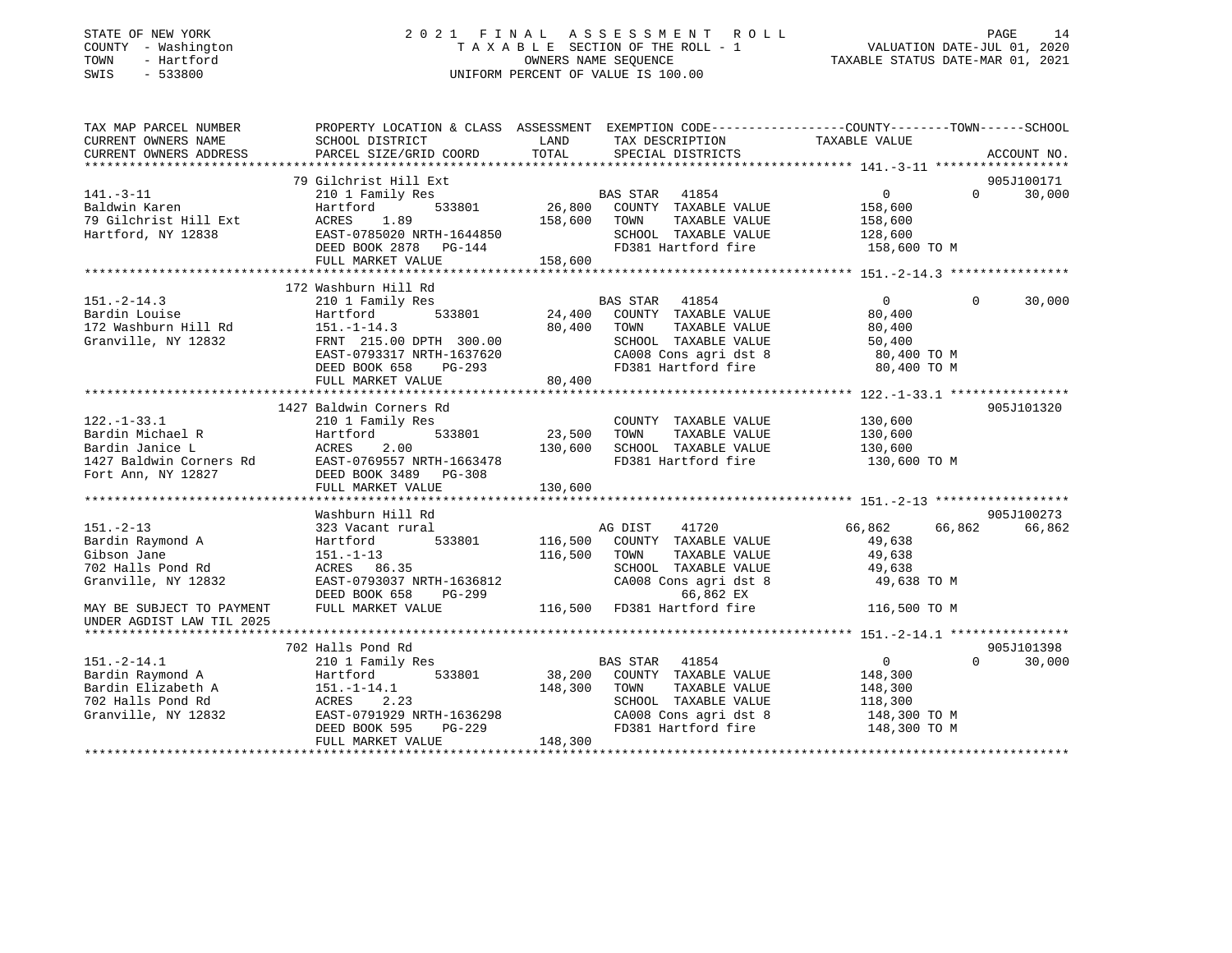STATE OF NEW YORK
COUNTY - Washington
TOWN - Hartford
SWIS - 533800

2021 FINAL ASSESSMENT ROLL
TAXABLE SECTION OF THE ROLL - 1
OWNERS NAME SEQUENCE
UNIFORM PERCENT OF VALUE IS 100.00

VALUATION DATE-JUL 01, 2020
TAXABLE STATUS DATE-MAR 01, 2021

```
TAX MAP PARCEL NUMBER          PROPERTY LOCATION & CLASS  ASSESSMENT  EXEMPTION CODE-----------------COUNTY--------TOWN------SCHOOL
CURRENT OWNERS NAME            SCHOOL DISTRICT              LAND      TAX DESCRIPTION            TAXABLE VALUE
CURRENT OWNERS ADDRESS         PARCEL SIZE/GRID COORD       TOTAL     SPECIAL DISTRICTS                                    ACCOUNT NO.
******************************************************************************************************* 141.-3-11 ******************
                                79 Gilchrist Hill Ext                                                                      905J100171
141.-3-11                      210 1 Family Res                     BAS STAR   41854           0            0        30,000
Baldwin Karen                  Hartford          533801      26,800   COUNTY  TAXABLE VALUE       158,600
79 Gilchrist Hill Ext          ACRES    1.89                158,600   TOWN    TAXABLE VALUE       158,600
Hartford, NY 12838             EAST-0785020 NRTH-1644850              SCHOOL  TAXABLE VALUE       128,600
                               DEED BOOK 2878   PG-144                FD381 Hartford fire          158,600 TO M
                               FULL MARKET VALUE            158,600
******************************************************************************************************* 151.-2-14.3 ****************
                                172 Washburn Hill Rd
151.-2-14.3                    210 1 Family Res                     BAS STAR   41854           0            0        30,000
Bardin Louise                  Hartford          533801      24,400   COUNTY  TAXABLE VALUE        80,400
172 Washburn Hill Rd           151.-1-14.3                   80,400   TOWN    TAXABLE VALUE        80,400
Granville, NY 12832            FRNT 215.00 DPTH 300.00                SCHOOL  TAXABLE VALUE        50,400
                               EAST-0793317 NRTH-1637620              CA008 Cons agri dst 8         80,400 TO M
                               DEED BOOK 658    PG-293                FD381 Hartford fire           80,400 TO M
                               FULL MARKET VALUE             80,400
******************************************************************************************************* 122.-1-33.1 ****************
                               1427 Baldwin Corners Rd                                                                     905J101320
122.-1-33.1                    210 1 Family Res                       COUNTY  TAXABLE VALUE       130,600
Bardin Michael R               Hartford          533801      23,500   TOWN    TAXABLE VALUE       130,600
Bardin Janice L                ACRES    2.00                130,600   SCHOOL  TAXABLE VALUE       130,600
1427 Baldwin Corners Rd        EAST-0769557 NRTH-1663478              FD381 Hartford fire          130,600 TO M
Fort Ann, NY 12827             DEED BOOK 3489   PG-308
                               FULL MARKET VALUE            130,600
******************************************************************************************************* 151.-2-13 ******************
                               Washburn Hill Rd                                                                            905J100273
151.-2-13                      323 Vacant rural                     AG DIST    41720       66,862       66,862       66,862
Bardin Raymond A               Hartford          533801     116,500   COUNTY  TAXABLE VALUE        49,638
Gibson Jane                    151.-1-13                    116,500   TOWN    TAXABLE VALUE        49,638
702 Halls Pond Rd              ACRES   86.35                          SCHOOL  TAXABLE VALUE        49,638
Granville, NY 12832            EAST-0793037 NRTH-1636812              CA008 Cons agri dst 8         49,638 TO M
                               DEED BOOK 658    PG-299                      66,862 EX
MAY BE SUBJECT TO PAYMENT      FULL MARKET VALUE            116,500   FD381 Hartford fire          116,500 TO M
UNDER AGDIST LAW TIL 2025
******************************************************************************************************* 151.-2-14.1 ****************
                               702 Halls Pond Rd                                                                           905J101398
151.-2-14.1                    210 1 Family Res                     BAS STAR   41854           0            0        30,000
Bardin Raymond A               Hartford          533801      38,200   COUNTY  TAXABLE VALUE       148,300
Bardin Elizabeth A             151.-1-14.1                  148,300   TOWN    TAXABLE VALUE       148,300
702 Halls Pond Rd              ACRES    2.23                          SCHOOL  TAXABLE VALUE       118,300
Granville, NY 12832            EAST-0791929 NRTH-1636298              CA008 Cons agri dst 8        148,300 TO M
                               DEED BOOK 595    PG-229                FD381 Hartford fire          148,300 TO M
                               FULL MARKET VALUE            148,300
************************************************************************************************************************************
```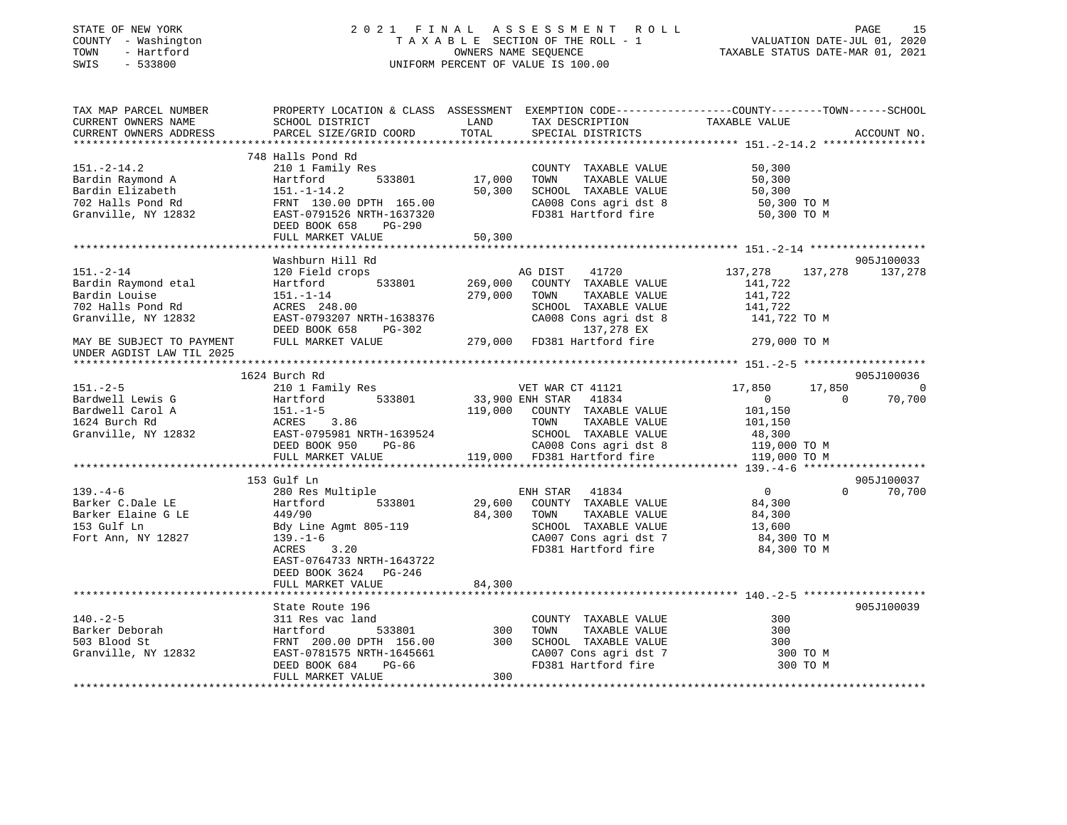STATE OF NEW YORK
COUNTY - Washington
TOWN - Hartford
SWIS - 533800

2021 FINAL ASSESSMENT ROLL
TAXABLE SECTION OF THE ROLL - 1
OWNERS NAME SEQUENCE
UNIFORM PERCENT OF VALUE IS 100.00

VALUATION DATE-JUL 01, 2020
TAXABLE STATUS DATE-MAR 01, 2021

```
TAX MAP PARCEL NUMBER          PROPERTY LOCATION & CLASS  ASSESSMENT  EXEMPTION CODE-----------------COUNTY--------TOWN------SCHOOL
CURRENT OWNERS NAME            SCHOOL DISTRICT              LAND      TAX DESCRIPTION             TAXABLE VALUE
CURRENT OWNERS ADDRESS         PARCEL SIZE/GRID COORD       TOTAL     SPECIAL DISTRICTS                                      ACCOUNT NO.
******************************************************************************************************* 151.-2-14.2 ****************
                               748 Halls Pond Rd
151.-2-14.2                    210 1 Family Res                       COUNTY  TAXABLE VALUE          50,300
Bardin Raymond A               Hartford          533801     17,000    TOWN    TAXABLE VALUE          50,300
Bardin Elizabeth               151.-1-14.2                  50,300    SCHOOL  TAXABLE VALUE          50,300
702 Halls Pond Rd              FRNT 130.00 DPTH 165.00                CA008 Cons agri dst 8           50,300 TO M
Granville, NY 12832            EAST-0791526 NRTH-1637320              FD381 Hartford fire             50,300 TO M
                               DEED BOOK 658    PG-290
                               FULL MARKET VALUE            50,300
******************************************************************************************************* 151.-2-14 ******************
                               Washburn Hill Rd                                                                          905J100033
151.-2-14                      120 Field crops                        AG DIST    41720           137,278     137,278     137,278
Bardin Raymond etal            Hartford          533801    269,000    COUNTY  TAXABLE VALUE         141,722
Bardin Louise                  151.-1-14                   279,000    TOWN    TAXABLE VALUE         141,722
702 Halls Pond Rd              ACRES 248.00                           SCHOOL  TAXABLE VALUE         141,722
Granville, NY 12832            EAST-0793207 NRTH-1638376              CA008 Cons agri dst 8          141,722 TO M
                               DEED BOOK 658    PG-302                     137,278 EX
MAY BE SUBJECT TO PAYMENT      FULL MARKET VALUE           279,000    FD381 Hartford fire            279,000 TO M
UNDER AGDIST LAW TIL 2025
******************************************************************************************************* 151.-2-5 *******************
                               1624 Burch Rd                                                                             905J100036
151.-2-5                       210 1 Family Res                       VET WAR CT 41121                17,850      17,850           0
Bardwell Lewis G               Hartford          533801     33,900 ENH STAR  41834                         0           0      70,700
Bardwell Carol A               151.-1-5                    119,000    COUNTY  TAXABLE VALUE         101,150
1624 Burch Rd                  ACRES    3.86                          TOWN    TAXABLE VALUE         101,150
Granville, NY 12832            EAST-0795981 NRTH-1639524              SCHOOL  TAXABLE VALUE          48,300
                               DEED BOOK 950    PG-86                 CA008 Cons agri dst 8          119,000 TO M
                               FULL MARKET VALUE           119,000    FD381 Hartford fire            119,000 TO M
******************************************************************************************************* 139.-4-6 *******************
                               153 Gulf Ln                                                                               905J100037
139.-4-6                       280 Res Multiple                       ENH STAR   41834                     0           0      70,700
Barker C.Dale LE               Hartford          533801     29,600    COUNTY  TAXABLE VALUE          84,300
Barker Elaine G LE             449/90                       84,300    TOWN    TAXABLE VALUE          84,300
153 Gulf Ln                    Bdy Line Agmt 805-119                  SCHOOL  TAXABLE VALUE          13,600
Fort Ann, NY 12827             139.-1-6                               CA007 Cons agri dst 7           84,300 TO M
                               ACRES    3.20                          FD381 Hartford fire             84,300 TO M
                               EAST-0764733 NRTH-1643722
                               DEED BOOK 3624   PG-246
                               FULL MARKET VALUE            84,300
******************************************************************************************************* 140.-2-5 *******************
                               State Route 196                                                                           905J100039
140.-2-5                       311 Res vac land                       COUNTY  TAXABLE VALUE             300
Barker Deborah                 Hartford          533801        300    TOWN    TAXABLE VALUE             300
503 Blood St                   FRNT 200.00 DPTH 156.00         300    SCHOOL  TAXABLE VALUE             300
Granville, NY 12832            EAST-0781575 NRTH-1645661              CA007 Cons agri dst 7              300 TO M
                               DEED BOOK 684    PG-66                 FD381 Hartford fire                300 TO M
                               FULL MARKET VALUE               300
************************************************************************************************************************************
```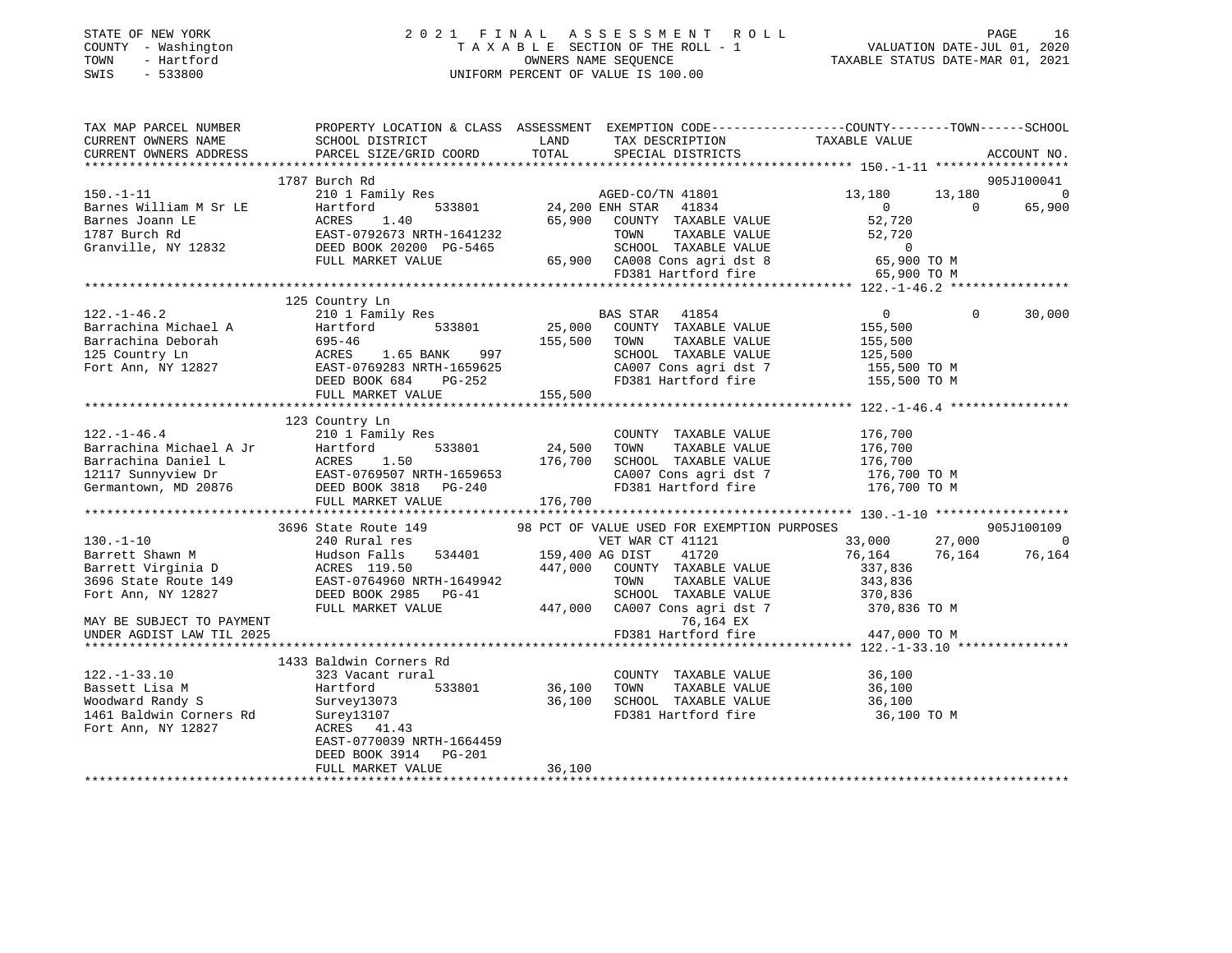STATE OF NEW YORK
COUNTY - Washington
TOWN - Hartford
SWIS - 533800

2021 FINAL ASSESSMENT ROLL
TAXABLE SECTION OF THE ROLL - 1
OWNERS NAME SEQUENCE
UNIFORM PERCENT OF VALUE IS 100.00

VALUATION DATE-JUL 01, 2020
TAXABLE STATUS DATE-MAR 01, 2021

```
TAX MAP PARCEL NUMBER          PROPERTY LOCATION & CLASS  ASSESSMENT  EXEMPTION CODE------------------COUNTY--------TOWN------SCHOOL
CURRENT OWNERS NAME            SCHOOL DISTRICT             LAND        TAX DESCRIPTION              TAXABLE VALUE
CURRENT OWNERS ADDRESS         PARCEL SIZE/GRID COORD      TOTAL       SPECIAL DISTRICTS                                        ACCOUNT NO.
******************************************************************************************************* 150.-1-11 ******************
                               1787 Burch Rd                                                                                905J100041
150.-1-11                      210 1 Family Res                        AGED-CO/TN 41801              13,180      13,180             0
Barnes William M Sr LE         Hartford        533801        24,200 ENH STAR   41834                     0           0        65,900
Barnes Joann LE                ACRES     1.40                65,900    COUNTY  TAXABLE VALUE          52,720
1787 Burch Rd                  EAST-0792673 NRTH-1641232               TOWN    TAXABLE VALUE          52,720
Granville, NY 12832            DEED BOOK 20200 PG-5465                 SCHOOL  TAXABLE VALUE               0
                               FULL MARKET VALUE             65,900    CA008 Cons agri dst 8          65,900 TO M
                                                                       FD381 Hartford fire            65,900 TO M
******************************************************************************************************* 122.-1-46.2 ****************
                               125 Country Ln
122.-1-46.2                    210 1 Family Res                        BAS STAR   41854                    0           0        30,000
Barrachina Michael A           Hartford        533801        25,000    COUNTY  TAXABLE VALUE         155,500
Barrachina Deborah             695-46                       155,500    TOWN    TAXABLE VALUE         155,500
125 Country Ln                 ACRES     1.65 BANK     997             SCHOOL  TAXABLE VALUE         125,500
Fort Ann, NY 12827             EAST-0769283 NRTH-1659625               CA007 Cons agri dst 7         155,500 TO M
                               DEED BOOK 684     PG-252                FD381 Hartford fire           155,500 TO M
                               FULL MARKET VALUE            155,500
******************************************************************************************************* 122.-1-46.4 ****************
                               123 Country Ln
122.-1-46.4                    210 1 Family Res                        COUNTY  TAXABLE VALUE         176,700
Barrachina Michael A Jr        Hartford        533801        24,500    TOWN    TAXABLE VALUE         176,700
Barrachina Daniel L            ACRES     1.50               176,700    SCHOOL  TAXABLE VALUE         176,700
12117 Sunnyview Dr             EAST-0769507 NRTH-1659653               CA007 Cons agri dst 7         176,700 TO M
Germantown, MD 20876           DEED BOOK 3818    PG-240                FD381 Hartford fire           176,700 TO M
                               FULL MARKET VALUE            176,700
******************************************************************************************************* 130.-1-10 ******************
                               3696 State Route 149          98 PCT OF VALUE USED FOR EXEMPTION PURPOSES                    905J100109
130.-1-10                      240 Rural res                           VET WAR CT 41121              33,000      27,000             0
Barrett Shawn M                Hudson Falls    534401       159,400 AG DIST    41720               76,164      76,164        76,164
Barrett Virginia D             ACRES   119.50               447,000    COUNTY  TAXABLE VALUE         337,836
3696 State Route 149           EAST-0764960 NRTH-1649942               TOWN    TAXABLE VALUE         343,836
Fort Ann, NY 12827             DEED BOOK 2985    PG-41                 SCHOOL  TAXABLE VALUE         370,836
                               FULL MARKET VALUE            447,000    CA007 Cons agri dst 7         370,836 TO M
MAY BE SUBJECT TO PAYMENT                                                   76,164 EX
UNDER AGDIST LAW TIL 2025                                              FD381 Hartford fire           447,000 TO M
******************************************************************************************************* 122.-1-33.10 ***************
                               1433 Baldwin Corners Rd
122.-1-33.10                   323 Vacant rural                        COUNTY  TAXABLE VALUE          36,100
Bassett Lisa M                 Hartford        533801        36,100    TOWN    TAXABLE VALUE          36,100
Woodward Randy S               Survey13073                   36,100    SCHOOL  TAXABLE VALUE          36,100
1461 Baldwin Corners Rd        Surey13107                              FD381 Hartford fire            36,100 TO M
Fort Ann, NY 12827             ACRES    41.43
                               EAST-0770039 NRTH-1664459
                               DEED BOOK 3914    PG-201
                               FULL MARKET VALUE             36,100
************************************************************************************************************************************
```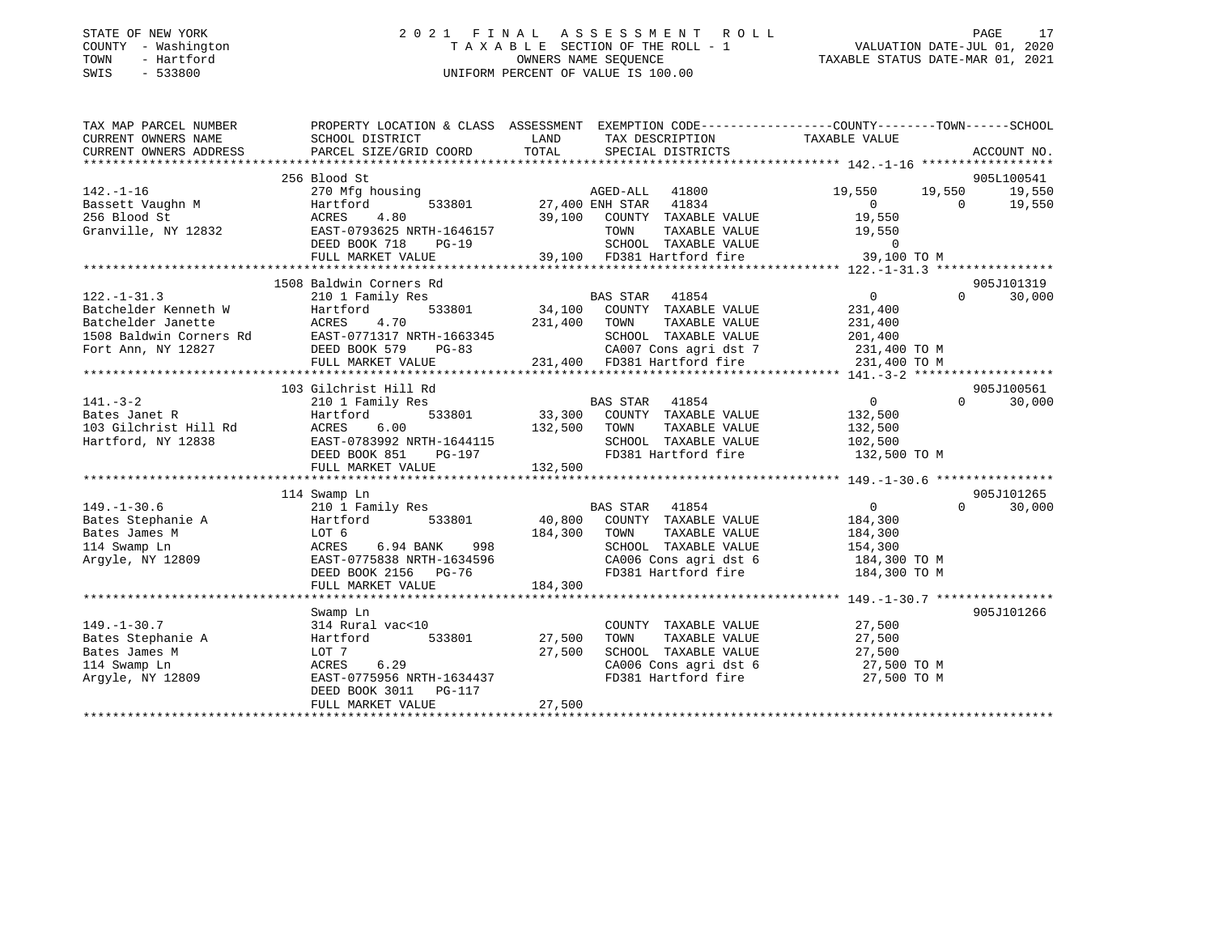STATE OF NEW YORK
COUNTY - Washington
TOWN - Hartford
SWIS - 533800

2021 FINAL ASSESSMENT ROLL
TAXABLE SECTION OF THE ROLL - 1
OWNERS NAME SEQUENCE
UNIFORM PERCENT OF VALUE IS 100.00

VALUATION DATE-JUL 01, 2020
TAXABLE STATUS DATE-MAR 01, 2021

```
TAX MAP PARCEL NUMBER          PROPERTY LOCATION & CLASS  ASSESSMENT  EXEMPTION CODE-----------------COUNTY--------TOWN------SCHOOL
CURRENT OWNERS NAME            SCHOOL DISTRICT               LAND      TAX DESCRIPTION              TAXABLE VALUE
CURRENT OWNERS ADDRESS         PARCEL SIZE/GRID COORD        TOTAL     SPECIAL DISTRICTS                                        ACCOUNT NO.
******************************************************************************************************* 142.-1-16 ******************
                               256 Blood St                                                                                  905L100541
142.-1-16                      270 Mfg housing                       AGED-ALL  41800           19,550      19,550      19,550
Bassett Vaughn M               Hartford          533801      27,400 ENH STAR  41834                 0           0      19,550
256 Blood St                   ACRES    4.80                  39,100   COUNTY  TAXABLE VALUE        19,550
Granville, NY 12832            EAST-0793625 NRTH-1646157               TOWN    TAXABLE VALUE        19,550
                               DEED BOOK 718    PG-19                  SCHOOL  TAXABLE VALUE             0
                               FULL MARKET VALUE              39,100   FD381 Hartford fire           39,100 TO M
******************************************************************************************************* 122.-1-31.3 ****************
                               1508 Baldwin Corners Rd                                                                       905J101319
122.-1-31.3                    210 1 Family Res                       BAS STAR  41854                 0           0      30,000
Batchelder Kenneth W           Hartford          533801      34,100   COUNTY  TAXABLE VALUE       231,400
Batchelder Janette             ACRES    4.70                 231,400   TOWN    TAXABLE VALUE       231,400
1508 Baldwin Corners Rd        EAST-0771317 NRTH-1663345               SCHOOL  TAXABLE VALUE       201,400
Fort Ann, NY 12827             DEED BOOK 579    PG-83                  CA007 Cons agri dst 7        231,400 TO M
                               FULL MARKET VALUE             231,400   FD381 Hartford fire          231,400 TO M
******************************************************************************************************* 141.-3-2 *******************
                               103 Gilchrist Hill Rd                                                                         905J100561
141.-3-2                       210 1 Family Res                       BAS STAR  41854                 0           0      30,000
Bates Janet R                  Hartford          533801      33,300   COUNTY  TAXABLE VALUE       132,500
103 Gilchrist Hill Rd          ACRES    6.00                 132,500   TOWN    TAXABLE VALUE       132,500
Hartford, NY 12838             EAST-0783992 NRTH-1644115               SCHOOL  TAXABLE VALUE       102,500
                               DEED BOOK 851    PG-197                 FD381 Hartford fire          132,500 TO M
                               FULL MARKET VALUE             132,500
******************************************************************************************************* 149.-1-30.6 ****************
                               114 Swamp Ln                                                                                  905J101265
149.-1-30.6                    210 1 Family Res                       BAS STAR  41854                 0           0      30,000
Bates Stephanie A              Hartford          533801      40,800   COUNTY  TAXABLE VALUE       184,300
Bates James M                  LOT 6                         184,300   TOWN    TAXABLE VALUE       184,300
114 Swamp Ln                   ACRES    6.94 BANK    998               SCHOOL  TAXABLE VALUE       154,300
Argyle, NY 12809               EAST-0775838 NRTH-1634596               CA006 Cons agri dst 6        184,300 TO M
                               DEED BOOK 2156   PG-76                  FD381 Hartford fire          184,300 TO M
                               FULL MARKET VALUE             184,300
******************************************************************************************************* 149.-1-30.7 ****************
                               Swamp Ln                                                                                      905J101266
149.-1-30.7                    314 Rural vac<10                        COUNTY  TAXABLE VALUE        27,500
Bates Stephanie A              Hartford          533801      27,500   TOWN    TAXABLE VALUE        27,500
Bates James M                  LOT 7                          27,500   SCHOOL  TAXABLE VALUE        27,500
114 Swamp Ln                   ACRES    6.29                           CA006 Cons agri dst 6         27,500 TO M
Argyle, NY 12809               EAST-0775956 NRTH-1634437               FD381 Hartford fire           27,500 TO M
                               DEED BOOK 3011   PG-117
                               FULL MARKET VALUE              27,500
************************************************************************************************************************************
```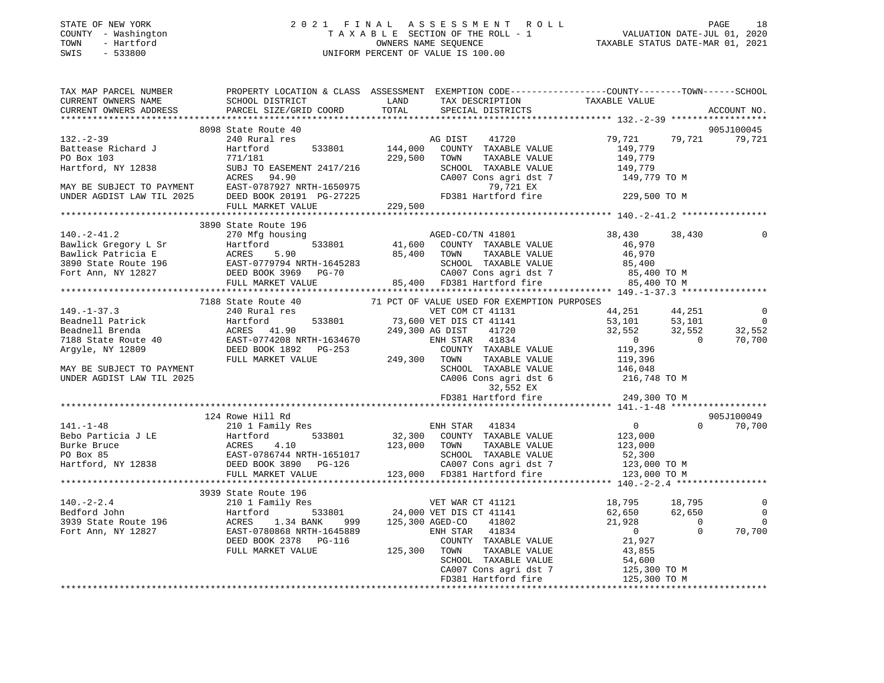STATE OF NEW YORK
COUNTY - Washington
TOWN - Hartford
SWIS - 533800

# 2021 FINAL ASSESSMENT ROLL
TAXABLE SECTION OF THE ROLL - 1
OWNERS NAME SEQUENCE
UNIFORM PERCENT OF VALUE IS 100.00

VALUATION DATE-JUL 01, 2020
TAXABLE STATUS DATE-MAR 01, 2021

```
TAX MAP PARCEL NUMBER          PROPERTY LOCATION & CLASS  ASSESSMENT  EXEMPTION CODE------------------COUNTY--------TOWN------SCHOOL
CURRENT OWNERS NAME            SCHOOL DISTRICT               LAND      TAX DESCRIPTION            TAXABLE VALUE
CURRENT OWNERS ADDRESS         PARCEL SIZE/GRID COORD        TOTAL     SPECIAL DISTRICTS                                  ACCOUNT NO.
******************************************************************************************************* 132.-2-39 ******************
                               8098 State Route 40                                                                         905J100045
132.-2-39                      240 Rural res                          AG DIST     41720            79,721     79,721     79,721
Battease Richard J             Hartford         533801      144,000   COUNTY  TAXABLE VALUE         149,779
PO Box 103                     771/181                      229,500   TOWN    TAXABLE VALUE         149,779
Hartford, NY 12838             SUBJ TO EASEMENT 2417/216               SCHOOL  TAXABLE VALUE         149,779
                               ACRES   94.90                           CA007 Cons agri dst 7         149,779 TO M
MAY BE SUBJECT TO PAYMENT      EAST-0787927 NRTH-1650975                     79,721 EX
UNDER AGDIST LAW TIL 2025      DEED BOOK 20191 PG-27225                FD381 Hartford fire           229,500 TO M
                               FULL MARKET VALUE            229,500
******************************************************************************************************* 140.-2-41.2 ****************
                               3890 State Route 196
140.-2-41.2                    270 Mfg housing                        AGED-CO/TN 41801             38,430     38,430          0
Bawlick Gregory L Sr           Hartford         533801       41,600   COUNTY  TAXABLE VALUE          46,970
Bawlick Patricia E             ACRES    5.90                 85,400   TOWN    TAXABLE VALUE          46,970
3890 State Route 196           EAST-0779794 NRTH-1645283               SCHOOL  TAXABLE VALUE          85,400
Fort Ann, NY 12827             DEED BOOK 3969   PG-70                  CA007 Cons agri dst 7          85,400 TO M
                               FULL MARKET VALUE             85,400   FD381 Hartford fire            85,400 TO M
******************************************************************************************************* 149.-1-37.3 ****************
                               7188 State Route 40          71 PCT OF VALUE USED FOR EXEMPTION PURPOSES
149.-1-37.3                    240 Rural res                          VET COM CT 41131             44,251     44,251          0
Beadnell Patrick               Hartford         533801       73,600 VET DIS CT 41141             53,101     53,101          0
Beadnell Brenda                ACRES   41.90                249,300 AG DIST     41720             32,552     32,552     32,552
7188 State Route 40            EAST-0774208 NRTH-1634670               ENH STAR    41834                  0          0     70,700
Argyle, NY 12809               DEED BOOK 1892   PG-253                 COUNTY  TAXABLE VALUE         119,396
                               FULL MARKET VALUE            249,300   TOWN    TAXABLE VALUE         119,396
MAY BE SUBJECT TO PAYMENT                                              SCHOOL  TAXABLE VALUE         146,048
UNDER AGDIST LAW TIL 2025                                              CA006 Cons agri dst 6         216,748 TO M
                                                                             32,552 EX
                                                                       FD381 Hartford fire           249,300 TO M
******************************************************************************************************* 141.-1-48 ******************
                               124 Rowe Hill Rd                                                                            905J100049
141.-1-48                      210 1 Family Res                       ENH STAR    41834                  0          0     70,700
Bebo Particia J LE             Hartford         533801       32,300   COUNTY  TAXABLE VALUE         123,000
Burke Bruce                    ACRES    4.10                123,000   TOWN    TAXABLE VALUE         123,000
PO Box 85                      EAST-0786744 NRTH-1651017               SCHOOL  TAXABLE VALUE          52,300
Hartford, NY 12838             DEED BOOK 3890   PG-126                 CA007 Cons agri dst 7         123,000 TO M
                               FULL MARKET VALUE            123,000   FD381 Hartford fire           123,000 TO M
******************************************************************************************************* 140.-2-2.4 *****************
                               3939 State Route 196
140.-2-2.4                     210 1 Family Res                       VET WAR CT 41121             18,795     18,795          0
Bedford John                   Hartford         533801       24,000 VET DIS CT 41141             62,650     62,650          0
3939 State Route 196           ACRES    1.34 BANK    999    125,300 AGED-CO     41802             21,928          0          0
Fort Ann, NY 12827             EAST-0780868 NRTH-1645889               ENH STAR    41834                  0          0     70,700
                               DEED BOOK 2378   PG-116                 COUNTY  TAXABLE VALUE          21,927
                               FULL MARKET VALUE            125,300   TOWN    TAXABLE VALUE          43,855
                                                                       SCHOOL  TAXABLE VALUE          54,600
                                                                       CA007 Cons agri dst 7         125,300 TO M
                                                                       FD381 Hartford fire           125,300 TO M
************************************************************************************************************************************
```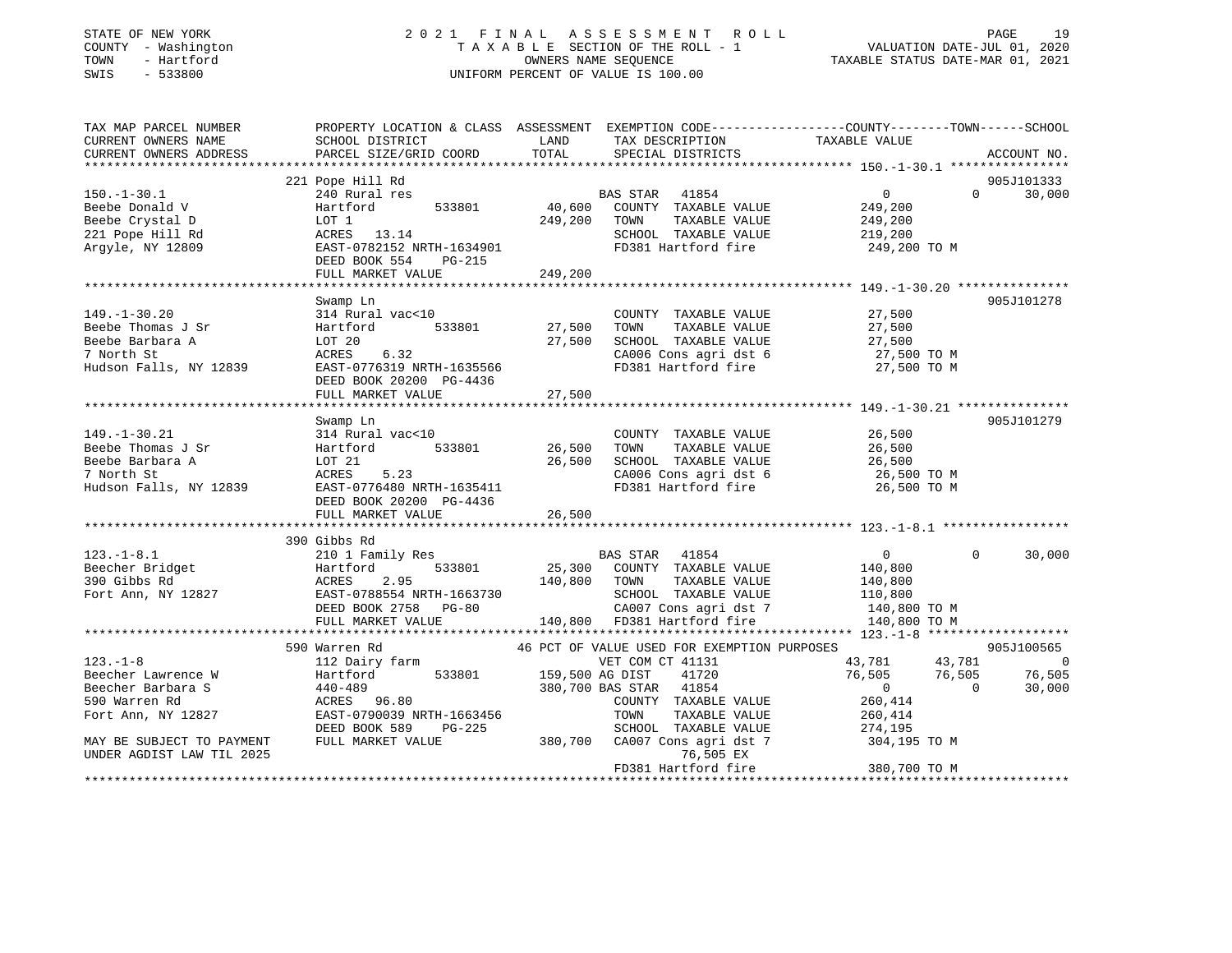STATE OF NEW YORK
COUNTY - Washington
TOWN - Hartford
SWIS - 533800

# 2021 FINAL ASSESSMENT ROLL

TAXABLE SECTION OF THE ROLL - 1
OWNERS NAME SEQUENCE
UNIFORM PERCENT OF VALUE IS 100.00

VALUATION DATE-JUL 01, 2020
TAXABLE STATUS DATE-MAR 01, 2021

```
TAX MAP PARCEL NUMBER          PROPERTY LOCATION & CLASS  ASSESSMENT  EXEMPTION CODE-----------------COUNTY--------TOWN------SCHOOL
CURRENT OWNERS NAME            SCHOOL DISTRICT             LAND       TAX DESCRIPTION            TAXABLE VALUE
CURRENT OWNERS ADDRESS         PARCEL SIZE/GRID COORD      TOTAL      SPECIAL DISTRICTS                                    ACCOUNT NO.
******************************************************************************************************* 150.-1-30.1 ****************
                               221 Pope Hill Rd                                                                            905J101333
150.-1-30.1                    240 Rural res                          BAS STAR   41854               0             0       30,000
Beebe Donald V                 Hartford        533801      40,600     COUNTY  TAXABLE VALUE          249,200
Beebe Crystal D                LOT 1                      249,200     TOWN    TAXABLE VALUE          249,200
221 Pope Hill Rd               ACRES   13.14                          SCHOOL  TAXABLE VALUE          219,200
Argyle, NY 12809               EAST-0782152 NRTH-1634901              FD381 Hartford fire            249,200 TO M
                               DEED BOOK 554     PG-215
                               FULL MARKET VALUE          249,200
******************************************************************************************************* 149.-1-30.20 ***************
                               Swamp Ln                                                                                    905J101278
149.-1-30.20                   314 Rural vac<10                       COUNTY  TAXABLE VALUE           27,500
Beebe Thomas J Sr              Hartford        533801      27,500     TOWN    TAXABLE VALUE           27,500
Beebe Barbara A                LOT 20                      27,500     SCHOOL  TAXABLE VALUE           27,500
7 North St                     ACRES    6.32                          CA006 Cons agri dst 6           27,500 TO M
Hudson Falls, NY 12839         EAST-0776319 NRTH-1635566              FD381 Hartford fire             27,500 TO M
                               DEED BOOK 20200 PG-4436
                               FULL MARKET VALUE           27,500
******************************************************************************************************* 149.-1-30.21 ***************
                               Swamp Ln                                                                                    905J101279
149.-1-30.21                   314 Rural vac<10                       COUNTY  TAXABLE VALUE           26,500
Beebe Thomas J Sr              Hartford        533801      26,500     TOWN    TAXABLE VALUE           26,500
Beebe Barbara A                LOT 21                      26,500     SCHOOL  TAXABLE VALUE           26,500
7 North St                     ACRES    5.23                          CA006 Cons agri dst 6           26,500 TO M
Hudson Falls, NY 12839         EAST-0776480 NRTH-1635411              FD381 Hartford fire             26,500 TO M
                               DEED BOOK 20200 PG-4436
                               FULL MARKET VALUE           26,500
******************************************************************************************************* 123.-1-8.1 *****************
                               390 Gibbs Rd
123.-1-8.1                     210 1 Family Res                       BAS STAR   41854               0             0       30,000
Beecher Bridget                Hartford        533801      25,300     COUNTY  TAXABLE VALUE          140,800
390 Gibbs Rd                   ACRES    2.95              140,800     TOWN    TAXABLE VALUE          140,800
Fort Ann, NY 12827             EAST-0788554 NRTH-1663730              SCHOOL  TAXABLE VALUE          110,800
                               DEED BOOK 2758    PG-80                CA007 Cons agri dst 7          140,800 TO M
                               FULL MARKET VALUE          140,800     FD381 Hartford fire            140,800 TO M
******************************************************************************************************* 123.-1-8 *******************
                               590 Warren Rd               46 PCT OF VALUE USED FOR EXEMPTION PURPOSES                     905J100565
123.-1-8                       112 Dairy farm                         VET COM CT 41131           43,781        43,781             0
Beecher Lawrence W             Hartford        533801     159,500     AG DIST    41720           76,505        76,505        76,505
Beecher Barbara S              440-489                    380,700     BAS STAR   41854               0             0        30,000
590 Warren Rd                  ACRES   96.80                          COUNTY  TAXABLE VALUE          260,414
Fort Ann, NY 12827             EAST-0790039 NRTH-1663456              TOWN    TAXABLE VALUE          260,414
                               DEED BOOK 589     PG-225               SCHOOL  TAXABLE VALUE          274,195
MAY BE SUBJECT TO PAYMENT      FULL MARKET VALUE          380,700     CA007 Cons agri dst 7          304,195 TO M
UNDER AGDIST LAW TIL 2025                                                  76,505 EX
                                                                      FD381 Hartford fire            380,700 TO M
************************************************************************************************************************************
```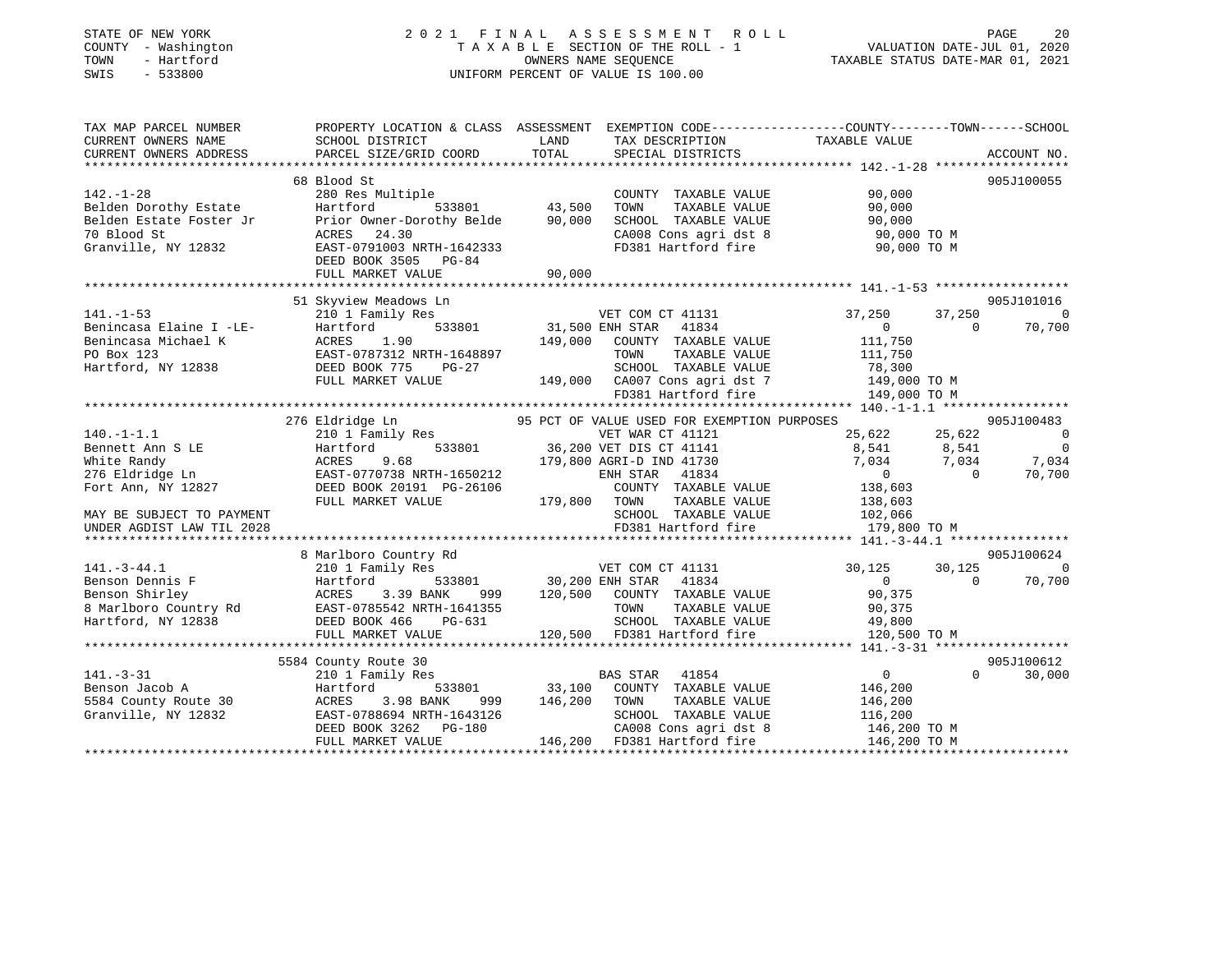STATE OF NEW YORK
COUNTY - Washington
TOWN - Hartford
SWIS - 533800

2 0 2 1 F I N A L A S S E S S M E N T R O L L
T A X A B L E SECTION OF THE ROLL - 1
OWNERS NAME SEQUENCE
UNIFORM PERCENT OF VALUE IS 100.00

VALUATION DATE-JUL 01, 2020
TAXABLE STATUS DATE-MAR 01, 2021

```
TAX MAP PARCEL NUMBER          PROPERTY LOCATION & CLASS  ASSESSMENT  EXEMPTION CODE------------------COUNTY--------TOWN------SCHOOL
CURRENT OWNERS NAME            SCHOOL DISTRICT              LAND       TAX DESCRIPTION              TAXABLE VALUE
CURRENT OWNERS ADDRESS         PARCEL SIZE/GRID COORD       TOTAL      SPECIAL DISTRICTS                                        ACCOUNT NO.
******************************************************************************************************* 142.-1-28 ******************
                               68 Blood St                                                                                  905J100055
142.-1-28                      280 Res Multiple                         COUNTY  TAXABLE VALUE          90,000
Belden Dorothy Estate          Hartford       533801       43,500    TOWN    TAXABLE VALUE          90,000
Belden Estate Foster Jr        Prior Owner-Dorothy Belde    90,000    SCHOOL  TAXABLE VALUE          90,000
70 Blood St                    ACRES   24.30                          CA008 Cons agri dst 8           90,000 TO M
Granville, NY 12832            EAST-0791003 NRTH-1642333              FD381 Hartford fire             90,000 TO M
                               DEED BOOK 3505   PG-84
                               FULL MARKET VALUE            90,000
******************************************************************************************************* 141.-1-53 ******************
                               51 Skyview Meadows Ln                                                                        905J101016
141.-1-53                      210 1 Family Res                    VET COM CT 41131              37,250      37,250           0
Benincasa Elaine I -LE-        Hartford       533801       31,500 ENH STAR  41834                    0           0      70,700
Benincasa Michael K            ACRES    1.90               149,000    COUNTY  TAXABLE VALUE         111,750
PO Box 123                     EAST-0787312 NRTH-1648897              TOWN    TAXABLE VALUE         111,750
Hartford, NY 12838             DEED BOOK 775    PG-27                 SCHOOL  TAXABLE VALUE          78,300
                               FULL MARKET VALUE           149,000    CA007 Cons agri dst 7          149,000 TO M
                                                                      FD381 Hartford fire            149,000 TO M
******************************************************************************************************* 140.-1-1.1 *****************
                               276 Eldridge Ln                 95 PCT OF VALUE USED FOR EXEMPTION PURPOSES                  905J100483
140.-1-1.1                     210 1 Family Res                    VET WAR CT 41121              25,622      25,622           0
Bennett Ann S LE               Hartford       533801       36,200 VET DIS CT 41141                8,541       8,541           0
White Randy                    ACRES    9.68               179,800 AGRI-D IND 41730               7,034       7,034       7,034
276 Eldridge Ln                EAST-0770738 NRTH-1650212          ENH STAR  41834                    0           0      70,700
Fort Ann, NY 12827             DEED BOOK 20191 PG-26106               COUNTY  TAXABLE VALUE         138,603
                               FULL MARKET VALUE           179,800    TOWN    TAXABLE VALUE         138,603
MAY BE SUBJECT TO PAYMENT                                             SCHOOL  TAXABLE VALUE         102,066
UNDER AGDIST LAW TIL 2028                                             FD381 Hartford fire            179,800 TO M
******************************************************************************************************* 141.-3-44.1 ****************
                               8 Marlboro Country Rd                                                                        905J100624
141.-3-44.1                    210 1 Family Res                    VET COM CT 41131              30,125      30,125           0
Benson Dennis F                Hartford       533801       30,200 ENH STAR  41834                    0           0      70,700
Benson Shirley                 ACRES    3.39 BANK     999  120,500    COUNTY  TAXABLE VALUE          90,375
8 Marlboro Country Rd          EAST-0785542 NRTH-1641355              TOWN    TAXABLE VALUE          90,375
Hartford, NY 12838             DEED BOOK 466    PG-631                SCHOOL  TAXABLE VALUE          49,800
                               FULL MARKET VALUE           120,500    FD381 Hartford fire            120,500 TO M
******************************************************************************************************* 141.-3-31 ******************
                               5584 County Route 30                                                                         905J100612
141.-3-31                      210 1 Family Res                    BAS STAR  41854                      0           0      30,000
Benson Jacob A                 Hartford       533801       33,100    COUNTY  TAXABLE VALUE         146,200
5584 County Route 30           ACRES    3.98 BANK     999  146,200    TOWN    TAXABLE VALUE         146,200
Granville, NY 12832            EAST-0788694 NRTH-1643126              SCHOOL  TAXABLE VALUE         116,200
                               DEED BOOK 3262   PG-180                CA008 Cons agri dst 8          146,200 TO M
                               FULL MARKET VALUE           146,200    FD381 Hartford fire            146,200 TO M
************************************************************************************************************************************
```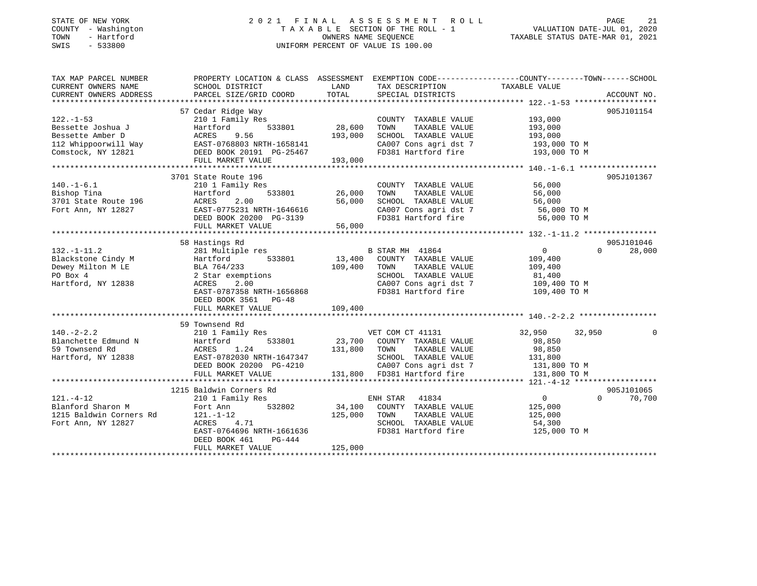STATE OF NEW YORK
COUNTY - Washington
TOWN - Hartford
SWIS - 533800

# 2021 FINAL ASSESSMENT ROLL

TAXABLE SECTION OF THE ROLL - 1
OWNERS NAME SEQUENCE
UNIFORM PERCENT OF VALUE IS 100.00

VALUATION DATE-JUL 01, 2020
TAXABLE STATUS DATE-MAR 01, 2021

| TAX MAP PARCEL NUMBER / CURRENT OWNERS NAME / CURRENT OWNERS ADDRESS | PROPERTY LOCATION & CLASS / SCHOOL DISTRICT / PARCEL SIZE/GRID COORD | ASSESSMENT LAND | TOTAL | EXEMPTION CODE / TAX DESCRIPTION / SPECIAL DISTRICTS | COUNTY | TOWN | SCHOOL | ACCOUNT NO. |
|---|---|---|---|---|---|---|---|---|
| **122.-1-53** | 57 Cedar Ridge Way | | | | | | | 905J101154 |
| Bessette Joshua J | 210 1 Family Res | | | COUNTY TAXABLE VALUE | 193,000 | | | |
| Bessette Amber D | Hartford 533801 | 28,600 | | TOWN TAXABLE VALUE | | 193,000 | | |
| 112 Whippoorwill Way | ACRES 9.56 | | 193,000 | SCHOOL TAXABLE VALUE | | | 193,000 | |
| Comstock, NY 12821 | EAST-0768803 NRTH-1658141 | | | CA007 Cons agri dst 7 | 193,000 TO M | | | |
| | DEED BOOK 20191 PG-25467 | | | FD381 Hartford fire | 193,000 TO M | | | |
| | FULL MARKET VALUE | | 193,000 | | | | | |
| **140.-1-6.1** | 3701 State Route 196 | | | | | | | 905J101367 |
| Bishop Tina | 210 1 Family Res | | | COUNTY TAXABLE VALUE | 56,000 | | | |
| 3701 State Route 196 | Hartford 533801 | 26,000 | | TOWN TAXABLE VALUE | | 56,000 | | |
| Fort Ann, NY 12827 | ACRES 2.00 | | 56,000 | SCHOOL TAXABLE VALUE | | | 56,000 | |
| | EAST-0775231 NRTH-1646616 | | | CA007 Cons agri dst 7 | 56,000 TO M | | | |
| | DEED BOOK 20200 PG-3139 | | | FD381 Hartford fire | 56,000 TO M | | | |
| | FULL MARKET VALUE | | 56,000 | | | | | |
| **132.-1-11.2** | 58 Hastings Rd | | | | | | | 905J101046 |
| Blackstone Cindy M | 281 Multiple res | | | B STAR MH 41864 | 0 | 0 | 28,000 | |
| Dewey Milton M LE | Hartford 533801 | 13,400 | | COUNTY TAXABLE VALUE | 109,400 | | | |
| PO Box 4 | BLA 764/233 | | 109,400 | TOWN TAXABLE VALUE | | 109,400 | | |
| Hartford, NY 12838 | 2 Star exemptions | | | SCHOOL TAXABLE VALUE | | | 81,400 | |
| | ACRES 2.00 | | | CA007 Cons agri dst 7 | 109,400 TO M | | | |
| | EAST-0787358 NRTH-1656868 | | | FD381 Hartford fire | 109,400 TO M | | | |
| | DEED BOOK 3561 PG-48 | | | | | | | |
| | FULL MARKET VALUE | | 109,400 | | | | | |
| **140.-2-2.2** | 59 Townsend Rd | | | | | | | |
| Blanchette Edmund N | 210 1 Family Res | | | VET COM CT 41131 | 32,950 | 32,950 | 0 | |
| 59 Townsend Rd | Hartford 533801 | 23,700 | | COUNTY TAXABLE VALUE | 98,850 | | | |
| Hartford, NY 12838 | ACRES 1.24 | | 131,800 | TOWN TAXABLE VALUE | | 98,850 | | |
| | EAST-0782030 NRTH-1647347 | | | SCHOOL TAXABLE VALUE | | | 131,800 | |
| | DEED BOOK 20200 PG-4210 | | | CA007 Cons agri dst 7 | 131,800 TO M | | | |
| | FULL MARKET VALUE | | 131,800 | FD381 Hartford fire | 131,800 TO M | | | |
| **121.-4-12** | 1215 Baldwin Corners Rd | | | | | | | 905J101065 |
| Blanford Sharon M | 210 1 Family Res | | | ENH STAR 41834 | 0 | 0 | 70,700 | |
| 1215 Baldwin Corners Rd | Fort Ann 532802 | 34,100 | | COUNTY TAXABLE VALUE | 125,000 | | | |
| Fort Ann, NY 12827 | 121.-1-12 | | 125,000 | TOWN TAXABLE VALUE | | 125,000 | | |
| | ACRES 4.71 | | | SCHOOL TAXABLE VALUE | | | 54,300 | |
| | EAST-0764696 NRTH-1661636 | | | FD381 Hartford fire | 125,000 TO M | | | |
| | DEED BOOK 461 PG-444 | | | | | | | |
| | FULL MARKET VALUE | | 125,000 | | | | | |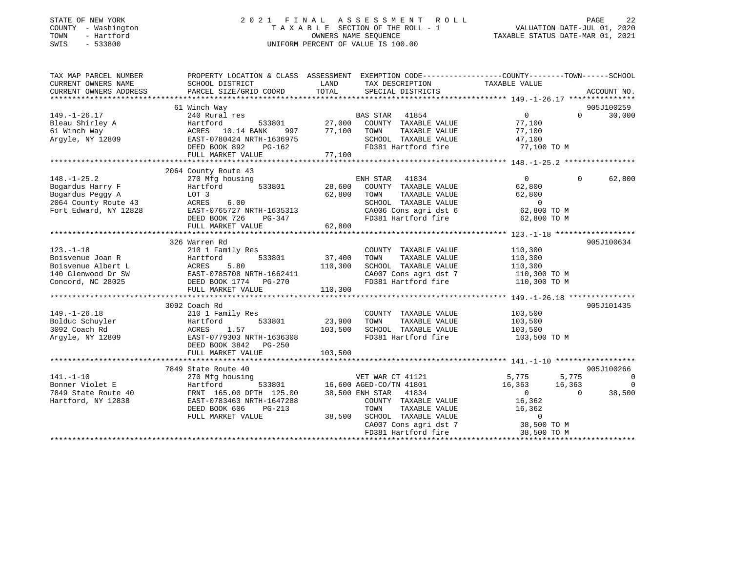STATE OF NEW YORK
COUNTY - Washington
TOWN - Hartford
SWIS - 533800

2021 FINAL ASSESSMENT ROLL
TAXABLE SECTION OF THE ROLL - 1
OWNERS NAME SEQUENCE
UNIFORM PERCENT OF VALUE IS 100.00

VALUATION DATE-JUL 01, 2020
TAXABLE STATUS DATE-MAR 01, 2021

| TAX MAP PARCEL NUMBER / CURRENT OWNERS NAME / CURRENT OWNERS ADDRESS | PROPERTY LOCATION & CLASS / SCHOOL DISTRICT / PARCEL SIZE/GRID COORD | ASSESSMENT LAND / TOTAL | EXEMPTION CODE / TAX DESCRIPTION / SPECIAL DISTRICTS | COUNTY TAXABLE VALUE | TOWN | SCHOOL | ACCOUNT NO. |
|---|---|---|---|---|---|---|---|
| 149.-1-26.17 | 61 Winch Way | | | | | | 905J100259 |
| | 240 Rural res | | BAS STAR 41854 | 0 | 0 | 30,000 | |
| Bleau Shirley A | Hartford 533801 | 27,000 | COUNTY TAXABLE VALUE | 77,100 | | | |
| 61 Winch Way | ACRES 10.14 BANK 997 | 77,100 | TOWN TAXABLE VALUE | 77,100 | | | |
| Argyle, NY 12809 | EAST-0780424 NRTH-1636975 | | SCHOOL TAXABLE VALUE | 47,100 | | | |
| | DEED BOOK 892 PG-162 | | FD381 Hartford fire | 77,100 TO M | | | |
| | FULL MARKET VALUE | 77,100 | | | | | |
| 148.-1-25.2 | 2064 County Route 43 | | | | | | |
| | 270 Mfg housing | | ENH STAR 41834 | 0 | 0 | 62,800 | |
| Bogardus Harry F | Hartford 533801 | 28,600 | COUNTY TAXABLE VALUE | 62,800 | | | |
| Bogardus Peggy A | LOT 3 | 62,800 | TOWN TAXABLE VALUE | 62,800 | | | |
| 2064 County Route 43 | ACRES 6.00 | | SCHOOL TAXABLE VALUE | 0 | | | |
| Fort Edward, NY 12828 | EAST-0765727 NRTH-1635313 | | CA006 Cons agri dst 6 | 62,800 TO M | | | |
| | DEED BOOK 726 PG-347 | | FD381 Hartford fire | 62,800 TO M | | | |
| | FULL MARKET VALUE | 62,800 | | | | | |
| 123.-1-18 | 326 Warren Rd | | | | | | 905J100634 |
| | 210 1 Family Res | | COUNTY TAXABLE VALUE | 110,300 | | | |
| Boisvenue Joan R | Hartford 533801 | 37,400 | TOWN TAXABLE VALUE | 110,300 | | | |
| Boisvenue Albert L | ACRES 5.80 | 110,300 | SCHOOL TAXABLE VALUE | 110,300 | | | |
| 140 Glenwood Dr SW | EAST-0785708 NRTH-1662411 | | CA007 Cons agri dst 7 | 110,300 TO M | | | |
| Concord, NC 28025 | DEED BOOK 1774 PG-270 | | FD381 Hartford fire | 110,300 TO M | | | |
| | FULL MARKET VALUE | 110,300 | | | | | |
| 149.-1-26.18 | 3092 Coach Rd | | | | | | 905J101435 |
| | 210 1 Family Res | | COUNTY TAXABLE VALUE | 103,500 | | | |
| Bolduc Schuyler | Hartford 533801 | 23,900 | TOWN TAXABLE VALUE | 103,500 | | | |
| 3092 Coach Rd | ACRES 1.57 | 103,500 | SCHOOL TAXABLE VALUE | 103,500 | | | |
| Argyle, NY 12809 | EAST-0779303 NRTH-1636308 | | FD381 Hartford fire | 103,500 TO M | | | |
| | DEED BOOK 3842 PG-250 | | | | | | |
| | FULL MARKET VALUE | 103,500 | | | | | |
| 141.-1-10 | 7849 State Route 40 | | | | | | 905J100266 |
| | 270 Mfg housing | | VET WAR CT 41121 | 5,775 | 5,775 | 0 | |
| Bonner Violet E | Hartford 533801 | 16,600 | AGED-CO/TN 41801 | 16,363 | 16,363 | 0 | |
| 7849 State Route 40 | FRNT 165.00 DPTH 125.00 | 38,500 | ENH STAR 41834 | 0 | 0 | 38,500 | |
| Hartford, NY 12838 | EAST-0783463 NRTH-1647288 | | COUNTY TAXABLE VALUE | 16,362 | | | |
| | DEED BOOK 606 PG-213 | | TOWN TAXABLE VALUE | 16,362 | | | |
| | FULL MARKET VALUE | 38,500 | SCHOOL TAXABLE VALUE | 0 | | | |
| | | | CA007 Cons agri dst 7 | 38,500 TO M | | | |
| | | | FD381 Hartford fire | 38,500 TO M | | | |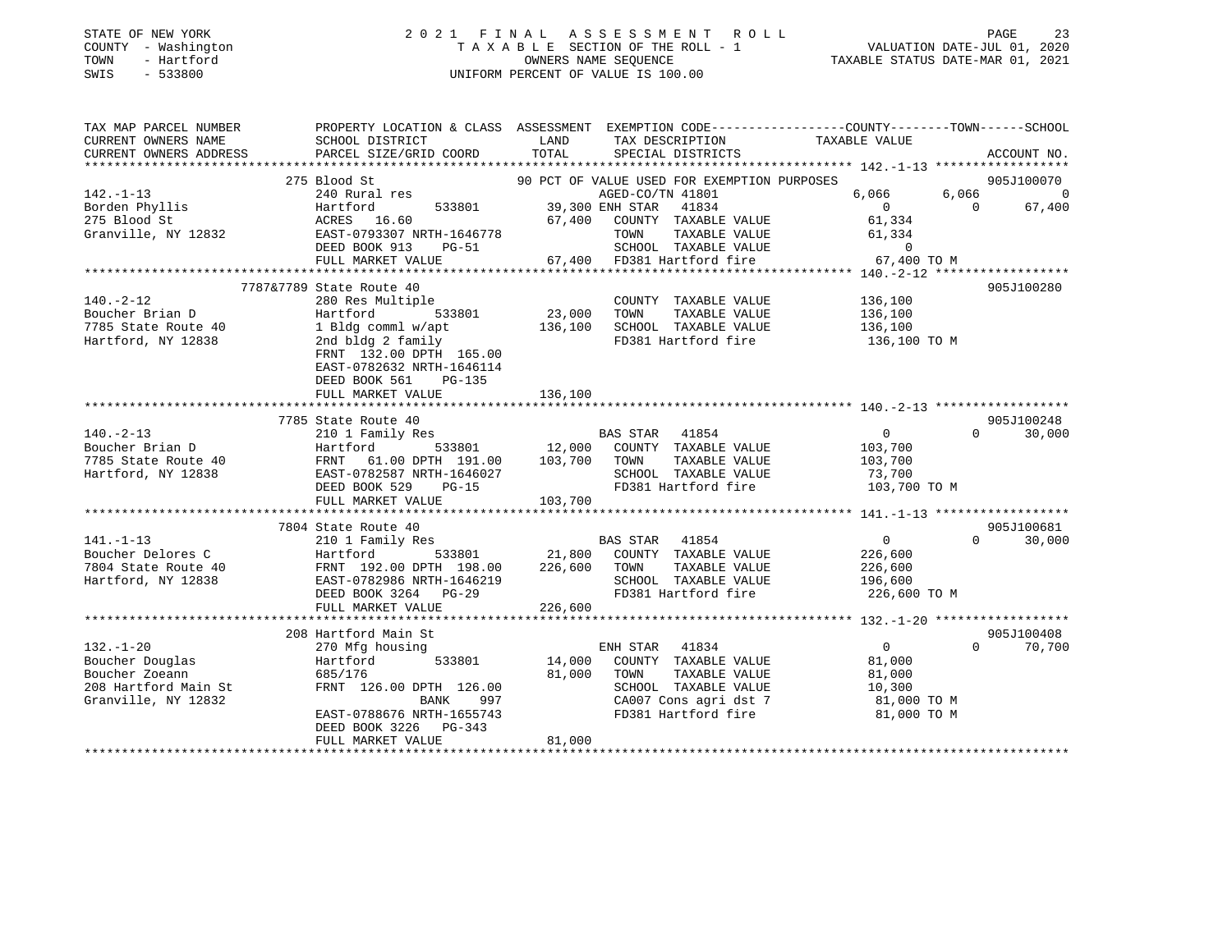STATE OF NEW YORK
COUNTY - Washington
TOWN - Hartford
SWIS - 533800

2021 FINAL ASSESSMENT ROLL
TAXABLE SECTION OF THE ROLL - 1
OWNERS NAME SEQUENCE
UNIFORM PERCENT OF VALUE IS 100.00

VALUATION DATE-JUL 01, 2020
TAXABLE STATUS DATE-MAR 01, 2021

```
TAX MAP PARCEL NUMBER          PROPERTY LOCATION & CLASS  ASSESSMENT  EXEMPTION CODE-----------------COUNTY--------TOWN------SCHOOL
CURRENT OWNERS NAME            SCHOOL DISTRICT               LAND      TAX DESCRIPTION            TAXABLE VALUE
CURRENT OWNERS ADDRESS         PARCEL SIZE/GRID COORD        TOTAL     SPECIAL DISTRICTS                                    ACCOUNT NO.
******************************************************************************************************* 142.-1-13 ******************
                    275 Blood St                          90 PCT OF VALUE USED FOR EXEMPTION PURPOSES                   905J100070
142.-1-13                      240 Rural res                            AGED-CO/TN 41801            6,066       6,066           0
Borden Phyllis                 Hartford        533801       39,300 ENH STAR   41834                  0           0      67,400
275 Blood St                   ACRES   16.60                67,400    COUNTY  TAXABLE VALUE          61,334
Granville, NY 12832            EAST-0793307 NRTH-1646778               TOWN    TAXABLE VALUE          61,334
                               DEED BOOK 913    PG-51                  SCHOOL  TAXABLE VALUE               0
                               FULL MARKET VALUE            67,400    FD381 Hartford fire            67,400 TO M
******************************************************************************************************* 140.-2-12 ******************
                 7787&7789 State Route 40                                                                           905J100280
140.-2-12                      280 Res Multiple                         COUNTY  TAXABLE VALUE         136,100
Boucher Brian D                Hartford        533801       23,000    TOWN    TAXABLE VALUE         136,100
7785 State Route 40            1 Bldg comml w/apt          136,100    SCHOOL  TAXABLE VALUE         136,100
Hartford, NY 12838             2nd bldg 2 family                       FD381 Hartford fire           136,100 TO M
                               FRNT 132.00 DPTH 165.00
                               EAST-0782632 NRTH-1646114
                               DEED BOOK 561    PG-135
                               FULL MARKET VALUE           136,100
******************************************************************************************************* 140.-2-13 ******************
                    7785 State Route 40                                                                             905J100248
140.-2-13                      210 1 Family Res                         BAS STAR   41854                 0           0      30,000
Boucher Brian D                Hartford        533801       12,000    COUNTY  TAXABLE VALUE         103,700
7785 State Route 40            FRNT  61.00 DPTH 191.00     103,700    TOWN    TAXABLE VALUE         103,700
Hartford, NY 12838             EAST-0782587 NRTH-1646027               SCHOOL  TAXABLE VALUE          73,700
                               DEED BOOK 529    PG-15                  FD381 Hartford fire           103,700 TO M
                               FULL MARKET VALUE           103,700
******************************************************************************************************* 141.-1-13 ******************
                    7804 State Route 40                                                                             905J100681
141.-1-13                      210 1 Family Res                         BAS STAR   41854                 0           0      30,000
Boucher Delores C              Hartford        533801       21,800    COUNTY  TAXABLE VALUE         226,600
7804 State Route 40            FRNT 192.00 DPTH 198.00     226,600    TOWN    TAXABLE VALUE         226,600
Hartford, NY 12838             EAST-0782986 NRTH-1646219               SCHOOL  TAXABLE VALUE         196,600
                               DEED BOOK 3264   PG-29                  FD381 Hartford fire           226,600 TO M
                               FULL MARKET VALUE           226,600
******************************************************************************************************* 132.-1-20 ******************
                    208 Hartford Main St                                                                            905J100408
132.-1-20                      270 Mfg housing                          ENH STAR   41834                 0           0      70,700
Boucher Douglas                Hartford        533801       14,000    COUNTY  TAXABLE VALUE          81,000
Boucher Zoeann                 685/176                      81,000    TOWN    TAXABLE VALUE          81,000
208 Hartford Main St           FRNT 126.00 DPTH 126.00                 SCHOOL  TAXABLE VALUE          10,300
Granville, NY 12832                          BANK     997              CA007 Cons agri dst 7          81,000 TO M
                               EAST-0788676 NRTH-1655743               FD381 Hartford fire            81,000 TO M
                               DEED BOOK 3226   PG-343
                               FULL MARKET VALUE            81,000
************************************************************************************************************************************
```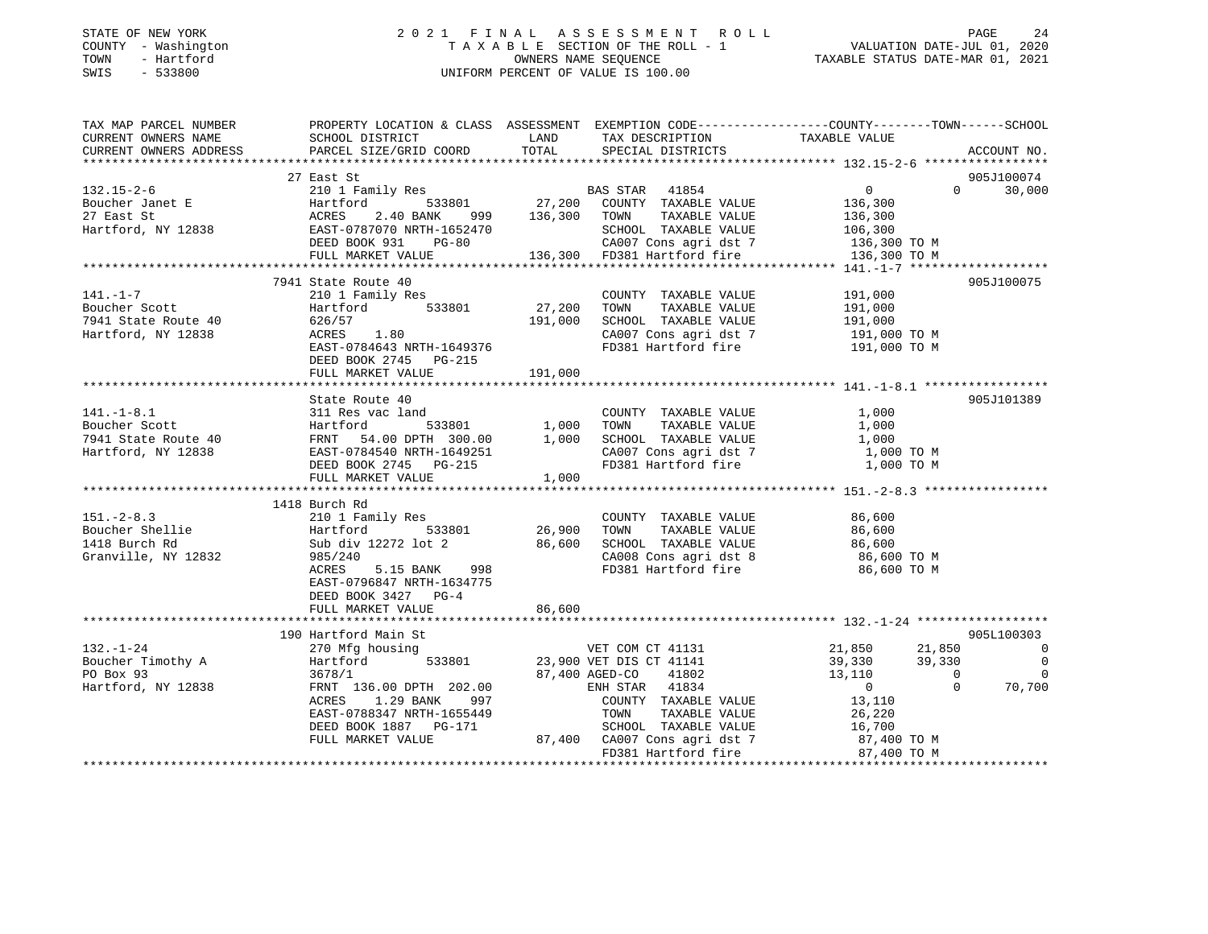STATE OF NEW YORK
COUNTY - Washington
TOWN - Hartford
SWIS - 533800

# 2021 FINAL ASSESSMENT ROLL
TAXABLE SECTION OF THE ROLL - 1
OWNERS NAME SEQUENCE
UNIFORM PERCENT OF VALUE IS 100.00

VALUATION DATE-JUL 01, 2020
TAXABLE STATUS DATE-MAR 01, 2021

```
TAX MAP PARCEL NUMBER          PROPERTY LOCATION & CLASS  ASSESSMENT  EXEMPTION CODE-----------------COUNTY--------TOWN------SCHOOL
CURRENT OWNERS NAME            SCHOOL DISTRICT              LAND       TAX DESCRIPTION              TAXABLE VALUE
CURRENT OWNERS ADDRESS         PARCEL SIZE/GRID COORD       TOTAL      SPECIAL DISTRICTS                                      ACCOUNT NO.
****************************************************************************************************** 132.15-2-6 *****************
                               27 East St                                                                                  905J100074
132.15-2-6                     210 1 Family Res                        BAS STAR  41854                  0           0       30,000
Boucher Janet E                Hartford        533801        27,200    COUNTY  TAXABLE VALUE         136,300
27 East St                     ACRES     2.40 BANK    999   136,300    TOWN    TAXABLE VALUE         136,300
Hartford, NY 12838             EAST-0787070 NRTH-1652470               SCHOOL  TAXABLE VALUE         106,300
                               DEED BOOK 931     PG-80                 CA007 Cons agri dst 7          136,300 TO M
                               FULL MARKET VALUE            136,300    FD381 Hartford fire            136,300 TO M
****************************************************************************************************** 141.-1-7 *******************
                               7941 State Route 40                                                                         905J100075
141.-1-7                       210 1 Family Res                        COUNTY  TAXABLE VALUE         191,000
Boucher Scott                  Hartford        533801        27,200    TOWN    TAXABLE VALUE         191,000
7941 State Route 40            626/57                       191,000    SCHOOL  TAXABLE VALUE         191,000
Hartford, NY 12838             ACRES     1.80                          CA007 Cons agri dst 7          191,000 TO M
                               EAST-0784643 NRTH-1649376               FD381 Hartford fire            191,000 TO M
                               DEED BOOK 2745    PG-215
                               FULL MARKET VALUE            191,000
****************************************************************************************************** 141.-1-8.1 *****************
                               State Route 40                                                                              905J101389
141.-1-8.1                     311 Res vac land                        COUNTY  TAXABLE VALUE           1,000
Boucher Scott                  Hartford        533801         1,000    TOWN    TAXABLE VALUE           1,000
7941 State Route 40            FRNT    54.00 DPTH 300.00      1,000    SCHOOL  TAXABLE VALUE           1,000
Hartford, NY 12838             EAST-0784540 NRTH-1649251               CA007 Cons agri dst 7            1,000 TO M
                               DEED BOOK 2745    PG-215                FD381 Hartford fire              1,000 TO M
                               FULL MARKET VALUE              1,000
****************************************************************************************************** 151.-2-8.3 *****************
                               1418 Burch Rd
151.-2-8.3                     210 1 Family Res                        COUNTY  TAXABLE VALUE          86,600
Boucher Shellie                Hartford        533801        26,900    TOWN    TAXABLE VALUE          86,600
1418 Burch Rd                  Sub div 12272 lot 2           86,600    SCHOOL  TAXABLE VALUE          86,600
Granville, NY 12832            985/240                                 CA008 Cons agri dst 8           86,600 TO M
                               ACRES     5.15 BANK    998              FD381 Hartford fire             86,600 TO M
                               EAST-0796847 NRTH-1634775
                               DEED BOOK 3427    PG-4
                               FULL MARKET VALUE             86,600
****************************************************************************************************** 132.-1-24 ******************
                               190 Hartford Main St                                                                        905L100303
132.-1-24                      270 Mfg housing                         VET COM CT 41131            21,850      21,850            0
Boucher Timothy A              Hartford        533801        23,900 VET DIS CT 41141               39,330      39,330            0
PO Box 93                      3678/1                        87,400 AGED-CO     41802              13,110           0            0
Hartford, NY 12838             FRNT   136.00 DPTH 202.00               ENH STAR  41834                  0           0       70,700
                               ACRES     1.29 BANK    997              COUNTY  TAXABLE VALUE          13,110
                               EAST-0788347 NRTH-1655449               TOWN    TAXABLE VALUE          26,220
                               DEED BOOK 1887    PG-171                SCHOOL  TAXABLE VALUE          16,700
                               FULL MARKET VALUE             87,400    CA007 Cons agri dst 7           87,400 TO M
                                                                       FD381 Hartford fire             87,400 TO M
************************************************************************************************************************************
```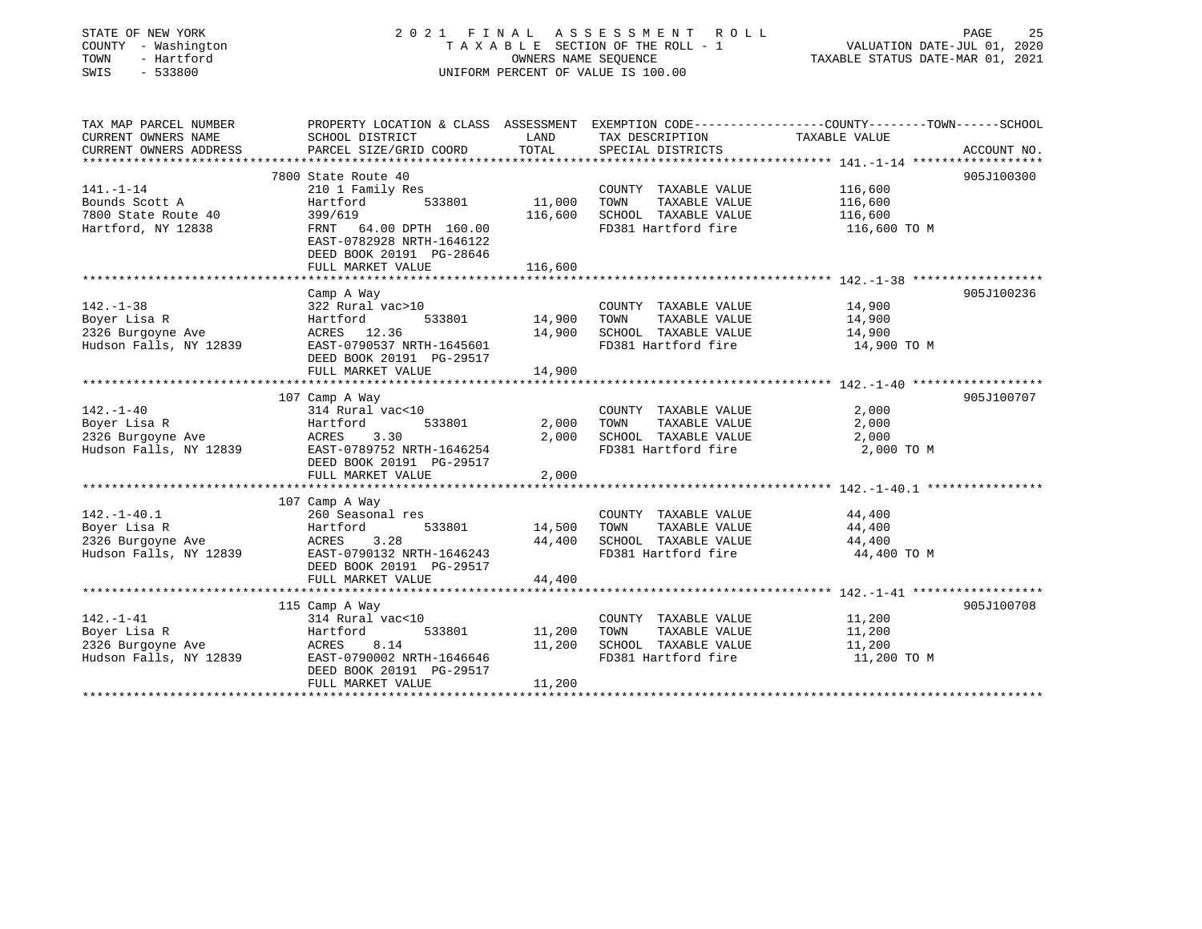STATE OF NEW YORK
COUNTY - Washington
TOWN - Hartford
SWIS - 533800

# 2021 FINAL ASSESSMENT ROLL

TAXABLE SECTION OF THE ROLL - 1
OWNERS NAME SEQUENCE
UNIFORM PERCENT OF VALUE IS 100.00

VALUATION DATE-JUL 01, 2020
TAXABLE STATUS DATE-MAR 01, 2021

| TAX MAP PARCEL NUMBER / CURRENT OWNERS NAME / CURRENT OWNERS ADDRESS | PROPERTY LOCATION & CLASS / SCHOOL DISTRICT / PARCEL SIZE/GRID COORD | ASSESSMENT LAND | TOTAL | EXEMPTION CODE / TAX DESCRIPTION / SPECIAL DISTRICTS | TAXABLE VALUE (COUNTY / TOWN / SCHOOL) | ACCOUNT NO. |
|---|---|---|---|---|---|---|
| 141.-1-14 | 7800 State Route 40 | | | | | 905J100300 |
| Bounds Scott A | 210 1 Family Res | | | COUNTY TAXABLE VALUE | 116,600 | |
| 7800 State Route 40 | Hartford 533801 | 11,000 | | TOWN TAXABLE VALUE | 116,600 | |
| Hartford, NY 12838 | 399/619 | | 116,600 | SCHOOL TAXABLE VALUE | 116,600 | |
| | FRNT 64.00 DPTH 160.00 | | | FD381 Hartford fire | 116,600 TO M | |
| | EAST-0782928 NRTH-1646122 | | | | | |
| | DEED BOOK 20191 PG-28646 | | | | | |
| | FULL MARKET VALUE | | 116,600 | | | |
| 142.-1-38 | Camp A Way | | | | | 905J100236 |
| Boyer Lisa R | 322 Rural vac>10 | | | COUNTY TAXABLE VALUE | 14,900 | |
| 2326 Burgoyne Ave | Hartford 533801 | 14,900 | | TOWN TAXABLE VALUE | 14,900 | |
| Hudson Falls, NY 12839 | ACRES 12.36 | | 14,900 | SCHOOL TAXABLE VALUE | 14,900 | |
| | EAST-0790537 NRTH-1645601 | | | FD381 Hartford fire | 14,900 TO M | |
| | DEED BOOK 20191 PG-29517 | | | | | |
| | FULL MARKET VALUE | | 14,900 | | | |
| 142.-1-40 | 107 Camp A Way | | | | | 905J100707 |
| Boyer Lisa R | 314 Rural vac<10 | | | COUNTY TAXABLE VALUE | 2,000 | |
| 2326 Burgoyne Ave | Hartford 533801 | 2,000 | | TOWN TAXABLE VALUE | 2,000 | |
| Hudson Falls, NY 12839 | ACRES 3.30 | | 2,000 | SCHOOL TAXABLE VALUE | 2,000 | |
| | EAST-0789752 NRTH-1646254 | | | FD381 Hartford fire | 2,000 TO M | |
| | DEED BOOK 20191 PG-29517 | | | | | |
| | FULL MARKET VALUE | | 2,000 | | | |
| 142.-1-40.1 | 107 Camp A Way | | | | | |
| Boyer Lisa R | 260 Seasonal res | | | COUNTY TAXABLE VALUE | 44,400 | |
| 2326 Burgoyne Ave | Hartford 533801 | 14,500 | | TOWN TAXABLE VALUE | 44,400 | |
| Hudson Falls, NY 12839 | ACRES 3.28 | | 44,400 | SCHOOL TAXABLE VALUE | 44,400 | |
| | EAST-0790132 NRTH-1646243 | | | FD381 Hartford fire | 44,400 TO M | |
| | DEED BOOK 20191 PG-29517 | | | | | |
| | FULL MARKET VALUE | | 44,400 | | | |
| 142.-1-41 | 115 Camp A Way | | | | | 905J100708 |
| Boyer Lisa R | 314 Rural vac<10 | | | COUNTY TAXABLE VALUE | 11,200 | |
| 2326 Burgoyne Ave | Hartford 533801 | 11,200 | | TOWN TAXABLE VALUE | 11,200 | |
| Hudson Falls, NY 12839 | ACRES 8.14 | | 11,200 | SCHOOL TAXABLE VALUE | 11,200 | |
| | EAST-0790002 NRTH-1646646 | | | FD381 Hartford fire | 11,200 TO M | |
| | DEED BOOK 20191 PG-29517 | | | | | |
| | FULL MARKET VALUE | | 11,200 | | | |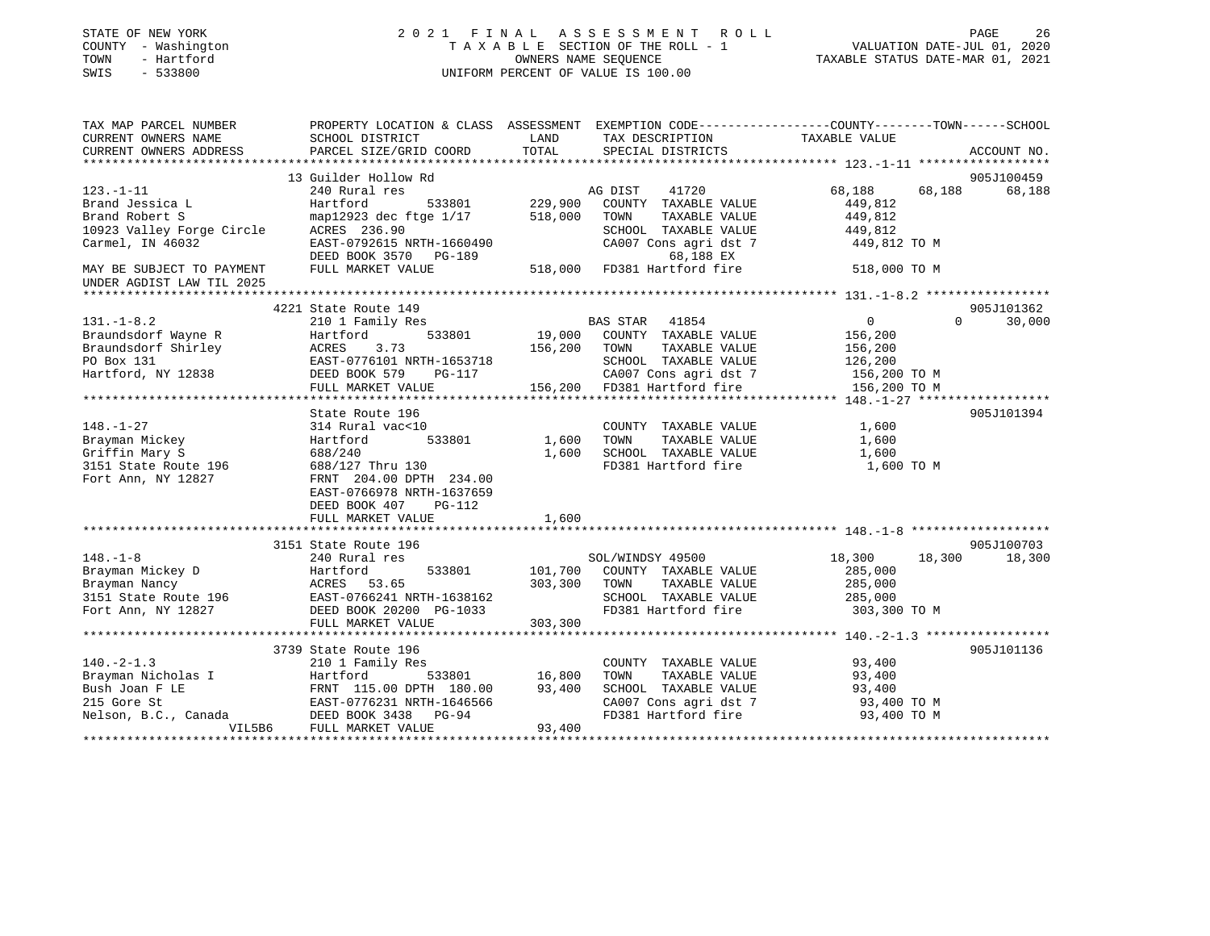STATE OF NEW YORK
COUNTY - Washington
TOWN - Hartford
SWIS - 533800

# 2021 FINAL ASSESSMENT ROLL

TAXABLE SECTION OF THE ROLL - 1
OWNERS NAME SEQUENCE
UNIFORM PERCENT OF VALUE IS 100.00

VALUATION DATE-JUL 01, 2020
TAXABLE STATUS DATE-MAR 01, 2021

```
TAX MAP PARCEL NUMBER          PROPERTY LOCATION & CLASS  ASSESSMENT  EXEMPTION CODE-----------------COUNTY--------TOWN------SCHOOL
CURRENT OWNERS NAME            SCHOOL DISTRICT              LAND      TAX DESCRIPTION              TAXABLE VALUE
CURRENT OWNERS ADDRESS         PARCEL SIZE/GRID COORD       TOTAL     SPECIAL DISTRICTS                                     ACCOUNT NO.
****************************************************************************************** 123.-1-11 ******************
                               13 Guilder Hollow Rd                                                                          905J100459
123.-1-11                      240 Rural res                          AG DIST    41720               68,188      68,188      68,188
Brand Jessica L                Hartford        533801       229,900   COUNTY  TAXABLE VALUE         449,812
Brand Robert S                 map12923 dec ftge 1/17       518,000   TOWN    TAXABLE VALUE         449,812
10923 Valley Forge Circle      ACRES  236.90                          SCHOOL  TAXABLE VALUE         449,812
Carmel, IN 46032               EAST-0792615 NRTH-1660490              CA007 Cons agri dst 7          449,812 TO M
                               DEED BOOK 3570   PG-189                       68,188 EX
MAY BE SUBJECT TO PAYMENT      FULL MARKET VALUE            518,000   FD381 Hartford fire            518,000 TO M
UNDER AGDIST LAW TIL 2025
****************************************************************************************** 131.-1-8.2 *****************
                               4221 State Route 149                                                                          905J101362
131.-1-8.2                     210 1 Family Res                       BAS STAR   41854                    0           0      30,000
Braundsdorf Wayne R            Hartford        533801        19,000   COUNTY  TAXABLE VALUE         156,200
Braundsdorf Shirley            ACRES    3.73                156,200   TOWN    TAXABLE VALUE         156,200
PO Box 131                     EAST-0776101 NRTH-1653718              SCHOOL  TAXABLE VALUE         126,200
Hartford, NY 12838             DEED BOOK 579    PG-117                CA007 Cons agri dst 7          156,200 TO M
                               FULL MARKET VALUE            156,200   FD381 Hartford fire            156,200 TO M
****************************************************************************************** 148.-1-27 ******************
                               State Route 196                                                                               905J101394
148.-1-27                      314 Rural vac<10                       COUNTY  TAXABLE VALUE           1,600
Brayman Mickey                 Hartford        533801         1,600   TOWN    TAXABLE VALUE           1,600
Griffin Mary S                 688/240                        1,600   SCHOOL  TAXABLE VALUE           1,600
3151 State Route 196           688/127 Thru 130                       FD381 Hartford fire              1,600 TO M
Fort Ann, NY 12827             FRNT 204.00 DPTH 234.00
                               EAST-0766978 NRTH-1637659
                               DEED BOOK 407    PG-112
                               FULL MARKET VALUE              1,600
****************************************************************************************** 148.-1-8 *******************
                               3151 State Route 196                                                                          905J100703
148.-1-8                       240 Rural res                          SOL/WINDSY 49500               18,300      18,300      18,300
Brayman Mickey D               Hartford        533801       101,700   COUNTY  TAXABLE VALUE         285,000
Brayman Nancy                  ACRES   53.65                303,300   TOWN    TAXABLE VALUE         285,000
3151 State Route 196           EAST-0766241 NRTH-1638162              SCHOOL  TAXABLE VALUE         285,000
Fort Ann, NY 12827             DEED BOOK 20200 PG-1033                FD381 Hartford fire            303,300 TO M
                               FULL MARKET VALUE            303,300
****************************************************************************************** 140.-2-1.3 *****************
                               3739 State Route 196                                                                          905J101136
140.-2-1.3                     210 1 Family Res                       COUNTY  TAXABLE VALUE          93,400
Brayman Nicholas I             Hartford        533801        16,800   TOWN    TAXABLE VALUE          93,400
Bush Joan F LE                 FRNT 115.00 DPTH 180.00       93,400   SCHOOL  TAXABLE VALUE          93,400
215 Gore St                    EAST-0776231 NRTH-1646566              CA007 Cons agri dst 7           93,400 TO M
Nelson, B.C., Canada           DEED BOOK 3438   PG-94                 FD381 Hartford fire             93,400 TO M
                     VIL5B6    FULL MARKET VALUE             93,400
************************************************************************************************************************
```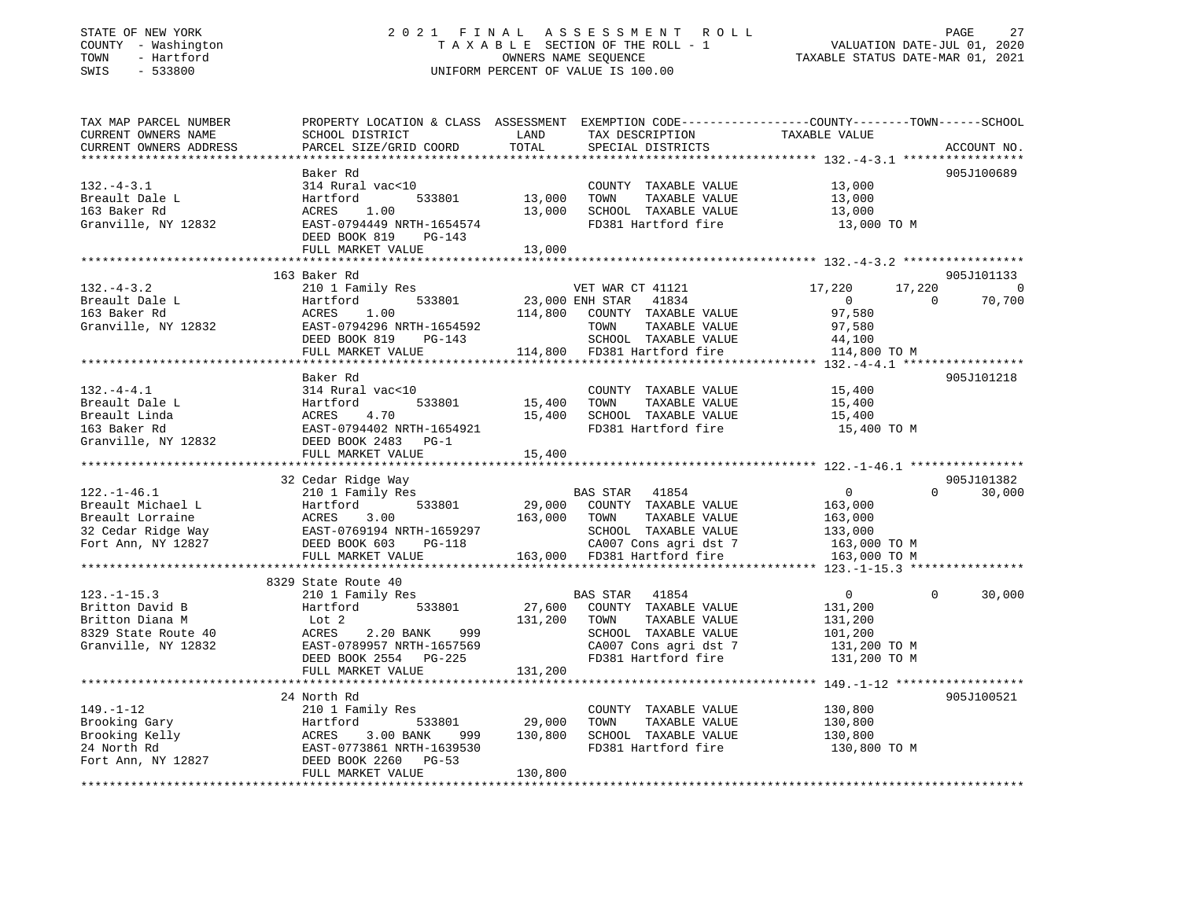STATE OF NEW YORK
COUNTY - Washington
TOWN - Hartford
SWIS - 533800

# 2021 FINAL ASSESSMENT ROLL
TAXABLE SECTION OF THE ROLL - 1
OWNERS NAME SEQUENCE
UNIFORM PERCENT OF VALUE IS 100.00

VALUATION DATE-JUL 01, 2020
TAXABLE STATUS DATE-MAR 01, 2021

| TAX MAP PARCEL NUMBER / CURRENT OWNERS NAME / CURRENT OWNERS ADDRESS | PROPERTY LOCATION & CLASS / SCHOOL DISTRICT / PARCEL SIZE/GRID COORD | ASSESSMENT LAND | TOTAL | EXEMPTION CODE / TAX DESCRIPTION / SPECIAL DISTRICTS | COUNTY | TOWN | SCHOOL | ACCOUNT NO. |
|---|---|---|---|---|---|---|---|---|
| **132.-4-3.1** | Baker Rd | | | | | | | 905J100689 |
| Breault Dale L | 314 Rural vac<10 | | | COUNTY TAXABLE VALUE | 13,000 | | | |
| 163 Baker Rd | Hartford 533801 | 13,000 | | TOWN TAXABLE VALUE | | 13,000 | | |
| Granville, NY 12832 | ACRES 1.00 | | 13,000 | SCHOOL TAXABLE VALUE | | | 13,000 | |
| | EAST-0794449 NRTH-1654574 | | | FD381 Hartford fire | 13,000 TO M | | | |
| | DEED BOOK 819 PG-143 | | | | | | | |
| | FULL MARKET VALUE | | 13,000 | | | | | |
| **132.-4-3.2** | 163 Baker Rd | | | | | | | 905J101133 |
| Breault Dale L | 210 1 Family Res | | | VET WAR CT 41121 | 17,220 | 17,220 | 0 | |
| 163 Baker Rd | Hartford 533801 | 23,000 | | ENH STAR 41834 | 0 | 0 | 70,700 | |
| Granville, NY 12832 | ACRES 1.00 | | 114,800 | COUNTY TAXABLE VALUE | 97,580 | | | |
| | EAST-0794296 NRTH-1654592 | | | TOWN TAXABLE VALUE | | 97,580 | | |
| | DEED BOOK 819 PG-143 | | | SCHOOL TAXABLE VALUE | | | 44,100 | |
| | FULL MARKET VALUE | | 114,800 | FD381 Hartford fire | 114,800 TO M | | | |
| **132.-4-4.1** | Baker Rd | | | | | | | 905J101218 |
| Breault Dale L | 314 Rural vac<10 | | | COUNTY TAXABLE VALUE | 15,400 | | | |
| Breault Linda | Hartford 533801 | 15,400 | | TOWN TAXABLE VALUE | | 15,400 | | |
| 163 Baker Rd | ACRES 4.70 | | 15,400 | SCHOOL TAXABLE VALUE | | | 15,400 | |
| Granville, NY 12832 | EAST-0794402 NRTH-1654921 | | | FD381 Hartford fire | 15,400 TO M | | | |
| | DEED BOOK 2483 PG-1 | | | | | | | |
| | FULL MARKET VALUE | | 15,400 | | | | | |
| **122.-1-46.1** | 32 Cedar Ridge Way | | | | | | | 905J101382 |
| Breault Michael L | 210 1 Family Res | | | BAS STAR 41854 | 0 | 0 | 30,000 | |
| Breault Lorraine | Hartford 533801 | 29,000 | | COUNTY TAXABLE VALUE | 163,000 | | | |
| 32 Cedar Ridge Way | ACRES 3.00 | | 163,000 | TOWN TAXABLE VALUE | | 163,000 | | |
| Fort Ann, NY 12827 | EAST-0769194 NRTH-1659297 | | | SCHOOL TAXABLE VALUE | | | 133,000 | |
| | DEED BOOK 603 PG-118 | | | CA007 Cons agri dst 7 | 163,000 TO M | | | |
| | FULL MARKET VALUE | | 163,000 | FD381 Hartford fire | 163,000 TO M | | | |
| **123.-1-15.3** | 8329 State Route 40 | | | | | | | |
| Britton David B | 210 1 Family Res | | | BAS STAR 41854 | 0 | 0 | 30,000 | |
| Britton Diana M | Hartford 533801 | 27,600 | | COUNTY TAXABLE VALUE | 131,200 | | | |
| 8329 State Route 40 | Lot 2 | | 131,200 | TOWN TAXABLE VALUE | | 131,200 | | |
| Granville, NY 12832 | ACRES 2.20 BANK 999 | | | SCHOOL TAXABLE VALUE | | | 101,200 | |
| | EAST-0789957 NRTH-1657569 | | | CA007 Cons agri dst 7 | 131,200 TO M | | | |
| | DEED BOOK 2554 PG-225 | | | FD381 Hartford fire | 131,200 TO M | | | |
| | FULL MARKET VALUE | | 131,200 | | | | | |
| **149.-1-12** | 24 North Rd | | | | | | | 905J100521 |
| Brooking Gary | 210 1 Family Res | | | COUNTY TAXABLE VALUE | 130,800 | | | |
| Brooking Kelly | Hartford 533801 | 29,000 | | TOWN TAXABLE VALUE | | 130,800 | | |
| 24 North Rd | ACRES 3.00 BANK 999 | | 130,800 | SCHOOL TAXABLE VALUE | | | 130,800 | |
| Fort Ann, NY 12827 | EAST-0773861 NRTH-1639530 | | | FD381 Hartford fire | 130,800 TO M | | | |
| | DEED BOOK 2260 PG-53 | | | | | | | |
| | FULL MARKET VALUE | | 130,800 | | | | | |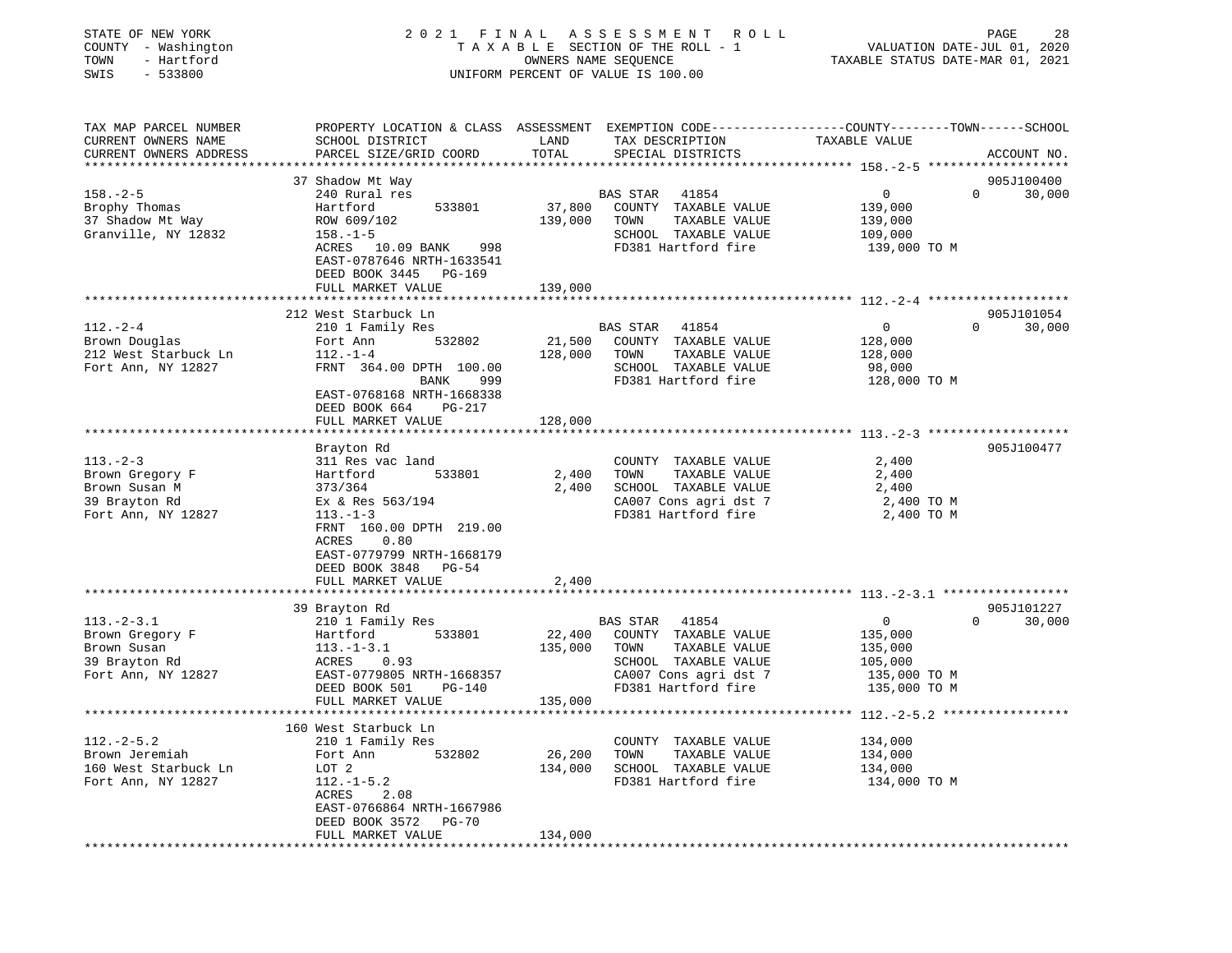STATE OF NEW YORK
COUNTY - Washington
TOWN - Hartford
SWIS - 533800

2021 FINAL ASSESSMENT ROLL
TAXABLE SECTION OF THE ROLL - 1
OWNERS NAME SEQUENCE
UNIFORM PERCENT OF VALUE IS 100.00

VALUATION DATE-JUL 01, 2020
TAXABLE STATUS DATE-MAR 01, 2021

| TAX MAP PARCEL NUMBER<br>CURRENT OWNERS NAME<br>CURRENT OWNERS ADDRESS | PROPERTY LOCATION & CLASS<br>SCHOOL DISTRICT<br>PARCEL SIZE/GRID COORD | ASSESSMENT<br>LAND<br>TOTAL | EXEMPTION CODE<br>TAX DESCRIPTION<br>SPECIAL DISTRICTS | COUNTY TAXABLE VALUE | TOWN | SCHOOL<br>ACCOUNT NO. |
|---|---|---|---|---|---|---|
| **158.-2-5** | 37 Shadow Mt Way | | | | | 905J100400 |
| 158.-2-5 | 240 Rural res | | BAS STAR 41854 | 0 | 0 | 30,000 |
| Brophy Thomas | Hartford 533801 | 37,800 | COUNTY TAXABLE VALUE | 139,000 | | |
| 37 Shadow Mt Way | ROW 609/102 | 139,000 | TOWN TAXABLE VALUE | 139,000 | | |
| Granville, NY 12832 | 158.-1-5 | | SCHOOL TAXABLE VALUE | 109,000 | | |
| | ACRES 10.09 BANK 998 | | FD381 Hartford fire | 139,000 TO M | | |
| | EAST-0787646 NRTH-1633541 | | | | | |
| | DEED BOOK 3445 PG-169 | | | | | |
| | FULL MARKET VALUE | 139,000 | | | | |
| **112.-2-4** | 212 West Starbuck Ln | | | | | 905J101054 |
| 112.-2-4 | 210 1 Family Res | | BAS STAR 41854 | 0 | 0 | 30,000 |
| Brown Douglas | Fort Ann 532802 | 21,500 | COUNTY TAXABLE VALUE | 128,000 | | |
| 212 West Starbuck Ln | 112.-1-4 | 128,000 | TOWN TAXABLE VALUE | 128,000 | | |
| Fort Ann, NY 12827 | FRNT 364.00 DPTH 100.00 | | SCHOOL TAXABLE VALUE | 98,000 | | |
| | BANK 999 | | FD381 Hartford fire | 128,000 TO M | | |
| | EAST-0768168 NRTH-1668338 | | | | | |
| | DEED BOOK 664 PG-217 | | | | | |
| | FULL MARKET VALUE | 128,000 | | | | |
| **113.-2-3** | Brayton Rd | | | | | 905J100477 |
| 113.-2-3 | 311 Res vac land | | COUNTY TAXABLE VALUE | 2,400 | | |
| Brown Gregory F | Hartford 533801 | 2,400 | TOWN TAXABLE VALUE | 2,400 | | |
| Brown Susan M | 373/364 | 2,400 | SCHOOL TAXABLE VALUE | 2,400 | | |
| 39 Brayton Rd | Ex & Res 563/194 | | CA007 Cons agri dst 7 | 2,400 TO M | | |
| Fort Ann, NY 12827 | 113.-1-3 | | FD381 Hartford fire | 2,400 TO M | | |
| | FRNT 160.00 DPTH 219.00 | | | | | |
| | ACRES 0.80 | | | | | |
| | EAST-0779799 NRTH-1668179 | | | | | |
| | DEED BOOK 3848 PG-54 | | | | | |
| | FULL MARKET VALUE | 2,400 | | | | |
| **113.-2-3.1** | 39 Brayton Rd | | | | | 905J101227 |
| 113.-2-3.1 | 210 1 Family Res | | BAS STAR 41854 | 0 | 0 | 30,000 |
| Brown Gregory F | Hartford 533801 | 22,400 | COUNTY TAXABLE VALUE | 135,000 | | |
| Brown Susan | 113.-1-3.1 | 135,000 | TOWN TAXABLE VALUE | 135,000 | | |
| 39 Brayton Rd | ACRES 0.93 | | SCHOOL TAXABLE VALUE | 105,000 | | |
| Fort Ann, NY 12827 | EAST-0779805 NRTH-1668357 | | CA007 Cons agri dst 7 | 135,000 TO M | | |
| | DEED BOOK 501 PG-140 | | FD381 Hartford fire | 135,000 TO M | | |
| | FULL MARKET VALUE | 135,000 | | | | |
| **112.-2-5.2** | 160 West Starbuck Ln | | | | | |
| 112.-2-5.2 | 210 1 Family Res | | COUNTY TAXABLE VALUE | 134,000 | | |
| Brown Jeremiah | Fort Ann 532802 | 26,200 | TOWN TAXABLE VALUE | 134,000 | | |
| 160 West Starbuck Ln | LOT 2 | 134,000 | SCHOOL TAXABLE VALUE | 134,000 | | |
| Fort Ann, NY 12827 | 112.-1-5.2 | | FD381 Hartford fire | 134,000 TO M | | |
| | ACRES 2.08 | | | | | |
| | EAST-0766864 NRTH-1667986 | | | | | |
| | DEED BOOK 3572 PG-70 | | | | | |
| | FULL MARKET VALUE | 134,000 | | | | |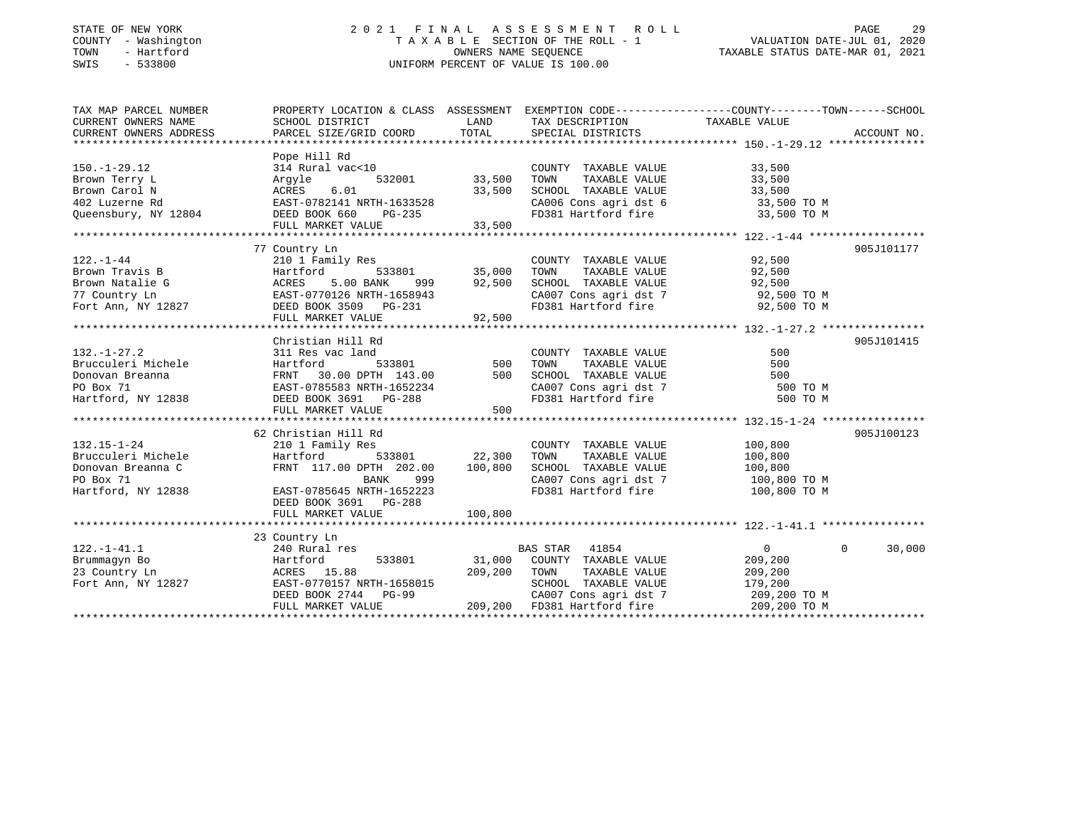STATE OF NEW YORK
COUNTY - Washington
TOWN - Hartford
SWIS - 533800

2021 FINAL ASSESSMENT ROLL
TAXABLE SECTION OF THE ROLL - 1
OWNERS NAME SEQUENCE
UNIFORM PERCENT OF VALUE IS 100.00

VALUATION DATE-JUL 01, 2020
TAXABLE STATUS DATE-MAR 01, 2021

| TAX MAP PARCEL NUMBER / CURRENT OWNERS NAME / CURRENT OWNERS ADDRESS | PROPERTY LOCATION & CLASS / SCHOOL DISTRICT / PARCEL SIZE/GRID COORD | ASSESSMENT LAND | TOTAL | EXEMPTION CODE / TAX DESCRIPTION / SPECIAL DISTRICTS | COUNTY TAXABLE VALUE | TOWN | SCHOOL | ACCOUNT NO. |
|---|---|---|---|---|---|---|---|---|
| **150.-1-29.12** | Pope Hill Rd | | | | | | | |
| 150.-1-29.12 | 314 Rural vac<10 | | | COUNTY TAXABLE VALUE | 33,500 | | | |
| Brown Terry L | Argyle 532001 | 33,500 | | TOWN TAXABLE VALUE | 33,500 | | | |
| Brown Carol N | ACRES 6.01 | | 33,500 | SCHOOL TAXABLE VALUE | 33,500 | | | |
| 402 Luzerne Rd | EAST-0782141 NRTH-1633528 | | | CA006 Cons agri dst 6 | 33,500 TO M | | | |
| Queensbury, NY 12804 | DEED BOOK 660 PG-235 | | | FD381 Hartford fire | 33,500 TO M | | | |
| | FULL MARKET VALUE | | 33,500 | | | | | |
| **122.-1-44** | 77 Country Ln | | | | | | | 905J101177 |
| 122.-1-44 | 210 1 Family Res | | | COUNTY TAXABLE VALUE | 92,500 | | | |
| Brown Travis B | Hartford 533801 | 35,000 | | TOWN TAXABLE VALUE | 92,500 | | | |
| Brown Natalie G | ACRES 5.00 BANK 999 | | 92,500 | SCHOOL TAXABLE VALUE | 92,500 | | | |
| 77 Country Ln | EAST-0770126 NRTH-1658943 | | | CA007 Cons agri dst 7 | 92,500 TO M | | | |
| Fort Ann, NY 12827 | DEED BOOK 3509 PG-231 | | | FD381 Hartford fire | 92,500 TO M | | | |
| | FULL MARKET VALUE | | 92,500 | | | | | |
| **132.-1-27.2** | Christian Hill Rd | | | | | | | 905J101415 |
| 132.-1-27.2 | 311 Res vac land | | | COUNTY TAXABLE VALUE | 500 | | | |
| Brucculeri Michele | Hartford 533801 | 500 | | TOWN TAXABLE VALUE | 500 | | | |
| Donovan Breanna | FRNT 30.00 DPTH 143.00 | | 500 | SCHOOL TAXABLE VALUE | 500 | | | |
| PO Box 71 | EAST-0785583 NRTH-1652234 | | | CA007 Cons agri dst 7 | 500 TO M | | | |
| Hartford, NY 12838 | DEED BOOK 3691 PG-288 | | | FD381 Hartford fire | 500 TO M | | | |
| | FULL MARKET VALUE | | 500 | | | | | |
| **132.15-1-24** | 62 Christian Hill Rd | | | | | | | 905J100123 |
| 132.15-1-24 | 210 1 Family Res | | | COUNTY TAXABLE VALUE | 100,800 | | | |
| Brucculeri Michele | Hartford 533801 | 22,300 | | TOWN TAXABLE VALUE | 100,800 | | | |
| Donovan Breanna C | FRNT 117.00 DPTH 202.00 | | 100,800 | SCHOOL TAXABLE VALUE | 100,800 | | | |
| PO Box 71 | BANK 999 | | | CA007 Cons agri dst 7 | 100,800 TO M | | | |
| Hartford, NY 12838 | EAST-0785645 NRTH-1652223 | | | FD381 Hartford fire | 100,800 TO M | | | |
| | DEED BOOK 3691 PG-288 | | | | | | | |
| | FULL MARKET VALUE | | 100,800 | | | | | |
| **122.-1-41.1** | 23 Country Ln | | | | | | | |
| 122.-1-41.1 | 240 Rural res | | | BAS STAR 41854 | 0 | 0 | 30,000 | |
| Brummagyn Bo | Hartford 533801 | 31,000 | | COUNTY TAXABLE VALUE | 209,200 | | | |
| 23 Country Ln | ACRES 15.88 | | 209,200 | TOWN TAXABLE VALUE | 209,200 | | | |
| Fort Ann, NY 12827 | EAST-0770157 NRTH-1658015 | | | SCHOOL TAXABLE VALUE | 179,200 | | | |
| | DEED BOOK 2744 PG-99 | | | CA007 Cons agri dst 7 | 209,200 TO M | | | |
| | FULL MARKET VALUE | | 209,200 | FD381 Hartford fire | 209,200 TO M | | | |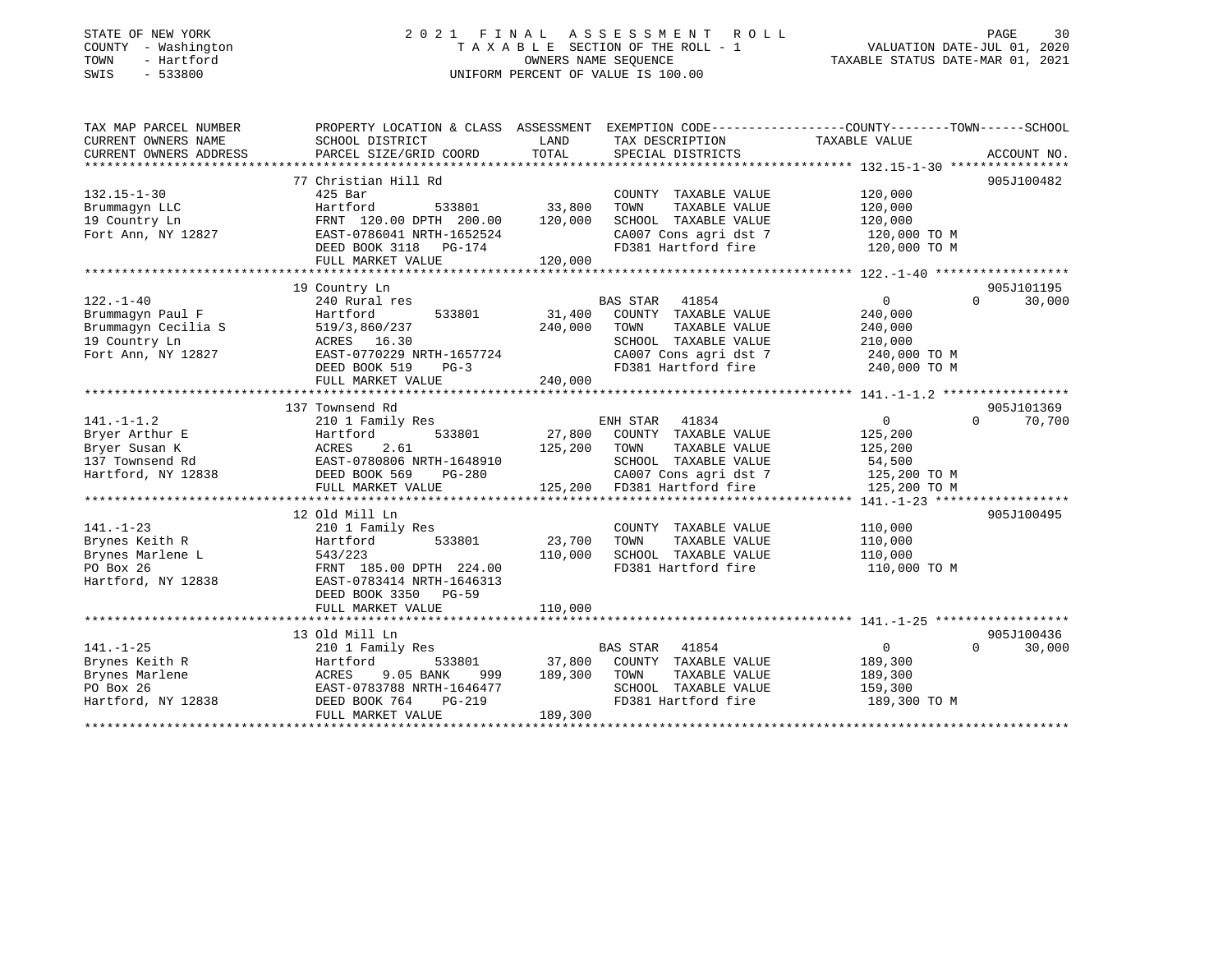STATE OF NEW YORK
COUNTY - Washington
TOWN - Hartford
SWIS - 533800

# 2021 FINAL ASSESSMENT ROLL

TAXABLE SECTION OF THE ROLL - 1
OWNERS NAME SEQUENCE
UNIFORM PERCENT OF VALUE IS 100.00

VALUATION DATE-JUL 01, 2020
TAXABLE STATUS DATE-MAR 01, 2021

| TAX MAP PARCEL NUMBER / CURRENT OWNERS NAME / CURRENT OWNERS ADDRESS | PROPERTY LOCATION & CLASS / SCHOOL DISTRICT / PARCEL SIZE/GRID COORD | ASSESSMENT LAND | TOTAL | EXEMPTION CODE / TAX DESCRIPTION / SPECIAL DISTRICTS | COUNTY TAXABLE VALUE | TOWN | SCHOOL | ACCOUNT NO. |
|---|---|---|---|---|---|---|---|---|
| 132.15-1-30 | 77 Christian Hill Rd | | | | | | | 905J100482 |
| Brummagyn LLC | 425 Bar | | | COUNTY TAXABLE VALUE | 120,000 | | | |
| 19 Country Ln | Hartford 533801 | 33,800 | | TOWN TAXABLE VALUE | 120,000 | | | |
| Fort Ann, NY 12827 | FRNT 120.00 DPTH 200.00 | | 120,000 | SCHOOL TAXABLE VALUE | 120,000 | | | |
| | EAST-0786041 NRTH-1652524 | | | CA007 Cons agri dst 7 | 120,000 TO M | | | |
| | DEED BOOK 3118 PG-174 | | | FD381 Hartford fire | 120,000 TO M | | | |
| | FULL MARKET VALUE | | 120,000 | | | | | |
| 122.-1-40 | 19 Country Ln | | | | | | | 905J101195 |
| Brummagyn Paul F | 240 Rural res | | | BAS STAR 41854 | 0 | 0 | 30,000 | |
| Brummagyn Cecilia S | Hartford 533801 | 31,400 | | COUNTY TAXABLE VALUE | 240,000 | | | |
| 19 Country Ln | 519/3,860/237 | | 240,000 | TOWN TAXABLE VALUE | 240,000 | | | |
| Fort Ann, NY 12827 | ACRES 16.30 | | | SCHOOL TAXABLE VALUE | 210,000 | | | |
| | EAST-0770229 NRTH-1657724 | | | CA007 Cons agri dst 7 | 240,000 TO M | | | |
| | DEED BOOK 519 PG-3 | | | FD381 Hartford fire | 240,000 TO M | | | |
| | FULL MARKET VALUE | | 240,000 | | | | | |
| 141.-1-1.2 | 137 Townsend Rd | | | | | | | 905J101369 |
| Bryer Arthur E | 210 1 Family Res | | | ENH STAR 41834 | 0 | 0 | 70,700 | |
| Bryer Susan K | Hartford 533801 | 27,800 | | COUNTY TAXABLE VALUE | 125,200 | | | |
| 137 Townsend Rd | ACRES 2.61 | | 125,200 | TOWN TAXABLE VALUE | 125,200 | | | |
| Hartford, NY 12838 | EAST-0780806 NRTH-1648910 | | | SCHOOL TAXABLE VALUE | 54,500 | | | |
| | DEED BOOK 569 PG-280 | | | CA007 Cons agri dst 7 | 125,200 TO M | | | |
| | FULL MARKET VALUE | | 125,200 | FD381 Hartford fire | 125,200 TO M | | | |
| 141.-1-23 | 12 Old Mill Ln | | | | | | | 905J100495 |
| Brynes Keith R | 210 1 Family Res | | | COUNTY TAXABLE VALUE | 110,000 | | | |
| Brynes Marlene L | Hartford 533801 | 23,700 | | TOWN TAXABLE VALUE | 110,000 | | | |
| PO Box 26 | 543/223 | | 110,000 | SCHOOL TAXABLE VALUE | 110,000 | | | |
| Hartford, NY 12838 | FRNT 185.00 DPTH 224.00 | | | FD381 Hartford fire | 110,000 TO M | | | |
| | EAST-0783414 NRTH-1646313 | | | | | | | |
| | DEED BOOK 3350 PG-59 | | | | | | | |
| | FULL MARKET VALUE | | 110,000 | | | | | |
| 141.-1-25 | 13 Old Mill Ln | | | | | | | 905J100436 |
| Brynes Keith R | 210 1 Family Res | | | BAS STAR 41854 | 0 | 0 | 30,000 | |
| Brynes Marlene | Hartford 533801 | 37,800 | | COUNTY TAXABLE VALUE | 189,300 | | | |
| PO Box 26 | ACRES 9.05 BANK 999 | | 189,300 | TOWN TAXABLE VALUE | 189,300 | | | |
| Hartford, NY 12838 | EAST-0783788 NRTH-1646477 | | | SCHOOL TAXABLE VALUE | 159,300 | | | |
| | DEED BOOK 764 PG-219 | | | FD381 Hartford fire | 189,300 TO M | | | |
| | FULL MARKET VALUE | | 189,300 | | | | | |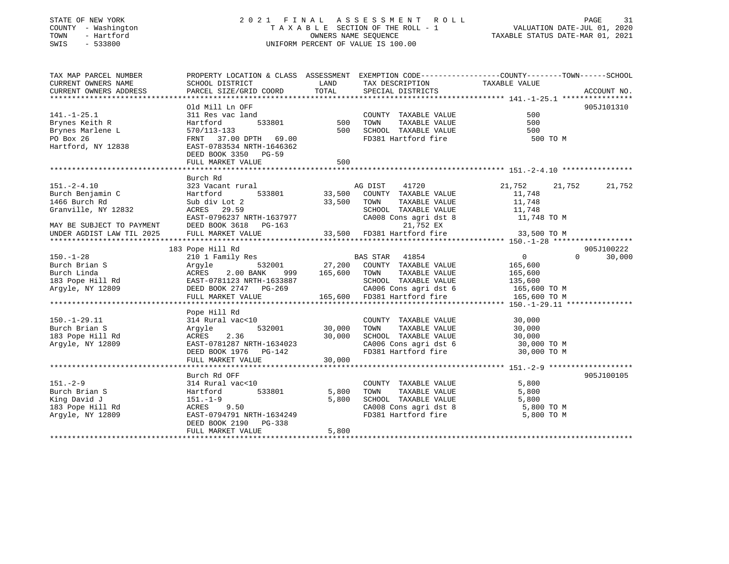STATE OF NEW YORK
COUNTY - Washington
TOWN - Hartford
SWIS - 533800

2021 FINAL ASSESSMENT ROLL
TAXABLE SECTION OF THE ROLL - 1
OWNERS NAME SEQUENCE
UNIFORM PERCENT OF VALUE IS 100.00

VALUATION DATE-JUL 01, 2020
TAXABLE STATUS DATE-MAR 01, 2021

```
TAX MAP PARCEL NUMBER        PROPERTY LOCATION & CLASS  ASSESSMENT  EXEMPTION CODE-----------------COUNTY--------TOWN------SCHOOL
CURRENT OWNERS NAME          SCHOOL DISTRICT               LAND      TAX DESCRIPTION              TAXABLE VALUE
CURRENT OWNERS ADDRESS       PARCEL SIZE/GRID COORD        TOTAL     SPECIAL DISTRICTS                                          ACCOUNT NO.
******************************************************************************************************* 141.-1-25.1 ****************
                             Old Mill Ln OFF                                                                                905J101310
141.-1-25.1                  311 Res vac land                        COUNTY  TAXABLE VALUE              500
Brynes Keith R               Hartford        533801          500     TOWN    TAXABLE VALUE              500
Brynes Marlene L             570/113-133                     500     SCHOOL  TAXABLE VALUE              500
PO Box 26                    FRNT  37.00 DPTH  69.00                 FD381 Hartford fire                 500 TO M
Hartford, NY 12838           EAST-0783534 NRTH-1646362
                             DEED BOOK 3350   PG-59
                             FULL MARKET VALUE               500
******************************************************************************************************* 151.-2-4.10 ****************
                             Burch Rd
151.-2-4.10                  323 Vacant rural                         AG DIST     41720             21,752      21,752      21,752
Burch Benjamin C             Hartford        533801       33,500     COUNTY  TAXABLE VALUE           11,748
1466 Burch Rd                Sub div Lot 2                33,500     TOWN    TAXABLE VALUE           11,748
Granville, NY 12832          ACRES   29.59                           SCHOOL  TAXABLE VALUE           11,748
                             EAST-0796237 NRTH-1637977               CA008 Cons agri dst 8            11,748 TO M
MAY BE SUBJECT TO PAYMENT    DEED BOOK 3618   PG-163                      21,752 EX
UNDER AGDIST LAW TIL 2025    FULL MARKET VALUE            33,500     FD381 Hartford fire              33,500 TO M
******************************************************************************************************* 150.-1-28 ******************
                           183 Pope Hill Rd                                                                                 905J100222
150.-1-28                    210 1 Family Res                         BAS STAR    41854                  0           0      30,000
Burch Brian S                Argyle          532001       27,200     COUNTY  TAXABLE VALUE          165,600
Burch Linda                  ACRES    2.00 BANK     999  165,600     TOWN    TAXABLE VALUE          165,600
183 Pope Hill Rd             EAST-0781123 NRTH-1633887               SCHOOL  TAXABLE VALUE          135,600
Argyle, NY 12809             DEED BOOK 2747   PG-269                 CA006 Cons agri dst 6           165,600 TO M
                             FULL MARKET VALUE           165,600     FD381 Hartford fire             165,600 TO M
******************************************************************************************************* 150.-1-29.11 ***************
                             Pope Hill Rd
150.-1-29.11                 314 Rural vac<10                        COUNTY  TAXABLE VALUE           30,000
Burch Brian S                Argyle          532001       30,000     TOWN    TAXABLE VALUE           30,000
183 Pope Hill Rd             ACRES    2.36                30,000     SCHOOL  TAXABLE VALUE           30,000
Argyle, NY 12809             EAST-0781287 NRTH-1634023               CA006 Cons agri dst 6            30,000 TO M
                             DEED BOOK 1976   PG-142                 FD381 Hartford fire              30,000 TO M
                             FULL MARKET VALUE            30,000
******************************************************************************************************* 151.-2-9 *******************
                             Burch Rd OFF                                                                                   905J100105
151.-2-9                     314 Rural vac<10                        COUNTY  TAXABLE VALUE            5,800
Burch Brian S                Hartford        533801        5,800     TOWN    TAXABLE VALUE            5,800
King David J                 151.-1-9                      5,800     SCHOOL  TAXABLE VALUE            5,800
183 Pope Hill Rd             ACRES    9.50                           CA008 Cons agri dst 8             5,800 TO M
Argyle, NY 12809             EAST-0794791 NRTH-1634249               FD381 Hartford fire               5,800 TO M
                             DEED BOOK 2190   PG-338
                             FULL MARKET VALUE             5,800
************************************************************************************************************************************
```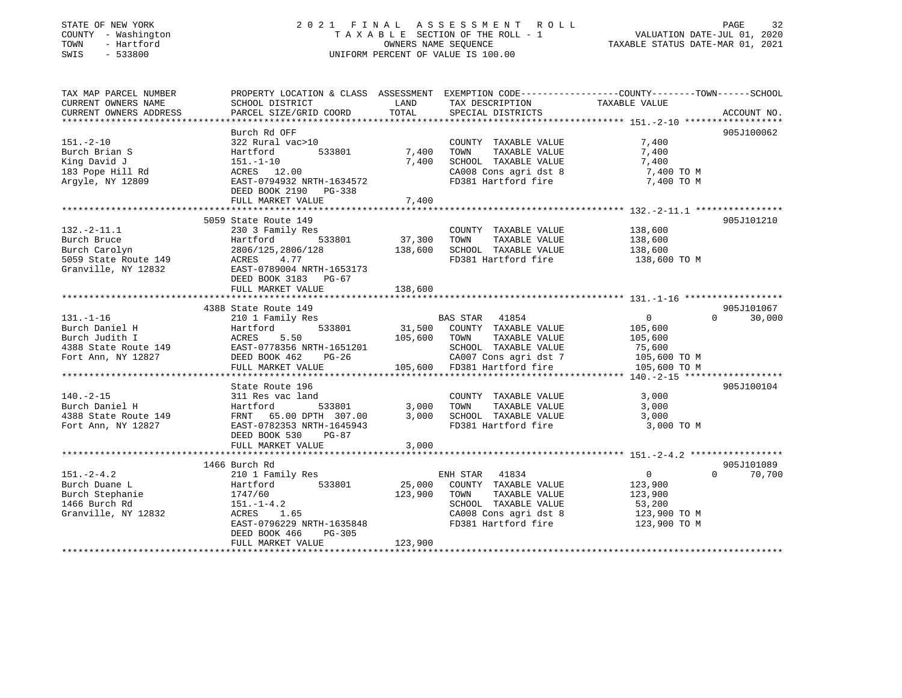STATE OF NEW YORK
COUNTY - Washington
TOWN - Hartford
SWIS - 533800

# 2021 FINAL ASSESSMENT ROLL

TAXABLE SECTION OF THE ROLL - 1
OWNERS NAME SEQUENCE
UNIFORM PERCENT OF VALUE IS 100.00

VALUATION DATE-JUL 01, 2020
TAXABLE STATUS DATE-MAR 01, 2021

| TAX MAP PARCEL NUMBER / CURRENT OWNERS NAME / CURRENT OWNERS ADDRESS | PROPERTY LOCATION & CLASS / SCHOOL DISTRICT / PARCEL SIZE/GRID COORD | ASSESSMENT LAND | TOTAL | EXEMPTION CODE / TAX DESCRIPTION / SPECIAL DISTRICTS | COUNTY TAXABLE VALUE | TOWN | SCHOOL | ACCOUNT NO. |
|---|---|---|---|---|---|---|---|---|
| **151.-2-10** | Burch Rd OFF | | | | | | | 905J100062 |
| Burch Brian S | 322 Rural vac>10 | | | COUNTY TAXABLE VALUE | 7,400 | | | |
| King David J | Hartford 533801 | 7,400 | | TOWN TAXABLE VALUE | 7,400 | | | |
| 183 Pope Hill Rd | 151.-1-10 | | 7,400 | SCHOOL TAXABLE VALUE | 7,400 | | | |
| Argyle, NY 12809 | ACRES 12.00 | | | CA008 Cons agri dst 8 | 7,400 TO M | | | |
| | EAST-0794932 NRTH-1634572 | | | FD381 Hartford fire | 7,400 TO M | | | |
| | DEED BOOK 2190 PG-338 | | | | | | | |
| | FULL MARKET VALUE | | 7,400 | | | | | |
| **132.-2-11.1** | 5059 State Route 149 | | | | | | | 905J101210 |
| Burch Bruce | 230 3 Family Res | | | COUNTY TAXABLE VALUE | 138,600 | | | |
| Burch Carolyn | Hartford 533801 | 37,300 | | TOWN TAXABLE VALUE | 138,600 | | | |
| 5059 State Route 149 | 2806/125,2806/128 | | 138,600 | SCHOOL TAXABLE VALUE | 138,600 | | | |
| Granville, NY 12832 | ACRES 4.77 | | | FD381 Hartford fire | 138,600 TO M | | | |
| | EAST-0789004 NRTH-1653173 | | | | | | | |
| | DEED BOOK 3183 PG-67 | | | | | | | |
| | FULL MARKET VALUE | | 138,600 | | | | | |
| **131.-1-16** | 4388 State Route 149 | | | | | | | 905J101067 |
| Burch Daniel H | 210 1 Family Res | | | BAS STAR 41854 | 0 | 0 | 30,000 | |
| Burch Judith I | Hartford 533801 | 31,500 | | COUNTY TAXABLE VALUE | 105,600 | | | |
| 4388 State Route 149 | ACRES 5.50 | | 105,600 | TOWN TAXABLE VALUE | 105,600 | | | |
| Fort Ann, NY 12827 | EAST-0778356 NRTH-1651201 | | | SCHOOL TAXABLE VALUE | 75,600 | | | |
| | DEED BOOK 462 PG-26 | | | CA007 Cons agri dst 7 | 105,600 TO M | | | |
| | FULL MARKET VALUE | | 105,600 | FD381 Hartford fire | 105,600 TO M | | | |
| **140.-2-15** | State Route 196 | | | | | | | 905J100104 |
| Burch Daniel H | 311 Res vac land | | | COUNTY TAXABLE VALUE | 3,000 | | | |
| 4388 State Route 149 | Hartford 533801 | 3,000 | | TOWN TAXABLE VALUE | 3,000 | | | |
| Fort Ann, NY 12827 | FRNT 65.00 DPTH 307.00 | | 3,000 | SCHOOL TAXABLE VALUE | 3,000 | | | |
| | EAST-0782353 NRTH-1645943 | | | FD381 Hartford fire | 3,000 TO M | | | |
| | DEED BOOK 530 PG-87 | | | | | | | |
| | FULL MARKET VALUE | | 3,000 | | | | | |
| **151.-2-4.2** | 1466 Burch Rd | | | | | | | 905J101089 |
| Burch Duane L | 210 1 Family Res | | | ENH STAR 41834 | 0 | 0 | 70,700 | |
| Burch Stephanie | Hartford 533801 | 25,000 | | COUNTY TAXABLE VALUE | 123,900 | | | |
| 1466 Burch Rd | 1747/60 | | 123,900 | TOWN TAXABLE VALUE | 123,900 | | | |
| Granville, NY 12832 | 151.-1-4.2 | | | SCHOOL TAXABLE VALUE | 53,200 | | | |
| | ACRES 1.65 | | | CA008 Cons agri dst 8 | 123,900 TO M | | | |
| | EAST-0796229 NRTH-1635848 | | | FD381 Hartford fire | 123,900 TO M | | | |
| | DEED BOOK 466 PG-305 | | | | | | | |
| | FULL MARKET VALUE | | 123,900 | | | | | |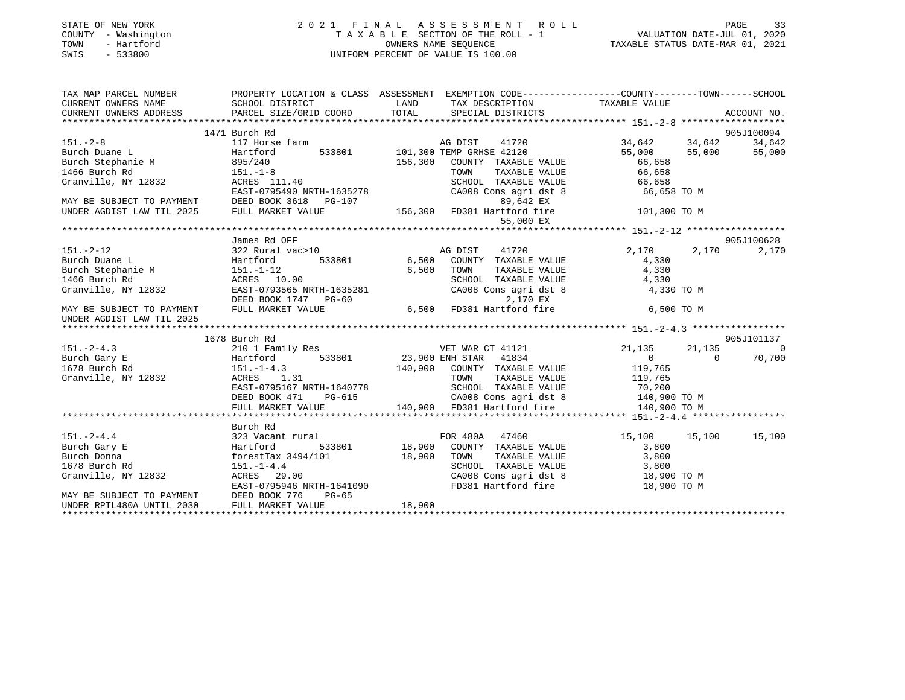STATE OF NEW YORK
COUNTY - Washington
TOWN - Hartford
SWIS - 533800

# 2021 FINAL ASSESSMENT ROLL

TAXABLE SECTION OF THE ROLL - 1
OWNERS NAME SEQUENCE
UNIFORM PERCENT OF VALUE IS 100.00

VALUATION DATE-JUL 01, 2020
TAXABLE STATUS DATE-MAR 01, 2021

```
TAX MAP PARCEL NUMBER          PROPERTY LOCATION & CLASS  ASSESSMENT  EXEMPTION CODE------------------COUNTY--------TOWN------SCHOOL
CURRENT OWNERS NAME            SCHOOL DISTRICT               LAND      TAX DESCRIPTION              TAXABLE VALUE
CURRENT OWNERS ADDRESS         PARCEL SIZE/GRID COORD        TOTAL     SPECIAL DISTRICTS                                     ACCOUNT NO.
******************************************************************************************************* 151.-2-8 *******************
                               1471 Burch Rd                                                                                  905J100094
151.-2-8                       117 Horse farm                         AG DIST    41720                34,642     34,642      34,642
Burch Duane L                  Hartford       533801       101,300 TEMP GRHSE 42120                   55,000     55,000      55,000
Burch Stephanie M              895/240                     156,300    COUNTY  TAXABLE VALUE             66,658
1466 Burch Rd                  151.-1-8                               TOWN    TAXABLE VALUE             66,658
Granville, NY 12832            ACRES  111.40                          SCHOOL  TAXABLE VALUE             66,658
                               EAST-0795490 NRTH-1635278              CA008 Cons agri dst 8              66,658 TO M
MAY BE SUBJECT TO PAYMENT      DEED BOOK 3618   PG-107                       89,642 EX
UNDER AGDIST LAW TIL 2025      FULL MARKET VALUE           156,300    FD381 Hartford fire               101,300 TO M
                                                                             55,000 EX
******************************************************************************************************* 151.-2-12 ******************
                               James Rd OFF                                                                                   905J100628
151.-2-12                      322 Rural vac>10                       AG DIST    41720                 2,170      2,170       2,170
Burch Duane L                  Hartford       533801         6,500    COUNTY  TAXABLE VALUE              4,330
Burch Stephanie M              151.-1-12                     6,500    TOWN    TAXABLE VALUE              4,330
1466 Burch Rd                  ACRES   10.00                          SCHOOL  TAXABLE VALUE              4,330
Granville, NY 12832            EAST-0793565 NRTH-1635281              CA008 Cons agri dst 8               4,330 TO M
                               DEED BOOK 1747   PG-60                         2,170 EX
MAY BE SUBJECT TO PAYMENT      FULL MARKET VALUE             6,500    FD381 Hartford fire                 6,500 TO M
UNDER AGDIST LAW TIL 2025
******************************************************************************************************* 151.-2-4.3 *****************
                               1678 Burch Rd                                                                                  905J101137
151.-2-4.3                     210 1 Family Res                       VET WAR CT 41121                21,135     21,135           0
Burch Gary E                   Hartford       533801        23,900 ENH STAR   41834                        0          0      70,700
1678 Burch Rd                  151.-1-4.3                  140,900    COUNTY  TAXABLE VALUE            119,765
Granville, NY 12832            ACRES    1.31                          TOWN    TAXABLE VALUE            119,765
                               EAST-0795167 NRTH-1640778              SCHOOL  TAXABLE VALUE             70,200
                               DEED BOOK 471    PG-615                CA008 Cons agri dst 8             140,900 TO M
                               FULL MARKET VALUE           140,900    FD381 Hartford fire               140,900 TO M
******************************************************************************************************* 151.-2-4.4 *****************
                               Burch Rd
151.-2-4.4                     323 Vacant rural                       FOR 480A   47460                15,100     15,100      15,100
Burch Gary E                   Hartford       533801        18,900    COUNTY  TAXABLE VALUE              3,800
Burch Donna                    forestTax 3494/101           18,900    TOWN    TAXABLE VALUE              3,800
1678 Burch Rd                  151.-1-4.4                             SCHOOL  TAXABLE VALUE              3,800
Granville, NY 12832            ACRES   29.00                          CA008 Cons agri dst 8              18,900 TO M
                               EAST-0795946 NRTH-1641090              FD381 Hartford fire                18,900 TO M
MAY BE SUBJECT TO PAYMENT      DEED BOOK 776    PG-65
UNDER RPTL480A UNTIL 2030      FULL MARKET VALUE            18,900
************************************************************************************************************************************
```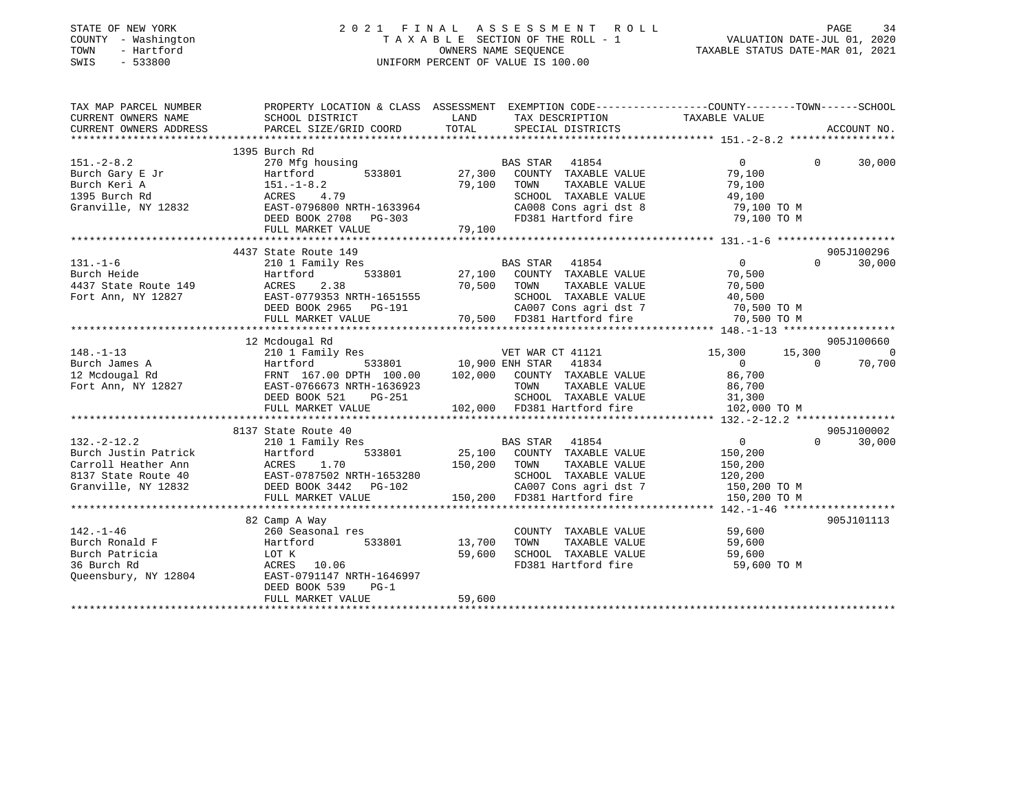STATE OF NEW YORK
COUNTY - Washington
TOWN - Hartford
SWIS - 533800

# 2021 FINAL ASSESSMENT ROLL

TAXABLE SECTION OF THE ROLL - 1
OWNERS NAME SEQUENCE
UNIFORM PERCENT OF VALUE IS 100.00

VALUATION DATE-JUL 01, 2020
TAXABLE STATUS DATE-MAR 01, 2021

```
TAX MAP PARCEL NUMBER          PROPERTY LOCATION & CLASS  ASSESSMENT  EXEMPTION CODE------------------COUNTY--------TOWN------SCHOOL
CURRENT OWNERS NAME            SCHOOL DISTRICT               LAND      TAX DESCRIPTION            TAXABLE VALUE
CURRENT OWNERS ADDRESS         PARCEL SIZE/GRID COORD        TOTAL     SPECIAL DISTRICTS                                     ACCOUNT NO.
******************************************************************************************************* 151.-2-8.2 *****************
                               1395 Burch Rd
151.-2-8.2                     270 Mfg housing                         BAS STAR  41854                      0           0      30,000
Burch Gary E Jr                Hartford          533801     27,300    COUNTY  TAXABLE VALUE           79,100
Burch Keri A                   151.-1-8.2                   79,100    TOWN    TAXABLE VALUE           79,100
1395 Burch Rd                  ACRES    4.79                          SCHOOL  TAXABLE VALUE           49,100
Granville, NY 12832            EAST-0796800 NRTH-1633964              CA008 Cons agri dst 8           79,100 TO M
                               DEED BOOK 2708   PG-303                FD381 Hartford fire             79,100 TO M
                               FULL MARKET VALUE            79,100
******************************************************************************************************* 131.-1-6 *******************
                               4437 State Route 149                                                                  905J100296
131.-1-6                       210 1 Family Res                        BAS STAR  41854                      0           0      30,000
Burch Heide                    Hartford          533801     27,100    COUNTY  TAXABLE VALUE           70,500
4437 State Route 149           ACRES    2.38                70,500    TOWN    TAXABLE VALUE           70,500
Fort Ann, NY 12827             EAST-0779353 NRTH-1651555              SCHOOL  TAXABLE VALUE           40,500
                               DEED BOOK 2965   PG-191                CA007 Cons agri dst 7           70,500 TO M
                               FULL MARKET VALUE            70,500    FD381 Hartford fire             70,500 TO M
******************************************************************************************************* 148.-1-13 ******************
                               12 Mcdougal Rd                                                                        905J100660
148.-1-13                      210 1 Family Res                        VET WAR CT 41121                15,300      15,300           0
Burch James A                  Hartford          533801     10,900 ENH STAR  41834                      0           0      70,700
12 Mcdougal Rd                 FRNT 167.00 DPTH 100.00     102,000    COUNTY  TAXABLE VALUE           86,700
Fort Ann, NY 12827             EAST-0766673 NRTH-1636923              TOWN    TAXABLE VALUE           86,700
                               DEED BOOK 521    PG-251                SCHOOL  TAXABLE VALUE           31,300
                               FULL MARKET VALUE           102,000    FD381 Hartford fire            102,000 TO M
******************************************************************************************************* 132.-2-12.2 ****************
                               8137 State Route 40                                                                   905J100002
132.-2-12.2                    210 1 Family Res                        BAS STAR  41854                      0           0      30,000
Burch Justin Patrick           Hartford          533801     25,100    COUNTY  TAXABLE VALUE          150,200
Carroll Heather Ann            ACRES    1.70               150,200    TOWN    TAXABLE VALUE          150,200
8137 State Route 40            EAST-0787502 NRTH-1653280              SCHOOL  TAXABLE VALUE          120,200
Granville, NY 12832            DEED BOOK 3442   PG-102                CA007 Cons agri dst 7          150,200 TO M
                               FULL MARKET VALUE           150,200    FD381 Hartford fire            150,200 TO M
******************************************************************************************************* 142.-1-46 ******************
                               82 Camp A Way                                                                         905J101113
142.-1-46                      260 Seasonal res                        COUNTY  TAXABLE VALUE           59,600
Burch Ronald F                 Hartford          533801     13,700    TOWN    TAXABLE VALUE           59,600
Burch Patricia                 LOT K                        59,600    SCHOOL  TAXABLE VALUE           59,600
36 Burch Rd                    ACRES   10.06                          FD381 Hartford fire             59,600 TO M
Queensbury, NY 12804           EAST-0791147 NRTH-1646997
                               DEED BOOK 539    PG-1
                               FULL MARKET VALUE            59,600
************************************************************************************************************************************
```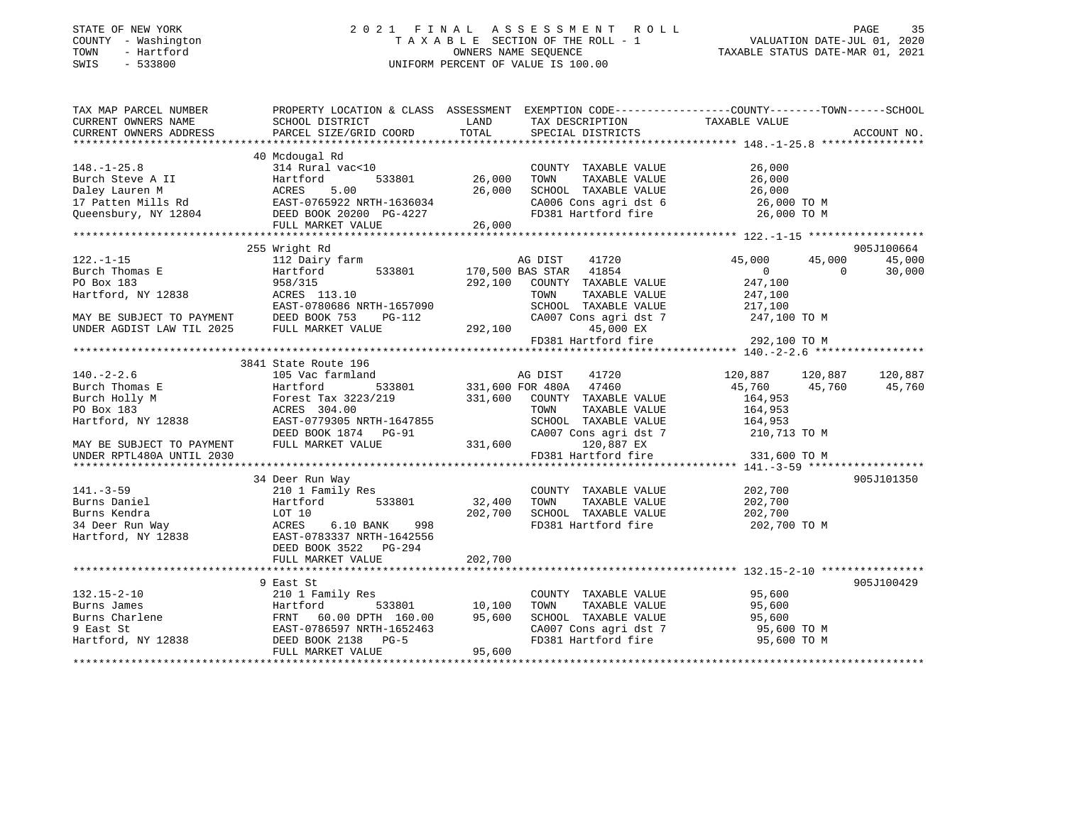STATE OF NEW YORK
COUNTY - Washington
TOWN - Hartford
SWIS - 533800

2021 FINAL ASSESSMENT ROLL
TAXABLE SECTION OF THE ROLL - 1
OWNERS NAME SEQUENCE
UNIFORM PERCENT OF VALUE IS 100.00

VALUATION DATE-JUL 01, 2020
TAXABLE STATUS DATE-MAR 01, 2021

```
TAX MAP PARCEL NUMBER          PROPERTY LOCATION & CLASS  ASSESSMENT  EXEMPTION CODE-----------------COUNTY--------TOWN------SCHOOL
CURRENT OWNERS NAME            SCHOOL DISTRICT               LAND      TAX DESCRIPTION            TAXABLE VALUE
CURRENT OWNERS ADDRESS         PARCEL SIZE/GRID COORD        TOTAL     SPECIAL DISTRICTS                                    ACCOUNT NO.
******************************************************************************************************* 148.-1-25.8 ****************
                               40 Mcdougal Rd
148.-1-25.8                    314 Rural vac<10                         COUNTY  TAXABLE VALUE           26,000
Burch Steve A II               Hartford         533801       26,000     TOWN    TAXABLE VALUE           26,000
Daley Lauren M                 ACRES    5.00                 26,000     SCHOOL  TAXABLE VALUE           26,000
17 Patten Mills Rd             EAST-0765922 NRTH-1636034                CA006 Cons agri dst 6            26,000 TO M
Queensbury, NY 12804           DEED BOOK 20200 PG-4227                  FD381 Hartford fire              26,000 TO M
                               FULL MARKET VALUE             26,000
******************************************************************************************************* 122.-1-15 ******************
                               255 Wright Rd                                                                            905J100664
122.-1-15                      112 Dairy farm                           AG DIST    41720            45,000      45,000      45,000
Burch Thomas E                 Hartford         533801      170,500 BAS STAR   41854                 0           0      30,000
PO Box 183                     958/315                      292,100     COUNTY  TAXABLE VALUE          247,100
Hartford, NY 12838             ACRES  113.10                            TOWN    TAXABLE VALUE          247,100
                               EAST-0780686 NRTH-1657090                SCHOOL  TAXABLE VALUE          217,100
MAY BE SUBJECT TO PAYMENT      DEED BOOK 753    PG-112                  CA007 Cons agri dst 7           247,100 TO M
UNDER AGDIST LAW TIL 2025      FULL MARKET VALUE            292,100           45,000 EX
                                                                        FD381 Hartford fire             292,100 TO M
******************************************************************************************************* 140.-2-2.6 *****************
                               3841 State Route 196
140.-2-2.6                     105 Vac farmland                         AG DIST    41720           120,887     120,887     120,887
Burch Thomas E                 Hartford         533801      331,600 FOR 480A   47460            45,760      45,760      45,760
Burch Holly M                  Forest Tax 3223/219          331,600     COUNTY  TAXABLE VALUE          164,953
PO Box 183                     ACRES  304.00                            TOWN    TAXABLE VALUE          164,953
Hartford, NY 12838             EAST-0779305 NRTH-1647855                SCHOOL  TAXABLE VALUE          164,953
                               DEED BOOK 1874   PG-91                   CA007 Cons agri dst 7           210,713 TO M
MAY BE SUBJECT TO PAYMENT      FULL MARKET VALUE            331,600          120,887 EX
UNDER RPTL480A UNTIL 2030                                               FD381 Hartford fire             331,600 TO M
******************************************************************************************************* 141.-3-59 ******************
                               34 Deer Run Way                                                                          905J101350
141.-3-59                      210 1 Family Res                         COUNTY  TAXABLE VALUE          202,700
Burns Daniel                   Hartford         533801       32,400     TOWN    TAXABLE VALUE          202,700
Burns Kendra                   LOT 10                       202,700     SCHOOL  TAXABLE VALUE          202,700
34 Deer Run Way                ACRES    6.10 BANK    998                FD381 Hartford fire             202,700 TO M
Hartford, NY 12838             EAST-0783337 NRTH-1642556
                               DEED BOOK 3522   PG-294
                               FULL MARKET VALUE            202,700
******************************************************************************************************* 132.15-2-10 ****************
                               9 East St                                                                                905J100429
132.15-2-10                    210 1 Family Res                         COUNTY  TAXABLE VALUE           95,600
Burns James                    Hartford         533801       10,100     TOWN    TAXABLE VALUE           95,600
Burns Charlene                 FRNT   60.00 DPTH 160.00      95,600     SCHOOL  TAXABLE VALUE           95,600
9 East St                      EAST-0786597 NRTH-1652463                CA007 Cons agri dst 7            95,600 TO M
Hartford, NY 12838             DEED BOOK 2138   PG-5                    FD381 Hartford fire              95,600 TO M
                               FULL MARKET VALUE             95,600
************************************************************************************************************************************
```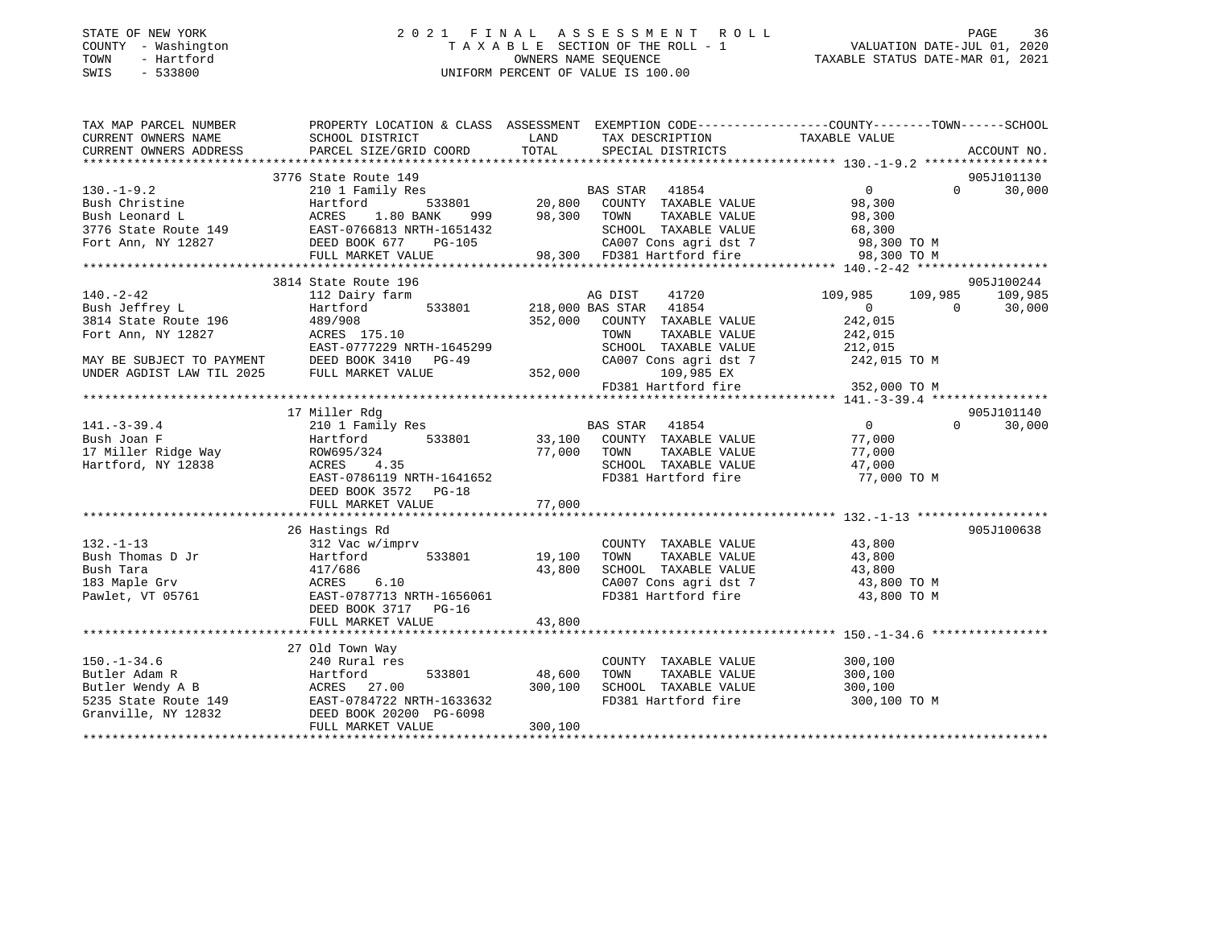STATE OF NEW YORK
COUNTY - Washington
TOWN - Hartford
SWIS - 533800

2021 FINAL ASSESSMENT ROLL
TAXABLE SECTION OF THE ROLL - 1
OWNERS NAME SEQUENCE
UNIFORM PERCENT OF VALUE IS 100.00

VALUATION DATE-JUL 01, 2020
TAXABLE STATUS DATE-MAR 01, 2021

```
TAX MAP PARCEL NUMBER          PROPERTY LOCATION & CLASS  ASSESSMENT  EXEMPTION CODE-----------------COUNTY--------TOWN------SCHOOL
CURRENT OWNERS NAME            SCHOOL DISTRICT             LAND        TAX DESCRIPTION           TAXABLE VALUE
CURRENT OWNERS ADDRESS         PARCEL SIZE/GRID COORD      TOTAL       SPECIAL DISTRICTS                                     ACCOUNT NO.
******************************************************************************************************* 130.-1-9.2 *****************
                               3776 State Route 149                                                                          905J101130
130.-1-9.2                     210 1 Family Res                        BAS STAR   41854                 0            0      30,000
Bush Christine                 Hartford          533801       20,800   COUNTY  TAXABLE VALUE          98,300
Bush Leonard L                 ACRES    1.80 BANK    999      98,300   TOWN    TAXABLE VALUE          98,300
3776 State Route 149           EAST-0766813 NRTH-1651432               SCHOOL  TAXABLE VALUE          68,300
Fort Ann, NY 12827             DEED BOOK 677    PG-105                 CA007 Cons agri dst 7           98,300 TO M
                               FULL MARKET VALUE              98,300   FD381 Hartford fire             98,300 TO M
******************************************************************************************************* 140.-2-42 ******************
                               3814 State Route 196                                                                          905J100244
140.-2-42                      112 Dairy farm                          AG DIST    41720            109,985      109,985    109,985
Bush Jeffrey L                 Hartford          533801      218,000 BAS STAR   41854                 0            0      30,000
3814 State Route 196           489/908                       352,000   COUNTY  TAXABLE VALUE         242,015
Fort Ann, NY 12827             ACRES  175.10                           TOWN    TAXABLE VALUE         242,015
                               EAST-0777229 NRTH-1645299               SCHOOL  TAXABLE VALUE         212,015
MAY BE SUBJECT TO PAYMENT      DEED BOOK 3410   PG-49                  CA007 Cons agri dst 7          242,015 TO M
UNDER AGDIST LAW TIL 2025      FULL MARKET VALUE             352,000        109,985 EX
                                                                       FD381 Hartford fire            352,000 TO M
******************************************************************************************************* 141.-3-39.4 ****************
                               17 Miller Rdg                                                                                 905J101140
141.-3-39.4                    210 1 Family Res                        BAS STAR   41854                 0            0      30,000
Bush Joan F                    Hartford          533801       33,100   COUNTY  TAXABLE VALUE          77,000
17 Miller Ridge Way            ROW695/324                     77,000   TOWN    TAXABLE VALUE          77,000
Hartford, NY 12838             ACRES    4.35                           SCHOOL  TAXABLE VALUE          47,000
                               EAST-0786119 NRTH-1641652               FD381 Hartford fire             77,000 TO M
                               DEED BOOK 3572   PG-18
                               FULL MARKET VALUE              77,000
******************************************************************************************************* 132.-1-13 ******************
                               26 Hastings Rd                                                                                905J100638
132.-1-13                      312 Vac w/imprv                         COUNTY  TAXABLE VALUE          43,800
Bush Thomas D Jr               Hartford          533801       19,100   TOWN    TAXABLE VALUE          43,800
Bush Tara                      417/686                        43,800   SCHOOL  TAXABLE VALUE          43,800
183 Maple Grv                  ACRES    6.10                           CA007 Cons agri dst 7           43,800 TO M
Pawlet, VT 05761               EAST-0787713 NRTH-1656061               FD381 Hartford fire             43,800 TO M
                               DEED BOOK 3717   PG-16
                               FULL MARKET VALUE              43,800
******************************************************************************************************* 150.-1-34.6 ****************
                               27 Old Town Way
150.-1-34.6                    240 Rural res                           COUNTY  TAXABLE VALUE         300,100
Butler Adam R                  Hartford          533801       48,600   TOWN    TAXABLE VALUE         300,100
Butler Wendy A B               ACRES   27.00                 300,100   SCHOOL  TAXABLE VALUE         300,100
5235 State Route 149           EAST-0784722 NRTH-1633632               FD381 Hartford fire            300,100 TO M
Granville, NY 12832            DEED BOOK 20200 PG-6098
                               FULL MARKET VALUE             300,100
************************************************************************************************************************************
```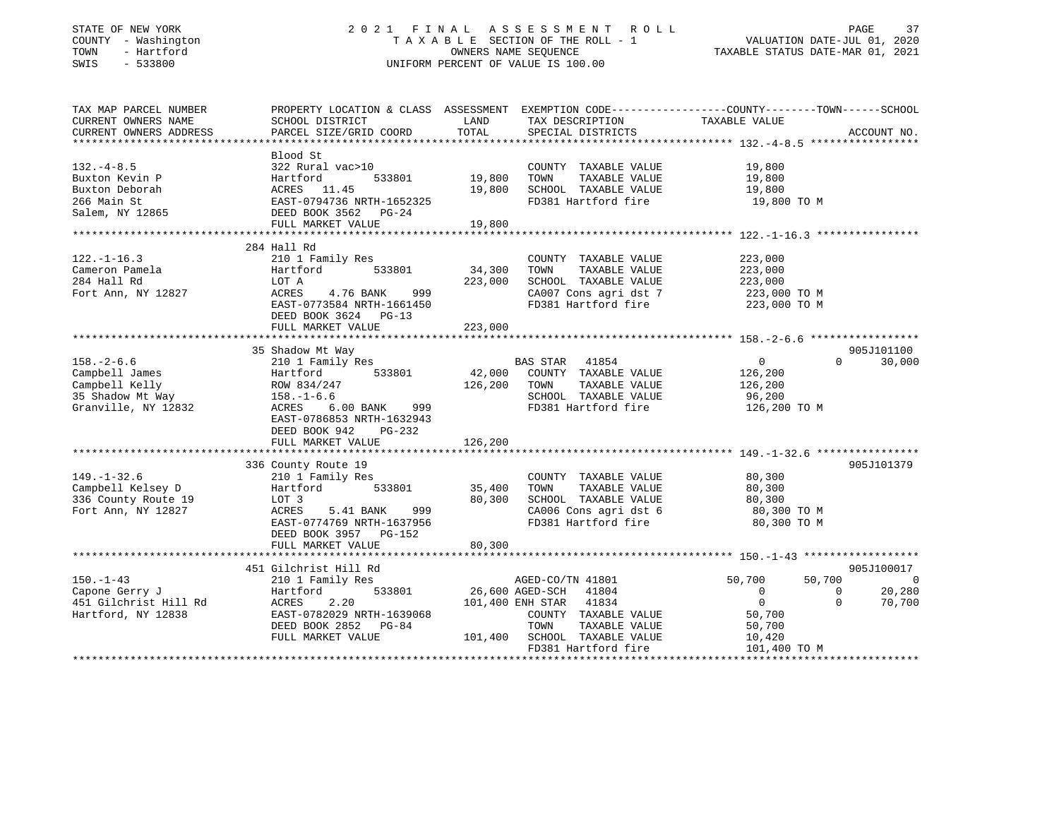STATE OF NEW YORK
COUNTY - Washington
TOWN - Hartford
SWIS - 533800

2021 FINAL ASSESSMENT ROLL
TAXABLE SECTION OF THE ROLL - 1
OWNERS NAME SEQUENCE
UNIFORM PERCENT OF VALUE IS 100.00

VALUATION DATE-JUL 01, 2020
TAXABLE STATUS DATE-MAR 01, 2021

| TAX MAP PARCEL NUMBER / CURRENT OWNERS NAME / CURRENT OWNERS ADDRESS | PROPERTY LOCATION & CLASS / SCHOOL DISTRICT / PARCEL SIZE/GRID COORD | ASSESSMENT LAND | TOTAL | EXEMPTION CODE / TAX DESCRIPTION / SPECIAL DISTRICTS | COUNTY TAXABLE VALUE | TOWN | SCHOOL | ACCOUNT NO. |
|---|---|---|---|---|---|---|---|---|
| 132.-4-8.5 | Blood St | | | | | | | |
| | 322 Rural vac>10 | | | COUNTY TAXABLE VALUE | 19,800 | | | |
| Buxton Kevin P | Hartford 533801 | 19,800 | | TOWN TAXABLE VALUE | 19,800 | | | |
| Buxton Deborah | ACRES 11.45 | | 19,800 | SCHOOL TAXABLE VALUE | 19,800 | | | |
| 266 Main St | EAST-0794736 NRTH-1652325 | | | FD381 Hartford fire | 19,800 TO M | | | |
| Salem, NY 12865 | DEED BOOK 3562 PG-24 | | | | | | | |
| | FULL MARKET VALUE | | 19,800 | | | | | |
| 122.-1-16.3 | 284 Hall Rd | | | | | | | |
| | 210 1 Family Res | | | COUNTY TAXABLE VALUE | 223,000 | | | |
| Cameron Pamela | Hartford 533801 | 34,300 | | TOWN TAXABLE VALUE | 223,000 | | | |
| 284 Hall Rd | LOT A | | 223,000 | SCHOOL TAXABLE VALUE | 223,000 | | | |
| Fort Ann, NY 12827 | ACRES 4.76 BANK 999 | | | CA007 Cons agri dst 7 | 223,000 TO M | | | |
| | EAST-0773584 NRTH-1661450 | | | FD381 Hartford fire | 223,000 TO M | | | |
| | DEED BOOK 3624 PG-13 | | | | | | | |
| | FULL MARKET VALUE | | 223,000 | | | | | |
| 158.-2-6.6 | 35 Shadow Mt Way | | | | | | | 905J101100 |
| | 210 1 Family Res | | | BAS STAR 41854 | 0 | 0 | 30,000 | |
| Campbell James | Hartford 533801 | 42,000 | | COUNTY TAXABLE VALUE | 126,200 | | | |
| Campbell Kelly | ROW 834/247 | | 126,200 | TOWN TAXABLE VALUE | 126,200 | | | |
| 35 Shadow Mt Way | 158.-1-6.6 | | | SCHOOL TAXABLE VALUE | 96,200 | | | |
| Granville, NY 12832 | ACRES 6.00 BANK 999 | | | FD381 Hartford fire | 126,200 TO M | | | |
| | EAST-0786853 NRTH-1632943 | | | | | | | |
| | DEED BOOK 942 PG-232 | | | | | | | |
| | FULL MARKET VALUE | | 126,200 | | | | | |
| 149.-1-32.6 | 336 County Route 19 | | | | | | | 905J101379 |
| | 210 1 Family Res | | | COUNTY TAXABLE VALUE | 80,300 | | | |
| Campbell Kelsey D | Hartford 533801 | 35,400 | | TOWN TAXABLE VALUE | 80,300 | | | |
| 336 County Route 19 | LOT 3 | | 80,300 | SCHOOL TAXABLE VALUE | 80,300 | | | |
| Fort Ann, NY 12827 | ACRES 5.41 BANK 999 | | | CA006 Cons agri dst 6 | 80,300 TO M | | | |
| | EAST-0774769 NRTH-1637956 | | | FD381 Hartford fire | 80,300 TO M | | | |
| | DEED BOOK 3957 PG-152 | | | | | | | |
| | FULL MARKET VALUE | | 80,300 | | | | | |
| 150.-1-43 | 451 Gilchrist Hill Rd | | | | | | | 905J100017 |
| | 210 1 Family Res | | | AGED-CO/TN 41801 | 50,700 | 50,700 | 0 | |
| Capone Gerry J | Hartford 533801 | 26,600 | | AGED-SCH 41804 | 0 | 0 | 20,280 | |
| 451 Gilchrist Hill Rd | ACRES 2.20 | | 101,400 | ENH STAR 41834 | 0 | 0 | 70,700 | |
| Hartford, NY 12838 | EAST-0782029 NRTH-1639068 | | | COUNTY TAXABLE VALUE | 50,700 | | | |
| | DEED BOOK 2852 PG-84 | | | TOWN TAXABLE VALUE | 50,700 | | | |
| | FULL MARKET VALUE | | 101,400 | SCHOOL TAXABLE VALUE | 10,420 | | | |
| | | | | FD381 Hartford fire | 101,400 TO M | | | |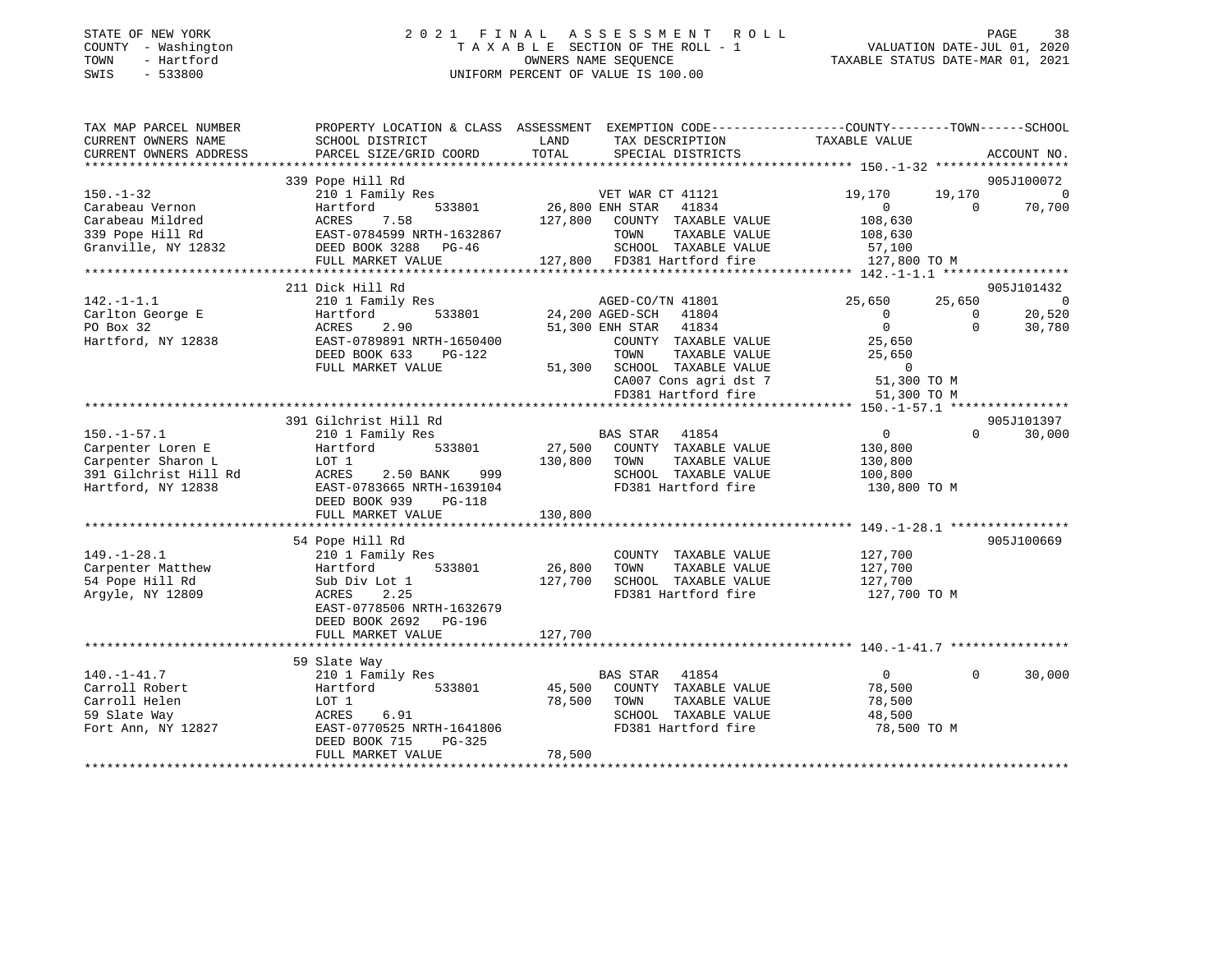STATE OF NEW YORK
COUNTY - Washington
TOWN - Hartford
SWIS - 533800

2021 FINAL ASSESSMENT ROLL
TAXABLE SECTION OF THE ROLL - 1
OWNERS NAME SEQUENCE
UNIFORM PERCENT OF VALUE IS 100.00

VALUATION DATE-JUL 01, 2020
TAXABLE STATUS DATE-MAR 01, 2021

```
TAX MAP PARCEL NUMBER          PROPERTY LOCATION & CLASS  ASSESSMENT  EXEMPTION CODE-----------------COUNTY--------TOWN------SCHOOL
CURRENT OWNERS NAME            SCHOOL DISTRICT             LAND        TAX DESCRIPTION             TAXABLE VALUE
CURRENT OWNERS ADDRESS         PARCEL SIZE/GRID COORD      TOTAL       SPECIAL DISTRICTS                                      ACCOUNT NO.
******************************************************************************************************* 150.-1-32 ******************
                               339 Pope Hill Rd                                                                               905J100072
150.-1-32                      210 1 Family Res                        VET WAR CT 41121            19,170     19,170           0
Carabeau Vernon                Hartford        533801      26,800 ENH STAR  41834                       0          0      70,700
Carabeau Mildred               ACRES    7.58              127,800    COUNTY  TAXABLE VALUE       108,630
339 Pope Hill Rd               EAST-0784599 NRTH-1632867             TOWN    TAXABLE VALUE       108,630
Granville, NY 12832            DEED BOOK 3288   PG-46                SCHOOL  TAXABLE VALUE        57,100
                               FULL MARKET VALUE          127,800    FD381 Hartford fire          127,800 TO M
******************************************************************************************************* 142.-1-1.1 *****************
                               211 Dick Hill Rd                                                                               905J101432
142.-1-1.1                     210 1 Family Res                        AGED-CO/TN 41801            25,650     25,650           0
Carlton George E               Hartford        533801      24,200 AGED-SCH  41804                       0          0      20,520
PO Box 32                      ACRES    2.90               51,300 ENH STAR  41834                       0          0      30,780
Hartford, NY 12838             EAST-0789891 NRTH-1650400             COUNTY  TAXABLE VALUE        25,650
                               DEED BOOK 633    PG-122               TOWN    TAXABLE VALUE        25,650
                               FULL MARKET VALUE           51,300    SCHOOL  TAXABLE VALUE             0
                                                                     CA007 Cons agri dst 7         51,300 TO M
                                                                     FD381 Hartford fire           51,300 TO M
******************************************************************************************************* 150.-1-57.1 ****************
                               391 Gilchrist Hill Rd                                                                          905J101397
150.-1-57.1                    210 1 Family Res                        BAS STAR  41854                  0          0      30,000
Carpenter Loren E              Hartford        533801      27,500    COUNTY  TAXABLE VALUE       130,800
Carpenter Sharon L             LOT 1                      130,800    TOWN    TAXABLE VALUE       130,800
391 Gilchrist Hill Rd          ACRES    2.50 BANK    999             SCHOOL  TAXABLE VALUE       100,800
Hartford, NY 12838             EAST-0783665 NRTH-1639104             FD381 Hartford fire          130,800 TO M
                               DEED BOOK 939    PG-118
                               FULL MARKET VALUE          130,800
******************************************************************************************************* 149.-1-28.1 ****************
                               54 Pope Hill Rd                                                                                905J100669
149.-1-28.1                    210 1 Family Res                        COUNTY  TAXABLE VALUE       127,700
Carpenter Matthew              Hartford        533801      26,800    TOWN    TAXABLE VALUE       127,700
54 Pope Hill Rd                Sub Div Lot 1              127,700    SCHOOL  TAXABLE VALUE       127,700
Argyle, NY 12809               ACRES    2.25                         FD381 Hartford fire          127,700 TO M
                               EAST-0778506 NRTH-1632679
                               DEED BOOK 2692   PG-196
                               FULL MARKET VALUE          127,700
******************************************************************************************************* 140.-1-41.7 ****************
                               59 Slate Way
140.-1-41.7                    210 1 Family Res                        BAS STAR  41854                  0          0      30,000
Carroll Robert                 Hartford        533801      45,500    COUNTY  TAXABLE VALUE        78,500
Carroll Helen                  LOT 1                       78,500    TOWN    TAXABLE VALUE        78,500
59 Slate Way                   ACRES    6.91                         SCHOOL  TAXABLE VALUE        48,500
Fort Ann, NY 12827             EAST-0770525 NRTH-1641806             FD381 Hartford fire           78,500 TO M
                               DEED BOOK 715    PG-325
                               FULL MARKET VALUE           78,500
************************************************************************************************************************************
```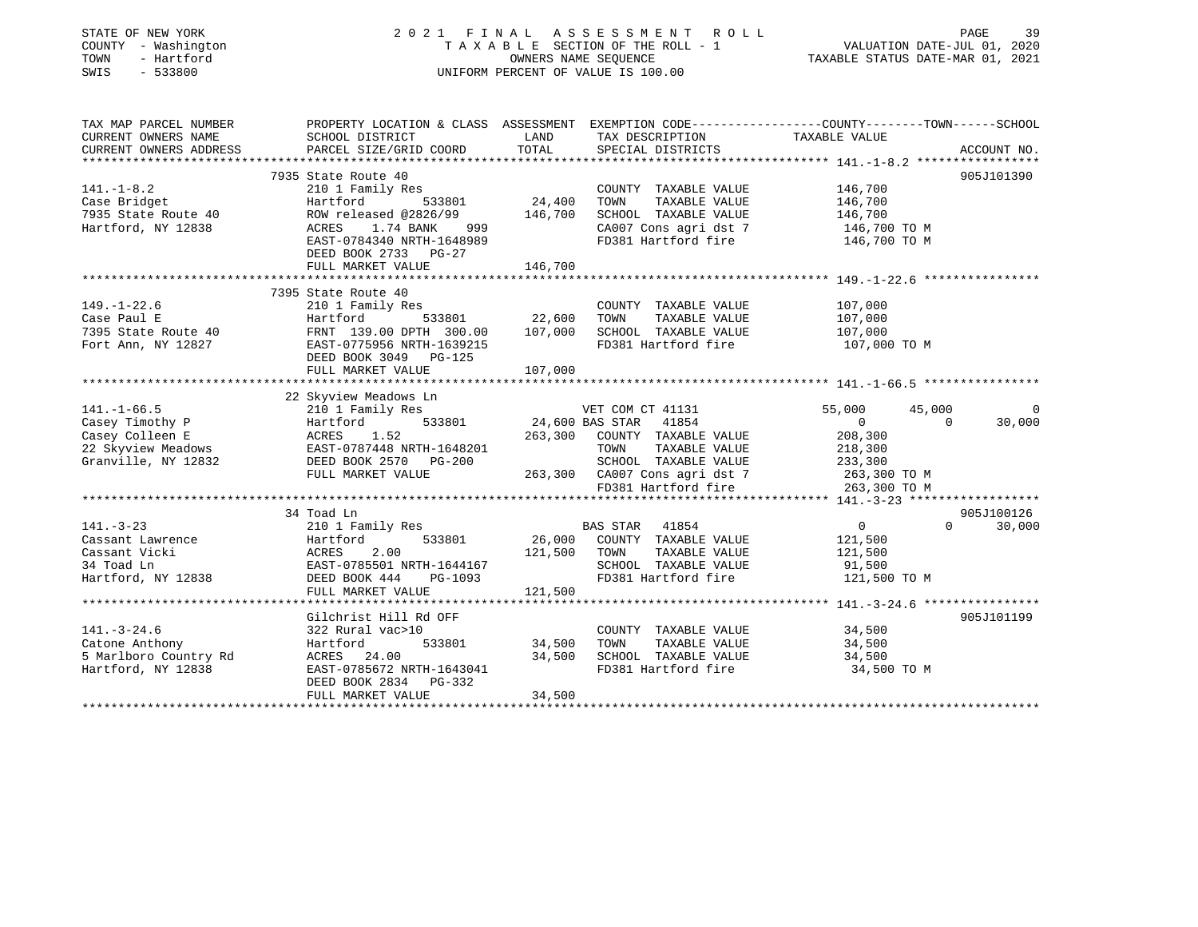STATE OF NEW YORK
COUNTY - Washington
TOWN - Hartford
SWIS - 533800

2021 FINAL ASSESSMENT ROLL
TAXABLE SECTION OF THE ROLL - 1
OWNERS NAME SEQUENCE
UNIFORM PERCENT OF VALUE IS 100.00

VALUATION DATE-JUL 01, 2020
TAXABLE STATUS DATE-MAR 01, 2021

```
TAX MAP PARCEL NUMBER    PROPERTY LOCATION & CLASS  ASSESSMENT  EXEMPTION CODE-----------------COUNTY--------TOWN------SCHOOL
CURRENT OWNERS NAME      SCHOOL DISTRICT               LAND      TAX DESCRIPTION            TAXABLE VALUE
CURRENT OWNERS ADDRESS   PARCEL SIZE/GRID COORD        TOTAL     SPECIAL DISTRICTS                                    ACCOUNT NO.
******************************************************************************************** 141.-1-8.2 *****************
                         7935 State Route 40                                                                      905J101390
141.-1-8.2               210 1 Family Res                        COUNTY  TAXABLE VALUE          146,700
Case Bridget             Hartford        533801       24,400     TOWN    TAXABLE VALUE          146,700
7935 State Route 40      ROW released @2826/99       146,700     SCHOOL  TAXABLE VALUE          146,700
Hartford, NY 12838       ACRES    1.74 BANK    999               CA007 Cons agri dst 7           146,700 TO M
                         EAST-0784340 NRTH-1648989               FD381 Hartford fire             146,700 TO M
                         DEED BOOK 2733   PG-27
                         FULL MARKET VALUE           146,700
******************************************************************************************** 149.-1-22.6 ****************
                         7395 State Route 40
149.-1-22.6              210 1 Family Res                        COUNTY  TAXABLE VALUE          107,000
Case Paul E              Hartford        533801       22,600     TOWN    TAXABLE VALUE          107,000
7395 State Route 40      FRNT 139.00 DPTH 300.00     107,000     SCHOOL  TAXABLE VALUE          107,000
Fort Ann, NY 12827       EAST-0775956 NRTH-1639215               FD381 Hartford fire             107,000 TO M
                         DEED BOOK 3049   PG-125
                         FULL MARKET VALUE           107,000
******************************************************************************************** 141.-1-66.5 ****************
                         22 Skyview Meadows Ln
141.-1-66.5              210 1 Family Res                VET COM CT 41131              55,000      45,000           0
Casey Timothy P          Hartford        533801       24,600 BAS STAR  41854                0           0      30,000
Casey Colleen E          ACRES    1.52               263,300     COUNTY  TAXABLE VALUE          208,300
22 Skyview Meadows       EAST-0787448 NRTH-1648201               TOWN    TAXABLE VALUE          218,300
Granville, NY 12832      DEED BOOK 2570   PG-200                 SCHOOL  TAXABLE VALUE          233,300
                         FULL MARKET VALUE           263,300     CA007 Cons agri dst 7           263,300 TO M
                                                                 FD381 Hartford fire             263,300 TO M
******************************************************************************************** 141.-3-23 ******************
                         34 Toad Ln                                                                               905J100126
141.-3-23                210 1 Family Res                BAS STAR  41854                        0           0      30,000
Cassant Lawrence         Hartford        533801       26,000     COUNTY  TAXABLE VALUE          121,500
Cassant Vicki            ACRES    2.00               121,500     TOWN    TAXABLE VALUE          121,500
34 Toad Ln               EAST-0785501 NRTH-1644167               SCHOOL  TAXABLE VALUE           91,500
Hartford, NY 12838       DEED BOOK 444    PG-1093                FD381 Hartford fire             121,500 TO M
                         FULL MARKET VALUE           121,500
******************************************************************************************** 141.-3-24.6 ****************
                         Gilchrist Hill Rd OFF                                                                    905J101199
141.-3-24.6              322 Rural vac>10                        COUNTY  TAXABLE VALUE           34,500
Catone Anthony           Hartford        533801       34,500     TOWN    TAXABLE VALUE           34,500
5 Marlboro Country Rd    ACRES   24.00                34,500     SCHOOL  TAXABLE VALUE           34,500
Hartford, NY 12838       EAST-0785672 NRTH-1643041               FD381 Hartford fire              34,500 TO M
                         DEED BOOK 2834   PG-332
                         FULL MARKET VALUE            34,500
**************************************************************************************************************************
```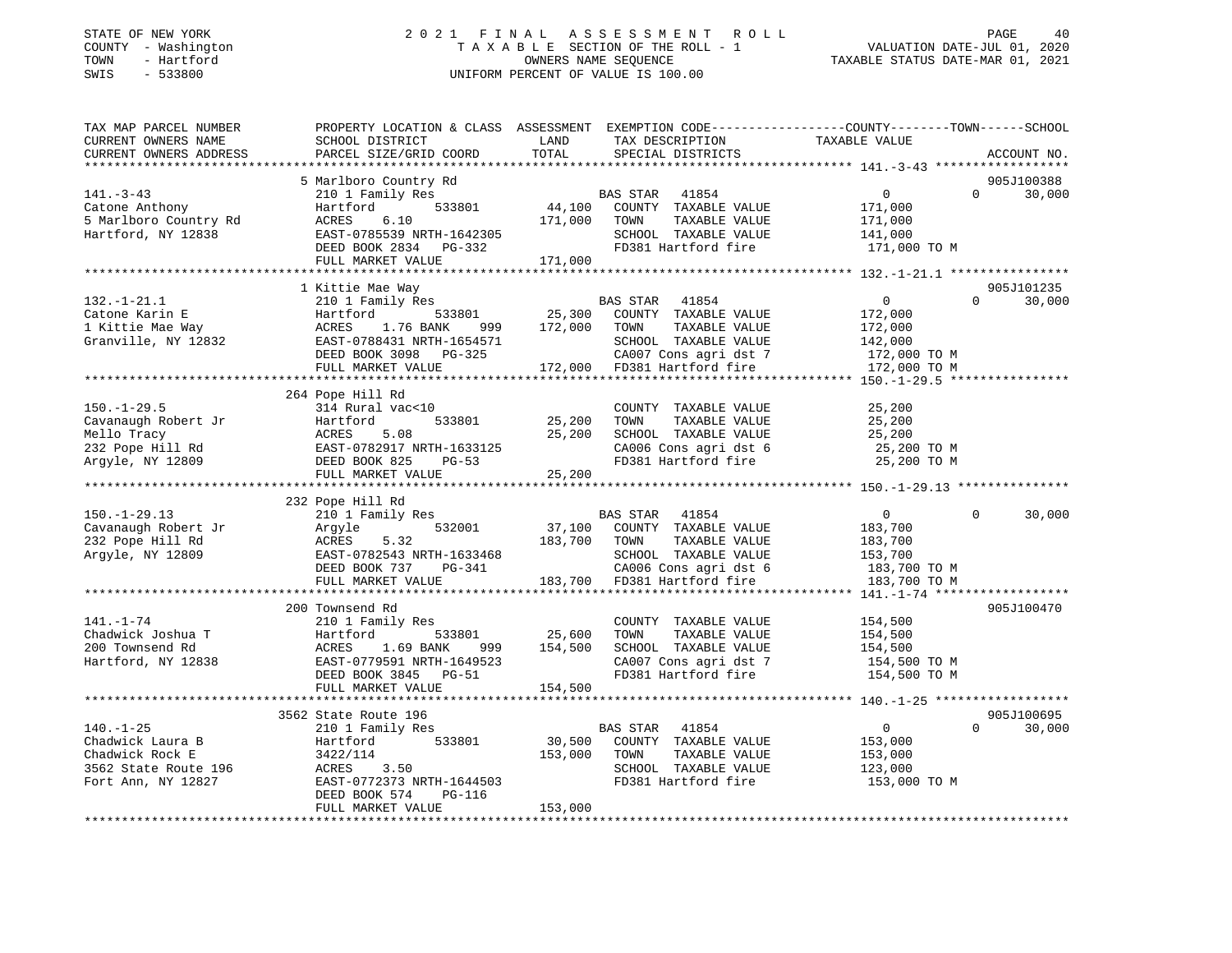STATE OF NEW YORK — COUNTY - Washington — TOWN - Hartford — SWIS - 533800

2021 FINAL ASSESSMENT ROLL
TAXABLE SECTION OF THE ROLL - 1
OWNERS NAME SEQUENCE
UNIFORM PERCENT OF VALUE IS 100.00

VALUATION DATE-JUL 01, 2020
TAXABLE STATUS DATE-MAR 01, 2021

| TAX MAP PARCEL NUMBER / CURRENT OWNERS NAME / CURRENT OWNERS ADDRESS | PROPERTY LOCATION & CLASS / SCHOOL DISTRICT / PARCEL SIZE/GRID COORD | ASSESSMENT LAND / TOTAL | EXEMPTION CODE / TAX DESCRIPTION / SPECIAL DISTRICTS | COUNTY | TOWN | SCHOOL / ACCOUNT NO. |
|---|---|---|---|---|---|---|
| 141.-3-43 | 5 Marlboro Country Rd | | | | | 905J100388 |
| Catone Anthony | 210 1 Family Res | | BAS STAR 41854 | 0 | 0 | 30,000 |
| 5 Marlboro Country Rd | Hartford 533801 | 44,100 | COUNTY TAXABLE VALUE | 171,000 | | |
| Hartford, NY 12838 | ACRES 6.10 | 171,000 | TOWN TAXABLE VALUE | | 171,000 | |
| | EAST-0785539 NRTH-1642305 | | SCHOOL TAXABLE VALUE | | | 141,000 |
| | DEED BOOK 2834 PG-332 | | FD381 Hartford fire | 171,000 TO M | | |
| | FULL MARKET VALUE | 171,000 | | | | |
| 132.-1-21.1 | 1 Kittie Mae Way | | | | | 905J101235 |
| Catone Karin E | 210 1 Family Res | | BAS STAR 41854 | 0 | 0 | 30,000 |
| 1 Kittie Mae Way | Hartford 533801 | 25,300 | COUNTY TAXABLE VALUE | 172,000 | | |
| Granville, NY 12832 | ACRES 1.76 BANK 999 | 172,000 | TOWN TAXABLE VALUE | | 172,000 | |
| | EAST-0788431 NRTH-1654571 | | SCHOOL TAXABLE VALUE | | | 142,000 |
| | DEED BOOK 3098 PG-325 | | CA007 Cons agri dst 7 | 172,000 TO M | | |
| | FULL MARKET VALUE | 172,000 | FD381 Hartford fire | 172,000 TO M | | |
| 150.-1-29.5 | 264 Pope Hill Rd | | | | | |
| Cavanaugh Robert Jr | 314 Rural vac<10 | | COUNTY TAXABLE VALUE | 25,200 | | |
| Mello Tracy | Hartford 533801 | 25,200 | TOWN TAXABLE VALUE | | 25,200 | |
| 232 Pope Hill Rd | ACRES 5.08 | 25,200 | SCHOOL TAXABLE VALUE | | | 25,200 |
| Argyle, NY 12809 | EAST-0782917 NRTH-1633125 | | CA006 Cons agri dst 6 | 25,200 TO M | | |
| | DEED BOOK 825 PG-53 | | FD381 Hartford fire | 25,200 TO M | | |
| | FULL MARKET VALUE | 25,200 | | | | |
| 150.-1-29.13 | 232 Pope Hill Rd | | | | | |
| Cavanaugh Robert Jr | 210 1 Family Res | | BAS STAR 41854 | 0 | 0 | 30,000 |
| 232 Pope Hill Rd | Argyle 532001 | 37,100 | COUNTY TAXABLE VALUE | 183,700 | | |
| Argyle, NY 12809 | ACRES 5.32 | 183,700 | TOWN TAXABLE VALUE | | 183,700 | |
| | EAST-0782543 NRTH-1633468 | | SCHOOL TAXABLE VALUE | | | 153,700 |
| | DEED BOOK 737 PG-341 | | CA006 Cons agri dst 6 | 183,700 TO M | | |
| | FULL MARKET VALUE | 183,700 | FD381 Hartford fire | 183,700 TO M | | |
| 141.-1-74 | 200 Townsend Rd | | | | | 905J100470 |
| Chadwick Joshua T | 210 1 Family Res | | COUNTY TAXABLE VALUE | 154,500 | | |
| 200 Townsend Rd | Hartford 533801 | 25,600 | TOWN TAXABLE VALUE | | 154,500 | |
| Hartford, NY 12838 | ACRES 1.69 BANK 999 | 154,500 | SCHOOL TAXABLE VALUE | | | 154,500 |
| | EAST-0779591 NRTH-1649523 | | CA007 Cons agri dst 7 | 154,500 TO M | | |
| | DEED BOOK 3845 PG-51 | | FD381 Hartford fire | 154,500 TO M | | |
| | FULL MARKET VALUE | 154,500 | | | | |
| 140.-1-25 | 3562 State Route 196 | | | | | 905J100695 |
| Chadwick Laura B | 210 1 Family Res | | BAS STAR 41854 | 0 | 0 | 30,000 |
| Chadwick Rock E | Hartford 533801 | 30,500 | COUNTY TAXABLE VALUE | 153,000 | | |
| 3562 State Route 196 | 3422/114 | 153,000 | TOWN TAXABLE VALUE | | 153,000 | |
| Fort Ann, NY 12827 | ACRES 3.50 | | SCHOOL TAXABLE VALUE | | | 123,000 |
| | EAST-0772373 NRTH-1644503 | | FD381 Hartford fire | 153,000 TO M | | |
| | DEED BOOK 574 PG-116 | | | | | |
| | FULL MARKET VALUE | 153,000 | | | | |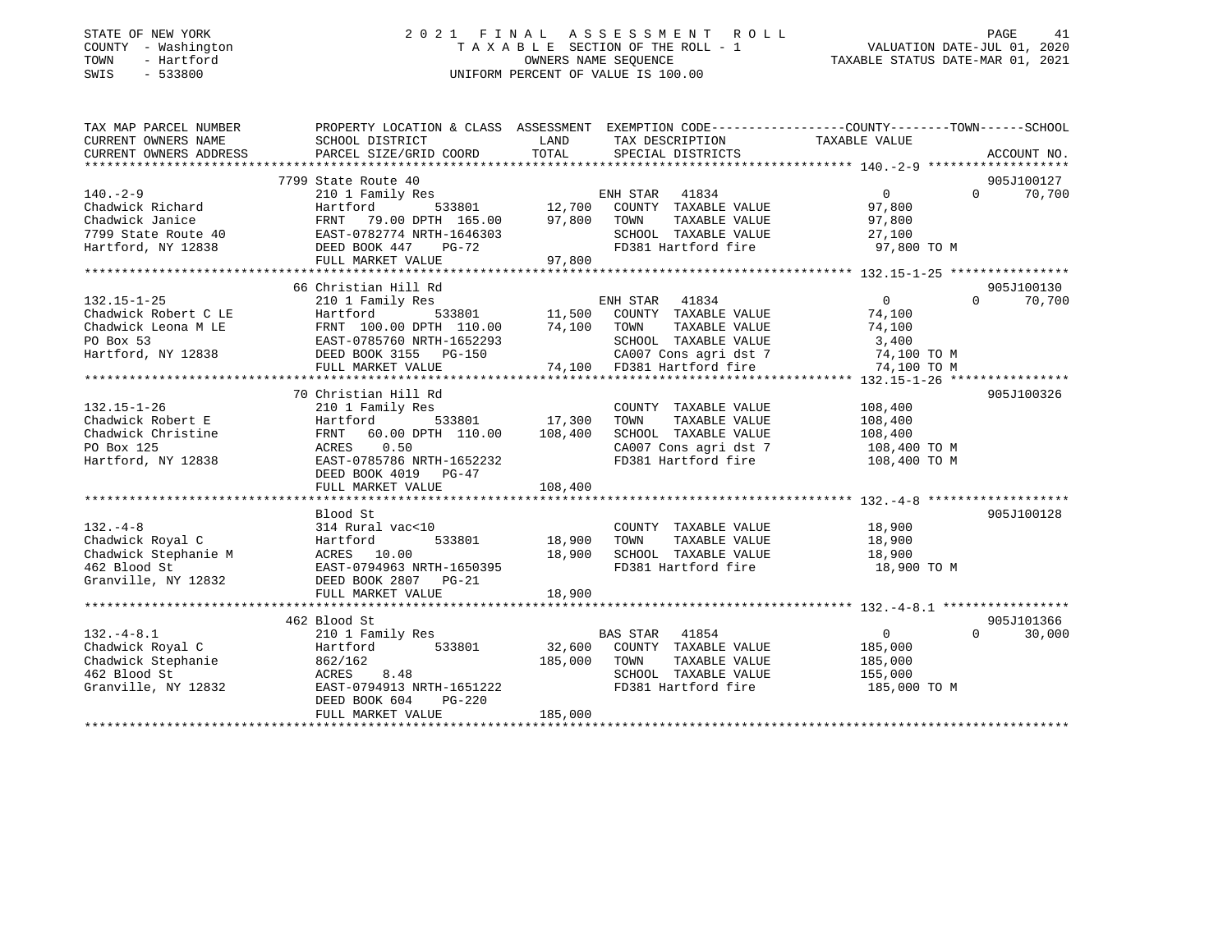STATE OF NEW YORK
COUNTY - Washington
TOWN - Hartford
SWIS - 533800

# 2021 FINAL ASSESSMENT ROLL

TAXABLE SECTION OF THE ROLL - 1
OWNERS NAME SEQUENCE
UNIFORM PERCENT OF VALUE IS 100.00

VALUATION DATE-JUL 01, 2020
TAXABLE STATUS DATE-MAR 01, 2021

```
TAX MAP PARCEL NUMBER          PROPERTY LOCATION & CLASS  ASSESSMENT  EXEMPTION CODE-----------------COUNTY--------TOWN------SCHOOL
CURRENT OWNERS NAME            SCHOOL DISTRICT               LAND     TAX DESCRIPTION            TAXABLE VALUE
CURRENT OWNERS ADDRESS         PARCEL SIZE/GRID COORD        TOTAL    SPECIAL DISTRICTS                                 ACCOUNT NO.
******************************************************************************************** 140.-2-9 *******************
                               7799 State Route 40                                                                     905J100127
140.-2-9                       210 1 Family Res                       ENH STAR  41834                 0          0      70,700
Chadwick Richard               Hartford         533801       12,700   COUNTY  TAXABLE VALUE         97,800
Chadwick Janice                FRNT  79.00 DPTH 165.00       97,800   TOWN    TAXABLE VALUE         97,800
7799 State Route 40            EAST-0782774 NRTH-1646303              SCHOOL  TAXABLE VALUE         27,100
Hartford, NY 12838             DEED BOOK 447    PG-72                 FD381 Hartford fire            97,800 TO M
                               FULL MARKET VALUE             97,800
******************************************************************************************** 132.15-1-25 ****************
                               66 Christian Hill Rd                                                                    905J100130
132.15-1-25                    210 1 Family Res                       ENH STAR  41834                 0          0      70,700
Chadwick Robert C LE           Hartford         533801       11,500   COUNTY  TAXABLE VALUE         74,100
Chadwick Leona M LE            FRNT 100.00 DPTH 110.00       74,100   TOWN    TAXABLE VALUE         74,100
PO Box 53                      EAST-0785760 NRTH-1652293              SCHOOL  TAXABLE VALUE          3,400
Hartford, NY 12838             DEED BOOK 3155   PG-150                CA007 Cons agri dst 7          74,100 TO M
                               FULL MARKET VALUE             74,100   FD381 Hartford fire            74,100 TO M
******************************************************************************************** 132.15-1-26 ****************
                               70 Christian Hill Rd                                                                    905J100326
132.15-1-26                    210 1 Family Res                       COUNTY  TAXABLE VALUE        108,400
Chadwick Robert E              Hartford         533801       17,300   TOWN    TAXABLE VALUE        108,400
Chadwick Christine             FRNT  60.00 DPTH 110.00      108,400   SCHOOL  TAXABLE VALUE        108,400
PO Box 125                     ACRES    0.50                          CA007 Cons agri dst 7         108,400 TO M
Hartford, NY 12838             EAST-0785786 NRTH-1652232              FD381 Hartford fire           108,400 TO M
                               DEED BOOK 4019   PG-47
                               FULL MARKET VALUE            108,400
******************************************************************************************** 132.-4-8 *******************
                               Blood St                                                                                905J100128
132.-4-8                       314 Rural vac<10                       COUNTY  TAXABLE VALUE         18,900
Chadwick Royal C               Hartford         533801       18,900   TOWN    TAXABLE VALUE         18,900
Chadwick Stephanie M           ACRES   10.00                 18,900   SCHOOL  TAXABLE VALUE         18,900
462 Blood St                   EAST-0794963 NRTH-1650395              FD381 Hartford fire            18,900 TO M
Granville, NY 12832            DEED BOOK 2807   PG-21
                               FULL MARKET VALUE             18,900
******************************************************************************************** 132.-4-8.1 *****************
                               462 Blood St                                                                            905J101366
132.-4-8.1                     210 1 Family Res                       BAS STAR  41854                 0          0      30,000
Chadwick Royal C               Hartford         533801       32,600   COUNTY  TAXABLE VALUE        185,000
Chadwick Stephanie             862/162                      185,000   TOWN    TAXABLE VALUE        185,000
462 Blood St                   ACRES    8.48                          SCHOOL  TAXABLE VALUE        155,000
Granville, NY 12832            EAST-0794913 NRTH-1651222              FD381 Hartford fire           185,000 TO M
                               DEED BOOK 604    PG-220
                               FULL MARKET VALUE            185,000
**************************************************************************************************************************
```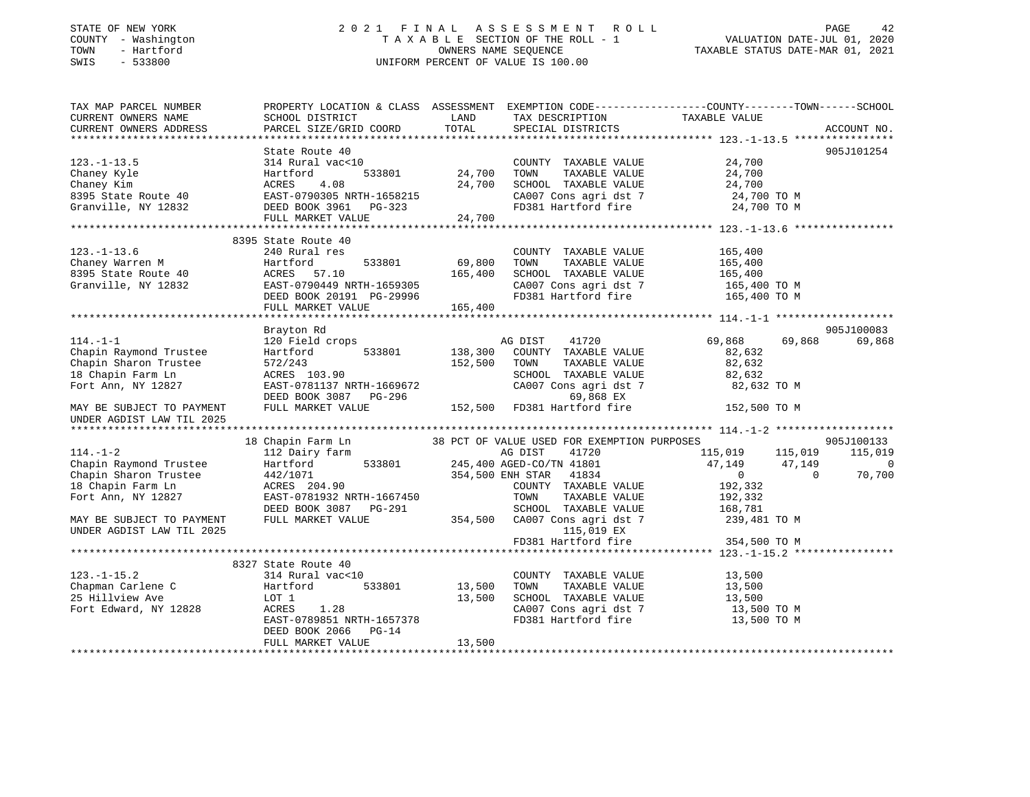STATE OF NEW YORK
COUNTY - Washington
TOWN - Hartford
SWIS - 533800

2 0 2 1 F I N A L A S S E S S M E N T R O L L
T A X A B L E SECTION OF THE ROLL - 1
OWNERS NAME SEQUENCE
UNIFORM PERCENT OF VALUE IS 100.00

VALUATION DATE-JUL 01, 2020
TAXABLE STATUS DATE-MAR 01, 2021

```
TAX MAP PARCEL NUMBER          PROPERTY LOCATION & CLASS  ASSESSMENT  EXEMPTION CODE-----------------COUNTY--------TOWN------SCHOOL
CURRENT OWNERS NAME            SCHOOL DISTRICT               LAND      TAX DESCRIPTION            TAXABLE VALUE
CURRENT OWNERS ADDRESS         PARCEL SIZE/GRID COORD        TOTAL     SPECIAL DISTRICTS                                      ACCOUNT NO.
****************************************************************************************************** 123.-1-13.5 ****************
                               State Route 40                                                                              905J101254
123.-1-13.5                    314 Rural vac<10                         COUNTY  TAXABLE VALUE           24,700
Chaney Kyle                    Hartford          533801      24,700     TOWN    TAXABLE VALUE           24,700
Chaney Kim                     ACRES    4.08                 24,700     SCHOOL  TAXABLE VALUE           24,700
8395 State Route 40            EAST-0790305 NRTH-1658215                CA007 Cons agri dst 7            24,700 TO M
Granville, NY 12832            DEED BOOK 3961   PG-323                  FD381 Hartford fire              24,700 TO M
                               FULL MARKET VALUE             24,700
****************************************************************************************************** 123.-1-13.6 ****************
                             8395 State Route 40
123.-1-13.6                    240 Rural res                            COUNTY  TAXABLE VALUE          165,400
Chaney Warren M                Hartford          533801      69,800     TOWN    TAXABLE VALUE          165,400
8395 State Route 40            ACRES   57.10                165,400     SCHOOL  TAXABLE VALUE          165,400
Granville, NY 12832            EAST-0790449 NRTH-1659305                CA007 Cons agri dst 7           165,400 TO M
                               DEED BOOK 20191  PG-29996                FD381 Hartford fire             165,400 TO M
                               FULL MARKET VALUE            165,400
****************************************************************************************************** 114.-1-1 *******************
                               Brayton Rd                                                                                  905J100083
114.-1-1                       120 Field crops                          AG DIST     41720             69,868     69,868     69,868
Chapin Raymond Trustee         Hartford          533801     138,300     COUNTY  TAXABLE VALUE           82,632
Chapin Sharon Trustee          572/243                      152,500     TOWN    TAXABLE VALUE           82,632
18 Chapin Farm Ln              ACRES  103.90                            SCHOOL  TAXABLE VALUE           82,632
Fort Ann, NY 12827             EAST-0781137 NRTH-1669672                CA007 Cons agri dst 7            82,632 TO M
                               DEED BOOK 3087   PG-296                         69,868 EX
MAY BE SUBJECT TO PAYMENT      FULL MARKET VALUE            152,500     FD381 Hartford fire             152,500 TO M
UNDER AGDIST LAW TIL 2025
****************************************************************************************************** 114.-1-2 *******************
                            18 Chapin Farm Ln               38 PCT OF VALUE USED FOR EXEMPTION PURPOSES                    905J100133
114.-1-2                       112 Dairy farm                           AG DIST     41720            115,019    115,019    115,019
Chapin Raymond Trustee         Hartford          533801     245,400 AGED-CO/TN 41801                  47,149     47,149          0
Chapin Sharon Trustee          442/1071                     354,500 ENH STAR    41834                      0          0     70,700
18 Chapin Farm Ln              ACRES  204.90                            COUNTY  TAXABLE VALUE          192,332
Fort Ann, NY 12827             EAST-0781932 NRTH-1667450                TOWN    TAXABLE VALUE          192,332
                               DEED BOOK 3087   PG-291                  SCHOOL  TAXABLE VALUE          168,781
MAY BE SUBJECT TO PAYMENT      FULL MARKET VALUE            354,500     CA007 Cons agri dst 7           239,481 TO M
UNDER AGDIST LAW TIL 2025                                                      115,019 EX
                                                                        FD381 Hartford fire             354,500 TO M
****************************************************************************************************** 123.-1-15.2 ****************
                             8327 State Route 40
123.-1-15.2                    314 Rural vac<10                         COUNTY  TAXABLE VALUE           13,500
Chapman Carlene C              Hartford          533801      13,500     TOWN    TAXABLE VALUE           13,500
25 Hillview Ave                LOT 1                         13,500     SCHOOL  TAXABLE VALUE           13,500
Fort Edward, NY 12828          ACRES    1.28                            CA007 Cons agri dst 7            13,500 TO M
                               EAST-0789851 NRTH-1657378                FD381 Hartford fire              13,500 TO M
                               DEED BOOK 2066   PG-14
                               FULL MARKET VALUE             13,500
************************************************************************************************************************************
```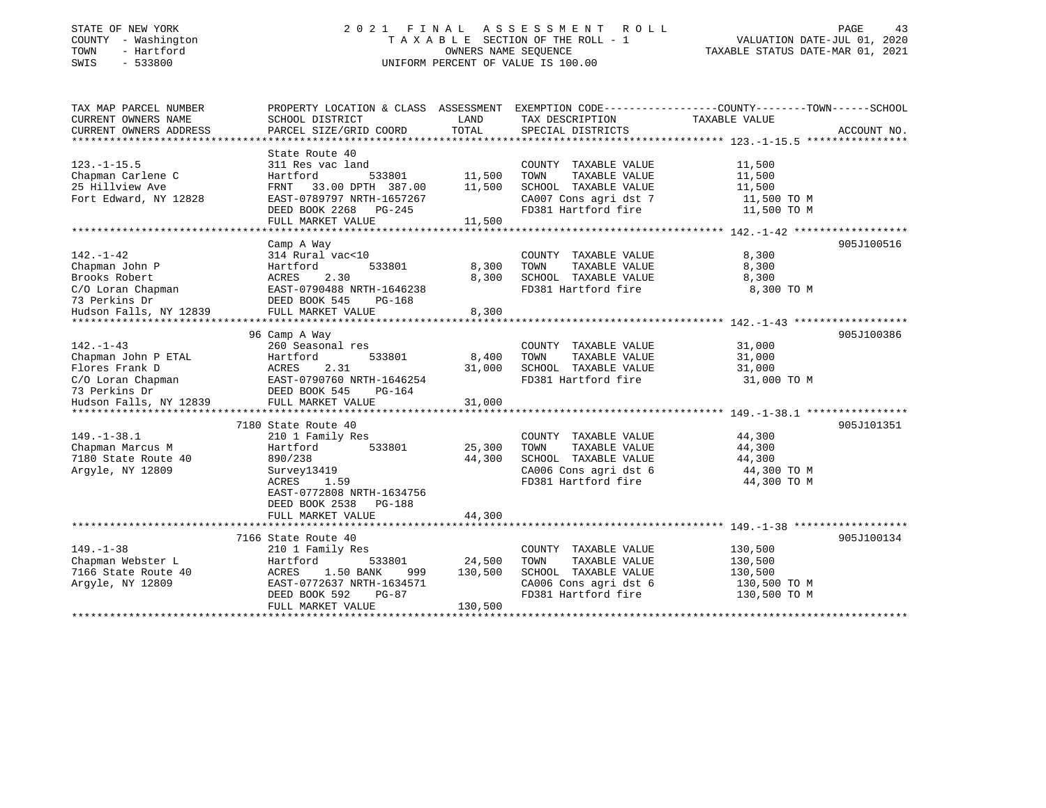STATE OF NEW YORK | 2021 FINAL ASSESSMENT ROLL | VALUATION DATE-JUL 01, 2020
COUNTY - Washington | TAXABLE SECTION OF THE ROLL - 1 | TAXABLE STATUS DATE-MAR 01, 2021
TOWN - Hartford | OWNERS NAME SEQUENCE
SWIS - 533800 | UNIFORM PERCENT OF VALUE IS 100.00

| TAX MAP PARCEL NUMBER / CURRENT OWNERS NAME / CURRENT OWNERS ADDRESS | PROPERTY LOCATION & CLASS / SCHOOL DISTRICT / PARCEL SIZE/GRID COORD | ASSESSMENT LAND / TOTAL | EXEMPTION CODE / TAX DESCRIPTION / SPECIAL DISTRICTS | TAXABLE VALUE (COUNTY--TOWN--SCHOOL) | ACCOUNT NO. |
|---|---|---|---|---|---|
| 123.-1-15.5 | State Route 40 | | | | |
| | 311 Res vac land | | COUNTY TAXABLE VALUE | 11,500 | |
| Chapman Carlene C | Hartford 533801 | 11,500 | TOWN TAXABLE VALUE | 11,500 | |
| 25 Hillview Ave | FRNT 33.00 DPTH 387.00 | 11,500 | SCHOOL TAXABLE VALUE | 11,500 | |
| Fort Edward, NY 12828 | EAST-0789797 NRTH-1657267 | | CA007 Cons agri dst 7 | 11,500 TO M | |
| | DEED BOOK 2268 PG-245 | | FD381 Hartford fire | 11,500 TO M | |
| | FULL MARKET VALUE | 11,500 | | | |
| 142.-1-42 | Camp A Way | | | | 905J100516 |
| | 314 Rural vac<10 | | COUNTY TAXABLE VALUE | 8,300 | |
| Chapman John P | Hartford 533801 | 8,300 | TOWN TAXABLE VALUE | 8,300 | |
| Brooks Robert | ACRES 2.30 | 8,300 | SCHOOL TAXABLE VALUE | 8,300 | |
| C/O Loran Chapman | EAST-0790488 NRTH-1646238 | | FD381 Hartford fire | 8,300 TO M | |
| 73 Perkins Dr | DEED BOOK 545 PG-168 | | | | |
| Hudson Falls, NY 12839 | FULL MARKET VALUE | 8,300 | | | |
| 142.-1-43 | 96 Camp A Way | | | | 905J100386 |
| | 260 Seasonal res | | COUNTY TAXABLE VALUE | 31,000 | |
| Chapman John P ETAL | Hartford 533801 | 8,400 | TOWN TAXABLE VALUE | 31,000 | |
| Flores Frank D | ACRES 2.31 | 31,000 | SCHOOL TAXABLE VALUE | 31,000 | |
| C/O Loran Chapman | EAST-0790760 NRTH-1646254 | | FD381 Hartford fire | 31,000 TO M | |
| 73 Perkins Dr | DEED BOOK 545 PG-164 | | | | |
| Hudson Falls, NY 12839 | FULL MARKET VALUE | 31,000 | | | |
| 149.-1-38.1 | 7180 State Route 40 | | | | 905J101351 |
| | 210 1 Family Res | | COUNTY TAXABLE VALUE | 44,300 | |
| Chapman Marcus M | Hartford 533801 | 25,300 | TOWN TAXABLE VALUE | 44,300 | |
| 7180 State Route 40 | 890/238 | 44,300 | SCHOOL TAXABLE VALUE | 44,300 | |
| Argyle, NY 12809 | Survey13419 | | CA006 Cons agri dst 6 | 44,300 TO M | |
| | ACRES 1.59 | | FD381 Hartford fire | 44,300 TO M | |
| | EAST-0772808 NRTH-1634756 | | | | |
| | DEED BOOK 2538 PG-188 | | | | |
| | FULL MARKET VALUE | 44,300 | | | |
| 149.-1-38 | 7166 State Route 40 | | | | 905J100134 |
| | 210 1 Family Res | | COUNTY TAXABLE VALUE | 130,500 | |
| Chapman Webster L | Hartford 533801 | 24,500 | TOWN TAXABLE VALUE | 130,500 | |
| 7166 State Route 40 | ACRES 1.50 BANK 999 | 130,500 | SCHOOL TAXABLE VALUE | 130,500 | |
| Argyle, NY 12809 | EAST-0772637 NRTH-1634571 | | CA006 Cons agri dst 6 | 130,500 TO M | |
| | DEED BOOK 592 PG-87 | | FD381 Hartford fire | 130,500 TO M | |
| | FULL MARKET VALUE | 130,500 | | | |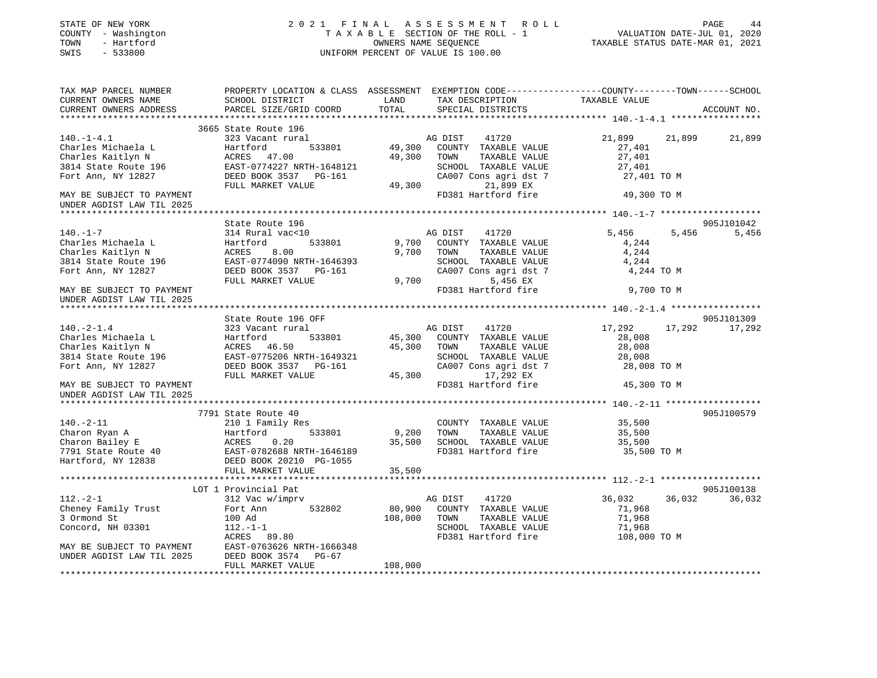STATE OF NEW YORK
COUNTY - Washington
TOWN - Hartford
SWIS - 533800

2 0 2 1 F I N A L A S S E S S M E N T R O L L
T A X A B L E SECTION OF THE ROLL - 1
OWNERS NAME SEQUENCE
UNIFORM PERCENT OF VALUE IS 100.00

VALUATION DATE-JUL 01, 2020
TAXABLE STATUS DATE-MAR 01, 2021

```
TAX MAP PARCEL NUMBER          PROPERTY LOCATION & CLASS  ASSESSMENT  EXEMPTION CODE------------------COUNTY--------TOWN------SCHOOL
CURRENT OWNERS NAME            SCHOOL DISTRICT              LAND      TAX DESCRIPTION            TAXABLE VALUE
CURRENT OWNERS ADDRESS         PARCEL SIZE/GRID COORD       TOTAL     SPECIAL DISTRICTS                                    ACCOUNT NO.
******************************************************************************************************* 140.-1-4.1 *****************
                               3665 State Route 196
140.-1-4.1                     323 Vacant rural                       AG DIST     41720             21,899     21,899      21,899
Charles Michaela L             Hartford        533801       49,300    COUNTY  TAXABLE VALUE          27,401
Charles Kaitlyn N              ACRES   47.00                49,300    TOWN    TAXABLE VALUE          27,401
3814 State Route 196           EAST-0774227 NRTH-1648121              SCHOOL  TAXABLE VALUE          27,401
Fort Ann, NY 12827             DEED BOOK 3537   PG-161                CA007 Cons agri dst 7           27,401 TO M
                               FULL MARKET VALUE            49,300           21,899 EX
MAY BE SUBJECT TO PAYMENT                                             FD381 Hartford fire             49,300 TO M
UNDER AGDIST LAW TIL 2025
******************************************************************************************************* 140.-1-7 *******************
                               State Route 196                                                                         905J101042
140.-1-7                       314 Rural vac<10                       AG DIST     41720              5,456      5,456       5,456
Charles Michaela L             Hartford        533801        9,700    COUNTY  TAXABLE VALUE           4,244
Charles Kaitlyn N              ACRES    8.00                 9,700    TOWN    TAXABLE VALUE           4,244
3814 State Route 196           EAST-0774090 NRTH-1646393              SCHOOL  TAXABLE VALUE           4,244
Fort Ann, NY 12827             DEED BOOK 3537   PG-161                CA007 Cons agri dst 7            4,244 TO M
                               FULL MARKET VALUE             9,700            5,456 EX
MAY BE SUBJECT TO PAYMENT                                             FD381 Hartford fire              9,700 TO M
UNDER AGDIST LAW TIL 2025
******************************************************************************************************* 140.-2-1.4 *****************
                               State Route 196 OFF                                                                     905J101309
140.-2-1.4                     323 Vacant rural                       AG DIST     41720             17,292     17,292      17,292
Charles Michaela L             Hartford        533801       45,300    COUNTY  TAXABLE VALUE          28,008
Charles Kaitlyn N              ACRES   46.50                45,300    TOWN    TAXABLE VALUE          28,008
3814 State Route 196           EAST-0775206 NRTH-1649321              SCHOOL  TAXABLE VALUE          28,008
Fort Ann, NY 12827             DEED BOOK 3537   PG-161                CA007 Cons agri dst 7           28,008 TO M
                               FULL MARKET VALUE            45,300           17,292 EX
MAY BE SUBJECT TO PAYMENT                                             FD381 Hartford fire             45,300 TO M
UNDER AGDIST LAW TIL 2025
******************************************************************************************************* 140.-2-11 ******************
                               7791 State Route 40                                                                     905J100579
140.-2-11                      210 1 Family Res                       COUNTY  TAXABLE VALUE          35,500
Charon Ryan A                  Hartford        533801        9,200    TOWN    TAXABLE VALUE          35,500
Charon Bailey E                ACRES    0.20                35,500    SCHOOL  TAXABLE VALUE          35,500
7791 State Route 40            EAST-0782688 NRTH-1646189              FD381 Hartford fire             35,500 TO M
Hartford, NY 12838             DEED BOOK 20210  PG-1055
                               FULL MARKET VALUE            35,500
******************************************************************************************************* 112.-2-1 *******************
                               LOT 1 Provincial Pat                                                                    905J100138
112.-2-1                       312 Vac w/imprv                        AG DIST     41720             36,032     36,032      36,032
Cheney Family Trust            Fort Ann        532802       80,900    COUNTY  TAXABLE VALUE          71,968
3 Ormond St                    100 Ad                      108,000    TOWN    TAXABLE VALUE          71,968
Concord, NH 03301              112.-1-1                               SCHOOL  TAXABLE VALUE          71,968
                               ACRES   89.80                          FD381 Hartford fire            108,000 TO M
MAY BE SUBJECT TO PAYMENT      EAST-0763626 NRTH-1666348
UNDER AGDIST LAW TIL 2025      DEED BOOK 3574   PG-67
                               FULL MARKET VALUE           108,000
************************************************************************************************************************************
```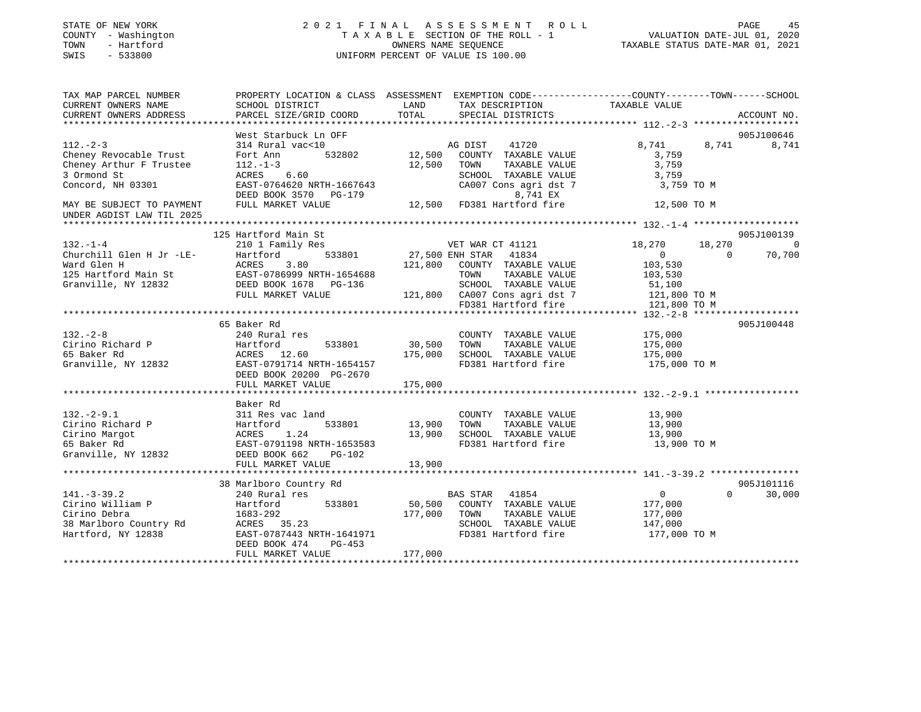STATE OF NEW YORK
COUNTY - Washington
TOWN - Hartford
SWIS - 533800

2 0 2 1 F I N A L A S S E S S M E N T R O L L
T A X A B L E SECTION OF THE ROLL - 1
OWNERS NAME SEQUENCE
UNIFORM PERCENT OF VALUE IS 100.00

VALUATION DATE-JUL 01, 2020
TAXABLE STATUS DATE-MAR 01, 2021

```
TAX MAP PARCEL NUMBER          PROPERTY LOCATION & CLASS  ASSESSMENT  EXEMPTION CODE------------------COUNTY--------TOWN------SCHOOL
CURRENT OWNERS NAME            SCHOOL DISTRICT             LAND        TAX DESCRIPTION              TAXABLE VALUE
CURRENT OWNERS ADDRESS         PARCEL SIZE/GRID COORD      TOTAL       SPECIAL DISTRICTS                                        ACCOUNT NO.
******************************************************************************************************* 112.-2-3 ******************
                               West Starbuck Ln OFF                                                                          905J100646
112.-2-3                       314 Rural vac<10                     AG DIST     41720          8,741      8,741      8,741
Cheney Revocable Trust         Fort Ann          532802     12,500   COUNTY  TAXABLE VALUE          3,759
Cheney Arthur F Trustee        112.-1-3                     12,500   TOWN    TAXABLE VALUE          3,759
3 Ormond St                    ACRES    6.60                         SCHOOL  TAXABLE VALUE          3,759
Concord, NH 03301              EAST-0764620 NRTH-1667643             CA007 Cons agri dst 7          3,759 TO M
                               DEED BOOK 3570   PG-179                          8,741 EX
MAY BE SUBJECT TO PAYMENT      FULL MARKET VALUE            12,500   FD381 Hartford fire           12,500 TO M
UNDER AGDIST LAW TIL 2025
******************************************************************************************************* 132.-1-4 ******************
                               125 Hartford Main St                                                                          905J100139
132.-1-4                       210 1 Family Res                     VET WAR CT 41121              18,270     18,270          0
Churchill Glen H Jr -LE-       Hartford          533801     27,500 ENH STAR  41834                    0          0     70,700
Ward Glen H                    ACRES    3.80               121,800   COUNTY  TAXABLE VALUE        103,530
125 Hartford Main St           EAST-0786999 NRTH-1654688             TOWN    TAXABLE VALUE        103,530
Granville, NY 12832            DEED BOOK 1678   PG-136               SCHOOL  TAXABLE VALUE         51,100
                               FULL MARKET VALUE           121,800   CA007 Cons agri dst 7        121,800 TO M
                                                                     FD381 Hartford fire          121,800 TO M
******************************************************************************************************* 132.-2-8 ******************
                               65 Baker Rd                                                                                   905J100448
132.-2-8                       240 Rural res                         COUNTY  TAXABLE VALUE        175,000
Cirino Richard P               Hartford          533801     30,500   TOWN    TAXABLE VALUE        175,000
65 Baker Rd                    ACRES   12.60               175,000   SCHOOL  TAXABLE VALUE        175,000
Granville, NY 12832            EAST-0791714 NRTH-1654157             FD381 Hartford fire          175,000 TO M
                               DEED BOOK 20200 PG-2670
                               FULL MARKET VALUE           175,000
******************************************************************************************************* 132.-2-9.1 ****************
                               Baker Rd
132.-2-9.1                     311 Res vac land                      COUNTY  TAXABLE VALUE         13,900
Cirino Richard P               Hartford          533801     13,900   TOWN    TAXABLE VALUE         13,900
Cirino Margot                  ACRES    1.24                13,900   SCHOOL  TAXABLE VALUE         13,900
65 Baker Rd                    EAST-0791198 NRTH-1653583             FD381 Hartford fire           13,900 TO M
Granville, NY 12832            DEED BOOK 662    PG-102
                               FULL MARKET VALUE            13,900
******************************************************************************************************* 141.-3-39.2 ***************
                               38 Marlboro Country Rd                                                                        905J101116
141.-3-39.2                    240 Rural res                        BAS STAR   41854                  0          0     30,000
Cirino William P               Hartford          533801     50,500   COUNTY  TAXABLE VALUE        177,000
Cirino Debra                   1683-292                    177,000   TOWN    TAXABLE VALUE        177,000
38 Marlboro Country Rd         ACRES   35.23                         SCHOOL  TAXABLE VALUE        147,000
Hartford, NY 12838             EAST-0787443 NRTH-1641971             FD381 Hartford fire          177,000 TO M
                               DEED BOOK 474    PG-453
                               FULL MARKET VALUE           177,000
************************************************************************************************************************************
```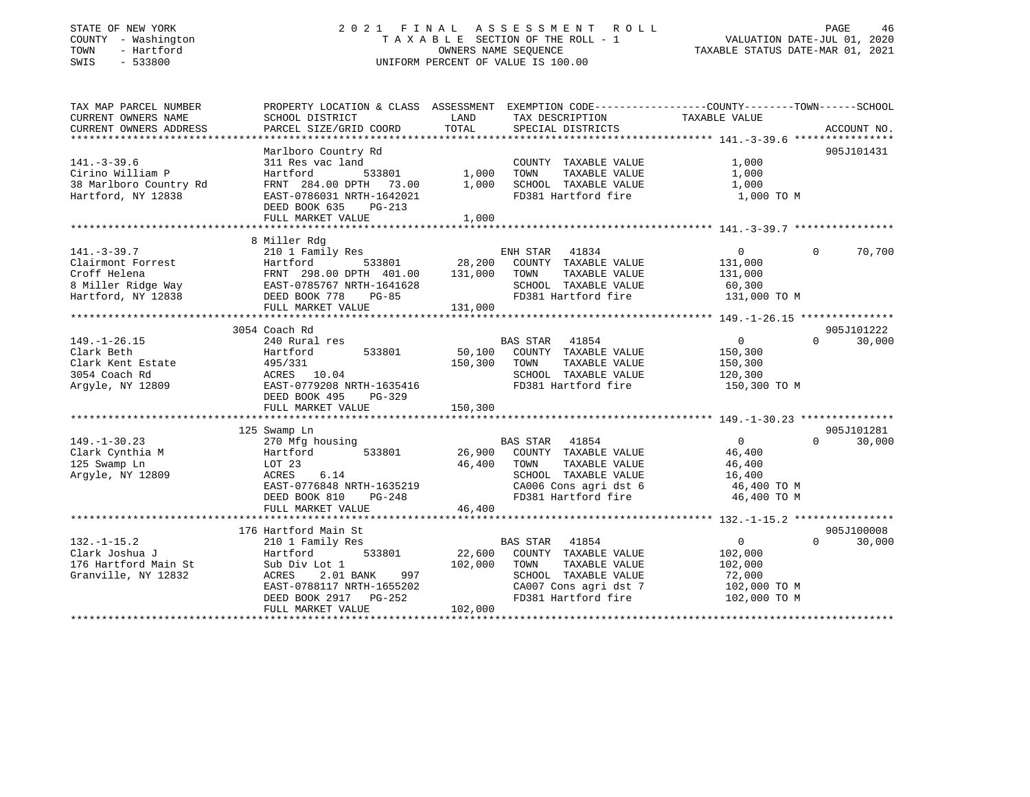STATE OF NEW YORK
COUNTY - Washington
TOWN - Hartford
SWIS - 533800

# 2021 FINAL ASSESSMENT ROLL
TAXABLE SECTION OF THE ROLL - 1
OWNERS NAME SEQUENCE
UNIFORM PERCENT OF VALUE IS 100.00

VALUATION DATE-JUL 01, 2020
TAXABLE STATUS DATE-MAR 01, 2021

| TAX MAP PARCEL NUMBER / CURRENT OWNERS NAME / CURRENT OWNERS ADDRESS | PROPERTY LOCATION & CLASS / SCHOOL DISTRICT / PARCEL SIZE/GRID COORD | ASSESSMENT LAND / TOTAL | EXEMPTION CODE / TAX DESCRIPTION / SPECIAL DISTRICTS | COUNTY TAXABLE VALUE | TOWN | SCHOOL | ACCOUNT NO. |
|---|---|---|---|---|---|---|---|
| **141.-3-39.6** | Marlboro Country Rd | | | | | | 905J101431 |
| 141.-3-39.6 | 311 Res vac land | | COUNTY TAXABLE VALUE | 1,000 | | | |
| Cirino William P | Hartford 533801 | 1,000 | TOWN TAXABLE VALUE | 1,000 | | | |
| 38 Marlboro Country Rd | FRNT 284.00 DPTH 73.00 | 1,000 | SCHOOL TAXABLE VALUE | 1,000 | | | |
| Hartford, NY 12838 | EAST-0786031 NRTH-1642021 | | FD381 Hartford fire | 1,000 TO M | | | |
| | DEED BOOK 635 PG-213 | | | | | | |
| | FULL MARKET VALUE | 1,000 | | | | | |
| **141.-3-39.7** | 8 Miller Rdg | | | | | | |
| 141.-3-39.7 | 210 1 Family Res | | ENH STAR 41834 | 0 | 0 | 70,700 | |
| Clairmont Forrest | Hartford 533801 | 28,200 | COUNTY TAXABLE VALUE | 131,000 | | | |
| Croff Helena | FRNT 298.00 DPTH 401.00 | 131,000 | TOWN TAXABLE VALUE | 131,000 | | | |
| 8 Miller Ridge Way | EAST-0785767 NRTH-1641628 | | SCHOOL TAXABLE VALUE | 60,300 | | | |
| Hartford, NY 12838 | DEED BOOK 778 PG-85 | | FD381 Hartford fire | 131,000 TO M | | | |
| | FULL MARKET VALUE | 131,000 | | | | | |
| **149.-1-26.15** | 3054 Coach Rd | | | | | | 905J101222 |
| 149.-1-26.15 | 240 Rural res | | BAS STAR 41854 | 0 | 0 | 30,000 | |
| Clark Beth | Hartford 533801 | 50,100 | COUNTY TAXABLE VALUE | 150,300 | | | |
| Clark Kent Estate | 495/331 | 150,300 | TOWN TAXABLE VALUE | 150,300 | | | |
| 3054 Coach Rd | ACRES 10.04 | | SCHOOL TAXABLE VALUE | 120,300 | | | |
| Argyle, NY 12809 | EAST-0779208 NRTH-1635416 | | FD381 Hartford fire | 150,300 TO M | | | |
| | DEED BOOK 495 PG-329 | | | | | | |
| | FULL MARKET VALUE | 150,300 | | | | | |
| **149.-1-30.23** | 125 Swamp Ln | | | | | | 905J101281 |
| 149.-1-30.23 | 270 Mfg housing | | BAS STAR 41854 | 0 | 0 | 30,000 | |
| Clark Cynthia M | Hartford 533801 | 26,900 | COUNTY TAXABLE VALUE | 46,400 | | | |
| 125 Swamp Ln | LOT 23 | 46,400 | TOWN TAXABLE VALUE | 46,400 | | | |
| Argyle, NY 12809 | ACRES 6.14 | | SCHOOL TAXABLE VALUE | 16,400 | | | |
| | EAST-0776848 NRTH-1635219 | | CA006 Cons agri dst 6 | 46,400 TO M | | | |
| | DEED BOOK 810 PG-248 | | FD381 Hartford fire | 46,400 TO M | | | |
| | FULL MARKET VALUE | 46,400 | | | | | |
| **132.-1-15.2** | 176 Hartford Main St | | | | | | 905J100008 |
| 132.-1-15.2 | 210 1 Family Res | | BAS STAR 41854 | 0 | 0 | 30,000 | |
| Clark Joshua J | Hartford 533801 | 22,600 | COUNTY TAXABLE VALUE | 102,000 | | | |
| 176 Hartford Main St | Sub Div Lot 1 | 102,000 | TOWN TAXABLE VALUE | 102,000 | | | |
| Granville, NY 12832 | ACRES 2.01 BANK 997 | | SCHOOL TAXABLE VALUE | 72,000 | | | |
| | EAST-0788117 NRTH-1655202 | | CA007 Cons agri dst 7 | 102,000 TO M | | | |
| | DEED BOOK 2917 PG-252 | | FD381 Hartford fire | 102,000 TO M | | | |
| | FULL MARKET VALUE | 102,000 | | | | | |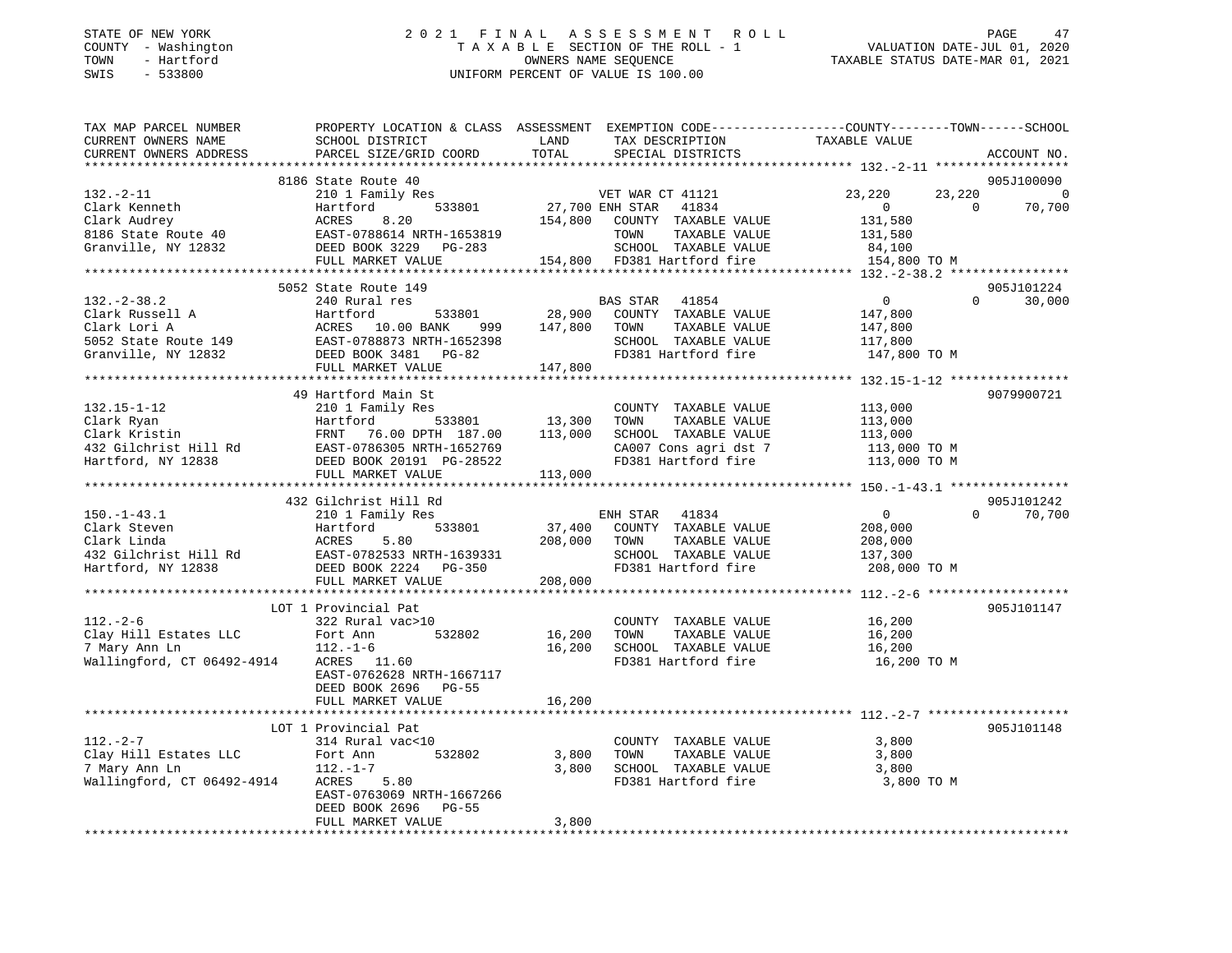STATE OF NEW YORK
COUNTY - Washington
TOWN - Hartford
SWIS - 533800

# 2021 FINAL ASSESSMENT ROLL
TAXABLE SECTION OF THE ROLL - 1
OWNERS NAME SEQUENCE
UNIFORM PERCENT OF VALUE IS 100.00

VALUATION DATE-JUL 01, 2020
TAXABLE STATUS DATE-MAR 01, 2021

```
TAX MAP PARCEL NUMBER          PROPERTY LOCATION & CLASS  ASSESSMENT  EXEMPTION CODE------------------COUNTY--------TOWN------SCHOOL
CURRENT OWNERS NAME            SCHOOL DISTRICT             LAND       TAX DESCRIPTION              TAXABLE VALUE
CURRENT OWNERS ADDRESS         PARCEL SIZE/GRID COORD      TOTAL      SPECIAL DISTRICTS                                        ACCOUNT NO.
******************************************************************************************************* 132.-2-11 ******************
                               8186 State Route 40                                                                             905J100090
132.-2-11                      210 1 Family Res                        VET WAR CT 41121             23,220       23,220             0
Clark Kenneth                  Hartford          533801     27,700 ENH STAR   41834                      0            0        70,700
Clark Audrey                   ACRES    8.20               154,800    COUNTY  TAXABLE VALUE          131,580
8186 State Route 40            EAST-0788614 NRTH-1653819              TOWN    TAXABLE VALUE          131,580
Granville, NY 12832            DEED BOOK 3229   PG-283                SCHOOL  TAXABLE VALUE           84,100
                               FULL MARKET VALUE           154,800    FD381 Hartford fire            154,800 TO M
******************************************************************************************************* 132.-2-38.2 ****************
                               5052 State Route 149                                                                            905J101224
132.-2-38.2                    240 Rural res                          BAS STAR   41854                   0            0        30,000
Clark Russell A                Hartford          533801     28,900    COUNTY  TAXABLE VALUE          147,800
Clark Lori A                   ACRES   10.00 BANK     999   147,800   TOWN    TAXABLE VALUE          147,800
5052 State Route 149           EAST-0788873 NRTH-1652398              SCHOOL  TAXABLE VALUE          117,800
Granville, NY 12832            DEED BOOK 3481   PG-82                 FD381 Hartford fire            147,800 TO M
                               FULL MARKET VALUE           147,800
******************************************************************************************************* 132.15-1-12 ****************
                               49 Hartford Main St                                                                             9079900721
132.15-1-12                    210 1 Family Res                       COUNTY  TAXABLE VALUE          113,000
Clark Ryan                     Hartford          533801     13,300    TOWN    TAXABLE VALUE          113,000
Clark Kristin                  FRNT   76.00 DPTH 187.00    113,000    SCHOOL  TAXABLE VALUE          113,000
432 Gilchrist Hill Rd          EAST-0786305 NRTH-1652769              CA007 Cons agri dst 7          113,000 TO M
Hartford, NY 12838             DEED BOOK 20191 PG-28522               FD381 Hartford fire            113,000 TO M
                               FULL MARKET VALUE           113,000
******************************************************************************************************* 150.-1-43.1 ****************
                               432 Gilchrist Hill Rd                                                                           905J101242
150.-1-43.1                    210 1 Family Res                       ENH STAR   41834                   0            0        70,700
Clark Steven                   Hartford          533801     37,400    COUNTY  TAXABLE VALUE          208,000
Clark Linda                    ACRES    5.80               208,000    TOWN    TAXABLE VALUE          208,000
432 Gilchrist Hill Rd          EAST-0782533 NRTH-1639331              SCHOOL  TAXABLE VALUE          137,300
Hartford, NY 12838             DEED BOOK 2224   PG-350                FD381 Hartford fire            208,000 TO M
                               FULL MARKET VALUE           208,000
******************************************************************************************************* 112.-2-6 *******************
                               LOT 1 Provincial Pat                                                                            905J101147
112.-2-6                       322 Rural vac>10                       COUNTY  TAXABLE VALUE           16,200
Clay Hill Estates LLC          Fort Ann          532802     16,200    TOWN    TAXABLE VALUE           16,200
7 Mary Ann Ln                  112.-1-6                     16,200    SCHOOL  TAXABLE VALUE           16,200
Wallingford, CT 06492-4914     ACRES   11.60                          FD381 Hartford fire             16,200 TO M
                               EAST-0762628 NRTH-1667117
                               DEED BOOK 2696   PG-55
                               FULL MARKET VALUE            16,200
******************************************************************************************************* 112.-2-7 *******************
                               LOT 1 Provincial Pat                                                                            905J101148
112.-2-7                       314 Rural vac<10                       COUNTY  TAXABLE VALUE            3,800
Clay Hill Estates LLC          Fort Ann          532802      3,800    TOWN    TAXABLE VALUE            3,800
7 Mary Ann Ln                  112.-1-7                      3,800    SCHOOL  TAXABLE VALUE            3,800
Wallingford, CT 06492-4914     ACRES    5.80                          FD381 Hartford fire              3,800 TO M
                               EAST-0763069 NRTH-1667266
                               DEED BOOK 2696   PG-55
                               FULL MARKET VALUE             3,800
************************************************************************************************************************************
```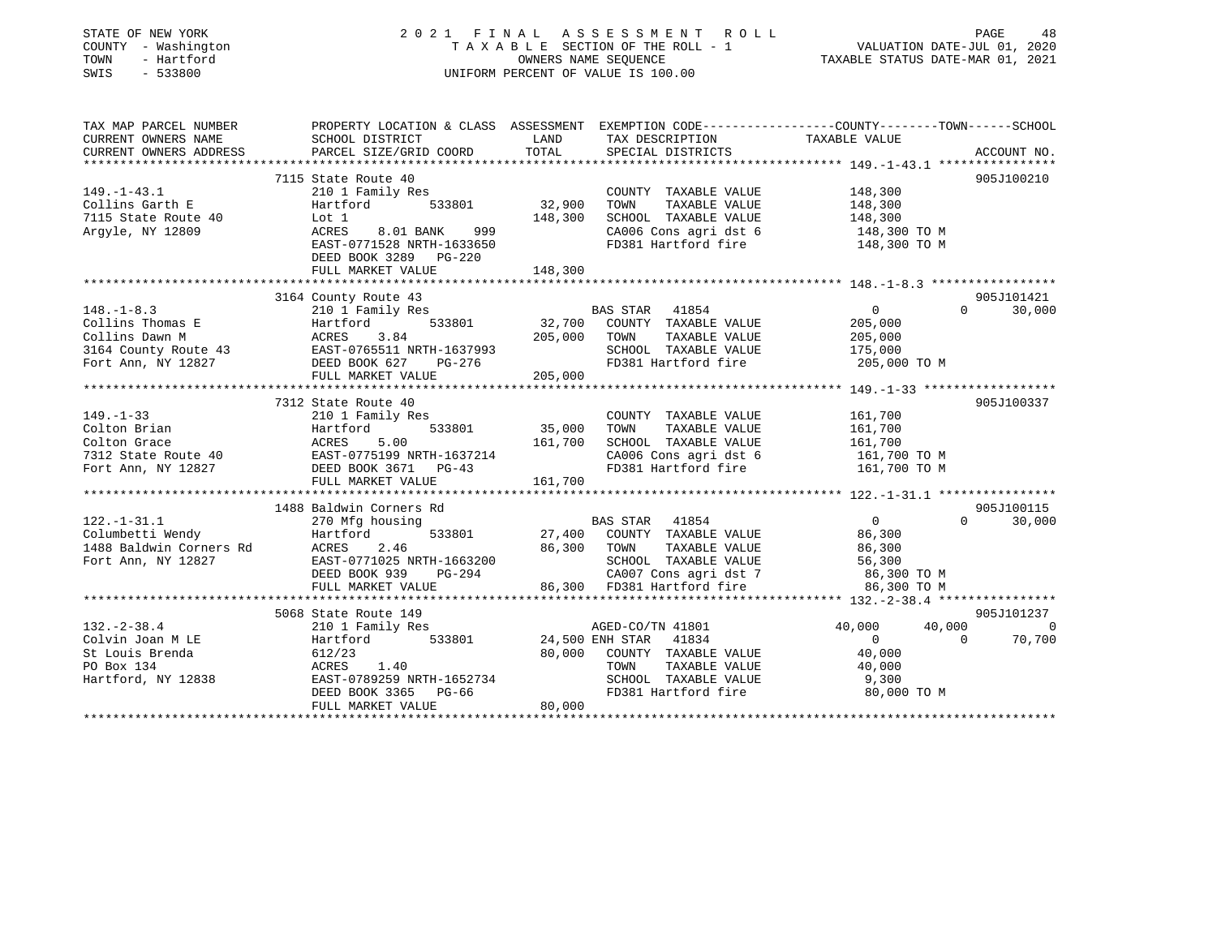STATE OF NEW YORK
COUNTY - Washington
TOWN - Hartford
SWIS - 533800

# 2021 FINAL ASSESSMENT ROLL

TAXABLE SECTION OF THE ROLL - 1
OWNERS NAME SEQUENCE
UNIFORM PERCENT OF VALUE IS 100.00

VALUATION DATE-JUL 01, 2020
TAXABLE STATUS DATE-MAR 01, 2021

| TAX MAP PARCEL NUMBER / CURRENT OWNERS NAME / CURRENT OWNERS ADDRESS | PROPERTY LOCATION & CLASS / SCHOOL DISTRICT / PARCEL SIZE/GRID COORD | ASSESSMENT LAND / TOTAL | EXEMPTION CODE / TAX DESCRIPTION / SPECIAL DISTRICTS | COUNTY TAXABLE VALUE | TOWN | SCHOOL | ACCOUNT NO. |
|---|---|---|---|---|---|---|---|
| **149.-1-43.1** | 7115 State Route 40 | | | | | | 905J100210 |
| 149.-1-43.1 | 210 1 Family Res | | COUNTY TAXABLE VALUE | 148,300 | | | |
| Collins Garth E | Hartford 533801 | 32,900 | TOWN TAXABLE VALUE | 148,300 | | | |
| 7115 State Route 40 | Lot 1 | 148,300 | SCHOOL TAXABLE VALUE | 148,300 | | | |
| Argyle, NY 12809 | ACRES 8.01 BANK 999 | | CA006 Cons agri dst 6 | 148,300 TO M | | | |
| | EAST-0771528 NRTH-1633650 | | FD381 Hartford fire | 148,300 TO M | | | |
| | DEED BOOK 3289 PG-220 | | | | | | |
| | FULL MARKET VALUE | 148,300 | | | | | |
| **148.-1-8.3** | 3164 County Route 43 | | | | | | 905J101421 |
| 148.-1-8.3 | 210 1 Family Res | | BAS STAR 41854 | 0 | 0 | 30,000 | |
| Collins Thomas E | Hartford 533801 | 32,700 | COUNTY TAXABLE VALUE | 205,000 | | | |
| Collins Dawn M | ACRES 3.84 | 205,000 | TOWN TAXABLE VALUE | 205,000 | | | |
| 3164 County Route 43 | EAST-0765511 NRTH-1637993 | | SCHOOL TAXABLE VALUE | 175,000 | | | |
| Fort Ann, NY 12827 | DEED BOOK 627 PG-276 | | FD381 Hartford fire | 205,000 TO M | | | |
| | FULL MARKET VALUE | 205,000 | | | | | |
| **149.-1-33** | 7312 State Route 40 | | | | | | 905J100337 |
| 149.-1-33 | 210 1 Family Res | | COUNTY TAXABLE VALUE | 161,700 | | | |
| Colton Brian | Hartford 533801 | 35,000 | TOWN TAXABLE VALUE | 161,700 | | | |
| Colton Grace | ACRES 5.00 | 161,700 | SCHOOL TAXABLE VALUE | 161,700 | | | |
| 7312 State Route 40 | EAST-0775199 NRTH-1637214 | | CA006 Cons agri dst 6 | 161,700 TO M | | | |
| Fort Ann, NY 12827 | DEED BOOK 3671 PG-43 | | FD381 Hartford fire | 161,700 TO M | | | |
| | FULL MARKET VALUE | 161,700 | | | | | |
| **122.-1-31.1** | 1488 Baldwin Corners Rd | | | | | | 905J100115 |
| 122.-1-31.1 | 270 Mfg housing | | BAS STAR 41854 | 0 | 0 | 30,000 | |
| Columbetti Wendy | Hartford 533801 | 27,400 | COUNTY TAXABLE VALUE | 86,300 | | | |
| 1488 Baldwin Corners Rd | ACRES 2.46 | 86,300 | TOWN TAXABLE VALUE | 86,300 | | | |
| Fort Ann, NY 12827 | EAST-0771025 NRTH-1663200 | | SCHOOL TAXABLE VALUE | 56,300 | | | |
| | DEED BOOK 939 PG-294 | | CA007 Cons agri dst 7 | 86,300 TO M | | | |
| | FULL MARKET VALUE | 86,300 | FD381 Hartford fire | 86,300 TO M | | | |
| **132.-2-38.4** | 5068 State Route 149 | | | | | | 905J101237 |
| 132.-2-38.4 | 210 1 Family Res | | AGED-CO/TN 41801 | 40,000 | 40,000 | 0 | |
| Colvin Joan M LE | Hartford 533801 | 24,500 | ENH STAR 41834 | 0 | 0 | 70,700 | |
| St Louis Brenda | 612/23 | 80,000 | COUNTY TAXABLE VALUE | 40,000 | | | |
| PO Box 134 | ACRES 1.40 | | TOWN TAXABLE VALUE | 40,000 | | | |
| Hartford, NY 12838 | EAST-0789259 NRTH-1652734 | | SCHOOL TAXABLE VALUE | 9,300 | | | |
| | DEED BOOK 3365 PG-66 | | FD381 Hartford fire | 80,000 TO M | | | |
| | FULL MARKET VALUE | 80,000 | | | | | |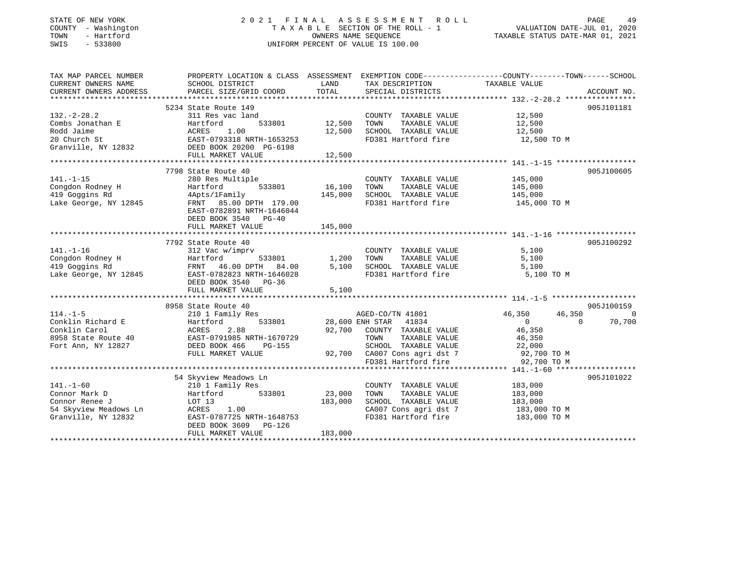STATE OF NEW YORK
COUNTY - Washington
TOWN - Hartford
SWIS - 533800

2021 FINAL ASSESSMENT ROLL
TAXABLE SECTION OF THE ROLL - 1
OWNERS NAME SEQUENCE
UNIFORM PERCENT OF VALUE IS 100.00

VALUATION DATE-JUL 01, 2020
TAXABLE STATUS DATE-MAR 01, 2021

| TAX MAP PARCEL NUMBER / CURRENT OWNERS NAME / CURRENT OWNERS ADDRESS | PROPERTY LOCATION & CLASS / SCHOOL DISTRICT / PARCEL SIZE/GRID COORD | ASSESSMENT LAND | TOTAL | EXEMPTION CODE / TAX DESCRIPTION / SPECIAL DISTRICTS | COUNTY TAXABLE VALUE | TOWN | SCHOOL | ACCOUNT NO. |
|---|---|---|---|---|---|---|---|---|
| 132.-2-28.2 | 5234 State Route 149 | | | | | | | 905J101181 |
| 132.-2-28.2 | 311 Res vac land | | | COUNTY TAXABLE VALUE | 12,500 | | | |
| Combs Jonathan E | Hartford 533801 | 12,500 | | TOWN TAXABLE VALUE | 12,500 | | | |
| Rodd Jaime | ACRES 1.00 | | 12,500 | SCHOOL TAXABLE VALUE | 12,500 | | | |
| 20 Church St | EAST-0793318 NRTH-1653253 | | | FD381 Hartford fire | 12,500 TO M | | | |
| Granville, NY 12832 | DEED BOOK 20200 PG-6198 | | | | | | | |
| | FULL MARKET VALUE | | 12,500 | | | | | |
| 141.-1-15 | 7798 State Route 40 | | | | | | | 905J100605 |
| 141.-1-15 | 280 Res Multiple | | | COUNTY TAXABLE VALUE | 145,000 | | | |
| Congdon Rodney H | Hartford 533801 | 16,100 | | TOWN TAXABLE VALUE | 145,000 | | | |
| 419 Goggins Rd | 4Apts/1Family | | 145,000 | SCHOOL TAXABLE VALUE | 145,000 | | | |
| Lake George, NY 12845 | FRNT 85.00 DPTH 179.00 | | | FD381 Hartford fire | 145,000 TO M | | | |
| | EAST-0782891 NRTH-1646044 | | | | | | | |
| | DEED BOOK 3540 PG-40 | | | | | | | |
| | FULL MARKET VALUE | | 145,000 | | | | | |
| 141.-1-16 | 7792 State Route 40 | | | | | | | 905J100292 |
| 141.-1-16 | 312 Vac w/imprv | | | COUNTY TAXABLE VALUE | 5,100 | | | |
| Congdon Rodney H | Hartford 533801 | 1,200 | | TOWN TAXABLE VALUE | 5,100 | | | |
| 419 Goggins Rd | FRNT 46.00 DPTH 84.00 | | 5,100 | SCHOOL TAXABLE VALUE | 5,100 | | | |
| Lake George, NY 12845 | EAST-0782823 NRTH-1646028 | | | FD381 Hartford fire | 5,100 TO M | | | |
| | DEED BOOK 3540 PG-36 | | | | | | | |
| | FULL MARKET VALUE | | 5,100 | | | | | |
| 114.-1-5 | 8958 State Route 40 | | | | | | | 905J100159 |
| 114.-1-5 | 210 1 Family Res | | | AGED-CO/TN 41801 | 46,350 | 46,350 | 0 | |
| Conklin Richard E | Hartford 533801 | 28,600 | | ENH STAR 41834 | 0 | 0 | 70,700 | |
| Conklin Carol | ACRES 2.88 | | 92,700 | COUNTY TAXABLE VALUE | 46,350 | | | |
| 8958 State Route 40 | EAST-0791985 NRTH-1670729 | | | TOWN TAXABLE VALUE | 46,350 | | | |
| Fort Ann, NY 12827 | DEED BOOK 466 PG-155 | | | SCHOOL TAXABLE VALUE | 22,000 | | | |
| | FULL MARKET VALUE | | 92,700 | CA007 Cons agri dst 7 | 92,700 TO M | | | |
| | | | | FD381 Hartford fire | 92,700 TO M | | | |
| 141.-1-60 | 54 Skyview Meadows Ln | | | | | | | 905J101022 |
| 141.-1-60 | 210 1 Family Res | | | COUNTY TAXABLE VALUE | 183,000 | | | |
| Connor Mark D | Hartford 533801 | 23,000 | | TOWN TAXABLE VALUE | 183,000 | | | |
| Connor Renee J | LOT 13 | | 183,000 | SCHOOL TAXABLE VALUE | 183,000 | | | |
| 54 Skyview Meadows Ln | ACRES 1.00 | | | CA007 Cons agri dst 7 | 183,000 TO M | | | |
| Granville, NY 12832 | EAST-0787725 NRTH-1648753 | | | FD381 Hartford fire | 183,000 TO M | | | |
| | DEED BOOK 3609 PG-126 | | | | | | | |
| | FULL MARKET VALUE | | 183,000 | | | | | |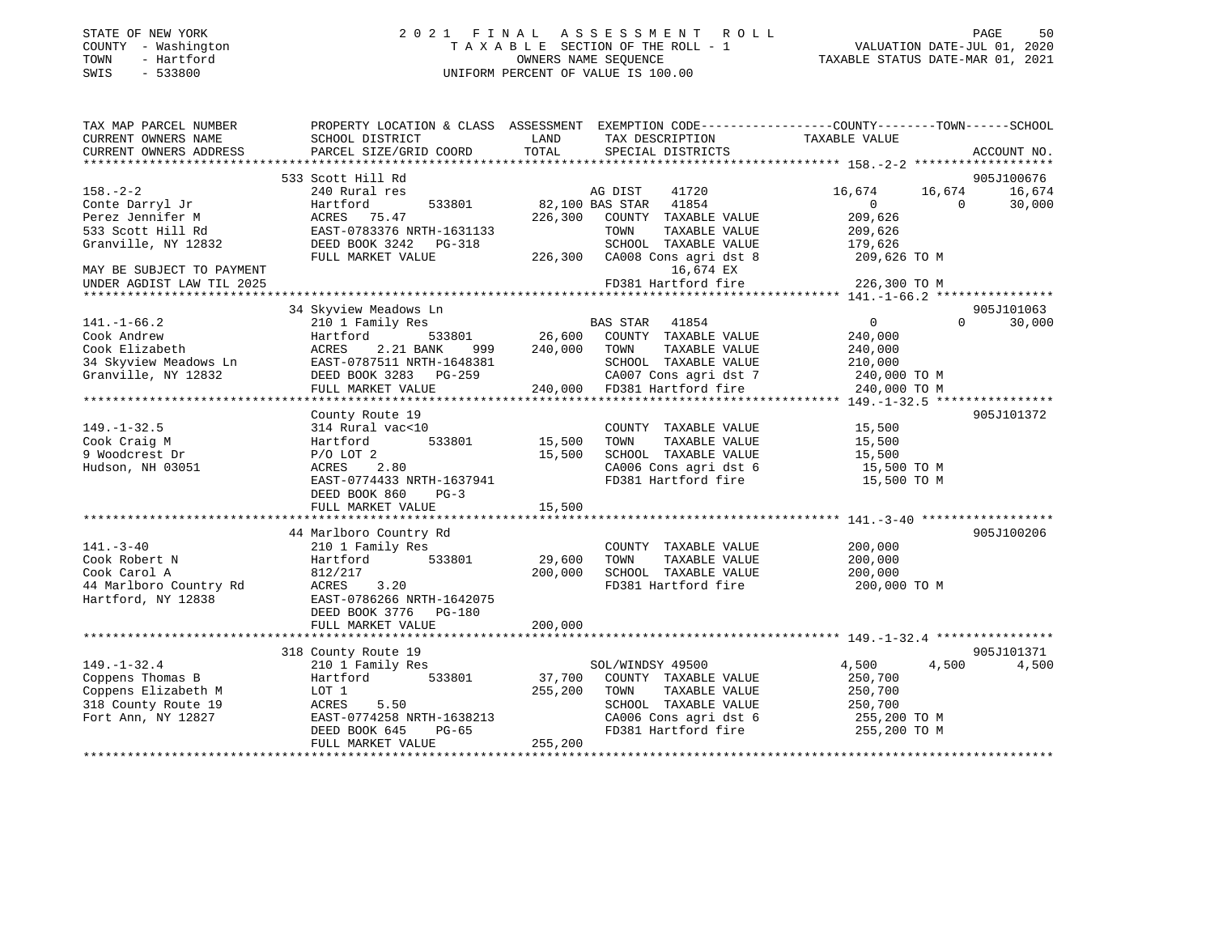STATE OF NEW YORK
COUNTY - Washington
TOWN - Hartford
SWIS - 533800

2021 FINAL ASSESSMENT ROLL
TAXABLE SECTION OF THE ROLL - 1
OWNERS NAME SEQUENCE
UNIFORM PERCENT OF VALUE IS 100.00

VALUATION DATE-JUL 01, 2020
TAXABLE STATUS DATE-MAR 01, 2021

```
TAX MAP PARCEL NUMBER          PROPERTY LOCATION & CLASS  ASSESSMENT  EXEMPTION CODE-----------------COUNTY--------TOWN------SCHOOL
CURRENT OWNERS NAME            SCHOOL DISTRICT               LAND      TAX DESCRIPTION            TAXABLE VALUE
CURRENT OWNERS ADDRESS         PARCEL SIZE/GRID COORD        TOTAL     SPECIAL DISTRICTS                                     ACCOUNT NO.
******************************************************************************************************* 158.-2-2 ******************
                               533 Scott Hill Rd                                                                          905J100676
158.-2-2                       240 Rural res                       AG DIST    41720          16,674     16,674     16,674
Conte Darryl Jr                Hartford          533801       82,100 BAS STAR  41854              0          0     30,000
Perez Jennifer M               ACRES   75.47                 226,300   COUNTY  TAXABLE VALUE        209,626
533 Scott Hill Rd              EAST-0783376 NRTH-1631133               TOWN    TAXABLE VALUE        209,626
Granville, NY 12832            DEED BOOK 3242   PG-318                 SCHOOL  TAXABLE VALUE        179,626
                               FULL MARKET VALUE             226,300   CA008 Cons agri dst 8        209,626 TO M
MAY BE SUBJECT TO PAYMENT                                                  16,674 EX
UNDER AGDIST LAW TIL 2025                                              FD381 Hartford fire          226,300 TO M
******************************************************************************************************* 141.-1-66.2 ****************
                               34 Skyview Meadows Ln                                                                      905J101063
141.-1-66.2                    210 1 Family Res                    BAS STAR  41854                0          0     30,000
Cook Andrew                    Hartford          533801       26,600   COUNTY  TAXABLE VALUE        240,000
Cook Elizabeth                 ACRES    2.21 BANK     999    240,000   TOWN    TAXABLE VALUE        240,000
34 Skyview Meadows Ln          EAST-0787511 NRTH-1648381               SCHOOL  TAXABLE VALUE        210,000
Granville, NY 12832            DEED BOOK 3283   PG-259                 CA007 Cons agri dst 7        240,000 TO M
                               FULL MARKET VALUE             240,000   FD381 Hartford fire          240,000 TO M
******************************************************************************************************* 149.-1-32.5 ****************
                               County Route 19                                                                            905J101372
149.-1-32.5                    314 Rural vac<10                        COUNTY  TAXABLE VALUE         15,500
Cook Craig M                   Hartford          533801       15,500   TOWN    TAXABLE VALUE         15,500
9 Woodcrest Dr                 P/O LOT 2                      15,500   SCHOOL  TAXABLE VALUE         15,500
Hudson, NH 03051               ACRES    2.80                           CA006 Cons agri dst 6         15,500 TO M
                               EAST-0774433 NRTH-1637941               FD381 Hartford fire           15,500 TO M
                               DEED BOOK 860    PG-3
                               FULL MARKET VALUE              15,500
******************************************************************************************************* 141.-3-40 ******************
                               44 Marlboro Country Rd                                                                     905J100206
141.-3-40                      210 1 Family Res                        COUNTY  TAXABLE VALUE        200,000
Cook Robert N                  Hartford          533801       29,600   TOWN    TAXABLE VALUE        200,000
Cook Carol A                   812/217                       200,000   SCHOOL  TAXABLE VALUE        200,000
44 Marlboro Country Rd         ACRES    3.20                           FD381 Hartford fire          200,000 TO M
Hartford, NY 12838             EAST-0786266 NRTH-1642075
                               DEED BOOK 3776   PG-180
                               FULL MARKET VALUE             200,000
******************************************************************************************************* 149.-1-32.4 ****************
                               318 County Route 19                                                                        905J101371
149.-1-32.4                    210 1 Family Res                    SOL/WINDSY 49500           4,500      4,500      4,500
Coppens Thomas B               Hartford          533801       37,700   COUNTY  TAXABLE VALUE        250,700
Coppens Elizabeth M            LOT 1                         255,200   TOWN    TAXABLE VALUE        250,700
318 County Route 19            ACRES    5.50                           SCHOOL  TAXABLE VALUE        250,700
Fort Ann, NY 12827             EAST-0774258 NRTH-1638213               CA006 Cons agri dst 6        255,200 TO M
                               DEED BOOK 645    PG-65                  FD381 Hartford fire          255,200 TO M
                               FULL MARKET VALUE             255,200
************************************************************************************************************************************
```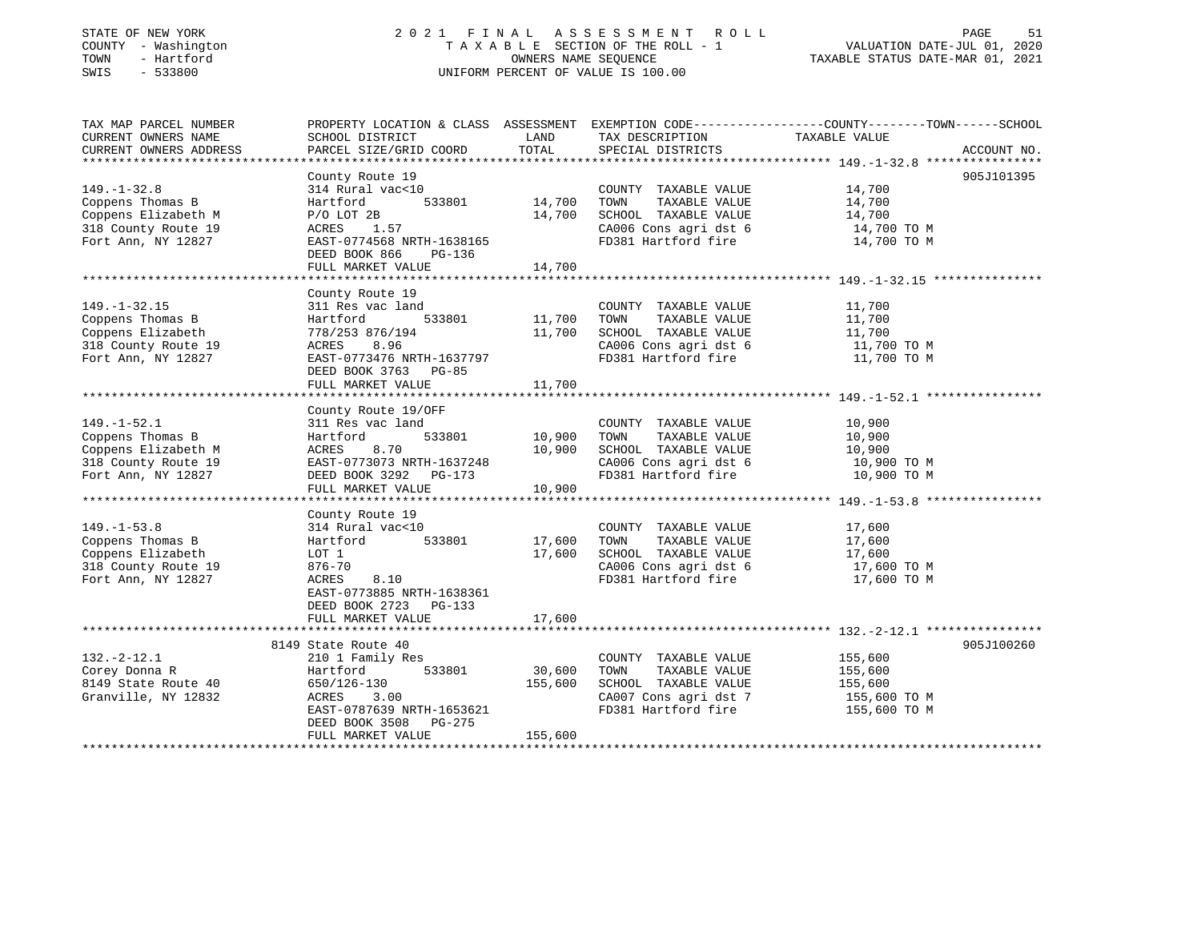STATE OF NEW YORK
COUNTY - Washington
TOWN - Hartford
SWIS - 533800

2 0 2 1 F I N A L A S S E S S M E N T R O L L
T A X A B L E SECTION OF THE ROLL - 1
OWNERS NAME SEQUENCE
UNIFORM PERCENT OF VALUE IS 100.00

VALUATION DATE-JUL 01, 2020
TAXABLE STATUS DATE-MAR 01, 2021

| TAX MAP PARCEL NUMBER / CURRENT OWNERS NAME / CURRENT OWNERS ADDRESS | PROPERTY LOCATION & CLASS / SCHOOL DISTRICT / PARCEL SIZE/GRID COORD | ASSESSMENT LAND | TOTAL | EXEMPTION CODE / TAX DESCRIPTION / SPECIAL DISTRICTS | COUNTY--------TOWN------SCHOOL TAXABLE VALUE | ACCOUNT NO. |
|---|---|---|---|---|---|---|
| 149.-1-32.8 | County Route 19 | | | | | 905J101395 |
| | 314 Rural vac<10 | | | COUNTY TAXABLE VALUE | 14,700 | |
| Coppens Thomas B | Hartford 533801 | 14,700 | | TOWN TAXABLE VALUE | 14,700 | |
| Coppens Elizabeth M | P/O LOT 2B | | 14,700 | SCHOOL TAXABLE VALUE | 14,700 | |
| 318 County Route 19 | ACRES 1.57 | | | CA006 Cons agri dst 6 | 14,700 TO M | |
| Fort Ann, NY 12827 | EAST-0774568 NRTH-1638165 | | | FD381 Hartford fire | 14,700 TO M | |
| | DEED BOOK 866 PG-136 | | | | | |
| | FULL MARKET VALUE | | 14,700 | | | |
| 149.-1-32.15 | County Route 19 | | | | | |
| | 311 Res vac land | | | COUNTY TAXABLE VALUE | 11,700 | |
| Coppens Thomas B | Hartford 533801 | 11,700 | | TOWN TAXABLE VALUE | 11,700 | |
| Coppens Elizabeth | 778/253 876/194 | | 11,700 | SCHOOL TAXABLE VALUE | 11,700 | |
| 318 County Route 19 | ACRES 8.96 | | | CA006 Cons agri dst 6 | 11,700 TO M | |
| Fort Ann, NY 12827 | EAST-0773476 NRTH-1637797 | | | FD381 Hartford fire | 11,700 TO M | |
| | DEED BOOK 3763 PG-85 | | | | | |
| | FULL MARKET VALUE | | 11,700 | | | |
| 149.-1-52.1 | County Route 19/OFF | | | | | |
| | 311 Res vac land | | | COUNTY TAXABLE VALUE | 10,900 | |
| Coppens Thomas B | Hartford 533801 | 10,900 | | TOWN TAXABLE VALUE | 10,900 | |
| Coppens Elizabeth M | ACRES 8.70 | | 10,900 | SCHOOL TAXABLE VALUE | 10,900 | |
| 318 County Route 19 | EAST-0773073 NRTH-1637248 | | | CA006 Cons agri dst 6 | 10,900 TO M | |
| Fort Ann, NY 12827 | DEED BOOK 3292 PG-173 | | | FD381 Hartford fire | 10,900 TO M | |
| | FULL MARKET VALUE | | 10,900 | | | |
| 149.-1-53.8 | County Route 19 | | | | | |
| | 314 Rural vac<10 | | | COUNTY TAXABLE VALUE | 17,600 | |
| Coppens Thomas B | Hartford 533801 | 17,600 | | TOWN TAXABLE VALUE | 17,600 | |
| Coppens Elizabeth | LOT 1 | | 17,600 | SCHOOL TAXABLE VALUE | 17,600 | |
| 318 County Route 19 | 876-70 | | | CA006 Cons agri dst 6 | 17,600 TO M | |
| Fort Ann, NY 12827 | ACRES 8.10 | | | FD381 Hartford fire | 17,600 TO M | |
| | EAST-0773885 NRTH-1638361 | | | | | |
| | DEED BOOK 2723 PG-133 | | | | | |
| | FULL MARKET VALUE | | 17,600 | | | |
| 132.-2-12.1 | 8149 State Route 40 | | | | | 905J100260 |
| | 210 1 Family Res | | | COUNTY TAXABLE VALUE | 155,600 | |
| Corey Donna R | Hartford 533801 | 30,600 | | TOWN TAXABLE VALUE | 155,600 | |
| 8149 State Route 40 | 650/126-130 | | 155,600 | SCHOOL TAXABLE VALUE | 155,600 | |
| Granville, NY 12832 | ACRES 3.00 | | | CA007 Cons agri dst 7 | 155,600 TO M | |
| | EAST-0787639 NRTH-1653621 | | | FD381 Hartford fire | 155,600 TO M | |
| | DEED BOOK 3508 PG-275 | | | | | |
| | FULL MARKET VALUE | | 155,600 | | | |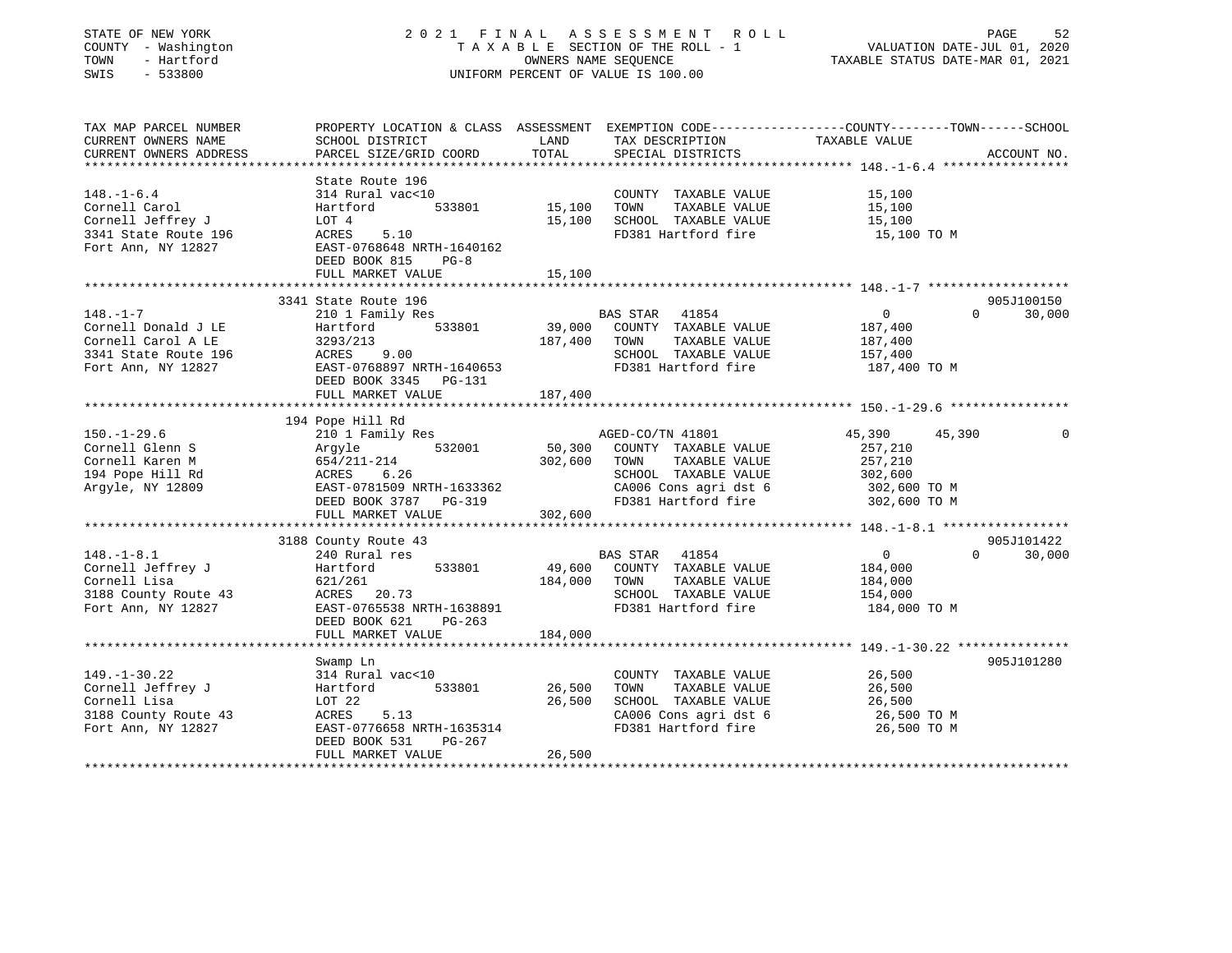STATE OF NEW YORK — 2021 FINAL ASSESSMENT ROLL
COUNTY - Washington — TAXABLE SECTION OF THE ROLL - 1 — VALUATION DATE-JUL 01, 2020
TOWN - Hartford — OWNERS NAME SEQUENCE — TAXABLE STATUS DATE-MAR 01, 2021
SWIS - 533800 — UNIFORM PERCENT OF VALUE IS 100.00

| TAX MAP PARCEL NUMBER / CURRENT OWNERS NAME / CURRENT OWNERS ADDRESS | PROPERTY LOCATION & CLASS / SCHOOL DISTRICT / PARCEL SIZE/GRID COORD | ASSESSMENT LAND | TOTAL | EXEMPTION CODE / TAX DESCRIPTION / SPECIAL DISTRICTS | COUNTY TAXABLE VALUE | TOWN | SCHOOL | ACCOUNT NO. |
|---|---|---|---|---|---|---|---|---|
| **148.-1-6.4** | State Route 196 | | | | | | | |
| Cornell Carol | 314 Rural vac<10 | | | COUNTY TAXABLE VALUE | 15,100 | | | |
| Cornell Jeffrey J | Hartford 533801 | 15,100 | | TOWN TAXABLE VALUE | 15,100 | | | |
| 3341 State Route 196 | LOT 4 | | 15,100 | SCHOOL TAXABLE VALUE | 15,100 | | | |
| Fort Ann, NY 12827 | ACRES 5.10 | | | FD381 Hartford fire | 15,100 TO M | | | |
| | EAST-0768648 NRTH-1640162 | | | | | | | |
| | DEED BOOK 815 PG-8 | | | | | | | |
| | FULL MARKET VALUE | | 15,100 | | | | | |
| **148.-1-7** | 3341 State Route 196 | | | | | | | 905J100150 |
| Cornell Donald J LE | 210 1 Family Res | | | BAS STAR 41854 | 0 | 0 | 30,000 | |
| Cornell Carol A LE | Hartford 533801 | 39,000 | | COUNTY TAXABLE VALUE | 187,400 | | | |
| 3341 State Route 196 | 3293/213 | | 187,400 | TOWN TAXABLE VALUE | 187,400 | | | |
| Fort Ann, NY 12827 | ACRES 9.00 | | | SCHOOL TAXABLE VALUE | 157,400 | | | |
| | EAST-0768897 NRTH-1640653 | | | FD381 Hartford fire | 187,400 TO M | | | |
| | DEED BOOK 3345 PG-131 | | | | | | | |
| | FULL MARKET VALUE | | 187,400 | | | | | |
| **150.-1-29.6** | 194 Pope Hill Rd | | | | | | | |
| Cornell Glenn S | 210 1 Family Res | | | AGED-CO/TN 41801 | 45,390 | 45,390 | 0 | |
| Cornell Karen M | Argyle 532001 | 50,300 | | COUNTY TAXABLE VALUE | 257,210 | | | |
| 194 Pope Hill Rd | 654/211-214 | | 302,600 | TOWN TAXABLE VALUE | 257,210 | | | |
| Argyle, NY 12809 | ACRES 6.26 | | | SCHOOL TAXABLE VALUE | 302,600 | | | |
| | EAST-0781509 NRTH-1633362 | | | CA006 Cons agri dst 6 | 302,600 TO M | | | |
| | DEED BOOK 3787 PG-319 | | | FD381 Hartford fire | 302,600 TO M | | | |
| | FULL MARKET VALUE | | 302,600 | | | | | |
| **148.-1-8.1** | 3188 County Route 43 | | | | | | | 905J101422 |
| Cornell Jeffrey J | 240 Rural res | | | BAS STAR 41854 | 0 | 0 | 30,000 | |
| Cornell Lisa | Hartford 533801 | 49,600 | | COUNTY TAXABLE VALUE | 184,000 | | | |
| 3188 County Route 43 | 621/261 | | 184,000 | TOWN TAXABLE VALUE | 184,000 | | | |
| Fort Ann, NY 12827 | ACRES 20.73 | | | SCHOOL TAXABLE VALUE | 154,000 | | | |
| | EAST-0765538 NRTH-1638891 | | | FD381 Hartford fire | 184,000 TO M | | | |
| | DEED BOOK 621 PG-263 | | | | | | | |
| | FULL MARKET VALUE | | 184,000 | | | | | |
| **149.-1-30.22** | Swamp Ln | | | | | | | 905J101280 |
| Cornell Jeffrey J | 314 Rural vac<10 | | | COUNTY TAXABLE VALUE | 26,500 | | | |
| Cornell Lisa | Hartford 533801 | 26,500 | | TOWN TAXABLE VALUE | 26,500 | | | |
| 3188 County Route 43 | LOT 22 | | 26,500 | SCHOOL TAXABLE VALUE | 26,500 | | | |
| Fort Ann, NY 12827 | ACRES 5.13 | | | CA006 Cons agri dst 6 | 26,500 TO M | | | |
| | EAST-0776658 NRTH-1635314 | | | FD381 Hartford fire | 26,500 TO M | | | |
| | DEED BOOK 531 PG-267 | | | | | | | |
| | FULL MARKET VALUE | | 26,500 | | | | | |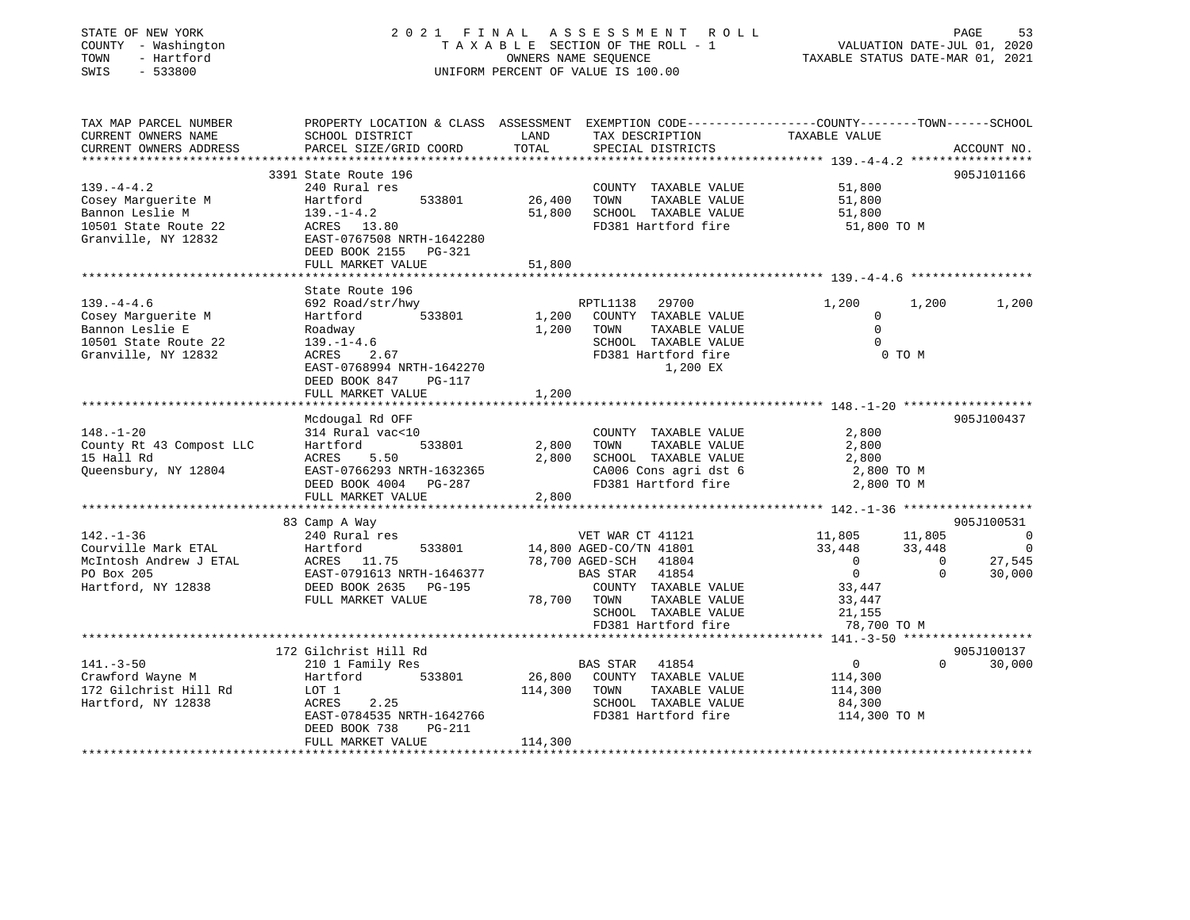STATE OF NEW YORK  
COUNTY - Washington  
TOWN - Hartford  
SWIS - 533800

2021 FINAL ASSESSMENT ROLL  
TAXABLE SECTION OF THE ROLL - 1  
OWNERS NAME SEQUENCE  
UNIFORM PERCENT OF VALUE IS 100.00

VALUATION DATE-JUL 01, 2020  
TAXABLE STATUS DATE-MAR 01, 2021

```
TAX MAP PARCEL NUMBER          PROPERTY LOCATION & CLASS  ASSESSMENT  EXEMPTION CODE-----------------COUNTY--------TOWN------SCHOOL
CURRENT OWNERS NAME            SCHOOL DISTRICT               LAND      TAX DESCRIPTION             TAXABLE VALUE
CURRENT OWNERS ADDRESS         PARCEL SIZE/GRID COORD        TOTAL     SPECIAL DISTRICTS                                      ACCOUNT NO.
******************************************************************************************************* 139.-4-4.2 *****************
                               3391 State Route 196                                                                          905J101166
139.-4-4.2                     240 Rural res                            COUNTY  TAXABLE VALUE          51,800
Cosey Marguerite M             Hartford        533801       26,400      TOWN    TAXABLE VALUE          51,800
Bannon Leslie M                139.-1-4.2                   51,800      SCHOOL  TAXABLE VALUE          51,800
10501 State Route 22           ACRES  13.80                             FD381 Hartford fire             51,800 TO M
Granville, NY 12832            EAST-0767508 NRTH-1642280
                               DEED BOOK 2155   PG-321
                               FULL MARKET VALUE            51,800
******************************************************************************************************* 139.-4-4.6 *****************
                               State Route 196
139.-4-4.6                     692 Road/str/hwy                         RPTL1138   29700               1,200        1,200        1,200
Cosey Marguerite M             Hartford        533801        1,200      COUNTY  TAXABLE VALUE              0
Bannon Leslie E                Roadway                       1,200      TOWN    TAXABLE VALUE              0
10501 State Route 22           139.-1-4.6                               SCHOOL  TAXABLE VALUE              0
Granville, NY 12832            ACRES   2.67                             FD381 Hartford fire                 0 TO M
                               EAST-0768994 NRTH-1642270                      1,200 EX
                               DEED BOOK 847    PG-117
                               FULL MARKET VALUE             1,200
******************************************************************************************************* 148.-1-20 ******************
                               Mcdougal Rd OFF                                                                               905J100437
148.-1-20                      314 Rural vac<10                         COUNTY  TAXABLE VALUE           2,800
County Rt 43 Compost LLC       Hartford        533801        2,800      TOWN    TAXABLE VALUE           2,800
15 Hall Rd                     ACRES   5.50                  2,800      SCHOOL  TAXABLE VALUE           2,800
Queensbury, NY 12804           EAST-0766293 NRTH-1632365                CA006 Cons agri dst 6            2,800 TO M
                               DEED BOOK 4004   PG-287                  FD381 Hartford fire              2,800 TO M
                               FULL MARKET VALUE             2,800
******************************************************************************************************* 142.-1-36 ******************
                               83 Camp A Way                                                                                 905J100531
142.-1-36                      240 Rural res                            VET WAR CT 41121              11,805       11,805            0
Courville Mark ETAL            Hartford        533801       14,800 AGED-CO/TN 41801                   33,448       33,448            0
McIntosh Andrew J ETAL         ACRES  11.75                 78,700 AGED-SCH   41804                        0            0       27,545
PO Box 205                     EAST-0791613 NRTH-1646377               BAS STAR   41854                        0            0       30,000
Hartford, NY 12838             DEED BOOK 2635   PG-195                 COUNTY  TAXABLE VALUE          33,447
                               FULL MARKET VALUE            78,700      TOWN    TAXABLE VALUE          33,447
                                                                        SCHOOL  TAXABLE VALUE          21,155
                                                                        FD381 Hartford fire             78,700 TO M
******************************************************************************************************* 141.-3-50 ******************
                               172 Gilchrist Hill Rd                                                                         905J100137
141.-3-50                      210 1 Family Res                         BAS STAR   41854                   0            0       30,000
Crawford Wayne M               Hartford        533801       26,800      COUNTY  TAXABLE VALUE         114,300
172 Gilchrist Hill Rd          LOT 1                       114,300      TOWN    TAXABLE VALUE         114,300
Hartford, NY 12838             ACRES   2.25                             SCHOOL  TAXABLE VALUE          84,300
                               EAST-0784535 NRTH-1642766                FD381 Hartford fire            114,300 TO M
                               DEED BOOK 738    PG-211
                               FULL MARKET VALUE           114,300
************************************************************************************************************************************
```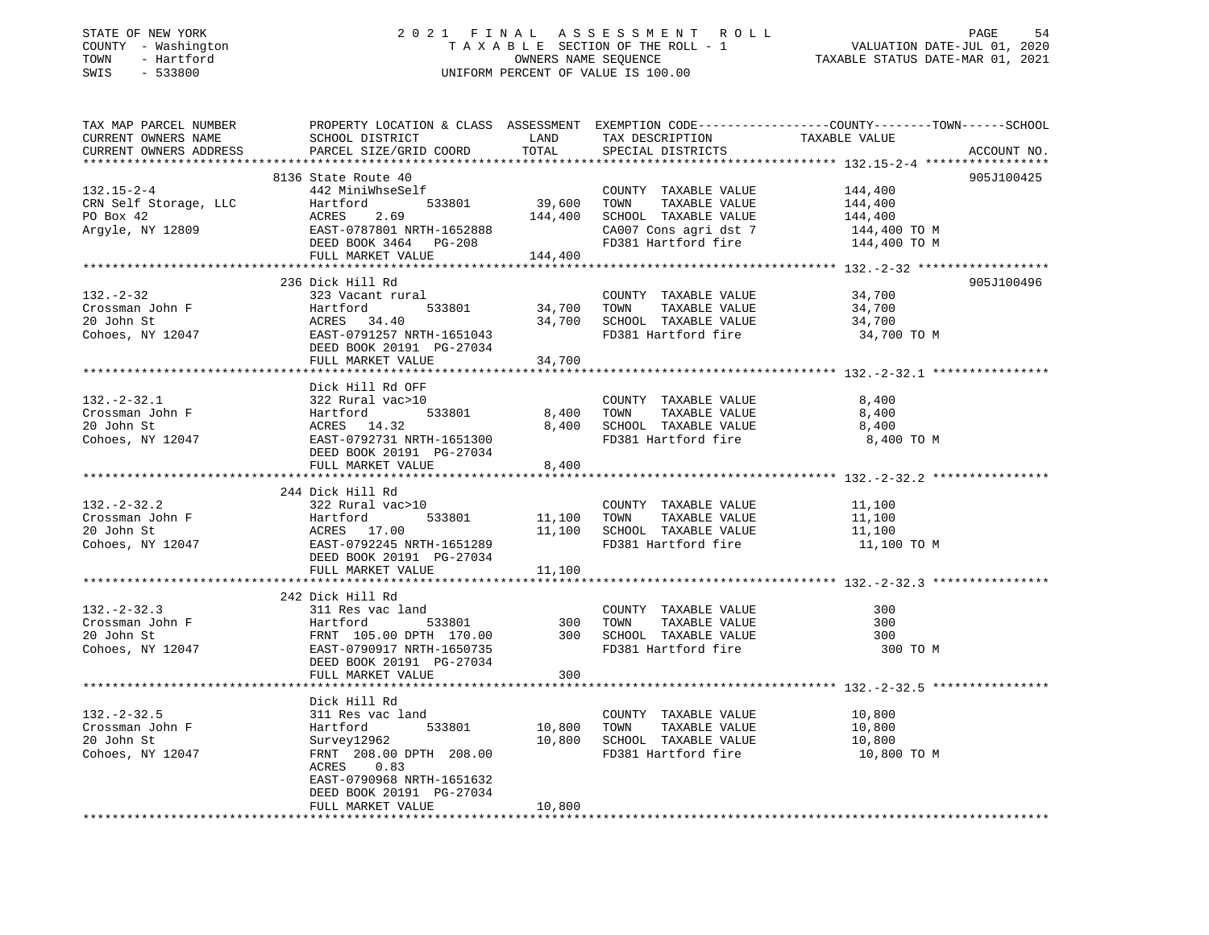STATE OF NEW YORK
COUNTY - Washington
TOWN - Hartford
SWIS - 533800

2 0 2 1 F I N A L A S S E S S M E N T R O L L
T A X A B L E SECTION OF THE ROLL - 1
OWNERS NAME SEQUENCE
UNIFORM PERCENT OF VALUE IS 100.00

VALUATION DATE-JUL 01, 2020
TAXABLE STATUS DATE-MAR 01, 2021

| TAX MAP PARCEL NUMBER / CURRENT OWNERS NAME / CURRENT OWNERS ADDRESS | PROPERTY LOCATION & CLASS / SCHOOL DISTRICT / PARCEL SIZE/GRID COORD | ASSESSMENT LAND | TOTAL | EXEMPTION CODE / TAX DESCRIPTION / SPECIAL DISTRICTS | TAXABLE VALUE (COUNTY / TOWN / SCHOOL) | ACCOUNT NO. |
|---|---|---|---|---|---|---|
| 132.15-2-4 | 8136 State Route 40 | | | | | 905J100425 |
| CRN Self Storage, LLC | 442 MiniWhseSelf | | | COUNTY TAXABLE VALUE | 144,400 | |
| PO Box 42 | Hartford 533801 | 39,600 | | TOWN TAXABLE VALUE | 144,400 | |
| Argyle, NY 12809 | ACRES 2.69 | | 144,400 | SCHOOL TAXABLE VALUE | 144,400 | |
| | EAST-0787801 NRTH-1652888 | | | CA007 Cons agri dst 7 | 144,400 TO M | |
| | DEED BOOK 3464 PG-208 | | | FD381 Hartford fire | 144,400 TO M | |
| | FULL MARKET VALUE | | 144,400 | | | |
| 132.-2-32 | 236 Dick Hill Rd | | | | | 905J100496 |
| Crossman John F | 323 Vacant rural | | | COUNTY TAXABLE VALUE | 34,700 | |
| 20 John St | Hartford 533801 | 34,700 | | TOWN TAXABLE VALUE | 34,700 | |
| Cohoes, NY 12047 | ACRES 34.40 | | 34,700 | SCHOOL TAXABLE VALUE | 34,700 | |
| | EAST-0791257 NRTH-1651043 | | | FD381 Hartford fire | 34,700 TO M | |
| | DEED BOOK 20191 PG-27034 | | | | | |
| | FULL MARKET VALUE | | 34,700 | | | |
| 132.-2-32.1 | Dick Hill Rd OFF | | | | | |
| Crossman John F | 322 Rural vac>10 | | | COUNTY TAXABLE VALUE | 8,400 | |
| 20 John St | Hartford 533801 | 8,400 | | TOWN TAXABLE VALUE | 8,400 | |
| Cohoes, NY 12047 | ACRES 14.32 | | 8,400 | SCHOOL TAXABLE VALUE | 8,400 | |
| | EAST-0792731 NRTH-1651300 | | | FD381 Hartford fire | 8,400 TO M | |
| | DEED BOOK 20191 PG-27034 | | | | | |
| | FULL MARKET VALUE | | 8,400 | | | |
| 132.-2-32.2 | 244 Dick Hill Rd | | | | | |
| Crossman John F | 322 Rural vac>10 | | | COUNTY TAXABLE VALUE | 11,100 | |
| 20 John St | Hartford 533801 | 11,100 | | TOWN TAXABLE VALUE | 11,100 | |
| Cohoes, NY 12047 | ACRES 17.00 | | 11,100 | SCHOOL TAXABLE VALUE | 11,100 | |
| | EAST-0792245 NRTH-1651289 | | | FD381 Hartford fire | 11,100 TO M | |
| | DEED BOOK 20191 PG-27034 | | | | | |
| | FULL MARKET VALUE | | 11,100 | | | |
| 132.-2-32.3 | 242 Dick Hill Rd | | | | | |
| Crossman John F | 311 Res vac land | | | COUNTY TAXABLE VALUE | 300 | |
| 20 John St | Hartford 533801 | 300 | | TOWN TAXABLE VALUE | 300 | |
| Cohoes, NY 12047 | FRNT 105.00 DPTH 170.00 | | 300 | SCHOOL TAXABLE VALUE | 300 | |
| | EAST-0790917 NRTH-1650735 | | | FD381 Hartford fire | 300 TO M | |
| | DEED BOOK 20191 PG-27034 | | | | | |
| | FULL MARKET VALUE | | 300 | | | |
| 132.-2-32.5 | Dick Hill Rd | | | | | |
| Crossman John F | 311 Res vac land | | | COUNTY TAXABLE VALUE | 10,800 | |
| 20 John St | Hartford 533801 | 10,800 | | TOWN TAXABLE VALUE | 10,800 | |
| Cohoes, NY 12047 | Survey12962 | | 10,800 | SCHOOL TAXABLE VALUE | 10,800 | |
| | FRNT 208.00 DPTH 208.00 | | | FD381 Hartford fire | 10,800 TO M | |
| | ACRES 0.83 | | | | | |
| | EAST-0790968 NRTH-1651632 | | | | | |
| | DEED BOOK 20191 PG-27034 | | | | | |
| | FULL MARKET VALUE | | 10,800 | | | |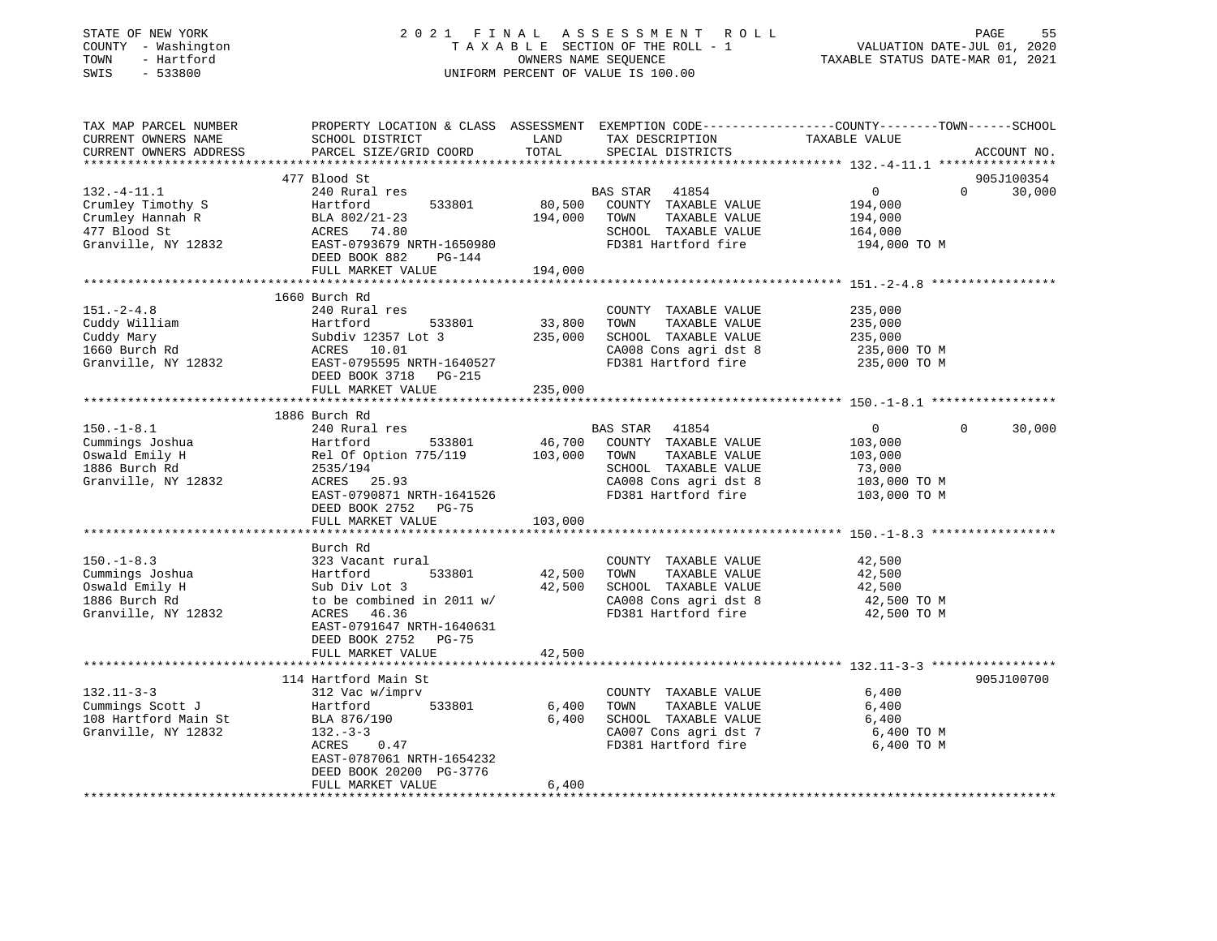STATE OF NEW YORK
COUNTY - Washington
TOWN - Hartford
SWIS - 533800

2 0 2 1 F I N A L A S S E S S M E N T R O L L
T A X A B L E SECTION OF THE ROLL - 1
OWNERS NAME SEQUENCE
UNIFORM PERCENT OF VALUE IS 100.00

VALUATION DATE-JUL 01, 2020
TAXABLE STATUS DATE-MAR 01, 2021

```
TAX MAP PARCEL NUMBER          PROPERTY LOCATION & CLASS  ASSESSMENT  EXEMPTION CODE------------------COUNTY--------TOWN------SCHOOL
CURRENT OWNERS NAME            SCHOOL DISTRICT               LAND      TAX DESCRIPTION             TAXABLE VALUE
CURRENT OWNERS ADDRESS         PARCEL SIZE/GRID COORD        TOTAL     SPECIAL DISTRICTS                                     ACCOUNT NO.
******************************************************************************************************* 132.-4-11.1 ****************
                               477 Blood St                                                                                905J100354
132.-4-11.1                    240 Rural res                          BAS STAR   41854                    0          0      30,000
Crumley Timothy S              Hartford        533801        80,500   COUNTY  TAXABLE VALUE          194,000
Crumley Hannah R               BLA 802/21-23                194,000   TOWN    TAXABLE VALUE          194,000
477 Blood St                   ACRES  74.80                           SCHOOL  TAXABLE VALUE          164,000
Granville, NY 12832            EAST-0793679 NRTH-1650980              FD381 Hartford fire             194,000 TO M
                               DEED BOOK 882    PG-144
                               FULL MARKET VALUE            194,000
******************************************************************************************************* 151.-2-4.8 *****************
                               1660 Burch Rd
151.-2-4.8                     240 Rural res                          COUNTY  TAXABLE VALUE          235,000
Cuddy William                  Hartford        533801        33,800   TOWN    TAXABLE VALUE          235,000
Cuddy Mary                     Subdiv 12357 Lot 3           235,000   SCHOOL  TAXABLE VALUE          235,000
1660 Burch Rd                  ACRES  10.01                           CA008 Cons agri dst 8           235,000 TO M
Granville, NY 12832            EAST-0795595 NRTH-1640527              FD381 Hartford fire             235,000 TO M
                               DEED BOOK 3718   PG-215
                               FULL MARKET VALUE            235,000
******************************************************************************************************* 150.-1-8.1 *****************
                               1886 Burch Rd
150.-1-8.1                     240 Rural res                          BAS STAR   41854                    0          0      30,000
Cummings Joshua                Hartford        533801        46,700   COUNTY  TAXABLE VALUE          103,000
Oswald Emily H                 Rel Of Option 775/119        103,000   TOWN    TAXABLE VALUE          103,000
1886 Burch Rd                  2535/194                               SCHOOL  TAXABLE VALUE           73,000
Granville, NY 12832            ACRES  25.93                           CA008 Cons agri dst 8           103,000 TO M
                               EAST-0790871 NRTH-1641526              FD381 Hartford fire             103,000 TO M
                               DEED BOOK 2752   PG-75
                               FULL MARKET VALUE            103,000
******************************************************************************************************* 150.-1-8.3 *****************
                               Burch Rd
150.-1-8.3                     323 Vacant rural                       COUNTY  TAXABLE VALUE           42,500
Cummings Joshua                Hartford        533801        42,500   TOWN    TAXABLE VALUE           42,500
Oswald Emily H                 Sub Div Lot 3                 42,500   SCHOOL  TAXABLE VALUE           42,500
1886 Burch Rd                  to be combined in 2011 w/              CA008 Cons agri dst 8            42,500 TO M
Granville, NY 12832            ACRES  46.36                           FD381 Hartford fire              42,500 TO M
                               EAST-0791647 NRTH-1640631
                               DEED BOOK 2752   PG-75
                               FULL MARKET VALUE             42,500
******************************************************************************************************* 132.11-3-3 *****************
                               114 Hartford Main St                                                                        905J100700
132.11-3-3                     312 Vac w/imprv                        COUNTY  TAXABLE VALUE            6,400
Cummings Scott J               Hartford        533801         6,400   TOWN    TAXABLE VALUE            6,400
108 Hartford Main St           BLA 876/190                    6,400   SCHOOL  TAXABLE VALUE            6,400
Granville, NY 12832            132.-3-3                               CA007 Cons agri dst 7             6,400 TO M
                               ACRES   0.47                           FD381 Hartford fire               6,400 TO M
                               EAST-0787061 NRTH-1654232
                               DEED BOOK 20200 PG-3776
                               FULL MARKET VALUE              6,400
************************************************************************************************************************************
```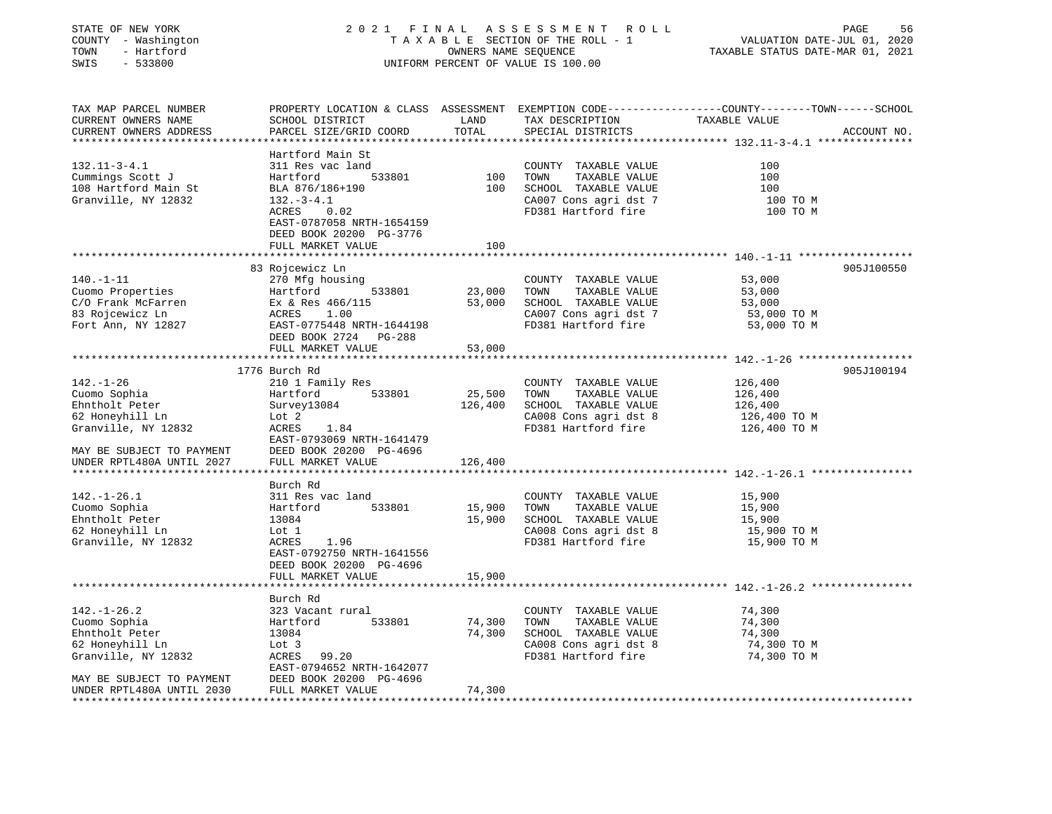STATE OF NEW YORK
COUNTY - Washington
TOWN - Hartford
SWIS - 533800

2021 FINAL ASSESSMENT ROLL
TAXABLE SECTION OF THE ROLL - 1
OWNERS NAME SEQUENCE
UNIFORM PERCENT OF VALUE IS 100.00

VALUATION DATE-JUL 01, 2020
TAXABLE STATUS DATE-MAR 01, 2021

| TAX MAP PARCEL NUMBER / CURRENT OWNERS NAME / CURRENT OWNERS ADDRESS | PROPERTY LOCATION & CLASS / SCHOOL DISTRICT / PARCEL SIZE/GRID COORD | ASSESSMENT LAND | TOTAL | EXEMPTION CODE / TAX DESCRIPTION / SPECIAL DISTRICTS | COUNTY--------TOWN------SCHOOL TAXABLE VALUE | ACCOUNT NO. |
|---|---|---|---|---|---|---|
| 132.11-3-4.1 | Hartford Main St | | | | | |
| 132.11-3-4.1 | 311 Res vac land | | | COUNTY TAXABLE VALUE | 100 | |
| Cummings Scott J | Hartford 533801 | 100 | | TOWN TAXABLE VALUE | 100 | |
| 108 Hartford Main St | BLA 876/186+190 | | 100 | SCHOOL TAXABLE VALUE | 100 | |
| Granville, NY 12832 | 132.-3-4.1 | | | CA007 Cons agri dst 7 | 100 TO M | |
| | ACRES 0.02 | | | FD381 Hartford fire | 100 TO M | |
| | EAST-0787058 NRTH-1654159 | | | | | |
| | DEED BOOK 20200 PG-3776 | | | | | |
| | FULL MARKET VALUE | | 100 | | | |
| 140.-1-11 | 83 Rojcewicz Ln | | | | | 905J100550 |
| 140.-1-11 | 270 Mfg housing | | | COUNTY TAXABLE VALUE | 53,000 | |
| Cuomo Properties | Hartford 533801 | 23,000 | | TOWN TAXABLE VALUE | 53,000 | |
| C/O Frank McFarren | Ex & Res 466/115 | | 53,000 | SCHOOL TAXABLE VALUE | 53,000 | |
| 83 Rojcewicz Ln | ACRES 1.00 | | | CA007 Cons agri dst 7 | 53,000 TO M | |
| Fort Ann, NY 12827 | EAST-0775448 NRTH-1644198 | | | FD381 Hartford fire | 53,000 TO M | |
| | DEED BOOK 2724 PG-288 | | | | | |
| | FULL MARKET VALUE | | 53,000 | | | |
| 142.-1-26 | 1776 Burch Rd | | | | | 905J100194 |
| 142.-1-26 | 210 1 Family Res | | | COUNTY TAXABLE VALUE | 126,400 | |
| Cuomo Sophia | Hartford 533801 | 25,500 | | TOWN TAXABLE VALUE | 126,400 | |
| Ehntholt Peter | Survey13084 | | 126,400 | SCHOOL TAXABLE VALUE | 126,400 | |
| 62 Honeyhill Ln | Lot 2 | | | CA008 Cons agri dst 8 | 126,400 TO M | |
| Granville, NY 12832 | ACRES 1.84 | | | FD381 Hartford fire | 126,400 TO M | |
| | EAST-0793069 NRTH-1641479 | | | | | |
| MAY BE SUBJECT TO PAYMENT | DEED BOOK 20200 PG-4696 | | | | | |
| UNDER RPTL480A UNTIL 2027 | FULL MARKET VALUE | | 126,400 | | | |
| 142.-1-26.1 | Burch Rd | | | | | |
| 142.-1-26.1 | 311 Res vac land | | | COUNTY TAXABLE VALUE | 15,900 | |
| Cuomo Sophia | Hartford 533801 | 15,900 | | TOWN TAXABLE VALUE | 15,900 | |
| Ehntholt Peter | 13084 | | 15,900 | SCHOOL TAXABLE VALUE | 15,900 | |
| 62 Honeyhill Ln | Lot 1 | | | CA008 Cons agri dst 8 | 15,900 TO M | |
| Granville, NY 12832 | ACRES 1.96 | | | FD381 Hartford fire | 15,900 TO M | |
| | EAST-0792750 NRTH-1641556 | | | | | |
| | DEED BOOK 20200 PG-4696 | | | | | |
| | FULL MARKET VALUE | | 15,900 | | | |
| 142.-1-26.2 | Burch Rd | | | | | |
| 142.-1-26.2 | 323 Vacant rural | | | COUNTY TAXABLE VALUE | 74,300 | |
| Cuomo Sophia | Hartford 533801 | 74,300 | | TOWN TAXABLE VALUE | 74,300 | |
| Ehntholt Peter | 13084 | | 74,300 | SCHOOL TAXABLE VALUE | 74,300 | |
| 62 Honeyhill Ln | Lot 3 | | | CA008 Cons agri dst 8 | 74,300 TO M | |
| Granville, NY 12832 | ACRES 99.20 | | | FD381 Hartford fire | 74,300 TO M | |
| | EAST-0794652 NRTH-1642077 | | | | | |
| MAY BE SUBJECT TO PAYMENT | DEED BOOK 20200 PG-4696 | | | | | |
| UNDER RPTL480A UNTIL 2030 | FULL MARKET VALUE | | 74,300 | | | |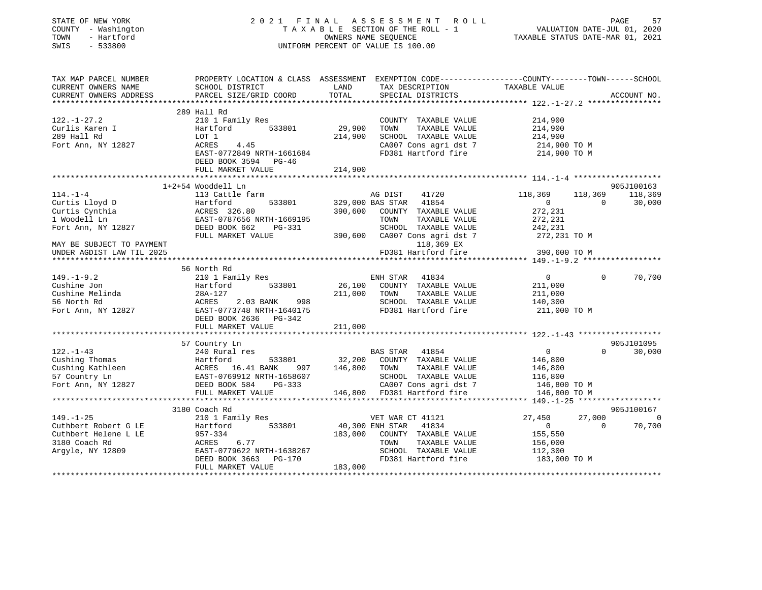STATE OF NEW YORK
COUNTY - Washington
TOWN - Hartford
SWIS - 533800

2021 FINAL ASSESSMENT ROLL
TAXABLE SECTION OF THE ROLL - 1
OWNERS NAME SEQUENCE
UNIFORM PERCENT OF VALUE IS 100.00

VALUATION DATE-JUL 01, 2020
TAXABLE STATUS DATE-MAR 01, 2021

```
TAX MAP PARCEL NUMBER          PROPERTY LOCATION & CLASS  ASSESSMENT  EXEMPTION CODE------------------COUNTY--------TOWN------SCHOOL
CURRENT OWNERS NAME            SCHOOL DISTRICT               LAND      TAX DESCRIPTION              TAXABLE VALUE
CURRENT OWNERS ADDRESS         PARCEL SIZE/GRID COORD        TOTAL     SPECIAL DISTRICTS                                    ACCOUNT NO.
******************************************************************************************************* 122.-1-27.2 ****************
                               289 Hall Rd
122.-1-27.2                    210 1 Family Res                        COUNTY  TAXABLE VALUE          214,900
Curlis Karen I                 Hartford         533801        29,900   TOWN    TAXABLE VALUE          214,900
289 Hall Rd                    LOT 1                         214,900   SCHOOL  TAXABLE VALUE          214,900
Fort Ann, NY 12827             ACRES    4.45                           CA007 Cons agri dst 7            214,900 TO M
                               EAST-0772849 NRTH-1661684               FD381 Hartford fire              214,900 TO M
                               DEED BOOK 3594   PG-46
                               FULL MARKET VALUE             214,900
******************************************************************************************************* 114.-1-4 *******************
                               1+2+54 Wooddell Ln                                                                     905J100163
114.-1-4                       113 Cattle farm                         AG DIST     41720           118,369     118,369     118,369
Curtis Lloyd D                 Hartford         533801       329,000 BAS STAR    41854                 0           0      30,000
Curtis Cynthia                 ACRES  326.80                 390,600   COUNTY  TAXABLE VALUE          272,231
1 Woodell Ln                   EAST-0787656 NRTH-1669195               TOWN    TAXABLE VALUE          272,231
Fort Ann, NY 12827             DEED BOOK 662    PG-331                 SCHOOL  TAXABLE VALUE          242,231
                               FULL MARKET VALUE             390,600   CA007 Cons agri dst 7            272,231 TO M
MAY BE SUBJECT TO PAYMENT                                                   118,369 EX
UNDER AGDIST LAW TIL 2025                                              FD381 Hartford fire              390,600 TO M
******************************************************************************************************* 149.-1-9.2 *****************
                               56 North Rd
149.-1-9.2                     210 1 Family Res                        ENH STAR    41834                 0           0      70,700
Cushine Jon                    Hartford         533801        26,100   COUNTY  TAXABLE VALUE          211,000
Cushine Melinda                28A-127                       211,000   TOWN    TAXABLE VALUE          211,000
56 North Rd                    ACRES    2.03 BANK     998              SCHOOL  TAXABLE VALUE          140,300
Fort Ann, NY 12827             EAST-0773748 NRTH-1640175               FD381 Hartford fire              211,000 TO M
                               DEED BOOK 2636   PG-342
                               FULL MARKET VALUE             211,000
******************************************************************************************************* 122.-1-43 ******************
                               57 Country Ln                                                                          905J101095
122.-1-43                      240 Rural res                           BAS STAR    41854                 0           0      30,000
Cushing Thomas                 Hartford         533801        32,200   COUNTY  TAXABLE VALUE          146,800
Cushing Kathleen               ACRES   16.41 BANK     997    146,800   TOWN    TAXABLE VALUE          146,800
57 Country Ln                  EAST-0769912 NRTH-1658607               SCHOOL  TAXABLE VALUE          116,800
Fort Ann, NY 12827             DEED BOOK 584    PG-333                 CA007 Cons agri dst 7            146,800 TO M
                               FULL MARKET VALUE             146,800   FD381 Hartford fire              146,800 TO M
******************************************************************************************************* 149.-1-25 ******************
                               3180 Coach Rd                                                                          905J100167
149.-1-25                      210 1 Family Res                        VET WAR CT 41121             27,450      27,000           0
Cuthbert Robert G LE           Hartford         533801        40,300 ENH STAR    41834                 0           0      70,700
Cuthbert Helene L LE           957-334                       183,000   COUNTY  TAXABLE VALUE          155,550
3180 Coach Rd                  ACRES    6.77                           TOWN    TAXABLE VALUE          156,000
Argyle, NY 12809               EAST-0779622 NRTH-1638267               SCHOOL  TAXABLE VALUE          112,300
                               DEED BOOK 3663   PG-170                 FD381 Hartford fire              183,000 TO M
                               FULL MARKET VALUE             183,000
************************************************************************************************************************************
```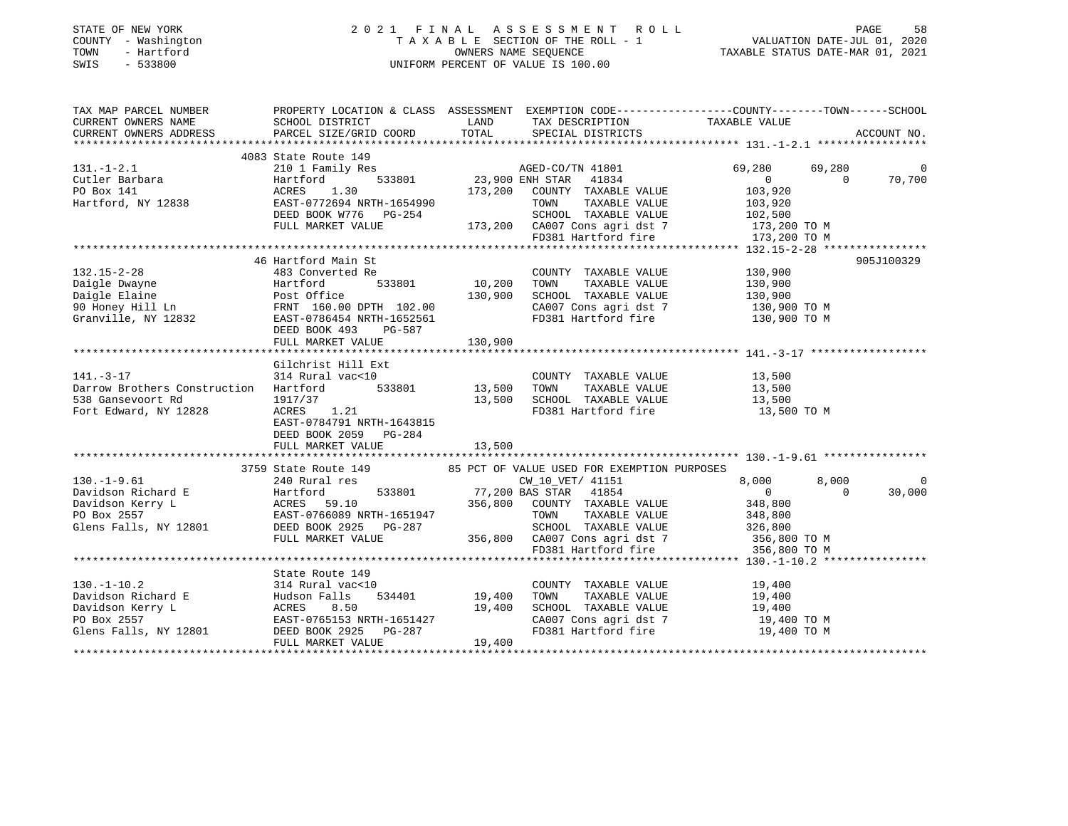STATE OF NEW YORK
COUNTY - Washington
TOWN - Hartford
SWIS - 533800

2021 FINAL ASSESSMENT ROLL
TAXABLE SECTION OF THE ROLL - 1
OWNERS NAME SEQUENCE
UNIFORM PERCENT OF VALUE IS 100.00

VALUATION DATE-JUL 01, 2020
TAXABLE STATUS DATE-MAR 01, 2021

```
TAX MAP PARCEL NUMBER          PROPERTY LOCATION & CLASS  ASSESSMENT  EXEMPTION CODE------------------COUNTY--------TOWN------SCHOOL
CURRENT OWNERS NAME            SCHOOL DISTRICT              LAND      TAX DESCRIPTION              TAXABLE VALUE
CURRENT OWNERS ADDRESS         PARCEL SIZE/GRID COORD       TOTAL     SPECIAL DISTRICTS                                      ACCOUNT NO.
******************************************************************************************************* 131.-1-2.1 *****************
                               4083 State Route 149
131.-1-2.1                     210 1 Family Res                       AGED-CO/TN 41801          69,280        69,280             0
Cutler Barbara                 Hartford        533801       23,900 ENH STAR   41834                  0             0        70,700
PO Box 141                     ACRES     1.30              173,200    COUNTY  TAXABLE VALUE        103,920
Hartford, NY 12838             EAST-0772694 NRTH-1654990              TOWN    TAXABLE VALUE        103,920
                               DEED BOOK W776   PG-254                SCHOOL  TAXABLE VALUE        102,500
                               FULL MARKET VALUE           173,200    CA007 Cons agri dst 7          173,200 TO M
                                                                      FD381 Hartford fire            173,200 TO M
******************************************************************************************************* 132.15-2-28 ****************
                               46 Hartford Main St                                                               905J100329
132.15-2-28                    483 Converted Re                       COUNTY  TAXABLE VALUE        130,900
Daigle Dwayne                  Hartford        533801       10,200    TOWN    TAXABLE VALUE        130,900
Daigle Elaine                  Post Office                 130,900    SCHOOL  TAXABLE VALUE        130,900
90 Honey Hill Ln               FRNT  160.00 DPTH  102.00              CA007 Cons agri dst 7          130,900 TO M
Granville, NY 12832            EAST-0786454 NRTH-1652561              FD381 Hartford fire            130,900 TO M
                               DEED BOOK 493    PG-587
                               FULL MARKET VALUE           130,900
******************************************************************************************************* 141.-3-17 ******************
                               Gilchrist Hill Ext
141.-3-17                      314 Rural vac<10                       COUNTY  TAXABLE VALUE         13,500
Darrow Brothers Construction   Hartford        533801       13,500    TOWN    TAXABLE VALUE         13,500
538 Gansevoort Rd              1917/37                      13,500    SCHOOL  TAXABLE VALUE         13,500
Fort Edward, NY 12828          ACRES     1.21                         FD381 Hartford fire             13,500 TO M
                               EAST-0784791 NRTH-1643815
                               DEED BOOK 2059   PG-284
                               FULL MARKET VALUE            13,500
******************************************************************************************************* 130.-1-9.61 ****************
                               3759 State Route 149           85 PCT OF VALUE USED FOR EXEMPTION PURPOSES
130.-1-9.61                    240 Rural res                          CW_10_VET/ 41151           8,000         8,000             0
Davidson Richard E             Hartford        533801       77,200 BAS STAR   41854                  0             0        30,000
Davidson Kerry L               ACRES    59.10              356,800    COUNTY  TAXABLE VALUE        348,800
PO Box 2557                    EAST-0766089 NRTH-1651947              TOWN    TAXABLE VALUE        348,800
Glens Falls, NY 12801          DEED BOOK 2925   PG-287                SCHOOL  TAXABLE VALUE        326,800
                               FULL MARKET VALUE           356,800    CA007 Cons agri dst 7          356,800 TO M
                                                                      FD381 Hartford fire            356,800 TO M
******************************************************************************************************* 130.-1-10.2 ****************
                               State Route 149
130.-1-10.2                    314 Rural vac<10                       COUNTY  TAXABLE VALUE         19,400
Davidson Richard E             Hudson Falls    534401       19,400    TOWN    TAXABLE VALUE         19,400
Davidson Kerry L               ACRES     8.50               19,400    SCHOOL  TAXABLE VALUE         19,400
PO Box 2557                    EAST-0765153 NRTH-1651427              CA007 Cons agri dst 7           19,400 TO M
Glens Falls, NY 12801          DEED BOOK 2925   PG-287                FD381 Hartford fire             19,400 TO M
                               FULL MARKET VALUE            19,400
************************************************************************************************************************************
```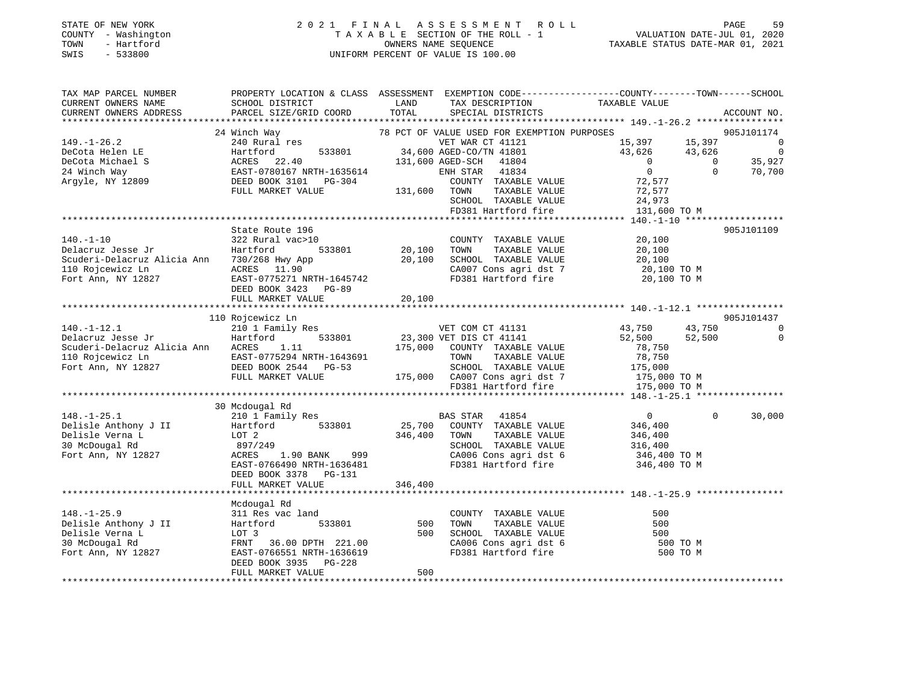STATE OF NEW YORK
COUNTY - Washington
TOWN - Hartford
SWIS - 533800

2021 FINAL ASSESSMENT ROLL
TAXABLE SECTION OF THE ROLL - 1
OWNERS NAME SEQUENCE
UNIFORM PERCENT OF VALUE IS 100.00

VALUATION DATE-JUL 01, 2020
TAXABLE STATUS DATE-MAR 01, 2021

| TAX MAP PARCEL NUMBER<br>CURRENT OWNERS NAME<br>CURRENT OWNERS ADDRESS | PROPERTY LOCATION & CLASS<br>SCHOOL DISTRICT<br>PARCEL SIZE/GRID COORD | ASSESSMENT<br>LAND<br>TOTAL | EXEMPTION CODE<br>TAX DESCRIPTION<br>SPECIAL DISTRICTS | COUNTY<br>TAXABLE VALUE | TOWN | SCHOOL<br>ACCOUNT NO. |
|---|---|---|---|---|---|---|
| **149.-1-26.2** | 24 Winch Way | | 78 PCT OF VALUE USED FOR EXEMPTION PURPOSES | | | 905J101174 |
| 149.-1-26.2 | 240 Rural res | | VET WAR CT 41121 | 15,397 | 15,397 | 0 |
| DeCota Helen LE | Hartford 533801 | 34,600 | AGED-CO/TN 41801 | 43,626 | 43,626 | 0 |
| DeCota Michael S | ACRES 22.40 | 131,600 | AGED-SCH 41804 | 0 | 0 | 35,927 |
| 24 Winch Way | EAST-0780167 NRTH-1635614 | | ENH STAR 41834 | 0 | 0 | 70,700 |
| Argyle, NY 12809 | DEED BOOK 3101 PG-304 | | COUNTY TAXABLE VALUE | 72,577 | | |
| | FULL MARKET VALUE | 131,600 | TOWN TAXABLE VALUE | 72,577 | | |
| | | | SCHOOL TAXABLE VALUE | 24,973 | | |
| | | | FD381 Hartford fire | 131,600 TO M | | |
| **140.-1-10** | State Route 196 | | | | | 905J101109 |
| 140.-1-10 | 322 Rural vac>10 | | COUNTY TAXABLE VALUE | 20,100 | | |
| Delacruz Jesse Jr | Hartford 533801 | 20,100 | TOWN TAXABLE VALUE | 20,100 | | |
| Scuderi-Delacruz Alicia Ann | 730/268 Hwy App | 20,100 | SCHOOL TAXABLE VALUE | 20,100 | | |
| 110 Rojcewicz Ln | ACRES 11.90 | | CA007 Cons agri dst 7 | 20,100 TO M | | |
| Fort Ann, NY 12827 | EAST-0775271 NRTH-1645742 | | FD381 Hartford fire | 20,100 TO M | | |
| | DEED BOOK 3423 PG-89 | | | | | |
| | FULL MARKET VALUE | 20,100 | | | | |
| **140.-1-12.1** | 110 Rojcewicz Ln | | | | | 905J101437 |
| 140.-1-12.1 | 210 1 Family Res | | VET COM CT 41131 | 43,750 | 43,750 | 0 |
| Delacruz Jesse Jr | Hartford 533801 | 23,300 | VET DIS CT 41141 | 52,500 | 52,500 | 0 |
| Scuderi-Delacruz Alicia Ann | ACRES 1.11 | 175,000 | COUNTY TAXABLE VALUE | 78,750 | | |
| 110 Rojcewicz Ln | EAST-0775294 NRTH-1643691 | | TOWN TAXABLE VALUE | 78,750 | | |
| Fort Ann, NY 12827 | DEED BOOK 2544 PG-53 | | SCHOOL TAXABLE VALUE | 175,000 | | |
| | FULL MARKET VALUE | 175,000 | CA007 Cons agri dst 7 | 175,000 TO M | | |
| | | | FD381 Hartford fire | 175,000 TO M | | |
| **148.-1-25.1** | 30 Mcdougal Rd | | | | | |
| 148.-1-25.1 | 210 1 Family Res | | BAS STAR 41854 | 0 | 0 | 30,000 |
| Delisle Anthony J II | Hartford 533801 | 25,700 | COUNTY TAXABLE VALUE | 346,400 | | |
| Delisle Verna L | LOT 2 | 346,400 | TOWN TAXABLE VALUE | 346,400 | | |
| 30 McDougal Rd | 897/249 | | SCHOOL TAXABLE VALUE | 316,400 | | |
| Fort Ann, NY 12827 | ACRES 1.90 BANK 999 | | CA006 Cons agri dst 6 | 346,400 TO M | | |
| | EAST-0766490 NRTH-1636481 | | FD381 Hartford fire | 346,400 TO M | | |
| | DEED BOOK 3378 PG-131 | | | | | |
| | FULL MARKET VALUE | 346,400 | | | | |
| **148.-1-25.9** | Mcdougal Rd | | | | | |
| 148.-1-25.9 | 311 Res vac land | | COUNTY TAXABLE VALUE | 500 | | |
| Delisle Anthony J II | Hartford 533801 | 500 | TOWN TAXABLE VALUE | 500 | | |
| Delisle Verna L | LOT 3 | 500 | SCHOOL TAXABLE VALUE | 500 | | |
| 30 McDougal Rd | FRNT 36.00 DPTH 221.00 | | CA006 Cons agri dst 6 | 500 TO M | | |
| Fort Ann, NY 12827 | EAST-0766551 NRTH-1636619 | | FD381 Hartford fire | 500 TO M | | |
| | DEED BOOK 3935 PG-228 | | | | | |
| | FULL MARKET VALUE | 500 | | | | |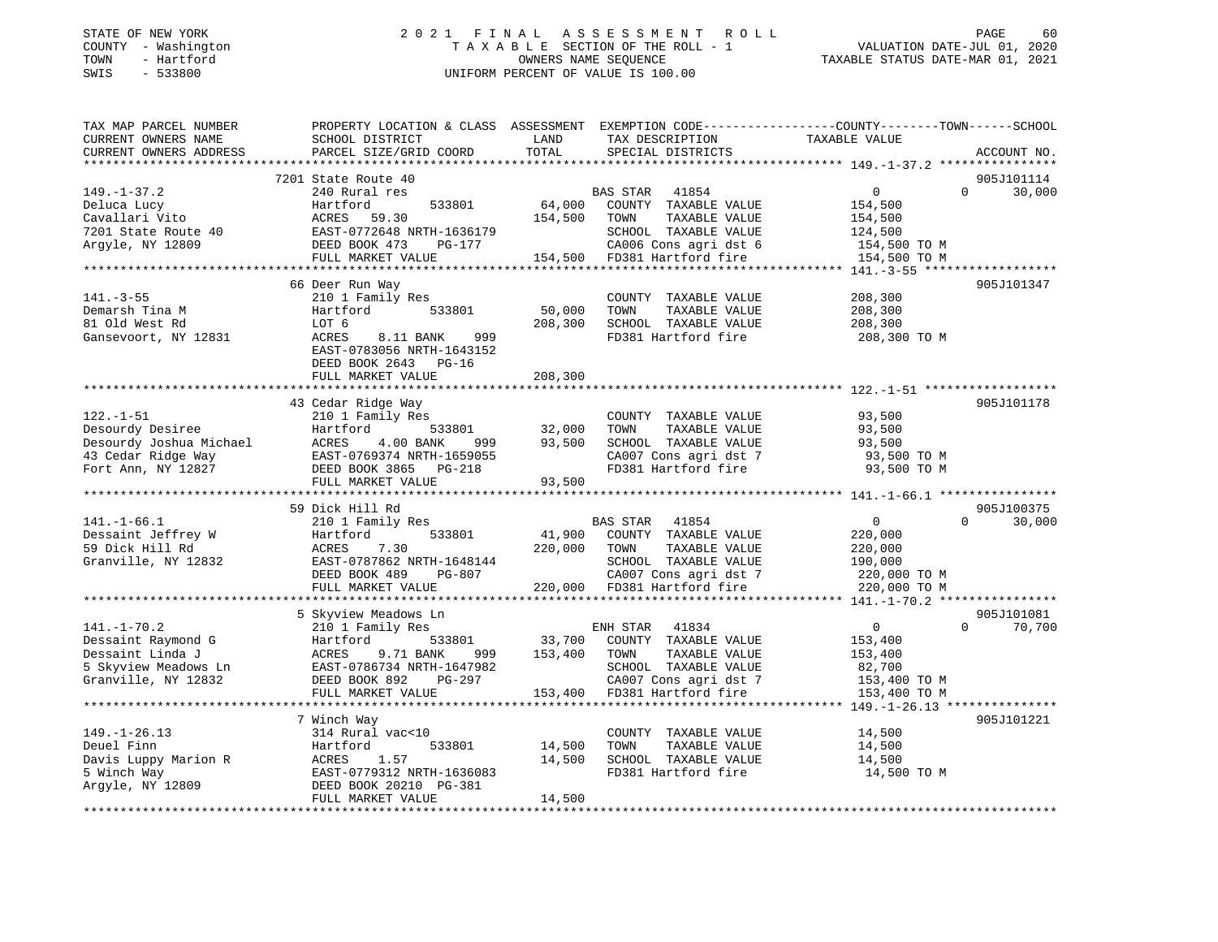STATE OF NEW YORK 2021 FINAL ASSESSMENT ROLL
COUNTY - Washington TAXABLE SECTION OF THE ROLL - 1 VALUATION DATE-JUL 01, 2020
TOWN - Hartford OWNERS NAME SEQUENCE TAXABLE STATUS DATE-MAR 01, 2021
SWIS - 533800 UNIFORM PERCENT OF VALUE IS 100.00

```
TAX MAP PARCEL NUMBER          PROPERTY LOCATION & CLASS  ASSESSMENT  EXEMPTION CODE------------------COUNTY--------TOWN------SCHOOL
CURRENT OWNERS NAME            SCHOOL DISTRICT               LAND      TAX DESCRIPTION             TAXABLE VALUE
CURRENT OWNERS ADDRESS         PARCEL SIZE/GRID COORD        TOTAL     SPECIAL DISTRICTS                                    ACCOUNT NO.
******************************************************************************************************* 149.-1-37.2 ****************
                               7201 State Route 40                                                                          905J101114
149.-1-37.2                    240 Rural res                           BAS STAR   41854                  0              0       30,000
Deluca Lucy                    Hartford         533801        64,000   COUNTY  TAXABLE VALUE           154,500
Cavallari Vito                 ACRES    59.30               154,500    TOWN    TAXABLE VALUE           154,500
7201 State Route 40            EAST-0772648 NRTH-1636179               SCHOOL  TAXABLE VALUE           124,500
Argyle, NY 12809               DEED BOOK 473     PG-177                CA006 Cons agri dst 6            154,500 TO M
                               FULL MARKET VALUE            154,500    FD381 Hartford fire              154,500 TO M
******************************************************************************************************* 141.-3-55 ******************
                               66 Deer Run Way                                                                              905J101347
141.-3-55                      210 1 Family Res                        COUNTY  TAXABLE VALUE           208,300
Demarsh Tina M                 Hartford         533801        50,000   TOWN    TAXABLE VALUE           208,300
81 Old West Rd                 LOT 6                        208,300    SCHOOL  TAXABLE VALUE           208,300
Gansevoort, NY 12831           ACRES     8.11 BANK     999             FD381 Hartford fire              208,300 TO M
                               EAST-0783056 NRTH-1643152
                               DEED BOOK 2643    PG-16
                               FULL MARKET VALUE            208,300
******************************************************************************************************* 122.-1-51 ******************
                               43 Cedar Ridge Way                                                                           905J101178
122.-1-51                      210 1 Family Res                        COUNTY  TAXABLE VALUE            93,500
Desourdy Desiree               Hartford         533801        32,000   TOWN    TAXABLE VALUE            93,500
Desourdy Joshua Michael        ACRES     4.00 BANK     999     93,500  SCHOOL  TAXABLE VALUE            93,500
43 Cedar Ridge Way             EAST-0769374 NRTH-1659055               CA007 Cons agri dst 7             93,500 TO M
Fort Ann, NY 12827             DEED BOOK 3865    PG-218                FD381 Hartford fire               93,500 TO M
                               FULL MARKET VALUE             93,500
******************************************************************************************************* 141.-1-66.1 ****************
                               59 Dick Hill Rd                                                                              905J100375
141.-1-66.1                    210 1 Family Res                        BAS STAR   41854                  0              0       30,000
Dessaint Jeffrey W             Hartford         533801        41,900   COUNTY  TAXABLE VALUE           220,000
59 Dick Hill Rd                ACRES     7.30               220,000    TOWN    TAXABLE VALUE           220,000
Granville, NY 12832            EAST-0787862 NRTH-1648144               SCHOOL  TAXABLE VALUE           190,000
                               DEED BOOK 489     PG-807                CA007 Cons agri dst 7            220,000 TO M
                               FULL MARKET VALUE            220,000    FD381 Hartford fire              220,000 TO M
******************************************************************************************************* 141.-1-70.2 ****************
                               5 Skyview Meadows Ln                                                                         905J101081
141.-1-70.2                    210 1 Family Res                        ENH STAR   41834                  0              0       70,700
Dessaint Raymond G             Hartford         533801        33,700   COUNTY  TAXABLE VALUE           153,400
Dessaint Linda J               ACRES     9.71 BANK     999    153,400  TOWN    TAXABLE VALUE           153,400
5 Skyview Meadows Ln           EAST-0786734 NRTH-1647982               SCHOOL  TAXABLE VALUE            82,700
Granville, NY 12832            DEED BOOK 892     PG-297                CA007 Cons agri dst 7            153,400 TO M
                               FULL MARKET VALUE            153,400    FD381 Hartford fire              153,400 TO M
******************************************************************************************************* 149.-1-26.13 ***************
                               7 Winch Way                                                                                  905J101221
149.-1-26.13                   314 Rural vac<10                        COUNTY  TAXABLE VALUE            14,500
Deuel Finn                     Hartford         533801        14,500   TOWN    TAXABLE VALUE            14,500
Davis Luppy Marion R           ACRES     1.57                14,500    SCHOOL  TAXABLE VALUE            14,500
5 Winch Way                    EAST-0779312 NRTH-1636083               FD381 Hartford fire               14,500 TO M
Argyle, NY 12809               DEED BOOK 20210 PG-381
                               FULL MARKET VALUE             14,500
************************************************************************************************************************************
```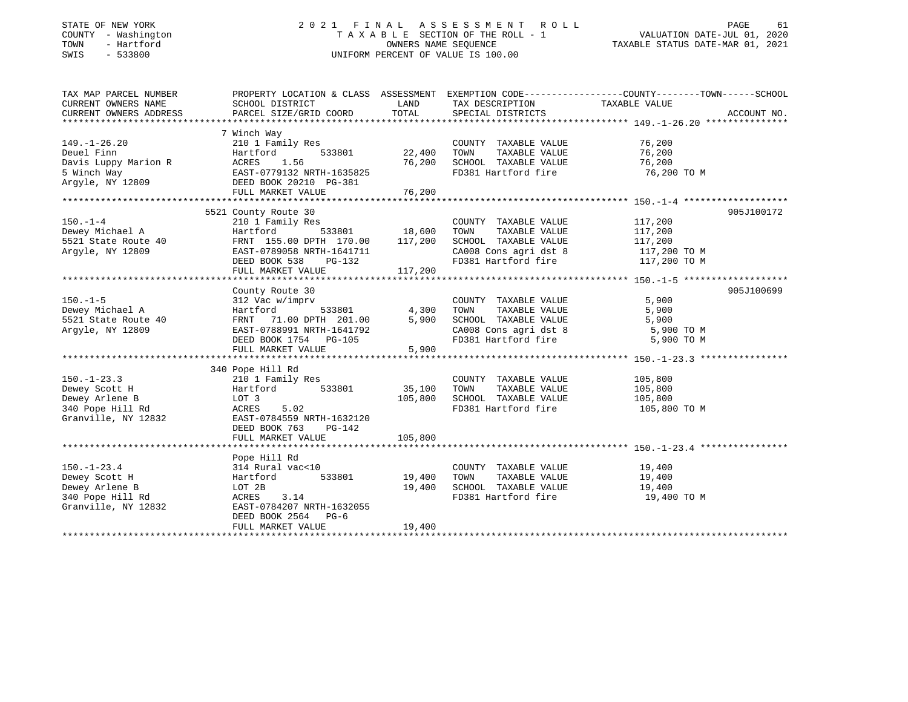STATE OF NEW YORK
COUNTY - Washington
TOWN - Hartford
SWIS - 533800

# 2021 FINAL ASSESSMENT ROLL

TAXABLE SECTION OF THE ROLL - 1
OWNERS NAME SEQUENCE
UNIFORM PERCENT OF VALUE IS 100.00

VALUATION DATE-JUL 01, 2020
TAXABLE STATUS DATE-MAR 01, 2021

| TAX MAP PARCEL NUMBER / CURRENT OWNERS NAME / CURRENT OWNERS ADDRESS | PROPERTY LOCATION & CLASS / SCHOOL DISTRICT / PARCEL SIZE/GRID COORD | ASSESSMENT LAND | TOTAL | EXEMPTION CODE / TAX DESCRIPTION / SPECIAL DISTRICTS | TAXABLE VALUE (COUNTY--TOWN--SCHOOL) | ACCOUNT NO. |
|---|---|---|---|---|---|---|
| **149.-1-26.20** | 7 Winch Way | | | | | |
| 149.-1-26.20 | 210 1 Family Res | | | COUNTY TAXABLE VALUE | 76,200 | |
| Deuel Finn | Hartford 533801 | 22,400 | | TOWN TAXABLE VALUE | 76,200 | |
| Davis Luppy Marion R | ACRES 1.56 | | 76,200 | SCHOOL TAXABLE VALUE | 76,200 | |
| 5 Winch Way | EAST-0779132 NRTH-1635825 | | | FD381 Hartford fire | 76,200 TO M | |
| Argyle, NY 12809 | DEED BOOK 20210 PG-381 | | | | | |
| | FULL MARKET VALUE | | 76,200 | | | |
| **150.-1-4** | 5521 County Route 30 | | | | | 905J100172 |
| 150.-1-4 | 210 1 Family Res | | | COUNTY TAXABLE VALUE | 117,200 | |
| Dewey Michael A | Hartford 533801 | 18,600 | | TOWN TAXABLE VALUE | 117,200 | |
| 5521 State Route 40 | FRNT 155.00 DPTH 170.00 | | 117,200 | SCHOOL TAXABLE VALUE | 117,200 | |
| Argyle, NY 12809 | EAST-0789058 NRTH-1641711 | | | CA008 Cons agri dst 8 | 117,200 TO M | |
| | DEED BOOK 538 PG-132 | | | FD381 Hartford fire | 117,200 TO M | |
| | FULL MARKET VALUE | | 117,200 | | | |
| **150.-1-5** | County Route 30 | | | | | 905J100699 |
| 150.-1-5 | 312 Vac w/imprv | | | COUNTY TAXABLE VALUE | 5,900 | |
| Dewey Michael A | Hartford 533801 | 4,300 | | TOWN TAXABLE VALUE | 5,900 | |
| 5521 State Route 40 | FRNT 71.00 DPTH 201.00 | | 5,900 | SCHOOL TAXABLE VALUE | 5,900 | |
| Argyle, NY 12809 | EAST-0788991 NRTH-1641792 | | | CA008 Cons agri dst 8 | 5,900 TO M | |
| | DEED BOOK 1754 PG-105 | | | FD381 Hartford fire | 5,900 TO M | |
| | FULL MARKET VALUE | | 5,900 | | | |
| **150.-1-23.3** | 340 Pope Hill Rd | | | | | |
| 150.-1-23.3 | 210 1 Family Res | | | COUNTY TAXABLE VALUE | 105,800 | |
| Dewey Scott H | Hartford 533801 | 35,100 | | TOWN TAXABLE VALUE | 105,800 | |
| Dewey Arlene B | LOT 3 | | 105,800 | SCHOOL TAXABLE VALUE | 105,800 | |
| 340 Pope Hill Rd | ACRES 5.02 | | | FD381 Hartford fire | 105,800 TO M | |
| Granville, NY 12832 | EAST-0784559 NRTH-1632120 | | | | | |
| | DEED BOOK 763 PG-142 | | | | | |
| | FULL MARKET VALUE | | 105,800 | | | |
| **150.-1-23.4** | Pope Hill Rd | | | | | |
| 150.-1-23.4 | 314 Rural vac<10 | | | COUNTY TAXABLE VALUE | 19,400 | |
| Dewey Scott H | Hartford 533801 | 19,400 | | TOWN TAXABLE VALUE | 19,400 | |
| Dewey Arlene B | LOT 2B | | 19,400 | SCHOOL TAXABLE VALUE | 19,400 | |
| 340 Pope Hill Rd | ACRES 3.14 | | | FD381 Hartford fire | 19,400 TO M | |
| Granville, NY 12832 | EAST-0784207 NRTH-1632055 | | | | | |
| | DEED BOOK 2564 PG-6 | | | | | |
| | FULL MARKET VALUE | | 19,400 | | | |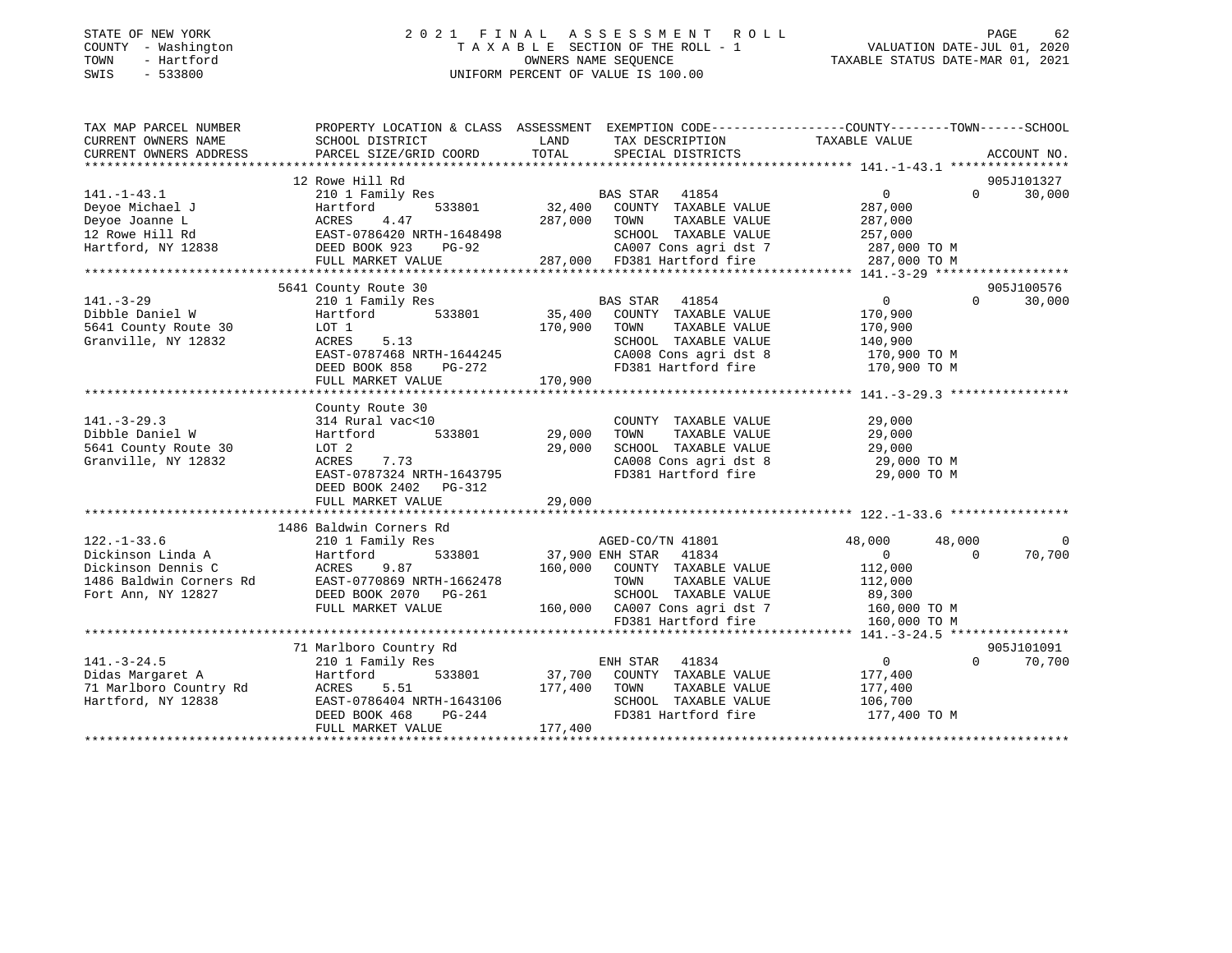STATE OF NEW YORK
COUNTY - Washington
TOWN - Hartford
SWIS - 533800

# 2021 FINAL ASSESSMENT ROLL
TAXABLE SECTION OF THE ROLL - 1
OWNERS NAME SEQUENCE
UNIFORM PERCENT OF VALUE IS 100.00

VALUATION DATE-JUL 01, 2020
TAXABLE STATUS DATE-MAR 01, 2021

| TAX MAP PARCEL NUMBER / CURRENT OWNERS NAME / CURRENT OWNERS ADDRESS | PROPERTY LOCATION & CLASS / SCHOOL DISTRICT / PARCEL SIZE/GRID COORD | ASSESSMENT LAND | TOTAL | EXEMPTION CODE / TAX DESCRIPTION / SPECIAL DISTRICTS | COUNTY TAXABLE VALUE | TOWN | SCHOOL | ACCOUNT NO. |
|---|---|---|---|---|---|---|---|---|
| 141.-1-43.1 | 12 Rowe Hill Rd | | | | | | | 905J101327 |
| Deyoe Michael J | 210 1 Family Res | | | BAS STAR 41854 | 0 | 0 | 30,000 | |
| Deyoe Joanne L | Hartford 533801 | 32,400 | | COUNTY TAXABLE VALUE | 287,000 | | | |
| 12 Rowe Hill Rd | ACRES 4.47 | | 287,000 | TOWN TAXABLE VALUE | 287,000 | | | |
| Hartford, NY 12838 | EAST-0786420 NRTH-1648498 | | | SCHOOL TAXABLE VALUE | 257,000 | | | |
| | DEED BOOK 923 PG-92 | | | CA007 Cons agri dst 7 | 287,000 TO M | | | |
| | FULL MARKET VALUE | | 287,000 | FD381 Hartford fire | 287,000 TO M | | | |
| 141.-3-29 | 5641 County Route 30 | | | | | | | 905J100576 |
| Dibble Daniel W | 210 1 Family Res | | | BAS STAR 41854 | 0 | 0 | 30,000 | |
| 5641 County Route 30 | Hartford 533801 | 35,400 | | COUNTY TAXABLE VALUE | 170,900 | | | |
| Granville, NY 12832 | LOT 1 | | 170,900 | TOWN TAXABLE VALUE | 170,900 | | | |
| | ACRES 5.13 | | | SCHOOL TAXABLE VALUE | 140,900 | | | |
| | EAST-0787468 NRTH-1644245 | | | CA008 Cons agri dst 8 | 170,900 TO M | | | |
| | DEED BOOK 858 PG-272 | | | FD381 Hartford fire | 170,900 TO M | | | |
| | FULL MARKET VALUE | | 170,900 | | | | | |
| 141.-3-29.3 | County Route 30 | | | | | | | |
| Dibble Daniel W | 314 Rural vac<10 | | | COUNTY TAXABLE VALUE | 29,000 | | | |
| 5641 County Route 30 | Hartford 533801 | 29,000 | | TOWN TAXABLE VALUE | 29,000 | | | |
| Granville, NY 12832 | LOT 2 | | 29,000 | SCHOOL TAXABLE VALUE | 29,000 | | | |
| | ACRES 7.73 | | | CA008 Cons agri dst 8 | 29,000 TO M | | | |
| | EAST-0787324 NRTH-1643795 | | | FD381 Hartford fire | 29,000 TO M | | | |
| | DEED BOOK 2402 PG-312 | | | | | | | |
| | FULL MARKET VALUE | | 29,000 | | | | | |
| 122.-1-33.6 | 1486 Baldwin Corners Rd | | | | | | | |
| Dickinson Linda A | 210 1 Family Res | | | AGED-CO/TN 41801 | 48,000 | 48,000 | 0 | |
| Dickinson Dennis C | Hartford 533801 | 37,900 | | ENH STAR 41834 | 0 | 0 | 70,700 | |
| 1486 Baldwin Corners Rd | ACRES 9.87 | | 160,000 | COUNTY TAXABLE VALUE | 112,000 | | | |
| Fort Ann, NY 12827 | EAST-0770869 NRTH-1662478 | | | TOWN TAXABLE VALUE | 112,000 | | | |
| | DEED BOOK 2070 PG-261 | | | SCHOOL TAXABLE VALUE | 89,300 | | | |
| | FULL MARKET VALUE | | 160,000 | CA007 Cons agri dst 7 | 160,000 TO M | | | |
| | | | | FD381 Hartford fire | 160,000 TO M | | | |
| 141.-3-24.5 | 71 Marlboro Country Rd | | | | | | | 905J101091 |
| Didas Margaret A | 210 1 Family Res | | | ENH STAR 41834 | 0 | 0 | 70,700 | |
| 71 Marlboro Country Rd | Hartford 533801 | 37,700 | | COUNTY TAXABLE VALUE | 177,400 | | | |
| Hartford, NY 12838 | ACRES 5.51 | | 177,400 | TOWN TAXABLE VALUE | 177,400 | | | |
| | EAST-0786404 NRTH-1643106 | | | SCHOOL TAXABLE VALUE | 106,700 | | | |
| | DEED BOOK 468 PG-244 | | | FD381 Hartford fire | 177,400 TO M | | | |
| | FULL MARKET VALUE | | 177,400 | | | | | |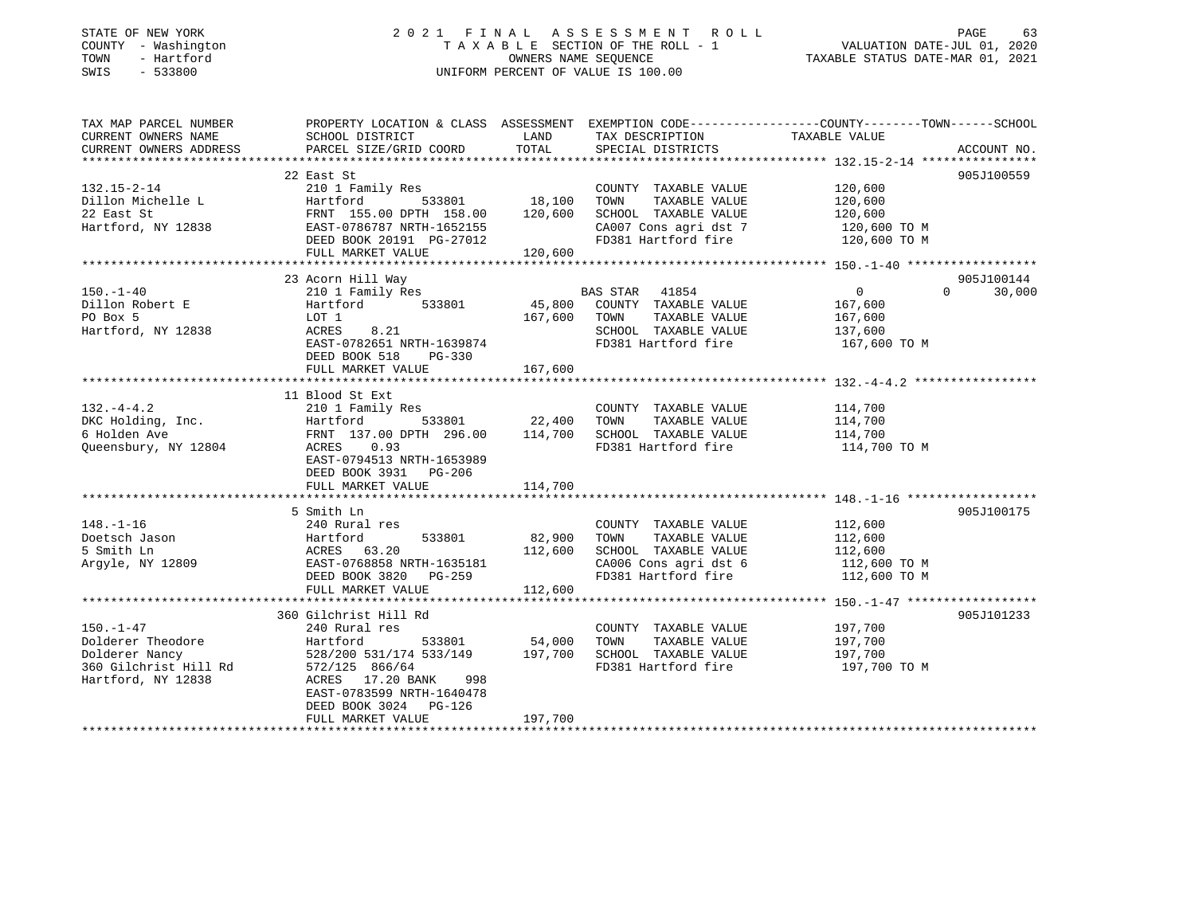STATE OF NEW YORK | COUNTY - Washington | TOWN - Hartford | SWIS - 533800

# 2021 FINAL ASSESSMENT ROLL

TAXABLE SECTION OF THE ROLL - 1
OWNERS NAME SEQUENCE
UNIFORM PERCENT OF VALUE IS 100.00

VALUATION DATE-JUL 01, 2020
TAXABLE STATUS DATE-MAR 01, 2021

| TAX MAP PARCEL NUMBER / CURRENT OWNERS NAME / CURRENT OWNERS ADDRESS | PROPERTY LOCATION & CLASS / SCHOOL DISTRICT / PARCEL SIZE/GRID COORD | LAND | ASSESSMENT TOTAL | EXEMPTION CODE / TAX DESCRIPTION / SPECIAL DISTRICTS | COUNTY TAXABLE VALUE | TOWN | SCHOOL | ACCOUNT NO. |
|---|---|---|---|---|---|---|---|---|
| **132.15-2-14** | 22 East St | | | | | | | 905J100559 |
| Dillon Michelle L | 210 1 Family Res | | | COUNTY TAXABLE VALUE | 120,600 | | | |
| 22 East St | Hartford 533801 | 18,100 | | TOWN TAXABLE VALUE | 120,600 | | | |
| Hartford, NY 12838 | FRNT 155.00 DPTH 158.00 | | 120,600 | SCHOOL TAXABLE VALUE | 120,600 | | | |
| | EAST-0786787 NRTH-1652155 | | | CA007 Cons agri dst 7 | 120,600 TO M | | | |
| | DEED BOOK 20191 PG-27012 | | | FD381 Hartford fire | 120,600 TO M | | | |
| | FULL MARKET VALUE | | 120,600 | | | | | |
| **150.-1-40** | 23 Acorn Hill Way | | | | | | | 905J100144 |
| Dillon Robert E | 210 1 Family Res | | | BAS STAR 41854 | 0 | 0 | 30,000 | |
| PO Box 5 | Hartford 533801 | 45,800 | | COUNTY TAXABLE VALUE | 167,600 | | | |
| Hartford, NY 12838 | LOT 1 | | 167,600 | TOWN TAXABLE VALUE | 167,600 | | | |
| | ACRES 8.21 | | | SCHOOL TAXABLE VALUE | 137,600 | | | |
| | EAST-0782651 NRTH-1639874 | | | FD381 Hartford fire | 167,600 TO M | | | |
| | DEED BOOK 518 PG-330 | | | | | | | |
| | FULL MARKET VALUE | | 167,600 | | | | | |
| **132.-4-4.2** | 11 Blood St Ext | | | | | | | |
| DKC Holding, Inc. | 210 1 Family Res | | | COUNTY TAXABLE VALUE | 114,700 | | | |
| 6 Holden Ave | Hartford 533801 | 22,400 | | TOWN TAXABLE VALUE | 114,700 | | | |
| Queensbury, NY 12804 | FRNT 137.00 DPTH 296.00 | | 114,700 | SCHOOL TAXABLE VALUE | 114,700 | | | |
| | ACRES 0.93 | | | FD381 Hartford fire | 114,700 TO M | | | |
| | EAST-0794513 NRTH-1653989 | | | | | | | |
| | DEED BOOK 3931 PG-206 | | | | | | | |
| | FULL MARKET VALUE | | 114,700 | | | | | |
| **148.-1-16** | 5 Smith Ln | | | | | | | 905J100175 |
| Doetsch Jason | 240 Rural res | | | COUNTY TAXABLE VALUE | 112,600 | | | |
| 5 Smith Ln | Hartford 533801 | 82,900 | | TOWN TAXABLE VALUE | 112,600 | | | |
| Argyle, NY 12809 | ACRES 63.20 | | 112,600 | SCHOOL TAXABLE VALUE | 112,600 | | | |
| | EAST-0768858 NRTH-1635181 | | | CA006 Cons agri dst 6 | 112,600 TO M | | | |
| | DEED BOOK 3820 PG-259 | | | FD381 Hartford fire | 112,600 TO M | | | |
| | FULL MARKET VALUE | | 112,600 | | | | | |
| **150.-1-47** | 360 Gilchrist Hill Rd | | | | | | | 905J101233 |
| Dolderer Theodore | 240 Rural res | | | COUNTY TAXABLE VALUE | 197,700 | | | |
| Dolderer Nancy | Hartford 533801 | 54,000 | | TOWN TAXABLE VALUE | 197,700 | | | |
| 360 Gilchrist Hill Rd | 528/200 531/174 533/149 | | 197,700 | SCHOOL TAXABLE VALUE | 197,700 | | | |
| Hartford, NY 12838 | 572/125 866/64 | | | FD381 Hartford fire | 197,700 TO M | | | |
| | ACRES 17.20 BANK 998 | | | | | | | |
| | EAST-0783599 NRTH-1640478 | | | | | | | |
| | DEED BOOK 3024 PG-126 | | | | | | | |
| | FULL MARKET VALUE | | 197,700 | | | | | |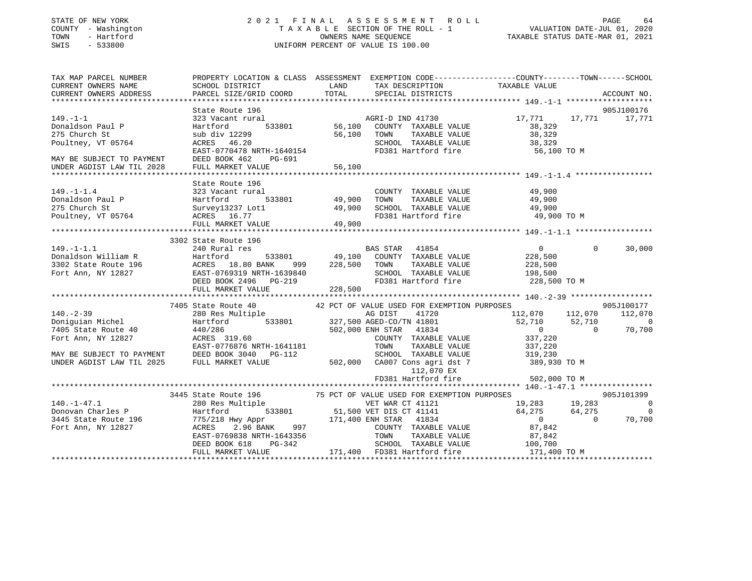STATE OF NEW YORK — 2021 FINAL ASSESSMENT ROLL
COUNTY - Washington — TAXABLE SECTION OF THE ROLL - 1 — VALUATION DATE-JUL 01, 2020
TOWN - Hartford — OWNERS NAME SEQUENCE — TAXABLE STATUS DATE-MAR 01, 2021
SWIS - 533800 — UNIFORM PERCENT OF VALUE IS 100.00

```
TAX MAP PARCEL NUMBER          PROPERTY LOCATION & CLASS  ASSESSMENT  EXEMPTION CODE-----------------COUNTY--------TOWN------SCHOOL
CURRENT OWNERS NAME            SCHOOL DISTRICT               LAND      TAX DESCRIPTION            TAXABLE VALUE
CURRENT OWNERS ADDRESS         PARCEL SIZE/GRID COORD        TOTAL     SPECIAL DISTRICTS                                    ACCOUNT NO.
****************************************************************************************************** 149.-1-1 *******************
                               State Route 196                                                                        905J100176
149.-1-1                       323 Vacant rural                        AGRI-D IND 41730           17,771     17,771     17,771
Donaldson Paul P               Hartford        533801        56,100    COUNTY  TAXABLE VALUE          38,329
275 Church St                  sub div 12299                 56,100    TOWN    TAXABLE VALUE          38,329
Poultney, VT 05764             ACRES  46.20                            SCHOOL  TAXABLE VALUE          38,329
                               EAST-0770478 NRTH-1640154               FD381 Hartford fire             56,100 TO M
MAY BE SUBJECT TO PAYMENT      DEED BOOK 462    PG-691
UNDER AGDIST LAW TIL 2028      FULL MARKET VALUE             56,100
****************************************************************************************************** 149.-1-1.4 *****************
                               State Route 196
149.-1-1.4                     323 Vacant rural                        COUNTY  TAXABLE VALUE          49,900
Donaldson Paul P               Hartford        533801        49,900    TOWN    TAXABLE VALUE          49,900
275 Church St                  Survey13237 Lot1              49,900    SCHOOL  TAXABLE VALUE          49,900
Poultney, VT 05764             ACRES  16.77                            FD381 Hartford fire             49,900 TO M
                               FULL MARKET VALUE             49,900
****************************************************************************************************** 149.-1-1.1 *****************
                               3302 State Route 196
149.-1-1.1                     240 Rural res                           BAS STAR  41854                 0          0     30,000
Donaldson William R            Hartford        533801        49,100    COUNTY  TAXABLE VALUE         228,500
3302 State Route 196           ACRES  18.80 BANK    999     228,500    TOWN    TAXABLE VALUE         228,500
Fort Ann, NY 12827             EAST-0769319 NRTH-1639840               SCHOOL  TAXABLE VALUE         198,500
                               DEED BOOK 2496   PG-219                 FD381 Hartford fire            228,500 TO M
                               FULL MARKET VALUE            228,500
****************************************************************************************************** 140.-2-39 ******************
                               7405 State Route 40            42 PCT OF VALUE USED FOR EXEMPTION PURPOSES                  905J100177
140.-2-39                      280 Res Multiple                        AG DIST    41720           112,070    112,070    112,070
Doniguian Michel               Hartford        533801       327,500 AGED-CO/TN 41801               52,710     52,710          0
7405 State Route 40            440/286                      502,000 ENH STAR   41834                    0          0     70,700
Fort Ann, NY 12827             ACRES 319.60                            COUNTY  TAXABLE VALUE         337,220
                               EAST-0776876 NRTH-1641181               TOWN    TAXABLE VALUE         337,220
MAY BE SUBJECT TO PAYMENT      DEED BOOK 3040   PG-112                 SCHOOL  TAXABLE VALUE         319,230
UNDER AGDIST LAW TIL 2025      FULL MARKET VALUE            502,000    CA007 Cons agri dst 7          389,930 TO M
                                                                          112,070 EX
                                                                       FD381 Hartford fire            502,000 TO M
****************************************************************************************************** 140.-1-47.1 ****************
                               3445 State Route 196           75 PCT OF VALUE USED FOR EXEMPTION PURPOSES                  905J101399
140.-1-47.1                    280 Res Multiple                        VET WAR CT 41121            19,283     19,283          0
Donovan Charles P              Hartford        533801        51,500 VET DIS CT 41141               64,275     64,275          0
3445 State Route 196           775/218 Hwy Appr             171,400 ENH STAR   41834                    0          0     70,700
Fort Ann, NY 12827             ACRES   2.96 BANK    997                COUNTY  TAXABLE VALUE          87,842
                               EAST-0769838 NRTH-1643356               TOWN    TAXABLE VALUE          87,842
                               DEED BOOK 618    PG-342                 SCHOOL  TAXABLE VALUE         100,700
                               FULL MARKET VALUE            171,400    FD381 Hartford fire            171,400 TO M
************************************************************************************************************************************
```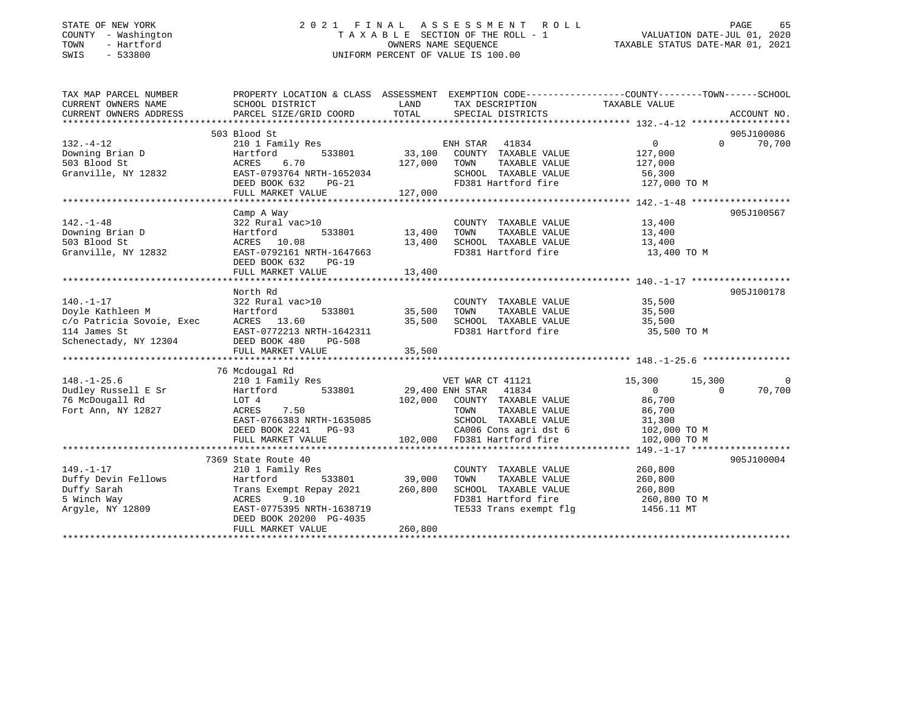STATE OF NEW YORK
COUNTY - Washington
TOWN - Hartford
SWIS - 533800

2021 FINAL ASSESSMENT ROLL
TAXABLE SECTION OF THE ROLL - 1
OWNERS NAME SEQUENCE
UNIFORM PERCENT OF VALUE IS 100.00

VALUATION DATE-JUL 01, 2020
TAXABLE STATUS DATE-MAR 01, 2021

| TAX MAP PARCEL NUMBER / CURRENT OWNERS NAME / CURRENT OWNERS ADDRESS | PROPERTY LOCATION & CLASS / SCHOOL DISTRICT / PARCEL SIZE/GRID COORD | ASSESSMENT LAND | TOTAL | EXEMPTION CODE / TAX DESCRIPTION / SPECIAL DISTRICTS | COUNTY TAXABLE VALUE | TOWN | SCHOOL | ACCOUNT NO. |
|---|---|---|---|---|---|---|---|---|
| | 503 Blood St | | | | | | | 905J100086 |
| 132.-4-12 | 210 1 Family Res | | | ENH STAR 41834 | 0 | 0 | 70,700 | |
| Downing Brian D | Hartford 533801 | 33,100 | | COUNTY TAXABLE VALUE | 127,000 | | | |
| 503 Blood St | ACRES 6.70 | | 127,000 | TOWN TAXABLE VALUE | 127,000 | | | |
| Granville, NY 12832 | EAST-0793764 NRTH-1652034 | | | SCHOOL TAXABLE VALUE | 56,300 | | | |
| | DEED BOOK 632 PG-21 | | | FD381 Hartford fire | 127,000 TO M | | | |
| | FULL MARKET VALUE | | 127,000 | | | | | |
| | Camp A Way | | | | | | | 905J100567 |
| 142.-1-48 | 322 Rural vac>10 | | | COUNTY TAXABLE VALUE | 13,400 | | | |
| Downing Brian D | Hartford 533801 | 13,400 | | TOWN TAXABLE VALUE | 13,400 | | | |
| 503 Blood St | ACRES 10.08 | | 13,400 | SCHOOL TAXABLE VALUE | 13,400 | | | |
| Granville, NY 12832 | EAST-0792161 NRTH-1647663 | | | FD381 Hartford fire | 13,400 TO M | | | |
| | DEED BOOK 632 PG-19 | | | | | | | |
| | FULL MARKET VALUE | | 13,400 | | | | | |
| | North Rd | | | | | | | 905J100178 |
| 140.-1-17 | 322 Rural vac>10 | | | COUNTY TAXABLE VALUE | 35,500 | | | |
| Doyle Kathleen M | Hartford 533801 | 35,500 | | TOWN TAXABLE VALUE | 35,500 | | | |
| c/o Patricia Sovoie, Exec | ACRES 13.60 | | 35,500 | SCHOOL TAXABLE VALUE | 35,500 | | | |
| 114 James St | EAST-0772213 NRTH-1642311 | | | FD381 Hartford fire | 35,500 TO M | | | |
| Schenectady, NY 12304 | DEED BOOK 480 PG-508 | | | | | | | |
| | FULL MARKET VALUE | | 35,500 | | | | | |
| | 76 Mcdougal Rd | | | | | | | |
| 148.-1-25.6 | 210 1 Family Res | | | VET WAR CT 41121 | 15,300 | 15,300 | 0 | |
| Dudley Russell E Sr | Hartford 533801 | 29,400 | | ENH STAR 41834 | 0 | 0 | 70,700 | |
| 76 McDougall Rd | LOT 4 | | 102,000 | COUNTY TAXABLE VALUE | 86,700 | | | |
| Fort Ann, NY 12827 | ACRES 7.50 | | | TOWN TAXABLE VALUE | 86,700 | | | |
| | EAST-0766383 NRTH-1635085 | | | SCHOOL TAXABLE VALUE | 31,300 | | | |
| | DEED BOOK 2241 PG-93 | | | CA006 Cons agri dst 6 | 102,000 TO M | | | |
| | FULL MARKET VALUE | | 102,000 | FD381 Hartford fire | 102,000 TO M | | | |
| | 7369 State Route 40 | | | | | | | 905J100004 |
| 149.-1-17 | 210 1 Family Res | | | COUNTY TAXABLE VALUE | 260,800 | | | |
| Duffy Devin Fellows | Hartford 533801 | 39,000 | | TOWN TAXABLE VALUE | 260,800 | | | |
| Duffy Sarah | Trans Exempt Repay 2021 | | 260,800 | SCHOOL TAXABLE VALUE | 260,800 | | | |
| 5 Winch Way | ACRES 9.10 | | | FD381 Hartford fire | 260,800 TO M | | | |
| Argyle, NY 12809 | EAST-0775395 NRTH-1638719 | | | TE533 Trans exempt flg | 1456.11 MT | | | |
| | DEED BOOK 20200 PG-4035 | | | | | | | |
| | FULL MARKET VALUE | | 260,800 | | | | | |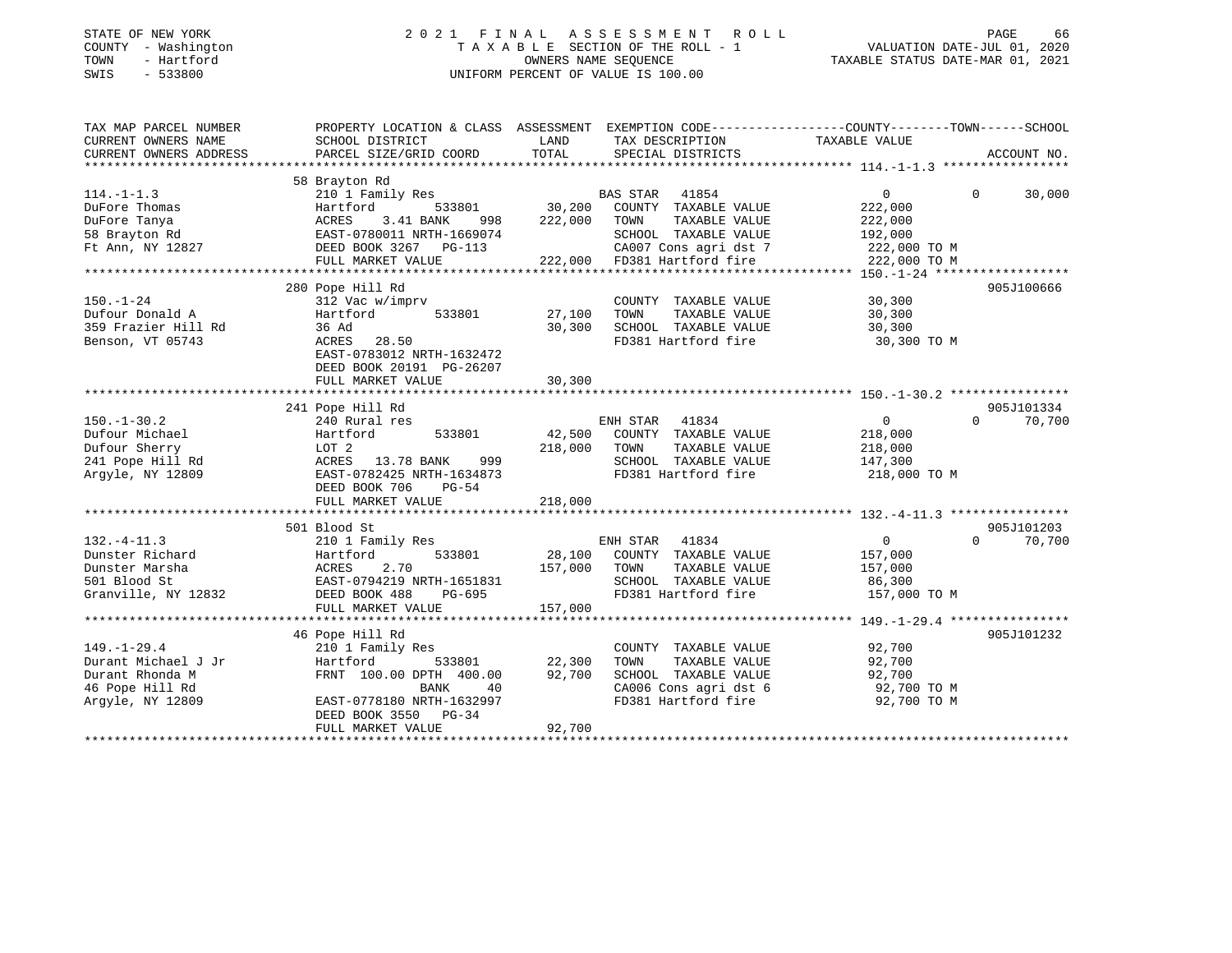STATE OF NEW YORK
COUNTY - Washington
TOWN - Hartford
SWIS - 533800

# 2021 FINAL ASSESSMENT ROLL

TAXABLE SECTION OF THE ROLL - 1
OWNERS NAME SEQUENCE
UNIFORM PERCENT OF VALUE IS 100.00

VALUATION DATE-JUL 01, 2020
TAXABLE STATUS DATE-MAR 01, 2021

| TAX MAP PARCEL NUMBER / CURRENT OWNERS NAME / CURRENT OWNERS ADDRESS | PROPERTY LOCATION & CLASS / SCHOOL DISTRICT / PARCEL SIZE/GRID COORD | ASSESSMENT LAND / TOTAL | EXEMPTION CODE / TAX DESCRIPTION / SPECIAL DISTRICTS | COUNTY TAXABLE VALUE | TOWN | SCHOOL | ACCOUNT NO. |
|---|---|---|---|---|---|---|---|
| **114.-1-1.3** | 58 Brayton Rd | | | | | | |
| | 210 1 Family Res | | BAS STAR 41854 | 0 | 0 | 30,000 | |
| DuFore Thomas | Hartford 533801 | 30,200 | COUNTY TAXABLE VALUE | 222,000 | | | |
| DuFore Tanya | ACRES 3.41 BANK 998 | 222,000 | TOWN TAXABLE VALUE | 222,000 | | | |
| 58 Brayton Rd | EAST-0780011 NRTH-1669074 | | SCHOOL TAXABLE VALUE | 192,000 | | | |
| Ft Ann, NY 12827 | DEED BOOK 3267 PG-113 | | CA007 Cons agri dst 7 | 222,000 TO M | | | |
| | FULL MARKET VALUE | 222,000 | FD381 Hartford fire | 222,000 TO M | | | |
| **150.-1-24** | 280 Pope Hill Rd | | | | | | 905J100666 |
| | 312 Vac w/imprv | | COUNTY TAXABLE VALUE | 30,300 | | | |
| Dufour Donald A | Hartford 533801 | 27,100 | TOWN TAXABLE VALUE | 30,300 | | | |
| 359 Frazier Hill Rd | 36 Ad | 30,300 | SCHOOL TAXABLE VALUE | 30,300 | | | |
| Benson, VT 05743 | ACRES 28.50 | | FD381 Hartford fire | 30,300 TO M | | | |
| | EAST-0783012 NRTH-1632472 | | | | | | |
| | DEED BOOK 20191 PG-26207 | | | | | | |
| | FULL MARKET VALUE | 30,300 | | | | | |
| **150.-1-30.2** | 241 Pope Hill Rd | | | | | | 905J101334 |
| | 240 Rural res | | ENH STAR 41834 | 0 | 0 | 70,700 | |
| Dufour Michael | Hartford 533801 | 42,500 | COUNTY TAXABLE VALUE | 218,000 | | | |
| Dufour Sherry | LOT 2 | 218,000 | TOWN TAXABLE VALUE | 218,000 | | | |
| 241 Pope Hill Rd | ACRES 13.78 BANK 999 | | SCHOOL TAXABLE VALUE | 147,300 | | | |
| Argyle, NY 12809 | EAST-0782425 NRTH-1634873 | | FD381 Hartford fire | 218,000 TO M | | | |
| | DEED BOOK 706 PG-54 | | | | | | |
| | FULL MARKET VALUE | 218,000 | | | | | |
| **132.-4-11.3** | 501 Blood St | | | | | | 905J101203 |
| | 210 1 Family Res | | ENH STAR 41834 | 0 | 0 | 70,700 | |
| Dunster Richard | Hartford 533801 | 28,100 | COUNTY TAXABLE VALUE | 157,000 | | | |
| Dunster Marsha | ACRES 2.70 | 157,000 | TOWN TAXABLE VALUE | 157,000 | | | |
| 501 Blood St | EAST-0794219 NRTH-1651831 | | SCHOOL TAXABLE VALUE | 86,300 | | | |
| Granville, NY 12832 | DEED BOOK 488 PG-695 | | FD381 Hartford fire | 157,000 TO M | | | |
| | FULL MARKET VALUE | 157,000 | | | | | |
| **149.-1-29.4** | 46 Pope Hill Rd | | | | | | 905J101232 |
| | 210 1 Family Res | | COUNTY TAXABLE VALUE | 92,700 | | | |
| Durant Michael J Jr | Hartford 533801 | 22,300 | TOWN TAXABLE VALUE | 92,700 | | | |
| Durant Rhonda M | FRNT 100.00 DPTH 400.00 | 92,700 | SCHOOL TAXABLE VALUE | 92,700 | | | |
| 46 Pope Hill Rd | BANK 40 | | CA006 Cons agri dst 6 | 92,700 TO M | | | |
| Argyle, NY 12809 | EAST-0778180 NRTH-1632997 | | FD381 Hartford fire | 92,700 TO M | | | |
| | DEED BOOK 3550 PG-34 | | | | | | |
| | FULL MARKET VALUE | 92,700 | | | | | |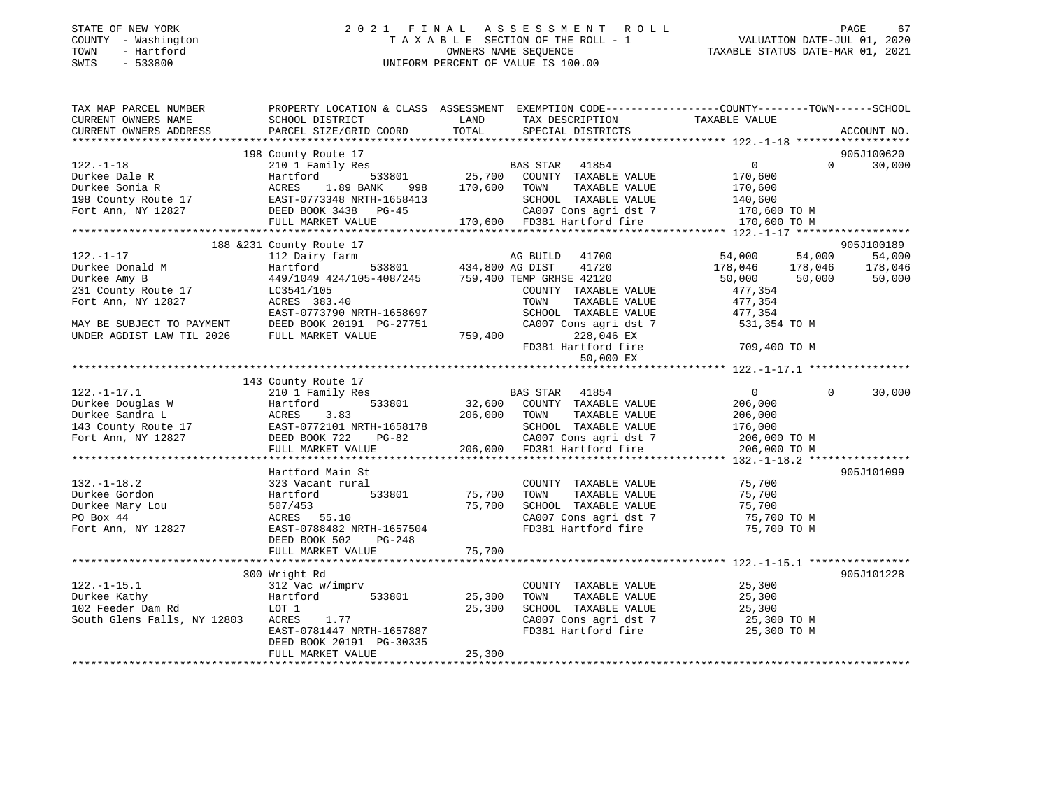STATE OF NEW YORK — 2021 FINAL ASSESSMENT ROLL
COUNTY - Washington — TAXABLE SECTION OF THE ROLL - 1 — VALUATION DATE-JUL 01, 2020
TOWN - Hartford — OWNERS NAME SEQUENCE — TAXABLE STATUS DATE-MAR 01, 2021
SWIS - 533800 — UNIFORM PERCENT OF VALUE IS 100.00

```
TAX MAP PARCEL NUMBER          PROPERTY LOCATION & CLASS  ASSESSMENT  EXEMPTION CODE------------------COUNTY--------TOWN------SCHOOL
CURRENT OWNERS NAME            SCHOOL DISTRICT               LAND      TAX DESCRIPTION            TAXABLE VALUE
CURRENT OWNERS ADDRESS         PARCEL SIZE/GRID COORD        TOTAL     SPECIAL DISTRICTS                                    ACCOUNT NO.
******************************************************************************************************* 122.-1-18 ******************
                               198 County Route 17                                                                     905J100620
122.-1-18                      210 1 Family Res                        BAS STAR   41854                0            0      30,000
Durkee Dale R                  Hartford          533801      25,700    COUNTY  TAXABLE VALUE         170,600
Durkee Sonia R                 ACRES    1.89 BANK    998    170,600    TOWN    TAXABLE VALUE         170,600
198 County Route 17            EAST-0773348 NRTH-1658413               SCHOOL  TAXABLE VALUE         140,600
Fort Ann, NY 12827             DEED BOOK 3438   PG-45                  CA007 Cons agri dst 7          170,600 TO M
                               FULL MARKET VALUE            170,600    FD381 Hartford fire            170,600 TO M
******************************************************************************************************* 122.-1-17 ******************
                               188 &231 County Route 17                                                                905J100189
122.-1-17                      112 Dairy farm                          AG BUILD   41700           54,000      54,000      54,000
Durkee Donald M                Hartford          533801     434,800 AG DIST     41720           178,046     178,046     178,046
Durkee Amy B                   449/1049 424/105-408/245     759,400 TEMP GRHSE 42120             50,000      50,000      50,000
231 County Route 17            LC3541/105                              COUNTY  TAXABLE VALUE         477,354
Fort Ann, NY 12827             ACRES  383.40                           TOWN    TAXABLE VALUE         477,354
                               EAST-0773790 NRTH-1658697               SCHOOL  TAXABLE VALUE         477,354
MAY BE SUBJECT TO PAYMENT      DEED BOOK 20191 PG-27751                CA007 Cons agri dst 7          531,354 TO M
UNDER AGDIST LAW TIL 2026      FULL MARKET VALUE            759,400         228,046 EX
                                                                       FD381 Hartford fire            709,400 TO M
                                                                            50,000 EX
******************************************************************************************************* 122.-1-17.1 ****************
                               143 County Route 17
122.-1-17.1                    210 1 Family Res                        BAS STAR   41854                0            0      30,000
Durkee Douglas W               Hartford          533801      32,600    COUNTY  TAXABLE VALUE         206,000
Durkee Sandra L                ACRES    3.83                206,000    TOWN    TAXABLE VALUE         206,000
143 County Route 17            EAST-0772101 NRTH-1658178               SCHOOL  TAXABLE VALUE         176,000
Fort Ann, NY 12827             DEED BOOK 722    PG-82                  CA007 Cons agri dst 7          206,000 TO M
                               FULL MARKET VALUE            206,000    FD381 Hartford fire            206,000 TO M
******************************************************************************************************* 132.-1-18.2 ****************
                               Hartford Main St                                                                        905J101099
132.-1-18.2                    323 Vacant rural                        COUNTY  TAXABLE VALUE          75,700
Durkee Gordon                  Hartford          533801      75,700    TOWN    TAXABLE VALUE          75,700
Durkee Mary Lou                507/453                       75,700    SCHOOL  TAXABLE VALUE          75,700
PO Box 44                      ACRES   55.10                           CA007 Cons agri dst 7           75,700 TO M
Fort Ann, NY 12827             EAST-0788482 NRTH-1657504               FD381 Hartford fire             75,700 TO M
                               DEED BOOK 502    PG-248
                               FULL MARKET VALUE             75,700
******************************************************************************************************* 122.-1-15.1 ****************
                               300 Wright Rd                                                                           905J101228
122.-1-15.1                    312 Vac w/imprv                         COUNTY  TAXABLE VALUE          25,300
Durkee Kathy                   Hartford          533801      25,300    TOWN    TAXABLE VALUE          25,300
102 Feeder Dam Rd              LOT 1                         25,300    SCHOOL  TAXABLE VALUE          25,300
South Glens Falls, NY 12803    ACRES    1.77                           CA007 Cons agri dst 7           25,300 TO M
                               EAST-0781447 NRTH-1657887               FD381 Hartford fire             25,300 TO M
                               DEED BOOK 20191 PG-30335
                               FULL MARKET VALUE             25,300
************************************************************************************************************************************
```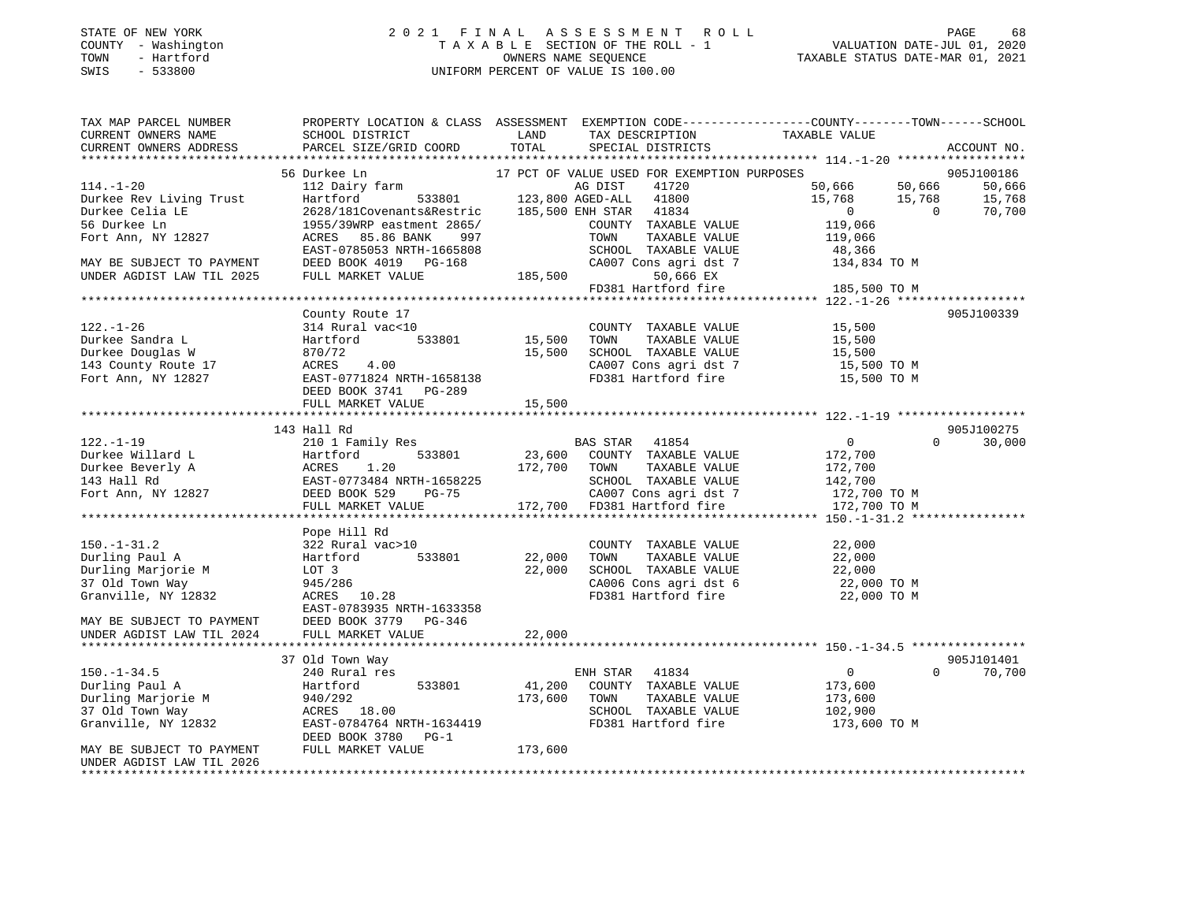STATE OF NEW YORK
COUNTY - Washington
TOWN - Hartford
SWIS - 533800

# 2021 FINAL ASSESSMENT ROLL

TAXABLE SECTION OF THE ROLL - 1
OWNERS NAME SEQUENCE
UNIFORM PERCENT OF VALUE IS 100.00

VALUATION DATE-JUL 01, 2020
TAXABLE STATUS DATE-MAR 01, 2021

| TAX MAP PARCEL NUMBER / CURRENT OWNERS NAME / CURRENT OWNERS ADDRESS | PROPERTY LOCATION & CLASS / SCHOOL DISTRICT / PARCEL SIZE/GRID COORD | ASSESSMENT LAND | TOTAL | EXEMPTION CODE / TAX DESCRIPTION / SPECIAL DISTRICTS | COUNTY TAXABLE VALUE | TOWN | SCHOOL / ACCOUNT NO. |
|---|---|---|---|---|---|---|---|
| **114.-1-20** | 56 Durkee Ln | | | 17 PCT OF VALUE USED FOR EXEMPTION PURPOSES | | | 905J100186 |
| 114.-1-20 | 112 Dairy farm | | | AG DIST 41720 | 50,666 | 50,666 | 50,666 |
| Durkee Rev Living Trust | Hartford 533801 | 123,800 | | AGED-ALL 41800 | 15,768 | 15,768 | 15,768 |
| Durkee Celia LE | 2628/181Covenants&Restric | | 185,500 | ENH STAR 41834 | 0 | 0 | 70,700 |
| 56 Durkee Ln | 1955/39WRP eastment 2865/ | | | COUNTY TAXABLE VALUE | 119,066 | | |
| Fort Ann, NY 12827 | ACRES 85.86 BANK 997 | | | TOWN TAXABLE VALUE | 119,066 | | |
| | EAST-0785053 NRTH-1665808 | | | SCHOOL TAXABLE VALUE | 48,366 | | |
| MAY BE SUBJECT TO PAYMENT | DEED BOOK 4019 PG-168 | | | CA007 Cons agri dst 7 | 134,834 TO M | | |
| UNDER AGDIST LAW TIL 2025 | FULL MARKET VALUE | | 185,500 | 50,666 EX | | | |
| | | | | FD381 Hartford fire | 185,500 TO M | | |
| **122.-1-26** | County Route 17 | | | | | | 905J100339 |
| 122.-1-26 | 314 Rural vac<10 | | | COUNTY TAXABLE VALUE | 15,500 | | |
| Durkee Sandra L | Hartford 533801 | 15,500 | | TOWN TAXABLE VALUE | 15,500 | | |
| Durkee Douglas W | 870/72 | | 15,500 | SCHOOL TAXABLE VALUE | 15,500 | | |
| 143 County Route 17 | ACRES 4.00 | | | CA007 Cons agri dst 7 | 15,500 TO M | | |
| Fort Ann, NY 12827 | EAST-0771824 NRTH-1658138 | | | FD381 Hartford fire | 15,500 TO M | | |
| | DEED BOOK 3741 PG-289 | | | | | | |
| | FULL MARKET VALUE | | 15,500 | | | | |
| **122.-1-19** | 143 Hall Rd | | | | | | 905J100275 |
| 122.-1-19 | 210 1 Family Res | | | BAS STAR 41854 | 0 | 0 | 30,000 |
| Durkee Willard L | Hartford 533801 | 23,600 | | COUNTY TAXABLE VALUE | 172,700 | | |
| Durkee Beverly A | ACRES 1.20 | | 172,700 | TOWN TAXABLE VALUE | 172,700 | | |
| 143 Hall Rd | EAST-0773484 NRTH-1658225 | | | SCHOOL TAXABLE VALUE | 142,700 | | |
| Fort Ann, NY 12827 | DEED BOOK 529 PG-75 | | | CA007 Cons agri dst 7 | 172,700 TO M | | |
| | FULL MARKET VALUE | | 172,700 | FD381 Hartford fire | 172,700 TO M | | |
| **150.-1-31.2** | Pope Hill Rd | | | | | | |
| 150.-1-31.2 | 322 Rural vac>10 | | | COUNTY TAXABLE VALUE | 22,000 | | |
| Durling Paul A | Hartford 533801 | 22,000 | | TOWN TAXABLE VALUE | 22,000 | | |
| Durling Marjorie M | LOT 3 | | 22,000 | SCHOOL TAXABLE VALUE | 22,000 | | |
| 37 Old Town Way | 945/286 | | | CA006 Cons agri dst 6 | 22,000 TO M | | |
| Granville, NY 12832 | ACRES 10.28 | | | FD381 Hartford fire | 22,000 TO M | | |
| | EAST-0783935 NRTH-1633358 | | | | | | |
| MAY BE SUBJECT TO PAYMENT | DEED BOOK 3779 PG-346 | | | | | | |
| UNDER AGDIST LAW TIL 2024 | FULL MARKET VALUE | | 22,000 | | | | |
| **150.-1-34.5** | 37 Old Town Way | | | | | | 905J101401 |
| 150.-1-34.5 | 240 Rural res | | | ENH STAR 41834 | 0 | 0 | 70,700 |
| Durling Paul A | Hartford 533801 | 41,200 | | COUNTY TAXABLE VALUE | 173,600 | | |
| Durling Marjorie M | 940/292 | | 173,600 | TOWN TAXABLE VALUE | 173,600 | | |
| 37 Old Town Way | ACRES 18.00 | | | SCHOOL TAXABLE VALUE | 102,900 | | |
| Granville, NY 12832 | EAST-0784764 NRTH-1634419 | | | FD381 Hartford fire | 173,600 TO M | | |
| | DEED BOOK 3780 PG-1 | | | | | | |
| MAY BE SUBJECT TO PAYMENT | FULL MARKET VALUE | | 173,600 | | | | |
| UNDER AGDIST LAW TIL 2026 | | | | | | | |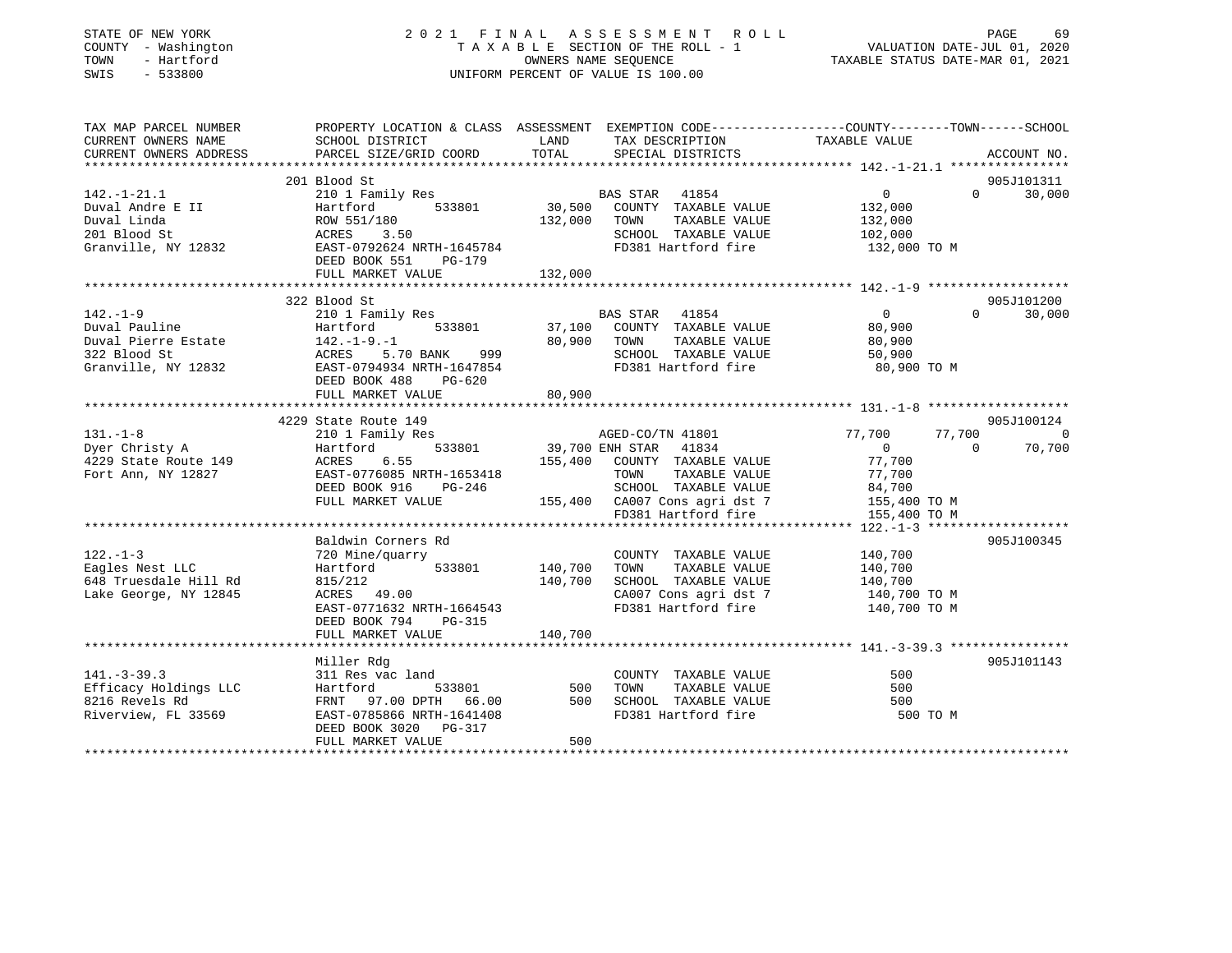STATE OF NEW YORK
COUNTY - Washington
TOWN - Hartford
SWIS - 533800

2021 FINAL ASSESSMENT ROLL
TAXABLE SECTION OF THE ROLL - 1
OWNERS NAME SEQUENCE
UNIFORM PERCENT OF VALUE IS 100.00

VALUATION DATE-JUL 01, 2020
TAXABLE STATUS DATE-MAR 01, 2021

| TAX MAP PARCEL NUMBER / CURRENT OWNERS NAME / CURRENT OWNERS ADDRESS | PROPERTY LOCATION & CLASS / SCHOOL DISTRICT / PARCEL SIZE/GRID COORD | ASSESSMENT LAND | TOTAL | EXEMPTION CODE / TAX DESCRIPTION / SPECIAL DISTRICTS | COUNTY TAXABLE VALUE | TOWN | SCHOOL | ACCOUNT NO. |
|---|---|---|---|---|---|---|---|---|
| | 201 Blood St | | | | | | | 905J101311 |
| 142.-1-21.1 | 210 1 Family Res | | | BAS STAR 41854 | 0 | 0 | 30,000 | |
| Duval Andre E II | Hartford 533801 | 30,500 | | COUNTY TAXABLE VALUE | 132,000 | | | |
| Duval Linda | ROW 551/180 | | 132,000 | TOWN TAXABLE VALUE | 132,000 | | | |
| 201 Blood St | ACRES 3.50 | | | SCHOOL TAXABLE VALUE | 102,000 | | | |
| Granville, NY 12832 | EAST-0792624 NRTH-1645784 | | | FD381 Hartford fire | 132,000 TO M | | | |
| | DEED BOOK 551 PG-179 | | | | | | | |
| | FULL MARKET VALUE | | 132,000 | | | | | |
| | 322 Blood St | | | | | | | 905J101200 |
| 142.-1-9 | 210 1 Family Res | | | BAS STAR 41854 | 0 | 0 | 30,000 | |
| Duval Pauline | Hartford 533801 | 37,100 | | COUNTY TAXABLE VALUE | 80,900 | | | |
| Duval Pierre Estate | 142.-1-9.-1 | | 80,900 | TOWN TAXABLE VALUE | 80,900 | | | |
| 322 Blood St | ACRES 5.70 BANK 999 | | | SCHOOL TAXABLE VALUE | 50,900 | | | |
| Granville, NY 12832 | EAST-0794934 NRTH-1647854 | | | FD381 Hartford fire | 80,900 TO M | | | |
| | DEED BOOK 488 PG-620 | | | | | | | |
| | FULL MARKET VALUE | | 80,900 | | | | | |
| | 4229 State Route 149 | | | | | | | 905J100124 |
| 131.-1-8 | 210 1 Family Res | | | AGED-CO/TN 41801 | 77,700 | 77,700 | 0 | |
| Dyer Christy A | Hartford 533801 | 39,700 | | ENH STAR 41834 | 0 | 0 | 70,700 | |
| 4229 State Route 149 | ACRES 6.55 | | 155,400 | COUNTY TAXABLE VALUE | 77,700 | | | |
| Fort Ann, NY 12827 | EAST-0776085 NRTH-1653418 | | | TOWN TAXABLE VALUE | 77,700 | | | |
| | DEED BOOK 916 PG-246 | | | SCHOOL TAXABLE VALUE | 84,700 | | | |
| | FULL MARKET VALUE | | 155,400 | CA007 Cons agri dst 7 | 155,400 TO M | | | |
| | | | | FD381 Hartford fire | 155,400 TO M | | | |
| | Baldwin Corners Rd | | | | | | | 905J100345 |
| 122.-1-3 | 720 Mine/quarry | | | COUNTY TAXABLE VALUE | 140,700 | | | |
| Eagles Nest LLC | Hartford 533801 | 140,700 | | TOWN TAXABLE VALUE | 140,700 | | | |
| 648 Truesdale Hill Rd | 815/212 | | 140,700 | SCHOOL TAXABLE VALUE | 140,700 | | | |
| Lake George, NY 12845 | ACRES 49.00 | | | CA007 Cons agri dst 7 | 140,700 TO M | | | |
| | EAST-0771632 NRTH-1664543 | | | FD381 Hartford fire | 140,700 TO M | | | |
| | DEED BOOK 794 PG-315 | | | | | | | |
| | FULL MARKET VALUE | | 140,700 | | | | | |
| | Miller Rdg | | | | | | | 905J101143 |
| 141.-3-39.3 | 311 Res vac land | | | COUNTY TAXABLE VALUE | 500 | | | |
| Efficacy Holdings LLC | Hartford 533801 | 500 | | TOWN TAXABLE VALUE | 500 | | | |
| 8216 Revels Rd | FRNT 97.00 DPTH 66.00 | | 500 | SCHOOL TAXABLE VALUE | 500 | | | |
| Riverview, FL 33569 | EAST-0785866 NRTH-1641408 | | | FD381 Hartford fire | 500 TO M | | | |
| | DEED BOOK 3020 PG-317 | | | | | | | |
| | FULL MARKET VALUE | | 500 | | | | | |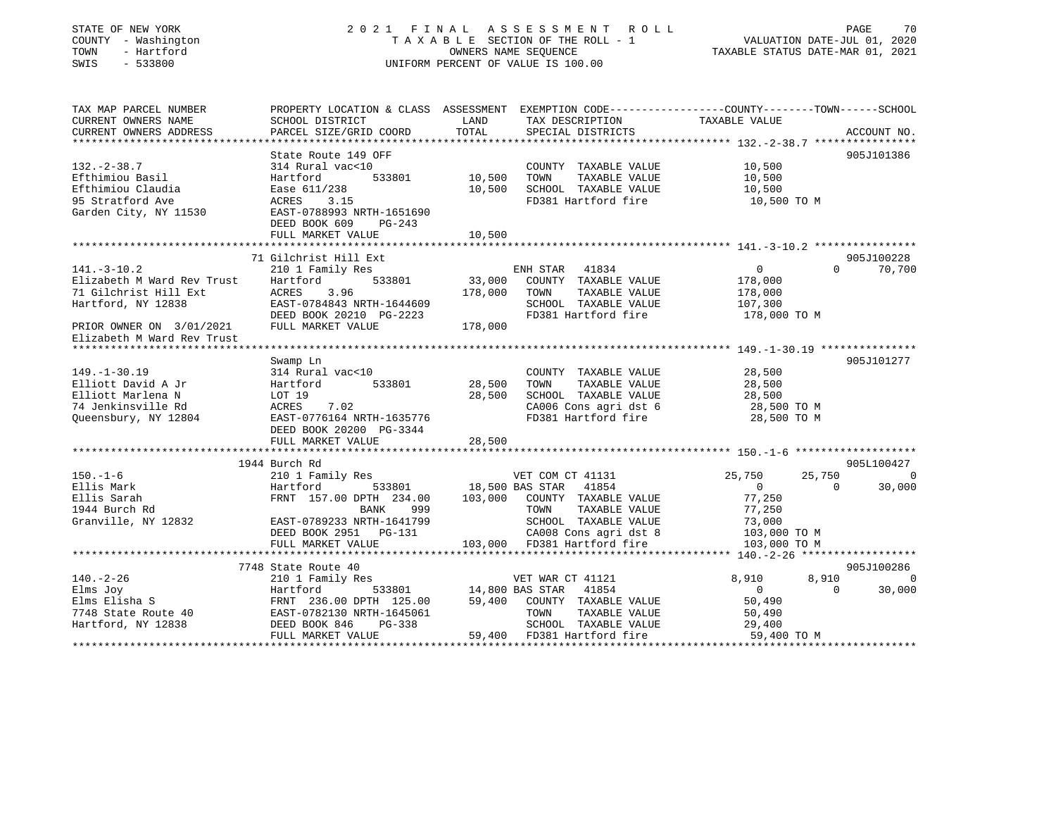STATE OF NEW YORK
COUNTY - Washington
TOWN - Hartford
SWIS - 533800

# 2021 FINAL ASSESSMENT ROLL
TAXABLE SECTION OF THE ROLL - 1
OWNERS NAME SEQUENCE
UNIFORM PERCENT OF VALUE IS 100.00

VALUATION DATE-JUL 01, 2020
TAXABLE STATUS DATE-MAR 01, 2021

```
TAX MAP PARCEL NUMBER          PROPERTY LOCATION & CLASS  ASSESSMENT  EXEMPTION CODE-----------------COUNTY--------TOWN------SCHOOL
CURRENT OWNERS NAME            SCHOOL DISTRICT               LAND      TAX DESCRIPTION            TAXABLE VALUE
CURRENT OWNERS ADDRESS         PARCEL SIZE/GRID COORD        TOTAL     SPECIAL DISTRICTS                                    ACCOUNT NO.
****************************************************************************************************** 132.-2-38.7 ****************
                               State Route 149 OFF                                                                          905J101386
132.-2-38.7                    314 Rural vac<10                          COUNTY  TAXABLE VALUE          10,500
Efthimiou Basil                Hartford        533801        10,500     TOWN    TAXABLE VALUE          10,500
Efthimiou Claudia              Ease 611/238                  10,500     SCHOOL  TAXABLE VALUE          10,500
95 Stratford Ave               ACRES    3.15                             FD381 Hartford fire             10,500 TO M
Garden City, NY 11530          EAST-0788993 NRTH-1651690
                               DEED BOOK 609     PG-243
                               FULL MARKET VALUE             10,500
****************************************************************************************************** 141.-3-10.2 ****************
                               71 Gilchrist Hill Ext                                                                        905J100228
141.-3-10.2                    210 1 Family Res                          ENH STAR    41834               0             0      70,700
Elizabeth M Ward Rev Trust     Hartford        533801        33,000     COUNTY  TAXABLE VALUE         178,000
71 Gilchrist Hill Ext          ACRES    3.96                178,000     TOWN    TAXABLE VALUE         178,000
Hartford, NY 12838             EAST-0784843 NRTH-1644609                SCHOOL  TAXABLE VALUE         107,300
                               DEED BOOK 20210  PG-2223                 FD381 Hartford fire            178,000 TO M
PRIOR OWNER ON 3/01/2021       FULL MARKET VALUE            178,000
Elizabeth M Ward Rev Trust
****************************************************************************************************** 149.-1-30.19 ***************
                               Swamp Ln                                                                                     905J101277
149.-1-30.19                   314 Rural vac<10                          COUNTY  TAXABLE VALUE          28,500
Elliott David A Jr             Hartford        533801        28,500     TOWN    TAXABLE VALUE          28,500
Elliott Marlena N              LOT 19                        28,500     SCHOOL  TAXABLE VALUE          28,500
74 Jenkinsville Rd             ACRES    7.02                             CA006 Cons agri dst 6           28,500 TO M
Queensbury, NY 12804           EAST-0776164 NRTH-1635776                FD381 Hartford fire             28,500 TO M
                               DEED BOOK 20200  PG-3344
                               FULL MARKET VALUE             28,500
****************************************************************************************************** 150.-1-6 *******************
                               1944 Burch Rd                                                                                905L100427
150.-1-6                       210 1 Family Res                          VET COM CT 41131           25,750        25,750           0
Ellis Mark                     Hartford        533801        18,500 BAS STAR   41854                   0             0      30,000
Ellis Sarah                    FRNT 157.00 DPTH 234.00     103,000     COUNTY  TAXABLE VALUE          77,250
1944 Burch Rd                              BANK     999                  TOWN    TAXABLE VALUE          77,250
Granville, NY 12832            EAST-0789233 NRTH-1641799                SCHOOL  TAXABLE VALUE          73,000
                               DEED BOOK 2951    PG-131                 CA008 Cons agri dst 8          103,000 TO M
                               FULL MARKET VALUE            103,000     FD381 Hartford fire            103,000 TO M
****************************************************************************************************** 140.-2-26 ******************
                               7748 State Route 40                                                                          905J100286
140.-2-26                      210 1 Family Res                          VET WAR CT 41121            8,910         8,910           0
Elms Joy                       Hartford        533801        14,800 BAS STAR   41854                   0             0      30,000
Elms Elisha S                  FRNT 236.00 DPTH 125.00      59,400     COUNTY  TAXABLE VALUE          50,490
7748 State Route 40            EAST-0782130 NRTH-1645061                TOWN    TAXABLE VALUE          50,490
Hartford, NY 12838             DEED BOOK 846     PG-338                 SCHOOL  TAXABLE VALUE          29,400
                               FULL MARKET VALUE             59,400     FD381 Hartford fire             59,400 TO M
************************************************************************************************************************************
```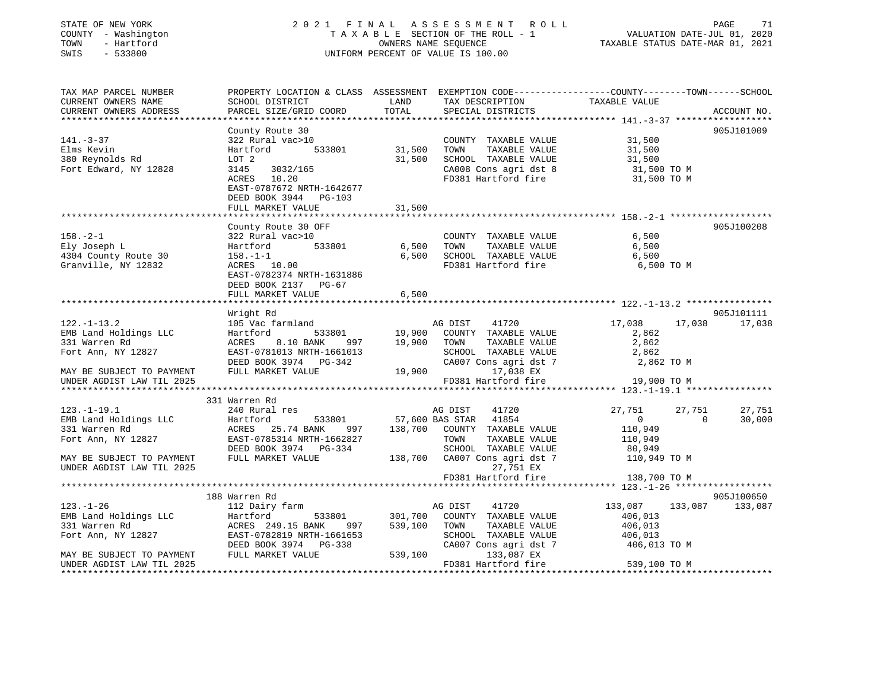STATE OF NEW YORK
COUNTY - Washington
TOWN - Hartford
SWIS - 533800

2021 FINAL ASSESSMENT ROLL
TAXABLE SECTION OF THE ROLL - 1
OWNERS NAME SEQUENCE
UNIFORM PERCENT OF VALUE IS 100.00

VALUATION DATE-JUL 01, 2020
TAXABLE STATUS DATE-MAR 01, 2021

```
TAX MAP PARCEL NUMBER          PROPERTY LOCATION & CLASS  ASSESSMENT  EXEMPTION CODE-----------------COUNTY--------TOWN------SCHOOL
CURRENT OWNERS NAME            SCHOOL DISTRICT              LAND      TAX DESCRIPTION             TAXABLE VALUE
CURRENT OWNERS ADDRESS         PARCEL SIZE/GRID COORD       TOTAL     SPECIAL DISTRICTS                                        ACCOUNT NO.
*********************************************************************************************** 141.-3-37 ******************
                               County Route 30                                                                              905J101009
141.-3-37                      322 Rural vac>10                        COUNTY  TAXABLE VALUE          31,500
Elms Kevin                     Hartford       533801         31,500   TOWN    TAXABLE VALUE          31,500
380 Reynolds Rd                LOT 2                         31,500   SCHOOL  TAXABLE VALUE          31,500
Fort Edward, NY 12828          3145   3032/165                         CA008 Cons agri dst 8           31,500 TO M
                               ACRES   10.20                           FD381 Hartford fire             31,500 TO M
                               EAST-0787672 NRTH-1642677
                               DEED BOOK 3944   PG-103
                               FULL MARKET VALUE             31,500
*********************************************************************************************** 158.-2-1 *******************
                               County Route 30 OFF                                                                          905J100208
158.-2-1                       322 Rural vac>10                        COUNTY  TAXABLE VALUE           6,500
Ely Joseph L                   Hartford       533801          6,500   TOWN    TAXABLE VALUE           6,500
4304 County Route 30           158.-1-1                       6,500   SCHOOL  TAXABLE VALUE           6,500
Granville, NY 12832            ACRES   10.00                           FD381 Hartford fire              6,500 TO M
                               EAST-0782374 NRTH-1631886
                               DEED BOOK 2137   PG-67
                               FULL MARKET VALUE              6,500
*********************************************************************************************** 122.-1-13.2 ****************
                               Wright Rd                                                                                    905J101111
122.-1-13.2                    105 Vac farmland                        AG DIST    41720              17,038      17,038      17,038
EMB Land Holdings LLC          Hartford       533801         19,900   COUNTY  TAXABLE VALUE           2,862
331 Warren Rd                  ACRES    8.10 BANK     997    19,900   TOWN    TAXABLE VALUE           2,862
Fort Ann, NY 12827             EAST-0781013 NRTH-1661013               SCHOOL  TAXABLE VALUE           2,862
                               DEED BOOK 3974   PG-342                 CA007 Cons agri dst 7            2,862 TO M
MAY BE SUBJECT TO PAYMENT      FULL MARKET VALUE             19,900          17,038 EX
UNDER AGDIST LAW TIL 2025                                              FD381 Hartford fire             19,900 TO M
*********************************************************************************************** 123.-1-19.1 ****************
                               331 Warren Rd
123.-1-19.1                    240 Rural res                           AG DIST    41720              27,751      27,751      27,751
EMB Land Holdings LLC          Hartford       533801      57,600 BAS STAR   41854                  0           0      30,000
331 Warren Rd                  ACRES   25.74 BANK     997   138,700   COUNTY  TAXABLE VALUE         110,949
Fort Ann, NY 12827             EAST-0785314 NRTH-1662827               TOWN    TAXABLE VALUE         110,949
                               DEED BOOK 3974   PG-334                 SCHOOL  TAXABLE VALUE          80,949
MAY BE SUBJECT TO PAYMENT      FULL MARKET VALUE            138,700   CA007 Cons agri dst 7          110,949 TO M
UNDER AGDIST LAW TIL 2025                                                    27,751 EX
                                                                       FD381 Hartford fire            138,700 TO M
*********************************************************************************************** 123.-1-26 ******************
                               188 Warren Rd                                                                                905J100650
123.-1-26                      112 Dairy farm                          AG DIST    41720             133,087     133,087     133,087
EMB Land Holdings LLC          Hartford       533801        301,700   COUNTY  TAXABLE VALUE         406,013
331 Warren Rd                  ACRES  249.15 BANK     997   539,100   TOWN    TAXABLE VALUE         406,013
Fort Ann, NY 12827             EAST-0782819 NRTH-1661653               SCHOOL  TAXABLE VALUE         406,013
                               DEED BOOK 3974   PG-338                 CA007 Cons agri dst 7          406,013 TO M
MAY BE SUBJECT TO PAYMENT      FULL MARKET VALUE            539,100          133,087 EX
UNDER AGDIST LAW TIL 2025                                              FD381 Hartford fire            539,100 TO M
****************************************************************************************************************************
```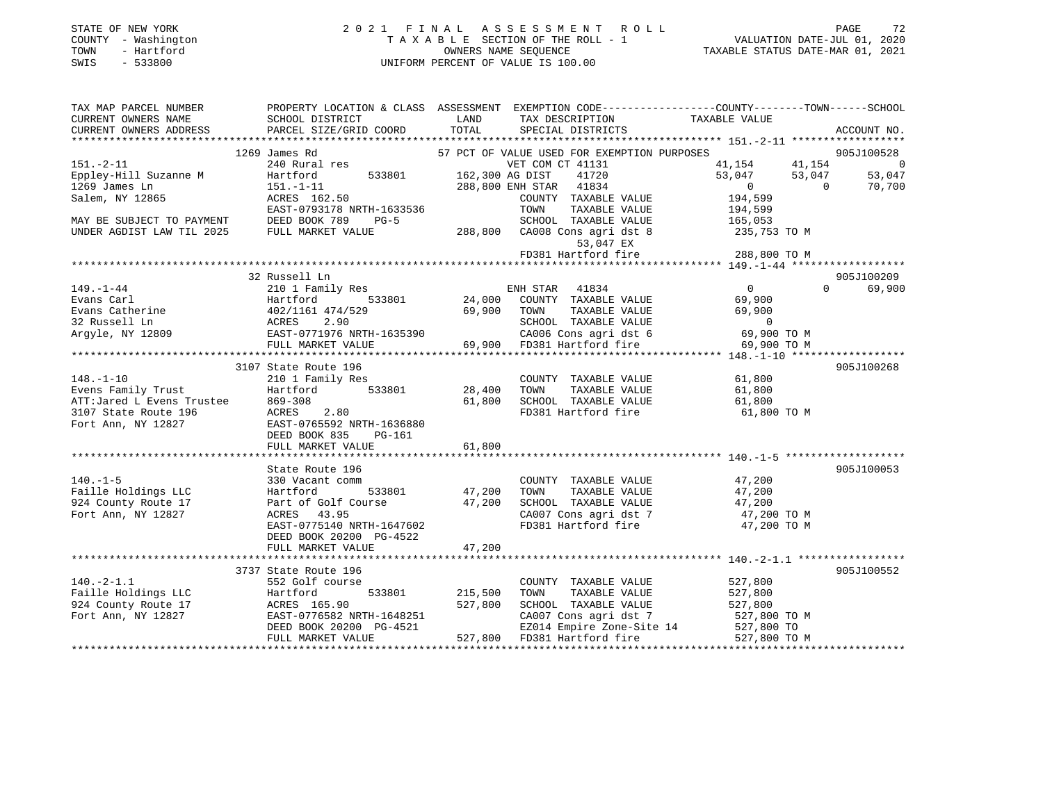STATE OF NEW YORK
COUNTY - Washington
TOWN - Hartford
SWIS - 533800

# 2021 FINAL ASSESSMENT ROLL
TAXABLE SECTION OF THE ROLL - 1
OWNERS NAME SEQUENCE
UNIFORM PERCENT OF VALUE IS 100.00

VALUATION DATE-JUL 01, 2020
TAXABLE STATUS DATE-MAR 01, 2021

| TAX MAP PARCEL NUMBER / CURRENT OWNERS NAME / CURRENT OWNERS ADDRESS | PROPERTY LOCATION & CLASS / SCHOOL DISTRICT / PARCEL SIZE/GRID COORD | ASSESSMENT LAND / TOTAL | EXEMPTION CODE / TAX DESCRIPTION / SPECIAL DISTRICTS | COUNTY TAXABLE VALUE | TOWN | SCHOOL | ACCOUNT NO. |
|---|---|---|---|---|---|---|---|
| **151.-2-11** | 1269 James Rd | | 57 PCT OF VALUE USED FOR EXEMPTION PURPOSES | | | | 905J100528 |
| 151.-2-11 | 240 Rural res | | VET COM CT 41131 | 41,154 | 41,154 | 0 | |
| Eppley-Hill Suzanne M | Hartford 533801 | 162,300 | AG DIST 41720 | 53,047 | 53,047 | 53,047 | |
| 1269 James Ln | 151.-1-11 | 288,800 | ENH STAR 41834 | 0 | 0 | 70,700 | |
| Salem, NY 12865 | ACRES 162.50 | | COUNTY TAXABLE VALUE | 194,599 | | | |
| | EAST-0793178 NRTH-1633536 | | TOWN TAXABLE VALUE | 194,599 | | | |
| MAY BE SUBJECT TO PAYMENT | DEED BOOK 789 PG-5 | | SCHOOL TAXABLE VALUE | 165,053 | | | |
| UNDER AGDIST LAW TIL 2025 | FULL MARKET VALUE | 288,800 | CA008 Cons agri dst 8 | 235,753 TO M | | | |
| | | | 53,047 EX | | | | |
| | | | FD381 Hartford fire | 288,800 TO M | | | |
| **149.-1-44** | 32 Russell Ln | | | | | | 905J100209 |
| 149.-1-44 | 210 1 Family Res | | ENH STAR 41834 | 0 | 0 | 69,900 | |
| Evans Carl | Hartford 533801 | 24,000 | COUNTY TAXABLE VALUE | 69,900 | | | |
| Evans Catherine | 402/1161 474/529 | 69,900 | TOWN TAXABLE VALUE | 69,900 | | | |
| 32 Russell Ln | ACRES 2.90 | | SCHOOL TAXABLE VALUE | 0 | | | |
| Argyle, NY 12809 | EAST-0771976 NRTH-1635390 | | CA006 Cons agri dst 6 | 69,900 TO M | | | |
| | FULL MARKET VALUE | 69,900 | FD381 Hartford fire | 69,900 TO M | | | |
| **148.-1-10** | 3107 State Route 196 | | | | | | 905J100268 |
| 148.-1-10 | 210 1 Family Res | | COUNTY TAXABLE VALUE | 61,800 | | | |
| Evens Family Trust | Hartford 533801 | 28,400 | TOWN TAXABLE VALUE | 61,800 | | | |
| ATT:Jared L Evens Trustee | 869-308 | 61,800 | SCHOOL TAXABLE VALUE | 61,800 | | | |
| 3107 State Route 196 | ACRES 2.80 | | FD381 Hartford fire | 61,800 TO M | | | |
| Fort Ann, NY 12827 | EAST-0765592 NRTH-1636880 | | | | | | |
| | DEED BOOK 835 PG-161 | | | | | | |
| | FULL MARKET VALUE | 61,800 | | | | | |
| **140.-1-5** | State Route 196 | | | | | | 905J100053 |
| 140.-1-5 | 330 Vacant comm | | COUNTY TAXABLE VALUE | 47,200 | | | |
| Faille Holdings LLC | Hartford 533801 | 47,200 | TOWN TAXABLE VALUE | 47,200 | | | |
| 924 County Route 17 | Part of Golf Course | 47,200 | SCHOOL TAXABLE VALUE | 47,200 | | | |
| Fort Ann, NY 12827 | ACRES 43.95 | | CA007 Cons agri dst 7 | 47,200 TO M | | | |
| | EAST-0775140 NRTH-1647602 | | FD381 Hartford fire | 47,200 TO M | | | |
| | DEED BOOK 20200 PG-4522 | | | | | | |
| | FULL MARKET VALUE | 47,200 | | | | | |
| **140.-2-1.1** | 3737 State Route 196 | | | | | | 905J100552 |
| 140.-2-1.1 | 552 Golf course | | COUNTY TAXABLE VALUE | 527,800 | | | |
| Faille Holdings LLC | Hartford 533801 | 215,500 | TOWN TAXABLE VALUE | 527,800 | | | |
| 924 County Route 17 | ACRES 165.90 | 527,800 | SCHOOL TAXABLE VALUE | 527,800 | | | |
| Fort Ann, NY 12827 | EAST-0776582 NRTH-1648251 | | CA007 Cons agri dst 7 | 527,800 TO M | | | |
| | DEED BOOK 20200 PG-4521 | | EZ014 Empire Zone-Site 14 | 527,800 TO | | | |
| | FULL MARKET VALUE | 527,800 | FD381 Hartford fire | 527,800 TO M | | | |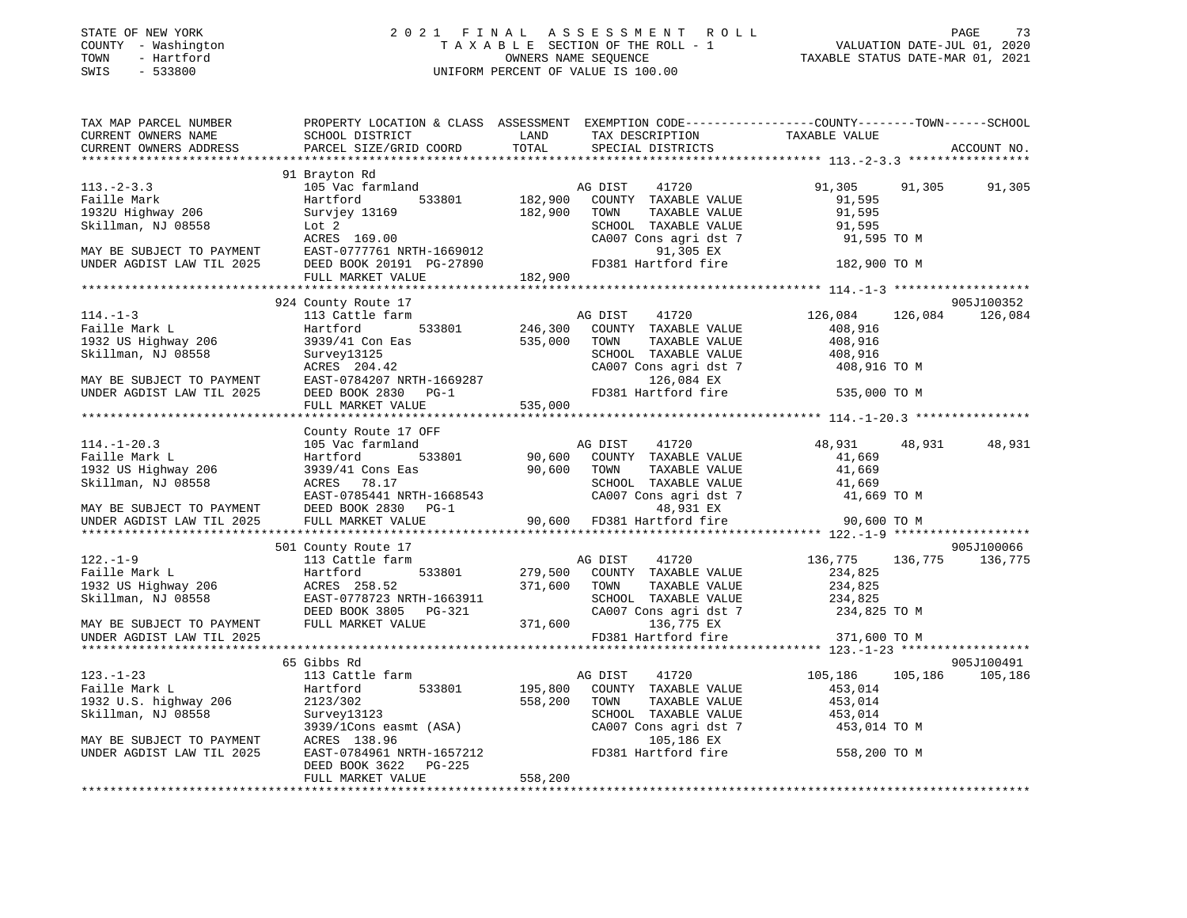STATE OF NEW YORK
COUNTY - Washington
TOWN - Hartford
SWIS - 533800

2 0 2 1 F I N A L A S S E S S M E N T R O L L
T A X A B L E SECTION OF THE ROLL - 1
OWNERS NAME SEQUENCE
UNIFORM PERCENT OF VALUE IS 100.00

VALUATION DATE-JUL 01, 2020
TAXABLE STATUS DATE-MAR 01, 2021

```
TAX MAP PARCEL NUMBER          PROPERTY LOCATION & CLASS  ASSESSMENT  EXEMPTION CODE------------------COUNTY--------TOWN------SCHOOL
CURRENT OWNERS NAME            SCHOOL DISTRICT              LAND       TAX DESCRIPTION              TAXABLE VALUE
CURRENT OWNERS ADDRESS         PARCEL SIZE/GRID COORD       TOTAL      SPECIAL DISTRICTS                                     ACCOUNT NO.
****************************************************************************************************** 113.-2-3.3 *****************
                               91 Brayton Rd
113.-2-3.3                     105 Vac farmland                        AG DIST     41720              91,305      91,305      91,305
Faille Mark                    Hartford        533801       182,900    COUNTY  TAXABLE VALUE            91,595
1932U Highway 206              Survjey 13169                182,900    TOWN    TAXABLE VALUE            91,595
Skillman, NJ 08558             Lot 2                                   SCHOOL  TAXABLE VALUE            91,595
                               ACRES  169.00                           CA007 Cons agri dst 7            91,595 TO M
MAY BE SUBJECT TO PAYMENT      EAST-0777761 NRTH-1669012                     91,305 EX
UNDER AGDIST LAW TIL 2025      DEED BOOK 20191  PG-27890               FD381 Hartford fire             182,900 TO M
                               FULL MARKET VALUE            182,900
****************************************************************************************************** 114.-1-3 *******************
                               924 County Route 17                                                                    905J100352
114.-1-3                       113 Cattle farm                         AG DIST     41720             126,084     126,084     126,084
Faille Mark L                  Hartford        533801       246,300    COUNTY  TAXABLE VALUE           408,916
1932 US Highway 206            3939/41 Con Eas              535,000    TOWN    TAXABLE VALUE           408,916
Skillman, NJ 08558             Survey13125                             SCHOOL  TAXABLE VALUE           408,916
                               ACRES  204.42                           CA007 Cons agri dst 7           408,916 TO M
MAY BE SUBJECT TO PAYMENT      EAST-0784207 NRTH-1669287                     126,084 EX
UNDER AGDIST LAW TIL 2025      DEED BOOK 2830    PG-1                  FD381 Hartford fire             535,000 TO M
                               FULL MARKET VALUE            535,000
****************************************************************************************************** 114.-1-20.3 ****************
                               County Route 17 OFF
114.-1-20.3                    105 Vac farmland                        AG DIST     41720              48,931      48,931      48,931
Faille Mark L                  Hartford        533801        90,600    COUNTY  TAXABLE VALUE            41,669
1932 US Highway 206            3939/41 Cons Eas              90,600    TOWN    TAXABLE VALUE            41,669
Skillman, NJ 08558             ACRES   78.17                           SCHOOL  TAXABLE VALUE            41,669
                               EAST-0785441 NRTH-1668543               CA007 Cons agri dst 7            41,669 TO M
MAY BE SUBJECT TO PAYMENT      DEED BOOK 2830    PG-1                        48,931 EX
UNDER AGDIST LAW TIL 2025      FULL MARKET VALUE             90,600    FD381 Hartford fire              90,600 TO M
****************************************************************************************************** 122.-1-9 *******************
                               501 County Route 17                                                                    905J100066
122.-1-9                       113 Cattle farm                         AG DIST     41720             136,775     136,775     136,775
Faille Mark L                  Hartford        533801       279,500    COUNTY  TAXABLE VALUE           234,825
1932 US Highway 206            ACRES  258.52                371,600    TOWN    TAXABLE VALUE           234,825
Skillman, NJ 08558             EAST-0778723 NRTH-1663911               SCHOOL  TAXABLE VALUE           234,825
                               DEED BOOK 3805    PG-321                CA007 Cons agri dst 7           234,825 TO M
MAY BE SUBJECT TO PAYMENT      FULL MARKET VALUE            371,600          136,775 EX
UNDER AGDIST LAW TIL 2025                                              FD381 Hartford fire             371,600 TO M
****************************************************************************************************** 123.-1-23 ******************
                               65 Gibbs Rd                                                                            905J100491
123.-1-23                      113 Cattle farm                         AG DIST     41720             105,186     105,186     105,186
Faille Mark L                  Hartford        533801       195,800    COUNTY  TAXABLE VALUE           453,014
1932 U.S. highway 206          2123/302                     558,200    TOWN    TAXABLE VALUE           453,014
Skillman, NJ 08558             Survey13123                             SCHOOL  TAXABLE VALUE           453,014
                               3939/1Cons easmt (ASA)                  CA007 Cons agri dst 7           453,014 TO M
MAY BE SUBJECT TO PAYMENT      ACRES  138.96                                 105,186 EX
UNDER AGDIST LAW TIL 2025      EAST-0784961 NRTH-1657212               FD381 Hartford fire             558,200 TO M
                               DEED BOOK 3622    PG-225
                               FULL MARKET VALUE            558,200
************************************************************************************************************************************
```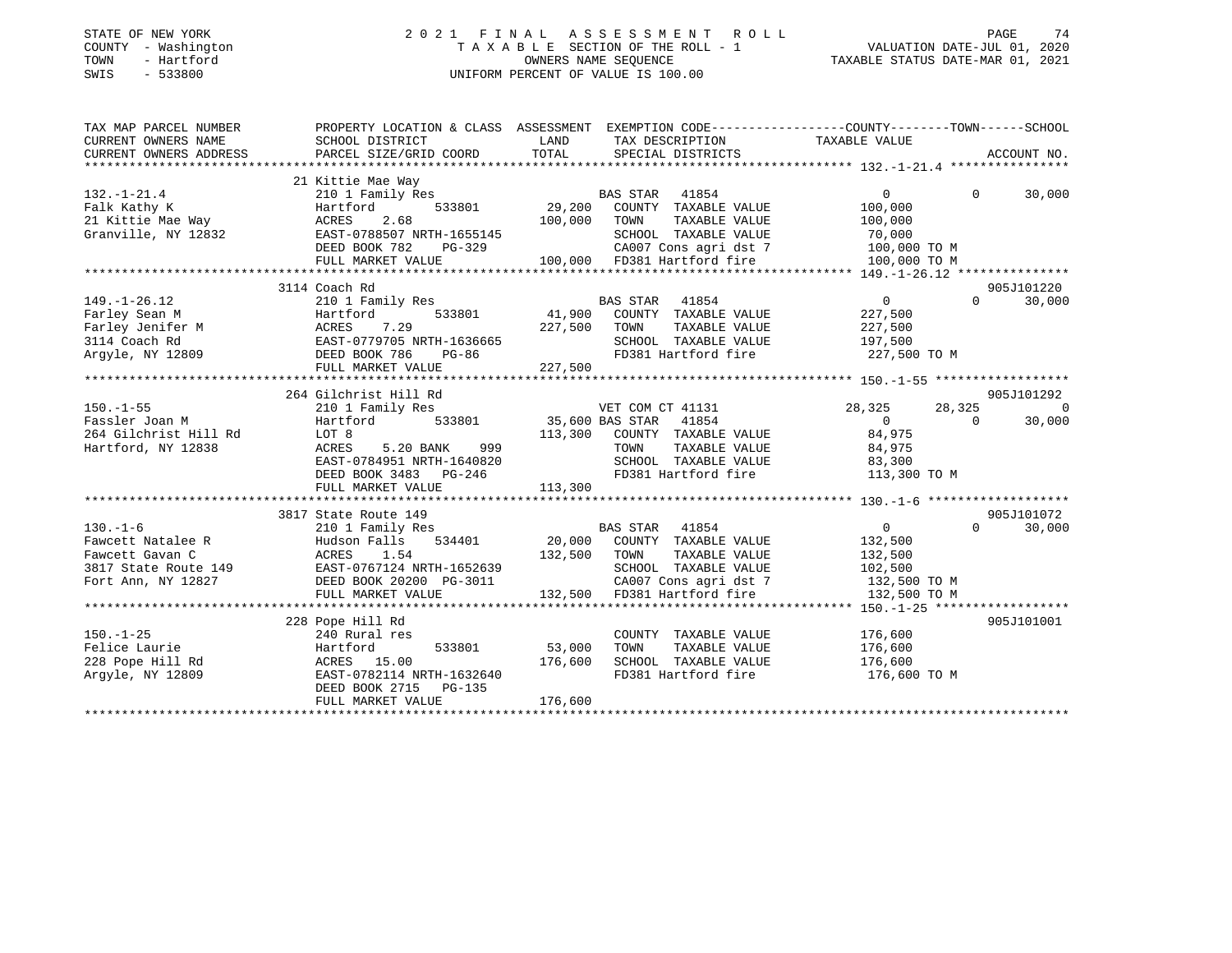STATE OF NEW YORK
COUNTY - Washington
TOWN - Hartford
SWIS - 533800

# 2021 FINAL ASSESSMENT ROLL

TAXABLE SECTION OF THE ROLL - 1
OWNERS NAME SEQUENCE
UNIFORM PERCENT OF VALUE IS 100.00

VALUATION DATE-JUL 01, 2020
TAXABLE STATUS DATE-MAR 01, 2021

| TAX MAP PARCEL NUMBER / CURRENT OWNERS NAME / CURRENT OWNERS ADDRESS | PROPERTY LOCATION & CLASS / SCHOOL DISTRICT / PARCEL SIZE/GRID COORD | ASSESSMENT LAND | TOTAL | EXEMPTION CODE / TAX DESCRIPTION / SPECIAL DISTRICTS | COUNTY TAXABLE VALUE | TOWN | SCHOOL | ACCOUNT NO. |
|---|---|---|---|---|---|---|---|---|
| **132.-1-21.4** | 21 Kittie Mae Way | | | | | | | |
| 132.-1-21.4 | 210 1 Family Res | | | BAS STAR 41854 | 0 | 0 | 30,000 | |
| Falk Kathy K | Hartford 533801 | 29,200 | | COUNTY TAXABLE VALUE | 100,000 | | | |
| 21 Kittie Mae Way | ACRES 2.68 | | 100,000 | TOWN TAXABLE VALUE | 100,000 | | | |
| Granville, NY 12832 | EAST-0788507 NRTH-1655145 | | | SCHOOL TAXABLE VALUE | 70,000 | | | |
| | DEED BOOK 782 PG-329 | | | CA007 Cons agri dst 7 | 100,000 TO M | | | |
| | FULL MARKET VALUE | | 100,000 | FD381 Hartford fire | 100,000 TO M | | | |
| **149.-1-26.12** | 3114 Coach Rd | | | | | | | 905J101220 |
| 149.-1-26.12 | 210 1 Family Res | | | BAS STAR 41854 | 0 | 0 | 30,000 | |
| Farley Sean M | Hartford 533801 | 41,900 | | COUNTY TAXABLE VALUE | 227,500 | | | |
| Farley Jenifer M | ACRES 7.29 | | 227,500 | TOWN TAXABLE VALUE | 227,500 | | | |
| 3114 Coach Rd | EAST-0779705 NRTH-1636665 | | | SCHOOL TAXABLE VALUE | 197,500 | | | |
| Argyle, NY 12809 | DEED BOOK 786 PG-86 | | | FD381 Hartford fire | 227,500 TO M | | | |
| | FULL MARKET VALUE | | 227,500 | | | | | |
| **150.-1-55** | 264 Gilchrist Hill Rd | | | | | | | 905J101292 |
| 150.-1-55 | 210 1 Family Res | | | VET COM CT 41131 | 28,325 | 28,325 | 0 | |
| Fassler Joan M | Hartford 533801 | 35,600 | | BAS STAR 41854 | 0 | 0 | 30,000 | |
| 264 Gilchrist Hill Rd | LOT 8 | | 113,300 | COUNTY TAXABLE VALUE | 84,975 | | | |
| Hartford, NY 12838 | ACRES 5.20 BANK 999 | | | TOWN TAXABLE VALUE | 84,975 | | | |
| | EAST-0784951 NRTH-1640820 | | | SCHOOL TAXABLE VALUE | 83,300 | | | |
| | DEED BOOK 3483 PG-246 | | | FD381 Hartford fire | 113,300 TO M | | | |
| | FULL MARKET VALUE | | 113,300 | | | | | |
| **130.-1-6** | 3817 State Route 149 | | | | | | | 905J101072 |
| 130.-1-6 | 210 1 Family Res | | | BAS STAR 41854 | 0 | 0 | 30,000 | |
| Fawcett Natalee R | Hudson Falls 534401 | 20,000 | | COUNTY TAXABLE VALUE | 132,500 | | | |
| Fawcett Gavan C | ACRES 1.54 | | 132,500 | TOWN TAXABLE VALUE | 132,500 | | | |
| 3817 State Route 149 | EAST-0767124 NRTH-1652639 | | | SCHOOL TAXABLE VALUE | 102,500 | | | |
| Fort Ann, NY 12827 | DEED BOOK 20200 PG-3011 | | | CA007 Cons agri dst 7 | 132,500 TO M | | | |
| | FULL MARKET VALUE | | 132,500 | FD381 Hartford fire | 132,500 TO M | | | |
| **150.-1-25** | 228 Pope Hill Rd | | | | | | | 905J101001 |
| 150.-1-25 | 240 Rural res | | | COUNTY TAXABLE VALUE | 176,600 | | | |
| Felice Laurie | Hartford 533801 | 53,000 | | TOWN TAXABLE VALUE | 176,600 | | | |
| 228 Pope Hill Rd | ACRES 15.00 | | 176,600 | SCHOOL TAXABLE VALUE | 176,600 | | | |
| Argyle, NY 12809 | EAST-0782114 NRTH-1632640 | | | FD381 Hartford fire | 176,600 TO M | | | |
| | DEED BOOK 2715 PG-135 | | | | | | | |
| | FULL MARKET VALUE | | 176,600 | | | | | |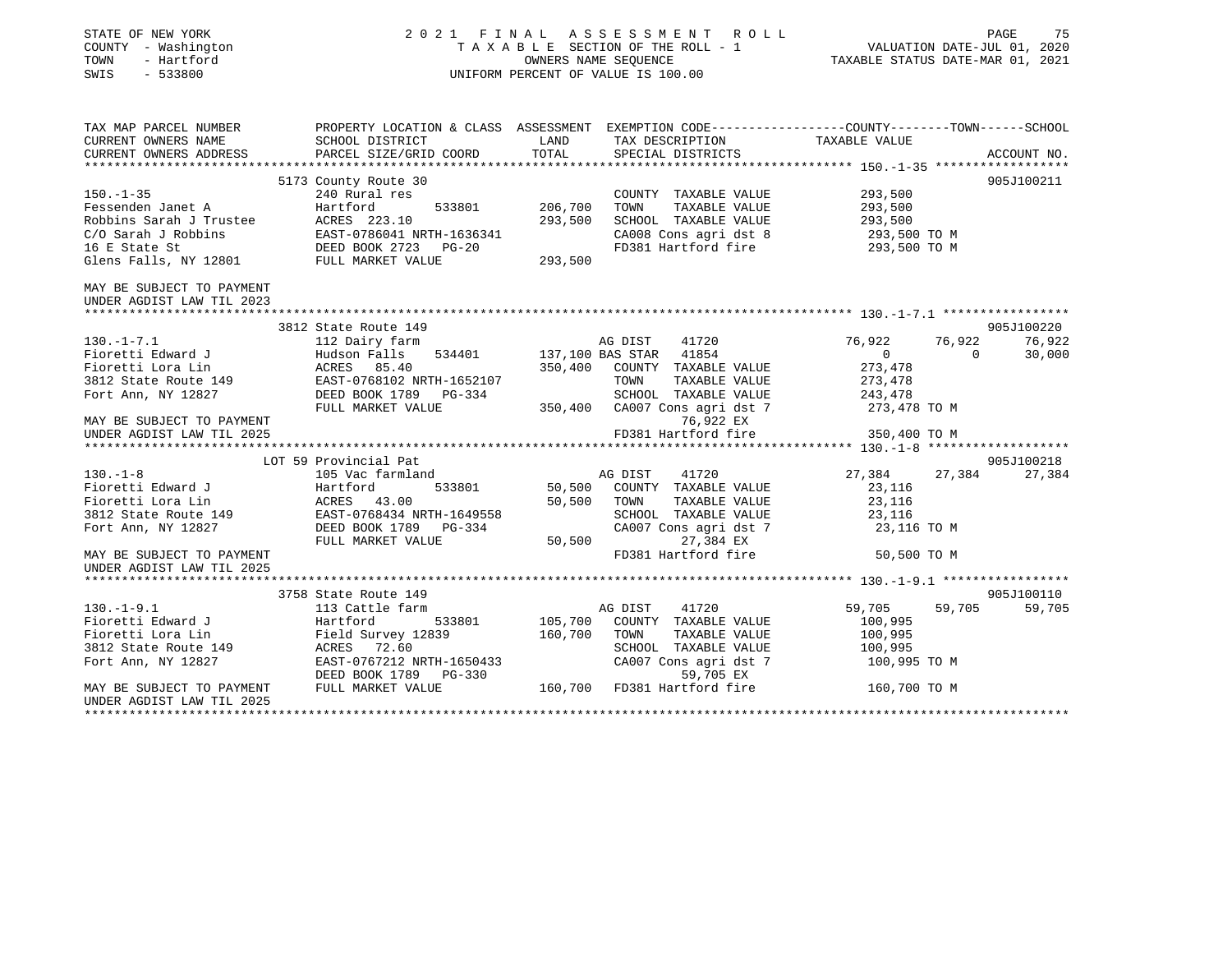STATE OF NEW YORK
COUNTY - Washington
TOWN - Hartford
SWIS - 533800

2 0 2 1 F I N A L A S S E S S M E N T R O L L
T A X A B L E SECTION OF THE ROLL - 1
OWNERS NAME SEQUENCE
UNIFORM PERCENT OF VALUE IS 100.00

VALUATION DATE-JUL 01, 2020
TAXABLE STATUS DATE-MAR 01, 2021

```
TAX MAP PARCEL NUMBER          PROPERTY LOCATION & CLASS  ASSESSMENT  EXEMPTION CODE------------------COUNTY--------TOWN------SCHOOL
CURRENT OWNERS NAME            SCHOOL DISTRICT              LAND       TAX DESCRIPTION              TAXABLE VALUE
CURRENT OWNERS ADDRESS         PARCEL SIZE/GRID COORD       TOTAL      SPECIAL DISTRICTS                                    ACCOUNT NO.
******************************************************************************************************* 150.-1-35 ******************
                               5173 County Route 30                                                                         905J100211
150.-1-35                      240 Rural res                           COUNTY  TAXABLE VALUE          293,500
Fessenden Janet A              Hartford       533801       206,700     TOWN    TAXABLE VALUE          293,500
Robbins Sarah J Trustee        ACRES 223.10                293,500     SCHOOL  TAXABLE VALUE          293,500
C/O Sarah J Robbins            EAST-0786041 NRTH-1636341               CA008 Cons agri dst 8           293,500 TO M
16 E State St                  DEED BOOK 2723   PG-20                  FD381 Hartford fire             293,500 TO M
Glens Falls, NY 12801          FULL MARKET VALUE           293,500

MAY BE SUBJECT TO PAYMENT
UNDER AGDIST LAW TIL 2023
******************************************************************************************************* 130.-1-7.1 *****************
                               3812 State Route 149                                                                         905J100220
130.-1-7.1                     112 Dairy farm                          AG DIST    41720              76,922      76,922      76,922
Fioretti Edward J              Hudson Falls   534401       137,100 BAS STAR   41854                   0           0      30,000
Fioretti Lora Lin              ACRES  85.40                350,400     COUNTY  TAXABLE VALUE          273,478
3812 State Route 149           EAST-0768102 NRTH-1652107               TOWN    TAXABLE VALUE          273,478
Fort Ann, NY 12827             DEED BOOK 1789   PG-334                 SCHOOL  TAXABLE VALUE          243,478
                               FULL MARKET VALUE           350,400     CA007 Cons agri dst 7           273,478 TO M
MAY BE SUBJECT TO PAYMENT                                                      76,922 EX
UNDER AGDIST LAW TIL 2025                                              FD381 Hartford fire             350,400 TO M
******************************************************************************************************* 130.-1-8 *******************
                               LOT 59 Provincial Pat                                                                        905J100218
130.-1-8                       105 Vac farmland                        AG DIST    41720              27,384      27,384      27,384
Fioretti Edward J              Hartford       533801        50,500     COUNTY  TAXABLE VALUE           23,116
Fioretti Lora Lin              ACRES  43.00                 50,500     TOWN    TAXABLE VALUE           23,116
3812 State Route 149           EAST-0768434 NRTH-1649558               SCHOOL  TAXABLE VALUE           23,116
Fort Ann, NY 12827             DEED BOOK 1789   PG-334                 CA007 Cons agri dst 7            23,116 TO M
                               FULL MARKET VALUE            50,500             27,384 EX
MAY BE SUBJECT TO PAYMENT                                              FD381 Hartford fire              50,500 TO M
UNDER AGDIST LAW TIL 2025
******************************************************************************************************* 130.-1-9.1 *****************
                               3758 State Route 149                                                                         905J100110
130.-1-9.1                     113 Cattle farm                         AG DIST    41720              59,705      59,705      59,705
Fioretti Edward J              Hartford       533801       105,700     COUNTY  TAXABLE VALUE          100,995
Fioretti Lora Lin              Field Survey 12839          160,700     TOWN    TAXABLE VALUE          100,995
3812 State Route 149           ACRES  72.60                            SCHOOL  TAXABLE VALUE          100,995
Fort Ann, NY 12827             EAST-0767212 NRTH-1650433               CA007 Cons agri dst 7           100,995 TO M
                               DEED BOOK 1789   PG-330                         59,705 EX
MAY BE SUBJECT TO PAYMENT      FULL MARKET VALUE           160,700     FD381 Hartford fire             160,700 TO M
UNDER AGDIST LAW TIL 2025
************************************************************************************************************************************
```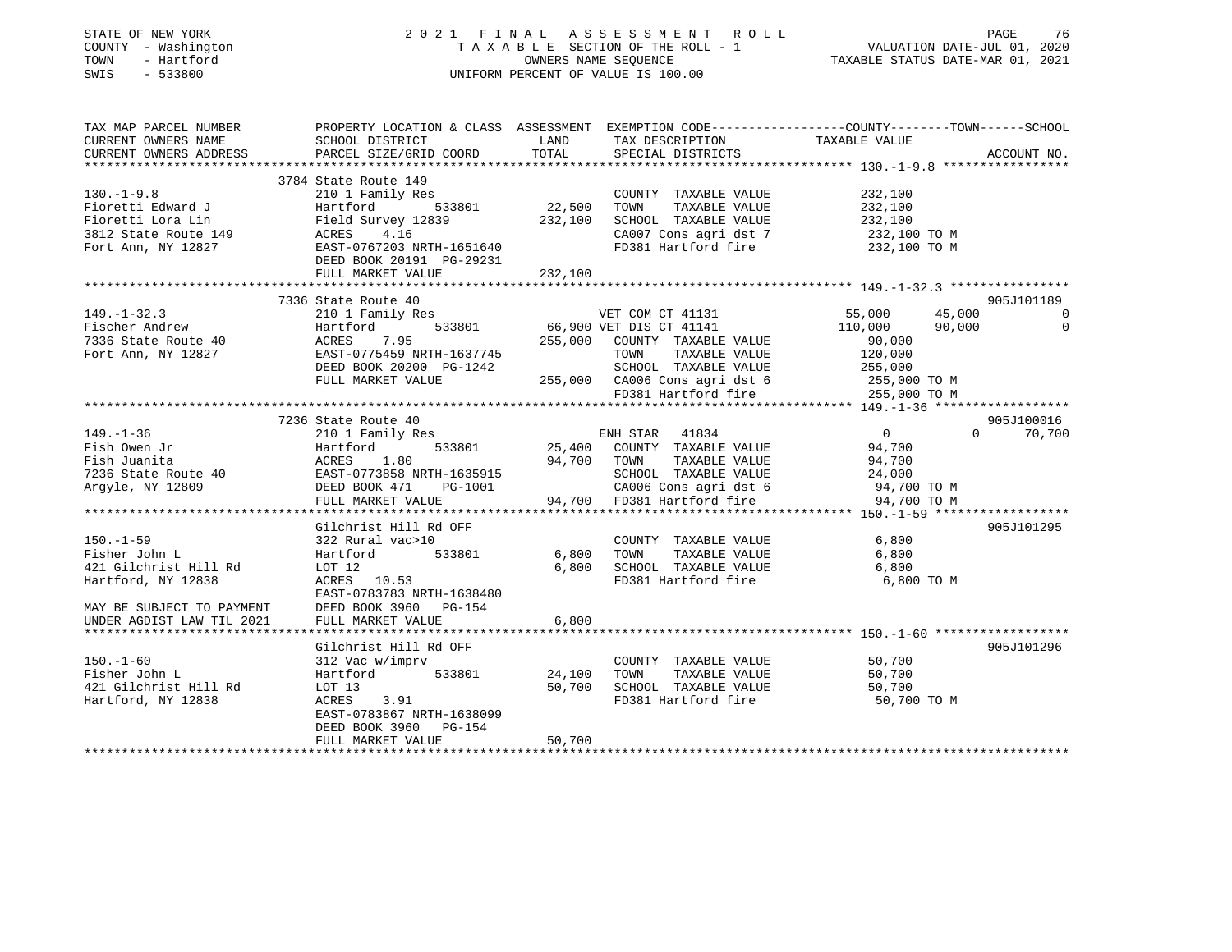STATE OF NEW YORK
COUNTY - Washington
TOWN - Hartford
SWIS - 533800

# 2021 FINAL ASSESSMENT ROLL

TAXABLE SECTION OF THE ROLL - 1
OWNERS NAME SEQUENCE
UNIFORM PERCENT OF VALUE IS 100.00

VALUATION DATE-JUL 01, 2020
TAXABLE STATUS DATE-MAR 01, 2021

```
TAX MAP PARCEL NUMBER          PROPERTY LOCATION & CLASS  ASSESSMENT  EXEMPTION CODE-----------------COUNTY--------TOWN------SCHOOL
CURRENT OWNERS NAME            SCHOOL DISTRICT               LAND      TAX DESCRIPTION            TAXABLE VALUE
CURRENT OWNERS ADDRESS         PARCEL SIZE/GRID COORD        TOTAL     SPECIAL DISTRICTS                                    ACCOUNT NO.
******************************************************************************************************* 130.-1-9.8 *****************
                               3784 State Route 149
130.-1-9.8                     210 1 Family Res                        COUNTY  TAXABLE VALUE            232,100
Fioretti Edward J              Hartford         533801      22,500     TOWN    TAXABLE VALUE            232,100
Fioretti Lora Lin              Field Survey 12839          232,100     SCHOOL  TAXABLE VALUE            232,100
3812 State Route 149           ACRES    4.16                           CA007 Cons agri dst 7            232,100 TO M
Fort Ann, NY 12827             EAST-0767203 NRTH-1651640               FD381 Hartford fire              232,100 TO M
                               DEED BOOK 20191  PG-29231
                               FULL MARKET VALUE           232,100
******************************************************************************************************* 149.-1-32.3 ****************
                               7336 State Route 40                                                                  905J101189
149.-1-32.3                    210 1 Family Res                        VET COM CT 41131           55,000      45,000           0
Fischer Andrew                 Hartford         533801      66,900 VET DIS CT 41141              110,000      90,000           0
7336 State Route 40            ACRES    7.95               255,000     COUNTY  TAXABLE VALUE             90,000
Fort Ann, NY 12827             EAST-0775459 NRTH-1637745               TOWN    TAXABLE VALUE            120,000
                               DEED BOOK 20200  PG-1242                SCHOOL  TAXABLE VALUE            255,000
                               FULL MARKET VALUE           255,000     CA006 Cons agri dst 6            255,000 TO M
                                                                       FD381 Hartford fire              255,000 TO M
******************************************************************************************************* 149.-1-36 ******************
                               7236 State Route 40                                                                  905J100016
149.-1-36                      210 1 Family Res                        ENH STAR  41834                   0           0      70,700
Fish Owen Jr                   Hartford         533801      25,400     COUNTY  TAXABLE VALUE             94,700
Fish Juanita                   ACRES    1.80                94,700     TOWN    TAXABLE VALUE             94,700
7236 State Route 40            EAST-0773858 NRTH-1635915               SCHOOL  TAXABLE VALUE             24,000
Argyle, NY 12809               DEED BOOK 471    PG-1001                CA006 Cons agri dst 6             94,700 TO M
                               FULL MARKET VALUE            94,700     FD381 Hartford fire               94,700 TO M
******************************************************************************************************* 150.-1-59 ******************
                               Gilchrist Hill Rd OFF                                                                905J101295
150.-1-59                      322 Rural vac>10                        COUNTY  TAXABLE VALUE              6,800
Fisher John L                  Hartford         533801       6,800     TOWN    TAXABLE VALUE              6,800
421 Gilchrist Hill Rd          LOT 12                        6,800     SCHOOL  TAXABLE VALUE              6,800
Hartford, NY 12838             ACRES   10.53                           FD381 Hartford fire                6,800 TO M
                               EAST-0783783 NRTH-1638480
MAY BE SUBJECT TO PAYMENT      DEED BOOK 3960   PG-154
UNDER AGDIST LAW TIL 2021      FULL MARKET VALUE             6,800
******************************************************************************************************* 150.-1-60 ******************
                               Gilchrist Hill Rd OFF                                                                905J101296
150.-1-60                      312 Vac w/imprv                         COUNTY  TAXABLE VALUE             50,700
Fisher John L                  Hartford         533801      24,100     TOWN    TAXABLE VALUE             50,700
421 Gilchrist Hill Rd          LOT 13                       50,700     SCHOOL  TAXABLE VALUE             50,700
Hartford, NY 12838             ACRES    3.91                           FD381 Hartford fire               50,700 TO M
                               EAST-0783867 NRTH-1638099
                               DEED BOOK 3960   PG-154
                               FULL MARKET VALUE            50,700
************************************************************************************************************************************
```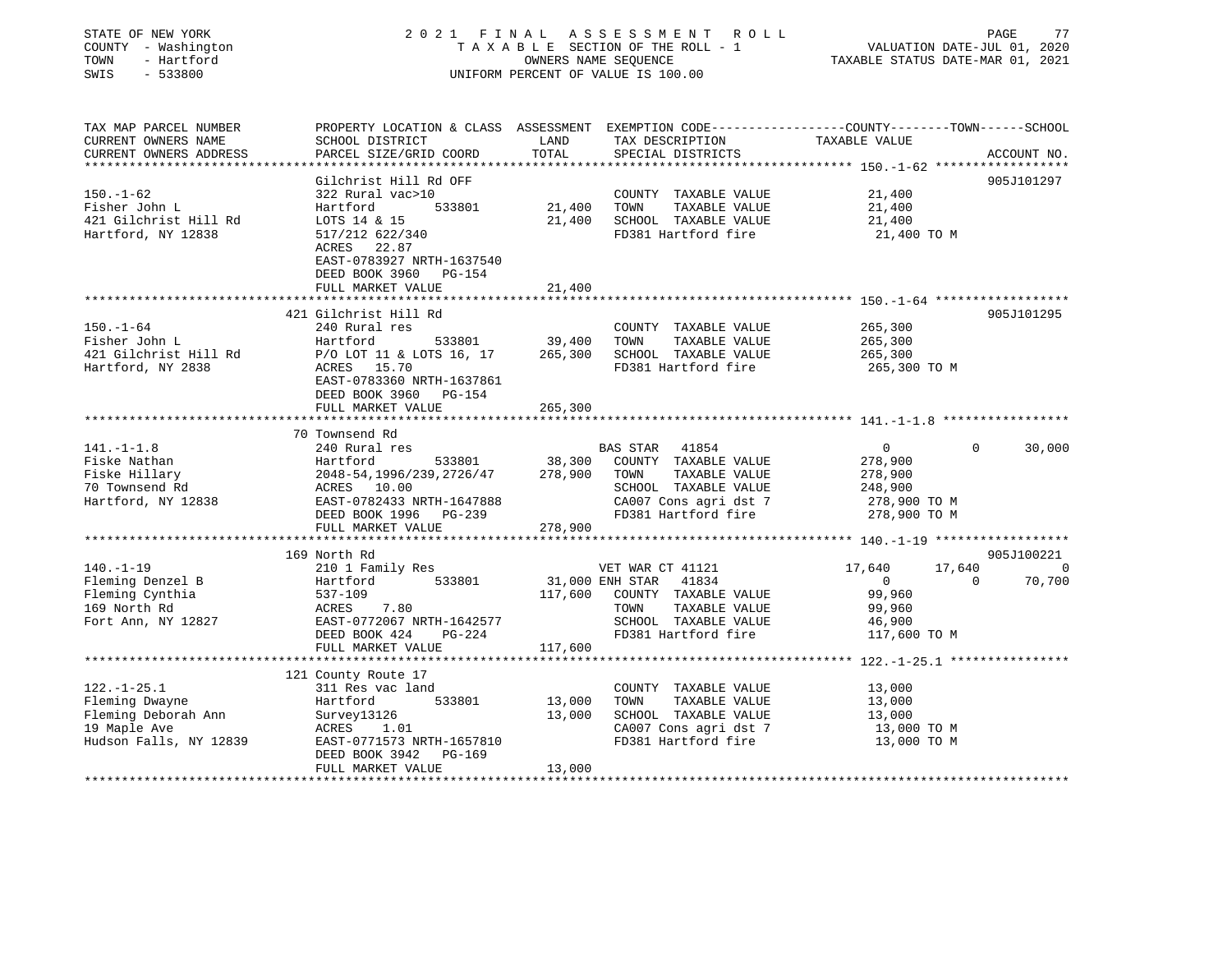STATE OF NEW YORK
COUNTY - Washington
TOWN - Hartford
SWIS - 533800

2 0 2 1 F I N A L A S S E S S M E N T R O L L
T A X A B L E SECTION OF THE ROLL - 1
OWNERS NAME SEQUENCE
UNIFORM PERCENT OF VALUE IS 100.00

VALUATION DATE-JUL 01, 2020
TAXABLE STATUS DATE-MAR 01, 2021

| TAX MAP PARCEL NUMBER / CURRENT OWNERS NAME / CURRENT OWNERS ADDRESS | PROPERTY LOCATION & CLASS / SCHOOL DISTRICT / PARCEL SIZE/GRID COORD | ASSESSMENT LAND | TOTAL | EXEMPTION CODE / TAX DESCRIPTION / SPECIAL DISTRICTS | COUNTY TAXABLE VALUE | TOWN | SCHOOL | ACCOUNT NO. |
|---|---|---|---|---|---|---|---|---|
| 150.-1-62 | Gilchrist Hill Rd OFF | | | | | | | 905J101297 |
| | 322 Rural vac>10 | | | COUNTY TAXABLE VALUE | 21,400 | | | |
| Fisher John L | Hartford 533801 | 21,400 | | TOWN TAXABLE VALUE | 21,400 | | | |
| 421 Gilchrist Hill Rd | LOTS 14 & 15 | | 21,400 | SCHOOL TAXABLE VALUE | 21,400 | | | |
| Hartford, NY 12838 | 517/212 622/340 | | | FD381 Hartford fire | 21,400 TO M | | | |
| | ACRES 22.87 | | | | | | | |
| | EAST-0783927 NRTH-1637540 | | | | | | | |
| | DEED BOOK 3960 PG-154 | | | | | | | |
| | FULL MARKET VALUE | | 21,400 | | | | | |
| 150.-1-64 | 421 Gilchrist Hill Rd | | | | | | | 905J101295 |
| | 240 Rural res | | | COUNTY TAXABLE VALUE | 265,300 | | | |
| Fisher John L | Hartford 533801 | 39,400 | | TOWN TAXABLE VALUE | 265,300 | | | |
| 421 Gilchrist Hill Rd | P/O LOT 11 & LOTS 16, 17 | | 265,300 | SCHOOL TAXABLE VALUE | 265,300 | | | |
| Hartford, NY 2838 | ACRES 15.70 | | | FD381 Hartford fire | 265,300 TO M | | | |
| | EAST-0783360 NRTH-1637861 | | | | | | | |
| | DEED BOOK 3960 PG-154 | | | | | | | |
| | FULL MARKET VALUE | | 265,300 | | | | | |
| 141.-1-1.8 | 70 Townsend Rd | | | | | | | |
| | 240 Rural res | | | BAS STAR 41854 | 0 | 0 | 30,000 | |
| Fiske Nathan | Hartford 533801 | 38,300 | | COUNTY TAXABLE VALUE | 278,900 | | | |
| Fiske Hillary | 2048-54,1996/239,2726/47 | | 278,900 | TOWN TAXABLE VALUE | 278,900 | | | |
| 70 Townsend Rd | ACRES 10.00 | | | SCHOOL TAXABLE VALUE | 248,900 | | | |
| Hartford, NY 12838 | EAST-0782433 NRTH-1647888 | | | CA007 Cons agri dst 7 | 278,900 TO M | | | |
| | DEED BOOK 1996 PG-239 | | | FD381 Hartford fire | 278,900 TO M | | | |
| | FULL MARKET VALUE | | 278,900 | | | | | |
| 140.-1-19 | 169 North Rd | | | | | | | 905J100221 |
| | 210 1 Family Res | | | VET WAR CT 41121 | 17,640 | 17,640 | 0 | |
| Fleming Denzel B | Hartford 533801 | 31,000 | | ENH STAR 41834 | 0 | 0 | 70,700 | |
| Fleming Cynthia | 537-109 | | 117,600 | COUNTY TAXABLE VALUE | 99,960 | | | |
| 169 North Rd | ACRES 7.80 | | | TOWN TAXABLE VALUE | 99,960 | | | |
| Fort Ann, NY 12827 | EAST-0772067 NRTH-1642577 | | | SCHOOL TAXABLE VALUE | 46,900 | | | |
| | DEED BOOK 424 PG-224 | | | FD381 Hartford fire | 117,600 TO M | | | |
| | FULL MARKET VALUE | | 117,600 | | | | | |
| 122.-1-25.1 | 121 County Route 17 | | | | | | | |
| | 311 Res vac land | | | COUNTY TAXABLE VALUE | 13,000 | | | |
| Fleming Dwayne | Hartford 533801 | 13,000 | | TOWN TAXABLE VALUE | 13,000 | | | |
| Fleming Deborah Ann | Survey13126 | | 13,000 | SCHOOL TAXABLE VALUE | 13,000 | | | |
| 19 Maple Ave | ACRES 1.01 | | | CA007 Cons agri dst 7 | 13,000 TO M | | | |
| Hudson Falls, NY 12839 | EAST-0771573 NRTH-1657810 | | | FD381 Hartford fire | 13,000 TO M | | | |
| | DEED BOOK 3942 PG-169 | | | | | | | |
| | FULL MARKET VALUE | | 13,000 | | | | | |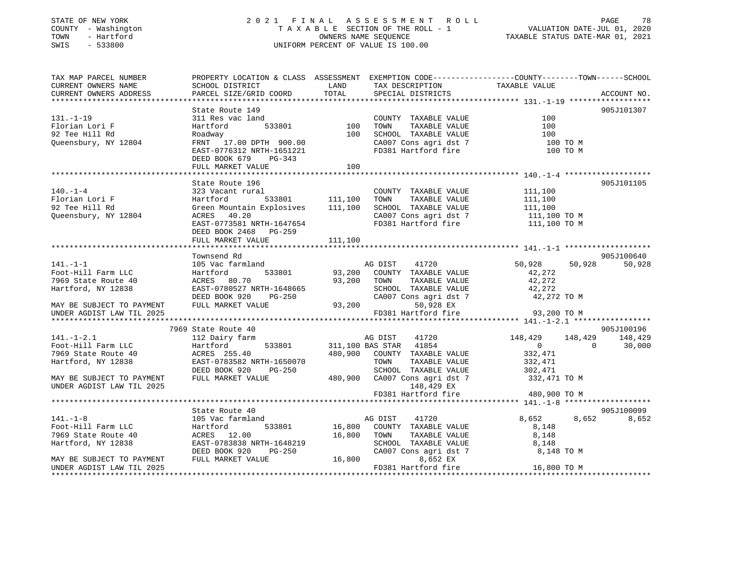STATE OF NEW YORK
COUNTY - Washington
TOWN - Hartford
SWIS - 533800

# 2021 FINAL ASSESSMENT ROLL

TAXABLE SECTION OF THE ROLL - 1
OWNERS NAME SEQUENCE
UNIFORM PERCENT OF VALUE IS 100.00

VALUATION DATE-JUL 01, 2020
TAXABLE STATUS DATE-MAR 01, 2021

```
TAX MAP PARCEL NUMBER          PROPERTY LOCATION & CLASS  ASSESSMENT  EXEMPTION CODE-----------------COUNTY--------TOWN------SCHOOL
CURRENT OWNERS NAME            SCHOOL DISTRICT               LAND      TAX DESCRIPTION            TAXABLE VALUE
CURRENT OWNERS ADDRESS         PARCEL SIZE/GRID COORD        TOTAL     SPECIAL DISTRICTS                                   ACCOUNT NO.
******************************************************************************************************* 131.-1-19 *****************
                               State Route 149                                                                              905J101307
131.-1-19                      311 Res vac land                        COUNTY  TAXABLE VALUE              100
Florian Lori F                 Hartford          533801        100     TOWN    TAXABLE VALUE              100
92 Tee Hill Rd                 Roadway                         100     SCHOOL  TAXABLE VALUE              100
Queensbury, NY 12804           FRNT  17.00 DPTH 900.00                 CA007 Cons agri dst 7               100 TO M
                               EAST-0776312 NRTH-1651221               FD381 Hartford fire                  100 TO M
                               DEED BOOK 679    PG-343
                               FULL MARKET VALUE               100
******************************************************************************************************* 140.-1-4 ******************
                               State Route 196                                                                              905J101105
140.-1-4                       323 Vacant rural                        COUNTY  TAXABLE VALUE          111,100
Florian Lori F                 Hartford          533801    111,100     TOWN    TAXABLE VALUE          111,100
92 Tee Hill Rd                 Green Mountain Explosives   111,100     SCHOOL  TAXABLE VALUE          111,100
Queensbury, NY 12804           ACRES  40.20                            CA007 Cons agri dst 7           111,100 TO M
                               EAST-0773581 NRTH-1647654               FD381 Hartford fire             111,100 TO M
                               DEED BOOK 2468   PG-259
                               FULL MARKET VALUE           111,100
******************************************************************************************************* 141.-1-1 ******************
                               Townsend Rd                                                                                  905J100640
141.-1-1                       105 Vac farmland                        AG DIST     41720               50,928      50,928      50,928
Foot-Hill Farm LLC             Hartford          533801     93,200     COUNTY  TAXABLE VALUE           42,272
7969 State Route 40            ACRES  80.70                 93,200     TOWN    TAXABLE VALUE           42,272
Hartford, NY 12838             EAST-0780527 NRTH-1648665               SCHOOL  TAXABLE VALUE           42,272
                               DEED BOOK 920    PG-250                 CA007 Cons agri dst 7            42,272 TO M
MAY BE SUBJECT TO PAYMENT      FULL MARKET VALUE            93,200              50,928 EX
UNDER AGDIST LAW TIL 2025                                              FD381 Hartford fire              93,200 TO M
******************************************************************************************************* 141.-1-2.1 ****************
                          7969 State Route 40                                                                               905J100196
141.-1-2.1                     112 Dairy farm                          AG DIST     41720              148,429     148,429     148,429
Foot-Hill Farm LLC             Hartford          533801    311,100 BAS STAR    41854                    0           0      30,000
7969 State Route 40            ACRES 255.40                480,900     COUNTY  TAXABLE VALUE          332,471
Hartford, NY 12838             EAST-0783582 NRTH-1650070               TOWN    TAXABLE VALUE          332,471
                               DEED BOOK 920    PG-250                 SCHOOL  TAXABLE VALUE          302,471
MAY BE SUBJECT TO PAYMENT      FULL MARKET VALUE           480,900     CA007 Cons agri dst 7           332,471 TO M
UNDER AGDIST LAW TIL 2025                                                       148,429 EX
                                                                       FD381 Hartford fire             480,900 TO M
******************************************************************************************************* 141.-1-8 ******************
                               State Route 40                                                                               905J100099
141.-1-8                       105 Vac farmland                        AG DIST     41720                8,652       8,652       8,652
Foot-Hill Farm LLC             Hartford          533801     16,800     COUNTY  TAXABLE VALUE            8,148
7969 State Route 40            ACRES  12.00                 16,800     TOWN    TAXABLE VALUE            8,148
Hartford, NY 12838             EAST-0783838 NRTH-1648219               SCHOOL  TAXABLE VALUE            8,148
                               DEED BOOK 920    PG-250                 CA007 Cons agri dst 7             8,148 TO M
MAY BE SUBJECT TO PAYMENT      FULL MARKET VALUE            16,800               8,652 EX
UNDER AGDIST LAW TIL 2025                                              FD381 Hartford fire              16,800 TO M
************************************************************************************************************************************
```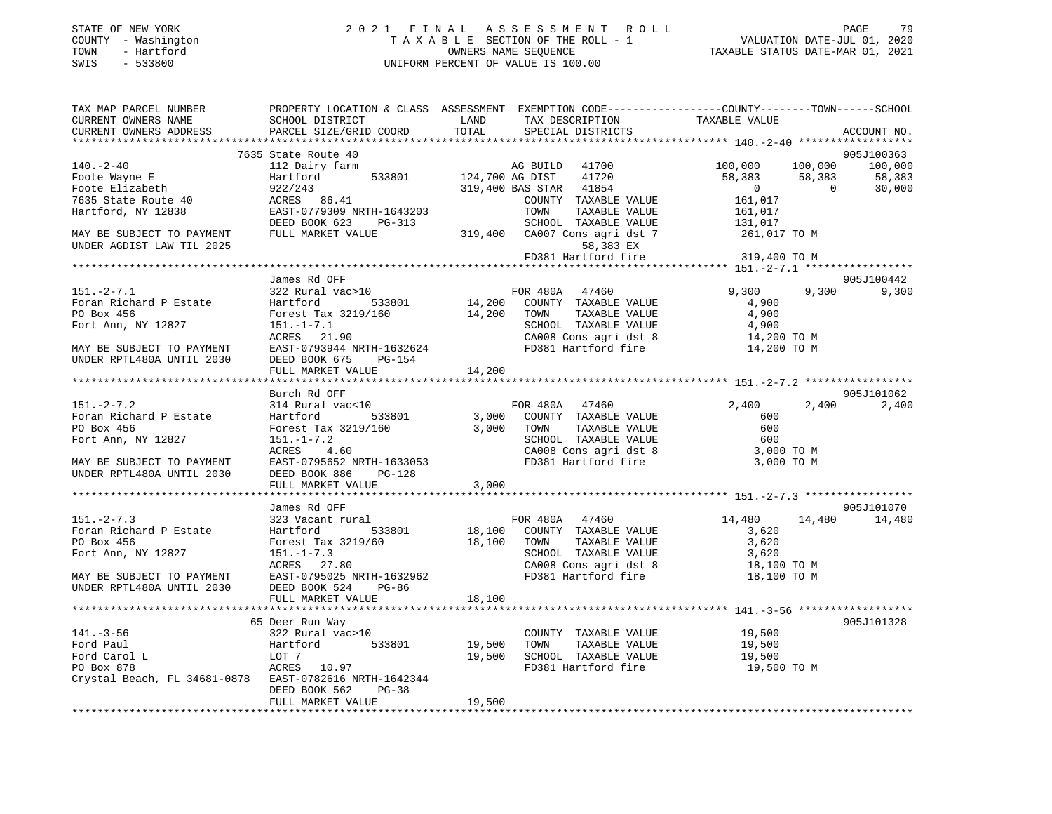STATE OF NEW YORK
COUNTY - Washington
TOWN - Hartford
SWIS - 533800

# 2021 FINAL ASSESSMENT ROLL
TAXABLE SECTION OF THE ROLL - 1
OWNERS NAME SEQUENCE
UNIFORM PERCENT OF VALUE IS 100.00

VALUATION DATE-JUL 01, 2020
TAXABLE STATUS DATE-MAR 01, 2021

```
TAX MAP PARCEL NUMBER          PROPERTY LOCATION & CLASS  ASSESSMENT  EXEMPTION CODE-----------------COUNTY--------TOWN------SCHOOL
CURRENT OWNERS NAME            SCHOOL DISTRICT               LAND      TAX DESCRIPTION            TAXABLE VALUE
CURRENT OWNERS ADDRESS         PARCEL SIZE/GRID COORD        TOTAL     SPECIAL DISTRICTS                                    ACCOUNT NO.
******************************************************************************************************* 140.-2-40 ******************
                               7635 State Route 40                                                                       905J100363
140.-2-40                      112 Dairy farm                      AG BUILD   41700             100,000     100,000     100,000
Foote Wayne E                  Hartford         533801    124,700 AG DIST    41720              58,383      58,383      58,383
Foote Elizabeth                922/243                     319,400 BAS STAR   41854                   0           0      30,000
7635 State Route 40            ACRES   86.41                         COUNTY  TAXABLE VALUE          161,017
Hartford, NY 12838             EAST-0779309 NRTH-1643203             TOWN    TAXABLE VALUE          161,017
                               DEED BOOK 623    PG-313               SCHOOL  TAXABLE VALUE          131,017
MAY BE SUBJECT TO PAYMENT      FULL MARKET VALUE           319,400  CA007 Cons agri dst 7          261,017 TO M
UNDER AGDIST LAW TIL 2025                                               58,383 EX
                                                                    FD381 Hartford fire            319,400 TO M
******************************************************************************************************* 151.-2-7.1 *****************
                               James Rd OFF                                                                              905J100442
151.-2-7.1                     322 Rural vac>10                    FOR 480A   47460               9,300       9,300       9,300
Foran Richard P Estate         Hartford         533801     14,200  COUNTY  TAXABLE VALUE            4,900
PO Box 456                     Forest Tax 3219/160         14,200  TOWN    TAXABLE VALUE            4,900
Fort Ann, NY 12827             151.-1-7.1                           SCHOOL  TAXABLE VALUE            4,900
                               ACRES   21.90                        CA008 Cons agri dst 8           14,200 TO M
MAY BE SUBJECT TO PAYMENT      EAST-0793944 NRTH-1632624            FD381 Hartford fire             14,200 TO M
UNDER RPTL480A UNTIL 2030      DEED BOOK 675    PG-154
                               FULL MARKET VALUE            14,200
******************************************************************************************************* 151.-2-7.2 *****************
                               Burch Rd OFF                                                                              905J101062
151.-2-7.2                     314 Rural vac<10                    FOR 480A   47460               2,400       2,400       2,400
Foran Richard P Estate         Hartford         533801      3,000  COUNTY  TAXABLE VALUE              600
PO Box 456                     Forest Tax 3219/160          3,000  TOWN    TAXABLE VALUE              600
Fort Ann, NY 12827             151.-1-7.2                           SCHOOL  TAXABLE VALUE              600
                               ACRES    4.60                        CA008 Cons agri dst 8            3,000 TO M
MAY BE SUBJECT TO PAYMENT      EAST-0795652 NRTH-1633053            FD381 Hartford fire              3,000 TO M
UNDER RPTL480A UNTIL 2030      DEED BOOK 886    PG-128
                               FULL MARKET VALUE             3,000
******************************************************************************************************* 151.-2-7.3 *****************
                               James Rd OFF                                                                              905J101070
151.-2-7.3                     323 Vacant rural                    FOR 480A   47460              14,480      14,480      14,480
Foran Richard P Estate         Hartford         533801     18,100  COUNTY  TAXABLE VALUE            3,620
PO Box 456                     Forest Tax 3219/60          18,100  TOWN    TAXABLE VALUE            3,620
Fort Ann, NY 12827             151.-1-7.3                           SCHOOL  TAXABLE VALUE            3,620
                               ACRES   27.80                        CA008 Cons agri dst 8           18,100 TO M
MAY BE SUBJECT TO PAYMENT      EAST-0795025 NRTH-1632962            FD381 Hartford fire             18,100 TO M
UNDER RPTL480A UNTIL 2030      DEED BOOK 524    PG-86
                               FULL MARKET VALUE            18,100
******************************************************************************************************* 141.-3-56 ******************
                               65 Deer Run Way                                                                           905J101328
141.-3-56                      322 Rural vac>10                     COUNTY  TAXABLE VALUE           19,500
Ford Paul                      Hartford         533801     19,500  TOWN    TAXABLE VALUE           19,500
Ford Carol L                   LOT 7                       19,500  SCHOOL  TAXABLE VALUE           19,500
PO Box 878                     ACRES   10.97                        FD381 Hartford fire             19,500 TO M
Crystal Beach, FL 34681-0878   EAST-0782616 NRTH-1642344
                               DEED BOOK 562    PG-38
                               FULL MARKET VALUE            19,500
************************************************************************************************************************************
```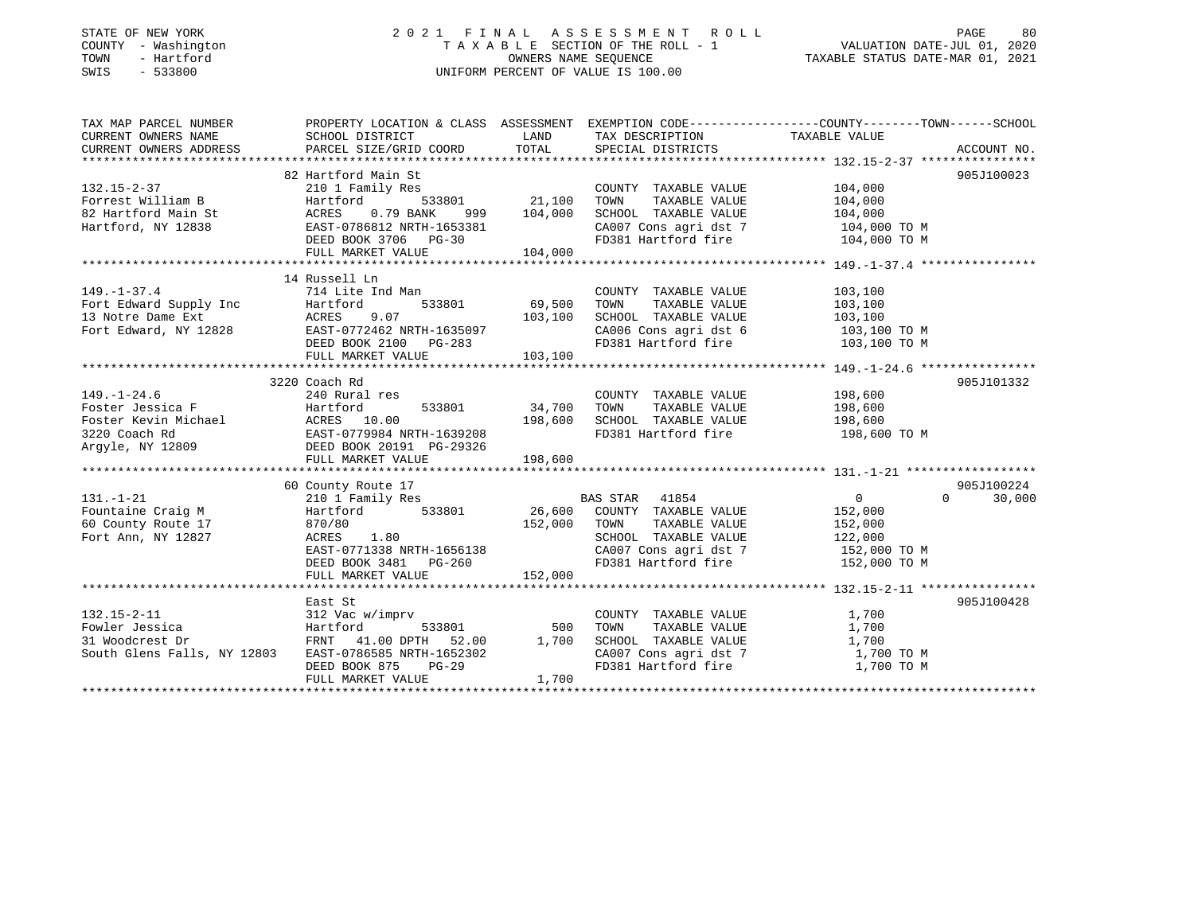STATE OF NEW YORK — 2021 FINAL ASSESSMENT ROLL
COUNTY - Washington — TAXABLE SECTION OF THE ROLL - 1 — VALUATION DATE-JUL 01, 2020
TOWN - Hartford — OWNERS NAME SEQUENCE — TAXABLE STATUS DATE-MAR 01, 2021
SWIS - 533800 — UNIFORM PERCENT OF VALUE IS 100.00

| TAX MAP PARCEL NUMBER / CURRENT OWNERS NAME / CURRENT OWNERS ADDRESS | PROPERTY LOCATION & CLASS / SCHOOL DISTRICT / PARCEL SIZE/GRID COORD | ASSESSMENT LAND | TOTAL | EXEMPTION CODE / TAX DESCRIPTION / SPECIAL DISTRICTS | COUNTY TAXABLE VALUE | TOWN | SCHOOL | ACCOUNT NO. |
|---|---|---|---|---|---|---|---|---|
| **132.15-2-37** | 82 Hartford Main St | | | | | | | 905J100023 |
| 132.15-2-37 | 210 1 Family Res | | | COUNTY TAXABLE VALUE | 104,000 | | | |
| Forrest William B | Hartford 533801 | 21,100 | | TOWN TAXABLE VALUE | 104,000 | | | |
| 82 Hartford Main St | ACRES 0.79 BANK 999 | | 104,000 | SCHOOL TAXABLE VALUE | 104,000 | | | |
| Hartford, NY 12838 | EAST-0786812 NRTH-1653381 | | | CA007 Cons agri dst 7 | 104,000 TO M | | | |
| | DEED BOOK 3706 PG-30 | | | FD381 Hartford fire | 104,000 TO M | | | |
| | FULL MARKET VALUE | | 104,000 | | | | | |
| **149.-1-37.4** | 14 Russell Ln | | | | | | | |
| 149.-1-37.4 | 714 Lite Ind Man | | | COUNTY TAXABLE VALUE | 103,100 | | | |
| Fort Edward Supply Inc | Hartford 533801 | 69,500 | | TOWN TAXABLE VALUE | 103,100 | | | |
| 13 Notre Dame Ext | ACRES 9.07 | | 103,100 | SCHOOL TAXABLE VALUE | 103,100 | | | |
| Fort Edward, NY 12828 | EAST-0772462 NRTH-1635097 | | | CA006 Cons agri dst 6 | 103,100 TO M | | | |
| | DEED BOOK 2100 PG-283 | | | FD381 Hartford fire | 103,100 TO M | | | |
| | FULL MARKET VALUE | | 103,100 | | | | | |
| **149.-1-24.6** | 3220 Coach Rd | | | | | | | 905J101332 |
| 149.-1-24.6 | 240 Rural res | | | COUNTY TAXABLE VALUE | 198,600 | | | |
| Foster Jessica F | Hartford 533801 | 34,700 | | TOWN TAXABLE VALUE | 198,600 | | | |
| Foster Kevin Michael | ACRES 10.00 | | 198,600 | SCHOOL TAXABLE VALUE | 198,600 | | | |
| 3220 Coach Rd | EAST-0779984 NRTH-1639208 | | | FD381 Hartford fire | 198,600 TO M | | | |
| Argyle, NY 12809 | DEED BOOK 20191 PG-29326 | | | | | | | |
| | FULL MARKET VALUE | | 198,600 | | | | | |
| **131.-1-21** | 60 County Route 17 | | | | | | | 905J100224 |
| 131.-1-21 | 210 1 Family Res | | | BAS STAR 41854 | 0 | 0 | 30,000 | |
| Fountaine Craig M | Hartford 533801 | 26,600 | | COUNTY TAXABLE VALUE | 152,000 | | | |
| 60 County Route 17 | 870/80 | | 152,000 | TOWN TAXABLE VALUE | 152,000 | | | |
| Fort Ann, NY 12827 | ACRES 1.80 | | | SCHOOL TAXABLE VALUE | 122,000 | | | |
| | EAST-0771338 NRTH-1656138 | | | CA007 Cons agri dst 7 | 152,000 TO M | | | |
| | DEED BOOK 3481 PG-260 | | | FD381 Hartford fire | 152,000 TO M | | | |
| | FULL MARKET VALUE | | 152,000 | | | | | |
| **132.15-2-11** | East St | | | | | | | 905J100428 |
| 132.15-2-11 | 312 Vac w/imprv | | | COUNTY TAXABLE VALUE | 1,700 | | | |
| Fowler Jessica | Hartford 533801 | 500 | | TOWN TAXABLE VALUE | 1,700 | | | |
| 31 Woodcrest Dr | FRNT 41.00 DPTH 52.00 | | 1,700 | SCHOOL TAXABLE VALUE | 1,700 | | | |
| South Glens Falls, NY 12803 | EAST-0786585 NRTH-1652302 | | | CA007 Cons agri dst 7 | 1,700 TO M | | | |
| | DEED BOOK 875 PG-29 | | | FD381 Hartford fire | 1,700 TO M | | | |
| | FULL MARKET VALUE | | 1,700 | | | | | |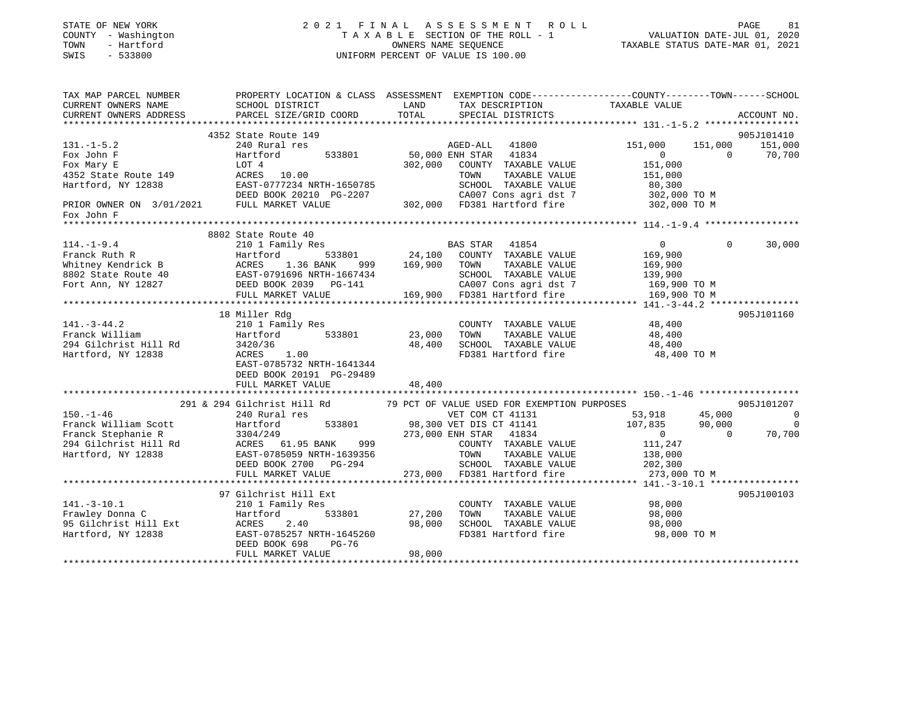STATE OF NEW YORK
COUNTY - Washington
TOWN - Hartford
SWIS - 533800

2021 FINAL ASSESSMENT ROLL
TAXABLE SECTION OF THE ROLL - 1
OWNERS NAME SEQUENCE
UNIFORM PERCENT OF VALUE IS 100.00

VALUATION DATE-JUL 01, 2020
TAXABLE STATUS DATE-MAR 01, 2021

| TAX MAP PARCEL NUMBER / CURRENT OWNERS NAME / CURRENT OWNERS ADDRESS | PROPERTY LOCATION & CLASS / SCHOOL DISTRICT / PARCEL SIZE/GRID COORD | ASSESSMENT LAND / TOTAL | EXEMPTION CODE / TAX DESCRIPTION / SPECIAL DISTRICTS | COUNTY TAXABLE VALUE | TOWN | SCHOOL | ACCOUNT NO. |
|---|---|---|---|---|---|---|---|
| 131.-1-5.2 | 4352 State Route 149 | | | | | | 905J101410 |
| | 240 Rural res | | AGED-ALL 41800 | 151,000 | 151,000 | 151,000 | |
| Fox John F | Hartford 533801 | 50,000 | ENH STAR 41834 | 0 | 0 | 70,700 | |
| Fox Mary E | LOT 4 | 302,000 | COUNTY TAXABLE VALUE | 151,000 | | | |
| 4352 State Route 149 | ACRES 10.00 | | TOWN TAXABLE VALUE | 151,000 | | | |
| Hartford, NY 12838 | EAST-0777234 NRTH-1650785 | | SCHOOL TAXABLE VALUE | 80,300 | | | |
| | DEED BOOK 20210 PG-2207 | | CA007 Cons agri dst 7 | 302,000 TO M | | | |
| PRIOR OWNER ON 3/01/2021 | FULL MARKET VALUE | 302,000 | FD381 Hartford fire | 302,000 TO M | | | |
| Fox John F | | | | | | | |
| 114.-1-9.4 | 8802 State Route 40 | | | | | | |
| | 210 1 Family Res | | BAS STAR 41854 | 0 | 0 | 30,000 | |
| Franck Ruth R | Hartford 533801 | 24,100 | COUNTY TAXABLE VALUE | 169,900 | | | |
| Whitney Kendrick B | ACRES 1.36 BANK 999 | 169,900 | TOWN TAXABLE VALUE | 169,900 | | | |
| 8802 State Route 40 | EAST-0791696 NRTH-1667434 | | SCHOOL TAXABLE VALUE | 139,900 | | | |
| Fort Ann, NY 12827 | DEED BOOK 2039 PG-141 | | CA007 Cons agri dst 7 | 169,900 TO M | | | |
| | FULL MARKET VALUE | 169,900 | FD381 Hartford fire | 169,900 TO M | | | |
| 141.-3-44.2 | 18 Miller Rdg | | | | | | 905J101160 |
| | 210 1 Family Res | | COUNTY TAXABLE VALUE | 48,400 | | | |
| Franck William | Hartford 533801 | 23,000 | TOWN TAXABLE VALUE | 48,400 | | | |
| 294 Gilchrist Hill Rd | 3420/36 | 48,400 | SCHOOL TAXABLE VALUE | 48,400 | | | |
| Hartford, NY 12838 | ACRES 1.00 | | FD381 Hartford fire | 48,400 TO M | | | |
| | EAST-0785732 NRTH-1641344 | | | | | | |
| | DEED BOOK 20191 PG-29489 | | | | | | |
| | FULL MARKET VALUE | 48,400 | | | | | |
| 150.-1-46 | 291 & 294 Gilchrist Hill Rd | | 79 PCT OF VALUE USED FOR EXEMPTION PURPOSES | | | | 905J101207 |
| | 240 Rural res | | VET COM CT 41131 | 53,918 | 45,000 | 0 | |
| Franck William Scott | Hartford 533801 | 98,300 | VET DIS CT 41141 | 107,835 | 90,000 | 0 | |
| Franck Stephanie R | 3304/249 | 273,000 | ENH STAR 41834 | 0 | 0 | 70,700 | |
| 294 Gilchrist Hill Rd | ACRES 61.95 BANK 999 | | COUNTY TAXABLE VALUE | 111,247 | | | |
| Hartford, NY 12838 | EAST-0785059 NRTH-1639356 | | TOWN TAXABLE VALUE | 138,000 | | | |
| | DEED BOOK 2700 PG-294 | | SCHOOL TAXABLE VALUE | 202,300 | | | |
| | FULL MARKET VALUE | 273,000 | FD381 Hartford fire | 273,000 TO M | | | |
| 141.-3-10.1 | 97 Gilchrist Hill Ext | | | | | | 905J100103 |
| | 210 1 Family Res | | COUNTY TAXABLE VALUE | 98,000 | | | |
| Frawley Donna C | Hartford 533801 | 27,200 | TOWN TAXABLE VALUE | 98,000 | | | |
| 95 Gilchrist Hill Ext | ACRES 2.40 | 98,000 | SCHOOL TAXABLE VALUE | 98,000 | | | |
| Hartford, NY 12838 | EAST-0785257 NRTH-1645260 | | FD381 Hartford fire | 98,000 TO M | | | |
| | DEED BOOK 698 PG-76 | | | | | | |
| | FULL MARKET VALUE | 98,000 | | | | | |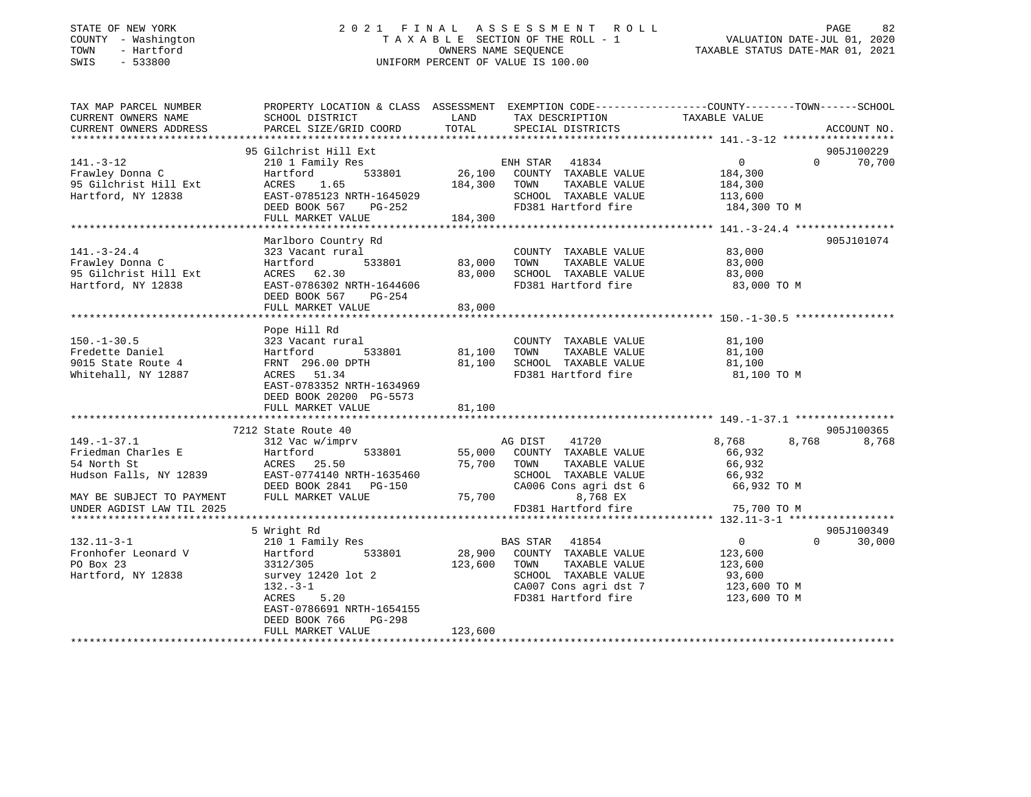STATE OF NEW YORK
COUNTY - Washington
TOWN - Hartford
SWIS - 533800

2 0 2 1 F I N A L A S S E S S M E N T R O L L
T A X A B L E SECTION OF THE ROLL - 1
OWNERS NAME SEQUENCE
UNIFORM PERCENT OF VALUE IS 100.00

VALUATION DATE-JUL 01, 2020
TAXABLE STATUS DATE-MAR 01, 2021

```
TAX MAP PARCEL NUMBER          PROPERTY LOCATION & CLASS  ASSESSMENT  EXEMPTION CODE------------------COUNTY--------TOWN------SCHOOL
CURRENT OWNERS NAME            SCHOOL DISTRICT              LAND      TAX DESCRIPTION            TAXABLE VALUE
CURRENT OWNERS ADDRESS         PARCEL SIZE/GRID COORD       TOTAL     SPECIAL DISTRICTS                                      ACCOUNT NO.
******************************************************************************************************* 141.-3-12 ******************
                               95 Gilchrist Hill Ext                                                                          905J100229
141.-3-12                      210 1 Family Res                       ENH STAR   41834              0              0        70,700
Frawley Donna C                Hartford          533801      26,100   COUNTY  TAXABLE VALUE        184,300
95 Gilchrist Hill Ext          ACRES    1.65                184,300   TOWN    TAXABLE VALUE        184,300
Hartford, NY 12838             EAST-0785123 NRTH-1645029              SCHOOL  TAXABLE VALUE        113,600
                               DEED BOOK 567     PG-252               FD381 Hartford fire           184,300 TO M
                               FULL MARKET VALUE            184,300
******************************************************************************************************* 141.-3-24.4 ****************
                               Marlboro Country Rd                                                                            905J101074
141.-3-24.4                    323 Vacant rural                       COUNTY  TAXABLE VALUE         83,000
Frawley Donna C                Hartford          533801      83,000   TOWN    TAXABLE VALUE         83,000
95 Gilchrist Hill Ext          ACRES   62.30                 83,000   SCHOOL  TAXABLE VALUE         83,000
Hartford, NY 12838             EAST-0786302 NRTH-1644606              FD381 Hartford fire            83,000 TO M
                               DEED BOOK 567     PG-254
                               FULL MARKET VALUE             83,000
******************************************************************************************************* 150.-1-30.5 ****************
                               Pope Hill Rd
150.-1-30.5                    323 Vacant rural                       COUNTY  TAXABLE VALUE         81,100
Fredette Daniel                Hartford          533801      81,100   TOWN    TAXABLE VALUE         81,100
9015 State Route 4             FRNT 296.00 DPTH              81,100   SCHOOL  TAXABLE VALUE         81,100
Whitehall, NY 12887            ACRES   51.34                          FD381 Hartford fire            81,100 TO M
                               EAST-0783352 NRTH-1634969
                               DEED BOOK 20200 PG-5573
                               FULL MARKET VALUE             81,100
******************************************************************************************************* 149.-1-37.1 ****************
                               7212 State Route 40                                                                            905J100365
149.-1-37.1                    312 Vac w/imprv                        AG DIST    41720           8,768          8,768        8,768
Friedman Charles E             Hartford          533801      55,000   COUNTY  TAXABLE VALUE         66,932
54 North St                    ACRES   25.50                 75,700   TOWN    TAXABLE VALUE         66,932
Hudson Falls, NY 12839         EAST-0774140 NRTH-1635460              SCHOOL  TAXABLE VALUE         66,932
                               DEED BOOK 2841    PG-150               CA006 Cons agri dst 6          66,932 TO M
MAY BE SUBJECT TO PAYMENT      FULL MARKET VALUE             75,700        8,768 EX
UNDER AGDIST LAW TIL 2025                                             FD381 Hartford fire            75,700 TO M
******************************************************************************************************* 132.11-3-1 *****************
                               5 Wright Rd                                                                                    905J100349
132.11-3-1                     210 1 Family Res                       BAS STAR   41854              0              0        30,000
Fronhofer Leonard V            Hartford          533801      28,900   COUNTY  TAXABLE VALUE        123,600
PO Box 23                      3312/305                     123,600   TOWN    TAXABLE VALUE        123,600
Hartford, NY 12838             survey 12420 lot 2                     SCHOOL  TAXABLE VALUE         93,600
                               132.-3-1                               CA007 Cons agri dst 7         123,600 TO M
                               ACRES    5.20                          FD381 Hartford fire           123,600 TO M
                               EAST-0786691 NRTH-1654155
                               DEED BOOK 766     PG-298
                               FULL MARKET VALUE            123,600
************************************************************************************************************************************
```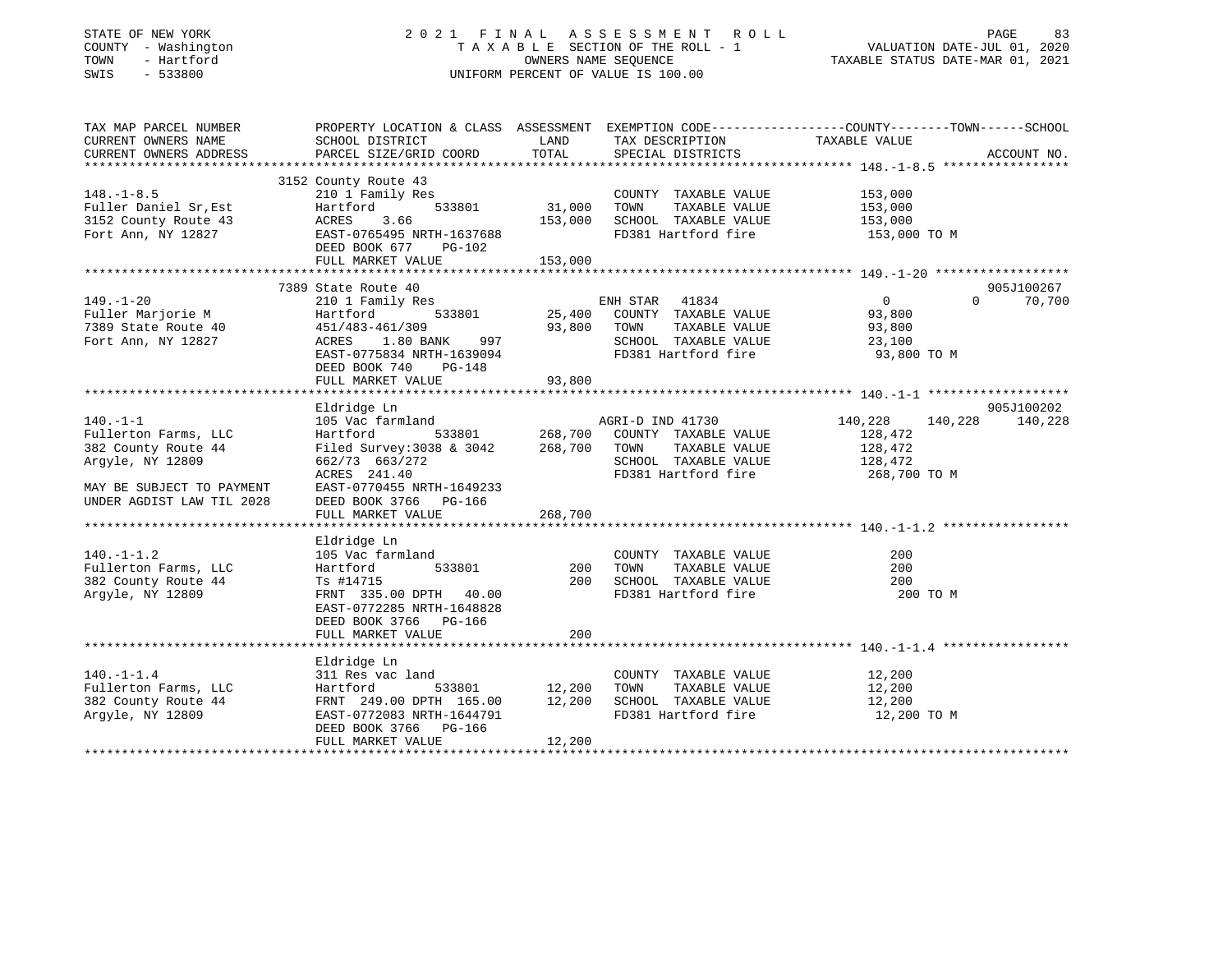STATE OF NEW YORK
COUNTY - Washington
TOWN - Hartford
SWIS - 533800

2021 FINAL ASSESSMENT ROLL
TAXABLE SECTION OF THE ROLL - 1
OWNERS NAME SEQUENCE
UNIFORM PERCENT OF VALUE IS 100.00

VALUATION DATE-JUL 01, 2020
TAXABLE STATUS DATE-MAR 01, 2021

| TAX MAP PARCEL NUMBER<br>CURRENT OWNERS NAME<br>CURRENT OWNERS ADDRESS | PROPERTY LOCATION & CLASS<br>SCHOOL DISTRICT<br>PARCEL SIZE/GRID COORD | ASSESSMENT<br>LAND<br>TOTAL | EXEMPTION CODE<br>TAX DESCRIPTION<br>SPECIAL DISTRICTS | COUNTY | TOWN | SCHOOL<br>TAXABLE VALUE<br>ACCOUNT NO. |
|---|---|---|---|---|---|---|
| **148.-1-8.5** | 3152 County Route 43 | | | | | |
| 148.-1-8.5 | 210 1 Family Res | | COUNTY TAXABLE VALUE | 153,000 | | |
| Fuller Daniel Sr,Est | Hartford 533801 | 31,000 | TOWN TAXABLE VALUE | | 153,000 | |
| 3152 County Route 43 | ACRES 3.66 | 153,000 | SCHOOL TAXABLE VALUE | | | 153,000 |
| Fort Ann, NY 12827 | EAST-0765495 NRTH-1637688 | | FD381 Hartford fire | 153,000 TO M | | |
| | DEED BOOK 677 PG-102 | | | | | |
| | FULL MARKET VALUE | 153,000 | | | | |
| **149.-1-20** | 7389 State Route 40 | | | | | 905J100267 |
| 149.-1-20 | 210 1 Family Res | | ENH STAR 41834 | 0 | 0 | 70,700 |
| Fuller Marjorie M | Hartford 533801 | 25,400 | COUNTY TAXABLE VALUE | 93,800 | | |
| 7389 State Route 40 | 451/483-461/309 | 93,800 | TOWN TAXABLE VALUE | | 93,800 | |
| Fort Ann, NY 12827 | ACRES 1.80 BANK 997 | | SCHOOL TAXABLE VALUE | | | 23,100 |
| | EAST-0775834 NRTH-1639094 | | FD381 Hartford fire | 93,800 TO M | | |
| | DEED BOOK 740 PG-148 | | | | | |
| | FULL MARKET VALUE | 93,800 | | | | |
| **140.-1-1** | Eldridge Ln | | | | | 905J100202 |
| 140.-1-1 | 105 Vac farmland | | AGRI-D IND 41730 | 140,228 | 140,228 | 140,228 |
| Fullerton Farms, LLC | Hartford 533801 | 268,700 | COUNTY TAXABLE VALUE | 128,472 | | |
| 382 County Route 44 | Filed Survey:3038 & 3042 | 268,700 | TOWN TAXABLE VALUE | | 128,472 | |
| Argyle, NY 12809 | 662/73 663/272 | | SCHOOL TAXABLE VALUE | | | 128,472 |
| | ACRES 241.40 | | FD381 Hartford fire | 268,700 TO M | | |
| MAY BE SUBJECT TO PAYMENT | EAST-0770455 NRTH-1649233 | | | | | |
| UNDER AGDIST LAW TIL 2028 | DEED BOOK 3766 PG-166 | | | | | |
| | FULL MARKET VALUE | 268,700 | | | | |
| **140.-1-1.2** | Eldridge Ln | | | | | |
| 140.-1-1.2 | 105 Vac farmland | | COUNTY TAXABLE VALUE | 200 | | |
| Fullerton Farms, LLC | Hartford 533801 | 200 | TOWN TAXABLE VALUE | | 200 | |
| 382 County Route 44 | Ts #14715 | 200 | SCHOOL TAXABLE VALUE | | | 200 |
| Argyle, NY 12809 | FRNT 335.00 DPTH 40.00 | | FD381 Hartford fire | 200 TO M | | |
| | EAST-0772285 NRTH-1648828 | | | | | |
| | DEED BOOK 3766 PG-166 | | | | | |
| | FULL MARKET VALUE | 200 | | | | |
| **140.-1-1.4** | Eldridge Ln | | | | | |
| 140.-1-1.4 | 311 Res vac land | | COUNTY TAXABLE VALUE | 12,200 | | |
| Fullerton Farms, LLC | Hartford 533801 | 12,200 | TOWN TAXABLE VALUE | | 12,200 | |
| 382 County Route 44 | FRNT 249.00 DPTH 165.00 | 12,200 | SCHOOL TAXABLE VALUE | | | 12,200 |
| Argyle, NY 12809 | EAST-0772083 NRTH-1644791 | | FD381 Hartford fire | 12,200 TO M | | |
| | DEED BOOK 3766 PG-166 | | | | | |
| | FULL MARKET VALUE | 12,200 | | | | |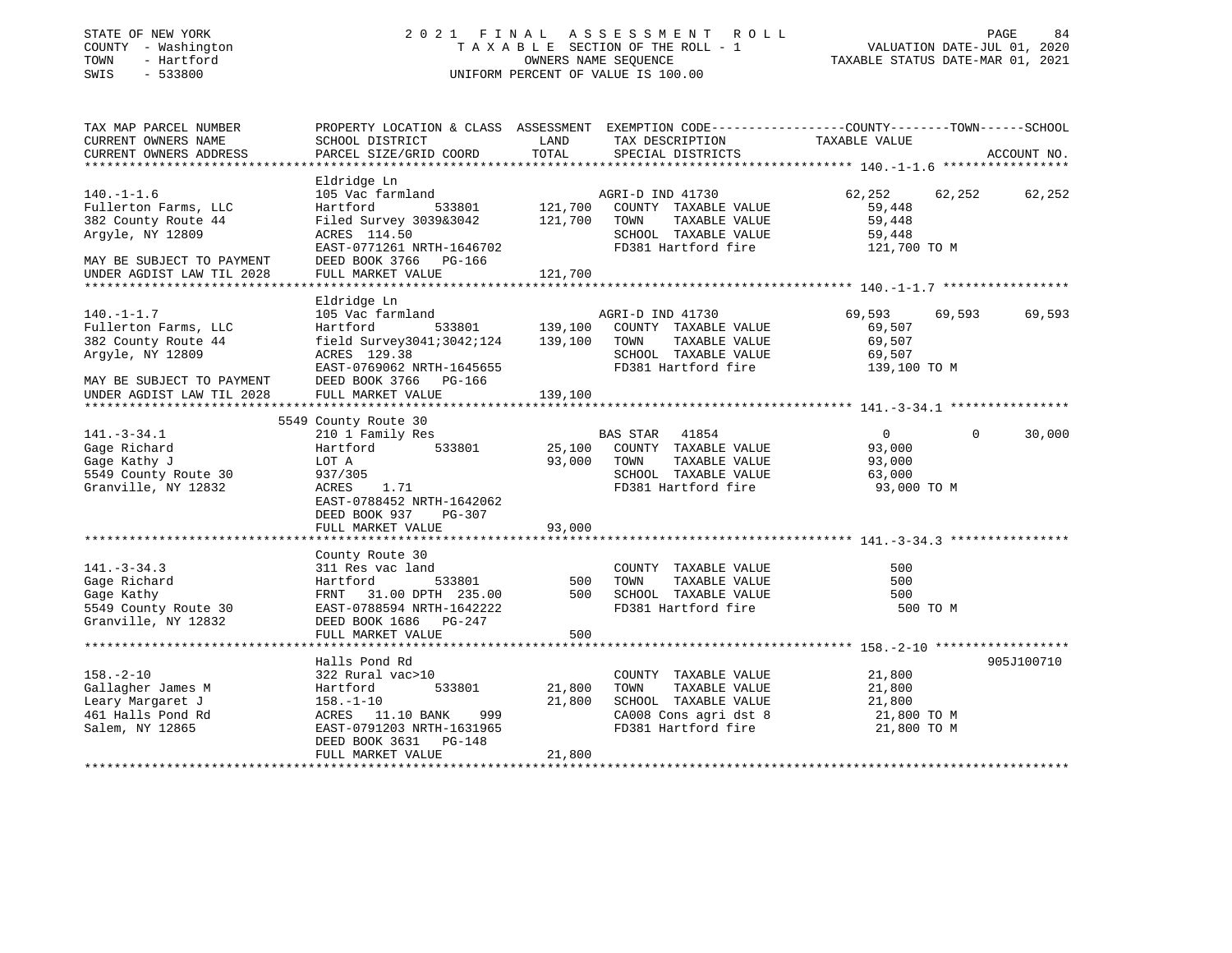STATE OF NEW YORK
COUNTY - Washington
TOWN - Hartford
SWIS - 533800

2 0 2 1 F I N A L A S S E S S M E N T R O L L
T A X A B L E SECTION OF THE ROLL - 1
OWNERS NAME SEQUENCE
UNIFORM PERCENT OF VALUE IS 100.00

VALUATION DATE-JUL 01, 2020
TAXABLE STATUS DATE-MAR 01, 2021

```
TAX MAP PARCEL NUMBER          PROPERTY LOCATION & CLASS  ASSESSMENT  EXEMPTION CODE------------------COUNTY--------TOWN------SCHOOL
CURRENT OWNERS NAME            SCHOOL DISTRICT              LAND       TAX DESCRIPTION             TAXABLE VALUE
CURRENT OWNERS ADDRESS         PARCEL SIZE/GRID COORD       TOTAL      SPECIAL DISTRICTS                                    ACCOUNT NO.
****************************************************************************************************** 140.-1-1.6 *****************
                               Eldridge Ln
140.-1-1.6                     105 Vac farmland                        AGRI-D IND 41730             62,252      62,252      62,252
Fullerton Farms, LLC           Hartford          533801      121,700   COUNTY  TAXABLE VALUE          59,448
382 County Route 44            Filed Survey 3039&3042        121,700   TOWN    TAXABLE VALUE          59,448
Argyle, NY 12809               ACRES 114.50                            SCHOOL  TAXABLE VALUE          59,448
                               EAST-0771261 NRTH-1646702               FD381 Hartford fire           121,700 TO M
MAY BE SUBJECT TO PAYMENT      DEED BOOK 3766   PG-166
UNDER AGDIST LAW TIL 2028      FULL MARKET VALUE             121,700
****************************************************************************************************** 140.-1-1.7 *****************
                               Eldridge Ln
140.-1-1.7                     105 Vac farmland                        AGRI-D IND 41730             69,593      69,593      69,593
Fullerton Farms, LLC           Hartford          533801      139,100   COUNTY  TAXABLE VALUE          69,507
382 County Route 44            field Survey3041;3042;124     139,100   TOWN    TAXABLE VALUE          69,507
Argyle, NY 12809               ACRES 129.38                            SCHOOL  TAXABLE VALUE          69,507
                               EAST-0769062 NRTH-1645655               FD381 Hartford fire           139,100 TO M
MAY BE SUBJECT TO PAYMENT      DEED BOOK 3766   PG-166
UNDER AGDIST LAW TIL 2028      FULL MARKET VALUE             139,100
****************************************************************************************************** 141.-3-34.1 ****************
                          5549 County Route 30
141.-3-34.1                    210 1 Family Res                        BAS STAR   41854                  0           0      30,000
Gage Richard                   Hartford          533801       25,100   COUNTY  TAXABLE VALUE          93,000
Gage Kathy J                   LOT A                          93,000   TOWN    TAXABLE VALUE          93,000
5549 County Route 30           937/305                                 SCHOOL  TAXABLE VALUE          63,000
Granville, NY 12832            ACRES    1.71                           FD381 Hartford fire            93,000 TO M
                               EAST-0788452 NRTH-1642062
                               DEED BOOK 937    PG-307
                               FULL MARKET VALUE              93,000
****************************************************************************************************** 141.-3-34.3 ****************
                               County Route 30
141.-3-34.3                    311 Res vac land                        COUNTY  TAXABLE VALUE             500
Gage Richard                   Hartford          533801          500   TOWN    TAXABLE VALUE             500
Gage Kathy                     FRNT  31.00 DPTH 235.00           500   SCHOOL  TAXABLE VALUE             500
5549 County Route 30           EAST-0788594 NRTH-1642222               FD381 Hartford fire               500 TO M
Granville, NY 12832            DEED BOOK 1686   PG-247
                               FULL MARKET VALUE                 500
****************************************************************************************************** 158.-2-10 ******************
                               Halls Pond Rd                                                                          905J100710
158.-2-10                      322 Rural vac>10                        COUNTY  TAXABLE VALUE          21,800
Gallagher James M              Hartford          533801       21,800   TOWN    TAXABLE VALUE          21,800
Leary Margaret J               158.-1-10                      21,800   SCHOOL  TAXABLE VALUE          21,800
461 Halls Pond Rd              ACRES  11.10 BANK     999               CA008 Cons agri dst 8          21,800 TO M
Salem, NY 12865                EAST-0791203 NRTH-1631965               FD381 Hartford fire            21,800 TO M
                               DEED BOOK 3631   PG-148
                               FULL MARKET VALUE              21,800
************************************************************************************************************************************
```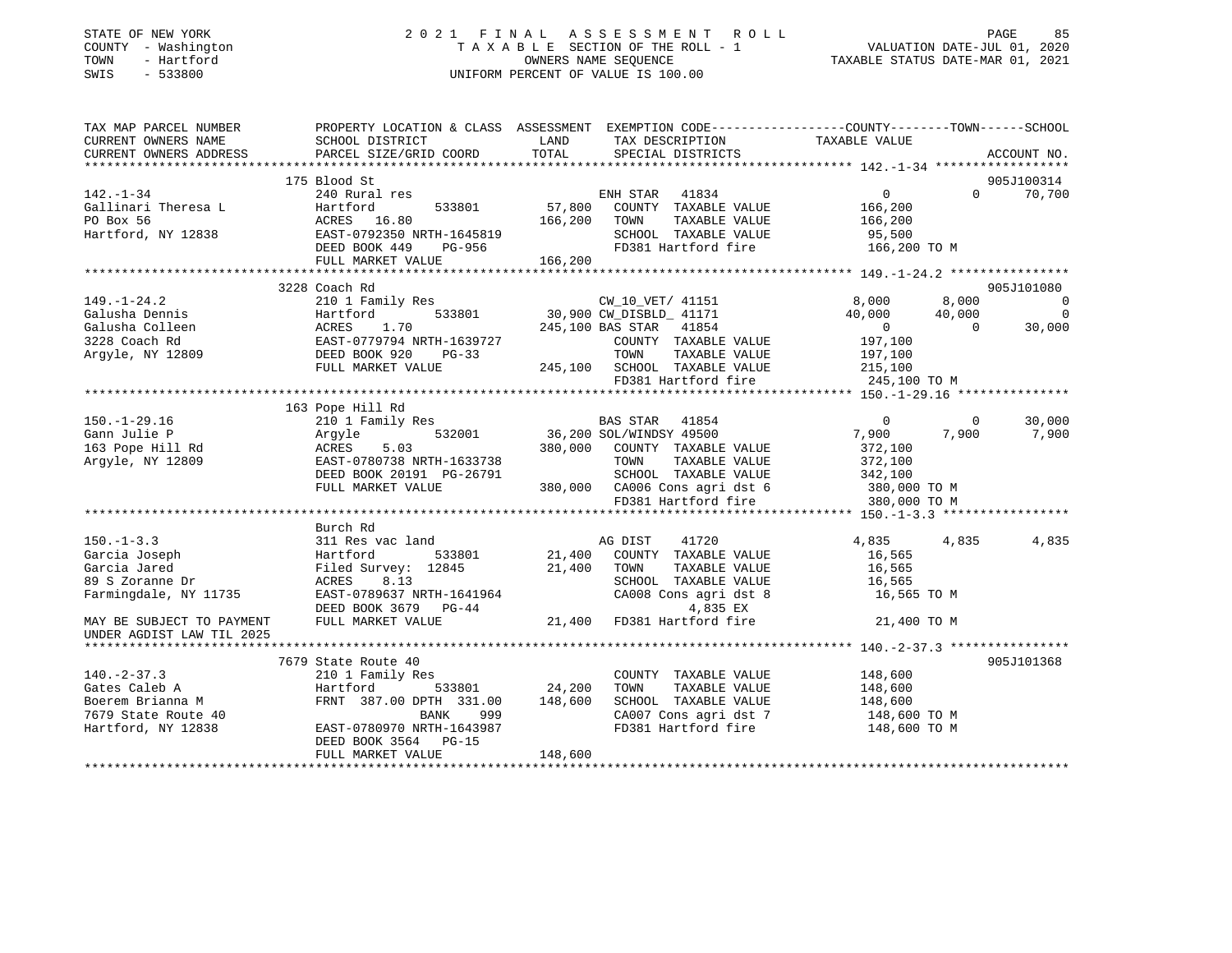STATE OF NEW YORK
COUNTY - Washington
TOWN - Hartford
SWIS - 533800

# 2021 FINAL ASSESSMENT ROLL
TAXABLE SECTION OF THE ROLL - 1
OWNERS NAME SEQUENCE
UNIFORM PERCENT OF VALUE IS 100.00

VALUATION DATE-JUL 01, 2020
TAXABLE STATUS DATE-MAR 01, 2021

```
TAX MAP PARCEL NUMBER          PROPERTY LOCATION & CLASS  ASSESSMENT  EXEMPTION CODE------------------COUNTY--------TOWN------SCHOOL
CURRENT OWNERS NAME            SCHOOL DISTRICT             LAND       TAX DESCRIPTION             TAXABLE VALUE
CURRENT OWNERS ADDRESS         PARCEL SIZE/GRID COORD      TOTAL      SPECIAL DISTRICTS                                      ACCOUNT NO.
******************************************************************************************************** 142.-1-34 ******************
                           175 Blood St                                                                                905J100314
142.-1-34                      240 Rural res                          ENH STAR  41834                 0             0      70,700
Gallinari Theresa L            Hartford          533801      57,800   COUNTY  TAXABLE VALUE         166,200
PO Box 56                      ACRES   16.80               166,200    TOWN    TAXABLE VALUE         166,200
Hartford, NY 12838             EAST-0792350 NRTH-1645819              SCHOOL  TAXABLE VALUE          95,500
                               DEED BOOK 449    PG-956                FD381 Hartford fire           166,200 TO M
                               FULL MARKET VALUE           166,200
******************************************************************************************************** 149.-1-24.2 ****************
                           3228 Coach Rd                                                                               905J101080
149.-1-24.2                    210 1 Family Res                       CW_10_VET/ 41151            8,000         8,000           0
Galusha Dennis                 Hartford          533801      30,900 CW_DISBLD_ 41171             40,000        40,000           0
Galusha Colleen                ACRES    1.70               245,100 BAS STAR   41854                   0             0      30,000
3228 Coach Rd                  EAST-0779794 NRTH-1639727              COUNTY  TAXABLE VALUE         197,100
Argyle, NY 12809               DEED BOOK 920    PG-33                 TOWN    TAXABLE VALUE         197,100
                               FULL MARKET VALUE           245,100    SCHOOL  TAXABLE VALUE         215,100
                                                                      FD381 Hartford fire           245,100 TO M
******************************************************************************************************** 150.-1-29.16 ***************
                           163 Pope Hill Rd
150.-1-29.16                   210 1 Family Res                       BAS STAR  41854                 0             0      30,000
Gann Julie P                   Argyle            532001      36,200 SOL/WINDSY 49500              7,900         7,900       7,900
163 Pope Hill Rd               ACRES    5.03               380,000    COUNTY  TAXABLE VALUE         372,100
Argyle, NY 12809               EAST-0780738 NRTH-1633738              TOWN    TAXABLE VALUE         372,100
                               DEED BOOK 20191 PG-26791               SCHOOL  TAXABLE VALUE         342,100
                               FULL MARKET VALUE           380,000    CA006 Cons agri dst 6         380,000 TO M
                                                                      FD381 Hartford fire           380,000 TO M
******************************************************************************************************** 150.-1-3.3 *****************
                               Burch Rd
150.-1-3.3                     311 Res vac land                       AG DIST    41720            4,835         4,835       4,835
Garcia Joseph                  Hartford          533801      21,400   COUNTY  TAXABLE VALUE          16,565
Garcia Jared                   Filed Survey:  12845         21,400    TOWN    TAXABLE VALUE          16,565
89 S Zoranne Dr                ACRES    8.13                          SCHOOL  TAXABLE VALUE          16,565
Farmingdale, NY 11735          EAST-0789637 NRTH-1641964              CA008 Cons agri dst 8          16,565 TO M
                               DEED BOOK 3679   PG-44                        4,835 EX
MAY BE SUBJECT TO PAYMENT      FULL MARKET VALUE            21,400    FD381 Hartford fire            21,400 TO M
UNDER AGDIST LAW TIL 2025
******************************************************************************************************** 140.-2-37.3 ****************
                           7679 State Route 40                                                                         905J101368
140.-2-37.3                    210 1 Family Res                       COUNTY  TAXABLE VALUE         148,600
Gates Caleb A                  Hartford          533801      24,200   TOWN    TAXABLE VALUE         148,600
Boerem Brianna M               FRNT 387.00 DPTH 331.00     148,600    SCHOOL  TAXABLE VALUE         148,600
7679 State Route 40                        BANK     999               CA007 Cons agri dst 7         148,600 TO M
Hartford, NY 12838             EAST-0780970 NRTH-1643987              FD381 Hartford fire           148,600 TO M
                               DEED BOOK 3564   PG-15
                               FULL MARKET VALUE           148,600
************************************************************************************************************************************
```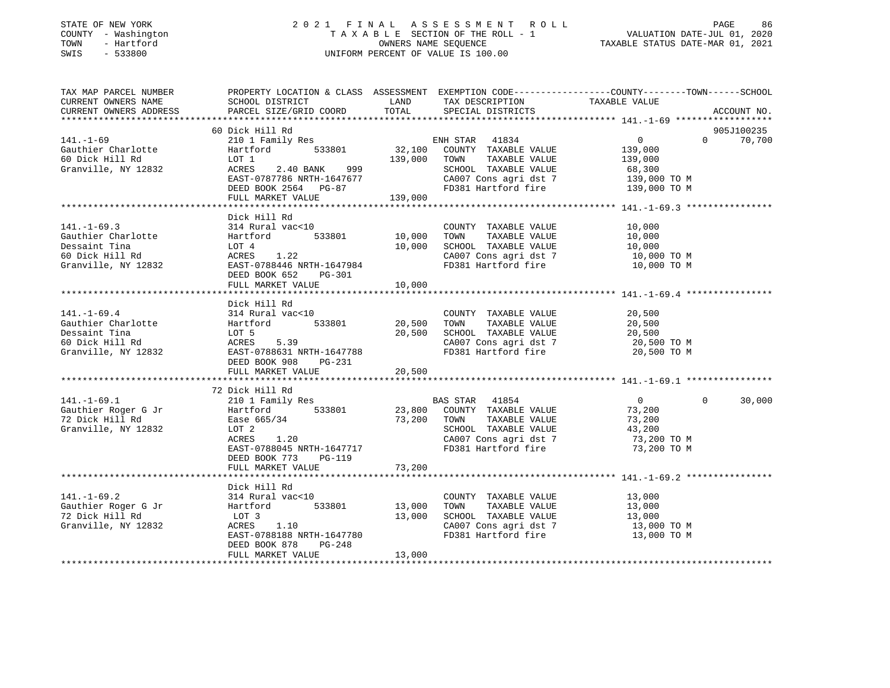STATE OF NEW YORK
COUNTY - Washington
TOWN - Hartford
SWIS - 533800

2021 FINAL ASSESSMENT ROLL
TAXABLE SECTION OF THE ROLL - 1
OWNERS NAME SEQUENCE
UNIFORM PERCENT OF VALUE IS 100.00

VALUATION DATE-JUL 01, 2020
TAXABLE STATUS DATE-MAR 01, 2021

| TAX MAP PARCEL NUMBER / CURRENT OWNERS NAME / CURRENT OWNERS ADDRESS | PROPERTY LOCATION & CLASS / SCHOOL DISTRICT / PARCEL SIZE/GRID COORD | ASSESSMENT LAND | TOTAL | EXEMPTION CODE / TAX DESCRIPTION / SPECIAL DISTRICTS | COUNTY TAXABLE VALUE | TOWN | SCHOOL | ACCOUNT NO. |
|---|---|---|---|---|---|---|---|---|
| 141.-1-69 | 60 Dick Hill Rd | | | | | | | 905J100235 |
| 141.-1-69 | 210 1 Family Res | | | ENH STAR 41834 | 0 | 0 | 70,700 | |
| Gauthier Charlotte | Hartford 533801 | 32,100 | | COUNTY TAXABLE VALUE | 139,000 | | | |
| 60 Dick Hill Rd | LOT 1 | | 139,000 | TOWN TAXABLE VALUE | 139,000 | | | |
| Granville, NY 12832 | ACRES 2.40 BANK 999 | | | SCHOOL TAXABLE VALUE | 68,300 | | | |
| | EAST-0787786 NRTH-1647677 | | | CA007 Cons agri dst 7 | 139,000 TO M | | | |
| | DEED BOOK 2564 PG-87 | | | FD381 Hartford fire | 139,000 TO M | | | |
| | FULL MARKET VALUE | | 139,000 | | | | | |
| 141.-1-69.3 | Dick Hill Rd | | | | | | | |
| 141.-1-69.3 | 314 Rural vac<10 | | | COUNTY TAXABLE VALUE | 10,000 | | | |
| Gauthier Charlotte | Hartford 533801 | 10,000 | | TOWN TAXABLE VALUE | 10,000 | | | |
| Dessaint Tina | LOT 4 | | 10,000 | SCHOOL TAXABLE VALUE | 10,000 | | | |
| 60 Dick Hill Rd | ACRES 1.22 | | | CA007 Cons agri dst 7 | 10,000 TO M | | | |
| Granville, NY 12832 | EAST-0788446 NRTH-1647984 | | | FD381 Hartford fire | 10,000 TO M | | | |
| | DEED BOOK 652 PG-301 | | | | | | | |
| | FULL MARKET VALUE | | 10,000 | | | | | |
| 141.-1-69.4 | Dick Hill Rd | | | | | | | |
| 141.-1-69.4 | 314 Rural vac<10 | | | COUNTY TAXABLE VALUE | 20,500 | | | |
| Gauthier Charlotte | Hartford 533801 | 20,500 | | TOWN TAXABLE VALUE | 20,500 | | | |
| Dessaint Tina | LOT 5 | | 20,500 | SCHOOL TAXABLE VALUE | 20,500 | | | |
| 60 Dick Hill Rd | ACRES 5.39 | | | CA007 Cons agri dst 7 | 20,500 TO M | | | |
| Granville, NY 12832 | EAST-0788631 NRTH-1647788 | | | FD381 Hartford fire | 20,500 TO M | | | |
| | DEED BOOK 908 PG-231 | | | | | | | |
| | FULL MARKET VALUE | | 20,500 | | | | | |
| 141.-1-69.1 | 72 Dick Hill Rd | | | | | | | |
| 141.-1-69.1 | 210 1 Family Res | | | BAS STAR 41854 | 0 | 0 | 30,000 | |
| Gauthier Roger G Jr | Hartford 533801 | 23,800 | | COUNTY TAXABLE VALUE | 73,200 | | | |
| 72 Dick Hill Rd | Ease 665/34 | | 73,200 | TOWN TAXABLE VALUE | 73,200 | | | |
| Granville, NY 12832 | LOT 2 | | | SCHOOL TAXABLE VALUE | 43,200 | | | |
| | ACRES 1.20 | | | CA007 Cons agri dst 7 | 73,200 TO M | | | |
| | EAST-0788045 NRTH-1647717 | | | FD381 Hartford fire | 73,200 TO M | | | |
| | DEED BOOK 773 PG-119 | | | | | | | |
| | FULL MARKET VALUE | | 73,200 | | | | | |
| 141.-1-69.2 | Dick Hill Rd | | | | | | | |
| 141.-1-69.2 | 314 Rural vac<10 | | | COUNTY TAXABLE VALUE | 13,000 | | | |
| Gauthier Roger G Jr | Hartford 533801 | 13,000 | | TOWN TAXABLE VALUE | 13,000 | | | |
| 72 Dick Hill Rd | LOT 3 | | 13,000 | SCHOOL TAXABLE VALUE | 13,000 | | | |
| Granville, NY 12832 | ACRES 1.10 | | | CA007 Cons agri dst 7 | 13,000 TO M | | | |
| | EAST-0788188 NRTH-1647780 | | | FD381 Hartford fire | 13,000 TO M | | | |
| | DEED BOOK 878 PG-248 | | | | | | | |
| | FULL MARKET VALUE | | 13,000 | | | | | |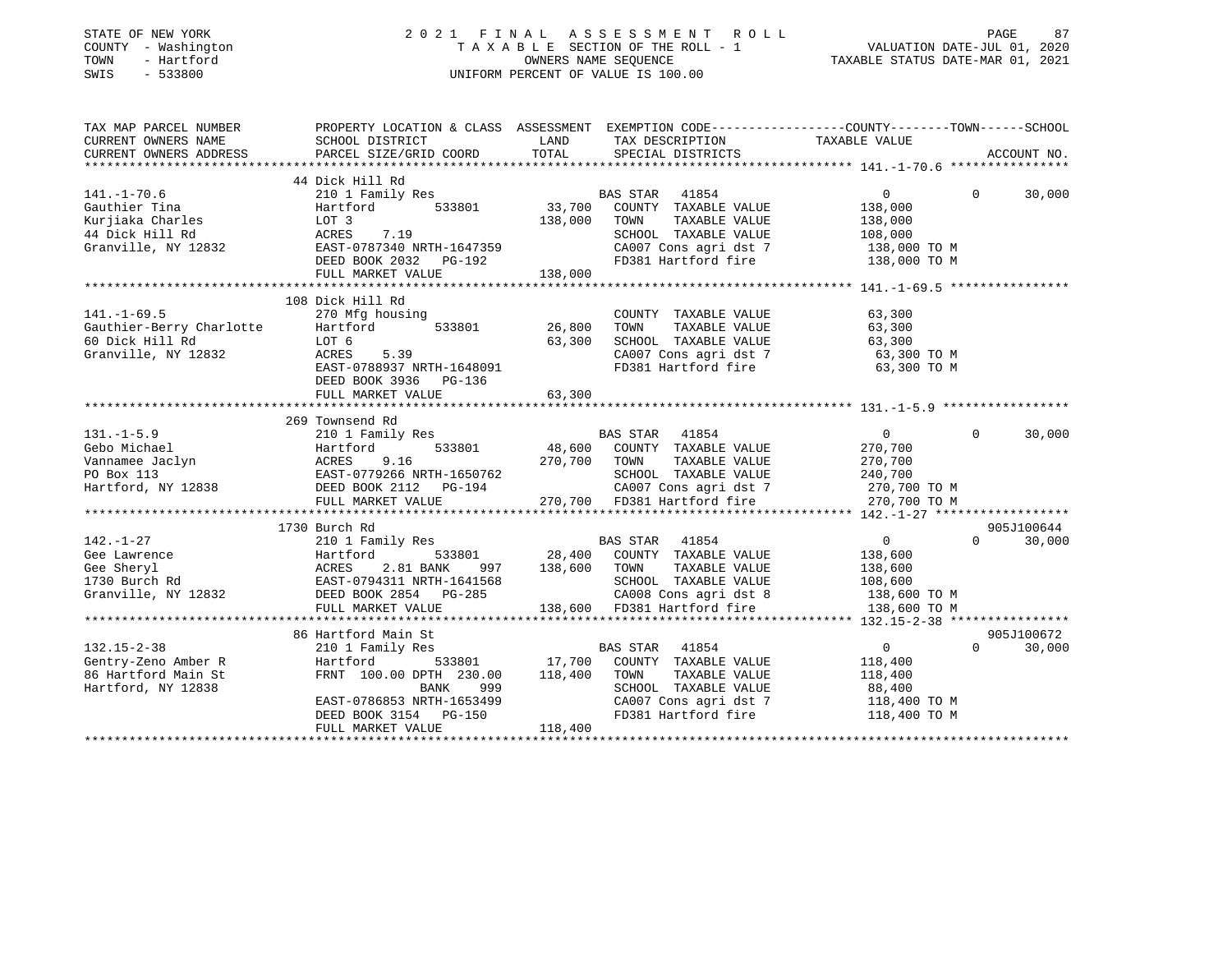STATE OF NEW YORK
COUNTY - Washington
TOWN - Hartford
SWIS - 533800

2 0 2 1 F I N A L A S S E S S M E N T R O L L
T A X A B L E SECTION OF THE ROLL - 1
OWNERS NAME SEQUENCE
UNIFORM PERCENT OF VALUE IS 100.00

VALUATION DATE-JUL 01, 2020
TAXABLE STATUS DATE-MAR 01, 2021

```
TAX MAP PARCEL NUMBER          PROPERTY LOCATION & CLASS  ASSESSMENT  EXEMPTION CODE------------------COUNTY--------TOWN------SCHOOL
CURRENT OWNERS NAME            SCHOOL DISTRICT               LAND      TAX DESCRIPTION              TAXABLE VALUE
CURRENT OWNERS ADDRESS         PARCEL SIZE/GRID COORD        TOTAL     SPECIAL DISTRICTS                                    ACCOUNT NO.
******************************************************************************************************* 141.-1-70.6 ****************
                               44 Dick Hill Rd
141.-1-70.6                    210 1 Family Res                        BAS STAR   41854                   0            0      30,000
Gauthier Tina                  Hartford       533801        33,700    COUNTY  TAXABLE VALUE          138,000
Kurjiaka Charles               LOT 3                        138,000    TOWN    TAXABLE VALUE          138,000
44 Dick Hill Rd                ACRES    7.19                           SCHOOL  TAXABLE VALUE          108,000
Granville, NY 12832            EAST-0787340 NRTH-1647359               CA007 Cons agri dst 7           138,000 TO M
                               DEED BOOK 2032   PG-192                 FD381 Hartford fire             138,000 TO M
                               FULL MARKET VALUE            138,000
******************************************************************************************************* 141.-1-69.5 ****************
                               108 Dick Hill Rd
141.-1-69.5                    270 Mfg housing                         COUNTY  TAXABLE VALUE           63,300
Gauthier-Berry Charlotte       Hartford       533801        26,800    TOWN    TAXABLE VALUE           63,300
60 Dick Hill Rd                LOT 6                         63,300    SCHOOL  TAXABLE VALUE           63,300
Granville, NY 12832            ACRES    5.39                           CA007 Cons agri dst 7            63,300 TO M
                               EAST-0788937 NRTH-1648091               FD381 Hartford fire              63,300 TO M
                               DEED BOOK 3936   PG-136
                               FULL MARKET VALUE             63,300
******************************************************************************************************* 131.-1-5.9 *****************
                               269 Townsend Rd
131.-1-5.9                     210 1 Family Res                        BAS STAR   41854                   0            0      30,000
Gebo Michael                   Hartford       533801        48,600    COUNTY  TAXABLE VALUE          270,700
Vannamee Jaclyn                ACRES    9.16                270,700    TOWN    TAXABLE VALUE          270,700
PO Box 113                     EAST-0779266 NRTH-1650762               SCHOOL  TAXABLE VALUE          240,700
Hartford, NY 12838             DEED BOOK 2112   PG-194                 CA007 Cons agri dst 7           270,700 TO M
                               FULL MARKET VALUE            270,700    FD381 Hartford fire             270,700 TO M
******************************************************************************************************* 142.-1-27 ******************
                               1730 Burch Rd                                                                              905J100644
142.-1-27                      210 1 Family Res                        BAS STAR   41854                   0            0      30,000
Gee Lawrence                   Hartford       533801        28,400    COUNTY  TAXABLE VALUE          138,600
Gee Sheryl                     ACRES    2.81 BANK     997  138,600    TOWN    TAXABLE VALUE          138,600
1730 Burch Rd                  EAST-0794311 NRTH-1641568               SCHOOL  TAXABLE VALUE          108,600
Granville, NY 12832            DEED BOOK 2854   PG-285                 CA008 Cons agri dst 8           138,600 TO M
                               FULL MARKET VALUE            138,600    FD381 Hartford fire             138,600 TO M
******************************************************************************************************* 132.15-2-38 ****************
                               86 Hartford Main St                                                                        905J100672
132.15-2-38                    210 1 Family Res                        BAS STAR   41854                   0            0      30,000
Gentry-Zeno Amber R            Hartford       533801        17,700    COUNTY  TAXABLE VALUE          118,400
86 Hartford Main St            FRNT 100.00 DPTH 230.00     118,400    TOWN    TAXABLE VALUE          118,400
Hartford, NY 12838                          BANK     999               SCHOOL  TAXABLE VALUE           88,400
                               EAST-0786853 NRTH-1653499               CA007 Cons agri dst 7           118,400 TO M
                               DEED BOOK 3154   PG-150                 FD381 Hartford fire             118,400 TO M
                               FULL MARKET VALUE            118,400
************************************************************************************************************************************
```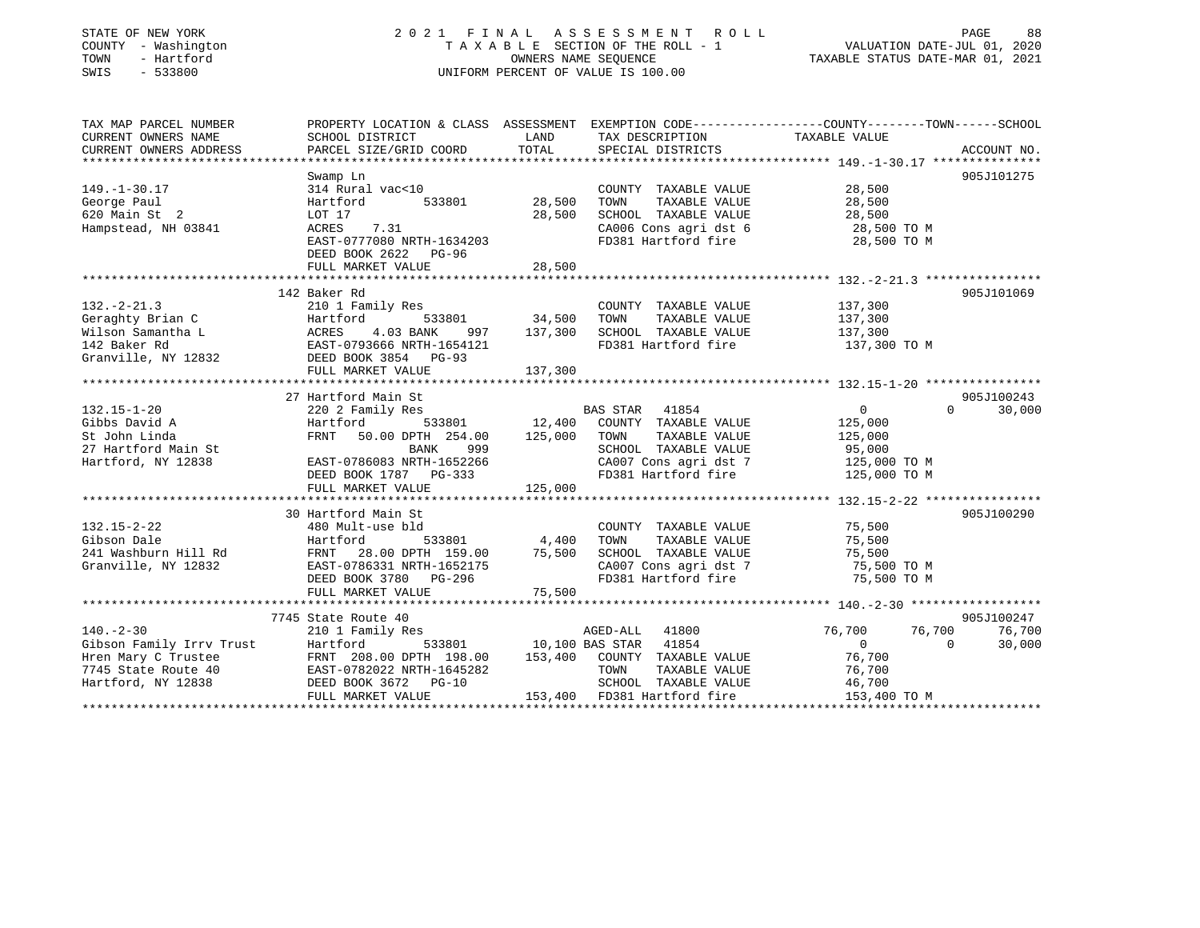STATE OF NEW YORK
COUNTY - Washington
TOWN - Hartford
SWIS - 533800

# 2021 FINAL ASSESSMENT ROLL
TAXABLE SECTION OF THE ROLL - 1
OWNERS NAME SEQUENCE
UNIFORM PERCENT OF VALUE IS 100.00

VALUATION DATE-JUL 01, 2020
TAXABLE STATUS DATE-MAR 01, 2021

```
TAX MAP PARCEL NUMBER        PROPERTY LOCATION & CLASS  ASSESSMENT  EXEMPTION CODE-----------------COUNTY--------TOWN------SCHOOL
CURRENT OWNERS NAME          SCHOOL DISTRICT              LAND      TAX DESCRIPTION              TAXABLE VALUE
CURRENT OWNERS ADDRESS       PARCEL SIZE/GRID COORD       TOTAL     SPECIAL DISTRICTS                                        ACCOUNT NO.
******************************************************************************************************* 149.-1-30.17 ***************
                             Swamp Ln                                                                                     905J101275
149.-1-30.17                 314 Rural vac<10                       COUNTY  TAXABLE VALUE            28,500
George Paul                  Hartford        533801       28,500    TOWN    TAXABLE VALUE            28,500
620 Main St  2               LOT 17                       28,500    SCHOOL  TAXABLE VALUE            28,500
Hampstead, NH 03841          ACRES    7.31                          CA006 Cons agri dst 6             28,500 TO M
                             EAST-0777080 NRTH-1634203              FD381 Hartford fire               28,500 TO M
                             DEED BOOK 2622   PG-96
                             FULL MARKET VALUE            28,500
******************************************************************************************************* 132.-2-21.3 ****************
                             142 Baker Rd                                                                                 905J101069
132.-2-21.3                  210 1 Family Res                       COUNTY  TAXABLE VALUE           137,300
Geraghty Brian C             Hartford        533801       34,500    TOWN    TAXABLE VALUE           137,300
Wilson Samantha L            ACRES    4.03 BANK     997  137,300    SCHOOL  TAXABLE VALUE           137,300
142 Baker Rd                 EAST-0793666 NRTH-1654121              FD381 Hartford fire              137,300 TO M
Granville, NY 12832          DEED BOOK 3854   PG-93
                             FULL MARKET VALUE           137,300
******************************************************************************************************* 132.15-1-20 ****************
                             27 Hartford Main St                                                                          905J100243
132.15-1-20                  220 2 Family Res                       BAS STAR  41854                      0          0      30,000
Gibbs David A                Hartford        533801       12,400    COUNTY  TAXABLE VALUE           125,000
St John Linda                FRNT   50.00 DPTH 254.00    125,000    TOWN    TAXABLE VALUE           125,000
27 Hartford Main St                    BANK     999                 SCHOOL  TAXABLE VALUE            95,000
Hartford, NY 12838           EAST-0786083 NRTH-1652266              CA007 Cons agri dst 7            125,000 TO M
                             DEED BOOK 1787   PG-333                FD381 Hartford fire              125,000 TO M
                             FULL MARKET VALUE           125,000
******************************************************************************************************* 132.15-2-22 ****************
                             30 Hartford Main St                                                                          905J100290
132.15-2-22                  480 Mult-use bld                       COUNTY  TAXABLE VALUE            75,500
Gibson Dale                  Hartford        533801        4,400    TOWN    TAXABLE VALUE            75,500
241 Washburn Hill Rd         FRNT   28.00 DPTH 159.00     75,500    SCHOOL  TAXABLE VALUE            75,500
Granville, NY 12832          EAST-0786331 NRTH-1652175              CA007 Cons agri dst 7             75,500 TO M
                             DEED BOOK 3780   PG-296                FD381 Hartford fire               75,500 TO M
                             FULL MARKET VALUE            75,500
******************************************************************************************************* 140.-2-30 ******************
                             7745 State Route 40                                                                          905J100247
140.-2-30                    210 1 Family Res                       AGED-ALL  41800                 76,700     76,700      76,700
Gibson Family Irrv Trust     Hartford        533801       10,100 BAS STAR  41854                        0          0      30,000
Hren Mary C Trustee          FRNT  208.00 DPTH 198.00    153,400    COUNTY  TAXABLE VALUE            76,700
7745 State Route 40          EAST-0782022 NRTH-1645282              TOWN    TAXABLE VALUE            76,700
Hartford, NY 12838           DEED BOOK 3672   PG-10                 SCHOOL  TAXABLE VALUE            46,700
                             FULL MARKET VALUE           153,400    FD381 Hartford fire              153,400 TO M
************************************************************************************************************************************
```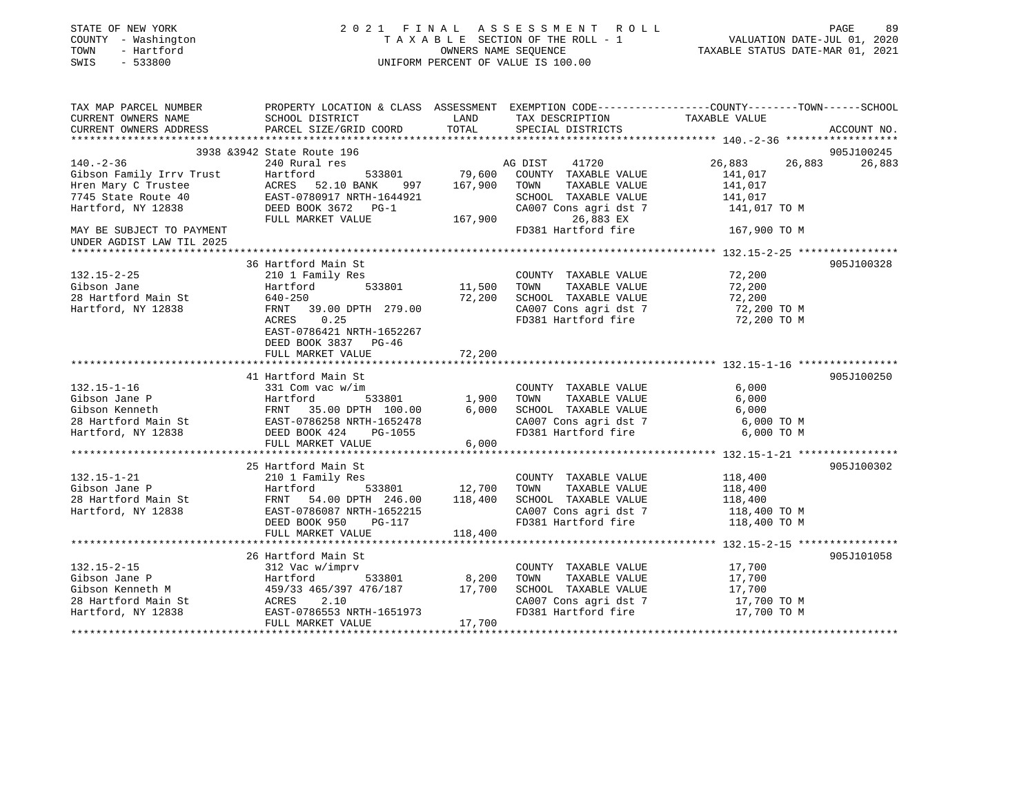STATE OF NEW YORK
COUNTY - Washington
TOWN - Hartford
SWIS - 533800

2021 FINAL ASSESSMENT ROLL
TAXABLE SECTION OF THE ROLL - 1
OWNERS NAME SEQUENCE
UNIFORM PERCENT OF VALUE IS 100.00

VALUATION DATE-JUL 01, 2020
TAXABLE STATUS DATE-MAR 01, 2021

| TAX MAP PARCEL NUMBER / CURRENT OWNERS NAME / CURRENT OWNERS ADDRESS | PROPERTY LOCATION & CLASS / SCHOOL DISTRICT / PARCEL SIZE/GRID COORD | ASSESSMENT LAND / TOTAL | EXEMPTION CODE / TAX DESCRIPTION / SPECIAL DISTRICTS | COUNTY | TOWN | SCHOOL | ACCOUNT NO. |
|---|---|---|---|---|---|---|---|
| 140.-2-36 | 3938 &3942 State Route 196 | | | | | | 905J100245 |
| Gibson Family Irrv Trust | 240 Rural res | | AG DIST 41720 | 26,883 | 26,883 | 26,883 | |
| Hren Mary C Trustee | Hartford 533801 | 79,600 | COUNTY TAXABLE VALUE | 141,017 | | | |
| 7745 State Route 40 | ACRES 52.10 BANK 997 | 167,900 | TOWN TAXABLE VALUE | | 141,017 | | |
| Hartford, NY 12838 | EAST-0780917 NRTH-1644921 | | SCHOOL TAXABLE VALUE | | | 141,017 | |
| | DEED BOOK 3672 PG-1 | | CA007 Cons agri dst 7 | 141,017 TO M | | | |
| | FULL MARKET VALUE | 167,900 | 26,883 EX | | | | |
| MAY BE SUBJECT TO PAYMENT UNDER AGDIST LAW TIL 2025 | | | FD381 Hartford fire | 167,900 TO M | | | |
| 132.15-2-25 | 36 Hartford Main St | | | | | | 905J100328 |
| Gibson Jane | 210 1 Family Res | | COUNTY TAXABLE VALUE | 72,200 | | | |
| 28 Hartford Main St | Hartford 533801 | 11,500 | TOWN TAXABLE VALUE | | 72,200 | | |
| Hartford, NY 12838 | 640-250 | 72,200 | SCHOOL TAXABLE VALUE | | | 72,200 | |
| | FRNT 39.00 DPTH 279.00 | | CA007 Cons agri dst 7 | 72,200 TO M | | | |
| | ACRES 0.25 | | FD381 Hartford fire | 72,200 TO M | | | |
| | EAST-0786421 NRTH-1652267 | | | | | | |
| | DEED BOOK 3837 PG-46 | | | | | | |
| | FULL MARKET VALUE | 72,200 | | | | | |
| 132.15-1-16 | 41 Hartford Main St | | | | | | 905J100250 |
| Gibson Jane P | 331 Com vac w/im | | COUNTY TAXABLE VALUE | 6,000 | | | |
| Gibson Kenneth | Hartford 533801 | 1,900 | TOWN TAXABLE VALUE | | 6,000 | | |
| 28 Hartford Main St | FRNT 35.00 DPTH 100.00 | 6,000 | SCHOOL TAXABLE VALUE | | | 6,000 | |
| Hartford, NY 12838 | EAST-0786258 NRTH-1652478 | | CA007 Cons agri dst 7 | 6,000 TO M | | | |
| | DEED BOOK 424 PG-1055 | | FD381 Hartford fire | 6,000 TO M | | | |
| | FULL MARKET VALUE | 6,000 | | | | | |
| 132.15-1-21 | 25 Hartford Main St | | | | | | 905J100302 |
| Gibson Jane P | 210 1 Family Res | | COUNTY TAXABLE VALUE | 118,400 | | | |
| 28 Hartford Main St | Hartford 533801 | 12,700 | TOWN TAXABLE VALUE | | 118,400 | | |
| Hartford, NY 12838 | FRNT 54.00 DPTH 246.00 | 118,400 | SCHOOL TAXABLE VALUE | | | 118,400 | |
| | EAST-0786087 NRTH-1652215 | | CA007 Cons agri dst 7 | 118,400 TO M | | | |
| | DEED BOOK 950 PG-117 | | FD381 Hartford fire | 118,400 TO M | | | |
| | FULL MARKET VALUE | 118,400 | | | | | |
| 132.15-2-15 | 26 Hartford Main St | | | | | | 905J101058 |
| Gibson Jane P | 312 Vac w/imprv | | COUNTY TAXABLE VALUE | 17,700 | | | |
| Gibson Kenneth M | Hartford 533801 | 8,200 | TOWN TAXABLE VALUE | | 17,700 | | |
| 28 Hartford Main St | 459/33 465/397 476/187 | 17,700 | SCHOOL TAXABLE VALUE | | | 17,700 | |
| Hartford, NY 12838 | ACRES 2.10 | | CA007 Cons agri dst 7 | 17,700 TO M | | | |
| | EAST-0786553 NRTH-1651973 | | FD381 Hartford fire | 17,700 TO M | | | |
| | FULL MARKET VALUE | 17,700 | | | | | |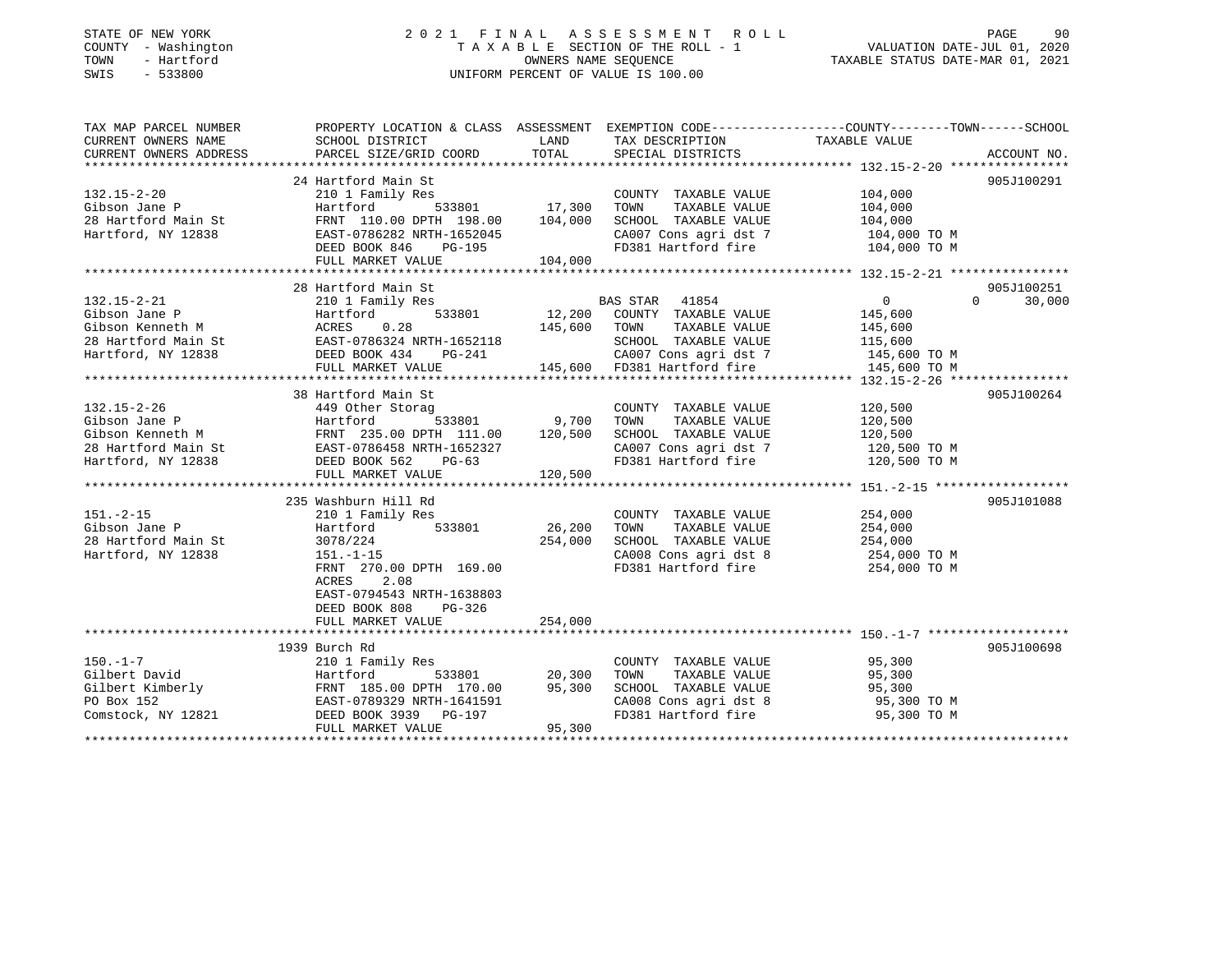STATE OF NEW YORK
COUNTY - Washington
TOWN - Hartford
SWIS - 533800

# 2021 FINAL ASSESSMENT ROLL
TAXABLE SECTION OF THE ROLL - 1
OWNERS NAME SEQUENCE
UNIFORM PERCENT OF VALUE IS 100.00

VALUATION DATE-JUL 01, 2020
TAXABLE STATUS DATE-MAR 01, 2021

| TAX MAP PARCEL NUMBER / CURRENT OWNERS NAME / CURRENT OWNERS ADDRESS | PROPERTY LOCATION & CLASS / SCHOOL DISTRICT / PARCEL SIZE/GRID COORD | ASSESSMENT LAND | TOTAL | EXEMPTION CODE / TAX DESCRIPTION / SPECIAL DISTRICTS | COUNTY | TOWN | SCHOOL | ACCOUNT NO. |
|---|---|---|---|---|---|---|---|---|
| 132.15-2-20 | 24 Hartford Main St | | | | | | | 905J100291 |
| | 210 1 Family Res | | | COUNTY TAXABLE VALUE | 104,000 | | | |
| Gibson Jane P | Hartford 533801 | 17,300 | | TOWN TAXABLE VALUE | | 104,000 | | |
| 28 Hartford Main St | FRNT 110.00 DPTH 198.00 | | 104,000 | SCHOOL TAXABLE VALUE | | | 104,000 | |
| Hartford, NY 12838 | EAST-0786282 NRTH-1652045 | | | CA007 Cons agri dst 7 | 104,000 TO M | | | |
| | DEED BOOK 846 PG-195 | | | FD381 Hartford fire | 104,000 TO M | | | |
| | FULL MARKET VALUE | | 104,000 | | | | | |
| 132.15-2-21 | 28 Hartford Main St | | | | | | | 905J100251 |
| | 210 1 Family Res | | | BAS STAR 41854 | 0 | 0 | 30,000 | |
| Gibson Jane P | Hartford 533801 | 12,200 | | COUNTY TAXABLE VALUE | 145,600 | | | |
| Gibson Kenneth M | ACRES 0.28 | | 145,600 | TOWN TAXABLE VALUE | | 145,600 | | |
| 28 Hartford Main St | EAST-0786324 NRTH-1652118 | | | SCHOOL TAXABLE VALUE | | | 115,600 | |
| Hartford, NY 12838 | DEED BOOK 434 PG-241 | | | CA007 Cons agri dst 7 | 145,600 TO M | | | |
| | FULL MARKET VALUE | | 145,600 | FD381 Hartford fire | 145,600 TO M | | | |
| 132.15-2-26 | 38 Hartford Main St | | | | | | | 905J100264 |
| | 449 Other Storag | | | COUNTY TAXABLE VALUE | 120,500 | | | |
| Gibson Jane P | Hartford 533801 | 9,700 | | TOWN TAXABLE VALUE | | 120,500 | | |
| Gibson Kenneth M | FRNT 235.00 DPTH 111.00 | | 120,500 | SCHOOL TAXABLE VALUE | | | 120,500 | |
| 28 Hartford Main St | EAST-0786458 NRTH-1652327 | | | CA007 Cons agri dst 7 | 120,500 TO M | | | |
| Hartford, NY 12838 | DEED BOOK 562 PG-63 | | | FD381 Hartford fire | 120,500 TO M | | | |
| | FULL MARKET VALUE | | 120,500 | | | | | |
| 151.-2-15 | 235 Washburn Hill Rd | | | | | | | 905J101088 |
| | 210 1 Family Res | | | COUNTY TAXABLE VALUE | 254,000 | | | |
| Gibson Jane P | Hartford 533801 | 26,200 | | TOWN TAXABLE VALUE | | 254,000 | | |
| 28 Hartford Main St | 3078/224 | | 254,000 | SCHOOL TAXABLE VALUE | | | 254,000 | |
| Hartford, NY 12838 | 151.-1-15 | | | CA008 Cons agri dst 8 | 254,000 TO M | | | |
| | FRNT 270.00 DPTH 169.00 | | | FD381 Hartford fire | 254,000 TO M | | | |
| | ACRES 2.08 | | | | | | | |
| | EAST-0794543 NRTH-1638803 | | | | | | | |
| | DEED BOOK 808 PG-326 | | | | | | | |
| | FULL MARKET VALUE | | 254,000 | | | | | |
| 150.-1-7 | 1939 Burch Rd | | | | | | | 905J100698 |
| | 210 1 Family Res | | | COUNTY TAXABLE VALUE | 95,300 | | | |
| Gilbert David | Hartford 533801 | 20,300 | | TOWN TAXABLE VALUE | | 95,300 | | |
| Gilbert Kimberly | FRNT 185.00 DPTH 170.00 | | 95,300 | SCHOOL TAXABLE VALUE | | | 95,300 | |
| PO Box 152 | EAST-0789329 NRTH-1641591 | | | CA008 Cons agri dst 8 | 95,300 TO M | | | |
| Comstock, NY 12821 | DEED BOOK 3939 PG-197 | | | FD381 Hartford fire | 95,300 TO M | | | |
| | FULL MARKET VALUE | | 95,300 | | | | | |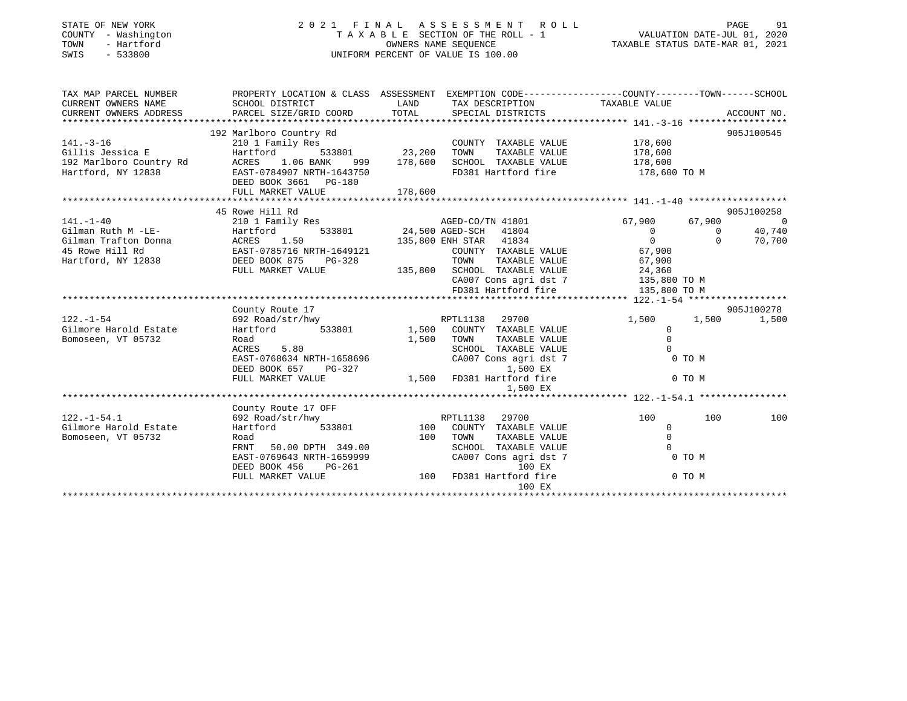STATE OF NEW YORK
COUNTY - Washington
TOWN - Hartford
SWIS - 533800

# 2021 FINAL ASSESSMENT ROLL

TAXABLE SECTION OF THE ROLL - 1
OWNERS NAME SEQUENCE
UNIFORM PERCENT OF VALUE IS 100.00

VALUATION DATE-JUL 01, 2020
TAXABLE STATUS DATE-MAR 01, 2021

| TAX MAP PARCEL NUMBER / CURRENT OWNERS NAME / CURRENT OWNERS ADDRESS | PROPERTY LOCATION & CLASS / SCHOOL DISTRICT / PARCEL SIZE/GRID COORD | ASSESSMENT LAND / TOTAL | EXEMPTION CODE / TAX DESCRIPTION / SPECIAL DISTRICTS | COUNTY TAXABLE VALUE | TOWN | SCHOOL | ACCOUNT NO. |
|---|---|---|---|---|---|---|---|
| **141.-3-16** | 192 Marlboro Country Rd | | | | | | 905J100545 |
| Gillis Jessica E | 210 1 Family Res | | COUNTY TAXABLE VALUE | 178,600 | | | |
| 192 Marlboro Country Rd | Hartford 533801 | 23,200 | TOWN TAXABLE VALUE | 178,600 | | | |
| Hartford, NY 12838 | ACRES 1.06 BANK 999 | 178,600 | SCHOOL TAXABLE VALUE | 178,600 | | | |
| | EAST-0784907 NRTH-1643750 | | FD381 Hartford fire | 178,600 TO M | | | |
| | DEED BOOK 3661 PG-180 | | | | | | |
| | FULL MARKET VALUE | 178,600 | | | | | |
| **141.-1-40** | 45 Rowe Hill Rd | | | | | | 905J100258 |
| Gilman Ruth M -LE- | 210 1 Family Res | | AGED-CO/TN 41801 | 67,900 | 67,900 | 0 | |
| Gilman Trafton Donna | Hartford 533801 | 24,500 | AGED-SCH 41804 | 0 | 0 | 40,740 | |
| 45 Rowe Hill Rd | ACRES 1.50 | 135,800 | ENH STAR 41834 | 0 | 0 | 70,700 | |
| Hartford, NY 12838 | EAST-0785716 NRTH-1649121 | | COUNTY TAXABLE VALUE | 67,900 | | | |
| | DEED BOOK 875 PG-328 | | TOWN TAXABLE VALUE | 67,900 | | | |
| | FULL MARKET VALUE | 135,800 | SCHOOL TAXABLE VALUE | 24,360 | | | |
| | | | CA007 Cons agri dst 7 | 135,800 TO M | | | |
| | | | FD381 Hartford fire | 135,800 TO M | | | |
| **122.-1-54** | County Route 17 | | | | | | 905J100278 |
| Gilmore Harold Estate | 692 Road/str/hwy | | RPTL1138 29700 | 1,500 | 1,500 | 1,500 | |
| Bomoseen, VT 05732 | Hartford 533801 | 1,500 | COUNTY TAXABLE VALUE | 0 | | | |
| | Road | 1,500 | TOWN TAXABLE VALUE | 0 | | | |
| | ACRES 5.80 | | SCHOOL TAXABLE VALUE | 0 | | | |
| | EAST-0768634 NRTH-1658696 | | CA007 Cons agri dst 7 | 0 TO M | | | |
| | DEED BOOK 657 PG-327 | | 1,500 EX | | | | |
| | FULL MARKET VALUE | 1,500 | FD381 Hartford fire | 0 TO M | | | |
| | | | 1,500 EX | | | | |
| **122.-1-54.1** | County Route 17 OFF | | | | | | |
| Gilmore Harold Estate | 692 Road/str/hwy | | RPTL1138 29700 | 100 | 100 | 100 | |
| Bomoseen, VT 05732 | Hartford 533801 | 100 | COUNTY TAXABLE VALUE | 0 | | | |
| | Road | 100 | TOWN TAXABLE VALUE | 0 | | | |
| | FRNT 50.00 DPTH 349.00 | | SCHOOL TAXABLE VALUE | 0 | | | |
| | EAST-0769643 NRTH-1659999 | | CA007 Cons agri dst 7 | 0 TO M | | | |
| | DEED BOOK 456 PG-261 | | 100 EX | | | | |
| | FULL MARKET VALUE | 100 | FD381 Hartford fire | 0 TO M | | | |
| | | | 100 EX | | | | |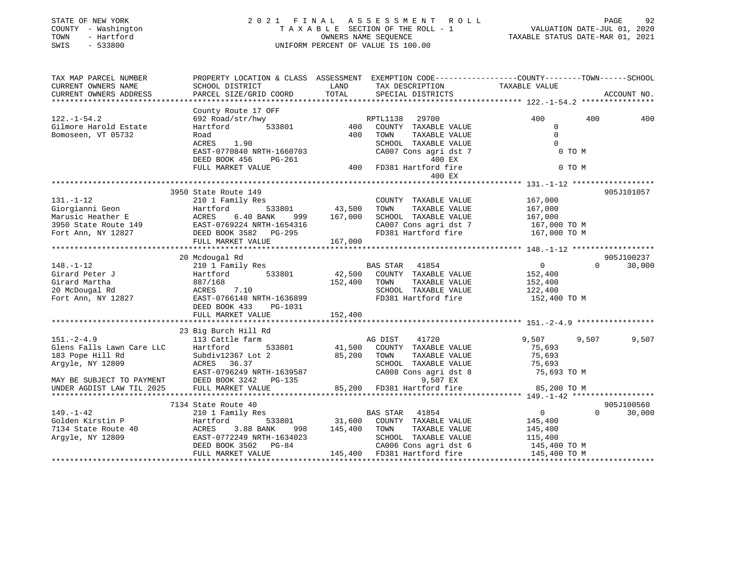STATE OF NEW YORK
COUNTY - Washington
TOWN - Hartford
SWIS - 533800

# 2021 FINAL ASSESSMENT ROLL

TAXABLE SECTION OF THE ROLL - 1
OWNERS NAME SEQUENCE
UNIFORM PERCENT OF VALUE IS 100.00

VALUATION DATE-JUL 01, 2020
TAXABLE STATUS DATE-MAR 01, 2021

| TAX MAP PARCEL NUMBER / CURRENT OWNERS NAME / CURRENT OWNERS ADDRESS | PROPERTY LOCATION & CLASS / SCHOOL DISTRICT / PARCEL SIZE/GRID COORD | ASSESSMENT LAND | TOTAL | EXEMPTION CODE / TAX DESCRIPTION / SPECIAL DISTRICTS | COUNTY TAXABLE VALUE | TOWN | SCHOOL | ACCOUNT NO. |
|---|---|---|---|---|---|---|---|---|
| **122.-1-54.2** | County Route 17 OFF | | | | | | | |
| 122.-1-54.2 | 692 Road/str/hwy | | | RPTL1138 29700 | 400 | 400 | 400 | |
| Gilmore Harold Estate | Hartford 533801 | 400 | | COUNTY TAXABLE VALUE | 0 | | | |
| Bomoseen, VT 05732 | Road | | 400 | TOWN TAXABLE VALUE | 0 | | | |
| | ACRES 1.90 | | | SCHOOL TAXABLE VALUE | 0 | | | |
| | EAST-0770840 NRTH-1660703 | | | CA007 Cons agri dst 7 | 0 TO M | | | |
| | DEED BOOK 456 PG-261 | | | 400 EX | | | | |
| | FULL MARKET VALUE | | 400 | FD381 Hartford fire | 0 TO M | | | |
| | | | | 400 EX | | | | |
| **131.-1-12** | 3950 State Route 149 | | | | | | | 905J101057 |
| 131.-1-12 | 210 1 Family Res | | | COUNTY TAXABLE VALUE | 167,000 | | | |
| Giorgianni Geon | Hartford 533801 | 43,500 | | TOWN TAXABLE VALUE | 167,000 | | | |
| Marusic Heather E | ACRES 6.40 BANK 999 | | 167,000 | SCHOOL TAXABLE VALUE | 167,000 | | | |
| 3950 State Route 149 | EAST-0769224 NRTH-1654316 | | | CA007 Cons agri dst 7 | 167,000 TO M | | | |
| Fort Ann, NY 12827 | DEED BOOK 3582 PG-295 | | | FD381 Hartford fire | 167,000 TO M | | | |
| | FULL MARKET VALUE | | 167,000 | | | | | |
| **148.-1-12** | 20 Mcdougal Rd | | | | | | | 905J100237 |
| 148.-1-12 | 210 1 Family Res | | | BAS STAR 41854 | 0 | 0 | 30,000 | |
| Girard Peter J | Hartford 533801 | 42,500 | | COUNTY TAXABLE VALUE | 152,400 | | | |
| Girard Martha | 887/168 | | 152,400 | TOWN TAXABLE VALUE | 152,400 | | | |
| 20 McDougal Rd | ACRES 7.10 | | | SCHOOL TAXABLE VALUE | 122,400 | | | |
| Fort Ann, NY 12827 | EAST-0766148 NRTH-1636899 | | | FD381 Hartford fire | 152,400 TO M | | | |
| | DEED BOOK 433 PG-1031 | | | | | | | |
| | FULL MARKET VALUE | | 152,400 | | | | | |
| **151.-2-4.9** | 23 Big Burch Hill Rd | | | | | | | |
| 151.-2-4.9 | 113 Cattle farm | | | AG DIST 41720 | 9,507 | 9,507 | 9,507 | |
| Glens Falls Lawn Care LLC | Hartford 533801 | 41,500 | | COUNTY TAXABLE VALUE | 75,693 | | | |
| 183 Pope Hill Rd | Subdiv12367 Lot 2 | | 85,200 | TOWN TAXABLE VALUE | 75,693 | | | |
| Argyle, NY 12809 | ACRES 36.37 | | | SCHOOL TAXABLE VALUE | 75,693 | | | |
| | EAST-0796249 NRTH-1639587 | | | CA008 Cons agri dst 8 | 75,693 TO M | | | |
| MAY BE SUBJECT TO PAYMENT | DEED BOOK 3242 PG-135 | | | 9,507 EX | | | | |
| UNDER AGDIST LAW TIL 2025 | FULL MARKET VALUE | | 85,200 | FD381 Hartford fire | 85,200 TO M | | | |
| **149.-1-42** | 7134 State Route 40 | | | | | | | 905J100560 |
| 149.-1-42 | 210 1 Family Res | | | BAS STAR 41854 | 0 | 0 | 30,000 | |
| Golden Kirstin P | Hartford 533801 | 31,600 | | COUNTY TAXABLE VALUE | 145,400 | | | |
| 7134 State Route 40 | ACRES 3.88 BANK 998 | | 145,400 | TOWN TAXABLE VALUE | 145,400 | | | |
| Argyle, NY 12809 | EAST-0772249 NRTH-1634023 | | | SCHOOL TAXABLE VALUE | 115,400 | | | |
| | DEED BOOK 3502 PG-84 | | | CA006 Cons agri dst 6 | 145,400 TO M | | | |
| | FULL MARKET VALUE | | 145,400 | FD381 Hartford fire | 145,400 TO M | | | |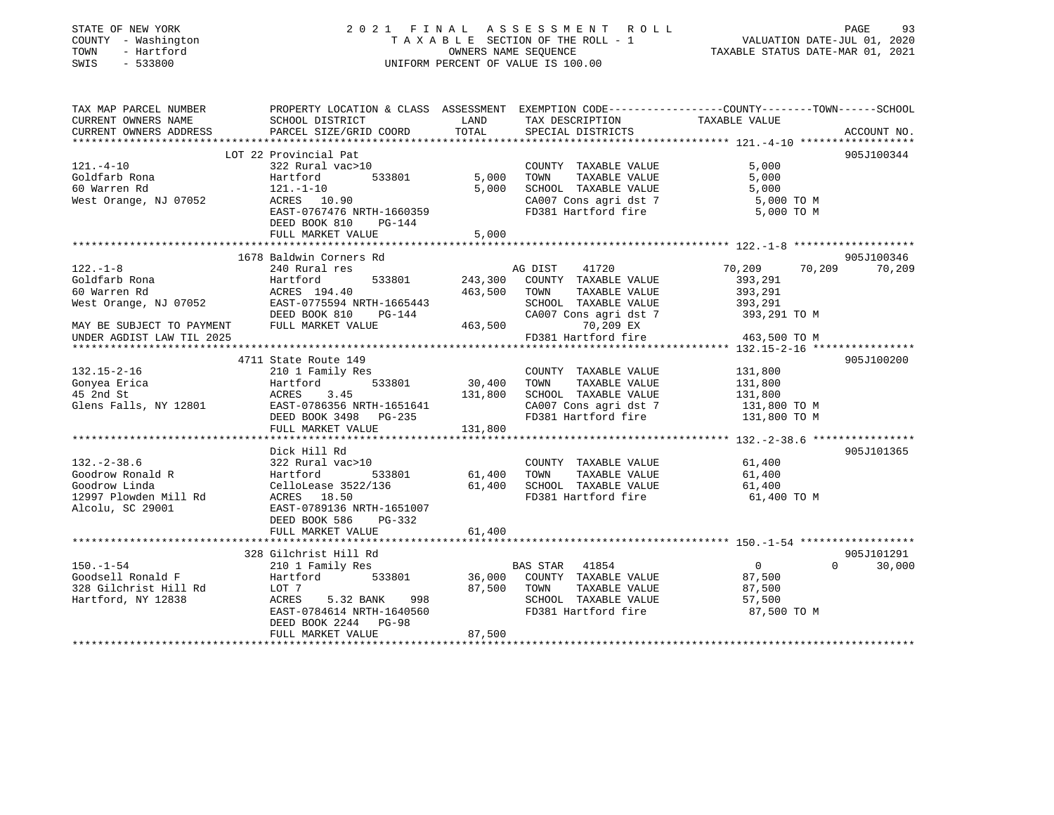STATE OF NEW YORK
COUNTY - Washington
TOWN - Hartford
SWIS - 533800

2021 FINAL ASSESSMENT ROLL
TAXABLE SECTION OF THE ROLL - 1
OWNERS NAME SEQUENCE
UNIFORM PERCENT OF VALUE IS 100.00

VALUATION DATE-JUL 01, 2020
TAXABLE STATUS DATE-MAR 01, 2021

```
TAX MAP PARCEL NUMBER          PROPERTY LOCATION & CLASS  ASSESSMENT  EXEMPTION CODE------------------COUNTY--------TOWN------SCHOOL
CURRENT OWNERS NAME            SCHOOL DISTRICT               LAND      TAX DESCRIPTION              TAXABLE VALUE
CURRENT OWNERS ADDRESS         PARCEL SIZE/GRID COORD        TOTAL     SPECIAL DISTRICTS                                        ACCOUNT NO.
******************************************************************************************************* 121.-4-10 ******************
                               LOT 22 Provincial Pat                                                                        905J100344
121.-4-10                      322 Rural vac>10                         COUNTY  TAXABLE VALUE             5,000
Goldfarb Rona                  Hartford        533801          5,000    TOWN    TAXABLE VALUE             5,000
60 Warren Rd                   121.-1-10                        5,000    SCHOOL  TAXABLE VALUE             5,000
West Orange, NJ 07052          ACRES  10.90                              CA007 Cons agri dst 7              5,000 TO M
                               EAST-0767476 NRTH-1660359                 FD381 Hartford fire                5,000 TO M
                               DEED BOOK 810    PG-144
                               FULL MARKET VALUE               5,000
******************************************************************************************************* 122.-1-8 *******************
                               1678 Baldwin Corners Rd                                                                      905J100346
122.-1-8                       240 Rural res                            AG DIST    41720             70,209      70,209      70,209
Goldfarb Rona                  Hartford        533801        243,300    COUNTY  TAXABLE VALUE           393,291
60 Warren Rd                   ACRES 194.40                  463,500    TOWN    TAXABLE VALUE           393,291
West Orange, NJ 07052          EAST-0775594 NRTH-1665443                 SCHOOL  TAXABLE VALUE           393,291
                               DEED BOOK 810    PG-144                   CA007 Cons agri dst 7            393,291 TO M
MAY BE SUBJECT TO PAYMENT      FULL MARKET VALUE             463,500          70,209 EX
UNDER AGDIST LAW TIL 2025                                                FD381 Hartford fire              463,500 TO M
******************************************************************************************************* 132.15-2-16 ****************
                               4711 State Route 149                                                                         905J100200
132.15-2-16                    210 1 Family Res                         COUNTY  TAXABLE VALUE           131,800
Gonyea Erica                   Hartford        533801         30,400    TOWN    TAXABLE VALUE           131,800
45 2nd St                      ACRES    3.45                 131,800    SCHOOL  TAXABLE VALUE           131,800
Glens Falls, NY 12801          EAST-0786356 NRTH-1651641                 CA007 Cons agri dst 7            131,800 TO M
                               DEED BOOK 3498   PG-235                   FD381 Hartford fire              131,800 TO M
                               FULL MARKET VALUE             131,800
******************************************************************************************************* 132.-2-38.6 ****************
                               Dick Hill Rd                                                                                 905J101365
132.-2-38.6                    322 Rural vac>10                         COUNTY  TAXABLE VALUE            61,400
Goodrow Ronald R               Hartford        533801         61,400    TOWN    TAXABLE VALUE            61,400
Goodrow Linda                  CelloLease 3522/136            61,400    SCHOOL  TAXABLE VALUE            61,400
12997 Plowden Mill Rd          ACRES  18.50                              FD381 Hartford fire               61,400 TO M
Alcolu, SC 29001               EAST-0789136 NRTH-1651007
                               DEED BOOK 586    PG-332
                               FULL MARKET VALUE              61,400
******************************************************************************************************* 150.-1-54 ******************
                               328 Gilchrist Hill Rd                                                                        905J101291
150.-1-54                      210 1 Family Res                         BAS STAR   41854                  0           0      30,000
Goodsell Ronald F              Hartford        533801         36,000    COUNTY  TAXABLE VALUE            87,500
328 Gilchrist Hill Rd          LOT 7                          87,500    TOWN    TAXABLE VALUE            87,500
Hartford, NY 12838             ACRES    5.32 BANK    998                 SCHOOL  TAXABLE VALUE            57,500
                               EAST-0784614 NRTH-1640560                 FD381 Hartford fire               87,500 TO M
                               DEED BOOK 2244   PG-98
                               FULL MARKET VALUE              87,500
************************************************************************************************************************************
```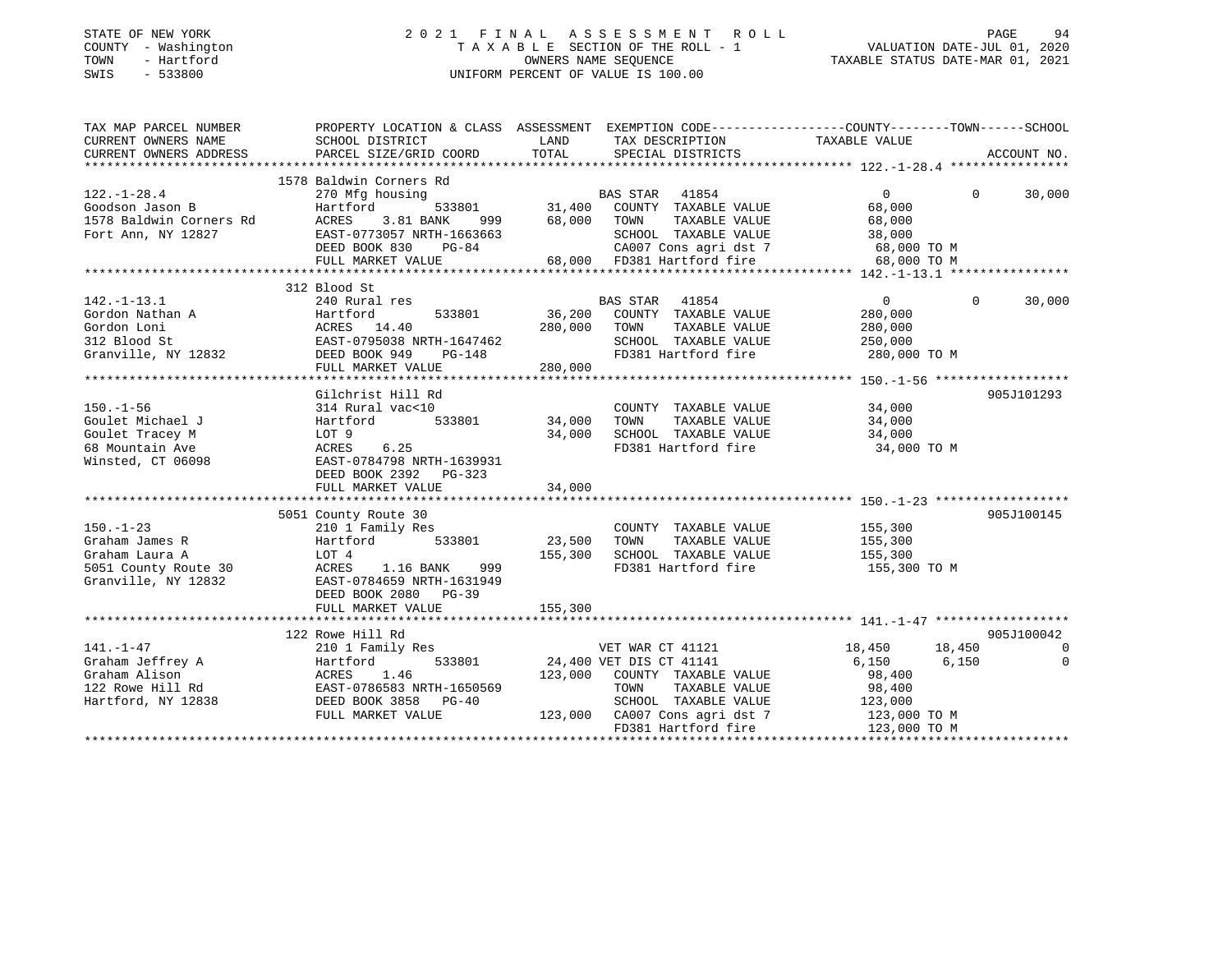STATE OF NEW YORK
COUNTY - Washington
TOWN - Hartford
SWIS - 533800

2 0 2 1 F I N A L A S S E S S M E N T R O L L
T A X A B L E SECTION OF THE ROLL - 1
OWNERS NAME SEQUENCE
UNIFORM PERCENT OF VALUE IS 100.00

VALUATION DATE-JUL 01, 2020
TAXABLE STATUS DATE-MAR 01, 2021

```
TAX MAP PARCEL NUMBER          PROPERTY LOCATION & CLASS  ASSESSMENT  EXEMPTION CODE------------------COUNTY--------TOWN------SCHOOL
CURRENT OWNERS NAME            SCHOOL DISTRICT              LAND      TAX DESCRIPTION              TAXABLE VALUE
CURRENT OWNERS ADDRESS         PARCEL SIZE/GRID COORD       TOTAL     SPECIAL DISTRICTS                                    ACCOUNT NO.
******************************************************************************************************* 122.-1-28.4 ****************
                               1578 Baldwin Corners Rd
122.-1-28.4                    270 Mfg housing                   BAS STAR   41854                     0            0       30,000
Goodson Jason B                Hartford         533801      31,400   COUNTY  TAXABLE VALUE          68,000
1578 Baldwin Corners Rd        ACRES    3.81 BANK    999    68,000   TOWN    TAXABLE VALUE          68,000
Fort Ann, NY 12827             EAST-0773057 NRTH-1663663             SCHOOL  TAXABLE VALUE          38,000
                               DEED BOOK 830    PG-84                CA007 Cons agri dst 7           68,000 TO M
                               FULL MARKET VALUE            68,000   FD381 Hartford fire             68,000 TO M
******************************************************************************************************* 142.-1-13.1 ****************
                               312 Blood St
142.-1-13.1                    240 Rural res                     BAS STAR   41854                     0            0       30,000
Gordon Nathan A                Hartford         533801      36,200   COUNTY  TAXABLE VALUE         280,000
Gordon Loni                    ACRES   14.40               280,000   TOWN    TAXABLE VALUE         280,000
312 Blood St                   EAST-0795038 NRTH-1647462             SCHOOL  TAXABLE VALUE         250,000
Granville, NY 12832            DEED BOOK 949    PG-148               FD381 Hartford fire            280,000 TO M
                               FULL MARKET VALUE           280,000
******************************************************************************************************* 150.-1-56 ******************
                               Gilchrist Hill Rd                                                                   905J101293
150.-1-56                      314 Rural vac<10                      COUNTY  TAXABLE VALUE          34,000
Goulet Michael J               Hartford         533801      34,000   TOWN    TAXABLE VALUE          34,000
Goulet Tracey M                LOT 9                        34,000   SCHOOL  TAXABLE VALUE          34,000
68 Mountain Ave                ACRES    6.25                         FD381 Hartford fire             34,000 TO M
Winsted, CT 06098              EAST-0784798 NRTH-1639931
                               DEED BOOK 2392   PG-323
                               FULL MARKET VALUE            34,000
******************************************************************************************************* 150.-1-23 ******************
                               5051 County Route 30                                                                905J100145
150.-1-23                      210 1 Family Res                      COUNTY  TAXABLE VALUE         155,300
Graham James R                 Hartford         533801      23,500   TOWN    TAXABLE VALUE         155,300
Graham Laura A                 LOT 4                       155,300   SCHOOL  TAXABLE VALUE         155,300
5051 County Route 30           ACRES    1.16 BANK    999             FD381 Hartford fire            155,300 TO M
Granville, NY 12832            EAST-0784659 NRTH-1631949
                               DEED BOOK 2080   PG-39
                               FULL MARKET VALUE           155,300
******************************************************************************************************* 141.-1-47 ******************
                               122 Rowe Hill Rd                                                                    905J100042
141.-1-47                      210 1 Family Res                  VET WAR CT 41121              18,450       18,450            0
Graham Jeffrey A               Hartford         533801      24,400 VET DIS CT 41141             6,150        6,150            0
Graham Alison                  ACRES    1.46               123,000   COUNTY  TAXABLE VALUE          98,400
122 Rowe Hill Rd               EAST-0786583 NRTH-1650569             TOWN    TAXABLE VALUE          98,400
Hartford, NY 12838             DEED BOOK 3858   PG-40                SCHOOL  TAXABLE VALUE         123,000
                               FULL MARKET VALUE           123,000   CA007 Cons agri dst 7          123,000 TO M
                                                                     FD381 Hartford fire            123,000 TO M
************************************************************************************************************************************
```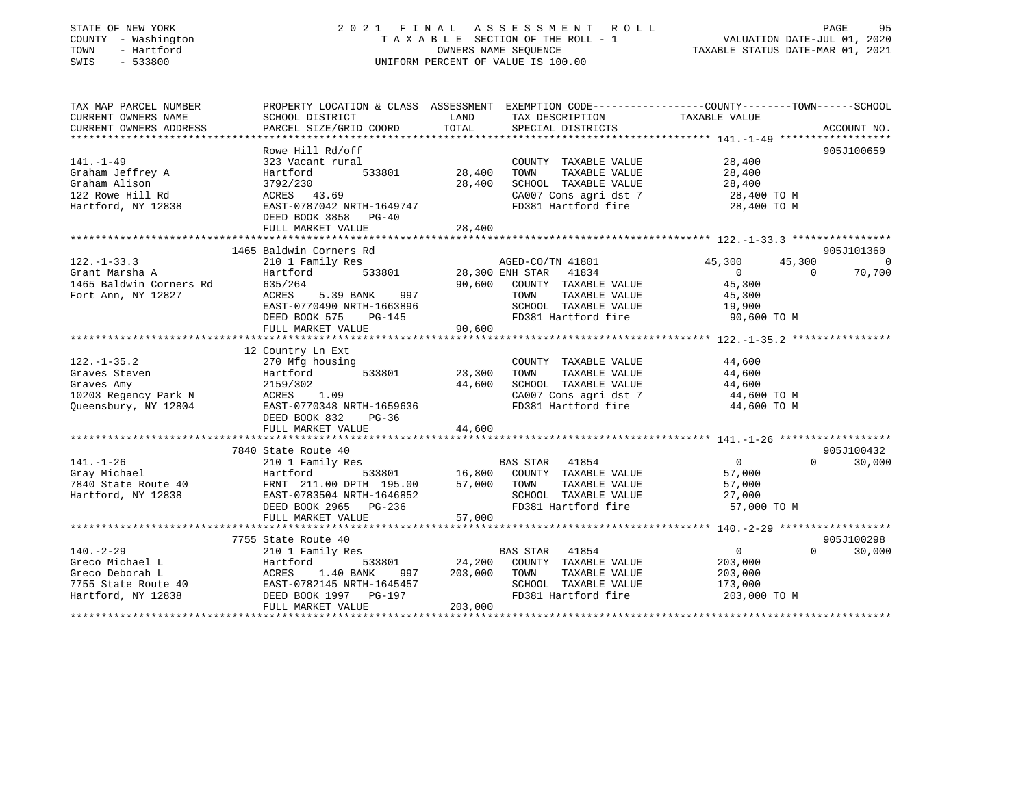STATE OF NEW YORK
COUNTY - Washington
TOWN - Hartford
SWIS - 533800

2021 FINAL ASSESSMENT ROLL
TAXABLE SECTION OF THE ROLL - 1
OWNERS NAME SEQUENCE
UNIFORM PERCENT OF VALUE IS 100.00

VALUATION DATE-JUL 01, 2020
TAXABLE STATUS DATE-MAR 01, 2021

```
TAX MAP PARCEL NUMBER          PROPERTY LOCATION & CLASS  ASSESSMENT  EXEMPTION CODE-----------------COUNTY--------TOWN------SCHOOL
CURRENT OWNERS NAME            SCHOOL DISTRICT               LAND      TAX DESCRIPTION              TAXABLE VALUE
CURRENT OWNERS ADDRESS         PARCEL SIZE/GRID COORD        TOTAL     SPECIAL DISTRICTS                                   ACCOUNT NO.
******************************************************************************************************* 141.-1-49 ******************
                               Rowe Hill Rd/off                                                                          905J100659
141.-1-49                      323 Vacant rural                         COUNTY  TAXABLE VALUE           28,400
Graham Jeffrey A               Hartford        533801       28,400     TOWN    TAXABLE VALUE           28,400
Graham Alison                  3792/230                     28,400     SCHOOL  TAXABLE VALUE           28,400
122 Rowe Hill Rd               ACRES   43.69                           CA007 Cons agri dst 7            28,400 TO M
Hartford, NY 12838             EAST-0787042 NRTH-1649747               FD381 Hartford fire              28,400 TO M
                               DEED BOOK 3858   PG-40
                               FULL MARKET VALUE            28,400
******************************************************************************************************* 122.-1-33.3 ****************
                               1465 Baldwin Corners Rd                                                                   905J101360
122.-1-33.3                    210 1 Family Res                         AGED-CO/TN 41801            45,300      45,300            0
Grant Marsha A                 Hartford        533801       28,300 ENH STAR   41834                   0           0        70,700
1465 Baldwin Corners Rd        635/264                      90,600     COUNTY  TAXABLE VALUE           45,300
Fort Ann, NY 12827             ACRES    5.39 BANK    997               TOWN    TAXABLE VALUE           45,300
                               EAST-0770490 NRTH-1663896               SCHOOL  TAXABLE VALUE           19,900
                               DEED BOOK 575    PG-145                 FD381 Hartford fire              90,600 TO M
                               FULL MARKET VALUE            90,600
******************************************************************************************************* 122.-1-35.2 ****************
                               12 Country Ln Ext
122.-1-35.2                    270 Mfg housing                          COUNTY  TAXABLE VALUE           44,600
Graves Steven                  Hartford        533801       23,300     TOWN    TAXABLE VALUE           44,600
Graves Amy                     2159/302                     44,600     SCHOOL  TAXABLE VALUE           44,600
10203 Regency Park N           ACRES    1.09                           CA007 Cons agri dst 7            44,600 TO M
Queensbury, NY 12804           EAST-0770348 NRTH-1659636               FD381 Hartford fire              44,600 TO M
                               DEED BOOK 832    PG-36
                               FULL MARKET VALUE            44,600
******************************************************************************************************* 141.-1-26 ******************
                               7840 State Route 40                                                                       905J100432
141.-1-26                      210 1 Family Res                         BAS STAR   41854                  0           0        30,000
Gray Michael                   Hartford        533801       16,800     COUNTY  TAXABLE VALUE           57,000
7840 State Route 40            FRNT 211.00 DPTH 195.00      57,000     TOWN    TAXABLE VALUE           57,000
Hartford, NY 12838             EAST-0783504 NRTH-1646852               SCHOOL  TAXABLE VALUE           27,000
                               DEED BOOK 2965   PG-236                 FD381 Hartford fire              57,000 TO M
                               FULL MARKET VALUE            57,000
******************************************************************************************************* 140.-2-29 ******************
                               7755 State Route 40                                                                       905J100298
140.-2-29                      210 1 Family Res                         BAS STAR   41854                  0           0        30,000
Greco Michael L                Hartford        533801       24,200     COUNTY  TAXABLE VALUE          203,000
Greco Deborah L                ACRES    1.40 BANK    997   203,000     TOWN    TAXABLE VALUE          203,000
7755 State Route 40            EAST-0782145 NRTH-1645457               SCHOOL  TAXABLE VALUE          173,000
Hartford, NY 12838             DEED BOOK 1997   PG-197                 FD381 Hartford fire             203,000 TO M
                               FULL MARKET VALUE           203,000
************************************************************************************************************************************
```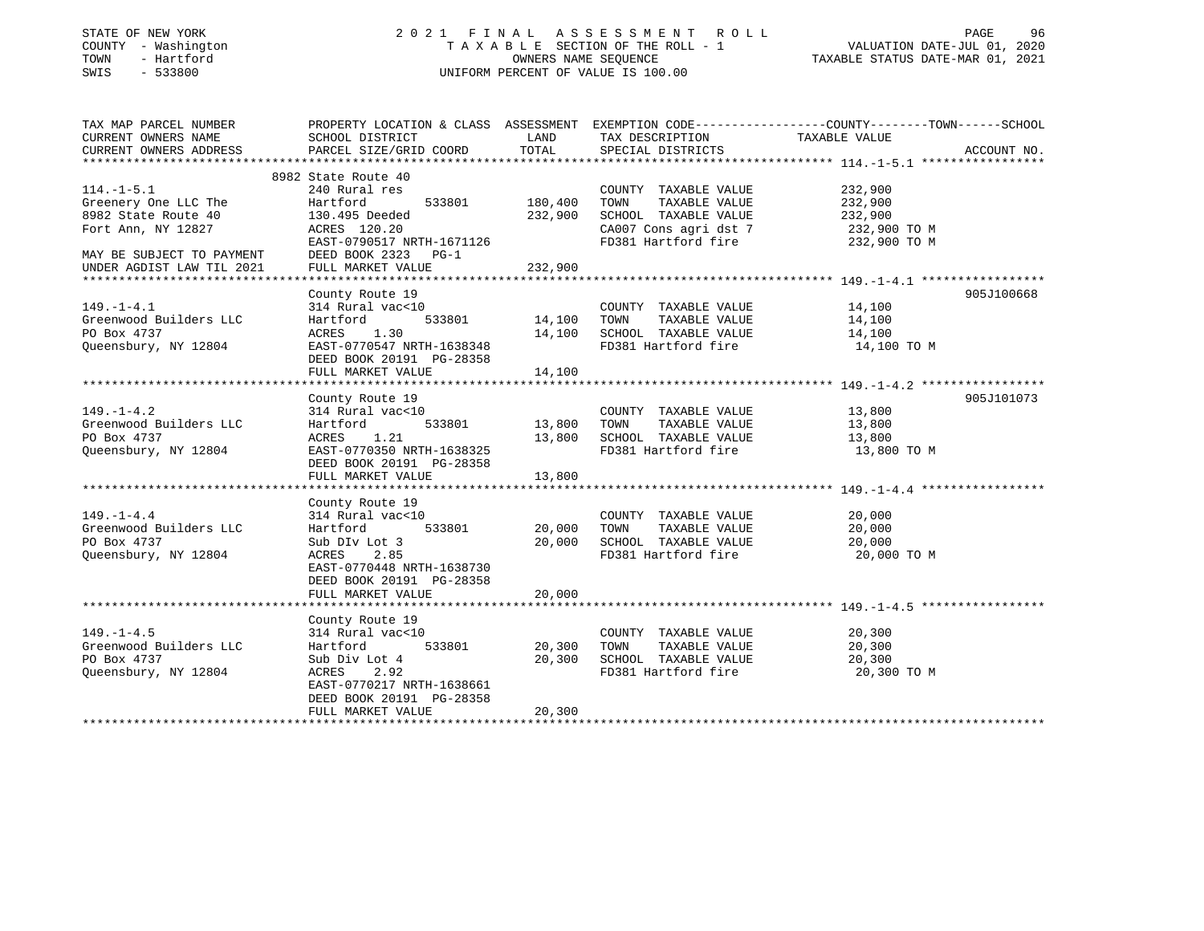STATE OF NEW YORK
COUNTY - Washington
TOWN - Hartford
SWIS - 533800

# 2021 FINAL ASSESSMENT ROLL

TAXABLE SECTION OF THE ROLL - 1
OWNERS NAME SEQUENCE
UNIFORM PERCENT OF VALUE IS 100.00

VALUATION DATE-JUL 01, 2020
TAXABLE STATUS DATE-MAR 01, 2021

| TAX MAP PARCEL NUMBER / CURRENT OWNERS NAME / CURRENT OWNERS ADDRESS | PROPERTY LOCATION & CLASS / SCHOOL DISTRICT / PARCEL SIZE/GRID COORD | ASSESSMENT LAND | TOTAL | EXEMPTION CODE / TAX DESCRIPTION / SPECIAL DISTRICTS | TAXABLE VALUE (COUNTY--TOWN--SCHOOL) | ACCOUNT NO. |
|---|---|---|---|---|---|---|
| **114.-1-5.1** | 8982 State Route 40 | | | | | |
| | 240 Rural res | | | COUNTY TAXABLE VALUE | 232,900 | |
| Greenery One LLC The | Hartford 533801 | 180,400 | | TOWN TAXABLE VALUE | 232,900 | |
| 8982 State Route 40 | 130.495 Deeded | | 232,900 | SCHOOL TAXABLE VALUE | 232,900 | |
| Fort Ann, NY 12827 | ACRES 120.20 | | | CA007 Cons agri dst 7 | 232,900 TO M | |
| | EAST-0790517 NRTH-1671126 | | | FD381 Hartford fire | 232,900 TO M | |
| MAY BE SUBJECT TO PAYMENT | DEED BOOK 2323 PG-1 | | | | | |
| UNDER AGDIST LAW TIL 2021 | FULL MARKET VALUE | | 232,900 | | | |
| **149.-1-4.1** | County Route 19 | | | | | 905J100668 |
| | 314 Rural vac<10 | | | COUNTY TAXABLE VALUE | 14,100 | |
| Greenwood Builders LLC | Hartford 533801 | 14,100 | | TOWN TAXABLE VALUE | 14,100 | |
| PO Box 4737 | ACRES 1.30 | | 14,100 | SCHOOL TAXABLE VALUE | 14,100 | |
| Queensbury, NY 12804 | EAST-0770547 NRTH-1638348 | | | FD381 Hartford fire | 14,100 TO M | |
| | DEED BOOK 20191 PG-28358 | | | | | |
| | FULL MARKET VALUE | | 14,100 | | | |
| **149.-1-4.2** | County Route 19 | | | | | 905J101073 |
| | 314 Rural vac<10 | | | COUNTY TAXABLE VALUE | 13,800 | |
| Greenwood Builders LLC | Hartford 533801 | 13,800 | | TOWN TAXABLE VALUE | 13,800 | |
| PO Box 4737 | ACRES 1.21 | | 13,800 | SCHOOL TAXABLE VALUE | 13,800 | |
| Queensbury, NY 12804 | EAST-0770350 NRTH-1638325 | | | FD381 Hartford fire | 13,800 TO M | |
| | DEED BOOK 20191 PG-28358 | | | | | |
| | FULL MARKET VALUE | | 13,800 | | | |
| **149.-1-4.4** | County Route 19 | | | | | |
| | 314 Rural vac<10 | | | COUNTY TAXABLE VALUE | 20,000 | |
| Greenwood Builders LLC | Hartford 533801 | 20,000 | | TOWN TAXABLE VALUE | 20,000 | |
| PO Box 4737 | Sub DIv Lot 3 | | 20,000 | SCHOOL TAXABLE VALUE | 20,000 | |
| Queensbury, NY 12804 | ACRES 2.85 | | | FD381 Hartford fire | 20,000 TO M | |
| | EAST-0770448 NRTH-1638730 | | | | | |
| | DEED BOOK 20191 PG-28358 | | | | | |
| | FULL MARKET VALUE | | 20,000 | | | |
| **149.-1-4.5** | County Route 19 | | | | | |
| | 314 Rural vac<10 | | | COUNTY TAXABLE VALUE | 20,300 | |
| Greenwood Builders LLC | Hartford 533801 | 20,300 | | TOWN TAXABLE VALUE | 20,300 | |
| PO Box 4737 | Sub Div Lot 4 | | 20,300 | SCHOOL TAXABLE VALUE | 20,300 | |
| Queensbury, NY 12804 | ACRES 2.92 | | | FD381 Hartford fire | 20,300 TO M | |
| | EAST-0770217 NRTH-1638661 | | | | | |
| | DEED BOOK 20191 PG-28358 | | | | | |
| | FULL MARKET VALUE | | 20,300 | | | |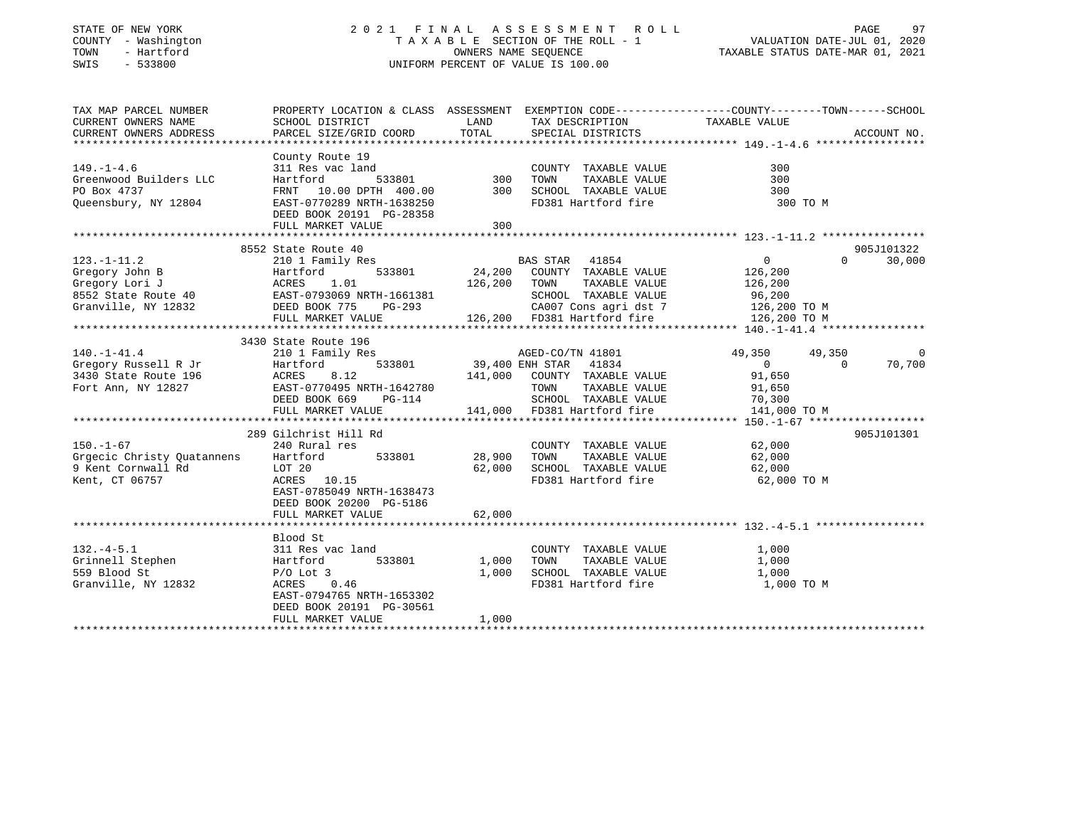STATE OF NEW YORK                    2021 FINAL ASSESSMENT ROLL
COUNTY - Washington                  TAXABLE SECTION OF THE ROLL - 1                VALUATION DATE-JUL 01, 2020
TOWN - Hartford                      OWNERS NAME SEQUENCE                           TAXABLE STATUS DATE-MAR 01, 2021
SWIS - 533800                        UNIFORM PERCENT OF VALUE IS 100.00

| TAX MAP PARCEL NUMBER / CURRENT OWNERS NAME / CURRENT OWNERS ADDRESS | PROPERTY LOCATION & CLASS / SCHOOL DISTRICT / PARCEL SIZE/GRID COORD | ASSESSMENT LAND | ASSESSMENT TOTAL | EXEMPTION CODE / TAX DESCRIPTION / SPECIAL DISTRICTS | COUNTY TAXABLE VALUE | TOWN | SCHOOL | ACCOUNT NO. |
|---|---|---|---|---|---|---|---|---|
| 149.-1-4.6 | County Route 19 | | | | | | | |
| | 311 Res vac land | | | COUNTY TAXABLE VALUE | 300 | | | |
| Greenwood Builders LLC | Hartford 533801 | 300 | | TOWN TAXABLE VALUE | 300 | | | |
| PO Box 4737 | FRNT 10.00 DPTH 400.00 | | 300 | SCHOOL TAXABLE VALUE | 300 | | | |
| Queensbury, NY 12804 | EAST-0770289 NRTH-1638250 | | | FD381 Hartford fire | 300 TO M | | | |
| | DEED BOOK 20191 PG-28358 | | | | | | | |
| | FULL MARKET VALUE | | 300 | | | | | |
| 123.-1-11.2 | 8552 State Route 40 | | | | | | | 905J101322 |
| | 210 1 Family Res | | | BAS STAR 41854 | 0 | 0 | 30,000 | |
| Gregory John B | Hartford 533801 | 24,200 | | COUNTY TAXABLE VALUE | 126,200 | | | |
| Gregory Lori J | ACRES 1.01 | | 126,200 | TOWN TAXABLE VALUE | 126,200 | | | |
| 8552 State Route 40 | EAST-0793069 NRTH-1661381 | | | SCHOOL TAXABLE VALUE | 96,200 | | | |
| Granville, NY 12832 | DEED BOOK 775 PG-293 | | | CA007 Cons agri dst 7 | 126,200 TO M | | | |
| | FULL MARKET VALUE | | 126,200 | FD381 Hartford fire | 126,200 TO M | | | |
| 140.-1-41.4 | 3430 State Route 196 | | | | | | | |
| | 210 1 Family Res | | | AGED-CO/TN 41801 | 49,350 | 49,350 | 0 | |
| Gregory Russell R Jr | Hartford 533801 | 39,400 | | ENH STAR 41834 | 0 | 0 | 70,700 | |
| 3430 State Route 196 | ACRES 8.12 | | 141,000 | COUNTY TAXABLE VALUE | 91,650 | | | |
| Fort Ann, NY 12827 | EAST-0770495 NRTH-1642780 | | | TOWN TAXABLE VALUE | 91,650 | | | |
| | DEED BOOK 669 PG-114 | | | SCHOOL TAXABLE VALUE | 70,300 | | | |
| | FULL MARKET VALUE | | 141,000 | FD381 Hartford fire | 141,000 TO M | | | |
| 150.-1-67 | 289 Gilchrist Hill Rd | | | | | | | 905J101301 |
| | 240 Rural res | | | COUNTY TAXABLE VALUE | 62,000 | | | |
| Grgecic Christy Quatannens | Hartford 533801 | 28,900 | | TOWN TAXABLE VALUE | 62,000 | | | |
| 9 Kent Cornwall Rd | LOT 20 | | 62,000 | SCHOOL TAXABLE VALUE | 62,000 | | | |
| Kent, CT 06757 | ACRES 10.15 | | | FD381 Hartford fire | 62,000 TO M | | | |
| | EAST-0785049 NRTH-1638473 | | | | | | | |
| | DEED BOOK 20200 PG-5186 | | | | | | | |
| | FULL MARKET VALUE | | 62,000 | | | | | |
| 132.-4-5.1 | Blood St | | | | | | | |
| | 311 Res vac land | | | COUNTY TAXABLE VALUE | 1,000 | | | |
| Grinnell Stephen | Hartford 533801 | 1,000 | | TOWN TAXABLE VALUE | 1,000 | | | |
| 559 Blood St | P/O Lot 3 | | 1,000 | SCHOOL TAXABLE VALUE | 1,000 | | | |
| Granville, NY 12832 | ACRES 0.46 | | | FD381 Hartford fire | 1,000 TO M | | | |
| | EAST-0794765 NRTH-1653302 | | | | | | | |
| | DEED BOOK 20191 PG-30561 | | | | | | | |
| | FULL MARKET VALUE | | 1,000 | | | | | |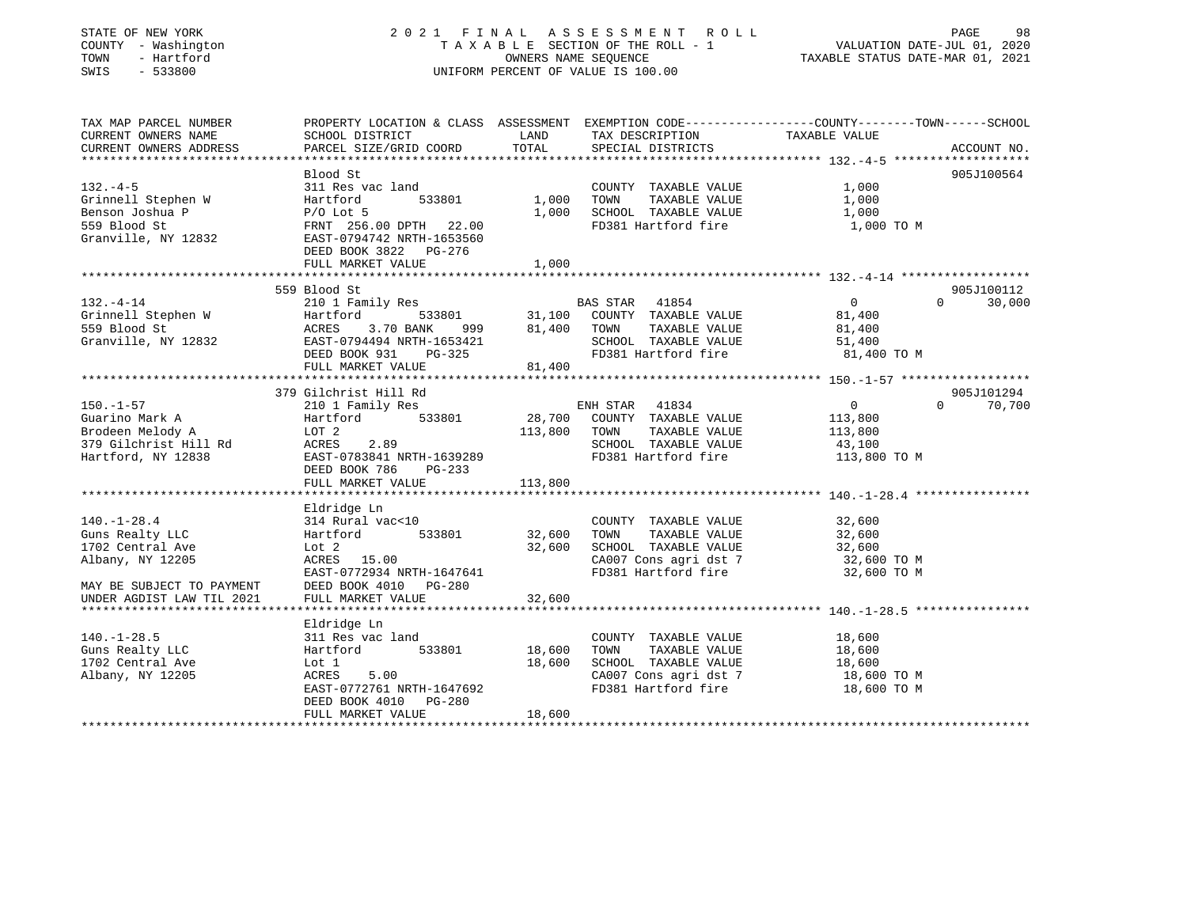STATE OF NEW YORK
COUNTY - Washington
TOWN - Hartford
SWIS - 533800

# 2021 FINAL ASSESSMENT ROLL

TAXABLE SECTION OF THE ROLL - 1
OWNERS NAME SEQUENCE
UNIFORM PERCENT OF VALUE IS 100.00

VALUATION DATE-JUL 01, 2020
TAXABLE STATUS DATE-MAR 01, 2021

| TAX MAP PARCEL NUMBER / CURRENT OWNERS NAME / CURRENT OWNERS ADDRESS | PROPERTY LOCATION & CLASS / SCHOOL DISTRICT / PARCEL SIZE/GRID COORD | ASSESSMENT LAND | TOTAL | EXEMPTION CODE / TAX DESCRIPTION / SPECIAL DISTRICTS | COUNTY TAXABLE VALUE | TOWN | SCHOOL | ACCOUNT NO. |
|---|---|---|---|---|---|---|---|---|
| **132.-4-5** | Blood St | | | | | | | 905J100564 |
| Grinnell Stephen W | 311 Res vac land | | | COUNTY TAXABLE VALUE | 1,000 | | | |
| Benson Joshua P | Hartford 533801 | 1,000 | | TOWN TAXABLE VALUE | 1,000 | | | |
| 559 Blood St | P/O Lot 5 | | 1,000 | SCHOOL TAXABLE VALUE | 1,000 | | | |
| Granville, NY 12832 | FRNT 256.00 DPTH 22.00 | | | FD381 Hartford fire | 1,000 TO M | | | |
| | EAST-0794742 NRTH-1653560 | | | | | | | |
| | DEED BOOK 3822 PG-276 | | | | | | | |
| | FULL MARKET VALUE | | 1,000 | | | | | |
| **132.-4-14** | 559 Blood St | | | | | | | 905J100112 |
| Grinnell Stephen W | 210 1 Family Res | | | BAS STAR 41854 | 0 | 0 | 30,000 | |
| 559 Blood St | Hartford 533801 | 31,100 | | COUNTY TAXABLE VALUE | 81,400 | | | |
| Granville, NY 12832 | ACRES 3.70 BANK 999 | | 81,400 | TOWN TAXABLE VALUE | 81,400 | | | |
| | EAST-0794494 NRTH-1653421 | | | SCHOOL TAXABLE VALUE | 51,400 | | | |
| | DEED BOOK 931 PG-325 | | | FD381 Hartford fire | 81,400 TO M | | | |
| | FULL MARKET VALUE | | 81,400 | | | | | |
| **150.-1-57** | 379 Gilchrist Hill Rd | | | | | | | 905J101294 |
| Guarino Mark A | 210 1 Family Res | | | ENH STAR 41834 | 0 | 0 | 70,700 | |
| Brodeen Melody A | Hartford 533801 | 28,700 | | COUNTY TAXABLE VALUE | 113,800 | | | |
| 379 Gilchrist Hill Rd | LOT 2 | | 113,800 | TOWN TAXABLE VALUE | 113,800 | | | |
| Hartford, NY 12838 | ACRES 2.89 | | | SCHOOL TAXABLE VALUE | 43,100 | | | |
| | EAST-0783841 NRTH-1639289 | | | FD381 Hartford fire | 113,800 TO M | | | |
| | DEED BOOK 786 PG-233 | | | | | | | |
| | FULL MARKET VALUE | | 113,800 | | | | | |
| **140.-1-28.4** | Eldridge Ln | | | | | | | |
| Guns Realty LLC | 314 Rural vac<10 | | | COUNTY TAXABLE VALUE | 32,600 | | | |
| 1702 Central Ave | Hartford 533801 | 32,600 | | TOWN TAXABLE VALUE | 32,600 | | | |
| Albany, NY 12205 | Lot 2 | | 32,600 | SCHOOL TAXABLE VALUE | 32,600 | | | |
| | ACRES 15.00 | | | CA007 Cons agri dst 7 | 32,600 TO M | | | |
| | EAST-0772934 NRTH-1647641 | | | FD381 Hartford fire | 32,600 TO M | | | |
| MAY BE SUBJECT TO PAYMENT | DEED BOOK 4010 PG-280 | | | | | | | |
| UNDER AGDIST LAW TIL 2021 | FULL MARKET VALUE | | 32,600 | | | | | |
| **140.-1-28.5** | Eldridge Ln | | | | | | | |
| Guns Realty LLC | 311 Res vac land | | | COUNTY TAXABLE VALUE | 18,600 | | | |
| 1702 Central Ave | Hartford 533801 | 18,600 | | TOWN TAXABLE VALUE | 18,600 | | | |
| Albany, NY 12205 | Lot 1 | | 18,600 | SCHOOL TAXABLE VALUE | 18,600 | | | |
| | ACRES 5.00 | | | CA007 Cons agri dst 7 | 18,600 TO M | | | |
| | EAST-0772761 NRTH-1647692 | | | FD381 Hartford fire | 18,600 TO M | | | |
| | DEED BOOK 4010 PG-280 | | | | | | | |
| | FULL MARKET VALUE | | 18,600 | | | | | |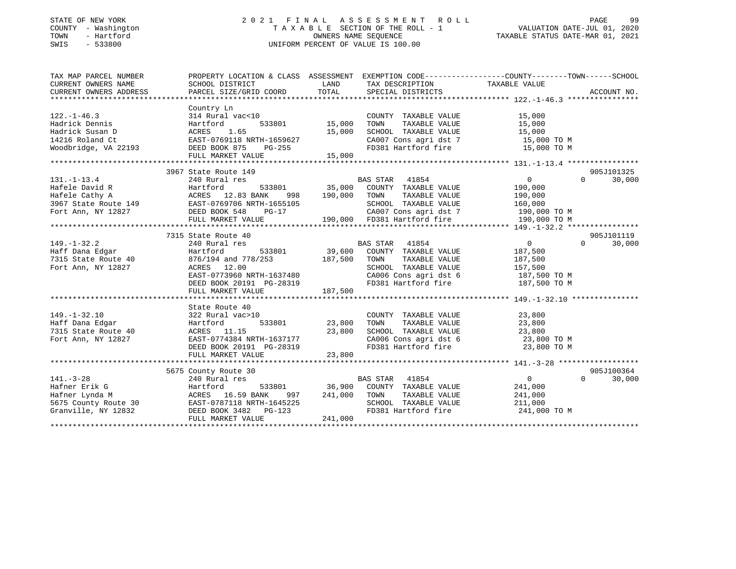STATE OF NEW YORK
COUNTY - Washington
TOWN - Hartford
SWIS - 533800

2021 FINAL ASSESSMENT ROLL
TAXABLE SECTION OF THE ROLL - 1
OWNERS NAME SEQUENCE
UNIFORM PERCENT OF VALUE IS 100.00

VALUATION DATE-JUL 01, 2020
TAXABLE STATUS DATE-MAR 01, 2021

| TAX MAP PARCEL NUMBER / CURRENT OWNERS NAME / CURRENT OWNERS ADDRESS | PROPERTY LOCATION & CLASS / SCHOOL DISTRICT / PARCEL SIZE/GRID COORD | ASSESSMENT LAND | TOTAL | EXEMPTION CODE / TAX DESCRIPTION / SPECIAL DISTRICTS | COUNTY / TOWN TAXABLE VALUE | SCHOOL | ACCOUNT NO. |
|---|---|---|---|---|---|---|---|
| **122.-1-46.3** | Country Ln | | | | | | |
| 122.-1-46.3 | 314 Rural vac<10 | | | COUNTY TAXABLE VALUE | 15,000 | | |
| Hadrick Dennis | Hartford 533801 | 15,000 | | TOWN TAXABLE VALUE | 15,000 | | |
| Hadrick Susan D | ACRES 1.65 | | 15,000 | SCHOOL TAXABLE VALUE | 15,000 | | |
| 14216 Roland Ct | EAST-0769118 NRTH-1659627 | | | CA007 Cons agri dst 7 | 15,000 TO M | | |
| Woodbridge, VA 22193 | DEED BOOK 875 PG-255 | | | FD381 Hartford fire | 15,000 TO M | | |
| | FULL MARKET VALUE | | 15,000 | | | | |
| **131.-1-13.4** | 3967 State Route 149 | | | | | | 905J101325 |
| 131.-1-13.4 | 240 Rural res | | | BAS STAR 41854 | 0 | 0 | 30,000 |
| Hafele David R | Hartford 533801 | 35,000 | | COUNTY TAXABLE VALUE | 190,000 | | |
| Hafele Cathy A | ACRES 12.83 BANK 998 | | 190,000 | TOWN TAXABLE VALUE | 190,000 | | |
| 3967 State Route 149 | EAST-0769706 NRTH-1655105 | | | SCHOOL TAXABLE VALUE | 160,000 | | |
| Fort Ann, NY 12827 | DEED BOOK 548 PG-17 | | | CA007 Cons agri dst 7 | 190,000 TO M | | |
| | FULL MARKET VALUE | | 190,000 | FD381 Hartford fire | 190,000 TO M | | |
| **149.-1-32.2** | 7315 State Route 40 | | | | | | 905J101119 |
| 149.-1-32.2 | 240 Rural res | | | BAS STAR 41854 | 0 | 0 | 30,000 |
| Haff Dana Edgar | Hartford 533801 | 39,600 | | COUNTY TAXABLE VALUE | 187,500 | | |
| 7315 State Route 40 | 876/194 and 778/253 | | 187,500 | TOWN TAXABLE VALUE | 187,500 | | |
| Fort Ann, NY 12827 | ACRES 12.00 | | | SCHOOL TAXABLE VALUE | 157,500 | | |
| | EAST-0773960 NRTH-1637480 | | | CA006 Cons agri dst 6 | 187,500 TO M | | |
| | DEED BOOK 20191 PG-28319 | | | FD381 Hartford fire | 187,500 TO M | | |
| | FULL MARKET VALUE | | 187,500 | | | | |
| **149.-1-32.10** | State Route 40 | | | | | | |
| 149.-1-32.10 | 322 Rural vac>10 | | | COUNTY TAXABLE VALUE | 23,800 | | |
| Haff Dana Edgar | Hartford 533801 | 23,800 | | TOWN TAXABLE VALUE | 23,800 | | |
| 7315 State Route 40 | ACRES 11.15 | | 23,800 | SCHOOL TAXABLE VALUE | 23,800 | | |
| Fort Ann, NY 12827 | EAST-0774384 NRTH-1637177 | | | CA006 Cons agri dst 6 | 23,800 TO M | | |
| | DEED BOOK 20191 PG-28319 | | | FD381 Hartford fire | 23,800 TO M | | |
| | FULL MARKET VALUE | | 23,800 | | | | |
| **141.-3-28** | 5675 County Route 30 | | | | | | 905J100364 |
| 141.-3-28 | 240 Rural res | | | BAS STAR 41854 | 0 | 0 | 30,000 |
| Hafner Erik G | Hartford 533801 | 36,900 | | COUNTY TAXABLE VALUE | 241,000 | | |
| Hafner Lynda M | ACRES 16.59 BANK 997 | | 241,000 | TOWN TAXABLE VALUE | 241,000 | | |
| 5675 County Route 30 | EAST-0787118 NRTH-1645225 | | | SCHOOL TAXABLE VALUE | 211,000 | | |
| Granville, NY 12832 | DEED BOOK 3482 PG-123 | | | FD381 Hartford fire | 241,000 TO M | | |
| | FULL MARKET VALUE | | 241,000 | | | | |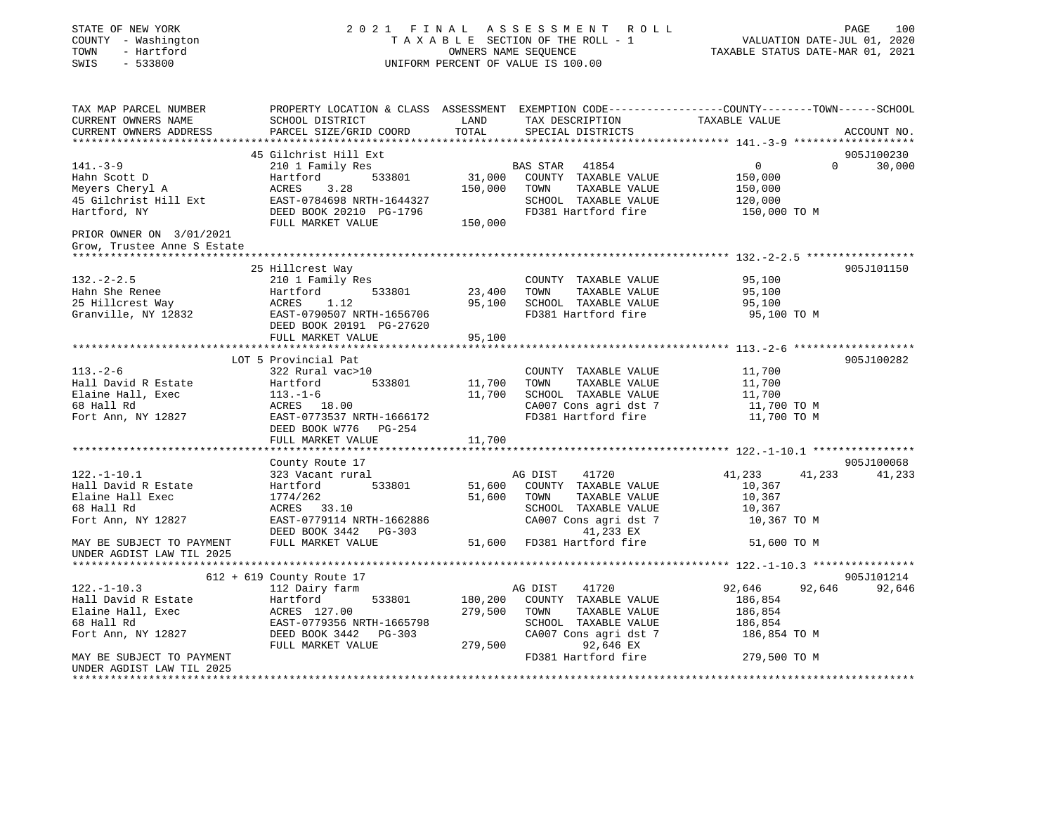STATE OF NEW YORK
COUNTY - Washington
TOWN - Hartford
SWIS - 533800

2 0 2 1 F I N A L A S S E S S M E N T R O L L
T A X A B L E SECTION OF THE ROLL - 1
OWNERS NAME SEQUENCE
UNIFORM PERCENT OF VALUE IS 100.00

VALUATION DATE-JUL 01, 2020
TAXABLE STATUS DATE-MAR 01, 2021

```
TAX MAP PARCEL NUMBER          PROPERTY LOCATION & CLASS  ASSESSMENT  EXEMPTION CODE-----------------COUNTY--------TOWN------SCHOOL
CURRENT OWNERS NAME            SCHOOL DISTRICT              LAND      TAX DESCRIPTION            TAXABLE VALUE
CURRENT OWNERS ADDRESS         PARCEL SIZE/GRID COORD       TOTAL     SPECIAL DISTRICTS                                  ACCOUNT NO.
******************************************************************************************************* 141.-3-9 ******************
                               45 Gilchrist Hill Ext                                                                     905J100230
141.-3-9                       210 1 Family Res                       BAS STAR  41854                    0          0     30,000
Hahn Scott D                   Hartford          533801       31,000  COUNTY  TAXABLE VALUE          150,000
Meyers Cheryl A                ACRES    3.28                 150,000  TOWN    TAXABLE VALUE          150,000
45 Gilchrist Hill Ext          EAST-0784698 NRTH-1644327              SCHOOL  TAXABLE VALUE          120,000
Hartford, NY                   DEED BOOK 20210 PG-1796                FD381 Hartford fire            150,000 TO M
                               FULL MARKET VALUE             150,000
PRIOR OWNER ON 3/01/2021
Grow, Trustee Anne S Estate
******************************************************************************************************* 132.-2-2.5 ****************
                               25 Hillcrest Way                                                                          905J101150
132.-2-2.5                     210 1 Family Res                       COUNTY  TAXABLE VALUE           95,100
Hahn She Renee                 Hartford          533801       23,400  TOWN    TAXABLE VALUE           95,100
25 Hillcrest Way               ACRES    1.12                  95,100  SCHOOL  TAXABLE VALUE           95,100
Granville, NY 12832            EAST-0790507 NRTH-1656706              FD381 Hartford fire             95,100 TO M
                               DEED BOOK 20191 PG-27620
                               FULL MARKET VALUE              95,100
******************************************************************************************************* 113.-2-6 ******************
                               LOT 5 Provincial Pat                                                                      905J100282
113.-2-6                       322 Rural vac>10                       COUNTY  TAXABLE VALUE           11,700
Hall David R Estate            Hartford          533801       11,700  TOWN    TAXABLE VALUE           11,700
Elaine Hall, Exec              113.-1-6                       11,700  SCHOOL  TAXABLE VALUE           11,700
68 Hall Rd                     ACRES   18.00                          CA007 Cons agri dst 7           11,700 TO M
Fort Ann, NY 12827             EAST-0773537 NRTH-1666172              FD381 Hartford fire             11,700 TO M
                               DEED BOOK W776   PG-254
                               FULL MARKET VALUE              11,700
******************************************************************************************************* 122.-1-10.1 ***************
                               County Route 17                                                                           905J100068
122.-1-10.1                    323 Vacant rural                       AG DIST   41720               41,233     41,233     41,233
Hall David R Estate            Hartford          533801       51,600  COUNTY  TAXABLE VALUE           10,367
Elaine Hall Exec               1774/262                       51,600  TOWN    TAXABLE VALUE           10,367
68 Hall Rd                     ACRES   33.10                          SCHOOL  TAXABLE VALUE           10,367
Fort Ann, NY 12827             EAST-0779114 NRTH-1662886              CA007 Cons agri dst 7           10,367 TO M
                               DEED BOOK 3442   PG-303                       41,233 EX
MAY BE SUBJECT TO PAYMENT      FULL MARKET VALUE              51,600  FD381 Hartford fire             51,600 TO M
UNDER AGDIST LAW TIL 2025
******************************************************************************************************* 122.-1-10.3 ***************
                          612 + 619 County Route 17                                                                      905J101214
122.-1-10.3                    112 Dairy farm                         AG DIST   41720               92,646     92,646     92,646
Hall David R Estate            Hartford          533801      180,200  COUNTY  TAXABLE VALUE          186,854
Elaine Hall, Exec              ACRES  127.00                 279,500  TOWN    TAXABLE VALUE          186,854
68 Hall Rd                     EAST-0779356 NRTH-1665798              SCHOOL  TAXABLE VALUE          186,854
Fort Ann, NY 12827             DEED BOOK 3442   PG-303                CA007 Cons agri dst 7          186,854 TO M
                               FULL MARKET VALUE             279,500         92,646 EX
MAY BE SUBJECT TO PAYMENT                                             FD381 Hartford fire            279,500 TO M
UNDER AGDIST LAW TIL 2025
************************************************************************************************************************************
```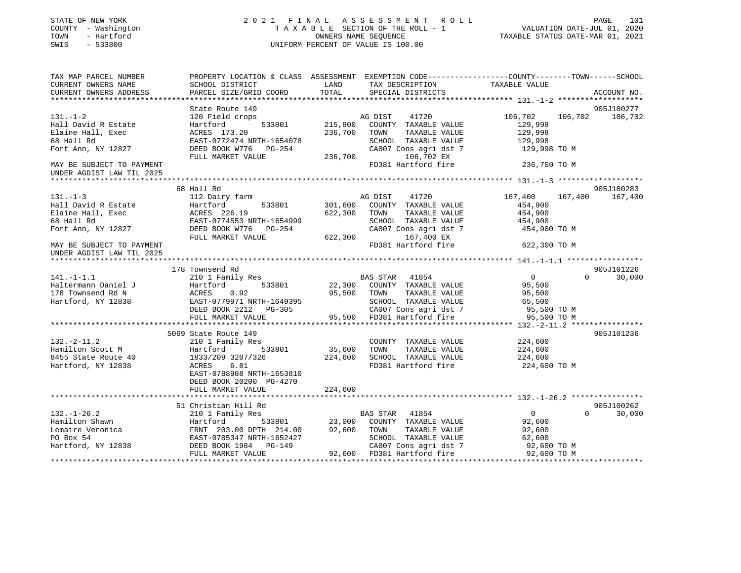STATE OF NEW YORK
COUNTY - Washington
TOWN - Hartford
SWIS - 533800

# 2021 FINAL ASSESSMENT ROLL

TAXABLE SECTION OF THE ROLL - 1
OWNERS NAME SEQUENCE
UNIFORM PERCENT OF VALUE IS 100.00

VALUATION DATE-JUL 01, 2020
TAXABLE STATUS DATE-MAR 01, 2021

```
TAX MAP PARCEL NUMBER     PROPERTY LOCATION & CLASS  ASSESSMENT  EXEMPTION CODE-----------------COUNTY--------TOWN------SCHOOL
CURRENT OWNERS NAME       SCHOOL DISTRICT              LAND      TAX DESCRIPTION            TAXABLE VALUE
CURRENT OWNERS ADDRESS    PARCEL SIZE/GRID COORD       TOTAL     SPECIAL DISTRICTS                                        ACCOUNT NO.
******************************************************************************************* 131.-1-2 *******************
                          State Route 149                                                                          905J100277
131.-1-2                  120 Field crops                          AG DIST   41720             106,702    106,702    106,702
Hall David R Estate       Hartford        533801      215,800   COUNTY  TAXABLE VALUE            129,998
Elaine Hall, Exec         ACRES 173.20                236,700   TOWN    TAXABLE VALUE            129,998
68 Hall Rd                EAST-0772474 NRTH-1654078             SCHOOL  TAXABLE VALUE            129,998
Fort Ann, NY 12827        DEED BOOK W776   PG-254               CA007 Cons agri dst 7             129,998 TO M
                          FULL MARKET VALUE           236,700         106,702 EX
MAY BE SUBJECT TO PAYMENT                                        FD381 Hartford fire               236,700 TO M
UNDER AGDIST LAW TIL 2025
******************************************************************************************* 131.-1-3 *******************
                          68 Hall Rd                                                                               905J100283
131.-1-3                  112 Dairy farm                           AG DIST   41720             167,400    167,400    167,400
Hall David R Estate       Hartford        533801      301,600   COUNTY  TAXABLE VALUE            454,900
Elaine Hall, Exec         ACRES 226.19                622,300   TOWN    TAXABLE VALUE            454,900
68 Hall Rd                EAST-0774553 NRTH-1654999             SCHOOL  TAXABLE VALUE            454,900
Fort Ann, NY 12827        DEED BOOK W776   PG-254               CA007 Cons agri dst 7             454,900 TO M
                          FULL MARKET VALUE           622,300         167,400 EX
MAY BE SUBJECT TO PAYMENT                                        FD381 Hartford fire               622,300 TO M
UNDER AGDIST LAW TIL 2025
******************************************************************************************* 141.-1-1.1 *****************
                          178 Townsend Rd                                                                          905J101226
141.-1-1.1                210 1 Family Res                         BAS STAR  41854                   0          0     30,000
Haltermann Daniel J       Hartford        533801       22,300   COUNTY  TAXABLE VALUE             95,500
178 Townsend Rd N         ACRES    0.92                95,500   TOWN    TAXABLE VALUE             95,500
Hartford, NY 12838        EAST-0779971 NRTH-1649395             SCHOOL  TAXABLE VALUE             65,500
                          DEED BOOK 2212   PG-305               CA007 Cons agri dst 7              95,500 TO M
                          FULL MARKET VALUE            95,500   FD381 Hartford fire                95,500 TO M
******************************************************************************************* 132.-2-11.2 ****************
                          5069 State Route 149                                                                     905J101236
132.-2-11.2               210 1 Family Res                          COUNTY  TAXABLE VALUE            224,600
Hamilton Scott M          Hartford        533801       35,600   TOWN    TAXABLE VALUE            224,600
8455 State Route 40       1833/209 3207/326           224,600   SCHOOL  TAXABLE VALUE            224,600
Hartford, NY 12838        ACRES    6.81                         FD381 Hartford fire               224,600 TO M
                          EAST-0788988 NRTH-1653810
                          DEED BOOK 20200 PG-4270
                          FULL MARKET VALUE           224,600
******************************************************************************************* 132.-1-26.2 ****************
                          51 Christian Hill Rd                                                                     905J100262
132.-1-26.2               210 1 Family Res                         BAS STAR  41854                   0          0     30,000
Hamilton Shawn            Hartford        533801       23,000   COUNTY  TAXABLE VALUE             92,600
Lemaire Veronica          FRNT 203.00 DPTH 214.00      92,600   TOWN    TAXABLE VALUE             92,600
PO Box 54                 EAST-0785347 NRTH-1652427             SCHOOL  TAXABLE VALUE             62,600
Hartford, NY 12838        DEED BOOK 1984   PG-149               CA007 Cons agri dst 7              92,600 TO M
                          FULL MARKET VALUE            92,600   FD381 Hartford fire                92,600 TO M
*************************************************************************************************************************
```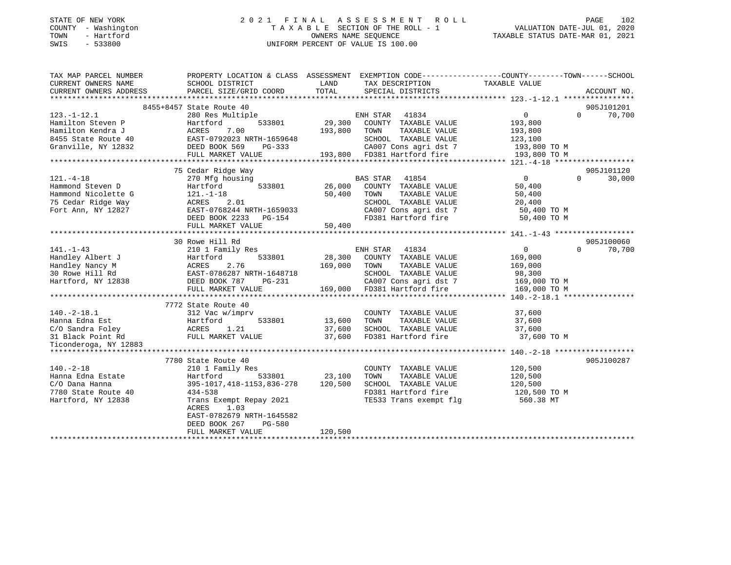STATE OF NEW YORK
COUNTY - Washington
TOWN - Hartford
SWIS - 533800

# 2021 FINAL ASSESSMENT ROLL

TAXABLE SECTION OF THE ROLL - 1
OWNERS NAME SEQUENCE
UNIFORM PERCENT OF VALUE IS 100.00

VALUATION DATE-JUL 01, 2020
TAXABLE STATUS DATE-MAR 01, 2021

| TAX MAP PARCEL NUMBER / CURRENT OWNERS NAME / CURRENT OWNERS ADDRESS | PROPERTY LOCATION & CLASS / SCHOOL DISTRICT / PARCEL SIZE/GRID COORD | ASSESSMENT LAND / TOTAL | EXEMPTION CODE / TAX DESCRIPTION / SPECIAL DISTRICTS | COUNTY | TOWN | SCHOOL / ACCOUNT NO. |
|---|---|---|---|---|---|---|
| 123.-1-12.1 | 8455+8457 State Route 40 | | | | | 905J101201 |
| Hamilton Steven P | 280 Res Multiple | | ENH STAR 41834 | 0 | 0 | 70,700 |
| Hamilton Kendra J | Hartford 533801 | 29,300 | COUNTY TAXABLE VALUE | 193,800 | | |
| 8455 State Route 40 | ACRES 7.00 | 193,800 | TOWN TAXABLE VALUE | | 193,800 | |
| Granville, NY 12832 | EAST-0792023 NRTH-1659648 | | SCHOOL TAXABLE VALUE | | | 123,100 |
| | DEED BOOK 569 PG-333 | | CA007 Cons agri dst 7 | 193,800 TO M | | |
| | FULL MARKET VALUE | 193,800 | FD381 Hartford fire | 193,800 TO M | | |
| 121.-4-18 | 75 Cedar Ridge Way | | | | | 905J101120 |
| Hammond Steven D | 270 Mfg housing | | BAS STAR 41854 | 0 | 0 | 30,000 |
| Hammond Nicolette G | Hartford 533801 | 26,000 | COUNTY TAXABLE VALUE | 50,400 | | |
| 75 Cedar Ridge Way | 121.-1-18 | 50,400 | TOWN TAXABLE VALUE | | 50,400 | |
| Fort Ann, NY 12827 | ACRES 2.01 | | SCHOOL TAXABLE VALUE | | | 20,400 |
| | EAST-0768244 NRTH-1659033 | | CA007 Cons agri dst 7 | 50,400 TO M | | |
| | DEED BOOK 2233 PG-154 | | FD381 Hartford fire | 50,400 TO M | | |
| | FULL MARKET VALUE | 50,400 | | | | |
| 141.-1-43 | 30 Rowe Hill Rd | | | | | 905J100060 |
| Handley Albert J | 210 1 Family Res | | ENH STAR 41834 | 0 | 0 | 70,700 |
| Handley Nancy M | Hartford 533801 | 28,300 | COUNTY TAXABLE VALUE | 169,000 | | |
| 30 Rowe Hill Rd | ACRES 2.76 | 169,000 | TOWN TAXABLE VALUE | | 169,000 | |
| Hartford, NY 12838 | EAST-0786287 NRTH-1648718 | | SCHOOL TAXABLE VALUE | | | 98,300 |
| | DEED BOOK 787 PG-231 | | CA007 Cons agri dst 7 | 169,000 TO M | | |
| | FULL MARKET VALUE | 169,000 | FD381 Hartford fire | 169,000 TO M | | |
| 140.-2-18.1 | 7772 State Route 40 | | | | | |
| Hanna Edna Est | 312 Vac w/imprv | | COUNTY TAXABLE VALUE | 37,600 | | |
| C/O Sandra Foley | Hartford 533801 | 13,600 | TOWN TAXABLE VALUE | | 37,600 | |
| 31 Black Point Rd | ACRES 1.21 | 37,600 | SCHOOL TAXABLE VALUE | | | 37,600 |
| Ticonderoga, NY 12883 | FULL MARKET VALUE | 37,600 | FD381 Hartford fire | 37,600 TO M | | |
| 140.-2-18 | 7780 State Route 40 | | | | | 905J100287 |
| Hanna Edna Estate | 210 1 Family Res | | COUNTY TAXABLE VALUE | 120,500 | | |
| C/O Dana Hanna | Hartford 533801 | 23,100 | TOWN TAXABLE VALUE | | 120,500 | |
| 7780 State Route 40 | 395-1017,418-1153,836-278 | 120,500 | SCHOOL TAXABLE VALUE | | | 120,500 |
| Hartford, NY 12838 | 434-538 | | FD381 Hartford fire | 120,500 TO M | | |
| | Trans Exempt Repay 2021 | | TE533 Trans exempt flg | 560.38 MT | | |
| | ACRES 1.03 | | | | | |
| | EAST-0782679 NRTH-1645582 | | | | | |
| | DEED BOOK 267 PG-580 | | | | | |
| | FULL MARKET VALUE | 120,500 | | | | |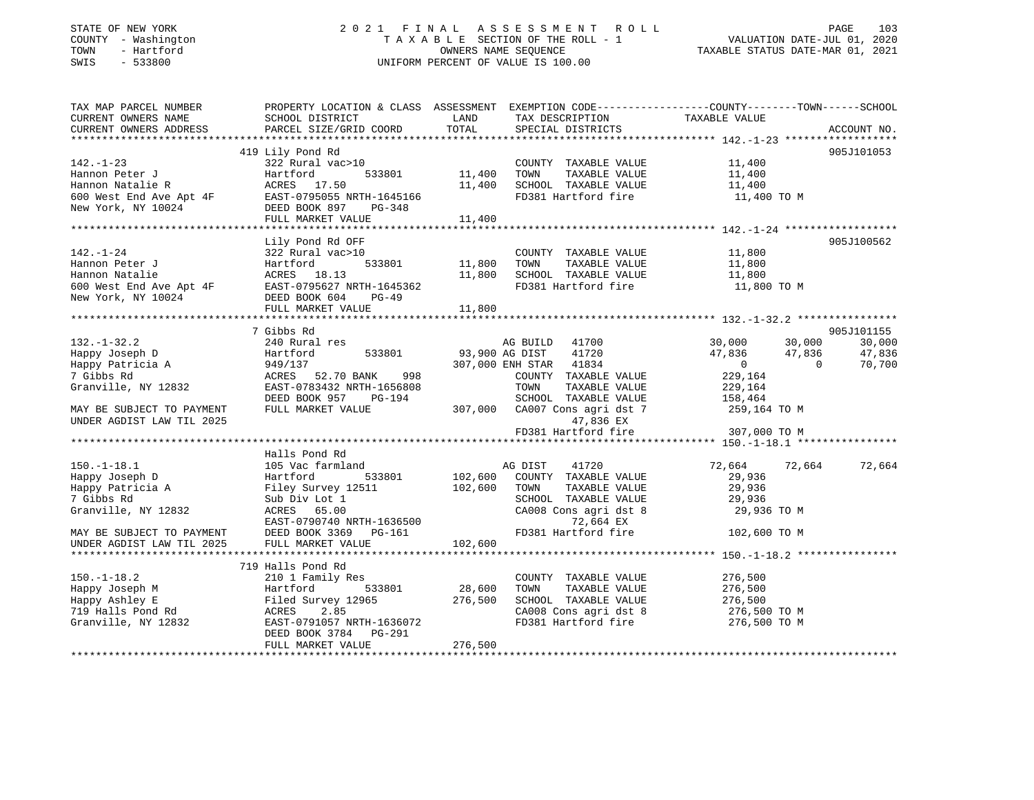STATE OF NEW YORK
COUNTY - Washington
TOWN - Hartford
SWIS - 533800

# 2021 FINAL ASSESSMENT ROLL
TAXABLE SECTION OF THE ROLL - 1
OWNERS NAME SEQUENCE
UNIFORM PERCENT OF VALUE IS 100.00

VALUATION DATE-JUL 01, 2020
TAXABLE STATUS DATE-MAR 01, 2021

```
TAX MAP PARCEL NUMBER          PROPERTY LOCATION & CLASS  ASSESSMENT  EXEMPTION CODE-----------------COUNTY--------TOWN------SCHOOL
CURRENT OWNERS NAME            SCHOOL DISTRICT               LAND      TAX DESCRIPTION            TAXABLE VALUE
CURRENT OWNERS ADDRESS         PARCEL SIZE/GRID COORD        TOTAL     SPECIAL DISTRICTS                                    ACCOUNT NO.
******************************************************************************************************* 142.-1-23 ******************
                               419 Lily Pond Rd                                                                          905J101053
142.-1-23                      322 Rural vac>10                          COUNTY  TAXABLE VALUE            11,400
Hannon Peter J                 Hartford        533801       11,400      TOWN    TAXABLE VALUE            11,400
Hannon Natalie R               ACRES  17.50                 11,400      SCHOOL  TAXABLE VALUE            11,400
600 West End Ave Apt 4F        EAST-0795055 NRTH-1645166                 FD381 Hartford fire               11,400 TO M
New York, NY 10024             DEED BOOK 897    PG-348
                               FULL MARKET VALUE             11,400
******************************************************************************************************* 142.-1-24 ******************
                               Lily Pond Rd OFF                                                                          905J100562
142.-1-24                      322 Rural vac>10                          COUNTY  TAXABLE VALUE            11,800
Hannon Peter J                 Hartford        533801       11,800      TOWN    TAXABLE VALUE            11,800
Hannon Natalie                 ACRES  18.13                 11,800      SCHOOL  TAXABLE VALUE            11,800
600 West End Ave Apt 4F        EAST-0795627 NRTH-1645362                 FD381 Hartford fire               11,800 TO M
New York, NY 10024             DEED BOOK 604    PG-49
                               FULL MARKET VALUE             11,800
******************************************************************************************************* 132.-1-32.2 ****************
                               7 Gibbs Rd                                                                                905J101155
132.-1-32.2                    240 Rural res                          AG BUILD  41700              30,000      30,000      30,000
Happy Joseph D                 Hartford        533801       93,900 AG DIST   41720              47,836      47,836      47,836
Happy Patricia A               949/137                     307,000 ENH STAR  41834                   0           0      70,700
7 Gibbs Rd                     ACRES  52.70 BANK    998                 COUNTY  TAXABLE VALUE           229,164
Granville, NY 12832            EAST-0783432 NRTH-1656808                 TOWN    TAXABLE VALUE           229,164
                               DEED BOOK 957    PG-194                   SCHOOL  TAXABLE VALUE           158,464
MAY BE SUBJECT TO PAYMENT      FULL MARKET VALUE            307,000     CA007 Cons agri dst 7            259,164 TO M
UNDER AGDIST LAW TIL 2025                                                    47,836 EX
                                                                         FD381 Hartford fire              307,000 TO M
******************************************************************************************************* 150.-1-18.1 ****************
                               Halls Pond Rd
150.-1-18.1                    105 Vac farmland                       AG DIST   41720              72,664      72,664      72,664
Happy Joseph D                 Hartford        533801      102,600     COUNTY  TAXABLE VALUE            29,936
Happy Patricia A               Filey Survey 12511          102,600     TOWN    TAXABLE VALUE            29,936
7 Gibbs Rd                     Sub Div Lot 1                             SCHOOL  TAXABLE VALUE            29,936
Granville, NY 12832            ACRES  65.00                              CA008 Cons agri dst 8             29,936 TO M
                               EAST-0790740 NRTH-1636500                     72,664 EX
MAY BE SUBJECT TO PAYMENT      DEED BOOK 3369   PG-161                   FD381 Hartford fire              102,600 TO M
UNDER AGDIST LAW TIL 2025      FULL MARKET VALUE            102,600
******************************************************************************************************* 150.-1-18.2 ****************
                               719 Halls Pond Rd
150.-1-18.2                    210 1 Family Res                          COUNTY  TAXABLE VALUE           276,500
Happy Joseph M                 Hartford        533801       28,600      TOWN    TAXABLE VALUE           276,500
Happy Ashley E                 Filed Survey 12965          276,500      SCHOOL  TAXABLE VALUE           276,500
719 Halls Pond Rd              ACRES   2.85                              CA008 Cons agri dst 8            276,500 TO M
Granville, NY 12832            EAST-0791057 NRTH-1636072                 FD381 Hartford fire              276,500 TO M
                               DEED BOOK 3784   PG-291
                               FULL MARKET VALUE            276,500
************************************************************************************************************************************
```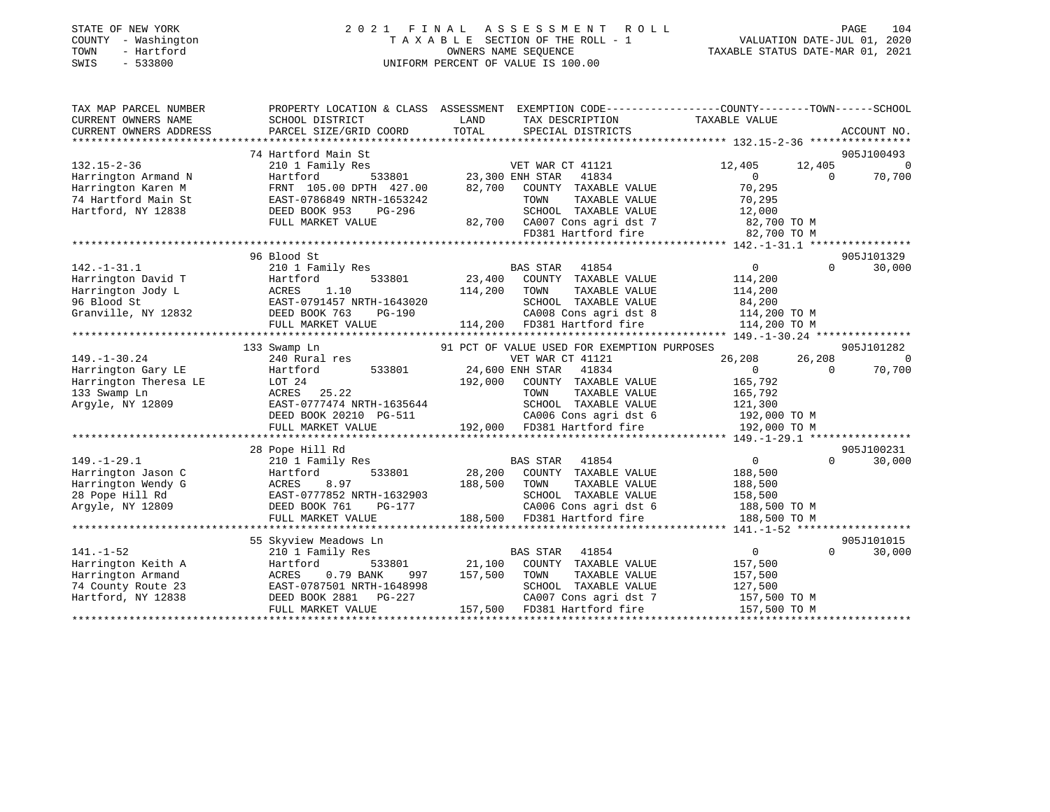STATE OF NEW YORK — 2021 FINAL ASSESSMENT ROLL
COUNTY - Washington — TAXABLE SECTION OF THE ROLL - 1 — VALUATION DATE-JUL 01, 2020
TOWN - Hartford — OWNERS NAME SEQUENCE — TAXABLE STATUS DATE-MAR 01, 2021
SWIS - 533800 — UNIFORM PERCENT OF VALUE IS 100.00

```
TAX MAP PARCEL NUMBER          PROPERTY LOCATION & CLASS  ASSESSMENT  EXEMPTION CODE-----------------COUNTY--------TOWN------SCHOOL
CURRENT OWNERS NAME            SCHOOL DISTRICT               LAND      TAX DESCRIPTION              TAXABLE VALUE
CURRENT OWNERS ADDRESS         PARCEL SIZE/GRID COORD        TOTAL     SPECIAL DISTRICTS                                    ACCOUNT NO.
*********************************************************************************************** 132.15-2-36 ****************
                               74 Hartford Main St                                                                          905J100493
132.15-2-36                    210 1 Family Res                        VET WAR CT 41121            12,405      12,405              0
Harrington Armand N            Hartford        533801        23,300 ENH STAR    41834                  0           0         70,700
Harrington Karen M             FRNT 105.00 DPTH 427.00       82,700    COUNTY  TAXABLE VALUE        70,295
74 Hartford Main St            EAST-0786849 NRTH-1653242               TOWN    TAXABLE VALUE        70,295
Hartford, NY 12838             DEED BOOK 953     PG-296                SCHOOL  TAXABLE VALUE        12,000
                               FULL MARKET VALUE              82,700   CA007 Cons agri dst 7         82,700 TO M
                                                                       FD381 Hartford fire           82,700 TO M
*********************************************************************************************** 142.-1-31.1 ****************
                               96 Blood St                                                                                  905J101329
142.-1-31.1                    210 1 Family Res                        BAS STAR   41854                  0           0         30,000
Harrington David T             Hartford        533801        23,400    COUNTY  TAXABLE VALUE       114,200
Harrington Jody L              ACRES    1.10                114,200    TOWN    TAXABLE VALUE       114,200
96 Blood St                    EAST-0791457 NRTH-1643020               SCHOOL  TAXABLE VALUE        84,200
Granville, NY 12832            DEED BOOK 763     PG-190                CA008 Cons agri dst 8        114,200 TO M
                               FULL MARKET VALUE             114,200   FD381 Hartford fire          114,200 TO M
*********************************************************************************************** 149.-1-30.24 ***************
                               133 Swamp Ln                  91 PCT OF VALUE USED FOR EXEMPTION PURPOSES                    905J101282
149.-1-30.24                   240 Rural res                           VET WAR CT 41121            26,208      26,208              0
Harrington Gary LE             Hartford        533801        24,600 ENH STAR    41834                  0           0         70,700
Harrington Theresa LE          LOT 24                       192,000    COUNTY  TAXABLE VALUE       165,792
133 Swamp Ln                   ACRES   25.22                           TOWN    TAXABLE VALUE       165,792
Argyle, NY 12809               EAST-0777474 NRTH-1635644               SCHOOL  TAXABLE VALUE       121,300
                               DEED BOOK 20210 PG-511                  CA006 Cons agri dst 6        192,000 TO M
                               FULL MARKET VALUE             192,000   FD381 Hartford fire          192,000 TO M
*********************************************************************************************** 149.-1-29.1 ****************
                               28 Pope Hill Rd                                                                              905J100231
149.-1-29.1                    210 1 Family Res                        BAS STAR   41854                  0           0         30,000
Harrington Jason C             Hartford        533801        28,200    COUNTY  TAXABLE VALUE       188,500
Harrington Wendy G             ACRES    8.97                188,500    TOWN    TAXABLE VALUE       188,500
28 Pope Hill Rd                EAST-0777852 NRTH-1632903               SCHOOL  TAXABLE VALUE       158,500
Argyle, NY 12809               DEED BOOK 761     PG-177                CA006 Cons agri dst 6        188,500 TO M
                               FULL MARKET VALUE             188,500   FD381 Hartford fire          188,500 TO M
*********************************************************************************************** 141.-1-52 ******************
                               55 Skyview Meadows Ln                                                                        905J101015
141.-1-52                      210 1 Family Res                        BAS STAR   41854                  0           0         30,000
Harrington Keith A             Hartford        533801        21,100    COUNTY  TAXABLE VALUE       157,500
Harrington Armand              ACRES    0.79 BANK    997    157,500    TOWN    TAXABLE VALUE       157,500
74 County Route 23             EAST-0787501 NRTH-1648998               SCHOOL  TAXABLE VALUE       127,500
Hartford, NY 12838             DEED BOOK 2881    PG-227                CA007 Cons agri dst 7        157,500 TO M
                               FULL MARKET VALUE             157,500   FD381 Hartford fire          157,500 TO M
****************************************************************************************************************************
```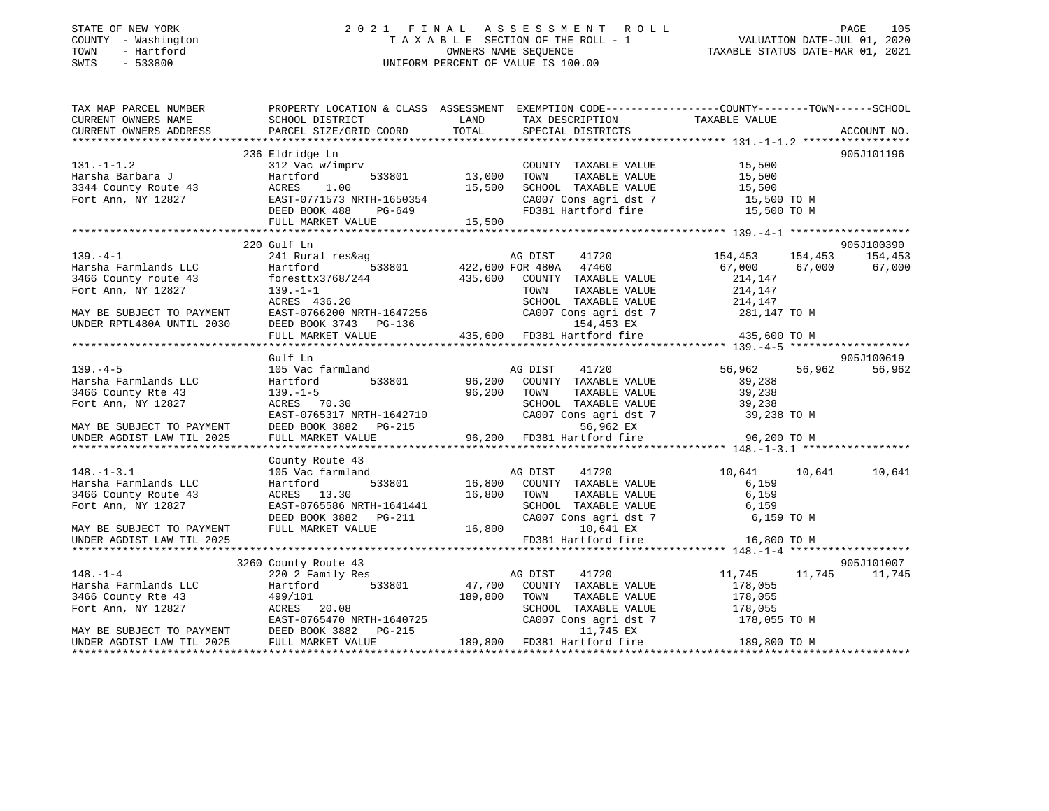STATE OF NEW YORK
COUNTY - Washington
TOWN - Hartford
SWIS - 533800

# 2021 FINAL ASSESSMENT ROLL

TAXABLE SECTION OF THE ROLL - 1
OWNERS NAME SEQUENCE
UNIFORM PERCENT OF VALUE IS 100.00

VALUATION DATE-JUL 01, 2020
TAXABLE STATUS DATE-MAR 01, 2021

```
TAX MAP PARCEL NUMBER         PROPERTY LOCATION & CLASS  ASSESSMENT  EXEMPTION CODE-----------------COUNTY--------TOWN------SCHOOL
CURRENT OWNERS NAME           SCHOOL DISTRICT               LAND      TAX DESCRIPTION           TAXABLE VALUE
CURRENT OWNERS ADDRESS        PARCEL SIZE/GRID COORD        TOTAL     SPECIAL DISTRICTS                                   ACCOUNT NO.
******************************************************************************************************* 131.-1-1.2 *****************
                              236 Eldridge Ln                                                                          905J101196
131.-1-1.2                    312 Vac w/imprv                         COUNTY  TAXABLE VALUE          15,500
Harsha Barbara J              Hartford        533801       13,000     TOWN    TAXABLE VALUE          15,500
3344 County Route 43          ACRES    1.00                15,500     SCHOOL  TAXABLE VALUE          15,500
Fort Ann, NY 12827            EAST-0771573 NRTH-1650354               CA007 Cons agri dst 7           15,500 TO M
                              DEED BOOK 488    PG-649                 FD381 Hartford fire             15,500 TO M
                              FULL MARKET VALUE            15,500
******************************************************************************************************* 139.-4-1 *******************
                              220 Gulf Ln                                                                              905J100390
139.-4-1                      241 Rural res&ag                        AG DIST    41720           154,453    154,453    154,453
Harsha Farmlands LLC          Hartford        533801      422,600 FOR 480A   47460            67,000     67,000     67,000
3466 County route 43          foresttx3768/244            435,600     COUNTY  TAXABLE VALUE         214,147
Fort Ann, NY 12827            139.-1-1                                TOWN    TAXABLE VALUE         214,147
                              ACRES  436.20                           SCHOOL  TAXABLE VALUE         214,147
MAY BE SUBJECT TO PAYMENT     EAST-0766200 NRTH-1647256               CA007 Cons agri dst 7          281,147 TO M
UNDER RPTL480A UNTIL 2030     DEED BOOK 3743   PG-136                      154,453 EX
                              FULL MARKET VALUE           435,600     FD381 Hartford fire            435,600 TO M
******************************************************************************************************* 139.-4-5 *******************
                              Gulf Ln                                                                                  905J100619
139.-4-5                      105 Vac farmland                        AG DIST    41720            56,962     56,962     56,962
Harsha Farmlands LLC          Hartford        533801       96,200     COUNTY  TAXABLE VALUE          39,238
3466 County Rte 43            139.-1-5                     96,200     TOWN    TAXABLE VALUE          39,238
Fort Ann, NY 12827            ACRES   70.30                           SCHOOL  TAXABLE VALUE          39,238
                              EAST-0765317 NRTH-1642710               CA007 Cons agri dst 7           39,238 TO M
MAY BE SUBJECT TO PAYMENT     DEED BOOK 3882   PG-215                       56,962 EX
UNDER AGDIST LAW TIL 2025     FULL MARKET VALUE            96,200     FD381 Hartford fire             96,200 TO M
******************************************************************************************************* 148.-1-3.1 *****************
                              County Route 43
148.-1-3.1                    105 Vac farmland                        AG DIST    41720            10,641     10,641     10,641
Harsha Farmlands LLC          Hartford        533801       16,800     COUNTY  TAXABLE VALUE           6,159
3466 County Route 43          ACRES   13.30                16,800     TOWN    TAXABLE VALUE           6,159
Fort Ann, NY 12827            EAST-0765586 NRTH-1641441               SCHOOL  TAXABLE VALUE           6,159
                              DEED BOOK 3882   PG-211                 CA007 Cons agri dst 7            6,159 TO M
MAY BE SUBJECT TO PAYMENT     FULL MARKET VALUE            16,800          10,641 EX
UNDER AGDIST LAW TIL 2025                                             FD381 Hartford fire             16,800 TO M
******************************************************************************************************* 148.-1-4 *******************
                              3260 County Route 43                                                                     905J101007
148.-1-4                      220 2 Family Res                        AG DIST    41720            11,745     11,745     11,745
Harsha Farmlands LLC          Hartford        533801       47,700     COUNTY  TAXABLE VALUE         178,055
3466 County Rte 43            499/101                     189,800     TOWN    TAXABLE VALUE         178,055
Fort Ann, NY 12827            ACRES   20.08                           SCHOOL  TAXABLE VALUE         178,055
                              EAST-0765470 NRTH-1640725               CA007 Cons agri dst 7          178,055 TO M
MAY BE SUBJECT TO PAYMENT     DEED BOOK 3882   PG-215                       11,745 EX
UNDER AGDIST LAW TIL 2025     FULL MARKET VALUE           189,800     FD381 Hartford fire            189,800 TO M
************************************************************************************************************************************
```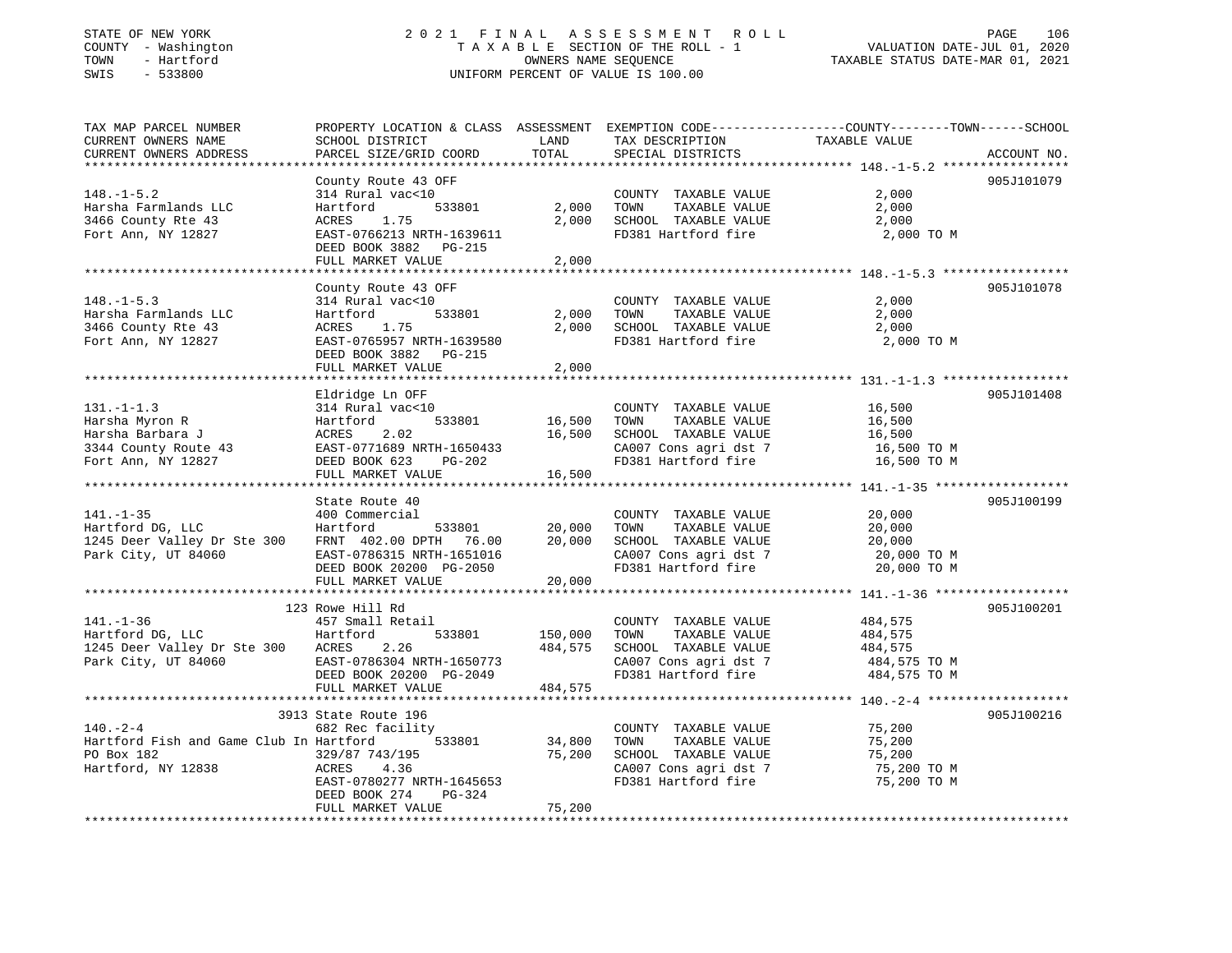STATE OF NEW YORK
COUNTY - Washington
TOWN - Hartford
SWIS - 533800

2 0 2 1 F I N A L A S S E S S M E N T R O L L
T A X A B L E SECTION OF THE ROLL - 1
OWNERS NAME SEQUENCE
UNIFORM PERCENT OF VALUE IS 100.00

VALUATION DATE-JUL 01, 2020
TAXABLE STATUS DATE-MAR 01, 2021

| TAX MAP PARCEL NUMBER / CURRENT OWNERS NAME / CURRENT OWNERS ADDRESS | PROPERTY LOCATION & CLASS / SCHOOL DISTRICT / PARCEL SIZE/GRID COORD | ASSESSMENT LAND | ASSESSMENT TOTAL | EXEMPTION CODE / TAX DESCRIPTION / SPECIAL DISTRICTS | TAXABLE VALUE (COUNTY--TOWN--SCHOOL) | ACCOUNT NO. |
|---|---|---|---|---|---|---|
| 148.-1-5.2 | County Route 43 OFF | | | | | 905J101079 |
| Harsha Farmlands LLC | 314 Rural vac<10 | | | COUNTY TAXABLE VALUE | 2,000 | |
| 3466 County Rte 43 | Hartford 533801 | 2,000 | | TOWN TAXABLE VALUE | 2,000 | |
| Fort Ann, NY 12827 | ACRES 1.75 | | 2,000 | SCHOOL TAXABLE VALUE | 2,000 | |
| | EAST-0766213 NRTH-1639611 | | | FD381 Hartford fire | 2,000 TO M | |
| | DEED BOOK 3882 PG-215 | | | | | |
| | FULL MARKET VALUE | | 2,000 | | | |
| 148.-1-5.3 | County Route 43 OFF | | | | | 905J101078 |
| Harsha Farmlands LLC | 314 Rural vac<10 | | | COUNTY TAXABLE VALUE | 2,000 | |
| 3466 County Rte 43 | Hartford 533801 | 2,000 | | TOWN TAXABLE VALUE | 2,000 | |
| Fort Ann, NY 12827 | ACRES 1.75 | | 2,000 | SCHOOL TAXABLE VALUE | 2,000 | |
| | EAST-0765957 NRTH-1639580 | | | FD381 Hartford fire | 2,000 TO M | |
| | DEED BOOK 3882 PG-215 | | | | | |
| | FULL MARKET VALUE | | 2,000 | | | |
| 131.-1-1.3 | Eldridge Ln OFF | | | | | 905J101408 |
| Harsha Myron R | 314 Rural vac<10 | | | COUNTY TAXABLE VALUE | 16,500 | |
| Harsha Barbara J | Hartford 533801 | 16,500 | | TOWN TAXABLE VALUE | 16,500 | |
| 3344 County Route 43 | ACRES 2.02 | | 16,500 | SCHOOL TAXABLE VALUE | 16,500 | |
| Fort Ann, NY 12827 | EAST-0771689 NRTH-1650433 | | | CA007 Cons agri dst 7 | 16,500 TO M | |
| | DEED BOOK 623 PG-202 | | | FD381 Hartford fire | 16,500 TO M | |
| | FULL MARKET VALUE | | 16,500 | | | |
| 141.-1-35 | State Route 40 | | | | | 905J100199 |
| Hartford DG, LLC | 400 Commercial | | | COUNTY TAXABLE VALUE | 20,000 | |
| 1245 Deer Valley Dr Ste 300 | Hartford 533801 | 20,000 | | TOWN TAXABLE VALUE | 20,000 | |
| Park City, UT 84060 | FRNT 402.00 DPTH 76.00 | | 20,000 | SCHOOL TAXABLE VALUE | 20,000 | |
| | EAST-0786315 NRTH-1651016 | | | CA007 Cons agri dst 7 | 20,000 TO M | |
| | DEED BOOK 20200 PG-2050 | | | FD381 Hartford fire | 20,000 TO M | |
| | FULL MARKET VALUE | | 20,000 | | | |
| 141.-1-36 | 123 Rowe Hill Rd | | | | | 905J100201 |
| Hartford DG, LLC | 457 Small Retail | | | COUNTY TAXABLE VALUE | 484,575 | |
| 1245 Deer Valley Dr Ste 300 | Hartford 533801 | 150,000 | | TOWN TAXABLE VALUE | 484,575 | |
| Park City, UT 84060 | ACRES 2.26 | | 484,575 | SCHOOL TAXABLE VALUE | 484,575 | |
| | EAST-0786304 NRTH-1650773 | | | CA007 Cons agri dst 7 | 484,575 TO M | |
| | DEED BOOK 20200 PG-2049 | | | FD381 Hartford fire | 484,575 TO M | |
| | FULL MARKET VALUE | | 484,575 | | | |
| 140.-2-4 | 3913 State Route 196 | | | | | 905J100216 |
| Hartford Fish and Game Club In | 682 Rec facility | | | COUNTY TAXABLE VALUE | 75,200 | |
| PO Box 182 | Hartford 533801 | 34,800 | | TOWN TAXABLE VALUE | 75,200 | |
| Hartford, NY 12838 | 329/87 743/195 | | 75,200 | SCHOOL TAXABLE VALUE | 75,200 | |
| | ACRES 4.36 | | | CA007 Cons agri dst 7 | 75,200 TO M | |
| | EAST-0780277 NRTH-1645653 | | | FD381 Hartford fire | 75,200 TO M | |
| | DEED BOOK 274 PG-324 | | | | | |
| | FULL MARKET VALUE | | 75,200 | | | |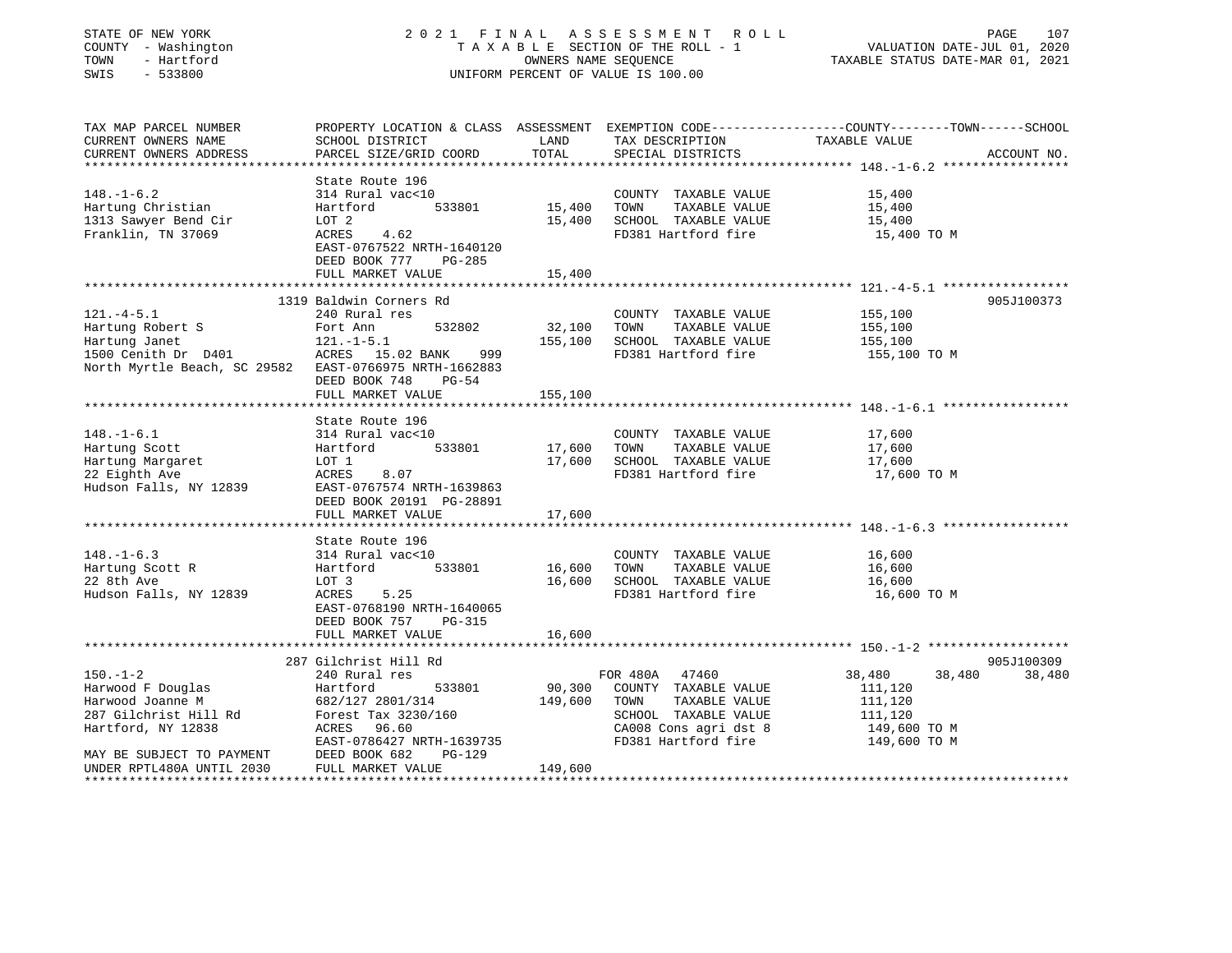STATE OF NEW YORK
COUNTY - Washington
TOWN - Hartford
SWIS - 533800

2021 FINAL ASSESSMENT ROLL
TAXABLE SECTION OF THE ROLL - 1
OWNERS NAME SEQUENCE
UNIFORM PERCENT OF VALUE IS 100.00

VALUATION DATE-JUL 01, 2020
TAXABLE STATUS DATE-MAR 01, 2021

| TAX MAP PARCEL NUMBER / CURRENT OWNERS NAME / CURRENT OWNERS ADDRESS | PROPERTY LOCATION & CLASS / SCHOOL DISTRICT / PARCEL SIZE/GRID COORD | ASSESSMENT LAND | TOTAL | EXEMPTION CODE / TAX DESCRIPTION / SPECIAL DISTRICTS | COUNTY TAXABLE VALUE | TOWN | SCHOOL | ACCOUNT NO. |
|---|---|---|---|---|---|---|---|---|
| **148.-1-6.2** | State Route 196 | | | | | | | |
| Hartung Christian | 314 Rural vac<10 | | | COUNTY TAXABLE VALUE | 15,400 | | | |
| 1313 Sawyer Bend Cir | Hartford 533801 | 15,400 | | TOWN TAXABLE VALUE | 15,400 | | | |
| Franklin, TN 37069 | LOT 2 | | 15,400 | SCHOOL TAXABLE VALUE | 15,400 | | | |
| | ACRES 4.62 | | | FD381 Hartford fire | 15,400 TO M | | | |
| | EAST-0767522 NRTH-1640120 | | | | | | | |
| | DEED BOOK 777 PG-285 | | | | | | | |
| | FULL MARKET VALUE | | 15,400 | | | | | |
| **121.-4-5.1** | 1319 Baldwin Corners Rd | | | | | | | 905J100373 |
| Hartung Robert S | 240 Rural res | | | COUNTY TAXABLE VALUE | 155,100 | | | |
| Hartung Janet | Fort Ann 532802 | 32,100 | | TOWN TAXABLE VALUE | 155,100 | | | |
| 1500 Cenith Dr D401 | 121.-1-5.1 | | 155,100 | SCHOOL TAXABLE VALUE | 155,100 | | | |
| North Myrtle Beach, SC 29582 | ACRES 15.02 BANK 999 | | | FD381 Hartford fire | 155,100 TO M | | | |
| | EAST-0766975 NRTH-1662883 | | | | | | | |
| | DEED BOOK 748 PG-54 | | | | | | | |
| | FULL MARKET VALUE | | 155,100 | | | | | |
| **148.-1-6.1** | State Route 196 | | | | | | | |
| Hartung Scott | 314 Rural vac<10 | | | COUNTY TAXABLE VALUE | 17,600 | | | |
| Hartung Margaret | Hartford 533801 | 17,600 | | TOWN TAXABLE VALUE | 17,600 | | | |
| 22 Eighth Ave | LOT 1 | | 17,600 | SCHOOL TAXABLE VALUE | 17,600 | | | |
| Hudson Falls, NY 12839 | ACRES 8.07 | | | FD381 Hartford fire | 17,600 TO M | | | |
| | EAST-0767574 NRTH-1639863 | | | | | | | |
| | DEED BOOK 20191 PG-28891 | | | | | | | |
| | FULL MARKET VALUE | | 17,600 | | | | | |
| **148.-1-6.3** | State Route 196 | | | | | | | |
| Hartung Scott R | 314 Rural vac<10 | | | COUNTY TAXABLE VALUE | 16,600 | | | |
| 22 8th Ave | Hartford 533801 | 16,600 | | TOWN TAXABLE VALUE | 16,600 | | | |
| Hudson Falls, NY 12839 | LOT 3 | | 16,600 | SCHOOL TAXABLE VALUE | 16,600 | | | |
| | ACRES 5.25 | | | FD381 Hartford fire | 16,600 TO M | | | |
| | EAST-0768190 NRTH-1640065 | | | | | | | |
| | DEED BOOK 757 PG-315 | | | | | | | |
| | FULL MARKET VALUE | | 16,600 | | | | | |
| **150.-1-2** | 287 Gilchrist Hill Rd | | | | | | | 905J100309 |
| Harwood F Douglas | 240 Rural res | | | FOR 480A 47460 | 38,480 | 38,480 | 38,480 | |
| Harwood Joanne M | Hartford 533801 | 90,300 | | COUNTY TAXABLE VALUE | 111,120 | | | |
| 287 Gilchrist Hill Rd | 682/127 2801/314 | | 149,600 | TOWN TAXABLE VALUE | 111,120 | | | |
| Hartford, NY 12838 | Forest Tax 3230/160 | | | SCHOOL TAXABLE VALUE | 111,120 | | | |
| | ACRES 96.60 | | | CA008 Cons agri dst 8 | 149,600 TO M | | | |
| | EAST-0786427 NRTH-1639735 | | | FD381 Hartford fire | 149,600 TO M | | | |
| MAY BE SUBJECT TO PAYMENT | DEED BOOK 682 PG-129 | | | | | | | |
| UNDER RPTL480A UNTIL 2030 | FULL MARKET VALUE | | 149,600 | | | | | |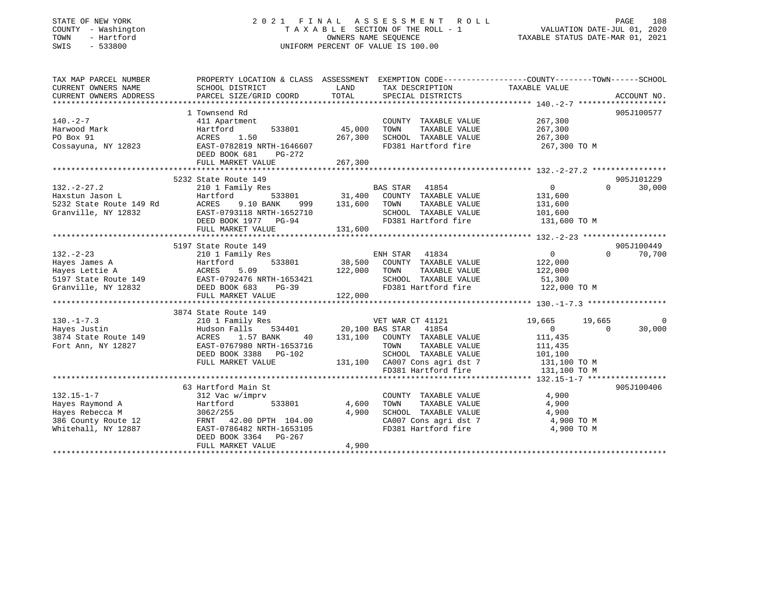STATE OF NEW YORK | 2021 FINAL ASSESSMENT ROLL | VALUATION DATE-JUL 01, 2020
COUNTY - Washington | TAXABLE SECTION OF THE ROLL - 1 | TAXABLE STATUS DATE-MAR 01, 2021
TOWN - Hartford | OWNERS NAME SEQUENCE
SWIS - 533800 | UNIFORM PERCENT OF VALUE IS 100.00

| TAX MAP PARCEL NUMBER / CURRENT OWNERS NAME / CURRENT OWNERS ADDRESS | PROPERTY LOCATION & CLASS / SCHOOL DISTRICT / PARCEL SIZE/GRID COORD | ASSESSMENT LAND / TOTAL | EXEMPTION CODE / TAX DESCRIPTION / SPECIAL DISTRICTS | COUNTY TAXABLE VALUE | TOWN | SCHOOL | ACCOUNT NO. |
|---|---|---|---|---|---|---|---|
| **140.-2-7** | 1 Townsend Rd | | | | | | 905J100577 |
| Harwood Mark | 411 Apartment | | COUNTY TAXABLE VALUE | 267,300 | | | |
| PO Box 91 | Hartford 533801 | 45,000 | TOWN TAXABLE VALUE | 267,300 | | | |
| Cossayuna, NY 12823 | ACRES 1.50 | 267,300 | SCHOOL TAXABLE VALUE | 267,300 | | | |
| | EAST-0782819 NRTH-1646607 | | FD381 Hartford fire | 267,300 TO M | | | |
| | DEED BOOK 681 PG-272 | | | | | | |
| | FULL MARKET VALUE | 267,300 | | | | | |
| **132.-2-27.2** | 5232 State Route 149 | | | | | | 905J101229 |
| Haxstun Jason L | 210 1 Family Res | | BAS STAR 41854 | 0 | 0 | 30,000 | |
| 5232 State Route 149 Rd | Hartford 533801 | 31,400 | COUNTY TAXABLE VALUE | 131,600 | | | |
| Granville, NY 12832 | ACRES 9.10 BANK 999 | 131,600 | TOWN TAXABLE VALUE | 131,600 | | | |
| | EAST-0793118 NRTH-1652710 | | SCHOOL TAXABLE VALUE | 101,600 | | | |
| | DEED BOOK 1977 PG-94 | | FD381 Hartford fire | 131,600 TO M | | | |
| | FULL MARKET VALUE | 131,600 | | | | | |
| **132.-2-23** | 5197 State Route 149 | | | | | | 905J100449 |
| Hayes James A | 210 1 Family Res | | ENH STAR 41834 | 0 | 0 | 70,700 | |
| Hayes Lettie A | Hartford 533801 | 38,500 | COUNTY TAXABLE VALUE | 122,000 | | | |
| 5197 State Route 149 | ACRES 5.09 | 122,000 | TOWN TAXABLE VALUE | 122,000 | | | |
| Granville, NY 12832 | EAST-0792476 NRTH-1653421 | | SCHOOL TAXABLE VALUE | 51,300 | | | |
| | DEED BOOK 683 PG-39 | | FD381 Hartford fire | 122,000 TO M | | | |
| | FULL MARKET VALUE | 122,000 | | | | | |
| **130.-1-7.3** | 3874 State Route 149 | | | | | | |
| Hayes Justin | 210 1 Family Res | | VET WAR CT 41121 | 19,665 | 19,665 | 0 | |
| 3874 State Route 149 | Hudson Falls 534401 | 20,100 | BAS STAR 41854 | 0 | 0 | 30,000 | |
| Fort Ann, NY 12827 | ACRES 1.57 BANK 40 | 131,100 | COUNTY TAXABLE VALUE | 111,435 | | | |
| | EAST-0767980 NRTH-1653716 | | TOWN TAXABLE VALUE | 111,435 | | | |
| | DEED BOOK 3388 PG-102 | | SCHOOL TAXABLE VALUE | 101,100 | | | |
| | FULL MARKET VALUE | 131,100 | CA007 Cons agri dst 7 | 131,100 TO M | | | |
| | | | FD381 Hartford fire | 131,100 TO M | | | |
| **132.15-1-7** | 63 Hartford Main St | | | | | | 905J100406 |
| Hayes Raymond A | 312 Vac w/imprv | | COUNTY TAXABLE VALUE | 4,900 | | | |
| Hayes Rebecca M | Hartford 533801 | 4,600 | TOWN TAXABLE VALUE | 4,900 | | | |
| 386 County Route 12 | 3062/255 | 4,900 | SCHOOL TAXABLE VALUE | 4,900 | | | |
| Whitehall, NY 12887 | FRNT 42.00 DPTH 104.00 | | CA007 Cons agri dst 7 | 4,900 TO M | | | |
| | EAST-0786482 NRTH-1653105 | | FD381 Hartford fire | 4,900 TO M | | | |
| | DEED BOOK 3364 PG-267 | | | | | | |
| | FULL MARKET VALUE | 4,900 | | | | | |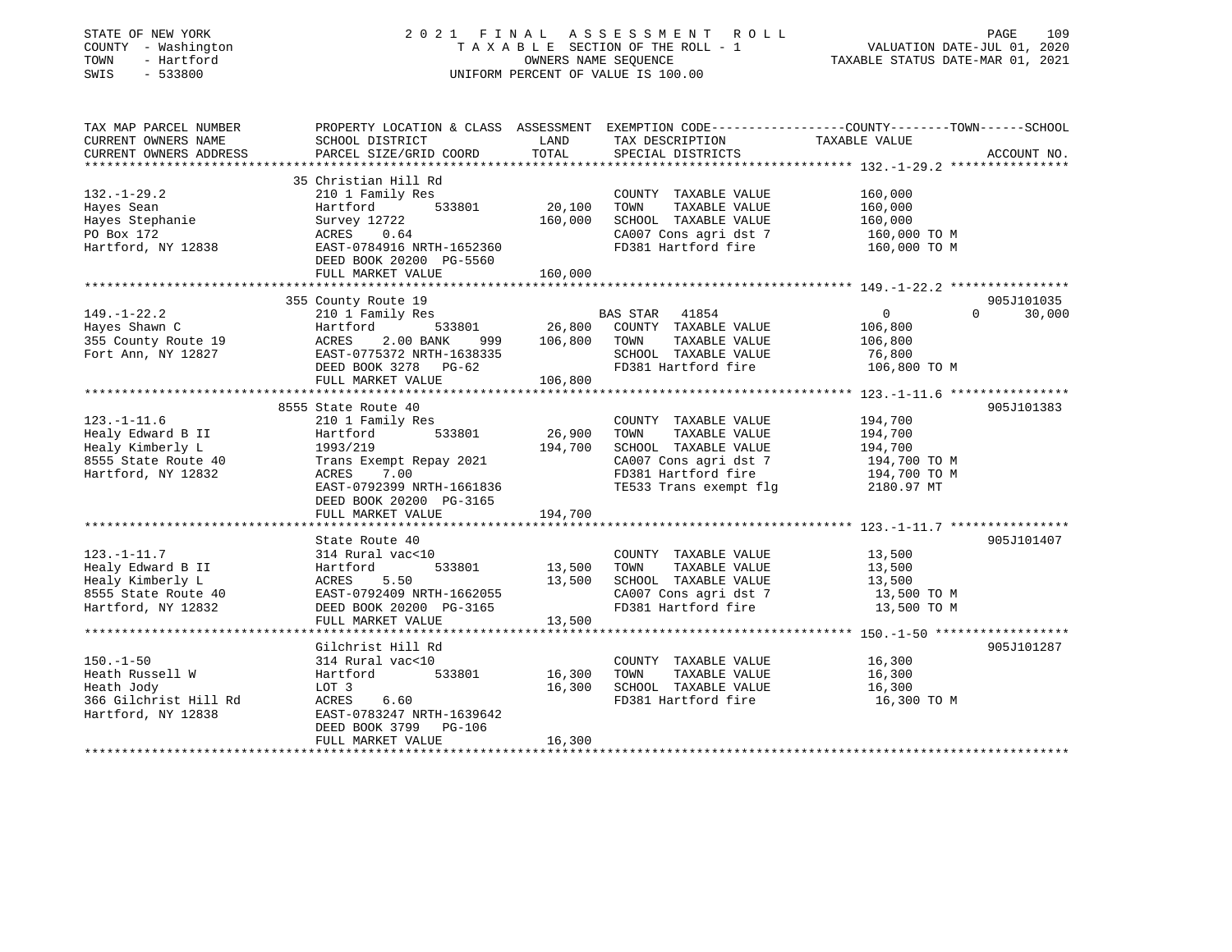STATE OF NEW YORK
COUNTY - Washington
TOWN - Hartford
SWIS - 533800

# 2021 FINAL ASSESSMENT ROLL

TAXABLE SECTION OF THE ROLL - 1
OWNERS NAME SEQUENCE
UNIFORM PERCENT OF VALUE IS 100.00

VALUATION DATE-JUL 01, 2020
TAXABLE STATUS DATE-MAR 01, 2021

| TAX MAP PARCEL NUMBER / CURRENT OWNERS NAME / CURRENT OWNERS ADDRESS | PROPERTY LOCATION & CLASS / SCHOOL DISTRICT / PARCEL SIZE/GRID COORD | ASSESSMENT LAND / TOTAL | EXEMPTION CODE / TAX DESCRIPTION / SPECIAL DISTRICTS | COUNTY / TOWN / SCHOOL TAXABLE VALUE | ACCOUNT NO. |
|---|---|---|---|---|---|
| **132.-1-29.2** | 35 Christian Hill Rd | | | | |
| 132.-1-29.2 | 210 1 Family Res | | COUNTY TAXABLE VALUE | 160,000 | |
| Hayes Sean | Hartford 533801 | 20,100 | TOWN TAXABLE VALUE | 160,000 | |
| Hayes Stephanie | Survey 12722 | 160,000 | SCHOOL TAXABLE VALUE | 160,000 | |
| PO Box 172 | ACRES 0.64 | | CA007 Cons agri dst 7 | 160,000 TO M | |
| Hartford, NY 12838 | EAST-0784916 NRTH-1652360 | | FD381 Hartford fire | 160,000 TO M | |
| | DEED BOOK 20200 PG-5560 | | | | |
| | FULL MARKET VALUE | 160,000 | | | |
| **149.-1-22.2** | 355 County Route 19 | | | | 905J101035 |
| 149.-1-22.2 | 210 1 Family Res | | BAS STAR 41854 | 0 0 30,000 | |
| Hayes Shawn C | Hartford 533801 | 26,800 | COUNTY TAXABLE VALUE | 106,800 | |
| 355 County Route 19 | ACRES 2.00 BANK 999 | 106,800 | TOWN TAXABLE VALUE | 106,800 | |
| Fort Ann, NY 12827 | EAST-0775372 NRTH-1638335 | | SCHOOL TAXABLE VALUE | 76,800 | |
| | DEED BOOK 3278 PG-62 | | FD381 Hartford fire | 106,800 TO M | |
| | FULL MARKET VALUE | 106,800 | | | |
| **123.-1-11.6** | 8555 State Route 40 | | | | 905J101383 |
| 123.-1-11.6 | 210 1 Family Res | | COUNTY TAXABLE VALUE | 194,700 | |
| Healy Edward B II | Hartford 533801 | 26,900 | TOWN TAXABLE VALUE | 194,700 | |
| Healy Kimberly L | 1993/219 | 194,700 | SCHOOL TAXABLE VALUE | 194,700 | |
| 8555 State Route 40 | Trans Exempt Repay 2021 | | CA007 Cons agri dst 7 | 194,700 TO M | |
| Hartford, NY 12832 | ACRES 7.00 | | FD381 Hartford fire | 194,700 TO M | |
| | EAST-0792399 NRTH-1661836 | | TE533 Trans exempt flg | 2180.97 MT | |
| | DEED BOOK 20200 PG-3165 | | | | |
| | FULL MARKET VALUE | 194,700 | | | |
| **123.-1-11.7** | State Route 40 | | | | 905J101407 |
| 123.-1-11.7 | 314 Rural vac<10 | | COUNTY TAXABLE VALUE | 13,500 | |
| Healy Edward B II | Hartford 533801 | 13,500 | TOWN TAXABLE VALUE | 13,500 | |
| Healy Kimberly L | ACRES 5.50 | 13,500 | SCHOOL TAXABLE VALUE | 13,500 | |
| 8555 State Route 40 | EAST-0792409 NRTH-1662055 | | CA007 Cons agri dst 7 | 13,500 TO M | |
| Hartford, NY 12832 | DEED BOOK 20200 PG-3165 | | FD381 Hartford fire | 13,500 TO M | |
| | FULL MARKET VALUE | 13,500 | | | |
| **150.-1-50** | Gilchrist Hill Rd | | | | 905J101287 |
| 150.-1-50 | 314 Rural vac<10 | | COUNTY TAXABLE VALUE | 16,300 | |
| Heath Russell W | Hartford 533801 | 16,300 | TOWN TAXABLE VALUE | 16,300 | |
| Heath Jody | LOT 3 | 16,300 | SCHOOL TAXABLE VALUE | 16,300 | |
| 366 Gilchrist Hill Rd | ACRES 6.60 | | FD381 Hartford fire | 16,300 TO M | |
| Hartford, NY 12838 | EAST-0783247 NRTH-1639642 | | | | |
| | DEED BOOK 3799 PG-106 | | | | |
| | FULL MARKET VALUE | 16,300 | | | |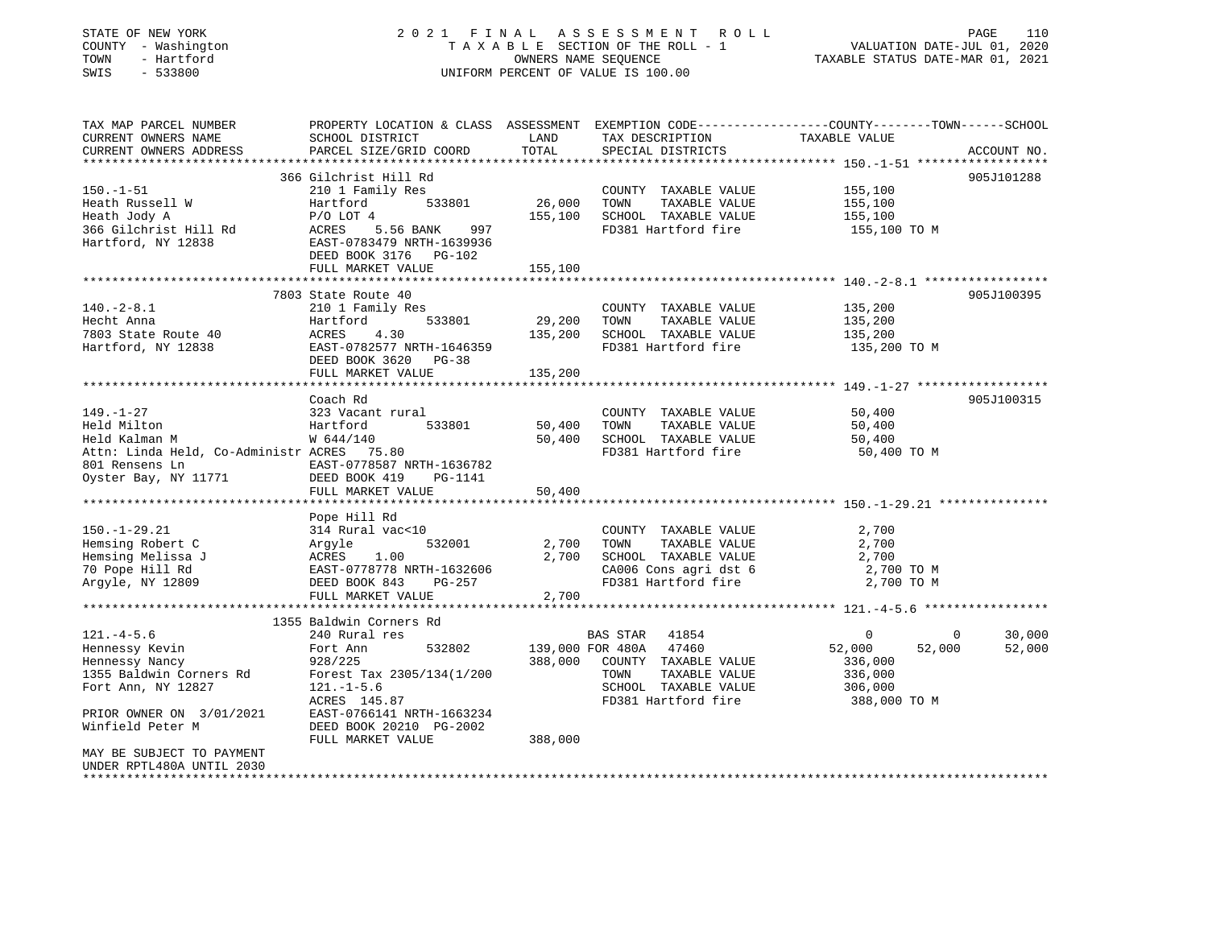STATE OF NEW YORK
COUNTY - Washington
TOWN - Hartford
SWIS - 533800

# 2021 FINAL ASSESSMENT ROLL

TAXABLE SECTION OF THE ROLL - 1
OWNERS NAME SEQUENCE
UNIFORM PERCENT OF VALUE IS 100.00

VALUATION DATE-JUL 01, 2020
TAXABLE STATUS DATE-MAR 01, 2021

| TAX MAP PARCEL NUMBER / CURRENT OWNERS NAME / CURRENT OWNERS ADDRESS | PROPERTY LOCATION & CLASS / SCHOOL DISTRICT / PARCEL SIZE/GRID COORD | ASSESSMENT LAND | TOTAL | EXEMPTION CODE / TAX DESCRIPTION / SPECIAL DISTRICTS | COUNTY TAXABLE VALUE | TOWN | SCHOOL | ACCOUNT NO. |
|---|---|---|---|---|---|---|---|---|
| **150.-1-51** | 366 Gilchrist Hill Rd | | | | | | | 905J101288 |
| | 210 1 Family Res | | | COUNTY TAXABLE VALUE | 155,100 | | | |
| Heath Russell W | Hartford 533801 | 26,000 | | TOWN TAXABLE VALUE | 155,100 | | | |
| Heath Jody A | P/O LOT 4 | | 155,100 | SCHOOL TAXABLE VALUE | 155,100 | | | |
| 366 Gilchrist Hill Rd | ACRES 5.56 BANK 997 | | | FD381 Hartford fire | 155,100 TO M | | | |
| Hartford, NY 12838 | EAST-0783479 NRTH-1639936 | | | | | | | |
| | DEED BOOK 3176 PG-102 | | | | | | | |
| | FULL MARKET VALUE | | 155,100 | | | | | |
| **140.-2-8.1** | 7803 State Route 40 | | | | | | | 905J100395 |
| | 210 1 Family Res | | | COUNTY TAXABLE VALUE | 135,200 | | | |
| Hecht Anna | Hartford 533801 | 29,200 | | TOWN TAXABLE VALUE | 135,200 | | | |
| 7803 State Route 40 | ACRES 4.30 | | 135,200 | SCHOOL TAXABLE VALUE | 135,200 | | | |
| Hartford, NY 12838 | EAST-0782577 NRTH-1646359 | | | FD381 Hartford fire | 135,200 TO M | | | |
| | DEED BOOK 3620 PG-38 | | | | | | | |
| | FULL MARKET VALUE | | 135,200 | | | | | |
| **149.-1-27** | Coach Rd | | | | | | | 905J100315 |
| | 323 Vacant rural | | | COUNTY TAXABLE VALUE | 50,400 | | | |
| Held Milton | Hartford 533801 | 50,400 | | TOWN TAXABLE VALUE | 50,400 | | | |
| Held Kalman M | W 644/140 | | 50,400 | SCHOOL TAXABLE VALUE | 50,400 | | | |
| Attn: Linda Held, Co-Administr | ACRES 75.80 | | | FD381 Hartford fire | 50,400 TO M | | | |
| 801 Rensens Ln | EAST-0778587 NRTH-1636782 | | | | | | | |
| Oyster Bay, NY 11771 | DEED BOOK 419 PG-1141 | | | | | | | |
| | FULL MARKET VALUE | | 50,400 | | | | | |
| **150.-1-29.21** | Pope Hill Rd | | | | | | | |
| | 314 Rural vac<10 | | | COUNTY TAXABLE VALUE | 2,700 | | | |
| Hemsing Robert C | Argyle 532001 | 2,700 | | TOWN TAXABLE VALUE | 2,700 | | | |
| Hemsing Melissa J | ACRES 1.00 | | 2,700 | SCHOOL TAXABLE VALUE | 2,700 | | | |
| 70 Pope Hill Rd | EAST-0778778 NRTH-1632606 | | | CA006 Cons agri dst 6 | 2,700 TO M | | | |
| Argyle, NY 12809 | DEED BOOK 843 PG-257 | | | FD381 Hartford fire | 2,700 TO M | | | |
| | FULL MARKET VALUE | | 2,700 | | | | | |
| **121.-4-5.6** | 1355 Baldwin Corners Rd | | | | | | | |
| | 240 Rural res | | | BAS STAR 41854 | 0 | 0 | 30,000 | |
| Hennessy Kevin | Fort Ann 532802 | 139,000 | | FOR 480A 47460 | 52,000 | 52,000 | 52,000 | |
| Hennessy Nancy | 928/225 | | 388,000 | COUNTY TAXABLE VALUE | 336,000 | | | |
| 1355 Baldwin Corners Rd | Forest Tax 2305/134(1/200 | | | TOWN TAXABLE VALUE | 336,000 | | | |
| Fort Ann, NY 12827 | 121.-1-5.6 | | | SCHOOL TAXABLE VALUE | 306,000 | | | |
| | ACRES 145.87 | | | FD381 Hartford fire | 388,000 TO M | | | |
| PRIOR OWNER ON 3/01/2021 | EAST-0766141 NRTH-1663234 | | | | | | | |
| Winfield Peter M | DEED BOOK 20210 PG-2002 | | | | | | | |
| | FULL MARKET VALUE | | 388,000 | | | | | |
| MAY BE SUBJECT TO PAYMENT UNDER RPTL480A UNTIL 2030 | | | | | | | | |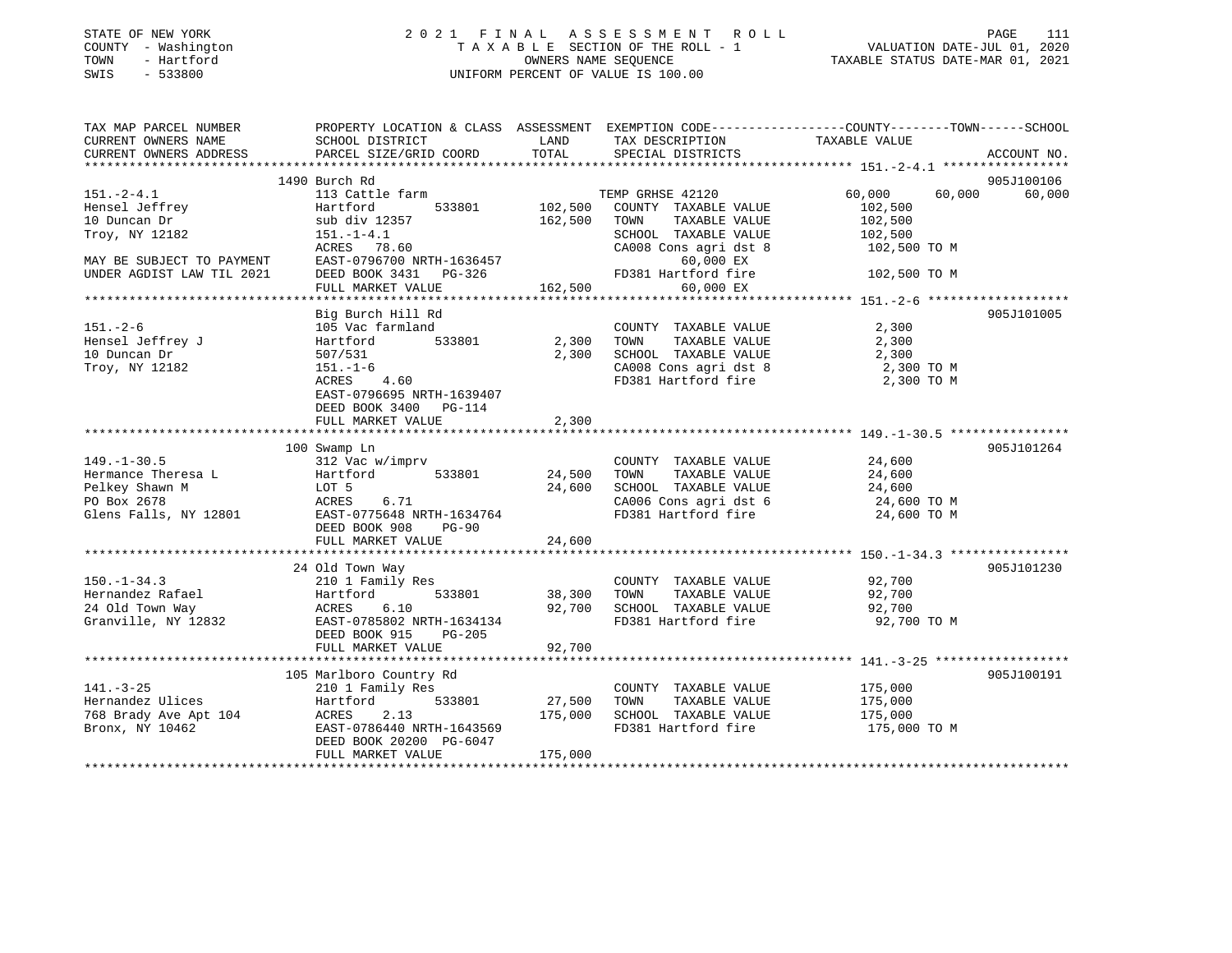STATE OF NEW YORK
COUNTY - Washington
TOWN - Hartford
SWIS - 533800

2 0 2 1 F I N A L A S S E S S M E N T R O L L
T A X A B L E SECTION OF THE ROLL - 1
OWNERS NAME SEQUENCE
UNIFORM PERCENT OF VALUE IS 100.00

VALUATION DATE-JUL 01, 2020
TAXABLE STATUS DATE-MAR 01, 2021

```
TAX MAP PARCEL NUMBER          PROPERTY LOCATION & CLASS  ASSESSMENT  EXEMPTION CODE------------------COUNTY--------TOWN------SCHOOL
CURRENT OWNERS NAME            SCHOOL DISTRICT               LAND      TAX DESCRIPTION              TAXABLE VALUE
CURRENT OWNERS ADDRESS         PARCEL SIZE/GRID COORD        TOTAL     SPECIAL DISTRICTS                                       ACCOUNT NO.
*********************************************************************************************** 151.-2-4.1 *****************
                               1490 Burch Rd                                                                                   905J100106
151.-2-4.1                     113 Cattle farm                         TEMP GRHSE 42120              60,000      60,000      60,000
Hensel Jeffrey                 Hartford        533801      102,500     COUNTY  TAXABLE VALUE         102,500
10 Duncan Dr                   sub div 12357               162,500     TOWN    TAXABLE VALUE         102,500
Troy, NY 12182                 151.-1-4.1                              SCHOOL  TAXABLE VALUE         102,500
                               ACRES   78.60                           CA008 Cons agri dst 8          102,500 TO M
MAY BE SUBJECT TO PAYMENT      EAST-0796700 NRTH-1636457                     60,000 EX
UNDER AGDIST LAW TIL 2021      DEED BOOK 3431   PG-326                 FD381 Hartford fire            102,500 TO M
                               FULL MARKET VALUE           162,500           60,000 EX
*********************************************************************************************** 151.-2-6 *******************
                               Big Burch Hill Rd                                                                               905J101005
151.-2-6                       105 Vac farmland                        COUNTY  TAXABLE VALUE           2,300
Hensel Jeffrey J               Hartford        533801        2,300     TOWN    TAXABLE VALUE           2,300
10 Duncan Dr                   507/531                       2,300     SCHOOL  TAXABLE VALUE           2,300
Troy, NY 12182                 151.-1-6                                CA008 Cons agri dst 8            2,300 TO M
                               ACRES    4.60                           FD381 Hartford fire              2,300 TO M
                               EAST-0796695 NRTH-1639407
                               DEED BOOK 3400   PG-114
                               FULL MARKET VALUE             2,300
*********************************************************************************************** 149.-1-30.5 ****************
                               100 Swamp Ln                                                                                    905J101264
149.-1-30.5                    312 Vac w/imprv                         COUNTY  TAXABLE VALUE          24,600
Hermance Theresa L             Hartford        533801       24,500     TOWN    TAXABLE VALUE          24,600
Pelkey Shawn M                 LOT 5                        24,600     SCHOOL  TAXABLE VALUE          24,600
PO Box 2678                    ACRES    6.71                           CA006 Cons agri dst 6           24,600 TO M
Glens Falls, NY 12801          EAST-0775648 NRTH-1634764               FD381 Hartford fire             24,600 TO M
                               DEED BOOK 908    PG-90
                               FULL MARKET VALUE            24,600
*********************************************************************************************** 150.-1-34.3 ****************
                               24 Old Town Way                                                                                 905J101230
150.-1-34.3                    210 1 Family Res                        COUNTY  TAXABLE VALUE          92,700
Hernandez Rafael               Hartford        533801       38,300     TOWN    TAXABLE VALUE          92,700
24 Old Town Way                ACRES    6.10                92,700     SCHOOL  TAXABLE VALUE          92,700
Granville, NY 12832            EAST-0785802 NRTH-1634134               FD381 Hartford fire             92,700 TO M
                               DEED BOOK 915    PG-205
                               FULL MARKET VALUE            92,700
*********************************************************************************************** 141.-3-25 ******************
                               105 Marlboro Country Rd                                                                         905J100191
141.-3-25                      210 1 Family Res                        COUNTY  TAXABLE VALUE         175,000
Hernandez Ulices               Hartford        533801       27,500     TOWN    TAXABLE VALUE         175,000
768 Brady Ave Apt 104          ACRES    2.13               175,000     SCHOOL  TAXABLE VALUE         175,000
Bronx, NY 10462                EAST-0786440 NRTH-1643569               FD381 Hartford fire            175,000 TO M
                               DEED BOOK 20200 PG-6047
                               FULL MARKET VALUE           175,000
*********************************************************************************************************************************
```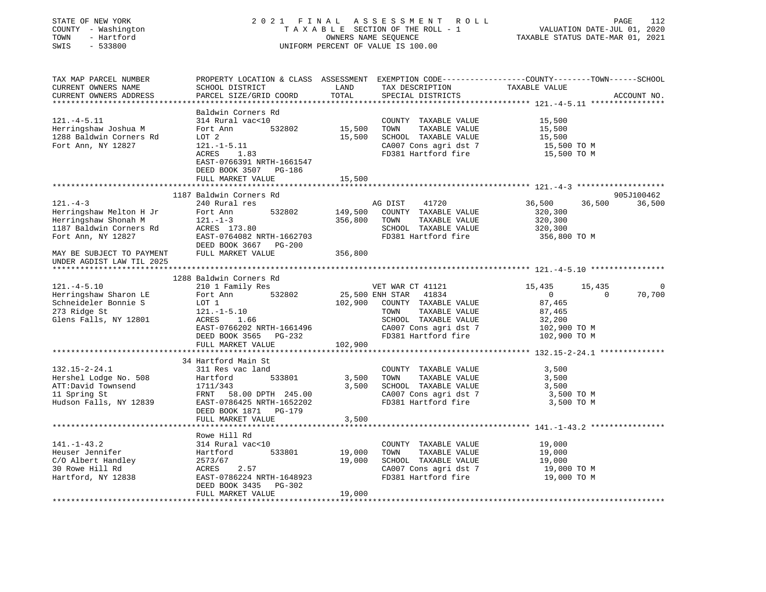STATE OF NEW YORK  
COUNTY - Washington  
TOWN - Hartford  
SWIS - 533800

2 0 2 1 F I N A L A S S E S S M E N T R O L L  
T A X A B L E SECTION OF THE ROLL - 1  
OWNERS NAME SEQUENCE  
UNIFORM PERCENT OF VALUE IS 100.00

VALUATION DATE-JUL 01, 2020  
TAXABLE STATUS DATE-MAR 01, 2021

```
TAX MAP PARCEL NUMBER          PROPERTY LOCATION & CLASS  ASSESSMENT  EXEMPTION CODE------------------COUNTY--------TOWN------SCHOOL
CURRENT OWNERS NAME            SCHOOL DISTRICT              LAND      TAX DESCRIPTION             TAXABLE VALUE
CURRENT OWNERS ADDRESS         PARCEL SIZE/GRID COORD       TOTAL     SPECIAL DISTRICTS                                      ACCOUNT NO.
*********************************************************************************************** 121.-4-5.11 ****************
                               Baldwin Corners Rd
121.-4-5.11                    314 Rural vac<10                        COUNTY  TAXABLE VALUE          15,500
Herringshaw Joshua M           Fort Ann        532802       15,500     TOWN    TAXABLE VALUE          15,500
1288 Baldwin Corners Rd        LOT 2                        15,500     SCHOOL  TAXABLE VALUE          15,500
Fort Ann, NY 12827             121.-1-5.11                             CA007 Cons agri dst 7           15,500 TO M
                               ACRES    1.83                           FD381 Hartford fire             15,500 TO M
                               EAST-0766391 NRTH-1661547
                               DEED BOOK 3507   PG-186
                               FULL MARKET VALUE            15,500
*********************************************************************************************** 121.-4-3 *******************
                               1187 Baldwin Corners Rd                                                              905J100462
121.-4-3                       240 Rural res                           AG DIST    41720            36,500     36,500     36,500
Herringshaw Melton H Jr        Fort Ann        532802      149,500     COUNTY  TAXABLE VALUE          320,300
Herringshaw Shonah M           121.-1-3                    356,800     TOWN    TAXABLE VALUE          320,300
1187 Baldwin Corners Rd        ACRES  173.80                           SCHOOL  TAXABLE VALUE          320,300
Fort Ann, NY 12827             EAST-0764082 NRTH-1662703               FD381 Hartford fire            356,800 TO M
                               DEED BOOK 3667   PG-200
MAY BE SUBJECT TO PAYMENT      FULL MARKET VALUE           356,800
UNDER AGDIST LAW TIL 2025
*********************************************************************************************** 121.-4-5.10 ****************
                               1288 Baldwin Corners Rd
121.-4-5.10                    210 1 Family Res                        VET WAR CT 41121            15,435     15,435          0
Herringshaw Sharon LE          Fort Ann        532802       25,500 ENH STAR    41834                    0          0     70,700
Schneideler Bonnie S           LOT 1                       102,900     COUNTY  TAXABLE VALUE           87,465
273 Ridge St                   121.-1-5.10                             TOWN    TAXABLE VALUE           87,465
Glens Falls, NY 12801          ACRES    1.66                           SCHOOL  TAXABLE VALUE           32,200
                               EAST-0766202 NRTH-1661496               CA007 Cons agri dst 7          102,900 TO M
                               DEED BOOK 3565   PG-232                 FD381 Hartford fire            102,900 TO M
                               FULL MARKET VALUE           102,900
*********************************************************************************************** 132.15-2-24.1 **************
                               34 Hartford Main St
132.15-2-24.1                  311 Res vac land                        COUNTY  TAXABLE VALUE           3,500
Hershel Lodge No. 508          Hartford        533801        3,500     TOWN    TAXABLE VALUE           3,500
ATT:David Townsend             1711/343                      3,500     SCHOOL  TAXABLE VALUE           3,500
11 Spring St                   FRNT   58.00 DPTH 245.00                CA007 Cons agri dst 7            3,500 TO M
Hudson Falls, NY 12839         EAST-0786425 NRTH-1652202               FD381 Hartford fire              3,500 TO M
                               DEED BOOK 1871   PG-179
                               FULL MARKET VALUE             3,500
*********************************************************************************************** 141.-1-43.2 ****************
                               Rowe Hill Rd
141.-1-43.2                    314 Rural vac<10                        COUNTY  TAXABLE VALUE          19,000
Heuser Jennifer                Hartford        533801       19,000     TOWN    TAXABLE VALUE          19,000
C/O Albert Handley             2573/67                      19,000     SCHOOL  TAXABLE VALUE          19,000
30 Rowe Hill Rd                ACRES    2.57                           CA007 Cons agri dst 7           19,000 TO M
Hartford, NY 12838             EAST-0786224 NRTH-1648923               FD381 Hartford fire             19,000 TO M
                               DEED BOOK 3435   PG-302
                               FULL MARKET VALUE            19,000
****************************************************************************************************************************
```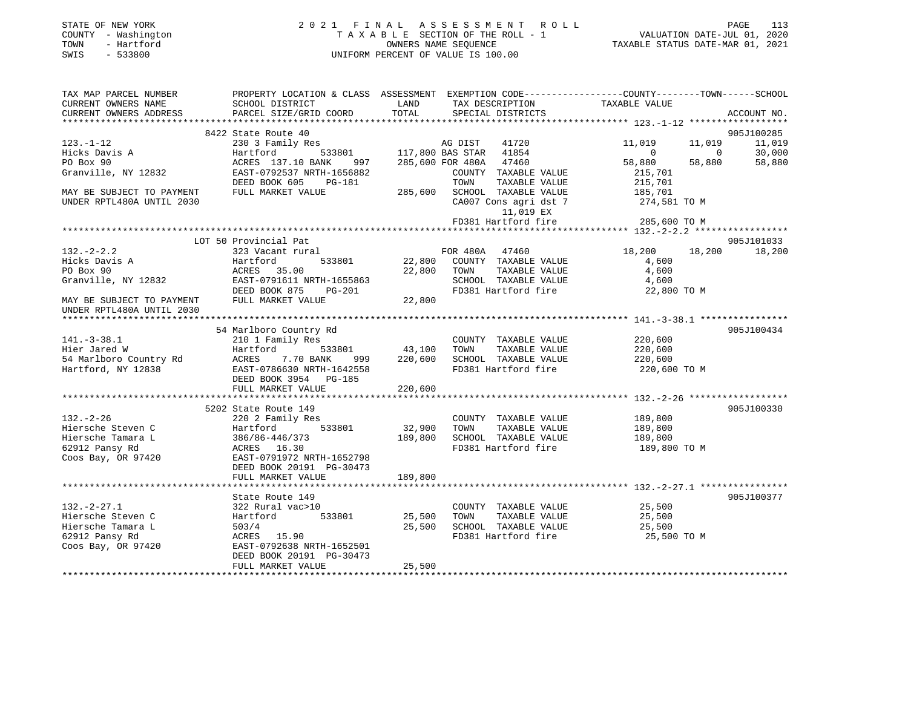STATE OF NEW YORK
COUNTY - Washington
TOWN - Hartford
SWIS - 533800

2021 FINAL ASSESSMENT ROLL
TAXABLE SECTION OF THE ROLL - 1
OWNERS NAME SEQUENCE
UNIFORM PERCENT OF VALUE IS 100.00

VALUATION DATE-JUL 01, 2020
TAXABLE STATUS DATE-MAR 01, 2021

```
TAX MAP PARCEL NUMBER          PROPERTY LOCATION & CLASS  ASSESSMENT  EXEMPTION CODE-----------------COUNTY--------TOWN------SCHOOL
CURRENT OWNERS NAME            SCHOOL DISTRICT              LAND      TAX DESCRIPTION              TAXABLE VALUE
CURRENT OWNERS ADDRESS         PARCEL SIZE/GRID COORD      TOTAL      SPECIAL DISTRICTS                                       ACCOUNT NO.
******************************************************************************************************* 123.-1-12 *****************
                              8422 State Route 40                                                                      905J100285
123.-1-12                      230 3 Family Res                       AG DIST     41720              11,019     11,019     11,019
Hicks Davis A                  Hartford         533801    117,800 BAS STAR   41854                   0          0     30,000
PO Box 90                      ACRES  137.10 BANK   997   285,600 FOR 480A   47460              58,880     58,880     58,880
Granville, NY 12832            EAST-0792537 NRTH-1656882              COUNTY  TAXABLE VALUE           215,701
                               DEED BOOK 605    PG-181                TOWN    TAXABLE VALUE           215,701
MAY BE SUBJECT TO PAYMENT      FULL MARKET VALUE          285,600    SCHOOL  TAXABLE VALUE           185,701
UNDER RPTL480A UNTIL 2030                                             CA007 Cons agri dst 7           274,581 TO M
                                                                          11,019 EX
                                                                      FD381 Hartford fire             285,600 TO M
******************************************************************************************************* 132.-2-2.2 ****************
                              LOT 50 Provincial Pat                                                                    905J101033
132.-2-2.2                     323 Vacant rural                       FOR 480A   47460              18,200     18,200     18,200
Hicks Davis A                  Hartford         533801     22,800    COUNTY  TAXABLE VALUE             4,600
PO Box 90                      ACRES   35.00               22,800    TOWN    TAXABLE VALUE             4,600
Granville, NY 12832            EAST-0791611 NRTH-1655863              SCHOOL  TAXABLE VALUE             4,600
                               DEED BOOK 875    PG-201                FD381 Hartford fire              22,800 TO M
MAY BE SUBJECT TO PAYMENT      FULL MARKET VALUE           22,800
UNDER RPTL480A UNTIL 2030
******************************************************************************************************* 141.-3-38.1 ***************
                              54 Marlboro Country Rd                                                                   905J100434
141.-3-38.1                    210 1 Family Res                       COUNTY  TAXABLE VALUE           220,600
Hier Jared W                   Hartford         533801     43,100    TOWN    TAXABLE VALUE           220,600
54 Marlboro Country Rd         ACRES    7.70 BANK   999   220,600    SCHOOL  TAXABLE VALUE           220,600
Hartford, NY 12838             EAST-0786630 NRTH-1642558              FD381 Hartford fire             220,600 TO M
                               DEED BOOK 3954   PG-185
                               FULL MARKET VALUE          220,600
******************************************************************************************************* 132.-2-26 *****************
                              5202 State Route 149                                                                     905J100330
132.-2-26                      220 2 Family Res                       COUNTY  TAXABLE VALUE           189,800
Hiersche Steven C              Hartford         533801     32,900    TOWN    TAXABLE VALUE           189,800
Hiersche Tamara L              386/86-446/373             189,800    SCHOOL  TAXABLE VALUE           189,800
62912 Pansy Rd                 ACRES   16.30                          FD381 Hartford fire             189,800 TO M
Coos Bay, OR 97420             EAST-0791972 NRTH-1652798
                               DEED BOOK 20191 PG-30473
                               FULL MARKET VALUE          189,800
******************************************************************************************************* 132.-2-27.1 ***************
                              State Route 149                                                                          905J100377
132.-2-27.1                    322 Rural vac>10                       COUNTY  TAXABLE VALUE            25,500
Hiersche Steven C              Hartford         533801     25,500    TOWN    TAXABLE VALUE            25,500
Hiersche Tamara L              503/4                       25,500    SCHOOL  TAXABLE VALUE            25,500
62912 Pansy Rd                 ACRES   15.90                          FD381 Hartford fire              25,500 TO M
Coos Bay, OR 97420             EAST-0792638 NRTH-1652501
                               DEED BOOK 20191 PG-30473
                               FULL MARKET VALUE           25,500
************************************************************************************************************************************
```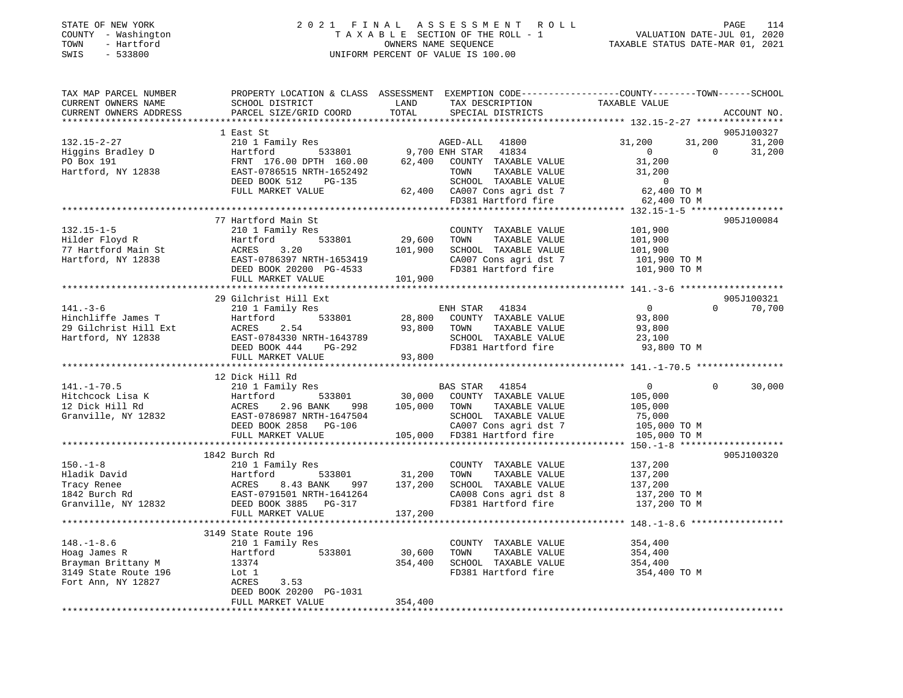STATE OF NEW YORK
COUNTY - Washington
TOWN - Hartford
SWIS - 533800

# 2021 FINAL ASSESSMENT ROLL

TAXABLE SECTION OF THE ROLL - 1
OWNERS NAME SEQUENCE
UNIFORM PERCENT OF VALUE IS 100.00

VALUATION DATE-JUL 01, 2020
TAXABLE STATUS DATE-MAR 01, 2021

```
TAX MAP PARCEL NUMBER          PROPERTY LOCATION & CLASS  ASSESSMENT  EXEMPTION CODE-----------------COUNTY--------TOWN------SCHOOL
CURRENT OWNERS NAME            SCHOOL DISTRICT               LAND      TAX DESCRIPTION            TAXABLE VALUE
CURRENT OWNERS ADDRESS         PARCEL SIZE/GRID COORD        TOTAL     SPECIAL DISTRICTS                                    ACCOUNT NO.
*********************************************************************************************** 132.15-2-27 ****************
                             1 East St                                                                                905J100327
132.15-2-27                  210 1 Family Res                      AGED-ALL   41800          31,200      31,200       31,200
Higgins Bradley D            Hartford         533801       9,700 ENH STAR   41834               0           0       31,200
PO Box 191                   FRNT 176.00 DPTH 160.00      62,400    COUNTY  TAXABLE VALUE      31,200
Hartford, NY 12838           EAST-0786515 NRTH-1652492              TOWN    TAXABLE VALUE      31,200
                             DEED BOOK 512    PG-135                SCHOOL  TAXABLE VALUE           0
                             FULL MARKET VALUE            62,400    CA007 Cons agri dst 7       62,400 TO M
                                                                    FD381 Hartford fire         62,400 TO M
*********************************************************************************************** 132.15-1-5 *****************
                             77 Hartford Main St                                                                      905J100084
132.15-1-5                   210 1 Family Res                       COUNTY  TAXABLE VALUE     101,900
Hilder Floyd R               Hartford         533801      29,600    TOWN    TAXABLE VALUE     101,900
77 Hartford Main St          ACRES    3.20               101,900    SCHOOL  TAXABLE VALUE     101,900
Hartford, NY 12838           EAST-0786397 NRTH-1653419              CA007 Cons agri dst 7      101,900 TO M
                             DEED BOOK 20200 PG-4533                FD381 Hartford fire        101,900 TO M
                             FULL MARKET VALUE           101,900
*********************************************************************************************** 141.-3-6 *******************
                             29 Gilchrist Hill Ext                                                                    905J100321
141.-3-6                     210 1 Family Res                       ENH STAR   41834               0           0       70,700
Hinchliffe James T           Hartford         533801      28,800    COUNTY  TAXABLE VALUE      93,800
29 Gilchrist Hill Ext        ACRES    2.54                93,800    TOWN    TAXABLE VALUE      93,800
Hartford, NY 12838           EAST-0784330 NRTH-1643789              SCHOOL  TAXABLE VALUE      23,100
                             DEED BOOK 444    PG-292                FD381 Hartford fire         93,800 TO M
                             FULL MARKET VALUE            93,800
*********************************************************************************************** 141.-1-70.5 ****************
                             12 Dick Hill Rd
141.-1-70.5                  210 1 Family Res                       BAS STAR   41854               0           0       30,000
Hitchcock Lisa K             Hartford         533801      30,000    COUNTY  TAXABLE VALUE     105,000
12 Dick Hill Rd              ACRES    2.96 BANK    998   105,000    TOWN    TAXABLE VALUE     105,000
Granville, NY 12832          EAST-0786987 NRTH-1647504              SCHOOL  TAXABLE VALUE      75,000
                             DEED BOOK 2858   PG-106                CA007 Cons agri dst 7      105,000 TO M
                             FULL MARKET VALUE           105,000    FD381 Hartford fire        105,000 TO M
*********************************************************************************************** 150.-1-8 *******************
                             1842 Burch Rd                                                                            905J100320
150.-1-8                     210 1 Family Res                       COUNTY  TAXABLE VALUE     137,200
Hladik David                 Hartford         533801      31,200    TOWN    TAXABLE VALUE     137,200
Tracy Renee                  ACRES    8.43 BANK    997   137,200    SCHOOL  TAXABLE VALUE     137,200
1842 Burch Rd                EAST-0791501 NRTH-1641264              CA008 Cons agri dst 8      137,200 TO M
Granville, NY 12832          DEED BOOK 3885   PG-317                FD381 Hartford fire        137,200 TO M
                             FULL MARKET VALUE           137,200
*********************************************************************************************** 148.-1-8.6 *****************
                             3149 State Route 196
148.-1-8.6                   210 1 Family Res                       COUNTY  TAXABLE VALUE     354,400
Hoag James R                 Hartford         533801      30,600    TOWN    TAXABLE VALUE     354,400
Brayman Brittany M           13374                       354,400    SCHOOL  TAXABLE VALUE     354,400
3149 State Route 196         Lot 1                                  FD381 Hartford fire        354,400 TO M
Fort Ann, NY 12827           ACRES    3.53
                             DEED BOOK 20200 PG-1031
                             FULL MARKET VALUE           354,400
*****************************************************************************************************************************
```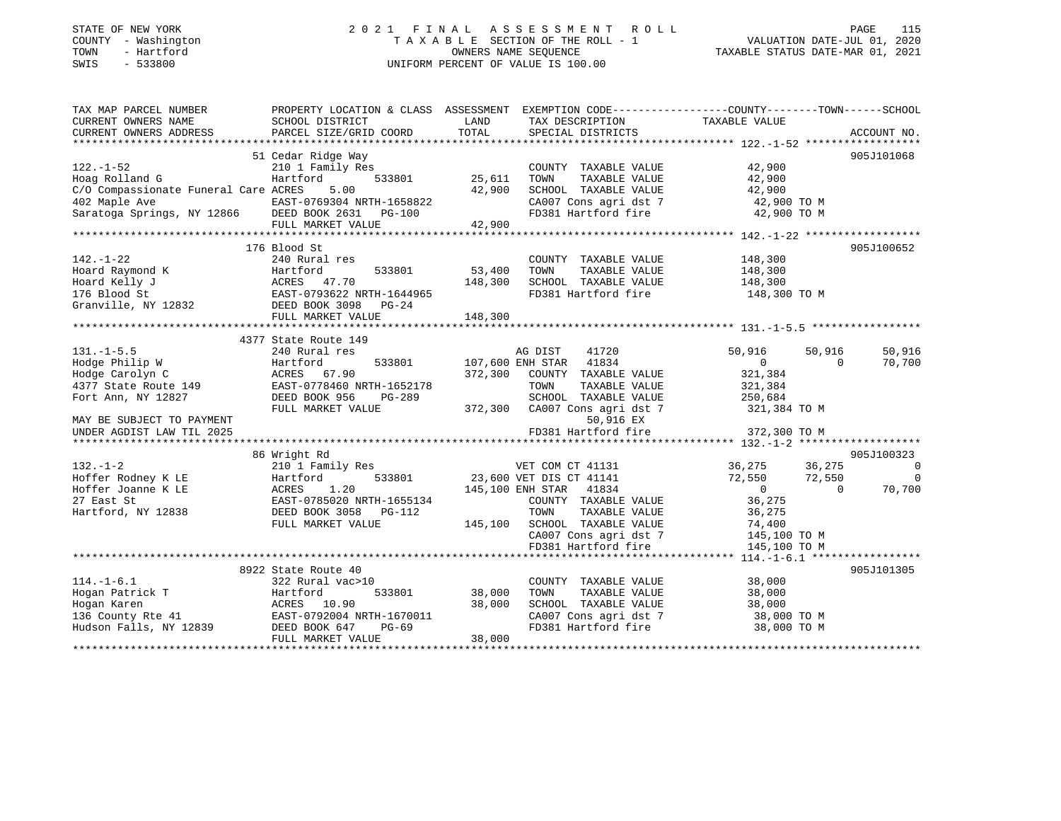STATE OF NEW YORK
COUNTY - Washington
TOWN - Hartford
SWIS - 533800

# 2021 FINAL ASSESSMENT ROLL
TAXABLE SECTION OF THE ROLL - 1
OWNERS NAME SEQUENCE
UNIFORM PERCENT OF VALUE IS 100.00

VALUATION DATE-JUL 01, 2020
TAXABLE STATUS DATE-MAR 01, 2021

| TAX MAP PARCEL NUMBER / CURRENT OWNERS NAME / CURRENT OWNERS ADDRESS | PROPERTY LOCATION & CLASS / SCHOOL DISTRICT / PARCEL SIZE/GRID COORD | ASSESSMENT LAND / TOTAL | EXEMPTION CODE / TAX DESCRIPTION / SPECIAL DISTRICTS | COUNTY TAXABLE VALUE | TOWN | SCHOOL | ACCOUNT NO. |
|---|---|---|---|---|---|---|---|
| **122.-1-52** | 51 Cedar Ridge Way | | | | | | 905J101068 |
| Hoag Rolland G | 210 1 Family Res | | COUNTY TAXABLE VALUE | 42,900 | | | |
| C/O Compassionate Funeral Care | Hartford 533801 | 25,611 | TOWN TAXABLE VALUE | 42,900 | | | |
| 402 Maple Ave | ACRES 5.00 | 42,900 | SCHOOL TAXABLE VALUE | 42,900 | | | |
| Saratoga Springs, NY 12866 | EAST-0769304 NRTH-1658822 | | CA007 Cons agri dst 7 | 42,900 TO M | | | |
| | DEED BOOK 2631 PG-100 | | FD381 Hartford fire | 42,900 TO M | | | |
| | FULL MARKET VALUE | 42,900 | | | | | |
| **142.-1-22** | 176 Blood St | | | | | | 905J100652 |
| Hoard Raymond K | 240 Rural res | | COUNTY TAXABLE VALUE | 148,300 | | | |
| Hoard Kelly J | Hartford 533801 | 53,400 | TOWN TAXABLE VALUE | 148,300 | | | |
| 176 Blood St | ACRES 47.70 | 148,300 | SCHOOL TAXABLE VALUE | 148,300 | | | |
| Granville, NY 12832 | EAST-0793622 NRTH-1644965 | | FD381 Hartford fire | 148,300 TO M | | | |
| | DEED BOOK 3098 PG-24 | | | | | | |
| | FULL MARKET VALUE | 148,300 | | | | | |
| **131.-1-5.5** | 4377 State Route 149 | | | | | | |
| Hodge Philip W | 240 Rural res | | AG DIST 41720 | 50,916 | 50,916 | 50,916 | |
| Hodge Carolyn C | Hartford 533801 | 107,600 | ENH STAR 41834 | 0 | 0 | 70,700 | |
| 4377 State Route 149 | ACRES 67.90 | 372,300 | COUNTY TAXABLE VALUE | 321,384 | | | |
| Fort Ann, NY 12827 | EAST-0778460 NRTH-1652178 | | TOWN TAXABLE VALUE | 321,384 | | | |
| | DEED BOOK 956 PG-289 | | SCHOOL TAXABLE VALUE | 250,684 | | | |
| | FULL MARKET VALUE | 372,300 | CA007 Cons agri dst 7 | 321,384 TO M | | | |
| MAY BE SUBJECT TO PAYMENT | | | 50,916 EX | | | | |
| UNDER AGDIST LAW TIL 2025 | | | FD381 Hartford fire | 372,300 TO M | | | |
| **132.-1-2** | 86 Wright Rd | | | | | | 905J100323 |
| Hoffer Rodney K LE | 210 1 Family Res | | VET COM CT 41131 | 36,275 | 36,275 | 0 | |
| Hoffer Joanne K LE | Hartford 533801 | 23,600 | VET DIS CT 41141 | 72,550 | 72,550 | 0 | |
| 27 East St | ACRES 1.20 | 145,100 | ENH STAR 41834 | 0 | 0 | 70,700 | |
| Hartford, NY 12838 | EAST-0785020 NRTH-1655134 | | COUNTY TAXABLE VALUE | 36,275 | | | |
| | DEED BOOK 3058 PG-112 | | TOWN TAXABLE VALUE | 36,275 | | | |
| | FULL MARKET VALUE | 145,100 | SCHOOL TAXABLE VALUE | 74,400 | | | |
| | | | CA007 Cons agri dst 7 | 145,100 TO M | | | |
| | | | FD381 Hartford fire | 145,100 TO M | | | |
| **114.-1-6.1** | 8922 State Route 40 | | | | | | 905J101305 |
| Hogan Patrick T | 322 Rural vac>10 | | COUNTY TAXABLE VALUE | 38,000 | | | |
| Hogan Karen | Hartford 533801 | 38,000 | TOWN TAXABLE VALUE | 38,000 | | | |
| 136 County Rte 41 | ACRES 10.90 | 38,000 | SCHOOL TAXABLE VALUE | 38,000 | | | |
| Hudson Falls, NY 12839 | EAST-0792004 NRTH-1670011 | | CA007 Cons agri dst 7 | 38,000 TO M | | | |
| | DEED BOOK 647 PG-69 | | FD381 Hartford fire | 38,000 TO M | | | |
| | FULL MARKET VALUE | 38,000 | | | | | |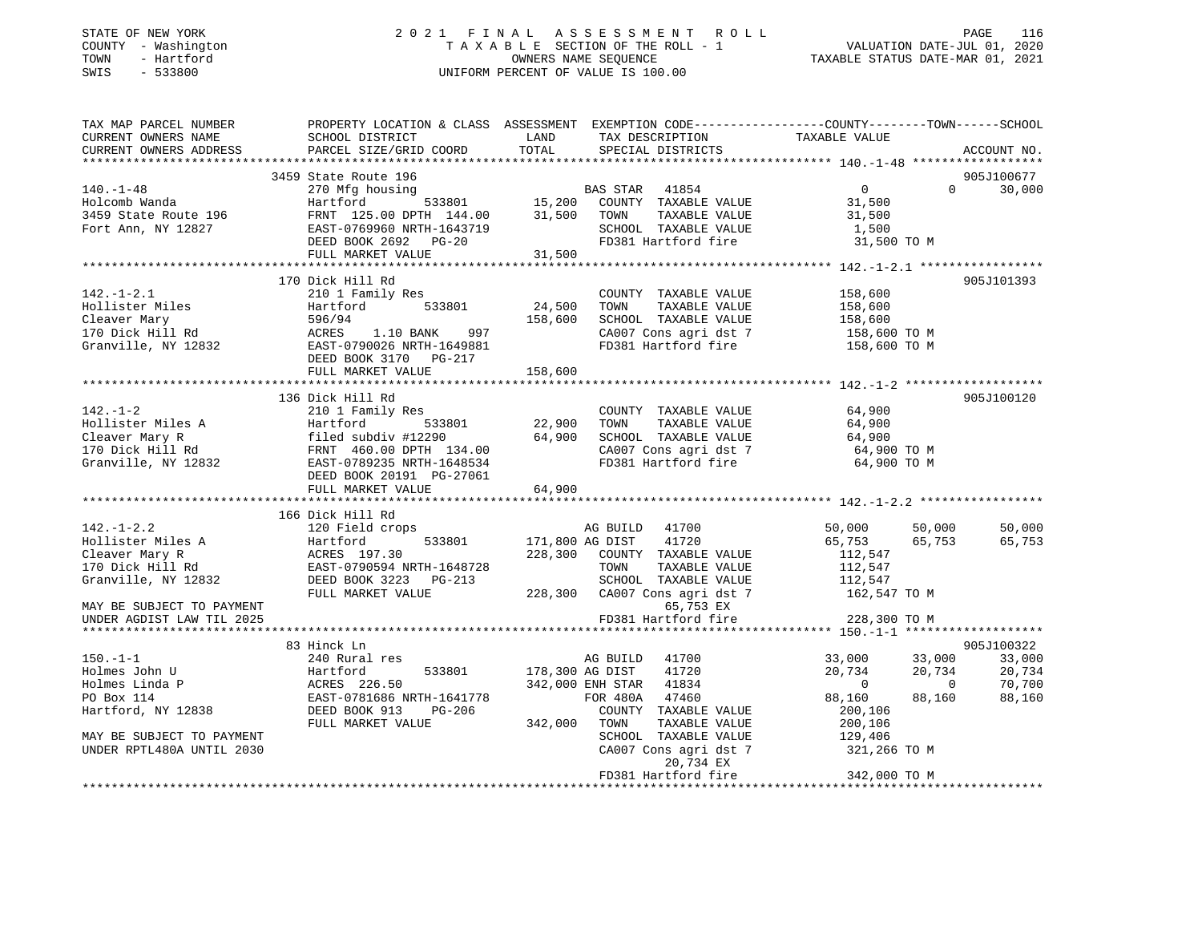STATE OF NEW YORK
COUNTY - Washington
TOWN - Hartford
SWIS - 533800

# 2021 FINAL ASSESSMENT ROLL

TAXABLE SECTION OF THE ROLL - 1
OWNERS NAME SEQUENCE
UNIFORM PERCENT OF VALUE IS 100.00

VALUATION DATE-JUL 01, 2020
TAXABLE STATUS DATE-MAR 01, 2021

| TAX MAP PARCEL NUMBER / CURRENT OWNERS NAME / CURRENT OWNERS ADDRESS | PROPERTY LOCATION & CLASS / SCHOOL DISTRICT / PARCEL SIZE/GRID COORD | ASSESSMENT LAND / TOTAL | EXEMPTION CODE / TAX DESCRIPTION / SPECIAL DISTRICTS | COUNTY TAXABLE VALUE | TOWN | SCHOOL / ACCOUNT NO. |
|---|---|---|---|---|---|---|
| 140.-1-48 | 3459 State Route 196 | | | | | 905J100677 |
| Holcomb Wanda | 270 Mfg housing | | BAS STAR 41854 | 0 | 0 | 30,000 |
| 3459 State Route 196 | Hartford 533801 | 15,200 | COUNTY TAXABLE VALUE | 31,500 | | |
| Fort Ann, NY 12827 | FRNT 125.00 DPTH 144.00 | 31,500 | TOWN TAXABLE VALUE | 31,500 | | |
| | EAST-0769960 NRTH-1643719 | | SCHOOL TAXABLE VALUE | 1,500 | | |
| | DEED BOOK 2692 PG-20 | | FD381 Hartford fire | 31,500 TO M | | |
| | FULL MARKET VALUE | 31,500 | | | | |
| 142.-1-2.1 | 170 Dick Hill Rd | | | | | 905J101393 |
| Hollister Miles | 210 1 Family Res | | COUNTY TAXABLE VALUE | 158,600 | | |
| Cleaver Mary | Hartford 533801 | 24,500 | TOWN TAXABLE VALUE | 158,600 | | |
| 170 Dick Hill Rd | 596/94 | 158,600 | SCHOOL TAXABLE VALUE | 158,600 | | |
| Granville, NY 12832 | ACRES 1.10 BANK 997 | | CA007 Cons agri dst 7 | 158,600 TO M | | |
| | EAST-0790026 NRTH-1649881 | | FD381 Hartford fire | 158,600 TO M | | |
| | DEED BOOK 3170 PG-217 | | | | | |
| | FULL MARKET VALUE | 158,600 | | | | |
| 142.-1-2 | 136 Dick Hill Rd | | | | | 905J100120 |
| Hollister Miles A | 210 1 Family Res | | COUNTY TAXABLE VALUE | 64,900 | | |
| Cleaver Mary R | Hartford 533801 | 22,900 | TOWN TAXABLE VALUE | 64,900 | | |
| 170 Dick Hill Rd | filed subdiv #12290 | 64,900 | SCHOOL TAXABLE VALUE | 64,900 | | |
| Granville, NY 12832 | FRNT 460.00 DPTH 134.00 | | CA007 Cons agri dst 7 | 64,900 TO M | | |
| | EAST-0789235 NRTH-1648534 | | FD381 Hartford fire | 64,900 TO M | | |
| | DEED BOOK 20191 PG-27061 | | | | | |
| | FULL MARKET VALUE | 64,900 | | | | |
| 142.-1-2.2 | 166 Dick Hill Rd | | | | | |
| Hollister Miles A | 120 Field crops | | AG BUILD 41700 | 50,000 | 50,000 | 50,000 |
| Cleaver Mary R | Hartford 533801 | 171,800 | AG DIST 41720 | 65,753 | 65,753 | 65,753 |
| 170 Dick Hill Rd | ACRES 197.30 | 228,300 | COUNTY TAXABLE VALUE | 112,547 | | |
| Granville, NY 12832 | EAST-0790594 NRTH-1648728 | | TOWN TAXABLE VALUE | 112,547 | | |
| | DEED BOOK 3223 PG-213 | | SCHOOL TAXABLE VALUE | 112,547 | | |
| MAY BE SUBJECT TO PAYMENT | FULL MARKET VALUE | 228,300 | CA007 Cons agri dst 7 | 162,547 TO M | | |
| UNDER AGDIST LAW TIL 2025 | | | 65,753 EX | | | |
| | | | FD381 Hartford fire | 228,300 TO M | | |
| 150.-1-1 | 83 Hinck Ln | | | | | 905J100322 |
| Holmes John U | 240 Rural res | | AG BUILD 41700 | 33,000 | 33,000 | 33,000 |
| Holmes Linda P | Hartford 533801 | 178,300 | AG DIST 41720 | 20,734 | 20,734 | 20,734 |
| PO Box 114 | ACRES 226.50 | 342,000 | ENH STAR 41834 | 0 | 0 | 70,700 |
| Hartford, NY 12838 | EAST-0781686 NRTH-1641778 | | FOR 480A 47460 | 88,160 | 88,160 | 88,160 |
| | DEED BOOK 913 PG-206 | | COUNTY TAXABLE VALUE | 200,106 | | |
| | FULL MARKET VALUE | 342,000 | TOWN TAXABLE VALUE | 200,106 | | |
| MAY BE SUBJECT TO PAYMENT | | | SCHOOL TAXABLE VALUE | 129,406 | | |
| UNDER RPTL480A UNTIL 2030 | | | CA007 Cons agri dst 7 | 321,266 TO M | | |
| | | | 20,734 EX | | | |
| | | | FD381 Hartford fire | 342,000 TO M | | |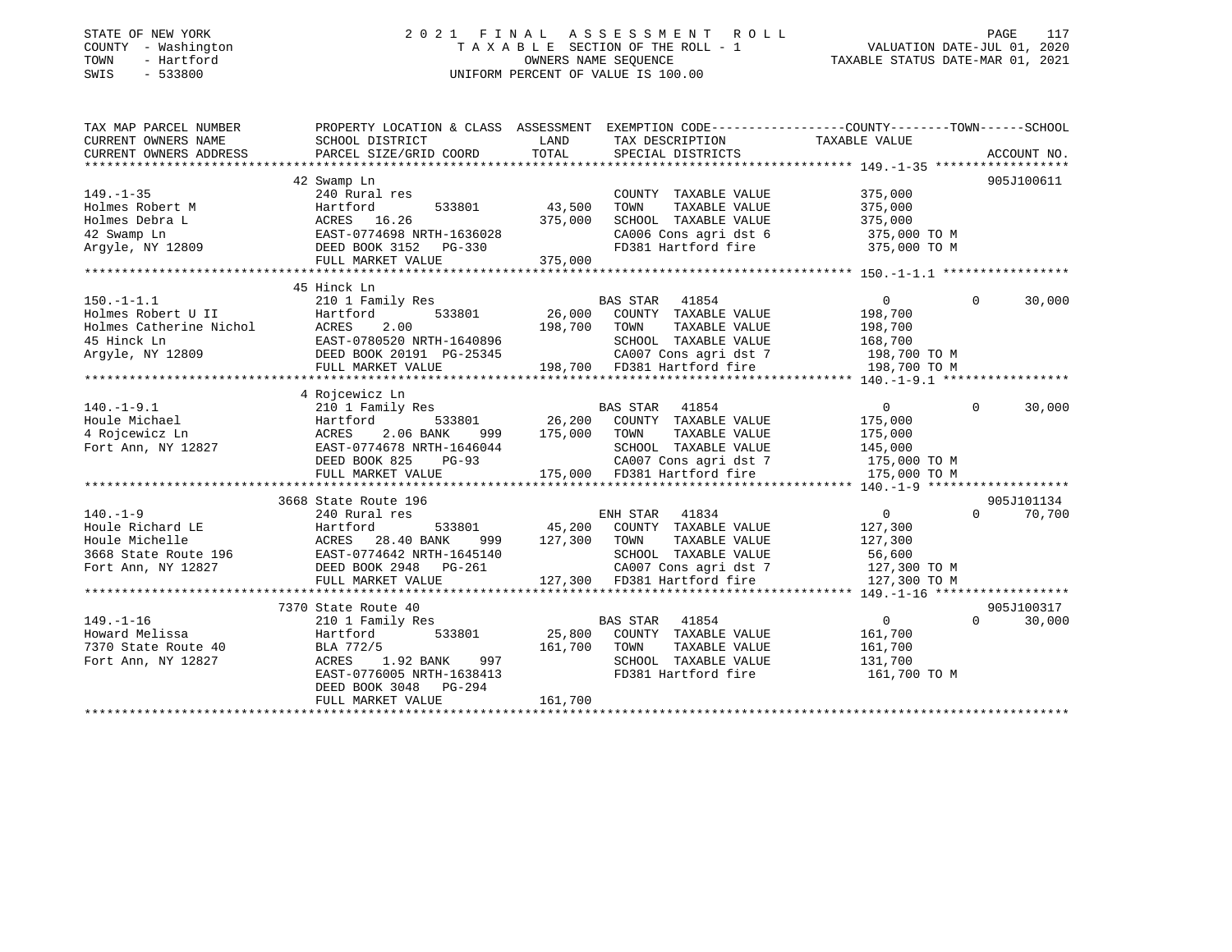STATE OF NEW YORK
COUNTY - Washington
TOWN - Hartford
SWIS - 533800

# 2021 FINAL ASSESSMENT ROLL

TAXABLE SECTION OF THE ROLL - 1
OWNERS NAME SEQUENCE
UNIFORM PERCENT OF VALUE IS 100.00

VALUATION DATE-JUL 01, 2020
TAXABLE STATUS DATE-MAR 01, 2021

| TAX MAP PARCEL NUMBER / CURRENT OWNERS NAME / CURRENT OWNERS ADDRESS | PROPERTY LOCATION & CLASS / SCHOOL DISTRICT / PARCEL SIZE/GRID COORD | ASSESSMENT LAND | TOTAL | EXEMPTION CODE / TAX DESCRIPTION / SPECIAL DISTRICTS | COUNTY TAXABLE VALUE | TOWN | SCHOOL | ACCOUNT NO. |
|---|---|---|---|---|---|---|---|---|
| 149.-1-35 | 42 Swamp Ln | | | | | | | 905J100611 |
| Holmes Robert M | 240 Rural res | | | COUNTY TAXABLE VALUE | 375,000 | | | |
| Holmes Debra L | Hartford 533801 | 43,500 | | TOWN TAXABLE VALUE | 375,000 | | | |
| 42 Swamp Ln | ACRES 16.26 | | 375,000 | SCHOOL TAXABLE VALUE | 375,000 | | | |
| Argyle, NY 12809 | EAST-0774698 NRTH-1636028 | | | CA006 Cons agri dst 6 | 375,000 TO M | | | |
| | DEED BOOK 3152 PG-330 | | | FD381 Hartford fire | 375,000 TO M | | | |
| | FULL MARKET VALUE | | 375,000 | | | | | |
| 150.-1-1.1 | 45 Hinck Ln | | | | | | | |
| Holmes Robert U II | 210 1 Family Res | | | BAS STAR 41854 | 0 | 0 | 30,000 | |
| Holmes Catherine Nichol | Hartford 533801 | 26,000 | | COUNTY TAXABLE VALUE | 198,700 | | | |
| 45 Hinck Ln | ACRES 2.00 | | 198,700 | TOWN TAXABLE VALUE | 198,700 | | | |
| Argyle, NY 12809 | EAST-0780520 NRTH-1640896 | | | SCHOOL TAXABLE VALUE | 168,700 | | | |
| | DEED BOOK 20191 PG-25345 | | | CA007 Cons agri dst 7 | 198,700 TO M | | | |
| | FULL MARKET VALUE | | 198,700 | FD381 Hartford fire | 198,700 TO M | | | |
| 140.-1-9.1 | 4 Rojcewicz Ln | | | | | | | |
| Houle Michael | 210 1 Family Res | | | BAS STAR 41854 | 0 | 0 | 30,000 | |
| 4 Rojcewicz Ln | Hartford 533801 | 26,200 | | COUNTY TAXABLE VALUE | 175,000 | | | |
| Fort Ann, NY 12827 | ACRES 2.06 BANK 999 | | 175,000 | TOWN TAXABLE VALUE | 175,000 | | | |
| | EAST-0774678 NRTH-1646044 | | | SCHOOL TAXABLE VALUE | 145,000 | | | |
| | DEED BOOK 825 PG-93 | | | CA007 Cons agri dst 7 | 175,000 TO M | | | |
| | FULL MARKET VALUE | | 175,000 | FD381 Hartford fire | 175,000 TO M | | | |
| 140.-1-9 | 3668 State Route 196 | | | | | | | 905J101134 |
| Houle Richard LE | 240 Rural res | | | ENH STAR 41834 | 0 | 0 | 70,700 | |
| Houle Michelle | Hartford 533801 | 45,200 | | COUNTY TAXABLE VALUE | 127,300 | | | |
| 3668 State Route 196 | ACRES 28.40 BANK 999 | | 127,300 | TOWN TAXABLE VALUE | 127,300 | | | |
| Fort Ann, NY 12827 | EAST-0774642 NRTH-1645140 | | | SCHOOL TAXABLE VALUE | 56,600 | | | |
| | DEED BOOK 2948 PG-261 | | | CA007 Cons agri dst 7 | 127,300 TO M | | | |
| | FULL MARKET VALUE | | 127,300 | FD381 Hartford fire | 127,300 TO M | | | |
| 149.-1-16 | 7370 State Route 40 | | | | | | | 905J100317 |
| Howard Melissa | 210 1 Family Res | | | BAS STAR 41854 | 0 | 0 | 30,000 | |
| 7370 State Route 40 | Hartford 533801 | 25,800 | | COUNTY TAXABLE VALUE | 161,700 | | | |
| Fort Ann, NY 12827 | BLA 772/5 | | 161,700 | TOWN TAXABLE VALUE | 161,700 | | | |
| | ACRES 1.92 BANK 997 | | | SCHOOL TAXABLE VALUE | 131,700 | | | |
| | EAST-0776005 NRTH-1638413 | | | FD381 Hartford fire | 161,700 TO M | | | |
| | DEED BOOK 3048 PG-294 | | | | | | | |
| | FULL MARKET VALUE | | 161,700 | | | | | |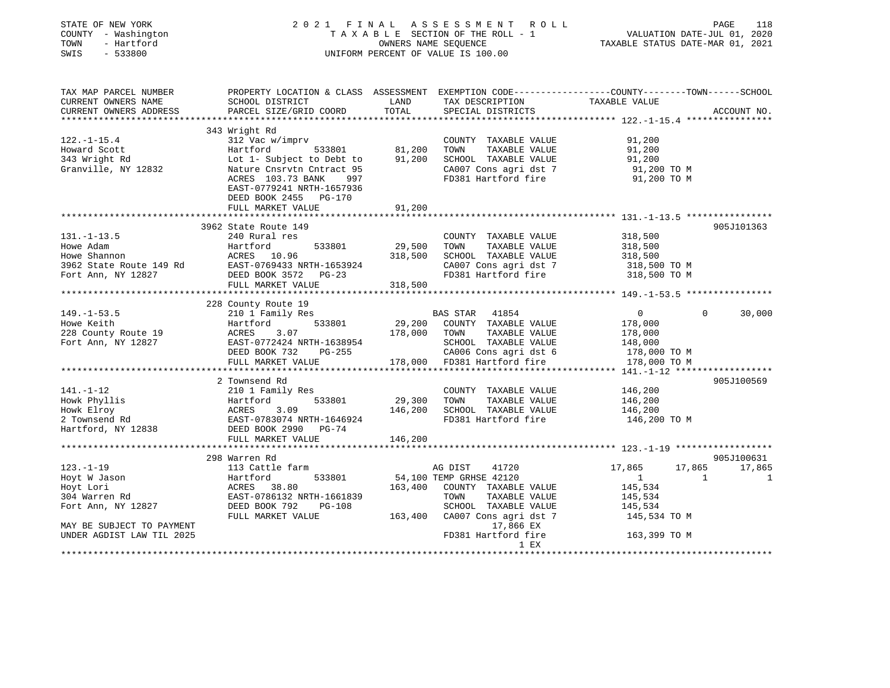STATE OF NEW YORK
COUNTY - Washington
TOWN - Hartford
SWIS - 533800

2 0 2 1 F I N A L A S S E S S M E N T R O L L
T A X A B L E SECTION OF THE ROLL - 1
OWNERS NAME SEQUENCE
UNIFORM PERCENT OF VALUE IS 100.00

VALUATION DATE-JUL 01, 2020
TAXABLE STATUS DATE-MAR 01, 2021

```
TAX MAP PARCEL NUMBER          PROPERTY LOCATION & CLASS  ASSESSMENT  EXEMPTION CODE------------------COUNTY--------TOWN------SCHOOL
CURRENT OWNERS NAME            SCHOOL DISTRICT               LAND      TAX DESCRIPTION            TAXABLE VALUE
CURRENT OWNERS ADDRESS         PARCEL SIZE/GRID COORD        TOTAL     SPECIAL DISTRICTS                                     ACCOUNT NO.
****************************************************************************************************** 122.-1-15.4 ****************
                               343 Wright Rd
122.-1-15.4                    312 Vac w/imprv                         COUNTY  TAXABLE VALUE            91,200
Howard Scott                   Hartford          533801       81,200   TOWN    TAXABLE VALUE            91,200
343 Wright Rd                  Lot 1- Subject to Debt to      91,200   SCHOOL  TAXABLE VALUE            91,200
Granville, NY 12832            Nature Cnsrvtn Cntract 95               CA007 Cons agri dst 7             91,200 TO M
                               ACRES  103.73 BANK    997               FD381 Hartford fire               91,200 TO M
                               EAST-0779241 NRTH-1657936
                               DEED BOOK 2455   PG-170
                               FULL MARKET VALUE              91,200
****************************************************************************************************** 131.-1-13.5 ****************
                               3962 State Route 149                                                                    905J101363
131.-1-13.5                    240 Rural res                           COUNTY  TAXABLE VALUE           318,500
Howe Adam                      Hartford          533801       29,500   TOWN    TAXABLE VALUE           318,500
Howe Shannon                   ACRES   10.96                 318,500   SCHOOL  TAXABLE VALUE           318,500
3962 State Route 149 Rd        EAST-0769433 NRTH-1653924               CA007 Cons agri dst 7            318,500 TO M
Fort Ann, NY 12827             DEED BOOK 3572   PG-23                  FD381 Hartford fire              318,500 TO M
                               FULL MARKET VALUE             318,500
****************************************************************************************************** 149.-1-53.5 ****************
                               228 County Route 19
149.-1-53.5                    210 1 Family Res                    BAS STAR   41854                    0            0      30,000
Howe Keith                     Hartford          533801       29,200   COUNTY  TAXABLE VALUE           178,000
228 County Route 19            ACRES    3.07                 178,000   TOWN    TAXABLE VALUE           178,000
Fort Ann, NY 12827             EAST-0772424 NRTH-1638954               SCHOOL  TAXABLE VALUE           148,000
                               DEED BOOK 732    PG-255                 CA006 Cons agri dst 6            178,000 TO M
                               FULL MARKET VALUE             178,000   FD381 Hartford fire              178,000 TO M
****************************************************************************************************** 141.-1-12 ******************
                               2 Townsend Rd                                                                           905J100569
141.-1-12                      210 1 Family Res                        COUNTY  TAXABLE VALUE           146,200
Howk Phyllis                   Hartford          533801       29,300   TOWN    TAXABLE VALUE           146,200
Howk Elroy                     ACRES    3.09                 146,200   SCHOOL  TAXABLE VALUE           146,200
2 Townsend Rd                  EAST-0783074 NRTH-1646924               FD381 Hartford fire              146,200 TO M
Hartford, NY 12838             DEED BOOK 2990   PG-74
                               FULL MARKET VALUE             146,200
****************************************************************************************************** 123.-1-19 ******************
                               298 Warren Rd                                                                           905J100631
123.-1-19                      113 Cattle farm                     AG DIST    41720               17,865       17,865      17,865
Hoyt W Jason                   Hartford          533801       54,100 TEMP GRHSE 42120                  1            1           1
Hoyt Lori                      ACRES   38.80                 163,400   COUNTY  TAXABLE VALUE           145,534
304 Warren Rd                  EAST-0786132 NRTH-1661839               TOWN    TAXABLE VALUE           145,534
Fort Ann, NY 12827             DEED BOOK 792    PG-108                 SCHOOL  TAXABLE VALUE           145,534
                               FULL MARKET VALUE             163,400   CA007 Cons agri dst 7            145,534 TO M
MAY BE SUBJECT TO PAYMENT                                                         17,866 EX
UNDER AGDIST LAW TIL 2025                                              FD381 Hartford fire              163,399 TO M
                                                                                       1 EX
************************************************************************************************************************************
```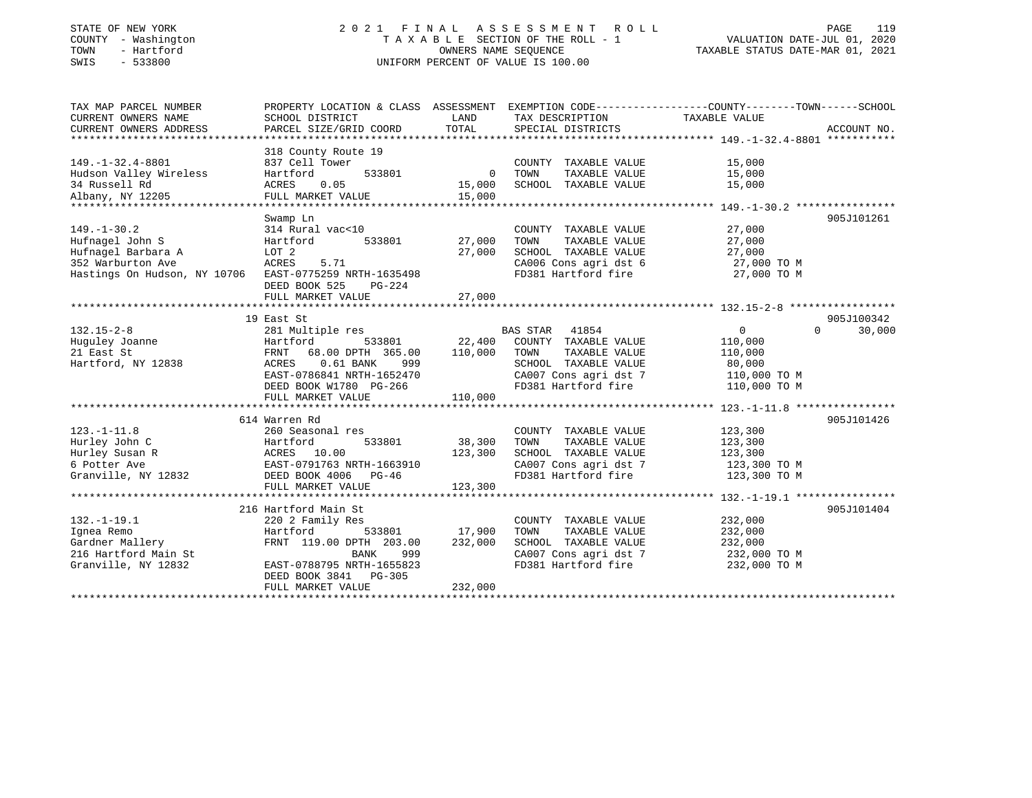STATE OF NEW YORK
COUNTY - Washington
TOWN - Hartford
SWIS - 533800

# 2021 FINAL ASSESSMENT ROLL

TAXABLE SECTION OF THE ROLL - 1
OWNERS NAME SEQUENCE
UNIFORM PERCENT OF VALUE IS 100.00

VALUATION DATE-JUL 01, 2020
TAXABLE STATUS DATE-MAR 01, 2021

| TAX MAP PARCEL NUMBER / CURRENT OWNERS NAME / CURRENT OWNERS ADDRESS | PROPERTY LOCATION & CLASS / SCHOOL DISTRICT / PARCEL SIZE/GRID COORD | ASSESSMENT LAND | TOTAL | EXEMPTION CODE / TAX DESCRIPTION / SPECIAL DISTRICTS | COUNTY | TOWN | SCHOOL | ACCOUNT NO. |
|---|---|---|---|---|---|---|---|---|
| **149.-1-32.4-8801** | 318 County Route 19 | | | | | | | |
| 149.-1-32.4-8801 | 837 Cell Tower | | | COUNTY TAXABLE VALUE | 15,000 | | | |
| Hudson Valley Wireless | Hartford 533801 | 0 | | TOWN TAXABLE VALUE | | 15,000 | | |
| 34 Russell Rd | ACRES 0.05 | | 15,000 | SCHOOL TAXABLE VALUE | | | 15,000 | |
| Albany, NY 12205 | FULL MARKET VALUE | | 15,000 | | | | | |
| **149.-1-30.2** | Swamp Ln | | | | | | | 905J101261 |
| 149.-1-30.2 | 314 Rural vac<10 | | | COUNTY TAXABLE VALUE | 27,000 | | | |
| Hufnagel John S | Hartford 533801 | 27,000 | | TOWN TAXABLE VALUE | | 27,000 | | |
| Hufnagel Barbara A | LOT 2 | | 27,000 | SCHOOL TAXABLE VALUE | | | 27,000 | |
| 352 Warburton Ave | ACRES 5.71 | | | CA006 Cons agri dst 6 | 27,000 TO M | | | |
| Hastings On Hudson, NY 10706 | EAST-0775259 NRTH-1635498 | | | FD381 Hartford fire | 27,000 TO M | | | |
| | DEED BOOK 525 PG-224 | | | | | | | |
| | FULL MARKET VALUE | | 27,000 | | | | | |
| **132.15-2-8** | 19 East St | | | | | | | 905J100342 |
| 132.15-2-8 | 281 Multiple res | | | BAS STAR 41854 | 0 | 0 | 30,000 | |
| Huguley Joanne | Hartford 533801 | 22,400 | | COUNTY TAXABLE VALUE | 110,000 | | | |
| 21 East St | FRNT 68.00 DPTH 365.00 | | 110,000 | TOWN TAXABLE VALUE | | 110,000 | | |
| Hartford, NY 12838 | ACRES 0.61 BANK 999 | | | SCHOOL TAXABLE VALUE | | | 80,000 | |
| | EAST-0786841 NRTH-1652470 | | | CA007 Cons agri dst 7 | 110,000 TO M | | | |
| | DEED BOOK W1780 PG-266 | | | FD381 Hartford fire | 110,000 TO M | | | |
| | FULL MARKET VALUE | | 110,000 | | | | | |
| **123.-1-11.8** | 614 Warren Rd | | | | | | | 905J101426 |
| 123.-1-11.8 | 260 Seasonal res | | | COUNTY TAXABLE VALUE | 123,300 | | | |
| Hurley John C | Hartford 533801 | 38,300 | | TOWN TAXABLE VALUE | | 123,300 | | |
| Hurley Susan R | ACRES 10.00 | | 123,300 | SCHOOL TAXABLE VALUE | | | 123,300 | |
| 6 Potter Ave | EAST-0791763 NRTH-1663910 | | | CA007 Cons agri dst 7 | 123,300 TO M | | | |
| Granville, NY 12832 | DEED BOOK 4006 PG-46 | | | FD381 Hartford fire | 123,300 TO M | | | |
| | FULL MARKET VALUE | | 123,300 | | | | | |
| **132.-1-19.1** | 216 Hartford Main St | | | | | | | 905J101404 |
| 132.-1-19.1 | 220 2 Family Res | | | COUNTY TAXABLE VALUE | 232,000 | | | |
| Ignea Remo | Hartford 533801 | 17,900 | | TOWN TAXABLE VALUE | | 232,000 | | |
| Gardner Mallery | FRNT 119.00 DPTH 203.00 | | 232,000 | SCHOOL TAXABLE VALUE | | | 232,000 | |
| 216 Hartford Main St | BANK 999 | | | CA007 Cons agri dst 7 | 232,000 TO M | | | |
| Granville, NY 12832 | EAST-0788795 NRTH-1655823 | | | FD381 Hartford fire | 232,000 TO M | | | |
| | DEED BOOK 3841 PG-305 | | | | | | | |
| | FULL MARKET VALUE | | 232,000 | | | | | |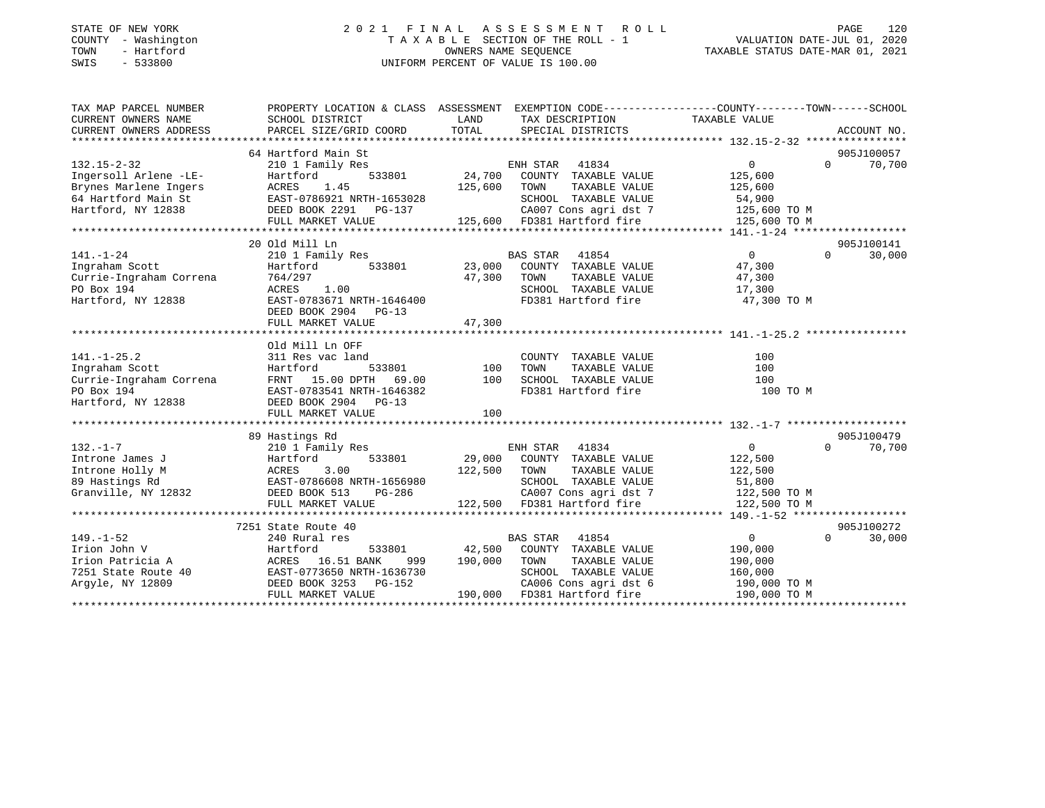STATE OF NEW YORK
COUNTY - Washington
TOWN - Hartford
SWIS - 533800

# 2021 FINAL ASSESSMENT ROLL

TAXABLE SECTION OF THE ROLL - 1
OWNERS NAME SEQUENCE
UNIFORM PERCENT OF VALUE IS 100.00

VALUATION DATE-JUL 01, 2020
TAXABLE STATUS DATE-MAR 01, 2021

```
TAX MAP PARCEL NUMBER         PROPERTY LOCATION & CLASS  ASSESSMENT  EXEMPTION CODE-----------------COUNTY--------TOWN------SCHOOL
CURRENT OWNERS NAME           SCHOOL DISTRICT             LAND       TAX DESCRIPTION            TAXABLE VALUE
CURRENT OWNERS ADDRESS        PARCEL SIZE/GRID COORD      TOTAL      SPECIAL DISTRICTS                                    ACCOUNT NO.
******************************************************************************************************* 132.15-2-32 ****************
                               64 Hartford Main St                                                                       905J100057
132.15-2-32                    210 1 Family Res                      ENH STAR  41834                  0             0     70,700
Ingersoll Arlene -LE-          Hartford         533801      24,700   COUNTY  TAXABLE VALUE          125,600
Brynes Marlene Ingers          ACRES    1.45               125,600   TOWN    TAXABLE VALUE          125,600
64 Hartford Main St            EAST-0786921 NRTH-1653028             SCHOOL  TAXABLE VALUE           54,900
Hartford, NY 12838             DEED BOOK 2291   PG-137               CA007 Cons agri dst 7          125,600 TO M
                               FULL MARKET VALUE           125,600   FD381 Hartford fire            125,600 TO M
******************************************************************************************************* 141.-1-24 ******************
                               20 Old Mill Ln                                                                            905J100141
141.-1-24                      210 1 Family Res                      BAS STAR  41854                  0             0     30,000
Ingraham Scott                 Hartford         533801      23,000   COUNTY  TAXABLE VALUE           47,300
Currie-Ingraham Correna        764/297                      47,300   TOWN    TAXABLE VALUE           47,300
PO Box 194                     ACRES    1.00                         SCHOOL  TAXABLE VALUE           17,300
Hartford, NY 12838             EAST-0783671 NRTH-1646400             FD381 Hartford fire             47,300 TO M
                               DEED BOOK 2904   PG-13
                               FULL MARKET VALUE            47,300
******************************************************************************************************* 141.-1-25.2 ****************
                               Old Mill Ln OFF
141.-1-25.2                    311 Res vac land                      COUNTY  TAXABLE VALUE              100
Ingraham Scott                 Hartford         533801         100   TOWN    TAXABLE VALUE              100
Currie-Ingraham Correna        FRNT  15.00 DPTH  69.00         100   SCHOOL  TAXABLE VALUE              100
PO Box 194                     EAST-0783541 NRTH-1646382             FD381 Hartford fire                100 TO M
Hartford, NY 12838             DEED BOOK 2904   PG-13
                               FULL MARKET VALUE               100
******************************************************************************************************* 132.-1-7 *******************
                               89 Hastings Rd                                                                            905J100479
132.-1-7                       210 1 Family Res                      ENH STAR  41834                  0             0     70,700
Introne James J                Hartford         533801      29,000   COUNTY  TAXABLE VALUE          122,500
Introne Holly M                ACRES    3.00               122,500   TOWN    TAXABLE VALUE          122,500
89 Hastings Rd                 EAST-0786608 NRTH-1656980             SCHOOL  TAXABLE VALUE           51,800
Granville, NY 12832            DEED BOOK 513    PG-286               CA007 Cons agri dst 7          122,500 TO M
                               FULL MARKET VALUE           122,500   FD381 Hartford fire            122,500 TO M
******************************************************************************************************* 149.-1-52 ******************
                               7251 State Route 40                                                                       905J100272
149.-1-52                      240 Rural res                         BAS STAR  41854                  0             0     30,000
Irion John V                   Hartford         533801      42,500   COUNTY  TAXABLE VALUE          190,000
Irion Patricia A               ACRES   16.51 BANK     999  190,000   TOWN    TAXABLE VALUE          190,000
7251 State Route 40            EAST-0773650 NRTH-1636730             SCHOOL  TAXABLE VALUE          160,000
Argyle, NY 12809               DEED BOOK 3253   PG-152               CA006 Cons agri dst 6          190,000 TO M
                               FULL MARKET VALUE           190,000   FD381 Hartford fire            190,000 TO M
************************************************************************************************************************************
```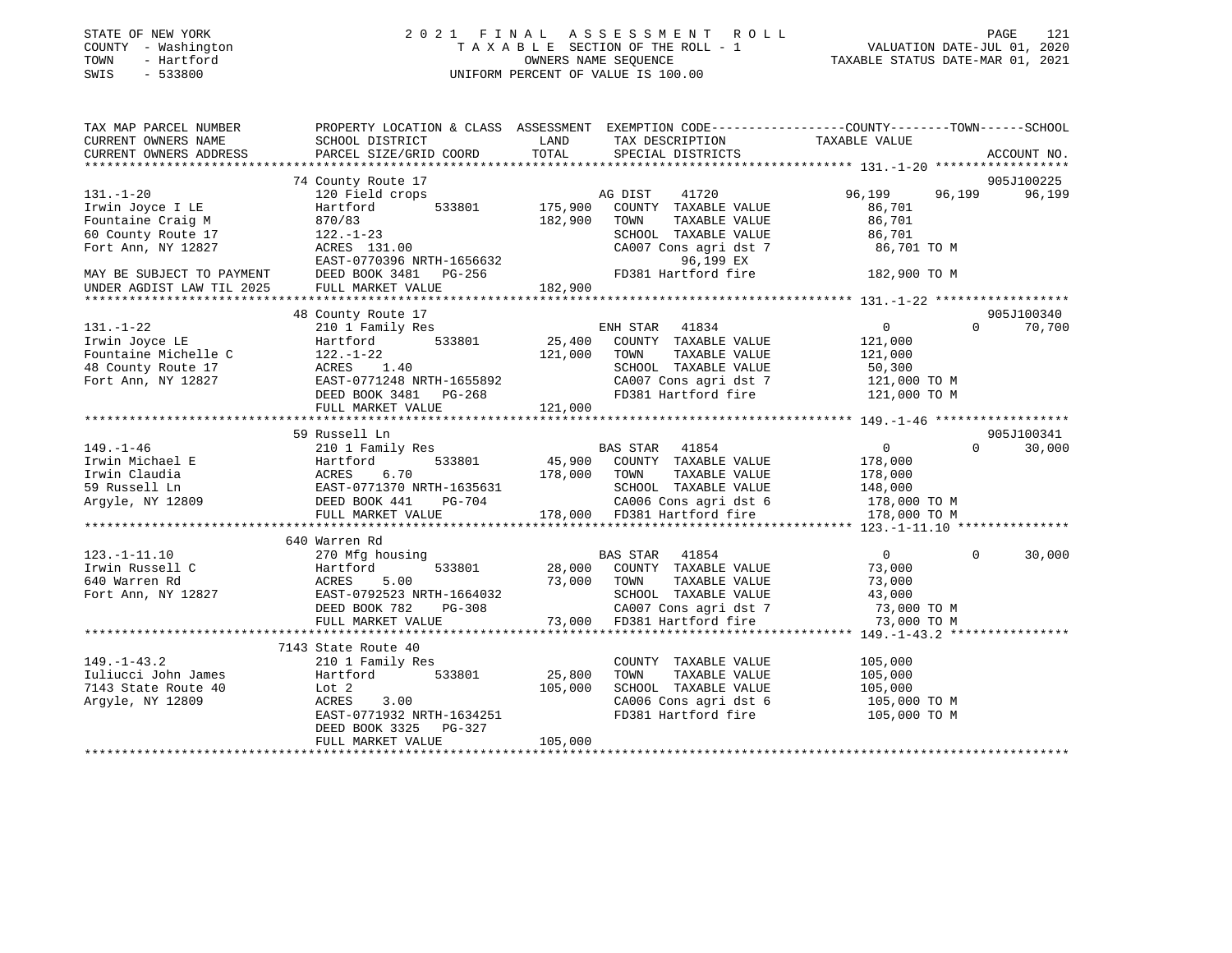STATE OF NEW YORK
COUNTY - Washington
TOWN - Hartford
SWIS - 533800

2 0 2 1 F I N A L A S S E S S M E N T R O L L
T A X A B L E SECTION OF THE ROLL - 1
OWNERS NAME SEQUENCE
UNIFORM PERCENT OF VALUE IS 100.00

VALUATION DATE-JUL 01, 2020
TAXABLE STATUS DATE-MAR 01, 2021

```
TAX MAP PARCEL NUMBER          PROPERTY LOCATION & CLASS  ASSESSMENT  EXEMPTION CODE-----------------COUNTY--------TOWN------SCHOOL
CURRENT OWNERS NAME            SCHOOL DISTRICT              LAND      TAX DESCRIPTION            TAXABLE VALUE
CURRENT OWNERS ADDRESS         PARCEL SIZE/GRID COORD      TOTAL      SPECIAL DISTRICTS                                    ACCOUNT NO.
*********************************************************************************************** 131.-1-20 ******************
                               74 County Route 17                                                                     905J100225
131.-1-20                      120 Field crops                        AG DIST    41720              96,199     96,199     96,199
Irwin Joyce I LE               Hartford        533801      175,900    COUNTY  TAXABLE VALUE          86,701
Fountaine Craig M              870/83                      182,900    TOWN    TAXABLE VALUE          86,701
60 County Route 17             122.-1-23                              SCHOOL  TAXABLE VALUE          86,701
Fort Ann, NY 12827             ACRES  131.00                          CA007 Cons agri dst 7           86,701 TO M
                               EAST-0770396 NRTH-1656632                     96,199 EX
MAY BE SUBJECT TO PAYMENT      DEED BOOK 3481   PG-256                FD381 Hartford fire            182,900 TO M
UNDER AGDIST LAW TIL 2025      FULL MARKET VALUE           182,900
*********************************************************************************************** 131.-1-22 ******************
                               48 County Route 17                                                                     905J100340
131.-1-22                      210 1 Family Res                       ENH STAR   41834                   0          0     70,700
Irwin Joyce LE                 Hartford        533801       25,400    COUNTY  TAXABLE VALUE         121,000
Fountaine Michelle C           122.-1-22                   121,000    TOWN    TAXABLE VALUE         121,000
48 County Route 17             ACRES    1.40                          SCHOOL  TAXABLE VALUE          50,300
Fort Ann, NY 12827             EAST-0771248 NRTH-1655892              CA007 Cons agri dst 7          121,000 TO M
                               DEED BOOK 3481   PG-268                FD381 Hartford fire            121,000 TO M
                               FULL MARKET VALUE           121,000
*********************************************************************************************** 149.-1-46 ******************
                               59 Russell Ln                                                                          905J100341
149.-1-46                      210 1 Family Res                       BAS STAR   41854                   0          0     30,000
Irwin Michael E                Hartford        533801       45,900    COUNTY  TAXABLE VALUE         178,000
Irwin Claudia                  ACRES    6.70               178,000    TOWN    TAXABLE VALUE         178,000
59 Russell Ln                  EAST-0771370 NRTH-1635631              SCHOOL  TAXABLE VALUE         148,000
Argyle, NY 12809               DEED BOOK 441    PG-704                CA006 Cons agri dst 6          178,000 TO M
                               FULL MARKET VALUE           178,000    FD381 Hartford fire            178,000 TO M
*********************************************************************************************** 123.-1-11.10 ***************
                               640 Warren Rd
123.-1-11.10                   270 Mfg housing                        BAS STAR   41854                   0          0     30,000
Irwin Russell C                Hartford        533801       28,000    COUNTY  TAXABLE VALUE          73,000
640 Warren Rd                  ACRES    5.00                73,000    TOWN    TAXABLE VALUE          73,000
Fort Ann, NY 12827             EAST-0792523 NRTH-1664032              SCHOOL  TAXABLE VALUE          43,000
                               DEED BOOK 782    PG-308                CA007 Cons agri dst 7           73,000 TO M
                               FULL MARKET VALUE            73,000    FD381 Hartford fire             73,000 TO M
*********************************************************************************************** 149.-1-43.2 ****************
                               7143 State Route 40
149.-1-43.2                    210 1 Family Res                       COUNTY  TAXABLE VALUE         105,000
Iuliucci John James            Hartford        533801       25,800    TOWN    TAXABLE VALUE         105,000
7143 State Route 40            Lot 2                       105,000    SCHOOL  TAXABLE VALUE         105,000
Argyle, NY 12809               ACRES    3.00                          CA006 Cons agri dst 6          105,000 TO M
                               EAST-0771932 NRTH-1634251              FD381 Hartford fire            105,000 TO M
                               DEED BOOK 3325   PG-327
                               FULL MARKET VALUE           105,000
******************************************************************************************************************************
```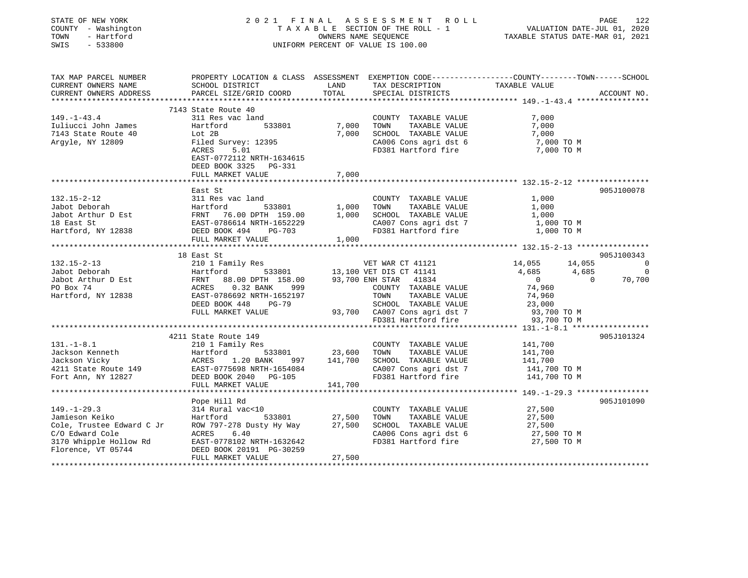STATE OF NEW YORK
COUNTY - Washington
TOWN - Hartford
SWIS - 533800

2021 FINAL ASSESSMENT ROLL
TAXABLE SECTION OF THE ROLL - 1
OWNERS NAME SEQUENCE
UNIFORM PERCENT OF VALUE IS 100.00

VALUATION DATE-JUL 01, 2020
TAXABLE STATUS DATE-MAR 01, 2021

| TAX MAP PARCEL NUMBER / CURRENT OWNERS NAME / CURRENT OWNERS ADDRESS | PROPERTY LOCATION & CLASS / SCHOOL DISTRICT / PARCEL SIZE/GRID COORD | ASSESSMENT LAND | TOTAL | EXEMPTION CODE / TAX DESCRIPTION / SPECIAL DISTRICTS | COUNTY TAXABLE VALUE | TOWN | SCHOOL | ACCOUNT NO. |
|---|---|---|---|---|---|---|---|---|
| | 7143 State Route 40 | | | | | | | |
| 149.-1-43.4 | 311 Res vac land | | | COUNTY TAXABLE VALUE | 7,000 | | | |
| Iuliucci John James | Hartford 533801 | 7,000 | | TOWN TAXABLE VALUE | 7,000 | | | |
| 7143 State Route 40 | Lot 2B | | 7,000 | SCHOOL TAXABLE VALUE | 7,000 | | | |
| Argyle, NY 12809 | Filed Survey: 12395 | | | CA006 Cons agri dst 6 | 7,000 TO M | | | |
| | ACRES 5.01 | | | FD381 Hartford fire | 7,000 TO M | | | |
| | EAST-0772112 NRTH-1634615 | | | | | | | |
| | DEED BOOK 3325 PG-331 | | | | | | | |
| | FULL MARKET VALUE | | 7,000 | | | | | |
| | East St | | | | | | | 905J100078 |
| 132.15-2-12 | 311 Res vac land | | | COUNTY TAXABLE VALUE | 1,000 | | | |
| Jabot Deborah | Hartford 533801 | 1,000 | | TOWN TAXABLE VALUE | 1,000 | | | |
| Jabot Arthur D Est | FRNT 76.00 DPTH 159.00 | | 1,000 | SCHOOL TAXABLE VALUE | 1,000 | | | |
| 18 East St | EAST-0786614 NRTH-1652229 | | | CA007 Cons agri dst 7 | 1,000 TO M | | | |
| Hartford, NY 12838 | DEED BOOK 494 PG-703 | | | FD381 Hartford fire | 1,000 TO M | | | |
| | FULL MARKET VALUE | | 1,000 | | | | | |
| | 18 East St | | | | | | | 905J100343 |
| 132.15-2-13 | 210 1 Family Res | | | VET WAR CT 41121 | 14,055 | 14,055 | 0 | |
| Jabot Deborah | Hartford 533801 | 13,100 | | VET DIS CT 41141 | 4,685 | 4,685 | 0 | |
| Jabot Arthur D Est | FRNT 88.00 DPTH 158.00 | | 93,700 | ENH STAR 41834 | 0 | 0 | 70,700 | |
| PO Box 74 | ACRES 0.32 BANK 999 | | | COUNTY TAXABLE VALUE | 74,960 | | | |
| Hartford, NY 12838 | EAST-0786692 NRTH-1652197 | | | TOWN TAXABLE VALUE | 74,960 | | | |
| | DEED BOOK 448 PG-79 | | | SCHOOL TAXABLE VALUE | 23,000 | | | |
| | FULL MARKET VALUE | | 93,700 | CA007 Cons agri dst 7 | 93,700 TO M | | | |
| | | | | FD381 Hartford fire | 93,700 TO M | | | |
| | 4211 State Route 149 | | | | | | | 905J101324 |
| 131.-1-8.1 | 210 1 Family Res | | | COUNTY TAXABLE VALUE | 141,700 | | | |
| Jackson Kenneth | Hartford 533801 | 23,600 | | TOWN TAXABLE VALUE | 141,700 | | | |
| Jackson Vicky | ACRES 1.20 BANK 997 | | 141,700 | SCHOOL TAXABLE VALUE | 141,700 | | | |
| 4211 State Route 149 | EAST-0775698 NRTH-1654084 | | | CA007 Cons agri dst 7 | 141,700 TO M | | | |
| Fort Ann, NY 12827 | DEED BOOK 2040 PG-105 | | | FD381 Hartford fire | 141,700 TO M | | | |
| | FULL MARKET VALUE | | 141,700 | | | | | |
| | Pope Hill Rd | | | | | | | 905J101090 |
| 149.-1-29.3 | 314 Rural vac<10 | | | COUNTY TAXABLE VALUE | 27,500 | | | |
| Jamieson Keiko | Hartford 533801 | 27,500 | | TOWN TAXABLE VALUE | 27,500 | | | |
| Cole, Trustee Edward C Jr | ROW 797-278 Dusty Hy Way | | 27,500 | SCHOOL TAXABLE VALUE | 27,500 | | | |
| C/O Edward Cole | ACRES 6.40 | | | CA006 Cons agri dst 6 | 27,500 TO M | | | |
| 3170 Whipple Hollow Rd | EAST-0778102 NRTH-1632642 | | | FD381 Hartford fire | 27,500 TO M | | | |
| Florence, VT 05744 | DEED BOOK 20191 PG-30259 | | | | | | | |
| | FULL MARKET VALUE | | 27,500 | | | | | |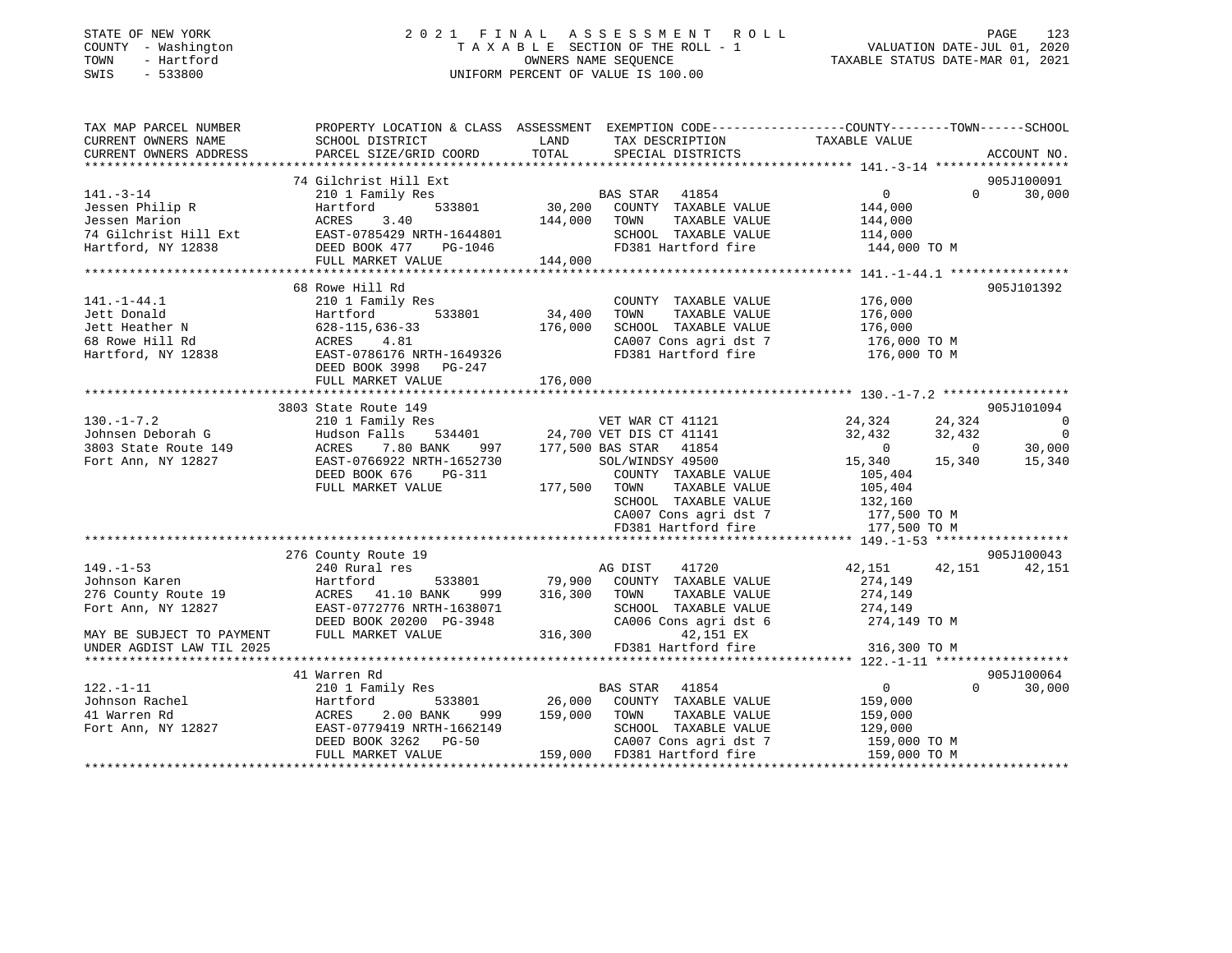STATE OF NEW YORK 2 0 2 1 F I N A L A S S E S S M E N T R O L L
COUNTY - Washington T A X A B L E SECTION OF THE ROLL - 1 VALUATION DATE-JUL 01, 2020
TOWN - Hartford OWNERS NAME SEQUENCE TAXABLE STATUS DATE-MAR 01, 2021
SWIS - 533800 UNIFORM PERCENT OF VALUE IS 100.00

```
TAX MAP PARCEL NUMBER          PROPERTY LOCATION & CLASS  ASSESSMENT  EXEMPTION CODE-----------------COUNTY--------TOWN------SCHOOL
CURRENT OWNERS NAME            SCHOOL DISTRICT             LAND       TAX DESCRIPTION              TAXABLE VALUE
CURRENT OWNERS ADDRESS         PARCEL SIZE/GRID COORD      TOTAL      SPECIAL DISTRICTS                                       ACCOUNT NO.
******************************************************************************************************* 141.-3-14 *****************
                               74 Gilchrist Hill Ext                                                                          905J100091
141.-3-14                      210 1 Family Res                       BAS STAR   41854                  0            0      30,000
Jessen Philip R                Hartford       533801       30,200     COUNTY  TAXABLE VALUE       144,000
Jessen Marion                  ACRES    3.40              144,000     TOWN    TAXABLE VALUE       144,000
74 Gilchrist Hill Ext          EAST-0785429 NRTH-1644801              SCHOOL  TAXABLE VALUE       114,000
Hartford, NY 12838             DEED BOOK 477    PG-1046               FD381 Hartford fire          144,000 TO M
                               FULL MARKET VALUE          144,000
******************************************************************************************************* 141.-1-44.1 ***************
                               68 Rowe Hill Rd                                                                                905J101392
141.-1-44.1                    210 1 Family Res                       COUNTY  TAXABLE VALUE       176,000
Jett Donald                    Hartford       533801       34,400     TOWN    TAXABLE VALUE       176,000
Jett Heather N                 628-115,636-33             176,000     SCHOOL  TAXABLE VALUE       176,000
68 Rowe Hill Rd                ACRES    4.81                          CA007 Cons agri dst 7        176,000 TO M
Hartford, NY 12838             EAST-0786176 NRTH-1649326              FD381 Hartford fire          176,000 TO M
                               DEED BOOK 3998   PG-247
                               FULL MARKET VALUE          176,000
******************************************************************************************************* 130.-1-7.2 ****************
                               3803 State Route 149                                                                           905J101094
130.-1-7.2                     210 1 Family Res                       VET WAR CT 41121             24,324       24,324           0
Johnsen Deborah G              Hudson Falls   534401      24,700 VET DIS CT 41141              32,432       32,432           0
3803 State Route 149           ACRES    7.80 BANK    997  177,500 BAS STAR   41854                  0            0      30,000
Fort Ann, NY 12827             EAST-0766922 NRTH-1652730              SOL/WINDSY 49500             15,340       15,340      15,340
                               DEED BOOK 676    PG-311                COUNTY  TAXABLE VALUE       105,404
                               FULL MARKET VALUE          177,500     TOWN    TAXABLE VALUE       105,404
                                                                      SCHOOL  TAXABLE VALUE       132,160
                                                                      CA007 Cons agri dst 7        177,500 TO M
                                                                      FD381 Hartford fire          177,500 TO M
******************************************************************************************************* 149.-1-53 *****************
                               276 County Route 19                                                                            905J100043
149.-1-53                      240 Rural res                          AG DIST    41720             42,151       42,151      42,151
Johnson Karen                  Hartford       533801       79,900     COUNTY  TAXABLE VALUE       274,149
276 County Route 19            ACRES   41.10 BANK    999  316,300     TOWN    TAXABLE VALUE       274,149
Fort Ann, NY 12827             EAST-0772776 NRTH-1638071              SCHOOL  TAXABLE VALUE       274,149
                               DEED BOOK 20200 PG-3948                CA006 Cons agri dst 6        274,149 TO M
MAY BE SUBJECT TO PAYMENT      FULL MARKET VALUE          316,300            42,151 EX
UNDER AGDIST LAW TIL 2025                                             FD381 Hartford fire          316,300 TO M
******************************************************************************************************* 122.-1-11 *****************
                               41 Warren Rd                                                                                   905J100064
122.-1-11                      210 1 Family Res                       BAS STAR   41854                  0            0      30,000
Johnson Rachel                 Hartford       533801       26,000     COUNTY  TAXABLE VALUE       159,000
41 Warren Rd                   ACRES    2.00 BANK    999  159,000     TOWN    TAXABLE VALUE       159,000
Fort Ann, NY 12827             EAST-0779419 NRTH-1662149              SCHOOL  TAXABLE VALUE       129,000
                               DEED BOOK 3262   PG-50                 CA007 Cons agri dst 7        159,000 TO M
                               FULL MARKET VALUE          159,000     FD381 Hartford fire          159,000 TO M
************************************************************************************************************************************
```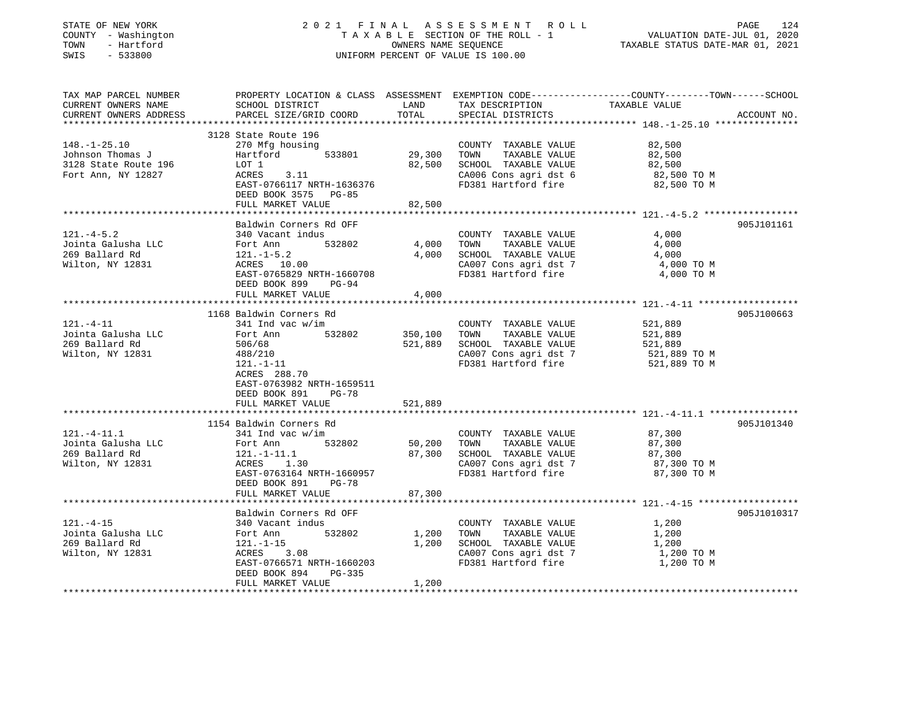STATE OF NEW YORK
COUNTY - Washington
TOWN - Hartford
SWIS - 533800

2021 FINAL ASSESSMENT ROLL
TAXABLE SECTION OF THE ROLL - 1
OWNERS NAME SEQUENCE
UNIFORM PERCENT OF VALUE IS 100.00

VALUATION DATE-JUL 01, 2020
TAXABLE STATUS DATE-MAR 01, 2021

| TAX MAP PARCEL NUMBER / CURRENT OWNERS NAME / CURRENT OWNERS ADDRESS | PROPERTY LOCATION & CLASS / SCHOOL DISTRICT / PARCEL SIZE/GRID COORD | ASSESSMENT LAND | TOTAL | EXEMPTION CODE / TAX DESCRIPTION / SPECIAL DISTRICTS | TAXABLE VALUE (COUNTY / TOWN / SCHOOL) | ACCOUNT NO. |
|---|---|---|---|---|---|---|
| **148.-1-25.10** | 3128 State Route 196 | | | | | |
| 148.-1-25.10 | 270 Mfg housing | | | COUNTY TAXABLE VALUE | 82,500 | |
| Johnson Thomas J | Hartford 533801 | 29,300 | | TOWN TAXABLE VALUE | 82,500 | |
| 3128 State Route 196 | LOT 1 | | 82,500 | SCHOOL TAXABLE VALUE | 82,500 | |
| Fort Ann, NY 12827 | ACRES 3.11 | | | CA006 Cons agri dst 6 | 82,500 TO M | |
| | EAST-0766117 NRTH-1636376 | | | FD381 Hartford fire | 82,500 TO M | |
| | DEED BOOK 3575 PG-85 | | | | | |
| | FULL MARKET VALUE | | 82,500 | | | |
| **121.-4-5.2** | Baldwin Corners Rd OFF | | | | | 905J101161 |
| 121.-4-5.2 | 340 Vacant indus | | | COUNTY TAXABLE VALUE | 4,000 | |
| Jointa Galusha LLC | Fort Ann 532802 | 4,000 | | TOWN TAXABLE VALUE | 4,000 | |
| 269 Ballard Rd | 121.-1-5.2 | | 4,000 | SCHOOL TAXABLE VALUE | 4,000 | |
| Wilton, NY 12831 | ACRES 10.00 | | | CA007 Cons agri dst 7 | 4,000 TO M | |
| | EAST-0765829 NRTH-1660708 | | | FD381 Hartford fire | 4,000 TO M | |
| | DEED BOOK 899 PG-94 | | | | | |
| | FULL MARKET VALUE | | 4,000 | | | |
| **121.-4-11** | 1168 Baldwin Corners Rd | | | | | 905J100663 |
| 121.-4-11 | 341 Ind vac w/im | | | COUNTY TAXABLE VALUE | 521,889 | |
| Jointa Galusha LLC | Fort Ann 532802 | 350,100 | | TOWN TAXABLE VALUE | 521,889 | |
| 269 Ballard Rd | 506/68 | | 521,889 | SCHOOL TAXABLE VALUE | 521,889 | |
| Wilton, NY 12831 | 488/210 | | | CA007 Cons agri dst 7 | 521,889 TO M | |
| | 121.-1-11 | | | FD381 Hartford fire | 521,889 TO M | |
| | ACRES 288.70 | | | | | |
| | EAST-0763982 NRTH-1659511 | | | | | |
| | DEED BOOK 891 PG-78 | | | | | |
| | FULL MARKET VALUE | | 521,889 | | | |
| **121.-4-11.1** | 1154 Baldwin Corners Rd | | | | | 905J101340 |
| 121.-4-11.1 | 341 Ind vac w/im | | | COUNTY TAXABLE VALUE | 87,300 | |
| Jointa Galusha LLC | Fort Ann 532802 | 50,200 | | TOWN TAXABLE VALUE | 87,300 | |
| 269 Ballard Rd | 121.-1-11.1 | | 87,300 | SCHOOL TAXABLE VALUE | 87,300 | |
| Wilton, NY 12831 | ACRES 1.30 | | | CA007 Cons agri dst 7 | 87,300 TO M | |
| | EAST-0763164 NRTH-1660957 | | | FD381 Hartford fire | 87,300 TO M | |
| | DEED BOOK 891 PG-78 | | | | | |
| | FULL MARKET VALUE | | 87,300 | | | |
| **121.-4-15** | Baldwin Corners Rd OFF | | | | | 905J1010317 |
| 121.-4-15 | 340 Vacant indus | | | COUNTY TAXABLE VALUE | 1,200 | |
| Jointa Galusha LLC | Fort Ann 532802 | 1,200 | | TOWN TAXABLE VALUE | 1,200 | |
| 269 Ballard Rd | 121.-1-15 | | 1,200 | SCHOOL TAXABLE VALUE | 1,200 | |
| Wilton, NY 12831 | ACRES 3.08 | | | CA007 Cons agri dst 7 | 1,200 TO M | |
| | EAST-0766571 NRTH-1660203 | | | FD381 Hartford fire | 1,200 TO M | |
| | DEED BOOK 894 PG-335 | | | | | |
| | FULL MARKET VALUE | | 1,200 | | | |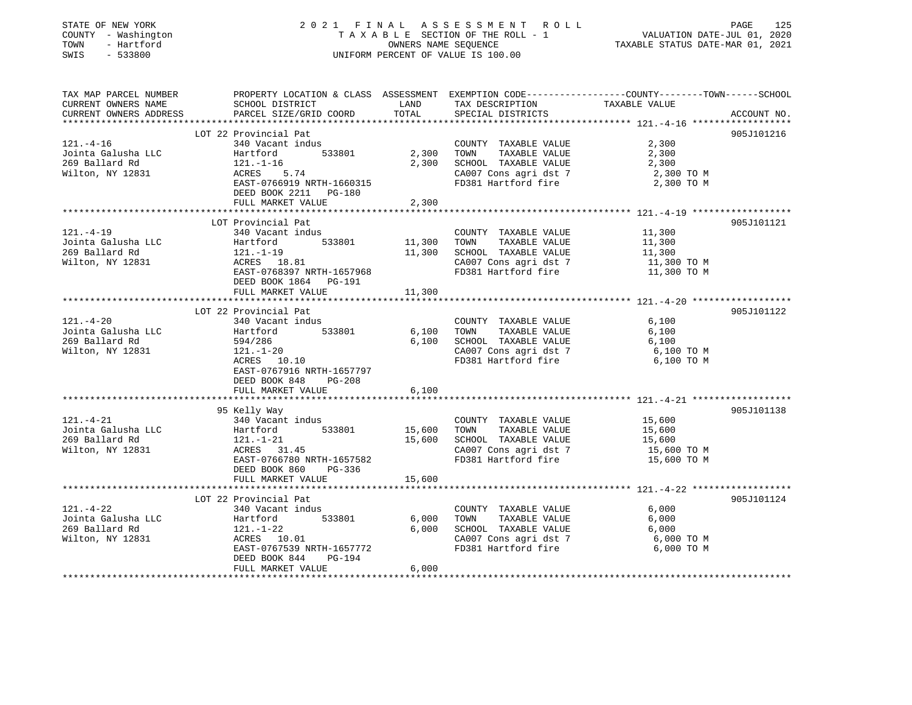STATE OF NEW YORK — 2021 FINAL ASSESSMENT ROLL

COUNTY - Washington — TAXABLE SECTION OF THE ROLL - 1 — VALUATION DATE-JUL 01, 2020

TOWN - Hartford — OWNERS NAME SEQUENCE — TAXABLE STATUS DATE-MAR 01, 2021

SWIS - 533800 — UNIFORM PERCENT OF VALUE IS 100.00

| TAX MAP PARCEL NUMBER / CURRENT OWNERS NAME / CURRENT OWNERS ADDRESS | PROPERTY LOCATION & CLASS / SCHOOL DISTRICT / PARCEL SIZE/GRID COORD | ASSESSMENT LAND | TOTAL | EXEMPTION CODE / TAX DESCRIPTION / SPECIAL DISTRICTS | TAXABLE VALUE (COUNTY / TOWN / SCHOOL) | ACCOUNT NO. |
|---|---|---|---|---|---|---|
| **121.-4-16** | LOT 22 Provincial Pat | | | | | 905J101216 |
| 121.-4-16 | 340 Vacant indus | | | COUNTY TAXABLE VALUE | 2,300 | |
| Jointa Galusha LLC | Hartford 533801 | 2,300 | | TOWN TAXABLE VALUE | 2,300 | |
| 269 Ballard Rd | 121.-1-16 | | 2,300 | SCHOOL TAXABLE VALUE | 2,300 | |
| Wilton, NY 12831 | ACRES 5.74 | | | CA007 Cons agri dst 7 | 2,300 TO M | |
| | EAST-0766919 NRTH-1660315 | | | FD381 Hartford fire | 2,300 TO M | |
| | DEED BOOK 2211 PG-180 | | | | | |
| | FULL MARKET VALUE | | 2,300 | | | |
| **121.-4-19** | LOT Provincial Pat | | | | | 905J101121 |
| 121.-4-19 | 340 Vacant indus | | | COUNTY TAXABLE VALUE | 11,300 | |
| Jointa Galusha LLC | Hartford 533801 | 11,300 | | TOWN TAXABLE VALUE | 11,300 | |
| 269 Ballard Rd | 121.-1-19 | | 11,300 | SCHOOL TAXABLE VALUE | 11,300 | |
| Wilton, NY 12831 | ACRES 18.81 | | | CA007 Cons agri dst 7 | 11,300 TO M | |
| | EAST-0768397 NRTH-1657968 | | | FD381 Hartford fire | 11,300 TO M | |
| | DEED BOOK 1864 PG-191 | | | | | |
| | FULL MARKET VALUE | | 11,300 | | | |
| **121.-4-20** | LOT 22 Provincial Pat | | | | | 905J101122 |
| 121.-4-20 | 340 Vacant indus | | | COUNTY TAXABLE VALUE | 6,100 | |
| Jointa Galusha LLC | Hartford 533801 | 6,100 | | TOWN TAXABLE VALUE | 6,100 | |
| 269 Ballard Rd | 594/286 | | 6,100 | SCHOOL TAXABLE VALUE | 6,100 | |
| Wilton, NY 12831 | 121.-1-20 | | | CA007 Cons agri dst 7 | 6,100 TO M | |
| | ACRES 10.10 | | | FD381 Hartford fire | 6,100 TO M | |
| | EAST-0767916 NRTH-1657797 | | | | | |
| | DEED BOOK 848 PG-208 | | | | | |
| | FULL MARKET VALUE | | 6,100 | | | |
| **121.-4-21** | 95 Kelly Way | | | | | 905J101138 |
| 121.-4-21 | 340 Vacant indus | | | COUNTY TAXABLE VALUE | 15,600 | |
| Jointa Galusha LLC | Hartford 533801 | 15,600 | | TOWN TAXABLE VALUE | 15,600 | |
| 269 Ballard Rd | 121.-1-21 | | 15,600 | SCHOOL TAXABLE VALUE | 15,600 | |
| Wilton, NY 12831 | ACRES 31.45 | | | CA007 Cons agri dst 7 | 15,600 TO M | |
| | EAST-0766780 NRTH-1657582 | | | FD381 Hartford fire | 15,600 TO M | |
| | DEED BOOK 860 PG-336 | | | | | |
| | FULL MARKET VALUE | | 15,600 | | | |
| **121.-4-22** | LOT 22 Provincial Pat | | | | | 905J101124 |
| 121.-4-22 | 340 Vacant indus | | | COUNTY TAXABLE VALUE | 6,000 | |
| Jointa Galusha LLC | Hartford 533801 | 6,000 | | TOWN TAXABLE VALUE | 6,000 | |
| 269 Ballard Rd | 121.-1-22 | | 6,000 | SCHOOL TAXABLE VALUE | 6,000 | |
| Wilton, NY 12831 | ACRES 10.01 | | | CA007 Cons agri dst 7 | 6,000 TO M | |
| | EAST-0767539 NRTH-1657772 | | | FD381 Hartford fire | 6,000 TO M | |
| | DEED BOOK 844 PG-194 | | | | | |
| | FULL MARKET VALUE | | 6,000 | | | |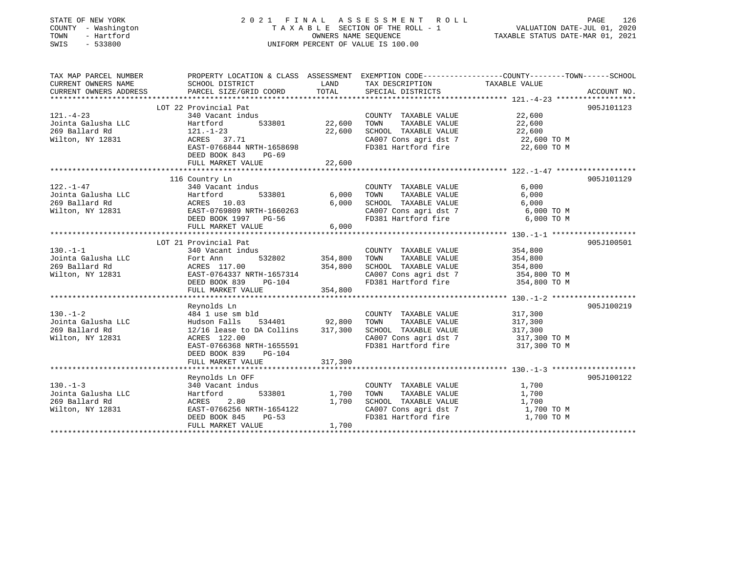STATE OF NEW YORK
COUNTY - Washington
TOWN - Hartford
SWIS - 533800

2 0 2 1 F I N A L A S S E S S M E N T R O L L
T A X A B L E SECTION OF THE ROLL - 1
OWNERS NAME SEQUENCE
UNIFORM PERCENT OF VALUE IS 100.00

VALUATION DATE-JUL 01, 2020
TAXABLE STATUS DATE-MAR 01, 2021

| TAX MAP PARCEL NUMBER / CURRENT OWNERS NAME / CURRENT OWNERS ADDRESS | PROPERTY LOCATION & CLASS / SCHOOL DISTRICT / PARCEL SIZE/GRID COORD | ASSESSMENT LAND / TOTAL | EXEMPTION CODE / TAX DESCRIPTION / SPECIAL DISTRICTS | COUNTY / TOWN / SCHOOL TAXABLE VALUE | ACCOUNT NO. |
|---|---|---|---|---|---|
| | LOT 22 Provincial Pat | | | | 905J101123 |
| 121.-4-23 | 340 Vacant indus | | COUNTY TAXABLE VALUE | 22,600 | |
| Jointa Galusha LLC | Hartford 533801 | 22,600 | TOWN TAXABLE VALUE | 22,600 | |
| 269 Ballard Rd | 121.-1-23 | 22,600 | SCHOOL TAXABLE VALUE | 22,600 | |
| Wilton, NY 12831 | ACRES 37.71 | | CA007 Cons agri dst 7 | 22,600 TO M | |
| | EAST-0766844 NRTH-1658698 | | FD381 Hartford fire | 22,600 TO M | |
| | DEED BOOK 843 PG-69 | | | | |
| | FULL MARKET VALUE | 22,600 | | | |
| | 116 Country Ln | | | | 905J101129 |
| 122.-1-47 | 340 Vacant indus | | COUNTY TAXABLE VALUE | 6,000 | |
| Jointa Galusha LLC | Hartford 533801 | 6,000 | TOWN TAXABLE VALUE | 6,000 | |
| 269 Ballard Rd | ACRES 10.03 | 6,000 | SCHOOL TAXABLE VALUE | 6,000 | |
| Wilton, NY 12831 | EAST-0769809 NRTH-1660263 | | CA007 Cons agri dst 7 | 6,000 TO M | |
| | DEED BOOK 1997 PG-56 | | FD381 Hartford fire | 6,000 TO M | |
| | FULL MARKET VALUE | 6,000 | | | |
| | LOT 21 Provincial Pat | | | | 905J100501 |
| 130.-1-1 | 340 Vacant indus | | COUNTY TAXABLE VALUE | 354,800 | |
| Jointa Galusha LLC | Fort Ann 532802 | 354,800 | TOWN TAXABLE VALUE | 354,800 | |
| 269 Ballard Rd | ACRES 117.00 | 354,800 | SCHOOL TAXABLE VALUE | 354,800 | |
| Wilton, NY 12831 | EAST-0764337 NRTH-1657314 | | CA007 Cons agri dst 7 | 354,800 TO M | |
| | DEED BOOK 839 PG-104 | | FD381 Hartford fire | 354,800 TO M | |
| | FULL MARKET VALUE | 354,800 | | | |
| | Reynolds Ln | | | | 905J100219 |
| 130.-1-2 | 484 1 use sm bld | | COUNTY TAXABLE VALUE | 317,300 | |
| Jointa Galusha LLC | Hudson Falls 534401 | 92,800 | TOWN TAXABLE VALUE | 317,300 | |
| 269 Ballard Rd | 12/16 lease to DA Collins | 317,300 | SCHOOL TAXABLE VALUE | 317,300 | |
| Wilton, NY 12831 | ACRES 122.00 | | CA007 Cons agri dst 7 | 317,300 TO M | |
| | EAST-0766368 NRTH-1655591 | | FD381 Hartford fire | 317,300 TO M | |
| | DEED BOOK 839 PG-104 | | | | |
| | FULL MARKET VALUE | 317,300 | | | |
| | Reynolds Ln OFF | | | | 905J100122 |
| 130.-1-3 | 340 Vacant indus | | COUNTY TAXABLE VALUE | 1,700 | |
| Jointa Galusha LLC | Hartford 533801 | 1,700 | TOWN TAXABLE VALUE | 1,700 | |
| 269 Ballard Rd | ACRES 2.80 | 1,700 | SCHOOL TAXABLE VALUE | 1,700 | |
| Wilton, NY 12831 | EAST-0766256 NRTH-1654122 | | CA007 Cons agri dst 7 | 1,700 TO M | |
| | DEED BOOK 845 PG-53 | | FD381 Hartford fire | 1,700 TO M | |
| | FULL MARKET VALUE | 1,700 | | | |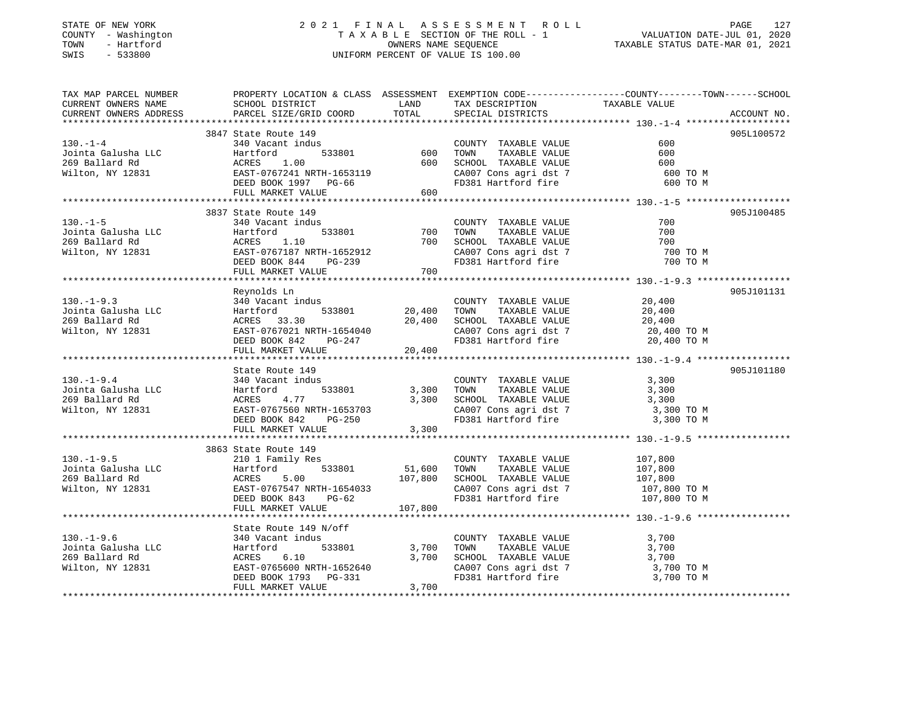STATE OF NEW YORK
COUNTY - Washington
TOWN - Hartford
SWIS - 533800

# 2021 FINAL ASSESSMENT ROLL

TAXABLE SECTION OF THE ROLL - 1
OWNERS NAME SEQUENCE
UNIFORM PERCENT OF VALUE IS 100.00

VALUATION DATE-JUL 01, 2020
TAXABLE STATUS DATE-MAR 01, 2021

| TAX MAP PARCEL NUMBER / CURRENT OWNERS NAME / CURRENT OWNERS ADDRESS | PROPERTY LOCATION & CLASS / SCHOOL DISTRICT / PARCEL SIZE/GRID COORD | ASSESSMENT LAND | TOTAL | EXEMPTION CODE / TAX DESCRIPTION / SPECIAL DISTRICTS | TAXABLE VALUE | ACCOUNT NO. |
|---|---|---|---|---|---|---|
| **130.-1-4** | 3847 State Route 149 | | | | | 905L100572 |
| Jointa Galusha LLC | 340 Vacant indus | | | COUNTY TAXABLE VALUE | 600 | |
| 269 Ballard Rd | Hartford 533801 | 600 | | TOWN TAXABLE VALUE | 600 | |
| Wilton, NY 12831 | ACRES 1.00 | | 600 | SCHOOL TAXABLE VALUE | 600 | |
| | EAST-0767241 NRTH-1653119 | | | CA007 Cons agri dst 7 | 600 TO M | |
| | DEED BOOK 1997 PG-66 | | | FD381 Hartford fire | 600 TO M | |
| | FULL MARKET VALUE | | 600 | | | |
| **130.-1-5** | 3837 State Route 149 | | | | | 905J100485 |
| Jointa Galusha LLC | 340 Vacant indus | | | COUNTY TAXABLE VALUE | 700 | |
| 269 Ballard Rd | Hartford 533801 | 700 | | TOWN TAXABLE VALUE | 700 | |
| Wilton, NY 12831 | ACRES 1.10 | | 700 | SCHOOL TAXABLE VALUE | 700 | |
| | EAST-0767187 NRTH-1652912 | | | CA007 Cons agri dst 7 | 700 TO M | |
| | DEED BOOK 844 PG-239 | | | FD381 Hartford fire | 700 TO M | |
| | FULL MARKET VALUE | | 700 | | | |
| **130.-1-9.3** | Reynolds Ln | | | | | 905J101131 |
| Jointa Galusha LLC | 340 Vacant indus | | | COUNTY TAXABLE VALUE | 20,400 | |
| 269 Ballard Rd | Hartford 533801 | 20,400 | | TOWN TAXABLE VALUE | 20,400 | |
| Wilton, NY 12831 | ACRES 33.30 | | 20,400 | SCHOOL TAXABLE VALUE | 20,400 | |
| | EAST-0767021 NRTH-1654040 | | | CA007 Cons agri dst 7 | 20,400 TO M | |
| | DEED BOOK 842 PG-247 | | | FD381 Hartford fire | 20,400 TO M | |
| | FULL MARKET VALUE | | 20,400 | | | |
| **130.-1-9.4** | State Route 149 | | | | | 905J101180 |
| Jointa Galusha LLC | 340 Vacant indus | | | COUNTY TAXABLE VALUE | 3,300 | |
| 269 Ballard Rd | Hartford 533801 | 3,300 | | TOWN TAXABLE VALUE | 3,300 | |
| Wilton, NY 12831 | ACRES 4.77 | | 3,300 | SCHOOL TAXABLE VALUE | 3,300 | |
| | EAST-0767560 NRTH-1653703 | | | CA007 Cons agri dst 7 | 3,300 TO M | |
| | DEED BOOK 842 PG-250 | | | FD381 Hartford fire | 3,300 TO M | |
| | FULL MARKET VALUE | | 3,300 | | | |
| **130.-1-9.5** | 3863 State Route 149 | | | | | |
| Jointa Galusha LLC | 210 1 Family Res | | | COUNTY TAXABLE VALUE | 107,800 | |
| 269 Ballard Rd | Hartford 533801 | 51,600 | | TOWN TAXABLE VALUE | 107,800 | |
| Wilton, NY 12831 | ACRES 5.00 | | 107,800 | SCHOOL TAXABLE VALUE | 107,800 | |
| | EAST-0767547 NRTH-1654033 | | | CA007 Cons agri dst 7 | 107,800 TO M | |
| | DEED BOOK 843 PG-62 | | | FD381 Hartford fire | 107,800 TO M | |
| | FULL MARKET VALUE | | 107,800 | | | |
| **130.-1-9.6** | State Route 149 N/off | | | | | |
| Jointa Galusha LLC | 340 Vacant indus | | | COUNTY TAXABLE VALUE | 3,700 | |
| 269 Ballard Rd | Hartford 533801 | 3,700 | | TOWN TAXABLE VALUE | 3,700 | |
| Wilton, NY 12831 | ACRES 6.10 | | 3,700 | SCHOOL TAXABLE VALUE | 3,700 | |
| | EAST-0765600 NRTH-1652640 | | | CA007 Cons agri dst 7 | 3,700 TO M | |
| | DEED BOOK 1793 PG-331 | | | FD381 Hartford fire | 3,700 TO M | |
| | FULL MARKET VALUE | | 3,700 | | | |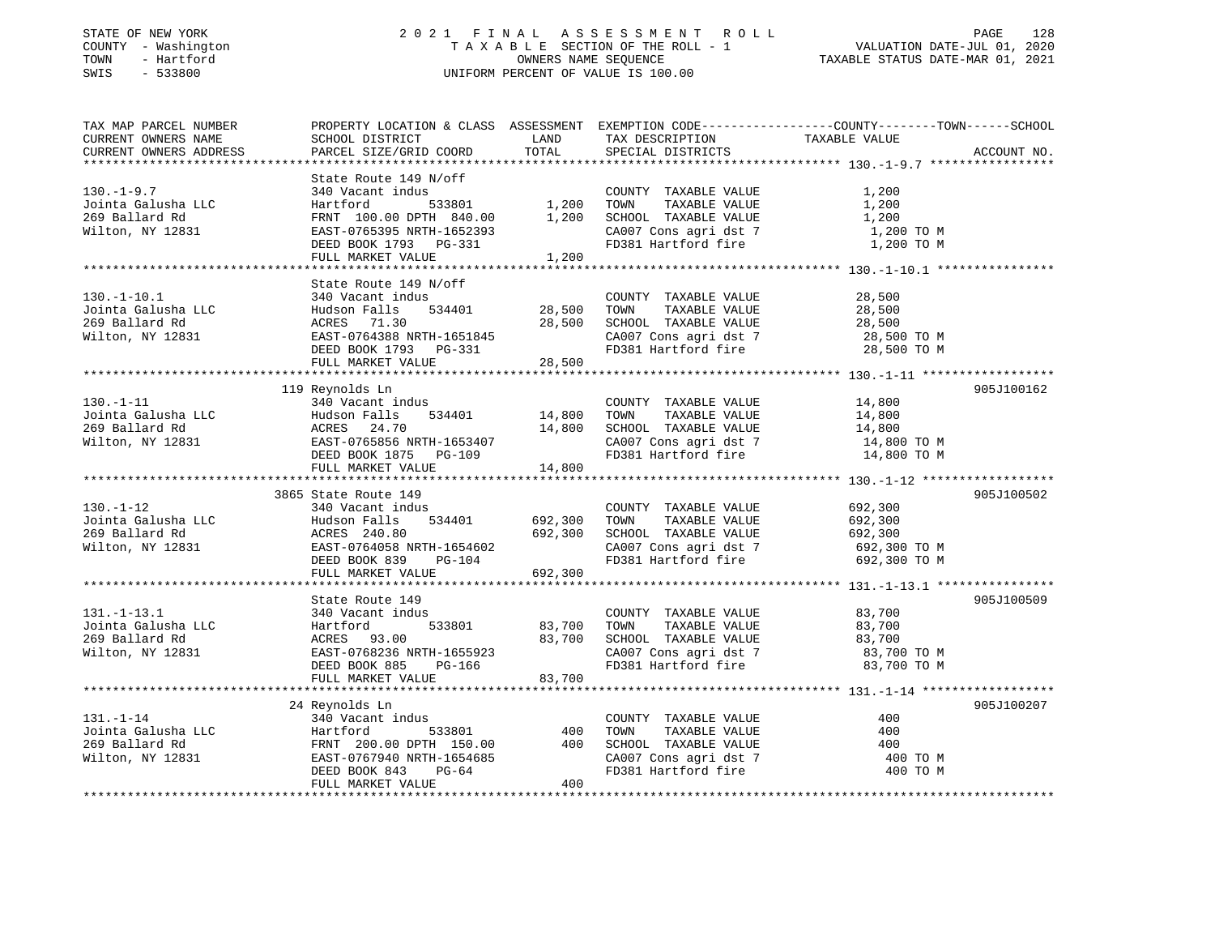STATE OF NEW YORK — 2021 FINAL ASSESSMENT ROLL
COUNTY - Washington — TAXABLE SECTION OF THE ROLL - 1 — VALUATION DATE-JUL 01, 2020
TOWN - Hartford — OWNERS NAME SEQUENCE — TAXABLE STATUS DATE-MAR 01, 2021
SWIS - 533800 — UNIFORM PERCENT OF VALUE IS 100.00

| TAX MAP PARCEL NUMBER / CURRENT OWNERS NAME / CURRENT OWNERS ADDRESS | PROPERTY LOCATION & CLASS / SCHOOL DISTRICT / PARCEL SIZE/GRID COORD | ASSESSMENT LAND | TOTAL | EXEMPTION CODE / TAX DESCRIPTION / SPECIAL DISTRICTS | TAXABLE VALUE (COUNTY--TOWN--SCHOOL) | ACCOUNT NO. |
|---|---|---|---|---|---|---|
| **130.-1-9.7** | State Route 149 N/off | | | | | |
| 130.-1-9.7 | 340 Vacant indus | | | COUNTY TAXABLE VALUE | 1,200 | |
| Jointa Galusha LLC | Hartford 533801 | 1,200 | | TOWN TAXABLE VALUE | 1,200 | |
| 269 Ballard Rd | FRNT 100.00 DPTH 840.00 | | 1,200 | SCHOOL TAXABLE VALUE | 1,200 | |
| Wilton, NY 12831 | EAST-0765395 NRTH-1652393 | | | CA007 Cons agri dst 7 | 1,200 TO M | |
| | DEED BOOK 1793 PG-331 | | | FD381 Hartford fire | 1,200 TO M | |
| | FULL MARKET VALUE | | 1,200 | | | |
| **130.-1-10.1** | State Route 149 N/off | | | | | |
| 130.-1-10.1 | 340 Vacant indus | | | COUNTY TAXABLE VALUE | 28,500 | |
| Jointa Galusha LLC | Hudson Falls 534401 | 28,500 | | TOWN TAXABLE VALUE | 28,500 | |
| 269 Ballard Rd | ACRES 71.30 | | 28,500 | SCHOOL TAXABLE VALUE | 28,500 | |
| Wilton, NY 12831 | EAST-0764388 NRTH-1651845 | | | CA007 Cons agri dst 7 | 28,500 TO M | |
| | DEED BOOK 1793 PG-331 | | | FD381 Hartford fire | 28,500 TO M | |
| | FULL MARKET VALUE | | 28,500 | | | |
| **130.-1-11** | 119 Reynolds Ln | | | | | 905J100162 |
| 130.-1-11 | 340 Vacant indus | | | COUNTY TAXABLE VALUE | 14,800 | |
| Jointa Galusha LLC | Hudson Falls 534401 | 14,800 | | TOWN TAXABLE VALUE | 14,800 | |
| 269 Ballard Rd | ACRES 24.70 | | 14,800 | SCHOOL TAXABLE VALUE | 14,800 | |
| Wilton, NY 12831 | EAST-0765856 NRTH-1653407 | | | CA007 Cons agri dst 7 | 14,800 TO M | |
| | DEED BOOK 1875 PG-109 | | | FD381 Hartford fire | 14,800 TO M | |
| | FULL MARKET VALUE | | 14,800 | | | |
| **130.-1-12** | 3865 State Route 149 | | | | | 905J100502 |
| 130.-1-12 | 340 Vacant indus | | | COUNTY TAXABLE VALUE | 692,300 | |
| Jointa Galusha LLC | Hudson Falls 534401 | 692,300 | | TOWN TAXABLE VALUE | 692,300 | |
| 269 Ballard Rd | ACRES 240.80 | | 692,300 | SCHOOL TAXABLE VALUE | 692,300 | |
| Wilton, NY 12831 | EAST-0764058 NRTH-1654602 | | | CA007 Cons agri dst 7 | 692,300 TO M | |
| | DEED BOOK 839 PG-104 | | | FD381 Hartford fire | 692,300 TO M | |
| | FULL MARKET VALUE | | 692,300 | | | |
| **131.-1-13.1** | State Route 149 | | | | | 905J100509 |
| 131.-1-13.1 | 340 Vacant indus | | | COUNTY TAXABLE VALUE | 83,700 | |
| Jointa Galusha LLC | Hartford 533801 | 83,700 | | TOWN TAXABLE VALUE | 83,700 | |
| 269 Ballard Rd | ACRES 93.00 | | 83,700 | SCHOOL TAXABLE VALUE | 83,700 | |
| Wilton, NY 12831 | EAST-0768236 NRTH-1655923 | | | CA007 Cons agri dst 7 | 83,700 TO M | |
| | DEED BOOK 885 PG-166 | | | FD381 Hartford fire | 83,700 TO M | |
| | FULL MARKET VALUE | | 83,700 | | | |
| **131.-1-14** | 24 Reynolds Ln | | | | | 905J100207 |
| 131.-1-14 | 340 Vacant indus | | | COUNTY TAXABLE VALUE | 400 | |
| Jointa Galusha LLC | Hartford 533801 | 400 | | TOWN TAXABLE VALUE | 400 | |
| 269 Ballard Rd | FRNT 200.00 DPTH 150.00 | | 400 | SCHOOL TAXABLE VALUE | 400 | |
| Wilton, NY 12831 | EAST-0767940 NRTH-1654685 | | | CA007 Cons agri dst 7 | 400 TO M | |
| | DEED BOOK 843 PG-64 | | | FD381 Hartford fire | 400 TO M | |
| | FULL MARKET VALUE | | 400 | | | |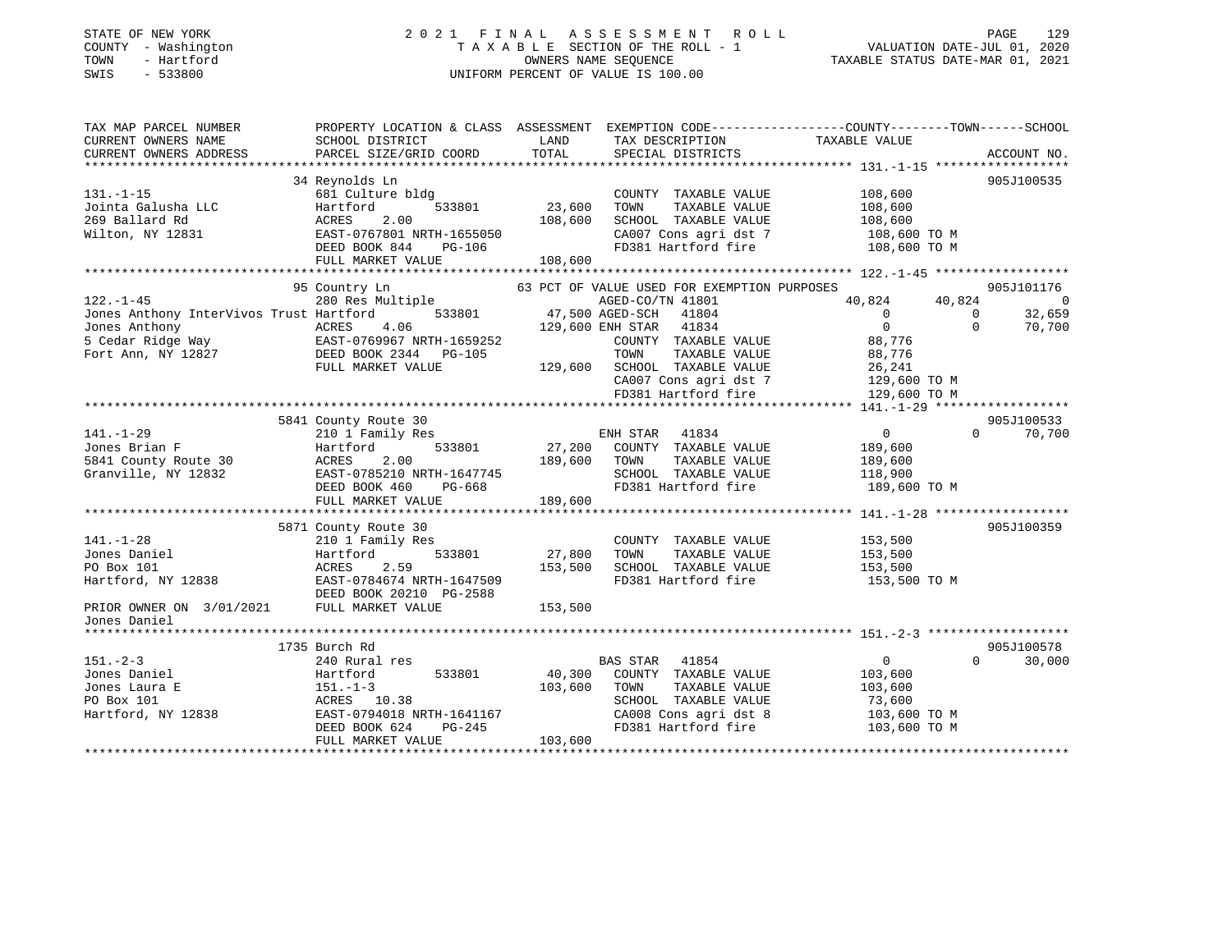STATE OF NEW YORK
COUNTY - Washington
TOWN - Hartford
SWIS - 533800

2 0 2 1 F I N A L A S S E S S M E N T R O L L
T A X A B L E SECTION OF THE ROLL - 1
OWNERS NAME SEQUENCE
UNIFORM PERCENT OF VALUE IS 100.00

VALUATION DATE-JUL 01, 2020
TAXABLE STATUS DATE-MAR 01, 2021

```
TAX MAP PARCEL NUMBER          PROPERTY LOCATION & CLASS  ASSESSMENT  EXEMPTION CODE-----------------COUNTY--------TOWN------SCHOOL
CURRENT OWNERS NAME            SCHOOL DISTRICT              LAND      TAX DESCRIPTION             TAXABLE VALUE
CURRENT OWNERS ADDRESS         PARCEL SIZE/GRID COORD       TOTAL     SPECIAL DISTRICTS                                       ACCOUNT NO.
******************************************************************************************************* 131.-1-15 ******************
                               34 Reynolds Ln                                                                            905J100535
131.-1-15                      681 Culture bldg                       COUNTY  TAXABLE VALUE             108,600
Jointa Galusha LLC             Hartford        533801       23,600    TOWN    TAXABLE VALUE             108,600
269 Ballard Rd                 ACRES     2.00              108,600    SCHOOL  TAXABLE VALUE             108,600
Wilton, NY 12831               EAST-0767801 NRTH-1655050              CA007 Cons agri dst 7             108,600 TO M
                               DEED BOOK 844    PG-106                FD381 Hartford fire               108,600 TO M
                               FULL MARKET VALUE           108,600
******************************************************************************************************* 122.-1-45 ******************
                               95 Country Ln                  63 PCT OF VALUE USED FOR EXEMPTION PURPOSES                905J101176
122.-1-45                      280 Res Multiple                AGED-CO/TN 41801               40,824      40,824              0
Jones Anthony InterVivos Trust Hartford        533801       47,500 AGED-SCH   41804                0           0         32,659
Jones Anthony                  ACRES     4.06              129,600 ENH STAR   41834                0           0         70,700
5 Cedar Ridge Way              EAST-0769967 NRTH-1659252              COUNTY  TAXABLE VALUE              88,776
Fort Ann, NY 12827             DEED BOOK 2344   PG-105                TOWN    TAXABLE VALUE              88,776
                               FULL MARKET VALUE           129,600    SCHOOL  TAXABLE VALUE              26,241
                                                                      CA007 Cons agri dst 7             129,600 TO M
                                                                      FD381 Hartford fire               129,600 TO M
******************************************************************************************************* 141.-1-29 ******************
                               5841 County Route 30                                                                      905J100533
141.-1-29                      210 1 Family Res                ENH STAR   41834                0           0         70,700
Jones Brian F                  Hartford        533801       27,200    COUNTY  TAXABLE VALUE             189,600
5841 County Route 30           ACRES     2.00              189,600    TOWN    TAXABLE VALUE             189,600
Granville, NY 12832            EAST-0785210 NRTH-1647745              SCHOOL  TAXABLE VALUE             118,900
                               DEED BOOK 460    PG-668                FD381 Hartford fire               189,600 TO M
                               FULL MARKET VALUE           189,600
******************************************************************************************************* 141.-1-28 ******************
                               5871 County Route 30                                                                      905J100359
141.-1-28                      210 1 Family Res                       COUNTY  TAXABLE VALUE             153,500
Jones Daniel                   Hartford        533801       27,800    TOWN    TAXABLE VALUE             153,500
PO Box 101                     ACRES     2.59              153,500    SCHOOL  TAXABLE VALUE             153,500
Hartford, NY 12838             EAST-0784674 NRTH-1647509              FD381 Hartford fire               153,500 TO M
                               DEED BOOK 20210 PG-2588
PRIOR OWNER ON 3/01/2021       FULL MARKET VALUE           153,500
Jones Daniel
******************************************************************************************************* 151.-2-3 *******************
                               1735 Burch Rd                                                                             905J100578
151.-2-3                       240 Rural res                   BAS STAR   41854                0           0         30,000
Jones Daniel                   Hartford        533801       40,300    COUNTY  TAXABLE VALUE             103,600
Jones Laura E                  151.-1-3                    103,600    TOWN    TAXABLE VALUE             103,600
PO Box 101                     ACRES    10.38                         SCHOOL  TAXABLE VALUE              73,600
Hartford, NY 12838             EAST-0794018 NRTH-1641167              CA008 Cons agri dst 8             103,600 TO M
                               DEED BOOK 624    PG-245                FD381 Hartford fire               103,600 TO M
                               FULL MARKET VALUE           103,600
************************************************************************************************************************************
```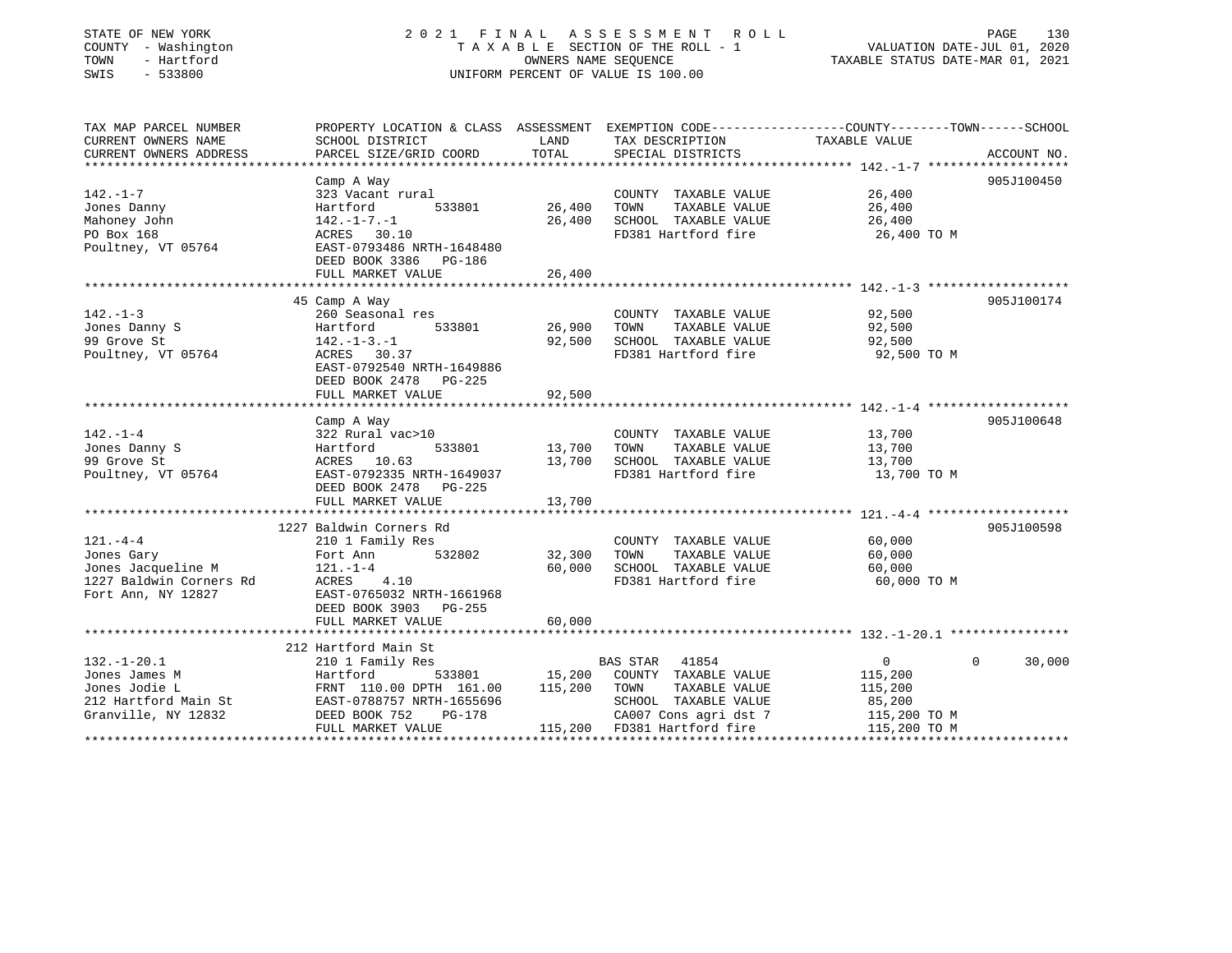STATE OF NEW YORK
COUNTY - Washington
TOWN - Hartford
SWIS - 533800

2021 FINAL ASSESSMENT ROLL
TAXABLE SECTION OF THE ROLL - 1
OWNERS NAME SEQUENCE
UNIFORM PERCENT OF VALUE IS 100.00

VALUATION DATE-JUL 01, 2020
TAXABLE STATUS DATE-MAR 01, 2021

| TAX MAP PARCEL NUMBER / CURRENT OWNERS NAME / CURRENT OWNERS ADDRESS | PROPERTY LOCATION & CLASS / SCHOOL DISTRICT / PARCEL SIZE/GRID COORD | ASSESSMENT LAND / TOTAL | EXEMPTION CODE / TAX DESCRIPTION / SPECIAL DISTRICTS | COUNTY TAXABLE VALUE | TOWN | SCHOOL | ACCOUNT NO. |
|---|---|---|---|---|---|---|---|
| **142.-1-7** | Camp A Way | | | | | | 905J100450 |
| 142.-1-7 | 323 Vacant rural | | COUNTY TAXABLE VALUE | 26,400 | | | |
| Jones Danny | Hartford 533801 | 26,400 | TOWN TAXABLE VALUE | 26,400 | | | |
| Mahoney John | 142.-1-7.-1 | 26,400 | SCHOOL TAXABLE VALUE | 26,400 | | | |
| PO Box 168 | ACRES 30.10 | | FD381 Hartford fire | 26,400 TO M | | | |
| Poultney, VT 05764 | EAST-0793486 NRTH-1648480 | | | | | | |
| | DEED BOOK 3386 PG-186 | | | | | | |
| | FULL MARKET VALUE | 26,400 | | | | | |
| **142.-1-3** | 45 Camp A Way | | | | | | 905J100174 |
| 142.-1-3 | 260 Seasonal res | | COUNTY TAXABLE VALUE | 92,500 | | | |
| Jones Danny S | Hartford 533801 | 26,900 | TOWN TAXABLE VALUE | 92,500 | | | |
| 99 Grove St | 142.-1-3.-1 | 92,500 | SCHOOL TAXABLE VALUE | 92,500 | | | |
| Poultney, VT 05764 | ACRES 30.37 | | FD381 Hartford fire | 92,500 TO M | | | |
| | EAST-0792540 NRTH-1649886 | | | | | | |
| | DEED BOOK 2478 PG-225 | | | | | | |
| | FULL MARKET VALUE | 92,500 | | | | | |
| **142.-1-4** | Camp A Way | | | | | | 905J100648 |
| 142.-1-4 | 322 Rural vac>10 | | COUNTY TAXABLE VALUE | 13,700 | | | |
| Jones Danny S | Hartford 533801 | 13,700 | TOWN TAXABLE VALUE | 13,700 | | | |
| 99 Grove St | ACRES 10.63 | 13,700 | SCHOOL TAXABLE VALUE | 13,700 | | | |
| Poultney, VT 05764 | EAST-0792335 NRTH-1649037 | | FD381 Hartford fire | 13,700 TO M | | | |
| | DEED BOOK 2478 PG-225 | | | | | | |
| | FULL MARKET VALUE | 13,700 | | | | | |
| **121.-4-4** | 1227 Baldwin Corners Rd | | | | | | 905J100598 |
| 121.-4-4 | 210 1 Family Res | | COUNTY TAXABLE VALUE | 60,000 | | | |
| Jones Gary | Fort Ann 532802 | 32,300 | TOWN TAXABLE VALUE | 60,000 | | | |
| Jones Jacqueline M | 121.-1-4 | 60,000 | SCHOOL TAXABLE VALUE | 60,000 | | | |
| 1227 Baldwin Corners Rd | ACRES 4.10 | | FD381 Hartford fire | 60,000 TO M | | | |
| Fort Ann, NY 12827 | EAST-0765032 NRTH-1661968 | | | | | | |
| | DEED BOOK 3903 PG-255 | | | | | | |
| | FULL MARKET VALUE | 60,000 | | | | | |
| **132.-1-20.1** | 212 Hartford Main St | | | | | | |
| 132.-1-20.1 | 210 1 Family Res | | BAS STAR 41854 | 0 | 0 | 30,000 | |
| Jones James M | Hartford 533801 | 15,200 | COUNTY TAXABLE VALUE | 115,200 | | | |
| Jones Jodie L | FRNT 110.00 DPTH 161.00 | 115,200 | TOWN TAXABLE VALUE | 115,200 | | | |
| 212 Hartford Main St | EAST-0788757 NRTH-1655696 | | SCHOOL TAXABLE VALUE | 85,200 | | | |
| Granville, NY 12832 | DEED BOOK 752 PG-178 | | CA007 Cons agri dst 7 | 115,200 TO M | | | |
| | FULL MARKET VALUE | 115,200 | FD381 Hartford fire | 115,200 TO M | | | |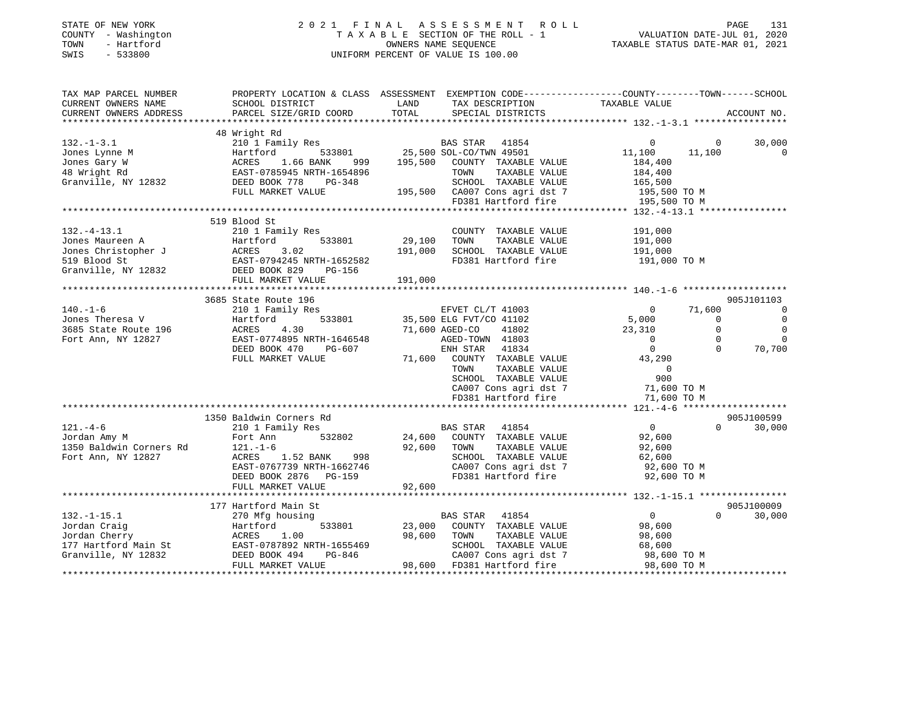STATE OF NEW YORK — COUNTY - Washington — TOWN - Hartford — SWIS - 533800

# 2021 FINAL ASSESSMENT ROLL

TAXABLE SECTION OF THE ROLL - 1
OWNERS NAME SEQUENCE
UNIFORM PERCENT OF VALUE IS 100.00

VALUATION DATE-JUL 01, 2020
TAXABLE STATUS DATE-MAR 01, 2021

```
TAX MAP PARCEL NUMBER          PROPERTY LOCATION & CLASS  ASSESSMENT  EXEMPTION CODE-----------------COUNTY--------TOWN------SCHOOL
CURRENT OWNERS NAME            SCHOOL DISTRICT              LAND      TAX DESCRIPTION            TAXABLE VALUE
CURRENT OWNERS ADDRESS         PARCEL SIZE/GRID COORD       TOTAL     SPECIAL DISTRICTS                                   ACCOUNT NO.
****************************************************************************************************** 132.-1-3.1 *****************
                               48 Wright Rd
132.-1-3.1                     210 1 Family Res                      BAS STAR  41854                   0           0     30,000
Jones Lynne M                  Hartford        533801      25,500 SOL-CO/TWN 49501               11,100      11,100          0
Jones Gary W                   ACRES    1.66 BANK    999  195,500    COUNTY  TAXABLE VALUE          184,400
48 Wright Rd                   EAST-0785945 NRTH-1654896             TOWN    TAXABLE VALUE          184,400
Granville, NY 12832            DEED BOOK 778    PG-348               SCHOOL  TAXABLE VALUE          165,500
                               FULL MARKET VALUE         195,500    CA007 Cons agri dst 7          195,500 TO M
                                                                    FD381 Hartford fire            195,500 TO M
****************************************************************************************************** 132.-4-13.1 ****************
                               519 Blood St
132.-4-13.1                    210 1 Family Res                      COUNTY  TAXABLE VALUE          191,000
Jones Maureen A                Hartford        533801      29,100    TOWN    TAXABLE VALUE          191,000
Jones Christopher J            ACRES    3.02              191,000    SCHOOL  TAXABLE VALUE          191,000
519 Blood St                   EAST-0794245 NRTH-1652582             FD381 Hartford fire            191,000 TO M
Granville, NY 12832            DEED BOOK 829    PG-156
                               FULL MARKET VALUE         191,000
****************************************************************************************************** 140.-1-6 *******************
                               3685 State Route 196                                                                  905J101103
140.-1-6                       210 1 Family Res                      EFVET CL/T 41003                  0      71,600          0
Jones Theresa V                Hartford        533801      35,500 ELG FVT/CO 41102               5,000           0          0
3685 State Route 196           ACRES    4.30               71,600 AGED-CO    41802              23,310           0          0
Fort Ann, NY 12827             EAST-0774895 NRTH-1646548            AGED-TOWN  41803                   0           0          0
                               DEED BOOK 470    PG-607              ENH STAR   41834                   0           0     70,700
                               FULL MARKET VALUE          71,600    COUNTY  TAXABLE VALUE           43,290
                                                                    TOWN    TAXABLE VALUE                0
                                                                    SCHOOL  TAXABLE VALUE              900
                                                                    CA007 Cons agri dst 7           71,600 TO M
                                                                    FD381 Hartford fire             71,600 TO M
****************************************************************************************************** 121.-4-6 *******************
                               1350 Baldwin Corners Rd                                                               905J100599
121.-4-6                       210 1 Family Res                      BAS STAR  41854                   0           0     30,000
Jordan Amy M                   Fort Ann        532802      24,600    COUNTY  TAXABLE VALUE           92,600
1350 Baldwin Corners Rd        121.-1-6                    92,600    TOWN    TAXABLE VALUE           92,600
Fort Ann, NY 12827             ACRES    1.52 BANK    998             SCHOOL  TAXABLE VALUE           62,600
                               EAST-0767739 NRTH-1662746             CA007 Cons agri dst 7           92,600 TO M
                               DEED BOOK 2876   PG-159               FD381 Hartford fire             92,600 TO M
                               FULL MARKET VALUE          92,600
****************************************************************************************************** 132.-1-15.1 ****************
                               177 Hartford Main St                                                                  905J100009
132.-1-15.1                    270 Mfg housing                       BAS STAR  41854                   0           0     30,000
Jordan Craig                   Hartford        533801      23,000    COUNTY  TAXABLE VALUE           98,600
Jordan Cherry                  ACRES    1.00               98,600    TOWN    TAXABLE VALUE           98,600
177 Hartford Main St           EAST-0787892 NRTH-1655469             SCHOOL  TAXABLE VALUE           68,600
Granville, NY 12832            DEED BOOK 494    PG-846               CA007 Cons agri dst 7           98,600 TO M
                               FULL MARKET VALUE          98,600    FD381 Hartford fire             98,600 TO M
************************************************************************************************************************************
```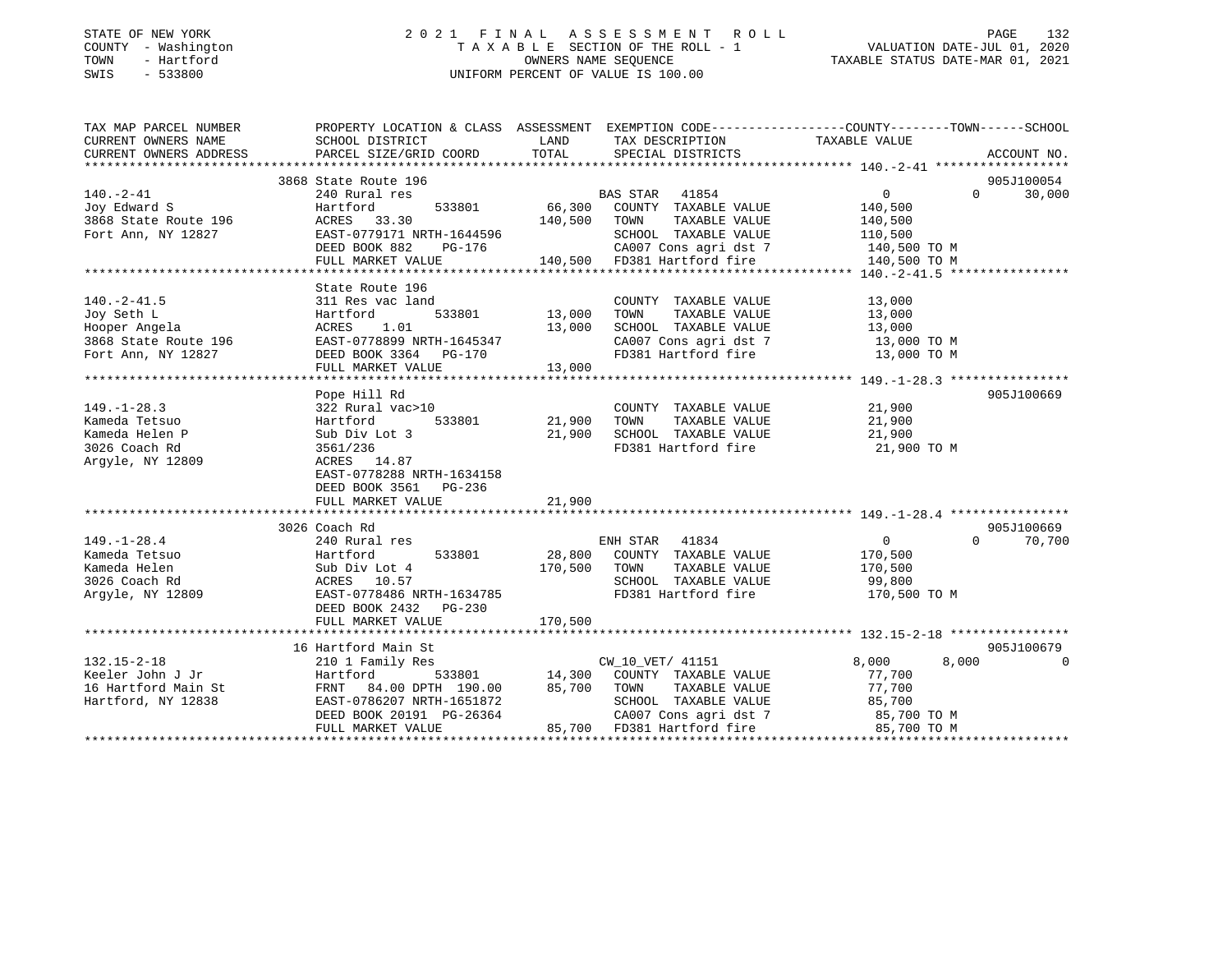STATE OF NEW YORK | 2021 FINAL ASSESSMENT ROLL | VALUATION DATE-JUL 01, 2020
COUNTY - Washington | TAXABLE SECTION OF THE ROLL - 1 | TAXABLE STATUS DATE-MAR 01, 2021
TOWN - Hartford | OWNERS NAME SEQUENCE
SWIS - 533800 | UNIFORM PERCENT OF VALUE IS 100.00

| TAX MAP PARCEL NUMBER / CURRENT OWNERS NAME / CURRENT OWNERS ADDRESS | PROPERTY LOCATION & CLASS / SCHOOL DISTRICT / PARCEL SIZE/GRID COORD | ASSESSMENT LAND / TOTAL | EXEMPTION CODE / TAX DESCRIPTION / SPECIAL DISTRICTS | COUNTY TAXABLE VALUE | TOWN | SCHOOL | ACCOUNT NO. |
|---|---|---|---|---|---|---|---|
| 140.-2-41 | 3868 State Route 196 | | | | | | 905J100054 |
| Joy Edward S | 240 Rural res | | BAS STAR 41854 | 0 | 0 | 30,000 | |
| 3868 State Route 196 | Hartford 533801 | 66,300 | COUNTY TAXABLE VALUE | 140,500 | | | |
| Fort Ann, NY 12827 | ACRES 33.30 | 140,500 | TOWN TAXABLE VALUE | 140,500 | | | |
| | EAST-0779171 NRTH-1644596 | | SCHOOL TAXABLE VALUE | 110,500 | | | |
| | DEED BOOK 882 PG-176 | | CA007 Cons agri dst 7 | 140,500 TO M | | | |
| | FULL MARKET VALUE | 140,500 | FD381 Hartford fire | 140,500 TO M | | | |
| 140.-2-41.5 | State Route 196 | | | | | | |
| Joy Seth L | 311 Res vac land | | COUNTY TAXABLE VALUE | 13,000 | | | |
| Hooper Angela | Hartford 533801 | 13,000 | TOWN TAXABLE VALUE | 13,000 | | | |
| 3868 State Route 196 | ACRES 1.01 | 13,000 | SCHOOL TAXABLE VALUE | 13,000 | | | |
| Fort Ann, NY 12827 | EAST-0778899 NRTH-1645347 | | CA007 Cons agri dst 7 | 13,000 TO M | | | |
| | DEED BOOK 3364 PG-170 | | FD381 Hartford fire | 13,000 TO M | | | |
| | FULL MARKET VALUE | 13,000 | | | | | |
| 149.-1-28.3 | Pope Hill Rd | | | | | | 905J100669 |
| Kameda Tetsuo | 322 Rural vac>10 | | COUNTY TAXABLE VALUE | 21,900 | | | |
| Kameda Helen P | Hartford 533801 | 21,900 | TOWN TAXABLE VALUE | 21,900 | | | |
| 3026 Coach Rd | Sub Div Lot 3 | 21,900 | SCHOOL TAXABLE VALUE | 21,900 | | | |
| Argyle, NY 12809 | 3561/236 | | FD381 Hartford fire | 21,900 TO M | | | |
| | ACRES 14.87 | | | | | | |
| | EAST-0778288 NRTH-1634158 | | | | | | |
| | DEED BOOK 3561 PG-236 | | | | | | |
| | FULL MARKET VALUE | 21,900 | | | | | |
| 149.-1-28.4 | 3026 Coach Rd | | | | | | 905J100669 |
| Kameda Tetsuo | 240 Rural res | | ENH STAR 41834 | 0 | 0 | 70,700 | |
| Kameda Helen | Hartford 533801 | 28,800 | COUNTY TAXABLE VALUE | 170,500 | | | |
| 3026 Coach Rd | Sub Div Lot 4 | 170,500 | TOWN TAXABLE VALUE | 170,500 | | | |
| Argyle, NY 12809 | ACRES 10.57 | | SCHOOL TAXABLE VALUE | 99,800 | | | |
| | EAST-0778486 NRTH-1634785 | | FD381 Hartford fire | 170,500 TO M | | | |
| | DEED BOOK 2432 PG-230 | | | | | | |
| | FULL MARKET VALUE | 170,500 | | | | | |
| 132.15-2-18 | 16 Hartford Main St | | | | | | 905J100679 |
| Keeler John J Jr | 210 1 Family Res | | CW_10_VET/ 41151 | 8,000 | 8,000 | 0 | |
| 16 Hartford Main St | Hartford 533801 | 14,300 | COUNTY TAXABLE VALUE | 77,700 | | | |
| Hartford, NY 12838 | FRNT 84.00 DPTH 190.00 | 85,700 | TOWN TAXABLE VALUE | 77,700 | | | |
| | EAST-0786207 NRTH-1651872 | | SCHOOL TAXABLE VALUE | 85,700 | | | |
| | DEED BOOK 20191 PG-26364 | | CA007 Cons agri dst 7 | 85,700 TO M | | | |
| | FULL MARKET VALUE | 85,700 | FD381 Hartford fire | 85,700 TO M | | | |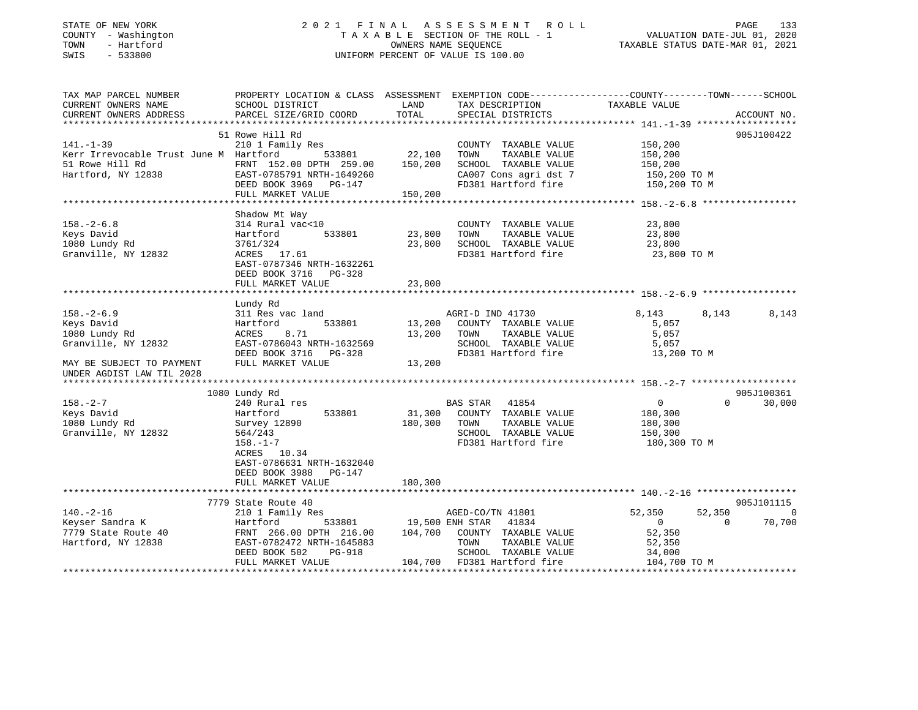STATE OF NEW YORK
COUNTY - Washington
TOWN - Hartford
SWIS - 533800

2021 FINAL ASSESSMENT ROLL
TAXABLE SECTION OF THE ROLL - 1
OWNERS NAME SEQUENCE
UNIFORM PERCENT OF VALUE IS 100.00

VALUATION DATE-JUL 01, 2020
TAXABLE STATUS DATE-MAR 01, 2021

```
TAX MAP PARCEL NUMBER          PROPERTY LOCATION & CLASS  ASSESSMENT  EXEMPTION CODE------------------COUNTY--------TOWN------SCHOOL
CURRENT OWNERS NAME            SCHOOL DISTRICT               LAND      TAX DESCRIPTION            TAXABLE VALUE
CURRENT OWNERS ADDRESS         PARCEL SIZE/GRID COORD        TOTAL     SPECIAL DISTRICTS                                     ACCOUNT NO.
******************************************************************************************************* 141.-1-39 ******************
                               51 Rowe Hill Rd                                                                               905J100422
141.-1-39                      210 1 Family Res                         COUNTY  TAXABLE VALUE          150,200
Kerr Irrevocable Trust June M  Hartford        533801       22,100      TOWN    TAXABLE VALUE          150,200
51 Rowe Hill Rd                FRNT 152.00 DPTH 259.00     150,200      SCHOOL  TAXABLE VALUE          150,200
Hartford, NY 12838             EAST-0785791 NRTH-1649260                CA007 Cons agri dst 7           150,200 TO M
                               DEED BOOK 3969   PG-147                  FD381 Hartford fire             150,200 TO M
                               FULL MARKET VALUE           150,200
******************************************************************************************************* 158.-2-6.8 *****************
                               Shadow Mt Way
158.-2-6.8                     314 Rural vac<10                         COUNTY  TAXABLE VALUE           23,800
Keys David                     Hartford        533801       23,800      TOWN    TAXABLE VALUE           23,800
1080 Lundy Rd                  3761/324                     23,800      SCHOOL  TAXABLE VALUE           23,800
Granville, NY 12832            ACRES  17.61                             FD381 Hartford fire              23,800 TO M
                               EAST-0787346 NRTH-1632261
                               DEED BOOK 3716   PG-328
                               FULL MARKET VALUE            23,800
******************************************************************************************************* 158.-2-6.9 *****************
                               Lundy Rd
158.-2-6.9                     311 Res vac land                         AGRI-D IND 41730             8,143       8,143       8,143
Keys David                     Hartford        533801       13,200      COUNTY  TAXABLE VALUE            5,057
1080 Lundy Rd                  ACRES    8.71                13,200      TOWN    TAXABLE VALUE            5,057
Granville, NY 12832            EAST-0786043 NRTH-1632569                SCHOOL  TAXABLE VALUE            5,057
                               DEED BOOK 3716   PG-328                  FD381 Hartford fire              13,200 TO M
MAY BE SUBJECT TO PAYMENT      FULL MARKET VALUE            13,200
UNDER AGDIST LAW TIL 2028
******************************************************************************************************* 158.-2-7 *******************
                               1080 Lundy Rd                                                                                 905J100361
158.-2-7                       240 Rural res                            BAS STAR   41854                 0           0      30,000
Keys David                     Hartford        533801       31,300      COUNTY  TAXABLE VALUE          180,300
1080 Lundy Rd                  Survey 12890                180,300      TOWN    TAXABLE VALUE          180,300
Granville, NY 12832            564/243                                  SCHOOL  TAXABLE VALUE          150,300
                               158.-1-7                                 FD381 Hartford fire             180,300 TO M
                               ACRES  10.34
                               EAST-0786631 NRTH-1632040
                               DEED BOOK 3988   PG-147
                               FULL MARKET VALUE           180,300
******************************************************************************************************* 140.-2-16 ******************
                               7779 State Route 40                                                                           905J101115
140.-2-16                      210 1 Family Res                         AGED-CO/TN 41801            52,350      52,350           0
Keyser Sandra K                Hartford        533801       19,500 ENH STAR   41834                  0           0      70,700
7779 State Route 40            FRNT 266.00 DPTH 216.00     104,700      COUNTY  TAXABLE VALUE           52,350
Hartford, NY 12838             EAST-0782472 NRTH-1645883                TOWN    TAXABLE VALUE           52,350
                               DEED BOOK 502    PG-918                  SCHOOL  TAXABLE VALUE           34,000
                               FULL MARKET VALUE           104,700      FD381 Hartford fire             104,700 TO M
************************************************************************************************************************************
```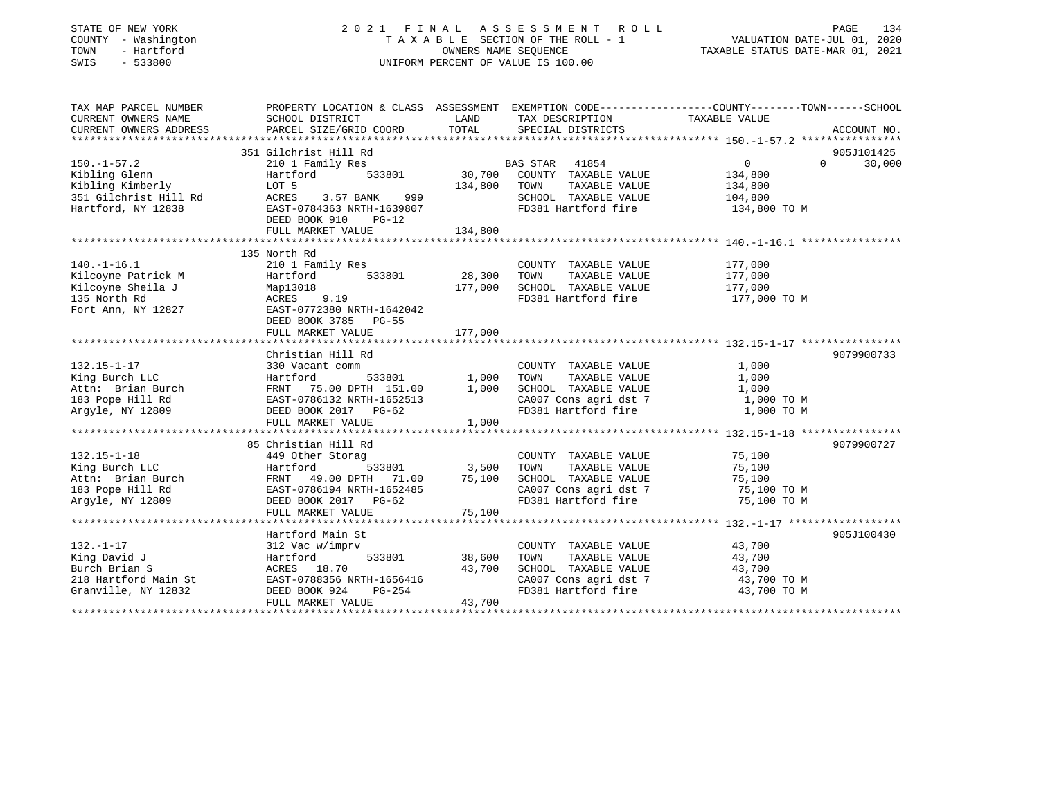STATE OF NEW YORK
COUNTY - Washington
TOWN - Hartford
SWIS - 533800

# 2021 FINAL ASSESSMENT ROLL

TAXABLE SECTION OF THE ROLL - 1
OWNERS NAME SEQUENCE
UNIFORM PERCENT OF VALUE IS 100.00

VALUATION DATE-JUL 01, 2020
TAXABLE STATUS DATE-MAR 01, 2021

| TAX MAP PARCEL NUMBER / CURRENT OWNERS NAME / CURRENT OWNERS ADDRESS | PROPERTY LOCATION & CLASS / SCHOOL DISTRICT / PARCEL SIZE/GRID COORD | ASSESSMENT LAND | TOTAL | EXEMPTION CODE / TAX DESCRIPTION / SPECIAL DISTRICTS | COUNTY | TOWN | SCHOOL | ACCOUNT NO. |
|---|---|---|---|---|---|---|---|---|
| **150.-1-57.2** | 351 Gilchrist Hill Rd | | | | | | | 905J101425 |
| Kibling Glenn | 210 1 Family Res | | | BAS STAR 41854 | 0 | 0 | 30,000 | |
| Kibling Kimberly | Hartford 533801 | 30,700 | | COUNTY TAXABLE VALUE | 134,800 | | | |
| 351 Gilchrist Hill Rd | LOT 5 | | 134,800 | TOWN TAXABLE VALUE | | 134,800 | | |
| Hartford, NY 12838 | ACRES 3.57 BANK 999 | | | SCHOOL TAXABLE VALUE | | | 104,800 | |
| | EAST-0784363 NRTH-1639807 | | | FD381 Hartford fire | 134,800 TO M | | | |
| | DEED BOOK 910 PG-12 | | | | | | | |
| | FULL MARKET VALUE | | 134,800 | | | | | |
| **140.-1-16.1** | 135 North Rd | | | | | | | |
| Kilcoyne Patrick M | 210 1 Family Res | | | COUNTY TAXABLE VALUE | 177,000 | | | |
| Kilcoyne Sheila J | Hartford 533801 | 28,300 | | TOWN TAXABLE VALUE | | 177,000 | | |
| 135 North Rd | Map13018 | | 177,000 | SCHOOL TAXABLE VALUE | | | 177,000 | |
| Fort Ann, NY 12827 | ACRES 9.19 | | | FD381 Hartford fire | 177,000 TO M | | | |
| | EAST-0772380 NRTH-1642042 | | | | | | | |
| | DEED BOOK 3785 PG-55 | | | | | | | |
| | FULL MARKET VALUE | | 177,000 | | | | | |
| **132.15-1-17** | Christian Hill Rd | | | | | | | 9079900733 |
| King Burch LLC | 330 Vacant comm | | | COUNTY TAXABLE VALUE | 1,000 | | | |
| Attn: Brian Burch | Hartford 533801 | 1,000 | | TOWN TAXABLE VALUE | | 1,000 | | |
| 183 Pope Hill Rd | FRNT 75.00 DPTH 151.00 | | 1,000 | SCHOOL TAXABLE VALUE | | | 1,000 | |
| Argyle, NY 12809 | EAST-0786132 NRTH-1652513 | | | CA007 Cons agri dst 7 | 1,000 TO M | | | |
| | DEED BOOK 2017 PG-62 | | | FD381 Hartford fire | 1,000 TO M | | | |
| | FULL MARKET VALUE | | 1,000 | | | | | |
| **132.15-1-18** | 85 Christian Hill Rd | | | | | | | 9079900727 |
| King Burch LLC | 449 Other Storag | | | COUNTY TAXABLE VALUE | 75,100 | | | |
| Attn: Brian Burch | Hartford 533801 | 3,500 | | TOWN TAXABLE VALUE | | 75,100 | | |
| 183 Pope Hill Rd | FRNT 49.00 DPTH 71.00 | | 75,100 | SCHOOL TAXABLE VALUE | | | 75,100 | |
| Argyle, NY 12809 | EAST-0786194 NRTH-1652485 | | | CA007 Cons agri dst 7 | 75,100 TO M | | | |
| | DEED BOOK 2017 PG-62 | | | FD381 Hartford fire | 75,100 TO M | | | |
| | FULL MARKET VALUE | | 75,100 | | | | | |
| **132.-1-17** | Hartford Main St | | | | | | | 905J100430 |
| King David J | 312 Vac w/imprv | | | COUNTY TAXABLE VALUE | 43,700 | | | |
| Burch Brian S | Hartford 533801 | 38,600 | | TOWN TAXABLE VALUE | | 43,700 | | |
| 218 Hartford Main St | ACRES 18.70 | | 43,700 | SCHOOL TAXABLE VALUE | | | 43,700 | |
| Granville, NY 12832 | EAST-0788356 NRTH-1656416 | | | CA007 Cons agri dst 7 | 43,700 TO M | | | |
| | DEED BOOK 924 PG-254 | | | FD381 Hartford fire | 43,700 TO M | | | |
| | FULL MARKET VALUE | | 43,700 | | | | | |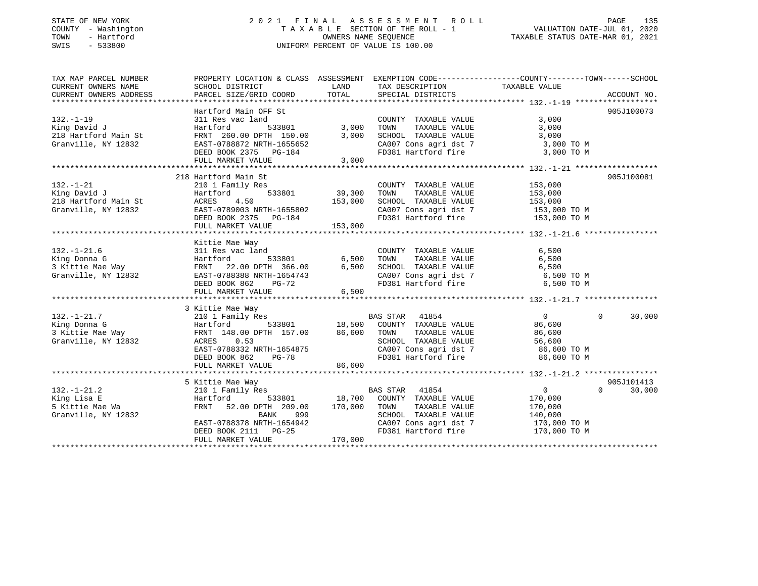STATE OF NEW YORK
COUNTY - Washington
TOWN - Hartford
SWIS - 533800

2 0 2 1 F I N A L A S S E S S M E N T R O L L
T A X A B L E SECTION OF THE ROLL - 1
OWNERS NAME SEQUENCE
UNIFORM PERCENT OF VALUE IS 100.00

VALUATION DATE-JUL 01, 2020
TAXABLE STATUS DATE-MAR 01, 2021

| TAX MAP PARCEL NUMBER / CURRENT OWNERS NAME / CURRENT OWNERS ADDRESS | PROPERTY LOCATION & CLASS / SCHOOL DISTRICT / PARCEL SIZE/GRID COORD | ASSESSMENT LAND | TOTAL | EXEMPTION CODE / TAX DESCRIPTION / SPECIAL DISTRICTS | COUNTY | TOWN | SCHOOL | ACCOUNT NO. |
|---|---|---|---|---|---|---|---|---|
| **132.-1-19** | Hartford Main OFF St | | | | | | | 905J100073 |
| King David J | 311 Res vac land | | | COUNTY TAXABLE VALUE | 3,000 | | | |
| 218 Hartford Main St | Hartford 533801 | 3,000 | | TOWN TAXABLE VALUE | | 3,000 | | |
| Granville, NY 12832 | FRNT 260.00 DPTH 150.00 | | 3,000 | SCHOOL TAXABLE VALUE | | | 3,000 | |
| | EAST-0788872 NRTH-1655652 | | | CA007 Cons agri dst 7 | 3,000 TO M | | | |
| | DEED BOOK 2375 PG-184 | | | FD381 Hartford fire | 3,000 TO M | | | |
| | FULL MARKET VALUE | | 3,000 | | | | | |
| **132.-1-21** | 218 Hartford Main St | | | | | | | 905J100081 |
| King David J | 210 1 Family Res | | | COUNTY TAXABLE VALUE | 153,000 | | | |
| 218 Hartford Main St | Hartford 533801 | 39,300 | | TOWN TAXABLE VALUE | | 153,000 | | |
| Granville, NY 12832 | ACRES 4.50 | | 153,000 | SCHOOL TAXABLE VALUE | | | 153,000 | |
| | EAST-0789003 NRTH-1655802 | | | CA007 Cons agri dst 7 | 153,000 TO M | | | |
| | DEED BOOK 2375 PG-184 | | | FD381 Hartford fire | 153,000 TO M | | | |
| | FULL MARKET VALUE | | 153,000 | | | | | |
| **132.-1-21.6** | Kittie Mae Way | | | | | | | |
| King Donna G | 311 Res vac land | | | COUNTY TAXABLE VALUE | 6,500 | | | |
| 3 Kittie Mae Way | Hartford 533801 | 6,500 | | TOWN TAXABLE VALUE | | 6,500 | | |
| Granville, NY 12832 | FRNT 22.00 DPTH 366.00 | | 6,500 | SCHOOL TAXABLE VALUE | | | 6,500 | |
| | EAST-0788388 NRTH-1654743 | | | CA007 Cons agri dst 7 | 6,500 TO M | | | |
| | DEED BOOK 862 PG-72 | | | FD381 Hartford fire | 6,500 TO M | | | |
| | FULL MARKET VALUE | | 6,500 | | | | | |
| **132.-1-21.7** | 3 Kittie Mae Way | | | | | | | |
| King Donna G | 210 1 Family Res | | | BAS STAR 41854 | 0 | 0 | 30,000 | |
| 3 Kittie Mae Way | Hartford 533801 | 18,500 | | COUNTY TAXABLE VALUE | 86,600 | | | |
| Granville, NY 12832 | FRNT 148.00 DPTH 157.00 | | 86,600 | TOWN TAXABLE VALUE | | 86,600 | | |
| | ACRES 0.53 | | | SCHOOL TAXABLE VALUE | | | 56,600 | |
| | EAST-0788332 NRTH-1654875 | | | CA007 Cons agri dst 7 | 86,600 TO M | | | |
| | DEED BOOK 862 PG-78 | | | FD381 Hartford fire | 86,600 TO M | | | |
| | FULL MARKET VALUE | | 86,600 | | | | | |
| **132.-1-21.2** | 5 Kittie Mae Way | | | | | | | 905J101413 |
| King Lisa E | 210 1 Family Res | | | BAS STAR 41854 | 0 | 0 | 30,000 | |
| 5 Kittie Mae Wa | Hartford 533801 | 18,700 | | COUNTY TAXABLE VALUE | 170,000 | | | |
| Granville, NY 12832 | FRNT 52.00 DPTH 209.00 | | 170,000 | TOWN TAXABLE VALUE | | 170,000 | | |
| | BANK 999 | | | SCHOOL TAXABLE VALUE | | | 140,000 | |
| | EAST-0788378 NRTH-1654942 | | | CA007 Cons agri dst 7 | 170,000 TO M | | | |
| | DEED BOOK 2111 PG-25 | | | FD381 Hartford fire | 170,000 TO M | | | |
| | FULL MARKET VALUE | | 170,000 | | | | | |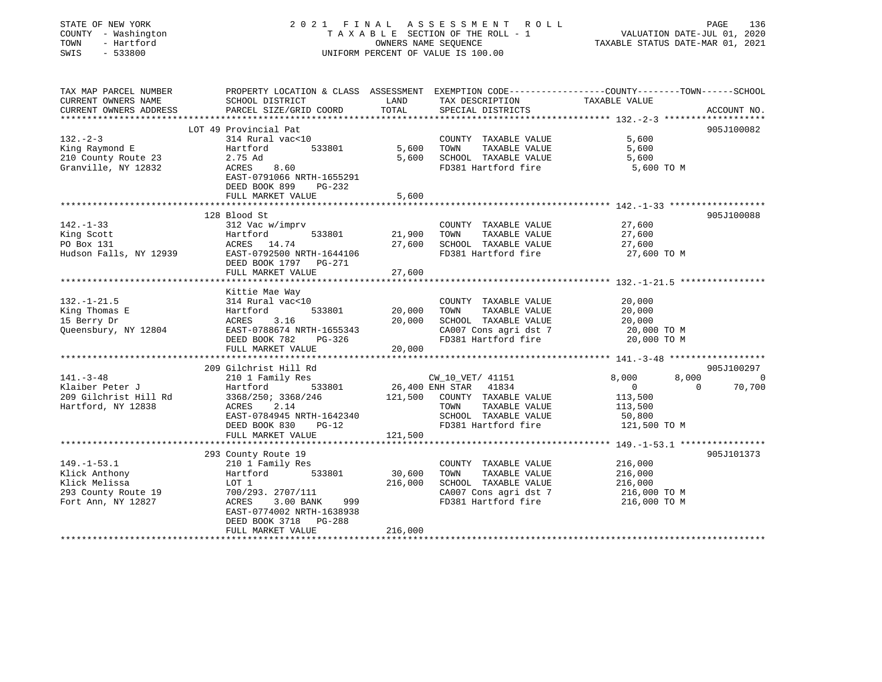STATE OF NEW YORK
COUNTY - Washington
TOWN - Hartford
SWIS - 533800

2 0 2 1 F I N A L A S S E S S M E N T R O L L
T A X A B L E SECTION OF THE ROLL - 1
OWNERS NAME SEQUENCE
UNIFORM PERCENT OF VALUE IS 100.00

VALUATION DATE-JUL 01, 2020
TAXABLE STATUS DATE-MAR 01, 2021

| TAX MAP PARCEL NUMBER / CURRENT OWNERS NAME / CURRENT OWNERS ADDRESS | PROPERTY LOCATION & CLASS / SCHOOL DISTRICT / PARCEL SIZE/GRID COORD | ASSESSMENT LAND / TOTAL | EXEMPTION CODE / TAX DESCRIPTION / SPECIAL DISTRICTS | COUNTY / TAXABLE VALUE | TOWN | SCHOOL | ACCOUNT NO. |
|---|---|---|---|---|---|---|---|
| **132.-2-3** | LOT 49 Provincial Pat | | | | | | 905J100082 |
| King Raymond E | 314 Rural vac<10 | | COUNTY TAXABLE VALUE | 5,600 | | | |
| 210 County Route 23 | Hartford 533801 | 5,600 | TOWN TAXABLE VALUE | 5,600 | | | |
| Granville, NY 12832 | 2.75 Ad | 5,600 | SCHOOL TAXABLE VALUE | 5,600 | | | |
| | ACRES 8.60 | | FD381 Hartford fire | 5,600 TO M | | | |
| | EAST-0791066 NRTH-1655291 | | | | | | |
| | DEED BOOK 899 PG-232 | | | | | | |
| | FULL MARKET VALUE | 5,600 | | | | | |
| **142.-1-33** | 128 Blood St | | | | | | 905J100088 |
| King Scott | 312 Vac w/imprv | | COUNTY TAXABLE VALUE | 27,600 | | | |
| PO Box 131 | Hartford 533801 | 21,900 | TOWN TAXABLE VALUE | 27,600 | | | |
| Hudson Falls, NY 12939 | ACRES 14.74 | 27,600 | SCHOOL TAXABLE VALUE | 27,600 | | | |
| | EAST-0792500 NRTH-1644106 | | FD381 Hartford fire | 27,600 TO M | | | |
| | DEED BOOK 1797 PG-271 | | | | | | |
| | FULL MARKET VALUE | 27,600 | | | | | |
| **132.-1-21.5** | Kittie Mae Way | | | | | | |
| King Thomas E | 314 Rural vac<10 | | COUNTY TAXABLE VALUE | 20,000 | | | |
| 15 Berry Dr | Hartford 533801 | 20,000 | TOWN TAXABLE VALUE | 20,000 | | | |
| Queensbury, NY 12804 | ACRES 3.16 | 20,000 | SCHOOL TAXABLE VALUE | 20,000 | | | |
| | EAST-0788674 NRTH-1655343 | | CA007 Cons agri dst 7 | 20,000 TO M | | | |
| | DEED BOOK 782 PG-326 | | FD381 Hartford fire | 20,000 TO M | | | |
| | FULL MARKET VALUE | 20,000 | | | | | |
| **141.-3-48** | 209 Gilchrist Hill Rd | | | | | | 905J100297 |
| Klaiber Peter J | 210 1 Family Res | | CW_10_VET/ 41151 | 8,000 | 8,000 | 0 | |
| 209 Gilchrist Hill Rd | Hartford 533801 | 26,400 | ENH STAR 41834 | 0 | 0 | 70,700 | |
| Hartford, NY 12838 | 3368/250; 3368/246 | 121,500 | COUNTY TAXABLE VALUE | 113,500 | | | |
| | ACRES 2.14 | | TOWN TAXABLE VALUE | 113,500 | | | |
| | EAST-0784945 NRTH-1642340 | | SCHOOL TAXABLE VALUE | 50,800 | | | |
| | DEED BOOK 830 PG-12 | | FD381 Hartford fire | 121,500 TO M | | | |
| | FULL MARKET VALUE | 121,500 | | | | | |
| **149.-1-53.1** | 293 County Route 19 | | | | | | 905J101373 |
| Klick Anthony | 210 1 Family Res | | COUNTY TAXABLE VALUE | 216,000 | | | |
| Klick Melissa | Hartford 533801 | 30,600 | TOWN TAXABLE VALUE | 216,000 | | | |
| 293 County Route 19 | LOT 1 | 216,000 | SCHOOL TAXABLE VALUE | 216,000 | | | |
| Fort Ann, NY 12827 | 700/293. 2707/111 | | CA007 Cons agri dst 7 | 216,000 TO M | | | |
| | ACRES 3.00 BANK 999 | | FD381 Hartford fire | 216,000 TO M | | | |
| | EAST-0774002 NRTH-1638938 | | | | | | |
| | DEED BOOK 3718 PG-288 | | | | | | |
| | FULL MARKET VALUE | 216,000 | | | | | |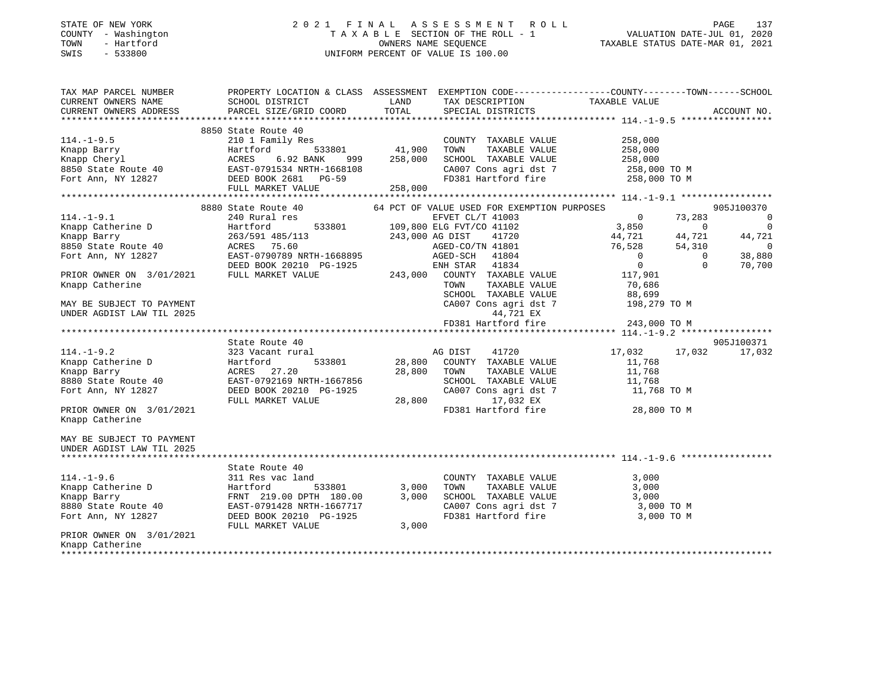STATE OF NEW YORK                    2021 FINAL ASSESSMENT ROLL
COUNTY - Washington                  TAXABLE SECTION OF THE ROLL - 1          VALUATION DATE-JUL 01, 2020
TOWN - Hartford                      OWNERS NAME SEQUENCE                     TAXABLE STATUS DATE-MAR 01, 2021
SWIS - 533800                        UNIFORM PERCENT OF VALUE IS 100.00

```
TAX MAP PARCEL NUMBER          PROPERTY LOCATION & CLASS  ASSESSMENT  EXEMPTION CODE-----------------COUNTY--------TOWN------SCHOOL
CURRENT OWNERS NAME            SCHOOL DISTRICT              LAND      TAX DESCRIPTION            TAXABLE VALUE
CURRENT OWNERS ADDRESS         PARCEL SIZE/GRID COORD       TOTAL     SPECIAL DISTRICTS                                   ACCOUNT NO.
******************************************************************************************** 114.-1-9.5 *****************
                               8850 State Route 40
114.-1-9.5                     210 1 Family Res                       COUNTY  TAXABLE VALUE          258,000
Knapp Barry                    Hartford       533801       41,900     TOWN    TAXABLE VALUE          258,000
Knapp Cheryl                   ACRES   6.92 BANK    999   258,000     SCHOOL  TAXABLE VALUE          258,000
8850 State Route 40            EAST-0791534 NRTH-1668108              CA007 Cons agri dst 7           258,000 TO M
Fort Ann, NY 12827             DEED BOOK 2681   PG-59                 FD381 Hartford fire             258,000 TO M
                               FULL MARKET VALUE          258,000
******************************************************************************************** 114.-1-9.1 *****************
                               8880 State Route 40             64 PCT OF VALUE USED FOR EXEMPTION PURPOSES             905J100370
114.-1-9.1                     240 Rural res                          EFVET CL/T 41003                 0      73,283           0
Knapp Catherine D              Hartford       533801      109,800 ELG FVT/CO 41102             3,850           0           0
Knapp Barry                    263/591 485/113            243,000 AG DIST    41720            44,721      44,721      44,721
8850 State Route 40            ACRES  75.60                           AGED-CO/TN 41801             76,528      54,310           0
Fort Ann, NY 12827             EAST-0790789 NRTH-1668895              AGED-SCH   41804                 0           0      38,880
                               DEED BOOK 20210 PG-1925                ENH STAR   41834                 0           0      70,700
PRIOR OWNER ON 3/01/2021       FULL MARKET VALUE          243,000     COUNTY  TAXABLE VALUE          117,901
Knapp Catherine                                                       TOWN    TAXABLE VALUE           70,686
                                                                      SCHOOL  TAXABLE VALUE           88,699
MAY BE SUBJECT TO PAYMENT                                             CA007 Cons agri dst 7           198,279 TO M
UNDER AGDIST LAW TIL 2025                                                  44,721 EX
                                                                      FD381 Hartford fire             243,000 TO M
******************************************************************************************** 114.-1-9.2 *****************
                               State Route 40                                                                  905J100371
114.-1-9.2                     323 Vacant rural                       AG DIST    41720            17,032      17,032      17,032
Knapp Catherine D              Hartford       533801       28,800     COUNTY  TAXABLE VALUE           11,768
Knapp Barry                    ACRES  27.20                28,800     TOWN    TAXABLE VALUE           11,768
8880 State Route 40            EAST-0792169 NRTH-1667856              SCHOOL  TAXABLE VALUE           11,768
Fort Ann, NY 12827             DEED BOOK 20210 PG-1925                CA007 Cons agri dst 7            11,768 TO M
                               FULL MARKET VALUE           28,800          17,032 EX
PRIOR OWNER ON 3/01/2021                                              FD381 Hartford fire              28,800 TO M
Knapp Catherine

MAY BE SUBJECT TO PAYMENT
UNDER AGDIST LAW TIL 2025
******************************************************************************************** 114.-1-9.6 *****************
                               State Route 40
114.-1-9.6                     311 Res vac land                       COUNTY  TAXABLE VALUE            3,000
Knapp Catherine D              Hartford       533801        3,000     TOWN    TAXABLE VALUE            3,000
Knapp Barry                    FRNT 219.00 DPTH 180.00      3,000     SCHOOL  TAXABLE VALUE            3,000
8880 State Route 40            EAST-0791428 NRTH-1667717              CA007 Cons agri dst 7             3,000 TO M
Fort Ann, NY 12827             DEED BOOK 20210 PG-1925                FD381 Hartford fire               3,000 TO M
                               FULL MARKET VALUE            3,000
PRIOR OWNER ON 3/01/2021
Knapp Catherine
*************************************************************************************************************************
```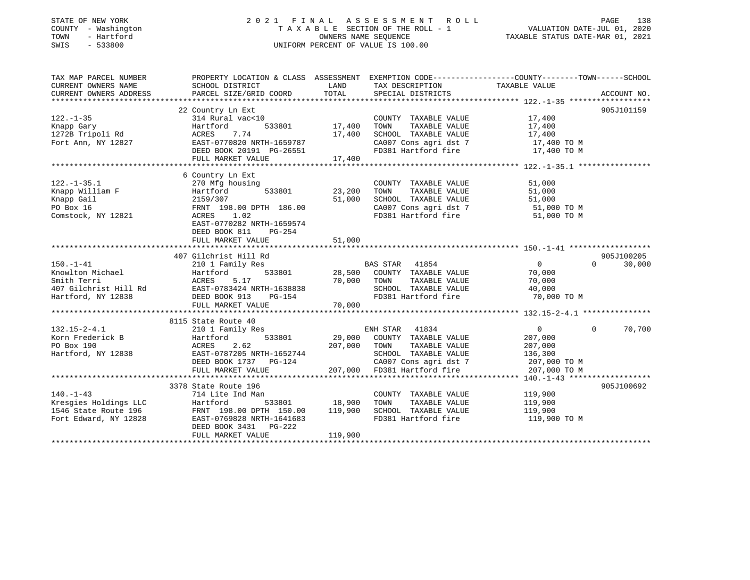STATE OF NEW YORK
COUNTY - Washington
TOWN - Hartford
SWIS - 533800

# 2021 FINAL ASSESSMENT ROLL
TAXABLE SECTION OF THE ROLL - 1
OWNERS NAME SEQUENCE
UNIFORM PERCENT OF VALUE IS 100.00

VALUATION DATE-JUL 01, 2020
TAXABLE STATUS DATE-MAR 01, 2021

```
TAX MAP PARCEL NUMBER          PROPERTY LOCATION & CLASS  ASSESSMENT  EXEMPTION CODE-----------------COUNTY--------TOWN------SCHOOL
CURRENT OWNERS NAME            SCHOOL DISTRICT              LAND      TAX DESCRIPTION              TAXABLE VALUE
CURRENT OWNERS ADDRESS         PARCEL SIZE/GRID COORD       TOTAL     SPECIAL DISTRICTS                                    ACCOUNT NO.
*********************************************************************************************** 122.-1-35 ******************
                               22 Country Ln Ext                                                                          905J101159
122.-1-35                      314 Rural vac<10                       COUNTY  TAXABLE VALUE          17,400
Knapp Gary                     Hartford       533801      17,400      TOWN    TAXABLE VALUE          17,400
1272B Tripoli Rd               ACRES    7.74              17,400      SCHOOL  TAXABLE VALUE          17,400
Fort Ann, NY 12827             EAST-0770820 NRTH-1659787              CA007 Cons agri dst 7           17,400 TO M
                               DEED BOOK 20191 PG-26551               FD381 Hartford fire             17,400 TO M
                               FULL MARKET VALUE          17,400
*********************************************************************************************** 122.-1-35.1 ****************
                               6 Country Ln Ext
122.-1-35.1                    270 Mfg housing                        COUNTY  TAXABLE VALUE          51,000
Knapp William F                Hartford       533801      23,200      TOWN    TAXABLE VALUE          51,000
Knapp Gail                     2159/307                   51,000      SCHOOL  TAXABLE VALUE          51,000
PO Box 16                      FRNT 198.00 DPTH 186.00                CA007 Cons agri dst 7           51,000 TO M
Comstock, NY 12821             ACRES    1.02                          FD381 Hartford fire             51,000 TO M
                               EAST-0770282 NRTH-1659574
                               DEED BOOK 811    PG-254
                               FULL MARKET VALUE          51,000
*********************************************************************************************** 150.-1-41 ******************
                               407 Gilchrist Hill Rd                                                                      905J100205
150.-1-41                      210 1 Family Res                       BAS STAR  41854                  0           0       30,000
Knowlton Michael               Hartford       533801      28,500      COUNTY  TAXABLE VALUE          70,000
Smith Terri                    ACRES    5.17              70,000      TOWN    TAXABLE VALUE          70,000
407 Gilchrist Hill Rd          EAST-0783424 NRTH-1638838              SCHOOL  TAXABLE VALUE          40,000
Hartford, NY 12838             DEED BOOK 913    PG-154                FD381 Hartford fire             70,000 TO M
                               FULL MARKET VALUE          70,000
*********************************************************************************************** 132.15-2-4.1 ***************
                               8115 State Route 40
132.15-2-4.1                   210 1 Family Res                       ENH STAR  41834                  0           0       70,700
Korn Frederick B               Hartford       533801      29,000      COUNTY  TAXABLE VALUE         207,000
PO Box 190                     ACRES    2.62             207,000      TOWN    TAXABLE VALUE         207,000
Hartford, NY 12838             EAST-0787205 NRTH-1652744              SCHOOL  TAXABLE VALUE         136,300
                               DEED BOOK 1737   PG-124                CA007 Cons agri dst 7          207,000 TO M
                               FULL MARKET VALUE         207,000      FD381 Hartford fire            207,000 TO M
*********************************************************************************************** 140.-1-43 ******************
                               3378 State Route 196                                                                       905J100692
140.-1-43                      714 Lite Ind Man                       COUNTY  TAXABLE VALUE         119,900
Kresgies Holdings LLC          Hartford       533801      18,900      TOWN    TAXABLE VALUE         119,900
1546 State Route 196           FRNT 198.00 DPTH 150.00   119,900      SCHOOL  TAXABLE VALUE         119,900
Fort Edward, NY 12828          EAST-0769828 NRTH-1641683              FD381 Hartford fire            119,900 TO M
                               DEED BOOK 3431   PG-222
                               FULL MARKET VALUE         119,900
****************************************************************************************************************************
```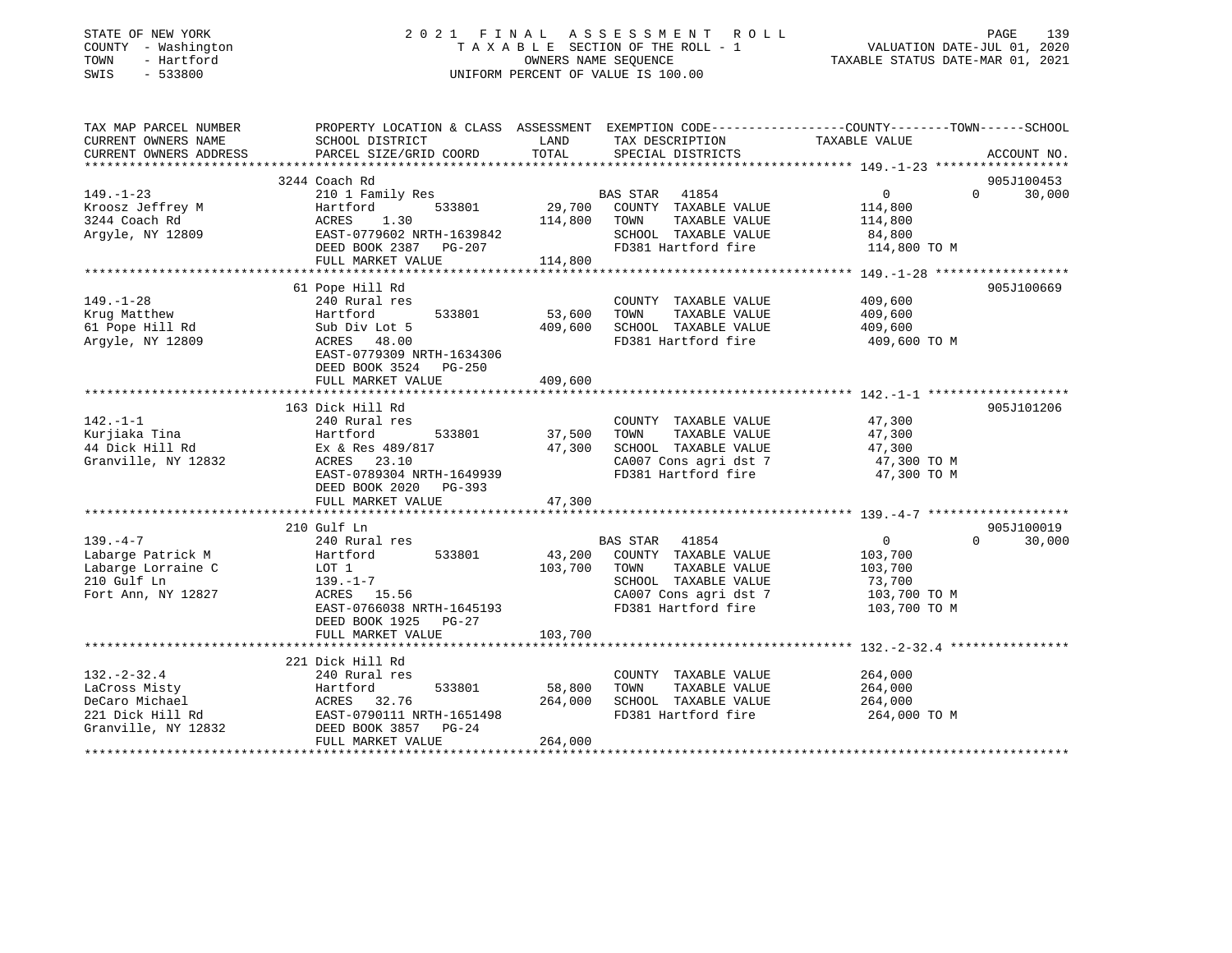STATE OF NEW YORK
COUNTY - Washington
TOWN - Hartford
SWIS - 533800

2 0 2 1 F I N A L A S S E S S M E N T R O L L
T A X A B L E SECTION OF THE ROLL - 1
OWNERS NAME SEQUENCE
UNIFORM PERCENT OF VALUE IS 100.00

VALUATION DATE-JUL 01, 2020
TAXABLE STATUS DATE-MAR 01, 2021

| TAX MAP PARCEL NUMBER / CURRENT OWNERS NAME / CURRENT OWNERS ADDRESS | PROPERTY LOCATION & CLASS / SCHOOL DISTRICT / PARCEL SIZE/GRID COORD | ASSESSMENT LAND / TOTAL | EXEMPTION CODE / TAX DESCRIPTION / SPECIAL DISTRICTS | COUNTY TAXABLE VALUE | TOWN | SCHOOL | ACCOUNT NO. |
|---|---|---|---|---|---|---|---|
| 149.-1-23 | 3244 Coach Rd | | | | | | 905J100453 |
| Kroosz Jeffrey M | 210 1 Family Res | | BAS STAR 41854 | 0 | 0 | 30,000 | |
| 3244 Coach Rd | Hartford 533801 | 29,700 | COUNTY TAXABLE VALUE | 114,800 | | | |
| Argyle, NY 12809 | ACRES 1.30 | 114,800 | TOWN TAXABLE VALUE | 114,800 | | | |
| | EAST-0779602 NRTH-1639842 | | SCHOOL TAXABLE VALUE | 84,800 | | | |
| | DEED BOOK 2387 PG-207 | | FD381 Hartford fire | 114,800 TO M | | | |
| | FULL MARKET VALUE | 114,800 | | | | | |
| 149.-1-28 | 61 Pope Hill Rd | | | | | | 905J100669 |
| Krug Matthew | 240 Rural res | | COUNTY TAXABLE VALUE | 409,600 | | | |
| 61 Pope Hill Rd | Hartford 533801 | 53,600 | TOWN TAXABLE VALUE | 409,600 | | | |
| Argyle, NY 12809 | Sub Div Lot 5 | 409,600 | SCHOOL TAXABLE VALUE | 409,600 | | | |
| | ACRES 48.00 | | FD381 Hartford fire | 409,600 TO M | | | |
| | EAST-0779309 NRTH-1634306 | | | | | | |
| | DEED BOOK 3524 PG-250 | | | | | | |
| | FULL MARKET VALUE | 409,600 | | | | | |
| 142.-1-1 | 163 Dick Hill Rd | | | | | | 905J101206 |
| Kurjiaka Tina | 240 Rural res | | COUNTY TAXABLE VALUE | 47,300 | | | |
| 44 Dick Hill Rd | Hartford 533801 | 37,500 | TOWN TAXABLE VALUE | 47,300 | | | |
| Granville, NY 12832 | Ex & Res 489/817 | 47,300 | SCHOOL TAXABLE VALUE | 47,300 | | | |
| | ACRES 23.10 | | CA007 Cons agri dst 7 | 47,300 TO M | | | |
| | EAST-0789304 NRTH-1649939 | | FD381 Hartford fire | 47,300 TO M | | | |
| | DEED BOOK 2020 PG-393 | | | | | | |
| | FULL MARKET VALUE | 47,300 | | | | | |
| 139.-4-7 | 210 Gulf Ln | | | | | | 905J100019 |
| Labarge Patrick M | 240 Rural res | | BAS STAR 41854 | 0 | 0 | 30,000 | |
| Labarge Lorraine C | Hartford 533801 | 43,200 | COUNTY TAXABLE VALUE | 103,700 | | | |
| 210 Gulf Ln | LOT 1 | 103,700 | TOWN TAXABLE VALUE | 103,700 | | | |
| Fort Ann, NY 12827 | 139.-1-7 | | SCHOOL TAXABLE VALUE | 73,700 | | | |
| | ACRES 15.56 | | CA007 Cons agri dst 7 | 103,700 TO M | | | |
| | EAST-0766038 NRTH-1645193 | | FD381 Hartford fire | 103,700 TO M | | | |
| | DEED BOOK 1925 PG-27 | | | | | | |
| | FULL MARKET VALUE | 103,700 | | | | | |
| 132.-2-32.4 | 221 Dick Hill Rd | | | | | | |
| LaCross Misty | 240 Rural res | | COUNTY TAXABLE VALUE | 264,000 | | | |
| DeCaro Michael | Hartford 533801 | 58,800 | TOWN TAXABLE VALUE | 264,000 | | | |
| 221 Dick Hill Rd | ACRES 32.76 | 264,000 | SCHOOL TAXABLE VALUE | 264,000 | | | |
| Granville, NY 12832 | EAST-0790111 NRTH-1651498 | | FD381 Hartford fire | 264,000 TO M | | | |
| | DEED BOOK 3857 PG-24 | | | | | | |
| | FULL MARKET VALUE | 264,000 | | | | | |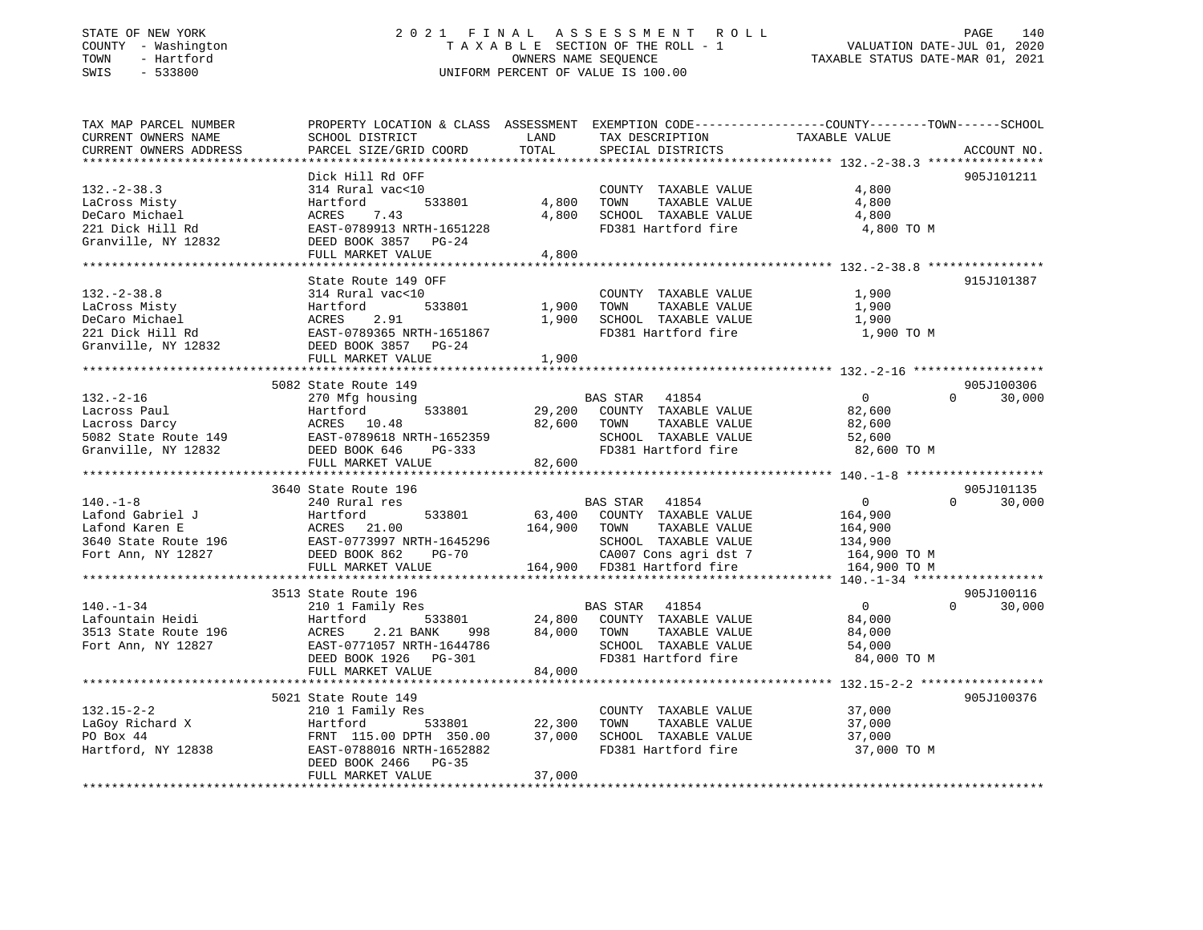STATE OF NEW YORK
COUNTY - Washington
TOWN - Hartford
SWIS - 533800

2021 FINAL ASSESSMENT ROLL
TAXABLE SECTION OF THE ROLL - 1
OWNERS NAME SEQUENCE
UNIFORM PERCENT OF VALUE IS 100.00

VALUATION DATE-JUL 01, 2020
TAXABLE STATUS DATE-MAR 01, 2021

| TAX MAP PARCEL NUMBER / CURRENT OWNERS NAME / CURRENT OWNERS ADDRESS | PROPERTY LOCATION & CLASS / SCHOOL DISTRICT / PARCEL SIZE/GRID COORD | ASSESSMENT LAND | TOTAL | EXEMPTION CODE / TAX DESCRIPTION / SPECIAL DISTRICTS | COUNTY TAXABLE VALUE | TOWN | SCHOOL | ACCOUNT NO. |
|---|---|---|---|---|---|---|---|---|
| **132.-2-38.3** | Dick Hill Rd OFF | | | | | | | 905J101211 |
| LaCross Misty | 314 Rural vac<10 | | | COUNTY TAXABLE VALUE | 4,800 | | | |
| DeCaro Michael | Hartford 533801 | 4,800 | | TOWN TAXABLE VALUE | 4,800 | | | |
| 221 Dick Hill Rd | ACRES 7.43 | | 4,800 | SCHOOL TAXABLE VALUE | 4,800 | | | |
| Granville, NY 12832 | EAST-0789913 NRTH-1651228 | | | FD381 Hartford fire | 4,800 TO M | | | |
| | DEED BOOK 3857 PG-24 | | | | | | | |
| | FULL MARKET VALUE | | 4,800 | | | | | |
| **132.-2-38.8** | State Route 149 OFF | | | | | | | 915J101387 |
| LaCross Misty | 314 Rural vac<10 | | | COUNTY TAXABLE VALUE | 1,900 | | | |
| DeCaro Michael | Hartford 533801 | 1,900 | | TOWN TAXABLE VALUE | 1,900 | | | |
| 221 Dick Hill Rd | ACRES 2.91 | | 1,900 | SCHOOL TAXABLE VALUE | 1,900 | | | |
| Granville, NY 12832 | EAST-0789365 NRTH-1651867 | | | FD381 Hartford fire | 1,900 TO M | | | |
| | DEED BOOK 3857 PG-24 | | | | | | | |
| | FULL MARKET VALUE | | 1,900 | | | | | |
| **132.-2-16** | 5082 State Route 149 | | | | | | | 905J100306 |
| Lacross Paul | 270 Mfg housing | | | BAS STAR 41854 | 0 | 0 | 30,000 | |
| Lacross Darcy | Hartford 533801 | 29,200 | | COUNTY TAXABLE VALUE | 82,600 | | | |
| 5082 State Route 149 | ACRES 10.48 | | 82,600 | TOWN TAXABLE VALUE | 82,600 | | | |
| Granville, NY 12832 | EAST-0789618 NRTH-1652359 | | | SCHOOL TAXABLE VALUE | 52,600 | | | |
| | DEED BOOK 646 PG-333 | | | FD381 Hartford fire | 82,600 TO M | | | |
| | FULL MARKET VALUE | | 82,600 | | | | | |
| **140.-1-8** | 3640 State Route 196 | | | | | | | 905J101135 |
| Lafond Gabriel J | 240 Rural res | | | BAS STAR 41854 | 0 | 0 | 30,000 | |
| Lafond Karen E | Hartford 533801 | 63,400 | | COUNTY TAXABLE VALUE | 164,900 | | | |
| 3640 State Route 196 | ACRES 21.00 | | 164,900 | TOWN TAXABLE VALUE | 164,900 | | | |
| Fort Ann, NY 12827 | EAST-0773997 NRTH-1645296 | | | SCHOOL TAXABLE VALUE | 134,900 | | | |
| | DEED BOOK 862 PG-70 | | | CA007 Cons agri dst 7 | 164,900 TO M | | | |
| | FULL MARKET VALUE | | 164,900 | FD381 Hartford fire | 164,900 TO M | | | |
| **140.-1-34** | 3513 State Route 196 | | | | | | | 905J100116 |
| Lafountain Heidi | 210 1 Family Res | | | BAS STAR 41854 | 0 | 0 | 30,000 | |
| 3513 State Route 196 | Hartford 533801 | 24,800 | | COUNTY TAXABLE VALUE | 84,000 | | | |
| Fort Ann, NY 12827 | ACRES 2.21 BANK 998 | | 84,000 | TOWN TAXABLE VALUE | 84,000 | | | |
| | EAST-0771057 NRTH-1644786 | | | SCHOOL TAXABLE VALUE | 54,000 | | | |
| | DEED BOOK 1926 PG-301 | | | FD381 Hartford fire | 84,000 TO M | | | |
| | FULL MARKET VALUE | | 84,000 | | | | | |
| **132.15-2-2** | 5021 State Route 149 | | | | | | | 905J100376 |
| LaGoy Richard X | 210 1 Family Res | | | COUNTY TAXABLE VALUE | 37,000 | | | |
| PO Box 44 | Hartford 533801 | 22,300 | | TOWN TAXABLE VALUE | 37,000 | | | |
| Hartford, NY 12838 | FRNT 115.00 DPTH 350.00 | | 37,000 | SCHOOL TAXABLE VALUE | 37,000 | | | |
| | EAST-0788016 NRTH-1652882 | | | FD381 Hartford fire | 37,000 TO M | | | |
| | DEED BOOK 2466 PG-35 | | | | | | | |
| | FULL MARKET VALUE | | 37,000 | | | | | |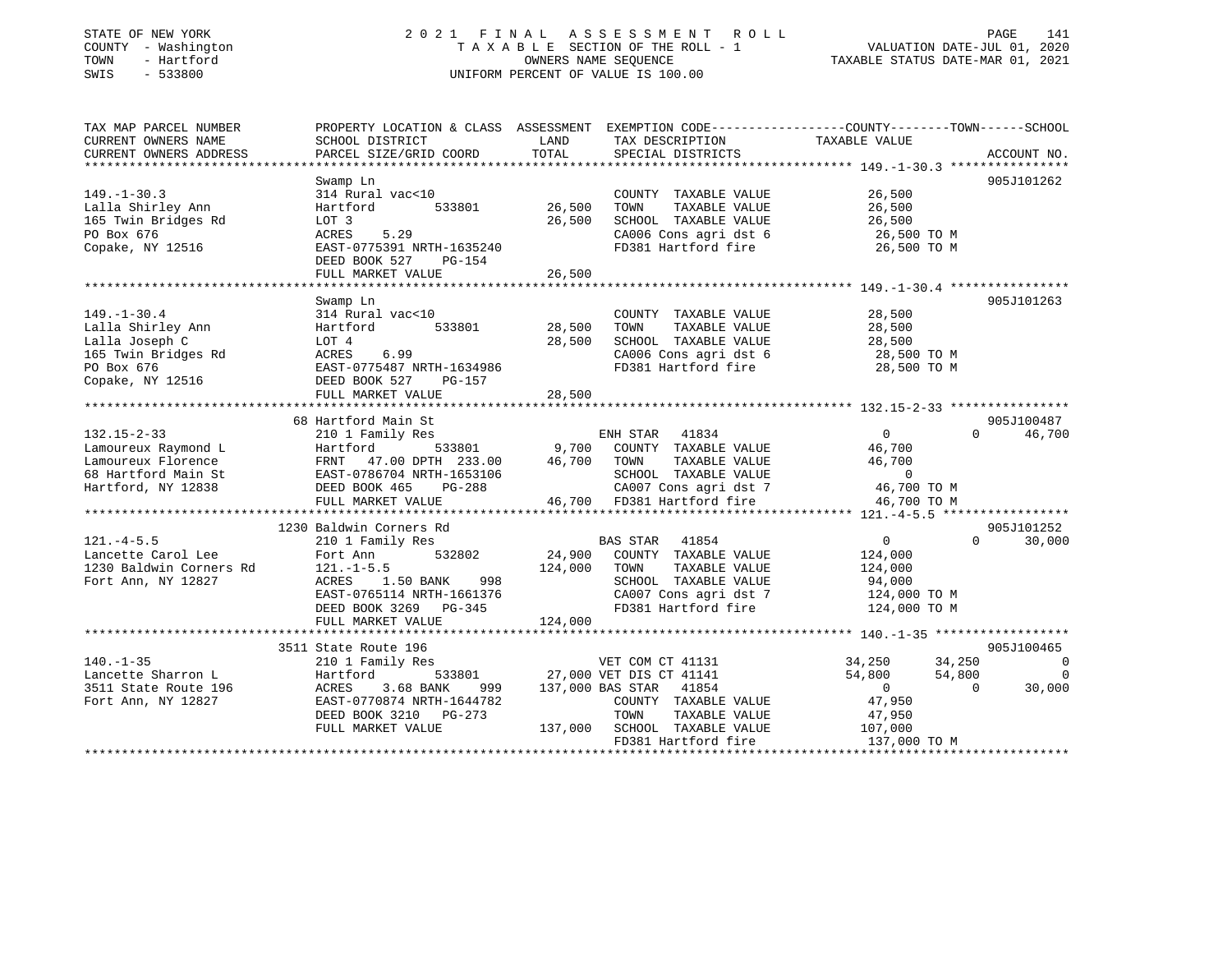STATE OF NEW YORK
COUNTY - Washington
TOWN - Hartford
SWIS - 533800

# 2021 FINAL ASSESSMENT ROLL
TAXABLE SECTION OF THE ROLL - 1
OWNERS NAME SEQUENCE
UNIFORM PERCENT OF VALUE IS 100.00

VALUATION DATE-JUL 01, 2020
TAXABLE STATUS DATE-MAR 01, 2021

```
TAX MAP PARCEL NUMBER          PROPERTY LOCATION & CLASS  ASSESSMENT  EXEMPTION CODE-----------------COUNTY--------TOWN------SCHOOL
CURRENT OWNERS NAME            SCHOOL DISTRICT               LAND      TAX DESCRIPTION            TAXABLE VALUE
CURRENT OWNERS ADDRESS         PARCEL SIZE/GRID COORD        TOTAL     SPECIAL DISTRICTS                                   ACCOUNT NO.
******************************************************************************************************* 149.-1-30.3 ****************
                               Swamp Ln                                                                                905J101262
149.-1-30.3                    314 Rural vac<10                         COUNTY  TAXABLE VALUE            26,500
Lalla Shirley Ann              Hartford        533801       26,500      TOWN    TAXABLE VALUE            26,500
165 Twin Bridges Rd            LOT 3                        26,500      SCHOOL  TAXABLE VALUE            26,500
PO Box 676                     ACRES     5.29                           CA006 Cons agri dst 6             26,500 TO M
Copake, NY 12516               EAST-0775391 NRTH-1635240                FD381 Hartford fire               26,500 TO M
                               DEED BOOK 527    PG-154
                               FULL MARKET VALUE            26,500
******************************************************************************************************* 149.-1-30.4 ****************
                               Swamp Ln                                                                                905J101263
149.-1-30.4                    314 Rural vac<10                         COUNTY  TAXABLE VALUE            28,500
Lalla Shirley Ann              Hartford        533801       28,500      TOWN    TAXABLE VALUE            28,500
Lalla Joseph C                 LOT 4                        28,500      SCHOOL  TAXABLE VALUE            28,500
165 Twin Bridges Rd            ACRES     6.99                           CA006 Cons agri dst 6             28,500 TO M
PO Box 676                     EAST-0775487 NRTH-1634986                FD381 Hartford fire               28,500 TO M
Copake, NY 12516               DEED BOOK 527    PG-157
                               FULL MARKET VALUE            28,500
******************************************************************************************************* 132.15-2-33 ****************
                               68 Hartford Main St                                                                     905J100487
132.15-2-33                    210 1 Family Res                         ENH STAR   41834                 0            0     46,700
Lamoureux Raymond L            Hartford        533801        9,700      COUNTY  TAXABLE VALUE            46,700
Lamoureux Florence             FRNT   47.00 DPTH 233.00     46,700      TOWN    TAXABLE VALUE            46,700
68 Hartford Main St            EAST-0786704 NRTH-1653106                SCHOOL  TAXABLE VALUE                0
Hartford, NY 12838             DEED BOOK 465    PG-288                  CA007 Cons agri dst 7             46,700 TO M
                               FULL MARKET VALUE            46,700      FD381 Hartford fire               46,700 TO M
******************************************************************************************************* 121.-4-5.5 *****************
                               1230 Baldwin Corners Rd                                                                 905J101252
121.-4-5.5                     210 1 Family Res                         BAS STAR   41854                 0            0     30,000
Lancette Carol Lee             Fort Ann        532802       24,900      COUNTY  TAXABLE VALUE           124,000
1230 Baldwin Corners Rd        121.-1-5.5                  124,000      TOWN    TAXABLE VALUE           124,000
Fort Ann, NY 12827             ACRES     1.50 BANK     998              SCHOOL  TAXABLE VALUE            94,000
                               EAST-0765114 NRTH-1661376                CA007 Cons agri dst 7            124,000 TO M
                               DEED BOOK 3269   PG-345                  FD381 Hartford fire              124,000 TO M
                               FULL MARKET VALUE           124,000
******************************************************************************************************* 140.-1-35 ******************
                               3511 State Route 196                                                                    905J100465
140.-1-35                      210 1 Family Res                         VET COM CT 41131             34,250       34,250         0
Lancette Sharron L             Hartford        533801       27,000      VET DIS CT 41141             54,800       54,800         0
3511 State Route 196           ACRES     3.68 BANK     999 137,000      BAS STAR   41854                 0            0     30,000
Fort Ann, NY 12827             EAST-0770874 NRTH-1644782                COUNTY  TAXABLE VALUE            47,950
                               DEED BOOK 3210   PG-273                  TOWN    TAXABLE VALUE            47,950
                               FULL MARKET VALUE           137,000      SCHOOL  TAXABLE VALUE           107,000
                                                                        FD381 Hartford fire              137,000 TO M
************************************************************************************************************************************
```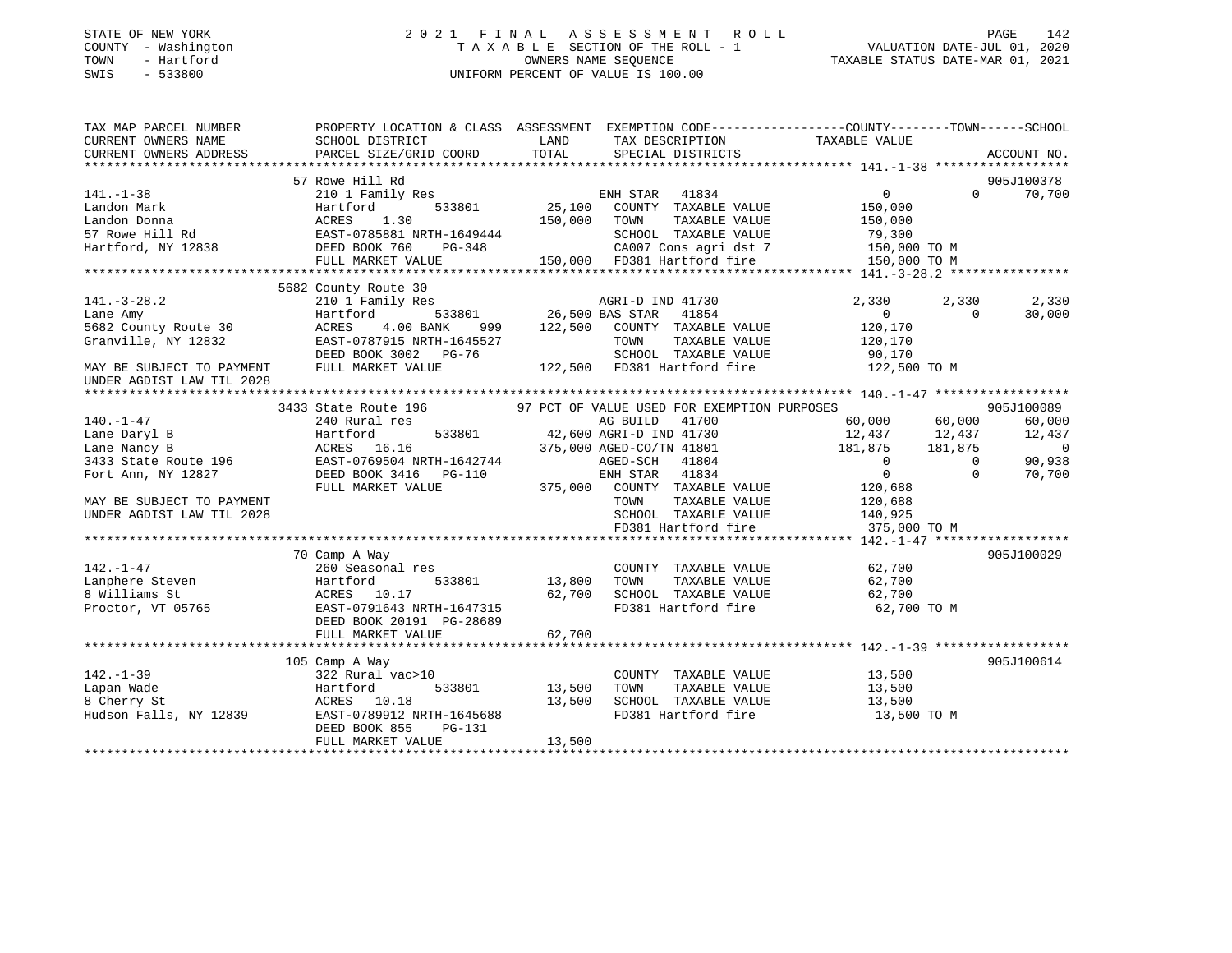STATE OF NEW YORK
COUNTY - Washington
TOWN - Hartford
SWIS - 533800

2 0 2 1 F I N A L A S S E S S M E N T R O L L
T A X A B L E SECTION OF THE ROLL - 1
OWNERS NAME SEQUENCE
UNIFORM PERCENT OF VALUE IS 100.00

VALUATION DATE-JUL 01, 2020
TAXABLE STATUS DATE-MAR 01, 2021

```
TAX MAP PARCEL NUMBER          PROPERTY LOCATION & CLASS  ASSESSMENT  EXEMPTION CODE-----------------COUNTY--------TOWN------SCHOOL
CURRENT OWNERS NAME            SCHOOL DISTRICT             LAND       TAX DESCRIPTION             TAXABLE VALUE
CURRENT OWNERS ADDRESS         PARCEL SIZE/GRID COORD      TOTAL      SPECIAL DISTRICTS                                   ACCOUNT NO.
******************************************************************************************************* 141.-1-38 ******************
                               57 Rowe Hill Rd                                                                             905J100378
141.-1-38                      210 1 Family Res                       ENH STAR  41834                    0          0        70,700
Landon Mark                    Hartford         533801     25,100     COUNTY  TAXABLE VALUE         150,000
Landon Donna                   ACRES    1.30              150,000     TOWN    TAXABLE VALUE         150,000
57 Rowe Hill Rd                EAST-0785881 NRTH-1649444              SCHOOL  TAXABLE VALUE          79,300
Hartford, NY 12838             DEED BOOK 760    PG-348                CA007 Cons agri dst 7         150,000 TO M
                               FULL MARKET VALUE          150,000     FD381 Hartford fire           150,000 TO M
******************************************************************************************************* 141.-3-28.2 ****************
                               5682 County Route 30
141.-3-28.2                    210 1 Family Res                       AGRI-D IND 41730               2,330      2,330         2,330
Lane Amy                       Hartford         533801     26,500 BAS STAR   41854                     0          0        30,000
5682 County Route 30           ACRES    4.00 BANK    999  122,500     COUNTY  TAXABLE VALUE         120,170
Granville, NY 12832            EAST-0787915 NRTH-1645527              TOWN    TAXABLE VALUE         120,170
                               DEED BOOK 3002   PG-76                 SCHOOL  TAXABLE VALUE          90,170
MAY BE SUBJECT TO PAYMENT      FULL MARKET VALUE          122,500     FD381 Hartford fire           122,500 TO M
UNDER AGDIST LAW TIL 2028
******************************************************************************************************* 140.-1-47 ******************
                               3433 State Route 196        97 PCT OF VALUE USED FOR EXEMPTION PURPOSES                     905J100089
140.-1-47                      240 Rural res                          AG BUILD  41700               60,000     60,000        60,000
Lane Daryl B                   Hartford         533801     42,600 AGRI-D IND 41730              12,437     12,437        12,437
Lane Nancy B                   ACRES   16.16              375,000 AGED-CO/TN 41801             181,875    181,875             0
3433 State Route 196           EAST-0769504 NRTH-1642744              AGED-SCH  41804                    0          0        90,938
Fort Ann, NY 12827             DEED BOOK 3416   PG-110                ENH STAR  41834                    0          0        70,700
                               FULL MARKET VALUE          375,000     COUNTY  TAXABLE VALUE         120,688
MAY BE SUBJECT TO PAYMENT                                             TOWN    TAXABLE VALUE         120,688
UNDER AGDIST LAW TIL 2028                                             SCHOOL  TAXABLE VALUE         140,925
                                                                      FD381 Hartford fire           375,000 TO M
******************************************************************************************************* 142.-1-47 ******************
                               70 Camp A Way                                                                               905J100029
142.-1-47                      260 Seasonal res                       COUNTY  TAXABLE VALUE          62,700
Lanphere Steven                Hartford         533801     13,800     TOWN    TAXABLE VALUE          62,700
8 Williams St                  ACRES   10.17               62,700     SCHOOL  TAXABLE VALUE          62,700
Proctor, VT 05765              EAST-0791643 NRTH-1647315              FD381 Hartford fire            62,700 TO M
                               DEED BOOK 20191 PG-28689
                               FULL MARKET VALUE           62,700
******************************************************************************************************* 142.-1-39 ******************
                               105 Camp A Way                                                                              905J100614
142.-1-39                      322 Rural vac>10                       COUNTY  TAXABLE VALUE          13,500
Lapan Wade                     Hartford         533801     13,500     TOWN    TAXABLE VALUE          13,500
8 Cherry St                    ACRES   10.18               13,500     SCHOOL  TAXABLE VALUE          13,500
Hudson Falls, NY 12839         EAST-0789912 NRTH-1645688              FD381 Hartford fire            13,500 TO M
                               DEED BOOK 855    PG-131
                               FULL MARKET VALUE           13,500
************************************************************************************************************************************
```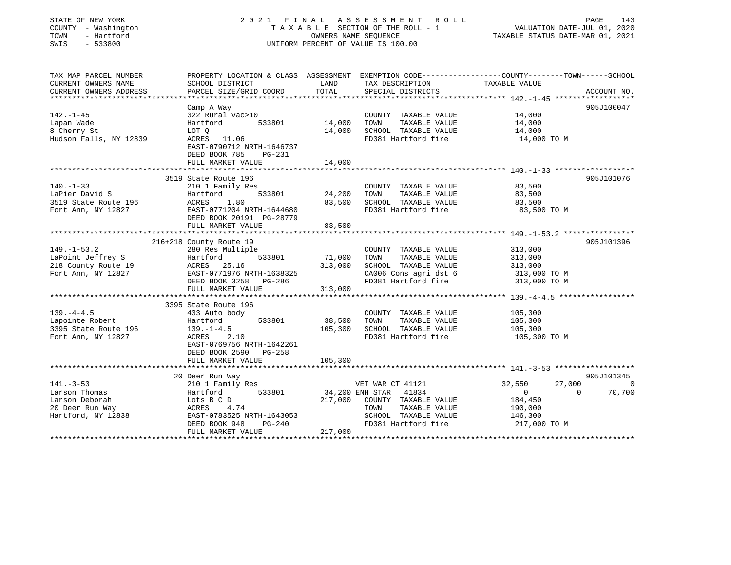STATE OF NEW YORK — 2021 FINAL ASSESSMENT ROLL
COUNTY - Washington — TAXABLE SECTION OF THE ROLL - 1 — VALUATION DATE-JUL 01, 2020
TOWN - Hartford — OWNERS NAME SEQUENCE — TAXABLE STATUS DATE-MAR 01, 2021
SWIS - 533800 — UNIFORM PERCENT OF VALUE IS 100.00

```
TAX MAP PARCEL NUMBER          PROPERTY LOCATION & CLASS  ASSESSMENT  EXEMPTION CODE-----------------COUNTY--------TOWN------SCHOOL
CURRENT OWNERS NAME            SCHOOL DISTRICT               LAND      TAX DESCRIPTION            TAXABLE VALUE
CURRENT OWNERS ADDRESS         PARCEL SIZE/GRID COORD        TOTAL     SPECIAL DISTRICTS                                    ACCOUNT NO.
******************************************************************************************************* 142.-1-45 ******************
                               Camp A Way                                                                                905J100047
142.-1-45                      322 Rural vac>10                        COUNTY  TAXABLE VALUE             14,000
Lapan Wade                     Hartford        533801       14,000     TOWN    TAXABLE VALUE             14,000
8 Cherry St                    LOT Q                        14,000     SCHOOL  TAXABLE VALUE             14,000
Hudson Falls, NY 12839         ACRES   11.06                           FD381 Hartford fire                14,000 TO M
                               EAST-0790712 NRTH-1646737
                               DEED BOOK 785    PG-231
                               FULL MARKET VALUE            14,000
******************************************************************************************************* 140.-1-33 ******************
                               3519 State Route 196                                                                      905J101076
140.-1-33                      210 1 Family Res                        COUNTY  TAXABLE VALUE             83,500
LaPier David S                 Hartford        533801       24,200     TOWN    TAXABLE VALUE             83,500
3519 State Route 196           ACRES    1.80                83,500     SCHOOL  TAXABLE VALUE             83,500
Fort Ann, NY 12827             EAST-0771204 NRTH-1644680               FD381 Hartford fire                83,500 TO M
                               DEED BOOK 20191 PG-28779
                               FULL MARKET VALUE            83,500
******************************************************************************************************* 149.-1-53.2 ****************
                               216+218 County Route 19                                                                   905J101396
149.-1-53.2                    280 Res Multiple                        COUNTY  TAXABLE VALUE            313,000
LaPoint Jeffrey S              Hartford        533801       71,000     TOWN    TAXABLE VALUE            313,000
218 County Route 19            ACRES   25.16               313,000     SCHOOL  TAXABLE VALUE            313,000
Fort Ann, NY 12827             EAST-0771976 NRTH-1638325               CA006 Cons agri dst 6             313,000 TO M
                               DEED BOOK 3258   PG-286                 FD381 Hartford fire               313,000 TO M
                               FULL MARKET VALUE           313,000
******************************************************************************************************* 139.-4-4.5 *****************
                               3395 State Route 196
139.-4-4.5                     433 Auto body                           COUNTY  TAXABLE VALUE            105,300
Lapointe Robert                Hartford        533801       38,500     TOWN    TAXABLE VALUE            105,300
3395 State Route 196           139.-1-4.5                  105,300     SCHOOL  TAXABLE VALUE            105,300
Fort Ann, NY 12827             ACRES    2.10                           FD381 Hartford fire               105,300 TO M
                               EAST-0769756 NRTH-1642261
                               DEED BOOK 2590   PG-258
                               FULL MARKET VALUE           105,300
******************************************************************************************************* 141.-3-53 ******************
                               20 Deer Run Way                                                                           905J101345
141.-3-53                      210 1 Family Res                   VET WAR CT 41121              32,550       27,000            0
Larson Thomas                  Hartford        533801       34,200 ENH STAR  41834                   0            0       70,700
Larson Deborah                 Lots B C D                  217,000     COUNTY  TAXABLE VALUE            184,450
20 Deer Run Way                ACRES    4.74                           TOWN    TAXABLE VALUE            190,000
Hartford, NY 12838             EAST-0783525 NRTH-1643053               SCHOOL  TAXABLE VALUE            146,300
                               DEED BOOK 948    PG-240                 FD381 Hartford fire               217,000 TO M
                               FULL MARKET VALUE           217,000
************************************************************************************************************************************
```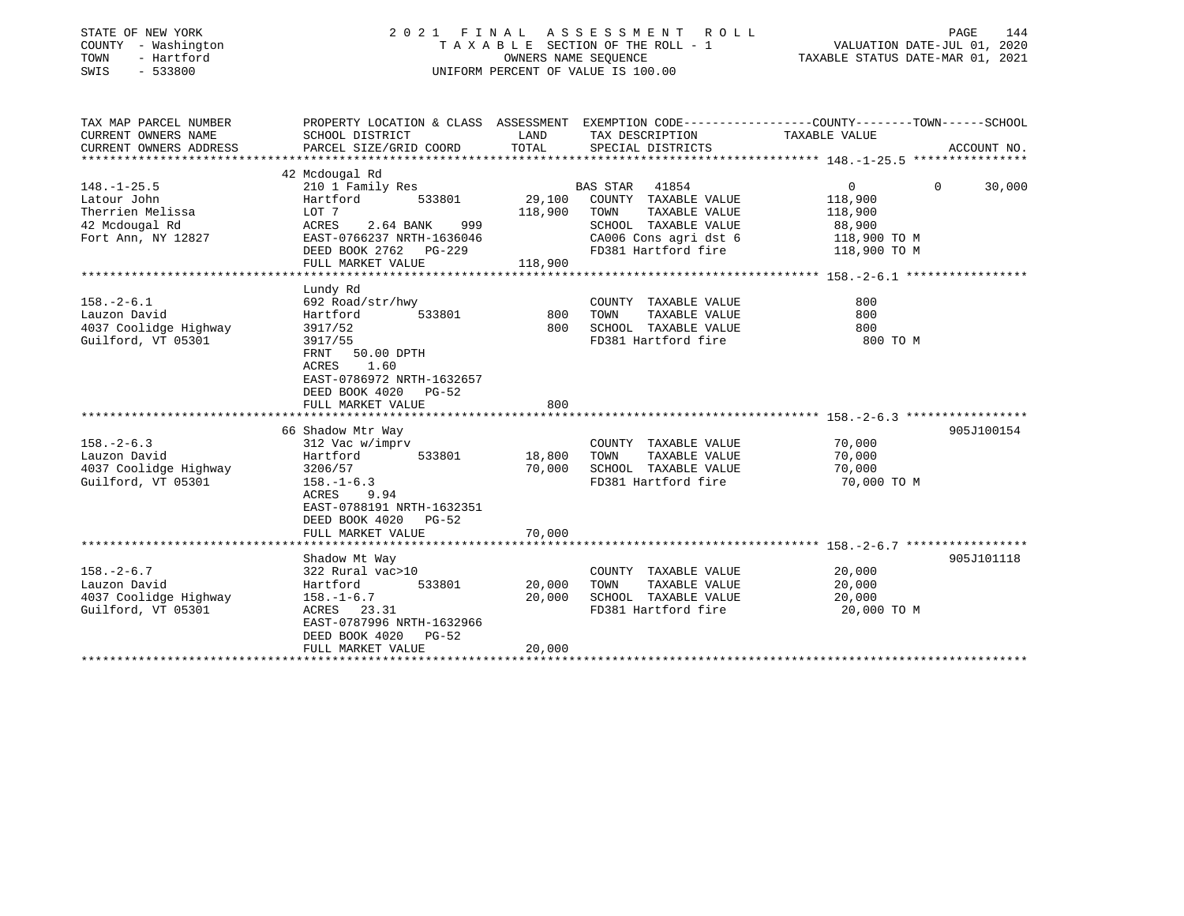STATE OF NEW YORK
COUNTY - Washington
TOWN - Hartford
SWIS - 533800

2021 FINAL ASSESSMENT ROLL
TAXABLE SECTION OF THE ROLL - 1
OWNERS NAME SEQUENCE
UNIFORM PERCENT OF VALUE IS 100.00

VALUATION DATE-JUL 01, 2020
TAXABLE STATUS DATE-MAR 01, 2021

| TAX MAP PARCEL NUMBER / CURRENT OWNERS NAME / CURRENT OWNERS ADDRESS | PROPERTY LOCATION & CLASS / SCHOOL DISTRICT / PARCEL SIZE/GRID COORD | ASSESSMENT LAND | TOTAL | EXEMPTION CODE / TAX DESCRIPTION / SPECIAL DISTRICTS | COUNTY | TOWN | SCHOOL | ACCOUNT NO. |
|---|---|---|---|---|---|---|---|---|
| **148.-1-25.5** | 42 Mcdougal Rd | | | | | | | |
| 148.-1-25.5 | 210 1 Family Res | | | BAS STAR 41854 | 0 | 0 | 30,000 | |
| Latour John | Hartford 533801 | 29,100 | | COUNTY TAXABLE VALUE | 118,900 | | | |
| Therrien Melissa | LOT 7 | | 118,900 | TOWN TAXABLE VALUE | | 118,900 | | |
| 42 Mcdougal Rd | ACRES 2.64 BANK 999 | | | SCHOOL TAXABLE VALUE | | | 88,900 | |
| Fort Ann, NY 12827 | EAST-0766237 NRTH-1636046 | | | CA006 Cons agri dst 6 | 118,900 TO M | | | |
| | DEED BOOK 2762 PG-229 | | | FD381 Hartford fire | 118,900 TO M | | | |
| | FULL MARKET VALUE | | 118,900 | | | | | |
| **158.-2-6.1** | Lundy Rd | | | | | | | |
| 158.-2-6.1 | 692 Road/str/hwy | | | COUNTY TAXABLE VALUE | 800 | | | |
| Lauzon David | Hartford 533801 | 800 | | TOWN TAXABLE VALUE | | 800 | | |
| 4037 Coolidge Highway | 3917/52 | | 800 | SCHOOL TAXABLE VALUE | | | 800 | |
| Guilford, VT 05301 | 3917/55 | | | FD381 Hartford fire | 800 TO M | | | |
| | FRNT 50.00 DPTH | | | | | | | |
| | ACRES 1.60 | | | | | | | |
| | EAST-0786972 NRTH-1632657 | | | | | | | |
| | DEED BOOK 4020 PG-52 | | | | | | | |
| | FULL MARKET VALUE | | 800 | | | | | |
| **158.-2-6.3** | 66 Shadow Mtr Way | | | | | | | 905J100154 |
| 158.-2-6.3 | 312 Vac w/imprv | | | COUNTY TAXABLE VALUE | 70,000 | | | |
| Lauzon David | Hartford 533801 | 18,800 | | TOWN TAXABLE VALUE | | 70,000 | | |
| 4037 Coolidge Highway | 3206/57 | | 70,000 | SCHOOL TAXABLE VALUE | | | 70,000 | |
| Guilford, VT 05301 | 158.-1-6.3 | | | FD381 Hartford fire | 70,000 TO M | | | |
| | ACRES 9.94 | | | | | | | |
| | EAST-0788191 NRTH-1632351 | | | | | | | |
| | DEED BOOK 4020 PG-52 | | | | | | | |
| | FULL MARKET VALUE | | 70,000 | | | | | |
| **158.-2-6.7** | Shadow Mt Way | | | | | | | 905J101118 |
| 158.-2-6.7 | 322 Rural vac>10 | | | COUNTY TAXABLE VALUE | 20,000 | | | |
| Lauzon David | Hartford 533801 | 20,000 | | TOWN TAXABLE VALUE | | 20,000 | | |
| 4037 Coolidge Highway | 158.-1-6.7 | | 20,000 | SCHOOL TAXABLE VALUE | | | 20,000 | |
| Guilford, VT 05301 | ACRES 23.31 | | | FD381 Hartford fire | 20,000 TO M | | | |
| | EAST-0787996 NRTH-1632966 | | | | | | | |
| | DEED BOOK 4020 PG-52 | | | | | | | |
| | FULL MARKET VALUE | | 20,000 | | | | | |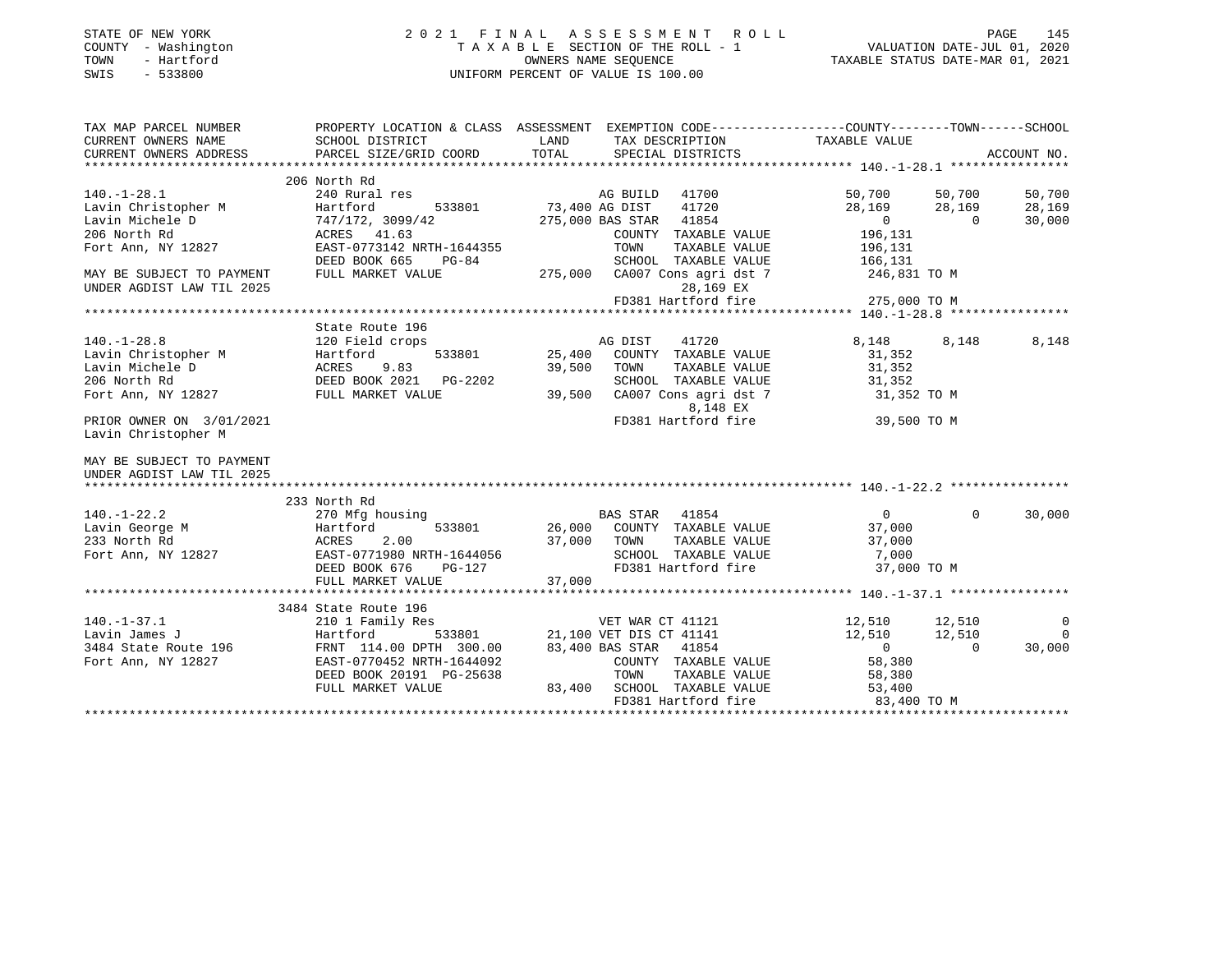STATE OF NEW YORK
COUNTY - Washington
TOWN - Hartford
SWIS - 533800

2021 FINAL ASSESSMENT ROLL
TAXABLE SECTION OF THE ROLL - 1
OWNERS NAME SEQUENCE
UNIFORM PERCENT OF VALUE IS 100.00

VALUATION DATE-JUL 01, 2020
TAXABLE STATUS DATE-MAR 01, 2021

| TAX MAP PARCEL NUMBER / CURRENT OWNERS NAME / CURRENT OWNERS ADDRESS | PROPERTY LOCATION & CLASS / SCHOOL DISTRICT / PARCEL SIZE/GRID COORD | ASSESSMENT LAND / TOTAL | EXEMPTION CODE / TAX DESCRIPTION / SPECIAL DISTRICTS | COUNTY TAXABLE VALUE | TOWN | SCHOOL |
|---|---|---|---|---|---|---|
| **140.-1-28.1** | 206 North Rd | | | | | |
| 140.-1-28.1 | 240 Rural res | | AG BUILD 41700 | 50,700 | 50,700 | 50,700 |
| Lavin Christopher M | Hartford 533801 | 73,400 | AG DIST 41720 | 28,169 | 28,169 | 28,169 |
| Lavin Michele D | 747/172, 3099/42 | 275,000 | BAS STAR 41854 | 0 | 0 | 30,000 |
| 206 North Rd | ACRES 41.63 | | COUNTY TAXABLE VALUE | 196,131 | | |
| Fort Ann, NY 12827 | EAST-0773142 NRTH-1644355 | | TOWN TAXABLE VALUE | 196,131 | | |
| | DEED BOOK 665 PG-84 | | SCHOOL TAXABLE VALUE | 166,131 | | |
| MAY BE SUBJECT TO PAYMENT | FULL MARKET VALUE | 275,000 | CA007 Cons agri dst 7 | 246,831 TO M | | |
| UNDER AGDIST LAW TIL 2025 | | | 28,169 EX | | | |
| | | | FD381 Hartford fire | 275,000 TO M | | |
| **140.-1-28.8** | State Route 196 | | | | | |
| 140.-1-28.8 | 120 Field crops | | AG DIST 41720 | 8,148 | 8,148 | 8,148 |
| Lavin Christopher M | Hartford 533801 | 25,400 | COUNTY TAXABLE VALUE | 31,352 | | |
| Lavin Michele D | ACRES 9.83 | 39,500 | TOWN TAXABLE VALUE | 31,352 | | |
| 206 North Rd | DEED BOOK 2021 PG-2202 | | SCHOOL TAXABLE VALUE | 31,352 | | |
| Fort Ann, NY 12827 | FULL MARKET VALUE | 39,500 | CA007 Cons agri dst 7 | 31,352 TO M | | |
| | | | 8,148 EX | | | |
| PRIOR OWNER ON 3/01/2021 | | | FD381 Hartford fire | 39,500 TO M | | |
| Lavin Christopher M | | | | | | |
| MAY BE SUBJECT TO PAYMENT | | | | | | |
| UNDER AGDIST LAW TIL 2025 | | | | | | |
| **140.-1-22.2** | 233 North Rd | | | | | |
| 140.-1-22.2 | 270 Mfg housing | | BAS STAR 41854 | 0 | 0 | 30,000 |
| Lavin George M | Hartford 533801 | 26,000 | COUNTY TAXABLE VALUE | 37,000 | | |
| 233 North Rd | ACRES 2.00 | 37,000 | TOWN TAXABLE VALUE | 37,000 | | |
| Fort Ann, NY 12827 | EAST-0771980 NRTH-1644056 | | SCHOOL TAXABLE VALUE | 7,000 | | |
| | DEED BOOK 676 PG-127 | | FD381 Hartford fire | 37,000 TO M | | |
| | FULL MARKET VALUE | 37,000 | | | | |
| **140.-1-37.1** | 3484 State Route 196 | | | | | |
| 140.-1-37.1 | 210 1 Family Res | | VET WAR CT 41121 | 12,510 | 12,510 | 0 |
| Lavin James J | Hartford 533801 | 21,100 | VET DIS CT 41141 | 12,510 | 12,510 | 0 |
| 3484 State Route 196 | FRNT 114.00 DPTH 300.00 | 83,400 | BAS STAR 41854 | 0 | 0 | 30,000 |
| Fort Ann, NY 12827 | EAST-0770452 NRTH-1644092 | | COUNTY TAXABLE VALUE | 58,380 | | |
| | DEED BOOK 20191 PG-25638 | | TOWN TAXABLE VALUE | 58,380 | | |
| | FULL MARKET VALUE | 83,400 | SCHOOL TAXABLE VALUE | 53,400 | | |
| | | | FD381 Hartford fire | 83,400 TO M | | |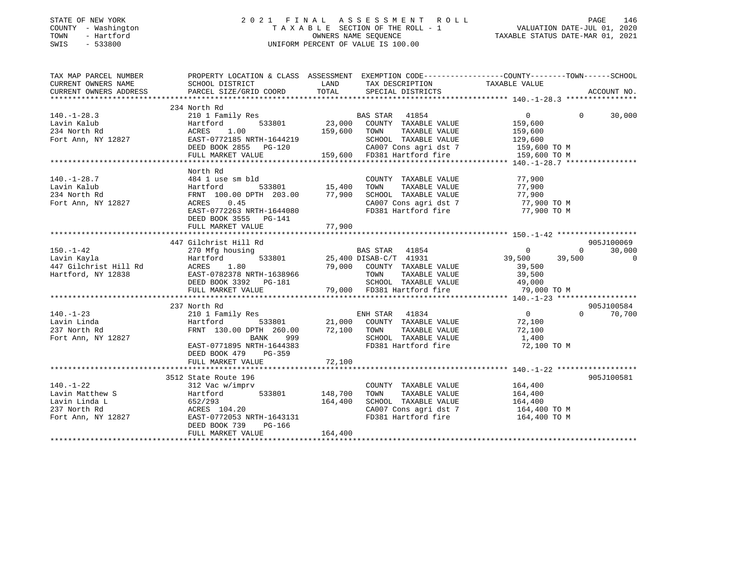STATE OF NEW YORK
COUNTY - Washington
TOWN - Hartford
SWIS - 533800

# 2021 FINAL ASSESSMENT ROLL

TAXABLE SECTION OF THE ROLL - 1
OWNERS NAME SEQUENCE
UNIFORM PERCENT OF VALUE IS 100.00

VALUATION DATE-JUL 01, 2020
TAXABLE STATUS DATE-MAR 01, 2021

| TAX MAP PARCEL NUMBER / CURRENT OWNERS NAME / CURRENT OWNERS ADDRESS | PROPERTY LOCATION & CLASS / SCHOOL DISTRICT / PARCEL SIZE/GRID COORD | ASSESSMENT LAND | TOTAL | EXEMPTION CODE / TAX DESCRIPTION / SPECIAL DISTRICTS | COUNTY | TOWN | SCHOOL | ACCOUNT NO. |
|---|---|---|---|---|---|---|---|---|
| **140.-1-28.3** | 234 North Rd | | | | | | | |
| Lavin Kalub | 210 1 Family Res | | | BAS STAR 41854 | 0 | 0 | 30,000 | |
| 234 North Rd | Hartford 533801 | 23,000 | | COUNTY TAXABLE VALUE | 159,600 | | | |
| Fort Ann, NY 12827 | ACRES 1.00 | | 159,600 | TOWN TAXABLE VALUE | | 159,600 | | |
| | EAST-0772185 NRTH-1644219 | | | SCHOOL TAXABLE VALUE | | | 129,600 | |
| | DEED BOOK 2855 PG-120 | | | CA007 Cons agri dst 7 | 159,600 TO M | | | |
| | FULL MARKET VALUE | | 159,600 | FD381 Hartford fire | 159,600 TO M | | | |
| **140.-1-28.7** | North Rd | | | | | | | |
| Lavin Kalub | 484 1 use sm bld | | | COUNTY TAXABLE VALUE | 77,900 | | | |
| 234 North Rd | Hartford 533801 | 15,400 | | TOWN TAXABLE VALUE | | 77,900 | | |
| Fort Ann, NY 12827 | FRNT 100.00 DPTH 203.00 | | 77,900 | SCHOOL TAXABLE VALUE | | | 77,900 | |
| | ACRES 0.45 | | | CA007 Cons agri dst 7 | 77,900 TO M | | | |
| | EAST-0772263 NRTH-1644080 | | | FD381 Hartford fire | 77,900 TO M | | | |
| | DEED BOOK 3555 PG-141 | | | | | | | |
| | FULL MARKET VALUE | | 77,900 | | | | | |
| **150.-1-42** | 447 Gilchrist Hill Rd | | | | | | | 905J100069 |
| Lavin Kayla | 270 Mfg housing | | | BAS STAR 41854 | 0 | 0 | 30,000 | |
| 447 Gilchrist Hill Rd | Hartford 533801 | 25,400 | | DISAB-C/T 41931 | 39,500 | 39,500 | 0 | |
| Hartford, NY 12838 | ACRES 1.80 | | 79,000 | COUNTY TAXABLE VALUE | 39,500 | | | |
| | EAST-0782378 NRTH-1638966 | | | TOWN TAXABLE VALUE | | 39,500 | | |
| | DEED BOOK 3392 PG-181 | | | SCHOOL TAXABLE VALUE | | | 49,000 | |
| | FULL MARKET VALUE | | 79,000 | FD381 Hartford fire | 79,000 TO M | | | |
| **140.-1-23** | 237 North Rd | | | | | | | 905J100584 |
| Lavin Linda | 210 1 Family Res | | | ENH STAR 41834 | 0 | 0 | 70,700 | |
| 237 North Rd | Hartford 533801 | 21,000 | | COUNTY TAXABLE VALUE | 72,100 | | | |
| Fort Ann, NY 12827 | FRNT 130.00 DPTH 260.00 | | 72,100 | TOWN TAXABLE VALUE | | 72,100 | | |
| | BANK 999 | | | SCHOOL TAXABLE VALUE | | | 1,400 | |
| | EAST-0771895 NRTH-1644383 | | | FD381 Hartford fire | 72,100 TO M | | | |
| | DEED BOOK 479 PG-359 | | | | | | | |
| | FULL MARKET VALUE | | 72,100 | | | | | |
| **140.-1-22** | 3512 State Route 196 | | | | | | | 905J100581 |
| Lavin Matthew S | 312 Vac w/imprv | | | COUNTY TAXABLE VALUE | 164,400 | | | |
| Lavin Linda L | Hartford 533801 | 148,700 | | TOWN TAXABLE VALUE | | 164,400 | | |
| 237 North Rd | 652/293 | | 164,400 | SCHOOL TAXABLE VALUE | | | 164,400 | |
| Fort Ann, NY 12827 | ACRES 104.20 | | | CA007 Cons agri dst 7 | 164,400 TO M | | | |
| | EAST-0772053 NRTH-1643131 | | | FD381 Hartford fire | 164,400 TO M | | | |
| | DEED BOOK 739 PG-166 | | | | | | | |
| | FULL MARKET VALUE | | 164,400 | | | | | |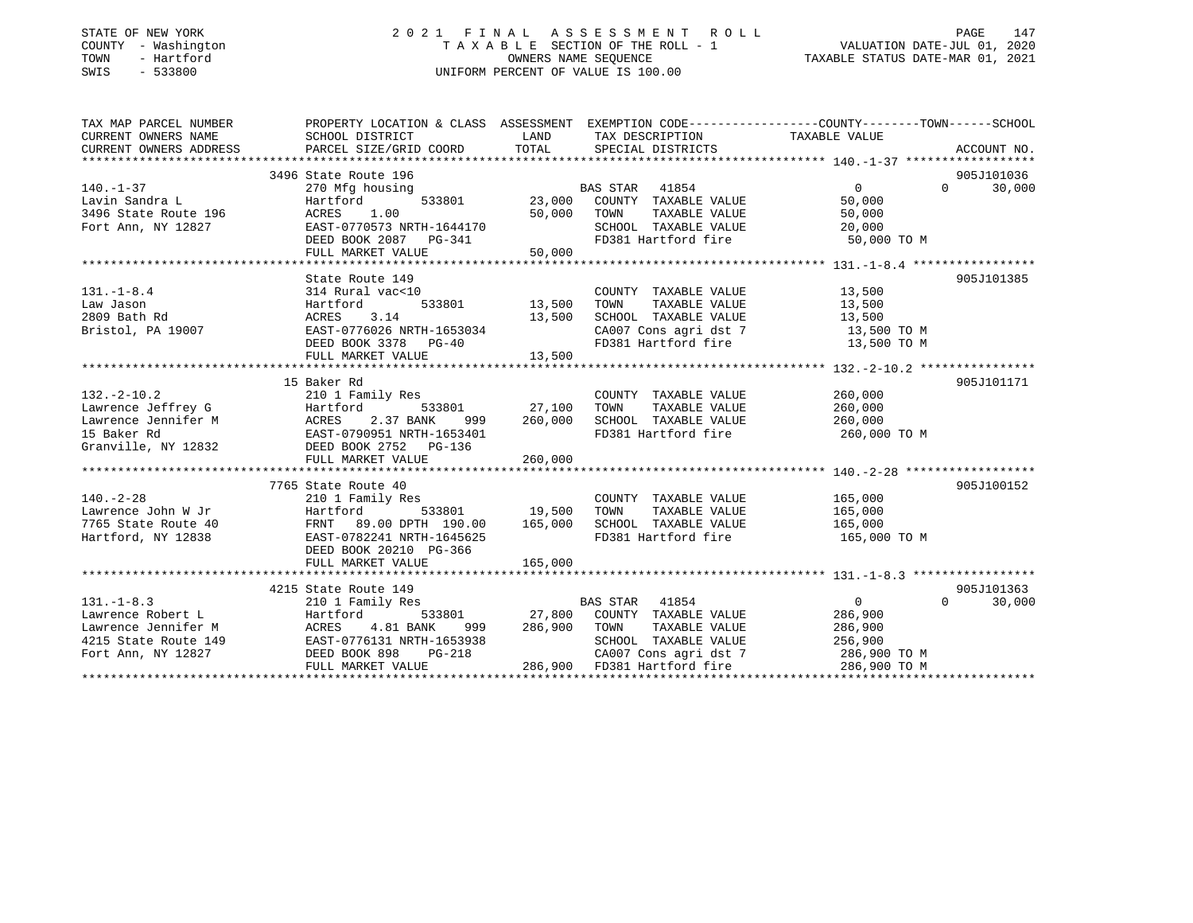STATE OF NEW YORK
COUNTY - Washington
TOWN - Hartford
SWIS - 533800

# 2021 FINAL ASSESSMENT ROLL

TAXABLE SECTION OF THE ROLL - 1
OWNERS NAME SEQUENCE
UNIFORM PERCENT OF VALUE IS 100.00

VALUATION DATE-JUL 01, 2020
TAXABLE STATUS DATE-MAR 01, 2021

| TAX MAP PARCEL NUMBER / CURRENT OWNERS NAME / CURRENT OWNERS ADDRESS | PROPERTY LOCATION & CLASS / SCHOOL DISTRICT / PARCEL SIZE/GRID COORD | ASSESSMENT LAND | TOTAL | EXEMPTION CODE / TAX DESCRIPTION / SPECIAL DISTRICTS | COUNTY | TOWN | SCHOOL | ACCOUNT NO. |
|---|---|---|---|---|---|---|---|---|
| **140.-1-37** | 3496 State Route 196 | | | | | | | 905J101036 |
| Lavin Sandra L | 270 Mfg housing | | | BAS STAR 41854 | 0 | 0 | 30,000 | |
| 3496 State Route 196 | Hartford 533801 | 23,000 | | COUNTY TAXABLE VALUE | 50,000 | | | |
| Fort Ann, NY 12827 | ACRES 1.00 | | 50,000 | TOWN TAXABLE VALUE | | 50,000 | | |
| | EAST-0770573 NRTH-1644170 | | | SCHOOL TAXABLE VALUE | | | 20,000 | |
| | DEED BOOK 2087 PG-341 | | | FD381 Hartford fire | 50,000 TO M | | | |
| | FULL MARKET VALUE | | 50,000 | | | | | |
| **131.-1-8.4** | State Route 149 | | | | | | | 905J101385 |
| Law Jason | 314 Rural vac<10 | | | COUNTY TAXABLE VALUE | 13,500 | | | |
| 2809 Bath Rd | Hartford 533801 | 13,500 | | TOWN TAXABLE VALUE | | 13,500 | | |
| Bristol, PA 19007 | ACRES 3.14 | | 13,500 | SCHOOL TAXABLE VALUE | | | 13,500 | |
| | EAST-0776026 NRTH-1653034 | | | CA007 Cons agri dst 7 | 13,500 TO M | | | |
| | DEED BOOK 3378 PG-40 | | | FD381 Hartford fire | 13,500 TO M | | | |
| | FULL MARKET VALUE | | 13,500 | | | | | |
| **132.-2-10.2** | 15 Baker Rd | | | | | | | 905J101171 |
| Lawrence Jeffrey G | 210 1 Family Res | | | COUNTY TAXABLE VALUE | 260,000 | | | |
| Lawrence Jennifer M | Hartford 533801 | 27,100 | | TOWN TAXABLE VALUE | | 260,000 | | |
| 15 Baker Rd | ACRES 2.37 BANK 999 | | 260,000 | SCHOOL TAXABLE VALUE | | | 260,000 | |
| Granville, NY 12832 | EAST-0790951 NRTH-1653401 | | | FD381 Hartford fire | 260,000 TO M | | | |
| | DEED BOOK 2752 PG-136 | | | | | | | |
| | FULL MARKET VALUE | | 260,000 | | | | | |
| **140.-2-28** | 7765 State Route 40 | | | | | | | 905J100152 |
| Lawrence John W Jr | 210 1 Family Res | | | COUNTY TAXABLE VALUE | 165,000 | | | |
| 7765 State Route 40 | Hartford 533801 | 19,500 | | TOWN TAXABLE VALUE | | 165,000 | | |
| Hartford, NY 12838 | FRNT 89.00 DPTH 190.00 | | 165,000 | SCHOOL TAXABLE VALUE | | | 165,000 | |
| | EAST-0782241 NRTH-1645625 | | | FD381 Hartford fire | 165,000 TO M | | | |
| | DEED BOOK 20210 PG-366 | | | | | | | |
| | FULL MARKET VALUE | | 165,000 | | | | | |
| **131.-1-8.3** | 4215 State Route 149 | | | | | | | 905J101363 |
| Lawrence Robert L | 210 1 Family Res | | | BAS STAR 41854 | 0 | 0 | 30,000 | |
| Lawrence Jennifer M | Hartford 533801 | 27,800 | | COUNTY TAXABLE VALUE | 286,900 | | | |
| 4215 State Route 149 | ACRES 4.81 BANK 999 | | 286,900 | TOWN TAXABLE VALUE | | 286,900 | | |
| Fort Ann, NY 12827 | EAST-0776131 NRTH-1653938 | | | SCHOOL TAXABLE VALUE | | | 256,900 | |
| | DEED BOOK 898 PG-218 | | | CA007 Cons agri dst 7 | 286,900 TO M | | | |
| | FULL MARKET VALUE | | 286,900 | FD381 Hartford fire | 286,900 TO M | | | |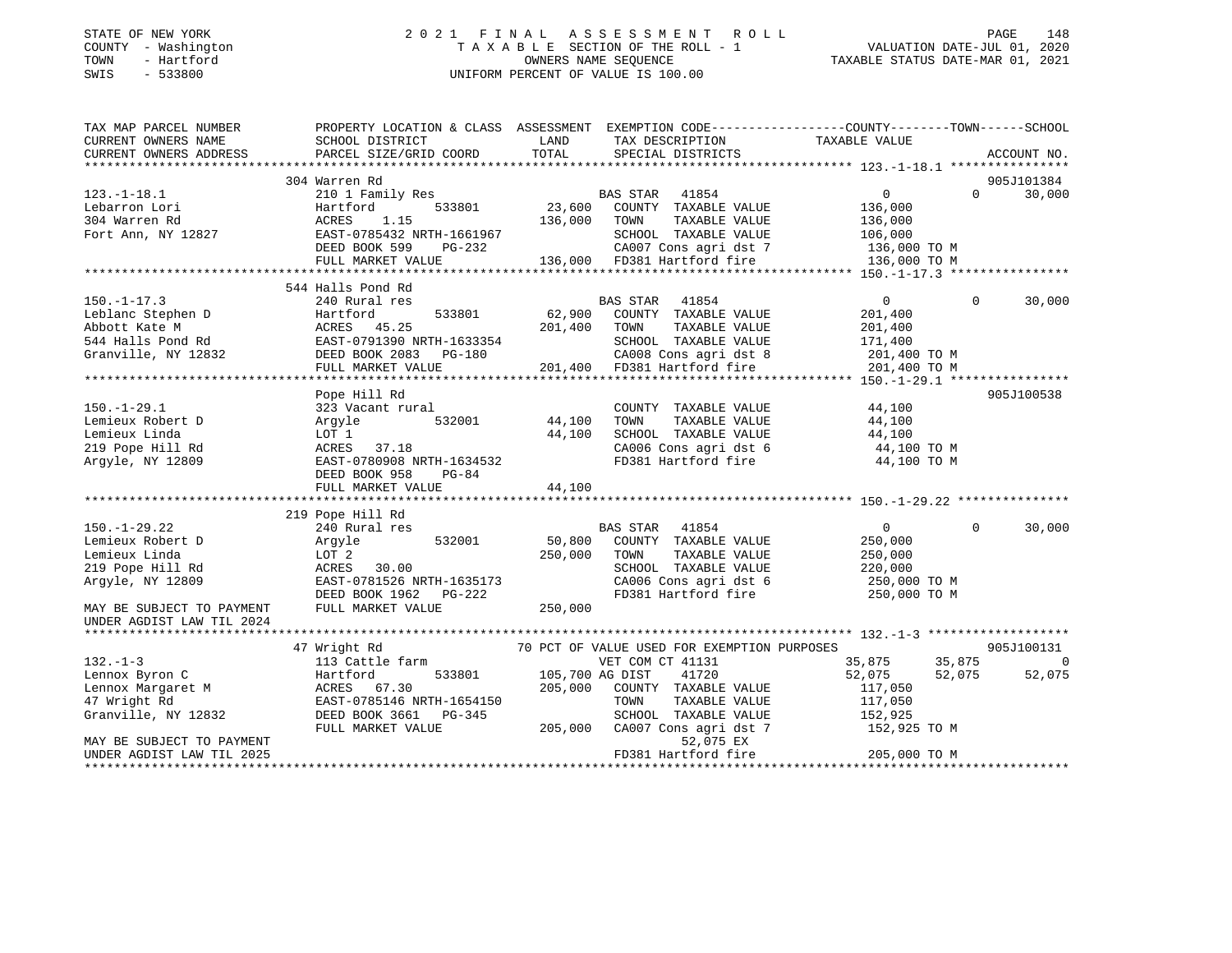STATE OF NEW YORK
COUNTY - Washington
TOWN - Hartford
SWIS - 533800

2021 FINAL ASSESSMENT ROLL
TAXABLE SECTION OF THE ROLL - 1
OWNERS NAME SEQUENCE
UNIFORM PERCENT OF VALUE IS 100.00

VALUATION DATE-JUL 01, 2020
TAXABLE STATUS DATE-MAR 01, 2021

```
TAX MAP PARCEL NUMBER          PROPERTY LOCATION & CLASS  ASSESSMENT  EXEMPTION CODE-----------------COUNTY--------TOWN------SCHOOL
CURRENT OWNERS NAME            SCHOOL DISTRICT               LAND      TAX DESCRIPTION            TAXABLE VALUE
CURRENT OWNERS ADDRESS         PARCEL SIZE/GRID COORD        TOTAL     SPECIAL DISTRICTS                                      ACCOUNT NO.
******************************************************************************************************* 123.-1-18.1 ****************
                               304 Warren Rd                                                                                905J101384
123.-1-18.1                    210 1 Family Res                        BAS STAR  41854                0          0      30,000
Lebarron Lori                  Hartford          533801       23,600   COUNTY  TAXABLE VALUE          136,000
304 Warren Rd                  ACRES    1.15                 136,000   TOWN    TAXABLE VALUE          136,000
Fort Ann, NY 12827             EAST-0785432 NRTH-1661967               SCHOOL  TAXABLE VALUE          106,000
                               DEED BOOK 599     PG-232                CA007 Cons agri dst 7           136,000 TO M
                               FULL MARKET VALUE             136,000   FD381 Hartford fire             136,000 TO M
******************************************************************************************************* 150.-1-17.3 ****************
                               544 Halls Pond Rd
150.-1-17.3                    240 Rural res                           BAS STAR  41854                0          0      30,000
Leblanc Stephen D              Hartford          533801       62,900   COUNTY  TAXABLE VALUE          201,400
Abbott Kate M                  ACRES   45.25                 201,400   TOWN    TAXABLE VALUE          201,400
544 Halls Pond Rd              EAST-0791390 NRTH-1633354               SCHOOL  TAXABLE VALUE          171,400
Granville, NY 12832            DEED BOOK 2083   PG-180                 CA008 Cons agri dst 8           201,400 TO M
                               FULL MARKET VALUE             201,400   FD381 Hartford fire             201,400 TO M
******************************************************************************************************* 150.-1-29.1 ****************
                               Pope Hill Rd                                                                                 905J100538
150.-1-29.1                    323 Vacant rural                        COUNTY  TAXABLE VALUE           44,100
Lemieux Robert D               Argyle            532001       44,100   TOWN    TAXABLE VALUE           44,100
Lemieux Linda                  LOT 1                          44,100   SCHOOL  TAXABLE VALUE           44,100
219 Pope Hill Rd               ACRES   37.18                           CA006 Cons agri dst 6            44,100 TO M
Argyle, NY 12809               EAST-0780908 NRTH-1634532               FD381 Hartford fire              44,100 TO M
                               DEED BOOK 958     PG-84
                               FULL MARKET VALUE              44,100
******************************************************************************************************* 150.-1-29.22 ***************
                               219 Pope Hill Rd
150.-1-29.22                   240 Rural res                           BAS STAR  41854                0          0      30,000
Lemieux Robert D               Argyle            532001       50,800   COUNTY  TAXABLE VALUE          250,000
Lemieux Linda                  LOT 2                         250,000   TOWN    TAXABLE VALUE          250,000
219 Pope Hill Rd               ACRES   30.00                           SCHOOL  TAXABLE VALUE          220,000
Argyle, NY 12809               EAST-0781526 NRTH-1635173               CA006 Cons agri dst 6           250,000 TO M
                               DEED BOOK 1962   PG-222                 FD381 Hartford fire             250,000 TO M
MAY BE SUBJECT TO PAYMENT      FULL MARKET VALUE             250,000
UNDER AGDIST LAW TIL 2024
******************************************************************************************************* 132.-1-3 *******************
                               47 Wright Rd                   70 PCT OF VALUE USED FOR EXEMPTION PURPOSES                   905J100131
132.-1-3                       113 Cattle farm                         VET COM CT 41131          35,875     35,875           0
Lennox Byron C                 Hartford          533801      105,700 AG DIST     41720           52,075     52,075      52,075
Lennox Margaret M              ACRES   67.30                 205,000   COUNTY  TAXABLE VALUE          117,050
47 Wright Rd                   EAST-0785146 NRTH-1654150               TOWN    TAXABLE VALUE          117,050
Granville, NY 12832            DEED BOOK 3661   PG-345                 SCHOOL  TAXABLE VALUE          152,925
                               FULL MARKET VALUE             205,000   CA007 Cons agri dst 7           152,925 TO M
MAY BE SUBJECT TO PAYMENT                                                    52,075 EX
UNDER AGDIST LAW TIL 2025                                              FD381 Hartford fire             205,000 TO M
************************************************************************************************************************************
```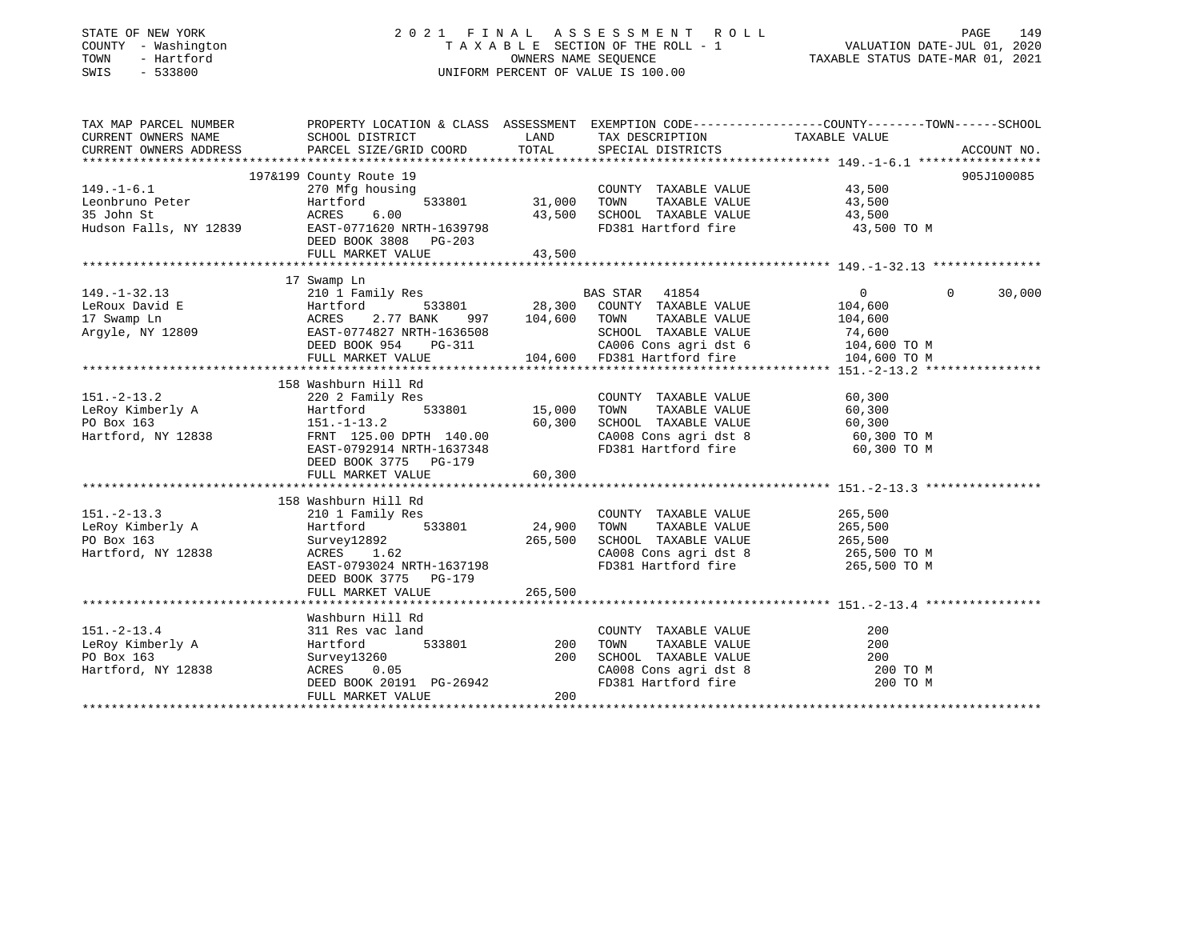STATE OF NEW YORK
COUNTY - Washington
TOWN - Hartford
SWIS - 533800

2 0 2 1 F I N A L A S S E S S M E N T R O L L
T A X A B L E SECTION OF THE ROLL - 1
OWNERS NAME SEQUENCE
UNIFORM PERCENT OF VALUE IS 100.00

VALUATION DATE-JUL 01, 2020
TAXABLE STATUS DATE-MAR 01, 2021

| TAX MAP PARCEL NUMBER / CURRENT OWNERS NAME / CURRENT OWNERS ADDRESS | PROPERTY LOCATION & CLASS / SCHOOL DISTRICT / PARCEL SIZE/GRID COORD | LAND | ASSESSMENT TOTAL | EXEMPTION CODE / TAX DESCRIPTION / SPECIAL DISTRICTS | COUNTY / TAXABLE VALUE | TOWN | SCHOOL | ACCOUNT NO. |
|---|---|---|---|---|---|---|---|---|
| **149.-1-6.1** | 197&199 County Route 19 | | | | | | | 905J100085 |
| 149.-1-6.1 | 270 Mfg housing | | | COUNTY TAXABLE VALUE | 43,500 | | | |
| Leonbruno Peter | Hartford 533801 | 31,000 | | TOWN TAXABLE VALUE | 43,500 | | | |
| 35 John St | ACRES 6.00 | | 43,500 | SCHOOL TAXABLE VALUE | 43,500 | | | |
| Hudson Falls, NY 12839 | EAST-0771620 NRTH-1639798 | | | FD381 Hartford fire | 43,500 TO M | | | |
| | DEED BOOK 3808 PG-203 | | | | | | | |
| | FULL MARKET VALUE | | 43,500 | | | | | |
| **149.-1-32.13** | 17 Swamp Ln | | | | | | | |
| 149.-1-32.13 | 210 1 Family Res | | | BAS STAR 41854 | 0 | 0 | 30,000 | |
| LeRoux David E | Hartford 533801 | 28,300 | | COUNTY TAXABLE VALUE | 104,600 | | | |
| 17 Swamp Ln | ACRES 2.77 BANK 997 | | 104,600 | TOWN TAXABLE VALUE | 104,600 | | | |
| Argyle, NY 12809 | EAST-0774827 NRTH-1636508 | | | SCHOOL TAXABLE VALUE | 74,600 | | | |
| | DEED BOOK 954 PG-311 | | | CA006 Cons agri dst 6 | 104,600 TO M | | | |
| | FULL MARKET VALUE | | 104,600 | FD381 Hartford fire | 104,600 TO M | | | |
| **151.-2-13.2** | 158 Washburn Hill Rd | | | | | | | |
| 151.-2-13.2 | 220 2 Family Res | | | COUNTY TAXABLE VALUE | 60,300 | | | |
| LeRoy Kimberly A | Hartford 533801 | 15,000 | | TOWN TAXABLE VALUE | 60,300 | | | |
| PO Box 163 | 151.-1-13.2 | | 60,300 | SCHOOL TAXABLE VALUE | 60,300 | | | |
| Hartford, NY 12838 | FRNT 125.00 DPTH 140.00 | | | CA008 Cons agri dst 8 | 60,300 TO M | | | |
| | EAST-0792914 NRTH-1637348 | | | FD381 Hartford fire | 60,300 TO M | | | |
| | DEED BOOK 3775 PG-179 | | | | | | | |
| | FULL MARKET VALUE | | 60,300 | | | | | |
| **151.-2-13.3** | 158 Washburn Hill Rd | | | | | | | |
| 151.-2-13.3 | 210 1 Family Res | | | COUNTY TAXABLE VALUE | 265,500 | | | |
| LeRoy Kimberly A | Hartford 533801 | 24,900 | | TOWN TAXABLE VALUE | 265,500 | | | |
| PO Box 163 | Survey12892 | | 265,500 | SCHOOL TAXABLE VALUE | 265,500 | | | |
| Hartford, NY 12838 | ACRES 1.62 | | | CA008 Cons agri dst 8 | 265,500 TO M | | | |
| | EAST-0793024 NRTH-1637198 | | | FD381 Hartford fire | 265,500 TO M | | | |
| | DEED BOOK 3775 PG-179 | | | | | | | |
| | FULL MARKET VALUE | | 265,500 | | | | | |
| **151.-2-13.4** | Washburn Hill Rd | | | | | | | |
| 151.-2-13.4 | 311 Res vac land | | | COUNTY TAXABLE VALUE | 200 | | | |
| LeRoy Kimberly A | Hartford 533801 | 200 | | TOWN TAXABLE VALUE | 200 | | | |
| PO Box 163 | Survey13260 | | 200 | SCHOOL TAXABLE VALUE | 200 | | | |
| Hartford, NY 12838 | ACRES 0.05 | | | CA008 Cons agri dst 8 | 200 TO M | | | |
| | DEED BOOK 20191 PG-26942 | | | FD381 Hartford fire | 200 TO M | | | |
| | FULL MARKET VALUE | | 200 | | | | | |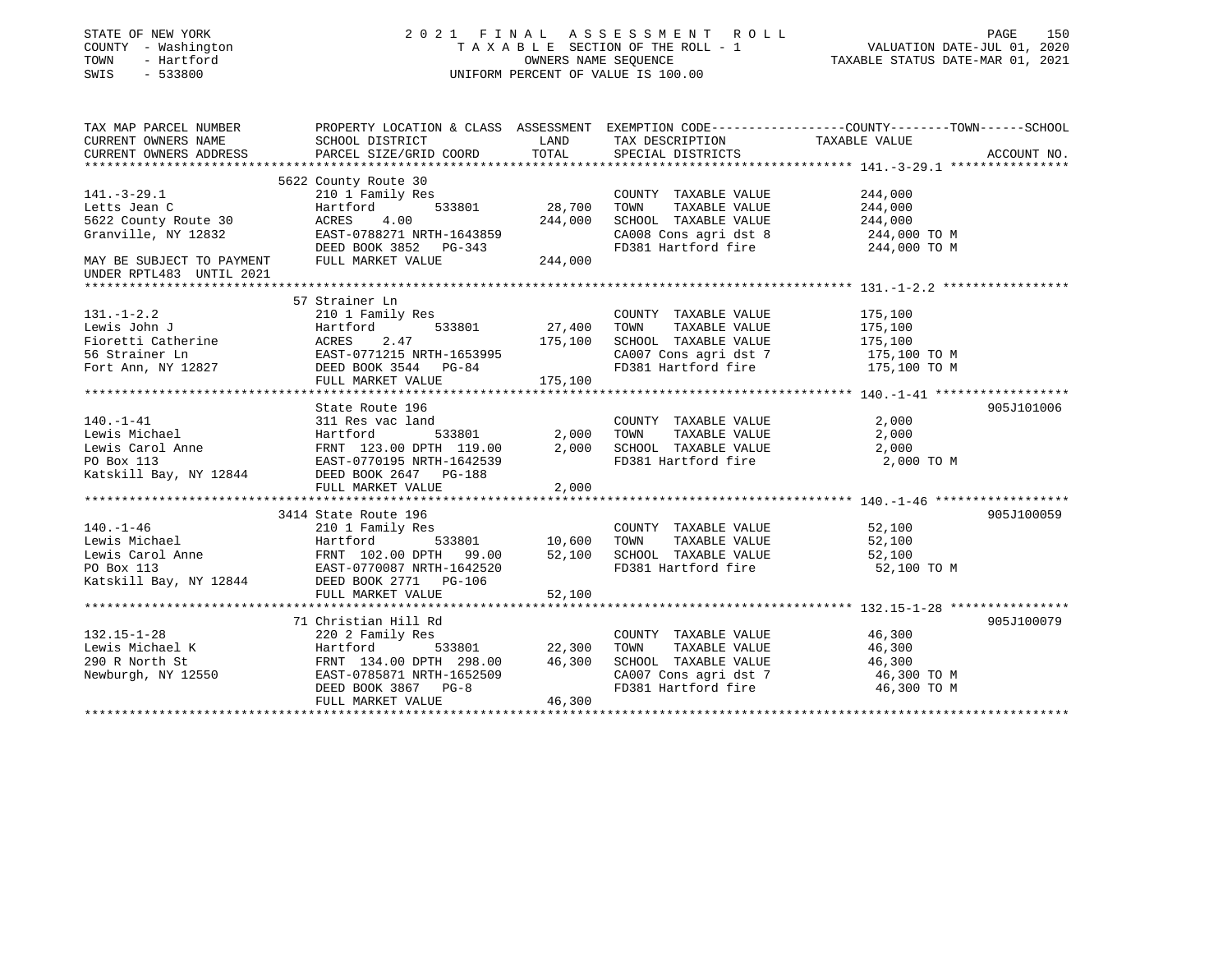STATE OF NEW YORK | 2021 FINAL ASSESSMENT ROLL | VALUATION DATE-JUL 01, 2020
COUNTY - Washington | TAXABLE SECTION OF THE ROLL - 1 | TAXABLE STATUS DATE-MAR 01, 2021
TOWN - Hartford | OWNERS NAME SEQUENCE
SWIS - 533800 | UNIFORM PERCENT OF VALUE IS 100.00

| TAX MAP PARCEL NUMBER / CURRENT OWNERS NAME / CURRENT OWNERS ADDRESS | PROPERTY LOCATION & CLASS / SCHOOL DISTRICT / PARCEL SIZE/GRID COORD | ASSESSMENT LAND | TOTAL | EXEMPTION CODE / TAX DESCRIPTION / SPECIAL DISTRICTS | TAXABLE VALUE (COUNTY--TOWN--SCHOOL) | ACCOUNT NO. |
|---|---|---|---|---|---|---|
| **141.-3-29.1** | 5622 County Route 30 | | | | | |
| 141.-3-29.1 | 210 1 Family Res | | | COUNTY TAXABLE VALUE | 244,000 | |
| Letts Jean C | Hartford 533801 | 28,700 | | TOWN TAXABLE VALUE | 244,000 | |
| 5622 County Route 30 | ACRES 4.00 | | 244,000 | SCHOOL TAXABLE VALUE | 244,000 | |
| Granville, NY 12832 | EAST-0788271 NRTH-1643859 | | | CA008 Cons agri dst 8 | 244,000 TO M | |
| | DEED BOOK 3852 PG-343 | | | FD381 Hartford fire | 244,000 TO M | |
| MAY BE SUBJECT TO PAYMENT UNDER RPTL483 UNTIL 2021 | FULL MARKET VALUE | | 244,000 | | | |
| **131.-1-2.2** | 57 Strainer Ln | | | | | |
| 131.-1-2.2 | 210 1 Family Res | | | COUNTY TAXABLE VALUE | 175,100 | |
| Lewis John J | Hartford 533801 | 27,400 | | TOWN TAXABLE VALUE | 175,100 | |
| Fioretti Catherine | ACRES 2.47 | | 175,100 | SCHOOL TAXABLE VALUE | 175,100 | |
| 56 Strainer Ln | EAST-0771215 NRTH-1653995 | | | CA007 Cons agri dst 7 | 175,100 TO M | |
| Fort Ann, NY 12827 | DEED BOOK 3544 PG-84 | | | FD381 Hartford fire | 175,100 TO M | |
| | FULL MARKET VALUE | | 175,100 | | | |
| **140.-1-41** | State Route 196 | | | | | 905J101006 |
| 140.-1-41 | 311 Res vac land | | | COUNTY TAXABLE VALUE | 2,000 | |
| Lewis Michael | Hartford 533801 | 2,000 | | TOWN TAXABLE VALUE | 2,000 | |
| Lewis Carol Anne | FRNT 123.00 DPTH 119.00 | | 2,000 | SCHOOL TAXABLE VALUE | 2,000 | |
| PO Box 113 | EAST-0770195 NRTH-1642539 | | | FD381 Hartford fire | 2,000 TO M | |
| Katskill Bay, NY 12844 | DEED BOOK 2647 PG-188 | | | | | |
| | FULL MARKET VALUE | | 2,000 | | | |
| **140.-1-46** | 3414 State Route 196 | | | | | 905J100059 |
| 140.-1-46 | 210 1 Family Res | | | COUNTY TAXABLE VALUE | 52,100 | |
| Lewis Michael | Hartford 533801 | 10,600 | | TOWN TAXABLE VALUE | 52,100 | |
| Lewis Carol Anne | FRNT 102.00 DPTH 99.00 | | 52,100 | SCHOOL TAXABLE VALUE | 52,100 | |
| PO Box 113 | EAST-0770087 NRTH-1642520 | | | FD381 Hartford fire | 52,100 TO M | |
| Katskill Bay, NY 12844 | DEED BOOK 2771 PG-106 | | | | | |
| | FULL MARKET VALUE | | 52,100 | | | |
| **132.15-1-28** | 71 Christian Hill Rd | | | | | 905J100079 |
| 132.15-1-28 | 220 2 Family Res | | | COUNTY TAXABLE VALUE | 46,300 | |
| Lewis Michael K | Hartford 533801 | 22,300 | | TOWN TAXABLE VALUE | 46,300 | |
| 290 R North St | FRNT 134.00 DPTH 298.00 | | 46,300 | SCHOOL TAXABLE VALUE | 46,300 | |
| Newburgh, NY 12550 | EAST-0785871 NRTH-1652509 | | | CA007 Cons agri dst 7 | 46,300 TO M | |
| | DEED BOOK 3867 PG-8 | | | FD381 Hartford fire | 46,300 TO M | |
| | FULL MARKET VALUE | | 46,300 | | | |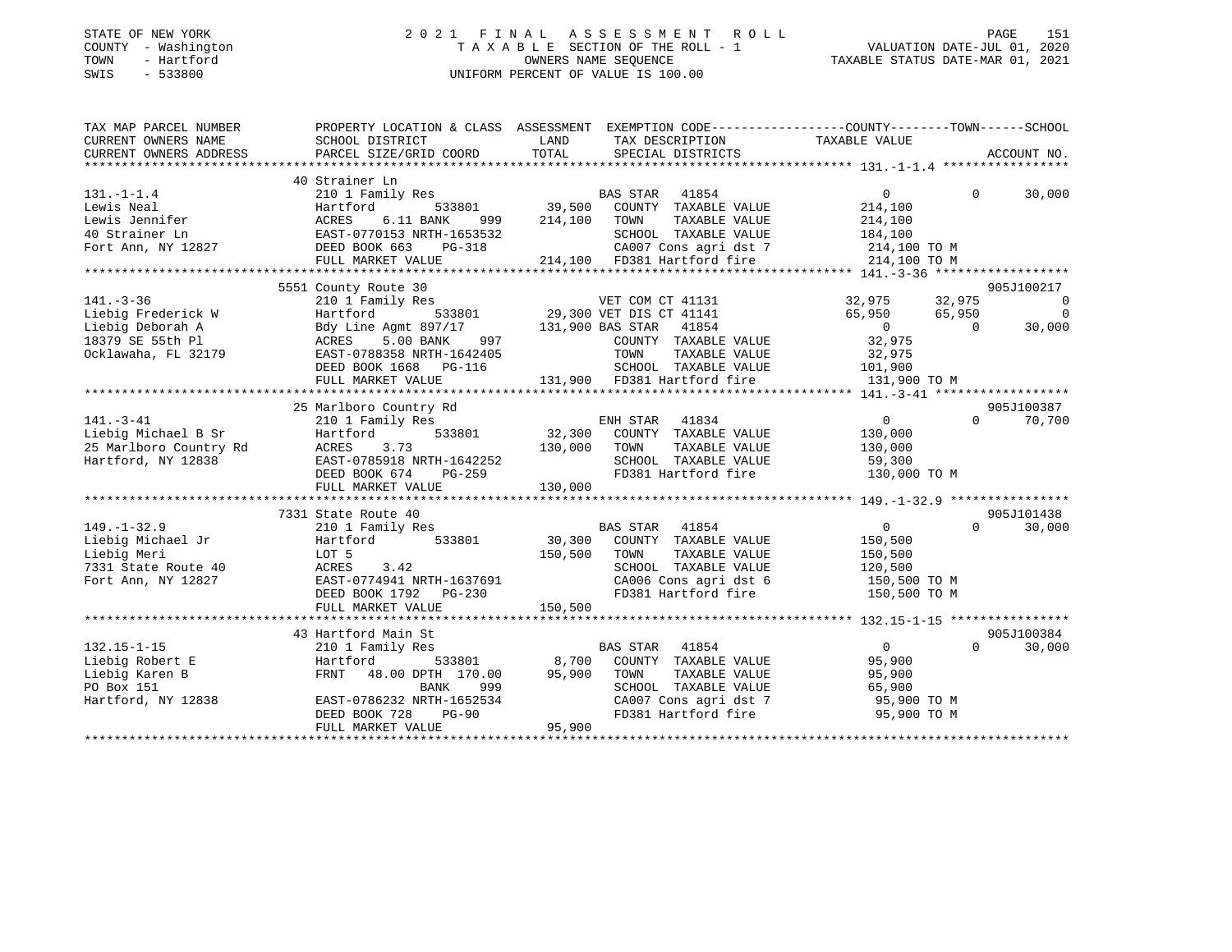STATE OF NEW YORK
COUNTY - Washington
TOWN - Hartford
SWIS - 533800

# 2021 FINAL ASSESSMENT ROLL

TAXABLE SECTION OF THE ROLL - 1
OWNERS NAME SEQUENCE
UNIFORM PERCENT OF VALUE IS 100.00

VALUATION DATE-JUL 01, 2020
TAXABLE STATUS DATE-MAR 01, 2021

| TAX MAP PARCEL NUMBER / CURRENT OWNERS NAME / CURRENT OWNERS ADDRESS | PROPERTY LOCATION & CLASS / SCHOOL DISTRICT / PARCEL SIZE/GRID COORD | ASSESSMENT LAND / TOTAL | EXEMPTION CODE / TAX DESCRIPTION / SPECIAL DISTRICTS | COUNTY TAXABLE VALUE | TOWN | SCHOOL / ACCOUNT NO. |
|---|---|---|---|---|---|---|
| **131.-1-1.4** | 40 Strainer Ln | | | | | |
| | 210 1 Family Res | | BAS STAR 41854 | 0 | 0 | 30,000 |
| Lewis Neal | Hartford 533801 | 39,500 | COUNTY TAXABLE VALUE | 214,100 | | |
| Lewis Jennifer | ACRES 6.11 BANK 999 | 214,100 | TOWN TAXABLE VALUE | 214,100 | | |
| 40 Strainer Ln | EAST-0770153 NRTH-1653532 | | SCHOOL TAXABLE VALUE | 184,100 | | |
| Fort Ann, NY 12827 | DEED BOOK 663 PG-318 | | CA007 Cons agri dst 7 | 214,100 TO M | | |
| | FULL MARKET VALUE | 214,100 | FD381 Hartford fire | 214,100 TO M | | |
| **141.-3-36** | 5551 County Route 30 | | | | | 905J100217 |
| | 210 1 Family Res | | VET COM CT 41131 | 32,975 | 32,975 | 0 |
| Liebig Frederick W | Hartford 533801 | 29,300 | VET DIS CT 41141 | 65,950 | 65,950 | 0 |
| Liebig Deborah A | Bdy Line Agmt 897/17 | 131,900 | BAS STAR 41854 | 0 | 0 | 30,000 |
| 18379 SE 55th Pl | ACRES 5.00 BANK 997 | | COUNTY TAXABLE VALUE | 32,975 | | |
| Ocklawaha, FL 32179 | EAST-0788358 NRTH-1642405 | | TOWN TAXABLE VALUE | 32,975 | | |
| | DEED BOOK 1668 PG-116 | | SCHOOL TAXABLE VALUE | 101,900 | | |
| | FULL MARKET VALUE | 131,900 | FD381 Hartford fire | 131,900 TO M | | |
| **141.-3-41** | 25 Marlboro Country Rd | | | | | 905J100387 |
| | 210 1 Family Res | | ENH STAR 41834 | 0 | 0 | 70,700 |
| Liebig Michael B Sr | Hartford 533801 | 32,300 | COUNTY TAXABLE VALUE | 130,000 | | |
| 25 Marlboro Country Rd | ACRES 3.73 | 130,000 | TOWN TAXABLE VALUE | 130,000 | | |
| Hartford, NY 12838 | EAST-0785918 NRTH-1642252 | | SCHOOL TAXABLE VALUE | 59,300 | | |
| | DEED BOOK 674 PG-259 | | FD381 Hartford fire | 130,000 TO M | | |
| | FULL MARKET VALUE | 130,000 | | | | |
| **149.-1-32.9** | 7331 State Route 40 | | | | | 905J101438 |
| | 210 1 Family Res | | BAS STAR 41854 | 0 | 0 | 30,000 |
| Liebig Michael Jr | Hartford 533801 | 30,300 | COUNTY TAXABLE VALUE | 150,500 | | |
| Liebig Meri | LOT 5 | 150,500 | TOWN TAXABLE VALUE | 150,500 | | |
| 7331 State Route 40 | ACRES 3.42 | | SCHOOL TAXABLE VALUE | 120,500 | | |
| Fort Ann, NY 12827 | EAST-0774941 NRTH-1637691 | | CA006 Cons agri dst 6 | 150,500 TO M | | |
| | DEED BOOK 1792 PG-230 | | FD381 Hartford fire | 150,500 TO M | | |
| | FULL MARKET VALUE | 150,500 | | | | |
| **132.15-1-15** | 43 Hartford Main St | | | | | 905J100384 |
| | 210 1 Family Res | | BAS STAR 41854 | 0 | 0 | 30,000 |
| Liebig Robert E | Hartford 533801 | 8,700 | COUNTY TAXABLE VALUE | 95,900 | | |
| Liebig Karen B | FRNT 48.00 DPTH 170.00 | 95,900 | TOWN TAXABLE VALUE | 95,900 | | |
| PO Box 151 | BANK 999 | | SCHOOL TAXABLE VALUE | 65,900 | | |
| Hartford, NY 12838 | EAST-0786232 NRTH-1652534 | | CA007 Cons agri dst 7 | 95,900 TO M | | |
| | DEED BOOK 728 PG-90 | | FD381 Hartford fire | 95,900 TO M | | |
| | FULL MARKET VALUE | 95,900 | | | | |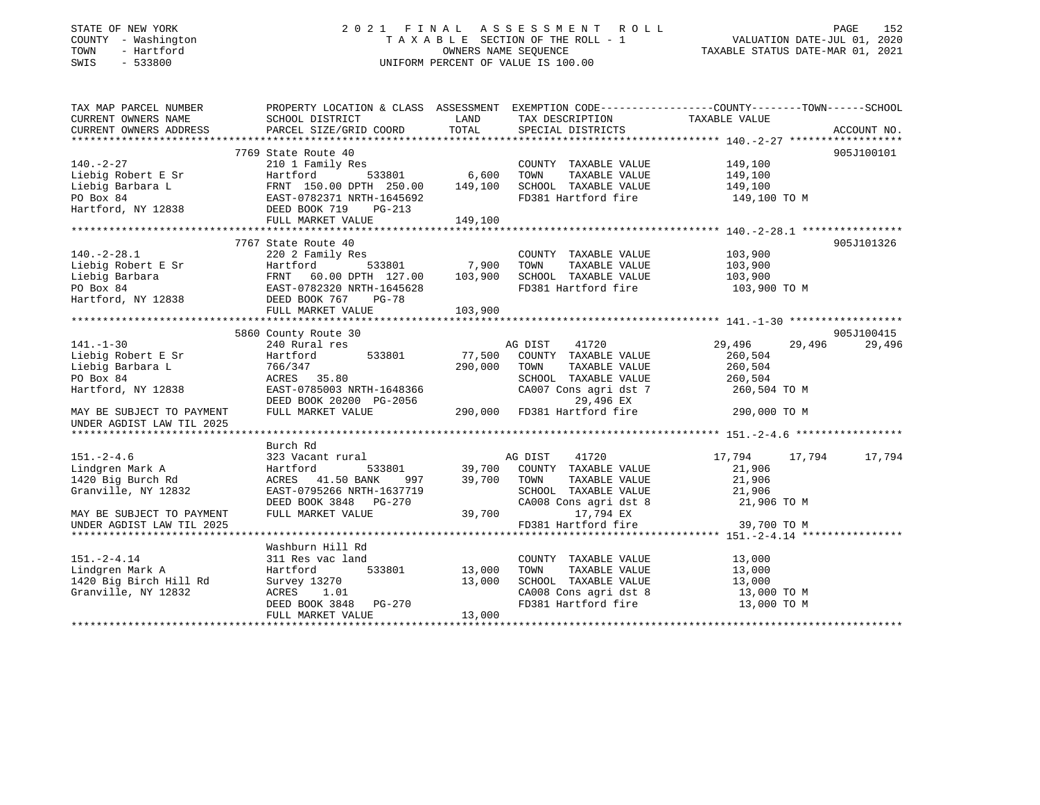STATE OF NEW YORK
COUNTY - Washington
TOWN - Hartford
SWIS - 533800

# 2021 FINAL ASSESSMENT ROLL

TAXABLE SECTION OF THE ROLL - 1
OWNERS NAME SEQUENCE
UNIFORM PERCENT OF VALUE IS 100.00

VALUATION DATE-JUL 01, 2020
TAXABLE STATUS DATE-MAR 01, 2021

| TAX MAP PARCEL NUMBER / CURRENT OWNERS NAME / CURRENT OWNERS ADDRESS | PROPERTY LOCATION & CLASS / SCHOOL DISTRICT / PARCEL SIZE/GRID COORD | ASSESSMENT LAND / TOTAL | EXEMPTION CODE / TAX DESCRIPTION / SPECIAL DISTRICTS | COUNTY TAXABLE VALUE | TOWN | SCHOOL | ACCOUNT NO. |
|---|---|---|---|---|---|---|---|
| 140.-2-27 | 7769 State Route 40 | | | | | | 905J100101 |
| | 210 1 Family Res | | COUNTY TAXABLE VALUE | 149,100 | | | |
| Liebig Robert E Sr | Hartford 533801 | 6,600 | TOWN TAXABLE VALUE | 149,100 | | | |
| Liebig Barbara L | FRNT 150.00 DPTH 250.00 | 149,100 | SCHOOL TAXABLE VALUE | 149,100 | | | |
| PO Box 84 | EAST-0782371 NRTH-1645692 | | FD381 Hartford fire | 149,100 TO M | | | |
| Hartford, NY 12838 | DEED BOOK 719 PG-213 | | | | | | |
| | FULL MARKET VALUE | 149,100 | | | | | |
| 140.-2-28.1 | 7767 State Route 40 | | | | | | 905J101326 |
| | 220 2 Family Res | | COUNTY TAXABLE VALUE | 103,900 | | | |
| Liebig Robert E Sr | Hartford 533801 | 7,900 | TOWN TAXABLE VALUE | 103,900 | | | |
| Liebig Barbara | FRNT 60.00 DPTH 127.00 | 103,900 | SCHOOL TAXABLE VALUE | 103,900 | | | |
| PO Box 84 | EAST-0782320 NRTH-1645628 | | FD381 Hartford fire | 103,900 TO M | | | |
| Hartford, NY 12838 | DEED BOOK 767 PG-78 | | | | | | |
| | FULL MARKET VALUE | 103,900 | | | | | |
| 141.-1-30 | 5860 County Route 30 | | | | | | 905J100415 |
| | 240 Rural res | | AG DIST 41720 | 29,496 | 29,496 | 29,496 | |
| Liebig Robert E Sr | Hartford 533801 | 77,500 | COUNTY TAXABLE VALUE | 260,504 | | | |
| Liebig Barbara L | 766/347 | 290,000 | TOWN TAXABLE VALUE | 260,504 | | | |
| PO Box 84 | ACRES 35.80 | | SCHOOL TAXABLE VALUE | 260,504 | | | |
| Hartford, NY 12838 | EAST-0785003 NRTH-1648366 | | CA007 Cons agri dst 7 | 260,504 TO M | | | |
| | DEED BOOK 20200 PG-2056 | | 29,496 EX | | | | |
| MAY BE SUBJECT TO PAYMENT | FULL MARKET VALUE | 290,000 | FD381 Hartford fire | 290,000 TO M | | | |
| UNDER AGDIST LAW TIL 2025 | | | | | | | |
| 151.-2-4.6 | Burch Rd | | | | | | |
| | 323 Vacant rural | | AG DIST 41720 | 17,794 | 17,794 | 17,794 | |
| Lindgren Mark A | Hartford 533801 | 39,700 | COUNTY TAXABLE VALUE | 21,906 | | | |
| 1420 Big Burch Rd | ACRES 41.50 BANK 997 | 39,700 | TOWN TAXABLE VALUE | 21,906 | | | |
| Granville, NY 12832 | EAST-0795266 NRTH-1637719 | | SCHOOL TAXABLE VALUE | 21,906 | | | |
| | DEED BOOK 3848 PG-270 | | CA008 Cons agri dst 8 | 21,906 TO M | | | |
| MAY BE SUBJECT TO PAYMENT | FULL MARKET VALUE | 39,700 | 17,794 EX | | | | |
| UNDER AGDIST LAW TIL 2025 | | | FD381 Hartford fire | 39,700 TO M | | | |
| 151.-2-4.14 | Washburn Hill Rd | | | | | | |
| | 311 Res vac land | | COUNTY TAXABLE VALUE | 13,000 | | | |
| Lindgren Mark A | Hartford 533801 | 13,000 | TOWN TAXABLE VALUE | 13,000 | | | |
| 1420 Big Birch Hill Rd | Survey 13270 | 13,000 | SCHOOL TAXABLE VALUE | 13,000 | | | |
| Granville, NY 12832 | ACRES 1.01 | | CA008 Cons agri dst 8 | 13,000 TO M | | | |
| | DEED BOOK 3848 PG-270 | | FD381 Hartford fire | 13,000 TO M | | | |
| | FULL MARKET VALUE | 13,000 | | | | | |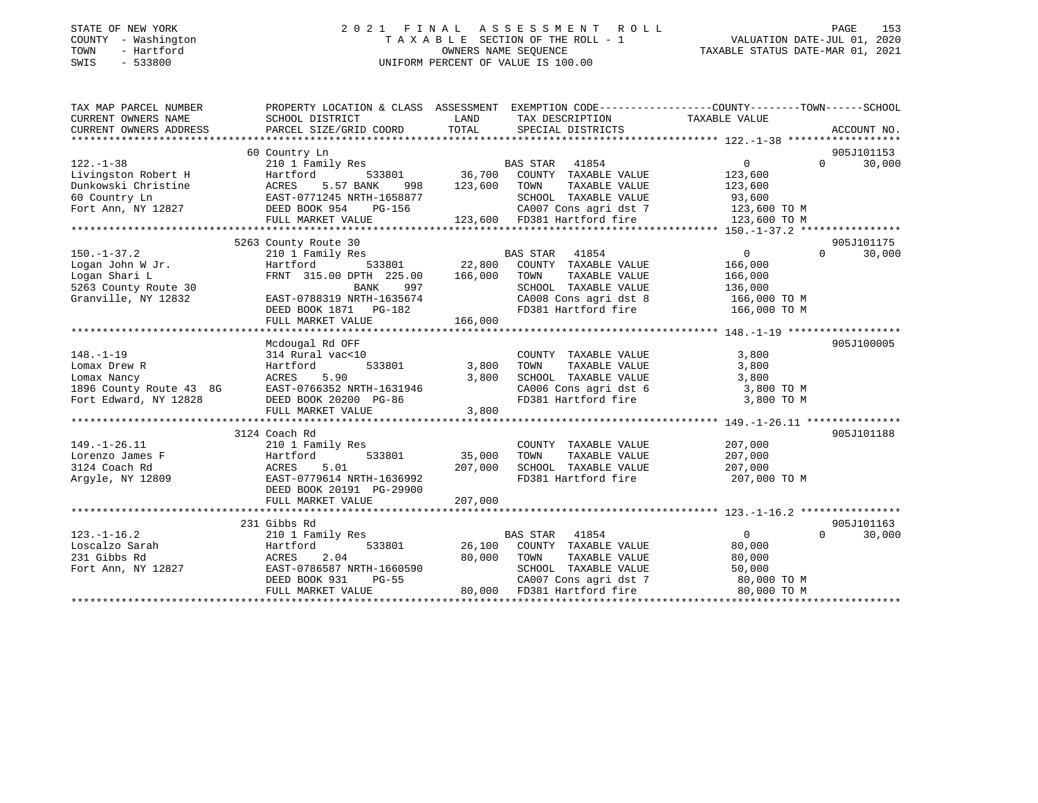STATE OF NEW YORK
COUNTY - Washington
TOWN - Hartford
SWIS - 533800

2021 FINAL ASSESSMENT ROLL
TAXABLE SECTION OF THE ROLL - 1
OWNERS NAME SEQUENCE
UNIFORM PERCENT OF VALUE IS 100.00

VALUATION DATE-JUL 01, 2020
TAXABLE STATUS DATE-MAR 01, 2021

```
TAX MAP PARCEL NUMBER          PROPERTY LOCATION & CLASS  ASSESSMENT  EXEMPTION CODE------------------COUNTY--------TOWN------SCHOOL
CURRENT OWNERS NAME            SCHOOL DISTRICT               LAND      TAX DESCRIPTION              TAXABLE VALUE
CURRENT OWNERS ADDRESS         PARCEL SIZE/GRID COORD        TOTAL     SPECIAL DISTRICTS                                    ACCOUNT NO.
******************************************************************************************************* 122.-1-38 ******************
                               60 Country Ln                                                                              905J101153
122.-1-38                      210 1 Family Res                        BAS STAR  41854                    0          0       30,000
Livingston Robert H            Hartford          533801      36,700    COUNTY  TAXABLE VALUE        123,600
Dunkowski Christine            ACRES     5.57 BANK     998  123,600    TOWN    TAXABLE VALUE        123,600
60 Country Ln                  EAST-0771245 NRTH-1658877               SCHOOL  TAXABLE VALUE         93,600
Fort Ann, NY 12827             DEED BOOK 954    PG-156                 CA007 Cons agri dst 7         123,600 TO M
                               FULL MARKET VALUE           123,600     FD381 Hartford fire           123,600 TO M
******************************************************************************************************* 150.-1-37.2 ****************
                               5263 County Route 30                                                                       905J101175
150.-1-37.2                    210 1 Family Res                        BAS STAR  41854                    0          0       30,000
Logan John W Jr.               Hartford          533801      22,800    COUNTY  TAXABLE VALUE        166,000
Logan Shari L                  FRNT 315.00 DPTH 225.00     166,000     TOWN    TAXABLE VALUE        166,000
5263 County Route 30                          BANK     997             SCHOOL  TAXABLE VALUE        136,000
Granville, NY 12832            EAST-0788319 NRTH-1635674               CA008 Cons agri dst 8         166,000 TO M
                               DEED BOOK 1871   PG-182                 FD381 Hartford fire           166,000 TO M
                               FULL MARKET VALUE           166,000
******************************************************************************************************* 148.-1-19 ******************
                               Mcdougal Rd OFF                                                                            905J100005
148.-1-19                      314 Rural vac<10                        COUNTY  TAXABLE VALUE          3,800
Lomax Drew R                   Hartford          533801       3,800    TOWN    TAXABLE VALUE          3,800
Lomax Nancy                    ACRES     5.90                 3,800    SCHOOL  TAXABLE VALUE          3,800
1896 County Route 43  8G       EAST-0766352 NRTH-1631946               CA006 Cons agri dst 6           3,800 TO M
Fort Edward, NY 12828          DEED BOOK 20200 PG-86                   FD381 Hartford fire             3,800 TO M
                               FULL MARKET VALUE             3,800
******************************************************************************************************* 149.-1-26.11 ***************
                               3124 Coach Rd                                                                              905J101188
149.-1-26.11                   210 1 Family Res                        COUNTY  TAXABLE VALUE        207,000
Lorenzo James F                Hartford          533801      35,000    TOWN    TAXABLE VALUE        207,000
3124 Coach Rd                  ACRES     5.01               207,000    SCHOOL  TAXABLE VALUE        207,000
Argyle, NY 12809               EAST-0779614 NRTH-1636992               FD381 Hartford fire           207,000 TO M
                               DEED BOOK 20191 PG-29900
                               FULL MARKET VALUE           207,000
******************************************************************************************************* 123.-1-16.2 ****************
                               231 Gibbs Rd                                                                               905J101163
123.-1-16.2                    210 1 Family Res                        BAS STAR  41854                    0          0       30,000
Loscalzo Sarah                 Hartford          533801      26,100    COUNTY  TAXABLE VALUE         80,000
231 Gibbs Rd                   ACRES     2.04                80,000    TOWN    TAXABLE VALUE         80,000
Fort Ann, NY 12827             EAST-0786587 NRTH-1660590               SCHOOL  TAXABLE VALUE         50,000
                               DEED BOOK 931    PG-55                  CA007 Cons agri dst 7          80,000 TO M
                               FULL MARKET VALUE            80,000     FD381 Hartford fire            80,000 TO M
************************************************************************************************************************************
```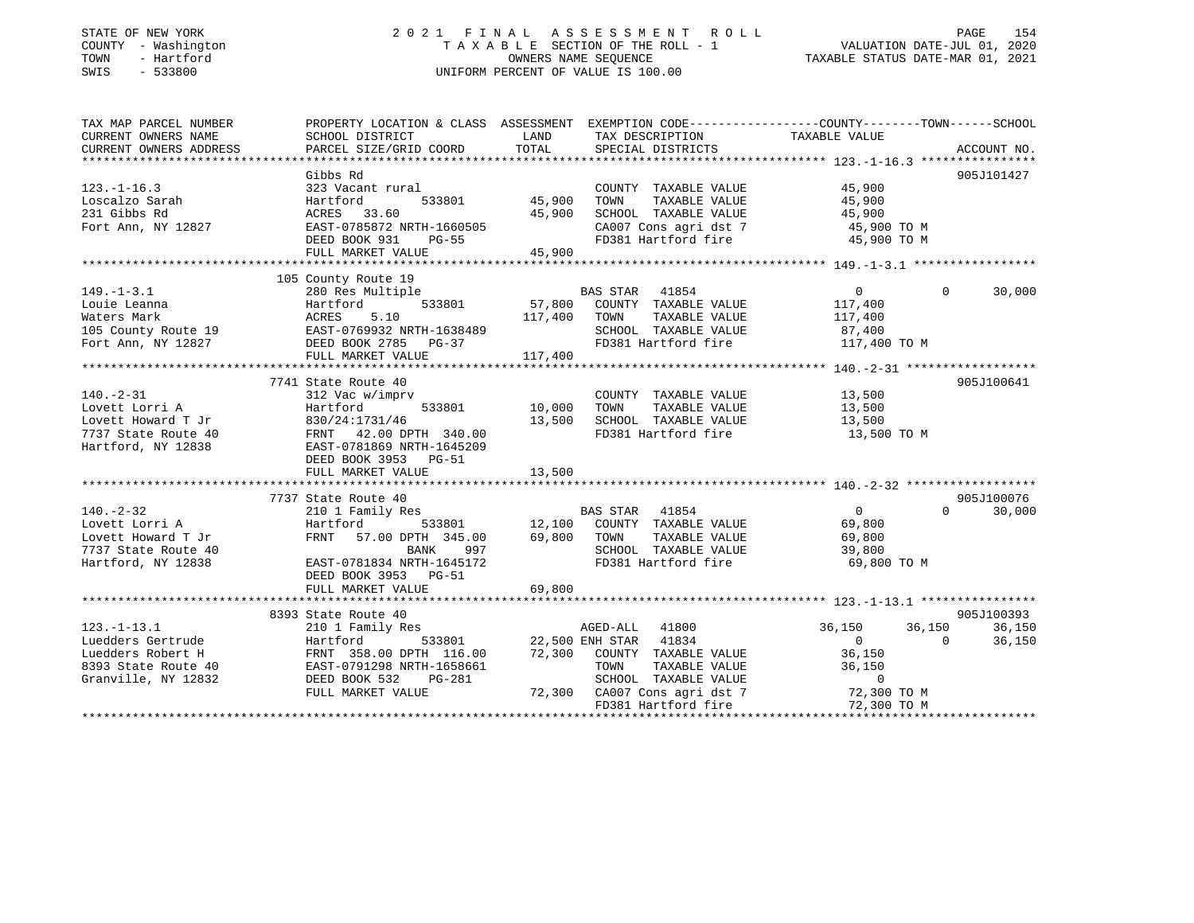STATE OF NEW YORK
COUNTY - Washington
TOWN - Hartford
SWIS - 533800

2021 FINAL ASSESSMENT ROLL
TAXABLE SECTION OF THE ROLL - 1
OWNERS NAME SEQUENCE
UNIFORM PERCENT OF VALUE IS 100.00

VALUATION DATE-JUL 01, 2020
TAXABLE STATUS DATE-MAR 01, 2021

```
TAX MAP PARCEL NUMBER          PROPERTY LOCATION & CLASS  ASSESSMENT  EXEMPTION CODE------------------COUNTY--------TOWN------SCHOOL
CURRENT OWNERS NAME            SCHOOL DISTRICT              LAND      TAX DESCRIPTION              TAXABLE VALUE
CURRENT OWNERS ADDRESS         PARCEL SIZE/GRID COORD       TOTAL     SPECIAL DISTRICTS                                        ACCOUNT NO.
******************************************************************************************************* 123.-1-16.3 ****************
                               Gibbs Rd                                                                                   905J101427
123.-1-16.3                    323 Vacant rural                       COUNTY  TAXABLE VALUE            45,900
Loscalzo Sarah                 Hartford          533801      45,900   TOWN    TAXABLE VALUE            45,900
231 Gibbs Rd                   ACRES   33.60                 45,900   SCHOOL  TAXABLE VALUE            45,900
Fort Ann, NY 12827             EAST-0785872 NRTH-1660505              CA007 Cons agri dst 7             45,900 TO M
                               DEED BOOK 931    PG-55                 FD381 Hartford fire               45,900 TO M
                               FULL MARKET VALUE             45,900
******************************************************************************************************* 149.-1-3.1 *****************
                               105 County Route 19
149.-1-3.1                     280 Res Multiple                       BAS STAR   41854                  0            0      30,000
Louie Leanna                   Hartford          533801      57,800   COUNTY  TAXABLE VALUE           117,400
Waters Mark                    ACRES    5.10                117,400   TOWN    TAXABLE VALUE           117,400
105 County Route 19            EAST-0769932 NRTH-1638489              SCHOOL  TAXABLE VALUE            87,400
Fort Ann, NY 12827             DEED BOOK 2785   PG-37                 FD381 Hartford fire              117,400 TO M
                               FULL MARKET VALUE            117,400
******************************************************************************************************* 140.-2-31 ******************
                               7741 State Route 40                                                                        905J100641
140.-2-31                      312 Vac w/imprv                        COUNTY  TAXABLE VALUE            13,500
Lovett Lorri A                 Hartford          533801      10,000   TOWN    TAXABLE VALUE            13,500
Lovett Howard T Jr             830/24:1731/46                13,500   SCHOOL  TAXABLE VALUE            13,500
7737 State Route 40            FRNT   42.00 DPTH 340.00               FD381 Hartford fire               13,500 TO M
Hartford, NY 12838             EAST-0781869 NRTH-1645209
                               DEED BOOK 3953   PG-51
                               FULL MARKET VALUE             13,500
******************************************************************************************************* 140.-2-32 ******************
                               7737 State Route 40                                                                        905J100076
140.-2-32                      210 1 Family Res                       BAS STAR   41854                  0            0      30,000
Lovett Lorri A                 Hartford          533801      12,100   COUNTY  TAXABLE VALUE            69,800
Lovett Howard T Jr             FRNT   57.00 DPTH 345.00      69,800   TOWN    TAXABLE VALUE            69,800
7737 State Route 40                         BANK     997              SCHOOL  TAXABLE VALUE            39,800
Hartford, NY 12838             EAST-0781834 NRTH-1645172              FD381 Hartford fire               69,800 TO M
                               DEED BOOK 3953   PG-51
                               FULL MARKET VALUE             69,800
******************************************************************************************************* 123.-1-13.1 ****************
                               8393 State Route 40                                                                        905J100393
123.-1-13.1                    210 1 Family Res                       AGED-ALL   41800             36,150       36,150      36,150
Luedders Gertrude              Hartford          533801      22,500   ENH STAR   41834                  0            0      36,150
Luedders Robert H              FRNT  358.00 DPTH 116.00      72,300   COUNTY  TAXABLE VALUE            36,150
8393 State Route 40            EAST-0791298 NRTH-1658661              TOWN    TAXABLE VALUE            36,150
Granville, NY 12832            DEED BOOK 532    PG-281                SCHOOL  TAXABLE VALUE                 0
                               FULL MARKET VALUE             72,300   CA007 Cons agri dst 7             72,300 TO M
                                                                      FD381 Hartford fire               72,300 TO M
************************************************************************************************************************************
```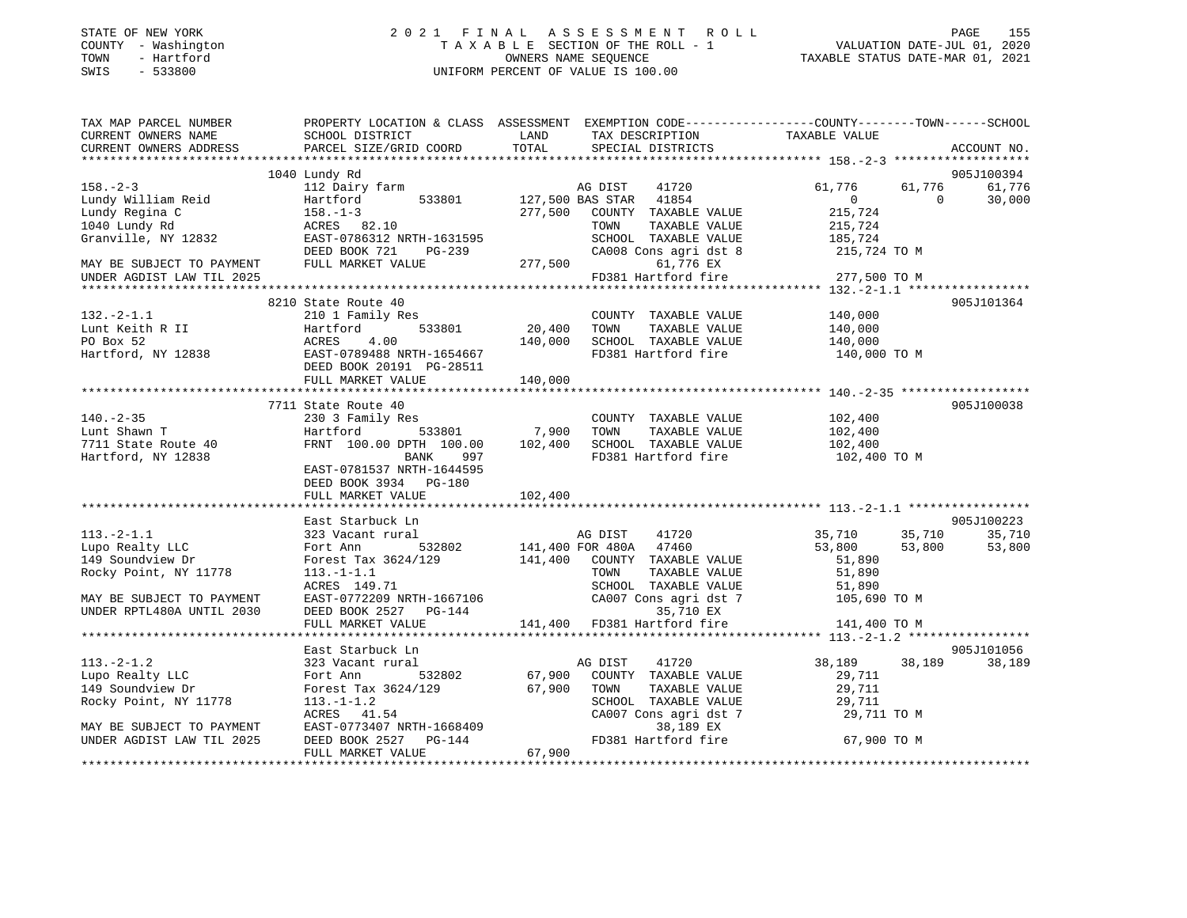STATE OF NEW YORK
COUNTY - Washington
TOWN - Hartford
SWIS - 533800

2021 FINAL ASSESSMENT ROLL
TAXABLE SECTION OF THE ROLL - 1
OWNERS NAME SEQUENCE
UNIFORM PERCENT OF VALUE IS 100.00

VALUATION DATE-JUL 01, 2020
TAXABLE STATUS DATE-MAR 01, 2021

```
TAX MAP PARCEL NUMBER        PROPERTY LOCATION & CLASS  ASSESSMENT  EXEMPTION CODE------------------COUNTY--------TOWN------SCHOOL
CURRENT OWNERS NAME          SCHOOL DISTRICT             LAND       TAX DESCRIPTION            TAXABLE VALUE
CURRENT OWNERS ADDRESS       PARCEL SIZE/GRID COORD      TOTAL      SPECIAL DISTRICTS                                      ACCOUNT NO.
******************************************************************************************************* 158.-2-3 *******************
                             1040 Lundy Rd                                                                                 905J100394
158.-2-3                     112 Dairy farm                          AG DIST     41720            61,776      61,776      61,776
Lundy William Reid           Hartford        533801      127,500 BAS STAR   41854                 0           0       30,000
Lundy Regina C               158.-1-3                    277,500    COUNTY  TAXABLE VALUE         215,724
1040 Lundy Rd                ACRES   82.10                          TOWN    TAXABLE VALUE         215,724
Granville, NY 12832          EAST-0786312 NRTH-1631595              SCHOOL  TAXABLE VALUE         185,724
                             DEED BOOK 721    PG-239                CA008 Cons agri dst 8          215,724 TO M
MAY BE SUBJECT TO PAYMENT    FULL MARKET VALUE           277,500         61,776 EX
UNDER AGDIST LAW TIL 2025                                           FD381 Hartford fire             277,500 TO M
******************************************************************************************************* 132.-2-1.1 *****************
                             8210 State Route 40                                                                           905J101364
132.-2-1.1                   210 1 Family Res                       COUNTY  TAXABLE VALUE         140,000
Lunt Keith R II              Hartford        533801       20,400    TOWN    TAXABLE VALUE         140,000
PO Box 52                    ACRES    4.00               140,000    SCHOOL  TAXABLE VALUE         140,000
Hartford, NY 12838           EAST-0789488 NRTH-1654667              FD381 Hartford fire             140,000 TO M
                             DEED BOOK 20191 PG-28511
                             FULL MARKET VALUE           140,000
******************************************************************************************************* 140.-2-35 ******************
                             7711 State Route 40                                                                           905J100038
140.-2-35                    230 3 Family Res                       COUNTY  TAXABLE VALUE         102,400
Lunt Shawn T                 Hartford        533801        7,900    TOWN    TAXABLE VALUE         102,400
7711 State Route 40          FRNT 100.00 DPTH 100.00     102,400    SCHOOL  TAXABLE VALUE         102,400
Hartford, NY 12838                        BANK    997               FD381 Hartford fire             102,400 TO M
                             EAST-0781537 NRTH-1644595
                             DEED BOOK 3934   PG-180
                             FULL MARKET VALUE           102,400
******************************************************************************************************* 113.-2-1.1 *****************
                             East Starbuck Ln                                                                              905J100223
113.-2-1.1                   323 Vacant rural                        AG DIST     41720            35,710      35,710      35,710
Lupo Realty LLC              Fort Ann        532802      141,400 FOR 480A   47460                53,800      53,800      53,800
149 Soundview Dr             Forest Tax 3624/129         141,400    COUNTY  TAXABLE VALUE          51,890
Rocky Point, NY 11778        113.-1-1.1                             TOWN    TAXABLE VALUE          51,890
                             ACRES  149.71                          SCHOOL  TAXABLE VALUE          51,890
MAY BE SUBJECT TO PAYMENT    EAST-0772209 NRTH-1667106              CA007 Cons agri dst 7          105,690 TO M
UNDER RPTL480A UNTIL 2030    DEED BOOK 2527   PG-144                     35,710 EX
                             FULL MARKET VALUE           141,400    FD381 Hartford fire             141,400 TO M
******************************************************************************************************* 113.-2-1.2 *****************
                             East Starbuck Ln                                                                              905J101056
113.-2-1.2                   323 Vacant rural                        AG DIST     41720            38,189      38,189      38,189
Lupo Realty LLC              Fort Ann        532802       67,900    COUNTY  TAXABLE VALUE          29,711
149 Soundview Dr             Forest Tax 3624/129          67,900    TOWN    TAXABLE VALUE          29,711
Rocky Point, NY 11778        113.-1-1.2                             SCHOOL  TAXABLE VALUE          29,711
                             ACRES   41.54                          CA007 Cons agri dst 7           29,711 TO M
MAY BE SUBJECT TO PAYMENT    EAST-0773407 NRTH-1668409                   38,189 EX
UNDER AGDIST LAW TIL 2025    DEED BOOK 2527   PG-144                FD381 Hartford fire              67,900 TO M
                             FULL MARKET VALUE            67,900
************************************************************************************************************************************
```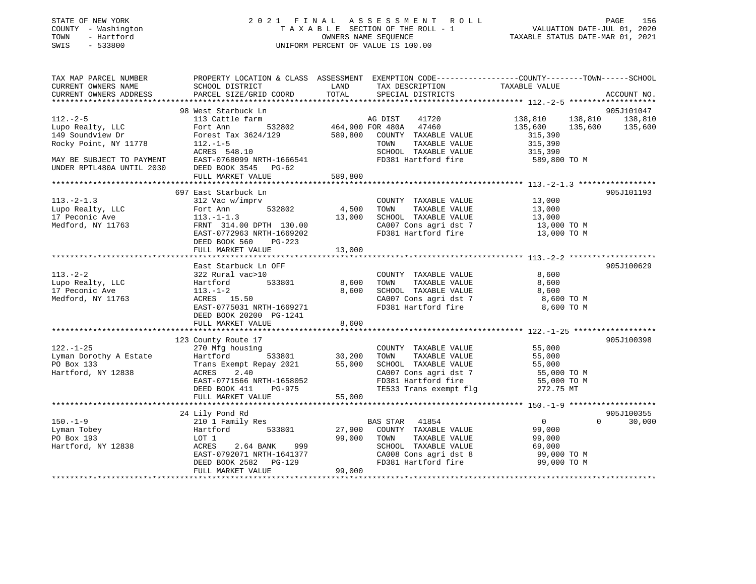STATE OF NEW YORK
COUNTY - Washington
TOWN - Hartford
SWIS - 533800

2 0 2 1 F I N A L A S S E S S M E N T R O L L
T A X A B L E SECTION OF THE ROLL - 1
OWNERS NAME SEQUENCE
UNIFORM PERCENT OF VALUE IS 100.00

VALUATION DATE-JUL 01, 2020
TAXABLE STATUS DATE-MAR 01, 2021

```
TAX MAP PARCEL NUMBER          PROPERTY LOCATION & CLASS  ASSESSMENT  EXEMPTION CODE------------------COUNTY--------TOWN------SCHOOL
CURRENT OWNERS NAME            SCHOOL DISTRICT              LAND      TAX DESCRIPTION             TAXABLE VALUE
CURRENT OWNERS ADDRESS         PARCEL SIZE/GRID COORD       TOTAL     SPECIAL DISTRICTS                                       ACCOUNT NO.
******************************************************************************************************* 112.-2-5 *******************
                               98 West Starbuck Ln                                                                           905J101047
112.-2-5                       113 Cattle farm                        AG DIST     41720           138,810     138,810     138,810
Lupo Realty, LLC               Fort Ann        532802      464,900 FOR 480A   47460           135,600     135,600     135,600
149 Soundview Dr               Forest Tax 3624/129         589,800    COUNTY  TAXABLE VALUE         315,390
Rocky Point, NY 11778          112.-1-5                               TOWN    TAXABLE VALUE         315,390
                               ACRES  548.10                          SCHOOL  TAXABLE VALUE         315,390
MAY BE SUBJECT TO PAYMENT      EAST-0768099 NRTH-1666541              FD381 Hartford fire            589,800 TO M
UNDER RPTL480A UNTIL 2030      DEED BOOK 3545   PG-62
                               FULL MARKET VALUE           589,800
******************************************************************************************************* 113.-2-1.3 *****************
                               697 East Starbuck Ln                                                                          905J101193
113.-2-1.3                     312 Vac w/imprv                        COUNTY  TAXABLE VALUE          13,000
Lupo Realty, LLC               Fort Ann        532802        4,500    TOWN    TAXABLE VALUE          13,000
17 Peconic Ave                 113.-1-1.3                   13,000    SCHOOL  TAXABLE VALUE          13,000
Medford, NY 11763              FRNT 314.00 DPTH 130.00                CA007 Cons agri dst 7            13,000 TO M
                               EAST-0772963 NRTH-1669202              FD381 Hartford fire              13,000 TO M
                               DEED BOOK 560    PG-223
                               FULL MARKET VALUE            13,000
******************************************************************************************************* 113.-2-2 *******************
                               East Starbuck Ln OFF                                                                          905J100629
113.-2-2                       322 Rural vac>10                       COUNTY  TAXABLE VALUE           8,600
Lupo Realty, LLC               Hartford        533801        8,600    TOWN    TAXABLE VALUE           8,600
17 Peconic Ave                 113.-1-2                      8,600    SCHOOL  TAXABLE VALUE           8,600
Medford, NY 11763              ACRES  15.50                           CA007 Cons agri dst 7             8,600 TO M
                               EAST-0775031 NRTH-1669271              FD381 Hartford fire               8,600 TO M
                               DEED BOOK 20200 PG-1241
                               FULL MARKET VALUE             8,600
******************************************************************************************************* 122.-1-25 ******************
                               123 County Route 17                                                                           905J100398
122.-1-25                      270 Mfg housing                        COUNTY  TAXABLE VALUE          55,000
Lyman Dorothy A Estate         Hartford        533801       30,200    TOWN    TAXABLE VALUE          55,000
PO Box 133                     Trans Exempt Repay 2021      55,000    SCHOOL  TAXABLE VALUE          55,000
Hartford, NY 12838             ACRES    2.40                          CA007 Cons agri dst 7            55,000 TO M
                               EAST-0771566 NRTH-1658052              FD381 Hartford fire              55,000 TO M
                               DEED BOOK 411    PG-975                TE533 Trans exempt flg              272.75 MT
                               FULL MARKET VALUE            55,000
******************************************************************************************************* 150.-1-9 *******************
                               24 Lily Pond Rd                                                                               905J100355
150.-1-9                       210 1 Family Res                       BAS STAR    41854                 0           0      30,000
Lyman Tobey                    Hartford        533801       27,900    COUNTY  TAXABLE VALUE          99,000
PO Box 193                     LOT 1                        99,000    TOWN    TAXABLE VALUE          99,000
Hartford, NY 12838             ACRES    2.64 BANK    999              SCHOOL  TAXABLE VALUE          69,000
                               EAST-0792071 NRTH-1641377              CA008 Cons agri dst 8            99,000 TO M
                               DEED BOOK 2582   PG-129                FD381 Hartford fire              99,000 TO M
                               FULL MARKET VALUE            99,000
************************************************************************************************************************************
```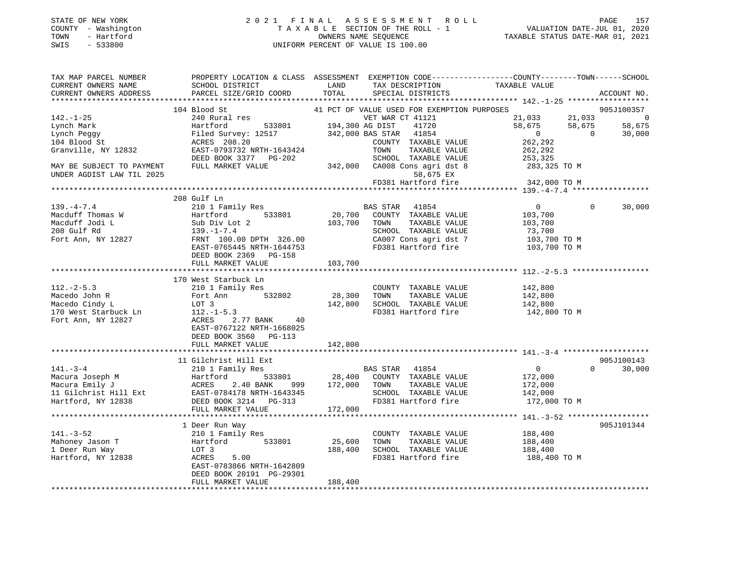STATE OF NEW YORK
COUNTY - Washington
TOWN - Hartford
SWIS - 533800

2021 FINAL ASSESSMENT ROLL
TAXABLE SECTION OF THE ROLL - 1
OWNERS NAME SEQUENCE
UNIFORM PERCENT OF VALUE IS 100.00

VALUATION DATE-JUL 01, 2020
TAXABLE STATUS DATE-MAR 01, 2021

```
TAX MAP PARCEL NUMBER          PROPERTY LOCATION & CLASS  ASSESSMENT  EXEMPTION CODE-----------------COUNTY--------TOWN------SCHOOL
CURRENT OWNERS NAME            SCHOOL DISTRICT               LAND      TAX DESCRIPTION              TAXABLE VALUE
CURRENT OWNERS ADDRESS         PARCEL SIZE/GRID COORD        TOTAL     SPECIAL DISTRICTS                                     ACCOUNT NO.
******************************************************************************************************* 142.-1-25 ******************
                               104 Blood St                           41 PCT OF VALUE USED FOR EXEMPTION PURPOSES                 905J100357
142.-1-25                      240 Rural res                           VET WAR CT 41121              21,033      21,033           0
Lynch Mark                     Hartford          533801     194,300 AG DIST    41720                58,675      58,675      58,675
Lynch Peggy                    Filed Survey: 12517          342,000 BAS STAR   41854                     0           0      30,000
104 Blood St                   ACRES  208.20                           COUNTY  TAXABLE VALUE          262,292
Granville, NY 12832            EAST-0793732 NRTH-1643424               TOWN    TAXABLE VALUE          262,292
                               DEED BOOK 3377   PG-202                 SCHOOL  TAXABLE VALUE          253,325
MAY BE SUBJECT TO PAYMENT      FULL MARKET VALUE            342,000   CA008 Cons agri dst 8          283,325 TO M
UNDER AGDIST LAW TIL 2025                                                  58,675 EX
                                                                       FD381 Hartford fire            342,000 TO M
******************************************************************************************************* 139.-4-7.4 *****************
                               208 Gulf Ln
139.-4-7.4                     210 1 Family Res                        BAS STAR   41854                     0           0      30,000
Macduff Thomas W               Hartford          533801      20,700   COUNTY  TAXABLE VALUE          103,700
Macduff Jodi L                 Sub Div Lot 2                103,700   TOWN    TAXABLE VALUE          103,700
208 Gulf Rd                    139.-1-7.4                              SCHOOL  TAXABLE VALUE           73,700
Fort Ann, NY 12827             FRNT 100.00 DPTH 326.00                 CA007 Cons agri dst 7          103,700 TO M
                               EAST-0765445 NRTH-1644753               FD381 Hartford fire            103,700 TO M
                               DEED BOOK 2369   PG-158
                               FULL MARKET VALUE            103,700
******************************************************************************************************* 112.-2-5.3 *****************
                               170 West Starbuck Ln
112.-2-5.3                     210 1 Family Res                        COUNTY  TAXABLE VALUE          142,800
Macedo John R                  Fort Ann          532802      28,300   TOWN    TAXABLE VALUE          142,800
Macedo Cindy L                 LOT 3                        142,800   SCHOOL  TAXABLE VALUE          142,800
170 West Starbuck Ln           112.-1-5.3                              FD381 Hartford fire            142,800 TO M
Fort Ann, NY 12827             ACRES    2.77 BANK     40
                               EAST-0767122 NRTH-1668025
                               DEED BOOK 3560   PG-113
                               FULL MARKET VALUE            142,800
******************************************************************************************************* 141.-3-4 *******************
                               11 Gilchrist Hill Ext                                                                          905J100143
141.-3-4                       210 1 Family Res                        BAS STAR   41854                     0           0      30,000
Macura Joseph M                Hartford          533801      28,400   COUNTY  TAXABLE VALUE          172,000
Macura Emily J                 ACRES    2.40 BANK    999    172,000   TOWN    TAXABLE VALUE          172,000
11 Gilchrist Hill Ext          EAST-0784178 NRTH-1643345               SCHOOL  TAXABLE VALUE          142,000
Hartford, NY 12838             DEED BOOK 3214   PG-313                 FD381 Hartford fire            172,000 TO M
                               FULL MARKET VALUE            172,000
******************************************************************************************************* 141.-3-52 ******************
                               1 Deer Run Way                                                                                 905J101344
141.-3-52                      210 1 Family Res                        COUNTY  TAXABLE VALUE          188,400
Mahoney Jason T                Hartford          533801      25,600   TOWN    TAXABLE VALUE          188,400
1 Deer Run Way                 LOT 3                        188,400   SCHOOL  TAXABLE VALUE          188,400
Hartford, NY 12838             ACRES    5.00                           FD381 Hartford fire            188,400 TO M
                               EAST-0783866 NRTH-1642809
                               DEED BOOK 20191  PG-29301
                               FULL MARKET VALUE            188,400
************************************************************************************************************************************
```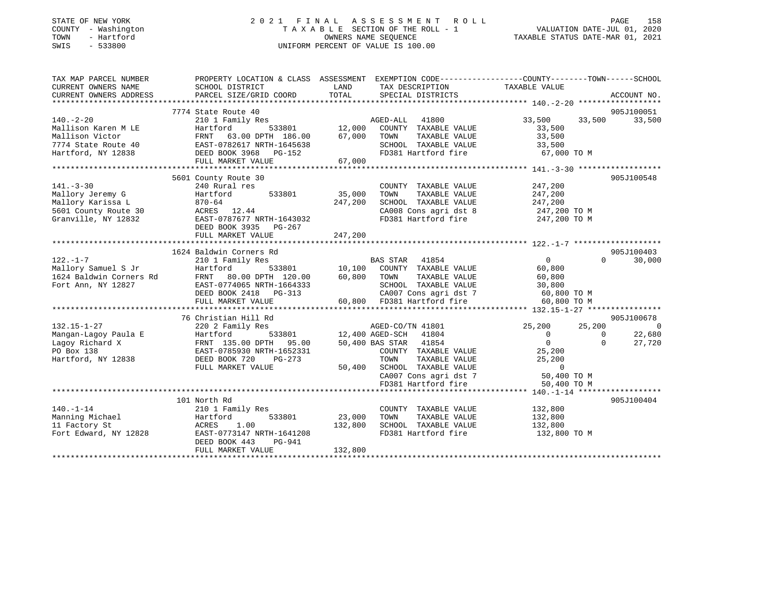STATE OF NEW YORK
COUNTY - Washington
TOWN - Hartford
SWIS - 533800

# 2021 FINAL ASSESSMENT ROLL

TAXABLE SECTION OF THE ROLL - 1
OWNERS NAME SEQUENCE
UNIFORM PERCENT OF VALUE IS 100.00

VALUATION DATE-JUL 01, 2020
TAXABLE STATUS DATE-MAR 01, 2021

```
TAX MAP PARCEL NUMBER          PROPERTY LOCATION & CLASS  ASSESSMENT  EXEMPTION CODE-----------------COUNTY--------TOWN------SCHOOL
CURRENT OWNERS NAME            SCHOOL DISTRICT              LAND       TAX DESCRIPTION            TAXABLE VALUE
CURRENT OWNERS ADDRESS         PARCEL SIZE/GRID COORD       TOTAL      SPECIAL DISTRICTS                                     ACCOUNT NO.
******************************************************************************************************* 140.-2-20 ******************
                          7774 State Route 40                                                                               905J100051
140.-2-20                      210 1 Family Res                       AGED-ALL   41800           33,500     33,500     33,500
Mallison Karen M LE            Hartford         533801       12,000    COUNTY  TAXABLE VALUE         33,500
Mallison Victor                FRNT   63.00 DPTH 186.00     67,000    TOWN    TAXABLE VALUE         33,500
7774 State Route 40            EAST-0782617 NRTH-1645638               SCHOOL  TAXABLE VALUE         33,500
Hartford, NY 12838             DEED BOOK 3968   PG-152                 FD381 Hartford fire            67,000 TO M
                               FULL MARKET VALUE            67,000
******************************************************************************************************* 141.-3-30 ******************
                          5601 County Route 30                                                                              905J100548
141.-3-30                      240 Rural res                          COUNTY  TAXABLE VALUE        247,200
Mallory Jeremy G               Hartford         533801       35,000    TOWN    TAXABLE VALUE        247,200
Mallory Karissa L              870-64                       247,200    SCHOOL  TAXABLE VALUE        247,200
5601 County Route 30           ACRES   12.44                           CA008 Cons agri dst 8         247,200 TO M
Granville, NY 12832            EAST-0787677 NRTH-1643032               FD381 Hartford fire           247,200 TO M
                               DEED BOOK 3935   PG-267
                               FULL MARKET VALUE           247,200
******************************************************************************************************* 122.-1-7 *******************
                          1624 Baldwin Corners Rd                                                                           905J100403
122.-1-7                       210 1 Family Res                       BAS STAR   41854                0          0     30,000
Mallory Samuel S Jr            Hartford         533801       10,100    COUNTY  TAXABLE VALUE         60,800
1624 Baldwin Corners Rd        FRNT   80.00 DPTH 120.00     60,800    TOWN    TAXABLE VALUE         60,800
Fort Ann, NY 12827             EAST-0774065 NRTH-1664333               SCHOOL  TAXABLE VALUE         30,800
                               DEED BOOK 2418   PG-313                 CA007 Cons agri dst 7          60,800 TO M
                               FULL MARKET VALUE            60,800    FD381 Hartford fire            60,800 TO M
******************************************************************************************************* 132.15-1-27 ****************
                          76 Christian Hill Rd                                                                              905J100678
132.15-1-27                    220 2 Family Res                       AGED-CO/TN 41801           25,200     25,200          0
Mangan-Lagoy Paula E           Hartford         533801       12,400 AGED-SCH   41804                0          0     22,680
Lagoy Richard X                FRNT  135.00 DPTH  95.00     50,400 BAS STAR   41854                0          0     27,720
PO Box 138                     EAST-0785930 NRTH-1652331               COUNTY  TAXABLE VALUE         25,200
Hartford, NY 12838             DEED BOOK 720    PG-273                 TOWN    TAXABLE VALUE         25,200
                               FULL MARKET VALUE            50,400    SCHOOL  TAXABLE VALUE              0
                                                                       CA007 Cons agri dst 7          50,400 TO M
                                                                       FD381 Hartford fire            50,400 TO M
******************************************************************************************************* 140.-1-14 ******************
                          101 North Rd                                                                                      905J100404
140.-1-14                      210 1 Family Res                       COUNTY  TAXABLE VALUE        132,800
Manning Michael                Hartford         533801       23,000    TOWN    TAXABLE VALUE        132,800
11 Factory St                  ACRES    1.00                132,800    SCHOOL  TAXABLE VALUE        132,800
Fort Edward, NY 12828          EAST-0773147 NRTH-1641208               FD381 Hartford fire           132,800 TO M
                               DEED BOOK 443    PG-941
                               FULL MARKET VALUE           132,800
************************************************************************************************************************************
```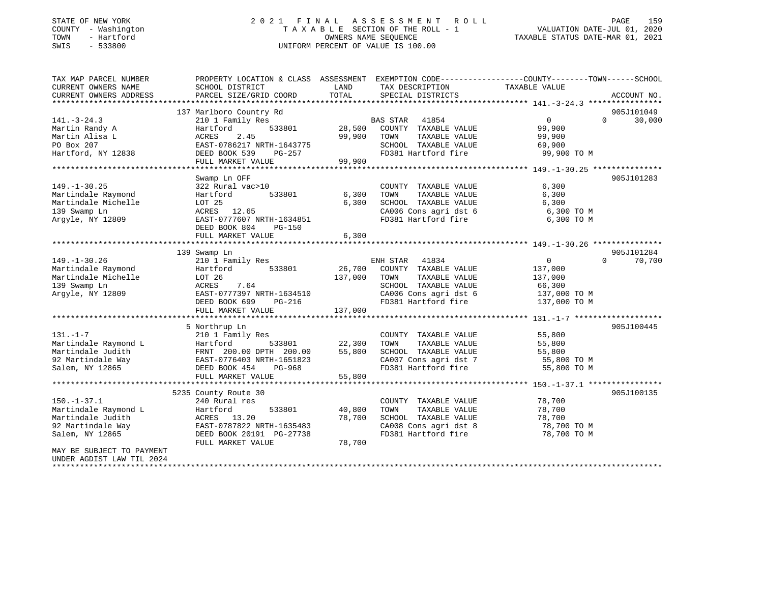STATE OF NEW YORK
COUNTY - Washington
TOWN - Hartford
SWIS - 533800

2021 FINAL ASSESSMENT ROLL
TAXABLE SECTION OF THE ROLL - 1
OWNERS NAME SEQUENCE
UNIFORM PERCENT OF VALUE IS 100.00

VALUATION DATE-JUL 01, 2020
TAXABLE STATUS DATE-MAR 01, 2021

| TAX MAP PARCEL NUMBER / CURRENT OWNERS NAME / CURRENT OWNERS ADDRESS | PROPERTY LOCATION & CLASS / SCHOOL DISTRICT / PARCEL SIZE/GRID COORD | ASSESSMENT LAND | TOTAL | EXEMPTION CODE / TAX DESCRIPTION / SPECIAL DISTRICTS | COUNTY TAXABLE VALUE | TOWN | SCHOOL | ACCOUNT NO. |
|---|---|---|---|---|---|---|---|---|
| 141.-3-24.3 | 137 Marlboro Country Rd | | | | | | | 905J101049 |
| Martin Randy A | 210 1 Family Res | | | BAS STAR 41854 | 0 | 0 | 30,000 | |
| Martin Alisa L | Hartford 533801 | 28,500 | | COUNTY TAXABLE VALUE | 99,900 | | | |
| PO Box 207 | ACRES 2.45 | | 99,900 | TOWN TAXABLE VALUE | 99,900 | | | |
| Hartford, NY 12838 | EAST-0786217 NRTH-1643775 | | | SCHOOL TAXABLE VALUE | 69,900 | | | |
| | DEED BOOK 539 PG-257 | | | FD381 Hartford fire | 99,900 TO M | | | |
| | FULL MARKET VALUE | | 99,900 | | | | | |
| 149.-1-30.25 | Swamp Ln OFF | | | | | | | 905J101283 |
| Martindale Raymond | 322 Rural vac>10 | | | COUNTY TAXABLE VALUE | 6,300 | | | |
| Martindale Michelle | Hartford 533801 | 6,300 | | TOWN TAXABLE VALUE | 6,300 | | | |
| 139 Swamp Ln | LOT 25 | | 6,300 | SCHOOL TAXABLE VALUE | 6,300 | | | |
| Argyle, NY 12809 | ACRES 12.65 | | | CA006 Cons agri dst 6 | 6,300 TO M | | | |
| | EAST-0777607 NRTH-1634851 | | | FD381 Hartford fire | 6,300 TO M | | | |
| | DEED BOOK 804 PG-150 | | | | | | | |
| | FULL MARKET VALUE | | 6,300 | | | | | |
| 149.-1-30.26 | 139 Swamp Ln | | | | | | | 905J101284 |
| Martindale Raymond | 210 1 Family Res | | | ENH STAR 41834 | 0 | 0 | 70,700 | |
| Martindale Michelle | Hartford 533801 | 26,700 | | COUNTY TAXABLE VALUE | 137,000 | | | |
| 139 Swamp Ln | LOT 26 | | 137,000 | TOWN TAXABLE VALUE | 137,000 | | | |
| Argyle, NY 12809 | ACRES 7.64 | | | SCHOOL TAXABLE VALUE | 66,300 | | | |
| | EAST-0777397 NRTH-1634510 | | | CA006 Cons agri dst 6 | 137,000 TO M | | | |
| | DEED BOOK 699 PG-216 | | | FD381 Hartford fire | 137,000 TO M | | | |
| | FULL MARKET VALUE | | 137,000 | | | | | |
| 131.-1-7 | 5 Northrup Ln | | | | | | | 905J100445 |
| Martindale Raymond L | 210 1 Family Res | | | COUNTY TAXABLE VALUE | 55,800 | | | |
| Martindale Judith | Hartford 533801 | 22,300 | | TOWN TAXABLE VALUE | 55,800 | | | |
| 92 Martindale Way | FRNT 200.00 DPTH 200.00 | | 55,800 | SCHOOL TAXABLE VALUE | 55,800 | | | |
| Salem, NY 12865 | EAST-0776403 NRTH-1651823 | | | CA007 Cons agri dst 7 | 55,800 TO M | | | |
| | DEED BOOK 454 PG-968 | | | FD381 Hartford fire | 55,800 TO M | | | |
| | FULL MARKET VALUE | | 55,800 | | | | | |
| 150.-1-37.1 | 5235 County Route 30 | | | | | | | 905J100135 |
| Martindale Raymond L | 240 Rural res | | | COUNTY TAXABLE VALUE | 78,700 | | | |
| Martindale Judith | Hartford 533801 | 40,800 | | TOWN TAXABLE VALUE | 78,700 | | | |
| 92 Martindale Way | ACRES 13.20 | | 78,700 | SCHOOL TAXABLE VALUE | 78,700 | | | |
| Salem, NY 12865 | EAST-0787822 NRTH-1635483 | | | CA008 Cons agri dst 8 | 78,700 TO M | | | |
| | DEED BOOK 20191 PG-27738 | | | FD381 Hartford fire | 78,700 TO M | | | |
| MAY BE SUBJECT TO PAYMENT UNDER AGDIST LAW TIL 2024 | FULL MARKET VALUE | | 78,700 | | | | | |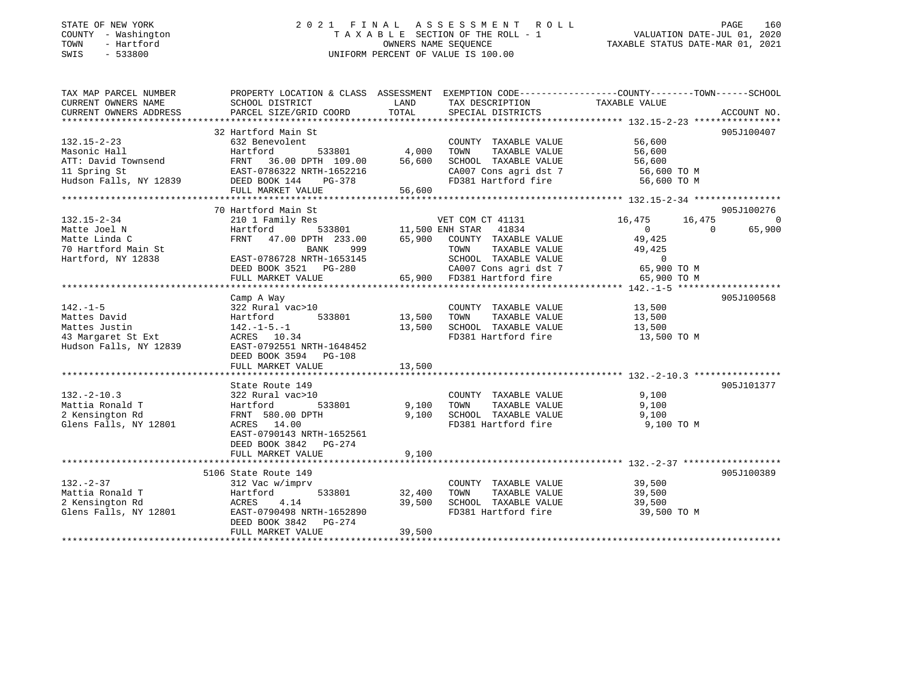STATE OF NEW YORK
COUNTY - Washington
TOWN - Hartford
SWIS - 533800

2021 FINAL ASSESSMENT ROLL
TAXABLE SECTION OF THE ROLL - 1
OWNERS NAME SEQUENCE
UNIFORM PERCENT OF VALUE IS 100.00

VALUATION DATE-JUL 01, 2020
TAXABLE STATUS DATE-MAR 01, 2021

```
TAX MAP PARCEL NUMBER          PROPERTY LOCATION & CLASS  ASSESSMENT  EXEMPTION CODE-----------------COUNTY--------TOWN------SCHOOL
CURRENT OWNERS NAME            SCHOOL DISTRICT               LAND      TAX DESCRIPTION            TAXABLE VALUE
CURRENT OWNERS ADDRESS         PARCEL SIZE/GRID COORD        TOTAL     SPECIAL DISTRICTS                                      ACCOUNT NO.
******************************************************************************************************* 132.15-2-23 ****************
                               32 Hartford Main St                                                                          905J100407
132.15-2-23                    632 Benevolent                          COUNTY  TAXABLE VALUE             56,600
Masonic Hall                   Hartford          533801       4,000    TOWN    TAXABLE VALUE             56,600
ATT: David Townsend            FRNT  36.00 DPTH 109.00       56,600    SCHOOL  TAXABLE VALUE             56,600
11 Spring St                   EAST-0786322 NRTH-1652216               CA007 Cons agri dst 7              56,600 TO M
Hudson Falls, NY 12839         DEED BOOK 144    PG-378                 FD381 Hartford fire                56,600 TO M
                               FULL MARKET VALUE             56,600
******************************************************************************************************* 132.15-2-34 ****************
                               70 Hartford Main St                                                                          905J100276
132.15-2-34                    210 1 Family Res                        VET COM CT 41131             16,475      16,475            0
Matte Joel N                   Hartford          533801      11,500 ENH STAR  41834                      0           0       65,900
Matte Linda C                  FRNT  47.00 DPTH 233.00       65,900    COUNTY  TAXABLE VALUE             49,425
70 Hartford Main St                          BANK     999              TOWN    TAXABLE VALUE             49,425
Hartford, NY 12838             EAST-0786728 NRTH-1653145               SCHOOL  TAXABLE VALUE                  0
                               DEED BOOK 3521   PG-280                 CA007 Cons agri dst 7              65,900 TO M
                               FULL MARKET VALUE             65,900    FD381 Hartford fire                65,900 TO M
******************************************************************************************************* 142.-1-5 *******************
                               Camp A Way                                                                                   905J100568
142.-1-5                       322 Rural vac>10                        COUNTY  TAXABLE VALUE             13,500
Mattes David                   Hartford          533801      13,500    TOWN    TAXABLE VALUE             13,500
Mattes Justin                  142.-1-5.-1                   13,500    SCHOOL  TAXABLE VALUE             13,500
43 Margaret St Ext             ACRES  10.34                            FD381 Hartford fire                13,500 TO M
Hudson Falls, NY 12839         EAST-0792551 NRTH-1648452
                               DEED BOOK 3594   PG-108
                               FULL MARKET VALUE             13,500
******************************************************************************************************* 132.-2-10.3 ****************
                               State Route 149                                                                              905J101377
132.-2-10.3                    322 Rural vac>10                        COUNTY  TAXABLE VALUE              9,100
Mattia Ronald T                Hartford          533801       9,100    TOWN    TAXABLE VALUE              9,100
2 Kensington Rd                FRNT 580.00 DPTH               9,100    SCHOOL  TAXABLE VALUE              9,100
Glens Falls, NY 12801          ACRES  14.00                            FD381 Hartford fire                 9,100 TO M
                               EAST-0790143 NRTH-1652561
                               DEED BOOK 3842   PG-274
                               FULL MARKET VALUE              9,100
******************************************************************************************************* 132.-2-37 ******************
                               5106 State Route 149                                                                         905J100389
132.-2-37                      312 Vac w/imprv                         COUNTY  TAXABLE VALUE             39,500
Mattia Ronald T                Hartford          533801      32,400    TOWN    TAXABLE VALUE             39,500
2 Kensington Rd                ACRES   4.14                  39,500    SCHOOL  TAXABLE VALUE             39,500
Glens Falls, NY 12801          EAST-0790498 NRTH-1652890               FD381 Hartford fire                39,500 TO M
                               DEED BOOK 3842   PG-274
                               FULL MARKET VALUE             39,500
************************************************************************************************************************************
```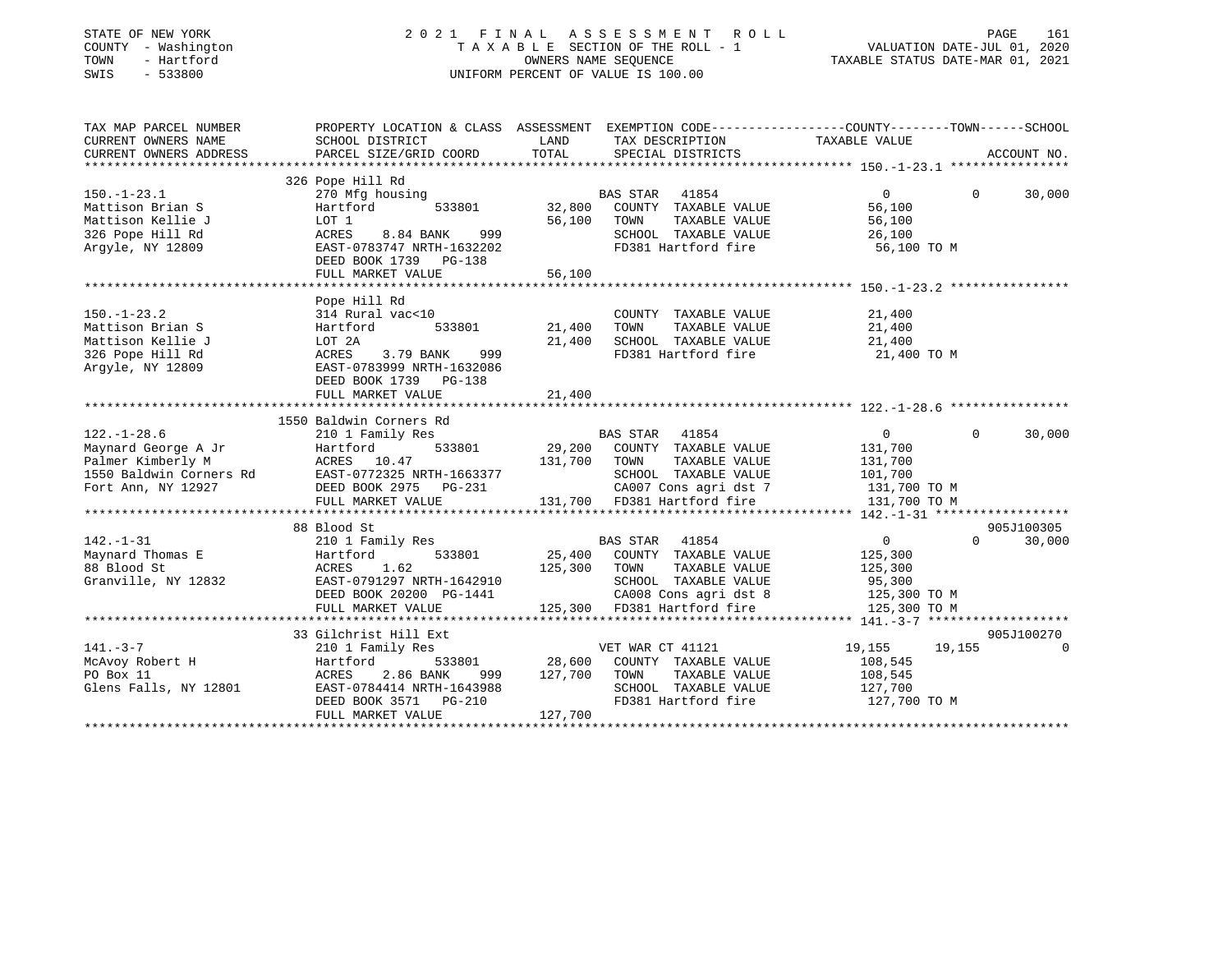STATE OF NEW YORK
COUNTY - Washington
TOWN - Hartford
SWIS - 533800

# 2021 FINAL ASSESSMENT ROLL

TAXABLE SECTION OF THE ROLL - 1
OWNERS NAME SEQUENCE
UNIFORM PERCENT OF VALUE IS 100.00

VALUATION DATE-JUL 01, 2020
TAXABLE STATUS DATE-MAR 01, 2021

```
TAX MAP PARCEL NUMBER          PROPERTY LOCATION & CLASS  ASSESSMENT  EXEMPTION CODE-----------------COUNTY--------TOWN------SCHOOL
CURRENT OWNERS NAME            SCHOOL DISTRICT              LAND      TAX DESCRIPTION              TAXABLE VALUE
CURRENT OWNERS ADDRESS         PARCEL SIZE/GRID COORD       TOTAL     SPECIAL DISTRICTS                                    ACCOUNT NO.
****************************************************************************************************** 150.-1-23.1 ****************
                               326 Pope Hill Rd
150.-1-23.1                    270 Mfg housing                        BAS STAR  41854                    0            0       30,000
Mattison Brian S               Hartford        533801       32,800    COUNTY  TAXABLE VALUE          56,100
Mattison Kellie J              LOT 1                        56,100    TOWN    TAXABLE VALUE          56,100
326 Pope Hill Rd               ACRES    8.84 BANK    999              SCHOOL  TAXABLE VALUE          26,100
Argyle, NY 12809               EAST-0783747 NRTH-1632202              FD381 Hartford fire             56,100 TO M
                               DEED BOOK 1739   PG-138
                               FULL MARKET VALUE            56,100
****************************************************************************************************** 150.-1-23.2 ****************
                               Pope Hill Rd
150.-1-23.2                    314 Rural vac<10                       COUNTY  TAXABLE VALUE          21,400
Mattison Brian S               Hartford        533801       21,400    TOWN    TAXABLE VALUE          21,400
Mattison Kellie J              LOT 2A                       21,400    SCHOOL  TAXABLE VALUE          21,400
326 Pope Hill Rd               ACRES    3.79 BANK    999              FD381 Hartford fire             21,400 TO M
Argyle, NY 12809               EAST-0783999 NRTH-1632086
                               DEED BOOK 1739   PG-138
                               FULL MARKET VALUE            21,400
****************************************************************************************************** 122.-1-28.6 ****************
                               1550 Baldwin Corners Rd
122.-1-28.6                    210 1 Family Res                       BAS STAR  41854                    0            0       30,000
Maynard George A Jr            Hartford        533801       29,200    COUNTY  TAXABLE VALUE         131,700
Palmer Kimberly M              ACRES   10.47               131,700    TOWN    TAXABLE VALUE         131,700
1550 Baldwin Corners Rd        EAST-0772325 NRTH-1663377              SCHOOL  TAXABLE VALUE         101,700
Fort Ann, NY 12927             DEED BOOK 2975   PG-231                CA007 Cons agri dst 7          131,700 TO M
                               FULL MARKET VALUE           131,700    FD381 Hartford fire            131,700 TO M
****************************************************************************************************** 142.-1-31 ******************
                               88 Blood St                                                                            905J100305
142.-1-31                      210 1 Family Res                       BAS STAR  41854                    0            0       30,000
Maynard Thomas E               Hartford        533801       25,400    COUNTY  TAXABLE VALUE         125,300
88 Blood St                    ACRES    1.62               125,300    TOWN    TAXABLE VALUE         125,300
Granville, NY 12832            EAST-0791297 NRTH-1642910              SCHOOL  TAXABLE VALUE          95,300
                               DEED BOOK 20200 PG-1441                CA008 Cons agri dst 8          125,300 TO M
                               FULL MARKET VALUE           125,300    FD381 Hartford fire            125,300 TO M
****************************************************************************************************** 141.-3-7 *******************
                               33 Gilchrist Hill Ext                                                                  905J100270
141.-3-7                       210 1 Family Res                       VET WAR CT 41121              19,155       19,155            0
McAvoy Robert H                Hartford        533801       28,600    COUNTY  TAXABLE VALUE         108,545
PO Box 11                      ACRES    2.86 BANK    999   127,700    TOWN    TAXABLE VALUE         108,545
Glens Falls, NY 12801          EAST-0784414 NRTH-1643988              SCHOOL  TAXABLE VALUE         127,700
                               DEED BOOK 3571   PG-210                FD381 Hartford fire            127,700 TO M
                               FULL MARKET VALUE           127,700
************************************************************************************************************************************
```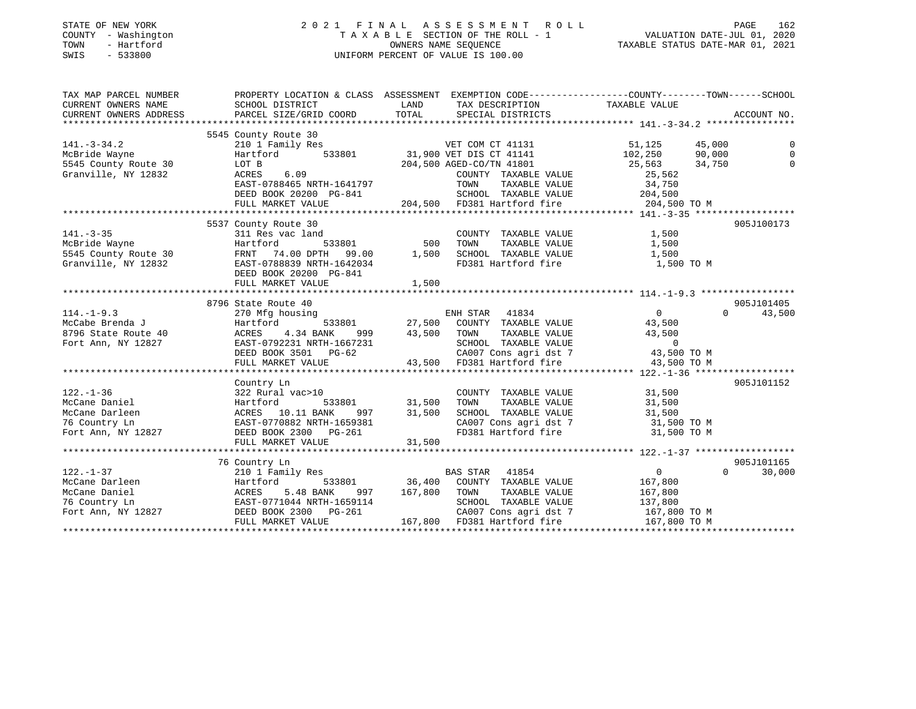STATE OF NEW YORK
COUNTY - Washington
TOWN - Hartford
SWIS - 533800

# 2021 FINAL ASSESSMENT ROLL
TAXABLE SECTION OF THE ROLL - 1
OWNERS NAME SEQUENCE
UNIFORM PERCENT OF VALUE IS 100.00

VALUATION DATE-JUL 01, 2020
TAXABLE STATUS DATE-MAR 01, 2021

| TAX MAP PARCEL NUMBER / CURRENT OWNERS NAME / CURRENT OWNERS ADDRESS | PROPERTY LOCATION & CLASS / SCHOOL DISTRICT / PARCEL SIZE/GRID COORD | ASSESSMENT LAND | TOTAL | EXEMPTION CODE / TAX DESCRIPTION / SPECIAL DISTRICTS | COUNTY TAXABLE VALUE | TOWN | SCHOOL | ACCOUNT NO. |
|---|---|---|---|---|---|---|---|---|
| **141.-3-34.2** | 5545 County Route 30 | | | | | | | |
| McBride Wayne | 210 1 Family Res | | | VET COM CT 41131 | 51,125 | 45,000 | 0 | |
| 5545 County Route 30 | Hartford 533801 | 31,900 | | VET DIS CT 41141 | 102,250 | 90,000 | 0 | |
| Granville, NY 12832 | LOT B | | 204,500 | AGED-CO/TN 41801 | 25,563 | 34,750 | 0 | |
| | ACRES 6.09 | | | COUNTY TAXABLE VALUE | 25,562 | | | |
| | EAST-0788465 NRTH-1641797 | | | TOWN TAXABLE VALUE | 34,750 | | | |
| | DEED BOOK 20200 PG-841 | | | SCHOOL TAXABLE VALUE | 204,500 | | | |
| | FULL MARKET VALUE | | 204,500 | FD381 Hartford fire | 204,500 TO M | | | |
| **141.-3-35** | 5537 County Route 30 | | | | | | | 905J100173 |
| McBride Wayne | 311 Res vac land | | | COUNTY TAXABLE VALUE | 1,500 | | | |
| 5545 County Route 30 | Hartford 533801 | 500 | | TOWN TAXABLE VALUE | 1,500 | | | |
| Granville, NY 12832 | FRNT 74.00 DPTH 99.00 | | 1,500 | SCHOOL TAXABLE VALUE | 1,500 | | | |
| | EAST-0788839 NRTH-1642034 | | | FD381 Hartford fire | 1,500 TO M | | | |
| | DEED BOOK 20200 PG-841 | | | | | | | |
| | FULL MARKET VALUE | | 1,500 | | | | | |
| **114.-1-9.3** | 8796 State Route 40 | | | | | | | 905J101405 |
| McCabe Brenda J | 270 Mfg housing | | | ENH STAR 41834 | 0 | 0 | 43,500 | |
| 8796 State Route 40 | Hartford 533801 | 27,500 | | COUNTY TAXABLE VALUE | 43,500 | | | |
| Fort Ann, NY 12827 | ACRES 4.34 BANK 999 | | 43,500 | TOWN TAXABLE VALUE | 43,500 | | | |
| | EAST-0792231 NRTH-1667231 | | | SCHOOL TAXABLE VALUE | 0 | | | |
| | DEED BOOK 3501 PG-62 | | | CA007 Cons agri dst 7 | 43,500 TO M | | | |
| | FULL MARKET VALUE | | 43,500 | FD381 Hartford fire | 43,500 TO M | | | |
| **122.-1-36** | Country Ln | | | | | | | 905J101152 |
| McCane Daniel | 322 Rural vac>10 | | | COUNTY TAXABLE VALUE | 31,500 | | | |
| McCane Darleen | Hartford 533801 | 31,500 | | TOWN TAXABLE VALUE | 31,500 | | | |
| 76 Country Ln | ACRES 10.11 BANK 997 | | 31,500 | SCHOOL TAXABLE VALUE | 31,500 | | | |
| Fort Ann, NY 12827 | EAST-0770882 NRTH-1659381 | | | CA007 Cons agri dst 7 | 31,500 TO M | | | |
| | DEED BOOK 2300 PG-261 | | | FD381 Hartford fire | 31,500 TO M | | | |
| | FULL MARKET VALUE | | 31,500 | | | | | |
| **122.-1-37** | 76 Country Ln | | | | | | | 905J101165 |
| McCane Darleen | 210 1 Family Res | | | BAS STAR 41854 | 0 | 0 | 30,000 | |
| McCane Daniel | Hartford 533801 | 36,400 | | COUNTY TAXABLE VALUE | 167,800 | | | |
| 76 Country Ln | ACRES 5.48 BANK 997 | | 167,800 | TOWN TAXABLE VALUE | 167,800 | | | |
| Fort Ann, NY 12827 | EAST-0771044 NRTH-1659114 | | | SCHOOL TAXABLE VALUE | 137,800 | | | |
| | DEED BOOK 2300 PG-261 | | | CA007 Cons agri dst 7 | 167,800 TO M | | | |
| | FULL MARKET VALUE | | 167,800 | FD381 Hartford fire | 167,800 TO M | | | |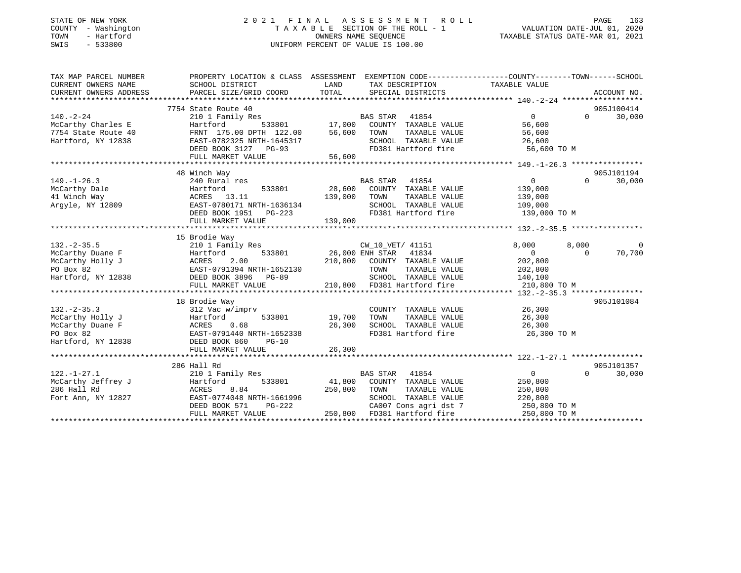STATE OF NEW YORK
COUNTY - Washington
TOWN - Hartford
SWIS - 533800

2021 FINAL ASSESSMENT ROLL
TAXABLE SECTION OF THE ROLL - 1
OWNERS NAME SEQUENCE
UNIFORM PERCENT OF VALUE IS 100.00

VALUATION DATE-JUL 01, 2020
TAXABLE STATUS DATE-MAR 01, 2021

| TAX MAP PARCEL NUMBER / CURRENT OWNERS NAME / CURRENT OWNERS ADDRESS | PROPERTY LOCATION & CLASS / SCHOOL DISTRICT / PARCEL SIZE/GRID COORD | ASSESSMENT LAND / TOTAL | EXEMPTION CODE / TAX DESCRIPTION / SPECIAL DISTRICTS | COUNTY TAXABLE VALUE | TOWN | SCHOOL | ACCOUNT NO. |
|---|---|---|---|---|---|---|---|
| 140.-2-24 | 7754 State Route 40 | | | | | | 905J100414 |
| McCarthy Charles E | 210 1 Family Res | | BAS STAR 41854 | 0 | 0 | 30,000 | |
| 7754 State Route 40 | Hartford 533801 | 17,000 | COUNTY TAXABLE VALUE | 56,600 | | | |
| Hartford, NY 12838 | FRNT 175.00 DPTH 122.00 | 56,600 | TOWN TAXABLE VALUE | 56,600 | | | |
| | EAST-0782325 NRTH-1645317 | | SCHOOL TAXABLE VALUE | 26,600 | | | |
| | DEED BOOK 3127 PG-93 | | FD381 Hartford fire | 56,600 TO M | | | |
| | FULL MARKET VALUE | 56,600 | | | | | |
| 149.-1-26.3 | 48 Winch Way | | | | | | 905J101194 |
| McCarthy Dale | 240 Rural res | | BAS STAR 41854 | 0 | 0 | 30,000 | |
| 41 Winch Way | Hartford 533801 | 28,600 | COUNTY TAXABLE VALUE | 139,000 | | | |
| Argyle, NY 12809 | ACRES 13.11 | 139,000 | TOWN TAXABLE VALUE | 139,000 | | | |
| | EAST-0780171 NRTH-1636134 | | SCHOOL TAXABLE VALUE | 109,000 | | | |
| | DEED BOOK 1951 PG-223 | | FD381 Hartford fire | 139,000 TO M | | | |
| | FULL MARKET VALUE | 139,000 | | | | | |
| 132.-2-35.5 | 15 Brodie Way | | | | | | |
| McCarthy Duane F | 210 1 Family Res | | CW_10_VET/ 41151 | 8,000 | 8,000 | 0 | |
| McCarthy Holly J | Hartford 533801 | 26,000 | ENH STAR 41834 | 0 | 0 | 70,700 | |
| PO Box 82 | ACRES 2.00 | 210,800 | COUNTY TAXABLE VALUE | 202,800 | | | |
| Hartford, NY 12838 | EAST-0791394 NRTH-1652130 | | TOWN TAXABLE VALUE | 202,800 | | | |
| | DEED BOOK 3896 PG-89 | | SCHOOL TAXABLE VALUE | 140,100 | | | |
| | FULL MARKET VALUE | 210,800 | FD381 Hartford fire | 210,800 TO M | | | |
| 132.-2-35.3 | 18 Brodie Way | | | | | | 905J101084 |
| McCarthy Holly J | 312 Vac w/imprv | | COUNTY TAXABLE VALUE | 26,300 | | | |
| McCarthy Duane F | Hartford 533801 | 19,700 | TOWN TAXABLE VALUE | 26,300 | | | |
| PO Box 82 | ACRES 0.68 | 26,300 | SCHOOL TAXABLE VALUE | 26,300 | | | |
| Hartford, NY 12838 | EAST-0791440 NRTH-1652338 | | FD381 Hartford fire | 26,300 TO M | | | |
| | DEED BOOK 860 PG-10 | | | | | | |
| | FULL MARKET VALUE | 26,300 | | | | | |
| 122.-1-27.1 | 286 Hall Rd | | | | | | 905J101357 |
| McCarthy Jeffrey J | 210 1 Family Res | | BAS STAR 41854 | 0 | 0 | 30,000 | |
| 286 Hall Rd | Hartford 533801 | 41,800 | COUNTY TAXABLE VALUE | 250,800 | | | |
| Fort Ann, NY 12827 | ACRES 8.84 | 250,800 | TOWN TAXABLE VALUE | 250,800 | | | |
| | EAST-0774048 NRTH-1661996 | | SCHOOL TAXABLE VALUE | 220,800 | | | |
| | DEED BOOK 571 PG-222 | | CA007 Cons agri dst 7 | 250,800 TO M | | | |
| | FULL MARKET VALUE | 250,800 | FD381 Hartford fire | 250,800 TO M | | | |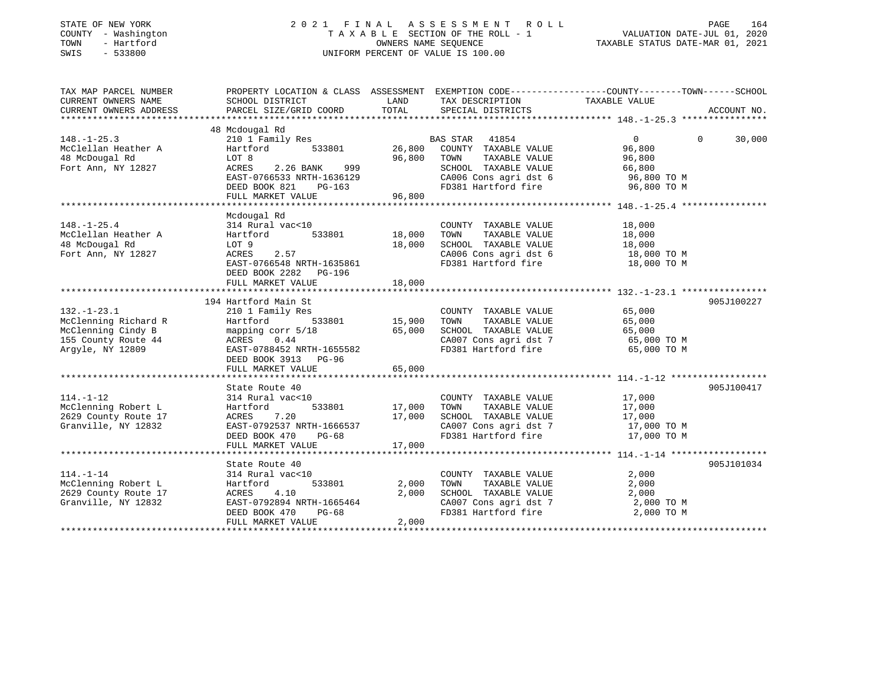STATE OF NEW YORK
COUNTY - Washington
TOWN - Hartford
SWIS - 533800

2 0 2 1 F I N A L A S S E S S M E N T R O L L
T A X A B L E SECTION OF THE ROLL - 1
OWNERS NAME SEQUENCE
UNIFORM PERCENT OF VALUE IS 100.00

VALUATION DATE-JUL 01, 2020
TAXABLE STATUS DATE-MAR 01, 2021

| TAX MAP PARCEL NUMBER / CURRENT OWNERS NAME / CURRENT OWNERS ADDRESS | PROPERTY LOCATION & CLASS / SCHOOL DISTRICT / PARCEL SIZE/GRID COORD | ASSESSMENT LAND | TOTAL | EXEMPTION CODE / TAX DESCRIPTION / SPECIAL DISTRICTS | COUNTY | TOWN | SCHOOL | TAXABLE VALUE | ACCOUNT NO. |
|---|---|---|---|---|---|---|---|---|---|
| **148.-1-25.3** | 48 Mcdougal Rd | | | | | | | | |
| 148.-1-25.3 | 210 1 Family Res | | | BAS STAR 41854 | 0 | 0 | 30,000 | | |
| McClellan Heather A | Hartford 533801 | 26,800 | | COUNTY TAXABLE VALUE | | | | 96,800 | |
| 48 McDougal Rd | LOT 8 | | 96,800 | TOWN TAXABLE VALUE | | | | 96,800 | |
| Fort Ann, NY 12827 | ACRES 2.26 BANK 999 | | | SCHOOL TAXABLE VALUE | | | | 66,800 | |
| | EAST-0766533 NRTH-1636129 | | | CA006 Cons agri dst 6 | | | | 96,800 TO M | |
| | DEED BOOK 821 PG-163 | | | FD381 Hartford fire | | | | 96,800 TO M | |
| | FULL MARKET VALUE | | 96,800 | | | | | | |
| **148.-1-25.4** | Mcdougal Rd | | | | | | | | |
| 148.-1-25.4 | 314 Rural vac<10 | | | COUNTY TAXABLE VALUE | | | | 18,000 | |
| McClellan Heather A | Hartford 533801 | 18,000 | | TOWN TAXABLE VALUE | | | | 18,000 | |
| 48 McDougal Rd | LOT 9 | | 18,000 | SCHOOL TAXABLE VALUE | | | | 18,000 | |
| Fort Ann, NY 12827 | ACRES 2.57 | | | CA006 Cons agri dst 6 | | | | 18,000 TO M | |
| | EAST-0766548 NRTH-1635861 | | | FD381 Hartford fire | | | | 18,000 TO M | |
| | DEED BOOK 2282 PG-196 | | | | | | | | |
| | FULL MARKET VALUE | | 18,000 | | | | | | |
| **132.-1-23.1** | 194 Hartford Main St | | | | | | | | 905J100227 |
| 132.-1-23.1 | 210 1 Family Res | | | COUNTY TAXABLE VALUE | | | | 65,000 | |
| McClenning Richard R | Hartford 533801 | 15,900 | | TOWN TAXABLE VALUE | | | | 65,000 | |
| McClenning Cindy B | mapping corr 5/18 | | 65,000 | SCHOOL TAXABLE VALUE | | | | 65,000 | |
| 155 County Route 44 | ACRES 0.44 | | | CA007 Cons agri dst 7 | | | | 65,000 TO M | |
| Argyle, NY 12809 | EAST-0788452 NRTH-1655582 | | | FD381 Hartford fire | | | | 65,000 TO M | |
| | DEED BOOK 3913 PG-96 | | | | | | | | |
| | FULL MARKET VALUE | | 65,000 | | | | | | |
| **114.-1-12** | State Route 40 | | | | | | | | 905J100417 |
| 114.-1-12 | 314 Rural vac<10 | | | COUNTY TAXABLE VALUE | | | | 17,000 | |
| McClenning Robert L | Hartford 533801 | 17,000 | | TOWN TAXABLE VALUE | | | | 17,000 | |
| 2629 County Route 17 | ACRES 7.20 | | 17,000 | SCHOOL TAXABLE VALUE | | | | 17,000 | |
| Granville, NY 12832 | EAST-0792537 NRTH-1666537 | | | CA007 Cons agri dst 7 | | | | 17,000 TO M | |
| | DEED BOOK 470 PG-68 | | | FD381 Hartford fire | | | | 17,000 TO M | |
| | FULL MARKET VALUE | | 17,000 | | | | | | |
| **114.-1-14** | State Route 40 | | | | | | | | 905J101034 |
| 114.-1-14 | 314 Rural vac<10 | | | COUNTY TAXABLE VALUE | | | | 2,000 | |
| McClenning Robert L | Hartford 533801 | 2,000 | | TOWN TAXABLE VALUE | | | | 2,000 | |
| 2629 County Route 17 | ACRES 4.10 | | 2,000 | SCHOOL TAXABLE VALUE | | | | 2,000 | |
| Granville, NY 12832 | EAST-0792894 NRTH-1665464 | | | CA007 Cons agri dst 7 | | | | 2,000 TO M | |
| | DEED BOOK 470 PG-68 | | | FD381 Hartford fire | | | | 2,000 TO M | |
| | FULL MARKET VALUE | | 2,000 | | | | | | |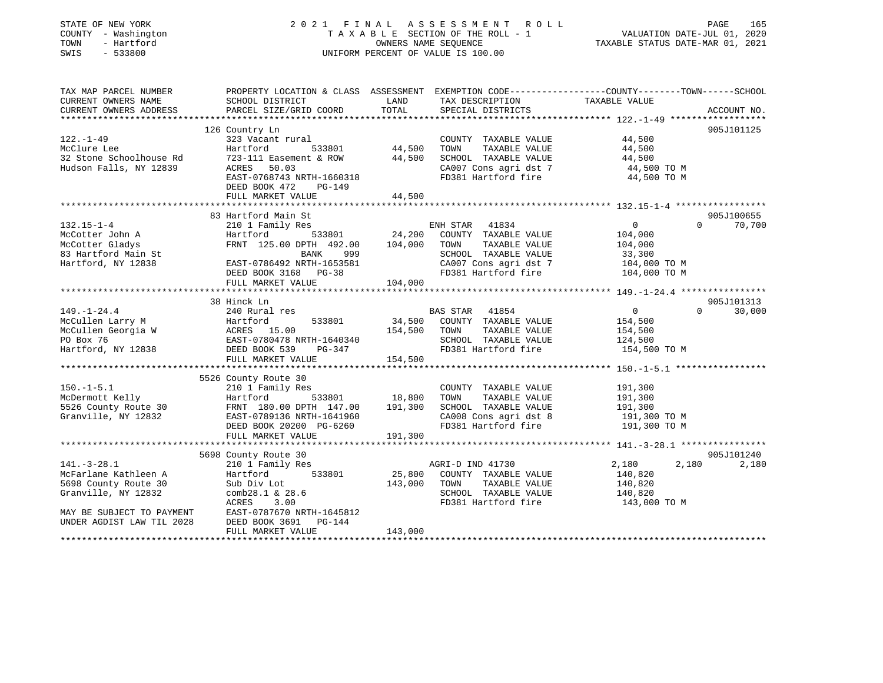STATE OF NEW YORK  
COUNTY - Washington  
TOWN - Hartford  
SWIS - 533800

# 2021 FINAL ASSESSMENT ROLL

TAXABLE SECTION OF THE ROLL - 1  
OWNERS NAME SEQUENCE  
UNIFORM PERCENT OF VALUE IS 100.00

VALUATION DATE-JUL 01, 2020  
TAXABLE STATUS DATE-MAR 01, 2021

| TAX MAP PARCEL NUMBER / CURRENT OWNERS NAME / CURRENT OWNERS ADDRESS | PROPERTY LOCATION & CLASS / SCHOOL DISTRICT / PARCEL SIZE/GRID COORD | ASSESSMENT LAND | TOTAL | EXEMPTION CODE / TAX DESCRIPTION / SPECIAL DISTRICTS | COUNTY TAXABLE VALUE | TOWN | SCHOOL | ACCOUNT NO. |
|---|---|---|---|---|---|---|---|---|
| | 126 Country Ln | | | | | | | 905J101125 |
| 122.-1-49 | 323 Vacant rural | | | COUNTY TAXABLE VALUE | 44,500 | | | |
| McClure Lee | Hartford 533801 | 44,500 | | TOWN TAXABLE VALUE | 44,500 | | | |
| 32 Stone Schoolhouse Rd | 723-111 Easement & ROW | | 44,500 | SCHOOL TAXABLE VALUE | 44,500 | | | |
| Hudson Falls, NY 12839 | ACRES 50.03 | | | CA007 Cons agri dst 7 | 44,500 TO M | | | |
| | EAST-0768743 NRTH-1660318 | | | FD381 Hartford fire | 44,500 TO M | | | |
| | DEED BOOK 472 PG-149 | | | | | | | |
| | FULL MARKET VALUE | | 44,500 | | | | | |
| | 83 Hartford Main St | | | | | | | 905J100655 |
| 132.15-1-4 | 210 1 Family Res | | | ENH STAR 41834 | 0 | 0 | 70,700 | |
| McCotter John A | Hartford 533801 | 24,200 | | COUNTY TAXABLE VALUE | 104,000 | | | |
| McCotter Gladys | FRNT 125.00 DPTH 492.00 | | 104,000 | TOWN TAXABLE VALUE | 104,000 | | | |
| 83 Hartford Main St | BANK 999 | | | SCHOOL TAXABLE VALUE | 33,300 | | | |
| Hartford, NY 12838 | EAST-0786492 NRTH-1653581 | | | CA007 Cons agri dst 7 | 104,000 TO M | | | |
| | DEED BOOK 3168 PG-38 | | | FD381 Hartford fire | 104,000 TO M | | | |
| | FULL MARKET VALUE | | 104,000 | | | | | |
| | 38 Hinck Ln | | | | | | | 905J101313 |
| 149.-1-24.4 | 240 Rural res | | | BAS STAR 41854 | 0 | 0 | 30,000 | |
| McCullen Larry M | Hartford 533801 | 34,500 | | COUNTY TAXABLE VALUE | 154,500 | | | |
| McCullen Georgia W | ACRES 15.00 | | 154,500 | TOWN TAXABLE VALUE | 154,500 | | | |
| PO Box 76 | EAST-0780478 NRTH-1640340 | | | SCHOOL TAXABLE VALUE | 124,500 | | | |
| Hartford, NY 12838 | DEED BOOK 539 PG-347 | | | FD381 Hartford fire | 154,500 TO M | | | |
| | FULL MARKET VALUE | | 154,500 | | | | | |
| | 5526 County Route 30 | | | | | | | |
| 150.-1-5.1 | 210 1 Family Res | | | COUNTY TAXABLE VALUE | 191,300 | | | |
| McDermott Kelly | Hartford 533801 | 18,800 | | TOWN TAXABLE VALUE | 191,300 | | | |
| 5526 County Route 30 | FRNT 180.00 DPTH 147.00 | | 191,300 | SCHOOL TAXABLE VALUE | 191,300 | | | |
| Granville, NY 12832 | EAST-0789136 NRTH-1641960 | | | CA008 Cons agri dst 8 | 191,300 TO M | | | |
| | DEED BOOK 20200 PG-6260 | | | FD381 Hartford fire | 191,300 TO M | | | |
| | FULL MARKET VALUE | | 191,300 | | | | | |
| | 5698 County Route 30 | | | | | | | 905J101240 |
| 141.-3-28.1 | 210 1 Family Res | | | AGRI-D IND 41730 | 2,180 | 2,180 | 2,180 | |
| McFarlane Kathleen A | Hartford 533801 | 25,800 | | COUNTY TAXABLE VALUE | 140,820 | | | |
| 5698 County Route 30 | Sub Div Lot | | 143,000 | TOWN TAXABLE VALUE | 140,820 | | | |
| Granville, NY 12832 | comb28.1 & 28.6 | | | SCHOOL TAXABLE VALUE | 140,820 | | | |
| | ACRES 3.00 | | | FD381 Hartford fire | 143,000 TO M | | | |
| MAY BE SUBJECT TO PAYMENT | EAST-0787670 NRTH-1645812 | | | | | | | |
| UNDER AGDIST LAW TIL 2028 | DEED BOOK 3691 PG-144 | | | | | | | |
| | FULL MARKET VALUE | | 143,000 | | | | | |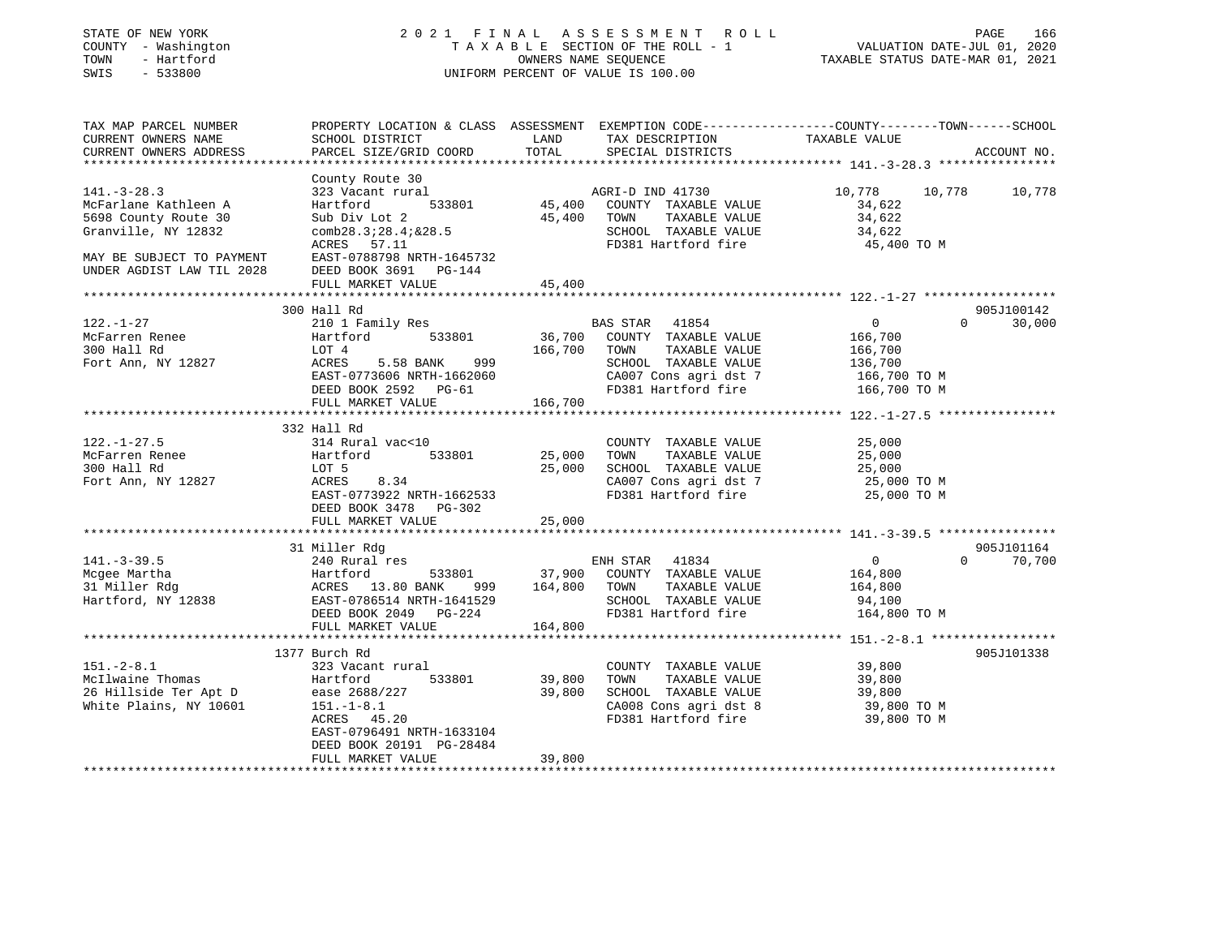STATE OF NEW YORK
COUNTY - Washington
TOWN - Hartford
SWIS - 533800

2021 FINAL ASSESSMENT ROLL
TAXABLE SECTION OF THE ROLL - 1
OWNERS NAME SEQUENCE
UNIFORM PERCENT OF VALUE IS 100.00

VALUATION DATE-JUL 01, 2020
TAXABLE STATUS DATE-MAR 01, 2021

| TAX MAP PARCEL NUMBER / CURRENT OWNERS NAME / CURRENT OWNERS ADDRESS | PROPERTY LOCATION & CLASS / SCHOOL DISTRICT / PARCEL SIZE/GRID COORD | ASSESSMENT LAND | TOTAL | EXEMPTION CODE / TAX DESCRIPTION / SPECIAL DISTRICTS | COUNTY TAXABLE VALUE | TOWN | SCHOOL | ACCOUNT NO. |
|---|---|---|---|---|---|---|---|---|
| **141.-3-28.3** | County Route 30 | | | | | | | |
| 141.-3-28.3 | 323 Vacant rural | | | AGRI-D IND 41730 | 10,778 | 10,778 | 10,778 | |
| McFarlane Kathleen A | Hartford 533801 | 45,400 | | COUNTY TAXABLE VALUE | 34,622 | | | |
| 5698 County Route 30 | Sub Div Lot 2 | | 45,400 | TOWN TAXABLE VALUE | 34,622 | | | |
| Granville, NY 12832 | comb28.3;28.4;&28.5 | | | SCHOOL TAXABLE VALUE | 34,622 | | | |
| | ACRES 57.11 | | | FD381 Hartford fire | 45,400 TO M | | | |
| MAY BE SUBJECT TO PAYMENT | EAST-0788798 NRTH-1645732 | | | | | | | |
| UNDER AGDIST LAW TIL 2028 | DEED BOOK 3691 PG-144 | | | | | | | |
| | FULL MARKET VALUE | | 45,400 | | | | | |
| **122.-1-27** | 300 Hall Rd | | | | | | | 905J100142 |
| 122.-1-27 | 210 1 Family Res | | | BAS STAR 41854 | 0 | 0 | 30,000 | |
| McFarren Renee | Hartford 533801 | 36,700 | | COUNTY TAXABLE VALUE | 166,700 | | | |
| 300 Hall Rd | LOT 4 | | 166,700 | TOWN TAXABLE VALUE | 166,700 | | | |
| Fort Ann, NY 12827 | ACRES 5.58 BANK 999 | | | SCHOOL TAXABLE VALUE | 136,700 | | | |
| | EAST-0773606 NRTH-1662060 | | | CA007 Cons agri dst 7 | 166,700 TO M | | | |
| | DEED BOOK 2592 PG-61 | | | FD381 Hartford fire | 166,700 TO M | | | |
| | FULL MARKET VALUE | | 166,700 | | | | | |
| **122.-1-27.5** | 332 Hall Rd | | | | | | | |
| 122.-1-27.5 | 314 Rural vac<10 | | | COUNTY TAXABLE VALUE | 25,000 | | | |
| McFarren Renee | Hartford 533801 | 25,000 | | TOWN TAXABLE VALUE | 25,000 | | | |
| 300 Hall Rd | LOT 5 | | 25,000 | SCHOOL TAXABLE VALUE | 25,000 | | | |
| Fort Ann, NY 12827 | ACRES 8.34 | | | CA007 Cons agri dst 7 | 25,000 TO M | | | |
| | EAST-0773922 NRTH-1662533 | | | FD381 Hartford fire | 25,000 TO M | | | |
| | DEED BOOK 3478 PG-302 | | | | | | | |
| | FULL MARKET VALUE | | 25,000 | | | | | |
| **141.-3-39.5** | 31 Miller Rdg | | | | | | | 905J101164 |
| 141.-3-39.5 | 240 Rural res | | | ENH STAR 41834 | 0 | 0 | 70,700 | |
| Mcgee Martha | Hartford 533801 | 37,900 | | COUNTY TAXABLE VALUE | 164,800 | | | |
| 31 Miller Rdg | ACRES 13.80 BANK 999 | | 164,800 | TOWN TAXABLE VALUE | 164,800 | | | |
| Hartford, NY 12838 | EAST-0786514 NRTH-1641529 | | | SCHOOL TAXABLE VALUE | 94,100 | | | |
| | DEED BOOK 2049 PG-224 | | | FD381 Hartford fire | 164,800 TO M | | | |
| | FULL MARKET VALUE | | 164,800 | | | | | |
| **151.-2-8.1** | 1377 Burch Rd | | | | | | | 905J101338 |
| 151.-2-8.1 | 323 Vacant rural | | | COUNTY TAXABLE VALUE | 39,800 | | | |
| McIlwaine Thomas | Hartford 533801 | 39,800 | | TOWN TAXABLE VALUE | 39,800 | | | |
| 26 Hillside Ter Apt D | ease 2688/227 | | 39,800 | SCHOOL TAXABLE VALUE | 39,800 | | | |
| White Plains, NY 10601 | 151.-1-8.1 | | | CA008 Cons agri dst 8 | 39,800 TO M | | | |
| | ACRES 45.20 | | | FD381 Hartford fire | 39,800 TO M | | | |
| | EAST-0796491 NRTH-1633104 | | | | | | | |
| | DEED BOOK 20191 PG-28484 | | | | | | | |
| | FULL MARKET VALUE | | 39,800 | | | | | |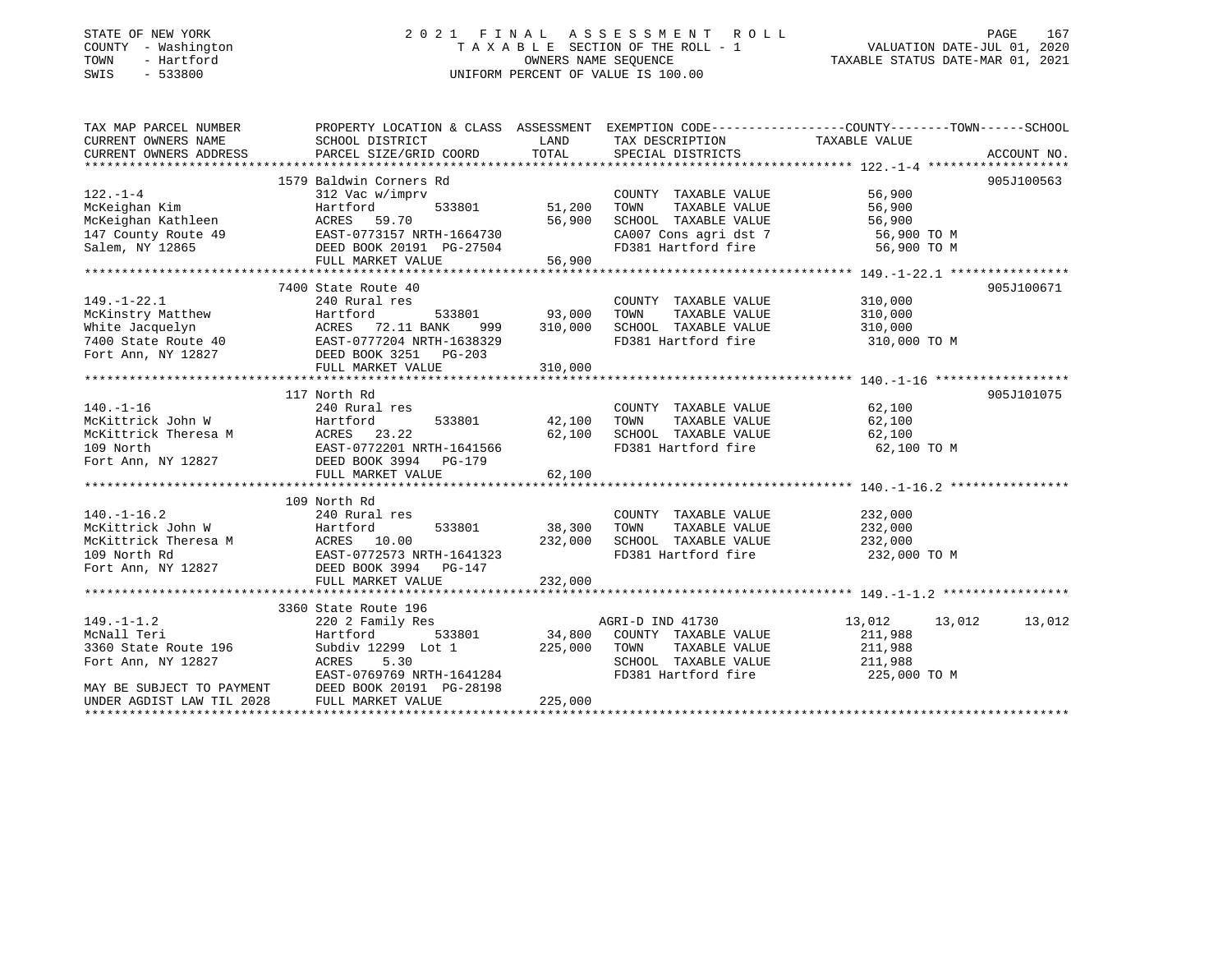STATE OF NEW YORK
COUNTY - Washington
TOWN - Hartford
SWIS - 533800

# 2021 FINAL ASSESSMENT ROLL

TAXABLE SECTION OF THE ROLL - 1
OWNERS NAME SEQUENCE
UNIFORM PERCENT OF VALUE IS 100.00

VALUATION DATE-JUL 01, 2020
TAXABLE STATUS DATE-MAR 01, 2021

| TAX MAP PARCEL NUMBER / CURRENT OWNERS NAME / CURRENT OWNERS ADDRESS | PROPERTY LOCATION & CLASS / SCHOOL DISTRICT / PARCEL SIZE/GRID COORD | ASSESSMENT LAND | TOTAL | EXEMPTION CODE / TAX DESCRIPTION / SPECIAL DISTRICTS | COUNTY | TOWN | SCHOOL | ACCOUNT NO. |
|---|---|---|---|---|---|---|---|---|
| **122.-1-4** | 1579 Baldwin Corners Rd | | | | | | | 905J100563 |
| McKeighan Kim | 312 Vac w/imprv | | | COUNTY TAXABLE VALUE | 56,900 | | | |
| McKeighan Kathleen | Hartford 533801 | 51,200 | | TOWN TAXABLE VALUE | | 56,900 | | |
| 147 County Route 49 | ACRES 59.70 | | 56,900 | SCHOOL TAXABLE VALUE | | | 56,900 | |
| Salem, NY 12865 | EAST-0773157 NRTH-1664730 | | | CA007 Cons agri dst 7 | 56,900 TO M | | | |
| | DEED BOOK 20191 PG-27504 | | | FD381 Hartford fire | 56,900 TO M | | | |
| | FULL MARKET VALUE | | 56,900 | | | | | |
| **149.-1-22.1** | 7400 State Route 40 | | | | | | | 905J100671 |
| McKinstry Matthew | 240 Rural res | | | COUNTY TAXABLE VALUE | 310,000 | | | |
| White Jacquelyn | Hartford 533801 | 93,000 | | TOWN TAXABLE VALUE | | 310,000 | | |
| 7400 State Route 40 | ACRES 72.11 BANK 999 | | 310,000 | SCHOOL TAXABLE VALUE | | | 310,000 | |
| Fort Ann, NY 12827 | EAST-0777204 NRTH-1638329 | | | FD381 Hartford fire | 310,000 TO M | | | |
| | DEED BOOK 3251 PG-203 | | | | | | | |
| | FULL MARKET VALUE | | 310,000 | | | | | |
| **140.-1-16** | 117 North Rd | | | | | | | 905J101075 |
| McKittrick John W | 240 Rural res | | | COUNTY TAXABLE VALUE | 62,100 | | | |
| McKittrick Theresa M | Hartford 533801 | 42,100 | | TOWN TAXABLE VALUE | | 62,100 | | |
| 109 North | ACRES 23.22 | | 62,100 | SCHOOL TAXABLE VALUE | | | 62,100 | |
| Fort Ann, NY 12827 | EAST-0772201 NRTH-1641566 | | | FD381 Hartford fire | 62,100 TO M | | | |
| | DEED BOOK 3994 PG-179 | | | | | | | |
| | FULL MARKET VALUE | | 62,100 | | | | | |
| **140.-1-16.2** | 109 North Rd | | | | | | | |
| McKittrick John W | 240 Rural res | | | COUNTY TAXABLE VALUE | 232,000 | | | |
| McKittrick Theresa M | Hartford 533801 | 38,300 | | TOWN TAXABLE VALUE | | 232,000 | | |
| 109 North Rd | ACRES 10.00 | | 232,000 | SCHOOL TAXABLE VALUE | | | 232,000 | |
| Fort Ann, NY 12827 | EAST-0772573 NRTH-1641323 | | | FD381 Hartford fire | 232,000 TO M | | | |
| | DEED BOOK 3994 PG-147 | | | | | | | |
| | FULL MARKET VALUE | | 232,000 | | | | | |
| **149.-1-1.2** | 3360 State Route 196 | | | | | | | |
| McNall Teri | 220 2 Family Res | | | AGRI-D IND 41730 | 13,012 | 13,012 | 13,012 | |
| 3360 State Route 196 | Hartford 533801 | 34,800 | | COUNTY TAXABLE VALUE | 211,988 | | | |
| Fort Ann, NY 12827 | Subdiv 12299 Lot 1 | | 225,000 | TOWN TAXABLE VALUE | | 211,988 | | |
| | ACRES 5.30 | | | SCHOOL TAXABLE VALUE | | | 211,988 | |
| | EAST-0769769 NRTH-1641284 | | | FD381 Hartford fire | 225,000 TO M | | | |
| MAY BE SUBJECT TO PAYMENT | DEED BOOK 20191 PG-28198 | | | | | | | |
| UNDER AGDIST LAW TIL 2028 | FULL MARKET VALUE | | 225,000 | | | | | |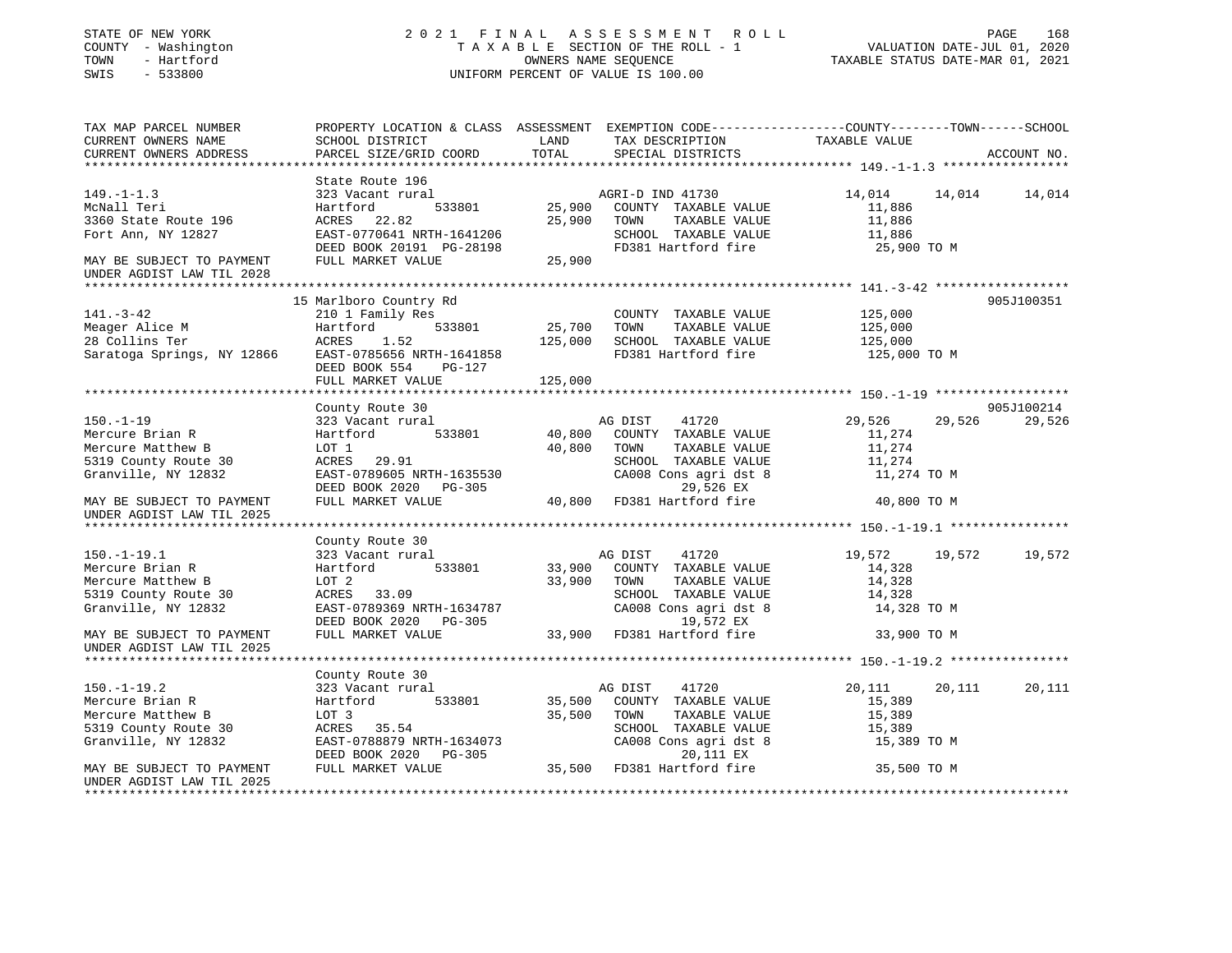STATE OF NEW YORK                2021 FINAL ASSESSMENT ROLL
COUNTY - Washington              TAXABLE SECTION OF THE ROLL - 1          VALUATION DATE-JUL 01, 2020
TOWN - Hartford                  OWNERS NAME SEQUENCE                     TAXABLE STATUS DATE-MAR 01, 2021
SWIS - 533800                    UNIFORM PERCENT OF VALUE IS 100.00

```
TAX MAP PARCEL NUMBER          PROPERTY LOCATION & CLASS  ASSESSMENT  EXEMPTION CODE-----------------COUNTY--------TOWN------SCHOOL
CURRENT OWNERS NAME            SCHOOL DISTRICT            LAND        TAX DESCRIPTION              TAXABLE VALUE
CURRENT OWNERS ADDRESS         PARCEL SIZE/GRID COORD     TOTAL       SPECIAL DISTRICTS                                    ACCOUNT NO.
******************************************************************************************* 149.-1-1.3 *****************
                               State Route 196
149.-1-1.3                     323 Vacant rural                       AGRI-D IND 41730              14,014     14,014     14,014
McNall Teri                    Hartford        533801       25,900    COUNTY  TAXABLE VALUE          11,886
3360 State Route 196           ACRES   22.82                25,900    TOWN    TAXABLE VALUE          11,886
Fort Ann, NY 12827             EAST-0770641 NRTH-1641206              SCHOOL  TAXABLE VALUE          11,886
                               DEED BOOK 20191  PG-28198              FD381 Hartford fire            25,900 TO M
MAY BE SUBJECT TO PAYMENT      FULL MARKET VALUE            25,900
UNDER AGDIST LAW TIL 2028
******************************************************************************************* 141.-3-42 ******************
                               15 Marlboro Country Rd                                                                905J100351
141.-3-42                      210 1 Family Res                       COUNTY  TAXABLE VALUE         125,000
Meager Alice M                 Hartford        533801       25,700    TOWN    TAXABLE VALUE         125,000
28 Collins Ter                 ACRES    1.52               125,000    SCHOOL  TAXABLE VALUE         125,000
Saratoga Springs, NY 12866     EAST-0785656 NRTH-1641858              FD381 Hartford fire           125,000 TO M
                               DEED BOOK 554    PG-127
                               FULL MARKET VALUE           125,000
******************************************************************************************* 150.-1-19 ******************
                               County Route 30                                                                       905J100214
150.-1-19                      323 Vacant rural                       AG DIST     41720             29,526     29,526     29,526
Mercure Brian R                Hartford        533801       40,800    COUNTY  TAXABLE VALUE          11,274
Mercure Matthew B              LOT 1                        40,800    TOWN    TAXABLE VALUE          11,274
5319 County Route 30           ACRES   29.91                          SCHOOL  TAXABLE VALUE          11,274
Granville, NY 12832            EAST-0789605 NRTH-1635530              CA008 Cons agri dst 8          11,274 TO M
                               DEED BOOK 2020   PG-305                      29,526 EX
MAY BE SUBJECT TO PAYMENT      FULL MARKET VALUE            40,800    FD381 Hartford fire            40,800 TO M
UNDER AGDIST LAW TIL 2025
******************************************************************************************* 150.-1-19.1 ****************
                               County Route 30
150.-1-19.1                    323 Vacant rural                       AG DIST     41720             19,572     19,572     19,572
Mercure Brian R                Hartford        533801       33,900    COUNTY  TAXABLE VALUE          14,328
Mercure Matthew B              LOT 2                        33,900    TOWN    TAXABLE VALUE          14,328
5319 County Route 30           ACRES   33.09                          SCHOOL  TAXABLE VALUE          14,328
Granville, NY 12832            EAST-0789369 NRTH-1634787              CA008 Cons agri dst 8          14,328 TO M
                               DEED BOOK 2020   PG-305                      19,572 EX
MAY BE SUBJECT TO PAYMENT      FULL MARKET VALUE            33,900    FD381 Hartford fire            33,900 TO M
UNDER AGDIST LAW TIL 2025
******************************************************************************************* 150.-1-19.2 ****************
                               County Route 30
150.-1-19.2                    323 Vacant rural                       AG DIST     41720             20,111     20,111     20,111
Mercure Brian R                Hartford        533801       35,500    COUNTY  TAXABLE VALUE          15,389
Mercure Matthew B              LOT 3                        35,500    TOWN    TAXABLE VALUE          15,389
5319 County Route 30           ACRES   35.54                          SCHOOL  TAXABLE VALUE          15,389
Granville, NY 12832            EAST-0788879 NRTH-1634073              CA008 Cons agri dst 8          15,389 TO M
                               DEED BOOK 2020   PG-305                      20,111 EX
MAY BE SUBJECT TO PAYMENT      FULL MARKET VALUE            35,500    FD381 Hartford fire            35,500 TO M
UNDER AGDIST LAW TIL 2025
*************************************************************************************************************************
```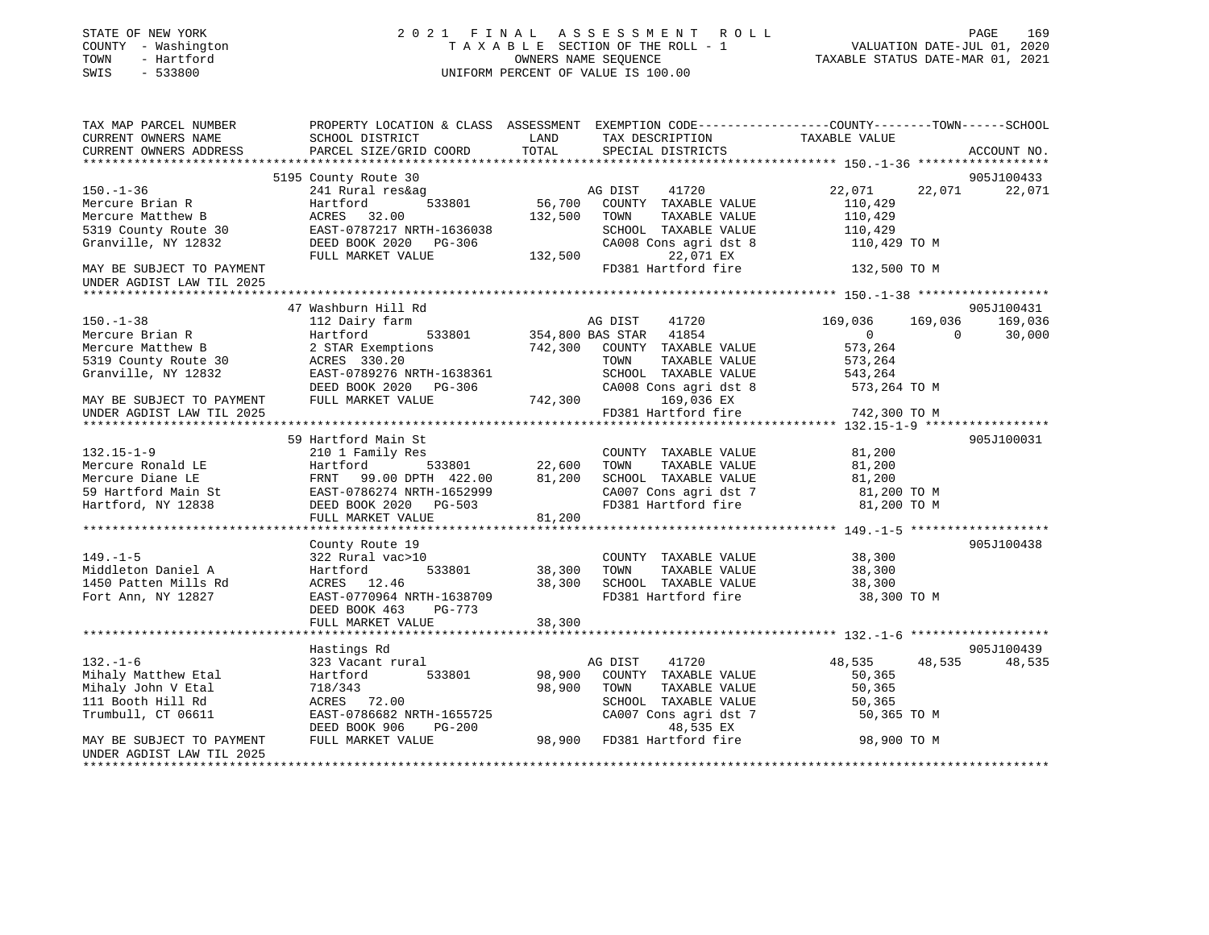STATE OF NEW YORK
COUNTY - Washington
TOWN - Hartford
SWIS - 533800

# 2021 FINAL ASSESSMENT ROLL
TAXABLE SECTION OF THE ROLL - 1
OWNERS NAME SEQUENCE
UNIFORM PERCENT OF VALUE IS 100.00

VALUATION DATE-JUL 01, 2020
TAXABLE STATUS DATE-MAR 01, 2021

```
TAX MAP PARCEL NUMBER          PROPERTY LOCATION & CLASS  ASSESSMENT  EXEMPTION CODE-----------------COUNTY--------TOWN------SCHOOL
CURRENT OWNERS NAME            SCHOOL DISTRICT              LAND      TAX DESCRIPTION            TAXABLE VALUE
CURRENT OWNERS ADDRESS         PARCEL SIZE/GRID COORD       TOTAL     SPECIAL DISTRICTS                                      ACCOUNT NO.
************************************************************************************************ 150.-1-36 ******************
                               5195 County Route 30                                                                          905J100433
150.-1-36                      241 Rural res&ag                        AG DIST    41720             22,071      22,071      22,071
Mercure Brian R                Hartford          533801      56,700   COUNTY  TAXABLE VALUE        110,429
Mercure Matthew B              ACRES   32.00                132,500   TOWN    TAXABLE VALUE        110,429
5319 County Route 30           EAST-0787217 NRTH-1636038              SCHOOL  TAXABLE VALUE        110,429
Granville, NY 12832            DEED BOOK 2020   PG-306                CA008 Cons agri dst 8        110,429 TO M
                               FULL MARKET VALUE            132,500        22,071 EX
MAY BE SUBJECT TO PAYMENT                                             FD381 Hartford fire          132,500 TO M
UNDER AGDIST LAW TIL 2025
************************************************************************************************ 150.-1-38 ******************
                               47 Washburn Hill Rd                                                                           905J100431
150.-1-38                      112 Dairy farm                          AG DIST    41720            169,036     169,036     169,036
Mercure Brian R                Hartford          533801     354,800 BAS STAR  41854                  0           0      30,000
Mercure Matthew B              2 STAR Exemptions            742,300   COUNTY  TAXABLE VALUE        573,264
5319 County Route 30           ACRES  330.20                          TOWN    TAXABLE VALUE        573,264
Granville, NY 12832            EAST-0789276 NRTH-1638361              SCHOOL  TAXABLE VALUE        543,264
                               DEED BOOK 2020   PG-306                CA008 Cons agri dst 8        573,264 TO M
MAY BE SUBJECT TO PAYMENT      FULL MARKET VALUE            742,300        169,036 EX
UNDER AGDIST LAW TIL 2025                                             FD381 Hartford fire          742,300 TO M
************************************************************************************************ 132.15-1-9 *****************
                               59 Hartford Main St                                                                           905J100031
132.15-1-9                     210 1 Family Res                       COUNTY  TAXABLE VALUE         81,200
Mercure Ronald LE              Hartford          533801      22,600   TOWN    TAXABLE VALUE         81,200
Mercure Diane LE               FRNT   99.00 DPTH 422.00      81,200   SCHOOL  TAXABLE VALUE         81,200
59 Hartford Main St            EAST-0786274 NRTH-1652999              CA007 Cons agri dst 7         81,200 TO M
Hartford, NY 12838             DEED BOOK 2020   PG-503                FD381 Hartford fire           81,200 TO M
                               FULL MARKET VALUE             81,200
************************************************************************************************ 149.-1-5 *******************
                               County Route 19                                                                               905J100438
149.-1-5                       322 Rural vac>10                       COUNTY  TAXABLE VALUE         38,300
Middleton Daniel A             Hartford          533801      38,300   TOWN    TAXABLE VALUE         38,300
1450 Patten Mills Rd           ACRES   12.46                 38,300   SCHOOL  TAXABLE VALUE         38,300
Fort Ann, NY 12827             EAST-0770964 NRTH-1638709              FD381 Hartford fire           38,300 TO M
                               DEED BOOK 463    PG-773
                               FULL MARKET VALUE             38,300
************************************************************************************************ 132.-1-6 *******************
                               Hastings Rd                                                                                   905J100439
132.-1-6                       323 Vacant rural                        AG DIST    41720             48,535      48,535      48,535
Mihaly Matthew Etal            Hartford          533801      98,900   COUNTY  TAXABLE VALUE         50,365
Mihaly John V Etal             718/343                       98,900   TOWN    TAXABLE VALUE         50,365
111 Booth Hill Rd              ACRES   72.00                          SCHOOL  TAXABLE VALUE         50,365
Trumbull, CT 06611             EAST-0786682 NRTH-1655725              CA007 Cons agri dst 7         50,365 TO M
                               DEED BOOK 906    PG-200                     48,535 EX
MAY BE SUBJECT TO PAYMENT      FULL MARKET VALUE             98,900   FD381 Hartford fire           98,900 TO M
UNDER AGDIST LAW TIL 2025
******************************************************************************************************************************
```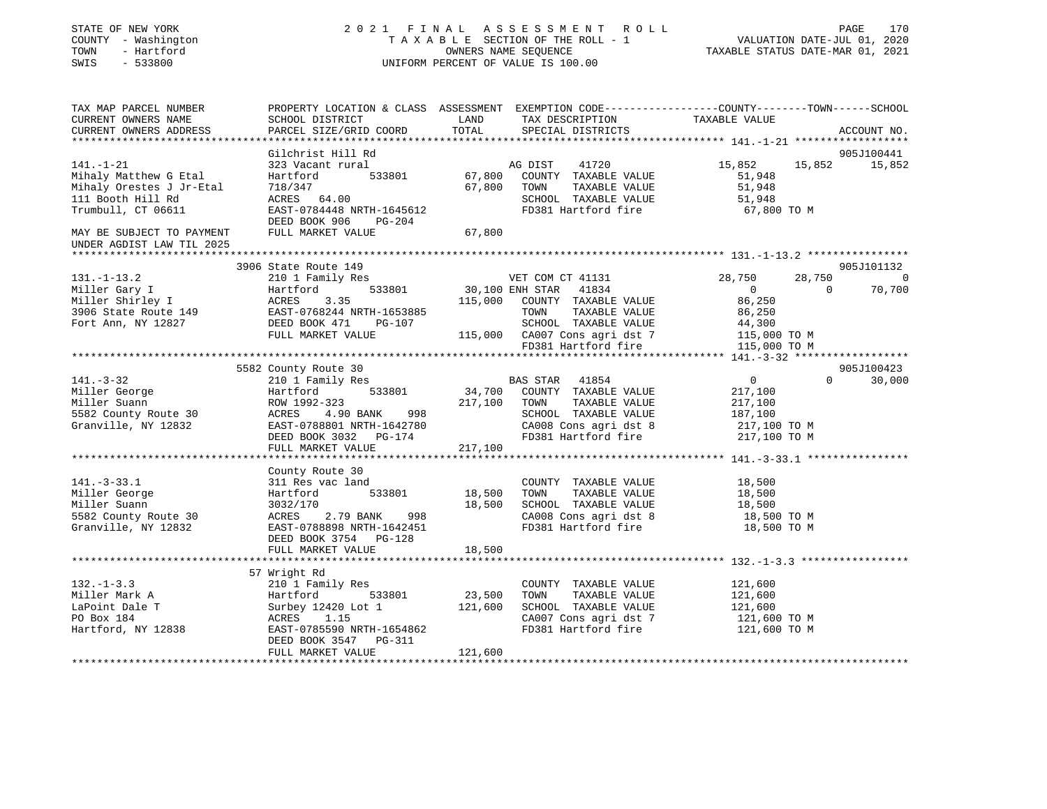STATE OF NEW YORK
COUNTY - Washington
TOWN - Hartford
SWIS - 533800

2021 FINAL ASSESSMENT ROLL
TAXABLE SECTION OF THE ROLL - 1
OWNERS NAME SEQUENCE
UNIFORM PERCENT OF VALUE IS 100.00

VALUATION DATE-JUL 01, 2020
TAXABLE STATUS DATE-MAR 01, 2021

```
TAX MAP PARCEL NUMBER          PROPERTY LOCATION & CLASS  ASSESSMENT  EXEMPTION CODE-----------------COUNTY--------TOWN------SCHOOL
CURRENT OWNERS NAME            SCHOOL DISTRICT               LAND      TAX DESCRIPTION            TAXABLE VALUE
CURRENT OWNERS ADDRESS         PARCEL SIZE/GRID COORD        TOTAL     SPECIAL DISTRICTS                                    ACCOUNT NO.
******************************************************************************************************* 141.-1-21 *****************
                               Gilchrist Hill Rd                                                                             905J100441
141.-1-21                      323 Vacant rural                        AG DIST    41720            15,852      15,852      15,852
Mihaly Matthew G Etal          Hartford         533801       67,800    COUNTY  TAXABLE VALUE          51,948
Mihaly Orestes J Jr-Etal       718/347                       67,800    TOWN    TAXABLE VALUE          51,948
111 Booth Hill Rd              ACRES   64.00                           SCHOOL  TAXABLE VALUE          51,948
Trumbull, CT 06611             EAST-0784448 NRTH-1645612               FD381 Hartford fire             67,800 TO M
                               DEED BOOK 906    PG-204
MAY BE SUBJECT TO PAYMENT      FULL MARKET VALUE             67,800
UNDER AGDIST LAW TIL 2025
******************************************************************************************************* 131.-1-13.2 ****************
                               3906 State Route 149                                                                          905J101132
131.-1-13.2                    210 1 Family Res                        VET COM CT 41131            28,750      28,750           0
Miller Gary I                  Hartford         533801       30,100 ENH STAR   41834                    0           0      70,700
Miller Shirley I               ACRES    3.35                115,000    COUNTY  TAXABLE VALUE          86,250
3906 State Route 149           EAST-0768244 NRTH-1653885               TOWN    TAXABLE VALUE          86,250
Fort Ann, NY 12827             DEED BOOK 471    PG-107                 SCHOOL  TAXABLE VALUE          44,300
                               FULL MARKET VALUE            115,000    CA007 Cons agri dst 7          115,000 TO M
                                                                       FD381 Hartford fire            115,000 TO M
******************************************************************************************************* 141.-3-32 ******************
                               5582 County Route 30                                                                          905J100423
141.-3-32                      210 1 Family Res                        BAS STAR   41854                    0           0      30,000
Miller George                  Hartford         533801       34,700    COUNTY  TAXABLE VALUE         217,100
Miller Suann                   ROW 1992-323                 217,100    TOWN    TAXABLE VALUE         217,100
5582 County Route 30           ACRES    4.90 BANK     998              SCHOOL  TAXABLE VALUE         187,100
Granville, NY 12832            EAST-0788801 NRTH-1642780               CA008 Cons agri dst 8          217,100 TO M
                               DEED BOOK 3032   PG-174                 FD381 Hartford fire            217,100 TO M
                               FULL MARKET VALUE            217,100
******************************************************************************************************* 141.-3-33.1 ****************
                               County Route 30
141.-3-33.1                    311 Res vac land                        COUNTY  TAXABLE VALUE          18,500
Miller George                  Hartford         533801       18,500    TOWN    TAXABLE VALUE          18,500
Miller Suann                   3032/170                      18,500    SCHOOL  TAXABLE VALUE          18,500
5582 County Route 30           ACRES    2.79 BANK     998              CA008 Cons agri dst 8           18,500 TO M
Granville, NY 12832            EAST-0788898 NRTH-1642451               FD381 Hartford fire             18,500 TO M
                               DEED BOOK 3754   PG-128
                               FULL MARKET VALUE             18,500
******************************************************************************************************* 132.-1-3.3 *****************
                               57 Wright Rd
132.-1-3.3                     210 1 Family Res                        COUNTY  TAXABLE VALUE         121,600
Miller Mark A                  Hartford         533801       23,500    TOWN    TAXABLE VALUE         121,600
LaPoint Dale T                 Surbey 12420 Lot 1           121,600    SCHOOL  TAXABLE VALUE         121,600
PO Box 184                     ACRES    1.15                           CA007 Cons agri dst 7          121,600 TO M
Hartford, NY 12838             EAST-0785590 NRTH-1654862               FD381 Hartford fire            121,600 TO M
                               DEED BOOK 3547   PG-311
                               FULL MARKET VALUE            121,600
************************************************************************************************************************************
```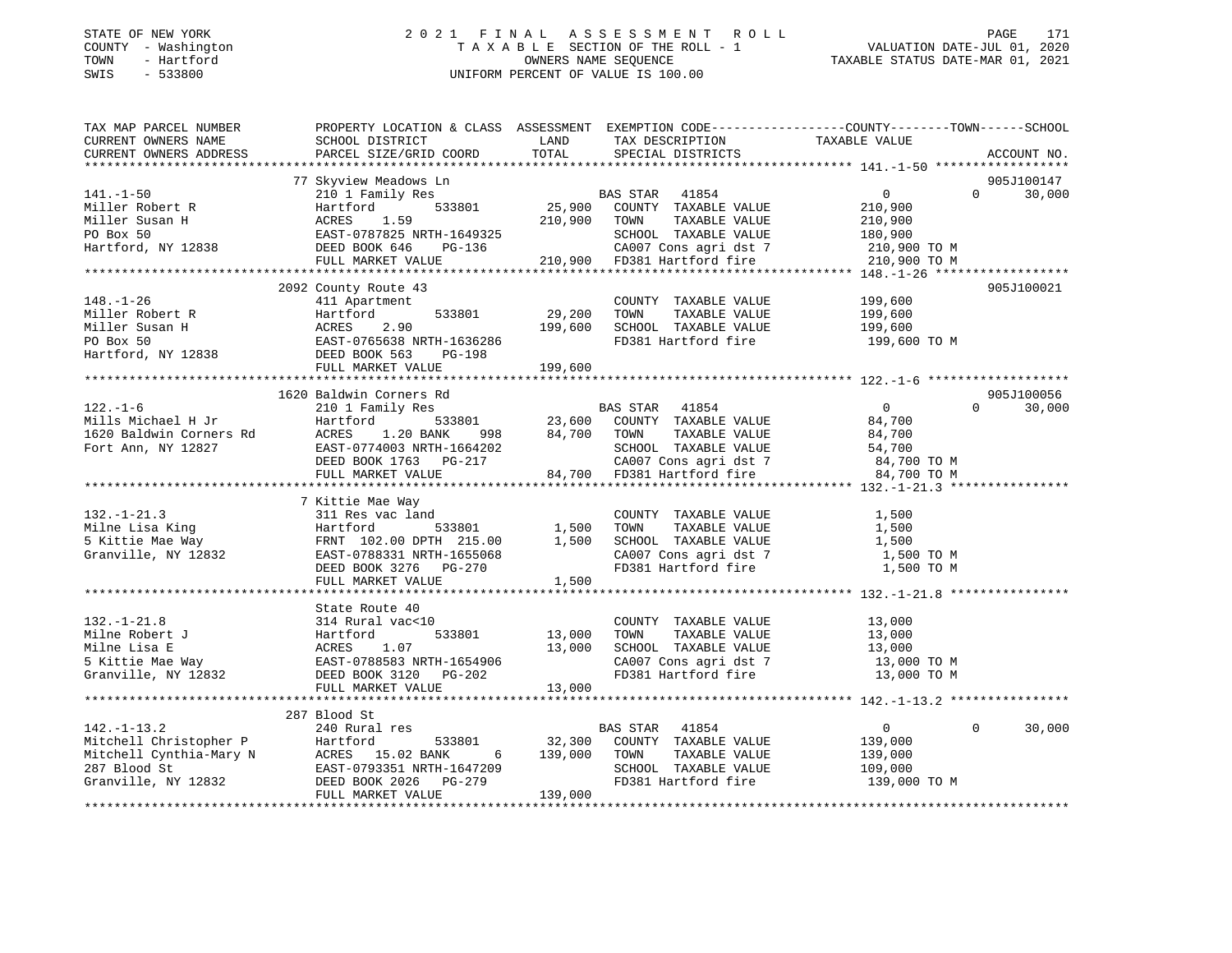STATE OF NEW YORK
COUNTY - Washington
TOWN - Hartford
SWIS - 533800

# 2021 FINAL ASSESSMENT ROLL
TAXABLE SECTION OF THE ROLL - 1
OWNERS NAME SEQUENCE
UNIFORM PERCENT OF VALUE IS 100.00

VALUATION DATE-JUL 01, 2020
TAXABLE STATUS DATE-MAR 01, 2021

| TAX MAP PARCEL NUMBER / CURRENT OWNERS NAME / CURRENT OWNERS ADDRESS | PROPERTY LOCATION & CLASS / SCHOOL DISTRICT / PARCEL SIZE/GRID COORD | ASSESSMENT LAND | TOTAL | EXEMPTION CODE / TAX DESCRIPTION / SPECIAL DISTRICTS | COUNTY TAXABLE VALUE | TOWN | SCHOOL | ACCOUNT NO. |
|---|---|---|---|---|---|---|---|---|
| 141.-1-50 | 77 Skyview Meadows Ln | | | | | | | 905J100147 |
| Miller Robert R | 210 1 Family Res | | | BAS STAR 41854 | 0 | 0 | 30,000 | |
| Miller Susan H | Hartford 533801 | 25,900 | | COUNTY TAXABLE VALUE | 210,900 | | | |
| PO Box 50 | ACRES 1.59 | | 210,900 | TOWN TAXABLE VALUE | 210,900 | | | |
| Hartford, NY 12838 | EAST-0787825 NRTH-1649325 | | | SCHOOL TAXABLE VALUE | 180,900 | | | |
| | DEED BOOK 646 PG-136 | | | CA007 Cons agri dst 7 | 210,900 TO M | | | |
| | FULL MARKET VALUE | | 210,900 | FD381 Hartford fire | 210,900 TO M | | | |
| 148.-1-26 | 2092 County Route 43 | | | | | | | 905J100021 |
| Miller Robert R | 411 Apartment | | | COUNTY TAXABLE VALUE | 199,600 | | | |
| Miller Susan H | Hartford 533801 | 29,200 | | TOWN TAXABLE VALUE | 199,600 | | | |
| PO Box 50 | ACRES 2.90 | | 199,600 | SCHOOL TAXABLE VALUE | 199,600 | | | |
| Hartford, NY 12838 | EAST-0765638 NRTH-1636286 | | | FD381 Hartford fire | 199,600 TO M | | | |
| | DEED BOOK 563 PG-198 | | | | | | | |
| | FULL MARKET VALUE | | 199,600 | | | | | |
| 122.-1-6 | 1620 Baldwin Corners Rd | | | | | | | 905J100056 |
| Mills Michael H Jr | 210 1 Family Res | | | BAS STAR 41854 | 0 | 0 | 30,000 | |
| 1620 Baldwin Corners Rd | Hartford 533801 | 23,600 | | COUNTY TAXABLE VALUE | 84,700 | | | |
| Fort Ann, NY 12827 | ACRES 1.20 BANK 998 | | 84,700 | TOWN TAXABLE VALUE | 84,700 | | | |
| | EAST-0774003 NRTH-1664202 | | | SCHOOL TAXABLE VALUE | 54,700 | | | |
| | DEED BOOK 1763 PG-217 | | | CA007 Cons agri dst 7 | 84,700 TO M | | | |
| | FULL MARKET VALUE | | 84,700 | FD381 Hartford fire | 84,700 TO M | | | |
| 132.-1-21.3 | 7 Kittie Mae Way | | | | | | | |
| Milne Lisa King | 311 Res vac land | | | COUNTY TAXABLE VALUE | 1,500 | | | |
| 5 Kittie Mae Way | Hartford 533801 | 1,500 | | TOWN TAXABLE VALUE | 1,500 | | | |
| Granville, NY 12832 | FRNT 102.00 DPTH 215.00 | | 1,500 | SCHOOL TAXABLE VALUE | 1,500 | | | |
| | EAST-0788331 NRTH-1655068 | | | CA007 Cons agri dst 7 | 1,500 TO M | | | |
| | DEED BOOK 3276 PG-270 | | | FD381 Hartford fire | 1,500 TO M | | | |
| | FULL MARKET VALUE | | 1,500 | | | | | |
| 132.-1-21.8 | State Route 40 | | | | | | | |
| Milne Robert J | 314 Rural vac<10 | | | COUNTY TAXABLE VALUE | 13,000 | | | |
| Milne Lisa E | Hartford 533801 | 13,000 | | TOWN TAXABLE VALUE | 13,000 | | | |
| 5 Kittie Mae Way | ACRES 1.07 | | 13,000 | SCHOOL TAXABLE VALUE | 13,000 | | | |
| Granville, NY 12832 | EAST-0788583 NRTH-1654906 | | | CA007 Cons agri dst 7 | 13,000 TO M | | | |
| | DEED BOOK 3120 PG-202 | | | FD381 Hartford fire | 13,000 TO M | | | |
| | FULL MARKET VALUE | | 13,000 | | | | | |
| 142.-1-13.2 | 287 Blood St | | | | | | | |
| Mitchell Christopher P | 240 Rural res | | | BAS STAR 41854 | 0 | 0 | 30,000 | |
| Mitchell Cynthia-Mary N | Hartford 533801 | 32,300 | | COUNTY TAXABLE VALUE | 139,000 | | | |
| 287 Blood St | ACRES 15.02 BANK 6 | | 139,000 | TOWN TAXABLE VALUE | 139,000 | | | |
| Granville, NY 12832 | EAST-0793351 NRTH-1647209 | | | SCHOOL TAXABLE VALUE | 109,000 | | | |
| | DEED BOOK 2026 PG-279 | | | FD381 Hartford fire | 139,000 TO M | | | |
| | FULL MARKET VALUE | | 139,000 | | | | | |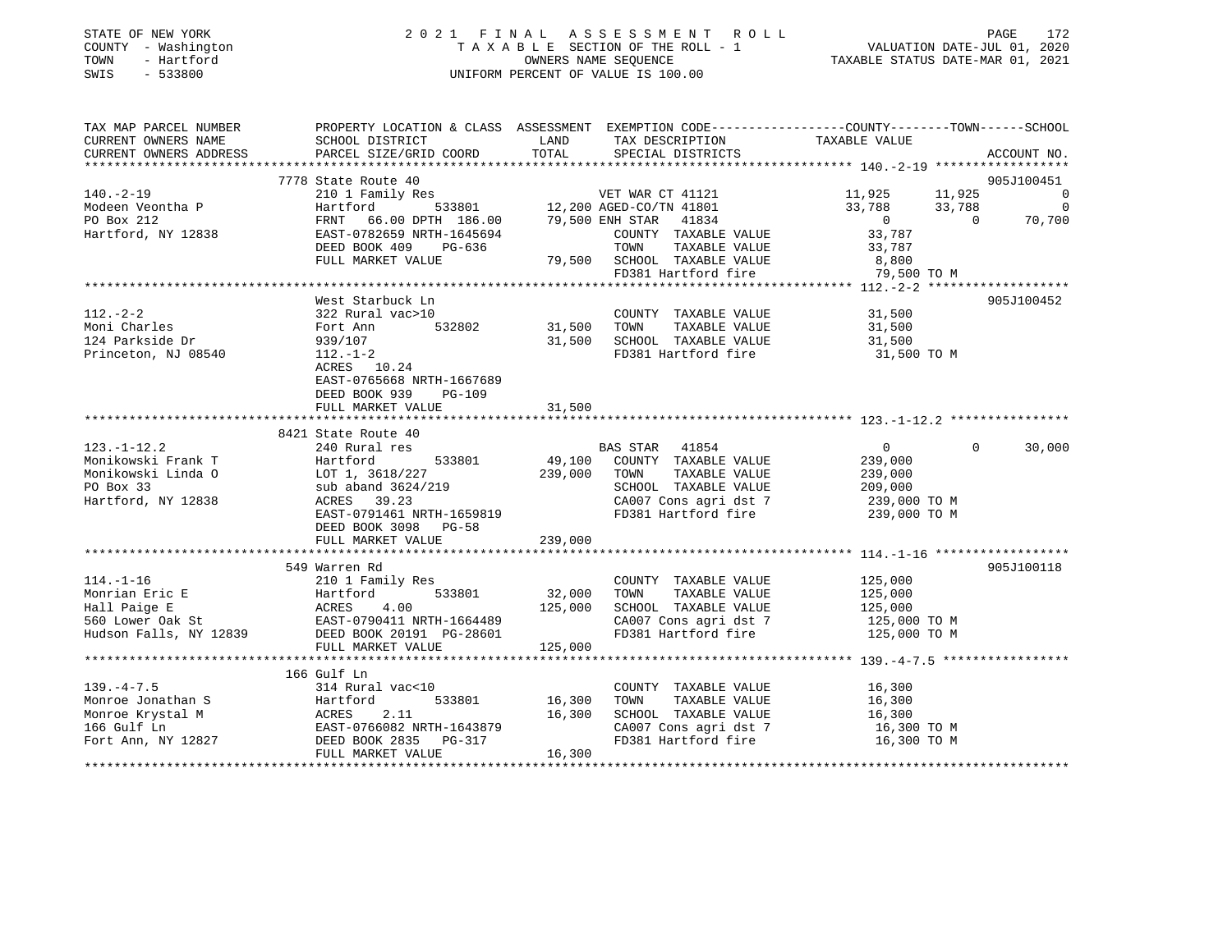STATE OF NEW YORK
COUNTY - Washington
TOWN - Hartford
SWIS - 533800

2 0 2 1 F I N A L A S S E S S M E N T R O L L
T A X A B L E SECTION OF THE ROLL - 1
OWNERS NAME SEQUENCE
UNIFORM PERCENT OF VALUE IS 100.00

VALUATION DATE-JUL 01, 2020
TAXABLE STATUS DATE-MAR 01, 2021

```
TAX MAP PARCEL NUMBER          PROPERTY LOCATION & CLASS  ASSESSMENT  EXEMPTION CODE------------------COUNTY--------TOWN------SCHOOL
CURRENT OWNERS NAME            SCHOOL DISTRICT              LAND      TAX DESCRIPTION              TAXABLE VALUE
CURRENT OWNERS ADDRESS         PARCEL SIZE/GRID COORD       TOTAL     SPECIAL DISTRICTS                                        ACCOUNT NO.
******************************************************************************************************* 140.-2-19 ******************
                               7778 State Route 40                                                                        905J100451
140.-2-19                      210 1 Family Res                     VET WAR CT 41121           11,925       11,925             0
Modeen Veontha P               Hartford          533801      12,200 AGED-CO/TN 41801           33,788       33,788             0
PO Box 212                     FRNT  66.00 DPTH 186.00       79,500 ENH STAR   41834                0            0        70,700
Hartford, NY 12838             EAST-0782659 NRTH-1645694            COUNTY  TAXABLE VALUE          33,787
                               DEED BOOK 409     PG-636             TOWN    TAXABLE VALUE          33,787
                               FULL MARKET VALUE             79,500 SCHOOL  TAXABLE VALUE           8,800
                                                                    FD381 Hartford fire            79,500 TO M
******************************************************************************************************* 112.-2-2 *******************
                               West Starbuck Ln                                                                           905J100452
112.-2-2                       322 Rural vac>10                     COUNTY  TAXABLE VALUE          31,500
Moni Charles                   Fort Ann          532802      31,500 TOWN    TAXABLE VALUE          31,500
124 Parkside Dr                939/107                       31,500 SCHOOL  TAXABLE VALUE          31,500
Princeton, NJ 08540            112.-1-2                             FD381 Hartford fire            31,500 TO M
                               ACRES  10.24
                               EAST-0765668 NRTH-1667689
                               DEED BOOK 939     PG-109
                               FULL MARKET VALUE             31,500
******************************************************************************************************* 123.-1-12.2 ****************
                               8421 State Route 40
123.-1-12.2                    240 Rural res                        BAS STAR   41854                0            0        30,000
Monikowski Frank T             Hartford          533801      49,100 COUNTY  TAXABLE VALUE         239,000
Monikowski Linda O             LOT 1, 3618/227              239,000 TOWN    TAXABLE VALUE         239,000
PO Box 33                      sub aband 3624/219                   SCHOOL  TAXABLE VALUE         209,000
Hartford, NY 12838             ACRES  39.23                         CA007 Cons agri dst 7         239,000 TO M
                               EAST-0791461 NRTH-1659819            FD381 Hartford fire           239,000 TO M
                               DEED BOOK 3098    PG-58
                               FULL MARKET VALUE            239,000
******************************************************************************************************* 114.-1-16 ******************
                               549 Warren Rd                                                                              905J100118
114.-1-16                      210 1 Family Res                     COUNTY  TAXABLE VALUE         125,000
Monrian Eric E                 Hartford          533801      32,000 TOWN    TAXABLE VALUE         125,000
Hall Paige E                   ACRES   4.00                 125,000 SCHOOL  TAXABLE VALUE         125,000
560 Lower Oak St               EAST-0790411 NRTH-1664489            CA007 Cons agri dst 7         125,000 TO M
Hudson Falls, NY 12839         DEED BOOK 20191 PG-28601             FD381 Hartford fire           125,000 TO M
                               FULL MARKET VALUE            125,000
******************************************************************************************************* 139.-4-7.5 *****************
                               166 Gulf Ln
139.-4-7.5                     314 Rural vac<10                     COUNTY  TAXABLE VALUE          16,300
Monroe Jonathan S              Hartford          533801      16,300 TOWN    TAXABLE VALUE          16,300
Monroe Krystal M               ACRES   2.11                  16,300 SCHOOL  TAXABLE VALUE          16,300
166 Gulf Ln                    EAST-0766082 NRTH-1643879            CA007 Cons agri dst 7          16,300 TO M
Fort Ann, NY 12827             DEED BOOK 2835    PG-317             FD381 Hartford fire            16,300 TO M
                               FULL MARKET VALUE             16,300
************************************************************************************************************************************
```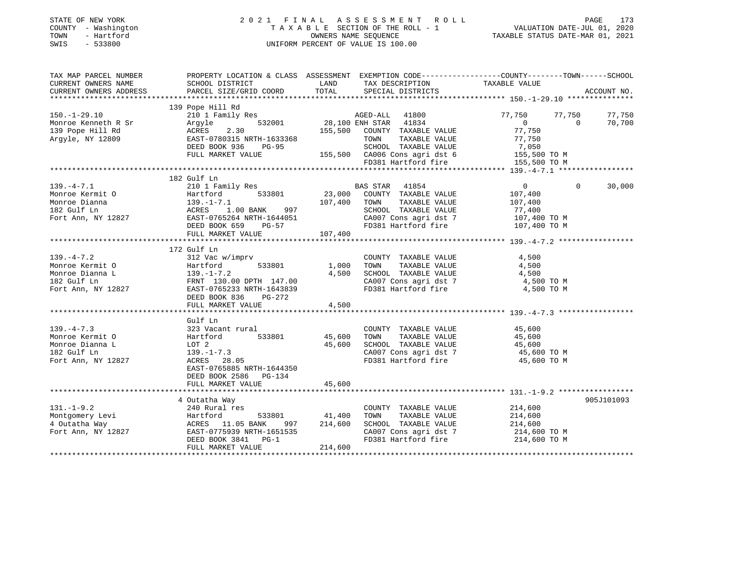STATE OF NEW YORK
COUNTY - Washington
TOWN - Hartford
SWIS - 533800

2021 FINAL ASSESSMENT ROLL
TAXABLE SECTION OF THE ROLL - 1
OWNERS NAME SEQUENCE
UNIFORM PERCENT OF VALUE IS 100.00

VALUATION DATE-JUL 01, 2020
TAXABLE STATUS DATE-MAR 01, 2021

| TAX MAP PARCEL NUMBER / CURRENT OWNERS NAME / CURRENT OWNERS ADDRESS | PROPERTY LOCATION & CLASS / SCHOOL DISTRICT / PARCEL SIZE/GRID COORD | ASSESSMENT LAND / TOTAL | EXEMPTION CODE / TAX DESCRIPTION / SPECIAL DISTRICTS | COUNTY TAXABLE VALUE | TOWN | SCHOOL | ACCOUNT NO. |
|---|---|---|---|---|---|---|---|
| **150.-1-29.10** | 139 Pope Hill Rd | | | | | | |
| 150.-1-29.10 | 210 1 Family Res | | AGED-ALL 41800 | 77,750 | 77,750 | 77,750 | |
| Monroe Kenneth R Sr | Argyle 532001 | 28,100 | ENH STAR 41834 | 0 | 0 | 70,700 | |
| 139 Pope Hill Rd | ACRES 2.30 | 155,500 | COUNTY TAXABLE VALUE | 77,750 | | | |
| Argyle, NY 12809 | EAST-0780315 NRTH-1633368 | | TOWN TAXABLE VALUE | 77,750 | | | |
| | DEED BOOK 936 PG-95 | | SCHOOL TAXABLE VALUE | 7,050 | | | |
| | FULL MARKET VALUE | 155,500 | CA006 Cons agri dst 6 | 155,500 TO M | | | |
| | | | FD381 Hartford fire | 155,500 TO M | | | |
| **139.-4-7.1** | 182 Gulf Ln | | | | | | |
| 139.-4-7.1 | 210 1 Family Res | | BAS STAR 41854 | 0 | 0 | 30,000 | |
| Monroe Kermit O | Hartford 533801 | 23,000 | COUNTY TAXABLE VALUE | 107,400 | | | |
| Monroe Dianna | 139.-1-7.1 | 107,400 | TOWN TAXABLE VALUE | 107,400 | | | |
| 182 Gulf Ln | ACRES 1.00 BANK 997 | | SCHOOL TAXABLE VALUE | 77,400 | | | |
| Fort Ann, NY 12827 | EAST-0765264 NRTH-1644051 | | CA007 Cons agri dst 7 | 107,400 TO M | | | |
| | DEED BOOK 659 PG-57 | | FD381 Hartford fire | 107,400 TO M | | | |
| | FULL MARKET VALUE | 107,400 | | | | | |
| **139.-4-7.2** | 172 Gulf Ln | | | | | | |
| 139.-4-7.2 | 312 Vac w/imprv | | COUNTY TAXABLE VALUE | 4,500 | | | |
| Monroe Kermit O | Hartford 533801 | 1,000 | TOWN TAXABLE VALUE | 4,500 | | | |
| Monroe Dianna L | 139.-1-7.2 | 4,500 | SCHOOL TAXABLE VALUE | 4,500 | | | |
| 182 Gulf Ln | FRNT 130.00 DPTH 147.00 | | CA007 Cons agri dst 7 | 4,500 TO M | | | |
| Fort Ann, NY 12827 | EAST-0765233 NRTH-1643839 | | FD381 Hartford fire | 4,500 TO M | | | |
| | DEED BOOK 836 PG-272 | | | | | | |
| | FULL MARKET VALUE | 4,500 | | | | | |
| **139.-4-7.3** | Gulf Ln | | | | | | |
| 139.-4-7.3 | 323 Vacant rural | | COUNTY TAXABLE VALUE | 45,600 | | | |
| Monroe Kermit O | Hartford 533801 | 45,600 | TOWN TAXABLE VALUE | 45,600 | | | |
| Monroe Dianna L | LOT 2 | 45,600 | SCHOOL TAXABLE VALUE | 45,600 | | | |
| 182 Gulf Ln | 139.-1-7.3 | | CA007 Cons agri dst 7 | 45,600 TO M | | | |
| Fort Ann, NY 12827 | ACRES 28.05 | | FD381 Hartford fire | 45,600 TO M | | | |
| | EAST-0765885 NRTH-1644350 | | | | | | |
| | DEED BOOK 2586 PG-134 | | | | | | |
| | FULL MARKET VALUE | 45,600 | | | | | |
| **131.-1-9.2** | 4 Outatha Way | | | | | | 905J101093 |
| 131.-1-9.2 | 240 Rural res | | COUNTY TAXABLE VALUE | 214,600 | | | |
| Montgomery Levi | Hartford 533801 | 41,400 | TOWN TAXABLE VALUE | 214,600 | | | |
| 4 Outatha Way | ACRES 11.05 BANK 997 | 214,600 | SCHOOL TAXABLE VALUE | 214,600 | | | |
| Fort Ann, NY 12827 | EAST-0775939 NRTH-1651535 | | CA007 Cons agri dst 7 | 214,600 TO M | | | |
| | DEED BOOK 3841 PG-1 | | FD381 Hartford fire | 214,600 TO M | | | |
| | FULL MARKET VALUE | 214,600 | | | | | |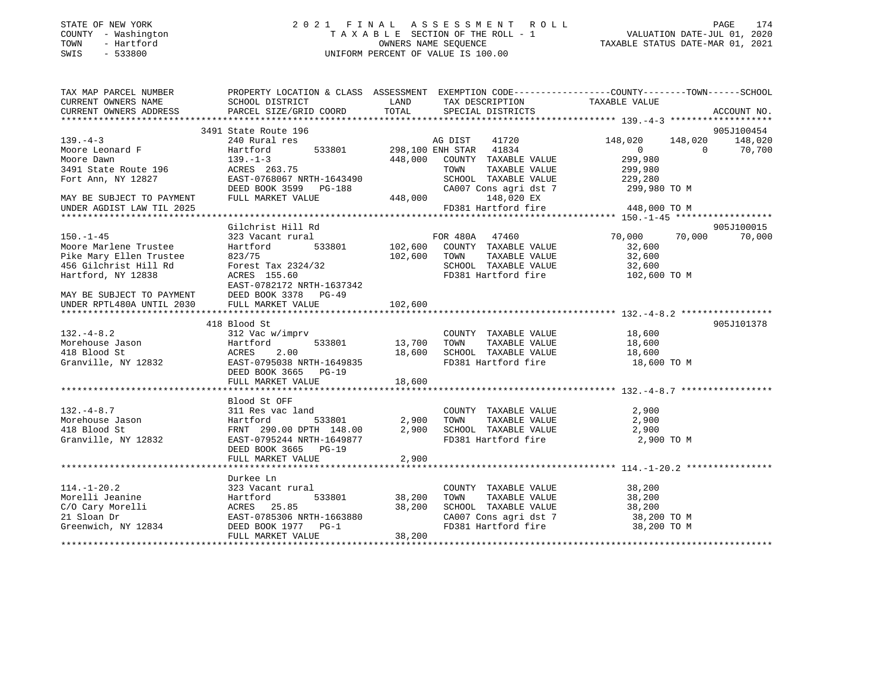STATE OF NEW YORK
COUNTY - Washington
TOWN - Hartford
SWIS - 533800

# 2021 FINAL ASSESSMENT ROLL

TAXABLE SECTION OF THE ROLL - 1
OWNERS NAME SEQUENCE
UNIFORM PERCENT OF VALUE IS 100.00

VALUATION DATE-JUL 01, 2020
TAXABLE STATUS DATE-MAR 01, 2021

```
TAX MAP PARCEL NUMBER          PROPERTY LOCATION & CLASS  ASSESSMENT  EXEMPTION CODE-----------------COUNTY--------TOWN------SCHOOL
CURRENT OWNERS NAME            SCHOOL DISTRICT             LAND       TAX DESCRIPTION              TAXABLE VALUE
CURRENT OWNERS ADDRESS         PARCEL SIZE/GRID COORD      TOTAL      SPECIAL DISTRICTS                                        ACCOUNT NO.
*********************************************************************************************** 139.-4-3 *******************
                               3491 State Route 196                                                                          905J100454
139.-4-3                       240 Rural res                          AG DIST    41720              148,020     148,020     148,020
Moore Leonard F                Hartford          533801   298,100 ENH STAR   41834                    0           0      70,700
Moore Dawn                     139.-1-3                   448,000     COUNTY  TAXABLE VALUE         299,980
3491 State Route 196           ACRES  263.75                          TOWN    TAXABLE VALUE         299,980
Fort Ann, NY 12827             EAST-0768067 NRTH-1643490              SCHOOL  TAXABLE VALUE         229,280
                               DEED BOOK 3599   PG-188                CA007 Cons agri dst 7         299,980 TO M
MAY BE SUBJECT TO PAYMENT      FULL MARKET VALUE          448,000          148,020 EX
UNDER AGDIST LAW TIL 2025                                             FD381 Hartford fire           448,000 TO M
*********************************************************************************************** 150.-1-45 ******************
                               Gilchrist Hill Rd                                                                             905J100015
150.-1-45                      323 Vacant rural                       FOR 480A   47460               70,000      70,000      70,000
Moore Marlene Trustee          Hartford          533801   102,600     COUNTY  TAXABLE VALUE          32,600
Pike Mary Ellen Trustee        823/75                     102,600     TOWN    TAXABLE VALUE          32,600
456 Gilchrist Hill Rd          Forest Tax 2324/32                     SCHOOL  TAXABLE VALUE          32,600
Hartford, NY 12838             ACRES  155.60                          FD381 Hartford fire           102,600 TO M
                               EAST-0782172 NRTH-1637342
MAY BE SUBJECT TO PAYMENT      DEED BOOK 3378   PG-49
UNDER RPTL480A UNTIL 2030      FULL MARKET VALUE          102,600
*********************************************************************************************** 132.-4-8.2 *****************
                               418 Blood St                                                                                  905J101378
132.-4-8.2                     312 Vac w/imprv                        COUNTY  TAXABLE VALUE          18,600
Morehouse Jason                Hartford          533801    13,700     TOWN    TAXABLE VALUE          18,600
418 Blood St                   ACRES    2.00               18,600     SCHOOL  TAXABLE VALUE          18,600
Granville, NY 12832            EAST-0795038 NRTH-1649835              FD381 Hartford fire            18,600 TO M
                               DEED BOOK 3665   PG-19
                               FULL MARKET VALUE           18,600
*********************************************************************************************** 132.-4-8.7 *****************
                               Blood St OFF
132.-4-8.7                     311 Res vac land                       COUNTY  TAXABLE VALUE           2,900
Morehouse Jason                Hartford          533801     2,900     TOWN    TAXABLE VALUE           2,900
418 Blood St                   FRNT 290.00 DPTH 148.00      2,900     SCHOOL  TAXABLE VALUE           2,900
Granville, NY 12832            EAST-0795244 NRTH-1649877              FD381 Hartford fire             2,900 TO M
                               DEED BOOK 3665   PG-19
                               FULL MARKET VALUE            2,900
*********************************************************************************************** 114.-1-20.2 ****************
                               Durkee Ln
114.-1-20.2                    323 Vacant rural                       COUNTY  TAXABLE VALUE          38,200
Morelli Jeanine                Hartford          533801    38,200     TOWN    TAXABLE VALUE          38,200
C/O Cary Morelli               ACRES   25.85               38,200     SCHOOL  TAXABLE VALUE          38,200
21 Sloan Dr                    EAST-0785306 NRTH-1663880              CA007 Cons agri dst 7          38,200 TO M
Greenwich, NY 12834            DEED BOOK 1977   PG-1                  FD381 Hartford fire            38,200 TO M
                               FULL MARKET VALUE           38,200
****************************************************************************************************************************
```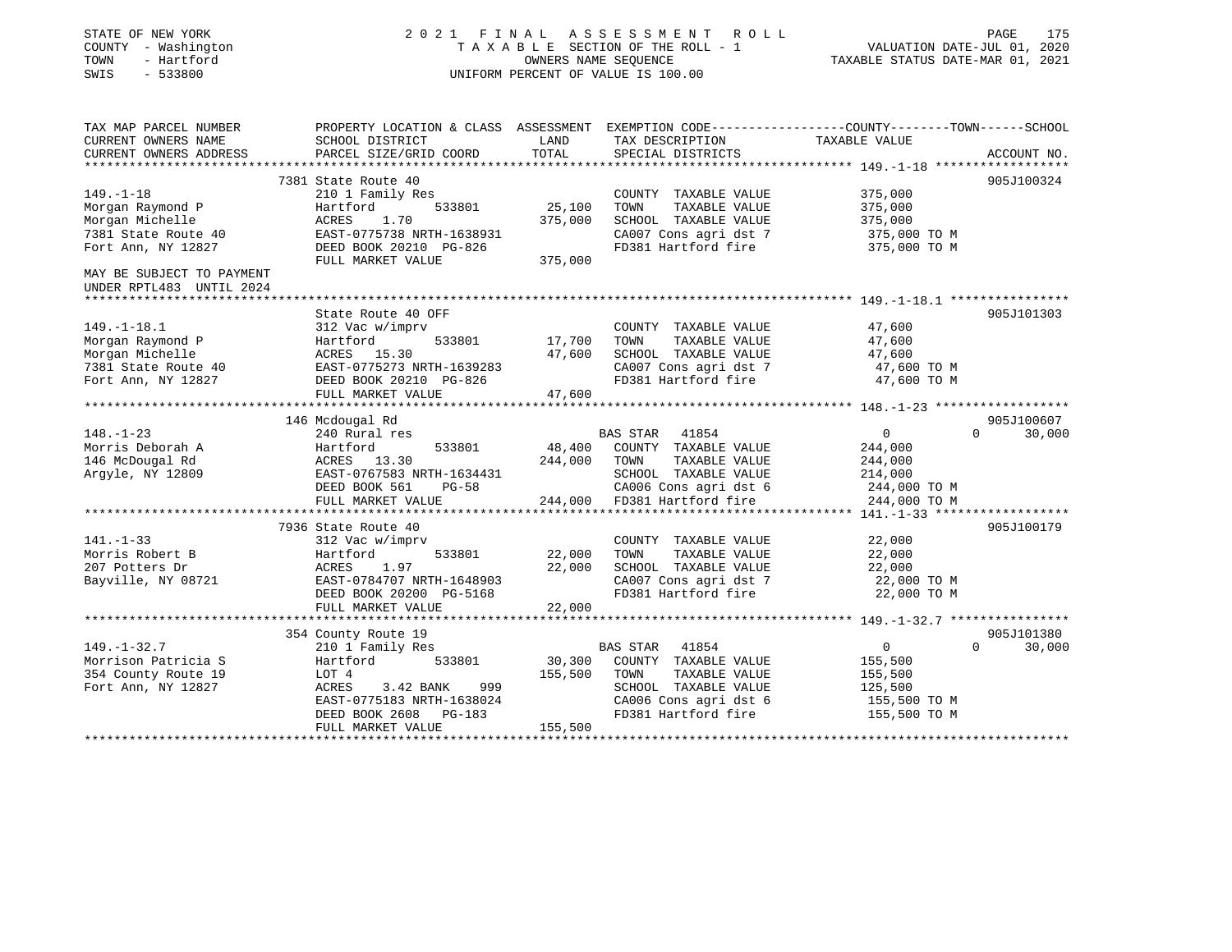STATE OF NEW YORK
COUNTY - Washington
TOWN - Hartford
SWIS - 533800

2 0 2 1 F I N A L A S S E S S M E N T R O L L
T A X A B L E SECTION OF THE ROLL - 1
OWNERS NAME SEQUENCE
UNIFORM PERCENT OF VALUE IS 100.00

VALUATION DATE-JUL 01, 2020
TAXABLE STATUS DATE-MAR 01, 2021

```
TAX MAP PARCEL NUMBER          PROPERTY LOCATION & CLASS  ASSESSMENT  EXEMPTION CODE------------------COUNTY--------TOWN------SCHOOL
CURRENT OWNERS NAME            SCHOOL DISTRICT             LAND        TAX DESCRIPTION               TAXABLE VALUE
CURRENT OWNERS ADDRESS         PARCEL SIZE/GRID COORD      TOTAL       SPECIAL DISTRICTS                                    ACCOUNT NO.
*********************************************************************************************** 149.-1-18 ******************
                            7381 State Route 40                                                                          905J100324
149.-1-18                    210 1 Family Res                         COUNTY  TAXABLE VALUE          375,000
Morgan Raymond P             Hartford          533801      25,100     TOWN    TAXABLE VALUE          375,000
Morgan Michelle              ACRES    1.70               375,000     SCHOOL  TAXABLE VALUE          375,000
7381 State Route 40          EAST-0775738 NRTH-1638931               CA007 Cons agri dst 7           375,000 TO M
Fort Ann, NY 12827           DEED BOOK 20210  PG-826                 FD381 Hartford fire             375,000 TO M
                             FULL MARKET VALUE           375,000
MAY BE SUBJECT TO PAYMENT
UNDER RPTL483  UNTIL 2024
*********************************************************************************************** 149.-1-18.1 ****************
                            State Route 40 OFF                                                                           905J101303
149.-1-18.1                  312 Vac w/imprv                          COUNTY  TAXABLE VALUE           47,600
Morgan Raymond P             Hartford          533801      17,700     TOWN    TAXABLE VALUE           47,600
Morgan Michelle              ACRES   15.30                47,600     SCHOOL  TAXABLE VALUE           47,600
7381 State Route 40          EAST-0775273 NRTH-1639283               CA007 Cons agri dst 7            47,600 TO M
Fort Ann, NY 12827           DEED BOOK 20210  PG-826                 FD381 Hartford fire              47,600 TO M
                             FULL MARKET VALUE            47,600
*********************************************************************************************** 148.-1-23 ******************
                            146 Mcdougal Rd                                                                              905J100607
148.-1-23                    240 Rural res                     BAS STAR   41854                     0            0       30,000
Morris Deborah A             Hartford          533801      48,400     COUNTY  TAXABLE VALUE          244,000
146 McDougal Rd              ACRES   13.30               244,000     TOWN    TAXABLE VALUE          244,000
Argyle, NY 12809             EAST-0767583 NRTH-1634431               SCHOOL  TAXABLE VALUE          214,000
                             DEED BOOK 561    PG-58                  CA006 Cons agri dst 6           244,000 TO M
                             FULL MARKET VALUE           244,000     FD381 Hartford fire             244,000 TO M
*********************************************************************************************** 141.-1-33 ******************
                            7936 State Route 40                                                                          905J100179
141.-1-33                    312 Vac w/imprv                          COUNTY  TAXABLE VALUE           22,000
Morris Robert B              Hartford          533801      22,000     TOWN    TAXABLE VALUE           22,000
207 Potters Dr               ACRES    1.97                22,000     SCHOOL  TAXABLE VALUE           22,000
Bayville, NY 08721           EAST-0784707 NRTH-1648903               CA007 Cons agri dst 7            22,000 TO M
                             DEED BOOK 20200  PG-5168                FD381 Hartford fire              22,000 TO M
                             FULL MARKET VALUE            22,000
*********************************************************************************************** 149.-1-32.7 ****************
                            354 County Route 19                                                                          905J101380
149.-1-32.7                  210 1 Family Res                  BAS STAR   41854                     0            0       30,000
Morrison Patricia S          Hartford          533801      30,300     COUNTY  TAXABLE VALUE          155,500
354 County Route 19          LOT 4                       155,500     TOWN    TAXABLE VALUE          155,500
Fort Ann, NY 12827           ACRES    3.42 BANK     999              SCHOOL  TAXABLE VALUE          125,500
                             EAST-0775183 NRTH-1638024               CA006 Cons agri dst 6           155,500 TO M
                             DEED BOOK 2608   PG-183                 FD381 Hartford fire             155,500 TO M
                             FULL MARKET VALUE           155,500
******************************************************************************************************************************
```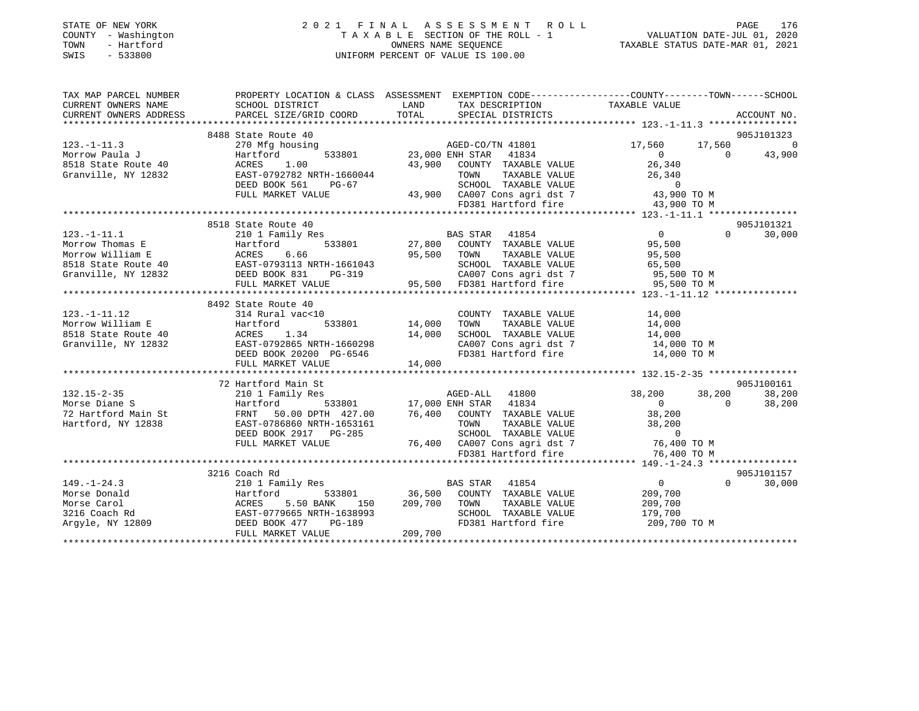STATE OF NEW YORK
COUNTY - Washington
TOWN - Hartford
SWIS - 533800

2021 FINAL ASSESSMENT ROLL
TAXABLE SECTION OF THE ROLL - 1
OWNERS NAME SEQUENCE
UNIFORM PERCENT OF VALUE IS 100.00

VALUATION DATE-JUL 01, 2020
TAXABLE STATUS DATE-MAR 01, 2021

```
TAX MAP PARCEL NUMBER          PROPERTY LOCATION & CLASS  ASSESSMENT  EXEMPTION CODE-----------------COUNTY--------TOWN------SCHOOL
CURRENT OWNERS NAME            SCHOOL DISTRICT              LAND      TAX DESCRIPTION              TAXABLE VALUE
CURRENT OWNERS ADDRESS         PARCEL SIZE/GRID COORD       TOTAL     SPECIAL DISTRICTS                                  ACCOUNT NO.
******************************************************************************************************* 123.-1-11.3 ****************
                               8488 State Route 40                                                                     905J101323
123.-1-11.3                    270 Mfg housing                     AGED-CO/TN 41801             17,560     17,560            0
Morrow Paula J                 Hartford          533801     23,000 ENH STAR   41834                  0          0       43,900
8518 State Route 40            ACRES     1.00               43,900    COUNTY  TAXABLE VALUE        26,340
Granville, NY 12832            EAST-0792782 NRTH-1660044               TOWN    TAXABLE VALUE        26,340
                               DEED BOOK 561     PG-67                 SCHOOL  TAXABLE VALUE             0
                               FULL MARKET VALUE            43,900    CA007 Cons agri dst 7        43,900 TO M
                                                                      FD381 Hartford fire          43,900 TO M
******************************************************************************************************* 123.-1-11.1 ****************
                               8518 State Route 40                                                                     905J101321
123.-1-11.1                    210 1 Family Res                    BAS STAR   41854                  0          0       30,000
Morrow Thomas E                Hartford          533801     27,800    COUNTY  TAXABLE VALUE        95,500
Morrow William E               ACRES     6.66               95,500    TOWN    TAXABLE VALUE        95,500
8518 State Route 40            EAST-0793113 NRTH-1661043               SCHOOL  TAXABLE VALUE        65,500
Granville, NY 12832            DEED BOOK 831     PG-319               CA007 Cons agri dst 7        95,500 TO M
                               FULL MARKET VALUE            95,500    FD381 Hartford fire          95,500 TO M
******************************************************************************************************* 123.-1-11.12 ***************
                               8492 State Route 40
123.-1-11.12                   314 Rural vac<10                       COUNTY  TAXABLE VALUE        14,000
Morrow William E               Hartford          533801     14,000    TOWN    TAXABLE VALUE        14,000
8518 State Route 40            ACRES     1.34               14,000    SCHOOL  TAXABLE VALUE        14,000
Granville, NY 12832            EAST-0792865 NRTH-1660298               CA007 Cons agri dst 7        14,000 TO M
                               DEED BOOK 20200 PG-6546                FD381 Hartford fire          14,000 TO M
                               FULL MARKET VALUE            14,000
******************************************************************************************************* 132.15-2-35 ****************
                               72 Hartford Main St                                                                     905J100161
132.15-2-35                    210 1 Family Res                    AGED-ALL   41800             38,200     38,200       38,200
Morse Diane S                  Hartford          533801     17,000 ENH STAR   41834                  0          0       38,200
72 Hartford Main St            FRNT   50.00 DPTH 427.00     76,400    COUNTY  TAXABLE VALUE        38,200
Hartford, NY 12838             EAST-0786860 NRTH-1653161               TOWN    TAXABLE VALUE        38,200
                               DEED BOOK 2917    PG-285                SCHOOL  TAXABLE VALUE             0
                               FULL MARKET VALUE            76,400    CA007 Cons agri dst 7        76,400 TO M
                                                                      FD381 Hartford fire          76,400 TO M
******************************************************************************************************* 149.-1-24.3 ****************
                               3216 Coach Rd                                                                           905J101157
149.-1-24.3                    210 1 Family Res                    BAS STAR   41854                  0          0       30,000
Morse Donald                   Hartford          533801     36,500    COUNTY  TAXABLE VALUE       209,700
Morse Carol                    ACRES     5.50 BANK     150 209,700    TOWN    TAXABLE VALUE       209,700
3216 Coach Rd                  EAST-0779665 NRTH-1638993               SCHOOL  TAXABLE VALUE       179,700
Argyle, NY 12809               DEED BOOK 477     PG-189               FD381 Hartford fire         209,700 TO M
                               FULL MARKET VALUE           209,700
************************************************************************************************************************************
```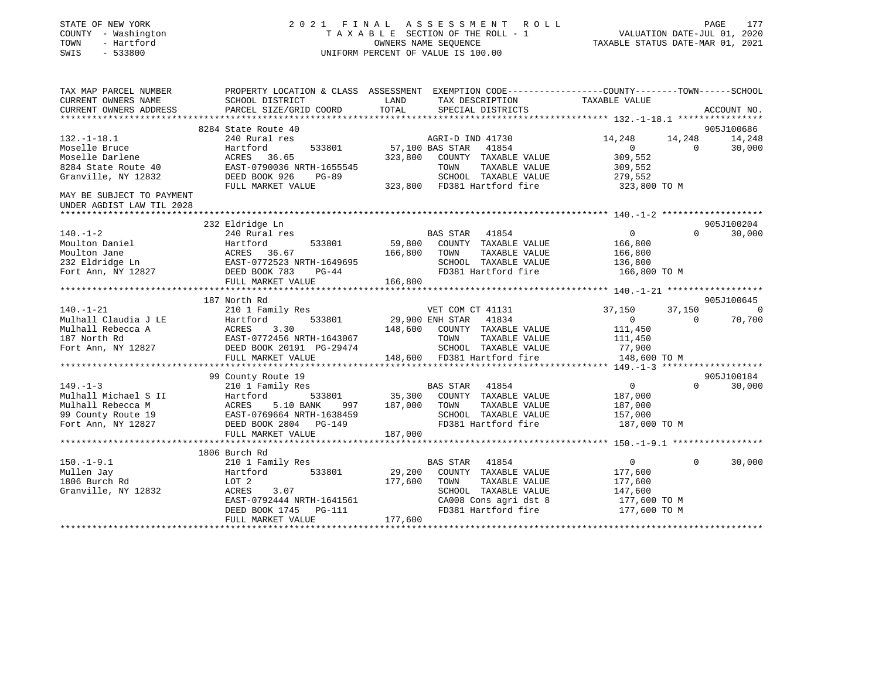STATE OF NEW YORK
COUNTY - Washington
TOWN - Hartford
SWIS - 533800

# 2021 FINAL ASSESSMENT ROLL
TAXABLE SECTION OF THE ROLL - 1
OWNERS NAME SEQUENCE
UNIFORM PERCENT OF VALUE IS 100.00

VALUATION DATE-JUL 01, 2020
TAXABLE STATUS DATE-MAR 01, 2021

```
TAX MAP PARCEL NUMBER          PROPERTY LOCATION & CLASS  ASSESSMENT  EXEMPTION CODE-----------------COUNTY--------TOWN------SCHOOL
CURRENT OWNERS NAME            SCHOOL DISTRICT             LAND        TAX DESCRIPTION              TAXABLE VALUE
CURRENT OWNERS ADDRESS         PARCEL SIZE/GRID COORD      TOTAL       SPECIAL DISTRICTS                                         ACCOUNT NO.
****************************************************************************************************** 132.-1-18.1 ****************
                               8284 State Route 40                                                                              905J100686
132.-1-18.1                    240 Rural res                           AGRI-D IND 41730              14,248      14,248      14,248
Moselle Bruce                  Hartford        533801      57,100 BAS STAR   41854                       0           0       30,000
Moselle Darlene                ACRES   36.65              323,800   COUNTY  TAXABLE VALUE           309,552
8284 State Route 40            EAST-0790036 NRTH-1655545               TOWN    TAXABLE VALUE           309,552
Granville, NY 12832            DEED BOOK 926    PG-89                  SCHOOL  TAXABLE VALUE           279,552
                               FULL MARKET VALUE          323,800   FD381 Hartford fire             323,800 TO M
MAY BE SUBJECT TO PAYMENT
UNDER AGDIST LAW TIL 2028
****************************************************************************************************** 140.-1-2 *******************
                               232 Eldridge Ln                                                                                  905J100204
140.-1-2                       240 Rural res                           BAS STAR   41854                       0           0       30,000
Moulton Daniel                 Hartford        533801      59,800   COUNTY  TAXABLE VALUE           166,800
Moulton Jane                   ACRES   36.67              166,800   TOWN    TAXABLE VALUE           166,800
232 Eldridge Ln                EAST-0772523 NRTH-1649695               SCHOOL  TAXABLE VALUE           136,800
Fort Ann, NY 12827             DEED BOOK 783    PG-44                  FD381 Hartford fire             166,800 TO M
                               FULL MARKET VALUE          166,800
****************************************************************************************************** 140.-1-21 ******************
                               187 North Rd                                                                                     905J100645
140.-1-21                      210 1 Family Res                        VET COM CT 41131              37,150      37,150           0
Mulhall Claudia J LE           Hartford        533801      29,900 ENH STAR   41834                       0           0       70,700
Mulhall Rebecca A              ACRES    3.30              148,600   COUNTY  TAXABLE VALUE           111,450
187 North Rd                   EAST-0772456 NRTH-1643067               TOWN    TAXABLE VALUE           111,450
Fort Ann, NY 12827             DEED BOOK 20191  PG-29474               SCHOOL  TAXABLE VALUE            77,900
                               FULL MARKET VALUE          148,600   FD381 Hartford fire             148,600 TO M
****************************************************************************************************** 149.-1-3 *******************
                               99 County Route 19                                                                               905J100184
149.-1-3                       210 1 Family Res                        BAS STAR   41854                       0           0       30,000
Mulhall Michael S II           Hartford        533801      35,300   COUNTY  TAXABLE VALUE           187,000
Mulhall Rebecca M              ACRES    5.10 BANK    997  187,000   TOWN    TAXABLE VALUE           187,000
99 County Route 19             EAST-0769664 NRTH-1638459               SCHOOL  TAXABLE VALUE           157,000
Fort Ann, NY 12827             DEED BOOK 2804   PG-149                 FD381 Hartford fire             187,000 TO M
                               FULL MARKET VALUE          187,000
****************************************************************************************************** 150.-1-9.1 *****************
                               1806 Burch Rd
150.-1-9.1                     210 1 Family Res                        BAS STAR   41854                       0           0       30,000
Mullen Jay                     Hartford        533801      29,200   COUNTY  TAXABLE VALUE           177,600
1806 Burch Rd                  LOT 2                      177,600   TOWN    TAXABLE VALUE           177,600
Granville, NY 12832            ACRES    3.07                           SCHOOL  TAXABLE VALUE           147,600
                               EAST-0792444 NRTH-1641561               CA008 Cons agri dst 8           177,600 TO M
                               DEED BOOK 1745   PG-111                 FD381 Hartford fire             177,600 TO M
                               FULL MARKET VALUE          177,600
************************************************************************************************************************************
```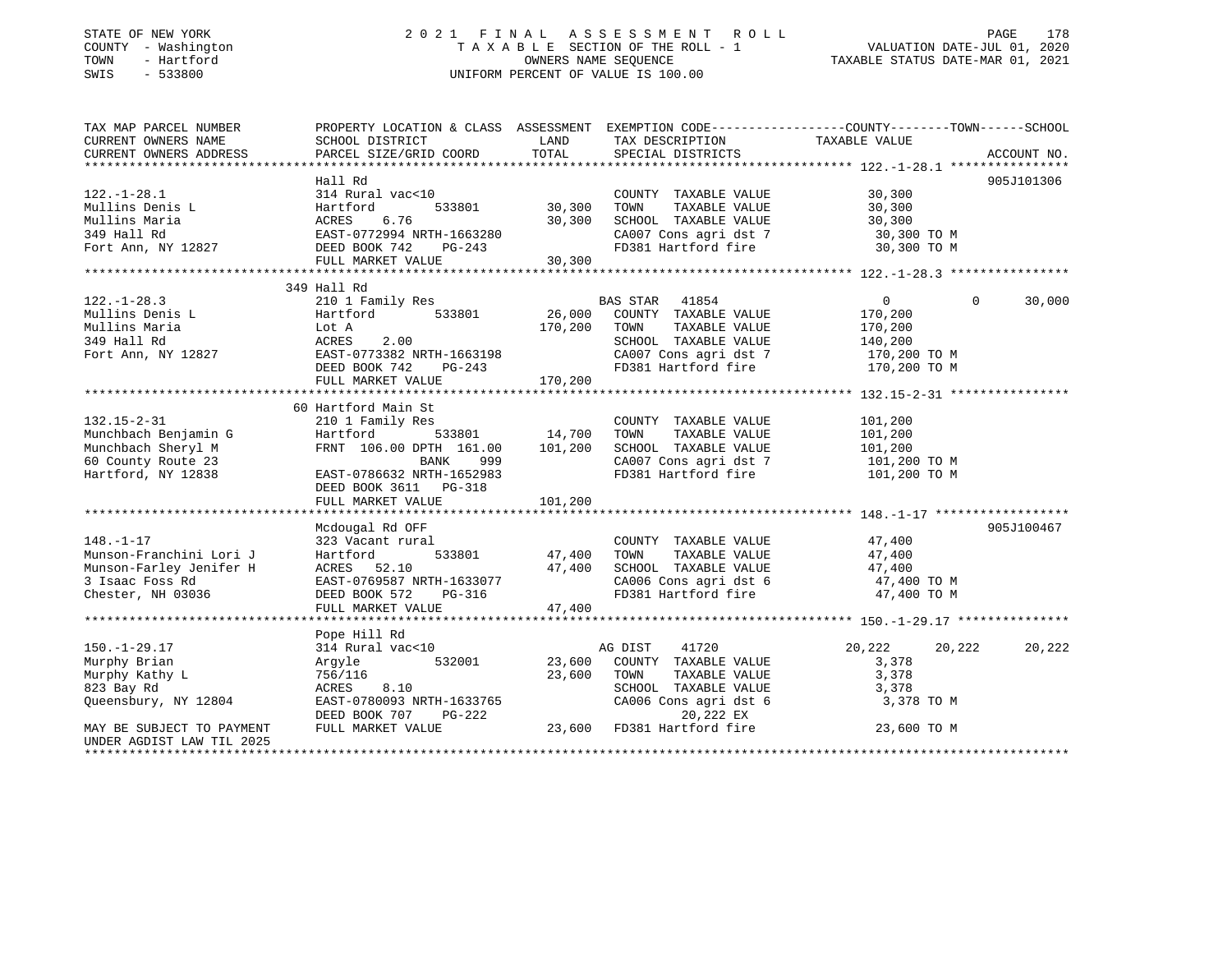STATE OF NEW YORK
COUNTY - Washington
TOWN - Hartford
SWIS - 533800

# 2021 FINAL ASSESSMENT ROLL

TAXABLE SECTION OF THE ROLL - 1
OWNERS NAME SEQUENCE
UNIFORM PERCENT OF VALUE IS 100.00

VALUATION DATE-JUL 01, 2020
TAXABLE STATUS DATE-MAR 01, 2021

| TAX MAP PARCEL NUMBER / CURRENT OWNERS NAME / CURRENT OWNERS ADDRESS | PROPERTY LOCATION & CLASS / SCHOOL DISTRICT / PARCEL SIZE/GRID COORD | ASSESSMENT LAND / TOTAL | EXEMPTION CODE / TAX DESCRIPTION / SPECIAL DISTRICTS | COUNTY TAXABLE VALUE | TOWN | SCHOOL | ACCOUNT NO. |
|---|---|---|---|---|---|---|---|
| **122.-1-28.1** | Hall Rd | | | | | | 905J101306 |
| 122.-1-28.1 | 314 Rural vac<10 | | COUNTY TAXABLE VALUE | 30,300 | | | |
| Mullins Denis L | Hartford 533801 | 30,300 | TOWN TAXABLE VALUE | 30,300 | | | |
| Mullins Maria | ACRES 6.76 | 30,300 | SCHOOL TAXABLE VALUE | 30,300 | | | |
| 349 Hall Rd | EAST-0772994 NRTH-1663280 | | CA007 Cons agri dst 7 | 30,300 TO M | | | |
| Fort Ann, NY 12827 | DEED BOOK 742 PG-243 | | FD381 Hartford fire | 30,300 TO M | | | |
| | FULL MARKET VALUE | 30,300 | | | | | |
| **122.-1-28.3** | 349 Hall Rd | | | | | | |
| 122.-1-28.3 | 210 1 Family Res | | BAS STAR 41854 | 0 | 0 | 30,000 | |
| Mullins Denis L | Hartford 533801 | 26,000 | COUNTY TAXABLE VALUE | 170,200 | | | |
| Mullins Maria | Lot A | 170,200 | TOWN TAXABLE VALUE | 170,200 | | | |
| 349 Hall Rd | ACRES 2.00 | | SCHOOL TAXABLE VALUE | 140,200 | | | |
| Fort Ann, NY 12827 | EAST-0773382 NRTH-1663198 | | CA007 Cons agri dst 7 | 170,200 TO M | | | |
| | DEED BOOK 742 PG-243 | | FD381 Hartford fire | 170,200 TO M | | | |
| | FULL MARKET VALUE | 170,200 | | | | | |
| **132.15-2-31** | 60 Hartford Main St | | | | | | |
| 132.15-2-31 | 210 1 Family Res | | COUNTY TAXABLE VALUE | 101,200 | | | |
| Munchbach Benjamin G | Hartford 533801 | 14,700 | TOWN TAXABLE VALUE | 101,200 | | | |
| Munchbach Sheryl M | FRNT 106.00 DPTH 161.00 | 101,200 | SCHOOL TAXABLE VALUE | 101,200 | | | |
| 60 County Route 23 | BANK 999 | | CA007 Cons agri dst 7 | 101,200 TO M | | | |
| Hartford, NY 12838 | EAST-0786632 NRTH-1652983 | | FD381 Hartford fire | 101,200 TO M | | | |
| | DEED BOOK 3611 PG-318 | | | | | | |
| | FULL MARKET VALUE | 101,200 | | | | | |
| **148.-1-17** | Mcdougal Rd OFF | | | | | | 905J100467 |
| 148.-1-17 | 323 Vacant rural | | COUNTY TAXABLE VALUE | 47,400 | | | |
| Munson-Franchini Lori J | Hartford 533801 | 47,400 | TOWN TAXABLE VALUE | 47,400 | | | |
| Munson-Farley Jenifer H | ACRES 52.10 | 47,400 | SCHOOL TAXABLE VALUE | 47,400 | | | |
| 3 Isaac Foss Rd | EAST-0769587 NRTH-1633077 | | CA006 Cons agri dst 6 | 47,400 TO M | | | |
| Chester, NH 03036 | DEED BOOK 572 PG-316 | | FD381 Hartford fire | 47,400 TO M | | | |
| | FULL MARKET VALUE | 47,400 | | | | | |
| **150.-1-29.17** | Pope Hill Rd | | | | | | |
| 150.-1-29.17 | 314 Rural vac<10 | | AG DIST 41720 | 20,222 | 20,222 | 20,222 | |
| Murphy Brian | Argyle 532001 | 23,600 | COUNTY TAXABLE VALUE | 3,378 | | | |
| Murphy Kathy L | 756/116 | 23,600 | TOWN TAXABLE VALUE | 3,378 | | | |
| 823 Bay Rd | ACRES 8.10 | | SCHOOL TAXABLE VALUE | 3,378 | | | |
| Queensbury, NY 12804 | EAST-0780093 NRTH-1633765 | | CA006 Cons agri dst 6 | 3,378 TO M | | | |
| | DEED BOOK 707 PG-222 | | 20,222 EX | | | | |
| MAY BE SUBJECT TO PAYMENT | FULL MARKET VALUE | 23,600 | FD381 Hartford fire | 23,600 TO M | | | |
| UNDER AGDIST LAW TIL 2025 | | | | | | | |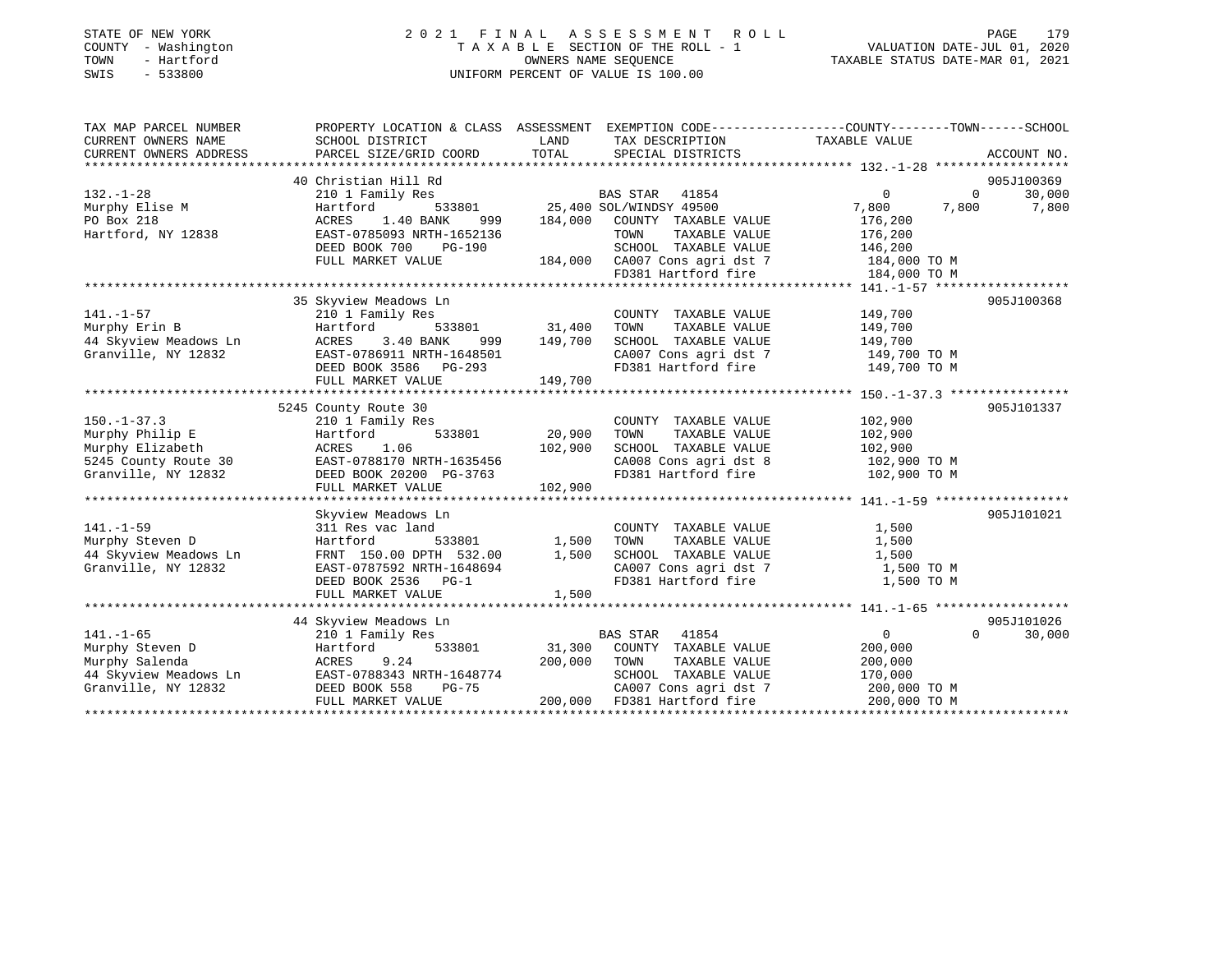STATE OF NEW YORK
COUNTY - Washington
TOWN - Hartford
SWIS - 533800

# 2021 FINAL ASSESSMENT ROLL

TAXABLE SECTION OF THE ROLL - 1
OWNERS NAME SEQUENCE
UNIFORM PERCENT OF VALUE IS 100.00

VALUATION DATE-JUL 01, 2020
TAXABLE STATUS DATE-MAR 01, 2021

```
TAX MAP PARCEL NUMBER      PROPERTY LOCATION & CLASS  ASSESSMENT  EXEMPTION CODE-----------------COUNTY--------TOWN------SCHOOL
CURRENT OWNERS NAME        SCHOOL DISTRICT            LAND        TAX DESCRIPTION             TAXABLE VALUE
CURRENT OWNERS ADDRESS     PARCEL SIZE/GRID COORD     TOTAL       SPECIAL DISTRICTS                                     ACCOUNT NO.
*********************************************************************************************** 132.-1-28 ******************
                           40 Christian Hill Rd                                                                         905J100369
132.-1-28                  210 1 Family Res                       BAS STAR  41854                  0          0        30,000
Murphy Elise M             Hartford          533801     25,400 SOL/WINDSY 49500                7,800      7,800         7,800
PO Box 218                 ACRES    1.40 BANK    999    184,000   COUNTY  TAXABLE VALUE          176,200
Hartford, NY 12838         EAST-0785093 NRTH-1652136              TOWN    TAXABLE VALUE          176,200
                           DEED BOOK 700    PG-190                SCHOOL  TAXABLE VALUE          146,200
                           FULL MARKET VALUE          184,000     CA007 Cons agri dst 7           184,000 TO M
                                                                  FD381 Hartford fire             184,000 TO M
*********************************************************************************************** 141.-1-57 ******************
                           35 Skyview Meadows Ln                                                                        905J100368
141.-1-57                  210 1 Family Res                       COUNTY  TAXABLE VALUE          149,700
Murphy Erin B              Hartford          533801     31,400    TOWN    TAXABLE VALUE          149,700
44 Skyview Meadows Ln      ACRES    3.40 BANK    999    149,700   SCHOOL  TAXABLE VALUE          149,700
Granville, NY 12832        EAST-0786911 NRTH-1648501              CA007 Cons agri dst 7           149,700 TO M
                           DEED BOOK 3586   PG-293                FD381 Hartford fire             149,700 TO M
                           FULL MARKET VALUE          149,700
*********************************************************************************************** 150.-1-37.3 ****************
                           5245 County Route 30                                                                         905J101337
150.-1-37.3                210 1 Family Res                       COUNTY  TAXABLE VALUE          102,900
Murphy Philip E            Hartford          533801     20,900    TOWN    TAXABLE VALUE          102,900
Murphy Elizabeth           ACRES    1.06                102,900   SCHOOL  TAXABLE VALUE          102,900
5245 County Route 30       EAST-0788170 NRTH-1635456              CA008 Cons agri dst 8           102,900 TO M
Granville, NY 12832        DEED BOOK 20200  PG-3763               FD381 Hartford fire             102,900 TO M
                           FULL MARKET VALUE          102,900
*********************************************************************************************** 141.-1-59 ******************
                           Skyview Meadows Ln                                                                           905J101021
141.-1-59                  311 Res vac land                       COUNTY  TAXABLE VALUE            1,500
Murphy Steven D            Hartford          533801      1,500    TOWN    TAXABLE VALUE            1,500
44 Skyview Meadows Ln      FRNT 150.00 DPTH 532.00       1,500    SCHOOL  TAXABLE VALUE            1,500
Granville, NY 12832        EAST-0787592 NRTH-1648694              CA007 Cons agri dst 7             1,500 TO M
                           DEED BOOK 2536   PG-1                  FD381 Hartford fire               1,500 TO M
                           FULL MARKET VALUE            1,500
*********************************************************************************************** 141.-1-65 ******************
                           44 Skyview Meadows Ln                                                                        905J101026
141.-1-65                  210 1 Family Res                       BAS STAR  41854                  0          0        30,000
Murphy Steven D            Hartford          533801     31,300    COUNTY  TAXABLE VALUE          200,000
Murphy Salenda             ACRES    9.24                200,000   TOWN    TAXABLE VALUE          200,000
44 Skyview Meadows Ln      EAST-0788343 NRTH-1648774              SCHOOL  TAXABLE VALUE          170,000
Granville, NY 12832        DEED BOOK 558    PG-75                 CA007 Cons agri dst 7           200,000 TO M
                           FULL MARKET VALUE          200,000     FD381 Hartford fire             200,000 TO M
******************************************************************************************************************************
```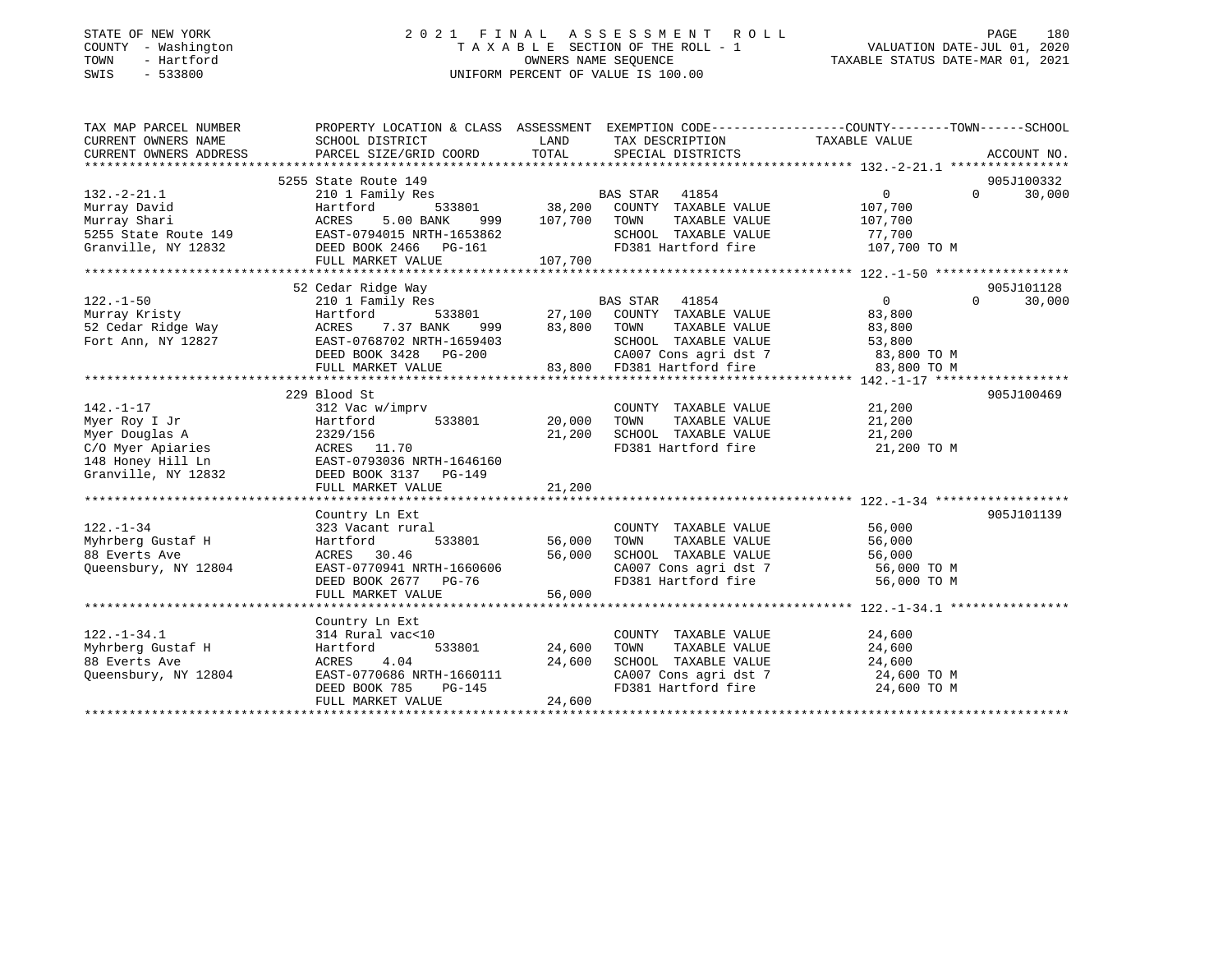STATE OF NEW YORK
COUNTY - Washington
TOWN - Hartford
SWIS - 533800

2 0 2 1 F I N A L A S S E S S M E N T R O L L
T A X A B L E SECTION OF THE ROLL - 1
OWNERS NAME SEQUENCE
UNIFORM PERCENT OF VALUE IS 100.00

VALUATION DATE-JUL 01, 2020
TAXABLE STATUS DATE-MAR 01, 2021

```
TAX MAP PARCEL NUMBER          PROPERTY LOCATION & CLASS  ASSESSMENT  EXEMPTION CODE------------------COUNTY--------TOWN------SCHOOL
CURRENT OWNERS NAME            SCHOOL DISTRICT              LAND       TAX DESCRIPTION              TAXABLE VALUE
CURRENT OWNERS ADDRESS         PARCEL SIZE/GRID COORD       TOTAL      SPECIAL DISTRICTS                                      ACCOUNT NO.
******************************************************************************************************* 132.-2-21.1 ****************
                               5255 State Route 149                                                                        905J100332
132.-2-21.1                    210 1 Family Res                       BAS STAR   41854                  0            0       30,000
Murray David                   Hartford          533801      38,200   COUNTY  TAXABLE VALUE        107,700
Murray Shari                   ACRES    5.00 BANK    999    107,700   TOWN    TAXABLE VALUE        107,700
5255 State Route 149           EAST-0794015 NRTH-1653862              SCHOOL  TAXABLE VALUE         77,700
Granville, NY 12832            DEED BOOK 2466   PG-161                FD381 Hartford fire          107,700 TO M
                               FULL MARKET VALUE            107,700
******************************************************************************************************* 122.-1-50 ******************
                               52 Cedar Ridge Way                                                                          905J101128
122.-1-50                      210 1 Family Res                       BAS STAR   41854                  0            0       30,000
Murray Kristy                  Hartford          533801      27,100   COUNTY  TAXABLE VALUE         83,800
52 Cedar Ridge Way             ACRES    7.37 BANK    999     83,800   TOWN    TAXABLE VALUE         83,800
Fort Ann, NY 12827             EAST-0768702 NRTH-1659403              SCHOOL  TAXABLE VALUE         53,800
                               DEED BOOK 3428   PG-200                CA007 Cons agri dst 7          83,800 TO M
                               FULL MARKET VALUE             83,800   FD381 Hartford fire            83,800 TO M
******************************************************************************************************* 142.-1-17 ******************
                               229 Blood St                                                                                905J100469
142.-1-17                      312 Vac w/imprv                        COUNTY  TAXABLE VALUE         21,200
Myer Roy I Jr                  Hartford          533801      20,000   TOWN    TAXABLE VALUE         21,200
Myer Douglas A                 2329/156                      21,200   SCHOOL  TAXABLE VALUE         21,200
C/O Myer Apiaries              ACRES   11.70                          FD381 Hartford fire            21,200 TO M
148 Honey Hill Ln              EAST-0793036 NRTH-1646160
Granville, NY 12832            DEED BOOK 3137   PG-149
                               FULL MARKET VALUE             21,200
******************************************************************************************************* 122.-1-34 ******************
                               Country Ln Ext                                                                              905J101139
122.-1-34                      323 Vacant rural                       COUNTY  TAXABLE VALUE         56,000
Myhrberg Gustaf H              Hartford          533801      56,000   TOWN    TAXABLE VALUE         56,000
88 Everts Ave                  ACRES   30.46                 56,000   SCHOOL  TAXABLE VALUE         56,000
Queensbury, NY 12804           EAST-0770941 NRTH-1660606              CA007 Cons agri dst 7          56,000 TO M
                               DEED BOOK 2677   PG-76                 FD381 Hartford fire            56,000 TO M
                               FULL MARKET VALUE             56,000
******************************************************************************************************* 122.-1-34.1 ****************
                               Country Ln Ext
122.-1-34.1                    314 Rural vac<10                       COUNTY  TAXABLE VALUE         24,600
Myhrberg Gustaf H              Hartford          533801      24,600   TOWN    TAXABLE VALUE         24,600
88 Everts Ave                  ACRES    4.04                 24,600   SCHOOL  TAXABLE VALUE         24,600
Queensbury, NY 12804           EAST-0770686 NRTH-1660111              CA007 Cons agri dst 7          24,600 TO M
                               DEED BOOK 785    PG-145                FD381 Hartford fire            24,600 TO M
                               FULL MARKET VALUE             24,600
************************************************************************************************************************************
```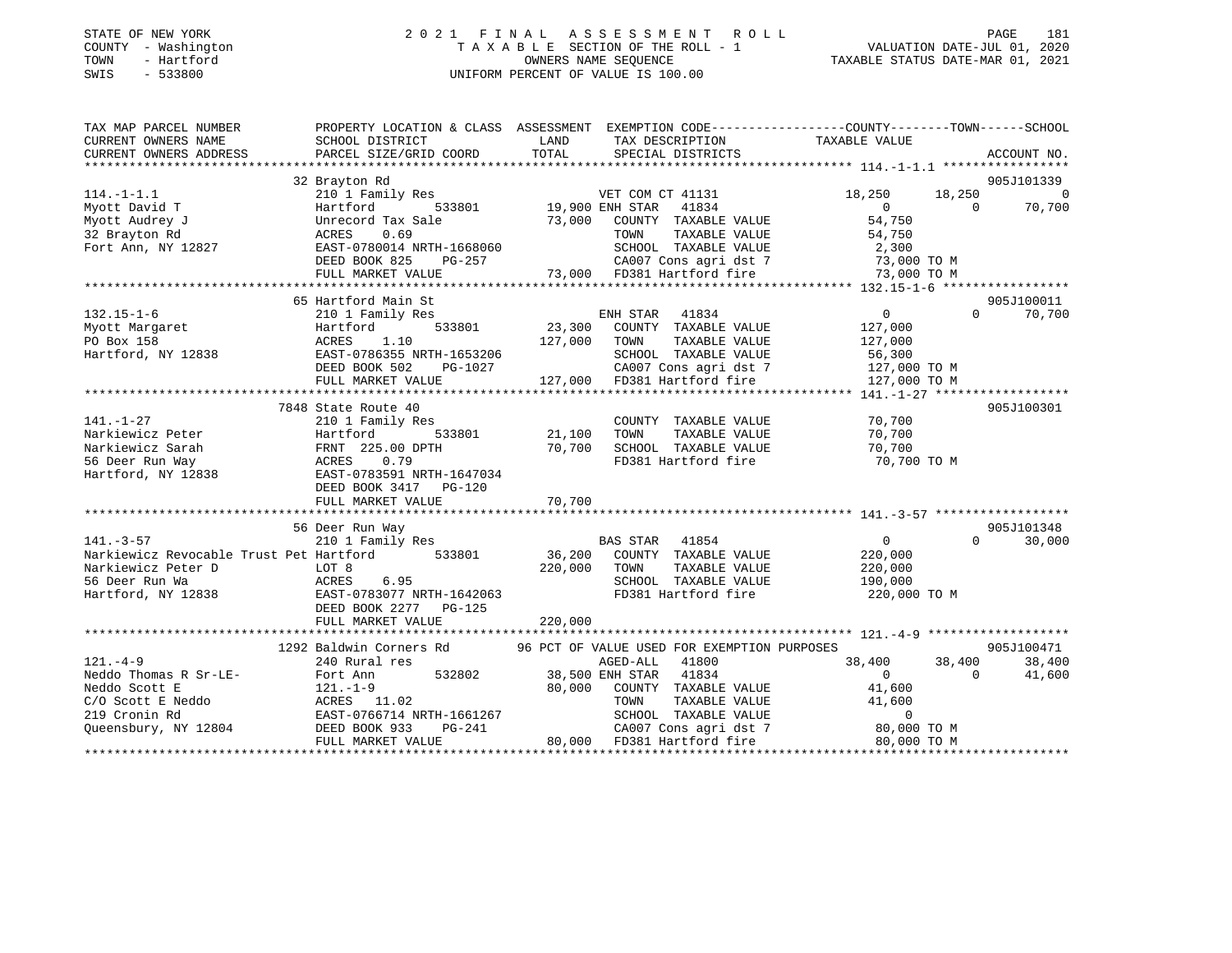STATE OF NEW YORK
COUNTY - Washington
TOWN - Hartford
SWIS - 533800

# 2021 FINAL ASSESSMENT ROLL

TAXABLE SECTION OF THE ROLL - 1
OWNERS NAME SEQUENCE
UNIFORM PERCENT OF VALUE IS 100.00

VALUATION DATE-JUL 01, 2020
TAXABLE STATUS DATE-MAR 01, 2021

```
TAX MAP PARCEL NUMBER          PROPERTY LOCATION & CLASS  ASSESSMENT  EXEMPTION CODE-----------------COUNTY--------TOWN------SCHOOL
CURRENT OWNERS NAME            SCHOOL DISTRICT               LAND      TAX DESCRIPTION            TAXABLE VALUE
CURRENT OWNERS ADDRESS         PARCEL SIZE/GRID COORD        TOTAL     SPECIAL DISTRICTS                                     ACCOUNT NO.
******************************************************************************************************* 114.-1-1.1 *****************
                               32 Brayton Rd                                                                              905J101339
114.-1-1.1                     210 1 Family Res                        VET COM CT 41131          18,250      18,250             0
Myott David T                  Hartford        533801      19,900 ENH STAR  41834                 0           0        70,700
Myott Audrey J                 Unrecord Tax Sale           73,000    COUNTY  TAXABLE VALUE       54,750
32 Brayton Rd                  ACRES    0.69                         TOWN    TAXABLE VALUE       54,750
Fort Ann, NY 12827             EAST-0780014 NRTH-1668060             SCHOOL  TAXABLE VALUE        2,300
                               DEED BOOK 825    PG-257               CA007 Cons agri dst 7       73,000 TO M
                               FULL MARKET VALUE           73,000    FD381 Hartford fire         73,000 TO M
******************************************************************************************************* 132.15-1-6 *****************
                               65 Hartford Main St                                                                        905J100011
132.15-1-6                     210 1 Family Res                        ENH STAR  41834                 0           0        70,700
Myott Margaret                 Hartford        533801      23,300    COUNTY  TAXABLE VALUE      127,000
PO Box 158                     ACRES    1.10              127,000    TOWN    TAXABLE VALUE      127,000
Hartford, NY 12838             EAST-0786355 NRTH-1653206             SCHOOL  TAXABLE VALUE       56,300
                               DEED BOOK 502    PG-1027              CA007 Cons agri dst 7      127,000 TO M
                               FULL MARKET VALUE          127,000    FD381 Hartford fire        127,000 TO M
******************************************************************************************************* 141.-1-27 ******************
                               7848 State Route 40                                                                        905J100301
141.-1-27                      210 1 Family Res                        COUNTY  TAXABLE VALUE       70,700
Narkiewicz Peter               Hartford        533801      21,100    TOWN    TAXABLE VALUE       70,700
Narkiewicz Sarah               FRNT 225.00 DPTH            70,700    SCHOOL  TAXABLE VALUE       70,700
56 Deer Run Way                ACRES    0.79                         FD381 Hartford fire         70,700 TO M
Hartford, NY 12838             EAST-0783591 NRTH-1647034
                               DEED BOOK 3417   PG-120
                               FULL MARKET VALUE           70,700
******************************************************************************************************* 141.-3-57 ******************
                               56 Deer Run Way                                                                            905J101348
141.-3-57                      210 1 Family Res                        BAS STAR  41854                 0           0        30,000
Narkiewicz Revocable Trust Pet Hartford     533801      36,200    COUNTY  TAXABLE VALUE      220,000
Narkiewicz Peter D             LOT 8                      220,000    TOWN    TAXABLE VALUE      220,000
56 Deer Run Wa                 ACRES    6.95                         SCHOOL  TAXABLE VALUE      190,000
Hartford, NY 12838             EAST-0783077 NRTH-1642063             FD381 Hartford fire        220,000 TO M
                               DEED BOOK 2277   PG-125
                               FULL MARKET VALUE          220,000
******************************************************************************************************* 121.-4-9 *******************
                               1292 Baldwin Corners Rd     96 PCT OF VALUE USED FOR EXEMPTION PURPOSES                    905J100471
121.-4-9                       240 Rural res                           AGED-ALL  41800           38,400      38,400        38,400
Neddo Thomas R Sr-LE-          Fort Ann        532802      38,500 ENH STAR  41834                 0           0        41,600
Neddo Scott E                  121.-1-9                    80,000    COUNTY  TAXABLE VALUE       41,600
C/O Scott E Neddo              ACRES   11.02                         TOWN    TAXABLE VALUE       41,600
219 Cronin Rd                  EAST-0766714 NRTH-1661267             SCHOOL  TAXABLE VALUE            0
Queensbury, NY 12804           DEED BOOK 933    PG-241               CA007 Cons agri dst 7       80,000 TO M
                               FULL MARKET VALUE           80,000    FD381 Hartford fire         80,000 TO M
************************************************************************************************************************************
```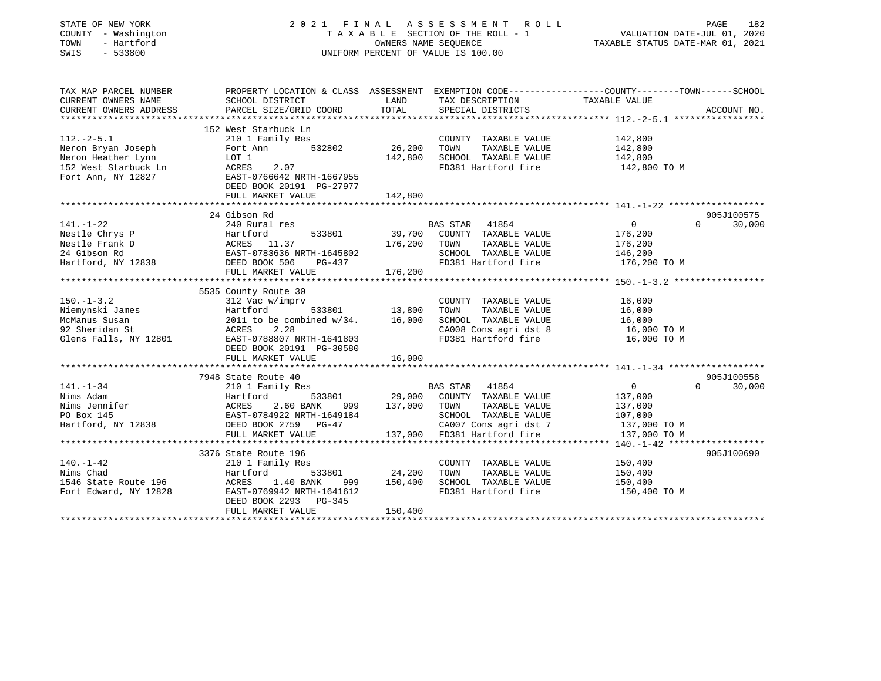STATE OF NEW YORK
COUNTY - Washington
TOWN - Hartford
SWIS - 533800

2021 FINAL ASSESSMENT ROLL
TAXABLE SECTION OF THE ROLL - 1
OWNERS NAME SEQUENCE
UNIFORM PERCENT OF VALUE IS 100.00

VALUATION DATE-JUL 01, 2020
TAXABLE STATUS DATE-MAR 01, 2021

| TAX MAP PARCEL NUMBER / CURRENT OWNERS NAME / CURRENT OWNERS ADDRESS | PROPERTY LOCATION & CLASS / SCHOOL DISTRICT / PARCEL SIZE/GRID COORD | ASSESSMENT LAND | TOTAL | EXEMPTION CODE / TAX DESCRIPTION / SPECIAL DISTRICTS | COUNTY | TOWN | SCHOOL | ACCOUNT NO. |
|---|---|---|---|---|---|---|---|---|
| **112.-2-5.1** | 152 West Starbuck Ln | | | | | | | |
| Neron Bryan Joseph | 210 1 Family Res | | | COUNTY TAXABLE VALUE | 142,800 | | | |
| Neron Heather Lynn | Fort Ann 532802 | 26,200 | | TOWN TAXABLE VALUE | | 142,800 | | |
| 152 West Starbuck Ln | LOT 1 | | 142,800 | SCHOOL TAXABLE VALUE | | | 142,800 | |
| Fort Ann, NY 12827 | ACRES 2.07 | | | FD381 Hartford fire | 142,800 TO M | | | |
| | EAST-0766642 NRTH-1667955 | | | | | | | |
| | DEED BOOK 20191 PG-27977 | | | | | | | |
| | FULL MARKET VALUE | | 142,800 | | | | | |
| **141.-1-22** | 24 Gibson Rd | | | | | | | 905J100575 |
| Nestle Chrys P | 240 Rural res | | | BAS STAR 41854 | 0 | 0 | 30,000 | |
| Nestle Frank D | Hartford 533801 | 39,700 | | COUNTY TAXABLE VALUE | 176,200 | | | |
| 24 Gibson Rd | ACRES 11.37 | | 176,200 | TOWN TAXABLE VALUE | | 176,200 | | |
| Hartford, NY 12838 | EAST-0783636 NRTH-1645802 | | | SCHOOL TAXABLE VALUE | | | 146,200 | |
| | DEED BOOK 506 PG-437 | | | FD381 Hartford fire | 176,200 TO M | | | |
| | FULL MARKET VALUE | | 176,200 | | | | | |
| **150.-1-3.2** | 5535 County Route 30 | | | | | | | |
| Niemynski James | 312 Vac w/imprv | | | COUNTY TAXABLE VALUE | 16,000 | | | |
| McManus Susan | Hartford 533801 | 13,800 | | TOWN TAXABLE VALUE | | 16,000 | | |
| 92 Sheridan St | 2011 to be combined w/34. | | 16,000 | SCHOOL TAXABLE VALUE | | | 16,000 | |
| Glens Falls, NY 12801 | ACRES 2.28 | | | CA008 Cons agri dst 8 | 16,000 TO M | | | |
| | EAST-0788807 NRTH-1641803 | | | FD381 Hartford fire | 16,000 TO M | | | |
| | DEED BOOK 20191 PG-30580 | | | | | | | |
| | FULL MARKET VALUE | | 16,000 | | | | | |
| **141.-1-34** | 7948 State Route 40 | | | | | | | 905J100558 |
| Nims Adam | 210 1 Family Res | | | BAS STAR 41854 | 0 | 0 | 30,000 | |
| Nims Jennifer | Hartford 533801 | 29,000 | | COUNTY TAXABLE VALUE | 137,000 | | | |
| PO Box 145 | ACRES 2.60 BANK 999 | | 137,000 | TOWN TAXABLE VALUE | | 137,000 | | |
| Hartford, NY 12838 | EAST-0784922 NRTH-1649184 | | | SCHOOL TAXABLE VALUE | | | 107,000 | |
| | DEED BOOK 2759 PG-47 | | | CA007 Cons agri dst 7 | 137,000 TO M | | | |
| | FULL MARKET VALUE | | 137,000 | FD381 Hartford fire | 137,000 TO M | | | |
| **140.-1-42** | 3376 State Route 196 | | | | | | | 905J100690 |
| Nims Chad | 210 1 Family Res | | | COUNTY TAXABLE VALUE | 150,400 | | | |
| 1546 State Route 196 | Hartford 533801 | 24,200 | | TOWN TAXABLE VALUE | | 150,400 | | |
| Fort Edward, NY 12828 | ACRES 1.40 BANK 999 | | 150,400 | SCHOOL TAXABLE VALUE | | | 150,400 | |
| | EAST-0769942 NRTH-1641612 | | | FD381 Hartford fire | 150,400 TO M | | | |
| | DEED BOOK 2293 PG-345 | | | | | | | |
| | FULL MARKET VALUE | | 150,400 | | | | | |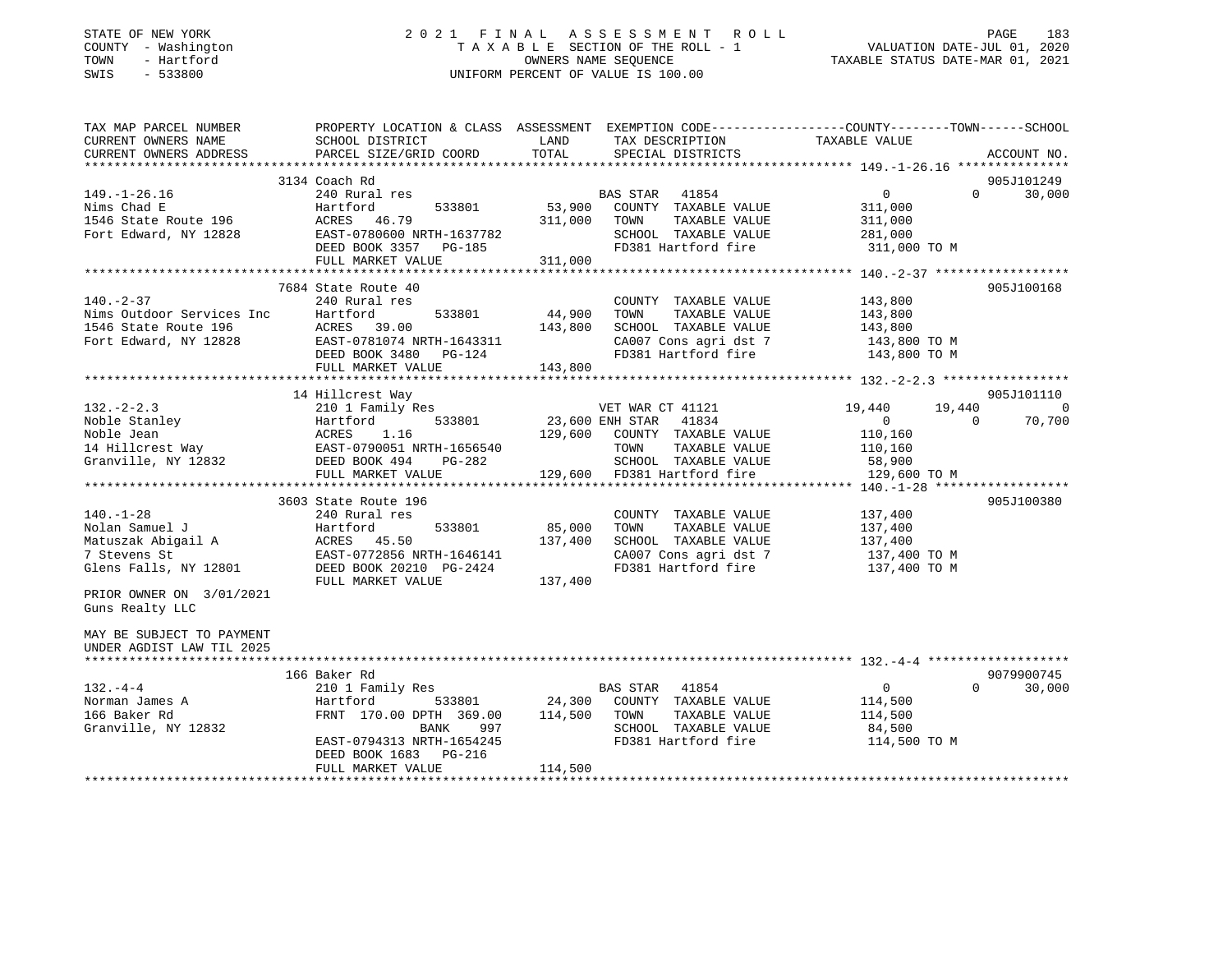STATE OF NEW YORK
COUNTY - Washington
TOWN - Hartford
SWIS - 533800

# 2021 FINAL ASSESSMENT ROLL

TAXABLE SECTION OF THE ROLL - 1
OWNERS NAME SEQUENCE
UNIFORM PERCENT OF VALUE IS 100.00

VALUATION DATE-JUL 01, 2020
TAXABLE STATUS DATE-MAR 01, 2021

| TAX MAP PARCEL NUMBER / CURRENT OWNERS NAME / CURRENT OWNERS ADDRESS | PROPERTY LOCATION & CLASS / SCHOOL DISTRICT / PARCEL SIZE/GRID COORD | ASSESSMENT LAND / TOTAL | EXEMPTION CODE / TAX DESCRIPTION / SPECIAL DISTRICTS | COUNTY | TOWN | SCHOOL | ACCOUNT NO. |
|---|---|---|---|---|---|---|---|
| **149.-1-26.16** | 3134 Coach Rd | | | | | | 905J101249 |
| 149.-1-26.16 | 240 Rural res | | BAS STAR 41854 | 0 | 0 | 30,000 | |
| Nims Chad E | Hartford 533801 | 53,900 | COUNTY TAXABLE VALUE | 311,000 | | | |
| 1546 State Route 196 | ACRES 46.79 | 311,000 | TOWN TAXABLE VALUE | | 311,000 | | |
| Fort Edward, NY 12828 | EAST-0780600 NRTH-1637782 | | SCHOOL TAXABLE VALUE | | | 281,000 | |
| | DEED BOOK 3357 PG-185 | | FD381 Hartford fire | 311,000 TO M | | | |
| | FULL MARKET VALUE | 311,000 | | | | | |
| **140.-2-37** | 7684 State Route 40 | | | | | | 905J100168 |
| 140.-2-37 | 240 Rural res | | COUNTY TAXABLE VALUE | 143,800 | | | |
| Nims Outdoor Services Inc | Hartford 533801 | 44,900 | TOWN TAXABLE VALUE | | 143,800 | | |
| 1546 State Route 196 | ACRES 39.00 | 143,800 | SCHOOL TAXABLE VALUE | | | 143,800 | |
| Fort Edward, NY 12828 | EAST-0781074 NRTH-1643311 | | CA007 Cons agri dst 7 | 143,800 TO M | | | |
| | DEED BOOK 3480 PG-124 | | FD381 Hartford fire | 143,800 TO M | | | |
| | FULL MARKET VALUE | 143,800 | | | | | |
| **132.-2-2.3** | 14 Hillcrest Way | | | | | | 905J101110 |
| 132.-2-2.3 | 210 1 Family Res | | VET WAR CT 41121 | 19,440 | 19,440 | 0 | |
| Noble Stanley | Hartford 533801 | 23,600 | ENH STAR 41834 | 0 | 0 | 70,700 | |
| Noble Jean | ACRES 1.16 | 129,600 | COUNTY TAXABLE VALUE | 110,160 | | | |
| 14 Hillcrest Way | EAST-0790051 NRTH-1656540 | | TOWN TAXABLE VALUE | | 110,160 | | |
| Granville, NY 12832 | DEED BOOK 494 PG-282 | | SCHOOL TAXABLE VALUE | | | 58,900 | |
| | FULL MARKET VALUE | 129,600 | FD381 Hartford fire | 129,600 TO M | | | |
| **140.-1-28** | 3603 State Route 196 | | | | | | 905J100380 |
| 140.-1-28 | 240 Rural res | | COUNTY TAXABLE VALUE | 137,400 | | | |
| Nolan Samuel J | Hartford 533801 | 85,000 | TOWN TAXABLE VALUE | | 137,400 | | |
| Matuszak Abigail A | ACRES 45.50 | 137,400 | SCHOOL TAXABLE VALUE | | | 137,400 | |
| 7 Stevens St | EAST-0772856 NRTH-1646141 | | CA007 Cons agri dst 7 | 137,400 TO M | | | |
| Glens Falls, NY 12801 | DEED BOOK 20210 PG-2424 | | FD381 Hartford fire | 137,400 TO M | | | |
| | FULL MARKET VALUE | 137,400 | | | | | |
| PRIOR OWNER ON 3/01/2021 Guns Realty LLC | | | | | | | |
| MAY BE SUBJECT TO PAYMENT UNDER AGDIST LAW TIL 2025 | | | | | | | |
| **132.-4-4** | 166 Baker Rd | | | | | | 9079900745 |
| 132.-4-4 | 210 1 Family Res | | BAS STAR 41854 | 0 | 0 | 30,000 | |
| Norman James A | Hartford 533801 | 24,300 | COUNTY TAXABLE VALUE | 114,500 | | | |
| 166 Baker Rd | FRNT 170.00 DPTH 369.00 | 114,500 | TOWN TAXABLE VALUE | | 114,500 | | |
| Granville, NY 12832 | BANK 997 | | SCHOOL TAXABLE VALUE | | | 84,500 | |
| | EAST-0794313 NRTH-1654245 | | FD381 Hartford fire | 114,500 TO M | | | |
| | DEED BOOK 1683 PG-216 | | | | | | |
| | FULL MARKET VALUE | 114,500 | | | | | |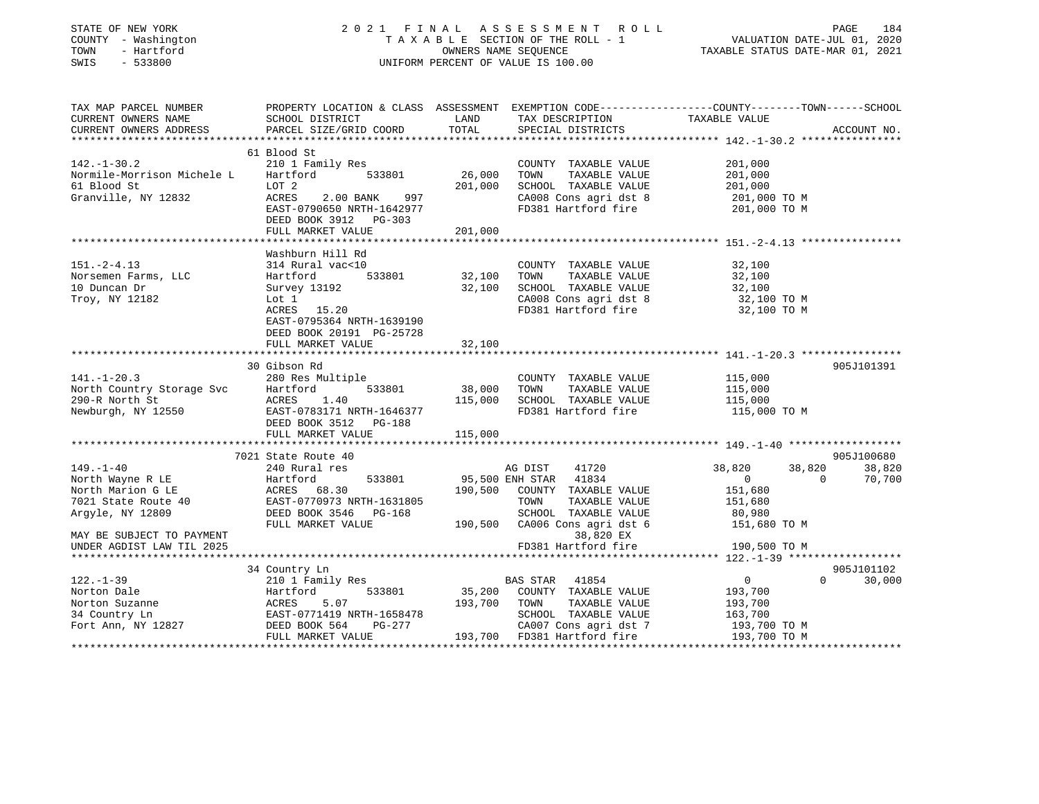STATE OF NEW YORK
COUNTY - Washington
TOWN - Hartford
SWIS - 533800

2021 FINAL ASSESSMENT ROLL
TAXABLE SECTION OF THE ROLL - 1
OWNERS NAME SEQUENCE
UNIFORM PERCENT OF VALUE IS 100.00

VALUATION DATE-JUL 01, 2020
TAXABLE STATUS DATE-MAR 01, 2021

```
TAX MAP PARCEL NUMBER          PROPERTY LOCATION & CLASS  ASSESSMENT  EXEMPTION CODE------------------COUNTY--------TOWN------SCHOOL
CURRENT OWNERS NAME            SCHOOL DISTRICT               LAND      TAX DESCRIPTION            TAXABLE VALUE
CURRENT OWNERS ADDRESS         PARCEL SIZE/GRID COORD       TOTAL      SPECIAL DISTRICTS                                      ACCOUNT NO.
******************************************************************************************************* 142.-1-30.2 ****************
                               61 Blood St
142.-1-30.2                    210 1 Family Res                        COUNTY  TAXABLE VALUE          201,000
Normile-Morrison Michele L     Hartford        533801        26,000    TOWN    TAXABLE VALUE          201,000
61 Blood St                    LOT 2                        201,000    SCHOOL  TAXABLE VALUE          201,000
Granville, NY 12832            ACRES    2.00 BANK    997               CA008 Cons agri dst 8           201,000 TO M
                               EAST-0790650 NRTH-1642977               FD381 Hartford fire             201,000 TO M
                               DEED BOOK 3912   PG-303
                               FULL MARKET VALUE            201,000
******************************************************************************************************* 151.-2-4.13 ****************
                               Washburn Hill Rd
151.-2-4.13                    314 Rural vac<10                        COUNTY  TAXABLE VALUE           32,100
Norsemen Farms, LLC            Hartford        533801        32,100    TOWN    TAXABLE VALUE           32,100
10 Duncan Dr                   Survey 13192                  32,100    SCHOOL  TAXABLE VALUE           32,100
Troy, NY 12182                 Lot 1                                   CA008 Cons agri dst 8            32,100 TO M
                               ACRES   15.20                           FD381 Hartford fire              32,100 TO M
                               EAST-0795364 NRTH-1639190
                               DEED BOOK 20191 PG-25728
                               FULL MARKET VALUE             32,100
******************************************************************************************************* 141.-1-20.3 ****************
                               30 Gibson Rd                                                                             905J101391
141.-1-20.3                    280 Res Multiple                        COUNTY  TAXABLE VALUE          115,000
North Country Storage Svc      Hartford        533801        38,000    TOWN    TAXABLE VALUE          115,000
290-R North St                 ACRES    1.40                115,000    SCHOOL  TAXABLE VALUE          115,000
Newburgh, NY 12550             EAST-0783171 NRTH-1646377               FD381 Hartford fire             115,000 TO M
                               DEED BOOK 3512   PG-188
                               FULL MARKET VALUE            115,000
******************************************************************************************************* 149.-1-40 ******************
                               7021 State Route 40                                                                      905J100680
149.-1-40                      240 Rural res                           AG DIST     41720            38,820      38,820      38,820
North Wayne R LE               Hartford        533801        95,500    ENH STAR    41834                 0           0      70,700
North Marion G LE              ACRES   68.30                190,500    COUNTY  TAXABLE VALUE          151,680
7021 State Route 40            EAST-0770973 NRTH-1631805               TOWN    TAXABLE VALUE          151,680
Argyle, NY 12809               DEED BOOK 3546   PG-168                 SCHOOL  TAXABLE VALUE           80,980
                               FULL MARKET VALUE            190,500    CA006 Cons agri dst 6           151,680 TO M
MAY BE SUBJECT TO PAYMENT                                                   38,820 EX
UNDER AGDIST LAW TIL 2025                                              FD381 Hartford fire             190,500 TO M
******************************************************************************************************* 122.-1-39 ******************
                               34 Country Ln                                                                            905J101102
122.-1-39                      210 1 Family Res                        BAS STAR    41854                 0           0      30,000
Norton Dale                    Hartford        533801        35,200    COUNTY  TAXABLE VALUE          193,700
Norton Suzanne                 ACRES    5.07                193,700    TOWN    TAXABLE VALUE          193,700
34 Country Ln                  EAST-0771419 NRTH-1658478               SCHOOL  TAXABLE VALUE          163,700
Fort Ann, NY 12827             DEED BOOK 564    PG-277                 CA007 Cons agri dst 7           193,700 TO M
                               FULL MARKET VALUE            193,700    FD381 Hartford fire             193,700 TO M
************************************************************************************************************************************
```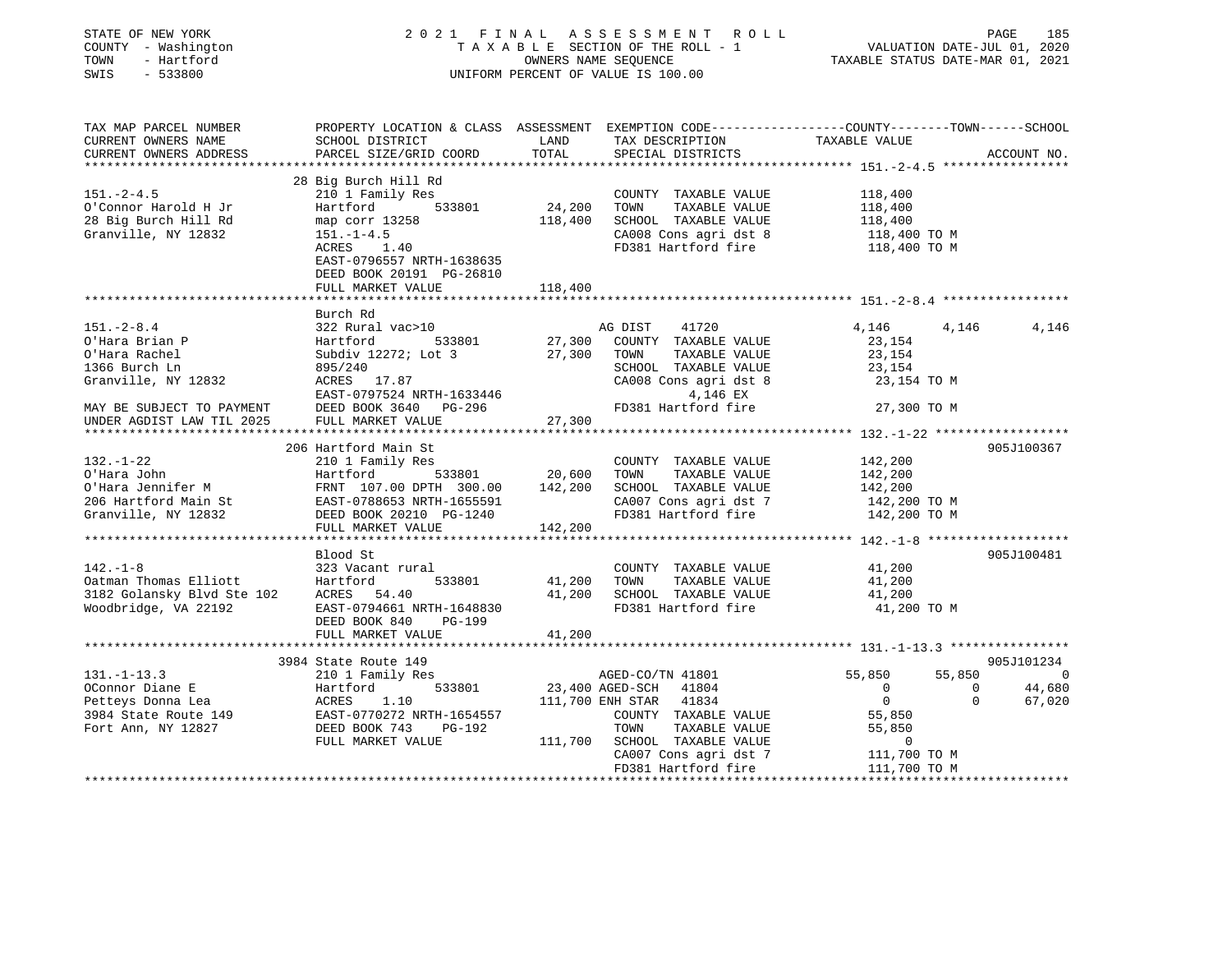STATE OF NEW YORK
COUNTY - Washington
TOWN - Hartford
SWIS - 533800

# 2021 FINAL ASSESSMENT ROLL

TAXABLE SECTION OF THE ROLL - 1
OWNERS NAME SEQUENCE
UNIFORM PERCENT OF VALUE IS 100.00

VALUATION DATE-JUL 01, 2020
TAXABLE STATUS DATE-MAR 01, 2021

```
TAX MAP PARCEL NUMBER          PROPERTY LOCATION & CLASS  ASSESSMENT  EXEMPTION CODE-----------------COUNTY--------TOWN------SCHOOL
CURRENT OWNERS NAME            SCHOOL DISTRICT               LAND      TAX DESCRIPTION            TAXABLE VALUE
CURRENT OWNERS ADDRESS         PARCEL SIZE/GRID COORD        TOTAL     SPECIAL DISTRICTS                                     ACCOUNT NO.
******************************************************************************************************* 151.-2-4.5 *****************
                               28 Big Burch Hill Rd
151.-2-4.5                     210 1 Family Res                        COUNTY  TAXABLE VALUE           118,400
O'Connor Harold H Jr           Hartford          533801      24,200    TOWN    TAXABLE VALUE           118,400
28 Big Burch Hill Rd           map corr 13258               118,400    SCHOOL  TAXABLE VALUE           118,400
Granville, NY 12832            151.-1-4.5                              CA008 Cons agri dst 8            118,400 TO M
                               ACRES    1.40                           FD381 Hartford fire              118,400 TO M
                               EAST-0796557 NRTH-1638635
                               DEED BOOK 20191 PG-26810
                               FULL MARKET VALUE            118,400
******************************************************************************************************* 151.-2-8.4 *****************
                               Burch Rd
151.-2-8.4                     322 Rural vac>10                        AG DIST     41720             4,146       4,146       4,146
O'Hara Brian P                 Hartford          533801      27,300    COUNTY  TAXABLE VALUE            23,154
O'Hara Rachel                  Subdiv 12272; Lot 3           27,300    TOWN    TAXABLE VALUE            23,154
1366 Burch Ln                  895/240                                 SCHOOL  TAXABLE VALUE            23,154
Granville, NY 12832            ACRES   17.87                           CA008 Cons agri dst 8             23,154 TO M
                               EAST-0797524 NRTH-1633446                    4,146 EX
MAY BE SUBJECT TO PAYMENT      DEED BOOK 3640   PG-296                 FD381 Hartford fire               27,300 TO M
UNDER AGDIST LAW TIL 2025      FULL MARKET VALUE             27,300
******************************************************************************************************* 132.-1-22 ******************
                               206 Hartford Main St                                                                905J100367
132.-1-22                      210 1 Family Res                        COUNTY  TAXABLE VALUE           142,200
O'Hara John                    Hartford          533801      20,600    TOWN    TAXABLE VALUE           142,200
O'Hara Jennifer M              FRNT 107.00 DPTH 300.00      142,200    SCHOOL  TAXABLE VALUE           142,200
206 Hartford Main St           EAST-0788653 NRTH-1655591               CA007 Cons agri dst 7            142,200 TO M
Granville, NY 12832            DEED BOOK 20210 PG-1240                 FD381 Hartford fire              142,200 TO M
                               FULL MARKET VALUE            142,200
******************************************************************************************************* 142.-1-8 *******************
                               Blood St                                                                            905J100481
142.-1-8                       323 Vacant rural                        COUNTY  TAXABLE VALUE            41,200
Oatman Thomas Elliott          Hartford          533801      41,200    TOWN    TAXABLE VALUE            41,200
3182 Golansky Blvd Ste 102     ACRES   54.40                 41,200    SCHOOL  TAXABLE VALUE            41,200
Woodbridge, VA 22192           EAST-0794661 NRTH-1648830               FD381 Hartford fire               41,200 TO M
                               DEED BOOK 840    PG-199
                               FULL MARKET VALUE             41,200
******************************************************************************************************* 131.-1-13.3 ****************
                               3984 State Route 149                                                                905J101234
131.-1-13.3                    210 1 Family Res                        AGED-CO/TN 41801             55,850      55,850           0
OConnor Diane E                Hartford          533801      23,400 AGED-SCH   41804                  0           0      44,680
Petteys Donna Lea              ACRES    1.10                111,700 ENH STAR   41834                  0           0      67,020
3984 State Route 149           EAST-0770272 NRTH-1654557               COUNTY  TAXABLE VALUE            55,850
Fort Ann, NY 12827             DEED BOOK 743    PG-192                 TOWN    TAXABLE VALUE            55,850
                               FULL MARKET VALUE            111,700    SCHOOL  TAXABLE VALUE                 0
                                                                       CA007 Cons agri dst 7            111,700 TO M
                                                                       FD381 Hartford fire              111,700 TO M
************************************************************************************************************************************
```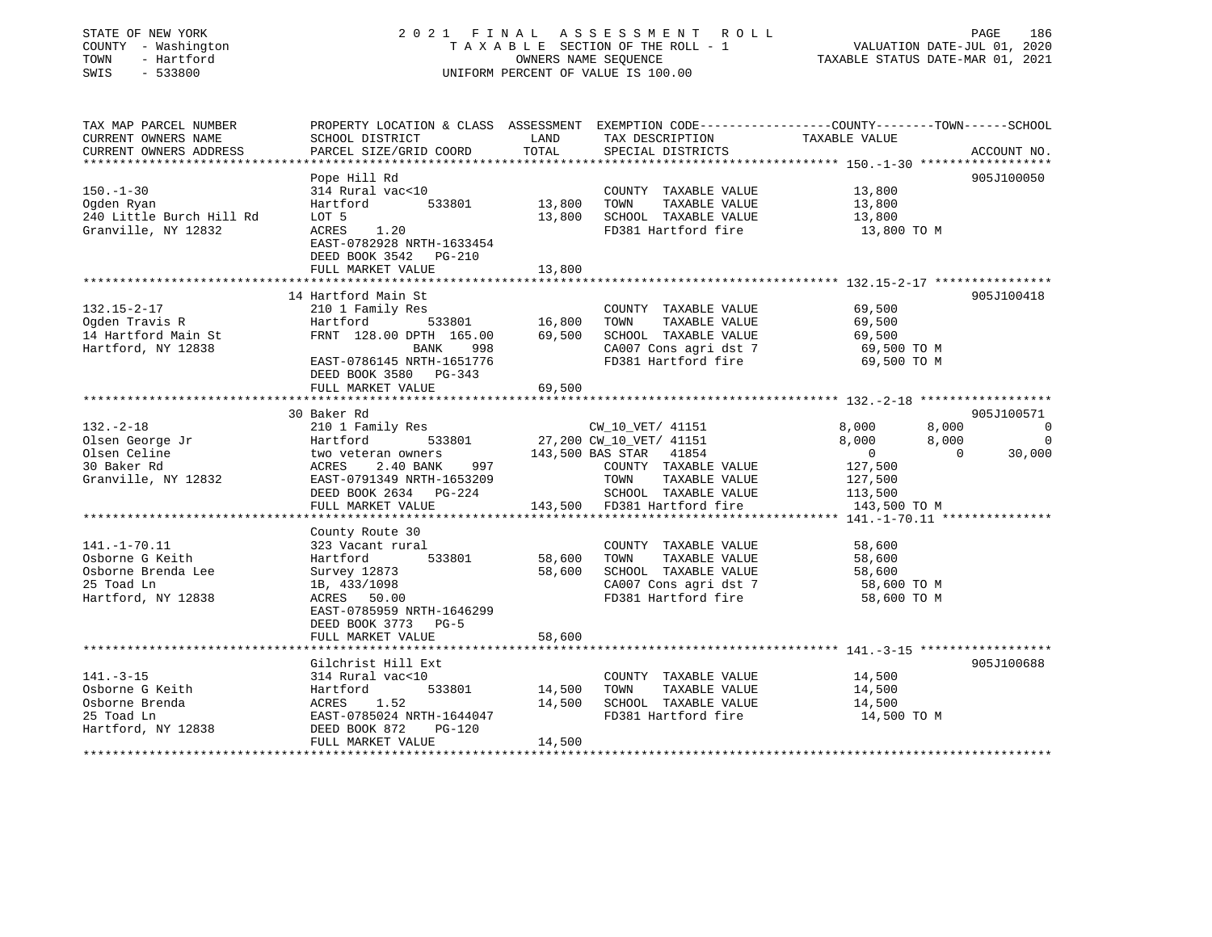STATE OF NEW YORK
COUNTY - Washington
TOWN - Hartford
SWIS - 533800

# 2021 FINAL ASSESSMENT ROLL
TAXABLE SECTION OF THE ROLL - 1
OWNERS NAME SEQUENCE
UNIFORM PERCENT OF VALUE IS 100.00

VALUATION DATE-JUL 01, 2020
TAXABLE STATUS DATE-MAR 01, 2021

| TAX MAP PARCEL NUMBER / CURRENT OWNERS NAME / CURRENT OWNERS ADDRESS | PROPERTY LOCATION & CLASS / SCHOOL DISTRICT / PARCEL SIZE/GRID COORD | ASSESSMENT LAND | TOTAL | EXEMPTION CODE / TAX DESCRIPTION / SPECIAL DISTRICTS | COUNTY TAXABLE VALUE | TOWN | SCHOOL | ACCOUNT NO. |
|---|---|---|---|---|---|---|---|---|
| **150.-1-30** | Pope Hill Rd | | | | | | | 905J100050 |
| 150.-1-30 | 314 Rural vac<10 | | | COUNTY TAXABLE VALUE | 13,800 | | | |
| Ogden Ryan | Hartford 533801 | 13,800 | | TOWN TAXABLE VALUE | 13,800 | | | |
| 240 Little Burch Hill Rd | LOT 5 | | 13,800 | SCHOOL TAXABLE VALUE | 13,800 | | | |
| Granville, NY 12832 | ACRES 1.20 | | | FD381 Hartford fire | 13,800 TO M | | | |
| | EAST-0782928 NRTH-1633454 | | | | | | | |
| | DEED BOOK 3542 PG-210 | | | | | | | |
| | FULL MARKET VALUE | | 13,800 | | | | | |
| **132.15-2-17** | 14 Hartford Main St | | | | | | | 905J100418 |
| 132.15-2-17 | 210 1 Family Res | | | COUNTY TAXABLE VALUE | 69,500 | | | |
| Ogden Travis R | Hartford 533801 | 16,800 | | TOWN TAXABLE VALUE | 69,500 | | | |
| 14 Hartford Main St | FRNT 128.00 DPTH 165.00 | | 69,500 | SCHOOL TAXABLE VALUE | 69,500 | | | |
| Hartford, NY 12838 | BANK 998 | | | CA007 Cons agri dst 7 | 69,500 TO M | | | |
| | EAST-0786145 NRTH-1651776 | | | FD381 Hartford fire | 69,500 TO M | | | |
| | DEED BOOK 3580 PG-343 | | | | | | | |
| | FULL MARKET VALUE | | 69,500 | | | | | |
| **132.-2-18** | 30 Baker Rd | | | | | | | 905J100571 |
| 132.-2-18 | 210 1 Family Res | | | CW_10_VET/ 41151 | 8,000 | 8,000 | 0 | |
| Olsen George Jr | Hartford 533801 | 27,200 | | CW_10_VET/ 41151 | 8,000 | 8,000 | 0 | |
| Olsen Celine | two veteran owners | | 143,500 | BAS STAR 41854 | 0 | 0 | 30,000 | |
| 30 Baker Rd | ACRES 2.40 BANK 997 | | | COUNTY TAXABLE VALUE | 127,500 | | | |
| Granville, NY 12832 | EAST-0791349 NRTH-1653209 | | | TOWN TAXABLE VALUE | 127,500 | | | |
| | DEED BOOK 2634 PG-224 | | | SCHOOL TAXABLE VALUE | 113,500 | | | |
| | FULL MARKET VALUE | | 143,500 | FD381 Hartford fire | 143,500 TO M | | | |
| **141.-1-70.11** | County Route 30 | | | | | | | |
| 141.-1-70.11 | 323 Vacant rural | | | COUNTY TAXABLE VALUE | 58,600 | | | |
| Osborne G Keith | Hartford 533801 | 58,600 | | TOWN TAXABLE VALUE | 58,600 | | | |
| Osborne Brenda Lee | Survey 12873 | | 58,600 | SCHOOL TAXABLE VALUE | 58,600 | | | |
| 25 Toad Ln | 1B, 433/1098 | | | CA007 Cons agri dst 7 | 58,600 TO M | | | |
| Hartford, NY 12838 | ACRES 50.00 | | | FD381 Hartford fire | 58,600 TO M | | | |
| | EAST-0785959 NRTH-1646299 | | | | | | | |
| | DEED BOOK 3773 PG-5 | | | | | | | |
| | FULL MARKET VALUE | | 58,600 | | | | | |
| **141.-3-15** | Gilchrist Hill Ext | | | | | | | 905J100688 |
| 141.-3-15 | 314 Rural vac<10 | | | COUNTY TAXABLE VALUE | 14,500 | | | |
| Osborne G Keith | Hartford 533801 | 14,500 | | TOWN TAXABLE VALUE | 14,500 | | | |
| Osborne Brenda | ACRES 1.52 | | 14,500 | SCHOOL TAXABLE VALUE | 14,500 | | | |
| 25 Toad Ln | EAST-0785024 NRTH-1644047 | | | FD381 Hartford fire | 14,500 TO M | | | |
| Hartford, NY 12838 | DEED BOOK 872 PG-120 | | | | | | | |
| | FULL MARKET VALUE | | 14,500 | | | | | |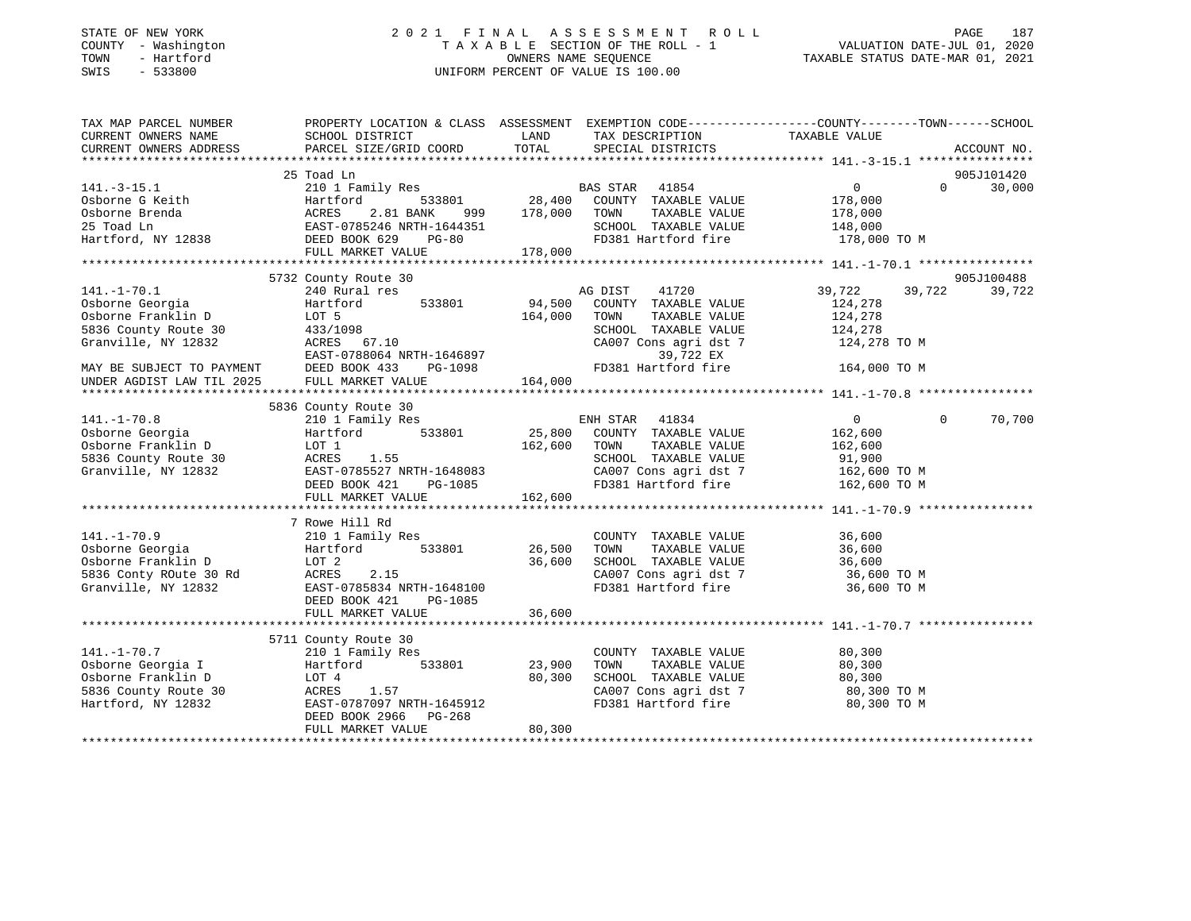STATE OF NEW YORK
COUNTY - Washington
TOWN - Hartford
SWIS - 533800

# 2021 FINAL ASSESSMENT ROLL

TAXABLE SECTION OF THE ROLL - 1
OWNERS NAME SEQUENCE
UNIFORM PERCENT OF VALUE IS 100.00

VALUATION DATE-JUL 01, 2020
TAXABLE STATUS DATE-MAR 01, 2021

| TAX MAP PARCEL NUMBER / CURRENT OWNERS NAME / CURRENT OWNERS ADDRESS | PROPERTY LOCATION & CLASS / SCHOOL DISTRICT / PARCEL SIZE/GRID COORD | LAND | TOTAL | EXEMPTION CODE / TAX DESCRIPTION / SPECIAL DISTRICTS | COUNTY TAXABLE VALUE | TOWN | SCHOOL | ACCOUNT NO. |
|---|---|---|---|---|---|---|---|---|
| 141.-3-15.1 | 25 Toad Ln | | | | | | | 905J101420 |
| | 210 1 Family Res | | | BAS STAR 41854 | 0 | 0 | 30,000 | |
| Osborne G Keith | Hartford 533801 | 28,400 | | COUNTY TAXABLE VALUE | 178,000 | | | |
| Osborne Brenda | ACRES 2.81 BANK 999 | | 178,000 | TOWN TAXABLE VALUE | 178,000 | | | |
| 25 Toad Ln | EAST-0785246 NRTH-1644351 | | | SCHOOL TAXABLE VALUE | 148,000 | | | |
| Hartford, NY 12838 | DEED BOOK 629 PG-80 | | | FD381 Hartford fire | 178,000 TO M | | | |
| | FULL MARKET VALUE | | 178,000 | | | | | |
| 141.-1-70.1 | 5732 County Route 30 | | | | | | | 905J100488 |
| | 240 Rural res | | | AG DIST 41720 | 39,722 | 39,722 | 39,722 | |
| Osborne Georgia | Hartford 533801 | 94,500 | | COUNTY TAXABLE VALUE | 124,278 | | | |
| Osborne Franklin D | LOT 5 | | 164,000 | TOWN TAXABLE VALUE | 124,278 | | | |
| 5836 County Route 30 | 433/1098 | | | SCHOOL TAXABLE VALUE | 124,278 | | | |
| Granville, NY 12832 | ACRES 67.10 | | | CA007 Cons agri dst 7 | 124,278 TO M | | | |
| | EAST-0788064 NRTH-1646897 | | | 39,722 EX | | | | |
| MAY BE SUBJECT TO PAYMENT | DEED BOOK 433 PG-1098 | | | FD381 Hartford fire | 164,000 TO M | | | |
| UNDER AGDIST LAW TIL 2025 | FULL MARKET VALUE | | 164,000 | | | | | |
| 141.-1-70.8 | 5836 County Route 30 | | | | | | | |
| | 210 1 Family Res | | | ENH STAR 41834 | 0 | 0 | 70,700 | |
| Osborne Georgia | Hartford 533801 | 25,800 | | COUNTY TAXABLE VALUE | 162,600 | | | |
| Osborne Franklin D | LOT 1 | | 162,600 | TOWN TAXABLE VALUE | 162,600 | | | |
| 5836 County Route 30 | ACRES 1.55 | | | SCHOOL TAXABLE VALUE | 91,900 | | | |
| Granville, NY 12832 | EAST-0785527 NRTH-1648083 | | | CA007 Cons agri dst 7 | 162,600 TO M | | | |
| | DEED BOOK 421 PG-1085 | | | FD381 Hartford fire | 162,600 TO M | | | |
| | FULL MARKET VALUE | | 162,600 | | | | | |
| 141.-1-70.9 | 7 Rowe Hill Rd | | | | | | | |
| | 210 1 Family Res | | | COUNTY TAXABLE VALUE | 36,600 | | | |
| Osborne Georgia | Hartford 533801 | 26,500 | | TOWN TAXABLE VALUE | 36,600 | | | |
| Osborne Franklin D | LOT 2 | | 36,600 | SCHOOL TAXABLE VALUE | 36,600 | | | |
| 5836 Conty ROute 30 Rd | ACRES 2.15 | | | CA007 Cons agri dst 7 | 36,600 TO M | | | |
| Granville, NY 12832 | EAST-0785834 NRTH-1648100 | | | FD381 Hartford fire | 36,600 TO M | | | |
| | DEED BOOK 421 PG-1085 | | | | | | | |
| | FULL MARKET VALUE | | 36,600 | | | | | |
| 141.-1-70.7 | 5711 County Route 30 | | | | | | | |
| | 210 1 Family Res | | | COUNTY TAXABLE VALUE | 80,300 | | | |
| Osborne Georgia I | Hartford 533801 | 23,900 | | TOWN TAXABLE VALUE | 80,300 | | | |
| Osborne Franklin D | LOT 4 | | 80,300 | SCHOOL TAXABLE VALUE | 80,300 | | | |
| 5836 County Route 30 | ACRES 1.57 | | | CA007 Cons agri dst 7 | 80,300 TO M | | | |
| Hartford, NY 12832 | EAST-0787097 NRTH-1645912 | | | FD381 Hartford fire | 80,300 TO M | | | |
| | DEED BOOK 2966 PG-268 | | | | | | | |
| | FULL MARKET VALUE | | 80,300 | | | | | |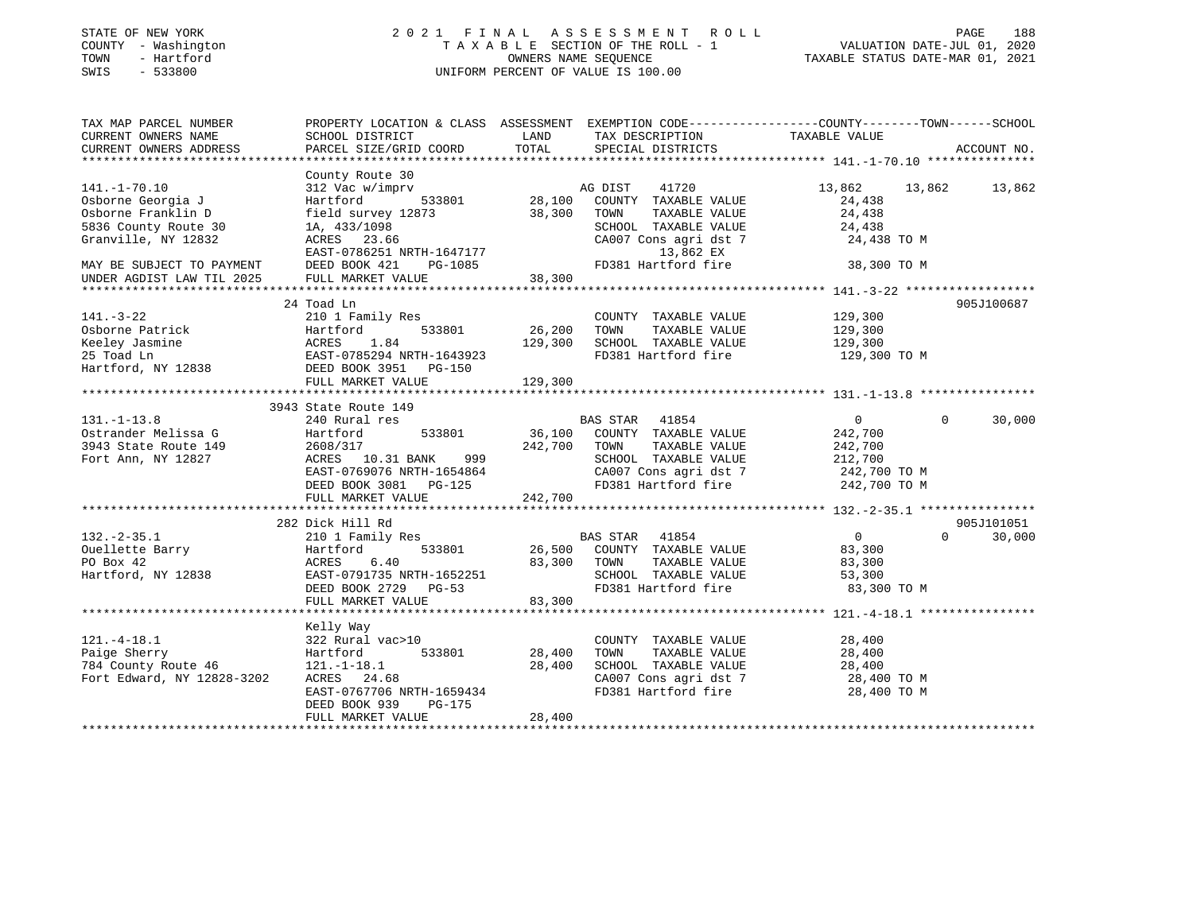STATE OF NEW YORK — 2021 FINAL ASSESSMENT ROLL
COUNTY - Washington — TAXABLE SECTION OF THE ROLL - 1 — VALUATION DATE-JUL 01, 2020
TOWN - Hartford — OWNERS NAME SEQUENCE — TAXABLE STATUS DATE-MAR 01, 2021
SWIS - 533800 — UNIFORM PERCENT OF VALUE IS 100.00

| TAX MAP PARCEL NUMBER / CURRENT OWNERS NAME / CURRENT OWNERS ADDRESS | PROPERTY LOCATION & CLASS / SCHOOL DISTRICT / PARCEL SIZE/GRID COORD | ASSESSMENT LAND | TOTAL | EXEMPTION CODE / TAX DESCRIPTION / SPECIAL DISTRICTS | COUNTY TAXABLE VALUE | TOWN | SCHOOL | ACCOUNT NO. |
|---|---|---|---|---|---|---|---|---|
| **141.-1-70.10** | County Route 30 | | | | | | | |
| 141.-1-70.10 | 312 Vac w/imprv | | | AG DIST 41720 | 13,862 | 13,862 | 13,862 | |
| Osborne Georgia J | Hartford 533801 | 28,100 | | COUNTY TAXABLE VALUE | 24,438 | | | |
| Osborne Franklin D | field survey 12873 | | 38,300 | TOWN TAXABLE VALUE | 24,438 | | | |
| 5836 County Route 30 | 1A, 433/1098 | | | SCHOOL TAXABLE VALUE | 24,438 | | | |
| Granville, NY 12832 | ACRES 23.66 | | | CA007 Cons agri dst 7 | 24,438 TO M | | | |
| | EAST-0786251 NRTH-1647177 | | | 13,862 EX | | | | |
| MAY BE SUBJECT TO PAYMENT | DEED BOOK 421 PG-1085 | | | FD381 Hartford fire | 38,300 TO M | | | |
| UNDER AGDIST LAW TIL 2025 | FULL MARKET VALUE | | 38,300 | | | | | |
| **141.-3-22** | 24 Toad Ln | | | | | | | 905J100687 |
| 141.-3-22 | 210 1 Family Res | | | COUNTY TAXABLE VALUE | 129,300 | | | |
| Osborne Patrick | Hartford 533801 | 26,200 | | TOWN TAXABLE VALUE | 129,300 | | | |
| Keeley Jasmine | ACRES 1.84 | | 129,300 | SCHOOL TAXABLE VALUE | 129,300 | | | |
| 25 Toad Ln | EAST-0785294 NRTH-1643923 | | | FD381 Hartford fire | 129,300 TO M | | | |
| Hartford, NY 12838 | DEED BOOK 3951 PG-150 | | | | | | | |
| | FULL MARKET VALUE | | 129,300 | | | | | |
| **131.-1-13.8** | 3943 State Route 149 | | | | | | | |
| 131.-1-13.8 | 240 Rural res | | | BAS STAR 41854 | 0 | 0 | 30,000 | |
| Ostrander Melissa G | Hartford 533801 | 36,100 | | COUNTY TAXABLE VALUE | 242,700 | | | |
| 3943 State Route 149 | 2608/317 | | 242,700 | TOWN TAXABLE VALUE | 242,700 | | | |
| Fort Ann, NY 12827 | ACRES 10.31 BANK 999 | | | SCHOOL TAXABLE VALUE | 212,700 | | | |
| | EAST-0769076 NRTH-1654864 | | | CA007 Cons agri dst 7 | 242,700 TO M | | | |
| | DEED BOOK 3081 PG-125 | | | FD381 Hartford fire | 242,700 TO M | | | |
| | FULL MARKET VALUE | | 242,700 | | | | | |
| **132.-2-35.1** | 282 Dick Hill Rd | | | | | | | 905J101051 |
| 132.-2-35.1 | 210 1 Family Res | | | BAS STAR 41854 | 0 | 0 | 30,000 | |
| Ouellette Barry | Hartford 533801 | 26,500 | | COUNTY TAXABLE VALUE | 83,300 | | | |
| PO Box 42 | ACRES 6.40 | | 83,300 | TOWN TAXABLE VALUE | 83,300 | | | |
| Hartford, NY 12838 | EAST-0791735 NRTH-1652251 | | | SCHOOL TAXABLE VALUE | 53,300 | | | |
| | DEED BOOK 2729 PG-53 | | | FD381 Hartford fire | 83,300 TO M | | | |
| | FULL MARKET VALUE | | 83,300 | | | | | |
| **121.-4-18.1** | Kelly Way | | | | | | | |
| 121.-4-18.1 | 322 Rural vac>10 | | | COUNTY TAXABLE VALUE | 28,400 | | | |
| Paige Sherry | Hartford 533801 | 28,400 | | TOWN TAXABLE VALUE | 28,400 | | | |
| 784 County Route 46 | 121.-1-18.1 | | 28,400 | SCHOOL TAXABLE VALUE | 28,400 | | | |
| Fort Edward, NY 12828-3202 | ACRES 24.68 | | | CA007 Cons agri dst 7 | 28,400 TO M | | | |
| | EAST-0767706 NRTH-1659434 | | | FD381 Hartford fire | 28,400 TO M | | | |
| | DEED BOOK 939 PG-175 | | | | | | | |
| | FULL MARKET VALUE | | 28,400 | | | | | |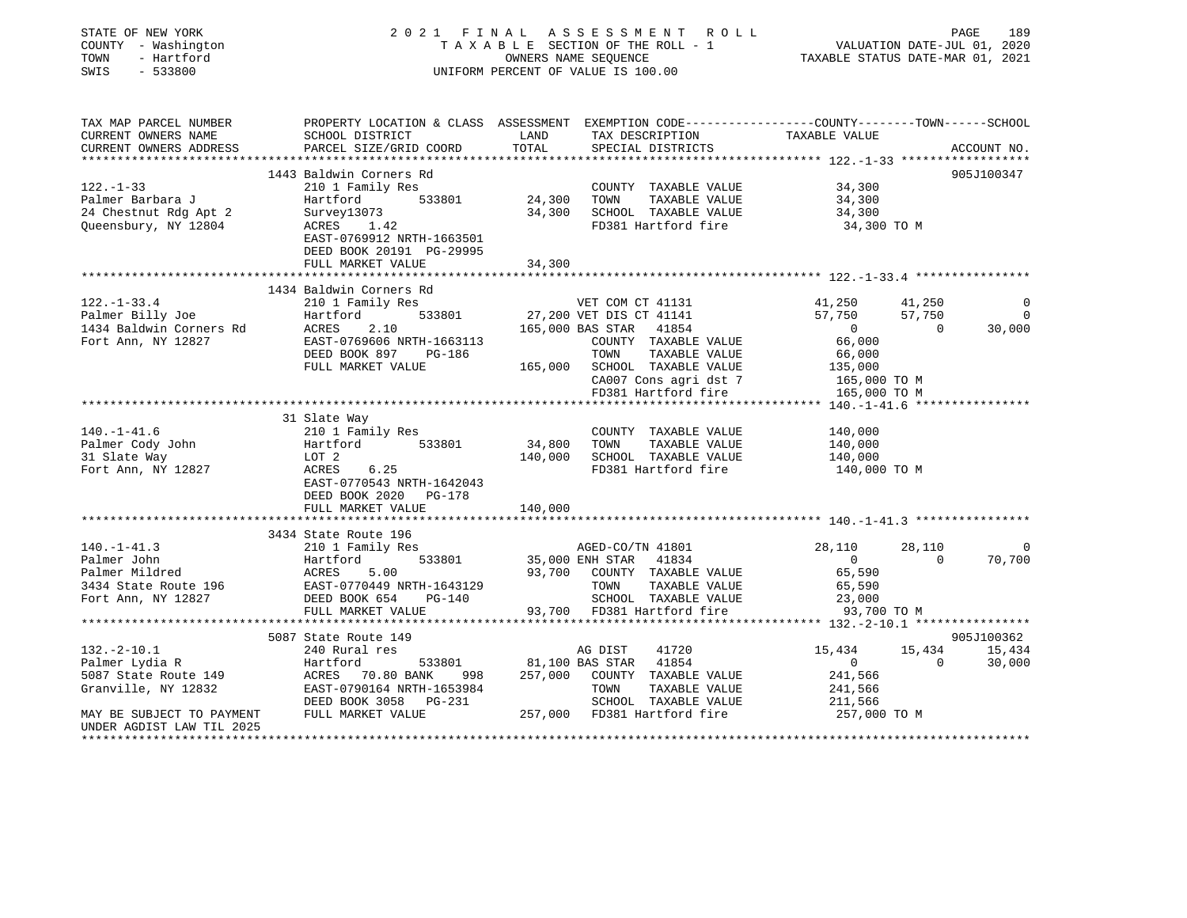STATE OF NEW YORK
COUNTY - Washington
TOWN - Hartford
SWIS - 533800

2021 FINAL ASSESSMENT ROLL
TAXABLE SECTION OF THE ROLL - 1
OWNERS NAME SEQUENCE
UNIFORM PERCENT OF VALUE IS 100.00

VALUATION DATE-JUL 01, 2020
TAXABLE STATUS DATE-MAR 01, 2021

```
TAX MAP PARCEL NUMBER          PROPERTY LOCATION & CLASS  ASSESSMENT  EXEMPTION CODE------------------COUNTY--------TOWN------SCHOOL
CURRENT OWNERS NAME            SCHOOL DISTRICT               LAND      TAX DESCRIPTION              TAXABLE VALUE
CURRENT OWNERS ADDRESS         PARCEL SIZE/GRID COORD        TOTAL     SPECIAL DISTRICTS                                      ACCOUNT NO.
******************************************************************************************************* 122.-1-33 ******************
                               1443 Baldwin Corners Rd                                                                    905J100347
122.-1-33                      210 1 Family Res                        COUNTY  TAXABLE VALUE            34,300
Palmer Barbara J               Hartford         533801       24,300    TOWN    TAXABLE VALUE            34,300
24 Chestnut Rdg Apt 2          Survey13073                   34,300    SCHOOL  TAXABLE VALUE            34,300
Queensbury, NY 12804           ACRES    1.42                           FD381 Hartford fire               34,300 TO M
                               EAST-0769912 NRTH-1663501
                               DEED BOOK 20191  PG-29995
                               FULL MARKET VALUE             34,300
******************************************************************************************************* 122.-1-33.4 ****************
                               1434 Baldwin Corners Rd
122.-1-33.4                    210 1 Family Res                   VET COM CT 41131           41,250      41,250           0
Palmer Billy Joe               Hartford         533801       27,200 VET DIS CT 41141          57,750      57,750           0
1434 Baldwin Corners Rd        ACRES    2.10                165,000 BAS STAR  41854                0           0      30,000
Fort Ann, NY 12827             EAST-0769606 NRTH-1663113               COUNTY  TAXABLE VALUE            66,000
                               DEED BOOK 897    PG-186                 TOWN    TAXABLE VALUE            66,000
                               FULL MARKET VALUE            165,000    SCHOOL  TAXABLE VALUE           135,000
                                                                       CA007 Cons agri dst 7            165,000 TO M
                                                                       FD381 Hartford fire              165,000 TO M
******************************************************************************************************* 140.-1-41.6 ****************
                               31 Slate Way
140.-1-41.6                    210 1 Family Res                        COUNTY  TAXABLE VALUE           140,000
Palmer Cody John               Hartford         533801       34,800    TOWN    TAXABLE VALUE           140,000
31 Slate Way                   LOT 2                        140,000    SCHOOL  TAXABLE VALUE           140,000
Fort Ann, NY 12827             ACRES    6.25                           FD381 Hartford fire              140,000 TO M
                               EAST-0770543 NRTH-1642043
                               DEED BOOK 2020   PG-178
                               FULL MARKET VALUE            140,000
******************************************************************************************************* 140.-1-41.3 ****************
                               3434 State Route 196
140.-1-41.3                    210 1 Family Res                   AGED-CO/TN 41801           28,110      28,110           0
Palmer John                    Hartford         533801       35,000 ENH STAR  41834                0           0      70,700
Palmer Mildred                 ACRES    5.00                 93,700    COUNTY  TAXABLE VALUE            65,590
3434 State Route 196           EAST-0770449 NRTH-1643129               TOWN    TAXABLE VALUE            65,590
Fort Ann, NY 12827             DEED BOOK 654    PG-140                 SCHOOL  TAXABLE VALUE            23,000
                               FULL MARKET VALUE             93,700    FD381 Hartford fire               93,700 TO M
******************************************************************************************************* 132.-2-10.1 ****************
                               5087 State Route 149                                                                       905J100362
132.-2-10.1                    240 Rural res                      AG DIST    41720           15,434      15,434      15,434
Palmer Lydia R                 Hartford         533801       81,100 BAS STAR  41854                0           0      30,000
5087 State Route 149           ACRES   70.80 BANK     998   257,000    COUNTY  TAXABLE VALUE           241,566
Granville, NY 12832            EAST-0790164 NRTH-1653984               TOWN    TAXABLE VALUE           241,566
                               DEED BOOK 3058   PG-231                 SCHOOL  TAXABLE VALUE           211,566
MAY BE SUBJECT TO PAYMENT      FULL MARKET VALUE            257,000    FD381 Hartford fire              257,000 TO M
UNDER AGDIST LAW TIL 2025
************************************************************************************************************************************
```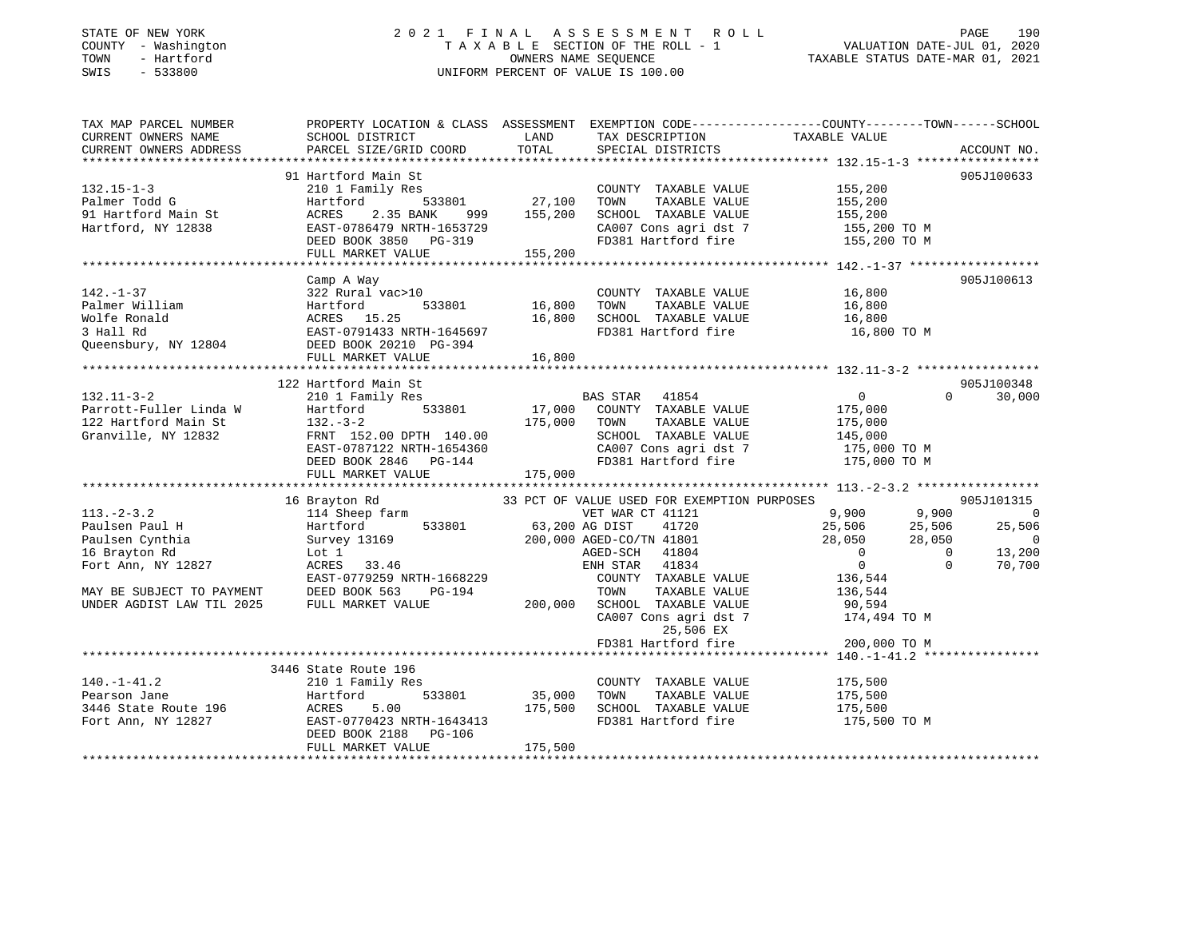STATE OF NEW YORK
COUNTY - Washington
TOWN - Hartford
SWIS - 533800

# 2021 FINAL ASSESSMENT ROLL

TAXABLE SECTION OF THE ROLL - 1
OWNERS NAME SEQUENCE
UNIFORM PERCENT OF VALUE IS 100.00

VALUATION DATE-JUL 01, 2020
TAXABLE STATUS DATE-MAR 01, 2021

| TAX MAP PARCEL NUMBER / CURRENT OWNERS NAME / CURRENT OWNERS ADDRESS | PROPERTY LOCATION & CLASS / SCHOOL DISTRICT / PARCEL SIZE/GRID COORD | ASSESSMENT LAND | TOTAL | EXEMPTION CODE / TAX DESCRIPTION / SPECIAL DISTRICTS | COUNTY TAXABLE VALUE | TOWN | SCHOOL | ACCOUNT NO. |
|---|---|---|---|---|---|---|---|---|
| 132.15-1-3 | 91 Hartford Main St | | | | | | | 905J100633 |
| | 210 1 Family Res | | | COUNTY TAXABLE VALUE | 155,200 | | | |
| Palmer Todd G | Hartford 533801 | 27,100 | | TOWN TAXABLE VALUE | 155,200 | | | |
| 91 Hartford Main St | ACRES 2.35 BANK 999 | | 155,200 | SCHOOL TAXABLE VALUE | 155,200 | | | |
| Hartford, NY 12838 | EAST-0786479 NRTH-1653729 | | | CA007 Cons agri dst 7 | 155,200 TO M | | | |
| | DEED BOOK 3850 PG-319 | | | FD381 Hartford fire | 155,200 TO M | | | |
| | FULL MARKET VALUE | | 155,200 | | | | | |
| 142.-1-37 | Camp A Way | | | | | | | 905J100613 |
| | 322 Rural vac>10 | | | COUNTY TAXABLE VALUE | 16,800 | | | |
| Palmer William | Hartford 533801 | 16,800 | | TOWN TAXABLE VALUE | 16,800 | | | |
| Wolfe Ronald | ACRES 15.25 | | 16,800 | SCHOOL TAXABLE VALUE | 16,800 | | | |
| 3 Hall Rd | EAST-0791433 NRTH-1645697 | | | FD381 Hartford fire | 16,800 TO M | | | |
| Queensbury, NY 12804 | DEED BOOK 20210 PG-394 | | | | | | | |
| | FULL MARKET VALUE | | 16,800 | | | | | |
| 132.11-3-2 | 122 Hartford Main St | | | | | | | 905J100348 |
| | 210 1 Family Res | | | BAS STAR 41854 | 0 | 0 | 30,000 | |
| Parrott-Fuller Linda W | Hartford 533801 | 17,000 | | COUNTY TAXABLE VALUE | 175,000 | | | |
| 122 Hartford Main St | 132.-3-2 | | 175,000 | TOWN TAXABLE VALUE | 175,000 | | | |
| Granville, NY 12832 | FRNT 152.00 DPTH 140.00 | | | SCHOOL TAXABLE VALUE | 145,000 | | | |
| | EAST-0787122 NRTH-1654360 | | | CA007 Cons agri dst 7 | 175,000 TO M | | | |
| | DEED BOOK 2846 PG-144 | | | FD381 Hartford fire | 175,000 TO M | | | |
| | FULL MARKET VALUE | | 175,000 | | | | | |
| 113.-2-3.2 | 16 Brayton Rd | | | 33 PCT OF VALUE USED FOR EXEMPTION PURPOSES | | | | 905J101315 |
| | 114 Sheep farm | | | VET WAR CT 41121 | 9,900 | 9,900 | 0 | |
| Paulsen Paul H | Hartford 533801 | 63,200 | | AG DIST 41720 | 25,506 | 25,506 | 25,506 | |
| Paulsen Cynthia | Survey 13169 | | 200,000 | AGED-CO/TN 41801 | 28,050 | 28,050 | 0 | |
| 16 Brayton Rd | Lot 1 | | | AGED-SCH 41804 | 0 | 0 | 13,200 | |
| Fort Ann, NY 12827 | ACRES 33.46 | | | ENH STAR 41834 | 0 | 0 | 70,700 | |
| | EAST-0779259 NRTH-1668229 | | | COUNTY TAXABLE VALUE | 136,544 | | | |
| MAY BE SUBJECT TO PAYMENT | DEED BOOK 563 PG-194 | | | TOWN TAXABLE VALUE | 136,544 | | | |
| UNDER AGDIST LAW TIL 2025 | FULL MARKET VALUE | | 200,000 | SCHOOL TAXABLE VALUE | 90,594 | | | |
| | | | | CA007 Cons agri dst 7 | 174,494 TO M | | | |
| | | | | 25,506 EX | | | | |
| | | | | FD381 Hartford fire | 200,000 TO M | | | |
| 140.-1-41.2 | 3446 State Route 196 | | | | | | | |
| | 210 1 Family Res | | | COUNTY TAXABLE VALUE | 175,500 | | | |
| Pearson Jane | Hartford 533801 | 35,000 | | TOWN TAXABLE VALUE | 175,500 | | | |
| 3446 State Route 196 | ACRES 5.00 | | 175,500 | SCHOOL TAXABLE VALUE | 175,500 | | | |
| Fort Ann, NY 12827 | EAST-0770423 NRTH-1643413 | | | FD381 Hartford fire | 175,500 TO M | | | |
| | DEED BOOK 2188 PG-106 | | | | | | | |
| | FULL MARKET VALUE | | 175,500 | | | | | |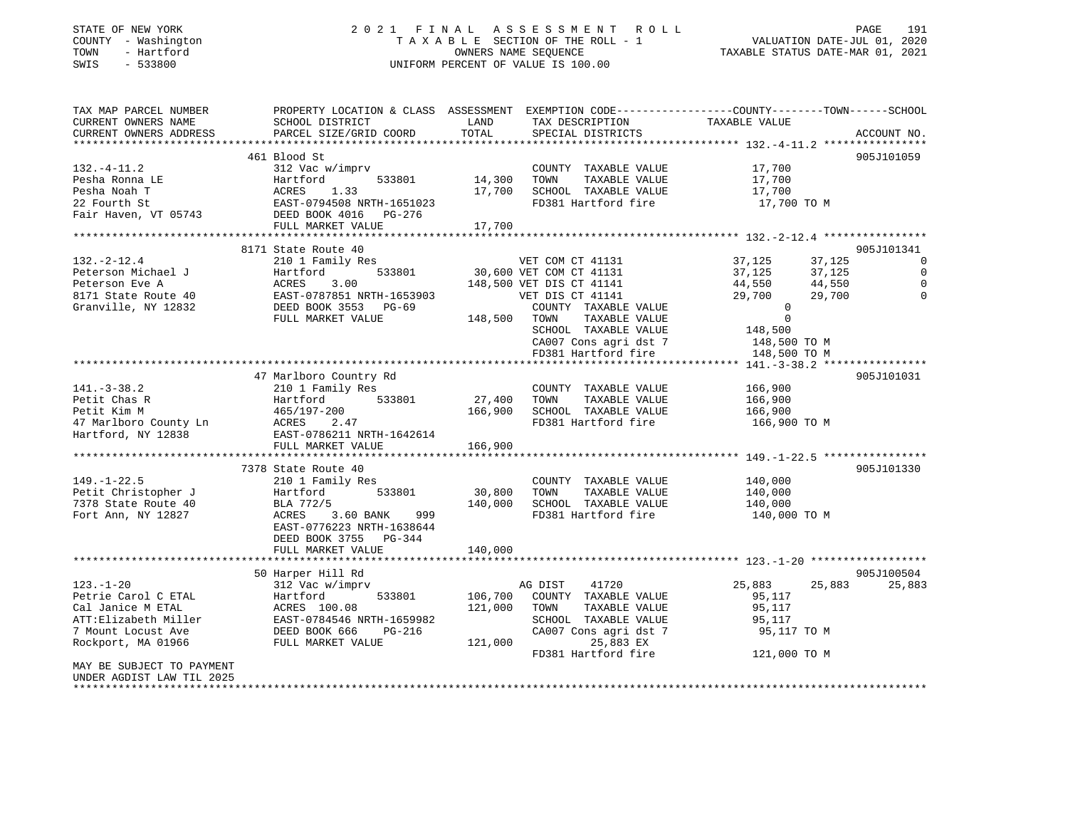STATE OF NEW YORK
COUNTY - Washington
TOWN - Hartford
SWIS - 533800

2 0 2 1 F I N A L A S S E S S M E N T R O L L
T A X A B L E SECTION OF THE ROLL - 1
OWNERS NAME SEQUENCE
UNIFORM PERCENT OF VALUE IS 100.00

VALUATION DATE-JUL 01, 2020
TAXABLE STATUS DATE-MAR 01, 2021

```
TAX MAP PARCEL NUMBER          PROPERTY LOCATION & CLASS  ASSESSMENT  EXEMPTION CODE-----------------COUNTY--------TOWN------SCHOOL
CURRENT OWNERS NAME            SCHOOL DISTRICT               LAND      TAX DESCRIPTION            TAXABLE VALUE
CURRENT OWNERS ADDRESS         PARCEL SIZE/GRID COORD        TOTAL     SPECIAL DISTRICTS                                    ACCOUNT NO.
******************************************************************************************************* 132.-4-11.2 ****************
                               461 Blood St                                                                                905J101059
132.-4-11.2                    312 Vac w/imprv                         COUNTY  TAXABLE VALUE            17,700
Pesha Ronna LE                 Hartford         533801       14,300    TOWN    TAXABLE VALUE            17,700
Pesha Noah T                   ACRES    1.33                 17,700    SCHOOL  TAXABLE VALUE            17,700
22 Fourth St                   EAST-0794508 NRTH-1651023               FD381 Hartford fire               17,700 TO M
Fair Haven, VT 05743           DEED BOOK 4016   PG-276
                               FULL MARKET VALUE             17,700
******************************************************************************************************* 132.-2-12.4 ****************
                               8171 State Route 40                                                                         905J101341
132.-2-12.4                    210 1 Family Res                     VET COM CT 41131                 37,125      37,125            0
Peterson Michael J             Hartford         533801       30,600 VET COM CT 41131                 37,125      37,125            0
Peterson Eve A                 ACRES    3.00                148,500 VET DIS CT 41141                 44,550      44,550            0
8171 State Route 40            EAST-0787851 NRTH-1653903            VET DIS CT 41141                 29,700      29,700            0
Granville, NY 12832            DEED BOOK 3553   PG-69                  COUNTY  TAXABLE VALUE                 0
                               FULL MARKET VALUE            148,500    TOWN    TAXABLE VALUE                 0
                                                                       SCHOOL  TAXABLE VALUE           148,500
                                                                       CA007 Cons agri dst 7           148,500 TO M
                                                                       FD381 Hartford fire             148,500 TO M
******************************************************************************************************* 141.-3-38.2 ****************
                               47 Marlboro Country Rd                                                                      905J101031
141.-3-38.2                    210 1 Family Res                        COUNTY  TAXABLE VALUE           166,900
Petit Chas R                   Hartford         533801       27,400    TOWN    TAXABLE VALUE           166,900
Petit Kim M                    465/197-200                  166,900    SCHOOL  TAXABLE VALUE           166,900
47 Marlboro County Ln          ACRES    2.47                           FD381 Hartford fire             166,900 TO M
Hartford, NY 12838             EAST-0786211 NRTH-1642614
                               FULL MARKET VALUE            166,900
******************************************************************************************************* 149.-1-22.5 ****************
                               7378 State Route 40                                                                         905J101330
149.-1-22.5                    210 1 Family Res                        COUNTY  TAXABLE VALUE           140,000
Petit Christopher J            Hartford         533801       30,800    TOWN    TAXABLE VALUE           140,000
7378 State Route 40            BLA 772/5                    140,000    SCHOOL  TAXABLE VALUE           140,000
Fort Ann, NY 12827             ACRES    3.60 BANK    999               FD381 Hartford fire             140,000 TO M
                               EAST-0776223 NRTH-1638644
                               DEED BOOK 3755   PG-344
                               FULL MARKET VALUE            140,000
******************************************************************************************************* 123.-1-20 ******************
                               50 Harper Hill Rd                                                                           905J100504
123.-1-20                      312 Vac w/imprv                      AG DIST     41720                25,883      25,883       25,883
Petrie Carol C ETAL            Hartford         533801      106,700    COUNTY  TAXABLE VALUE            95,117
Cal Janice M ETAL              ACRES  100.08                121,000    TOWN    TAXABLE VALUE            95,117
ATT:Elizabeth Miller           EAST-0784546 NRTH-1659982               SCHOOL  TAXABLE VALUE            95,117
7 Mount Locust Ave             DEED BOOK 666    PG-216                 CA007 Cons agri dst 7            95,117 TO M
Rockport, MA 01966             FULL MARKET VALUE            121,000           25,883 EX
                                                                       FD381 Hartford fire             121,000 TO M
MAY BE SUBJECT TO PAYMENT
UNDER AGDIST LAW TIL 2025
************************************************************************************************************************************
```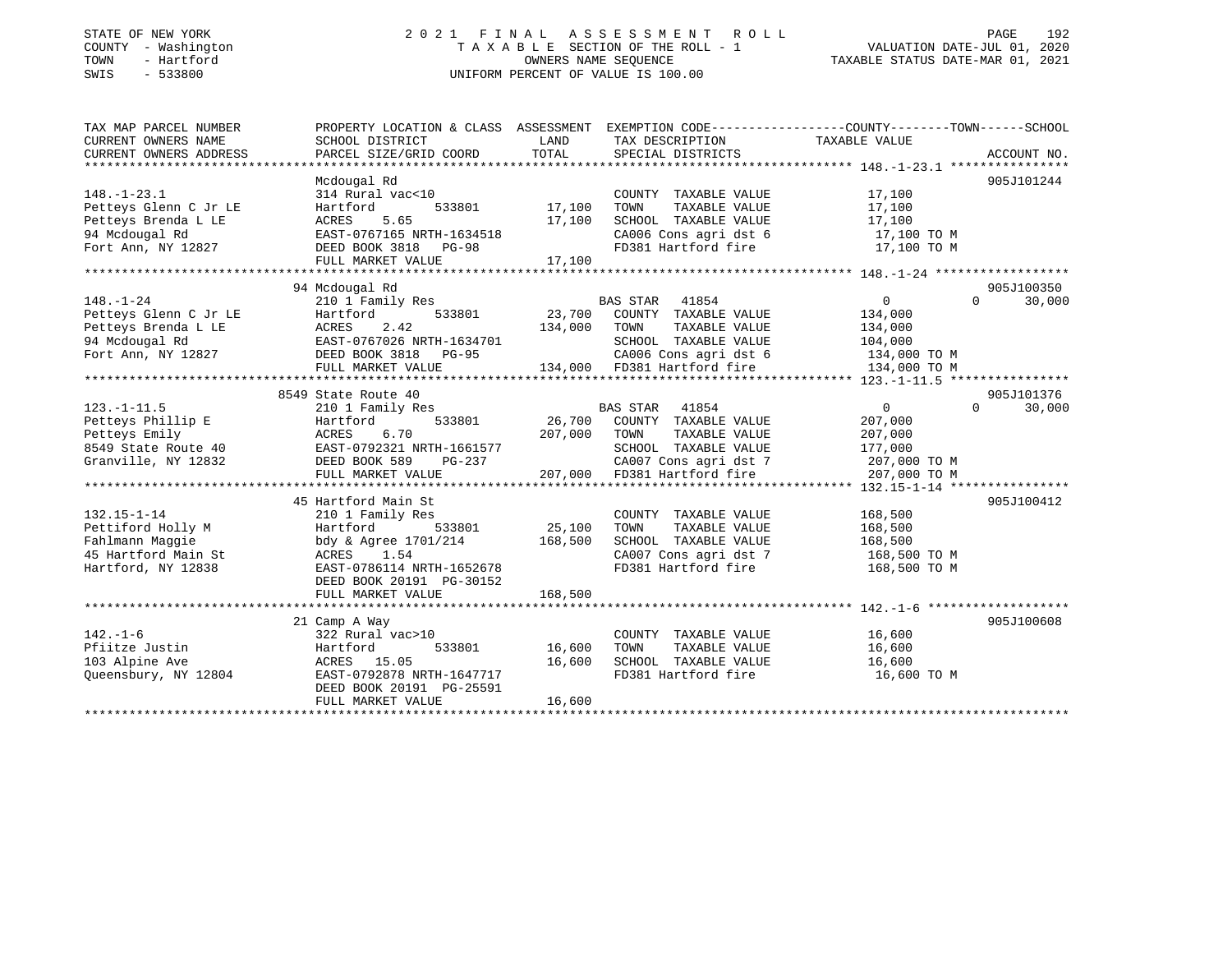STATE OF NEW YORK
COUNTY - Washington
TOWN - Hartford
SWIS - 533800

# 2021 FINAL ASSESSMENT ROLL

TAXABLE SECTION OF THE ROLL - 1
OWNERS NAME SEQUENCE
UNIFORM PERCENT OF VALUE IS 100.00

VALUATION DATE-JUL 01, 2020
TAXABLE STATUS DATE-MAR 01, 2021

| TAX MAP PARCEL NUMBER / CURRENT OWNERS NAME / CURRENT OWNERS ADDRESS | PROPERTY LOCATION & CLASS / SCHOOL DISTRICT / PARCEL SIZE/GRID COORD | ASSESSMENT LAND | TOTAL | EXEMPTION CODE / TAX DESCRIPTION / SPECIAL DISTRICTS | COUNTY / TOWN TAXABLE VALUE | SCHOOL | ACCOUNT NO. |
|---|---|---|---|---|---|---|---|
| 148.-1-23.1 | Mcdougal Rd | | | | | | 905J101244 |
| 148.-1-23.1 | 314 Rural vac<10 | | | COUNTY TAXABLE VALUE | 17,100 | | |
| Petteys Glenn C Jr LE | Hartford 533801 | 17,100 | | TOWN TAXABLE VALUE | 17,100 | | |
| Petteys Brenda L LE | ACRES 5.65 | | 17,100 | SCHOOL TAXABLE VALUE | 17,100 | | |
| 94 Mcdougal Rd | EAST-0767165 NRTH-1634518 | | | CA006 Cons agri dst 6 | 17,100 TO M | | |
| Fort Ann, NY 12827 | DEED BOOK 3818 PG-98 | | | FD381 Hartford fire | 17,100 TO M | | |
| | FULL MARKET VALUE | | 17,100 | | | | |
| 148.-1-24 | 94 Mcdougal Rd | | | | | | 905J100350 |
| 148.-1-24 | 210 1 Family Res | | | BAS STAR 41854 | 0 | 0 | 30,000 |
| Petteys Glenn C Jr LE | Hartford 533801 | 23,700 | | COUNTY TAXABLE VALUE | 134,000 | | |
| Petteys Brenda L LE | ACRES 2.42 | | 134,000 | TOWN TAXABLE VALUE | 134,000 | | |
| 94 Mcdougal Rd | EAST-0767026 NRTH-1634701 | | | SCHOOL TAXABLE VALUE | 104,000 | | |
| Fort Ann, NY 12827 | DEED BOOK 3818 PG-95 | | | CA006 Cons agri dst 6 | 134,000 TO M | | |
| | FULL MARKET VALUE | | 134,000 | FD381 Hartford fire | 134,000 TO M | | |
| 123.-1-11.5 | 8549 State Route 40 | | | | | | 905J101376 |
| 123.-1-11.5 | 210 1 Family Res | | | BAS STAR 41854 | 0 | 0 | 30,000 |
| Petteys Phillip E | Hartford 533801 | 26,700 | | COUNTY TAXABLE VALUE | 207,000 | | |
| Petteys Emily | ACRES 6.70 | | 207,000 | TOWN TAXABLE VALUE | 207,000 | | |
| 8549 State Route 40 | EAST-0792321 NRTH-1661577 | | | SCHOOL TAXABLE VALUE | 177,000 | | |
| Granville, NY 12832 | DEED BOOK 589 PG-237 | | | CA007 Cons agri dst 7 | 207,000 TO M | | |
| | FULL MARKET VALUE | | 207,000 | FD381 Hartford fire | 207,000 TO M | | |
| 132.15-1-14 | 45 Hartford Main St | | | | | | 905J100412 |
| 132.15-1-14 | 210 1 Family Res | | | COUNTY TAXABLE VALUE | 168,500 | | |
| Pettiford Holly M | Hartford 533801 | 25,100 | | TOWN TAXABLE VALUE | 168,500 | | |
| Fahlmann Maggie | bdy & Agree 1701/214 | | 168,500 | SCHOOL TAXABLE VALUE | 168,500 | | |
| 45 Hartford Main St | ACRES 1.54 | | | CA007 Cons agri dst 7 | 168,500 TO M | | |
| Hartford, NY 12838 | EAST-0786114 NRTH-1652678 | | | FD381 Hartford fire | 168,500 TO M | | |
| | DEED BOOK 20191 PG-30152 | | | | | | |
| | FULL MARKET VALUE | | 168,500 | | | | |
| 142.-1-6 | 21 Camp A Way | | | | | | 905J100608 |
| 142.-1-6 | 322 Rural vac>10 | | | COUNTY TAXABLE VALUE | 16,600 | | |
| Pfiitze Justin | Hartford 533801 | 16,600 | | TOWN TAXABLE VALUE | 16,600 | | |
| 103 Alpine Ave | ACRES 15.05 | | 16,600 | SCHOOL TAXABLE VALUE | 16,600 | | |
| Queensbury, NY 12804 | EAST-0792878 NRTH-1647717 | | | FD381 Hartford fire | 16,600 TO M | | |
| | DEED BOOK 20191 PG-25591 | | | | | | |
| | FULL MARKET VALUE | | 16,600 | | | | |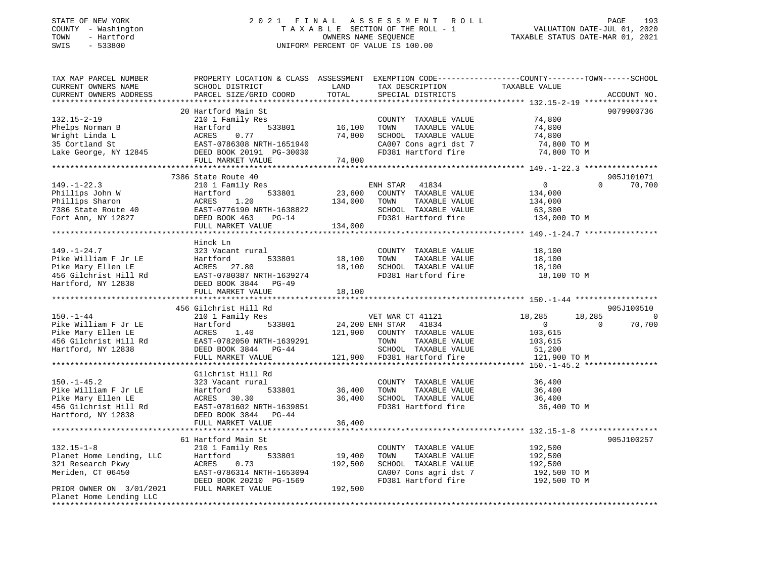STATE OF NEW YORK | COUNTY - Washington | TOWN - Hartford | SWIS - 533800

**2021 FINAL ASSESSMENT ROLL**
TAXABLE SECTION OF THE ROLL - 1
OWNERS NAME SEQUENCE
UNIFORM PERCENT OF VALUE IS 100.00

VALUATION DATE-JUL 01, 2020
TAXABLE STATUS DATE-MAR 01, 2021

| TAX MAP PARCEL NUMBER / CURRENT OWNERS NAME / CURRENT OWNERS ADDRESS | PROPERTY LOCATION & CLASS / SCHOOL DISTRICT / PARCEL SIZE/GRID COORD | ASSESSMENT LAND | TOTAL | EXEMPTION CODE / TAX DESCRIPTION / SPECIAL DISTRICTS | COUNTY | TOWN | SCHOOL | ACCOUNT NO. |
|---|---|---|---|---|---|---|---|---|
| **132.15-2-19** | 20 Hartford Main St | | | | | | | 9079900736 |
| 132.15-2-19 | 210 1 Family Res | | | COUNTY TAXABLE VALUE | 74,800 | | | |
| Phelps Norman B | Hartford 533801 | 16,100 | | TOWN TAXABLE VALUE | | 74,800 | | |
| Wright Linda L | ACRES 0.77 | | 74,800 | SCHOOL TAXABLE VALUE | | | 74,800 | |
| 35 Cortland St | EAST-0786308 NRTH-1651940 | | | CA007 Cons agri dst 7 | 74,800 TO M | | | |
| Lake George, NY 12845 | DEED BOOK 20191 PG-30030 | | | FD381 Hartford fire | 74,800 TO M | | | |
| | FULL MARKET VALUE | | 74,800 | | | | | |
| **149.-1-22.3** | 7386 State Route 40 | | | | | | | 905J101071 |
| 149.-1-22.3 | 210 1 Family Res | | | ENH STAR 41834 | 0 | 0 | 70,700 | |
| Phillips John W | Hartford 533801 | 23,600 | | COUNTY TAXABLE VALUE | 134,000 | | | |
| Phillips Sharon | ACRES 1.20 | | 134,000 | TOWN TAXABLE VALUE | | 134,000 | | |
| 7386 State Route 40 | EAST-0776190 NRTH-1638822 | | | SCHOOL TAXABLE VALUE | | | 63,300 | |
| Fort Ann, NY 12827 | DEED BOOK 463 PG-14 | | | FD381 Hartford fire | 134,000 TO M | | | |
| | FULL MARKET VALUE | | 134,000 | | | | | |
| **149.-1-24.7** | Hinck Ln | | | | | | | |
| 149.-1-24.7 | 323 Vacant rural | | | COUNTY TAXABLE VALUE | 18,100 | | | |
| Pike William F Jr LE | Hartford 533801 | 18,100 | | TOWN TAXABLE VALUE | | 18,100 | | |
| Pike Mary Ellen LE | ACRES 27.80 | | 18,100 | SCHOOL TAXABLE VALUE | | | 18,100 | |
| 456 Gilchrist Hill Rd | EAST-0780387 NRTH-1639274 | | | FD381 Hartford fire | 18,100 TO M | | | |
| Hartford, NY 12838 | DEED BOOK 3844 PG-49 | | | | | | | |
| | FULL MARKET VALUE | | 18,100 | | | | | |
| **150.-1-44** | 456 Gilchrist Hill Rd | | | | | | | 905J100510 |
| 150.-1-44 | 210 1 Family Res | | | VET WAR CT 41121 | 18,285 | 18,285 | 0 | |
| Pike William F Jr LE | Hartford 533801 | 24,200 | | ENH STAR 41834 | 0 | 0 | 70,700 | |
| Pike Mary Ellen LE | ACRES 1.40 | | 121,900 | COUNTY TAXABLE VALUE | 103,615 | | | |
| 456 Gilchrist Hill Rd | EAST-0782050 NRTH-1639291 | | | TOWN TAXABLE VALUE | | 103,615 | | |
| Hartford, NY 12838 | DEED BOOK 3844 PG-44 | | | SCHOOL TAXABLE VALUE | | | 51,200 | |
| | FULL MARKET VALUE | | 121,900 | FD381 Hartford fire | 121,900 TO M | | | |
| **150.-1-45.2** | Gilchrist Hill Rd | | | | | | | |
| 150.-1-45.2 | 323 Vacant rural | | | COUNTY TAXABLE VALUE | 36,400 | | | |
| Pike William F Jr LE | Hartford 533801 | 36,400 | | TOWN TAXABLE VALUE | | 36,400 | | |
| Pike Mary Ellen LE | ACRES 30.30 | | 36,400 | SCHOOL TAXABLE VALUE | | | 36,400 | |
| 456 Gilchrist Hill Rd | EAST-0781602 NRTH-1639851 | | | FD381 Hartford fire | 36,400 TO M | | | |
| Hartford, NY 12838 | DEED BOOK 3844 PG-44 | | | | | | | |
| | FULL MARKET VALUE | | 36,400 | | | | | |
| **132.15-1-8** | 61 Hartford Main St | | | | | | | 905J100257 |
| 132.15-1-8 | 210 1 Family Res | | | COUNTY TAXABLE VALUE | 192,500 | | | |
| Planet Home Lending, LLC | Hartford 533801 | 19,400 | | TOWN TAXABLE VALUE | | 192,500 | | |
| 321 Research Pkwy | ACRES 0.73 | | 192,500 | SCHOOL TAXABLE VALUE | | | 192,500 | |
| Meriden, CT 06450 | EAST-0786314 NRTH-1653094 | | | CA007 Cons agri dst 7 | 192,500 TO M | | | |
| | DEED BOOK 20210 PG-1569 | | | FD381 Hartford fire | 192,500 TO M | | | |
| PRIOR OWNER ON 3/01/2021 | FULL MARKET VALUE | | 192,500 | | | | | |
| Planet Home Lending LLC | | | | | | | | |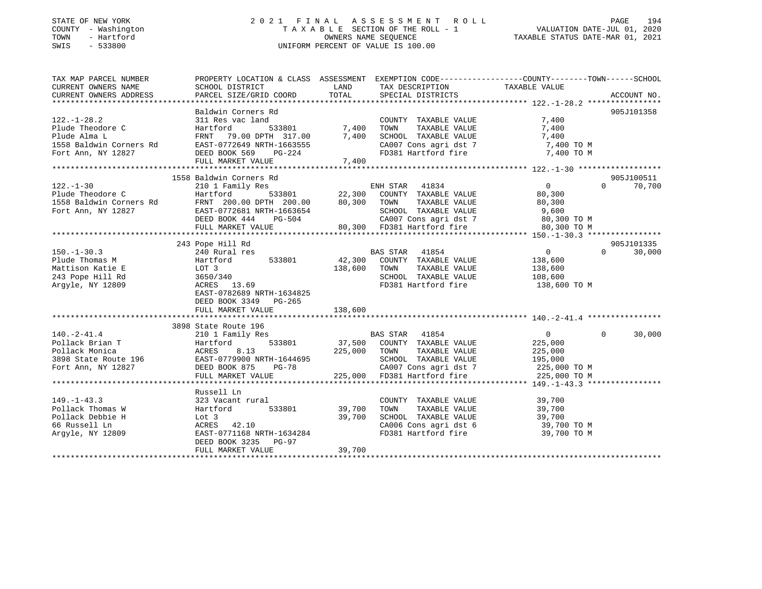STATE OF NEW YORK | 2021 FINAL ASSESSMENT ROLL
COUNTY - Washington | TAXABLE SECTION OF THE ROLL - 1 | VALUATION DATE-JUL 01, 2020
TOWN - Hartford | OWNERS NAME SEQUENCE | TAXABLE STATUS DATE-MAR 01, 2021
SWIS - 533800 | UNIFORM PERCENT OF VALUE IS 100.00

| TAX MAP PARCEL NUMBER / CURRENT OWNERS NAME / CURRENT OWNERS ADDRESS | PROPERTY LOCATION & CLASS / SCHOOL DISTRICT / PARCEL SIZE/GRID COORD | ASSESSMENT LAND | TOTAL | EXEMPTION CODE / TAX DESCRIPTION / SPECIAL DISTRICTS | COUNTY TAXABLE VALUE | TOWN | SCHOOL | ACCOUNT NO. |
|---|---|---|---|---|---|---|---|---|
| 122.-1-28.2 | Baldwin Corners Rd | | | | | | | 905J101358 |
| Plude Theodore C | 311 Res vac land | | | COUNTY TAXABLE VALUE | 7,400 | | | |
| Plude Alma L | Hartford 533801 | 7,400 | | TOWN TAXABLE VALUE | 7,400 | | | |
| 1558 Baldwin Corners Rd | FRNT 79.00 DPTH 317.00 | | 7,400 | SCHOOL TAXABLE VALUE | 7,400 | | | |
| Fort Ann, NY 12827 | EAST-0772649 NRTH-1663555 | | | CA007 Cons agri dst 7 | 7,400 TO M | | | |
| | DEED BOOK 569 PG-224 | | | FD381 Hartford fire | 7,400 TO M | | | |
| | FULL MARKET VALUE | | 7,400 | | | | | |
| 122.-1-30 | 1558 Baldwin Corners Rd | | | | | | | 905J100511 |
| Plude Theodore C | 210 1 Family Res | | | ENH STAR 41834 | 0 | 0 | 70,700 | |
| 1558 Baldwin Corners Rd | Hartford 533801 | 22,300 | | COUNTY TAXABLE VALUE | 80,300 | | | |
| Fort Ann, NY 12827 | FRNT 200.00 DPTH 200.00 | | 80,300 | TOWN TAXABLE VALUE | 80,300 | | | |
| | EAST-0772681 NRTH-1663654 | | | SCHOOL TAXABLE VALUE | 9,600 | | | |
| | DEED BOOK 444 PG-504 | | | CA007 Cons agri dst 7 | 80,300 TO M | | | |
| | FULL MARKET VALUE | | 80,300 | FD381 Hartford fire | 80,300 TO M | | | |
| 150.-1-30.3 | 243 Pope Hill Rd | | | | | | | 905J101335 |
| Plude Thomas M | 240 Rural res | | | BAS STAR 41854 | 0 | 0 | 30,000 | |
| Mattison Katie E | Hartford 533801 | 42,300 | | COUNTY TAXABLE VALUE | 138,600 | | | |
| 243 Pope Hill Rd | LOT 3 | | 138,600 | TOWN TAXABLE VALUE | 138,600 | | | |
| Argyle, NY 12809 | 3650/340 | | | SCHOOL TAXABLE VALUE | 108,600 | | | |
| | ACRES 13.69 | | | FD381 Hartford fire | 138,600 TO M | | | |
| | EAST-0782689 NRTH-1634825 | | | | | | | |
| | DEED BOOK 3349 PG-265 | | | | | | | |
| | FULL MARKET VALUE | | 138,600 | | | | | |
| 140.-2-41.4 | 3898 State Route 196 | | | | | | | |
| Pollack Brian T | 210 1 Family Res | | | BAS STAR 41854 | 0 | 0 | 30,000 | |
| Pollack Monica | Hartford 533801 | 37,500 | | COUNTY TAXABLE VALUE | 225,000 | | | |
| 3898 State Route 196 | ACRES 8.13 | | 225,000 | TOWN TAXABLE VALUE | 225,000 | | | |
| Fort Ann, NY 12827 | EAST-0779900 NRTH-1644695 | | | SCHOOL TAXABLE VALUE | 195,000 | | | |
| | DEED BOOK 875 PG-78 | | | CA007 Cons agri dst 7 | 225,000 TO M | | | |
| | FULL MARKET VALUE | | 225,000 | FD381 Hartford fire | 225,000 TO M | | | |
| 149.-1-43.3 | Russell Ln | | | | | | | |
| Pollack Thomas W | 323 Vacant rural | | | COUNTY TAXABLE VALUE | 39,700 | | | |
| Pollack Debbie H | Hartford 533801 | 39,700 | | TOWN TAXABLE VALUE | 39,700 | | | |
| 66 Russell Ln | Lot 3 | | 39,700 | SCHOOL TAXABLE VALUE | 39,700 | | | |
| Argyle, NY 12809 | ACRES 42.10 | | | CA006 Cons agri dst 6 | 39,700 TO M | | | |
| | EAST-0771168 NRTH-1634284 | | | FD381 Hartford fire | 39,700 TO M | | | |
| | DEED BOOK 3235 PG-97 | | | | | | | |
| | FULL MARKET VALUE | | 39,700 | | | | | |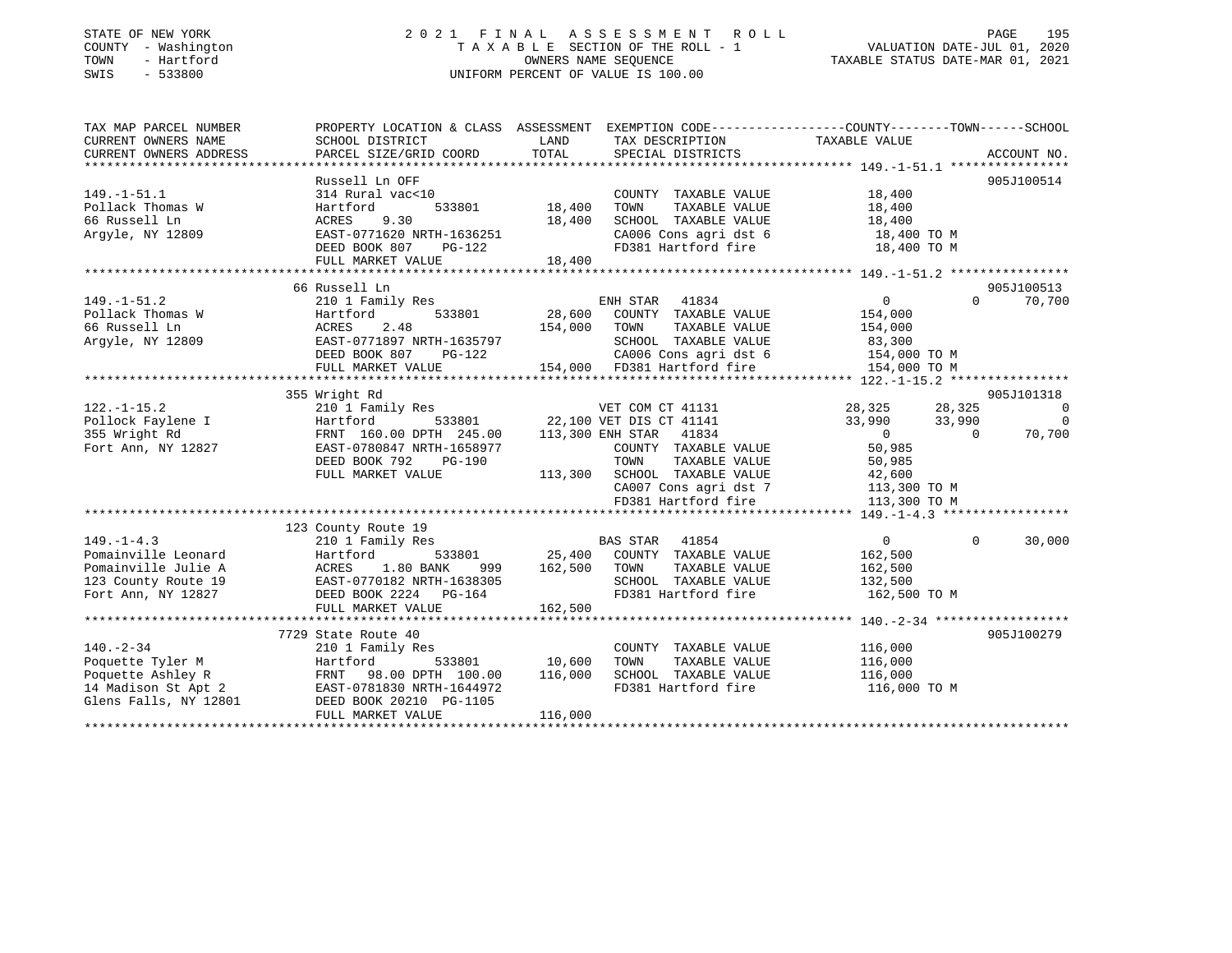STATE OF NEW YORK
COUNTY - Washington
TOWN - Hartford
SWIS - 533800

2 0 2 1 F I N A L A S S E S S M E N T R O L L
T A X A B L E SECTION OF THE ROLL - 1
OWNERS NAME SEQUENCE
UNIFORM PERCENT OF VALUE IS 100.00

VALUATION DATE-JUL 01, 2020
TAXABLE STATUS DATE-MAR 01, 2021

```
TAX MAP PARCEL NUMBER          PROPERTY LOCATION & CLASS  ASSESSMENT  EXEMPTION CODE------------------COUNTY--------TOWN------SCHOOL
CURRENT OWNERS NAME            SCHOOL DISTRICT               LAND      TAX DESCRIPTION            TAXABLE VALUE
CURRENT OWNERS ADDRESS         PARCEL SIZE/GRID COORD        TOTAL     SPECIAL DISTRICTS                                 ACCOUNT NO.
*********************************************************************************************** 149.-1-51.1 ****************
                               Russell Ln OFF                                                                       905J100514
149.-1-51.1                    314 Rural vac<10                          COUNTY  TAXABLE VALUE          18,400
Pollack Thomas W               Hartford          533801       18,400     TOWN    TAXABLE VALUE          18,400
66 Russell Ln                  ACRES    9.30                  18,400     SCHOOL  TAXABLE VALUE          18,400
Argyle, NY 12809               EAST-0771620 NRTH-1636251                 CA006 Cons agri dst 6          18,400 TO M
                               DEED BOOK 807    PG-122                   FD381 Hartford fire            18,400 TO M
                               FULL MARKET VALUE              18,400
*********************************************************************************************** 149.-1-51.2 ****************
                               66 Russell Ln                                                                        905J100513
149.-1-51.2                    210 1 Family Res                   ENH STAR  41834                   0          0      70,700
Pollack Thomas W               Hartford          533801       28,600     COUNTY  TAXABLE VALUE         154,000
66 Russell Ln                  ACRES    2.48                 154,000     TOWN    TAXABLE VALUE         154,000
Argyle, NY 12809               EAST-0771897 NRTH-1635797                 SCHOOL  TAXABLE VALUE          83,300
                               DEED BOOK 807    PG-122                   CA006 Cons agri dst 6         154,000 TO M
                               FULL MARKET VALUE             154,000     FD381 Hartford fire           154,000 TO M
*********************************************************************************************** 122.-1-15.2 ****************
                               355 Wright Rd                                                                        905J101318
122.-1-15.2                    210 1 Family Res                   VET COM CT 41131             28,325     28,325           0
Pollock Faylene I              Hartford          533801       22,100 VET DIS CT 41141             33,990     33,990           0
355 Wright Rd                  FRNT 160.00 DPTH 245.00       113,300 ENH STAR  41834                   0          0      70,700
Fort Ann, NY 12827             EAST-0780847 NRTH-1658977                 COUNTY  TAXABLE VALUE          50,985
                               DEED BOOK 792    PG-190                   TOWN    TAXABLE VALUE          50,985
                               FULL MARKET VALUE             113,300     SCHOOL  TAXABLE VALUE          42,600
                                                                         CA007 Cons agri dst 7         113,300 TO M
                                                                         FD381 Hartford fire           113,300 TO M
*********************************************************************************************** 149.-1-4.3 *****************
                               123 County Route 19
149.-1-4.3                     210 1 Family Res                   BAS STAR  41854                   0          0      30,000
Pomainville Leonard            Hartford          533801       25,400     COUNTY  TAXABLE VALUE         162,500
Pomainville Julie A            ACRES    1.80 BANK     999    162,500     TOWN    TAXABLE VALUE         162,500
123 County Route 19            EAST-0770182 NRTH-1638305                 SCHOOL  TAXABLE VALUE         132,500
Fort Ann, NY 12827             DEED BOOK 2224   PG-164                   FD381 Hartford fire           162,500 TO M
                               FULL MARKET VALUE             162,500
*********************************************************************************************** 140.-2-34 ******************
                               7729 State Route 40                                                                  905J100279
140.-2-34                      210 1 Family Res                          COUNTY  TAXABLE VALUE         116,000
Poquette Tyler M               Hartford          533801       10,600     TOWN    TAXABLE VALUE         116,000
Poquette Ashley R              FRNT  98.00 DPTH 100.00       116,000     SCHOOL  TAXABLE VALUE         116,000
14 Madison St Apt 2            EAST-0781830 NRTH-1644972                 FD381 Hartford fire           116,000 TO M
Glens Falls, NY 12801          DEED BOOK 20210  PG-1105
                               FULL MARKET VALUE             116,000
****************************************************************************************************************************
```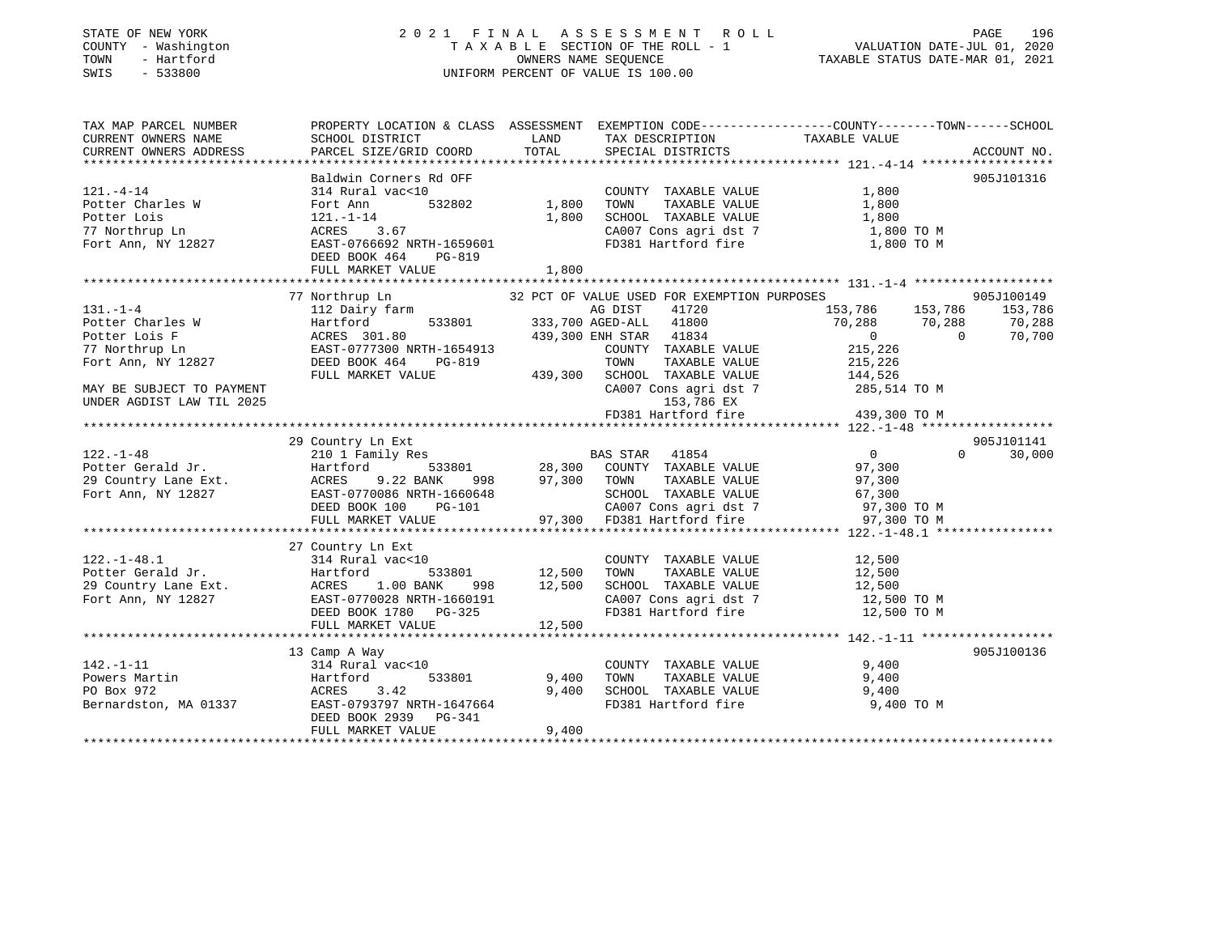STATE OF NEW YORK
COUNTY - Washington
TOWN - Hartford
SWIS - 533800

2021 FINAL ASSESSMENT ROLL
TAXABLE SECTION OF THE ROLL - 1
OWNERS NAME SEQUENCE
UNIFORM PERCENT OF VALUE IS 100.00

VALUATION DATE-JUL 01, 2020
TAXABLE STATUS DATE-MAR 01, 2021

```
TAX MAP PARCEL NUMBER          PROPERTY LOCATION & CLASS  ASSESSMENT  EXEMPTION CODE-----------------COUNTY--------TOWN------SCHOOL
CURRENT OWNERS NAME            SCHOOL DISTRICT               LAND      TAX DESCRIPTION              TAXABLE VALUE
CURRENT OWNERS ADDRESS         PARCEL SIZE/GRID COORD        TOTAL     SPECIAL DISTRICTS                                     ACCOUNT NO.
*********************************************************************************************** 121.-4-14 ******************
                               Baldwin Corners Rd OFF                                                                        905J101316
121.-4-14                      314 Rural vac<10                        COUNTY  TAXABLE VALUE            1,800
Potter Charles W               Fort Ann        532802        1,800     TOWN    TAXABLE VALUE            1,800
Potter Lois                    121.-1-14                     1,800     SCHOOL  TAXABLE VALUE            1,800
77 Northrup Ln                 ACRES    3.67                           CA007 Cons agri dst 7            1,800 TO M
Fort Ann, NY 12827             EAST-0766692 NRTH-1659601               FD381 Hartford fire              1,800 TO M
                               DEED BOOK 464    PG-819
                               FULL MARKET VALUE             1,800
*********************************************************************************************** 131.-1-4 *******************
                               77 Northrup Ln               32 PCT OF VALUE USED FOR EXEMPTION PURPOSES                       905J100149
131.-1-4                       112 Dairy farm                          AG DIST    41720           153,786     153,786    153,786
Potter Charles W               Hartford        533801      333,700 AGED-ALL   41800            70,288      70,288     70,288
Potter Lois F                  ACRES  301.80               439,300 ENH STAR   41834                 0           0     70,700
77 Northrup Ln                 EAST-0777300 NRTH-1654913               COUNTY  TAXABLE VALUE          215,226
Fort Ann, NY 12827             DEED BOOK 464    PG-819                 TOWN    TAXABLE VALUE          215,226
                               FULL MARKET VALUE           439,300     SCHOOL  TAXABLE VALUE          144,526
MAY BE SUBJECT TO PAYMENT                                              CA007 Cons agri dst 7          285,514 TO M
UNDER AGDIST LAW TIL 2025                                                   153,786 EX
                                                                       FD381 Hartford fire            439,300 TO M
*********************************************************************************************** 122.-1-48 ******************
                               29 Country Ln Ext                                                                             905J101141
122.-1-48                      210 1 Family Res                        BAS STAR   41854                 0           0     30,000
Potter Gerald Jr.              Hartford        533801       28,300     COUNTY  TAXABLE VALUE           97,300
29 Country Lane Ext.           ACRES    9.22 BANK    998    97,300     TOWN    TAXABLE VALUE           97,300
Fort Ann, NY 12827             EAST-0770086 NRTH-1660648               SCHOOL  TAXABLE VALUE           67,300
                               DEED BOOK 100    PG-101                 CA007 Cons agri dst 7           97,300 TO M
                               FULL MARKET VALUE            97,300     FD381 Hartford fire             97,300 TO M
*********************************************************************************************** 122.-1-48.1 ****************
                               27 Country Ln Ext
122.-1-48.1                    314 Rural vac<10                        COUNTY  TAXABLE VALUE           12,500
Potter Gerald Jr.              Hartford        533801       12,500     TOWN    TAXABLE VALUE           12,500
29 Country Lane Ext.           ACRES    1.00 BANK    998    12,500     SCHOOL  TAXABLE VALUE           12,500
Fort Ann, NY 12827             EAST-0770028 NRTH-1660191               CA007 Cons agri dst 7           12,500 TO M
                               DEED BOOK 1780   PG-325                 FD381 Hartford fire             12,500 TO M
                               FULL MARKET VALUE            12,500
*********************************************************************************************** 142.-1-11 ******************
                               13 Camp A Way                                                                                 905J100136
142.-1-11                      314 Rural vac<10                        COUNTY  TAXABLE VALUE            9,400
Powers Martin                  Hartford        533801        9,400     TOWN    TAXABLE VALUE            9,400
PO Box 972                     ACRES    3.42                 9,400     SCHOOL  TAXABLE VALUE            9,400
Bernardston, MA 01337          EAST-0793797 NRTH-1647664               FD381 Hartford fire              9,400 TO M
                               DEED BOOK 2939   PG-341
                               FULL MARKET VALUE             9,400
****************************************************************************************************************************
```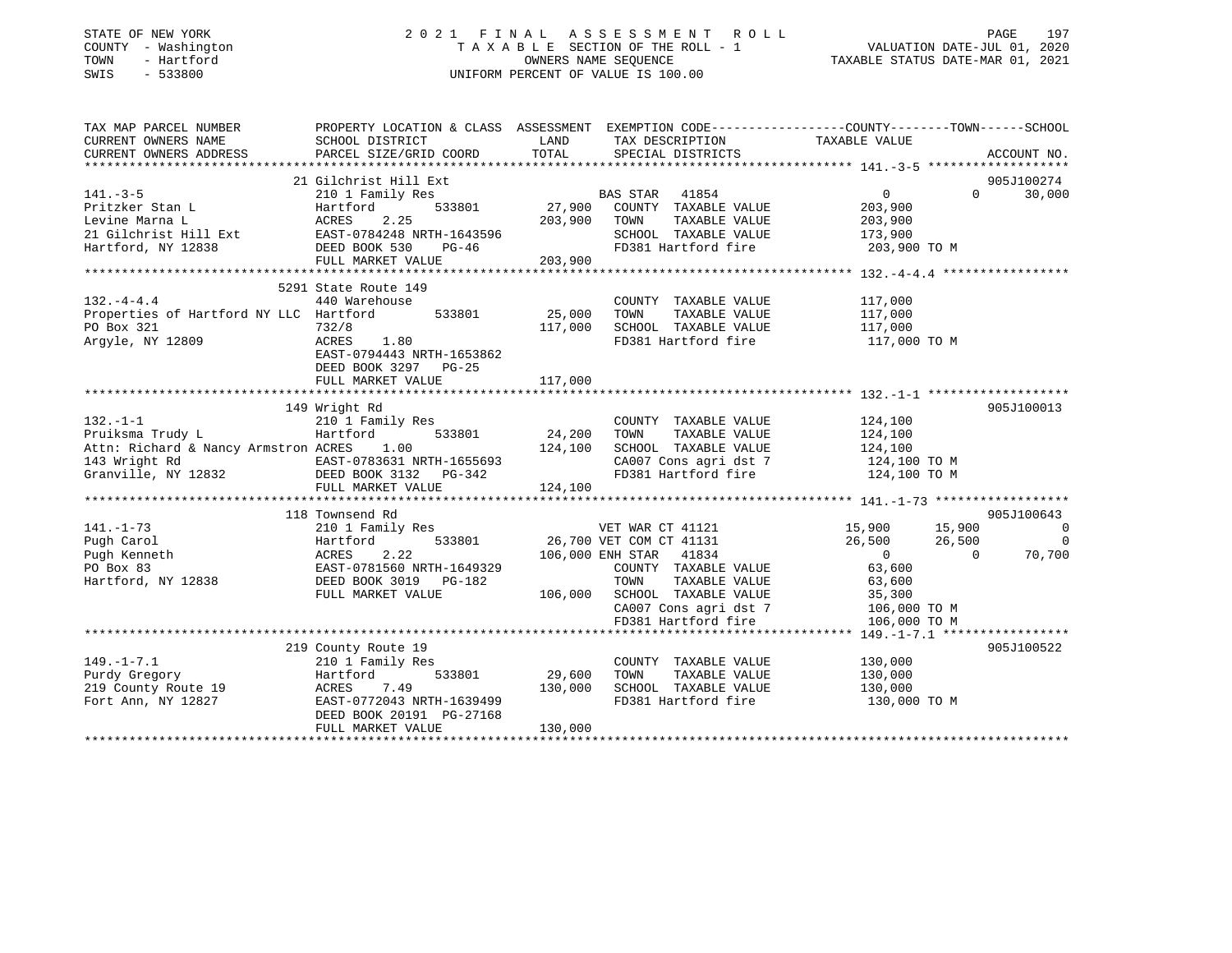STATE OF NEW YORK
COUNTY - Washington
TOWN - Hartford
SWIS - 533800

2021 FINAL ASSESSMENT ROLL
TAXABLE SECTION OF THE ROLL - 1
OWNERS NAME SEQUENCE
UNIFORM PERCENT OF VALUE IS 100.00

VALUATION DATE-JUL 01, 2020
TAXABLE STATUS DATE-MAR 01, 2021

| TAX MAP PARCEL NUMBER / CURRENT OWNERS NAME / CURRENT OWNERS ADDRESS | PROPERTY LOCATION & CLASS / SCHOOL DISTRICT / PARCEL SIZE/GRID COORD | LAND | ASSESSMENT TOTAL | EXEMPTION CODE / TAX DESCRIPTION / SPECIAL DISTRICTS | COUNTY TAXABLE VALUE | TOWN | SCHOOL | ACCOUNT NO. |
|---|---|---|---|---|---|---|---|---|
| 141.-3-5 | 21 Gilchrist Hill Ext | | | | | | | 905J100274 |
| Pritzker Stan L | 210 1 Family Res | | | BAS STAR 41854 | 0 | 0 | 30,000 | |
| Levine Marna L | Hartford 533801 | 27,900 | | COUNTY TAXABLE VALUE | 203,900 | | | |
| 21 Gilchrist Hill Ext | ACRES 2.25 | | 203,900 | TOWN TAXABLE VALUE | 203,900 | | | |
| Hartford, NY 12838 | EAST-0784248 NRTH-1643596 | | | SCHOOL TAXABLE VALUE | 173,900 | | | |
| | DEED BOOK 530 PG-46 | | | FD381 Hartford fire | 203,900 TO M | | | |
| | FULL MARKET VALUE | | 203,900 | | | | | |
| 132.-4-4.4 | 5291 State Route 149 | | | | | | | |
| Properties of Hartford NY LLC | 440 Warehouse | | | COUNTY TAXABLE VALUE | 117,000 | | | |
| PO Box 321 | Hartford 533801 | 25,000 | | TOWN TAXABLE VALUE | 117,000 | | | |
| Argyle, NY 12809 | 732/8 | | 117,000 | SCHOOL TAXABLE VALUE | 117,000 | | | |
| | ACRES 1.80 | | | FD381 Hartford fire | 117,000 TO M | | | |
| | EAST-0794443 NRTH-1653862 | | | | | | | |
| | DEED BOOK 3297 PG-25 | | | | | | | |
| | FULL MARKET VALUE | | 117,000 | | | | | |
| 132.-1-1 | 149 Wright Rd | | | | | | | 905J100013 |
| Pruiksma Trudy L | 210 1 Family Res | | | COUNTY TAXABLE VALUE | 124,100 | | | |
| Attn: Richard & Nancy Armstron | Hartford 533801 | 24,200 | | TOWN TAXABLE VALUE | 124,100 | | | |
| 143 Wright Rd | ACRES 1.00 | | 124,100 | SCHOOL TAXABLE VALUE | 124,100 | | | |
| Granville, NY 12832 | EAST-0783631 NRTH-1655693 | | | CA007 Cons agri dst 7 | 124,100 TO M | | | |
| | DEED BOOK 3132 PG-342 | | | FD381 Hartford fire | 124,100 TO M | | | |
| | FULL MARKET VALUE | | 124,100 | | | | | |
| 141.-1-73 | 118 Townsend Rd | | | | | | | 905J100643 |
| Pugh Carol | 210 1 Family Res | | | VET WAR CT 41121 | 15,900 | 15,900 | 0 | |
| Pugh Kenneth | Hartford 533801 | 26,700 | | VET COM CT 41131 | 26,500 | 26,500 | 0 | |
| PO Box 83 | ACRES 2.22 | | 106,000 | ENH STAR 41834 | 0 | 0 | 70,700 | |
| Hartford, NY 12838 | EAST-0781560 NRTH-1649329 | | | COUNTY TAXABLE VALUE | 63,600 | | | |
| | DEED BOOK 3019 PG-182 | | | TOWN TAXABLE VALUE | 63,600 | | | |
| | FULL MARKET VALUE | | 106,000 | SCHOOL TAXABLE VALUE | 35,300 | | | |
| | | | | CA007 Cons agri dst 7 | 106,000 TO M | | | |
| | | | | FD381 Hartford fire | 106,000 TO M | | | |
| 149.-1-7.1 | 219 County Route 19 | | | | | | | 905J100522 |
| Purdy Gregory | 210 1 Family Res | | | COUNTY TAXABLE VALUE | 130,000 | | | |
| 219 County Route 19 | Hartford 533801 | 29,600 | | TOWN TAXABLE VALUE | 130,000 | | | |
| Fort Ann, NY 12827 | ACRES 7.49 | | 130,000 | SCHOOL TAXABLE VALUE | 130,000 | | | |
| | EAST-0772043 NRTH-1639499 | | | FD381 Hartford fire | 130,000 TO M | | | |
| | DEED BOOK 20191 PG-27168 | | | | | | | |
| | FULL MARKET VALUE | | 130,000 | | | | | |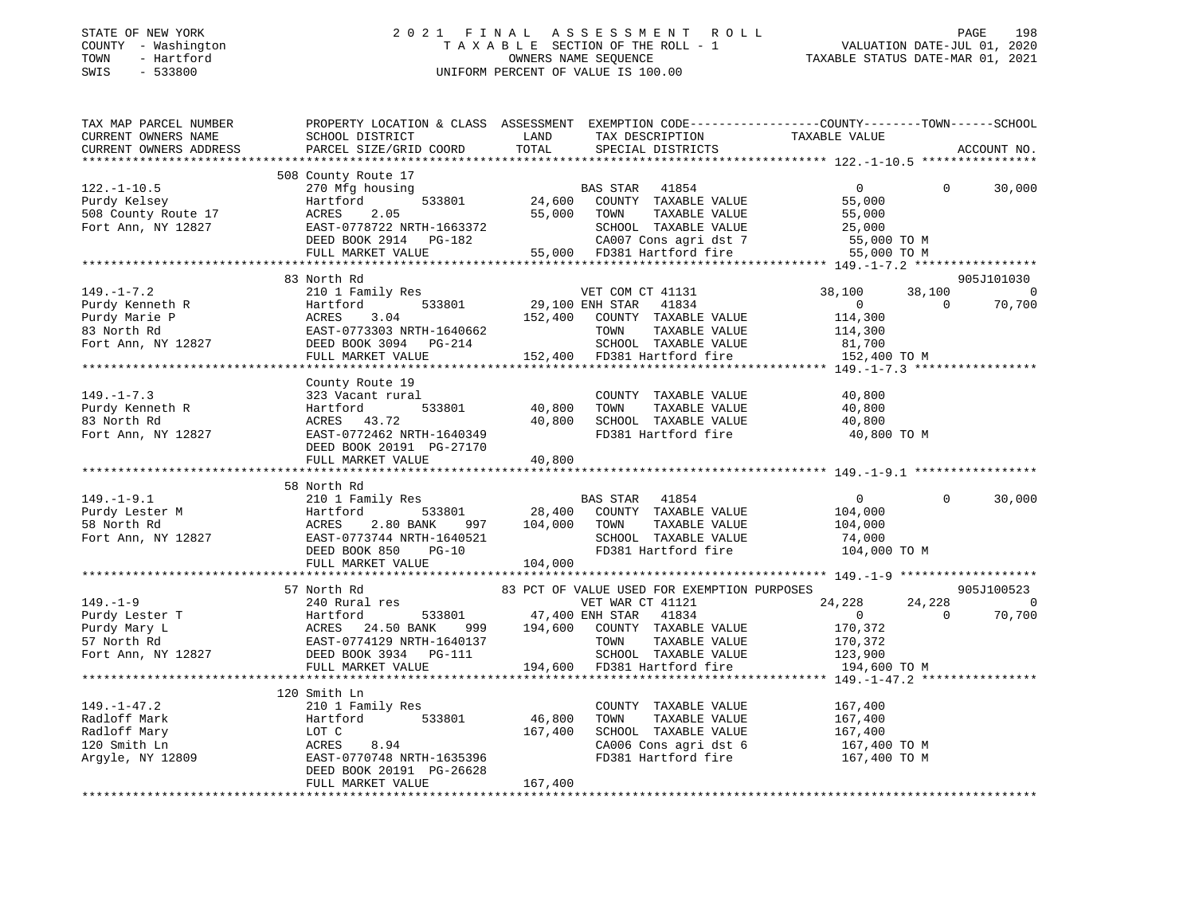STATE OF NEW YORK
COUNTY - Washington
TOWN - Hartford
SWIS - 533800

2021 FINAL ASSESSMENT ROLL
TAXABLE SECTION OF THE ROLL - 1
OWNERS NAME SEQUENCE
UNIFORM PERCENT OF VALUE IS 100.00

VALUATION DATE-JUL 01, 2020
TAXABLE STATUS DATE-MAR 01, 2021

```
TAX MAP PARCEL NUMBER          PROPERTY LOCATION & CLASS  ASSESSMENT  EXEMPTION CODE-----------------COUNTY--------TOWN------SCHOOL
CURRENT OWNERS NAME            SCHOOL DISTRICT               LAND      TAX DESCRIPTION              TAXABLE VALUE
CURRENT OWNERS ADDRESS         PARCEL SIZE/GRID COORD        TOTAL     SPECIAL DISTRICTS                                      ACCOUNT NO.
******************************************************************************************************* 122.-1-10.5 ****************
                               508 County Route 17
122.-1-10.5                    270 Mfg housing                         BAS STAR  41854                  0             0     30,000
Purdy Kelsey                   Hartford          533801      24,600    COUNTY  TAXABLE VALUE           55,000
508 County Route 17            ACRES     2.05                55,000    TOWN    TAXABLE VALUE           55,000
Fort Ann, NY 12827             EAST-0778722 NRTH-1663372               SCHOOL  TAXABLE VALUE           25,000
                               DEED BOOK 2914   PG-182                 CA007 Cons agri dst 7            55,000 TO M
                               FULL MARKET VALUE             55,000    FD381 Hartford fire              55,000 TO M
******************************************************************************************************* 149.-1-7.2 *****************
                               83 North Rd                                                                             905J101030
149.-1-7.2                     210 1 Family Res                        VET COM CT 41131             38,100      38,100          0
Purdy Kenneth R                Hartford          533801      29,100 ENH STAR  41834                  0             0     70,700
Purdy Marie P                  ACRES     3.04               152,400    COUNTY  TAXABLE VALUE          114,300
83 North Rd                    EAST-0773303 NRTH-1640662               TOWN    TAXABLE VALUE          114,300
Fort Ann, NY 12827             DEED BOOK 3094   PG-214                 SCHOOL  TAXABLE VALUE           81,700
                               FULL MARKET VALUE            152,400    FD381 Hartford fire             152,400 TO M
******************************************************************************************************* 149.-1-7.3 *****************
                               County Route 19
149.-1-7.3                     323 Vacant rural                        COUNTY  TAXABLE VALUE           40,800
Purdy Kenneth R                Hartford          533801      40,800    TOWN    TAXABLE VALUE           40,800
83 North Rd                    ACRES    43.72                40,800    SCHOOL  TAXABLE VALUE           40,800
Fort Ann, NY 12827             EAST-0772462 NRTH-1640349               FD381 Hartford fire              40,800 TO M
                               DEED BOOK 20191 PG-27170
                               FULL MARKET VALUE             40,800
******************************************************************************************************* 149.-1-9.1 *****************
                               58 North Rd
149.-1-9.1                     210 1 Family Res                        BAS STAR  41854                  0             0     30,000
Purdy Lester M                 Hartford          533801      28,400    COUNTY  TAXABLE VALUE          104,000
58 North Rd                    ACRES     2.80 BANK     997  104,000    TOWN    TAXABLE VALUE          104,000
Fort Ann, NY 12827             EAST-0773744 NRTH-1640521               SCHOOL  TAXABLE VALUE           74,000
                               DEED BOOK 850    PG-10                  FD381 Hartford fire             104,000 TO M
                               FULL MARKET VALUE            104,000
******************************************************************************************************* 149.-1-9 *******************
                               57 North Rd                   83 PCT OF VALUE USED FOR EXEMPTION PURPOSES                905J100523
149.-1-9                       240 Rural res                           VET WAR CT 41121             24,228      24,228          0
Purdy Lester T                 Hartford          533801      47,400 ENH STAR  41834                  0             0     70,700
Purdy Mary L                   ACRES    24.50 BANK     999  194,600    COUNTY  TAXABLE VALUE          170,372
57 North Rd                    EAST-0774129 NRTH-1640137               TOWN    TAXABLE VALUE          170,372
Fort Ann, NY 12827             DEED BOOK 3934   PG-111                 SCHOOL  TAXABLE VALUE          123,900
                               FULL MARKET VALUE            194,600    FD381 Hartford fire             194,600 TO M
******************************************************************************************************* 149.-1-47.2 ****************
                               120 Smith Ln
149.-1-47.2                    210 1 Family Res                        COUNTY  TAXABLE VALUE          167,400
Radloff Mark                   Hartford          533801      46,800    TOWN    TAXABLE VALUE          167,400
Radloff Mary                   LOT C                        167,400    SCHOOL  TAXABLE VALUE          167,400
120 Smith Ln                   ACRES     8.94                          CA006 Cons agri dst 6           167,400 TO M
Argyle, NY 12809               EAST-0770748 NRTH-1635396               FD381 Hartford fire             167,400 TO M
                               DEED BOOK 20191 PG-26628
                               FULL MARKET VALUE            167,400
************************************************************************************************************************************
```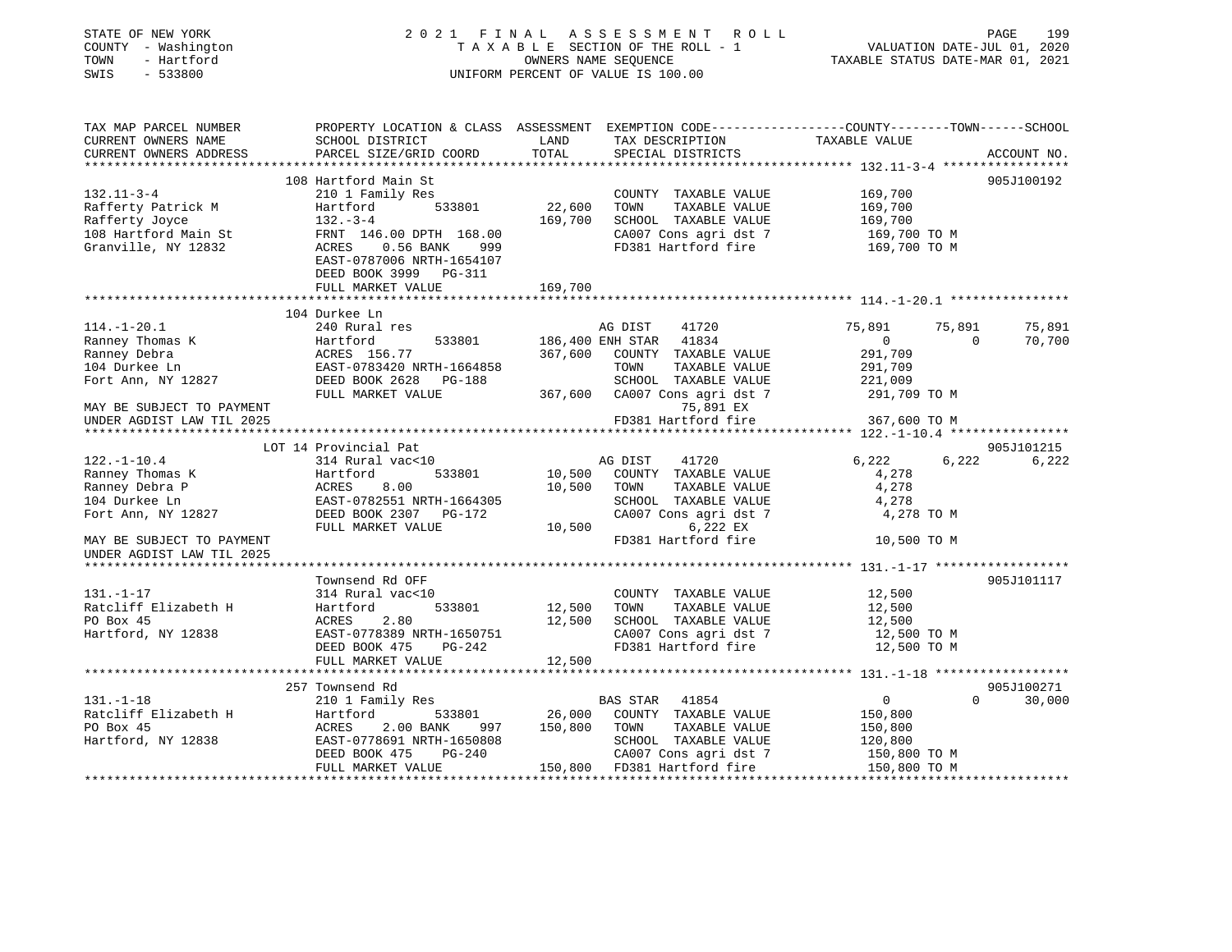STATE OF NEW YORK
COUNTY - Washington
TOWN - Hartford
SWIS - 533800

# 2021 FINAL ASSESSMENT ROLL

TAXABLE SECTION OF THE ROLL - 1
OWNERS NAME SEQUENCE
UNIFORM PERCENT OF VALUE IS 100.00

VALUATION DATE-JUL 01, 2020
TAXABLE STATUS DATE-MAR 01, 2021

| TAX MAP PARCEL NUMBER / CURRENT OWNERS NAME / CURRENT OWNERS ADDRESS | PROPERTY LOCATION & CLASS / SCHOOL DISTRICT / PARCEL SIZE/GRID COORD | ASSESSMENT LAND / TOTAL | EXEMPTION CODE / TAX DESCRIPTION / SPECIAL DISTRICTS | COUNTY TAXABLE VALUE | TOWN | SCHOOL | ACCOUNT NO. |
|---|---|---|---|---|---|---|---|
| **132.11-3-4** | 108 Hartford Main St | | | | | | 905J100192 |
| Rafferty Patrick M | 210 1 Family Res | | COUNTY TAXABLE VALUE | 169,700 | | | |
| Rafferty Joyce | Hartford 533801 | 22,600 | TOWN TAXABLE VALUE | 169,700 | | | |
| 108 Hartford Main St | 132.-3-4 | 169,700 | SCHOOL TAXABLE VALUE | 169,700 | | | |
| Granville, NY 12832 | FRNT 146.00 DPTH 168.00 | | CA007 Cons agri dst 7 | 169,700 TO M | | | |
| | ACRES 0.56 BANK 999 | | FD381 Hartford fire | 169,700 TO M | | | |
| | EAST-0787006 NRTH-1654107 | | | | | | |
| | DEED BOOK 3999 PG-311 | | | | | | |
| | FULL MARKET VALUE | 169,700 | | | | | |
| **114.-1-20.1** | 104 Durkee Ln | | | | | | |
| Ranney Thomas K | 240 Rural res | | AG DIST 41720 | 75,891 | 75,891 | 75,891 | |
| Ranney Debra | Hartford 533801 | 186,400 | ENH STAR 41834 | 0 | 0 | 70,700 | |
| 104 Durkee Ln | ACRES 156.77 | 367,600 | COUNTY TAXABLE VALUE | 291,709 | | | |
| Fort Ann, NY 12827 | EAST-0783420 NRTH-1664858 | | TOWN TAXABLE VALUE | 291,709 | | | |
| | DEED BOOK 2628 PG-188 | | SCHOOL TAXABLE VALUE | 221,009 | | | |
| | FULL MARKET VALUE | 367,600 | CA007 Cons agri dst 7 | 291,709 TO M | | | |
| MAY BE SUBJECT TO PAYMENT | | | 75,891 EX | | | | |
| UNDER AGDIST LAW TIL 2025 | | | FD381 Hartford fire | 367,600 TO M | | | |
| **122.-1-10.4** | LOT 14 Provincial Pat | | | | | | 905J101215 |
| Ranney Thomas K | 314 Rural vac<10 | | AG DIST 41720 | 6,222 | 6,222 | 6,222 | |
| Ranney Debra P | Hartford 533801 | 10,500 | COUNTY TAXABLE VALUE | 4,278 | | | |
| 104 Durkee Ln | ACRES 8.00 | 10,500 | TOWN TAXABLE VALUE | 4,278 | | | |
| Fort Ann, NY 12827 | EAST-0782551 NRTH-1664305 | | SCHOOL TAXABLE VALUE | 4,278 | | | |
| | DEED BOOK 2307 PG-172 | | CA007 Cons agri dst 7 | 4,278 TO M | | | |
| | FULL MARKET VALUE | 10,500 | 6,222 EX | | | | |
| MAY BE SUBJECT TO PAYMENT | | | FD381 Hartford fire | 10,500 TO M | | | |
| UNDER AGDIST LAW TIL 2025 | | | | | | | |
| **131.-1-17** | Townsend Rd OFF | | | | | | 905J101117 |
| Ratcliff Elizabeth H | 314 Rural vac<10 | | COUNTY TAXABLE VALUE | 12,500 | | | |
| PO Box 45 | Hartford 533801 | 12,500 | TOWN TAXABLE VALUE | 12,500 | | | |
| Hartford, NY 12838 | ACRES 2.80 | 12,500 | SCHOOL TAXABLE VALUE | 12,500 | | | |
| | EAST-0778389 NRTH-1650751 | | CA007 Cons agri dst 7 | 12,500 TO M | | | |
| | DEED BOOK 475 PG-242 | | FD381 Hartford fire | 12,500 TO M | | | |
| | FULL MARKET VALUE | 12,500 | | | | | |
| **131.-1-18** | 257 Townsend Rd | | | | | | 905J100271 |
| Ratcliff Elizabeth H | 210 1 Family Res | | BAS STAR 41854 | 0 | 0 | 30,000 | |
| PO Box 45 | Hartford 533801 | 26,000 | COUNTY TAXABLE VALUE | 150,800 | | | |
| Hartford, NY 12838 | ACRES 2.00 BANK 997 | 150,800 | TOWN TAXABLE VALUE | 150,800 | | | |
| | EAST-0778691 NRTH-1650808 | | SCHOOL TAXABLE VALUE | 120,800 | | | |
| | DEED BOOK 475 PG-240 | | CA007 Cons agri dst 7 | 150,800 TO M | | | |
| | FULL MARKET VALUE | 150,800 | FD381 Hartford fire | 150,800 TO M | | | |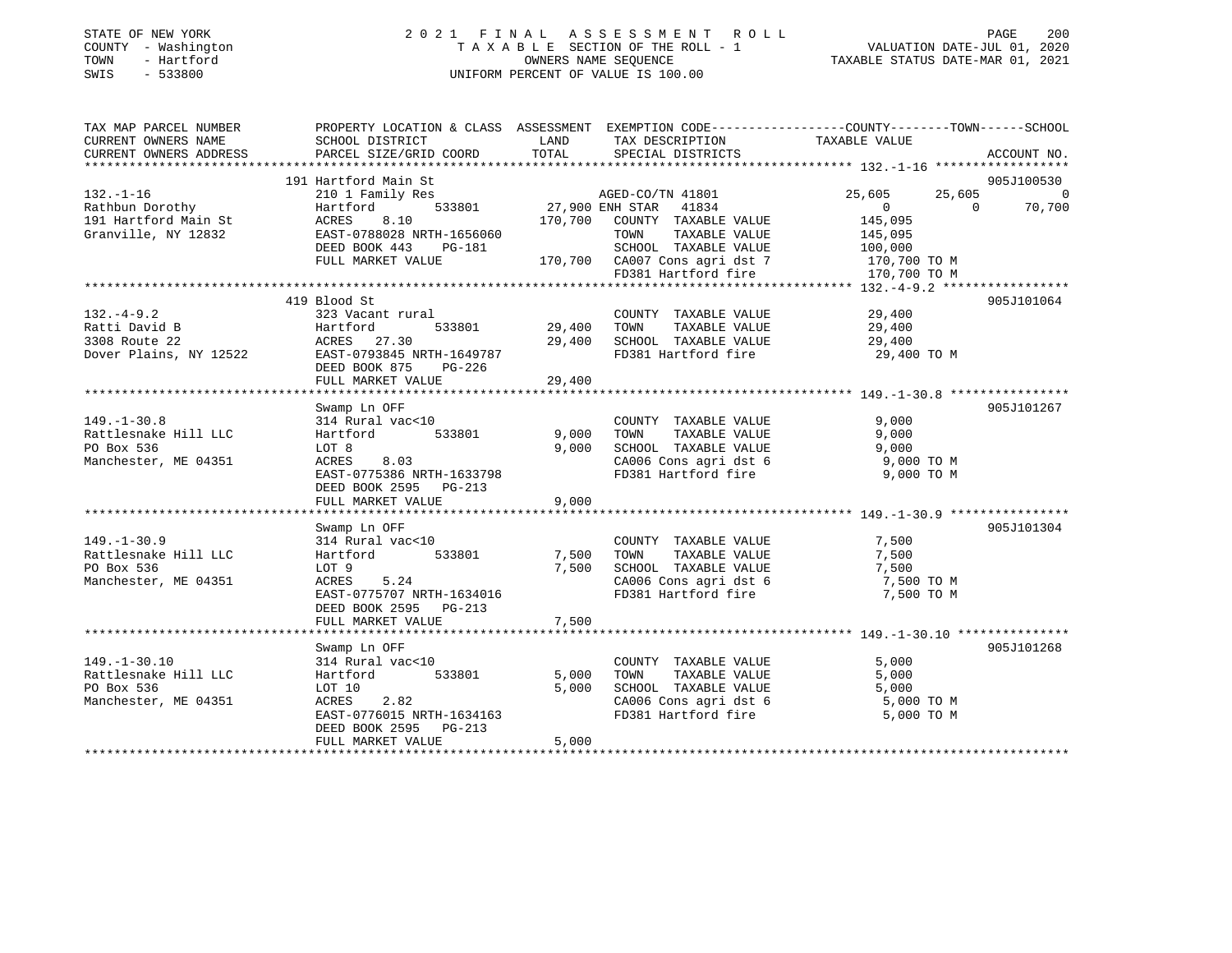STATE OF NEW YORK
COUNTY - Washington
TOWN - Hartford
SWIS - 533800

# 2021 FINAL ASSESSMENT ROLL

TAXABLE SECTION OF THE ROLL - 1
OWNERS NAME SEQUENCE
UNIFORM PERCENT OF VALUE IS 100.00

VALUATION DATE-JUL 01, 2020
TAXABLE STATUS DATE-MAR 01, 2021

| TAX MAP PARCEL NUMBER / CURRENT OWNERS NAME / CURRENT OWNERS ADDRESS | PROPERTY LOCATION & CLASS / SCHOOL DISTRICT / PARCEL SIZE/GRID COORD | ASSESSMENT LAND / TOTAL | EXEMPTION CODE / TAX DESCRIPTION / SPECIAL DISTRICTS | COUNTY | TOWN | SCHOOL | ACCOUNT NO. |
|---|---|---|---|---|---|---|---|
| **132.-1-16** | 191 Hartford Main St | | | | | | 905J100530 |
| Rathbun Dorothy | 210 1 Family Res | | AGED-CO/TN 41801 | 25,605 | 25,605 | 0 | |
| 191 Hartford Main St | Hartford 533801 | 27,900 | ENH STAR 41834 | 0 | 0 | 70,700 | |
| Granville, NY 12832 | ACRES 8.10 | 170,700 | COUNTY TAXABLE VALUE | 145,095 | | | |
| | EAST-0788028 NRTH-1656060 | | TOWN TAXABLE VALUE | | 145,095 | | |
| | DEED BOOK 443 PG-181 | | SCHOOL TAXABLE VALUE | | | 100,000 | |
| | FULL MARKET VALUE | 170,700 | CA007 Cons agri dst 7 | 170,700 TO M | | | |
| | | | FD381 Hartford fire | 170,700 TO M | | | |
| **132.-4-9.2** | 419 Blood St | | | | | | 905J101064 |
| Ratti David B | 323 Vacant rural | | COUNTY TAXABLE VALUE | 29,400 | | | |
| 3308 Route 22 | Hartford 533801 | 29,400 | TOWN TAXABLE VALUE | | 29,400 | | |
| Dover Plains, NY 12522 | ACRES 27.30 | 29,400 | SCHOOL TAXABLE VALUE | | | 29,400 | |
| | EAST-0793845 NRTH-1649787 | | FD381 Hartford fire | 29,400 TO M | | | |
| | DEED BOOK 875 PG-226 | | | | | | |
| | FULL MARKET VALUE | 29,400 | | | | | |
| **149.-1-30.8** | Swamp Ln OFF | | | | | | 905J101267 |
| Rattlesnake Hill LLC | 314 Rural vac<10 | | COUNTY TAXABLE VALUE | 9,000 | | | |
| PO Box 536 | Hartford 533801 | 9,000 | TOWN TAXABLE VALUE | | 9,000 | | |
| Manchester, ME 04351 | LOT 8 | 9,000 | SCHOOL TAXABLE VALUE | | | 9,000 | |
| | ACRES 8.03 | | CA006 Cons agri dst 6 | 9,000 TO M | | | |
| | EAST-0775386 NRTH-1633798 | | FD381 Hartford fire | 9,000 TO M | | | |
| | DEED BOOK 2595 PG-213 | | | | | | |
| | FULL MARKET VALUE | 9,000 | | | | | |
| **149.-1-30.9** | Swamp Ln OFF | | | | | | 905J101304 |
| Rattlesnake Hill LLC | 314 Rural vac<10 | | COUNTY TAXABLE VALUE | 7,500 | | | |
| PO Box 536 | Hartford 533801 | 7,500 | TOWN TAXABLE VALUE | | 7,500 | | |
| Manchester, ME 04351 | LOT 9 | 7,500 | SCHOOL TAXABLE VALUE | | | 7,500 | |
| | ACRES 5.24 | | CA006 Cons agri dst 6 | 7,500 TO M | | | |
| | EAST-0775707 NRTH-1634016 | | FD381 Hartford fire | 7,500 TO M | | | |
| | DEED BOOK 2595 PG-213 | | | | | | |
| | FULL MARKET VALUE | 7,500 | | | | | |
| **149.-1-30.10** | Swamp Ln OFF | | | | | | 905J101268 |
| Rattlesnake Hill LLC | 314 Rural vac<10 | | COUNTY TAXABLE VALUE | 5,000 | | | |
| PO Box 536 | Hartford 533801 | 5,000 | TOWN TAXABLE VALUE | | 5,000 | | |
| Manchester, ME 04351 | LOT 10 | 5,000 | SCHOOL TAXABLE VALUE | | | 5,000 | |
| | ACRES 2.82 | | CA006 Cons agri dst 6 | 5,000 TO M | | | |
| | EAST-0776015 NRTH-1634163 | | FD381 Hartford fire | 5,000 TO M | | | |
| | DEED BOOK 2595 PG-213 | | | | | | |
| | FULL MARKET VALUE | 5,000 | | | | | |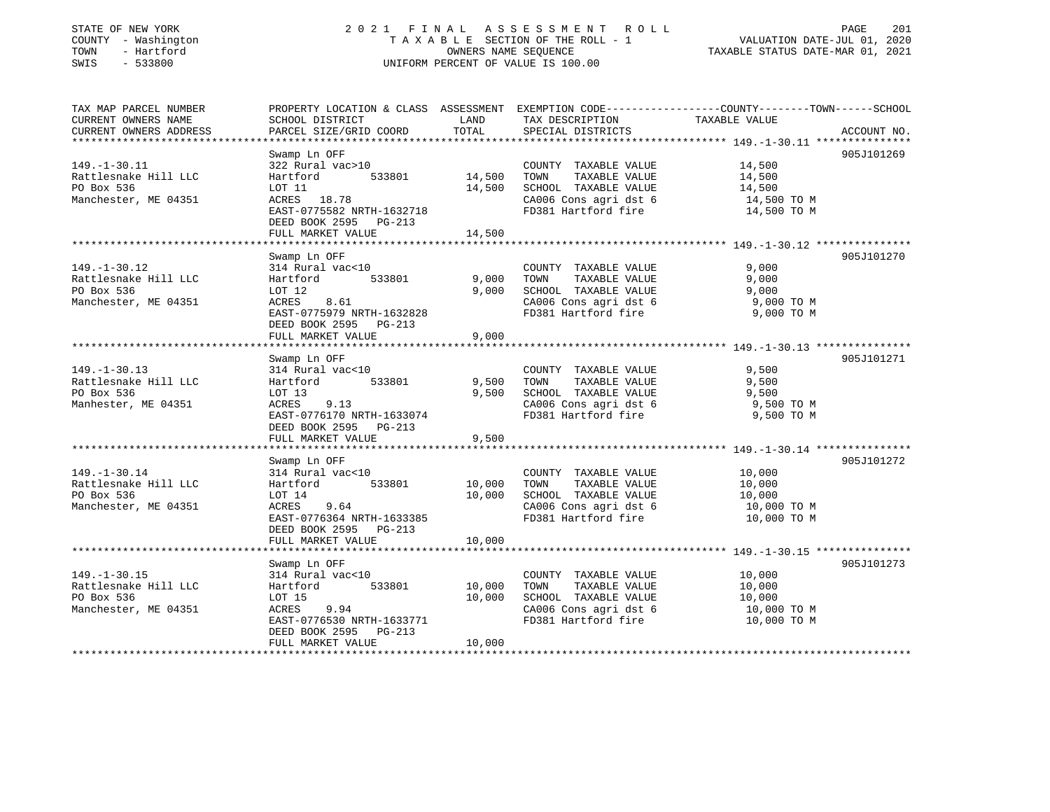STATE OF NEW YORK
COUNTY - Washington
TOWN - Hartford
SWIS - 533800

2021 FINAL ASSESSMENT ROLL
TAXABLE SECTION OF THE ROLL - 1
OWNERS NAME SEQUENCE
UNIFORM PERCENT OF VALUE IS 100.00

VALUATION DATE-JUL 01, 2020
TAXABLE STATUS DATE-MAR 01, 2021

| TAX MAP PARCEL NUMBER / CURRENT OWNERS NAME / CURRENT OWNERS ADDRESS | PROPERTY LOCATION & CLASS / SCHOOL DISTRICT / PARCEL SIZE/GRID COORD | ASSESSMENT LAND | TOTAL | EXEMPTION CODE / TAX DESCRIPTION / SPECIAL DISTRICTS | TAXABLE VALUE (COUNTY--TOWN--SCHOOL) | ACCOUNT NO. |
|---|---|---|---|---|---|---|
| 149.-1-30.11 | Swamp Ln OFF | | | | | 905J101269 |
| | 322 Rural vac>10 | | | COUNTY TAXABLE VALUE | 14,500 | |
| Rattlesnake Hill LLC | Hartford 533801 | 14,500 | | TOWN TAXABLE VALUE | 14,500 | |
| PO Box 536 | LOT 11 | | 14,500 | SCHOOL TAXABLE VALUE | 14,500 | |
| Manchester, ME 04351 | ACRES 18.78 | | | CA006 Cons agri dst 6 | 14,500 TO M | |
| | EAST-0775582 NRTH-1632718 | | | FD381 Hartford fire | 14,500 TO M | |
| | DEED BOOK 2595 PG-213 | | | | | |
| | FULL MARKET VALUE | | 14,500 | | | |
| 149.-1-30.12 | Swamp Ln OFF | | | | | 905J101270 |
| | 314 Rural vac<10 | | | COUNTY TAXABLE VALUE | 9,000 | |
| Rattlesnake Hill LLC | Hartford 533801 | 9,000 | | TOWN TAXABLE VALUE | 9,000 | |
| PO Box 536 | LOT 12 | | 9,000 | SCHOOL TAXABLE VALUE | 9,000 | |
| Manchester, ME 04351 | ACRES 8.61 | | | CA006 Cons agri dst 6 | 9,000 TO M | |
| | EAST-0775979 NRTH-1632828 | | | FD381 Hartford fire | 9,000 TO M | |
| | DEED BOOK 2595 PG-213 | | | | | |
| | FULL MARKET VALUE | | 9,000 | | | |
| 149.-1-30.13 | Swamp Ln OFF | | | | | 905J101271 |
| | 314 Rural vac<10 | | | COUNTY TAXABLE VALUE | 9,500 | |
| Rattlesnake Hill LLC | Hartford 533801 | 9,500 | | TOWN TAXABLE VALUE | 9,500 | |
| PO Box 536 | LOT 13 | | 9,500 | SCHOOL TAXABLE VALUE | 9,500 | |
| Manhester, ME 04351 | ACRES 9.13 | | | CA006 Cons agri dst 6 | 9,500 TO M | |
| | EAST-0776170 NRTH-1633074 | | | FD381 Hartford fire | 9,500 TO M | |
| | DEED BOOK 2595 PG-213 | | | | | |
| | FULL MARKET VALUE | | 9,500 | | | |
| 149.-1-30.14 | Swamp Ln OFF | | | | | 905J101272 |
| | 314 Rural vac<10 | | | COUNTY TAXABLE VALUE | 10,000 | |
| Rattlesnake Hill LLC | Hartford 533801 | 10,000 | | TOWN TAXABLE VALUE | 10,000 | |
| PO Box 536 | LOT 14 | | 10,000 | SCHOOL TAXABLE VALUE | 10,000 | |
| Manchester, ME 04351 | ACRES 9.64 | | | CA006 Cons agri dst 6 | 10,000 TO M | |
| | EAST-0776364 NRTH-1633385 | | | FD381 Hartford fire | 10,000 TO M | |
| | DEED BOOK 2595 PG-213 | | | | | |
| | FULL MARKET VALUE | | 10,000 | | | |
| 149.-1-30.15 | Swamp Ln OFF | | | | | 905J101273 |
| | 314 Rural vac<10 | | | COUNTY TAXABLE VALUE | 10,000 | |
| Rattlesnake Hill LLC | Hartford 533801 | 10,000 | | TOWN TAXABLE VALUE | 10,000 | |
| PO Box 536 | LOT 15 | | 10,000 | SCHOOL TAXABLE VALUE | 10,000 | |
| Manchester, ME 04351 | ACRES 9.94 | | | CA006 Cons agri dst 6 | 10,000 TO M | |
| | EAST-0776530 NRTH-1633771 | | | FD381 Hartford fire | 10,000 TO M | |
| | DEED BOOK 2595 PG-213 | | | | | |
| | FULL MARKET VALUE | | 10,000 | | | |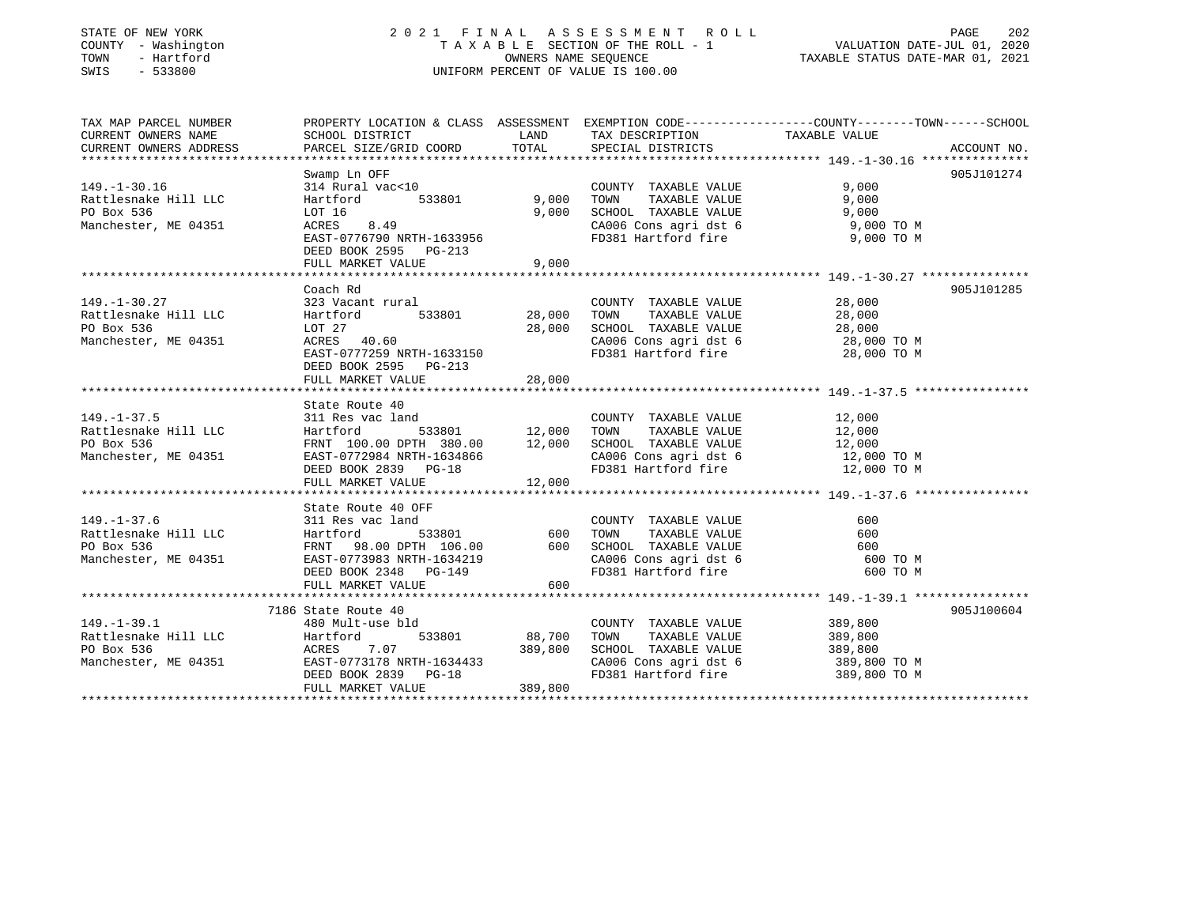STATE OF NEW YORK
COUNTY - Washington
TOWN - Hartford
SWIS - 533800

2021 FINAL ASSESSMENT ROLL
TAXABLE SECTION OF THE ROLL - 1
OWNERS NAME SEQUENCE
UNIFORM PERCENT OF VALUE IS 100.00

VALUATION DATE-JUL 01, 2020
TAXABLE STATUS DATE-MAR 01, 2021

| TAX MAP PARCEL NUMBER / CURRENT OWNERS NAME / CURRENT OWNERS ADDRESS | PROPERTY LOCATION & CLASS / SCHOOL DISTRICT / PARCEL SIZE/GRID COORD | ASSESSMENT LAND | TOTAL | EXEMPTION CODE / TAX DESCRIPTION / SPECIAL DISTRICTS | COUNTY--------TOWN------SCHOOL TAXABLE VALUE | ACCOUNT NO. |
|---|---|---|---|---|---|---|
| 149.-1-30.16 | Swamp Ln OFF | | | | | 905J101274 |
| | 314 Rural vac<10 | | | COUNTY TAXABLE VALUE | 9,000 | |
| Rattlesnake Hill LLC | Hartford 533801 | 9,000 | | TOWN TAXABLE VALUE | 9,000 | |
| PO Box 536 | LOT 16 | | 9,000 | SCHOOL TAXABLE VALUE | 9,000 | |
| Manchester, ME 04351 | ACRES 8.49 | | | CA006 Cons agri dst 6 | 9,000 TO M | |
| | EAST-0776790 NRTH-1633956 | | | FD381 Hartford fire | 9,000 TO M | |
| | DEED BOOK 2595 PG-213 | | | | | |
| | FULL MARKET VALUE | | 9,000 | | | |
| 149.-1-30.27 | Coach Rd | | | | | 905J101285 |
| | 323 Vacant rural | | | COUNTY TAXABLE VALUE | 28,000 | |
| Rattlesnake Hill LLC | Hartford 533801 | 28,000 | | TOWN TAXABLE VALUE | 28,000 | |
| PO Box 536 | LOT 27 | | 28,000 | SCHOOL TAXABLE VALUE | 28,000 | |
| Manchester, ME 04351 | ACRES 40.60 | | | CA006 Cons agri dst 6 | 28,000 TO M | |
| | EAST-0777259 NRTH-1633150 | | | FD381 Hartford fire | 28,000 TO M | |
| | DEED BOOK 2595 PG-213 | | | | | |
| | FULL MARKET VALUE | | 28,000 | | | |
| 149.-1-37.5 | State Route 40 | | | | | |
| | 311 Res vac land | | | COUNTY TAXABLE VALUE | 12,000 | |
| Rattlesnake Hill LLC | Hartford 533801 | 12,000 | | TOWN TAXABLE VALUE | 12,000 | |
| PO Box 536 | FRNT 100.00 DPTH 380.00 | | 12,000 | SCHOOL TAXABLE VALUE | 12,000 | |
| Manchester, ME 04351 | EAST-0772984 NRTH-1634866 | | | CA006 Cons agri dst 6 | 12,000 TO M | |
| | DEED BOOK 2839 PG-18 | | | FD381 Hartford fire | 12,000 TO M | |
| | FULL MARKET VALUE | | 12,000 | | | |
| 149.-1-37.6 | State Route 40 OFF | | | | | |
| | 311 Res vac land | | | COUNTY TAXABLE VALUE | 600 | |
| Rattlesnake Hill LLC | Hartford 533801 | 600 | | TOWN TAXABLE VALUE | 600 | |
| PO Box 536 | FRNT 98.00 DPTH 106.00 | | 600 | SCHOOL TAXABLE VALUE | 600 | |
| Manchester, ME 04351 | EAST-0773983 NRTH-1634219 | | | CA006 Cons agri dst 6 | 600 TO M | |
| | DEED BOOK 2348 PG-149 | | | FD381 Hartford fire | 600 TO M | |
| | FULL MARKET VALUE | | 600 | | | |
| 149.-1-39.1 | 7186 State Route 40 | | | | | 905J100604 |
| | 480 Mult-use bld | | | COUNTY TAXABLE VALUE | 389,800 | |
| Rattlesnake Hill LLC | Hartford 533801 | 88,700 | | TOWN TAXABLE VALUE | 389,800 | |
| PO Box 536 | ACRES 7.07 | | 389,800 | SCHOOL TAXABLE VALUE | 389,800 | |
| Manchester, ME 04351 | EAST-0773178 NRTH-1634433 | | | CA006 Cons agri dst 6 | 389,800 TO M | |
| | DEED BOOK 2839 PG-18 | | | FD381 Hartford fire | 389,800 TO M | |
| | FULL MARKET VALUE | | 389,800 | | | |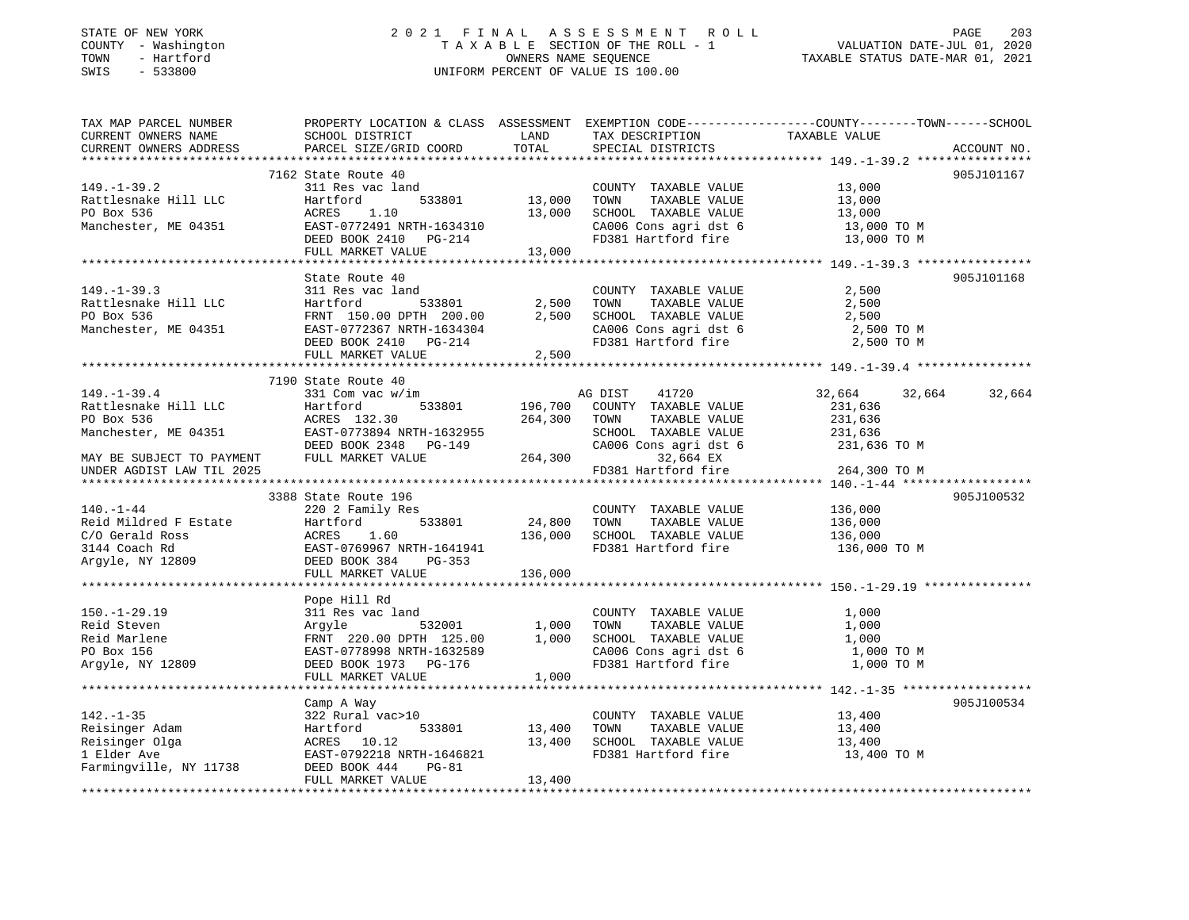STATE OF NEW YORK
COUNTY - Washington
TOWN - Hartford
SWIS - 533800

2021 FINAL ASSESSMENT ROLL
TAXABLE SECTION OF THE ROLL - 1
OWNERS NAME SEQUENCE
UNIFORM PERCENT OF VALUE IS 100.00

VALUATION DATE-JUL 01, 2020
TAXABLE STATUS DATE-MAR 01, 2021

| TAX MAP PARCEL NUMBER / CURRENT OWNERS NAME / CURRENT OWNERS ADDRESS | PROPERTY LOCATION & CLASS / SCHOOL DISTRICT / PARCEL SIZE/GRID COORD | ASSESSMENT LAND | TOTAL | EXEMPTION CODE / TAX DESCRIPTION / SPECIAL DISTRICTS | COUNTY TAXABLE VALUE | TOWN | SCHOOL | ACCOUNT NO. |
|---|---|---|---|---|---|---|---|---|
| **149.-1-39.2** | 7162 State Route 40 | | | | | | | 905J101167 |
| | 311 Res vac land | | | COUNTY TAXABLE VALUE | 13,000 | | | |
| Rattlesnake Hill LLC | Hartford 533801 | 13,000 | | TOWN TAXABLE VALUE | 13,000 | | | |
| PO Box 536 | ACRES 1.10 | | 13,000 | SCHOOL TAXABLE VALUE | 13,000 | | | |
| Manchester, ME 04351 | EAST-0772491 NRTH-1634310 | | | CA006 Cons agri dst 6 | 13,000 TO M | | | |
| | DEED BOOK 2410 PG-214 | | | FD381 Hartford fire | 13,000 TO M | | | |
| | FULL MARKET VALUE | | 13,000 | | | | | |
| **149.-1-39.3** | State Route 40 | | | | | | | 905J101168 |
| | 311 Res vac land | | | COUNTY TAXABLE VALUE | 2,500 | | | |
| Rattlesnake Hill LLC | Hartford 533801 | 2,500 | | TOWN TAXABLE VALUE | 2,500 | | | |
| PO Box 536 | FRNT 150.00 DPTH 200.00 | | 2,500 | SCHOOL TAXABLE VALUE | 2,500 | | | |
| Manchester, ME 04351 | EAST-0772367 NRTH-1634304 | | | CA006 Cons agri dst 6 | 2,500 TO M | | | |
| | DEED BOOK 2410 PG-214 | | | FD381 Hartford fire | 2,500 TO M | | | |
| | FULL MARKET VALUE | | 2,500 | | | | | |
| **149.-1-39.4** | 7190 State Route 40 | | | | | | | |
| | 331 Com vac w/im | | | AG DIST 41720 | 32,664 | 32,664 | 32,664 | |
| Rattlesnake Hill LLC | Hartford 533801 | 196,700 | | COUNTY TAXABLE VALUE | 231,636 | | | |
| PO Box 536 | ACRES 132.30 | | 264,300 | TOWN TAXABLE VALUE | 231,636 | | | |
| Manchester, ME 04351 | EAST-0773894 NRTH-1632955 | | | SCHOOL TAXABLE VALUE | 231,636 | | | |
| | DEED BOOK 2348 PG-149 | | | CA006 Cons agri dst 6 | 231,636 TO M | | | |
| MAY BE SUBJECT TO PAYMENT | FULL MARKET VALUE | | 264,300 | 32,664 EX | | | | |
| UNDER AGDIST LAW TIL 2025 | | | | FD381 Hartford fire | 264,300 TO M | | | |
| **140.-1-44** | 3388 State Route 196 | | | | | | | 905J100532 |
| | 220 2 Family Res | | | COUNTY TAXABLE VALUE | 136,000 | | | |
| Reid Mildred F Estate | Hartford 533801 | 24,800 | | TOWN TAXABLE VALUE | 136,000 | | | |
| C/O Gerald Ross | ACRES 1.60 | | 136,000 | SCHOOL TAXABLE VALUE | 136,000 | | | |
| 3144 Coach Rd | EAST-0769967 NRTH-1641941 | | | FD381 Hartford fire | 136,000 TO M | | | |
| Argyle, NY 12809 | DEED BOOK 384 PG-353 | | | | | | | |
| | FULL MARKET VALUE | | 136,000 | | | | | |
| **150.-1-29.19** | Pope Hill Rd | | | | | | | |
| | 311 Res vac land | | | COUNTY TAXABLE VALUE | 1,000 | | | |
| Reid Steven | Argyle 532001 | 1,000 | | TOWN TAXABLE VALUE | 1,000 | | | |
| Reid Marlene | FRNT 220.00 DPTH 125.00 | | 1,000 | SCHOOL TAXABLE VALUE | 1,000 | | | |
| PO Box 156 | EAST-0778998 NRTH-1632589 | | | CA006 Cons agri dst 6 | 1,000 TO M | | | |
| Argyle, NY 12809 | DEED BOOK 1973 PG-176 | | | FD381 Hartford fire | 1,000 TO M | | | |
| | FULL MARKET VALUE | | 1,000 | | | | | |
| **142.-1-35** | Camp A Way | | | | | | | 905J100534 |
| | 322 Rural vac>10 | | | COUNTY TAXABLE VALUE | 13,400 | | | |
| Reisinger Adam | Hartford 533801 | 13,400 | | TOWN TAXABLE VALUE | 13,400 | | | |
| Reisinger Olga | ACRES 10.12 | | 13,400 | SCHOOL TAXABLE VALUE | 13,400 | | | |
| 1 Elder Ave | EAST-0792218 NRTH-1646821 | | | FD381 Hartford fire | 13,400 TO M | | | |
| Farmingville, NY 11738 | DEED BOOK 444 PG-81 | | | | | | | |
| | FULL MARKET VALUE | | 13,400 | | | | | |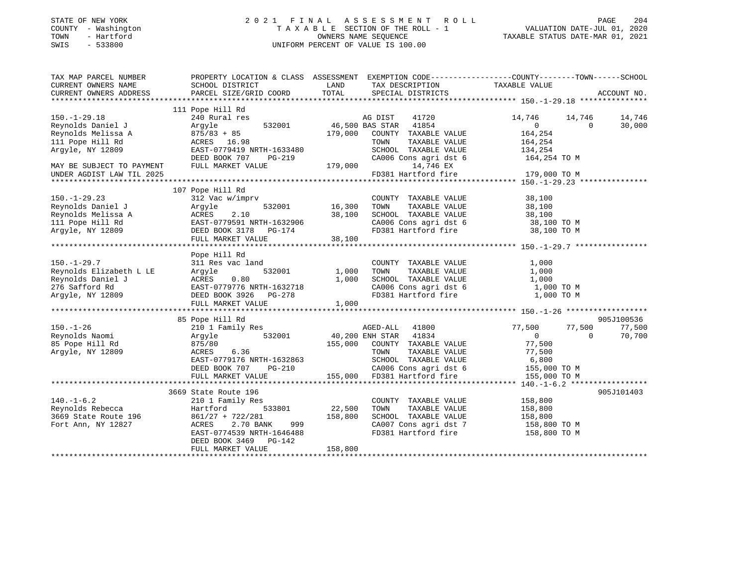STATE OF NEW YORK
COUNTY - Washington
TOWN - Hartford
SWIS - 533800

# 2021 FINAL ASSESSMENT ROLL

TAXABLE SECTION OF THE ROLL - 1
OWNERS NAME SEQUENCE
UNIFORM PERCENT OF VALUE IS 100.00

VALUATION DATE-JUL 01, 2020
TAXABLE STATUS DATE-MAR 01, 2021

```
TAX MAP PARCEL NUMBER          PROPERTY LOCATION & CLASS  ASSESSMENT  EXEMPTION CODE-----------------COUNTY--------TOWN------SCHOOL
CURRENT OWNERS NAME            SCHOOL DISTRICT              LAND      TAX DESCRIPTION           TAXABLE VALUE
CURRENT OWNERS ADDRESS         PARCEL SIZE/GRID COORD       TOTAL     SPECIAL DISTRICTS                                    ACCOUNT NO.
******************************************************************************************************* 150.-1-29.18 ***************
                               111 Pope Hill Rd
150.-1-29.18                   240 Rural res                          AG DIST    41720           14,746      14,746      14,746
Reynolds Daniel J              Argyle         532001       46,500 BAS STAR   41854                0           0          30,000
Reynolds Melissa A             875/83 + 85                179,000    COUNTY  TAXABLE VALUE       164,254
111 Pope Hill Rd               ACRES  16.98                          TOWN    TAXABLE VALUE       164,254
Argyle, NY 12809               EAST-0779419 NRTH-1633480             SCHOOL  TAXABLE VALUE       134,254
                               DEED BOOK 707    PG-219               CA006 Cons agri dst 6        164,254 TO M
MAY BE SUBJECT TO PAYMENT      FULL MARKET VALUE          179,000          14,746 EX
UNDER AGDIST LAW TIL 2025                                            FD381 Hartford fire          179,000 TO M
******************************************************************************************************* 150.-1-29.23 ***************
                               107 Pope Hill Rd
150.-1-29.23                   312 Vac w/imprv                        COUNTY  TAXABLE VALUE        38,100
Reynolds Daniel J              Argyle         532001       16,300    TOWN    TAXABLE VALUE        38,100
Reynolds Melissa A             ACRES   2.10                 38,100    SCHOOL  TAXABLE VALUE        38,100
111 Pope Hill Rd               EAST-0779591 NRTH-1632906             CA006 Cons agri dst 6         38,100 TO M
Argyle, NY 12809               DEED BOOK 3178   PG-174               FD381 Hartford fire           38,100 TO M
                               FULL MARKET VALUE           38,100
******************************************************************************************************* 150.-1-29.7 ****************
                               Pope Hill Rd
150.-1-29.7                    311 Res vac land                       COUNTY  TAXABLE VALUE         1,000
Reynolds Elizabeth L LE        Argyle         532001        1,000    TOWN    TAXABLE VALUE         1,000
Reynolds Daniel J              ACRES   0.80                  1,000    SCHOOL  TAXABLE VALUE         1,000
276 Safford Rd                 EAST-0779776 NRTH-1632718             CA006 Cons agri dst 6          1,000 TO M
Argyle, NY 12809               DEED BOOK 3926   PG-278               FD381 Hartford fire            1,000 TO M
                               FULL MARKET VALUE            1,000
******************************************************************************************************* 150.-1-26 ******************
                               85 Pope Hill Rd                                                                         905J100536
150.-1-26                      210 1 Family Res                       AGED-ALL   41800           77,500      77,500      77,500
Reynolds Naomi                 Argyle         532001       40,200 ENH STAR   41834                0           0          70,700
85 Pope Hill Rd                875/80                     155,000    COUNTY  TAXABLE VALUE        77,500
Argyle, NY 12809               ACRES   6.36                          TOWN    TAXABLE VALUE        77,500
                               EAST-0779176 NRTH-1632863             SCHOOL  TAXABLE VALUE         6,800
                               DEED BOOK 707    PG-210               CA006 Cons agri dst 6        155,000 TO M
                               FULL MARKET VALUE          155,000    FD381 Hartford fire          155,000 TO M
******************************************************************************************************* 140.-1-6.2 *****************
                               3669 State Route 196                                                                    905J101403
140.-1-6.2                     210 1 Family Res                       COUNTY  TAXABLE VALUE       158,800
Reynolds Rebecca               Hartford       533801       22,500    TOWN    TAXABLE VALUE       158,800
3669 State Route 196           861/27 + 722/281           158,800    SCHOOL  TAXABLE VALUE       158,800
Fort Ann, NY 12827             ACRES   2.70 BANK     999             CA007 Cons agri dst 7        158,800 TO M
                               EAST-0774539 NRTH-1646488             FD381 Hartford fire          158,800 TO M
                               DEED BOOK 3469   PG-142
                               FULL MARKET VALUE          158,800
************************************************************************************************************************************
```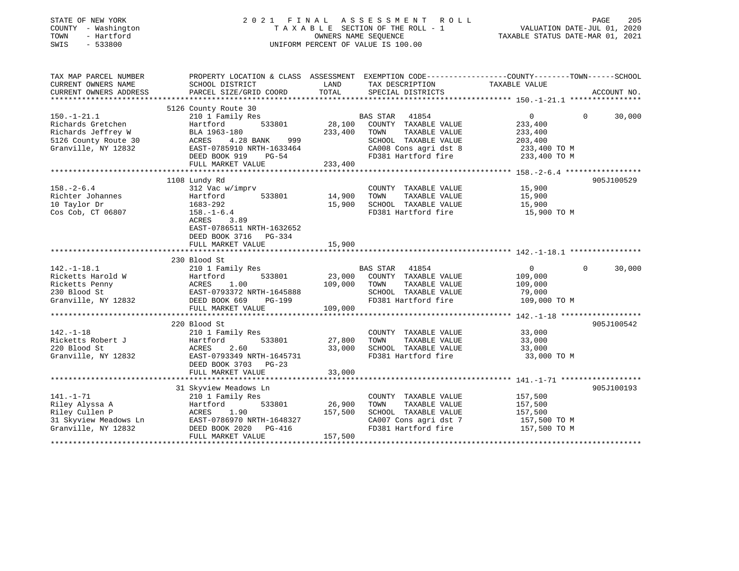STATE OF NEW YORK
COUNTY - Washington
TOWN - Hartford
SWIS - 533800

2 0 2 1 F I N A L A S S E S S M E N T R O L L
T A X A B L E SECTION OF THE ROLL - 1
OWNERS NAME SEQUENCE
UNIFORM PERCENT OF VALUE IS 100.00

VALUATION DATE-JUL 01, 2020
TAXABLE STATUS DATE-MAR 01, 2021

| TAX MAP PARCEL NUMBER / CURRENT OWNERS NAME / CURRENT OWNERS ADDRESS | PROPERTY LOCATION & CLASS / SCHOOL DISTRICT / PARCEL SIZE/GRID COORD | ASSESSMENT LAND / TOTAL | EXEMPTION CODE / TAX DESCRIPTION / SPECIAL DISTRICTS | COUNTY TAXABLE VALUE | TOWN | SCHOOL | ACCOUNT NO. |
|---|---|---|---|---|---|---|---|
| | 5126 County Route 30 | | | | | | |
| 150.-1-21.1 | 210 1 Family Res | | BAS STAR 41854 | 0 | 0 | 30,000 | |
| Richards Gretchen | Hartford 533801 | 28,100 | COUNTY TAXABLE VALUE | 233,400 | | | |
| Richards Jeffrey W | BLA 1963-180 | 233,400 | TOWN TAXABLE VALUE | 233,400 | | | |
| 5126 County Route 30 | ACRES 4.28 BANK 999 | | SCHOOL TAXABLE VALUE | 203,400 | | | |
| Granville, NY 12832 | EAST-0785910 NRTH-1633464 | | CA008 Cons agri dst 8 | 233,400 TO M | | | |
| | DEED BOOK 919 PG-54 | | FD381 Hartford fire | 233,400 TO M | | | |
| | FULL MARKET VALUE | 233,400 | | | | | |
| | 1108 Lundy Rd | | | | | | 905J100529 |
| 158.-2-6.4 | 312 Vac w/imprv | | COUNTY TAXABLE VALUE | 15,900 | | | |
| Richter Johannes | Hartford 533801 | 14,900 | TOWN TAXABLE VALUE | 15,900 | | | |
| 10 Taylor Dr | 1683-292 | 15,900 | SCHOOL TAXABLE VALUE | 15,900 | | | |
| Cos Cob, CT 06807 | 158.-1-6.4 | | FD381 Hartford fire | 15,900 TO M | | | |
| | ACRES 3.89 | | | | | | |
| | EAST-0786511 NRTH-1632652 | | | | | | |
| | DEED BOOK 3716 PG-334 | | | | | | |
| | FULL MARKET VALUE | 15,900 | | | | | |
| | 230 Blood St | | | | | | |
| 142.-1-18.1 | 210 1 Family Res | | BAS STAR 41854 | 0 | 0 | 30,000 | |
| Ricketts Harold W | Hartford 533801 | 23,000 | COUNTY TAXABLE VALUE | 109,000 | | | |
| Ricketts Penny | ACRES 1.00 | 109,000 | TOWN TAXABLE VALUE | 109,000 | | | |
| 230 Blood St | EAST-0793372 NRTH-1645888 | | SCHOOL TAXABLE VALUE | 79,000 | | | |
| Granville, NY 12832 | DEED BOOK 669 PG-199 | | FD381 Hartford fire | 109,000 TO M | | | |
| | FULL MARKET VALUE | 109,000 | | | | | |
| | 220 Blood St | | | | | | 905J100542 |
| 142.-1-18 | 210 1 Family Res | | COUNTY TAXABLE VALUE | 33,000 | | | |
| Ricketts Robert J | Hartford 533801 | 27,800 | TOWN TAXABLE VALUE | 33,000 | | | |
| 220 Blood St | ACRES 2.60 | 33,000 | SCHOOL TAXABLE VALUE | 33,000 | | | |
| Granville, NY 12832 | EAST-0793349 NRTH-1645731 | | FD381 Hartford fire | 33,000 TO M | | | |
| | DEED BOOK 3703 PG-23 | | | | | | |
| | FULL MARKET VALUE | 33,000 | | | | | |
| | 31 Skyview Meadows Ln | | | | | | 905J100193 |
| 141.-1-71 | 210 1 Family Res | | COUNTY TAXABLE VALUE | 157,500 | | | |
| Riley Alyssa A | Hartford 533801 | 26,900 | TOWN TAXABLE VALUE | 157,500 | | | |
| Riley Cullen P | ACRES 1.90 | 157,500 | SCHOOL TAXABLE VALUE | 157,500 | | | |
| 31 Skyview Meadows Ln | EAST-0786970 NRTH-1648327 | | CA007 Cons agri dst 7 | 157,500 TO M | | | |
| Granville, NY 12832 | DEED BOOK 2020 PG-416 | | FD381 Hartford fire | 157,500 TO M | | | |
| | FULL MARKET VALUE | 157,500 | | | | | |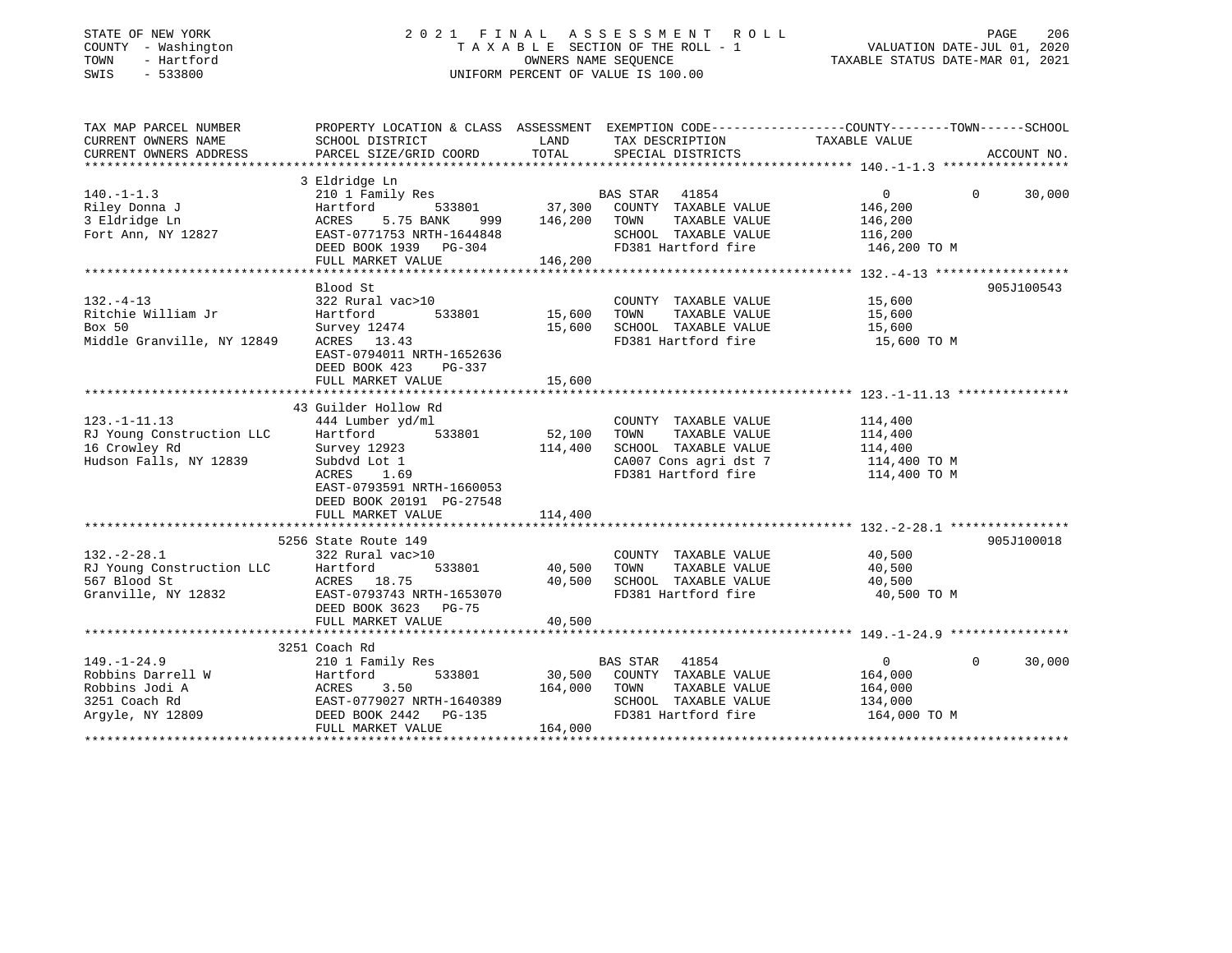STATE OF NEW YORK
COUNTY - Washington
TOWN - Hartford
SWIS - 533800

2021 FINAL ASSESSMENT ROLL
TAXABLE SECTION OF THE ROLL - 1
OWNERS NAME SEQUENCE
UNIFORM PERCENT OF VALUE IS 100.00

VALUATION DATE-JUL 01, 2020
TAXABLE STATUS DATE-MAR 01, 2021

| TAX MAP PARCEL NUMBER / CURRENT OWNERS NAME / CURRENT OWNERS ADDRESS | PROPERTY LOCATION & CLASS / SCHOOL DISTRICT / PARCEL SIZE/GRID COORD | ASSESSMENT LAND | TOTAL | EXEMPTION CODE / TAX DESCRIPTION / SPECIAL DISTRICTS | COUNTY TAXABLE VALUE | TOWN | SCHOOL | ACCOUNT NO. |
|---|---|---|---|---|---|---|---|---|
| 140.-1-1.3 | 3 Eldridge Ln | | | | | | | |
| Riley Donna J | 210 1 Family Res | | | BAS STAR 41854 | 0 | 0 | 30,000 | |
| 3 Eldridge Ln | Hartford 533801 | 37,300 | | COUNTY TAXABLE VALUE | 146,200 | | | |
| Fort Ann, NY 12827 | ACRES 5.75 BANK 999 | | 146,200 | TOWN TAXABLE VALUE | 146,200 | | | |
| | EAST-0771753 NRTH-1644848 | | | SCHOOL TAXABLE VALUE | 116,200 | | | |
| | DEED BOOK 1939 PG-304 | | | FD381 Hartford fire | 146,200 TO M | | | |
| | FULL MARKET VALUE | | 146,200 | | | | | |
| 132.-4-13 | Blood St | | | | | | | 905J100543 |
| Ritchie William Jr | 322 Rural vac>10 | | | COUNTY TAXABLE VALUE | 15,600 | | | |
| Box 50 | Hartford 533801 | 15,600 | | TOWN TAXABLE VALUE | 15,600 | | | |
| Middle Granville, NY 12849 | Survey 12474 | | 15,600 | SCHOOL TAXABLE VALUE | 15,600 | | | |
| | ACRES 13.43 | | | FD381 Hartford fire | 15,600 TO M | | | |
| | EAST-0794011 NRTH-1652636 | | | | | | | |
| | DEED BOOK 423 PG-337 | | | | | | | |
| | FULL MARKET VALUE | | 15,600 | | | | | |
| 123.-1-11.13 | 43 Guilder Hollow Rd | | | | | | | |
| RJ Young Construction LLC | 444 Lumber yd/ml | | | COUNTY TAXABLE VALUE | 114,400 | | | |
| 16 Crowley Rd | Hartford 533801 | 52,100 | | TOWN TAXABLE VALUE | 114,400 | | | |
| Hudson Falls, NY 12839 | Survey 12923 | | 114,400 | SCHOOL TAXABLE VALUE | 114,400 | | | |
| | Subdvd Lot 1 | | | CA007 Cons agri dst 7 | 114,400 TO M | | | |
| | ACRES 1.69 | | | FD381 Hartford fire | 114,400 TO M | | | |
| | EAST-0793591 NRTH-1660053 | | | | | | | |
| | DEED BOOK 20191 PG-27548 | | | | | | | |
| | FULL MARKET VALUE | | 114,400 | | | | | |
| 132.-2-28.1 | 5256 State Route 149 | | | | | | | 905J100018 |
| RJ Young Construction LLC | 322 Rural vac>10 | | | COUNTY TAXABLE VALUE | 40,500 | | | |
| 567 Blood St | Hartford 533801 | 40,500 | | TOWN TAXABLE VALUE | 40,500 | | | |
| Granville, NY 12832 | ACRES 18.75 | | 40,500 | SCHOOL TAXABLE VALUE | 40,500 | | | |
| | EAST-0793743 NRTH-1653070 | | | FD381 Hartford fire | 40,500 TO M | | | |
| | DEED BOOK 3623 PG-75 | | | | | | | |
| | FULL MARKET VALUE | | 40,500 | | | | | |
| 149.-1-24.9 | 3251 Coach Rd | | | | | | | |
| Robbins Darrell W | 210 1 Family Res | | | BAS STAR 41854 | 0 | 0 | 30,000 | |
| Robbins Jodi A | Hartford 533801 | 30,500 | | COUNTY TAXABLE VALUE | 164,000 | | | |
| 3251 Coach Rd | ACRES 3.50 | | 164,000 | TOWN TAXABLE VALUE | 164,000 | | | |
| Argyle, NY 12809 | EAST-0779027 NRTH-1640389 | | | SCHOOL TAXABLE VALUE | 134,000 | | | |
| | DEED BOOK 2442 PG-135 | | | FD381 Hartford fire | 164,000 TO M | | | |
| | FULL MARKET VALUE | | 164,000 | | | | | |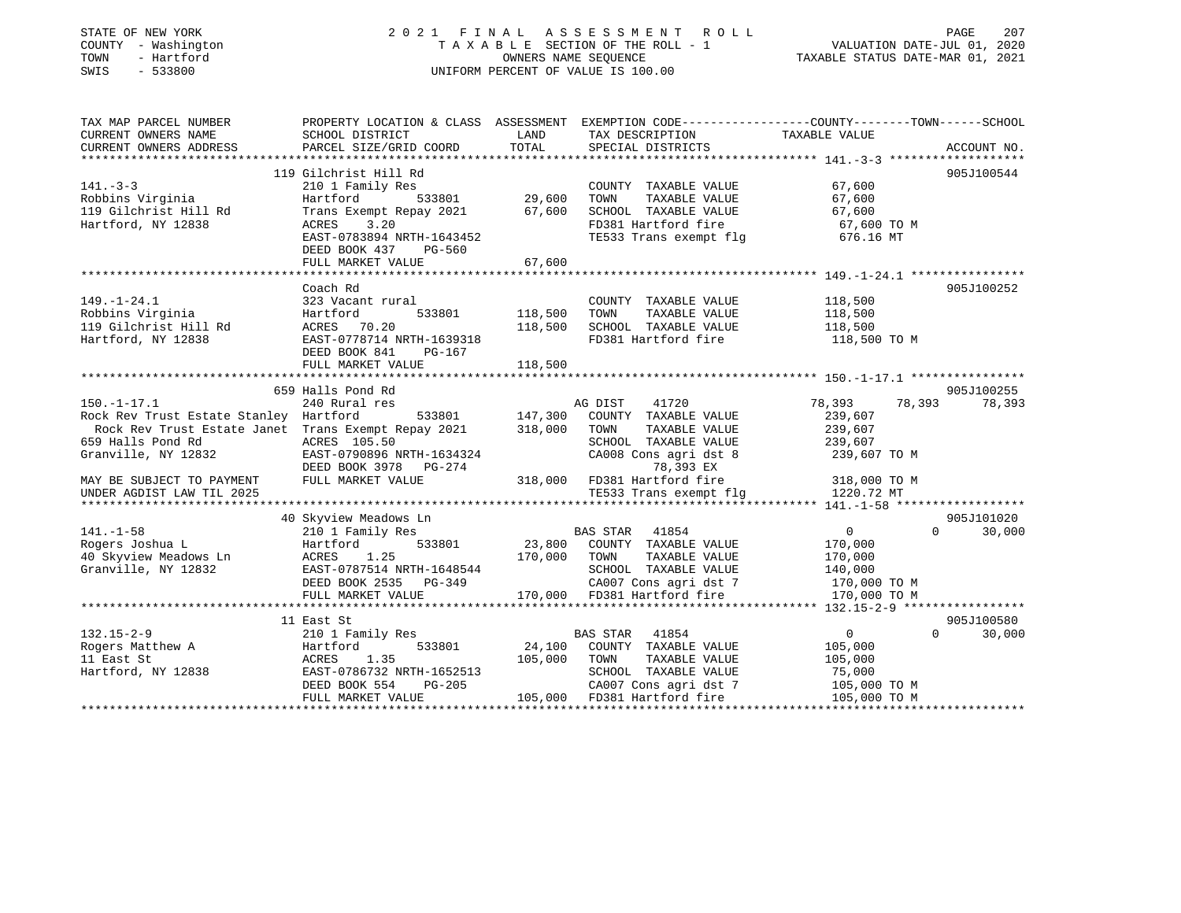STATE OF NEW YORK
COUNTY - Washington
TOWN - Hartford
SWIS - 533800

# 2021 FINAL ASSESSMENT ROLL

TAXABLE SECTION OF THE ROLL - 1
OWNERS NAME SEQUENCE
UNIFORM PERCENT OF VALUE IS 100.00

VALUATION DATE-JUL 01, 2020
TAXABLE STATUS DATE-MAR 01, 2021

```
TAX MAP PARCEL NUMBER          PROPERTY LOCATION & CLASS  ASSESSMENT  EXEMPTION CODE-----------------COUNTY--------TOWN------SCHOOL
CURRENT OWNERS NAME            SCHOOL DISTRICT               LAND      TAX DESCRIPTION            TAXABLE VALUE
CURRENT OWNERS ADDRESS         PARCEL SIZE/GRID COORD       TOTAL      SPECIAL DISTRICTS                                    ACCOUNT NO.
******************************************************************************************************* 141.-3-3 *******************
                               119 Gilchrist Hill Rd                                                                     905J100544
141.-3-3                       210 1 Family Res                        COUNTY  TAXABLE VALUE          67,600
Robbins Virginia               Hartford       533801        29,600     TOWN    TAXABLE VALUE          67,600
119 Gilchrist Hill Rd          Trans Exempt Repay 2021      67,600     SCHOOL  TAXABLE VALUE          67,600
Hartford, NY 12838             ACRES    3.20                           FD381 Hartford fire             67,600 TO M
                               EAST-0783894 NRTH-1643452               TE533 Trans exempt flg          676.16 MT
                               DEED BOOK 437    PG-560
                               FULL MARKET VALUE            67,600
******************************************************************************************************* 149.-1-24.1 ****************
                               Coach Rd                                                                                  905J100252
149.-1-24.1                    323 Vacant rural                        COUNTY  TAXABLE VALUE         118,500
Robbins Virginia               Hartford       533801       118,500     TOWN    TAXABLE VALUE         118,500
119 Gilchrist Hill Rd          ACRES   70.20               118,500     SCHOOL  TAXABLE VALUE         118,500
Hartford, NY 12838             EAST-0778714 NRTH-1639318               FD381 Hartford fire            118,500 TO M
                               DEED BOOK 841    PG-167
                               FULL MARKET VALUE           118,500
******************************************************************************************************* 150.-1-17.1 ****************
                               659 Halls Pond Rd                                                                         905J100255
150.-1-17.1                    240 Rural res                           AG DIST    41720              78,393      78,393      78,393
Rock Rev Trust Estate Stanley  Hartford       533801       147,300     COUNTY  TAXABLE VALUE         239,607
  Rock Rev Trust Estate Janet  Trans Exempt Repay 2021     318,000     TOWN    TAXABLE VALUE         239,607
659 Halls Pond Rd              ACRES  105.50                           SCHOOL  TAXABLE VALUE         239,607
Granville, NY 12832            EAST-0790896 NRTH-1634324               CA008 Cons agri dst 8          239,607 TO M
                               DEED BOOK 3978   PG-274                       78,393 EX
MAY BE SUBJECT TO PAYMENT      FULL MARKET VALUE           318,000     FD381 Hartford fire            318,000 TO M
UNDER AGDIST LAW TIL 2025                                              TE533 Trans exempt flg         1220.72 MT
******************************************************************************************************* 141.-1-58 ******************
                               40 Skyview Meadows Ln                                                                     905J101020
141.-1-58                      210 1 Family Res                        BAS STAR   41854                   0           0      30,000
Rogers Joshua L                Hartford       533801        23,800     COUNTY  TAXABLE VALUE         170,000
40 Skyview Meadows Ln          ACRES    1.25               170,000     TOWN    TAXABLE VALUE         170,000
Granville, NY 12832            EAST-0787514 NRTH-1648544               SCHOOL  TAXABLE VALUE         140,000
                               DEED BOOK 2535   PG-349                 CA007 Cons agri dst 7          170,000 TO M
                               FULL MARKET VALUE           170,000     FD381 Hartford fire            170,000 TO M
******************************************************************************************************* 132.15-2-9 *****************
                               11 East St                                                                                905J100580
132.15-2-9                     210 1 Family Res                        BAS STAR   41854                   0           0      30,000
Rogers Matthew A               Hartford       533801        24,100     COUNTY  TAXABLE VALUE         105,000
11 East St                     ACRES    1.35               105,000     TOWN    TAXABLE VALUE         105,000
Hartford, NY 12838             EAST-0786732 NRTH-1652513               SCHOOL  TAXABLE VALUE          75,000
                               DEED BOOK 554    PG-205                 CA007 Cons agri dst 7          105,000 TO M
                               FULL MARKET VALUE           105,000     FD381 Hartford fire            105,000 TO M
************************************************************************************************************************************
```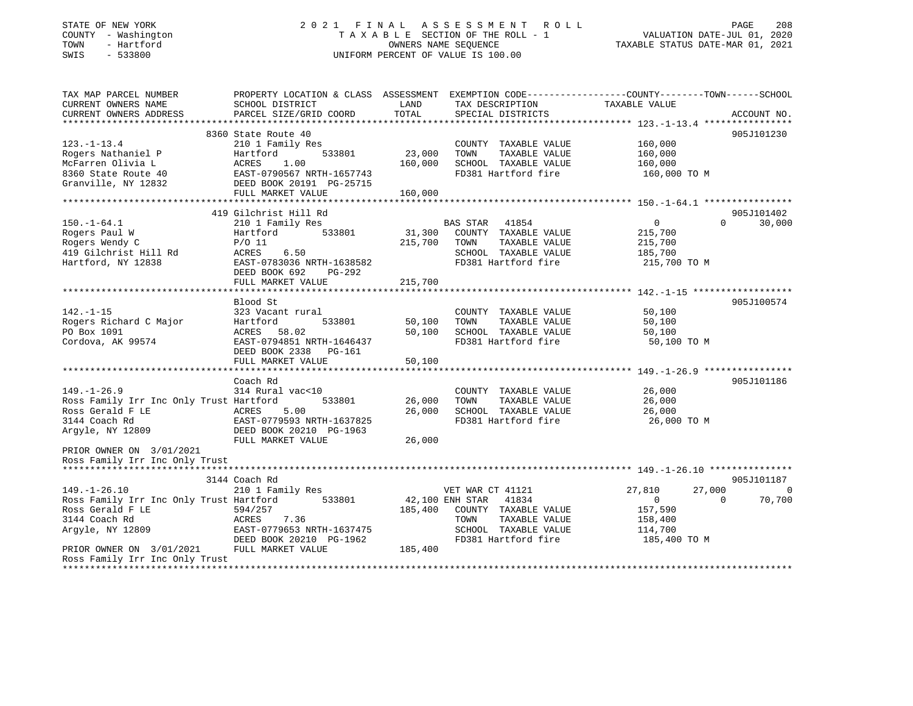STATE OF NEW YORK
COUNTY - Washington
TOWN - Hartford
SWIS - 533800

# 2021 FINAL ASSESSMENT ROLL
TAXABLE SECTION OF THE ROLL - 1
OWNERS NAME SEQUENCE
UNIFORM PERCENT OF VALUE IS 100.00

VALUATION DATE-JUL 01, 2020
TAXABLE STATUS DATE-MAR 01, 2021

| TAX MAP PARCEL NUMBER / CURRENT OWNERS NAME / CURRENT OWNERS ADDRESS | PROPERTY LOCATION & CLASS / SCHOOL DISTRICT / PARCEL SIZE/GRID COORD | ASSESSMENT LAND | TOTAL | EXEMPTION CODE / TAX DESCRIPTION / SPECIAL DISTRICTS | COUNTY | TOWN | SCHOOL / TAXABLE VALUE | ACCOUNT NO. |
|---|---|---|---|---|---|---|---|---|
| **123.-1-13.4** | 8360 State Route 40 | | | | | | | 905J101230 |
| 123.-1-13.4 | 210 1 Family Res | | | COUNTY TAXABLE VALUE | 160,000 | | | |
| Rogers Nathaniel P | Hartford 533801 | 23,000 | | TOWN TAXABLE VALUE | | 160,000 | | |
| McFarren Olivia L | ACRES 1.00 | | 160,000 | SCHOOL TAXABLE VALUE | | | 160,000 | |
| 8360 State Route 40 | EAST-0790567 NRTH-1657743 | | | FD381 Hartford fire | | | 160,000 TO M | |
| Granville, NY 12832 | DEED BOOK 20191 PG-25715 | | | | | | | |
| | FULL MARKET VALUE | | 160,000 | | | | | |
| **150.-1-64.1** | 419 Gilchrist Hill Rd | | | | | | | 905J101402 |
| 150.-1-64.1 | 210 1 Family Res | | | BAS STAR 41854 | 0 | 0 | 30,000 | |
| Rogers Paul W | Hartford 533801 | 31,300 | | COUNTY TAXABLE VALUE | 215,700 | | | |
| Rogers Wendy C | P/O 11 | | 215,700 | TOWN TAXABLE VALUE | | 215,700 | | |
| 419 Gilchrist Hill Rd | ACRES 6.50 | | | SCHOOL TAXABLE VALUE | | | 185,700 | |
| Hartford, NY 12838 | EAST-0783036 NRTH-1638582 | | | FD381 Hartford fire | | | 215,700 TO M | |
| | DEED BOOK 692 PG-292 | | | | | | | |
| | FULL MARKET VALUE | | 215,700 | | | | | |
| **142.-1-15** | Blood St | | | | | | | 905J100574 |
| 142.-1-15 | 323 Vacant rural | | | COUNTY TAXABLE VALUE | 50,100 | | | |
| Rogers Richard C Major | Hartford 533801 | 50,100 | | TOWN TAXABLE VALUE | | 50,100 | | |
| PO Box 1091 | ACRES 58.02 | | 50,100 | SCHOOL TAXABLE VALUE | | | 50,100 | |
| Cordova, AK 99574 | EAST-0794851 NRTH-1646437 | | | FD381 Hartford fire | | | 50,100 TO M | |
| | DEED BOOK 2338 PG-161 | | | | | | | |
| | FULL MARKET VALUE | | 50,100 | | | | | |
| **149.-1-26.9** | Coach Rd | | | | | | | 905J101186 |
| 149.-1-26.9 | 314 Rural vac<10 | | | COUNTY TAXABLE VALUE | 26,000 | | | |
| Ross Family Irr Inc Only Trust | Hartford 533801 | 26,000 | | TOWN TAXABLE VALUE | | 26,000 | | |
| Ross Gerald F LE | ACRES 5.00 | | 26,000 | SCHOOL TAXABLE VALUE | | | 26,000 | |
| 3144 Coach Rd | EAST-0779593 NRTH-1637825 | | | FD381 Hartford fire | | | 26,000 TO M | |
| Argyle, NY 12809 | DEED BOOK 20210 PG-1963 | | | | | | | |
| | FULL MARKET VALUE | | 26,000 | | | | | |
| PRIOR OWNER ON 3/01/2021 | | | | | | | | |
| Ross Family Irr Inc Only Trust | | | | | | | | |
| **149.-1-26.10** | 3144 Coach Rd | | | | | | | 905J101187 |
| 149.-1-26.10 | 210 1 Family Res | | | VET WAR CT 41121 | 27,810 | 27,000 | 0 | |
| Ross Family Irr Inc Only Trust | Hartford 533801 | 42,100 | | ENH STAR 41834 | 0 | 0 | 70,700 | |
| Ross Gerald F LE | 594/257 | | 185,400 | COUNTY TAXABLE VALUE | 157,590 | | | |
| 3144 Coach Rd | ACRES 7.36 | | | TOWN TAXABLE VALUE | | 158,400 | | |
| Argyle, NY 12809 | EAST-0779653 NRTH-1637475 | | | SCHOOL TAXABLE VALUE | | | 114,700 | |
| | DEED BOOK 20210 PG-1962 | | | FD381 Hartford fire | | | 185,400 TO M | |
| PRIOR OWNER ON 3/01/2021 | FULL MARKET VALUE | | 185,400 | | | | | |
| Ross Family Irr Inc Only Trust | | | | | | | | |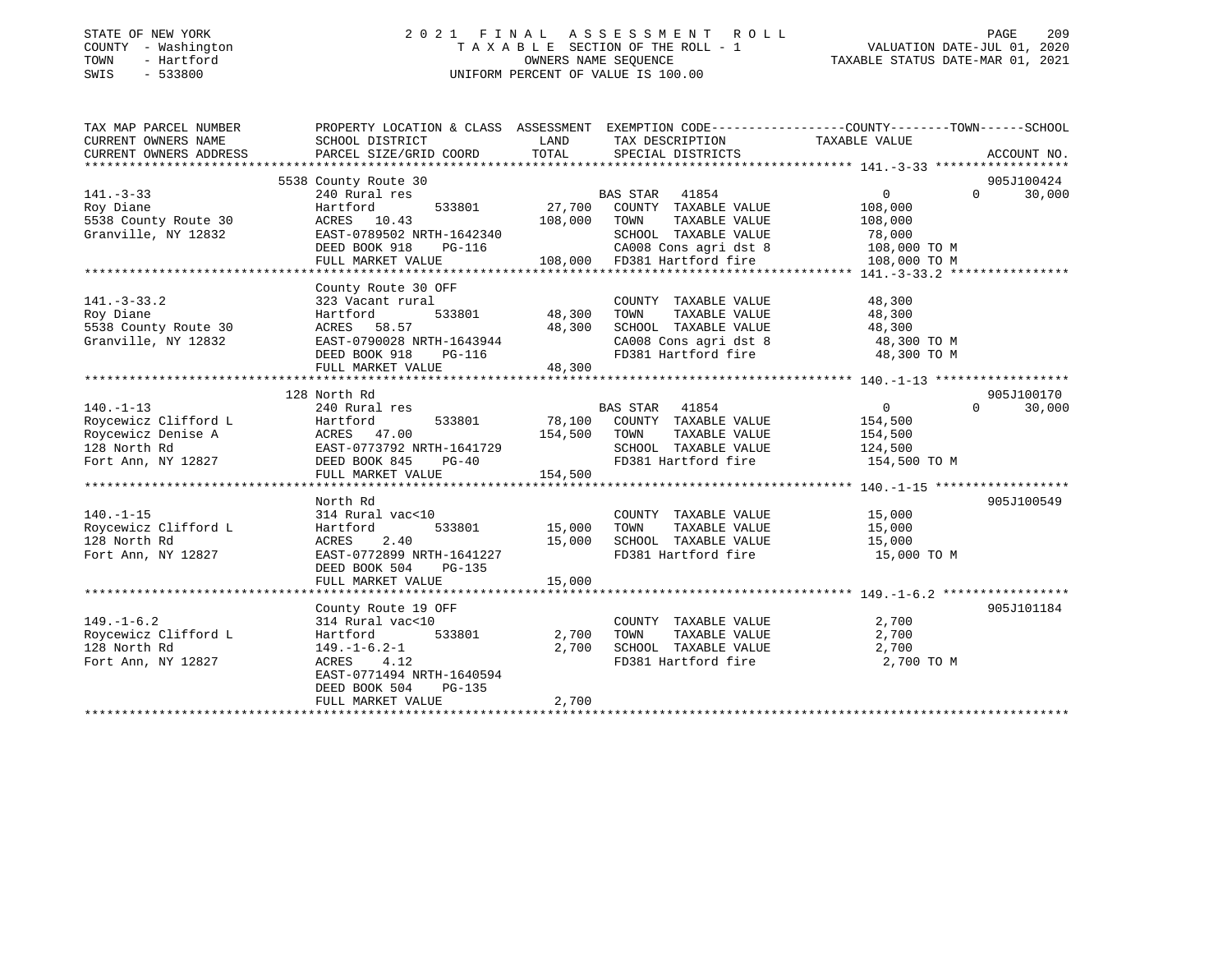STATE OF NEW YORK
COUNTY - Washington
TOWN - Hartford
SWIS - 533800

# 2021 FINAL ASSESSMENT ROLL

TAXABLE SECTION OF THE ROLL - 1
OWNERS NAME SEQUENCE
UNIFORM PERCENT OF VALUE IS 100.00

VALUATION DATE-JUL 01, 2020
TAXABLE STATUS DATE-MAR 01, 2021

| TAX MAP PARCEL NUMBER / CURRENT OWNERS NAME / CURRENT OWNERS ADDRESS | PROPERTY LOCATION & CLASS / SCHOOL DISTRICT / PARCEL SIZE/GRID COORD | ASSESSMENT LAND | ASSESSMENT TOTAL | EXEMPTION CODE / TAX DESCRIPTION / SPECIAL DISTRICTS | COUNTY TAXABLE VALUE | TOWN | SCHOOL | ACCOUNT NO. |
|---|---|---|---|---|---|---|---|---|
| 141.-3-33 | 5538 County Route 30 | | | | | | | 905J100424 |
| | 240 Rural res | | | BAS STAR 41854 | 0 | 0 | 30,000 | |
| Roy Diane | Hartford 533801 | 27,700 | | COUNTY TAXABLE VALUE | 108,000 | | | |
| 5538 County Route 30 | ACRES 10.43 | | 108,000 | TOWN TAXABLE VALUE | 108,000 | | | |
| Granville, NY 12832 | EAST-0789502 NRTH-1642340 | | | SCHOOL TAXABLE VALUE | 78,000 | | | |
| | DEED BOOK 918 PG-116 | | | CA008 Cons agri dst 8 | 108,000 TO M | | | |
| | FULL MARKET VALUE | | 108,000 | FD381 Hartford fire | 108,000 TO M | | | |
| 141.-3-33.2 | County Route 30 OFF | | | | | | | |
| | 323 Vacant rural | | | COUNTY TAXABLE VALUE | 48,300 | | | |
| Roy Diane | Hartford 533801 | 48,300 | | TOWN TAXABLE VALUE | 48,300 | | | |
| 5538 County Route 30 | ACRES 58.57 | | 48,300 | SCHOOL TAXABLE VALUE | 48,300 | | | |
| Granville, NY 12832 | EAST-0790028 NRTH-1643944 | | | CA008 Cons agri dst 8 | 48,300 TO M | | | |
| | DEED BOOK 918 PG-116 | | | FD381 Hartford fire | 48,300 TO M | | | |
| | FULL MARKET VALUE | | 48,300 | | | | | |
| 140.-1-13 | 128 North Rd | | | | | | | 905J100170 |
| | 240 Rural res | | | BAS STAR 41854 | 0 | 0 | 30,000 | |
| Roycewicz Clifford L | Hartford 533801 | 78,100 | | COUNTY TAXABLE VALUE | 154,500 | | | |
| Roycewicz Denise A | ACRES 47.00 | | 154,500 | TOWN TAXABLE VALUE | 154,500 | | | |
| 128 North Rd | EAST-0773792 NRTH-1641729 | | | SCHOOL TAXABLE VALUE | 124,500 | | | |
| Fort Ann, NY 12827 | DEED BOOK 845 PG-40 | | | FD381 Hartford fire | 154,500 TO M | | | |
| | FULL MARKET VALUE | | 154,500 | | | | | |
| 140.-1-15 | North Rd | | | | | | | 905J100549 |
| | 314 Rural vac<10 | | | COUNTY TAXABLE VALUE | 15,000 | | | |
| Roycewicz Clifford L | Hartford 533801 | 15,000 | | TOWN TAXABLE VALUE | 15,000 | | | |
| 128 North Rd | ACRES 2.40 | | 15,000 | SCHOOL TAXABLE VALUE | 15,000 | | | |
| Fort Ann, NY 12827 | EAST-0772899 NRTH-1641227 | | | FD381 Hartford fire | 15,000 TO M | | | |
| | DEED BOOK 504 PG-135 | | | | | | | |
| | FULL MARKET VALUE | | 15,000 | | | | | |
| 149.-1-6.2 | County Route 19 OFF | | | | | | | 905J101184 |
| | 314 Rural vac<10 | | | COUNTY TAXABLE VALUE | 2,700 | | | |
| Roycewicz Clifford L | Hartford 533801 | 2,700 | | TOWN TAXABLE VALUE | 2,700 | | | |
| 128 North Rd | 149.-1-6.2-1 | | 2,700 | SCHOOL TAXABLE VALUE | 2,700 | | | |
| Fort Ann, NY 12827 | ACRES 4.12 | | | FD381 Hartford fire | 2,700 TO M | | | |
| | EAST-0771494 NRTH-1640594 | | | | | | | |
| | DEED BOOK 504 PG-135 | | | | | | | |
| | FULL MARKET VALUE | | 2,700 | | | | | |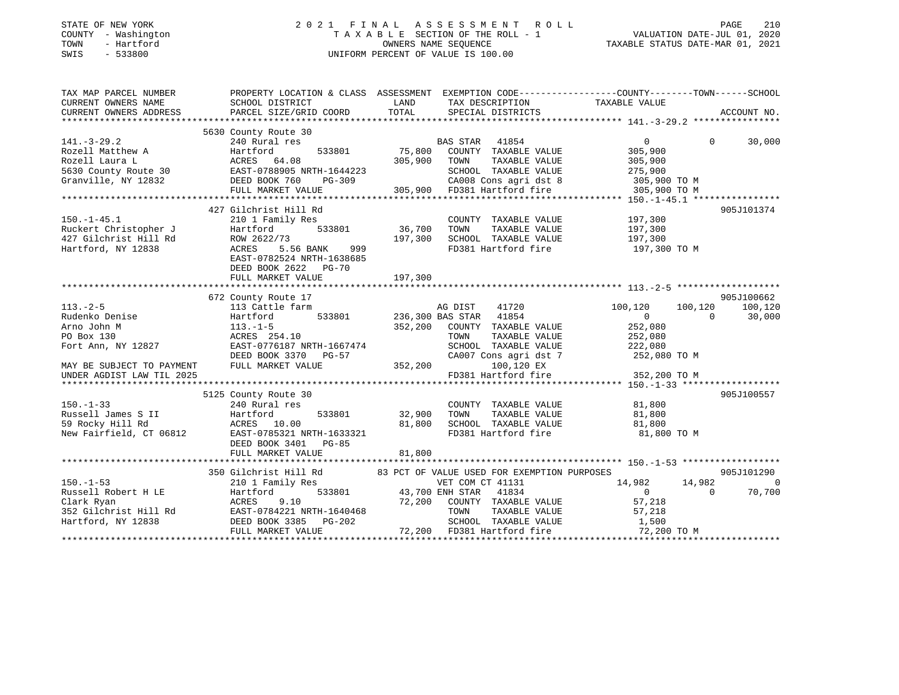STATE OF NEW YORK
COUNTY - Washington
TOWN - Hartford
SWIS - 533800

2 0 2 1 F I N A L A S S E S S M E N T R O L L
T A X A B L E SECTION OF THE ROLL - 1
OWNERS NAME SEQUENCE
UNIFORM PERCENT OF VALUE IS 100.00

VALUATION DATE-JUL 01, 2020
TAXABLE STATUS DATE-MAR 01, 2021

```
TAX MAP PARCEL NUMBER          PROPERTY LOCATION & CLASS  ASSESSMENT  EXEMPTION CODE------------------COUNTY--------TOWN------SCHOOL
CURRENT OWNERS NAME            SCHOOL DISTRICT              LAND      TAX DESCRIPTION              TAXABLE VALUE
CURRENT OWNERS ADDRESS         PARCEL SIZE/GRID COORD       TOTAL     SPECIAL DISTRICTS                                     ACCOUNT NO.
******************************************************************************************************* 141.-3-29.2 ****************
                               5630 County Route 30
141.-3-29.2                    240 Rural res                          BAS STAR   41854                    0             0      30,000
Rozell Matthew A               Hartford        533801       75,800    COUNTY  TAXABLE VALUE          305,900
Rozell Laura L                 ACRES   64.08               305,900    TOWN    TAXABLE VALUE          305,900
5630 County Route 30           EAST-0788905 NRTH-1644223              SCHOOL  TAXABLE VALUE          275,900
Granville, NY 12832            DEED BOOK 760    PG-309                CA008 Cons agri dst 8          305,900 TO M
                               FULL MARKET VALUE           305,900    FD381 Hartford fire            305,900 TO M
******************************************************************************************************* 150.-1-45.1 ****************
                               427 Gilchrist Hill Rd                                                                    905J101374
150.-1-45.1                    210 1 Family Res                       COUNTY  TAXABLE VALUE          197,300
Ruckert Christopher J          Hartford        533801       36,700    TOWN    TAXABLE VALUE          197,300
427 Gilchrist Hill Rd          ROW 2622/73                 197,300    SCHOOL  TAXABLE VALUE          197,300
Hartford, NY 12838             ACRES    5.56 BANK    999              FD381 Hartford fire            197,300 TO M
                               EAST-0782524 NRTH-1638685
                               DEED BOOK 2622   PG-70
                               FULL MARKET VALUE           197,300
******************************************************************************************************* 113.-2-5 *******************
                               672 County Route 17                                                                      905J100662
113.-2-5                       113 Cattle farm                        AG DIST    41720               100,120       100,120     100,120
Rudenko Denise                 Hartford        533801      236,300 BAS STAR   41854                    0             0      30,000
Arno John M                    113.-1-5                    352,200    COUNTY  TAXABLE VALUE          252,080
PO Box 130                     ACRES  254.10                          TOWN    TAXABLE VALUE          252,080
Fort Ann, NY 12827             EAST-0776187 NRTH-1667474              SCHOOL  TAXABLE VALUE          222,080
                               DEED BOOK 3370   PG-57                 CA007 Cons agri dst 7          252,080 TO M
MAY BE SUBJECT TO PAYMENT      FULL MARKET VALUE           352,200         100,120 EX
UNDER AGDIST LAW TIL 2025                                             FD381 Hartford fire            352,200 TO M
******************************************************************************************************* 150.-1-33 ******************
                               5125 County Route 30                                                                     905J100557
150.-1-33                      240 Rural res                          COUNTY  TAXABLE VALUE           81,800
Russell James S II             Hartford        533801       32,900    TOWN    TAXABLE VALUE           81,800
59 Rocky Hill Rd               ACRES   10.00                81,800    SCHOOL  TAXABLE VALUE           81,800
New Fairfield, CT 06812        EAST-0785321 NRTH-1633321              FD381 Hartford fire             81,800 TO M
                               DEED BOOK 3401   PG-85
                               FULL MARKET VALUE            81,800
******************************************************************************************************* 150.-1-53 ******************
                               350 Gilchrist Hill Rd       83 PCT OF VALUE USED FOR EXEMPTION PURPOSES                  905J101290
150.-1-53                      210 1 Family Res                       VET COM CT 41131                14,982        14,982           0
Russell Robert H LE            Hartford        533801       43,700 ENH STAR   41834                    0             0      70,700
Clark Ryan                     ACRES    9.10                72,200    COUNTY  TAXABLE VALUE           57,218
352 Gilchrist Hill Rd          EAST-0784221 NRTH-1640468              TOWN    TAXABLE VALUE           57,218
Hartford, NY 12838             DEED BOOK 3385   PG-202                SCHOOL  TAXABLE VALUE            1,500
                               FULL MARKET VALUE            72,200    FD381 Hartford fire             72,200 TO M
************************************************************************************************************************************
```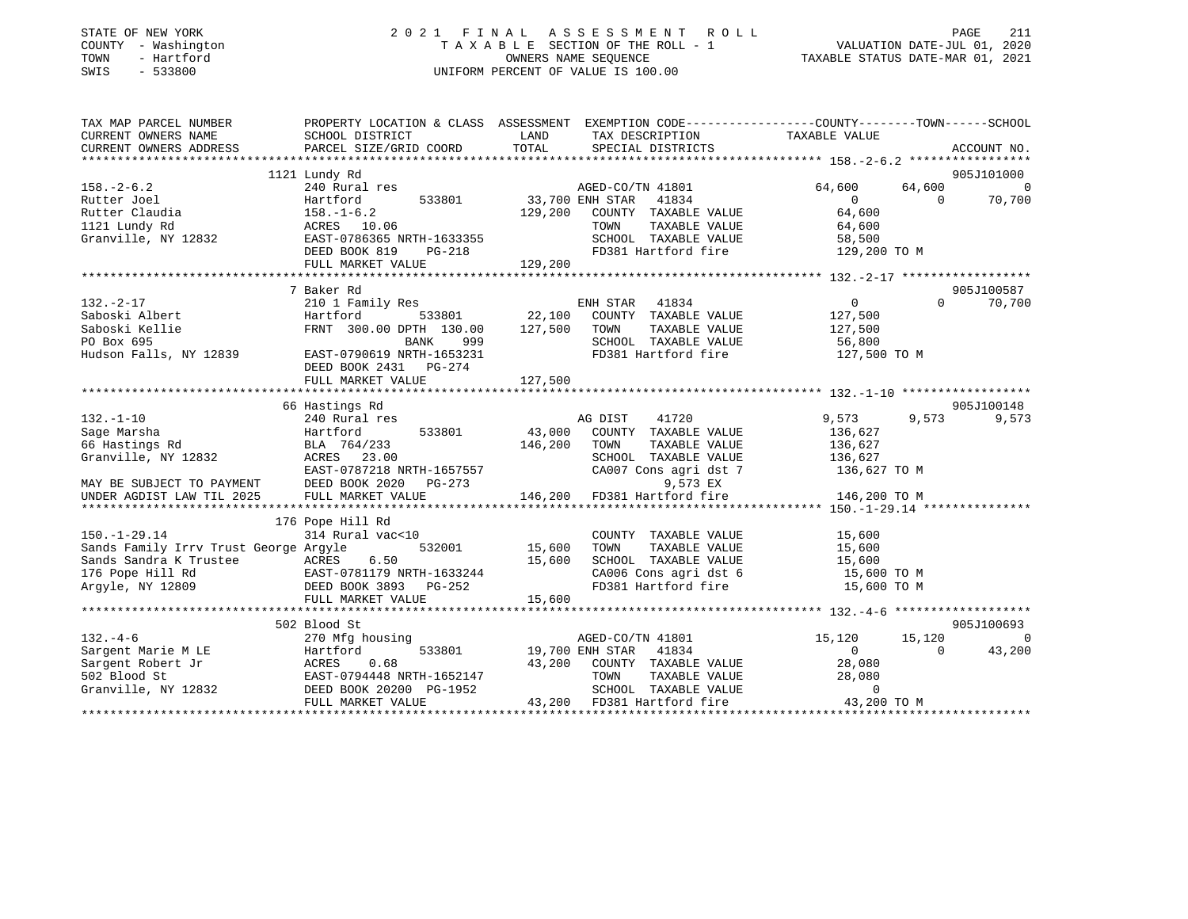STATE OF NEW YORK
COUNTY - Washington
TOWN - Hartford
SWIS - 533800

2021 FINAL ASSESSMENT ROLL
TAXABLE SECTION OF THE ROLL - 1
OWNERS NAME SEQUENCE
UNIFORM PERCENT OF VALUE IS 100.00

VALUATION DATE-JUL 01, 2020
TAXABLE STATUS DATE-MAR 01, 2021

```
TAX MAP PARCEL NUMBER          PROPERTY LOCATION & CLASS  ASSESSMENT  EXEMPTION CODE-----------------COUNTY--------TOWN------SCHOOL
CURRENT OWNERS NAME            SCHOOL DISTRICT              LAND      TAX DESCRIPTION            TAXABLE VALUE
CURRENT OWNERS ADDRESS         PARCEL SIZE/GRID COORD       TOTAL     SPECIAL DISTRICTS                                    ACCOUNT NO.
******************************************************************************************************* 158.-2-6.2 *****************
                          1121 Lundy Rd                                                                                    905J101000
158.-2-6.2                     240 Rural res                          AGED-CO/TN 41801            64,600      64,600           0
Rutter Joel                    Hartford       533801      33,700 ENH STAR   41834                      0           0      70,700
Rutter Claudia                 158.-1-6.2                129,200    COUNTY  TAXABLE VALUE           64,600
1121 Lundy Rd                  ACRES   10.06                        TOWN    TAXABLE VALUE           64,600
Granville, NY 12832            EAST-0786365 NRTH-1633355            SCHOOL  TAXABLE VALUE           58,500
                               DEED BOOK 819    PG-218              FD381 Hartford fire            129,200 TO M
                               FULL MARKET VALUE         129,200
******************************************************************************************************* 132.-2-17 ******************
                          7 Baker Rd                                                                                       905J100587
132.-2-17                      210 1 Family Res                       ENH STAR   41834                 0           0      70,700
Saboski Albert                 Hartford       533801      22,100    COUNTY  TAXABLE VALUE          127,500
Saboski Kellie                 FRNT 300.00 DPTH 130.00   127,500    TOWN    TAXABLE VALUE          127,500
PO Box 695                                  BANK    999             SCHOOL  TAXABLE VALUE           56,800
Hudson Falls, NY 12839         EAST-0790619 NRTH-1653231            FD381 Hartford fire            127,500 TO M
                               DEED BOOK 2431   PG-274
                               FULL MARKET VALUE         127,500
******************************************************************************************************* 132.-1-10 ******************
                          66 Hastings Rd                                                                                   905J100148
132.-1-10                      240 Rural res                          AG DIST    41720             9,573       9,573       9,573
Sage Marsha                    Hartford       533801      43,000    COUNTY  TAXABLE VALUE          136,627
66 Hastings Rd                 BLA  764/233              146,200    TOWN    TAXABLE VALUE          136,627
Granville, NY 12832            ACRES   23.00                        SCHOOL  TAXABLE VALUE          136,627
                               EAST-0787218 NRTH-1657557            CA007 Cons agri dst 7          136,627 TO M
MAY BE SUBJECT TO PAYMENT      DEED BOOK 2020   PG-273                       9,573 EX
UNDER AGDIST LAW TIL 2025      FULL MARKET VALUE         146,200    FD381 Hartford fire            146,200 TO M
******************************************************************************************************* 150.-1-29.14 ***************
                          176 Pope Hill Rd
150.-1-29.14                   314 Rural vac<10                       COUNTY  TAXABLE VALUE           15,600
Sands Family Irrv Trust George Argyle         532001      15,600    TOWN    TAXABLE VALUE           15,600
Sands Sandra K Trustee         ACRES    6.50              15,600    SCHOOL  TAXABLE VALUE           15,600
176 Pope Hill Rd               EAST-0781179 NRTH-1633244            CA006 Cons agri dst 6           15,600 TO M
Argyle, NY 12809               DEED BOOK 3893   PG-252              FD381 Hartford fire             15,600 TO M
                               FULL MARKET VALUE          15,600
******************************************************************************************************* 132.-4-6 *******************
                          502 Blood St                                                                                     905J100693
132.-4-6                       270 Mfg housing                        AGED-CO/TN 41801            15,120      15,120           0
Sargent Marie M LE             Hartford       533801      19,700 ENH STAR   41834                      0           0      43,200
Sargent Robert Jr              ACRES    0.68              43,200    COUNTY  TAXABLE VALUE           28,080
502 Blood St                   EAST-0794448 NRTH-1652147            TOWN    TAXABLE VALUE           28,080
Granville, NY 12832            DEED BOOK 20200 PG-1952              SCHOOL  TAXABLE VALUE                0
                               FULL MARKET VALUE          43,200    FD381 Hartford fire             43,200 TO M
************************************************************************************************************************************
```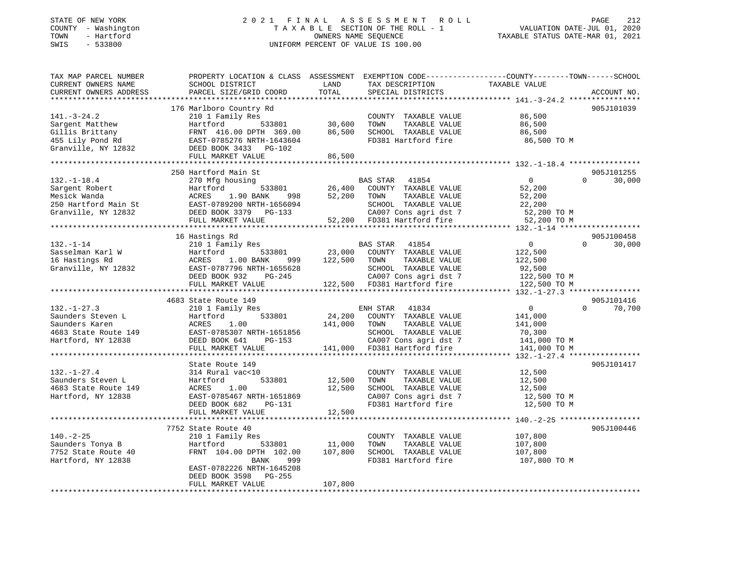STATE OF NEW YORK
COUNTY - Washington
TOWN - Hartford
SWIS - 533800

2021 FINAL ASSESSMENT ROLL
TAXABLE SECTION OF THE ROLL - 1
OWNERS NAME SEQUENCE
UNIFORM PERCENT OF VALUE IS 100.00

VALUATION DATE-JUL 01, 2020
TAXABLE STATUS DATE-MAR 01, 2021

| TAX MAP PARCEL NUMBER / CURRENT OWNERS NAME / CURRENT OWNERS ADDRESS | PROPERTY LOCATION & CLASS / SCHOOL DISTRICT / PARCEL SIZE/GRID COORD | ASSESSMENT LAND | TOTAL | EXEMPTION CODE / TAX DESCRIPTION / SPECIAL DISTRICTS | COUNTY TAXABLE VALUE | TOWN | SCHOOL | ACCOUNT NO. |
|---|---|---|---|---|---|---|---|---|
| **141.-3-24.2** | 176 Marlboro Country Rd | | | | | | | 905J101039 |
| 141.-3-24.2 | 210 1 Family Res | | | COUNTY TAXABLE VALUE | 86,500 | | | |
| Sargent Matthew | Hartford 533801 | 30,600 | | TOWN TAXABLE VALUE | 86,500 | | | |
| Gillis Brittany | FRNT 416.00 DPTH 369.00 | | 86,500 | SCHOOL TAXABLE VALUE | 86,500 | | | |
| 455 Lily Pond Rd | EAST-0785276 NRTH-1643604 | | | FD381 Hartford fire | 86,500 TO M | | | |
| Granville, NY 12832 | DEED BOOK 3433 PG-102 | | | | | | | |
| | FULL MARKET VALUE | | 86,500 | | | | | |
| **132.-1-18.4** | 250 Hartford Main St | | | | | | | 905J101255 |
| 132.-1-18.4 | 270 Mfg housing | | | BAS STAR 41854 | 0 | 0 | 30,000 | |
| Sargent Robert | Hartford 533801 | 26,400 | | COUNTY TAXABLE VALUE | 52,200 | | | |
| Mesick Wanda | ACRES 1.90 BANK 998 | | 52,200 | TOWN TAXABLE VALUE | 52,200 | | | |
| 250 Hartford Main St | EAST-0789200 NRTH-1656094 | | | SCHOOL TAXABLE VALUE | 22,200 | | | |
| Granville, NY 12832 | DEED BOOK 3379 PG-133 | | | CA007 Cons agri dst 7 | 52,200 TO M | | | |
| | FULL MARKET VALUE | | 52,200 | FD381 Hartford fire | 52,200 TO M | | | |
| **132.-1-14** | 16 Hastings Rd | | | | | | | 905J100458 |
| 132.-1-14 | 210 1 Family Res | | | BAS STAR 41854 | 0 | 0 | 30,000 | |
| Sasselman Karl W | Hartford 533801 | 23,000 | | COUNTY TAXABLE VALUE | 122,500 | | | |
| 16 Hastings Rd | ACRES 1.00 BANK 999 | | 122,500 | TOWN TAXABLE VALUE | 122,500 | | | |
| Granville, NY 12832 | EAST-0787796 NRTH-1655628 | | | SCHOOL TAXABLE VALUE | 92,500 | | | |
| | DEED BOOK 932 PG-245 | | | CA007 Cons agri dst 7 | 122,500 TO M | | | |
| | FULL MARKET VALUE | | 122,500 | FD381 Hartford fire | 122,500 TO M | | | |
| **132.-1-27.3** | 4683 State Route 149 | | | | | | | 905J101416 |
| 132.-1-27.3 | 210 1 Family Res | | | ENH STAR 41834 | 0 | 0 | 70,700 | |
| Saunders Steven L | Hartford 533801 | 24,200 | | COUNTY TAXABLE VALUE | 141,000 | | | |
| Saunders Karen | ACRES 1.00 | | 141,000 | TOWN TAXABLE VALUE | 141,000 | | | |
| 4683 State Route 149 | EAST-0785307 NRTH-1651856 | | | SCHOOL TAXABLE VALUE | 70,300 | | | |
| Hartford, NY 12838 | DEED BOOK 641 PG-153 | | | CA007 Cons agri dst 7 | 141,000 TO M | | | |
| | FULL MARKET VALUE | | 141,000 | FD381 Hartford fire | 141,000 TO M | | | |
| **132.-1-27.4** | State Route 149 | | | | | | | 905J101417 |
| 132.-1-27.4 | 314 Rural vac<10 | | | COUNTY TAXABLE VALUE | 12,500 | | | |
| Saunders Steven L | Hartford 533801 | 12,500 | | TOWN TAXABLE VALUE | 12,500 | | | |
| 4683 State Route 149 | ACRES 1.00 | | 12,500 | SCHOOL TAXABLE VALUE | 12,500 | | | |
| Hartford, NY 12838 | EAST-0785467 NRTH-1651869 | | | CA007 Cons agri dst 7 | 12,500 TO M | | | |
| | DEED BOOK 682 PG-131 | | | FD381 Hartford fire | 12,500 TO M | | | |
| | FULL MARKET VALUE | | 12,500 | | | | | |
| **140.-2-25** | 7752 State Route 40 | | | | | | | 905J100446 |
| 140.-2-25 | 210 1 Family Res | | | COUNTY TAXABLE VALUE | 107,800 | | | |
| Saunders Tonya B | Hartford 533801 | 11,000 | | TOWN TAXABLE VALUE | 107,800 | | | |
| 7752 State Route 40 | FRNT 104.00 DPTH 102.00 | | 107,800 | SCHOOL TAXABLE VALUE | 107,800 | | | |
| Hartford, NY 12838 | BANK 999 | | | FD381 Hartford fire | 107,800 TO M | | | |
| | EAST-0782226 NRTH-1645208 | | | | | | | |
| | DEED BOOK 3598 PG-255 | | | | | | | |
| | FULL MARKET VALUE | | 107,800 | | | | | |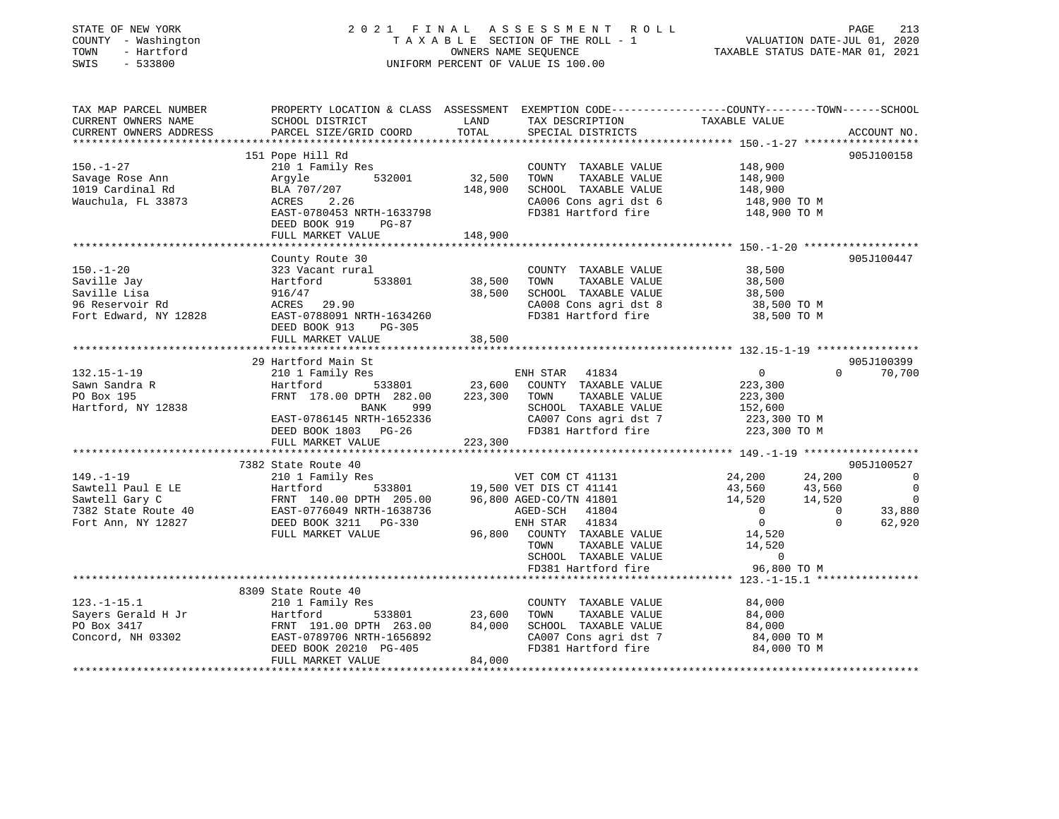STATE OF NEW YORK
COUNTY - Washington
TOWN - Hartford
SWIS - 533800

# 2021 FINAL ASSESSMENT ROLL
TAXABLE SECTION OF THE ROLL - 1
OWNERS NAME SEQUENCE
UNIFORM PERCENT OF VALUE IS 100.00

VALUATION DATE-JUL 01, 2020
TAXABLE STATUS DATE-MAR 01, 2021

| TAX MAP PARCEL NUMBER / CURRENT OWNERS NAME / CURRENT OWNERS ADDRESS | PROPERTY LOCATION & CLASS / SCHOOL DISTRICT / PARCEL SIZE/GRID COORD | ASSESSMENT LAND | TOTAL | EXEMPTION CODE / TAX DESCRIPTION / SPECIAL DISTRICTS | COUNTY TAXABLE VALUE | TOWN | SCHOOL | ACCOUNT NO. |
|---|---|---|---|---|---|---|---|---|
| **150.-1-27** | 151 Pope Hill Rd | | | | | | | 905J100158 |
| Savage Rose Ann | 210 1 Family Res | | | COUNTY TAXABLE VALUE | 148,900 | | | |
| 1019 Cardinal Rd | Argyle 532001 | 32,500 | | TOWN TAXABLE VALUE | 148,900 | | | |
| Wauchula, FL 33873 | BLA 707/207 | | 148,900 | SCHOOL TAXABLE VALUE | 148,900 | | | |
| | ACRES 2.26 | | | CA006 Cons agri dst 6 | 148,900 TO M | | | |
| | EAST-0780453 NRTH-1633798 | | | FD381 Hartford fire | 148,900 TO M | | | |
| | DEED BOOK 919 PG-87 | | | | | | | |
| | FULL MARKET VALUE | | 148,900 | | | | | |
| **150.-1-20** | County Route 30 | | | | | | | 905J100447 |
| Saville Jay | 323 Vacant rural | | | COUNTY TAXABLE VALUE | 38,500 | | | |
| Saville Lisa | Hartford 533801 | 38,500 | | TOWN TAXABLE VALUE | 38,500 | | | |
| 96 Reservoir Rd | 916/47 | | 38,500 | SCHOOL TAXABLE VALUE | 38,500 | | | |
| Fort Edward, NY 12828 | ACRES 29.90 | | | CA008 Cons agri dst 8 | 38,500 TO M | | | |
| | EAST-0788091 NRTH-1634260 | | | FD381 Hartford fire | 38,500 TO M | | | |
| | DEED BOOK 913 PG-305 | | | | | | | |
| | FULL MARKET VALUE | | 38,500 | | | | | |
| **132.15-1-19** | 29 Hartford Main St | | | | | | | 905J100399 |
| Sawn Sandra R | 210 1 Family Res | | | ENH STAR 41834 | 0 | 0 | 70,700 | |
| PO Box 195 | Hartford 533801 | 23,600 | | COUNTY TAXABLE VALUE | 223,300 | | | |
| Hartford, NY 12838 | FRNT 178.00 DPTH 282.00 | | 223,300 | TOWN TAXABLE VALUE | 223,300 | | | |
| | BANK 999 | | | SCHOOL TAXABLE VALUE | 152,600 | | | |
| | EAST-0786145 NRTH-1652336 | | | CA007 Cons agri dst 7 | 223,300 TO M | | | |
| | DEED BOOK 1803 PG-26 | | | FD381 Hartford fire | 223,300 TO M | | | |
| | FULL MARKET VALUE | | 223,300 | | | | | |
| **149.-1-19** | 7382 State Route 40 | | | | | | | 905J100527 |
| Sawtell Paul E LE | 210 1 Family Res | | | VET COM CT 41131 | 24,200 | 24,200 | 0 | |
| Sawtell Gary C | Hartford 533801 | 19,500 | | VET DIS CT 41141 | 43,560 | 43,560 | 0 | |
| 7382 State Route 40 | FRNT 140.00 DPTH 205.00 | | 96,800 | AGED-CO/TN 41801 | 14,520 | 14,520 | 0 | |
| Fort Ann, NY 12827 | EAST-0776049 NRTH-1638736 | | | AGED-SCH 41804 | 0 | 0 | 33,880 | |
| | DEED BOOK 3211 PG-330 | | | ENH STAR 41834 | 0 | 0 | 62,920 | |
| | FULL MARKET VALUE | | 96,800 | COUNTY TAXABLE VALUE | 14,520 | | | |
| | | | | TOWN TAXABLE VALUE | 14,520 | | | |
| | | | | SCHOOL TAXABLE VALUE | 0 | | | |
| | | | | FD381 Hartford fire | 96,800 TO M | | | |
| **123.-1-15.1** | 8309 State Route 40 | | | | | | | |
| Sayers Gerald H Jr | 210 1 Family Res | | | COUNTY TAXABLE VALUE | 84,000 | | | |
| PO Box 3417 | Hartford 533801 | 23,600 | | TOWN TAXABLE VALUE | 84,000 | | | |
| Concord, NH 03302 | FRNT 191.00 DPTH 263.00 | | 84,000 | SCHOOL TAXABLE VALUE | 84,000 | | | |
| | EAST-0789706 NRTH-1656892 | | | CA007 Cons agri dst 7 | 84,000 TO M | | | |
| | DEED BOOK 20210 PG-405 | | | FD381 Hartford fire | 84,000 TO M | | | |
| | FULL MARKET VALUE | | 84,000 | | | | | |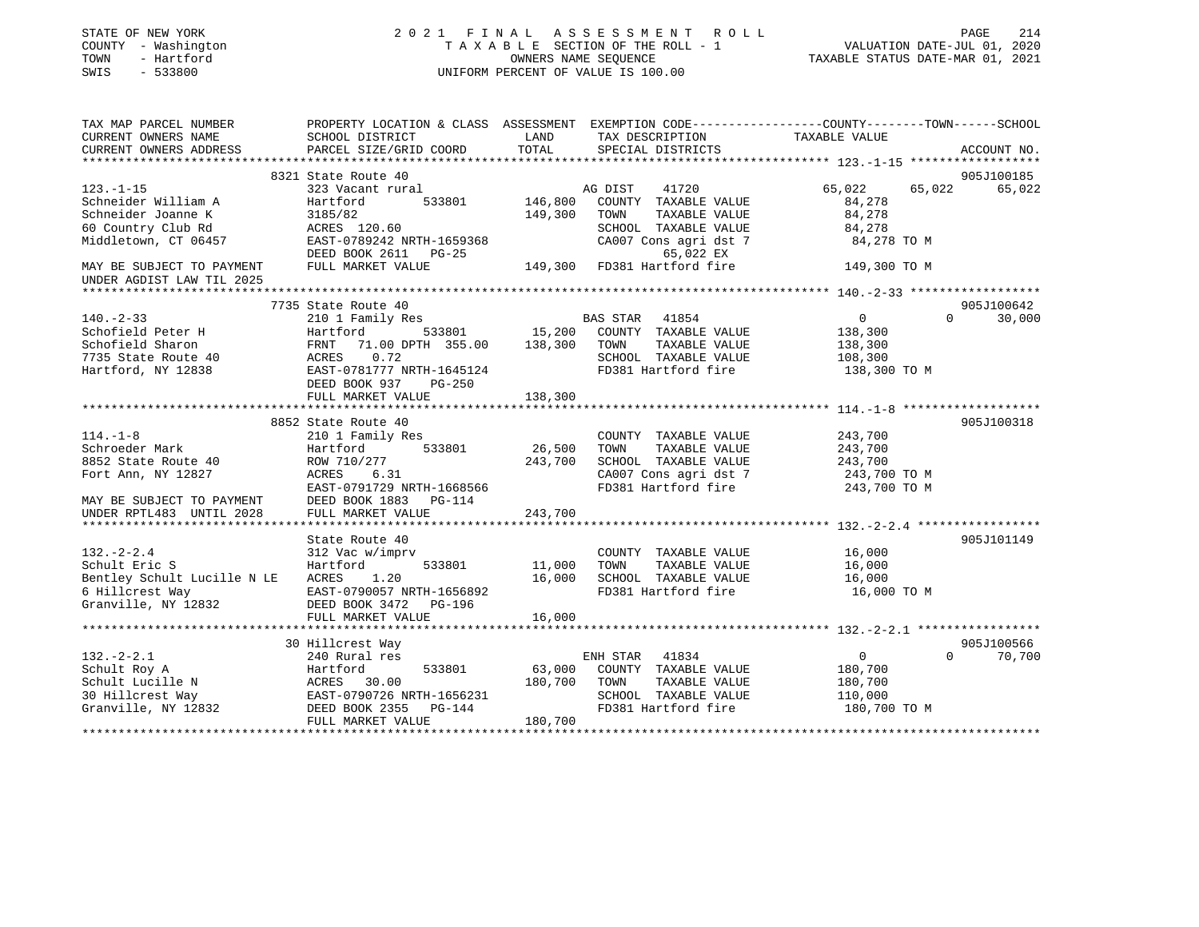STATE OF NEW YORK
COUNTY - Washington
TOWN - Hartford
SWIS - 533800

2021 FINAL ASSESSMENT ROLL
TAXABLE SECTION OF THE ROLL - 1
OWNERS NAME SEQUENCE
UNIFORM PERCENT OF VALUE IS 100.00

VALUATION DATE-JUL 01, 2020
TAXABLE STATUS DATE-MAR 01, 2021

| TAX MAP PARCEL NUMBER / CURRENT OWNERS NAME / CURRENT OWNERS ADDRESS | PROPERTY LOCATION & CLASS / SCHOOL DISTRICT / PARCEL SIZE/GRID COORD | ASSESSMENT LAND / TOTAL | EXEMPTION CODE / TAX DESCRIPTION / SPECIAL DISTRICTS | COUNTY TAXABLE VALUE | TOWN | SCHOOL | ACCOUNT NO. |
|---|---|---|---|---|---|---|---|
| **123.-1-15** | 8321 State Route 40 | | | | | | 905J100185 |
| 123.-1-15 | 323 Vacant rural | | AG DIST 41720 | 65,022 | 65,022 | 65,022 | |
| Schneider William A | Hartford 533801 | 146,800 | COUNTY TAXABLE VALUE | 84,278 | | | |
| Schneider Joanne K | 3185/82 | 149,300 | TOWN TAXABLE VALUE | 84,278 | | | |
| 60 Country Club Rd | ACRES 120.60 | | SCHOOL TAXABLE VALUE | 84,278 | | | |
| Middletown, CT 06457 | EAST-0789242 NRTH-1659368 | | CA007 Cons agri dst 7 | 84,278 TO M | | | |
| | DEED BOOK 2611 PG-25 | | 65,022 EX | | | | |
| MAY BE SUBJECT TO PAYMENT | FULL MARKET VALUE | 149,300 | FD381 Hartford fire | 149,300 TO M | | | |
| UNDER AGDIST LAW TIL 2025 | | | | | | | |
| **140.-2-33** | 7735 State Route 40 | | | | | | 905J100642 |
| 140.-2-33 | 210 1 Family Res | | BAS STAR 41854 | 0 | 0 | 30,000 | |
| Schofield Peter H | Hartford 533801 | 15,200 | COUNTY TAXABLE VALUE | 138,300 | | | |
| Schofield Sharon | FRNT 71.00 DPTH 355.00 | 138,300 | TOWN TAXABLE VALUE | 138,300 | | | |
| 7735 State Route 40 | ACRES 0.72 | | SCHOOL TAXABLE VALUE | 108,300 | | | |
| Hartford, NY 12838 | EAST-0781777 NRTH-1645124 | | FD381 Hartford fire | 138,300 TO M | | | |
| | DEED BOOK 937 PG-250 | | | | | | |
| | FULL MARKET VALUE | 138,300 | | | | | |
| **114.-1-8** | 8852 State Route 40 | | | | | | 905J100318 |
| 114.-1-8 | 210 1 Family Res | | COUNTY TAXABLE VALUE | 243,700 | | | |
| Schroeder Mark | Hartford 533801 | 26,500 | TOWN TAXABLE VALUE | 243,700 | | | |
| 8852 State Route 40 | ROW 710/277 | 243,700 | SCHOOL TAXABLE VALUE | 243,700 | | | |
| Fort Ann, NY 12827 | ACRES 6.31 | | CA007 Cons agri dst 7 | 243,700 TO M | | | |
| | EAST-0791729 NRTH-1668566 | | FD381 Hartford fire | 243,700 TO M | | | |
| MAY BE SUBJECT TO PAYMENT | DEED BOOK 1883 PG-114 | | | | | | |
| UNDER RPTL483 UNTIL 2028 | FULL MARKET VALUE | 243,700 | | | | | |
| **132.-2-2.4** | State Route 40 | | | | | | 905J101149 |
| 132.-2-2.4 | 312 Vac w/imprv | | COUNTY TAXABLE VALUE | 16,000 | | | |
| Schult Eric S | Hartford 533801 | 11,000 | TOWN TAXABLE VALUE | 16,000 | | | |
| Bentley Schult Lucille N LE | ACRES 1.20 | 16,000 | SCHOOL TAXABLE VALUE | 16,000 | | | |
| 6 Hillcrest Way | EAST-0790057 NRTH-1656892 | | FD381 Hartford fire | 16,000 TO M | | | |
| Granville, NY 12832 | DEED BOOK 3472 PG-196 | | | | | | |
| | FULL MARKET VALUE | 16,000 | | | | | |
| **132.-2-2.1** | 30 Hillcrest Way | | | | | | 905J100566 |
| 132.-2-2.1 | 240 Rural res | | ENH STAR 41834 | 0 | 0 | 70,700 | |
| Schult Roy A | Hartford 533801 | 63,000 | COUNTY TAXABLE VALUE | 180,700 | | | |
| Schult Lucille N | ACRES 30.00 | 180,700 | TOWN TAXABLE VALUE | 180,700 | | | |
| 30 Hillcrest Way | EAST-0790726 NRTH-1656231 | | SCHOOL TAXABLE VALUE | 110,000 | | | |
| Granville, NY 12832 | DEED BOOK 2355 PG-144 | | FD381 Hartford fire | 180,700 TO M | | | |
| | FULL MARKET VALUE | 180,700 | | | | | |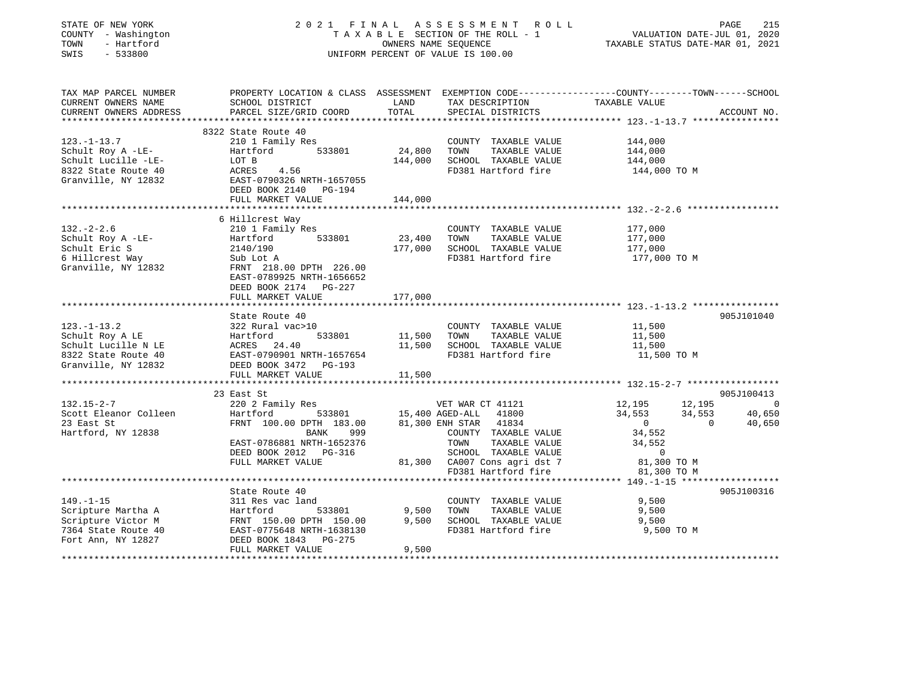STATE OF NEW YORK | COUNTY - Washington | TOWN - Hartford | SWIS - 533800

2021 FINAL ASSESSMENT ROLL
TAXABLE SECTION OF THE ROLL - 1
OWNERS NAME SEQUENCE
UNIFORM PERCENT OF VALUE IS 100.00

VALUATION DATE-JUL 01, 2020
TAXABLE STATUS DATE-MAR 01, 2021

| TAX MAP PARCEL NUMBER / CURRENT OWNERS NAME / CURRENT OWNERS ADDRESS | PROPERTY LOCATION & CLASS / SCHOOL DISTRICT / PARCEL SIZE/GRID COORD | ASSESSMENT LAND / TOTAL | EXEMPTION CODE / TAX DESCRIPTION / SPECIAL DISTRICTS | COUNTY TAXABLE VALUE | TOWN | SCHOOL | ACCOUNT NO. |
|---|---|---|---|---|---|---|---|
| **123.-1-13.7** | 8322 State Route 40 | | | | | | |
| Schult Roy A -LE- | 210 1 Family Res | | COUNTY TAXABLE VALUE | 144,000 | | | |
| Schult Lucille -LE- | Hartford 533801 | 24,800 | TOWN TAXABLE VALUE | 144,000 | | | |
| 8322 State Route 40 | LOT B | 144,000 | SCHOOL TAXABLE VALUE | 144,000 | | | |
| Granville, NY 12832 | ACRES 4.56 | | FD381 Hartford fire | 144,000 TO M | | | |
| | EAST-0790326 NRTH-1657055 | | | | | | |
| | DEED BOOK 2140 PG-194 | | | | | | |
| | FULL MARKET VALUE | 144,000 | | | | | |
| **132.-2-2.6** | 6 Hillcrest Way | | | | | | |
| Schult Roy A -LE- | 210 1 Family Res | | COUNTY TAXABLE VALUE | 177,000 | | | |
| Schult Eric S | Hartford 533801 | 23,400 | TOWN TAXABLE VALUE | 177,000 | | | |
| 6 Hillcrest Way | 2140/190 | 177,000 | SCHOOL TAXABLE VALUE | 177,000 | | | |
| Granville, NY 12832 | Sub Lot A | | FD381 Hartford fire | 177,000 TO M | | | |
| | FRNT 218.00 DPTH 226.00 | | | | | | |
| | EAST-0789925 NRTH-1656652 | | | | | | |
| | DEED BOOK 2174 PG-227 | | | | | | |
| | FULL MARKET VALUE | 177,000 | | | | | |
| **123.-1-13.2** | State Route 40 | | | | | | 905J101040 |
| Schult Roy A LE | 322 Rural vac>10 | | COUNTY TAXABLE VALUE | 11,500 | | | |
| Schult Lucille N LE | Hartford 533801 | 11,500 | TOWN TAXABLE VALUE | 11,500 | | | |
| 8322 State Route 40 | ACRES 24.40 | 11,500 | SCHOOL TAXABLE VALUE | 11,500 | | | |
| Granville, NY 12832 | EAST-0790901 NRTH-1657654 | | FD381 Hartford fire | 11,500 TO M | | | |
| | DEED BOOK 3472 PG-193 | | | | | | |
| | FULL MARKET VALUE | 11,500 | | | | | |
| **132.15-2-7** | 23 East St | | | | | | 905J100413 |
| Scott Eleanor Colleen | 220 2 Family Res | | VET WAR CT 41121 | 12,195 | 12,195 | 0 | |
| 23 East St | Hartford 533801 | 15,400 | AGED-ALL 41800 | 34,553 | 34,553 | 40,650 | |
| Hartford, NY 12838 | FRNT 100.00 DPTH 183.00 | 81,300 | ENH STAR 41834 | 0 | 0 | 40,650 | |
| | BANK 999 | | COUNTY TAXABLE VALUE | 34,552 | | | |
| | EAST-0786881 NRTH-1652376 | | TOWN TAXABLE VALUE | 34,552 | | | |
| | DEED BOOK 2012 PG-316 | | SCHOOL TAXABLE VALUE | 0 | | | |
| | FULL MARKET VALUE | 81,300 | CA007 Cons agri dst 7 | 81,300 TO M | | | |
| | | | FD381 Hartford fire | 81,300 TO M | | | |
| **149.-1-15** | State Route 40 | | | | | | 905J100316 |
| Scripture Martha A | 311 Res vac land | | COUNTY TAXABLE VALUE | 9,500 | | | |
| Scripture Victor M | Hartford 533801 | 9,500 | TOWN TAXABLE VALUE | 9,500 | | | |
| 7364 State Route 40 | FRNT 150.00 DPTH 150.00 | 9,500 | SCHOOL TAXABLE VALUE | 9,500 | | | |
| Fort Ann, NY 12827 | EAST-0775648 NRTH-1638130 | | FD381 Hartford fire | 9,500 TO M | | | |
| | DEED BOOK 1843 PG-275 | | | | | | |
| | FULL MARKET VALUE | 9,500 | | | | | |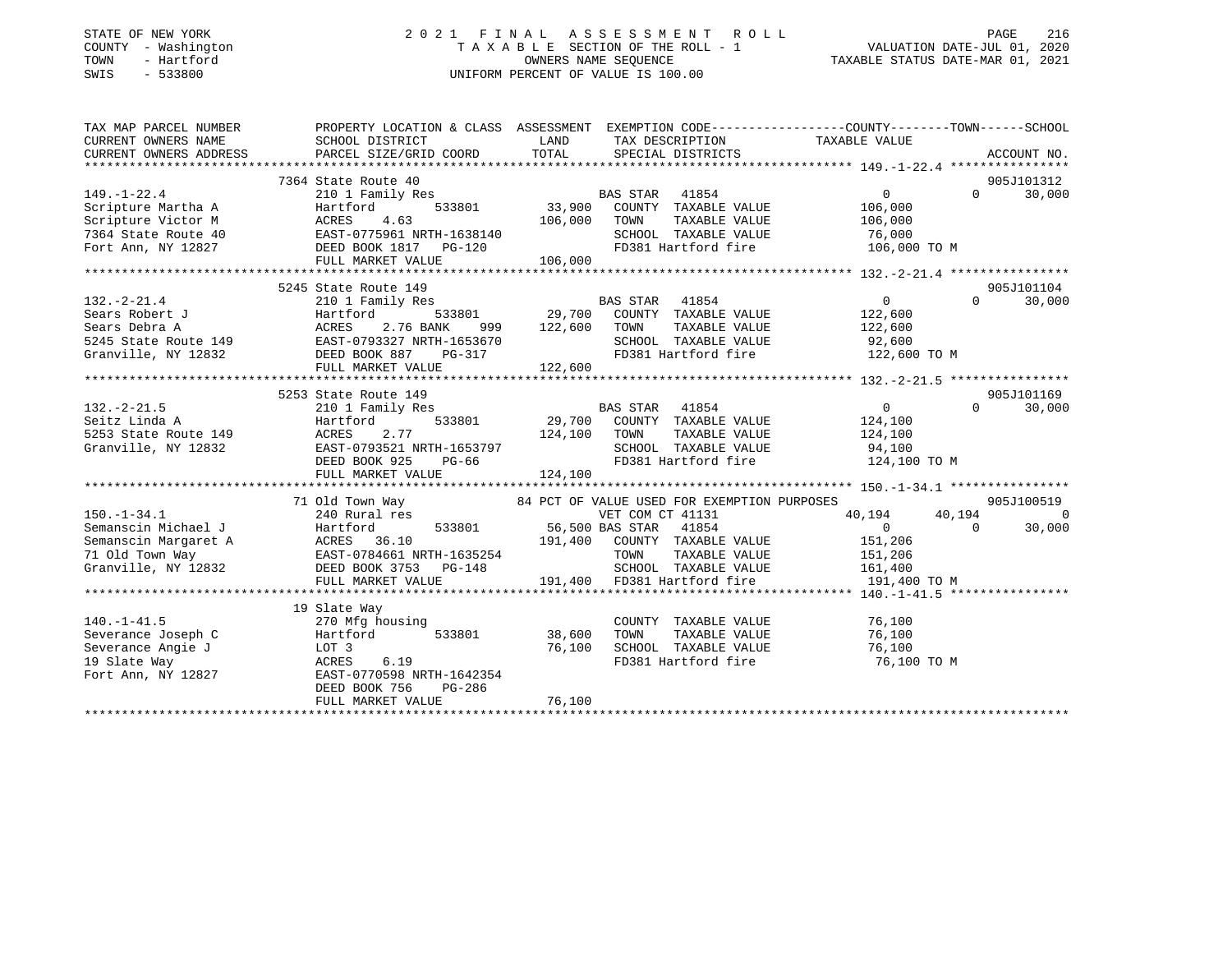STATE OF NEW YORK
COUNTY - Washington
TOWN - Hartford
SWIS - 533800

2021 FINAL ASSESSMENT ROLL
TAXABLE SECTION OF THE ROLL - 1
OWNERS NAME SEQUENCE
UNIFORM PERCENT OF VALUE IS 100.00

VALUATION DATE-JUL 01, 2020
TAXABLE STATUS DATE-MAR 01, 2021

| TAX MAP PARCEL NUMBER / CURRENT OWNERS NAME / CURRENT OWNERS ADDRESS | PROPERTY LOCATION & CLASS / SCHOOL DISTRICT / PARCEL SIZE/GRID COORD | ASSESSMENT LAND | TOTAL | EXEMPTION CODE / TAX DESCRIPTION / SPECIAL DISTRICTS | COUNTY TAXABLE VALUE | TOWN | SCHOOL | ACCOUNT NO. |
|---|---|---|---|---|---|---|---|---|
| 149.-1-22.4 | 7364 State Route 40 | | | | | | | 905J101312 |
| Scripture Martha A | 210 1 Family Res | | | BAS STAR 41854 | 0 | 0 | 30,000 | |
| Scripture Victor M | Hartford 533801 | 33,900 | | COUNTY TAXABLE VALUE | 106,000 | | | |
| 7364 State Route 40 | ACRES 4.63 | | 106,000 | TOWN TAXABLE VALUE | 106,000 | | | |
| Fort Ann, NY 12827 | EAST-0775961 NRTH-1638140 | | | SCHOOL TAXABLE VALUE | 76,000 | | | |
| | DEED BOOK 1817 PG-120 | | | FD381 Hartford fire | 106,000 TO M | | | |
| | FULL MARKET VALUE | | 106,000 | | | | | |
| 132.-2-21.4 | 5245 State Route 149 | | | | | | | 905J101104 |
| Sears Robert J | 210 1 Family Res | | | BAS STAR 41854 | 0 | 0 | 30,000 | |
| Sears Debra A | Hartford 533801 | 29,700 | | COUNTY TAXABLE VALUE | 122,600 | | | |
| 5245 State Route 149 | ACRES 2.76 BANK 999 | | 122,600 | TOWN TAXABLE VALUE | 122,600 | | | |
| Granville, NY 12832 | EAST-0793327 NRTH-1653670 | | | SCHOOL TAXABLE VALUE | 92,600 | | | |
| | DEED BOOK 887 PG-317 | | | FD381 Hartford fire | 122,600 TO M | | | |
| | FULL MARKET VALUE | | 122,600 | | | | | |
| 132.-2-21.5 | 5253 State Route 149 | | | | | | | 905J101169 |
| Seitz Linda A | 210 1 Family Res | | | BAS STAR 41854 | 0 | 0 | 30,000 | |
| 5253 State Route 149 | Hartford 533801 | 29,700 | | COUNTY TAXABLE VALUE | 124,100 | | | |
| Granville, NY 12832 | ACRES 2.77 | | 124,100 | TOWN TAXABLE VALUE | 124,100 | | | |
| | EAST-0793521 NRTH-1653797 | | | SCHOOL TAXABLE VALUE | 94,100 | | | |
| | DEED BOOK 925 PG-66 | | | FD381 Hartford fire | 124,100 TO M | | | |
| | FULL MARKET VALUE | | 124,100 | | | | | |
| 150.-1-34.1 | 71 Old Town Way | | | 84 PCT OF VALUE USED FOR EXEMPTION PURPOSES | | | | 905J100519 |
| Semanscin Michael J | 240 Rural res | | | VET COM CT 41131 | 40,194 | 40,194 | 0 | |
| Semanscin Margaret A | Hartford 533801 | 56,500 | | BAS STAR 41854 | 0 | 0 | 30,000 | |
| 71 Old Town Way | ACRES 36.10 | | 191,400 | COUNTY TAXABLE VALUE | 151,206 | | | |
| Granville, NY 12832 | EAST-0784661 NRTH-1635254 | | | TOWN TAXABLE VALUE | 151,206 | | | |
| | DEED BOOK 3753 PG-148 | | | SCHOOL TAXABLE VALUE | 161,400 | | | |
| | FULL MARKET VALUE | | 191,400 | FD381 Hartford fire | 191,400 TO M | | | |
| 140.-1-41.5 | 19 Slate Way | | | | | | | |
| Severance Joseph C | 270 Mfg housing | | | COUNTY TAXABLE VALUE | 76,100 | | | |
| Severance Angie J | Hartford 533801 | 38,600 | | TOWN TAXABLE VALUE | 76,100 | | | |
| 19 Slate Way | LOT 3 | | 76,100 | SCHOOL TAXABLE VALUE | 76,100 | | | |
| Fort Ann, NY 12827 | ACRES 6.19 | | | FD381 Hartford fire | 76,100 TO M | | | |
| | EAST-0770598 NRTH-1642354 | | | | | | | |
| | DEED BOOK 756 PG-286 | | | | | | | |
| | FULL MARKET VALUE | | 76,100 | | | | | |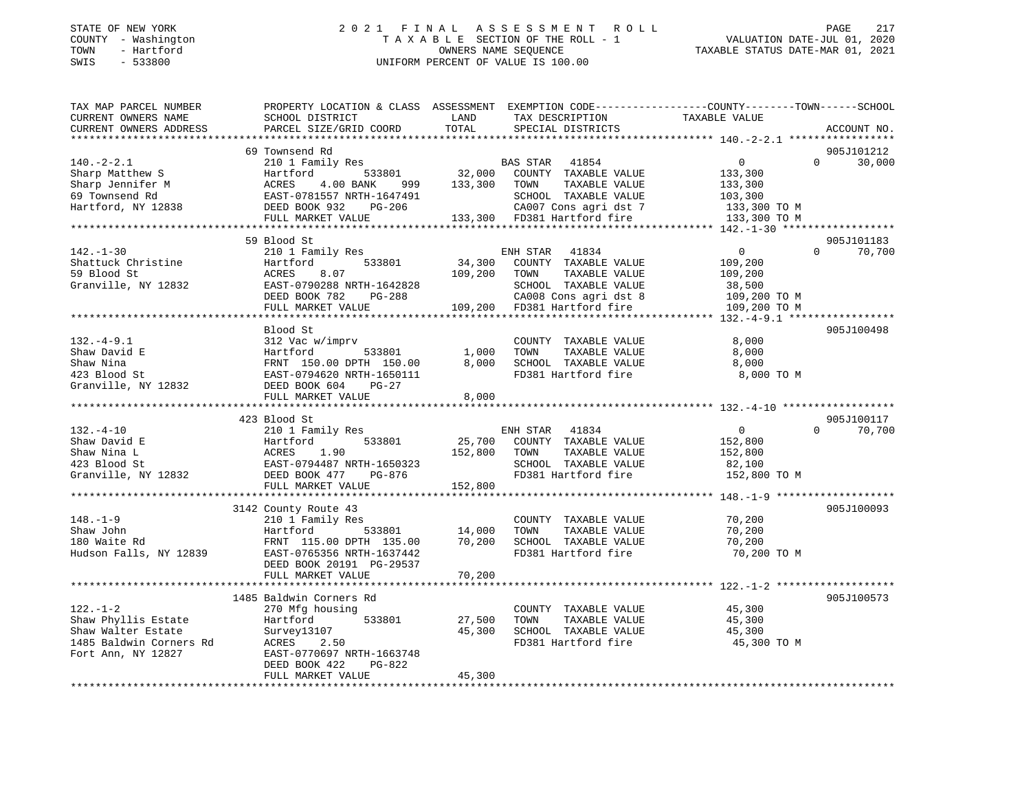STATE OF NEW YORK
COUNTY - Washington
TOWN - Hartford
SWIS - 533800

2021 FINAL ASSESSMENT ROLL
TAXABLE SECTION OF THE ROLL - 1
OWNERS NAME SEQUENCE
UNIFORM PERCENT OF VALUE IS 100.00

VALUATION DATE-JUL 01, 2020
TAXABLE STATUS DATE-MAR 01, 2021

| TAX MAP PARCEL NUMBER / CURRENT OWNERS NAME / CURRENT OWNERS ADDRESS | PROPERTY LOCATION & CLASS / SCHOOL DISTRICT / PARCEL SIZE/GRID COORD | ASSESSMENT LAND / TOTAL | EXEMPTION CODE / TAX DESCRIPTION / SPECIAL DISTRICTS | COUNTY TAXABLE VALUE | TOWN | SCHOOL | ACCOUNT NO. |
|---|---|---|---|---|---|---|---|
| **140.-2-2.1** | 69 Townsend Rd | | | | | | 905J101212 |
| Sharp Matthew S | 210 1 Family Res | | BAS STAR 41854 | 0 | 0 | 30,000 | |
| Sharp Jennifer M | Hartford 533801 | 32,000 | COUNTY TAXABLE VALUE | 133,300 | | | |
| 69 Townsend Rd | ACRES 4.00 BANK 999 | 133,300 | TOWN TAXABLE VALUE | 133,300 | | | |
| Hartford, NY 12838 | EAST-0781557 NRTH-1647491 | | SCHOOL TAXABLE VALUE | 103,300 | | | |
| | DEED BOOK 932 PG-206 | | CA007 Cons agri dst 7 | 133,300 TO M | | | |
| | FULL MARKET VALUE | 133,300 | FD381 Hartford fire | 133,300 TO M | | | |
| **142.-1-30** | 59 Blood St | | | | | | 905J101183 |
| Shattuck Christine | 210 1 Family Res | | ENH STAR 41834 | 0 | 0 | 70,700 | |
| 59 Blood St | Hartford 533801 | 34,300 | COUNTY TAXABLE VALUE | 109,200 | | | |
| Granville, NY 12832 | ACRES 8.07 | 109,200 | TOWN TAXABLE VALUE | 109,200 | | | |
| | EAST-0790288 NRTH-1642828 | | SCHOOL TAXABLE VALUE | 38,500 | | | |
| | DEED BOOK 782 PG-288 | | CA008 Cons agri dst 8 | 109,200 TO M | | | |
| | FULL MARKET VALUE | 109,200 | FD381 Hartford fire | 109,200 TO M | | | |
| **132.-4-9.1** | Blood St | | | | | | 905J100498 |
| Shaw David E | 312 Vac w/imprv | | COUNTY TAXABLE VALUE | 8,000 | | | |
| Shaw Nina | Hartford 533801 | 1,000 | TOWN TAXABLE VALUE | 8,000 | | | |
| 423 Blood St | FRNT 150.00 DPTH 150.00 | 8,000 | SCHOOL TAXABLE VALUE | 8,000 | | | |
| Granville, NY 12832 | EAST-0794620 NRTH-1650111 | | FD381 Hartford fire | 8,000 TO M | | | |
| | DEED BOOK 604 PG-27 | | | | | | |
| | FULL MARKET VALUE | 8,000 | | | | | |
| **132.-4-10** | 423 Blood St | | | | | | 905J100117 |
| Shaw David E | 210 1 Family Res | | ENH STAR 41834 | 0 | 0 | 70,700 | |
| Shaw Nina L | Hartford 533801 | 25,700 | COUNTY TAXABLE VALUE | 152,800 | | | |
| 423 Blood St | ACRES 1.90 | 152,800 | TOWN TAXABLE VALUE | 152,800 | | | |
| Granville, NY 12832 | EAST-0794487 NRTH-1650323 | | SCHOOL TAXABLE VALUE | 82,100 | | | |
| | DEED BOOK 477 PG-876 | | FD381 Hartford fire | 152,800 TO M | | | |
| | FULL MARKET VALUE | 152,800 | | | | | |
| **148.-1-9** | 3142 County Route 43 | | | | | | 905J100093 |
| Shaw John | 210 1 Family Res | | COUNTY TAXABLE VALUE | 70,200 | | | |
| 180 Waite Rd | Hartford 533801 | 14,000 | TOWN TAXABLE VALUE | 70,200 | | | |
| Hudson Falls, NY 12839 | FRNT 115.00 DPTH 135.00 | 70,200 | SCHOOL TAXABLE VALUE | 70,200 | | | |
| | EAST-0765356 NRTH-1637442 | | FD381 Hartford fire | 70,200 TO M | | | |
| | DEED BOOK 20191 PG-29537 | | | | | | |
| | FULL MARKET VALUE | 70,200 | | | | | |
| **122.-1-2** | 1485 Baldwin Corners Rd | | | | | | 905J100573 |
| Shaw Phyllis Estate | 270 Mfg housing | | COUNTY TAXABLE VALUE | 45,300 | | | |
| Shaw Walter Estate | Hartford 533801 | 27,500 | TOWN TAXABLE VALUE | 45,300 | | | |
| 1485 Baldwin Corners Rd | Survey13107 | 45,300 | SCHOOL TAXABLE VALUE | 45,300 | | | |
| Fort Ann, NY 12827 | ACRES 2.50 | | FD381 Hartford fire | 45,300 TO M | | | |
| | EAST-0770697 NRTH-1663748 | | | | | | |
| | DEED BOOK 422 PG-822 | | | | | | |
| | FULL MARKET VALUE | 45,300 | | | | | |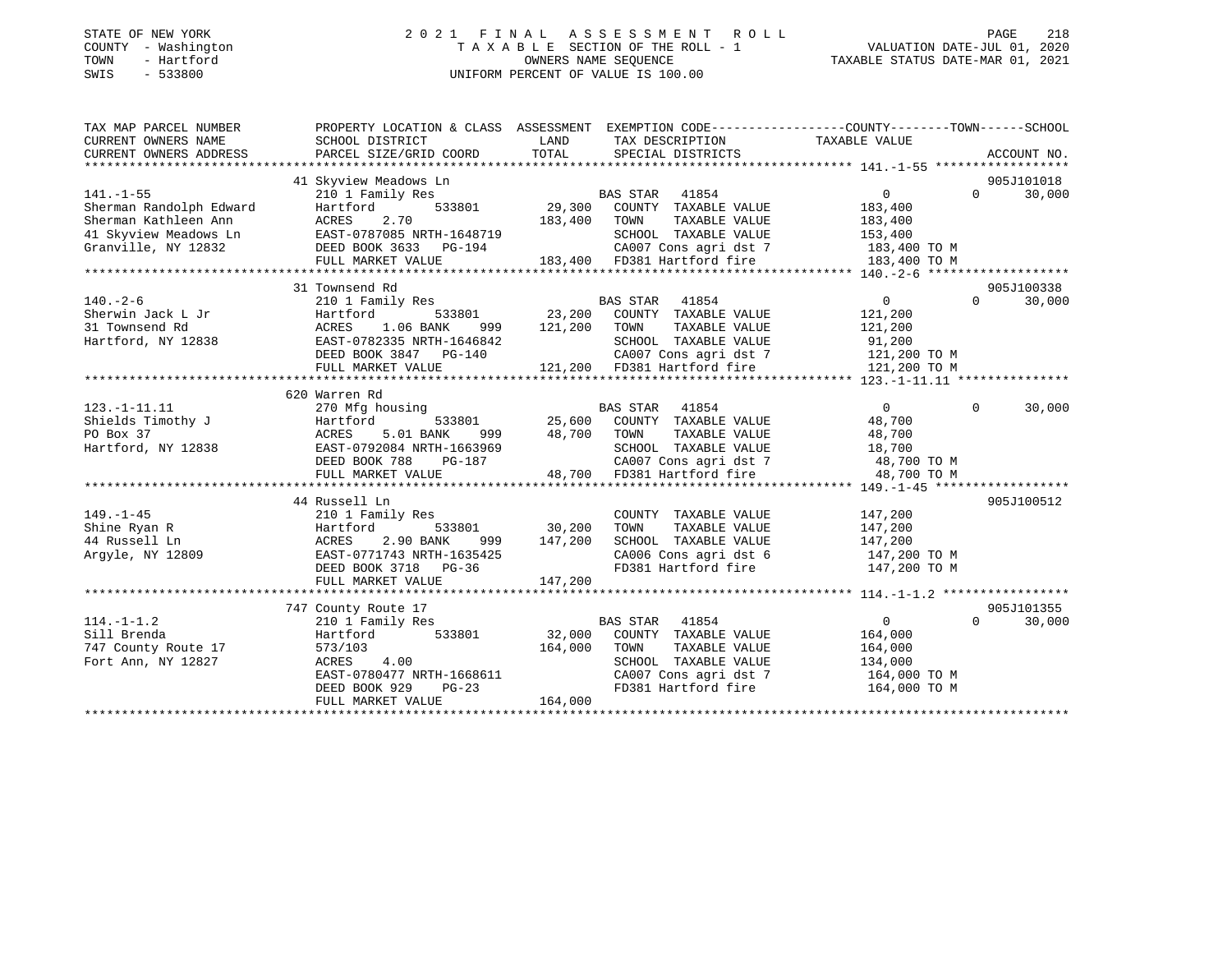STATE OF NEW YORK
COUNTY - Washington
TOWN - Hartford
SWIS - 533800

# 2021 FINAL ASSESSMENT ROLL
TAXABLE SECTION OF THE ROLL - 1
OWNERS NAME SEQUENCE
UNIFORM PERCENT OF VALUE IS 100.00

VALUATION DATE-JUL 01, 2020
TAXABLE STATUS DATE-MAR 01, 2021

| TAX MAP PARCEL NUMBER / CURRENT OWNERS NAME / CURRENT OWNERS ADDRESS | PROPERTY LOCATION & CLASS / SCHOOL DISTRICT / PARCEL SIZE/GRID COORD | ASSESSMENT LAND | TOTAL | EXEMPTION CODE / TAX DESCRIPTION / SPECIAL DISTRICTS | COUNTY / TOWN TAXABLE VALUE | SCHOOL | ACCOUNT NO. |
|---|---|---|---|---|---|---|---|
| 141.-1-55 | 41 Skyview Meadows Ln | | | | | | 905J101018 |
| Sherman Randolph Edward | 210 1 Family Res | | | BAS STAR 41854 | 0 | 0 30,000 | |
| Sherman Kathleen Ann | Hartford 533801 | 29,300 | | COUNTY TAXABLE VALUE | 183,400 | | |
| 41 Skyview Meadows Ln | ACRES 2.70 | | 183,400 | TOWN TAXABLE VALUE | 183,400 | | |
| Granville, NY 12832 | EAST-0787085 NRTH-1648719 | | | SCHOOL TAXABLE VALUE | 153,400 | | |
| | DEED BOOK 3633 PG-194 | | | CA007 Cons agri dst 7 | 183,400 TO M | | |
| | FULL MARKET VALUE | | 183,400 | FD381 Hartford fire | 183,400 TO M | | |
| 140.-2-6 | 31 Townsend Rd | | | | | | 905J100338 |
| Sherwin Jack L Jr | 210 1 Family Res | | | BAS STAR 41854 | 0 | 0 30,000 | |
| 31 Townsend Rd | Hartford 533801 | 23,200 | | COUNTY TAXABLE VALUE | 121,200 | | |
| Hartford, NY 12838 | ACRES 1.06 BANK 999 | | 121,200 | TOWN TAXABLE VALUE | 121,200 | | |
| | EAST-0782335 NRTH-1646842 | | | SCHOOL TAXABLE VALUE | 91,200 | | |
| | DEED BOOK 3847 PG-140 | | | CA007 Cons agri dst 7 | 121,200 TO M | | |
| | FULL MARKET VALUE | | 121,200 | FD381 Hartford fire | 121,200 TO M | | |
| 123.-1-11.11 | 620 Warren Rd | | | | | | |
| Shields Timothy J | 270 Mfg housing | | | BAS STAR 41854 | 0 | 0 30,000 | |
| PO Box 37 | Hartford 533801 | 25,600 | | COUNTY TAXABLE VALUE | 48,700 | | |
| Hartford, NY 12838 | ACRES 5.01 BANK 999 | | 48,700 | TOWN TAXABLE VALUE | 48,700 | | |
| | EAST-0792084 NRTH-1663969 | | | SCHOOL TAXABLE VALUE | 18,700 | | |
| | DEED BOOK 788 PG-187 | | | CA007 Cons agri dst 7 | 48,700 TO M | | |
| | FULL MARKET VALUE | | 48,700 | FD381 Hartford fire | 48,700 TO M | | |
| 149.-1-45 | 44 Russell Ln | | | | | | 905J100512 |
| Shine Ryan R | 210 1 Family Res | | | COUNTY TAXABLE VALUE | 147,200 | | |
| 44 Russell Ln | Hartford 533801 | 30,200 | | TOWN TAXABLE VALUE | 147,200 | | |
| Argyle, NY 12809 | ACRES 2.90 BANK 999 | | 147,200 | SCHOOL TAXABLE VALUE | 147,200 | | |
| | EAST-0771743 NRTH-1635425 | | | CA006 Cons agri dst 6 | 147,200 TO M | | |
| | DEED BOOK 3718 PG-36 | | | FD381 Hartford fire | 147,200 TO M | | |
| | FULL MARKET VALUE | | 147,200 | | | | |
| 114.-1-1.2 | 747 County Route 17 | | | | | | 905J101355 |
| Sill Brenda | 210 1 Family Res | | | BAS STAR 41854 | 0 | 0 30,000 | |
| 747 County Route 17 | Hartford 533801 | 32,000 | | COUNTY TAXABLE VALUE | 164,000 | | |
| Fort Ann, NY 12827 | 573/103 | | 164,000 | TOWN TAXABLE VALUE | 164,000 | | |
| | ACRES 4.00 | | | SCHOOL TAXABLE VALUE | 134,000 | | |
| | EAST-0780477 NRTH-1668611 | | | CA007 Cons agri dst 7 | 164,000 TO M | | |
| | DEED BOOK 929 PG-23 | | | FD381 Hartford fire | 164,000 TO M | | |
| | FULL MARKET VALUE | | 164,000 | | | | |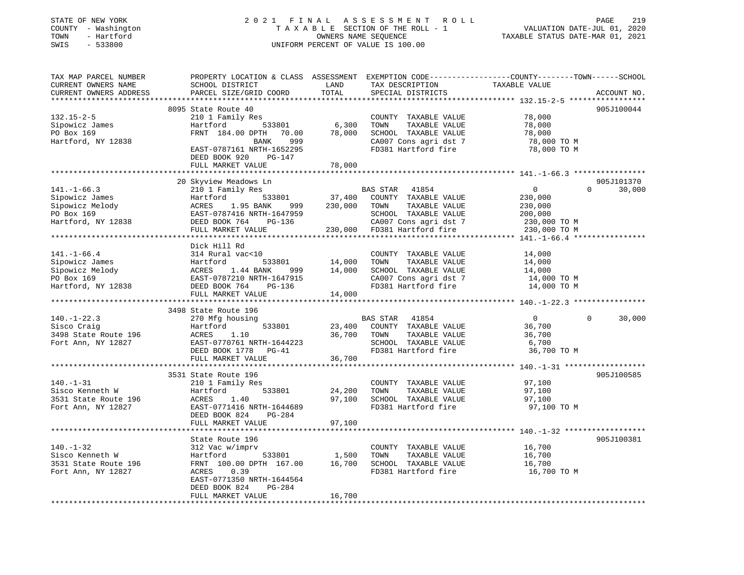STATE OF NEW YORK — COUNTY - Washington — TOWN - Hartford — SWIS - 533800

# 2021 FINAL ASSESSMENT ROLL

TAXABLE SECTION OF THE ROLL - 1
OWNERS NAME SEQUENCE
UNIFORM PERCENT OF VALUE IS 100.00

VALUATION DATE-JUL 01, 2020
TAXABLE STATUS DATE-MAR 01, 2021

| TAX MAP PARCEL NUMBER / CURRENT OWNERS NAME / CURRENT OWNERS ADDRESS | PROPERTY LOCATION & CLASS / SCHOOL DISTRICT / PARCEL SIZE/GRID COORD | ASSESSMENT LAND | TOTAL | EXEMPTION CODE / TAX DESCRIPTION / SPECIAL DISTRICTS | COUNTY TAXABLE VALUE | TOWN | SCHOOL | ACCOUNT NO. |
|---|---|---|---|---|---|---|---|---|
| **132.15-2-5** | 8095 State Route 40 | | | | | | | 905J100044 |
| Sipowicz James | 210 1 Family Res | | | COUNTY TAXABLE VALUE | 78,000 | | | |
| PO Box 169 | Hartford 533801 | 6,300 | | TOWN TAXABLE VALUE | 78,000 | | | |
| Hartford, NY 12838 | FRNT 184.00 DPTH 70.00 | | 78,000 | SCHOOL TAXABLE VALUE | 78,000 | | | |
| | BANK 999 | | | CA007 Cons agri dst 7 | 78,000 TO M | | | |
| | EAST-0787161 NRTH-1652295 | | | FD381 Hartford fire | 78,000 TO M | | | |
| | DEED BOOK 920 PG-147 | | | | | | | |
| | FULL MARKET VALUE | | 78,000 | | | | | |
| **141.-1-66.3** | 20 Skyview Meadows Ln | | | | | | | 905J101370 |
| Sipowicz James | 210 1 Family Res | | | BAS STAR 41854 | 0 | 0 | 30,000 | |
| Sipowicz Melody | Hartford 533801 | 37,400 | | COUNTY TAXABLE VALUE | 230,000 | | | |
| PO Box 169 | ACRES 1.95 BANK 999 | | 230,000 | TOWN TAXABLE VALUE | 230,000 | | | |
| Hartford, NY 12838 | EAST-0787416 NRTH-1647959 | | | SCHOOL TAXABLE VALUE | 200,000 | | | |
| | DEED BOOK 764 PG-136 | | | CA007 Cons agri dst 7 | 230,000 TO M | | | |
| | FULL MARKET VALUE | | 230,000 | FD381 Hartford fire | 230,000 TO M | | | |
| **141.-1-66.4** | Dick Hill Rd | | | | | | | |
| Sipowicz James | 314 Rural vac<10 | | | COUNTY TAXABLE VALUE | 14,000 | | | |
| Sipowicz Melody | Hartford 533801 | 14,000 | | TOWN TAXABLE VALUE | 14,000 | | | |
| PO Box 169 | ACRES 1.44 BANK 999 | | 14,000 | SCHOOL TAXABLE VALUE | 14,000 | | | |
| Hartford, NY 12838 | EAST-0787210 NRTH-1647915 | | | CA007 Cons agri dst 7 | 14,000 TO M | | | |
| | DEED BOOK 764 PG-136 | | | FD381 Hartford fire | 14,000 TO M | | | |
| | FULL MARKET VALUE | | 14,000 | | | | | |
| **140.-1-22.3** | 3498 State Route 196 | | | | | | | |
| Sisco Craig | 270 Mfg housing | | | BAS STAR 41854 | 0 | 0 | 30,000 | |
| 3498 State Route 196 | Hartford 533801 | 23,400 | | COUNTY TAXABLE VALUE | 36,700 | | | |
| Fort Ann, NY 12827 | ACRES 1.10 | | 36,700 | TOWN TAXABLE VALUE | 36,700 | | | |
| | EAST-0770761 NRTH-1644223 | | | SCHOOL TAXABLE VALUE | 6,700 | | | |
| | DEED BOOK 1778 PG-41 | | | FD381 Hartford fire | 36,700 TO M | | | |
| | FULL MARKET VALUE | | 36,700 | | | | | |
| **140.-1-31** | 3531 State Route 196 | | | | | | | 905J100585 |
| Sisco Kenneth W | 210 1 Family Res | | | COUNTY TAXABLE VALUE | 97,100 | | | |
| 3531 State Route 196 | Hartford 533801 | 24,200 | | TOWN TAXABLE VALUE | 97,100 | | | |
| Fort Ann, NY 12827 | ACRES 1.40 | | 97,100 | SCHOOL TAXABLE VALUE | 97,100 | | | |
| | EAST-0771416 NRTH-1644689 | | | FD381 Hartford fire | 97,100 TO M | | | |
| | DEED BOOK 824 PG-284 | | | | | | | |
| | FULL MARKET VALUE | | 97,100 | | | | | |
| **140.-1-32** | State Route 196 | | | | | | | 905J100381 |
| Sisco Kenneth W | 312 Vac w/imprv | | | COUNTY TAXABLE VALUE | 16,700 | | | |
| 3531 State Route 196 | Hartford 533801 | 1,500 | | TOWN TAXABLE VALUE | 16,700 | | | |
| Fort Ann, NY 12827 | FRNT 100.00 DPTH 167.00 | | 16,700 | SCHOOL TAXABLE VALUE | 16,700 | | | |
| | ACRES 0.39 | | | FD381 Hartford fire | 16,700 TO M | | | |
| | EAST-0771350 NRTH-1644564 | | | | | | | |
| | DEED BOOK 824 PG-284 | | | | | | | |
| | FULL MARKET VALUE | | 16,700 | | | | | |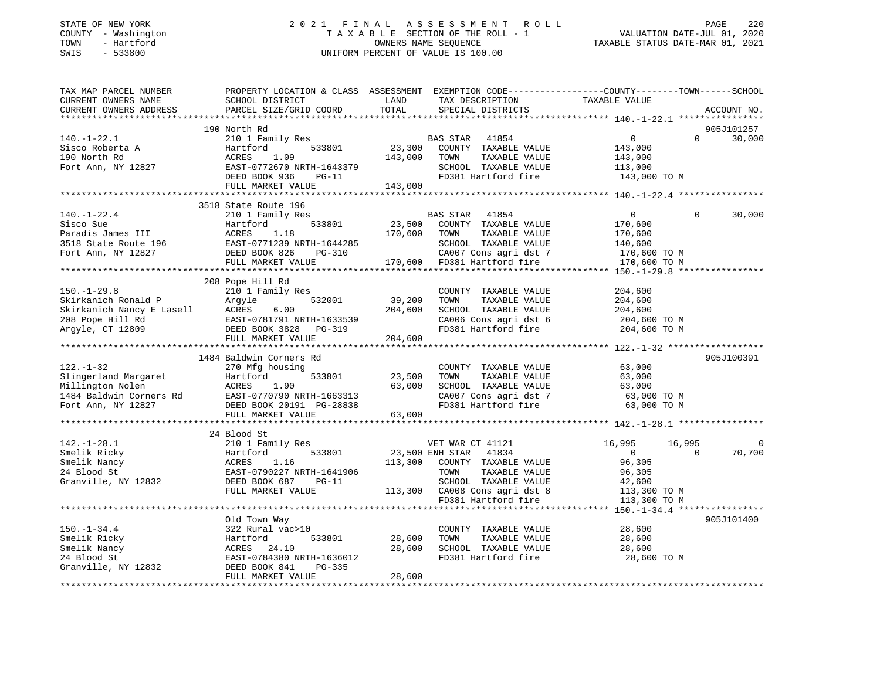STATE OF NEW YORK — COUNTY - Washington — TOWN - Hartford — SWIS - 533800

2021 FINAL ASSESSMENT ROLL
TAXABLE SECTION OF THE ROLL - 1
OWNERS NAME SEQUENCE
UNIFORM PERCENT OF VALUE IS 100.00

VALUATION DATE-JUL 01, 2020
TAXABLE STATUS DATE-MAR 01, 2021

| TAX MAP PARCEL NUMBER / CURRENT OWNERS NAME / CURRENT OWNERS ADDRESS | PROPERTY LOCATION & CLASS / SCHOOL DISTRICT / PARCEL SIZE/GRID COORD | ASSESSMENT LAND | TOTAL | EXEMPTION CODE / TAX DESCRIPTION / SPECIAL DISTRICTS | COUNTY TAXABLE VALUE | TOWN | SCHOOL | ACCOUNT NO. |
|---|---|---|---|---|---|---|---|---|
| **140.-1-22.1** | 190 North Rd | | | | | | | 905J101257 |
| Sisco Roberta A | 210 1 Family Res | | | BAS STAR 41854 | 0 | 0 | 30,000 | |
| 190 North Rd | Hartford 533801 | 23,300 | | COUNTY TAXABLE VALUE | 143,000 | | | |
| Fort Ann, NY 12827 | ACRES 1.09 | | 143,000 | TOWN TAXABLE VALUE | 143,000 | | | |
| | EAST-0772670 NRTH-1643379 | | | SCHOOL TAXABLE VALUE | 113,000 | | | |
| | DEED BOOK 936 PG-11 | | | FD381 Hartford fire | 143,000 TO M | | | |
| | FULL MARKET VALUE | | 143,000 | | | | | |
| **140.-1-22.4** | 3518 State Route 196 | | | | | | | |
| Sisco Sue | 210 1 Family Res | | | BAS STAR 41854 | 0 | 0 | 30,000 | |
| Paradis James III | Hartford 533801 | 23,500 | | COUNTY TAXABLE VALUE | 170,600 | | | |
| 3518 State Route 196 | ACRES 1.18 | | 170,600 | TOWN TAXABLE VALUE | 170,600 | | | |
| Fort Ann, NY 12827 | EAST-0771239 NRTH-1644285 | | | SCHOOL TAXABLE VALUE | 140,600 | | | |
| | DEED BOOK 826 PG-310 | | | CA007 Cons agri dst 7 | 170,600 TO M | | | |
| | FULL MARKET VALUE | | 170,600 | FD381 Hartford fire | 170,600 TO M | | | |
| **150.-1-29.8** | 208 Pope Hill Rd | | | | | | | |
| Skirkanich Ronald P | 210 1 Family Res | | | COUNTY TAXABLE VALUE | 204,600 | | | |
| Skirkanich Nancy E Lasell | Argyle 532001 | 39,200 | | TOWN TAXABLE VALUE | 204,600 | | | |
| 208 Pope Hill Rd | ACRES 6.00 | | 204,600 | SCHOOL TAXABLE VALUE | 204,600 | | | |
| Argyle, CT 12809 | EAST-0781791 NRTH-1633539 | | | CA006 Cons agri dst 6 | 204,600 TO M | | | |
| | DEED BOOK 3828 PG-319 | | | FD381 Hartford fire | 204,600 TO M | | | |
| | FULL MARKET VALUE | | 204,600 | | | | | |
| **122.-1-32** | 1484 Baldwin Corners Rd | | | | | | | 905J100391 |
| Slingerland Margaret | 270 Mfg housing | | | COUNTY TAXABLE VALUE | 63,000 | | | |
| Millington Nolen | Hartford 533801 | 23,500 | | TOWN TAXABLE VALUE | 63,000 | | | |
| 1484 Baldwin Corners Rd | ACRES 1.90 | | 63,000 | SCHOOL TAXABLE VALUE | 63,000 | | | |
| Fort Ann, NY 12827 | EAST-0770790 NRTH-1663313 | | | CA007 Cons agri dst 7 | 63,000 TO M | | | |
| | DEED BOOK 20191 PG-28838 | | | FD381 Hartford fire | 63,000 TO M | | | |
| | FULL MARKET VALUE | | 63,000 | | | | | |
| **142.-1-28.1** | 24 Blood St | | | | | | | |
| Smelik Ricky | 210 1 Family Res | | | VET WAR CT 41121 | 16,995 | 16,995 | 0 | |
| Smelik Nancy | Hartford 533801 | 23,500 | | ENH STAR 41834 | 0 | 0 | 70,700 | |
| 24 Blood St | ACRES 1.16 | | 113,300 | COUNTY TAXABLE VALUE | 96,305 | | | |
| Granville, NY 12832 | EAST-0790227 NRTH-1641906 | | | TOWN TAXABLE VALUE | 96,305 | | | |
| | DEED BOOK 687 PG-11 | | | SCHOOL TAXABLE VALUE | 42,600 | | | |
| | FULL MARKET VALUE | | 113,300 | CA008 Cons agri dst 8 | 113,300 TO M | | | |
| | | | | FD381 Hartford fire | 113,300 TO M | | | |
| **150.-1-34.4** | Old Town Way | | | | | | | 905J101400 |
| Smelik Ricky | 322 Rural vac>10 | | | COUNTY TAXABLE VALUE | 28,600 | | | |
| Smelik Nancy | Hartford 533801 | 28,600 | | TOWN TAXABLE VALUE | 28,600 | | | |
| 24 Blood St | ACRES 24.10 | | 28,600 | SCHOOL TAXABLE VALUE | 28,600 | | | |
| Granville, NY 12832 | EAST-0784380 NRTH-1636012 | | | FD381 Hartford fire | 28,600 TO M | | | |
| | DEED BOOK 841 PG-335 | | | | | | | |
| | FULL MARKET VALUE | | 28,600 | | | | | |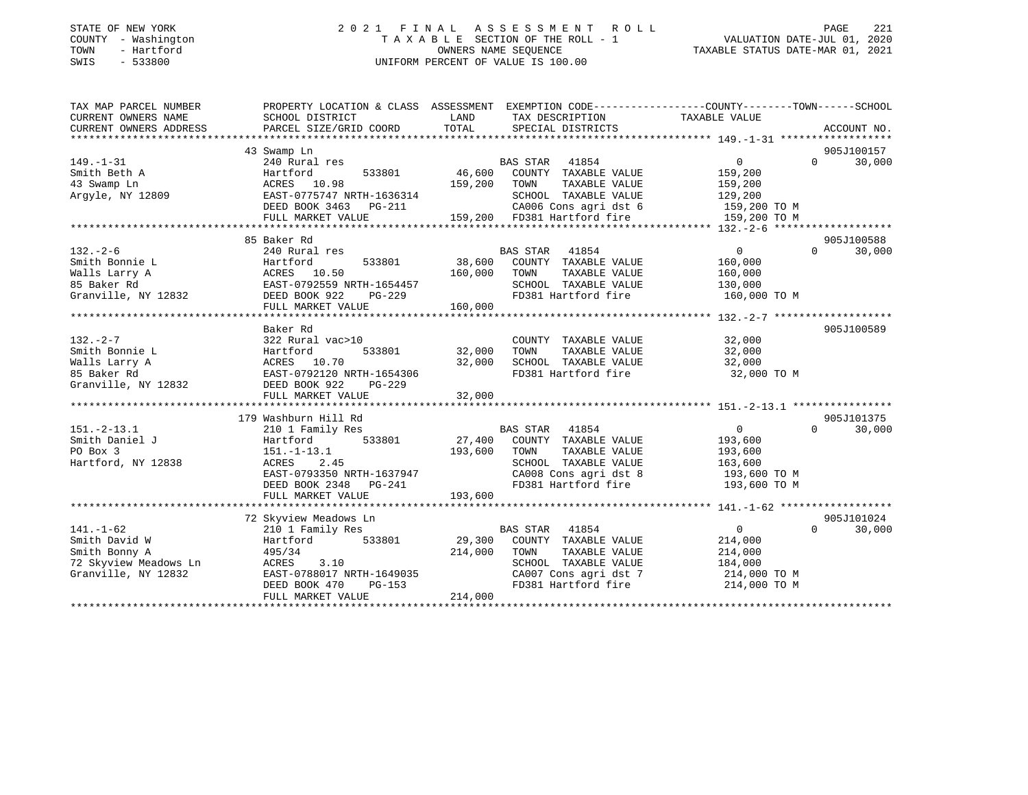STATE OF NEW YORK
COUNTY - Washington
TOWN - Hartford
SWIS - 533800

2021 FINAL ASSESSMENT ROLL
TAXABLE SECTION OF THE ROLL - 1
OWNERS NAME SEQUENCE
UNIFORM PERCENT OF VALUE IS 100.00

VALUATION DATE-JUL 01, 2020
TAXABLE STATUS DATE-MAR 01, 2021

| TAX MAP PARCEL NUMBER / CURRENT OWNERS NAME / CURRENT OWNERS ADDRESS | PROPERTY LOCATION & CLASS / SCHOOL DISTRICT / PARCEL SIZE/GRID COORD | ASSESSMENT LAND / TOTAL | EXEMPTION CODE / TAX DESCRIPTION / SPECIAL DISTRICTS | COUNTY / TAXABLE VALUE | TOWN | SCHOOL / ACCOUNT NO. |
|---|---|---|---|---|---|---|
| | 43 Swamp Ln | | | | | 905J100157 |
| 149.-1-31 | 240 Rural res | | BAS STAR 41854 | 0 | 0 | 30,000 |
| Smith Beth A | Hartford 533801 | 46,600 | COUNTY TAXABLE VALUE | 159,200 | | |
| 43 Swamp Ln | ACRES 10.98 | 159,200 | TOWN TAXABLE VALUE | 159,200 | | |
| Argyle, NY 12809 | EAST-0775747 NRTH-1636314 | | SCHOOL TAXABLE VALUE | 129,200 | | |
| | DEED BOOK 3463 PG-211 | | CA006 Cons agri dst 6 | 159,200 TO M | | |
| | FULL MARKET VALUE | 159,200 | FD381 Hartford fire | 159,200 TO M | | |
| | 85 Baker Rd | | | | | 905J100588 |
| 132.-2-6 | 240 Rural res | | BAS STAR 41854 | 0 | 0 | 30,000 |
| Smith Bonnie L | Hartford 533801 | 38,600 | COUNTY TAXABLE VALUE | 160,000 | | |
| Walls Larry A | ACRES 10.50 | 160,000 | TOWN TAXABLE VALUE | 160,000 | | |
| 85 Baker Rd | EAST-0792559 NRTH-1654457 | | SCHOOL TAXABLE VALUE | 130,000 | | |
| Granville, NY 12832 | DEED BOOK 922 PG-229 | | FD381 Hartford fire | 160,000 TO M | | |
| | FULL MARKET VALUE | 160,000 | | | | |
| | Baker Rd | | | | | 905J100589 |
| 132.-2-7 | 322 Rural vac>10 | | COUNTY TAXABLE VALUE | 32,000 | | |
| Smith Bonnie L | Hartford 533801 | 32,000 | TOWN TAXABLE VALUE | 32,000 | | |
| Walls Larry A | ACRES 10.70 | 32,000 | SCHOOL TAXABLE VALUE | 32,000 | | |
| 85 Baker Rd | EAST-0792120 NRTH-1654306 | | FD381 Hartford fire | 32,000 TO M | | |
| Granville, NY 12832 | DEED BOOK 922 PG-229 | | | | | |
| | FULL MARKET VALUE | 32,000 | | | | |
| | 179 Washburn Hill Rd | | | | | 905J101375 |
| 151.-2-13.1 | 210 1 Family Res | | BAS STAR 41854 | 0 | 0 | 30,000 |
| Smith Daniel J | Hartford 533801 | 27,400 | COUNTY TAXABLE VALUE | 193,600 | | |
| PO Box 3 | 151.-1-13.1 | 193,600 | TOWN TAXABLE VALUE | 193,600 | | |
| Hartford, NY 12838 | ACRES 2.45 | | SCHOOL TAXABLE VALUE | 163,600 | | |
| | EAST-0793350 NRTH-1637947 | | CA008 Cons agri dst 8 | 193,600 TO M | | |
| | DEED BOOK 2348 PG-241 | | FD381 Hartford fire | 193,600 TO M | | |
| | FULL MARKET VALUE | 193,600 | | | | |
| | 72 Skyview Meadows Ln | | | | | 905J101024 |
| 141.-1-62 | 210 1 Family Res | | BAS STAR 41854 | 0 | 0 | 30,000 |
| Smith David W | Hartford 533801 | 29,300 | COUNTY TAXABLE VALUE | 214,000 | | |
| Smith Bonny A | 495/34 | 214,000 | TOWN TAXABLE VALUE | 214,000 | | |
| 72 Skyview Meadows Ln | ACRES 3.10 | | SCHOOL TAXABLE VALUE | 184,000 | | |
| Granville, NY 12832 | EAST-0788017 NRTH-1649035 | | CA007 Cons agri dst 7 | 214,000 TO M | | |
| | DEED BOOK 470 PG-153 | | FD381 Hartford fire | 214,000 TO M | | |
| | FULL MARKET VALUE | 214,000 | | | | |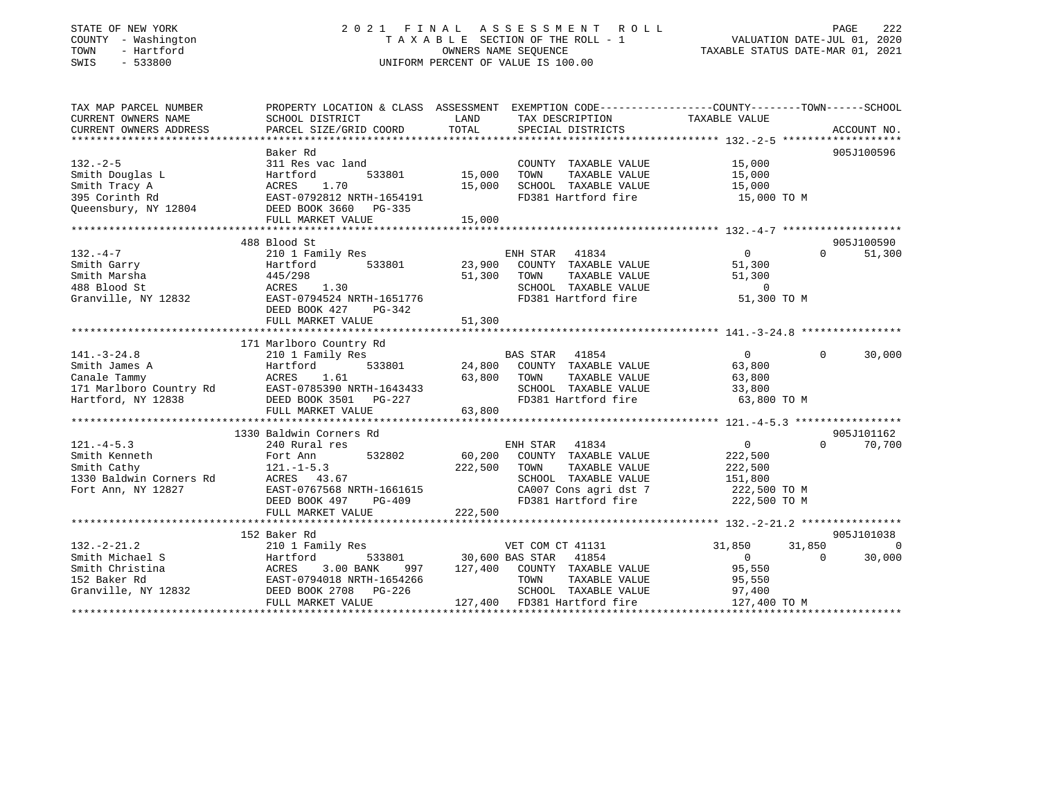STATE OF NEW YORK
COUNTY - Washington
TOWN - Hartford
SWIS - 533800

# 2021 FINAL ASSESSMENT ROLL
TAXABLE SECTION OF THE ROLL - 1
OWNERS NAME SEQUENCE
UNIFORM PERCENT OF VALUE IS 100.00

VALUATION DATE-JUL 01, 2020
TAXABLE STATUS DATE-MAR 01, 2021

| TAX MAP PARCEL NUMBER / CURRENT OWNERS NAME / CURRENT OWNERS ADDRESS | PROPERTY LOCATION & CLASS / SCHOOL DISTRICT / PARCEL SIZE/GRID COORD | ASSESSMENT LAND / TOTAL | EXEMPTION CODE / TAX DESCRIPTION / SPECIAL DISTRICTS | COUNTY TAXABLE VALUE | TOWN | SCHOOL | ACCOUNT NO. |
|---|---|---|---|---|---|---|---|
| **132.-2-5** | Baker Rd | | | | | | 905J100596 |
| 132.-2-5 | 311 Res vac land | | COUNTY TAXABLE VALUE | 15,000 | | | |
| Smith Douglas L | Hartford 533801 | 15,000 | TOWN TAXABLE VALUE | 15,000 | | | |
| Smith Tracy A | ACRES 1.70 | 15,000 | SCHOOL TAXABLE VALUE | 15,000 | | | |
| 395 Corinth Rd | EAST-0792812 NRTH-1654191 | | FD381 Hartford fire | 15,000 TO M | | | |
| Queensbury, NY 12804 | DEED BOOK 3660 PG-335 | | | | | | |
| | FULL MARKET VALUE | 15,000 | | | | | |
| **132.-4-7** | 488 Blood St | | | | | | 905J100590 |
| 132.-4-7 | 210 1 Family Res | | ENH STAR 41834 | 0 | 0 | 51,300 | |
| Smith Garry | Hartford 533801 | 23,900 | COUNTY TAXABLE VALUE | 51,300 | | | |
| Smith Marsha | 445/298 | 51,300 | TOWN TAXABLE VALUE | 51,300 | | | |
| 488 Blood St | ACRES 1.30 | | SCHOOL TAXABLE VALUE | 0 | | | |
| Granville, NY 12832 | EAST-0794524 NRTH-1651776 | | FD381 Hartford fire | 51,300 TO M | | | |
| | DEED BOOK 427 PG-342 | | | | | | |
| | FULL MARKET VALUE | 51,300 | | | | | |
| **141.-3-24.8** | 171 Marlboro Country Rd | | | | | | |
| 141.-3-24.8 | 210 1 Family Res | | BAS STAR 41854 | 0 | 0 | 30,000 | |
| Smith James A | Hartford 533801 | 24,800 | COUNTY TAXABLE VALUE | 63,800 | | | |
| Canale Tammy | ACRES 1.61 | 63,800 | TOWN TAXABLE VALUE | 63,800 | | | |
| 171 Marlboro Country Rd | EAST-0785390 NRTH-1643433 | | SCHOOL TAXABLE VALUE | 33,800 | | | |
| Hartford, NY 12838 | DEED BOOK 3501 PG-227 | | FD381 Hartford fire | 63,800 TO M | | | |
| | FULL MARKET VALUE | 63,800 | | | | | |
| **121.-4-5.3** | 1330 Baldwin Corners Rd | | | | | | 905J101162 |
| 121.-4-5.3 | 240 Rural res | | ENH STAR 41834 | 0 | 0 | 70,700 | |
| Smith Kenneth | Fort Ann 532802 | 60,200 | COUNTY TAXABLE VALUE | 222,500 | | | |
| Smith Cathy | 121.-1-5.3 | 222,500 | TOWN TAXABLE VALUE | 222,500 | | | |
| 1330 Baldwin Corners Rd | ACRES 43.67 | | SCHOOL TAXABLE VALUE | 151,800 | | | |
| Fort Ann, NY 12827 | EAST-0767568 NRTH-1661615 | | CA007 Cons agri dst 7 | 222,500 TO M | | | |
| | DEED BOOK 497 PG-409 | | FD381 Hartford fire | 222,500 TO M | | | |
| | FULL MARKET VALUE | 222,500 | | | | | |
| **132.-2-21.2** | 152 Baker Rd | | | | | | 905J101038 |
| 132.-2-21.2 | 210 1 Family Res | | VET COM CT 41131 | 31,850 | 31,850 | 0 | |
| Smith Michael S | Hartford 533801 | 30,600 | BAS STAR 41854 | 0 | 0 | 30,000 | |
| Smith Christina | ACRES 3.00 BANK 997 | 127,400 | COUNTY TAXABLE VALUE | 95,550 | | | |
| 152 Baker Rd | EAST-0794018 NRTH-1654266 | | TOWN TAXABLE VALUE | 95,550 | | | |
| Granville, NY 12832 | DEED BOOK 2708 PG-226 | | SCHOOL TAXABLE VALUE | 97,400 | | | |
| | FULL MARKET VALUE | 127,400 | FD381 Hartford fire | 127,400 TO M | | | |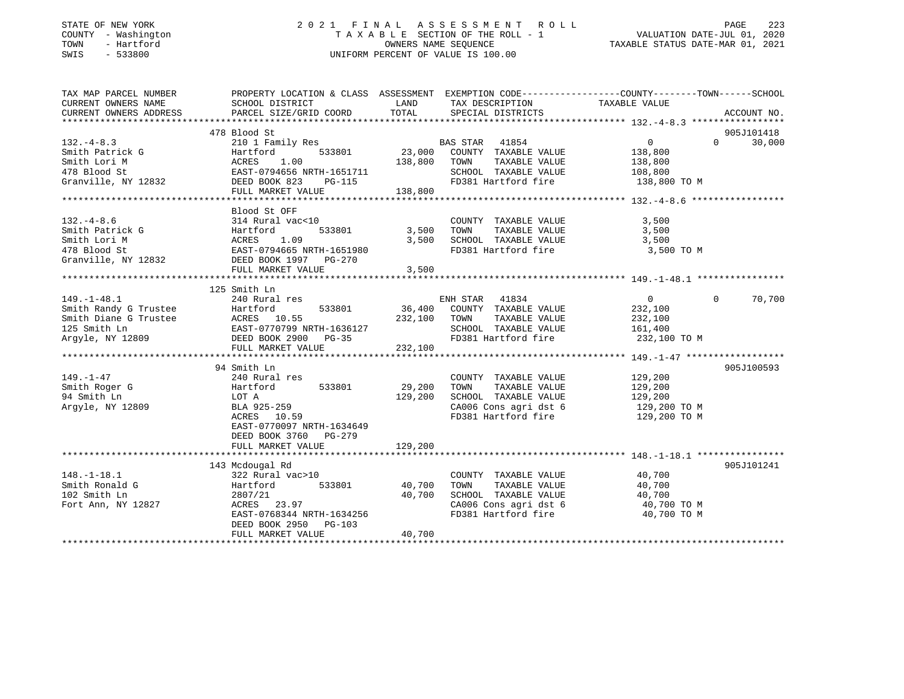STATE OF NEW YORK
COUNTY - Washington
TOWN - Hartford
SWIS - 533800

2021 FINAL ASSESSMENT ROLL
TAXABLE SECTION OF THE ROLL - 1
OWNERS NAME SEQUENCE
UNIFORM PERCENT OF VALUE IS 100.00

VALUATION DATE-JUL 01, 2020
TAXABLE STATUS DATE-MAR 01, 2021

| TAX MAP PARCEL NUMBER / CURRENT OWNERS NAME / CURRENT OWNERS ADDRESS | PROPERTY LOCATION & CLASS / SCHOOL DISTRICT / PARCEL SIZE/GRID COORD | ASSESSMENT LAND | TOTAL | EXEMPTION CODE / TAX DESCRIPTION / SPECIAL DISTRICTS | COUNTY TAXABLE VALUE | TOWN | SCHOOL | ACCOUNT NO. |
|---|---|---|---|---|---|---|---|---|
| 132.-4-8.3 | 478 Blood St | | | | | | | 905J101418 |
| 132.-4-8.3 | 210 1 Family Res | | | BAS STAR 41854 | 0 | 0 | 30,000 | |
| Smith Patrick G | Hartford 533801 | 23,000 | | COUNTY TAXABLE VALUE | 138,800 | | | |
| Smith Lori M | ACRES 1.00 | | 138,800 | TOWN TAXABLE VALUE | 138,800 | | | |
| 478 Blood St | EAST-0794656 NRTH-1651711 | | | SCHOOL TAXABLE VALUE | 108,800 | | | |
| Granville, NY 12832 | DEED BOOK 823 PG-115 | | | FD381 Hartford fire | 138,800 TO M | | | |
| | FULL MARKET VALUE | | 138,800 | | | | | |
| 132.-4-8.6 | Blood St OFF | | | | | | | |
| 132.-4-8.6 | 314 Rural vac<10 | | | COUNTY TAXABLE VALUE | 3,500 | | | |
| Smith Patrick G | Hartford 533801 | 3,500 | | TOWN TAXABLE VALUE | 3,500 | | | |
| Smith Lori M | ACRES 1.09 | | 3,500 | SCHOOL TAXABLE VALUE | 3,500 | | | |
| 478 Blood St | EAST-0794665 NRTH-1651980 | | | FD381 Hartford fire | 3,500 TO M | | | |
| Granville, NY 12832 | DEED BOOK 1997 PG-270 | | | | | | | |
| | FULL MARKET VALUE | | 3,500 | | | | | |
| 149.-1-48.1 | 125 Smith Ln | | | | | | | |
| 149.-1-48.1 | 240 Rural res | | | ENH STAR 41834 | 0 | 0 | 70,700 | |
| Smith Randy G Trustee | Hartford 533801 | 36,400 | | COUNTY TAXABLE VALUE | 232,100 | | | |
| Smith Diane G Trustee | ACRES 10.55 | | 232,100 | TOWN TAXABLE VALUE | 232,100 | | | |
| 125 Smith Ln | EAST-0770799 NRTH-1636127 | | | SCHOOL TAXABLE VALUE | 161,400 | | | |
| Argyle, NY 12809 | DEED BOOK 2900 PG-35 | | | FD381 Hartford fire | 232,100 TO M | | | |
| | FULL MARKET VALUE | | 232,100 | | | | | |
| 149.-1-47 | 94 Smith Ln | | | | | | | 905J100593 |
| 149.-1-47 | 240 Rural res | | | COUNTY TAXABLE VALUE | 129,200 | | | |
| Smith Roger G | Hartford 533801 | 29,200 | | TOWN TAXABLE VALUE | 129,200 | | | |
| 94 Smith Ln | LOT A | | 129,200 | SCHOOL TAXABLE VALUE | 129,200 | | | |
| Argyle, NY 12809 | BLA 925-259 | | | CA006 Cons agri dst 6 | 129,200 TO M | | | |
| | ACRES 10.59 | | | FD381 Hartford fire | 129,200 TO M | | | |
| | EAST-0770097 NRTH-1634649 | | | | | | | |
| | DEED BOOK 3760 PG-279 | | | | | | | |
| | FULL MARKET VALUE | | 129,200 | | | | | |
| 148.-1-18.1 | 143 Mcdougal Rd | | | | | | | 905J101241 |
| 148.-1-18.1 | 322 Rural vac>10 | | | COUNTY TAXABLE VALUE | 40,700 | | | |
| Smith Ronald G | Hartford 533801 | 40,700 | | TOWN TAXABLE VALUE | 40,700 | | | |
| 102 Smith Ln | 2807/21 | | 40,700 | SCHOOL TAXABLE VALUE | 40,700 | | | |
| Fort Ann, NY 12827 | ACRES 23.97 | | | CA006 Cons agri dst 6 | 40,700 TO M | | | |
| | EAST-0768344 NRTH-1634256 | | | FD381 Hartford fire | 40,700 TO M | | | |
| | DEED BOOK 2950 PG-103 | | | | | | | |
| | FULL MARKET VALUE | | 40,700 | | | | | |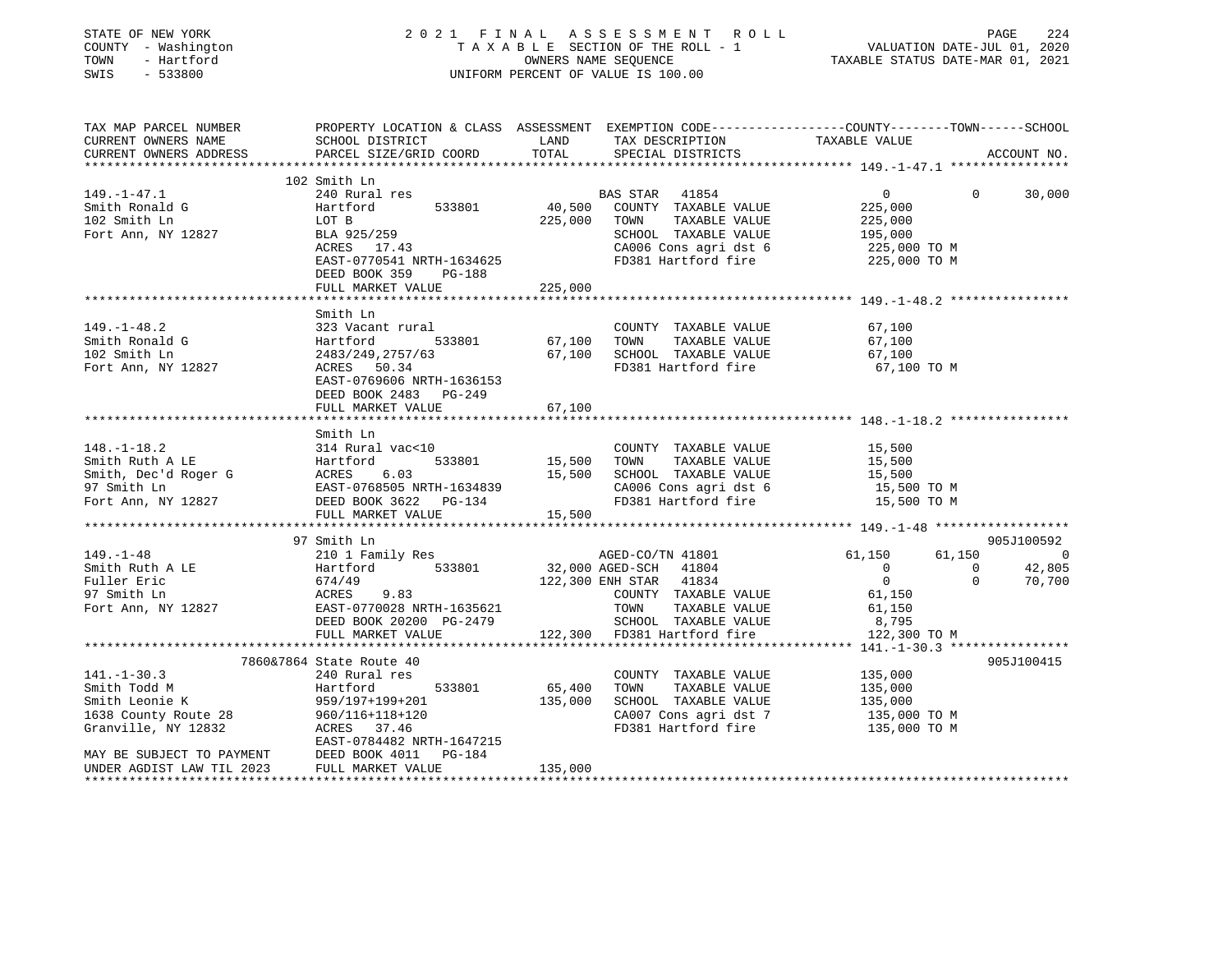STATE OF NEW YORK
COUNTY - Washington
TOWN - Hartford
SWIS - 533800

# 2021 FINAL ASSESSMENT ROLL
TAXABLE SECTION OF THE ROLL - 1
OWNERS NAME SEQUENCE
UNIFORM PERCENT OF VALUE IS 100.00

VALUATION DATE-JUL 01, 2020
TAXABLE STATUS DATE-MAR 01, 2021

| TAX MAP PARCEL NUMBER / CURRENT OWNERS NAME / CURRENT OWNERS ADDRESS | PROPERTY LOCATION & CLASS / SCHOOL DISTRICT / PARCEL SIZE/GRID COORD | ASSESSMENT LAND / TOTAL | EXEMPTION CODE / TAX DESCRIPTION / SPECIAL DISTRICTS | COUNTY TAXABLE VALUE | TOWN | SCHOOL | ACCOUNT NO. |
|---|---|---|---|---|---|---|---|
| **149.-1-47.1** | 102 Smith Ln | | | | | | |
| 149.-1-47.1 | 240 Rural res | | BAS STAR 41854 | 0 | 0 | 30,000 | |
| Smith Ronald G | Hartford 533801 | 40,500 | COUNTY TAXABLE VALUE | 225,000 | | | |
| 102 Smith Ln | LOT B | 225,000 | TOWN TAXABLE VALUE | 225,000 | | | |
| Fort Ann, NY 12827 | BLA 925/259 | | SCHOOL TAXABLE VALUE | 195,000 | | | |
| | ACRES 17.43 | | CA006 Cons agri dst 6 | 225,000 TO M | | | |
| | EAST-0770541 NRTH-1634625 | | FD381 Hartford fire | 225,000 TO M | | | |
| | DEED BOOK 359 PG-188 | | | | | | |
| | FULL MARKET VALUE | 225,000 | | | | | |
| **149.-1-48.2** | Smith Ln | | | | | | |
| 149.-1-48.2 | 323 Vacant rural | | COUNTY TAXABLE VALUE | 67,100 | | | |
| Smith Ronald G | Hartford 533801 | 67,100 | TOWN TAXABLE VALUE | 67,100 | | | |
| 102 Smith Ln | 2483/249,2757/63 | 67,100 | SCHOOL TAXABLE VALUE | 67,100 | | | |
| Fort Ann, NY 12827 | ACRES 50.34 | | FD381 Hartford fire | 67,100 TO M | | | |
| | EAST-0769606 NRTH-1636153 | | | | | | |
| | DEED BOOK 2483 PG-249 | | | | | | |
| | FULL MARKET VALUE | 67,100 | | | | | |
| **148.-1-18.2** | Smith Ln | | | | | | |
| 148.-1-18.2 | 314 Rural vac<10 | | COUNTY TAXABLE VALUE | 15,500 | | | |
| Smith Ruth A LE | Hartford 533801 | 15,500 | TOWN TAXABLE VALUE | 15,500 | | | |
| Smith, Dec'd Roger G | ACRES 6.03 | 15,500 | SCHOOL TAXABLE VALUE | 15,500 | | | |
| 97 Smith Ln | EAST-0768505 NRTH-1634839 | | CA006 Cons agri dst 6 | 15,500 TO M | | | |
| Fort Ann, NY 12827 | DEED BOOK 3622 PG-134 | | FD381 Hartford fire | 15,500 TO M | | | |
| | FULL MARKET VALUE | 15,500 | | | | | |
| **149.-1-48** | 97 Smith Ln | | | | | | 905J100592 |
| 149.-1-48 | 210 1 Family Res | | AGED-CO/TN 41801 | 61,150 | 61,150 | 0 | |
| Smith Ruth A LE | Hartford 533801 | 32,000 | AGED-SCH 41804 | 0 | 0 | 42,805 | |
| Fuller Eric | 674/49 | 122,300 | ENH STAR 41834 | 0 | 0 | 70,700 | |
| 97 Smith Ln | ACRES 9.83 | | COUNTY TAXABLE VALUE | 61,150 | | | |
| Fort Ann, NY 12827 | EAST-0770028 NRTH-1635621 | | TOWN TAXABLE VALUE | 61,150 | | | |
| | DEED BOOK 20200 PG-2479 | | SCHOOL TAXABLE VALUE | 8,795 | | | |
| | FULL MARKET VALUE | 122,300 | FD381 Hartford fire | 122,300 TO M | | | |
| **141.-1-30.3** | 7860&7864 State Route 40 | | | | | | 905J100415 |
| 141.-1-30.3 | 240 Rural res | | COUNTY TAXABLE VALUE | 135,000 | | | |
| Smith Todd M | Hartford 533801 | 65,400 | TOWN TAXABLE VALUE | 135,000 | | | |
| Smith Leonie K | 959/197+199+201 | 135,000 | SCHOOL TAXABLE VALUE | 135,000 | | | |
| 1638 County Route 28 | 960/116+118+120 | | CA007 Cons agri dst 7 | 135,000 TO M | | | |
| Granville, NY 12832 | ACRES 37.46 | | FD381 Hartford fire | 135,000 TO M | | | |
| | EAST-0784482 NRTH-1647215 | | | | | | |
| MAY BE SUBJECT TO PAYMENT | DEED BOOK 4011 PG-184 | | | | | | |
| UNDER AGDIST LAW TIL 2023 | FULL MARKET VALUE | 135,000 | | | | | |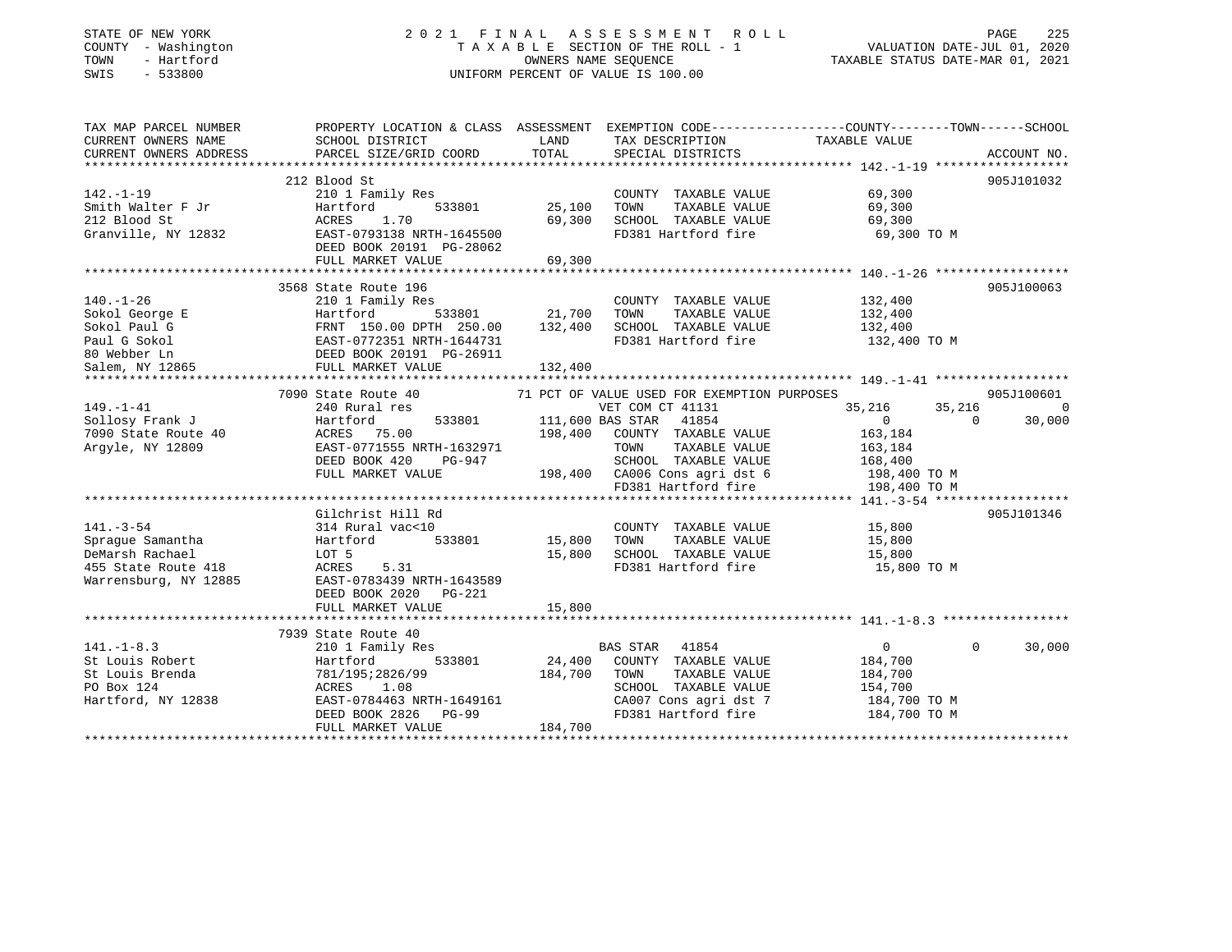STATE OF NEW YORK
COUNTY - Washington
TOWN - Hartford
SWIS - 533800

2 0 2 1 F I N A L A S S E S S M E N T R O L L
T A X A B L E SECTION OF THE ROLL - 1
OWNERS NAME SEQUENCE
UNIFORM PERCENT OF VALUE IS 100.00

VALUATION DATE-JUL 01, 2020
TAXABLE STATUS DATE-MAR 01, 2021

| TAX MAP PARCEL NUMBER / CURRENT OWNERS NAME / CURRENT OWNERS ADDRESS | PROPERTY LOCATION & CLASS / SCHOOL DISTRICT / PARCEL SIZE/GRID COORD | ASSESSMENT LAND / TOTAL | EXEMPTION CODE / TAX DESCRIPTION / SPECIAL DISTRICTS | COUNTY TAXABLE VALUE | TOWN | SCHOOL | ACCOUNT NO. |
|---|---|---|---|---|---|---|---|
| 142.-1-19 | 212 Blood St | | | | | | 905J101032 |
| 142.-1-19 | 210 1 Family Res | | COUNTY TAXABLE VALUE | 69,300 | | | |
| Smith Walter F Jr | Hartford 533801 | 25,100 | TOWN TAXABLE VALUE | 69,300 | | | |
| 212 Blood St | ACRES 1.70 | 69,300 | SCHOOL TAXABLE VALUE | 69,300 | | | |
| Granville, NY 12832 | EAST-0793138 NRTH-1645500 | | FD381 Hartford fire | 69,300 TO M | | | |
| | DEED BOOK 20191 PG-28062 | | | | | | |
| | FULL MARKET VALUE | 69,300 | | | | | |
| 140.-1-26 | 3568 State Route 196 | | | | | | 905J100063 |
| 140.-1-26 | 210 1 Family Res | | COUNTY TAXABLE VALUE | 132,400 | | | |
| Sokol George E | Hartford 533801 | 21,700 | TOWN TAXABLE VALUE | 132,400 | | | |
| Sokol Paul G | FRNT 150.00 DPTH 250.00 | 132,400 | SCHOOL TAXABLE VALUE | 132,400 | | | |
| Paul G Sokol | EAST-0772351 NRTH-1644731 | | FD381 Hartford fire | 132,400 TO M | | | |
| 80 Webber Ln | DEED BOOK 20191 PG-26911 | | | | | | |
| Salem, NY 12865 | FULL MARKET VALUE | 132,400 | | | | | |
| 149.-1-41 | 7090 State Route 40 | | 71 PCT OF VALUE USED FOR EXEMPTION PURPOSES | | | | 905J100601 |
| 149.-1-41 | 240 Rural res | | VET COM CT 41131 | 35,216 | 35,216 | 0 | |
| Sollosy Frank J | Hartford 533801 | 111,600 | BAS STAR 41854 | 0 | 0 | 30,000 | |
| 7090 State Route 40 | ACRES 75.00 | 198,400 | COUNTY TAXABLE VALUE | 163,184 | | | |
| Argyle, NY 12809 | EAST-0771555 NRTH-1632971 | | TOWN TAXABLE VALUE | 163,184 | | | |
| | DEED BOOK 420 PG-947 | | SCHOOL TAXABLE VALUE | 168,400 | | | |
| | FULL MARKET VALUE | 198,400 | CA006 Cons agri dst 6 | 198,400 TO M | | | |
| | | | FD381 Hartford fire | 198,400 TO M | | | |
| 141.-3-54 | Gilchrist Hill Rd | | | | | | 905J101346 |
| 141.-3-54 | 314 Rural vac<10 | | COUNTY TAXABLE VALUE | 15,800 | | | |
| Sprague Samantha | Hartford 533801 | 15,800 | TOWN TAXABLE VALUE | 15,800 | | | |
| DeMarsh Rachael | LOT 5 | 15,800 | SCHOOL TAXABLE VALUE | 15,800 | | | |
| 455 State Route 418 | ACRES 5.31 | | FD381 Hartford fire | 15,800 TO M | | | |
| Warrensburg, NY 12885 | EAST-0783439 NRTH-1643589 | | | | | | |
| | DEED BOOK 2020 PG-221 | | | | | | |
| | FULL MARKET VALUE | 15,800 | | | | | |
| 141.-1-8.3 | 7939 State Route 40 | | | | | | |
| 141.-1-8.3 | 210 1 Family Res | | BAS STAR 41854 | 0 | 0 | 30,000 | |
| St Louis Robert | Hartford 533801 | 24,400 | COUNTY TAXABLE VALUE | 184,700 | | | |
| St Louis Brenda | 781/195;2826/99 | 184,700 | TOWN TAXABLE VALUE | 184,700 | | | |
| PO Box 124 | ACRES 1.08 | | SCHOOL TAXABLE VALUE | 154,700 | | | |
| Hartford, NY 12838 | EAST-0784463 NRTH-1649161 | | CA007 Cons agri dst 7 | 184,700 TO M | | | |
| | DEED BOOK 2826 PG-99 | | FD381 Hartford fire | 184,700 TO M | | | |
| | FULL MARKET VALUE | 184,700 | | | | | |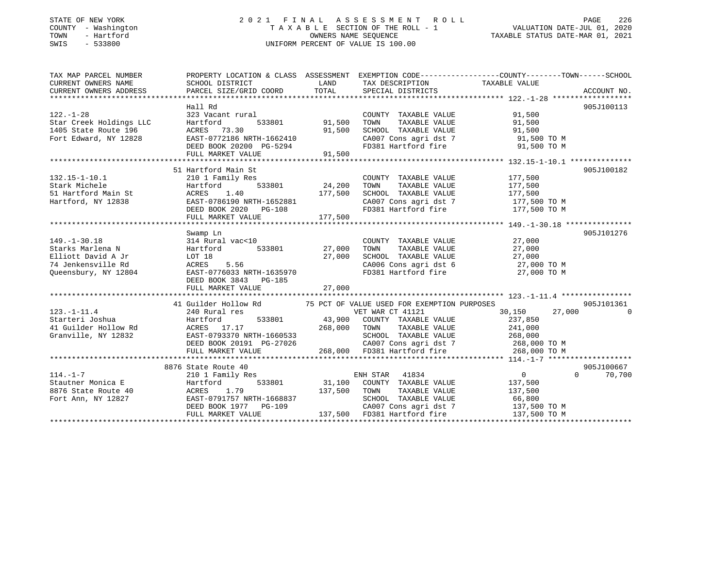STATE OF NEW YORK
COUNTY - Washington
TOWN - Hartford
SWIS - 533800

# 2021 FINAL ASSESSMENT ROLL

TAXABLE SECTION OF THE ROLL - 1
OWNERS NAME SEQUENCE
UNIFORM PERCENT OF VALUE IS 100.00

VALUATION DATE-JUL 01, 2020
TAXABLE STATUS DATE-MAR 01, 2021

| TAX MAP PARCEL NUMBER / CURRENT OWNERS NAME / CURRENT OWNERS ADDRESS | PROPERTY LOCATION & CLASS / SCHOOL DISTRICT / PARCEL SIZE/GRID COORD | ASSESSMENT LAND | TOTAL | EXEMPTION CODE / TAX DESCRIPTION / SPECIAL DISTRICTS | COUNTY TAXABLE VALUE | TOWN | SCHOOL | ACCOUNT NO. |
|---|---|---|---|---|---|---|---|---|
| **122.-1-28** | Hall Rd | | | | | | | 905J100113 |
| 122.-1-28 | 323 Vacant rural | | | COUNTY TAXABLE VALUE | 91,500 | | | |
| Star Creek Holdings LLC | Hartford 533801 | 91,500 | | TOWN TAXABLE VALUE | 91,500 | | | |
| 1405 State Route 196 | ACRES 73.30 | | 91,500 | SCHOOL TAXABLE VALUE | 91,500 | | | |
| Fort Edward, NY 12828 | EAST-0772186 NRTH-1662410 | | | CA007 Cons agri dst 7 | 91,500 TO M | | | |
| | DEED BOOK 20200 PG-5294 | | | FD381 Hartford fire | 91,500 TO M | | | |
| | FULL MARKET VALUE | | 91,500 | | | | | |
| **132.15-1-10.1** | 51 Hartford Main St | | | | | | | 905J100182 |
| 132.15-1-10.1 | 210 1 Family Res | | | COUNTY TAXABLE VALUE | 177,500 | | | |
| Stark Michele | Hartford 533801 | 24,200 | | TOWN TAXABLE VALUE | 177,500 | | | |
| 51 Hartford Main St | ACRES 1.40 | | 177,500 | SCHOOL TAXABLE VALUE | 177,500 | | | |
| Hartford, NY 12838 | EAST-0786190 NRTH-1652881 | | | CA007 Cons agri dst 7 | 177,500 TO M | | | |
| | DEED BOOK 2020 PG-108 | | | FD381 Hartford fire | 177,500 TO M | | | |
| | FULL MARKET VALUE | | 177,500 | | | | | |
| **149.-1-30.18** | Swamp Ln | | | | | | | 905J101276 |
| 149.-1-30.18 | 314 Rural vac<10 | | | COUNTY TAXABLE VALUE | 27,000 | | | |
| Starks Marlena N | Hartford 533801 | 27,000 | | TOWN TAXABLE VALUE | 27,000 | | | |
| Elliott David A Jr | LOT 18 | | 27,000 | SCHOOL TAXABLE VALUE | 27,000 | | | |
| 74 Jenkensville Rd | ACRES 5.56 | | | CA006 Cons agri dst 6 | 27,000 TO M | | | |
| Queensbury, NY 12804 | EAST-0776033 NRTH-1635970 | | | FD381 Hartford fire | 27,000 TO M | | | |
| | DEED BOOK 3843 PG-185 | | | | | | | |
| | FULL MARKET VALUE | | 27,000 | | | | | |
| **123.-1-11.4** | 41 Guilder Hollow Rd | | | 75 PCT OF VALUE USED FOR EXEMPTION PURPOSES | | | | 905J101361 |
| 123.-1-11.4 | 240 Rural res | | | VET WAR CT 41121 | 30,150 | 27,000 | 0 | |
| Starteri Joshua | Hartford 533801 | 43,900 | | COUNTY TAXABLE VALUE | 237,850 | | | |
| 41 Guilder Hollow Rd | ACRES 17.17 | | 268,000 | TOWN TAXABLE VALUE | 241,000 | | | |
| Granville, NY 12832 | EAST-0793370 NRTH-1660533 | | | SCHOOL TAXABLE VALUE | 268,000 | | | |
| | DEED BOOK 20191 PG-27026 | | | CA007 Cons agri dst 7 | 268,000 TO M | | | |
| | FULL MARKET VALUE | | 268,000 | FD381 Hartford fire | 268,000 TO M | | | |
| **114.-1-7** | 8876 State Route 40 | | | | | | | 905J100667 |
| 114.-1-7 | 210 1 Family Res | | | ENH STAR 41834 | 0 | 0 | 70,700 | |
| Stautner Monica E | Hartford 533801 | 31,100 | | COUNTY TAXABLE VALUE | 137,500 | | | |
| 8876 State Route 40 | ACRES 1.79 | | 137,500 | TOWN TAXABLE VALUE | 137,500 | | | |
| Fort Ann, NY 12827 | EAST-0791757 NRTH-1668837 | | | SCHOOL TAXABLE VALUE | 66,800 | | | |
| | DEED BOOK 1977 PG-109 | | | CA007 Cons agri dst 7 | 137,500 TO M | | | |
| | FULL MARKET VALUE | | 137,500 | FD381 Hartford fire | 137,500 TO M | | | |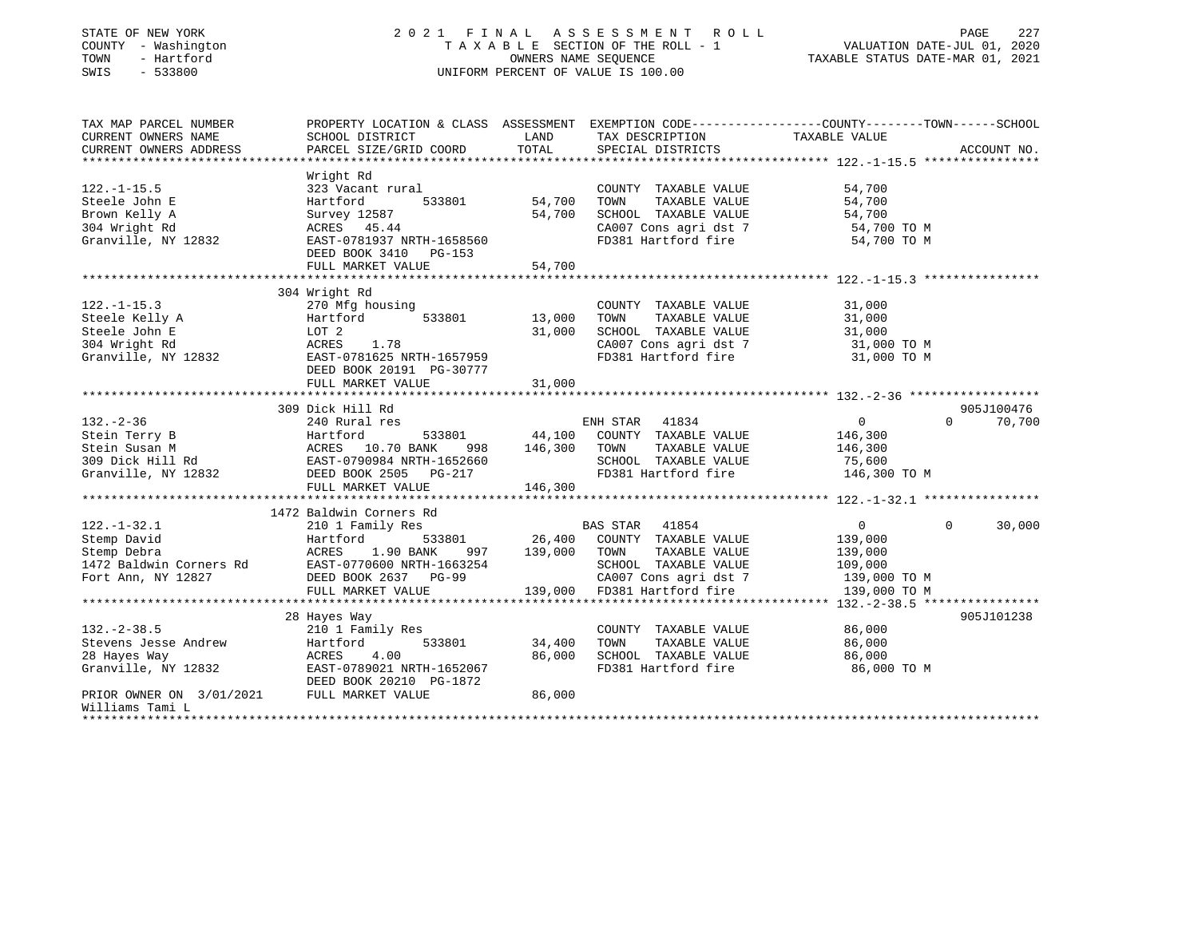STATE OF NEW YORK  
COUNTY - Washington  
TOWN - Hartford  
SWIS - 533800

# 2021 FINAL ASSESSMENT ROLL

TAXABLE SECTION OF THE ROLL - 1  
OWNERS NAME SEQUENCE  
UNIFORM PERCENT OF VALUE IS 100.00

VALUATION DATE-JUL 01, 2020  
TAXABLE STATUS DATE-MAR 01, 2021

| TAX MAP PARCEL NUMBER / CURRENT OWNERS NAME / CURRENT OWNERS ADDRESS | PROPERTY LOCATION & CLASS / SCHOOL DISTRICT / PARCEL SIZE/GRID COORD | ASSESSMENT LAND | TOTAL | EXEMPTION CODE / TAX DESCRIPTION / SPECIAL DISTRICTS | COUNTY TAXABLE VALUE | TOWN | SCHOOL | ACCOUNT NO. |
|---|---|---|---|---|---|---|---|---|
| **122.-1-15.5** | Wright Rd | | | | | | | |
| 122.-1-15.5 | 323 Vacant rural | | | COUNTY TAXABLE VALUE | 54,700 | | | |
| Steele John E | Hartford 533801 | 54,700 | | TOWN TAXABLE VALUE | 54,700 | | | |
| Brown Kelly A | Survey 12587 | | 54,700 | SCHOOL TAXABLE VALUE | 54,700 | | | |
| 304 Wright Rd | ACRES 45.44 | | | CA007 Cons agri dst 7 | 54,700 TO M | | | |
| Granville, NY 12832 | EAST-0781937 NRTH-1658560 | | | FD381 Hartford fire | 54,700 TO M | | | |
| | DEED BOOK 3410 PG-153 | | | | | | | |
| | FULL MARKET VALUE | | 54,700 | | | | | |
| **122.-1-15.3** | 304 Wright Rd | | | | | | | |
| 122.-1-15.3 | 270 Mfg housing | | | COUNTY TAXABLE VALUE | 31,000 | | | |
| Steele Kelly A | Hartford 533801 | 13,000 | | TOWN TAXABLE VALUE | 31,000 | | | |
| Steele John E | LOT 2 | | 31,000 | SCHOOL TAXABLE VALUE | 31,000 | | | |
| 304 Wright Rd | ACRES 1.78 | | | CA007 Cons agri dst 7 | 31,000 TO M | | | |
| Granville, NY 12832 | EAST-0781625 NRTH-1657959 | | | FD381 Hartford fire | 31,000 TO M | | | |
| | DEED BOOK 20191 PG-30777 | | | | | | | |
| | FULL MARKET VALUE | | 31,000 | | | | | |
| **132.-2-36** | 309 Dick Hill Rd | | | | | | | 905J100476 |
| 132.-2-36 | 240 Rural res | | | ENH STAR 41834 | 0 | 0 | 70,700 | |
| Stein Terry B | Hartford 533801 | 44,100 | | COUNTY TAXABLE VALUE | 146,300 | | | |
| Stein Susan M | ACRES 10.70 BANK 998 | | 146,300 | TOWN TAXABLE VALUE | 146,300 | | | |
| 309 Dick Hill Rd | EAST-0790984 NRTH-1652660 | | | SCHOOL TAXABLE VALUE | 75,600 | | | |
| Granville, NY 12832 | DEED BOOK 2505 PG-217 | | | FD381 Hartford fire | 146,300 TO M | | | |
| | FULL MARKET VALUE | | 146,300 | | | | | |
| **122.-1-32.1** | 1472 Baldwin Corners Rd | | | | | | | |
| 122.-1-32.1 | 210 1 Family Res | | | BAS STAR 41854 | 0 | 0 | 30,000 | |
| Stemp David | Hartford 533801 | 26,400 | | COUNTY TAXABLE VALUE | 139,000 | | | |
| Stemp Debra | ACRES 1.90 BANK 997 | | 139,000 | TOWN TAXABLE VALUE | 139,000 | | | |
| 1472 Baldwin Corners Rd | EAST-0770600 NRTH-1663254 | | | SCHOOL TAXABLE VALUE | 109,000 | | | |
| Fort Ann, NY 12827 | DEED BOOK 2637 PG-99 | | | CA007 Cons agri dst 7 | 139,000 TO M | | | |
| | FULL MARKET VALUE | | 139,000 | FD381 Hartford fire | 139,000 TO M | | | |
| **132.-2-38.5** | 28 Hayes Way | | | | | | | 905J101238 |
| 132.-2-38.5 | 210 1 Family Res | | | COUNTY TAXABLE VALUE | 86,000 | | | |
| Stevens Jesse Andrew | Hartford 533801 | 34,400 | | TOWN TAXABLE VALUE | 86,000 | | | |
| 28 Hayes Way | ACRES 4.00 | | 86,000 | SCHOOL TAXABLE VALUE | 86,000 | | | |
| Granville, NY 12832 | EAST-0789021 NRTH-1652067 | | | FD381 Hartford fire | 86,000 TO M | | | |
| | DEED BOOK 20210 PG-1872 | | | | | | | |
| PRIOR OWNER ON 3/01/2021 | FULL MARKET VALUE | | 86,000 | | | | | |
| Williams Tami L | | | | | | | | |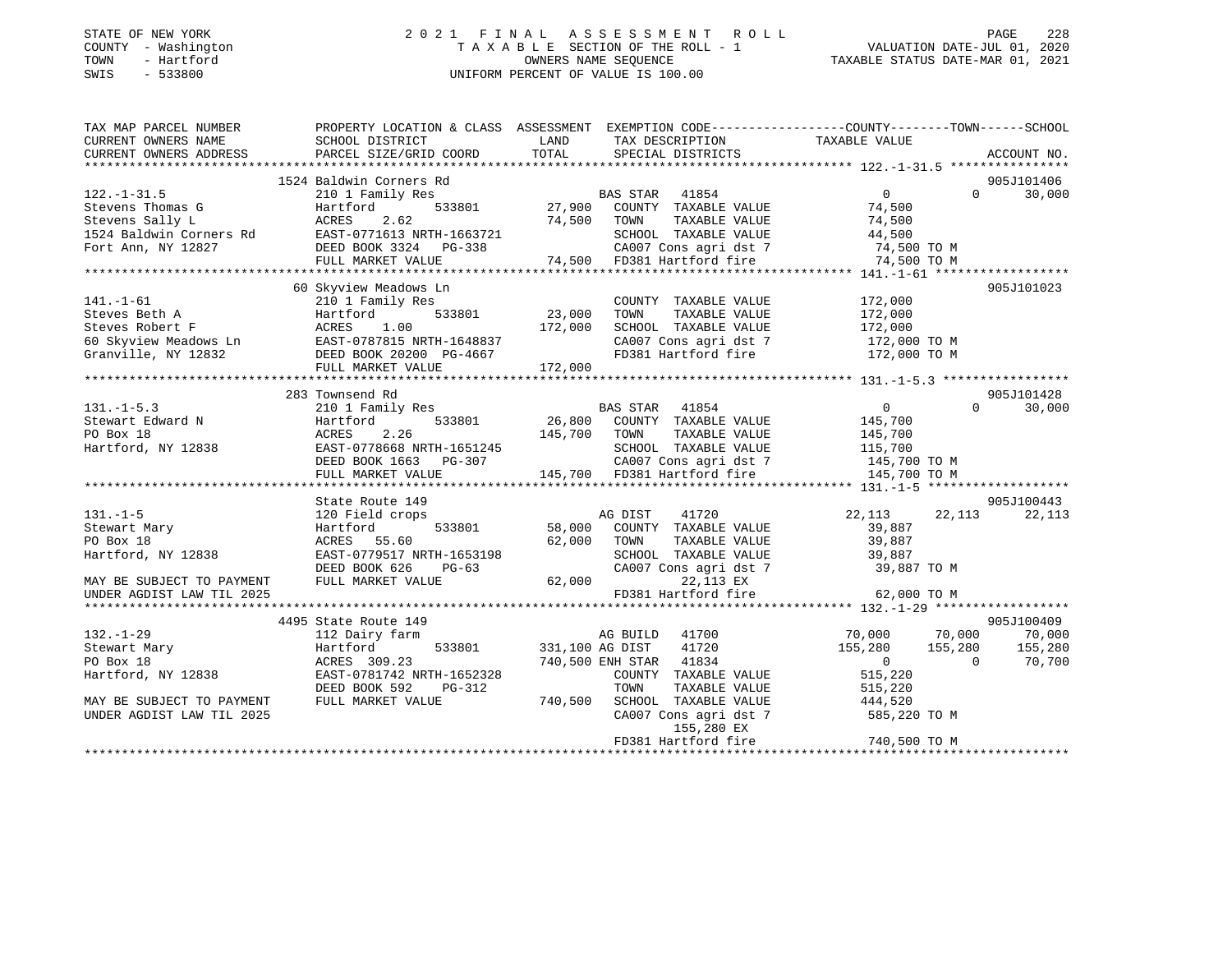STATE OF NEW YORK
COUNTY - Washington
TOWN - Hartford
SWIS - 533800

2 0 2 1 F I N A L A S S E S S M E N T R O L L
T A X A B L E SECTION OF THE ROLL - 1
OWNERS NAME SEQUENCE
UNIFORM PERCENT OF VALUE IS 100.00

VALUATION DATE-JUL 01, 2020
TAXABLE STATUS DATE-MAR 01, 2021

```
TAX MAP PARCEL NUMBER        PROPERTY LOCATION & CLASS  ASSESSMENT  EXEMPTION CODE------------------COUNTY--------TOWN------SCHOOL
CURRENT OWNERS NAME          SCHOOL DISTRICT              LAND      TAX DESCRIPTION              TAXABLE VALUE
CURRENT OWNERS ADDRESS       PARCEL SIZE/GRID COORD       TOTAL     SPECIAL DISTRICTS                                      ACCOUNT NO.
******************************************************************************************************* 122.-1-31.5 ****************
                         1524 Baldwin Corners Rd                                                                        905J101406
122.-1-31.5                  210 1 Family Res                       BAS STAR  41854                    0          0      30,000
Stevens Thomas G             Hartford        533801       27,900    COUNTY  TAXABLE VALUE          74,500
Stevens Sally L              ACRES    2.62                74,500    TOWN    TAXABLE VALUE          74,500
1524 Baldwin Corners Rd      EAST-0771613 NRTH-1663721              SCHOOL  TAXABLE VALUE          44,500
Fort Ann, NY 12827           DEED BOOK 3324   PG-338                CA007 Cons agri dst 7          74,500 TO M
                             FULL MARKET VALUE            74,500    FD381 Hartford fire            74,500 TO M
******************************************************************************************************* 141.-1-61 ******************
                         60 Skyview Meadows Ln                                                                          905J101023
141.-1-61                    210 1 Family Res                       COUNTY  TAXABLE VALUE         172,000
Steves Beth A                Hartford        533801       23,000    TOWN    TAXABLE VALUE         172,000
Steves Robert F              ACRES    1.00               172,000    SCHOOL  TAXABLE VALUE         172,000
60 Skyview Meadows Ln        EAST-0787815 NRTH-1648837              CA007 Cons agri dst 7         172,000 TO M
Granville, NY 12832          DEED BOOK 20200 PG-4667                FD381 Hartford fire           172,000 TO M
                             FULL MARKET VALUE           172,000
******************************************************************************************************* 131.-1-5.3 *****************
                         283 Townsend Rd                                                                                905J101428
131.-1-5.3                   210 1 Family Res                       BAS STAR  41854                    0          0      30,000
Stewart Edward N             Hartford        533801       26,800    COUNTY  TAXABLE VALUE         145,700
PO Box 18                    ACRES    2.26               145,700    TOWN    TAXABLE VALUE         145,700
Hartford, NY 12838           EAST-0778668 NRTH-1651245              SCHOOL  TAXABLE VALUE         115,700
                             DEED BOOK 1663   PG-307                CA007 Cons agri dst 7         145,700 TO M
                             FULL MARKET VALUE           145,700    FD381 Hartford fire           145,700 TO M
******************************************************************************************************* 131.-1-5 *******************
                         State Route 149                                                                                905J100443
131.-1-5                     120 Field crops                        AG DIST   41720               22,113     22,113      22,113
Stewart Mary                 Hartford        533801       58,000    COUNTY  TAXABLE VALUE          39,887
PO Box 18                    ACRES   55.60                62,000    TOWN    TAXABLE VALUE          39,887
Hartford, NY 12838           EAST-0779517 NRTH-1653198              SCHOOL  TAXABLE VALUE          39,887
                             DEED BOOK 626    PG-63                 CA007 Cons agri dst 7          39,887 TO M
MAY BE SUBJECT TO PAYMENT    FULL MARKET VALUE            62,000         22,113 EX
UNDER AGDIST LAW TIL 2025                                           FD381 Hartford fire            62,000 TO M
******************************************************************************************************* 132.-1-29 ******************
                         4495 State Route 149                                                                           905J100409
132.-1-29                    112 Dairy farm                         AG BUILD  41700               70,000     70,000      70,000
Stewart Mary                 Hartford        533801      331,100 AG DIST   41720                 155,280    155,280     155,280
PO Box 18                    ACRES  309.23               740,500 ENH STAR  41834                       0          0      70,700
Hartford, NY 12838           EAST-0781742 NRTH-1652328              COUNTY  TAXABLE VALUE         515,220
                             DEED BOOK 592    PG-312                TOWN    TAXABLE VALUE         515,220
MAY BE SUBJECT TO PAYMENT    FULL MARKET VALUE           740,500    SCHOOL  TAXABLE VALUE         444,520
UNDER AGDIST LAW TIL 2025                                           CA007 Cons agri dst 7         585,220 TO M
                                                                         155,280 EX
                                                                    FD381 Hartford fire           740,500 TO M
************************************************************************************************************************************
```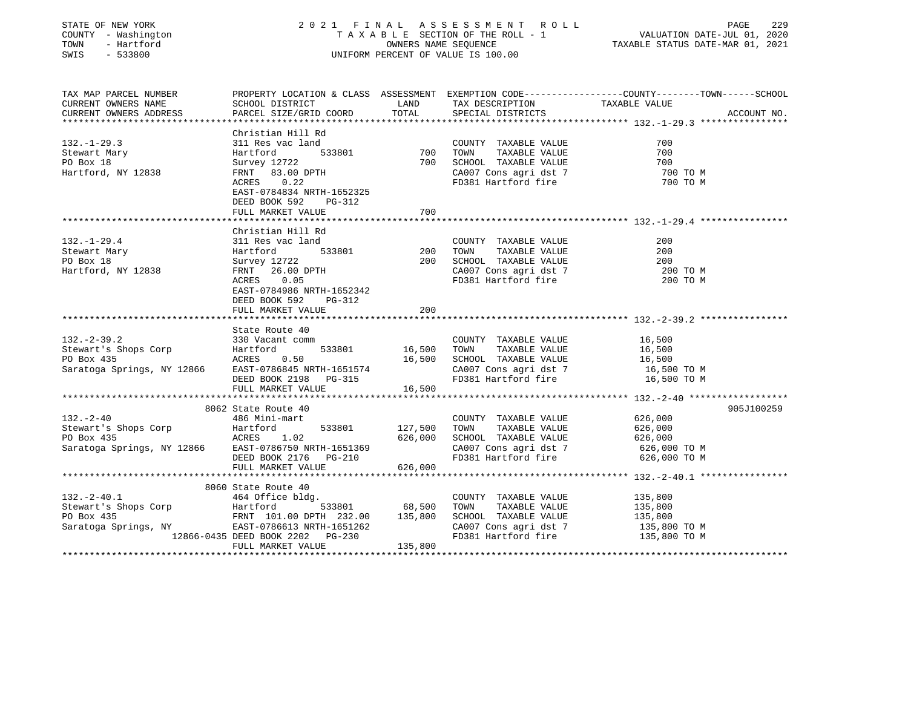STATE OF NEW YORK
COUNTY - Washington
TOWN - Hartford
SWIS - 533800

2021 FINAL ASSESSMENT ROLL
TAXABLE SECTION OF THE ROLL - 1
OWNERS NAME SEQUENCE
UNIFORM PERCENT OF VALUE IS 100.00

VALUATION DATE-JUL 01, 2020
TAXABLE STATUS DATE-MAR 01, 2021

| TAX MAP PARCEL NUMBER / CURRENT OWNERS NAME / CURRENT OWNERS ADDRESS | PROPERTY LOCATION & CLASS / SCHOOL DISTRICT / PARCEL SIZE/GRID COORD | ASSESSMENT LAND | TOTAL | EXEMPTION CODE / TAX DESCRIPTION / SPECIAL DISTRICTS | TAXABLE VALUE (COUNTY--TOWN--SCHOOL) | ACCOUNT NO. |
|---|---|---|---|---|---|---|
| 132.-1-29.3 | Christian Hill Rd | | | | | |
| | 311 Res vac land | | | COUNTY TAXABLE VALUE | 700 | |
| Stewart Mary | Hartford 533801 | 700 | | TOWN TAXABLE VALUE | 700 | |
| PO Box 18 | Survey 12722 | | 700 | SCHOOL TAXABLE VALUE | 700 | |
| Hartford, NY 12838 | FRNT 83.00 DPTH | | | CA007 Cons agri dst 7 | 700 TO M | |
| | ACRES 0.22 | | | FD381 Hartford fire | 700 TO M | |
| | EAST-0784834 NRTH-1652325 | | | | | |
| | DEED BOOK 592 PG-312 | | | | | |
| | FULL MARKET VALUE | | 700 | | | |
| 132.-1-29.4 | Christian Hill Rd | | | | | |
| | 311 Res vac land | | | COUNTY TAXABLE VALUE | 200 | |
| Stewart Mary | Hartford 533801 | 200 | | TOWN TAXABLE VALUE | 200 | |
| PO Box 18 | Survey 12722 | | 200 | SCHOOL TAXABLE VALUE | 200 | |
| Hartford, NY 12838 | FRNT 26.00 DPTH | | | CA007 Cons agri dst 7 | 200 TO M | |
| | ACRES 0.05 | | | FD381 Hartford fire | 200 TO M | |
| | EAST-0784986 NRTH-1652342 | | | | | |
| | DEED BOOK 592 PG-312 | | | | | |
| | FULL MARKET VALUE | | 200 | | | |
| 132.-2-39.2 | State Route 40 | | | | | |
| | 330 Vacant comm | | | COUNTY TAXABLE VALUE | 16,500 | |
| Stewart's Shops Corp | Hartford 533801 | 16,500 | | TOWN TAXABLE VALUE | 16,500 | |
| PO Box 435 | ACRES 0.50 | | 16,500 | SCHOOL TAXABLE VALUE | 16,500 | |
| Saratoga Springs, NY 12866 | EAST-0786845 NRTH-1651574 | | | CA007 Cons agri dst 7 | 16,500 TO M | |
| | DEED BOOK 2198 PG-315 | | | FD381 Hartford fire | 16,500 TO M | |
| | FULL MARKET VALUE | | 16,500 | | | |
| 132.-2-40 | 8062 State Route 40 | | | | | 905J100259 |
| | 486 Mini-mart | | | COUNTY TAXABLE VALUE | 626,000 | |
| Stewart's Shops Corp | Hartford 533801 | 127,500 | | TOWN TAXABLE VALUE | 626,000 | |
| PO Box 435 | ACRES 1.02 | | 626,000 | SCHOOL TAXABLE VALUE | 626,000 | |
| Saratoga Springs, NY 12866 | EAST-0786750 NRTH-1651369 | | | CA007 Cons agri dst 7 | 626,000 TO M | |
| | DEED BOOK 2176 PG-210 | | | FD381 Hartford fire | 626,000 TO M | |
| | FULL MARKET VALUE | | 626,000 | | | |
| 132.-2-40.1 | 8060 State Route 40 | | | | | |
| | 464 Office bldg. | | | COUNTY TAXABLE VALUE | 135,800 | |
| Stewart's Shops Corp | Hartford 533801 | 68,500 | | TOWN TAXABLE VALUE | 135,800 | |
| PO Box 435 | FRNT 101.00 DPTH 232.00 | | 135,800 | SCHOOL TAXABLE VALUE | 135,800 | |
| Saratoga Springs, NY | EAST-0786613 NRTH-1651262 | | | CA007 Cons agri dst 7 | 135,800 TO M | |
| 12866-0435 | DEED BOOK 2202 PG-230 | | | FD381 Hartford fire | 135,800 TO M | |
| | FULL MARKET VALUE | | 135,800 | | | |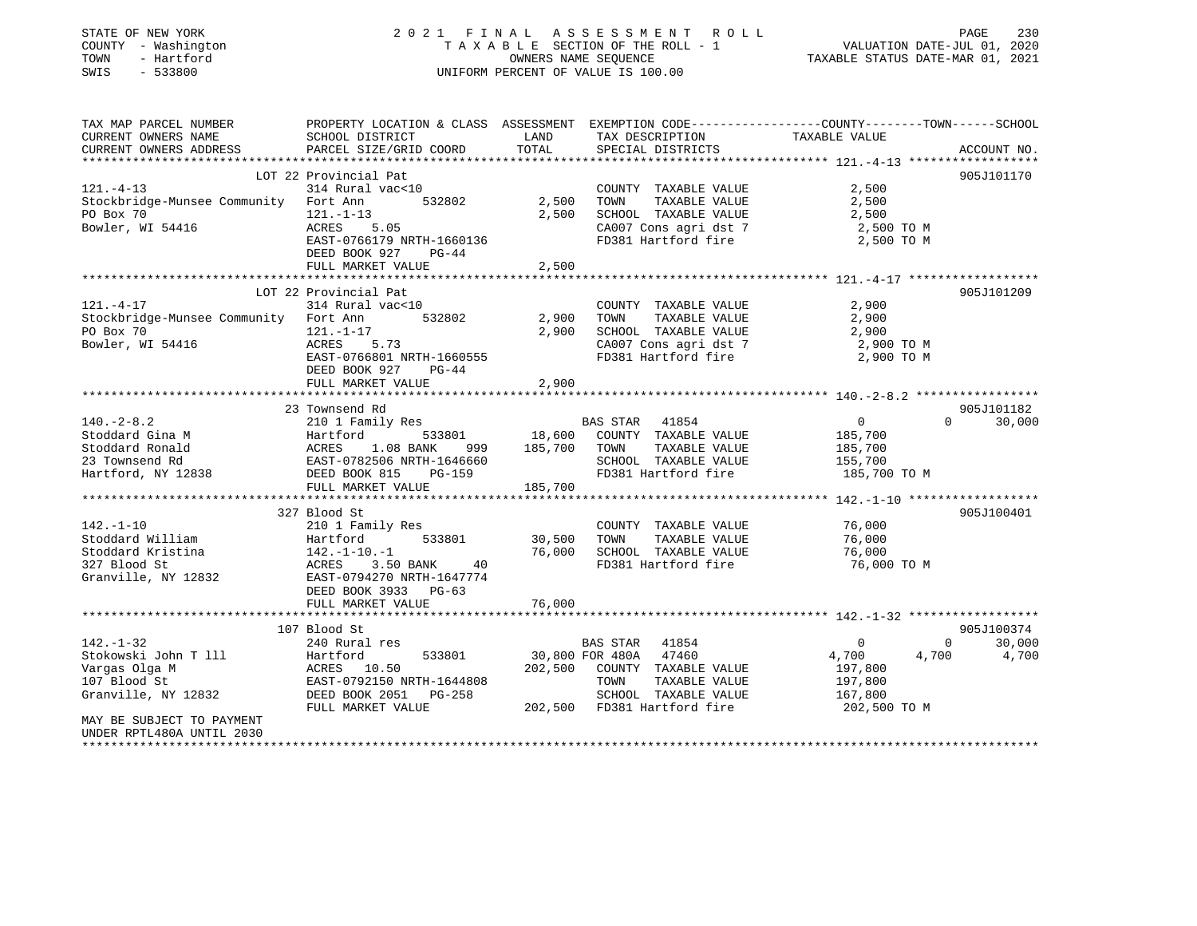STATE OF NEW YORK
COUNTY - Washington
TOWN - Hartford
SWIS - 533800

2021 FINAL ASSESSMENT ROLL
TAXABLE SECTION OF THE ROLL - 1
OWNERS NAME SEQUENCE
UNIFORM PERCENT OF VALUE IS 100.00

VALUATION DATE-JUL 01, 2020
TAXABLE STATUS DATE-MAR 01, 2021

| TAX MAP PARCEL NUMBER / CURRENT OWNERS NAME / CURRENT OWNERS ADDRESS | PROPERTY LOCATION & CLASS / SCHOOL DISTRICT / PARCEL SIZE/GRID COORD | ASSESSMENT LAND | TOTAL | EXEMPTION CODE / TAX DESCRIPTION / SPECIAL DISTRICTS | COUNTY TAXABLE VALUE | TOWN | SCHOOL | ACCOUNT NO. |
|---|---|---|---|---|---|---|---|---|
| **121.-4-13** | LOT 22 Provincial Pat | | | | | | | 905J101170 |
| 121.-4-13 | 314 Rural vac<10 | | | COUNTY TAXABLE VALUE | 2,500 | | | |
| Stockbridge-Munsee Community | Fort Ann 532802 | 2,500 | | TOWN TAXABLE VALUE | 2,500 | | | |
| PO Box 70 | 121.-1-13 | | 2,500 | SCHOOL TAXABLE VALUE | 2,500 | | | |
| Bowler, WI 54416 | ACRES 5.05 | | | CA007 Cons agri dst 7 | 2,500 TO M | | | |
| | EAST-0766179 NRTH-1660136 | | | FD381 Hartford fire | 2,500 TO M | | | |
| | DEED BOOK 927 PG-44 | | | | | | | |
| | FULL MARKET VALUE | | 2,500 | | | | | |
| **121.-4-17** | LOT 22 Provincial Pat | | | | | | | 905J101209 |
| 121.-4-17 | 314 Rural vac<10 | | | COUNTY TAXABLE VALUE | 2,900 | | | |
| Stockbridge-Munsee Community | Fort Ann 532802 | 2,900 | | TOWN TAXABLE VALUE | 2,900 | | | |
| PO Box 70 | 121.-1-17 | | 2,900 | SCHOOL TAXABLE VALUE | 2,900 | | | |
| Bowler, WI 54416 | ACRES 5.73 | | | CA007 Cons agri dst 7 | 2,900 TO M | | | |
| | EAST-0766801 NRTH-1660555 | | | FD381 Hartford fire | 2,900 TO M | | | |
| | DEED BOOK 927 PG-44 | | | | | | | |
| | FULL MARKET VALUE | | 2,900 | | | | | |
| **140.-2-8.2** | 23 Townsend Rd | | | | | | | 905J101182 |
| 140.-2-8.2 | 210 1 Family Res | | | BAS STAR 41854 | 0 | 0 | 30,000 | |
| Stoddard Gina M | Hartford 533801 | 18,600 | | COUNTY TAXABLE VALUE | 185,700 | | | |
| Stoddard Ronald | ACRES 1.08 BANK 999 | | 185,700 | TOWN TAXABLE VALUE | 185,700 | | | |
| 23 Townsend Rd | EAST-0782506 NRTH-1646660 | | | SCHOOL TAXABLE VALUE | 155,700 | | | |
| Hartford, NY 12838 | DEED BOOK 815 PG-159 | | | FD381 Hartford fire | 185,700 TO M | | | |
| | FULL MARKET VALUE | | 185,700 | | | | | |
| **142.-1-10** | 327 Blood St | | | | | | | 905J100401 |
| 142.-1-10 | 210 1 Family Res | | | COUNTY TAXABLE VALUE | 76,000 | | | |
| Stoddard William | Hartford 533801 | 30,500 | | TOWN TAXABLE VALUE | 76,000 | | | |
| Stoddard Kristina | 142.-1-10.-1 | | 76,000 | SCHOOL TAXABLE VALUE | 76,000 | | | |
| 327 Blood St | ACRES 3.50 BANK 40 | | | FD381 Hartford fire | 76,000 TO M | | | |
| Granville, NY 12832 | EAST-0794270 NRTH-1647774 | | | | | | | |
| | DEED BOOK 3933 PG-63 | | | | | | | |
| | FULL MARKET VALUE | | 76,000 | | | | | |
| **142.-1-32** | 107 Blood St | | | | | | | 905J100374 |
| 142.-1-32 | 240 Rural res | | | BAS STAR 41854 | 0 | 0 | 30,000 | |
| Stokowski John T lll | Hartford 533801 | 30,800 | | FOR 480A 47460 | 4,700 | 4,700 | 4,700 | |
| Vargas Olga M | ACRES 10.50 | | 202,500 | COUNTY TAXABLE VALUE | 197,800 | | | |
| 107 Blood St | EAST-0792150 NRTH-1644808 | | | TOWN TAXABLE VALUE | 197,800 | | | |
| Granville, NY 12832 | DEED BOOK 2051 PG-258 | | | SCHOOL TAXABLE VALUE | 167,800 | | | |
| | FULL MARKET VALUE | | 202,500 | FD381 Hartford fire | 202,500 TO M | | | |
| MAY BE SUBJECT TO PAYMENT UNDER RPTL480A UNTIL 2030 | | | | | | | | |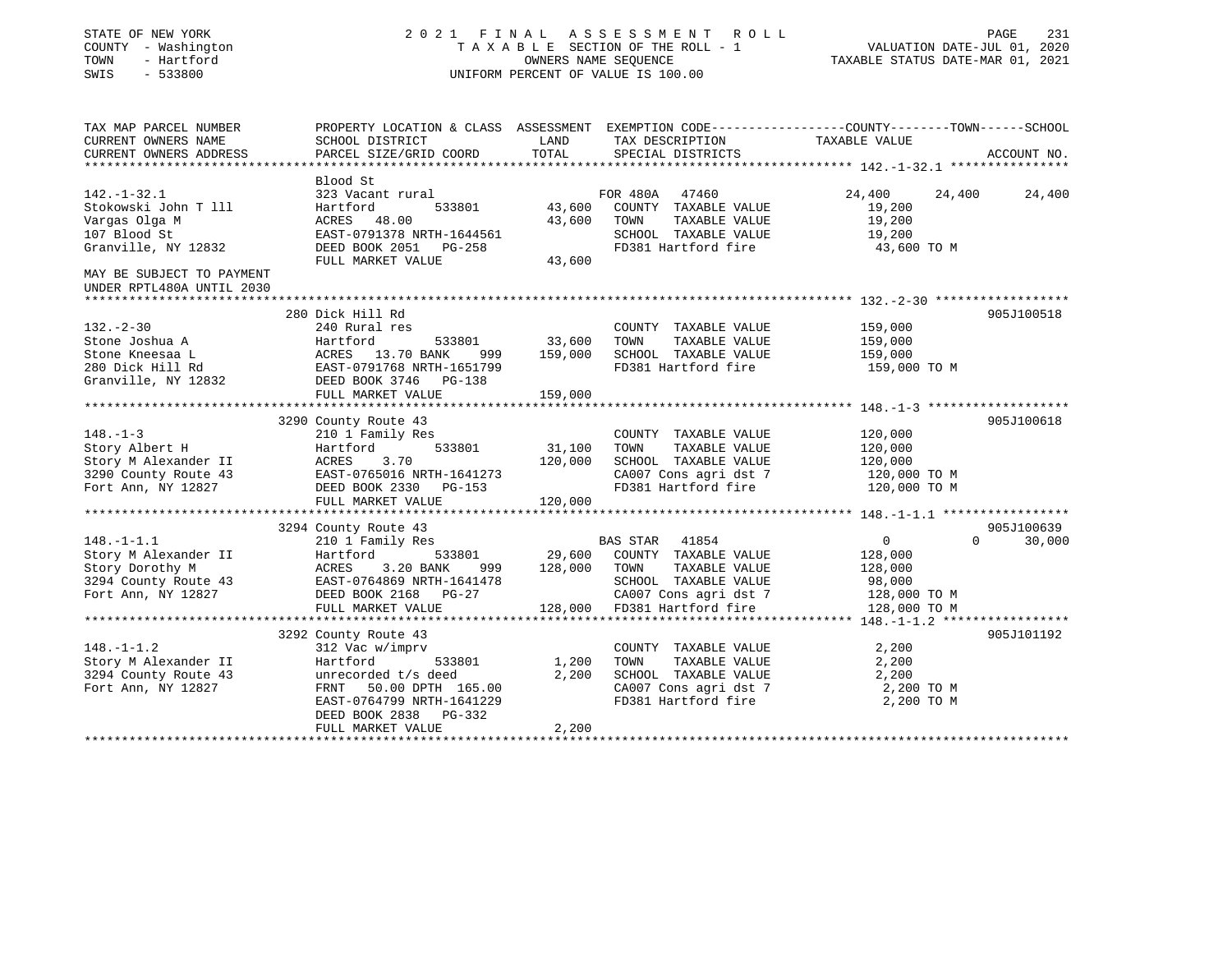STATE OF NEW YORK
COUNTY - Washington
TOWN - Hartford
SWIS - 533800

# 2021 FINAL ASSESSMENT ROLL

TAXABLE SECTION OF THE ROLL - 1
OWNERS NAME SEQUENCE
UNIFORM PERCENT OF VALUE IS 100.00

VALUATION DATE-JUL 01, 2020
TAXABLE STATUS DATE-MAR 01, 2021

| TAX MAP PARCEL NUMBER / CURRENT OWNERS NAME / CURRENT OWNERS ADDRESS | PROPERTY LOCATION & CLASS / SCHOOL DISTRICT / PARCEL SIZE/GRID COORD | ASSESSMENT LAND | TOTAL | EXEMPTION CODE / TAX DESCRIPTION / SPECIAL DISTRICTS | COUNTY | TOWN | SCHOOL | ACCOUNT NO. |
|---|---|---|---|---|---|---|---|---|
| **142.-1-32.1** | Blood St | | | | | | | |
| 142.-1-32.1 | 323 Vacant rural | | | FOR 480A 47460 | 24,400 | 24,400 | 24,400 | |
| Stokowski John T lll | Hartford 533801 | 43,600 | | COUNTY TAXABLE VALUE | 19,200 | | | |
| Vargas Olga M | ACRES 48.00 | | 43,600 | TOWN TAXABLE VALUE | | 19,200 | | |
| 107 Blood St | EAST-0791378 NRTH-1644561 | | | SCHOOL TAXABLE VALUE | | | 19,200 | |
| Granville, NY 12832 | DEED BOOK 2051 PG-258 | | | FD381 Hartford fire | 43,600 TO M | | | |
| MAY BE SUBJECT TO PAYMENT UNDER RPTL480A UNTIL 2030 | FULL MARKET VALUE | | 43,600 | | | | | |
| **132.-2-30** | 280 Dick Hill Rd | | | | | | | 905J100518 |
| 132.-2-30 | 240 Rural res | | | COUNTY TAXABLE VALUE | 159,000 | | | |
| Stone Joshua A | Hartford 533801 | 33,600 | | TOWN TAXABLE VALUE | | 159,000 | | |
| Stone Kneesaa L | ACRES 13.70 BANK 999 | | 159,000 | SCHOOL TAXABLE VALUE | | | 159,000 | |
| 280 Dick Hill Rd | EAST-0791768 NRTH-1651799 | | | FD381 Hartford fire | 159,000 TO M | | | |
| Granville, NY 12832 | DEED BOOK 3746 PG-138 | | | | | | | |
| | FULL MARKET VALUE | | 159,000 | | | | | |
| **148.-1-3** | 3290 County Route 43 | | | | | | | 905J100618 |
| 148.-1-3 | 210 1 Family Res | | | COUNTY TAXABLE VALUE | 120,000 | | | |
| Story Albert H | Hartford 533801 | 31,100 | | TOWN TAXABLE VALUE | | 120,000 | | |
| Story M Alexander II | ACRES 3.70 | | 120,000 | SCHOOL TAXABLE VALUE | | | 120,000 | |
| 3290 County Route 43 | EAST-0765016 NRTH-1641273 | | | CA007 Cons agri dst 7 | 120,000 TO M | | | |
| Fort Ann, NY 12827 | DEED BOOK 2330 PG-153 | | | FD381 Hartford fire | 120,000 TO M | | | |
| | FULL MARKET VALUE | | 120,000 | | | | | |
| **148.-1-1.1** | 3294 County Route 43 | | | | | | | 905J100639 |
| 148.-1-1.1 | 210 1 Family Res | | | BAS STAR 41854 | 0 | 0 | 30,000 | |
| Story M Alexander II | Hartford 533801 | 29,600 | | COUNTY TAXABLE VALUE | 128,000 | | | |
| Story Dorothy M | ACRES 3.20 BANK 999 | | 128,000 | TOWN TAXABLE VALUE | | 128,000 | | |
| 3294 County Route 43 | EAST-0764869 NRTH-1641478 | | | SCHOOL TAXABLE VALUE | | | 98,000 | |
| Fort Ann, NY 12827 | DEED BOOK 2168 PG-27 | | | CA007 Cons agri dst 7 | 128,000 TO M | | | |
| | FULL MARKET VALUE | | 128,000 | FD381 Hartford fire | 128,000 TO M | | | |
| **148.-1-1.2** | 3292 County Route 43 | | | | | | | 905J101192 |
| 148.-1-1.2 | 312 Vac w/imprv | | | COUNTY TAXABLE VALUE | 2,200 | | | |
| Story M Alexander II | Hartford 533801 | 1,200 | | TOWN TAXABLE VALUE | | 2,200 | | |
| 3294 County Route 43 | unrecorded t/s deed | | 2,200 | SCHOOL TAXABLE VALUE | | | 2,200 | |
| Fort Ann, NY 12827 | FRNT 50.00 DPTH 165.00 | | | CA007 Cons agri dst 7 | 2,200 TO M | | | |
| | EAST-0764799 NRTH-1641229 | | | FD381 Hartford fire | 2,200 TO M | | | |
| | DEED BOOK 2838 PG-332 | | | | | | | |
| | FULL MARKET VALUE | | 2,200 | | | | | |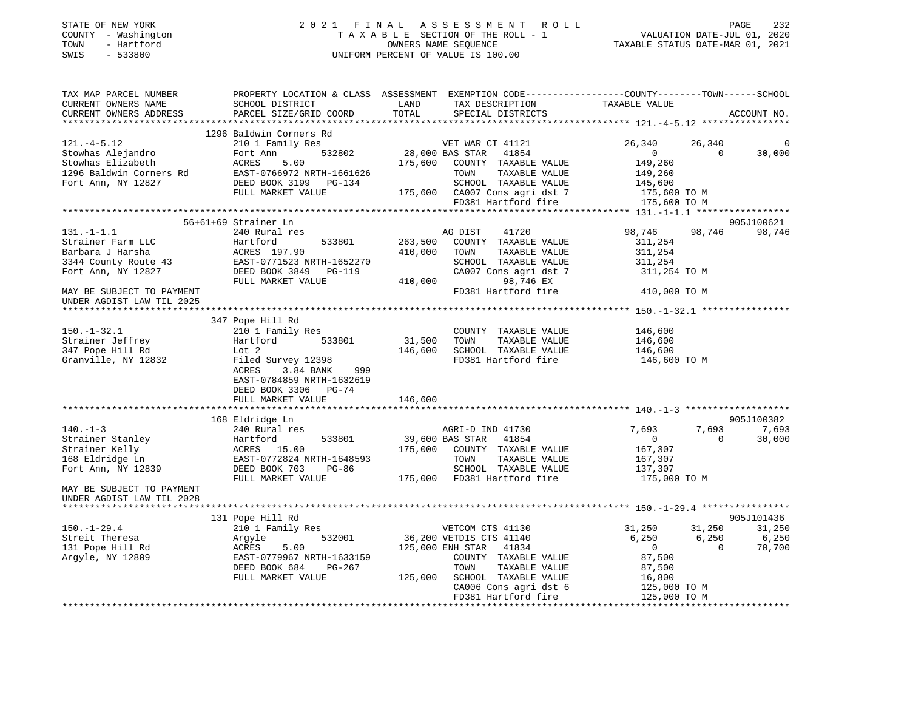STATE OF NEW YORK
COUNTY - Washington
TOWN - Hartford
SWIS - 533800

# 2021 FINAL ASSESSMENT ROLL

TAXABLE SECTION OF THE ROLL - 1
OWNERS NAME SEQUENCE
UNIFORM PERCENT OF VALUE IS 100.00

VALUATION DATE-JUL 01, 2020
TAXABLE STATUS DATE-MAR 01, 2021

| TAX MAP PARCEL NUMBER / CURRENT OWNERS NAME / CURRENT OWNERS ADDRESS | PROPERTY LOCATION & CLASS / SCHOOL DISTRICT / PARCEL SIZE/GRID COORD | ASSESSMENT LAND / TOTAL | EXEMPTION CODE / TAX DESCRIPTION / SPECIAL DISTRICTS | COUNTY TAXABLE VALUE | TOWN | SCHOOL / ACCOUNT NO. |
|---|---|---|---|---|---|---|
| **121.-4-5.12** | 1296 Baldwin Corners Rd | | | | | |
| 121.-4-5.12 | 210 1 Family Res | | VET WAR CT 41121 | 26,340 | 26,340 | 0 |
| Stowhas Alejandro | Fort Ann 532802 | 28,000 | BAS STAR 41854 | 0 | 0 | 30,000 |
| Stowhas Elizabeth | ACRES 5.00 | 175,600 | COUNTY TAXABLE VALUE | 149,260 | | |
| 1296 Baldwin Corners Rd | EAST-0766972 NRTH-1661626 | | TOWN TAXABLE VALUE | 149,260 | | |
| Fort Ann, NY 12827 | DEED BOOK 3199 PG-134 | | SCHOOL TAXABLE VALUE | 145,600 | | |
| | FULL MARKET VALUE | 175,600 | CA007 Cons agri dst 7 | 175,600 TO M | | |
| | | | FD381 Hartford fire | 175,600 TO M | | |
| **131.-1-1.1** | 56+61+69 Strainer Ln | | | | | 905J100621 |
| 131.-1-1.1 | 240 Rural res | | AG DIST 41720 | 98,746 | 98,746 | 98,746 |
| Strainer Farm LLC | Hartford 533801 | 263,500 | COUNTY TAXABLE VALUE | 311,254 | | |
| Barbara J Harsha | ACRES 197.90 | 410,000 | TOWN TAXABLE VALUE | 311,254 | | |
| 3344 County Route 43 | EAST-0771523 NRTH-1652270 | | SCHOOL TAXABLE VALUE | 311,254 | | |
| Fort Ann, NY 12827 | DEED BOOK 3849 PG-119 | | CA007 Cons agri dst 7 | 311,254 TO M | | |
| | FULL MARKET VALUE | 410,000 | 98,746 EX | | | |
| MAY BE SUBJECT TO PAYMENT UNDER AGDIST LAW TIL 2025 | | | FD381 Hartford fire | 410,000 TO M | | |
| **150.-1-32.1** | 347 Pope Hill Rd | | | | | |
| 150.-1-32.1 | 210 1 Family Res | | COUNTY TAXABLE VALUE | 146,600 | | |
| Strainer Jeffrey | Hartford 533801 | 31,500 | TOWN TAXABLE VALUE | 146,600 | | |
| 347 Pope Hill Rd | Lot 2 | 146,600 | SCHOOL TAXABLE VALUE | 146,600 | | |
| Granville, NY 12832 | Filed Survey 12398 | | FD381 Hartford fire | 146,600 TO M | | |
| | ACRES 3.84 BANK 999 | | | | | |
| | EAST-0784859 NRTH-1632619 | | | | | |
| | DEED BOOK 3306 PG-74 | | | | | |
| | FULL MARKET VALUE | 146,600 | | | | |
| **140.-1-3** | 168 Eldridge Ln | | | | | 905J100382 |
| 140.-1-3 | 240 Rural res | | AGRI-D IND 41730 | 7,693 | 7,693 | 7,693 |
| Strainer Stanley | Hartford 533801 | 39,600 | BAS STAR 41854 | 0 | 0 | 30,000 |
| Strainer Kelly | ACRES 15.00 | 175,000 | COUNTY TAXABLE VALUE | 167,307 | | |
| 168 Eldridge Ln | EAST-0772824 NRTH-1648593 | | TOWN TAXABLE VALUE | 167,307 | | |
| Fort Ann, NY 12839 | DEED BOOK 703 PG-86 | | SCHOOL TAXABLE VALUE | 137,307 | | |
| | FULL MARKET VALUE | 175,000 | FD381 Hartford fire | 175,000 TO M | | |
| MAY BE SUBJECT TO PAYMENT UNDER AGDIST LAW TIL 2028 | | | | | | |
| **150.-1-29.4** | 131 Pope Hill Rd | | | | | 905J101436 |
| 150.-1-29.4 | 210 1 Family Res | | VETCOM CTS 41130 | 31,250 | 31,250 | 31,250 |
| Streit Theresa | Argyle 532001 | 36,200 | VETDIS CTS 41140 | 6,250 | 6,250 | 6,250 |
| 131 Pope Hill Rd | ACRES 5.00 | 125,000 | ENH STAR 41834 | 0 | 0 | 70,700 |
| Argyle, NY 12809 | EAST-0779967 NRTH-1633159 | | COUNTY TAXABLE VALUE | 87,500 | | |
| | DEED BOOK 684 PG-267 | | TOWN TAXABLE VALUE | 87,500 | | |
| | FULL MARKET VALUE | 125,000 | SCHOOL TAXABLE VALUE | 16,800 | | |
| | | | CA006 Cons agri dst 6 | 125,000 TO M | | |
| | | | FD381 Hartford fire | 125,000 TO M | | |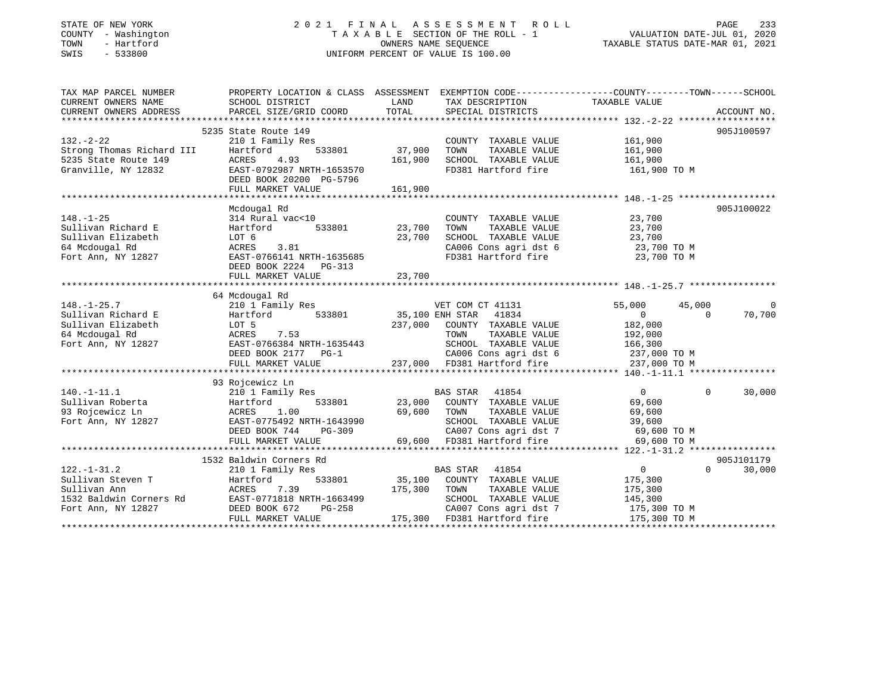STATE OF NEW YORK
COUNTY - Washington
TOWN - Hartford
SWIS - 533800

2021 FINAL ASSESSMENT ROLL
TAXABLE SECTION OF THE ROLL - 1
OWNERS NAME SEQUENCE
UNIFORM PERCENT OF VALUE IS 100.00

VALUATION DATE-JUL 01, 2020
TAXABLE STATUS DATE-MAR 01, 2021

```
TAX MAP PARCEL NUMBER          PROPERTY LOCATION & CLASS  ASSESSMENT  EXEMPTION CODE-----------------COUNTY--------TOWN------SCHOOL
CURRENT OWNERS NAME            SCHOOL DISTRICT             LAND       TAX DESCRIPTION              TAXABLE VALUE
CURRENT OWNERS ADDRESS         PARCEL SIZE/GRID COORD      TOTAL      SPECIAL DISTRICTS                                        ACCOUNT NO.
******************************************************************************************************* 132.-2-22 ******************
                               5235 State Route 149                                                                            905J100597
132.-2-22                      210 1 Family Res                       COUNTY  TAXABLE VALUE          161,900
Strong Thomas Richard III      Hartford          533801    37,900     TOWN    TAXABLE VALUE          161,900
5235 State Route 149           ACRES    4.93              161,900     SCHOOL  TAXABLE VALUE          161,900
Granville, NY 12832            EAST-0792987 NRTH-1653570              FD381 Hartford fire             161,900 TO M
                               DEED BOOK 20200 PG-5796
                               FULL MARKET VALUE          161,900
******************************************************************************************************* 148.-1-25 ******************
                               Mcdougal Rd                                                                                     905J100022
148.-1-25                      314 Rural vac<10                       COUNTY  TAXABLE VALUE           23,700
Sullivan Richard E             Hartford          533801    23,700     TOWN    TAXABLE VALUE           23,700
Sullivan Elizabeth             LOT 6                       23,700     SCHOOL  TAXABLE VALUE           23,700
64 Mcdougal Rd                 ACRES    3.81                          CA006 Cons agri dst 6            23,700 TO M
Fort Ann, NY 12827             EAST-0766141 NRTH-1635685              FD381 Hartford fire              23,700 TO M
                               DEED BOOK 2224   PG-313
                               FULL MARKET VALUE           23,700
******************************************************************************************************* 148.-1-25.7 ****************
                               64 Mcdougal Rd
148.-1-25.7                    210 1 Family Res                       VET COM CT 41131            55,000      45,000           0
Sullivan Richard E             Hartford          533801    35,100 ENH STAR  41834                      0           0      70,700
Sullivan Elizabeth             LOT 5                      237,000     COUNTY  TAXABLE VALUE          182,000
64 Mcdougal Rd                 ACRES    7.53                          TOWN    TAXABLE VALUE          192,000
Fort Ann, NY 12827             EAST-0766384 NRTH-1635443              SCHOOL  TAXABLE VALUE          166,300
                               DEED BOOK 2177   PG-1                  CA006 Cons agri dst 6           237,000 TO M
                               FULL MARKET VALUE          237,000     FD381 Hartford fire             237,000 TO M
******************************************************************************************************* 140.-1-11.1 ****************
                               93 Rojcewicz Ln
140.-1-11.1                    210 1 Family Res                       BAS STAR  41854                      0           0      30,000
Sullivan Roberta               Hartford          533801    23,000     COUNTY  TAXABLE VALUE           69,600
93 Rojcewicz Ln                ACRES    1.00               69,600     TOWN    TAXABLE VALUE           69,600
Fort Ann, NY 12827             EAST-0775492 NRTH-1643990              SCHOOL  TAXABLE VALUE           39,600
                               DEED BOOK 744    PG-309                CA007 Cons agri dst 7            69,600 TO M
                               FULL MARKET VALUE           69,600     FD381 Hartford fire              69,600 TO M
******************************************************************************************************* 122.-1-31.2 ****************
                               1532 Baldwin Corners Rd                                                                         905J101179
122.-1-31.2                    210 1 Family Res                       BAS STAR  41854                      0           0      30,000
Sullivan Steven T              Hartford          533801    35,100     COUNTY  TAXABLE VALUE          175,300
Sullivan Ann                   ACRES    7.39              175,300     TOWN    TAXABLE VALUE          175,300
1532 Baldwin Corners Rd        EAST-0771818 NRTH-1663499              SCHOOL  TAXABLE VALUE          145,300
Fort Ann, NY 12827             DEED BOOK 672    PG-258                CA007 Cons agri dst 7           175,300 TO M
                               FULL MARKET VALUE          175,300     FD381 Hartford fire             175,300 TO M
************************************************************************************************************************************
```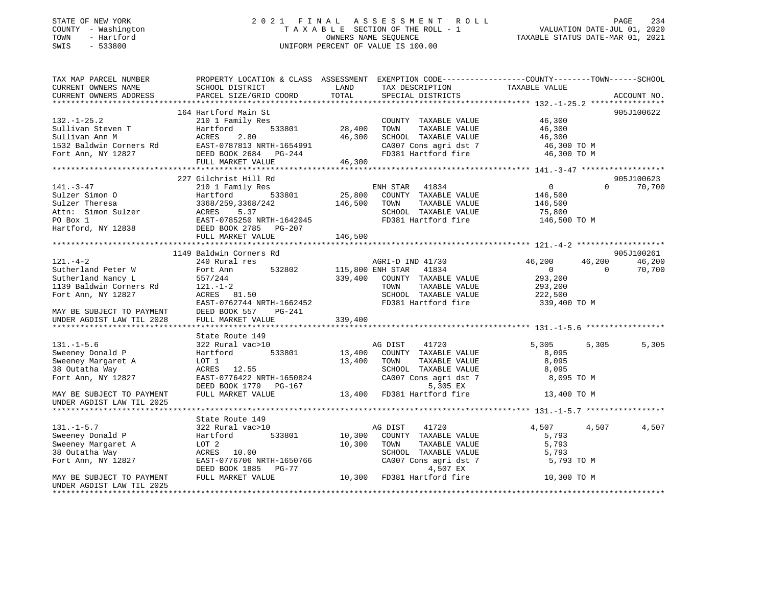STATE OF NEW YORK
COUNTY - Washington
TOWN - Hartford
SWIS - 533800

2021 FINAL ASSESSMENT ROLL
TAXABLE SECTION OF THE ROLL - 1
OWNERS NAME SEQUENCE
UNIFORM PERCENT OF VALUE IS 100.00

VALUATION DATE-JUL 01, 2020
TAXABLE STATUS DATE-MAR 01, 2021

| TAX MAP PARCEL NUMBER / CURRENT OWNERS NAME / CURRENT OWNERS ADDRESS | PROPERTY LOCATION & CLASS / SCHOOL DISTRICT / PARCEL SIZE/GRID COORD | ASSESSMENT LAND / TOTAL | EXEMPTION CODE / TAX DESCRIPTION / SPECIAL DISTRICTS | COUNTY TAXABLE VALUE | TOWN | SCHOOL | ACCOUNT NO. |
|---|---|---|---|---|---|---|---|
| **132.-1-25.2** | 164 Hartford Main St | | | | | | 905J100622 |
| Sullivan Steven T | 210 1 Family Res | | COUNTY TAXABLE VALUE | 46,300 | | | |
| Sullivan Ann M | Hartford 533801 | 28,400 | TOWN TAXABLE VALUE | 46,300 | | | |
| 1532 Baldwin Corners Rd | ACRES 2.80 | 46,300 | SCHOOL TAXABLE VALUE | 46,300 | | | |
| Fort Ann, NY 12827 | EAST-0787813 NRTH-1654991 | | CA007 Cons agri dst 7 | 46,300 TO M | | | |
| | DEED BOOK 2684 PG-244 | | FD381 Hartford fire | 46,300 TO M | | | |
| | FULL MARKET VALUE | 46,300 | | | | | |
| **141.-3-47** | 227 Gilchrist Hill Rd | | | | | | 905J100623 |
| Sulzer Simon O | 210 1 Family Res | | ENH STAR 41834 | 0 | 0 | 70,700 | |
| Sulzer Theresa | Hartford 533801 | 25,800 | COUNTY TAXABLE VALUE | 146,500 | | | |
| Attn: Simon Sulzer | 3368/259,3368/242 | 146,500 | TOWN TAXABLE VALUE | 146,500 | | | |
| PO Box 1 | ACRES 5.37 | | SCHOOL TAXABLE VALUE | 75,800 | | | |
| Hartford, NY 12838 | EAST-0785250 NRTH-1642045 | | FD381 Hartford fire | 146,500 TO M | | | |
| | DEED BOOK 2785 PG-207 | | | | | | |
| | FULL MARKET VALUE | 146,500 | | | | | |
| **121.-4-2** | 1149 Baldwin Corners Rd | | | | | | 905J100261 |
| Sutherland Peter W | 240 Rural res | | AGRI-D IND 41730 | 46,200 | 46,200 | 46,200 | |
| Sutherland Nancy L | Fort Ann 532802 | 115,800 | ENH STAR 41834 | 0 | 0 | 70,700 | |
| 1139 Baldwin Corners Rd | 557/244 | 339,400 | COUNTY TAXABLE VALUE | 293,200 | | | |
| Fort Ann, NY 12827 | 121.-1-2 | | TOWN TAXABLE VALUE | 293,200 | | | |
| | ACRES 81.50 | | SCHOOL TAXABLE VALUE | 222,500 | | | |
| | EAST-0762744 NRTH-1662452 | | FD381 Hartford fire | 339,400 TO M | | | |
| MAY BE SUBJECT TO PAYMENT | DEED BOOK 557 PG-241 | | | | | | |
| UNDER AGDIST LAW TIL 2028 | FULL MARKET VALUE | 339,400 | | | | | |
| **131.-1-5.6** | State Route 149 | | | | | | |
| Sweeney Donald P | 322 Rural vac>10 | | AG DIST 41720 | 5,305 | 5,305 | 5,305 | |
| Sweeney Margaret A | Hartford 533801 | 13,400 | COUNTY TAXABLE VALUE | 8,095 | | | |
| 38 Outatha Way | LOT 1 | 13,400 | TOWN TAXABLE VALUE | 8,095 | | | |
| Fort Ann, NY 12827 | ACRES 12.55 | | SCHOOL TAXABLE VALUE | 8,095 | | | |
| | EAST-0776422 NRTH-1650824 | | CA007 Cons agri dst 7 | 8,095 TO M | | | |
| | DEED BOOK 1779 PG-167 | | 5,305 EX | | | | |
| MAY BE SUBJECT TO PAYMENT | FULL MARKET VALUE | 13,400 | FD381 Hartford fire | 13,400 TO M | | | |
| UNDER AGDIST LAW TIL 2025 | | | | | | | |
| **131.-1-5.7** | State Route 149 | | | | | | |
| Sweeney Donald P | 322 Rural vac>10 | | AG DIST 41720 | 4,507 | 4,507 | 4,507 | |
| Sweeney Margaret A | Hartford 533801 | 10,300 | COUNTY TAXABLE VALUE | 5,793 | | | |
| 38 Outatha Way | LOT 2 | 10,300 | TOWN TAXABLE VALUE | 5,793 | | | |
| Fort Ann, NY 12827 | ACRES 10.00 | | SCHOOL TAXABLE VALUE | 5,793 | | | |
| | EAST-0776706 NRTH-1650766 | | CA007 Cons agri dst 7 | 5,793 TO M | | | |
| | DEED BOOK 1885 PG-77 | | 4,507 EX | | | | |
| MAY BE SUBJECT TO PAYMENT | FULL MARKET VALUE | 10,300 | FD381 Hartford fire | 10,300 TO M | | | |
| UNDER AGDIST LAW TIL 2025 | | | | | | | |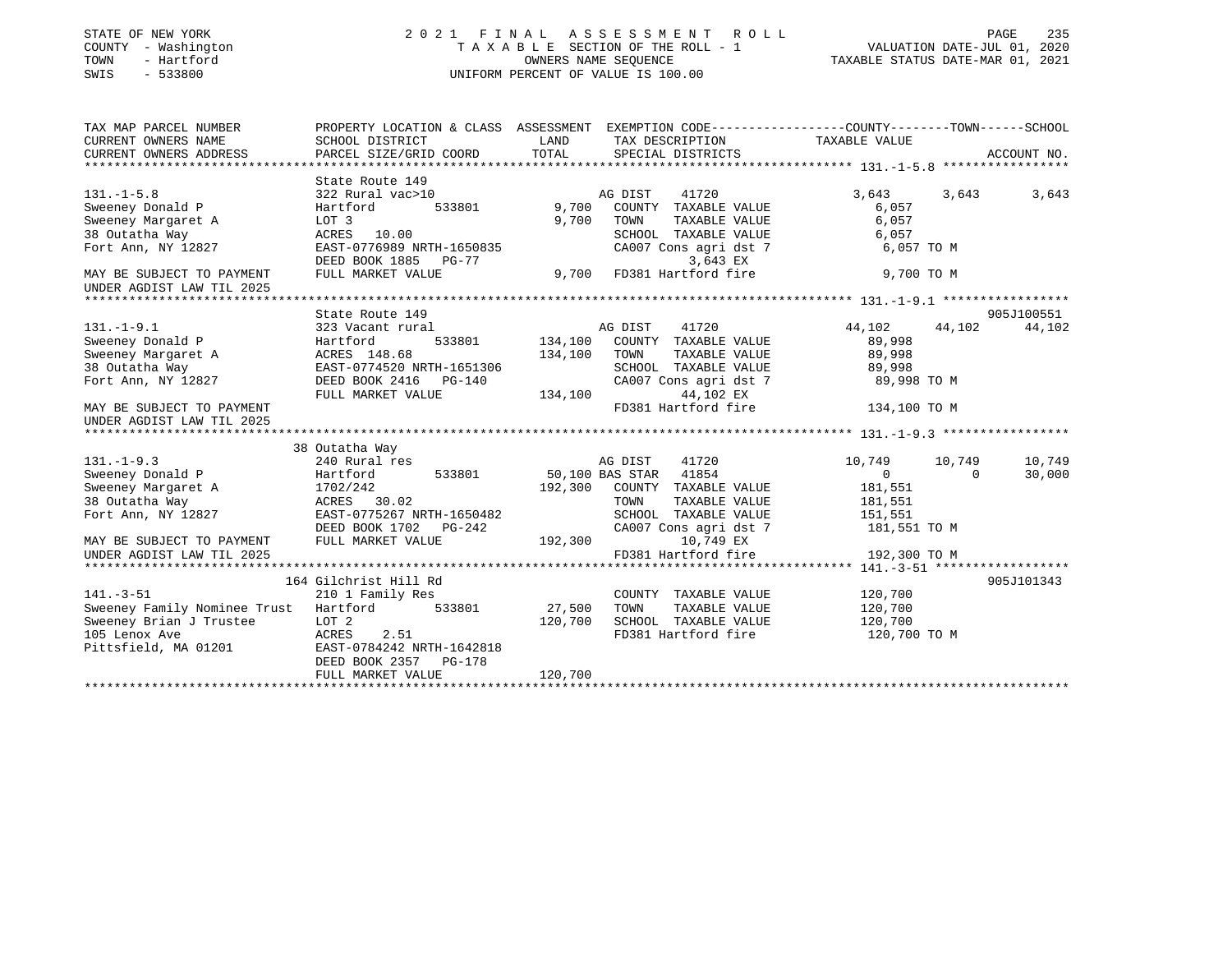STATE OF NEW YORK
COUNTY - Washington
TOWN - Hartford
SWIS - 533800

# 2021 FINAL ASSESSMENT ROLL

TAXABLE SECTION OF THE ROLL - 1
OWNERS NAME SEQUENCE
UNIFORM PERCENT OF VALUE IS 100.00

VALUATION DATE-JUL 01, 2020
TAXABLE STATUS DATE-MAR 01, 2021

| TAX MAP PARCEL NUMBER / CURRENT OWNERS NAME / CURRENT OWNERS ADDRESS | PROPERTY LOCATION & CLASS / SCHOOL DISTRICT / PARCEL SIZE/GRID COORD | ASSESSMENT LAND / TOTAL | EXEMPTION CODE / TAX DESCRIPTION / SPECIAL DISTRICTS | COUNTY TAXABLE VALUE | TOWN | SCHOOL | ACCOUNT NO. |
|---|---|---|---|---|---|---|---|
| **131.-1-5.8** | State Route 149 | | | | | | |
| 131.-1-5.8 | 322 Rural vac>10 | | AG DIST 41720 | 3,643 | 3,643 | 3,643 | |
| Sweeney Donald P | Hartford 533801 | 9,700 | COUNTY TAXABLE VALUE | 6,057 | | | |
| Sweeney Margaret A | LOT 3 | 9,700 | TOWN TAXABLE VALUE | 6,057 | | | |
| 38 Outatha Way | ACRES 10.00 | | SCHOOL TAXABLE VALUE | 6,057 | | | |
| Fort Ann, NY 12827 | EAST-0776989 NRTH-1650835 | | CA007 Cons agri dst 7 | 6,057 TO M | | | |
| | DEED BOOK 1885 PG-77 | | 3,643 EX | | | | |
| MAY BE SUBJECT TO PAYMENT | FULL MARKET VALUE | 9,700 | FD381 Hartford fire | 9,700 TO M | | | |
| UNDER AGDIST LAW TIL 2025 | | | | | | | |
| **131.-1-9.1** | State Route 149 | | | | | | 905J100551 |
| 131.-1-9.1 | 323 Vacant rural | | AG DIST 41720 | 44,102 | 44,102 | 44,102 | |
| Sweeney Donald P | Hartford 533801 | 134,100 | COUNTY TAXABLE VALUE | 89,998 | | | |
| Sweeney Margaret A | ACRES 148.68 | 134,100 | TOWN TAXABLE VALUE | 89,998 | | | |
| 38 Outatha Way | EAST-0774520 NRTH-1651306 | | SCHOOL TAXABLE VALUE | 89,998 | | | |
| Fort Ann, NY 12827 | DEED BOOK 2416 PG-140 | | CA007 Cons agri dst 7 | 89,998 TO M | | | |
| | FULL MARKET VALUE | 134,100 | 44,102 EX | | | | |
| MAY BE SUBJECT TO PAYMENT | | | FD381 Hartford fire | 134,100 TO M | | | |
| UNDER AGDIST LAW TIL 2025 | | | | | | | |
| **131.-1-9.3** | 38 Outatha Way | | | | | | |
| 131.-1-9.3 | 240 Rural res | | AG DIST 41720 | 10,749 | 10,749 | 10,749 | |
| Sweeney Donald P | Hartford 533801 | 50,100 | BAS STAR 41854 | 0 | 0 | 30,000 | |
| Sweeney Margaret A | 1702/242 | 192,300 | COUNTY TAXABLE VALUE | 181,551 | | | |
| 38 Outatha Way | ACRES 30.02 | | TOWN TAXABLE VALUE | 181,551 | | | |
| Fort Ann, NY 12827 | EAST-0775267 NRTH-1650482 | | SCHOOL TAXABLE VALUE | 151,551 | | | |
| | DEED BOOK 1702 PG-242 | | CA007 Cons agri dst 7 | 181,551 TO M | | | |
| MAY BE SUBJECT TO PAYMENT | FULL MARKET VALUE | 192,300 | 10,749 EX | | | | |
| UNDER AGDIST LAW TIL 2025 | | | FD381 Hartford fire | 192,300 TO M | | | |
| **141.-3-51** | 164 Gilchrist Hill Rd | | | | | | 905J101343 |
| 141.-3-51 | 210 1 Family Res | | COUNTY TAXABLE VALUE | 120,700 | | | |
| Sweeney Family Nominee Trust | Hartford 533801 | 27,500 | TOWN TAXABLE VALUE | 120,700 | | | |
| Sweeney Brian J Trustee | LOT 2 | 120,700 | SCHOOL TAXABLE VALUE | 120,700 | | | |
| 105 Lenox Ave | ACRES 2.51 | | FD381 Hartford fire | 120,700 TO M | | | |
| Pittsfield, MA 01201 | EAST-0784242 NRTH-1642818 | | | | | | |
| | DEED BOOK 2357 PG-178 | | | | | | |
| | FULL MARKET VALUE | 120,700 | | | | | |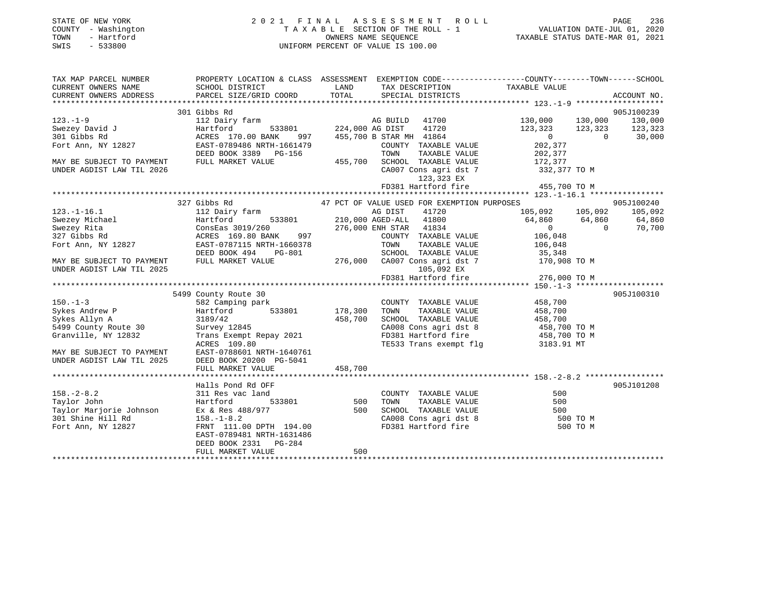STATE OF NEW YORK
COUNTY - Washington
TOWN - Hartford
SWIS - 533800

2 0 2 1 F I N A L A S S E S S M E N T R O L L
T A X A B L E SECTION OF THE ROLL - 1
OWNERS NAME SEQUENCE
UNIFORM PERCENT OF VALUE IS 100.00

VALUATION DATE-JUL 01, 2020
TAXABLE STATUS DATE-MAR 01, 2021

```
TAX MAP PARCEL NUMBER          PROPERTY LOCATION & CLASS  ASSESSMENT  EXEMPTION CODE-----------------COUNTY--------TOWN------SCHOOL
CURRENT OWNERS NAME            SCHOOL DISTRICT              LAND      TAX DESCRIPTION            TAXABLE VALUE
CURRENT OWNERS ADDRESS         PARCEL SIZE/GRID COORD       TOTAL     SPECIAL DISTRICTS                                    ACCOUNT NO.
******************************************************************************************************* 123.-1-9 *******************
                    301 Gibbs Rd                                                                                      905J100239
123.-1-9                       112 Dairy farm                      AG BUILD  41700              130,000    130,000    130,000
Swezey David J                 Hartford        533801      224,000 AG DIST   41720              123,323    123,323    123,323
301 Gibbs Rd                   ACRES 170.00 BANK    997    455,700 B STAR MH 41864                    0          0     30,000
Fort Ann, NY 12827             EAST-0789486 NRTH-1661479            COUNTY  TAXABLE VALUE       202,377
                               DEED BOOK 3389   PG-156              TOWN    TAXABLE VALUE       202,377
MAY BE SUBJECT TO PAYMENT      FULL MARKET VALUE           455,700  SCHOOL  TAXABLE VALUE       172,377
UNDER AGDIST LAW TIL 2026                                           CA007 Cons agri dst 7        332,377 TO M
                                                                        123,323 EX
                                                                    FD381 Hartford fire          455,700 TO M
******************************************************************************************************* 123.-1-16.1 ****************
                    327 Gibbs Rd                            47 PCT OF VALUE USED FOR EXEMPTION PURPOSES               905J100240
123.-1-16.1                    112 Dairy farm                      AG DIST   41720              105,092    105,092    105,092
Swezey Michael                 Hartford        533801      210,000 AGED-ALL  41800               64,860     64,860     64,860
Swezey Rita                    ConsEas 3019/260            276,000 ENH STAR  41834                    0          0     70,700
327 Gibbs Rd                   ACRES 169.80 BANK    997            COUNTY  TAXABLE VALUE       106,048
Fort Ann, NY 12827             EAST-0787115 NRTH-1660378            TOWN    TAXABLE VALUE       106,048
                               DEED BOOK 494    PG-801              SCHOOL  TAXABLE VALUE        35,348
MAY BE SUBJECT TO PAYMENT      FULL MARKET VALUE           276,000  CA007 Cons agri dst 7        170,908 TO M
UNDER AGDIST LAW TIL 2025                                               105,092 EX
                                                                    FD381 Hartford fire          276,000 TO M
******************************************************************************************************* 150.-1-3 *******************
                    5499 County Route 30                                                                              905J100310
150.-1-3                       582 Camping park                     COUNTY  TAXABLE VALUE       458,700
Sykes Andrew P                 Hartford        533801      178,300  TOWN    TAXABLE VALUE       458,700
Sykes Allyn A                  3189/42                     458,700  SCHOOL  TAXABLE VALUE       458,700
5499 County Route 30           Survey 12845                         CA008 Cons agri dst 8        458,700 TO M
Granville, NY 12832            Trans Exempt Repay 2021              FD381 Hartford fire          458,700 TO M
                               ACRES 109.80                         TE533 Trans exempt flg       3183.91 MT
MAY BE SUBJECT TO PAYMENT      EAST-0788601 NRTH-1640761
UNDER AGDIST LAW TIL 2025      DEED BOOK 20200 PG-5041
                               FULL MARKET VALUE           458,700
******************************************************************************************************* 158.-2-8.2 *****************
                    Halls Pond Rd OFF                                                                                 905J101208
158.-2-8.2                     311 Res vac land                     COUNTY  TAXABLE VALUE           500
Taylor John                    Hartford        533801          500  TOWN    TAXABLE VALUE           500
Taylor Marjorie Johnson        Ex & Res 488/977                500  SCHOOL  TAXABLE VALUE           500
301 Shine Hill Rd              158.-1-8.2                           CA008 Cons agri dst 8            500 TO M
Fort Ann, NY 12827             FRNT 111.00 DPTH 194.00              FD381 Hartford fire              500 TO M
                               EAST-0789481 NRTH-1631486
                               DEED BOOK 2331   PG-284
                               FULL MARKET VALUE               500
************************************************************************************************************************************
```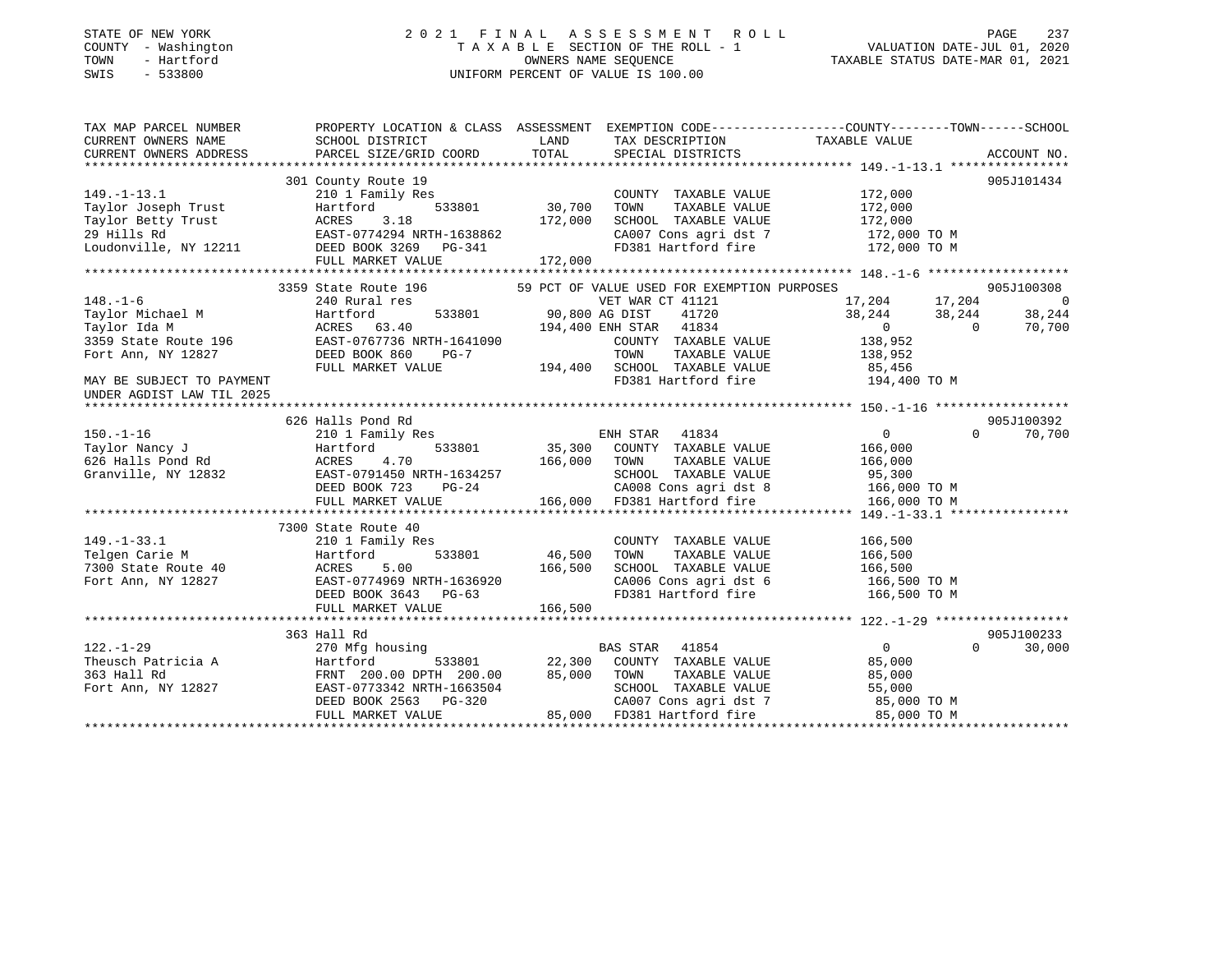STATE OF NEW YORK
COUNTY - Washington
TOWN - Hartford
SWIS - 533800

# 2021 FINAL ASSESSMENT ROLL
TAXABLE SECTION OF THE ROLL - 1
OWNERS NAME SEQUENCE
UNIFORM PERCENT OF VALUE IS 100.00

VALUATION DATE-JUL 01, 2020
TAXABLE STATUS DATE-MAR 01, 2021

```
TAX MAP PARCEL NUMBER          PROPERTY LOCATION & CLASS  ASSESSMENT  EXEMPTION CODE-----------------COUNTY--------TOWN------SCHOOL
CURRENT OWNERS NAME            SCHOOL DISTRICT               LAND      TAX DESCRIPTION            TAXABLE VALUE
CURRENT OWNERS ADDRESS         PARCEL SIZE/GRID COORD        TOTAL     SPECIAL DISTRICTS                                     ACCOUNT NO.
*********************************************************************************************** 149.-1-13.1 ****************
                               301 County Route 19                                                                         905J101434
149.-1-13.1                    210 1 Family Res                        COUNTY  TAXABLE VALUE             172,000
Taylor Joseph Trust            Hartford        533801       30,700     TOWN    TAXABLE VALUE             172,000
Taylor Betty Trust             ACRES    3.18               172,000     SCHOOL  TAXABLE VALUE             172,000
29 Hills Rd                    EAST-0774294 NRTH-1638862               CA007 Cons agri dst 7              172,000 TO M
Loudonville, NY 12211          DEED BOOK 3269   PG-341                 FD381 Hartford fire                172,000 TO M
                               FULL MARKET VALUE           172,000
*********************************************************************************************** 148.-1-6 *******************
                               3359 State Route 196           59 PCT OF VALUE USED FOR EXEMPTION PURPOSES                  905J100308
148.-1-6                       240 Rural res                           VET WAR CT 41121              17,204      17,204           0
Taylor Michael M               Hartford        533801       90,800 AG DIST     41720              38,244      38,244      38,244
Taylor Ida M                   ACRES   63.40               194,400 ENH STAR    41834                   0           0      70,700
3359 State Route 196           EAST-0767736 NRTH-1641090               COUNTY  TAXABLE VALUE             138,952
Fort Ann, NY 12827             DEED BOOK 860    PG-7                   TOWN    TAXABLE VALUE             138,952
                               FULL MARKET VALUE           194,400     SCHOOL  TAXABLE VALUE              85,456
MAY BE SUBJECT TO PAYMENT                                              FD381 Hartford fire                194,400 TO M
UNDER AGDIST LAW TIL 2025
*********************************************************************************************** 150.-1-16 ******************
                               626 Halls Pond Rd                                                                           905J100392
150.-1-16                      210 1 Family Res                        ENH STAR    41834                   0           0      70,700
Taylor Nancy J                 Hartford        533801       35,300     COUNTY  TAXABLE VALUE             166,000
626 Halls Pond Rd              ACRES    4.70               166,000     TOWN    TAXABLE VALUE             166,000
Granville, NY 12832            EAST-0791450 NRTH-1634257               SCHOOL  TAXABLE VALUE              95,300
                               DEED BOOK 723    PG-24                  CA008 Cons agri dst 8              166,000 TO M
                               FULL MARKET VALUE           166,000     FD381 Hartford fire                166,000 TO M
*********************************************************************************************** 149.-1-33.1 ****************
                               7300 State Route 40
149.-1-33.1                    210 1 Family Res                        COUNTY  TAXABLE VALUE             166,500
Telgen Carie M                 Hartford        533801       46,500     TOWN    TAXABLE VALUE             166,500
7300 State Route 40            ACRES    5.00               166,500     SCHOOL  TAXABLE VALUE             166,500
Fort Ann, NY 12827             EAST-0774969 NRTH-1636920               CA006 Cons agri dst 6              166,500 TO M
                               DEED BOOK 3643   PG-63                  FD381 Hartford fire                166,500 TO M
                               FULL MARKET VALUE           166,500
*********************************************************************************************** 122.-1-29 ******************
                               363 Hall Rd                                                                                 905J100233
122.-1-29                      270 Mfg housing                         BAS STAR    41854                   0           0      30,000
Theusch Patricia A             Hartford        533801       22,300     COUNTY  TAXABLE VALUE              85,000
363 Hall Rd                    FRNT 200.00 DPTH 200.00      85,000     TOWN    TAXABLE VALUE              85,000
Fort Ann, NY 12827             EAST-0773342 NRTH-1663504               SCHOOL  TAXABLE VALUE              55,000
                               DEED BOOK 2563   PG-320                 CA007 Cons agri dst 7               85,000 TO M
                               FULL MARKET VALUE            85,000     FD381 Hartford fire                 85,000 TO M
****************************************************************************************************************************
```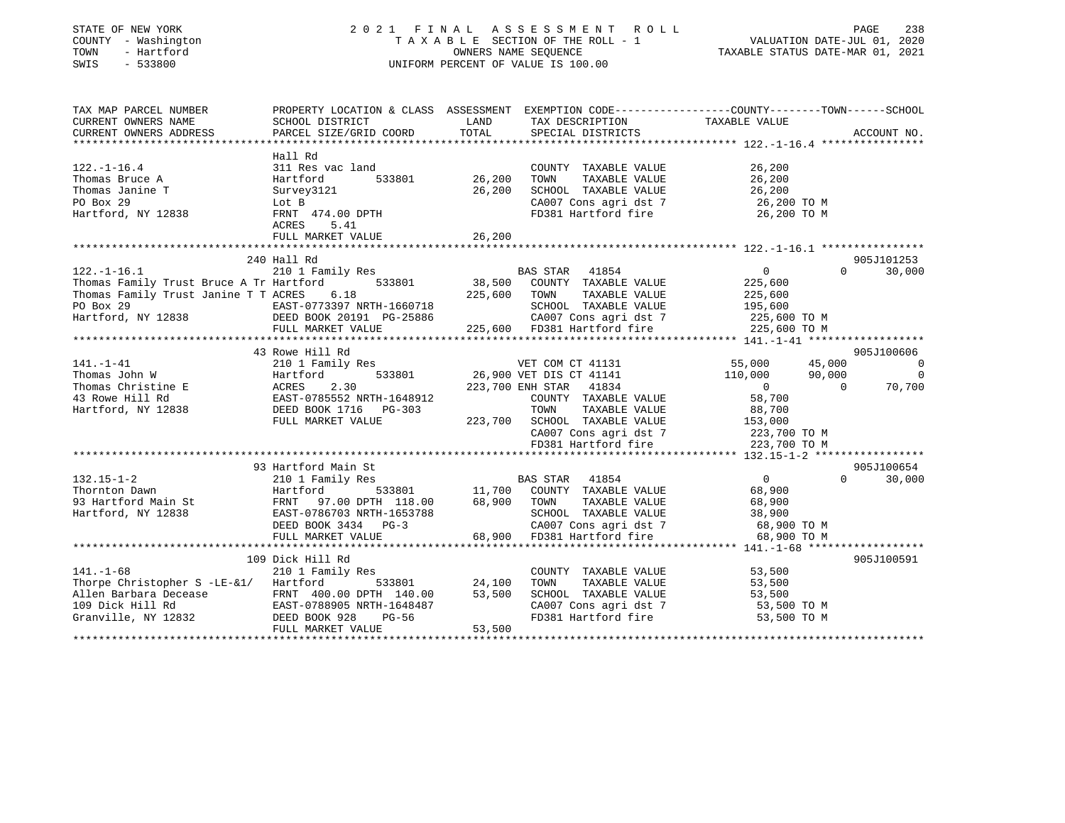STATE OF NEW YORK
COUNTY - Washington
TOWN - Hartford
SWIS - 533800

2 0 2 1 F I N A L A S S E S S M E N T R O L L
T A X A B L E SECTION OF THE ROLL - 1
OWNERS NAME SEQUENCE
UNIFORM PERCENT OF VALUE IS 100.00

VALUATION DATE-JUL 01, 2020
TAXABLE STATUS DATE-MAR 01, 2021

```
TAX MAP PARCEL NUMBER          PROPERTY LOCATION & CLASS  ASSESSMENT  EXEMPTION CODE-----------------COUNTY--------TOWN------SCHOOL
CURRENT OWNERS NAME            SCHOOL DISTRICT              LAND       TAX DESCRIPTION             TAXABLE VALUE
CURRENT OWNERS ADDRESS         PARCEL SIZE/GRID COORD       TOTAL      SPECIAL DISTRICTS                                       ACCOUNT NO.
******************************************************************************************************* 122.-1-16.4 ****************
                               Hall Rd
122.-1-16.4                    311 Res vac land                        COUNTY  TAXABLE VALUE            26,200
Thomas Bruce A                 Hartford        533801       26,200    TOWN    TAXABLE VALUE            26,200
Thomas Janine T                Survey3121                   26,200    SCHOOL  TAXABLE VALUE            26,200
PO Box 29                      Lot B                                   CA007 Cons agri dst 7             26,200 TO M
Hartford, NY 12838             FRNT 474.00 DPTH                        FD381 Hartford fire               26,200 TO M
                               ACRES    5.41
                               FULL MARKET VALUE            26,200
******************************************************************************************************* 122.-1-16.1 ****************
                               240 Hall Rd                                                                              905J101253
122.-1-16.1                    210 1 Family Res                        BAS STAR   41854                  0           0      30,000
Thomas Family Trust Bruce A Tr Hartford        533801       38,500    COUNTY  TAXABLE VALUE           225,600
Thomas Family Trust Janine T T ACRES    6.18               225,600    TOWN    TAXABLE VALUE           225,600
PO Box 29                      EAST-0773397 NRTH-1660718               SCHOOL  TAXABLE VALUE           195,600
Hartford, NY 12838             DEED BOOK 20191 PG-25886                CA007 Cons agri dst 7            225,600 TO M
                               FULL MARKET VALUE           225,600    FD381 Hartford fire              225,600 TO M
******************************************************************************************************* 141.-1-41 ******************
                               43 Rowe Hill Rd                                                                          905J100606
141.-1-41                      210 1 Family Res                        VET COM CT 41131             55,000      45,000           0
Thomas John W                  Hartford        533801       26,900 VET DIS CT 41141            110,000      90,000           0
Thomas Christine E             ACRES    2.30               223,700 ENH STAR   41834                  0           0      70,700
43 Rowe Hill Rd                EAST-0785552 NRTH-1648912               COUNTY  TAXABLE VALUE            58,700
Hartford, NY 12838             DEED BOOK 1716   PG-303                 TOWN    TAXABLE VALUE            88,700
                               FULL MARKET VALUE           223,700    SCHOOL  TAXABLE VALUE           153,000
                                                                       CA007 Cons agri dst 7            223,700 TO M
                                                                       FD381 Hartford fire              223,700 TO M
******************************************************************************************************* 132.15-1-2 *****************
                               93 Hartford Main St                                                                      905J100654
132.15-1-2                     210 1 Family Res                        BAS STAR   41854                  0           0      30,000
Thornton Dawn                  Hartford        533801       11,700    COUNTY  TAXABLE VALUE            68,900
93 Hartford Main St            FRNT  97.00 DPTH 118.00      68,900    TOWN    TAXABLE VALUE            68,900
Hartford, NY 12838             EAST-0786703 NRTH-1653788               SCHOOL  TAXABLE VALUE            38,900
                               DEED BOOK 3434   PG-3                   CA007 Cons agri dst 7             68,900 TO M
                               FULL MARKET VALUE            68,900    FD381 Hartford fire               68,900 TO M
******************************************************************************************************* 141.-1-68 ******************
                               109 Dick Hill Rd                                                                         905J100591
141.-1-68                      210 1 Family Res                        COUNTY  TAXABLE VALUE            53,500
Thorpe Christopher S -LE-&1/   Hartford        533801       24,100    TOWN    TAXABLE VALUE            53,500
Allen Barbara Decease          FRNT 400.00 DPTH 140.00      53,500    SCHOOL  TAXABLE VALUE            53,500
109 Dick Hill Rd               EAST-0788905 NRTH-1648487               CA007 Cons agri dst 7             53,500 TO M
Granville, NY 12832            DEED BOOK 928    PG-56                  FD381 Hartford fire               53,500 TO M
                               FULL MARKET VALUE            53,500
************************************************************************************************************************************
```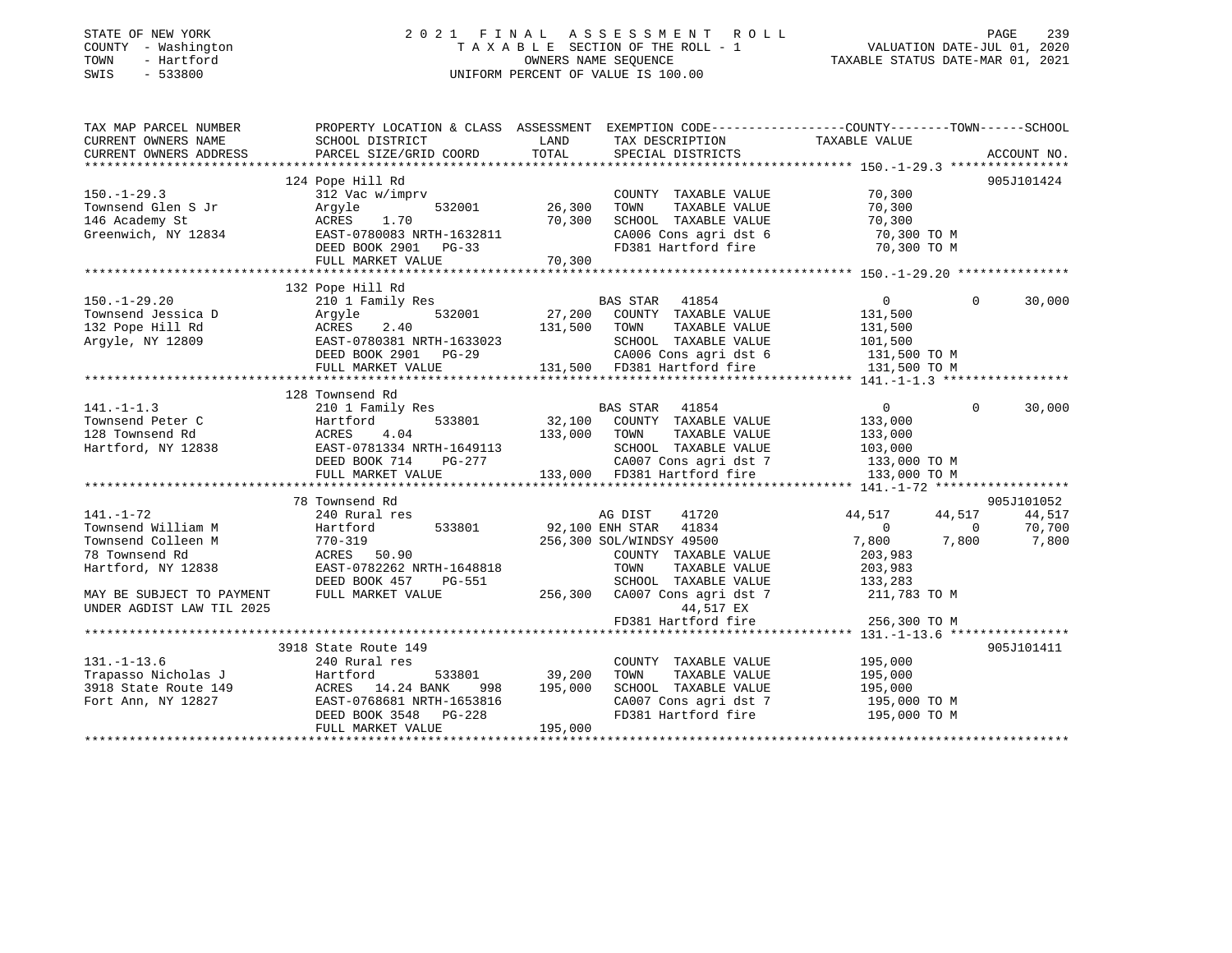STATE OF NEW YORK
COUNTY - Washington
TOWN - Hartford
SWIS - 533800

# 2021 FINAL ASSESSMENT ROLL
TAXABLE SECTION OF THE ROLL - 1
OWNERS NAME SEQUENCE
UNIFORM PERCENT OF VALUE IS 100.00

VALUATION DATE-JUL 01, 2020
TAXABLE STATUS DATE-MAR 01, 2021

| TAX MAP PARCEL NUMBER / CURRENT OWNERS NAME / CURRENT OWNERS ADDRESS | PROPERTY LOCATION & CLASS / SCHOOL DISTRICT / PARCEL SIZE/GRID COORD | ASSESSMENT LAND | TOTAL | EXEMPTION CODE / TAX DESCRIPTION / SPECIAL DISTRICTS | COUNTY TAXABLE VALUE | TOWN | SCHOOL | ACCOUNT NO. |
|---|---|---|---|---|---|---|---|---|
| **150.-1-29.3** | 124 Pope Hill Rd | | | | | | | 905J101424 |
| 150.-1-29.3 | 312 Vac w/imprv | | | COUNTY TAXABLE VALUE | 70,300 | | | |
| Townsend Glen S Jr | Argyle 532001 | 26,300 | | TOWN TAXABLE VALUE | 70,300 | | | |
| 146 Academy St | ACRES 1.70 | | 70,300 | SCHOOL TAXABLE VALUE | 70,300 | | | |
| Greenwich, NY 12834 | EAST-0780083 NRTH-1632811 | | | CA006 Cons agri dst 6 | 70,300 TO M | | | |
| | DEED BOOK 2901 PG-33 | | | FD381 Hartford fire | 70,300 TO M | | | |
| | FULL MARKET VALUE | | 70,300 | | | | | |
| **150.-1-29.20** | 132 Pope Hill Rd | | | | | | | |
| 150.-1-29.20 | 210 1 Family Res | | | BAS STAR 41854 | 0 | 0 | 30,000 | |
| Townsend Jessica D | Argyle 532001 | 27,200 | | COUNTY TAXABLE VALUE | 131,500 | | | |
| 132 Pope Hill Rd | ACRES 2.40 | | 131,500 | TOWN TAXABLE VALUE | 131,500 | | | |
| Argyle, NY 12809 | EAST-0780381 NRTH-1633023 | | | SCHOOL TAXABLE VALUE | 101,500 | | | |
| | DEED BOOK 2901 PG-29 | | | CA006 Cons agri dst 6 | 131,500 TO M | | | |
| | FULL MARKET VALUE | | 131,500 | FD381 Hartford fire | 131,500 TO M | | | |
| **141.-1-1.3** | 128 Townsend Rd | | | | | | | |
| 141.-1-1.3 | 210 1 Family Res | | | BAS STAR 41854 | 0 | 0 | 30,000 | |
| Townsend Peter C | Hartford 533801 | 32,100 | | COUNTY TAXABLE VALUE | 133,000 | | | |
| 128 Townsend Rd | ACRES 4.04 | | 133,000 | TOWN TAXABLE VALUE | 133,000 | | | |
| Hartford, NY 12838 | EAST-0781334 NRTH-1649113 | | | SCHOOL TAXABLE VALUE | 103,000 | | | |
| | DEED BOOK 714 PG-277 | | | CA007 Cons agri dst 7 | 133,000 TO M | | | |
| | FULL MARKET VALUE | | 133,000 | FD381 Hartford fire | 133,000 TO M | | | |
| **141.-1-72** | 78 Townsend Rd | | | | | | | 905J101052 |
| 141.-1-72 | 240 Rural res | | | AG DIST 41720 | 44,517 | 44,517 | 44,517 | |
| Townsend William M | Hartford 533801 | 92,100 | | ENH STAR 41834 | 0 | 0 | 70,700 | |
| Townsend Colleen M | 770-319 | | 256,300 | SOL/WINDSY 49500 | 7,800 | 7,800 | 7,800 | |
| 78 Townsend Rd | ACRES 50.90 | | | COUNTY TAXABLE VALUE | 203,983 | | | |
| Hartford, NY 12838 | EAST-0782262 NRTH-1648818 | | | TOWN TAXABLE VALUE | 203,983 | | | |
| | DEED BOOK 457 PG-551 | | | SCHOOL TAXABLE VALUE | 133,283 | | | |
| MAY BE SUBJECT TO PAYMENT | FULL MARKET VALUE | | 256,300 | CA007 Cons agri dst 7 | 211,783 TO M | | | |
| UNDER AGDIST LAW TIL 2025 | | | | 44,517 EX | | | | |
| | | | | FD381 Hartford fire | 256,300 TO M | | | |
| **131.-1-13.6** | 3918 State Route 149 | | | | | | | 905J101411 |
| 131.-1-13.6 | 240 Rural res | | | COUNTY TAXABLE VALUE | 195,000 | | | |
| Trapasso Nicholas J | Hartford 533801 | 39,200 | | TOWN TAXABLE VALUE | 195,000 | | | |
| 3918 State Route 149 | ACRES 14.24 BANK 998 | | 195,000 | SCHOOL TAXABLE VALUE | 195,000 | | | |
| Fort Ann, NY 12827 | EAST-0768681 NRTH-1653816 | | | CA007 Cons agri dst 7 | 195,000 TO M | | | |
| | DEED BOOK 3548 PG-228 | | | FD381 Hartford fire | 195,000 TO M | | | |
| | FULL MARKET VALUE | | 195,000 | | | | | |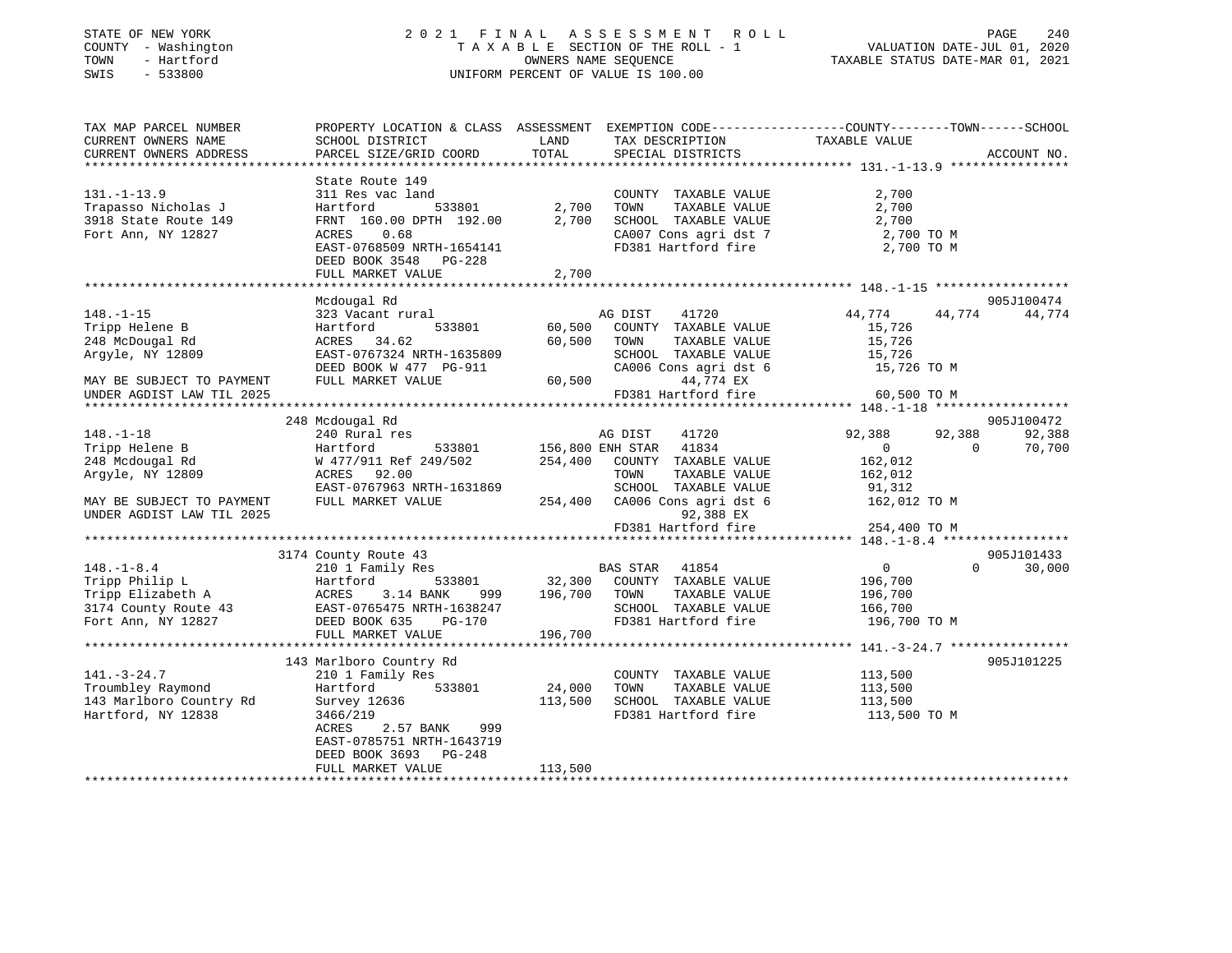STATE OF NEW YORK
COUNTY - Washington
TOWN - Hartford
SWIS - 533800

2 0 2 1 F I N A L A S S E S S M E N T R O L L
T A X A B L E SECTION OF THE ROLL - 1
OWNERS NAME SEQUENCE
UNIFORM PERCENT OF VALUE IS 100.00

VALUATION DATE-JUL 01, 2020
TAXABLE STATUS DATE-MAR 01, 2021

```
TAX MAP PARCEL NUMBER          PROPERTY LOCATION & CLASS  ASSESSMENT  EXEMPTION CODE-----------------COUNTY--------TOWN------SCHOOL
CURRENT OWNERS NAME            SCHOOL DISTRICT              LAND      TAX DESCRIPTION              TAXABLE VALUE
CURRENT OWNERS ADDRESS         PARCEL SIZE/GRID COORD       TOTAL     SPECIAL DISTRICTS                                    ACCOUNT NO.
******************************************************************************************************* 131.-1-13.9 ****************
                               State Route 149
131.-1-13.9                    311 Res vac land                        COUNTY  TAXABLE VALUE           2,700
Trapasso Nicholas J            Hartford          533801       2,700    TOWN    TAXABLE VALUE           2,700
3918 State Route 149           FRNT 160.00 DPTH 192.00        2,700    SCHOOL  TAXABLE VALUE           2,700
Fort Ann, NY 12827             ACRES    0.68                           CA007 Cons agri dst 7            2,700 TO M
                               EAST-0768509 NRTH-1654141               FD381 Hartford fire              2,700 TO M
                               DEED BOOK 3548   PG-228
                               FULL MARKET VALUE              2,700
******************************************************************************************************* 148.-1-15 ******************
                               Mcdougal Rd                                                                              905J100474
148.-1-15                      323 Vacant rural                    AG DIST    41720               44,774      44,774      44,774
Tripp Helene B                 Hartford          533801      60,500   COUNTY  TAXABLE VALUE          15,726
248 McDougal Rd                ACRES   34.62                 60,500   TOWN    TAXABLE VALUE          15,726
Argyle, NY 12809               EAST-0767324 NRTH-1635809              SCHOOL  TAXABLE VALUE          15,726
                               DEED BOOK W 477  PG-911                 CA006 Cons agri dst 6           15,726 TO M
MAY BE SUBJECT TO PAYMENT      FULL MARKET VALUE             60,500         44,774 EX
UNDER AGDIST LAW TIL 2025                                              FD381 Hartford fire             60,500 TO M
******************************************************************************************************* 148.-1-18 ******************
                               248 Mcdougal Rd                                                                          905J100472
148.-1-18                      240 Rural res                       AG DIST    41720               92,388      92,388      92,388
Tripp Helene B                 Hartford          533801     156,800 ENH STAR  41834                    0           0      70,700
248 Mcdougal Rd                W 477/911 Ref 249/502        254,400   COUNTY  TAXABLE VALUE         162,012
Argyle, NY 12809               ACRES   92.00                          TOWN    TAXABLE VALUE         162,012
                               EAST-0767963 NRTH-1631869              SCHOOL  TAXABLE VALUE          91,312
MAY BE SUBJECT TO PAYMENT      FULL MARKET VALUE            254,400   CA006 Cons agri dst 6          162,012 TO M
UNDER AGDIST LAW TIL 2025                                                   92,388 EX
                                                                       FD381 Hartford fire            254,400 TO M
******************************************************************************************************* 148.-1-8.4 *****************
                               3174 County Route 43                                                                     905J101433
148.-1-8.4                     210 1 Family Res                    BAS STAR   41854                    0           0      30,000
Tripp Philip L                 Hartford          533801      32,300   COUNTY  TAXABLE VALUE         196,700
Tripp Elizabeth A              ACRES    3.14 BANK     999   196,700   TOWN    TAXABLE VALUE         196,700
3174 County Route 43           EAST-0765475 NRTH-1638247              SCHOOL  TAXABLE VALUE         166,700
Fort Ann, NY 12827             DEED BOOK 635    PG-170                 FD381 Hartford fire            196,700 TO M
                               FULL MARKET VALUE            196,700
******************************************************************************************************* 141.-3-24.7 ****************
                               143 Marlboro Country Rd                                                                  905J101225
141.-3-24.7                    210 1 Family Res                        COUNTY  TAXABLE VALUE         113,500
Troumbley Raymond              Hartford          533801      24,000    TOWN    TAXABLE VALUE         113,500
143 Marlboro Country Rd        Survey 12636                 113,500    SCHOOL  TAXABLE VALUE         113,500
Hartford, NY 12838             3466/219                                FD381 Hartford fire            113,500 TO M
                               ACRES    2.57 BANK     999
                               EAST-0785751 NRTH-1643719
                               DEED BOOK 3693   PG-248
                               FULL MARKET VALUE            113,500
************************************************************************************************************************************
```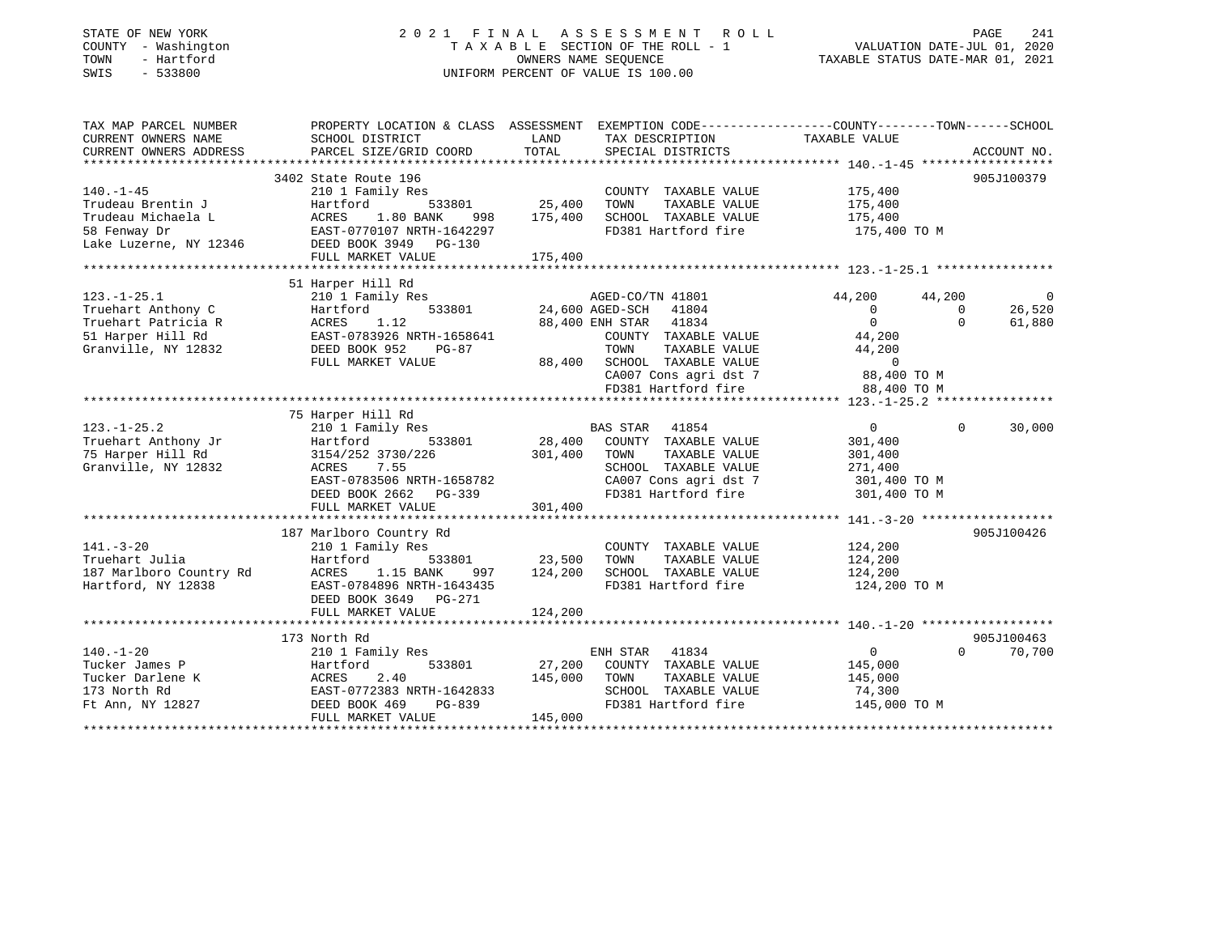STATE OF NEW YORK
COUNTY - Washington
TOWN - Hartford
SWIS - 533800

2021 FINAL ASSESSMENT ROLL
TAXABLE SECTION OF THE ROLL - 1
OWNERS NAME SEQUENCE
UNIFORM PERCENT OF VALUE IS 100.00

VALUATION DATE-JUL 01, 2020
TAXABLE STATUS DATE-MAR 01, 2021

```
TAX MAP PARCEL NUMBER          PROPERTY LOCATION & CLASS  ASSESSMENT  EXEMPTION CODE-----------------COUNTY--------TOWN------SCHOOL
CURRENT OWNERS NAME            SCHOOL DISTRICT               LAND      TAX DESCRIPTION            TAXABLE VALUE
CURRENT OWNERS ADDRESS         PARCEL SIZE/GRID COORD        TOTAL     SPECIAL DISTRICTS                                   ACCOUNT NO.
******************************************************************************************************* 140.-1-45 *****************
                               3402 State Route 196                                                                        905J100379
140.-1-45                      210 1 Family Res                        COUNTY  TAXABLE VALUE            175,400
Trudeau Brentin J              Hartford          533801       25,400   TOWN    TAXABLE VALUE            175,400
Trudeau Michaela L             ACRES    1.80 BANK     998    175,400   SCHOOL  TAXABLE VALUE            175,400
58 Fenway Dr                   EAST-0770107 NRTH-1642297               FD381 Hartford fire               175,400 TO M
Lake Luzerne, NY 12346         DEED BOOK 3949   PG-130
                               FULL MARKET VALUE             175,400
******************************************************************************************************* 123.-1-25.1 ***************
                               51 Harper Hill Rd
123.-1-25.1                    210 1 Family Res                  AGED-CO/TN 41801              44,200      44,200           0
Truehart Anthony C             Hartford          533801       24,600 AGED-SCH   41804                   0           0      26,520
Truehart Patricia R            ACRES    1.12                  88,400 ENH STAR   41834                   0           0      61,880
51 Harper Hill Rd              EAST-0783926 NRTH-1658641               COUNTY  TAXABLE VALUE             44,200
Granville, NY 12832            DEED BOOK 952    PG-87                  TOWN    TAXABLE VALUE             44,200
                               FULL MARKET VALUE              88,400   SCHOOL  TAXABLE VALUE                  0
                                                                       CA007 Cons agri dst 7              88,400 TO M
                                                                       FD381 Hartford fire                88,400 TO M
******************************************************************************************************* 123.-1-25.2 ***************
                               75 Harper Hill Rd
123.-1-25.2                    210 1 Family Res                  BAS STAR   41854                       0           0      30,000
Truehart Anthony Jr            Hartford          533801       28,400   COUNTY  TAXABLE VALUE            301,400
75 Harper Hill Rd              3154/252 3730/226             301,400   TOWN    TAXABLE VALUE            301,400
Granville, NY 12832            ACRES    7.55                           SCHOOL  TAXABLE VALUE            271,400
                               EAST-0783506 NRTH-1658782               CA007 Cons agri dst 7             301,400 TO M
                               DEED BOOK 2662   PG-339                 FD381 Hartford fire               301,400 TO M
                               FULL MARKET VALUE             301,400
******************************************************************************************************* 141.-3-20 *****************
                               187 Marlboro Country Rd                                                                     905J100426
141.-3-20                      210 1 Family Res                        COUNTY  TAXABLE VALUE            124,200
Truehart Julia                 Hartford          533801       23,500   TOWN    TAXABLE VALUE            124,200
187 Marlboro Country Rd        ACRES    1.15 BANK     997    124,200   SCHOOL  TAXABLE VALUE            124,200
Hartford, NY 12838             EAST-0784896 NRTH-1643435               FD381 Hartford fire               124,200 TO M
                               DEED BOOK 3649   PG-271
                               FULL MARKET VALUE             124,200
******************************************************************************************************* 140.-1-20 *****************
                               173 North Rd                                                                                905J100463
140.-1-20                      210 1 Family Res                  ENH STAR   41834                       0           0      70,700
Tucker James P                 Hartford          533801       27,200   COUNTY  TAXABLE VALUE            145,000
Tucker Darlene K               ACRES    2.40                 145,000   TOWN    TAXABLE VALUE            145,000
173 North Rd                   EAST-0772383 NRTH-1642833               SCHOOL  TAXABLE VALUE             74,300
Ft Ann, NY 12827               DEED BOOK 469    PG-839                 FD381 Hartford fire               145,000 TO M
                               FULL MARKET VALUE             145,000
************************************************************************************************************************************
```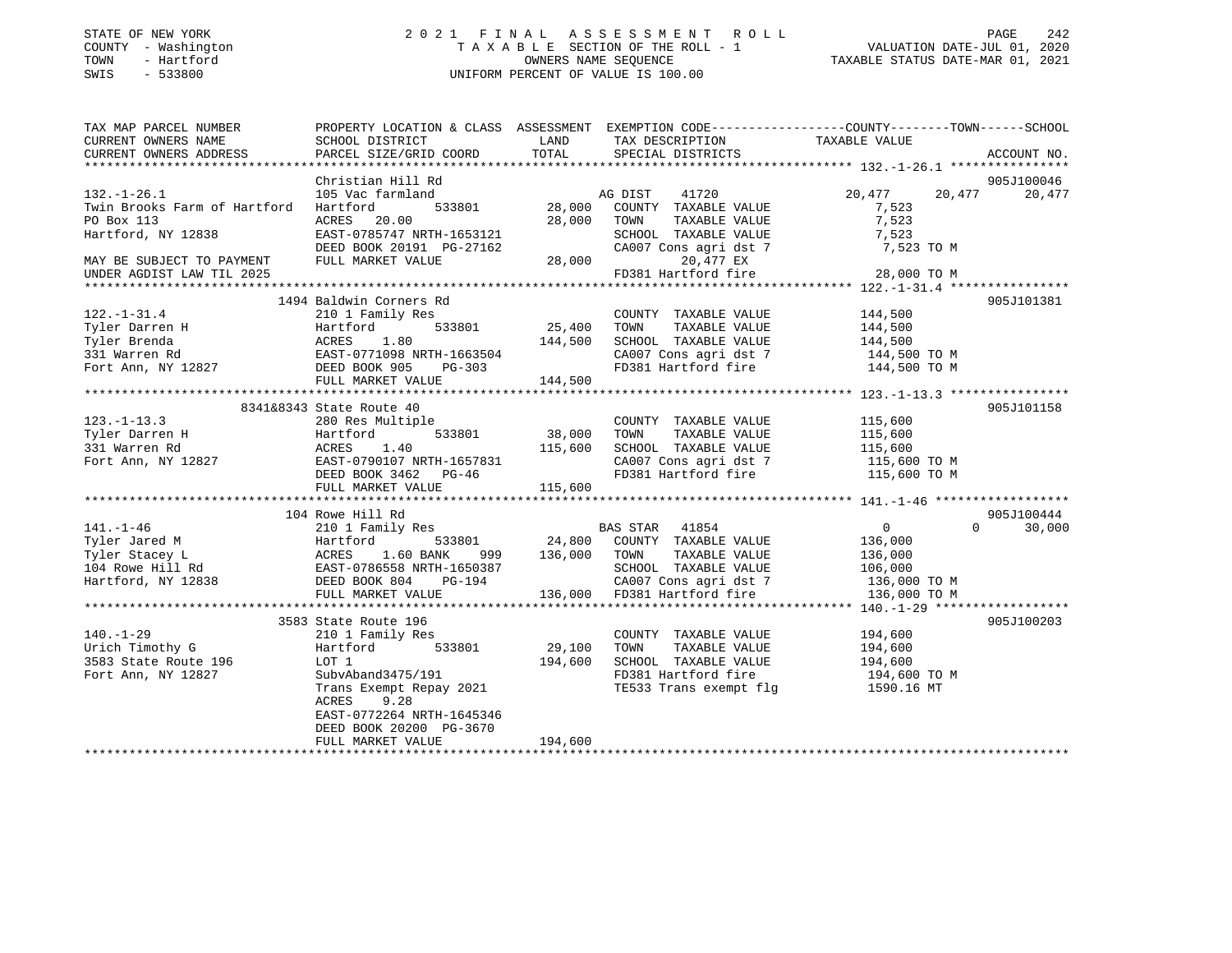STATE OF NEW YORK
COUNTY - Washington
TOWN - Hartford
SWIS - 533800

2021 FINAL ASSESSMENT ROLL
TAXABLE SECTION OF THE ROLL - 1
OWNERS NAME SEQUENCE
UNIFORM PERCENT OF VALUE IS 100.00

VALUATION DATE-JUL 01, 2020
TAXABLE STATUS DATE-MAR 01, 2021

| TAX MAP PARCEL NUMBER / CURRENT OWNERS NAME / CURRENT OWNERS ADDRESS | PROPERTY LOCATION & CLASS / SCHOOL DISTRICT / PARCEL SIZE/GRID COORD | ASSESSMENT LAND | TOTAL | EXEMPTION CODE / TAX DESCRIPTION / SPECIAL DISTRICTS | COUNTY TAXABLE VALUE | TOWN | SCHOOL | ACCOUNT NO. |
|---|---|---|---|---|---|---|---|---|
| **132.-1-26.1** | Christian Hill Rd | | | | | | | 905J100046 |
| 132.-1-26.1 | 105 Vac farmland | | | AG DIST 41720 | 20,477 | 20,477 | 20,477 | |
| Twin Brooks Farm of Hartford | Hartford 533801 | 28,000 | | COUNTY TAXABLE VALUE | 7,523 | | | |
| PO Box 113 | ACRES 20.00 | | 28,000 | TOWN TAXABLE VALUE | 7,523 | | | |
| Hartford, NY 12838 | EAST-0785747 NRTH-1653121 | | | SCHOOL TAXABLE VALUE | 7,523 | | | |
| | DEED BOOK 20191 PG-27162 | | | CA007 Cons agri dst 7 | 7,523 TO M | | | |
| MAY BE SUBJECT TO PAYMENT | FULL MARKET VALUE | | 28,000 | 20,477 EX | | | | |
| UNDER AGDIST LAW TIL 2025 | | | | FD381 Hartford fire | 28,000 TO M | | | |
| **122.-1-31.4** | 1494 Baldwin Corners Rd | | | | | | | 905J101381 |
| 122.-1-31.4 | 210 1 Family Res | | | COUNTY TAXABLE VALUE | 144,500 | | | |
| Tyler Darren H | Hartford 533801 | 25,400 | | TOWN TAXABLE VALUE | 144,500 | | | |
| Tyler Brenda | ACRES 1.80 | | 144,500 | SCHOOL TAXABLE VALUE | 144,500 | | | |
| 331 Warren Rd | EAST-0771098 NRTH-1663504 | | | CA007 Cons agri dst 7 | 144,500 TO M | | | |
| Fort Ann, NY 12827 | DEED BOOK 905 PG-303 | | | FD381 Hartford fire | 144,500 TO M | | | |
| | FULL MARKET VALUE | | 144,500 | | | | | |
| **123.-1-13.3** | 8341&8343 State Route 40 | | | | | | | 905J101158 |
| 123.-1-13.3 | 280 Res Multiple | | | COUNTY TAXABLE VALUE | 115,600 | | | |
| Tyler Darren H | Hartford 533801 | 38,000 | | TOWN TAXABLE VALUE | 115,600 | | | |
| 331 Warren Rd | ACRES 1.40 | | 115,600 | SCHOOL TAXABLE VALUE | 115,600 | | | |
| Fort Ann, NY 12827 | EAST-0790107 NRTH-1657831 | | | CA007 Cons agri dst 7 | 115,600 TO M | | | |
| | DEED BOOK 3462 PG-46 | | | FD381 Hartford fire | 115,600 TO M | | | |
| | FULL MARKET VALUE | | 115,600 | | | | | |
| **141.-1-46** | 104 Rowe Hill Rd | | | | | | | 905J100444 |
| 141.-1-46 | 210 1 Family Res | | | BAS STAR 41854 | 0 | 0 | 30,000 | |
| Tyler Jared M | Hartford 533801 | 24,800 | | COUNTY TAXABLE VALUE | 136,000 | | | |
| Tyler Stacey L | ACRES 1.60 BANK 999 | | 136,000 | TOWN TAXABLE VALUE | 136,000 | | | |
| 104 Rowe Hill Rd | EAST-0786558 NRTH-1650387 | | | SCHOOL TAXABLE VALUE | 106,000 | | | |
| Hartford, NY 12838 | DEED BOOK 804 PG-194 | | | CA007 Cons agri dst 7 | 136,000 TO M | | | |
| | FULL MARKET VALUE | | 136,000 | FD381 Hartford fire | 136,000 TO M | | | |
| **140.-1-29** | 3583 State Route 196 | | | | | | | 905J100203 |
| 140.-1-29 | 210 1 Family Res | | | COUNTY TAXABLE VALUE | 194,600 | | | |
| Urich Timothy G | Hartford 533801 | 29,100 | | TOWN TAXABLE VALUE | 194,600 | | | |
| 3583 State Route 196 | LOT 1 | | 194,600 | SCHOOL TAXABLE VALUE | 194,600 | | | |
| Fort Ann, NY 12827 | SubvAband3475/191 | | | FD381 Hartford fire | 194,600 TO M | | | |
| | Trans Exempt Repay 2021 | | | TE533 Trans exempt flg | 1590.16 MT | | | |
| | ACRES 9.28 | | | | | | | |
| | EAST-0772264 NRTH-1645346 | | | | | | | |
| | DEED BOOK 20200 PG-3670 | | | | | | | |
| | FULL MARKET VALUE | | 194,600 | | | | | |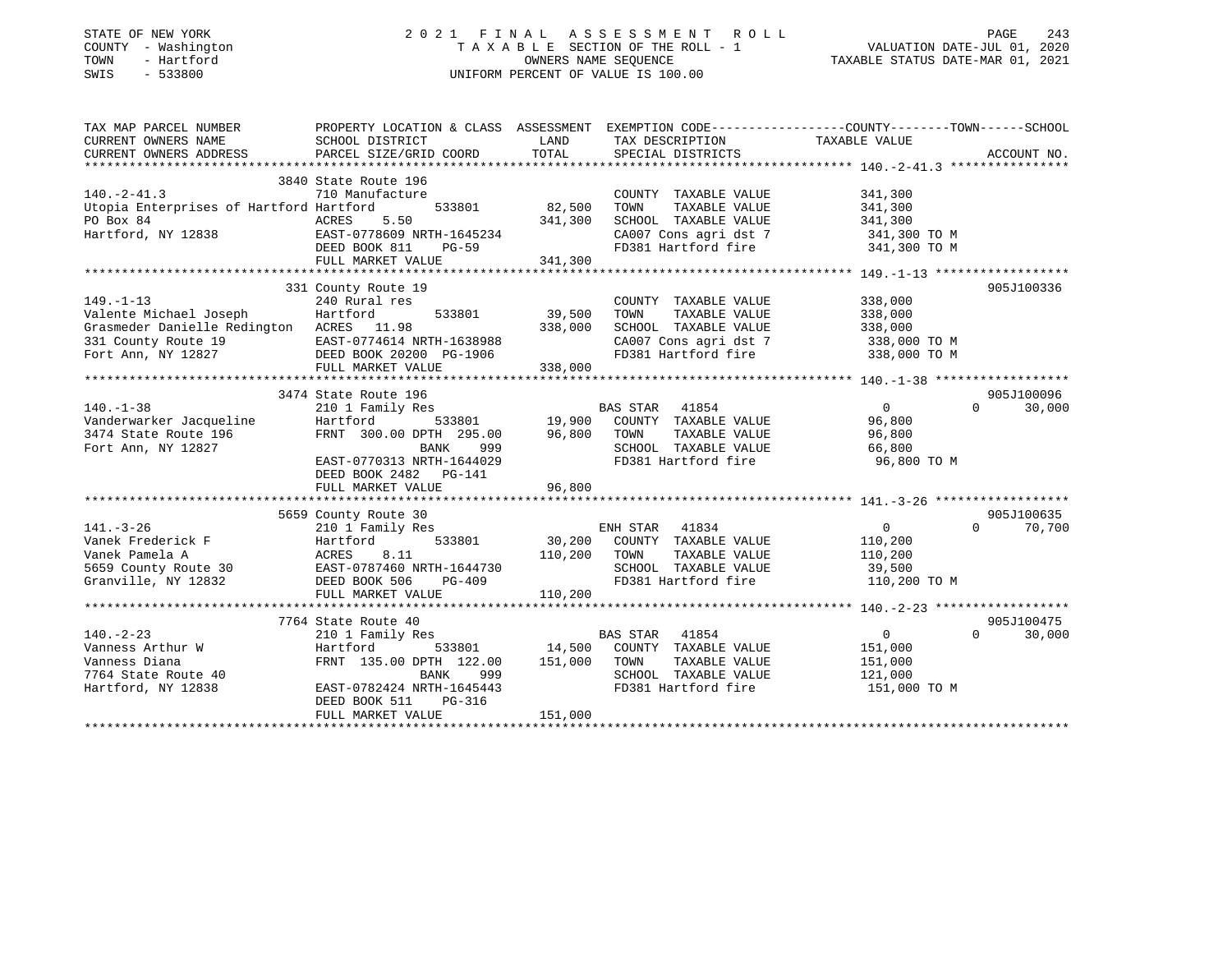STATE OF NEW YORK
COUNTY - Washington
TOWN - Hartford
SWIS - 533800

2021 FINAL ASSESSMENT ROLL
TAXABLE SECTION OF THE ROLL - 1
OWNERS NAME SEQUENCE
UNIFORM PERCENT OF VALUE IS 100.00

VALUATION DATE-JUL 01, 2020
TAXABLE STATUS DATE-MAR 01, 2021

| TAX MAP PARCEL NUMBER / CURRENT OWNERS NAME / CURRENT OWNERS ADDRESS | PROPERTY LOCATION & CLASS / SCHOOL DISTRICT / PARCEL SIZE/GRID COORD | ASSESSMENT LAND / TOTAL | EXEMPTION CODE / TAX DESCRIPTION / SPECIAL DISTRICTS | COUNTY | TOWN | SCHOOL / TAXABLE VALUE | ACCOUNT NO. |
|---|---|---|---|---|---|---|---|
| **140.-2-41.3** | 3840 State Route 196 | | | | | | |
| 140.-2-41.3 | 710 Manufacture | | COUNTY TAXABLE VALUE | 341,300 | | | |
| Utopia Enterprises of Hartford | Hartford 533801 | 82,500 | TOWN TAXABLE VALUE | | 341,300 | | |
| PO Box 84 | ACRES 5.50 | 341,300 | SCHOOL TAXABLE VALUE | | | 341,300 | |
| Hartford, NY 12838 | EAST-0778609 NRTH-1645234 | | CA007 Cons agri dst 7 | 341,300 TO M | | | |
| | DEED BOOK 811 PG-59 | | FD381 Hartford fire | 341,300 TO M | | | |
| | FULL MARKET VALUE | 341,300 | | | | | |
| **149.-1-13** | 331 County Route 19 | | | | | | 905J100336 |
| 149.-1-13 | 240 Rural res | | COUNTY TAXABLE VALUE | 338,000 | | | |
| Valente Michael Joseph | Hartford 533801 | 39,500 | TOWN TAXABLE VALUE | | 338,000 | | |
| Grasmeder Danielle Redington | ACRES 11.98 | 338,000 | SCHOOL TAXABLE VALUE | | | 338,000 | |
| 331 County Route 19 | EAST-0774614 NRTH-1638988 | | CA007 Cons agri dst 7 | 338,000 TO M | | | |
| Fort Ann, NY 12827 | DEED BOOK 20200 PG-1906 | | FD381 Hartford fire | 338,000 TO M | | | |
| | FULL MARKET VALUE | 338,000 | | | | | |
| **140.-1-38** | 3474 State Route 196 | | | | | | 905J100096 |
| 140.-1-38 | 210 1 Family Res | | BAS STAR 41854 | 0 | 0 | 30,000 | |
| Vanderwarker Jacqueline | Hartford 533801 | 19,900 | COUNTY TAXABLE VALUE | 96,800 | | | |
| 3474 State Route 196 | FRNT 300.00 DPTH 295.00 | 96,800 | TOWN TAXABLE VALUE | | 96,800 | | |
| Fort Ann, NY 12827 | BANK 999 | | SCHOOL TAXABLE VALUE | | | 66,800 | |
| | EAST-0770313 NRTH-1644029 | | FD381 Hartford fire | 96,800 TO M | | | |
| | DEED BOOK 2482 PG-141 | | | | | | |
| | FULL MARKET VALUE | 96,800 | | | | | |
| **141.-3-26** | 5659 County Route 30 | | | | | | 905J100635 |
| 141.-3-26 | 210 1 Family Res | | ENH STAR 41834 | 0 | 0 | 70,700 | |
| Vanek Frederick F | Hartford 533801 | 30,200 | COUNTY TAXABLE VALUE | 110,200 | | | |
| Vanek Pamela A | ACRES 8.11 | 110,200 | TOWN TAXABLE VALUE | | 110,200 | | |
| 5659 County Route 30 | EAST-0787460 NRTH-1644730 | | SCHOOL TAXABLE VALUE | | | 39,500 | |
| Granville, NY 12832 | DEED BOOK 506 PG-409 | | FD381 Hartford fire | 110,200 TO M | | | |
| | FULL MARKET VALUE | 110,200 | | | | | |
| **140.-2-23** | 7764 State Route 40 | | | | | | 905J100475 |
| 140.-2-23 | 210 1 Family Res | | BAS STAR 41854 | 0 | 0 | 30,000 | |
| Vanness Arthur W | Hartford 533801 | 14,500 | COUNTY TAXABLE VALUE | 151,000 | | | |
| Vanness Diana | FRNT 135.00 DPTH 122.00 | 151,000 | TOWN TAXABLE VALUE | | 151,000 | | |
| 7764 State Route 40 | BANK 999 | | SCHOOL TAXABLE VALUE | | | 121,000 | |
| Hartford, NY 12838 | EAST-0782424 NRTH-1645443 | | FD381 Hartford fire | 151,000 TO M | | | |
| | DEED BOOK 511 PG-316 | | | | | | |
| | FULL MARKET VALUE | 151,000 | | | | | |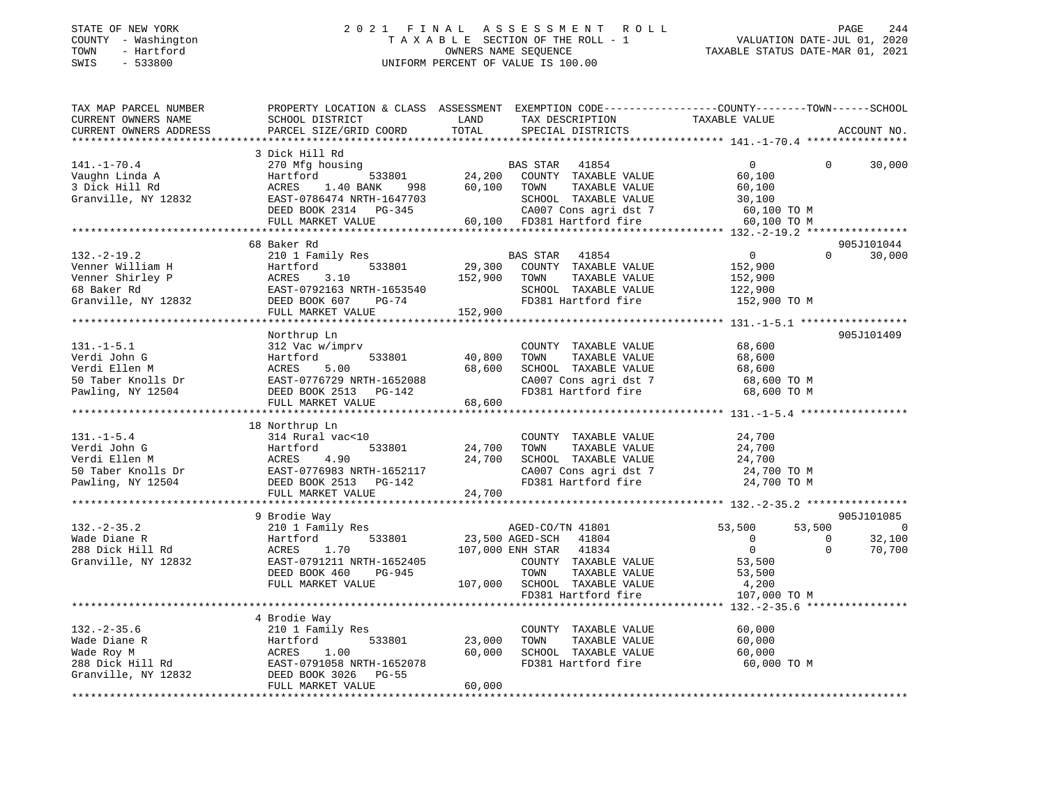STATE OF NEW YORK
COUNTY - Washington
TOWN - Hartford
SWIS - 533800

2021 FINAL ASSESSMENT ROLL
TAXABLE SECTION OF THE ROLL - 1
OWNERS NAME SEQUENCE
UNIFORM PERCENT OF VALUE IS 100.00

VALUATION DATE-JUL 01, 2020
TAXABLE STATUS DATE-MAR 01, 2021

```
TAX MAP PARCEL NUMBER          PROPERTY LOCATION & CLASS  ASSESSMENT  EXEMPTION CODE------------------COUNTY--------TOWN------SCHOOL
CURRENT OWNERS NAME            SCHOOL DISTRICT               LAND      TAX DESCRIPTION            TAXABLE VALUE
CURRENT OWNERS ADDRESS         PARCEL SIZE/GRID COORD        TOTAL     SPECIAL DISTRICTS                                   ACCOUNT NO.
******************************************************************************************************* 141.-1-70.4 ****************
                               3 Dick Hill Rd
141.-1-70.4                    270 Mfg housing                          BAS STAR   41854               0            0      30,000
Vaughn Linda A                 Hartford          533801       24,200    COUNTY  TAXABLE VALUE          60,100
3 Dick Hill Rd                 ACRES    1.40 BANK     998     60,100    TOWN    TAXABLE VALUE          60,100
Granville, NY 12832            EAST-0786474 NRTH-1647703                SCHOOL  TAXABLE VALUE          30,100
                               DEED BOOK 2314   PG-345                  CA007 Cons agri dst 7           60,100 TO M
                               FULL MARKET VALUE              60,100    FD381 Hartford fire             60,100 TO M
******************************************************************************************************* 132.-2-19.2 ****************
                               68 Baker Rd                                                                         905J101044
132.-2-19.2                    210 1 Family Res                         BAS STAR   41854               0            0      30,000
Venner William H               Hartford          533801       29,300    COUNTY  TAXABLE VALUE         152,900
Venner Shirley P               ACRES    3.10                 152,900    TOWN    TAXABLE VALUE         152,900
68 Baker Rd                    EAST-0792163 NRTH-1653540                SCHOOL  TAXABLE VALUE         122,900
Granville, NY 12832            DEED BOOK 607    PG-74                   FD381 Hartford fire            152,900 TO M
                               FULL MARKET VALUE             152,900
******************************************************************************************************* 131.-1-5.1 *****************
                               Northrup Ln                                                                         905J101409
131.-1-5.1                     312 Vac w/imprv                          COUNTY  TAXABLE VALUE          68,600
Verdi John G                   Hartford          533801       40,800    TOWN    TAXABLE VALUE          68,600
Verdi Ellen M                  ACRES    5.00                  68,600    SCHOOL  TAXABLE VALUE          68,600
50 Taber Knolls Dr             EAST-0776729 NRTH-1652088                CA007 Cons agri dst 7           68,600 TO M
Pawling, NY 12504              DEED BOOK 2513   PG-142                  FD381 Hartford fire             68,600 TO M
                               FULL MARKET VALUE              68,600
******************************************************************************************************* 131.-1-5.4 *****************
                               18 Northrup Ln
131.-1-5.4                     314 Rural vac<10                         COUNTY  TAXABLE VALUE          24,700
Verdi John G                   Hartford          533801       24,700    TOWN    TAXABLE VALUE          24,700
Verdi Ellen M                  ACRES    4.90                  24,700    SCHOOL  TAXABLE VALUE          24,700
50 Taber Knolls Dr             EAST-0776983 NRTH-1652117                CA007 Cons agri dst 7           24,700 TO M
Pawling, NY 12504              DEED BOOK 2513   PG-142                  FD381 Hartford fire             24,700 TO M
                               FULL MARKET VALUE              24,700
******************************************************************************************************* 132.-2-35.2 ****************
                               9 Brodie Way                                                                        905J101085
132.-2-35.2                    210 1 Family Res                         AGED-CO/TN 41801           53,500       53,500           0
Wade Diane R                   Hartford          533801       23,500 AGED-SCH   41804                   0            0      32,100
288 Dick Hill Rd               ACRES    1.70                 107,000 ENH STAR   41834                   0            0      70,700
Granville, NY 12832            EAST-0791211 NRTH-1652405                COUNTY  TAXABLE VALUE          53,500
                               DEED BOOK 460    PG-945                  TOWN    TAXABLE VALUE          53,500
                               FULL MARKET VALUE             107,000    SCHOOL  TAXABLE VALUE           4,200
                                                                        FD381 Hartford fire            107,000 TO M
******************************************************************************************************* 132.-2-35.6 ****************
                               4 Brodie Way
132.-2-35.6                    210 1 Family Res                         COUNTY  TAXABLE VALUE          60,000
Wade Diane R                   Hartford          533801       23,000    TOWN    TAXABLE VALUE          60,000
Wade Roy M                     ACRES    1.00                  60,000    SCHOOL  TAXABLE VALUE          60,000
288 Dick Hill Rd               EAST-0791058 NRTH-1652078                FD381 Hartford fire             60,000 TO M
Granville, NY 12832            DEED BOOK 3026   PG-55
                               FULL MARKET VALUE              60,000
************************************************************************************************************************************
```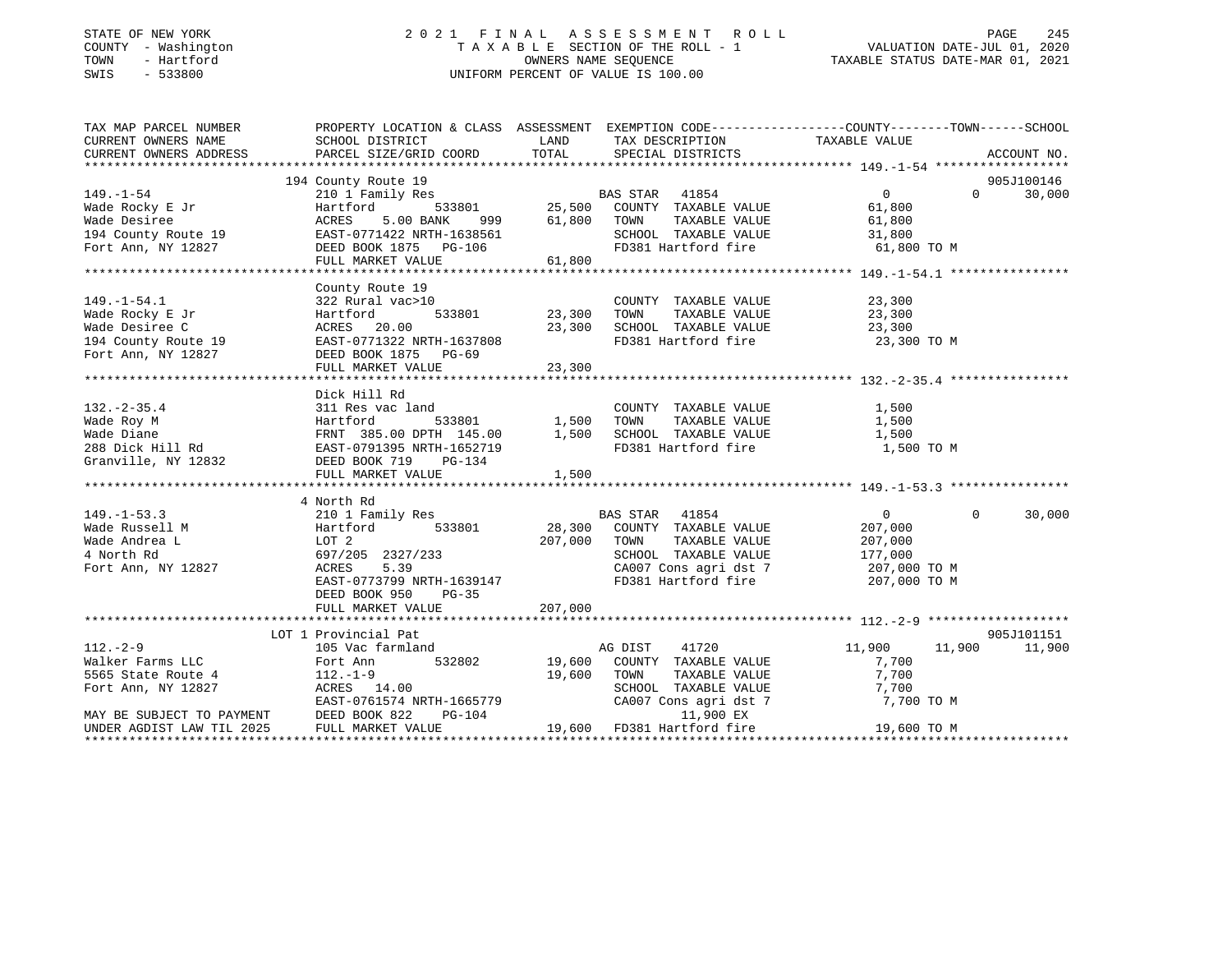STATE OF NEW YORK
COUNTY - Washington
TOWN - Hartford
SWIS - 533800

2021 FINAL ASSESSMENT ROLL
TAXABLE SECTION OF THE ROLL - 1
OWNERS NAME SEQUENCE
UNIFORM PERCENT OF VALUE IS 100.00

VALUATION DATE-JUL 01, 2020
TAXABLE STATUS DATE-MAR 01, 2021

| TAX MAP PARCEL NUMBER / CURRENT OWNERS NAME / CURRENT OWNERS ADDRESS | PROPERTY LOCATION & CLASS / SCHOOL DISTRICT / PARCEL SIZE/GRID COORD | ASSESSMENT LAND | TOTAL | EXEMPTION CODE / TAX DESCRIPTION / SPECIAL DISTRICTS | COUNTY TAXABLE VALUE | TOWN | SCHOOL | ACCOUNT NO. |
|---|---|---|---|---|---|---|---|---|
| **149.-1-54** | 194 County Route 19 | | | | | | | 905J100146 |
| 149.-1-54 | 210 1 Family Res | | | BAS STAR 41854 | 0 | 0 | 30,000 | |
| Wade Rocky E Jr | Hartford 533801 | 25,500 | | COUNTY TAXABLE VALUE | 61,800 | | | |
| Wade Desiree | ACRES 5.00 BANK 999 | | 61,800 | TOWN TAXABLE VALUE | 61,800 | | | |
| 194 County Route 19 | EAST-0771422 NRTH-1638561 | | | SCHOOL TAXABLE VALUE | 31,800 | | | |
| Fort Ann, NY 12827 | DEED BOOK 1875 PG-106 | | | FD381 Hartford fire | 61,800 TO M | | | |
| | FULL MARKET VALUE | | 61,800 | | | | | |
| **149.-1-54.1** | County Route 19 | | | | | | | |
| 149.-1-54.1 | 322 Rural vac>10 | | | COUNTY TAXABLE VALUE | 23,300 | | | |
| Wade Rocky E Jr | Hartford 533801 | 23,300 | | TOWN TAXABLE VALUE | 23,300 | | | |
| Wade Desiree C | ACRES 20.00 | | 23,300 | SCHOOL TAXABLE VALUE | 23,300 | | | |
| 194 County Route 19 | EAST-0771322 NRTH-1637808 | | | FD381 Hartford fire | 23,300 TO M | | | |
| Fort Ann, NY 12827 | DEED BOOK 1875 PG-69 | | | | | | | |
| | FULL MARKET VALUE | | 23,300 | | | | | |
| **132.-2-35.4** | Dick Hill Rd | | | | | | | |
| 132.-2-35.4 | 311 Res vac land | | | COUNTY TAXABLE VALUE | 1,500 | | | |
| Wade Roy M | Hartford 533801 | 1,500 | | TOWN TAXABLE VALUE | 1,500 | | | |
| Wade Diane | FRNT 385.00 DPTH 145.00 | | 1,500 | SCHOOL TAXABLE VALUE | 1,500 | | | |
| 288 Dick Hill Rd | EAST-0791395 NRTH-1652719 | | | FD381 Hartford fire | 1,500 TO M | | | |
| Granville, NY 12832 | DEED BOOK 719 PG-134 | | | | | | | |
| | FULL MARKET VALUE | | 1,500 | | | | | |
| **149.-1-53.3** | 4 North Rd | | | | | | | |
| 149.-1-53.3 | 210 1 Family Res | | | BAS STAR 41854 | 0 | 0 | 30,000 | |
| Wade Russell M | Hartford 533801 | 28,300 | | COUNTY TAXABLE VALUE | 207,000 | | | |
| Wade Andrea L | LOT 2 | | 207,000 | TOWN TAXABLE VALUE | 207,000 | | | |
| 4 North Rd | 697/205 2327/233 | | | SCHOOL TAXABLE VALUE | 177,000 | | | |
| Fort Ann, NY 12827 | ACRES 5.39 | | | CA007 Cons agri dst 7 | 207,000 TO M | | | |
| | EAST-0773799 NRTH-1639147 | | | FD381 Hartford fire | 207,000 TO M | | | |
| | DEED BOOK 950 PG-35 | | | | | | | |
| | FULL MARKET VALUE | | 207,000 | | | | | |
| **112.-2-9** | LOT 1 Provincial Pat | | | | | | | 905J101151 |
| 112.-2-9 | 105 Vac farmland | | | AG DIST 41720 | 11,900 | 11,900 | 11,900 | |
| Walker Farms LLC | Fort Ann 532802 | 19,600 | | COUNTY TAXABLE VALUE | 7,700 | | | |
| 5565 State Route 4 | 112.-1-9 | | 19,600 | TOWN TAXABLE VALUE | 7,700 | | | |
| Fort Ann, NY 12827 | ACRES 14.00 | | | SCHOOL TAXABLE VALUE | 7,700 | | | |
| | EAST-0761574 NRTH-1665779 | | | CA007 Cons agri dst 7 | 7,700 TO M | | | |
| MAY BE SUBJECT TO PAYMENT | DEED BOOK 822 PG-104 | | | 11,900 EX | | | | |
| UNDER AGDIST LAW TIL 2025 | FULL MARKET VALUE | | 19,600 | FD381 Hartford fire | 19,600 TO M | | | |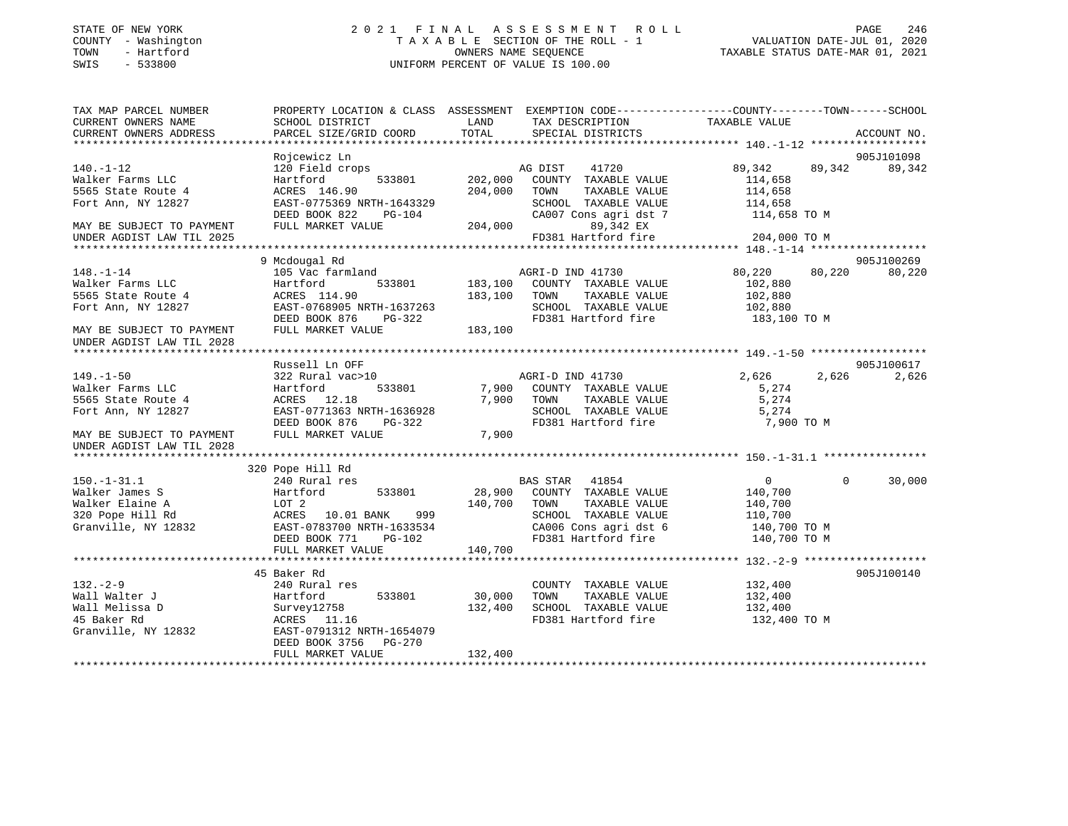STATE OF NEW YORK
COUNTY - Washington
TOWN - Hartford
SWIS - 533800

2 0 2 1 F I N A L A S S E S S M E N T R O L L
T A X A B L E SECTION OF THE ROLL - 1
OWNERS NAME SEQUENCE
UNIFORM PERCENT OF VALUE IS 100.00

VALUATION DATE-JUL 01, 2020
TAXABLE STATUS DATE-MAR 01, 2021

```
TAX MAP PARCEL NUMBER          PROPERTY LOCATION & CLASS  ASSESSMENT  EXEMPTION CODE------------------COUNTY--------TOWN------SCHOOL
CURRENT OWNERS NAME            SCHOOL DISTRICT             LAND       TAX DESCRIPTION            TAXABLE VALUE
CURRENT OWNERS ADDRESS         PARCEL SIZE/GRID COORD      TOTAL      SPECIAL DISTRICTS                                    ACCOUNT NO.
******************************************************************************************** 140.-1-12 ******************
                               Rojcewicz Ln                                                                              905J101098
140.-1-12                      120 Field crops                        AG DIST    41720              89,342      89,342      89,342
Walker Farms LLC               Hartford          533801     202,000   COUNTY  TAXABLE VALUE         114,658
5565 State Route 4             ACRES 146.90                 204,000   TOWN    TAXABLE VALUE         114,658
Fort Ann, NY 12827             EAST-0775369 NRTH-1643329              SCHOOL  TAXABLE VALUE         114,658
                               DEED BOOK 822    PG-104                CA007 Cons agri dst 7          114,658 TO M
MAY BE SUBJECT TO PAYMENT      FULL MARKET VALUE            204,000          89,342 EX
UNDER AGDIST LAW TIL 2025                                             FD381 Hartford fire            204,000 TO M
******************************************************************************************** 148.-1-14 ******************
                             9 Mcdougal Rd                                                                               905J100269
148.-1-14                      105 Vac farmland                       AGRI-D IND 41730              80,220      80,220      80,220
Walker Farms LLC               Hartford          533801     183,100   COUNTY  TAXABLE VALUE         102,880
5565 State Route 4             ACRES 114.90                 183,100   TOWN    TAXABLE VALUE         102,880
Fort Ann, NY 12827             EAST-0768905 NRTH-1637263              SCHOOL  TAXABLE VALUE         102,880
                               DEED BOOK 876    PG-322                FD381 Hartford fire            183,100 TO M
MAY BE SUBJECT TO PAYMENT      FULL MARKET VALUE            183,100
UNDER AGDIST LAW TIL 2028
******************************************************************************************** 149.-1-50 ******************
                               Russell Ln OFF                                                                            905J100617
149.-1-50                      322 Rural vac>10                       AGRI-D IND 41730               2,626       2,626       2,626
Walker Farms LLC               Hartford          533801       7,900   COUNTY  TAXABLE VALUE           5,274
5565 State Route 4             ACRES  12.18                   7,900   TOWN    TAXABLE VALUE           5,274
Fort Ann, NY 12827             EAST-0771363 NRTH-1636928              SCHOOL  TAXABLE VALUE           5,274
                               DEED BOOK 876    PG-322                FD381 Hartford fire              7,900 TO M
MAY BE SUBJECT TO PAYMENT      FULL MARKET VALUE              7,900
UNDER AGDIST LAW TIL 2028
******************************************************************************************** 150.-1-31.1 ****************
                           320 Pope Hill Rd
150.-1-31.1                    240 Rural res                          BAS STAR   41854                   0           0      30,000
Walker James S                 Hartford          533801      28,900   COUNTY  TAXABLE VALUE         140,700
Walker Elaine A                LOT 2                        140,700   TOWN    TAXABLE VALUE         140,700
320 Pope Hill Rd               ACRES  10.01 BANK     999              SCHOOL  TAXABLE VALUE         110,700
Granville, NY 12832            EAST-0783700 NRTH-1633534              CA006 Cons agri dst 6          140,700 TO M
                               DEED BOOK 771    PG-102                FD381 Hartford fire            140,700 TO M
                               FULL MARKET VALUE            140,700
******************************************************************************************** 132.-2-9 *******************
                            45 Baker Rd                                                                                  905J100140
132.-2-9                       240 Rural res                          COUNTY  TAXABLE VALUE         132,400
Wall Walter J                  Hartford          533801      30,000   TOWN    TAXABLE VALUE         132,400
Wall Melissa D                 Survey12758                  132,400   SCHOOL  TAXABLE VALUE         132,400
45 Baker Rd                    ACRES  11.16                           FD381 Hartford fire            132,400 TO M
Granville, NY 12832            EAST-0791312 NRTH-1654079
                               DEED BOOK 3756   PG-270
                               FULL MARKET VALUE            132,400
****************************************************************************************************************************
```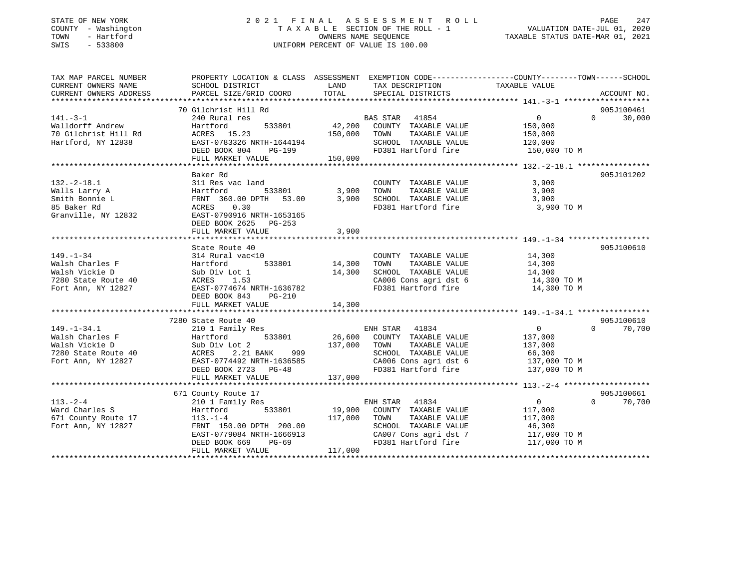STATE OF NEW YORK
COUNTY - Washington
TOWN - Hartford
SWIS - 533800

2021 FINAL ASSESSMENT ROLL
TAXABLE SECTION OF THE ROLL - 1
OWNERS NAME SEQUENCE
UNIFORM PERCENT OF VALUE IS 100.00

VALUATION DATE-JUL 01, 2020
TAXABLE STATUS DATE-MAR 01, 2021

```
TAX MAP PARCEL NUMBER          PROPERTY LOCATION & CLASS  ASSESSMENT  EXEMPTION CODE-----------------COUNTY--------TOWN------SCHOOL
CURRENT OWNERS NAME            SCHOOL DISTRICT                LAND      TAX DESCRIPTION              TAXABLE VALUE
CURRENT OWNERS ADDRESS         PARCEL SIZE/GRID COORD         TOTAL     SPECIAL DISTRICTS                                  ACCOUNT NO.
******************************************************************************************************* 141.-3-1 *******************
                               70 Gilchrist Hill Rd                                                                        905J100461
141.-3-1                       240 Rural res                            BAS STAR  41854                   0            0     30,000
Walldorff Andrew               Hartford          533801        42,200   COUNTY  TAXABLE VALUE          150,000
70 Gilchrist Hill Rd           ACRES   15.23                  150,000   TOWN    TAXABLE VALUE          150,000
Hartford, NY 12838             EAST-0783326 NRTH-1644194                SCHOOL  TAXABLE VALUE          120,000
                               DEED BOOK 804    PG-199                  FD381 Hartford fire            150,000 TO M
                               FULL MARKET VALUE              150,000
******************************************************************************************************* 132.-2-18.1 ****************
                               Baker Rd                                                                                    905J101202
132.-2-18.1                    311 Res vac land                         COUNTY  TAXABLE VALUE            3,900
Walls Larry A                  Hartford          533801         3,900   TOWN    TAXABLE VALUE            3,900
Smith Bonnie L                 FRNT 360.00 DPTH  53.00          3,900   SCHOOL  TAXABLE VALUE            3,900
85 Baker Rd                    ACRES    0.30                            FD381 Hartford fire              3,900 TO M
Granville, NY 12832            EAST-0790916 NRTH-1653165
                               DEED BOOK 2625   PG-253
                               FULL MARKET VALUE                3,900
******************************************************************************************************* 149.-1-34 ******************
                               State Route 40                                                                              905J100610
149.-1-34                      314 Rural vac<10                         COUNTY  TAXABLE VALUE           14,300
Walsh Charles F                Hartford          533801        14,300   TOWN    TAXABLE VALUE           14,300
Walsh Vickie D                 Sub Div Lot 1                   14,300   SCHOOL  TAXABLE VALUE           14,300
7280 State Route 40            ACRES    1.53                            CA006 Cons agri dst 6           14,300 TO M
Fort Ann, NY 12827             EAST-0774674 NRTH-1636782                FD381 Hartford fire             14,300 TO M
                               DEED BOOK 843    PG-210
                               FULL MARKET VALUE               14,300
******************************************************************************************************* 149.-1-34.1 ****************
                               7280 State Route 40                                                                         905J100610
149.-1-34.1                    210 1 Family Res                         ENH STAR  41834                   0            0     70,700
Walsh Charles F                Hartford          533801        26,600   COUNTY  TAXABLE VALUE          137,000
Walsh Vickie D                 Sub Div Lot 2                  137,000   TOWN    TAXABLE VALUE          137,000
7280 State Route 40            ACRES    2.21 BANK     999               SCHOOL  TAXABLE VALUE           66,300
Fort Ann, NY 12827             EAST-0774492 NRTH-1636585                CA006 Cons agri dst 6          137,000 TO M
                               DEED BOOK 2723   PG-48                   FD381 Hartford fire            137,000 TO M
                               FULL MARKET VALUE              137,000
******************************************************************************************************* 113.-2-4 *******************
                               671 County Route 17                                                                         905J100661
113.-2-4                       210 1 Family Res                         ENH STAR  41834                   0            0     70,700
Ward Charles S                 Hartford          533801        19,900   COUNTY  TAXABLE VALUE          117,000
671 County Route 17            113.-1-4                       117,000   TOWN    TAXABLE VALUE          117,000
Fort Ann, NY 12827             FRNT 150.00 DPTH 200.00                  SCHOOL  TAXABLE VALUE           46,300
                               EAST-0779084 NRTH-1666913                CA007 Cons agri dst 7          117,000 TO M
                               DEED BOOK 669    PG-69                   FD381 Hartford fire            117,000 TO M
                               FULL MARKET VALUE              117,000
************************************************************************************************************************************
```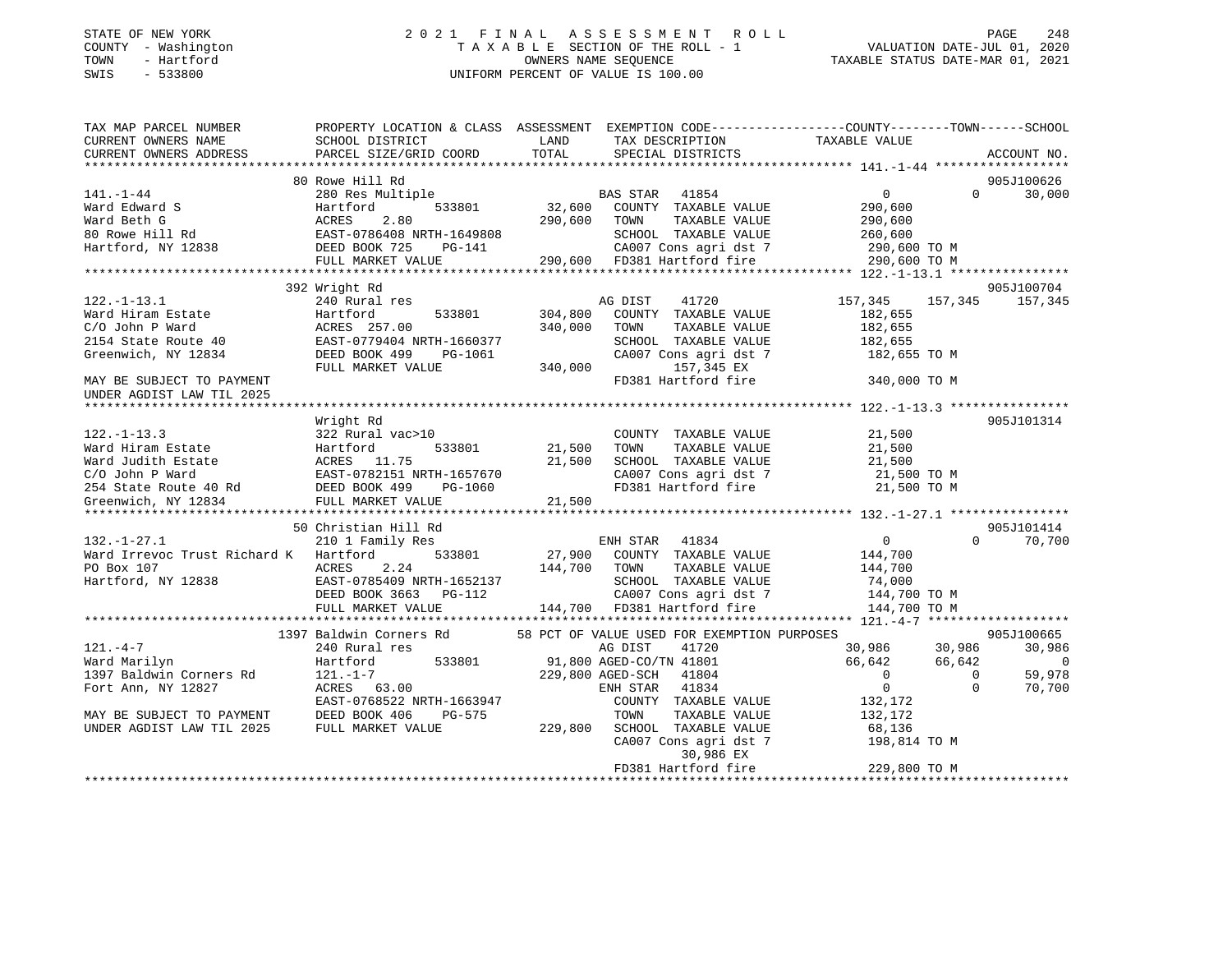STATE OF NEW YORK
COUNTY - Washington
TOWN - Hartford
SWIS - 533800

# 2021 FINAL ASSESSMENT ROLL
TAXABLE SECTION OF THE ROLL - 1
OWNERS NAME SEQUENCE
UNIFORM PERCENT OF VALUE IS 100.00

VALUATION DATE-JUL 01, 2020
TAXABLE STATUS DATE-MAR 01, 2021

```
TAX MAP PARCEL NUMBER          PROPERTY LOCATION & CLASS  ASSESSMENT  EXEMPTION CODE-----------------COUNTY--------TOWN------SCHOOL
CURRENT OWNERS NAME            SCHOOL DISTRICT             LAND        TAX DESCRIPTION            TAXABLE VALUE
CURRENT OWNERS ADDRESS         PARCEL SIZE/GRID COORD      TOTAL       SPECIAL DISTRICTS                                     ACCOUNT NO.
****************************************************************************************************** 141.-1-44 ******************
                               80 Rowe Hill Rd                                                                            905J100626
141.-1-44                      280 Res Multiple                        BAS STAR   41854                    0          0     30,000
Ward Edward S                  Hartford        533801       32,600     COUNTY  TAXABLE VALUE          290,600
Ward Beth G                    ACRES    2.80               290,600     TOWN    TAXABLE VALUE          290,600
80 Rowe Hill Rd                EAST-0786408 NRTH-1649808               SCHOOL  TAXABLE VALUE          260,600
Hartford, NY 12838             DEED BOOK 725    PG-141                 CA007 Cons agri dst 7           290,600 TO M
                               FULL MARKET VALUE           290,600     FD381 Hartford fire             290,600 TO M
****************************************************************************************************** 122.-1-13.1 ****************
                               392 Wright Rd                                                                              905J100704
122.-1-13.1                    240 Rural res                           AG DIST    41720              157,345    157,345    157,345
Ward Hiram Estate              Hartford        533801      304,800     COUNTY  TAXABLE VALUE          182,655
C/O John P Ward                ACRES  257.00               340,000     TOWN    TAXABLE VALUE          182,655
2154 State Route 40            EAST-0779404 NRTH-1660377               SCHOOL  TAXABLE VALUE          182,655
Greenwich, NY 12834            DEED BOOK 499    PG-1061                CA007 Cons agri dst 7           182,655 TO M
                               FULL MARKET VALUE           340,000            157,345 EX
MAY BE SUBJECT TO PAYMENT                                              FD381 Hartford fire             340,000 TO M
UNDER AGDIST LAW TIL 2025
****************************************************************************************************** 122.-1-13.3 ****************
                               Wright Rd                                                                                  905J101314
122.-1-13.3                    322 Rural vac>10                        COUNTY  TAXABLE VALUE           21,500
Ward Hiram Estate              Hartford        533801       21,500     TOWN    TAXABLE VALUE           21,500
Ward Judith Estate             ACRES   11.75                21,500     SCHOOL  TAXABLE VALUE           21,500
C/O John P Ward                EAST-0782151 NRTH-1657670               CA007 Cons agri dst 7            21,500 TO M
254 State Route 40 Rd          DEED BOOK 499    PG-1060                FD381 Hartford fire              21,500 TO M
Greenwich, NY 12834            FULL MARKET VALUE            21,500
****************************************************************************************************** 132.-1-27.1 ****************
                               50 Christian Hill Rd                                                                       905J101414
132.-1-27.1                    210 1 Family Res                        ENH STAR   41834                    0          0     70,700
Ward Irrevoc Trust Richard K   Hartford        533801       27,900     COUNTY  TAXABLE VALUE          144,700
PO Box 107                     ACRES    2.24               144,700     TOWN    TAXABLE VALUE          144,700
Hartford, NY 12838             EAST-0785409 NRTH-1652137               SCHOOL  TAXABLE VALUE           74,000
                               DEED BOOK 3663   PG-112                 CA007 Cons agri dst 7           144,700 TO M
                               FULL MARKET VALUE           144,700     FD381 Hartford fire             144,700 TO M
****************************************************************************************************** 121.-4-7 *******************
                               1397 Baldwin Corners Rd       58 PCT OF VALUE USED FOR EXEMPTION PURPOSES                  905J100665
121.-4-7                       240 Rural res                           AG DIST    41720               30,986     30,986     30,986
Ward Marilyn                   Hartford        533801       91,800 AGED-CO/TN 41801                   66,642     66,642          0
1397 Baldwin Corners Rd        121.-1-7                    229,800 AGED-SCH   41804                        0          0     59,978
Fort Ann, NY 12827             ACRES   63.00                       ENH STAR   41834                        0          0     70,700
                               EAST-0768522 NRTH-1663947               COUNTY  TAXABLE VALUE          132,172
MAY BE SUBJECT TO PAYMENT      DEED BOOK 406    PG-575                 TOWN    TAXABLE VALUE          132,172
UNDER AGDIST LAW TIL 2025      FULL MARKET VALUE           229,800     SCHOOL  TAXABLE VALUE           68,136
                                                                       CA007 Cons agri dst 7           198,814 TO M
                                                                              30,986 EX
                                                                       FD381 Hartford fire             229,800 TO M
************************************************************************************************************************************
```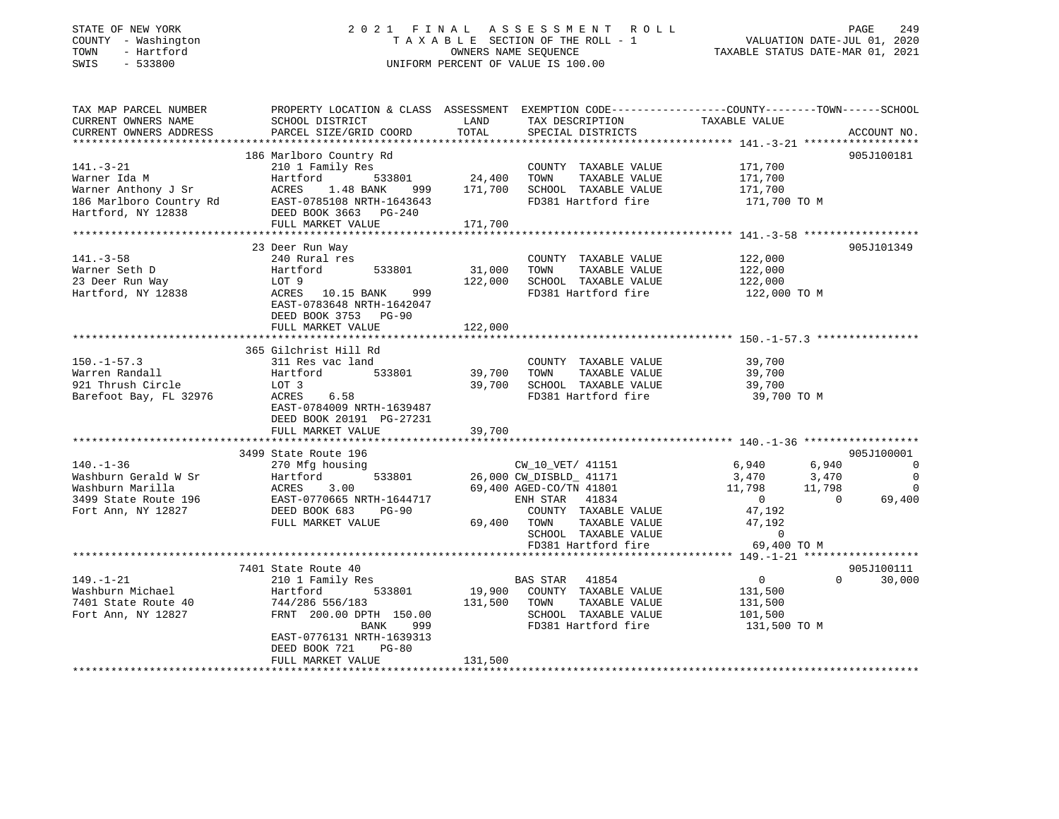STATE OF NEW YORK
COUNTY - Washington
TOWN - Hartford
SWIS - 533800

2 0 2 1 F I N A L A S S E S S M E N T R O L L
T A X A B L E SECTION OF THE ROLL - 1
OWNERS NAME SEQUENCE
UNIFORM PERCENT OF VALUE IS 100.00

VALUATION DATE-JUL 01, 2020
TAXABLE STATUS DATE-MAR 01, 2021

```
TAX MAP PARCEL NUMBER          PROPERTY LOCATION & CLASS  ASSESSMENT  EXEMPTION CODE------------------COUNTY--------TOWN------SCHOOL
CURRENT OWNERS NAME            SCHOOL DISTRICT               LAND      TAX DESCRIPTION             TAXABLE VALUE
CURRENT OWNERS ADDRESS         PARCEL SIZE/GRID COORD        TOTAL     SPECIAL DISTRICTS                                    ACCOUNT NO.
******************************************************************************************************* 141.-3-21 ******************
                               186 Marlboro Country Rd                                                                  905J100181
141.-3-21                      210 1 Family Res                         COUNTY  TAXABLE VALUE          171,700
Warner Ida M                   Hartford        533801         24,400    TOWN    TAXABLE VALUE          171,700
Warner Anthony J Sr            ACRES    1.48 BANK    999     171,700    SCHOOL  TAXABLE VALUE          171,700
186 Marlboro Country Rd        EAST-0785108 NRTH-1643643                FD381 Hartford fire             171,700 TO M
Hartford, NY 12838             DEED BOOK 3663   PG-240
                               FULL MARKET VALUE             171,700
******************************************************************************************************* 141.-3-58 ******************
                               23 Deer Run Way                                                                          905J101349
141.-3-58                      240 Rural res                            COUNTY  TAXABLE VALUE          122,000
Warner Seth D                  Hartford        533801         31,000    TOWN    TAXABLE VALUE          122,000
23 Deer Run Way                LOT 9                         122,000    SCHOOL  TAXABLE VALUE          122,000
Hartford, NY 12838             ACRES   10.15 BANK    999                FD381 Hartford fire             122,000 TO M
                               EAST-0783648 NRTH-1642047
                               DEED BOOK 3753   PG-90
                               FULL MARKET VALUE             122,000
******************************************************************************************************* 150.-1-57.3 ****************
                               365 Gilchrist Hill Rd
150.-1-57.3                    311 Res vac land                         COUNTY  TAXABLE VALUE           39,700
Warren Randall                 Hartford        533801         39,700    TOWN    TAXABLE VALUE           39,700
921 Thrush Circle              LOT 3                          39,700    SCHOOL  TAXABLE VALUE           39,700
Barefoot Bay, FL 32976         ACRES    6.58                            FD381 Hartford fire              39,700 TO M
                               EAST-0784009 NRTH-1639487
                               DEED BOOK 20191  PG-27231
                               FULL MARKET VALUE              39,700
******************************************************************************************************* 140.-1-36 ******************
                               3499 State Route 196                                                                     905J100001
140.-1-36                      270 Mfg housing                          CW_10_VET/ 41151         6,940       6,940              0
Washburn Gerald W Sr           Hartford        533801         26,000 CW_DISBLD_ 41171            3,470       3,470              0
Washburn Marilla               ACRES    3.00                  69,400 AGED-CO/TN 41801           11,798      11,798              0
3499 State Route 196           EAST-0770665 NRTH-1644717                ENH STAR  41834              0           0         69,400
Fort Ann, NY 12827             DEED BOOK 683    PG-90                   COUNTY  TAXABLE VALUE           47,192
                               FULL MARKET VALUE              69,400    TOWN    TAXABLE VALUE           47,192
                                                                        SCHOOL  TAXABLE VALUE                0
                                                                        FD381 Hartford fire              69,400 TO M
******************************************************************************************************* 149.-1-21 ******************
                               7401 State Route 40                                                                      905J100111
149.-1-21                      210 1 Family Res                         BAS STAR  41854              0           0         30,000
Washburn Michael               Hartford        533801         19,900    COUNTY  TAXABLE VALUE          131,500
7401 State Route 40            744/286 556/183               131,500    TOWN    TAXABLE VALUE          131,500
Fort Ann, NY 12827             FRNT 200.00 DPTH 150.00                  SCHOOL  TAXABLE VALUE          101,500
                                          BANK    999                   FD381 Hartford fire             131,500 TO M
                               EAST-0776131 NRTH-1639313
                               DEED BOOK 721    PG-80
                               FULL MARKET VALUE             131,500
************************************************************************************************************************************
```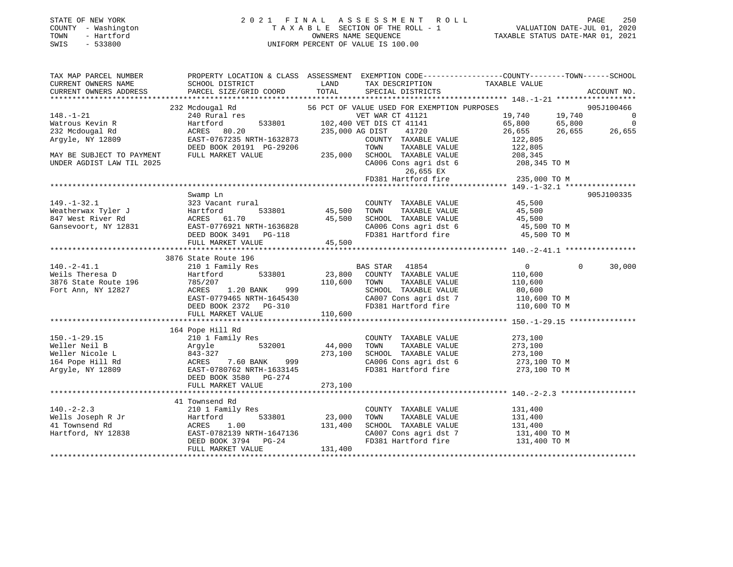STATE OF NEW YORK
COUNTY - Washington
TOWN - Hartford
SWIS - 533800

2021 FINAL ASSESSMENT ROLL
TAXABLE SECTION OF THE ROLL - 1
OWNERS NAME SEQUENCE
UNIFORM PERCENT OF VALUE IS 100.00

VALUATION DATE-JUL 01, 2020
TAXABLE STATUS DATE-MAR 01, 2021

```
TAX MAP PARCEL NUMBER          PROPERTY LOCATION & CLASS  ASSESSMENT  EXEMPTION CODE------------------COUNTY--------TOWN------SCHOOL
CURRENT OWNERS NAME            SCHOOL DISTRICT             LAND       TAX DESCRIPTION              TAXABLE VALUE
CURRENT OWNERS ADDRESS         PARCEL SIZE/GRID COORD      TOTAL      SPECIAL DISTRICTS                                          ACCOUNT NO.
******************************************************************************************************* 148.-1-21 ******************
                               232 Mcdougal Rd                56 PCT OF VALUE USED FOR EXEMPTION PURPOSES                       905J100466
148.-1-21                      240 Rural res                          VET WAR CT 41121              19,740      19,740           0
Watrous Kevin R                Hartford        533801      102,400 VET DIS CT 41141              65,800      65,800           0
232 Mcdougal Rd                ACRES  80.20                235,000 AG DIST    41720              26,655      26,655      26,655
Argyle, NY 12809               EAST-0767235 NRTH-1632873               COUNTY  TAXABLE VALUE        122,805
                               DEED BOOK 20191 PG-29206                TOWN    TAXABLE VALUE        122,805
MAY BE SUBJECT TO PAYMENT      FULL MARKET VALUE           235,000    SCHOOL  TAXABLE VALUE        208,345
UNDER AGDIST LAW TIL 2025                                             CA006 Cons agri dst 6        208,345 TO M
                                                                          26,655 EX
                                                                      FD381 Hartford fire          235,000 TO M
******************************************************************************************************* 149.-1-32.1 ****************
                               Swamp Ln                                                                                  905J100335
149.-1-32.1                    323 Vacant rural                        COUNTY  TAXABLE VALUE         45,500
Weatherwax Tyler J             Hartford        533801       45,500    TOWN    TAXABLE VALUE         45,500
847 West River Rd              ACRES  61.70                 45,500    SCHOOL  TAXABLE VALUE         45,500
Gansevoort, NY 12831           EAST-0776921 NRTH-1636828               CA006 Cons agri dst 6         45,500 TO M
                               DEED BOOK 3491   PG-118                 FD381 Hartford fire           45,500 TO M
                               FULL MARKET VALUE            45,500
******************************************************************************************************* 140.-2-41.1 ****************
                               3876 State Route 196
140.-2-41.1                    210 1 Family Res                        BAS STAR   41854                  0           0      30,000
Weils Theresa D                Hartford        533801       23,800    COUNTY  TAXABLE VALUE        110,600
3876 State Route 196           785/207                     110,600    TOWN    TAXABLE VALUE        110,600
Fort Ann, NY 12827             ACRES    1.20 BANK    999               SCHOOL  TAXABLE VALUE         80,600
                               EAST-0779465 NRTH-1645430               CA007 Cons agri dst 7        110,600 TO M
                               DEED BOOK 2372   PG-310                 FD381 Hartford fire          110,600 TO M
                               FULL MARKET VALUE           110,600
******************************************************************************************************* 150.-1-29.15 ***************
                               164 Pope Hill Rd
150.-1-29.15                   210 1 Family Res                        COUNTY  TAXABLE VALUE        273,100
Weller Neil B                  Argyle          532001       44,000    TOWN    TAXABLE VALUE        273,100
Weller Nicole L                843-327                     273,100    SCHOOL  TAXABLE VALUE        273,100
164 Pope Hill Rd               ACRES    7.60 BANK    999               CA006 Cons agri dst 6        273,100 TO M
Argyle, NY 12809               EAST-0780762 NRTH-1633145               FD381 Hartford fire          273,100 TO M
                               DEED BOOK 3580   PG-274
                               FULL MARKET VALUE           273,100
******************************************************************************************************* 140.-2-2.3 *****************
                               41 Townsend Rd
140.-2-2.3                     210 1 Family Res                        COUNTY  TAXABLE VALUE        131,400
Wells Joseph R Jr              Hartford        533801       23,000    TOWN    TAXABLE VALUE        131,400
41 Townsend Rd                 ACRES    1.00               131,400    SCHOOL  TAXABLE VALUE        131,400
Hartford, NY 12838             EAST-0782139 NRTH-1647136               CA007 Cons agri dst 7        131,400 TO M
                               DEED BOOK 3794   PG-24                  FD381 Hartford fire          131,400 TO M
                               FULL MARKET VALUE           131,400
************************************************************************************************************************************
```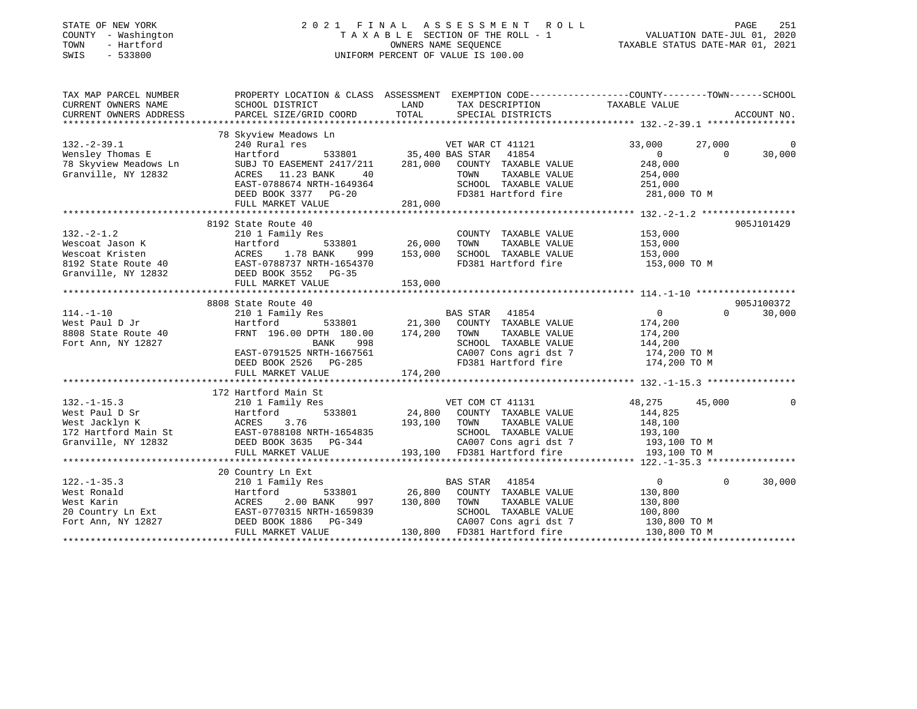STATE OF NEW YORK
COUNTY - Washington
TOWN - Hartford
SWIS - 533800

2021 FINAL ASSESSMENT ROLL
TAXABLE SECTION OF THE ROLL - 1
OWNERS NAME SEQUENCE
UNIFORM PERCENT OF VALUE IS 100.00

VALUATION DATE-JUL 01, 2020
TAXABLE STATUS DATE-MAR 01, 2021

| TAX MAP PARCEL NUMBER / CURRENT OWNERS NAME / CURRENT OWNERS ADDRESS | PROPERTY LOCATION & CLASS / SCHOOL DISTRICT / PARCEL SIZE/GRID COORD | ASSESSMENT LAND | ASSESSMENT TOTAL | EXEMPTION CODE / TAX DESCRIPTION / SPECIAL DISTRICTS | COUNTY TAXABLE VALUE | TOWN | SCHOOL | ACCOUNT NO. |
|---|---|---|---|---|---|---|---|---|
| **132.-2-39.1** | 78 Skyview Meadows Ln | | | | | | | |
| | 240 Rural res | | | VET WAR CT 41121 | 33,000 | 27,000 | 0 | |
| Wensley Thomas E | Hartford 533801 | 35,400 | | BAS STAR 41854 | 0 | 0 | 30,000 | |
| 78 Skyview Meadows Ln | SUBJ TO EASEMENT 2417/211 | | 281,000 | COUNTY TAXABLE VALUE | 248,000 | | | |
| Granville, NY 12832 | ACRES 11.23 BANK 40 | | | TOWN TAXABLE VALUE | 254,000 | | | |
| | EAST-0788674 NRTH-1649364 | | | SCHOOL TAXABLE VALUE | 251,000 | | | |
| | DEED BOOK 3377 PG-20 | | | FD381 Hartford fire | 281,000 TO M | | | |
| | FULL MARKET VALUE | | 281,000 | | | | | |
| **132.-2-1.2** | 8192 State Route 40 | | | | | | | 905J101429 |
| | 210 1 Family Res | | | COUNTY TAXABLE VALUE | 153,000 | | | |
| Wescoat Jason K | Hartford 533801 | 26,000 | | TOWN TAXABLE VALUE | 153,000 | | | |
| Wescoat Kristen | ACRES 1.78 BANK 999 | | 153,000 | SCHOOL TAXABLE VALUE | 153,000 | | | |
| 8192 State Route 40 | EAST-0788737 NRTH-1654370 | | | FD381 Hartford fire | 153,000 TO M | | | |
| Granville, NY 12832 | DEED BOOK 3552 PG-35 | | | | | | | |
| | FULL MARKET VALUE | | 153,000 | | | | | |
| **114.-1-10** | 8808 State Route 40 | | | | | | | 905J100372 |
| | 210 1 Family Res | | | BAS STAR 41854 | 0 | 0 | 30,000 | |
| West Paul D Jr | Hartford 533801 | 21,300 | | COUNTY TAXABLE VALUE | 174,200 | | | |
| 8808 State Route 40 | FRNT 196.00 DPTH 180.00 | | 174,200 | TOWN TAXABLE VALUE | 174,200 | | | |
| Fort Ann, NY 12827 | BANK 998 | | | SCHOOL TAXABLE VALUE | 144,200 | | | |
| | EAST-0791525 NRTH-1667561 | | | CA007 Cons agri dst 7 | 174,200 TO M | | | |
| | DEED BOOK 2526 PG-285 | | | FD381 Hartford fire | 174,200 TO M | | | |
| | FULL MARKET VALUE | | 174,200 | | | | | |
| **132.-1-15.3** | 172 Hartford Main St | | | | | | | |
| | 210 1 Family Res | | | VET COM CT 41131 | 48,275 | 45,000 | 0 | |
| West Paul D Sr | Hartford 533801 | 24,800 | | COUNTY TAXABLE VALUE | 144,825 | | | |
| West Jacklyn K | ACRES 3.76 | | 193,100 | TOWN TAXABLE VALUE | 148,100 | | | |
| 172 Hartford Main St | EAST-0788108 NRTH-1654835 | | | SCHOOL TAXABLE VALUE | 193,100 | | | |
| Granville, NY 12832 | DEED BOOK 3635 PG-344 | | | CA007 Cons agri dst 7 | 193,100 TO M | | | |
| | FULL MARKET VALUE | | 193,100 | FD381 Hartford fire | 193,100 TO M | | | |
| **122.-1-35.3** | 20 Country Ln Ext | | | | | | | |
| | 210 1 Family Res | | | BAS STAR 41854 | 0 | 0 | 30,000 | |
| West Ronald | Hartford 533801 | 26,800 | | COUNTY TAXABLE VALUE | 130,800 | | | |
| West Karin | ACRES 2.00 BANK 997 | | 130,800 | TOWN TAXABLE VALUE | 130,800 | | | |
| 20 Country Ln Ext | EAST-0770315 NRTH-1659839 | | | SCHOOL TAXABLE VALUE | 100,800 | | | |
| Fort Ann, NY 12827 | DEED BOOK 1886 PG-349 | | | CA007 Cons agri dst 7 | 130,800 TO M | | | |
| | FULL MARKET VALUE | | 130,800 | FD381 Hartford fire | 130,800 TO M | | | |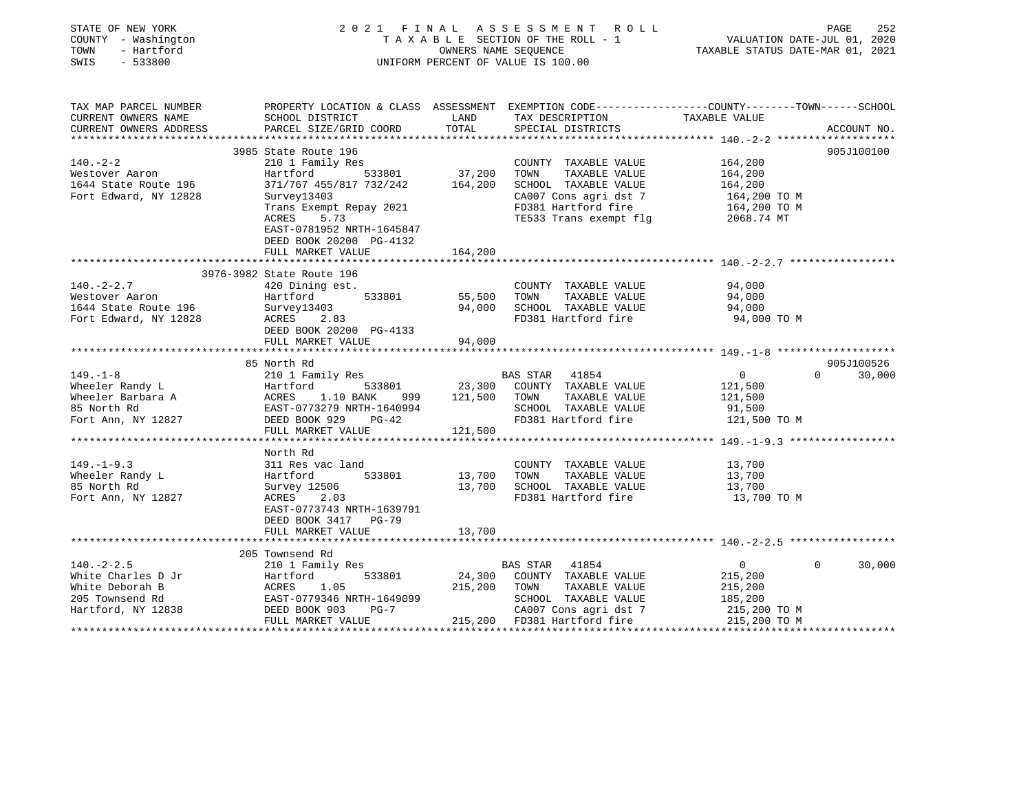STATE OF NEW YORK
COUNTY - Washington
TOWN - Hartford
SWIS - 533800

2021 FINAL ASSESSMENT ROLL
TAXABLE SECTION OF THE ROLL - 1
OWNERS NAME SEQUENCE
UNIFORM PERCENT OF VALUE IS 100.00

VALUATION DATE-JUL 01, 2020
TAXABLE STATUS DATE-MAR 01, 2021

| TAX MAP PARCEL NUMBER / CURRENT OWNERS NAME / CURRENT OWNERS ADDRESS | PROPERTY LOCATION & CLASS / SCHOOL DISTRICT / PARCEL SIZE/GRID COORD | ASSESSMENT LAND | TOTAL | EXEMPTION CODE / TAX DESCRIPTION / SPECIAL DISTRICTS | COUNTY / TOWN TAXABLE VALUE | SCHOOL | ACCOUNT NO. |
|---|---|---|---|---|---|---|---|
| **140.-2-2** | 3985 State Route 196 | | | | | | 905J100100 |
| Westover Aaron | 210 1 Family Res | | | COUNTY TAXABLE VALUE | 164,200 | | |
| 1644 State Route 196 | Hartford 533801 | 37,200 | | TOWN TAXABLE VALUE | 164,200 | | |
| Fort Edward, NY 12828 | 371/767 455/817 732/242 | | 164,200 | SCHOOL TAXABLE VALUE | 164,200 | | |
| | Survey13403 | | | CA007 Cons agri dst 7 | 164,200 TO M | | |
| | Trans Exempt Repay 2021 | | | FD381 Hartford fire | 164,200 TO M | | |
| | ACRES 5.73 | | | TE533 Trans exempt flg | 2068.74 MT | | |
| | EAST-0781952 NRTH-1645847 | | | | | | |
| | DEED BOOK 20200 PG-4132 | | | | | | |
| | FULL MARKET VALUE | | 164,200 | | | | |
| **140.-2-2.7** | 3976-3982 State Route 196 | | | | | | |
| Westover Aaron | 420 Dining est. | | | COUNTY TAXABLE VALUE | 94,000 | | |
| 1644 State Route 196 | Hartford 533801 | 55,500 | | TOWN TAXABLE VALUE | 94,000 | | |
| Fort Edward, NY 12828 | Survey13403 | | 94,000 | SCHOOL TAXABLE VALUE | 94,000 | | |
| | ACRES 2.83 | | | FD381 Hartford fire | 94,000 TO M | | |
| | DEED BOOK 20200 PG-4133 | | | | | | |
| | FULL MARKET VALUE | | 94,000 | | | | |
| **149.-1-8** | 85 North Rd | | | | | | 905J100526 |
| Wheeler Randy L | 210 1 Family Res | | | BAS STAR 41854 | 0 | 0 | 30,000 |
| Wheeler Barbara A | Hartford 533801 | 23,300 | | COUNTY TAXABLE VALUE | 121,500 | | |
| 85 North Rd | ACRES 1.10 BANK 999 | | 121,500 | TOWN TAXABLE VALUE | 121,500 | | |
| Fort Ann, NY 12827 | EAST-0773279 NRTH-1640994 | | | SCHOOL TAXABLE VALUE | 91,500 | | |
| | DEED BOOK 929 PG-42 | | | FD381 Hartford fire | 121,500 TO M | | |
| | FULL MARKET VALUE | | 121,500 | | | | |
| **149.-1-9.3** | North Rd | | | | | | |
| Wheeler Randy L | 311 Res vac land | | | COUNTY TAXABLE VALUE | 13,700 | | |
| 85 North Rd | Hartford 533801 | 13,700 | | TOWN TAXABLE VALUE | 13,700 | | |
| Fort Ann, NY 12827 | Survey 12506 | | 13,700 | SCHOOL TAXABLE VALUE | 13,700 | | |
| | ACRES 2.03 | | | FD381 Hartford fire | 13,700 TO M | | |
| | EAST-0773743 NRTH-1639791 | | | | | | |
| | DEED BOOK 3417 PG-79 | | | | | | |
| | FULL MARKET VALUE | | 13,700 | | | | |
| **140.-2-2.5** | 205 Townsend Rd | | | | | | |
| White Charles D Jr | 210 1 Family Res | | | BAS STAR 41854 | 0 | 0 | 30,000 |
| White Deborah B | Hartford 533801 | 24,300 | | COUNTY TAXABLE VALUE | 215,200 | | |
| 205 Townsend Rd | ACRES 1.05 | | 215,200 | TOWN TAXABLE VALUE | 215,200 | | |
| Hartford, NY 12838 | EAST-0779346 NRTH-1649099 | | | SCHOOL TAXABLE VALUE | 185,200 | | |
| | DEED BOOK 903 PG-7 | | | CA007 Cons agri dst 7 | 215,200 TO M | | |
| | FULL MARKET VALUE | | 215,200 | FD381 Hartford fire | 215,200 TO M | | |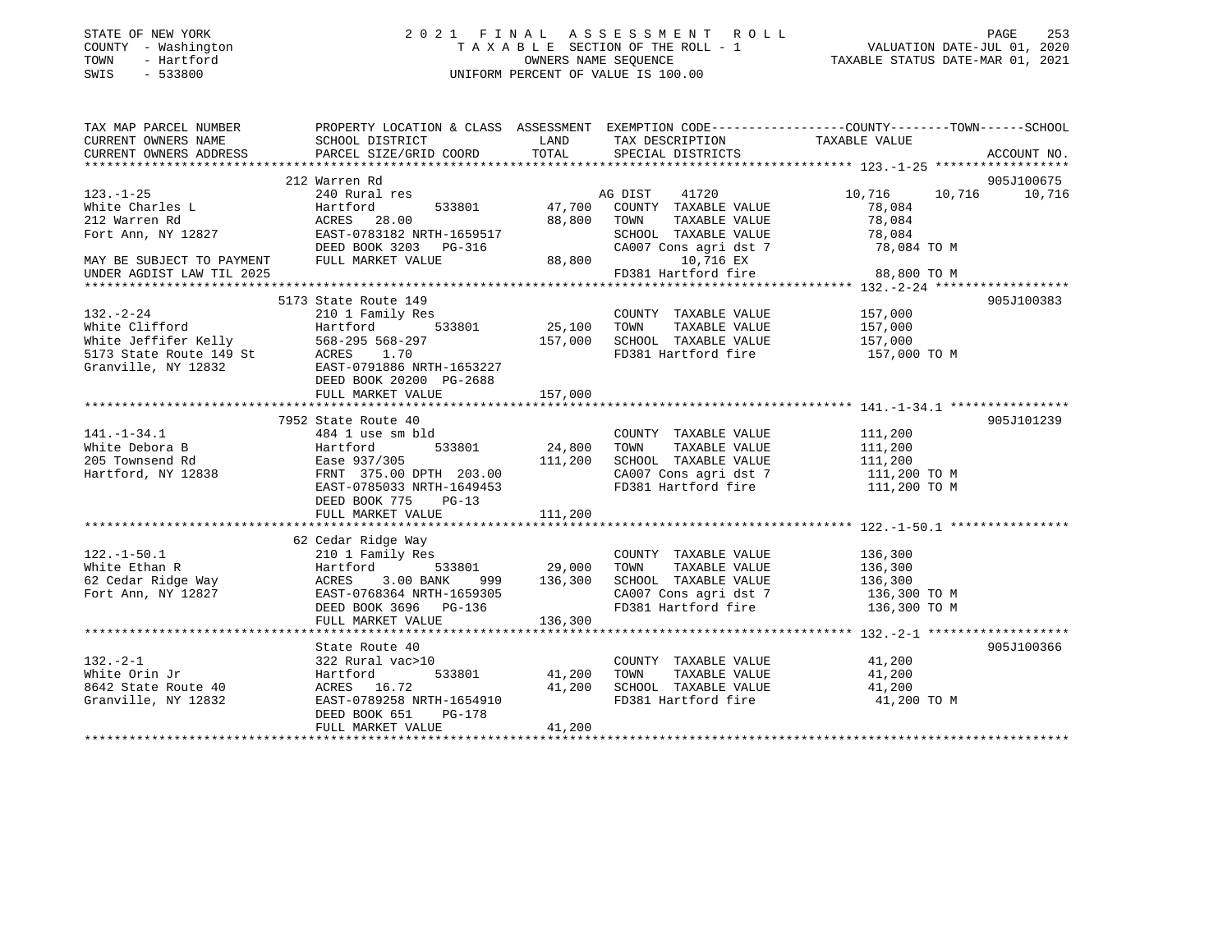STATE OF NEW YORK
COUNTY - Washington
TOWN - Hartford
SWIS - 533800

# 2021 FINAL ASSESSMENT ROLL

TAXABLE SECTION OF THE ROLL - 1
OWNERS NAME SEQUENCE
UNIFORM PERCENT OF VALUE IS 100.00

VALUATION DATE-JUL 01, 2020
TAXABLE STATUS DATE-MAR 01, 2021

| TAX MAP PARCEL NUMBER / CURRENT OWNERS NAME / CURRENT OWNERS ADDRESS | PROPERTY LOCATION & CLASS / SCHOOL DISTRICT / PARCEL SIZE/GRID COORD | LAND | ASSESSMENT TOTAL | EXEMPTION CODE / TAX DESCRIPTION / SPECIAL DISTRICTS | COUNTY | TOWN | SCHOOL | ACCOUNT NO. |
|---|---|---|---|---|---|---|---|---|
| 123.-1-25 | 212 Warren Rd | | | | | | | 905J100675 |
| | 240 Rural res | | | AG DIST 41720 | 10,716 | 10,716 | 10,716 | |
| White Charles L | Hartford 533801 | 47,700 | | COUNTY TAXABLE VALUE | 78,084 | | | |
| 212 Warren Rd | ACRES 28.00 | | 88,800 | TOWN TAXABLE VALUE | | 78,084 | | |
| Fort Ann, NY 12827 | EAST-0783182 NRTH-1659517 | | | SCHOOL TAXABLE VALUE | | | 78,084 | |
| | DEED BOOK 3203 PG-316 | | | CA007 Cons agri dst 7 | 78,084 TO M | | | |
| MAY BE SUBJECT TO PAYMENT | FULL MARKET VALUE | | 88,800 | 10,716 EX | | | | |
| UNDER AGDIST LAW TIL 2025 | | | | FD381 Hartford fire | 88,800 TO M | | | |
| 132.-2-24 | 5173 State Route 149 | | | | | | | 905J100383 |
| | 210 1 Family Res | | | COUNTY TAXABLE VALUE | 157,000 | | | |
| White Clifford | Hartford 533801 | 25,100 | | TOWN TAXABLE VALUE | | 157,000 | | |
| White Jeffifer Kelly | 568-295 568-297 | | 157,000 | SCHOOL TAXABLE VALUE | | | 157,000 | |
| 5173 State Route 149 St | ACRES 1.70 | | | FD381 Hartford fire | 157,000 TO M | | | |
| Granville, NY 12832 | EAST-0791886 NRTH-1653227 | | | | | | | |
| | DEED BOOK 20200 PG-2688 | | | | | | | |
| | FULL MARKET VALUE | | 157,000 | | | | | |
| 141.-1-34.1 | 7952 State Route 40 | | | | | | | 905J101239 |
| | 484 1 use sm bld | | | COUNTY TAXABLE VALUE | 111,200 | | | |
| White Debora B | Hartford 533801 | 24,800 | | TOWN TAXABLE VALUE | | 111,200 | | |
| 205 Townsend Rd | Ease 937/305 | | 111,200 | SCHOOL TAXABLE VALUE | | | 111,200 | |
| Hartford, NY 12838 | FRNT 375.00 DPTH 203.00 | | | CA007 Cons agri dst 7 | 111,200 TO M | | | |
| | EAST-0785033 NRTH-1649453 | | | FD381 Hartford fire | 111,200 TO M | | | |
| | DEED BOOK 775 PG-13 | | | | | | | |
| | FULL MARKET VALUE | | 111,200 | | | | | |
| 122.-1-50.1 | 62 Cedar Ridge Way | | | | | | | |
| | 210 1 Family Res | | | COUNTY TAXABLE VALUE | 136,300 | | | |
| White Ethan R | Hartford 533801 | 29,000 | | TOWN TAXABLE VALUE | | 136,300 | | |
| 62 Cedar Ridge Way | ACRES 3.00 BANK 999 | | 136,300 | SCHOOL TAXABLE VALUE | | | 136,300 | |
| Fort Ann, NY 12827 | EAST-0768364 NRTH-1659305 | | | CA007 Cons agri dst 7 | 136,300 TO M | | | |
| | DEED BOOK 3696 PG-136 | | | FD381 Hartford fire | 136,300 TO M | | | |
| | FULL MARKET VALUE | | 136,300 | | | | | |
| 132.-2-1 | State Route 40 | | | | | | | 905J100366 |
| | 322 Rural vac>10 | | | COUNTY TAXABLE VALUE | 41,200 | | | |
| White Orin Jr | Hartford 533801 | 41,200 | | TOWN TAXABLE VALUE | | 41,200 | | |
| 8642 State Route 40 | ACRES 16.72 | | 41,200 | SCHOOL TAXABLE VALUE | | | 41,200 | |
| Granville, NY 12832 | EAST-0789258 NRTH-1654910 | | | FD381 Hartford fire | 41,200 TO M | | | |
| | DEED BOOK 651 PG-178 | | | | | | | |
| | FULL MARKET VALUE | | 41,200 | | | | | |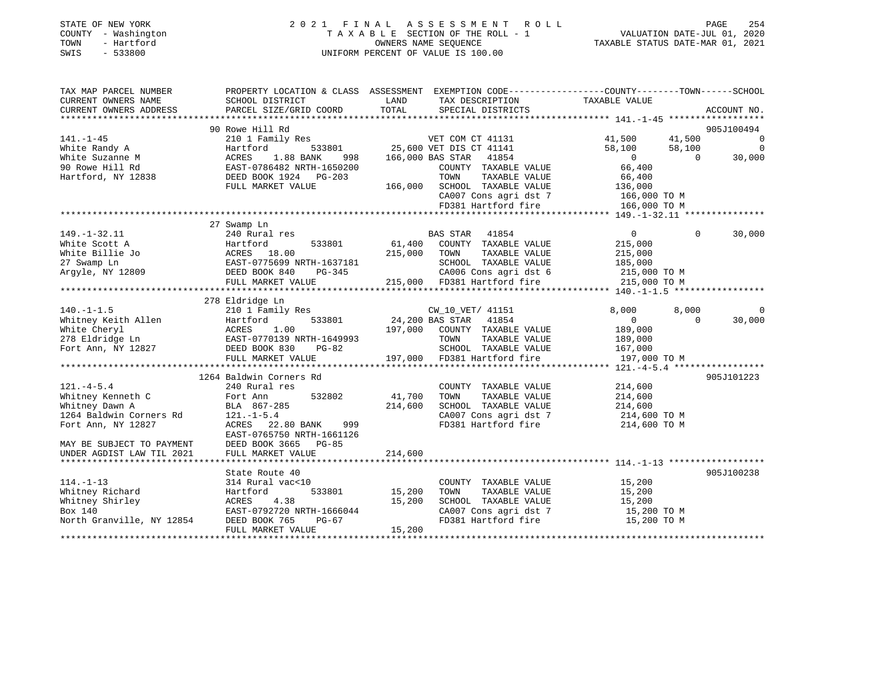STATE OF NEW YORK
COUNTY - Washington
TOWN - Hartford
SWIS - 533800

# 2021 FINAL ASSESSMENT ROLL
TAXABLE SECTION OF THE ROLL - 1
OWNERS NAME SEQUENCE
UNIFORM PERCENT OF VALUE IS 100.00

VALUATION DATE-JUL 01, 2020
TAXABLE STATUS DATE-MAR 01, 2021

| TAX MAP PARCEL NUMBER / CURRENT OWNERS NAME / CURRENT OWNERS ADDRESS | PROPERTY LOCATION & CLASS / SCHOOL DISTRICT / PARCEL SIZE/GRID COORD | ASSESSMENT LAND / TOTAL | EXEMPTION CODE / TAX DESCRIPTION / SPECIAL DISTRICTS | COUNTY TAXABLE VALUE | TOWN | SCHOOL | ACCOUNT NO. |
|---|---|---|---|---|---|---|---|
| **141.-1-45** | 90 Rowe Hill Rd | | | | | | 905J100494 |
| White Randy A | 210 1 Family Res | | VET COM CT 41131 | 41,500 | 41,500 | 0 | |
| White Suzanne M | Hartford 533801 | 25,600 | VET DIS CT 41141 | 58,100 | 58,100 | 0 | |
| 90 Rowe Hill Rd | ACRES 1.88 BANK 998 | 166,000 | BAS STAR 41854 | 0 | 0 | 30,000 | |
| Hartford, NY 12838 | EAST-0786482 NRTH-1650200 | | COUNTY TAXABLE VALUE | 66,400 | | | |
| | DEED BOOK 1924 PG-203 | | TOWN TAXABLE VALUE | 66,400 | | | |
| | FULL MARKET VALUE | 166,000 | SCHOOL TAXABLE VALUE | 136,000 | | | |
| | | | CA007 Cons agri dst 7 | 166,000 TO M | | | |
| | | | FD381 Hartford fire | 166,000 TO M | | | |
| **149.-1-32.11** | 27 Swamp Ln | | | | | | |
| White Scott A | 240 Rural res | | BAS STAR 41854 | 0 | 0 | 30,000 | |
| White Billie Jo | Hartford 533801 | 61,400 | COUNTY TAXABLE VALUE | 215,000 | | | |
| 27 Swamp Ln | ACRES 18.00 | 215,000 | TOWN TAXABLE VALUE | 215,000 | | | |
| Argyle, NY 12809 | EAST-0775699 NRTH-1637181 | | SCHOOL TAXABLE VALUE | 185,000 | | | |
| | DEED BOOK 840 PG-345 | | CA006 Cons agri dst 6 | 215,000 TO M | | | |
| | FULL MARKET VALUE | 215,000 | FD381 Hartford fire | 215,000 TO M | | | |
| **140.-1-1.5** | 278 Eldridge Ln | | | | | | |
| Whitney Keith Allen | 210 1 Family Res | | CW_10_VET/ 41151 | 8,000 | 8,000 | 0 | |
| White Cheryl | Hartford 533801 | 24,200 | BAS STAR 41854 | 0 | 0 | 30,000 | |
| 278 Eldridge Ln | ACRES 1.00 | 197,000 | COUNTY TAXABLE VALUE | 189,000 | | | |
| Fort Ann, NY 12827 | EAST-0770139 NRTH-1649993 | | TOWN TAXABLE VALUE | 189,000 | | | |
| | DEED BOOK 830 PG-82 | | SCHOOL TAXABLE VALUE | 167,000 | | | |
| | FULL MARKET VALUE | 197,000 | FD381 Hartford fire | 197,000 TO M | | | |
| **121.-4-5.4** | 1264 Baldwin Corners Rd | | | | | | 905J101223 |
| Whitney Kenneth C | 240 Rural res | | COUNTY TAXABLE VALUE | 214,600 | | | |
| Whitney Dawn A | Fort Ann 532802 | 41,700 | TOWN TAXABLE VALUE | 214,600 | | | |
| 1264 Baldwin Corners Rd | BLA 867-285 | 214,600 | SCHOOL TAXABLE VALUE | 214,600 | | | |
| Fort Ann, NY 12827 | 121.-1-5.4 | | CA007 Cons agri dst 7 | 214,600 TO M | | | |
| | ACRES 22.80 BANK 999 | | FD381 Hartford fire | 214,600 TO M | | | |
| | EAST-0765750 NRTH-1661126 | | | | | | |
| MAY BE SUBJECT TO PAYMENT | DEED BOOK 3665 PG-85 | | | | | | |
| UNDER AGDIST LAW TIL 2021 | FULL MARKET VALUE | 214,600 | | | | | |
| **114.-1-13** | State Route 40 | | | | | | 905J100238 |
| Whitney Richard | 314 Rural vac<10 | | COUNTY TAXABLE VALUE | 15,200 | | | |
| Whitney Shirley | Hartford 533801 | 15,200 | TOWN TAXABLE VALUE | 15,200 | | | |
| Box 140 | ACRES 4.38 | 15,200 | SCHOOL TAXABLE VALUE | 15,200 | | | |
| North Granville, NY 12854 | EAST-0792720 NRTH-1666044 | | CA007 Cons agri dst 7 | 15,200 TO M | | | |
| | DEED BOOK 765 PG-67 | | FD381 Hartford fire | 15,200 TO M | | | |
| | FULL MARKET VALUE | 15,200 | | | | | |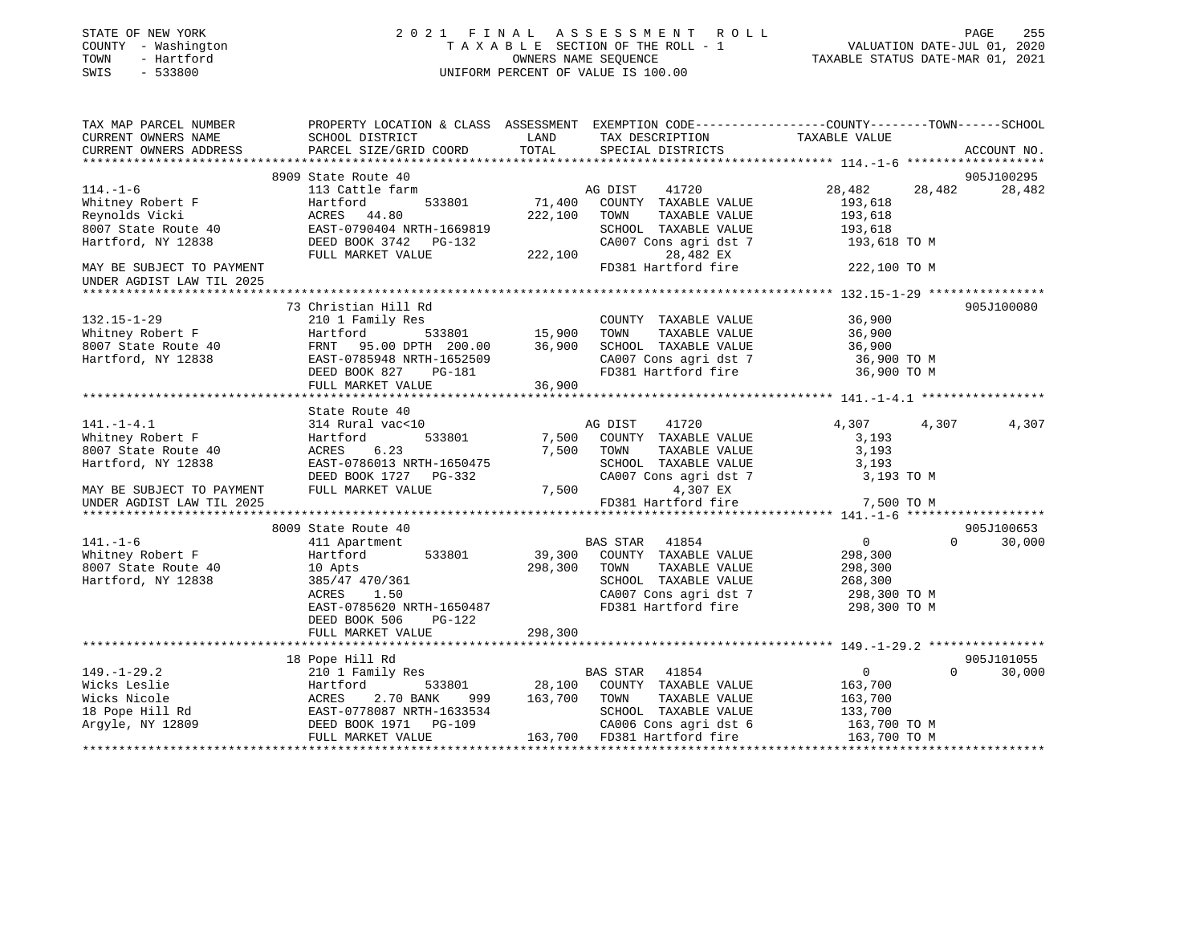STATE OF NEW YORK
COUNTY - Washington
TOWN - Hartford
SWIS - 533800

2021 FINAL ASSESSMENT ROLL
TAXABLE SECTION OF THE ROLL - 1
OWNERS NAME SEQUENCE
UNIFORM PERCENT OF VALUE IS 100.00

VALUATION DATE-JUL 01, 2020
TAXABLE STATUS DATE-MAR 01, 2021

```
TAX MAP PARCEL NUMBER          PROPERTY LOCATION & CLASS  ASSESSMENT  EXEMPTION CODE-----------------COUNTY--------TOWN------SCHOOL
CURRENT OWNERS NAME            SCHOOL DISTRICT             LAND       TAX DESCRIPTION             TAXABLE VALUE
CURRENT OWNERS ADDRESS         PARCEL SIZE/GRID COORD      TOTAL      SPECIAL DISTRICTS                                   ACCOUNT NO.
******************************************************************************************************* 114.-1-6 ******************
                               8909 State Route 40                                                                       905J100295
114.-1-6                       113 Cattle farm                        AG DIST    41720             28,482      28,482      28,482
Whitney Robert F               Hartford         533801      71,400    COUNTY  TAXABLE VALUE         193,618
Reynolds Vicki                 ACRES   44.80               222,100    TOWN    TAXABLE VALUE         193,618
8007 State Route 40            EAST-0790404 NRTH-1669819              SCHOOL  TAXABLE VALUE         193,618
Hartford, NY 12838             DEED BOOK 3742   PG-132                CA007 Cons agri dst 7          193,618 TO M
                               FULL MARKET VALUE           222,100          28,482 EX
MAY BE SUBJECT TO PAYMENT                                             FD381 Hartford fire            222,100 TO M
UNDER AGDIST LAW TIL 2025
******************************************************************************************************* 132.15-1-29 ****************
                               73 Christian Hill Rd                                                                      905J100080
132.15-1-29                    210 1 Family Res                       COUNTY  TAXABLE VALUE          36,900
Whitney Robert F               Hartford         533801      15,900    TOWN    TAXABLE VALUE          36,900
8007 State Route 40            FRNT   95.00 DPTH 200.00     36,900    SCHOOL  TAXABLE VALUE          36,900
Hartford, NY 12838             EAST-0785948 NRTH-1652509              CA007 Cons agri dst 7           36,900 TO M
                               DEED BOOK 827    PG-181                FD381 Hartford fire             36,900 TO M
                               FULL MARKET VALUE            36,900
******************************************************************************************************* 141.-1-4.1 *****************
                               State Route 40
141.-1-4.1                     314 Rural vac<10                       AG DIST    41720              4,307       4,307       4,307
Whitney Robert F               Hartford         533801       7,500    COUNTY  TAXABLE VALUE           3,193
8007 State Route 40            ACRES    6.23                 7,500    TOWN    TAXABLE VALUE           3,193
Hartford, NY 12838             EAST-0786013 NRTH-1650475              SCHOOL  TAXABLE VALUE           3,193
                               DEED BOOK 1727   PG-332                CA007 Cons agri dst 7            3,193 TO M
MAY BE SUBJECT TO PAYMENT      FULL MARKET VALUE             7,500           4,307 EX
UNDER AGDIST LAW TIL 2025                                             FD381 Hartford fire              7,500 TO M
******************************************************************************************************* 141.-1-6 *******************
                               8009 State Route 40                                                                       905J100653
141.-1-6                       411 Apartment                          BAS STAR   41854                  0           0      30,000
Whitney Robert F               Hartford         533801      39,300    COUNTY  TAXABLE VALUE         298,300
8007 State Route 40            10 Apts                     298,300    TOWN    TAXABLE VALUE         298,300
Hartford, NY 12838             385/47 470/361                         SCHOOL  TAXABLE VALUE         268,300
                               ACRES    1.50                          CA007 Cons agri dst 7          298,300 TO M
                               EAST-0785620 NRTH-1650487              FD381 Hartford fire            298,300 TO M
                               DEED BOOK 506    PG-122
                               FULL MARKET VALUE           298,300
******************************************************************************************************* 149.-1-29.2 ****************
                               18 Pope Hill Rd                                                                           905J101055
149.-1-29.2                    210 1 Family Res                       BAS STAR   41854                  0           0      30,000
Wicks Leslie                   Hartford         533801      28,100    COUNTY  TAXABLE VALUE         163,700
Wicks Nicole                   ACRES    2.70 BANK     999  163,700    TOWN    TAXABLE VALUE         163,700
18 Pope Hill Rd                EAST-0778087 NRTH-1633534              SCHOOL  TAXABLE VALUE         133,700
Argyle, NY 12809               DEED BOOK 1971   PG-109                CA006 Cons agri dst 6          163,700 TO M
                               FULL MARKET VALUE           163,700    FD381 Hartford fire            163,700 TO M
************************************************************************************************************************************
```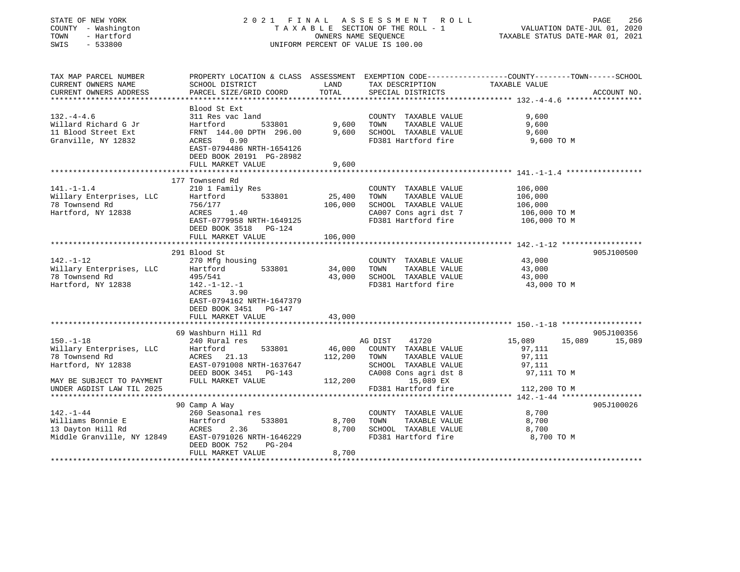STATE OF NEW YORK
COUNTY - Washington
TOWN - Hartford
SWIS - 533800

2021 FINAL ASSESSMENT ROLL
TAXABLE SECTION OF THE ROLL - 1
OWNERS NAME SEQUENCE
UNIFORM PERCENT OF VALUE IS 100.00

VALUATION DATE-JUL 01, 2020
TAXABLE STATUS DATE-MAR 01, 2021

| TAX MAP PARCEL NUMBER / CURRENT OWNERS NAME / CURRENT OWNERS ADDRESS | PROPERTY LOCATION & CLASS / SCHOOL DISTRICT / PARCEL SIZE/GRID COORD | ASSESSMENT LAND | TOTAL | EXEMPTION CODE / TAX DESCRIPTION / SPECIAL DISTRICTS | COUNTY TAXABLE VALUE | TOWN | SCHOOL | ACCOUNT NO. |
|---|---|---|---|---|---|---|---|---|
| 132.-4-4.6 | Blood St Ext | | | | | | | |
| | 311 Res vac land | | | COUNTY TAXABLE VALUE | 9,600 | | | |
| Willard Richard G Jr | Hartford 533801 | 9,600 | | TOWN TAXABLE VALUE | 9,600 | | | |
| 11 Blood Street Ext | FRNT 144.00 DPTH 296.00 | | 9,600 | SCHOOL TAXABLE VALUE | 9,600 | | | |
| Granville, NY 12832 | ACRES 0.90 | | | FD381 Hartford fire | 9,600 TO M | | | |
| | EAST-0794486 NRTH-1654126 | | | | | | | |
| | DEED BOOK 20191 PG-28982 | | | | | | | |
| | FULL MARKET VALUE | | 9,600 | | | | | |
| 141.-1-1.4 | 177 Townsend Rd | | | | | | | |
| | 210 1 Family Res | | | COUNTY TAXABLE VALUE | 106,000 | | | |
| Willary Enterprises, LLC | Hartford 533801 | 25,400 | | TOWN TAXABLE VALUE | 106,000 | | | |
| 78 Townsend Rd | 756/177 | | 106,000 | SCHOOL TAXABLE VALUE | 106,000 | | | |
| Hartford, NY 12838 | ACRES 1.40 | | | CA007 Cons agri dst 7 | 106,000 TO M | | | |
| | EAST-0779958 NRTH-1649125 | | | FD381 Hartford fire | 106,000 TO M | | | |
| | DEED BOOK 3518 PG-124 | | | | | | | |
| | FULL MARKET VALUE | | 106,000 | | | | | |
| 142.-1-12 | 291 Blood St | | | | | | | 905J100500 |
| | 270 Mfg housing | | | COUNTY TAXABLE VALUE | 43,000 | | | |
| Willary Enterprises, LLC | Hartford 533801 | 34,000 | | TOWN TAXABLE VALUE | 43,000 | | | |
| 78 Townsend Rd | 495/541 | | 43,000 | SCHOOL TAXABLE VALUE | 43,000 | | | |
| Hartford, NY 12838 | 142.-1-12.-1 | | | FD381 Hartford fire | 43,000 TO M | | | |
| | ACRES 3.90 | | | | | | | |
| | EAST-0794162 NRTH-1647379 | | | | | | | |
| | DEED BOOK 3451 PG-147 | | | | | | | |
| | FULL MARKET VALUE | | 43,000 | | | | | |
| 150.-1-18 | 69 Washburn Hill Rd | | | | | | | 905J100356 |
| | 240 Rural res | | | AG DIST 41720 | 15,089 | 15,089 | 15,089 | |
| Willary Enterprises, LLC | Hartford 533801 | 46,000 | | COUNTY TAXABLE VALUE | 97,111 | | | |
| 78 Townsend Rd | ACRES 21.13 | | 112,200 | TOWN TAXABLE VALUE | 97,111 | | | |
| Hartford, NY 12838 | EAST-0791008 NRTH-1637647 | | | SCHOOL TAXABLE VALUE | 97,111 | | | |
| | DEED BOOK 3451 PG-143 | | | CA008 Cons agri dst 8 | 97,111 TO M | | | |
| MAY BE SUBJECT TO PAYMENT | FULL MARKET VALUE | | 112,200 | 15,089 EX | | | | |
| UNDER AGDIST LAW TIL 2025 | | | | FD381 Hartford fire | 112,200 TO M | | | |
| 142.-1-44 | 90 Camp A Way | | | | | | | 905J100026 |
| | 260 Seasonal res | | | COUNTY TAXABLE VALUE | 8,700 | | | |
| Williams Bonnie E | Hartford 533801 | 8,700 | | TOWN TAXABLE VALUE | 8,700 | | | |
| 13 Dayton Hill Rd | ACRES 2.36 | | 8,700 | SCHOOL TAXABLE VALUE | 8,700 | | | |
| Middle Granville, NY 12849 | EAST-0791026 NRTH-1646229 | | | FD381 Hartford fire | 8,700 TO M | | | |
| | DEED BOOK 752 PG-204 | | | | | | | |
| | FULL MARKET VALUE | | 8,700 | | | | | |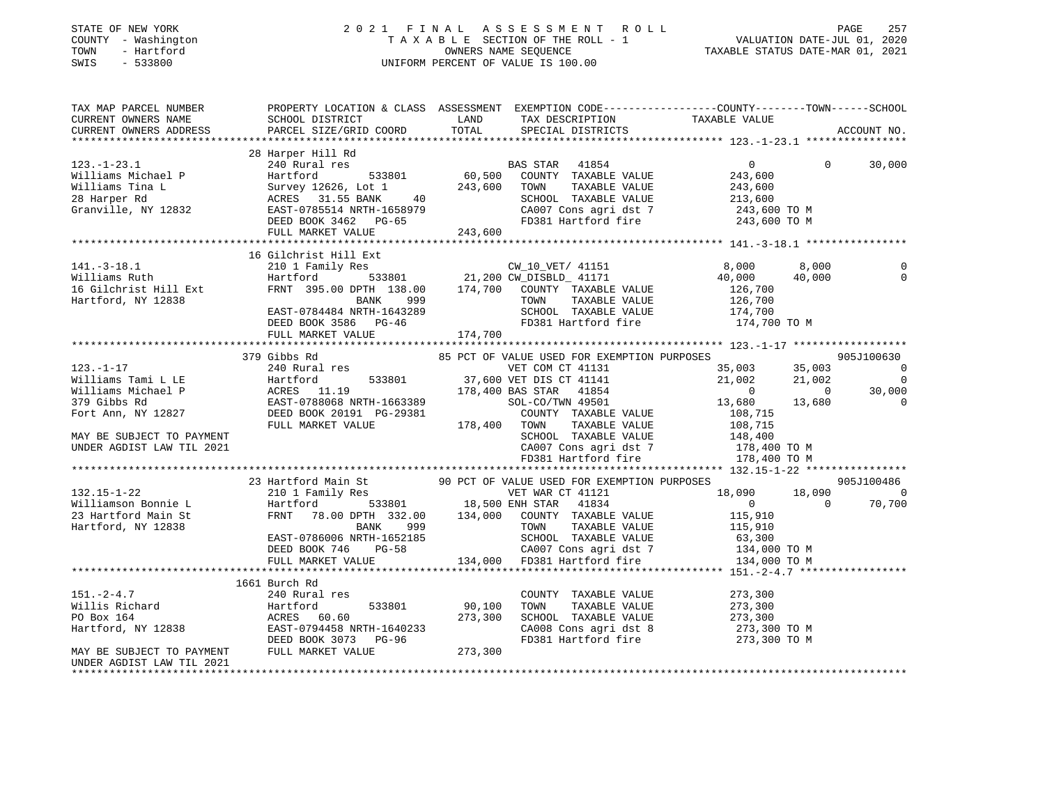STATE OF NEW YORK
COUNTY - Washington
TOWN - Hartford
SWIS - 533800

2021 FINAL ASSESSMENT ROLL
TAXABLE SECTION OF THE ROLL - 1
OWNERS NAME SEQUENCE
UNIFORM PERCENT OF VALUE IS 100.00

VALUATION DATE-JUL 01, 2020
TAXABLE STATUS DATE-MAR 01, 2021

```
TAX MAP PARCEL NUMBER          PROPERTY LOCATION & CLASS  ASSESSMENT  EXEMPTION CODE-----------------COUNTY--------TOWN------SCHOOL
CURRENT OWNERS NAME            SCHOOL DISTRICT               LAND      TAX DESCRIPTION            TAXABLE VALUE
CURRENT OWNERS ADDRESS         PARCEL SIZE/GRID COORD       TOTAL      SPECIAL DISTRICTS                                    ACCOUNT NO.
******************************************************************************************************* 123.-1-23.1 ****************
                              28 Harper Hill Rd
123.-1-23.1                    240 Rural res                          BAS STAR  41854                 0          0     30,000
Williams Michael P             Hartford        533801        60,500   COUNTY  TAXABLE VALUE        243,600
Williams Tina L                Survey 12626, Lot 1          243,600   TOWN    TAXABLE VALUE        243,600
28 Harper Rd                   ACRES  31.55 BANK     40               SCHOOL  TAXABLE VALUE        213,600
Granville, NY 12832            EAST-0785514 NRTH-1658979              CA007 Cons agri dst 7         243,600 TO M
                               DEED BOOK 3462   PG-65                 FD381 Hartford fire           243,600 TO M
                               FULL MARKET VALUE            243,600
******************************************************************************************************* 141.-3-18.1 ****************
                              16 Gilchrist Hill Ext
141.-3-18.1                    210 1 Family Res                       CW_10_VET/ 41151              8,000      8,000          0
Williams Ruth                  Hartford        533801        21,200 CW_DISBLD_ 41171               40,000     40,000          0
16 Gilchrist Hill Ext          FRNT 395.00 DPTH 138.00      174,700   COUNTY  TAXABLE VALUE        126,700
Hartford, NY 12838                          BANK     999              TOWN    TAXABLE VALUE        126,700
                               EAST-0784484 NRTH-1643289              SCHOOL  TAXABLE VALUE        174,700
                               DEED BOOK 3586   PG-46                 FD381 Hartford fire           174,700 TO M
                               FULL MARKET VALUE            174,700
******************************************************************************************************* 123.-1-17 ******************
                              379 Gibbs Rd                   85 PCT OF VALUE USED FOR EXEMPTION PURPOSES                   905J100630
123.-1-17                      240 Rural res                          VET COM CT 41131             35,003     35,003          0
Williams Tami L LE             Hartford        533801        37,600 VET DIS CT 41141               21,002     21,002          0
Williams Michael P             ACRES  11.19                 178,400 BAS STAR  41854                 0          0     30,000
379 Gibbs Rd                   EAST-0788068 NRTH-1663389              SOL-CO/TWN 49501             13,680     13,680          0
Fort Ann, NY 12827             DEED BOOK 20191 PG-29381               COUNTY  TAXABLE VALUE        108,715
                               FULL MARKET VALUE            178,400   TOWN    TAXABLE VALUE        108,715
MAY BE SUBJECT TO PAYMENT                                             SCHOOL  TAXABLE VALUE        148,400
UNDER AGDIST LAW TIL 2021                                             CA007 Cons agri dst 7         178,400 TO M
                                                                      FD381 Hartford fire           178,400 TO M
******************************************************************************************************* 132.15-1-22 ****************
                              23 Hartford Main St            90 PCT OF VALUE USED FOR EXEMPTION PURPOSES                   905J100486
132.15-1-22                    210 1 Family Res                       VET WAR CT 41121             18,090     18,090          0
Williamson Bonnie L            Hartford        533801        18,500 ENH STAR  41834                 0          0     70,700
23 Hartford Main St            FRNT  78.00 DPTH 332.00      134,000   COUNTY  TAXABLE VALUE        115,910
Hartford, NY 12838                          BANK     999              TOWN    TAXABLE VALUE        115,910
                               EAST-0786006 NRTH-1652185              SCHOOL  TAXABLE VALUE         63,300
                               DEED BOOK 746    PG-58                 CA007 Cons agri dst 7         134,000 TO M
                               FULL MARKET VALUE            134,000   FD381 Hartford fire           134,000 TO M
******************************************************************************************************* 151.-2-4.7 *****************
                              1661 Burch Rd
151.-2-4.7                     240 Rural res                          COUNTY  TAXABLE VALUE        273,300
Willis Richard                 Hartford        533801        90,100   TOWN    TAXABLE VALUE        273,300
PO Box 164                     ACRES  60.60                 273,300   SCHOOL  TAXABLE VALUE        273,300
Hartford, NY 12838             EAST-0794458 NRTH-1640233              CA008 Cons agri dst 8         273,300 TO M
                               DEED BOOK 3073   PG-96                 FD381 Hartford fire           273,300 TO M
MAY BE SUBJECT TO PAYMENT      FULL MARKET VALUE            273,300
UNDER AGDIST LAW TIL 2021
************************************************************************************************************************************
```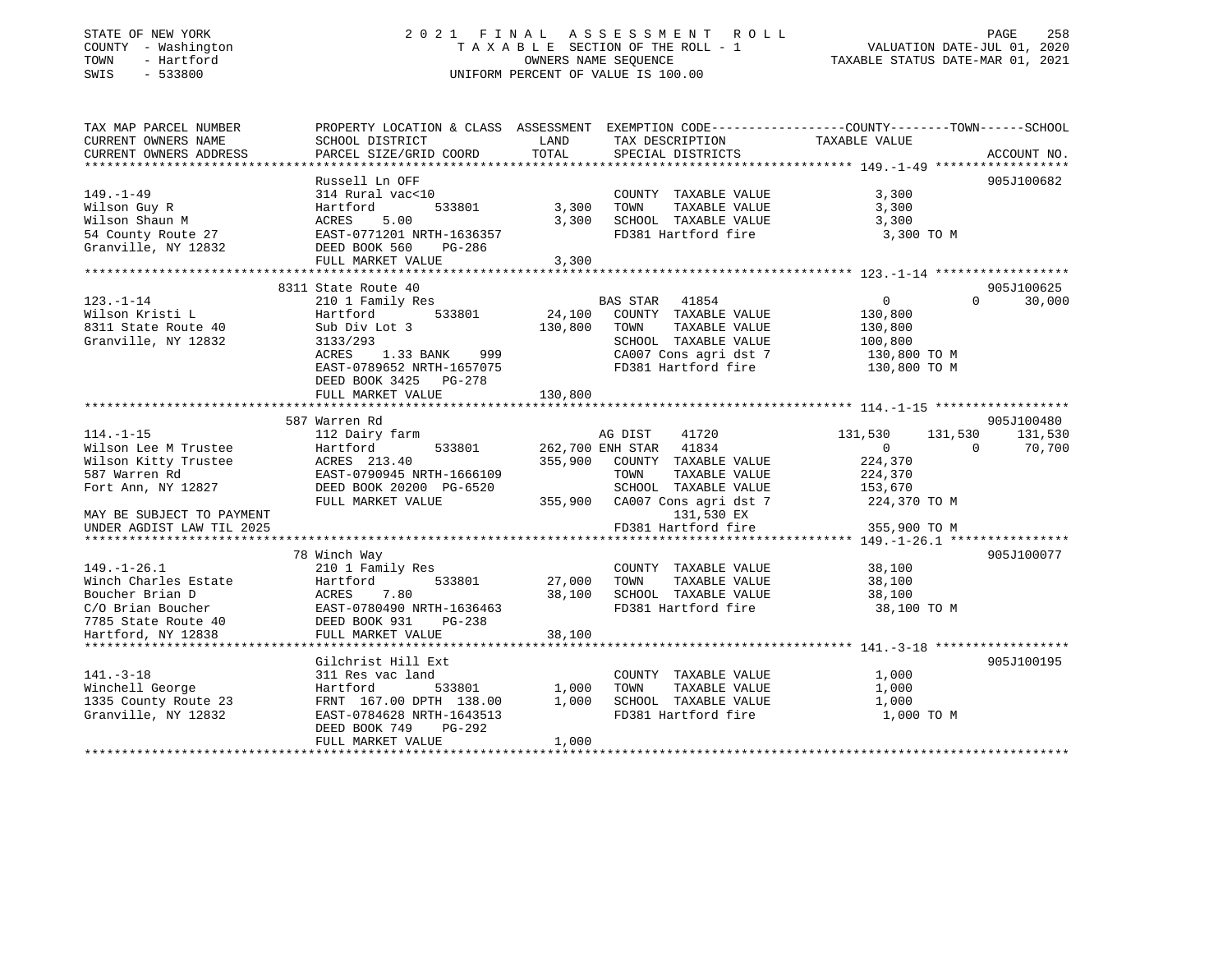STATE OF NEW YORK
COUNTY - Washington
TOWN - Hartford
SWIS - 533800

2 0 2 1 F I N A L A S S E S S M E N T R O L L
T A X A B L E SECTION OF THE ROLL - 1
OWNERS NAME SEQUENCE
UNIFORM PERCENT OF VALUE IS 100.00

VALUATION DATE-JUL 01, 2020
TAXABLE STATUS DATE-MAR 01, 2021

```
TAX MAP PARCEL NUMBER        PROPERTY LOCATION & CLASS  ASSESSMENT  EXEMPTION CODE-----------------COUNTY--------TOWN------SCHOOL
CURRENT OWNERS NAME          SCHOOL DISTRICT              LAND      TAX DESCRIPTION              TAXABLE VALUE
CURRENT OWNERS ADDRESS       PARCEL SIZE/GRID COORD       TOTAL     SPECIAL DISTRICTS                                    ACCOUNT NO.
******************************************************************************************************* 149.-1-49 ******************
                             Russell Ln OFF                                                                            905J100682
149.-1-49                    314 Rural vac<10                         COUNTY  TAXABLE VALUE            3,300
Wilson Guy R                 Hartford        533801         3,300    TOWN    TAXABLE VALUE            3,300
Wilson Shaun M               ACRES    5.00                  3,300    SCHOOL  TAXABLE VALUE            3,300
54 County Route 27           EAST-0771201 NRTH-1636357               FD381 Hartford fire               3,300 TO M
Granville, NY 12832          DEED BOOK 560    PG-286
                             FULL MARKET VALUE              3,300
******************************************************************************************************* 123.-1-14 ******************
                             8311 State Route 40                                                                       905J100625
123.-1-14                    210 1 Family Res                         BAS STAR  41854                  0          0      30,000
Wilson Kristi L              Hartford        533801        24,100    COUNTY  TAXABLE VALUE          130,800
8311 State Route 40          Sub Div Lot 3                130,800    TOWN    TAXABLE VALUE          130,800
Granville, NY 12832          3133/293                                SCHOOL  TAXABLE VALUE          100,800
                             ACRES    1.33 BANK    999               CA007 Cons agri dst 7           130,800 TO M
                             EAST-0789652 NRTH-1657075               FD381 Hartford fire             130,800 TO M
                             DEED BOOK 3425   PG-278
                             FULL MARKET VALUE            130,800
******************************************************************************************************* 114.-1-15 ******************
                             587 Warren Rd                                                                             905J100480
114.-1-15                    112 Dairy farm                           AG DIST     41720          131,530    131,530     131,530
Wilson Lee M Trustee         Hartford        533801       262,700 ENH STAR  41834                  0          0      70,700
Wilson Kitty Trustee         ACRES  213.40                355,900    COUNTY  TAXABLE VALUE          224,370
587 Warren Rd                EAST-0790945 NRTH-1666109               TOWN    TAXABLE VALUE          224,370
Fort Ann, NY 12827           DEED BOOK 20200  PG-6520                SCHOOL  TAXABLE VALUE          153,670
                             FULL MARKET VALUE            355,900    CA007 Cons agri dst 7           224,370 TO M
MAY BE SUBJECT TO PAYMENT                                                  131,530 EX
UNDER AGDIST LAW TIL 2025                                            FD381 Hartford fire             355,900 TO M
******************************************************************************************************* 149.-1-26.1 ****************
                             78 Winch Way                                                                              905J100077
149.-1-26.1                  210 1 Family Res                         COUNTY  TAXABLE VALUE           38,100
Winch Charles Estate         Hartford        533801        27,000    TOWN    TAXABLE VALUE           38,100
Boucher Brian D              ACRES    7.80                 38,100    SCHOOL  TAXABLE VALUE           38,100
C/O Brian Boucher            EAST-0780490 NRTH-1636463               FD381 Hartford fire              38,100 TO M
7785 State Route 40          DEED BOOK 931    PG-238
Hartford, NY 12838           FULL MARKET VALUE             38,100
******************************************************************************************************* 141.-3-18 ******************
                             Gilchrist Hill Ext                                                                        905J100195
141.-3-18                    311 Res vac land                         COUNTY  TAXABLE VALUE            1,000
Winchell George              Hartford        533801         1,000    TOWN    TAXABLE VALUE            1,000
1335 County Route 23         FRNT 167.00 DPTH 138.00        1,000    SCHOOL  TAXABLE VALUE            1,000
Granville, NY 12832          EAST-0784628 NRTH-1643513               FD381 Hartford fire               1,000 TO M
                             DEED BOOK 749    PG-292
                             FULL MARKET VALUE              1,000
************************************************************************************************************************************
```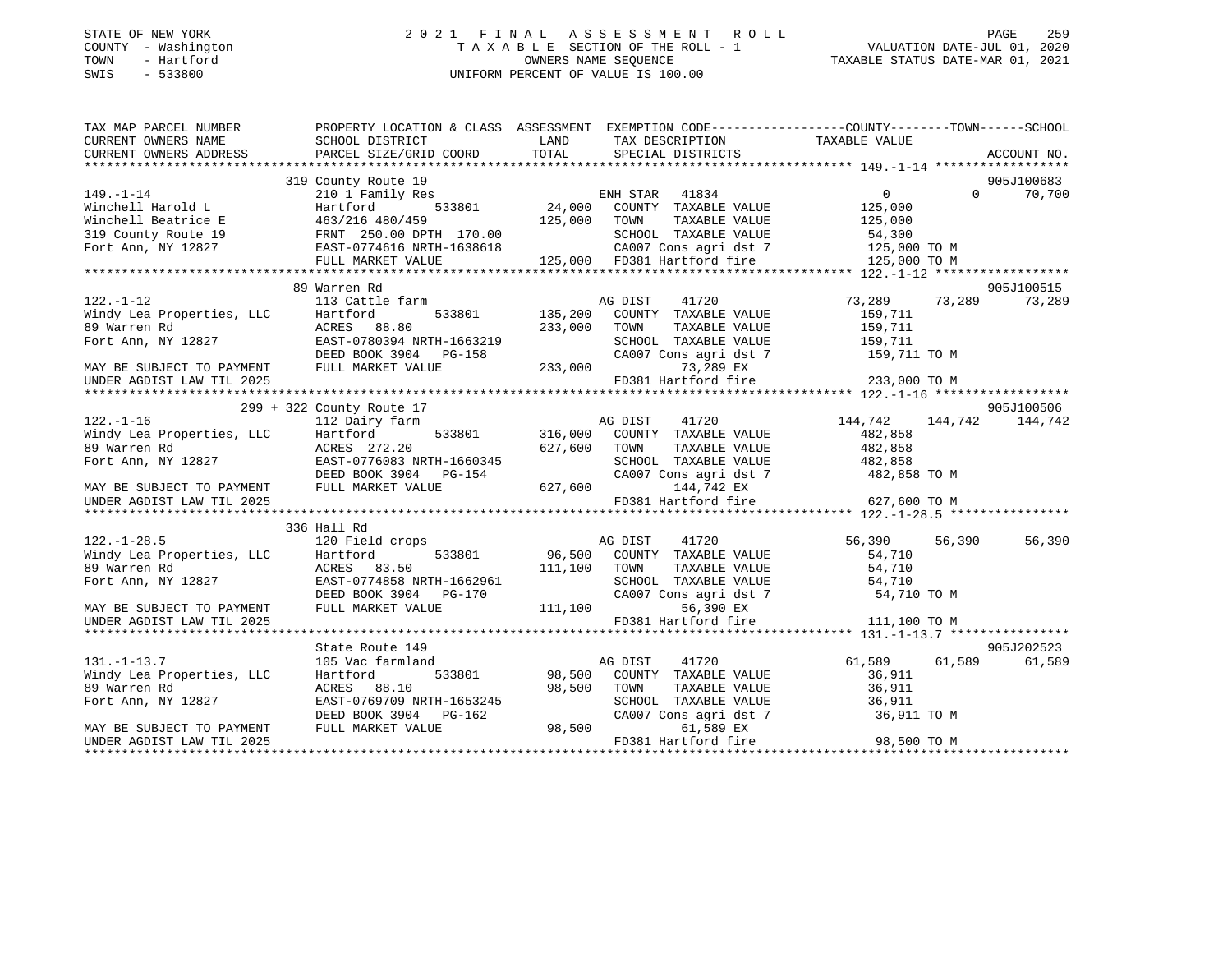STATE OF NEW YORK
COUNTY - Washington
TOWN - Hartford
SWIS - 533800

# 2021 FINAL ASSESSMENT ROLL
TAXABLE SECTION OF THE ROLL - 1
OWNERS NAME SEQUENCE
UNIFORM PERCENT OF VALUE IS 100.00

VALUATION DATE-JUL 01, 2020
TAXABLE STATUS DATE-MAR 01, 2021

| TAX MAP PARCEL NUMBER / CURRENT OWNERS NAME / CURRENT OWNERS ADDRESS | PROPERTY LOCATION & CLASS / SCHOOL DISTRICT / PARCEL SIZE/GRID COORD | ASSESSMENT LAND / TOTAL | EXEMPTION CODE / TAX DESCRIPTION / SPECIAL DISTRICTS | COUNTY | TOWN | SCHOOL | ACCOUNT NO. |
|---|---|---|---|---|---|---|---|
| | 319 County Route 19 | | | | | | 905J100683 |
| 149.-1-14 | 210 1 Family Res | | ENH STAR 41834 | 0 | 0 | 70,700 | |
| Winchell Harold L | Hartford 533801 | 24,000 | COUNTY TAXABLE VALUE | 125,000 | | | |
| Winchell Beatrice E | 463/216 480/459 | 125,000 | TOWN TAXABLE VALUE | | 125,000 | | |
| 319 County Route 19 | FRNT 250.00 DPTH 170.00 | | SCHOOL TAXABLE VALUE | | | 54,300 | |
| Fort Ann, NY 12827 | EAST-0774616 NRTH-1638618 | | CA007 Cons agri dst 7 | 125,000 TO M | | | |
| | FULL MARKET VALUE | 125,000 | FD381 Hartford fire | 125,000 TO M | | | |
| | 89 Warren Rd | | | | | | 905J100515 |
| 122.-1-12 | 113 Cattle farm | | AG DIST 41720 | 73,289 | 73,289 | 73,289 | |
| Windy Lea Properties, LLC | Hartford 533801 | 135,200 | COUNTY TAXABLE VALUE | 159,711 | | | |
| 89 Warren Rd | ACRES 88.80 | 233,000 | TOWN TAXABLE VALUE | | 159,711 | | |
| Fort Ann, NY 12827 | EAST-0780394 NRTH-1663219 | | SCHOOL TAXABLE VALUE | | | 159,711 | |
| | DEED BOOK 3904 PG-158 | | CA007 Cons agri dst 7 | 159,711 TO M | | | |
| MAY BE SUBJECT TO PAYMENT | FULL MARKET VALUE | 233,000 | 73,289 EX | | | | |
| UNDER AGDIST LAW TIL 2025 | | | FD381 Hartford fire | 233,000 TO M | | | |
| | 299 + 322 County Route 17 | | | | | | 905J100506 |
| 122.-1-16 | 112 Dairy farm | | AG DIST 41720 | 144,742 | 144,742 | 144,742 | |
| Windy Lea Properties, LLC | Hartford 533801 | 316,000 | COUNTY TAXABLE VALUE | 482,858 | | | |
| 89 Warren Rd | ACRES 272.20 | 627,600 | TOWN TAXABLE VALUE | | 482,858 | | |
| Fort Ann, NY 12827 | EAST-0776083 NRTH-1660345 | | SCHOOL TAXABLE VALUE | | | 482,858 | |
| | DEED BOOK 3904 PG-154 | | CA007 Cons agri dst 7 | 482,858 TO M | | | |
| MAY BE SUBJECT TO PAYMENT | FULL MARKET VALUE | 627,600 | 144,742 EX | | | | |
| UNDER AGDIST LAW TIL 2025 | | | FD381 Hartford fire | 627,600 TO M | | | |
| | 336 Hall Rd | | | | | | |
| 122.-1-28.5 | 120 Field crops | | AG DIST 41720 | 56,390 | 56,390 | 56,390 | |
| Windy Lea Properties, LLC | Hartford 533801 | 96,500 | COUNTY TAXABLE VALUE | 54,710 | | | |
| 89 Warren Rd | ACRES 83.50 | 111,100 | TOWN TAXABLE VALUE | | 54,710 | | |
| Fort Ann, NY 12827 | EAST-0774858 NRTH-1662961 | | SCHOOL TAXABLE VALUE | | | 54,710 | |
| | DEED BOOK 3904 PG-170 | | CA007 Cons agri dst 7 | 54,710 TO M | | | |
| MAY BE SUBJECT TO PAYMENT | FULL MARKET VALUE | 111,100 | 56,390 EX | | | | |
| UNDER AGDIST LAW TIL 2025 | | | FD381 Hartford fire | 111,100 TO M | | | |
| | State Route 149 | | | | | | 905J202523 |
| 131.-1-13.7 | 105 Vac farmland | | AG DIST 41720 | 61,589 | 61,589 | 61,589 | |
| Windy Lea Properties, LLC | Hartford 533801 | 98,500 | COUNTY TAXABLE VALUE | 36,911 | | | |
| 89 Warren Rd | ACRES 88.10 | 98,500 | TOWN TAXABLE VALUE | | 36,911 | | |
| Fort Ann, NY 12827 | EAST-0769709 NRTH-1653245 | | SCHOOL TAXABLE VALUE | | | 36,911 | |
| | DEED BOOK 3904 PG-162 | | CA007 Cons agri dst 7 | 36,911 TO M | | | |
| MAY BE SUBJECT TO PAYMENT | FULL MARKET VALUE | 98,500 | 61,589 EX | | | | |
| UNDER AGDIST LAW TIL 2025 | | | FD381 Hartford fire | 98,500 TO M | | | |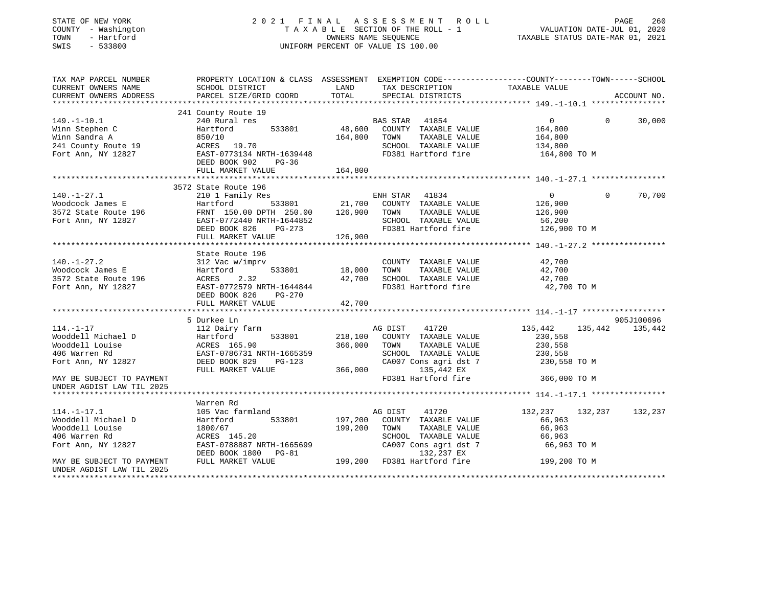STATE OF NEW YORK
COUNTY - Washington
TOWN - Hartford
SWIS - 533800

2021 FINAL ASSESSMENT ROLL
TAXABLE SECTION OF THE ROLL - 1
OWNERS NAME SEQUENCE
UNIFORM PERCENT OF VALUE IS 100.00

VALUATION DATE-JUL 01, 2020
TAXABLE STATUS DATE-MAR 01, 2021

```
TAX MAP PARCEL NUMBER          PROPERTY LOCATION & CLASS  ASSESSMENT  EXEMPTION CODE-----------------COUNTY--------TOWN------SCHOOL
CURRENT OWNERS NAME            SCHOOL DISTRICT             LAND        TAX DESCRIPTION              TAXABLE VALUE
CURRENT OWNERS ADDRESS         PARCEL SIZE/GRID COORD      TOTAL       SPECIAL DISTRICTS                                      ACCOUNT NO.
******************************************************************************************************* 149.-1-10.1 ****************
                               241 County Route 19
149.-1-10.1                    240 Rural res                           BAS STAR   41854                0          0      30,000
Winn Stephen C                 Hartford        533801        48,600    COUNTY  TAXABLE VALUE        164,800
Winn Sandra A                  850/10                       164,800    TOWN    TAXABLE VALUE        164,800
241 County Route 19            ACRES   19.70                           SCHOOL  TAXABLE VALUE        134,800
Fort Ann, NY 12827             EAST-0773134 NRTH-1639448               FD381 Hartford fire           164,800 TO M
                               DEED BOOK 902    PG-36
                               FULL MARKET VALUE            164,800
******************************************************************************************************* 140.-1-27.1 ****************
                               3572 State Route 196
140.-1-27.1                    210 1 Family Res                        ENH STAR   41834                0          0      70,700
Woodcock James E               Hartford        533801        21,700    COUNTY  TAXABLE VALUE        126,900
3572 State Route 196           FRNT 150.00 DPTH 250.00      126,900    TOWN    TAXABLE VALUE        126,900
Fort Ann, NY 12827             EAST-0772440 NRTH-1644852               SCHOOL  TAXABLE VALUE         56,200
                               DEED BOOK 826    PG-273                 FD381 Hartford fire           126,900 TO M
                               FULL MARKET VALUE            126,900
******************************************************************************************************* 140.-1-27.2 ****************
                               State Route 196
140.-1-27.2                    312 Vac w/imprv                         COUNTY  TAXABLE VALUE         42,700
Woodcock James E               Hartford        533801        18,000    TOWN    TAXABLE VALUE         42,700
3572 State Route 196           ACRES    2.32                 42,700    SCHOOL  TAXABLE VALUE         42,700
Fort Ann, NY 12827             EAST-0772579 NRTH-1644844               FD381 Hartford fire            42,700 TO M
                               DEED BOOK 826    PG-270
                               FULL MARKET VALUE             42,700
******************************************************************************************************* 114.-1-17 ******************
                               5 Durkee Ln                                                                           905J100696
114.-1-17                      112 Dairy farm                          AG DIST    41720           135,442    135,442    135,442
Wooddell Michael D             Hartford        533801       218,100    COUNTY  TAXABLE VALUE        230,558
Wooddell Louise                ACRES  165.90                366,000    TOWN    TAXABLE VALUE        230,558
406 Warren Rd                  EAST-0786731 NRTH-1665359               SCHOOL  TAXABLE VALUE        230,558
Fort Ann, NY 12827             DEED BOOK 829    PG-123                 CA007 Cons agri dst 7         230,558 TO M
                               FULL MARKET VALUE            366,000         135,442 EX
MAY BE SUBJECT TO PAYMENT                                              FD381 Hartford fire           366,000 TO M
UNDER AGDIST LAW TIL 2025
******************************************************************************************************* 114.-1-17.1 ****************
                               Warren Rd
114.-1-17.1                    105 Vac farmland                        AG DIST    41720           132,237    132,237    132,237
Wooddell Michael D             Hartford        533801       197,200    COUNTY  TAXABLE VALUE         66,963
Wooddell Louise                1800/67                      199,200    TOWN    TAXABLE VALUE         66,963
406 Warren Rd                  ACRES  145.20                           SCHOOL  TAXABLE VALUE         66,963
Fort Ann, NY 12827             EAST-0788887 NRTH-1665699               CA007 Cons agri dst 7          66,963 TO M
                               DEED BOOK 1800   PG-81                       132,237 EX
MAY BE SUBJECT TO PAYMENT      FULL MARKET VALUE            199,200    FD381 Hartford fire           199,200 TO M
UNDER AGDIST LAW TIL 2025
************************************************************************************************************************************
```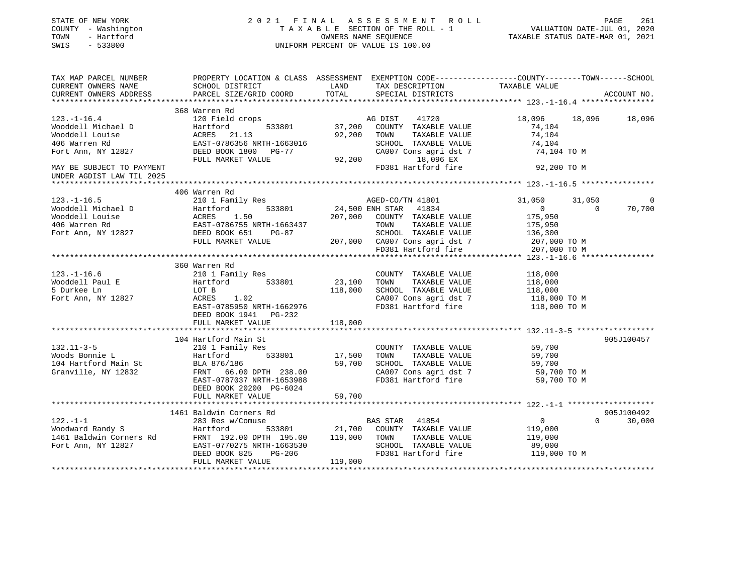STATE OF NEW YORK
COUNTY - Washington
TOWN - Hartford
SWIS - 533800

2 0 2 1 F I N A L A S S E S S M E N T R O L L
T A X A B L E SECTION OF THE ROLL - 1
OWNERS NAME SEQUENCE
UNIFORM PERCENT OF VALUE IS 100.00

VALUATION DATE-JUL 01, 2020
TAXABLE STATUS DATE-MAR 01, 2021

```
TAX MAP PARCEL NUMBER          PROPERTY LOCATION & CLASS  ASSESSMENT  EXEMPTION CODE-----------------COUNTY--------TOWN------SCHOOL
CURRENT OWNERS NAME            SCHOOL DISTRICT               LAND      TAX DESCRIPTION            TAXABLE VALUE
CURRENT OWNERS ADDRESS         PARCEL SIZE/GRID COORD        TOTAL     SPECIAL DISTRICTS                                 ACCOUNT NO.
******************************************************************************************************* 123.-1-16.4 ****************
                               368 Warren Rd
123.-1-16.4                    120 Field crops                         AG DIST     41720            18,096      18,096      18,096
Wooddell Michael D             Hartford          533801       37,200   COUNTY  TAXABLE VALUE         74,104
Wooddell Louise                ACRES   21.13                  92,200   TOWN    TAXABLE VALUE         74,104
406 Warren Rd                  EAST-0786356 NRTH-1663016               SCHOOL  TAXABLE VALUE         74,104
Fort Ann, NY 12827             DEED BOOK 1800   PG-77                  CA007 Cons agri dst 7          74,104 TO M
                               FULL MARKET VALUE              92,200           18,096 EX
MAY BE SUBJECT TO PAYMENT                                              FD381 Hartford fire            92,200 TO M
UNDER AGDIST LAW TIL 2025
******************************************************************************************************* 123.-1-16.5 ****************
                               406 Warren Rd
123.-1-16.5                    210 1 Family Res                        AGED-CO/TN 41801             31,050      31,050           0
Wooddell Michael D             Hartford          533801       24,500 ENH STAR   41834                    0           0      70,700
Wooddell Louise                ACRES    1.50                 207,000   COUNTY  TAXABLE VALUE        175,950
406 Warren Rd                  EAST-0786755 NRTH-1663437               TOWN    TAXABLE VALUE        175,950
Fort Ann, NY 12827             DEED BOOK 651    PG-87                  SCHOOL  TAXABLE VALUE        136,300
                               FULL MARKET VALUE             207,000   CA007 Cons agri dst 7         207,000 TO M
                                                                       FD381 Hartford fire           207,000 TO M
******************************************************************************************************* 123.-1-16.6 ****************
                               360 Warren Rd
123.-1-16.6                    210 1 Family Res                        COUNTY  TAXABLE VALUE        118,000
Wooddell Paul E                Hartford          533801       23,100   TOWN    TAXABLE VALUE        118,000
5 Durkee Ln                    LOT B                         118,000   SCHOOL  TAXABLE VALUE        118,000
Fort Ann, NY 12827             ACRES    1.02                           CA007 Cons agri dst 7         118,000 TO M
                               EAST-0785950 NRTH-1662976               FD381 Hartford fire           118,000 TO M
                               DEED BOOK 1941   PG-232
                               FULL MARKET VALUE             118,000
******************************************************************************************************* 132.11-3-5 *****************
                               104 Hartford Main St                                                                  905J100457
132.11-3-5                     210 1 Family Res                        COUNTY  TAXABLE VALUE         59,700
Woods Bonnie L                 Hartford          533801       17,500   TOWN    TAXABLE VALUE         59,700
104 Hartford Main St           BLA 876/186                    59,700   SCHOOL  TAXABLE VALUE         59,700
Granville, NY 12832            FRNT   66.00 DPTH 238.00                CA007 Cons agri dst 7          59,700 TO M
                               EAST-0787037 NRTH-1653988               FD381 Hartford fire            59,700 TO M
                               DEED BOOK 20200 PG-6024
                               FULL MARKET VALUE              59,700
******************************************************************************************************* 122.-1-1 *******************
                               1461 Baldwin Corners Rd                                                               905J100492
122.-1-1                       283 Res w/Comuse                        BAS STAR   41854                    0           0      30,000
Woodward Randy S               Hartford          533801       21,700   COUNTY  TAXABLE VALUE        119,000
1461 Baldwin Corners Rd        FRNT 192.00 DPTH 195.00       119,000   TOWN    TAXABLE VALUE        119,000
Fort Ann, NY 12827             EAST-0770275 NRTH-1663530               SCHOOL  TAXABLE VALUE         89,000
                               DEED BOOK 825    PG-206                 FD381 Hartford fire           119,000 TO M
                               FULL MARKET VALUE             119,000
************************************************************************************************************************************
```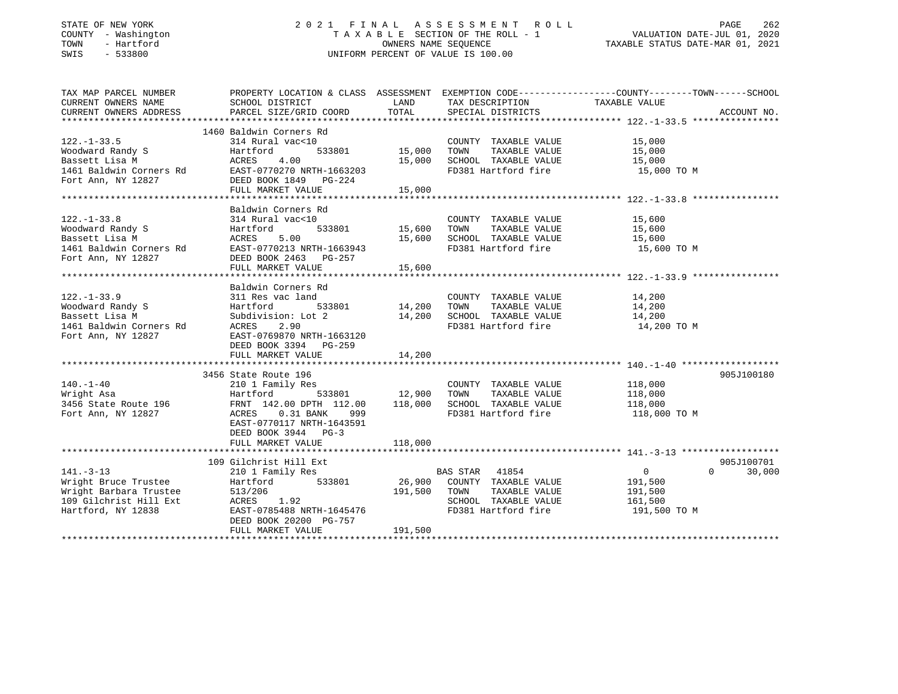STATE OF NEW YORK
COUNTY - Washington
TOWN - Hartford
SWIS - 533800

2021 FINAL ASSESSMENT ROLL
TAXABLE SECTION OF THE ROLL - 1
OWNERS NAME SEQUENCE
UNIFORM PERCENT OF VALUE IS 100.00

VALUATION DATE-JUL 01, 2020
TAXABLE STATUS DATE-MAR 01, 2021

| TAX MAP PARCEL NUMBER / CURRENT OWNERS NAME / CURRENT OWNERS ADDRESS | PROPERTY LOCATION & CLASS / SCHOOL DISTRICT / PARCEL SIZE/GRID COORD | ASSESSMENT LAND / TOTAL | EXEMPTION CODE / TAX DESCRIPTION / SPECIAL DISTRICTS | COUNTY / TOWN / SCHOOL TAXABLE VALUE | ACCOUNT NO. |
|---|---|---|---|---|---|
| 122.-1-33.5 | 1460 Baldwin Corners Rd | | | | |
| | 314 Rural vac<10 | | COUNTY TAXABLE VALUE | 15,000 | |
| Woodward Randy S | Hartford 533801 | 15,000 | TOWN TAXABLE VALUE | 15,000 | |
| Bassett Lisa M | ACRES 4.00 | 15,000 | SCHOOL TAXABLE VALUE | 15,000 | |
| 1461 Baldwin Corners Rd | EAST-0770270 NRTH-1663203 | | FD381 Hartford fire | 15,000 TO M | |
| Fort Ann, NY 12827 | DEED BOOK 1849 PG-224 | | | | |
| | FULL MARKET VALUE | 15,000 | | | |
| 122.-1-33.8 | Baldwin Corners Rd | | | | |
| | 314 Rural vac<10 | | COUNTY TAXABLE VALUE | 15,600 | |
| Woodward Randy S | Hartford 533801 | 15,600 | TOWN TAXABLE VALUE | 15,600 | |
| Bassett Lisa M | ACRES 5.00 | 15,600 | SCHOOL TAXABLE VALUE | 15,600 | |
| 1461 Baldwin Corners Rd | EAST-0770213 NRTH-1663943 | | FD381 Hartford fire | 15,600 TO M | |
| Fort Ann, NY 12827 | DEED BOOK 2463 PG-257 | | | | |
| | FULL MARKET VALUE | 15,600 | | | |
| 122.-1-33.9 | Baldwin Corners Rd | | | | |
| | 311 Res vac land | | COUNTY TAXABLE VALUE | 14,200 | |
| Woodward Randy S | Hartford 533801 | 14,200 | TOWN TAXABLE VALUE | 14,200 | |
| Bassett Lisa M | Subdivision: Lot 2 | 14,200 | SCHOOL TAXABLE VALUE | 14,200 | |
| 1461 Baldwin Corners Rd | ACRES 2.90 | | FD381 Hartford fire | 14,200 TO M | |
| Fort Ann, NY 12827 | EAST-0769870 NRTH-1663120 | | | | |
| | DEED BOOK 3394 PG-259 | | | | |
| | FULL MARKET VALUE | 14,200 | | | |
| 140.-1-40 | 3456 State Route 196 | | | | 905J100180 |
| | 210 1 Family Res | | COUNTY TAXABLE VALUE | 118,000 | |
| Wright Asa | Hartford 533801 | 12,900 | TOWN TAXABLE VALUE | 118,000 | |
| 3456 State Route 196 | FRNT 142.00 DPTH 112.00 | 118,000 | SCHOOL TAXABLE VALUE | 118,000 | |
| Fort Ann, NY 12827 | ACRES 0.31 BANK 999 | | FD381 Hartford fire | 118,000 TO M | |
| | EAST-0770117 NRTH-1643591 | | | | |
| | DEED BOOK 3944 PG-3 | | | | |
| | FULL MARKET VALUE | 118,000 | | | |
| 141.-3-13 | 109 Gilchrist Hill Ext | | | | 905J100701 |
| | 210 1 Family Res | | BAS STAR 41854 | 0 / 0 / 30,000 | |
| Wright Bruce Trustee | Hartford 533801 | 26,900 | COUNTY TAXABLE VALUE | 191,500 | |
| Wright Barbara Trustee | 513/206 | 191,500 | TOWN TAXABLE VALUE | 191,500 | |
| 109 Gilchrist Hill Ext | ACRES 1.92 | | SCHOOL TAXABLE VALUE | 161,500 | |
| Hartford, NY 12838 | EAST-0785488 NRTH-1645476 | | FD381 Hartford fire | 191,500 TO M | |
| | DEED BOOK 20200 PG-757 | | | | |
| | FULL MARKET VALUE | 191,500 | | | |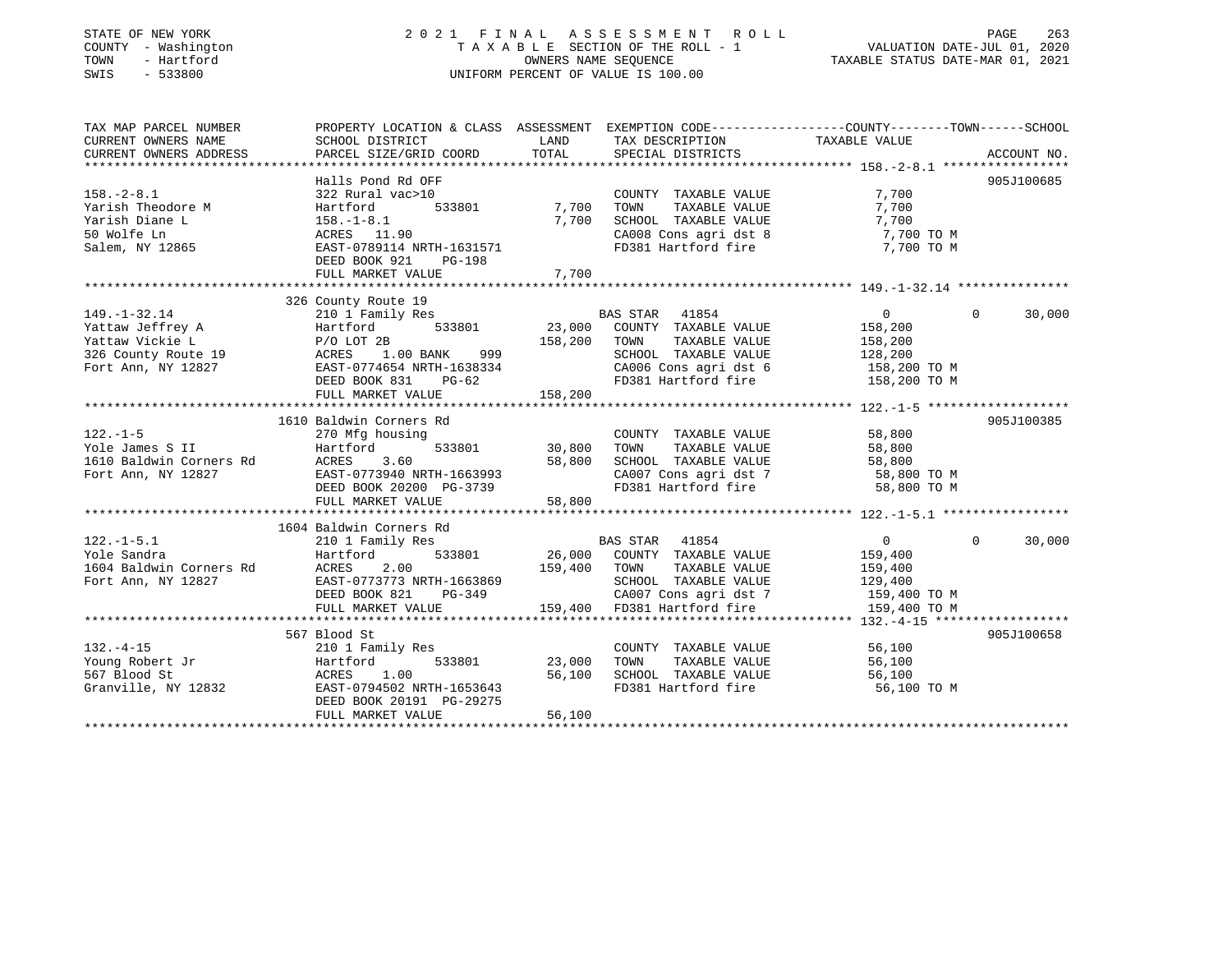STATE OF NEW YORK
COUNTY - Washington
TOWN - Hartford
SWIS - 533800

# 2021 FINAL ASSESSMENT ROLL

TAXABLE SECTION OF THE ROLL - 1
OWNERS NAME SEQUENCE
UNIFORM PERCENT OF VALUE IS 100.00

VALUATION DATE-JUL 01, 2020
TAXABLE STATUS DATE-MAR 01, 2021

| TAX MAP PARCEL NUMBER / CURRENT OWNERS NAME / CURRENT OWNERS ADDRESS | PROPERTY LOCATION & CLASS / SCHOOL DISTRICT / PARCEL SIZE/GRID COORD | ASSESSMENT LAND | TOTAL | EXEMPTION CODE / TAX DESCRIPTION / SPECIAL DISTRICTS | COUNTY | TOWN | SCHOOL / TAXABLE VALUE | ACCOUNT NO. |
|---|---|---|---|---|---|---|---|---|
| **158.-2-8.1** | Halls Pond Rd OFF | | | | | | | 905J100685 |
| 158.-2-8.1 | 322 Rural vac>10 | | | COUNTY TAXABLE VALUE | 7,700 | | | |
| Yarish Theodore M | Hartford 533801 | 7,700 | | TOWN TAXABLE VALUE | | 7,700 | | |
| Yarish Diane L | 158.-1-8.1 | | 7,700 | SCHOOL TAXABLE VALUE | | | 7,700 | |
| 50 Wolfe Ln | ACRES 11.90 | | | CA008 Cons agri dst 8 | 7,700 TO M | | | |
| Salem, NY 12865 | EAST-0789114 NRTH-1631571 | | | FD381 Hartford fire | 7,700 TO M | | | |
| | DEED BOOK 921 PG-198 | | | | | | | |
| | FULL MARKET VALUE | | 7,700 | | | | | |
| **149.-1-32.14** | 326 County Route 19 | | | | | | | |
| 149.-1-32.14 | 210 1 Family Res | | | BAS STAR 41854 | 0 | 0 | 30,000 | |
| Yattaw Jeffrey A | Hartford 533801 | 23,000 | | COUNTY TAXABLE VALUE | 158,200 | | | |
| Yattaw Vickie L | P/O LOT 2B | | 158,200 | TOWN TAXABLE VALUE | | 158,200 | | |
| 326 County Route 19 | ACRES 1.00 BANK 999 | | | SCHOOL TAXABLE VALUE | | | 128,200 | |
| Fort Ann, NY 12827 | EAST-0774654 NRTH-1638334 | | | CA006 Cons agri dst 6 | 158,200 TO M | | | |
| | DEED BOOK 831 PG-62 | | | FD381 Hartford fire | 158,200 TO M | | | |
| | FULL MARKET VALUE | | 158,200 | | | | | |
| **122.-1-5** | 1610 Baldwin Corners Rd | | | | | | | 905J100385 |
| 122.-1-5 | 270 Mfg housing | | | COUNTY TAXABLE VALUE | 58,800 | | | |
| Yole James S II | Hartford 533801 | 30,800 | | TOWN TAXABLE VALUE | | 58,800 | | |
| 1610 Baldwin Corners Rd | ACRES 3.60 | | 58,800 | SCHOOL TAXABLE VALUE | | | 58,800 | |
| Fort Ann, NY 12827 | EAST-0773940 NRTH-1663993 | | | CA007 Cons agri dst 7 | 58,800 TO M | | | |
| | DEED BOOK 20200 PG-3739 | | | FD381 Hartford fire | 58,800 TO M | | | |
| | FULL MARKET VALUE | | 58,800 | | | | | |
| **122.-1-5.1** | 1604 Baldwin Corners Rd | | | | | | | |
| 122.-1-5.1 | 210 1 Family Res | | | BAS STAR 41854 | 0 | 0 | 30,000 | |
| Yole Sandra | Hartford 533801 | 26,000 | | COUNTY TAXABLE VALUE | 159,400 | | | |
| 1604 Baldwin Corners Rd | ACRES 2.00 | | 159,400 | TOWN TAXABLE VALUE | | 159,400 | | |
| Fort Ann, NY 12827 | EAST-0773773 NRTH-1663869 | | | SCHOOL TAXABLE VALUE | | | 129,400 | |
| | DEED BOOK 821 PG-349 | | | CA007 Cons agri dst 7 | 159,400 TO M | | | |
| | FULL MARKET VALUE | | 159,400 | FD381 Hartford fire | 159,400 TO M | | | |
| **132.-4-15** | 567 Blood St | | | | | | | 905J100658 |
| 132.-4-15 | 210 1 Family Res | | | COUNTY TAXABLE VALUE | 56,100 | | | |
| Young Robert Jr | Hartford 533801 | 23,000 | | TOWN TAXABLE VALUE | | 56,100 | | |
| 567 Blood St | ACRES 1.00 | | 56,100 | SCHOOL TAXABLE VALUE | | | 56,100 | |
| Granville, NY 12832 | EAST-0794502 NRTH-1653643 | | | FD381 Hartford fire | 56,100 TO M | | | |
| | DEED BOOK 20191 PG-29275 | | | | | | | |
| | FULL MARKET VALUE | | 56,100 | | | | | |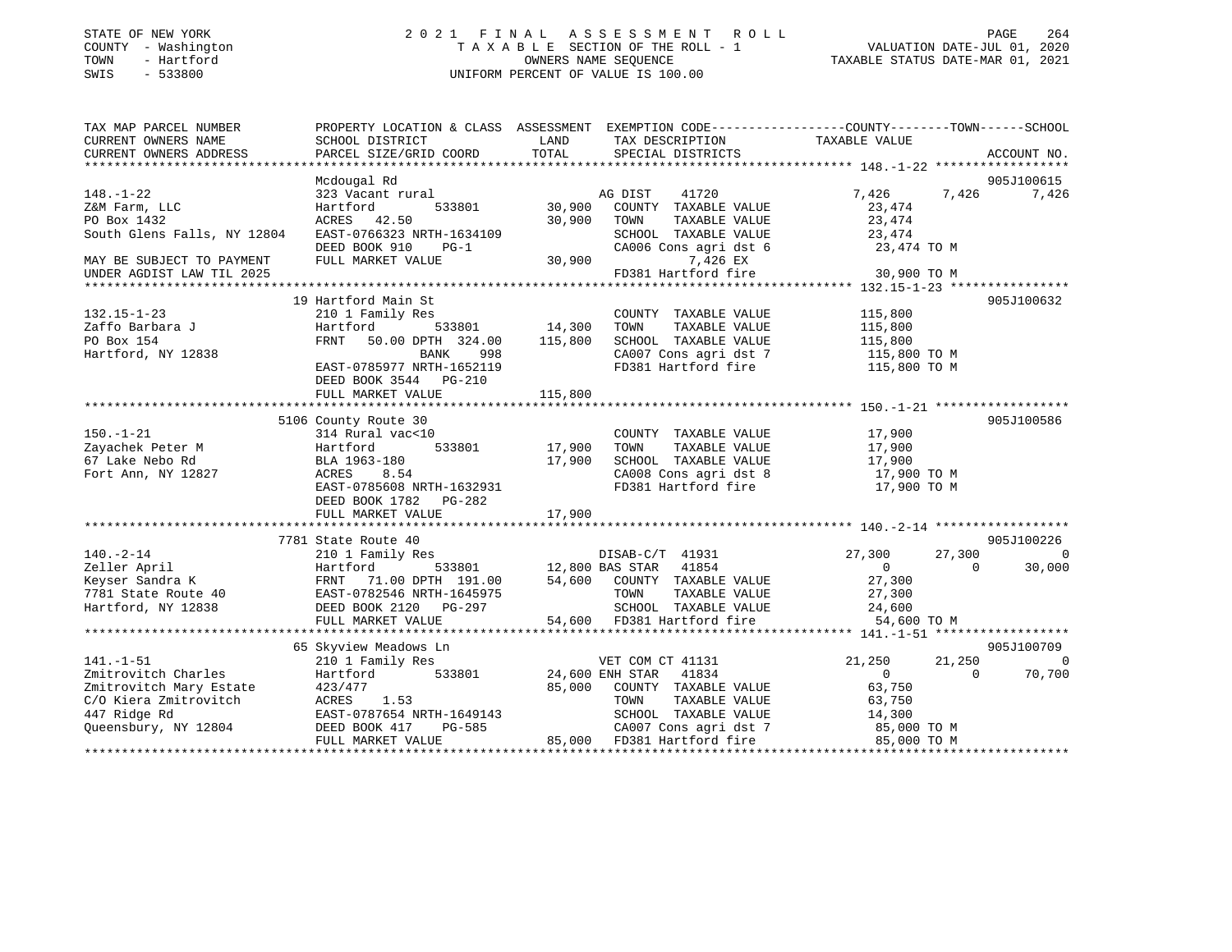STATE OF NEW YORK
COUNTY - Washington
TOWN - Hartford
SWIS - 533800

# 2021 FINAL ASSESSMENT ROLL
TAXABLE SECTION OF THE ROLL - 1
OWNERS NAME SEQUENCE
UNIFORM PERCENT OF VALUE IS 100.00

VALUATION DATE-JUL 01, 2020
TAXABLE STATUS DATE-MAR 01, 2021

```
TAX MAP PARCEL NUMBER          PROPERTY LOCATION & CLASS  ASSESSMENT  EXEMPTION CODE------------------COUNTY--------TOWN------SCHOOL
CURRENT OWNERS NAME            SCHOOL DISTRICT              LAND       TAX DESCRIPTION              TAXABLE VALUE
CURRENT OWNERS ADDRESS         PARCEL SIZE/GRID COORD       TOTAL      SPECIAL DISTRICTS                                    ACCOUNT NO.
******************************************************************************************************* 148.-1-22 ******************
                               Mcdougal Rd                                                                                   905J100615
148.-1-22                      323 Vacant rural                       AG DIST    41720              7,426       7,426        7,426
Z&M Farm, LLC                  Hartford        533801       30,900    COUNTY  TAXABLE VALUE         23,474
PO Box 1432                    ACRES   42.50                30,900    TOWN    TAXABLE VALUE         23,474
South Glens Falls, NY 12804    EAST-0766323 NRTH-1634109              SCHOOL  TAXABLE VALUE         23,474
                               DEED BOOK 910    PG-1                  CA006 Cons agri dst 6           23,474 TO M
MAY BE SUBJECT TO PAYMENT      FULL MARKET VALUE            30,900          7,426 EX
UNDER AGDIST LAW TIL 2025                                             FD381 Hartford fire             30,900 TO M
******************************************************************************************************* 132.15-1-23 ****************
                               19 Hartford Main St                                                                           905J100632
132.15-1-23                    210 1 Family Res                       COUNTY  TAXABLE VALUE        115,800
Zaffo Barbara J                Hartford        533801       14,300    TOWN    TAXABLE VALUE        115,800
PO Box 154                     FRNT   50.00 DPTH 324.00    115,800    SCHOOL  TAXABLE VALUE        115,800
Hartford, NY 12838                        BANK    998                 CA007 Cons agri dst 7          115,800 TO M
                               EAST-0785977 NRTH-1652119              FD381 Hartford fire            115,800 TO M
                               DEED BOOK 3544   PG-210
                               FULL MARKET VALUE           115,800
******************************************************************************************************* 150.-1-21 ******************
                               5106 County Route 30                                                                          905J100586
150.-1-21                      314 Rural vac<10                       COUNTY  TAXABLE VALUE         17,900
Zayachek Peter M               Hartford        533801       17,900    TOWN    TAXABLE VALUE         17,900
67 Lake Nebo Rd                BLA 1963-180                 17,900    SCHOOL  TAXABLE VALUE         17,900
Fort Ann, NY 12827             ACRES    8.54                          CA008 Cons agri dst 8           17,900 TO M
                               EAST-0785608 NRTH-1632931              FD381 Hartford fire             17,900 TO M
                               DEED BOOK 1782   PG-282
                               FULL MARKET VALUE            17,900
******************************************************************************************************* 140.-2-14 ******************
                               7781 State Route 40                                                                           905J100226
140.-2-14                      210 1 Family Res                       DISAB-C/T  41931             27,300      27,300            0
Zeller April                   Hartford        533801       12,800 BAS STAR   41854                     0           0       30,000
Keyser Sandra K                FRNT   71.00 DPTH 191.00     54,600    COUNTY  TAXABLE VALUE         27,300
7781 State Route 40            EAST-0782546 NRTH-1645975              TOWN    TAXABLE VALUE         27,300
Hartford, NY 12838             DEED BOOK 2120   PG-297                SCHOOL  TAXABLE VALUE         24,600
                               FULL MARKET VALUE            54,600    FD381 Hartford fire             54,600 TO M
******************************************************************************************************* 141.-1-51 ******************
                               65 Skyview Meadows Ln                                                                         905J100709
141.-1-51                      210 1 Family Res                       VET COM CT 41131             21,250      21,250            0
Zmitrovitch Charles            Hartford        533801       24,600 ENH STAR   41834                     0           0       70,700
Zmitrovitch Mary Estate        423/477                      85,000    COUNTY  TAXABLE VALUE         63,750
C/O Kiera Zmitrovitch          ACRES    1.53                          TOWN    TAXABLE VALUE         63,750
447 Ridge Rd                   EAST-0787654 NRTH-1649143              SCHOOL  TAXABLE VALUE         14,300
Queensbury, NY 12804           DEED BOOK 417    PG-585                CA007 Cons agri dst 7           85,000 TO M
                               FULL MARKET VALUE            85,000    FD381 Hartford fire             85,000 TO M
************************************************************************************************************************************
```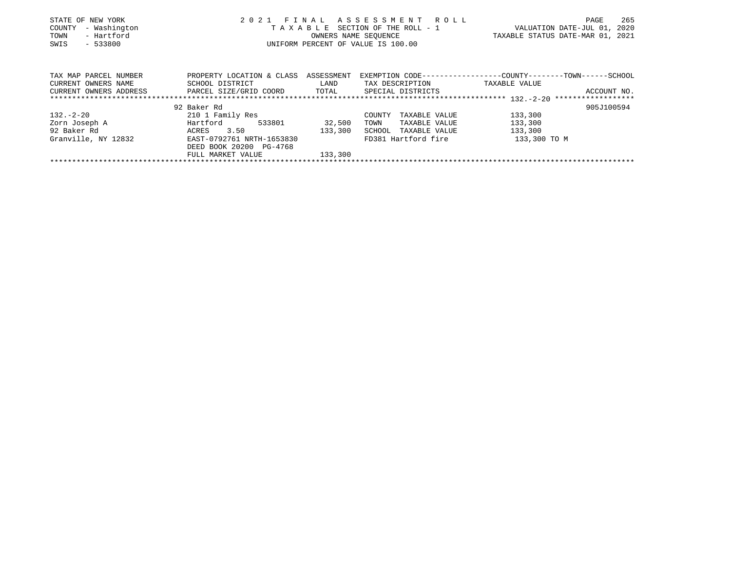STATE OF NEW YORK
COUNTY - Washington
TOWN - Hartford
SWIS - 533800

2 0 2 1 F I N A L A S S E S S M E N T R O L L
T A X A B L E SECTION OF THE ROLL - 1
OWNERS NAME SEQUENCE
UNIFORM PERCENT OF VALUE IS 100.00

VALUATION DATE-JUL 01, 2020
TAXABLE STATUS DATE-MAR 01, 2021

| TAX MAP PARCEL NUMBER / CURRENT OWNERS NAME / CURRENT OWNERS ADDRESS | PROPERTY LOCATION & CLASS / SCHOOL DISTRICT / PARCEL SIZE/GRID COORD | ASSESSMENT LAND / TOTAL | EXEMPTION CODE / TAX DESCRIPTION / SPECIAL DISTRICTS | COUNTY / TOWN / SCHOOL TAXABLE VALUE | ACCOUNT NO. |
|---|---|---|---|---|---|
| 132.-2-20 | 92 Baker Rd | | | | 905J100594 |
| 132.-2-20 | 210 1 Family Res | | COUNTY TAXABLE VALUE | 133,300 | |
| Zorn Joseph A | Hartford 533801 | 32,500 | TOWN TAXABLE VALUE | 133,300 | |
| 92 Baker Rd | ACRES 3.50 | 133,300 | SCHOOL TAXABLE VALUE | 133,300 | |
| Granville, NY 12832 | EAST-0792761 NRTH-1653830 | | FD381 Hartford fire | 133,300 TO M | |
| | DEED BOOK 20200 PG-4768 | | | | |
| | FULL MARKET VALUE | 133,300 | | | |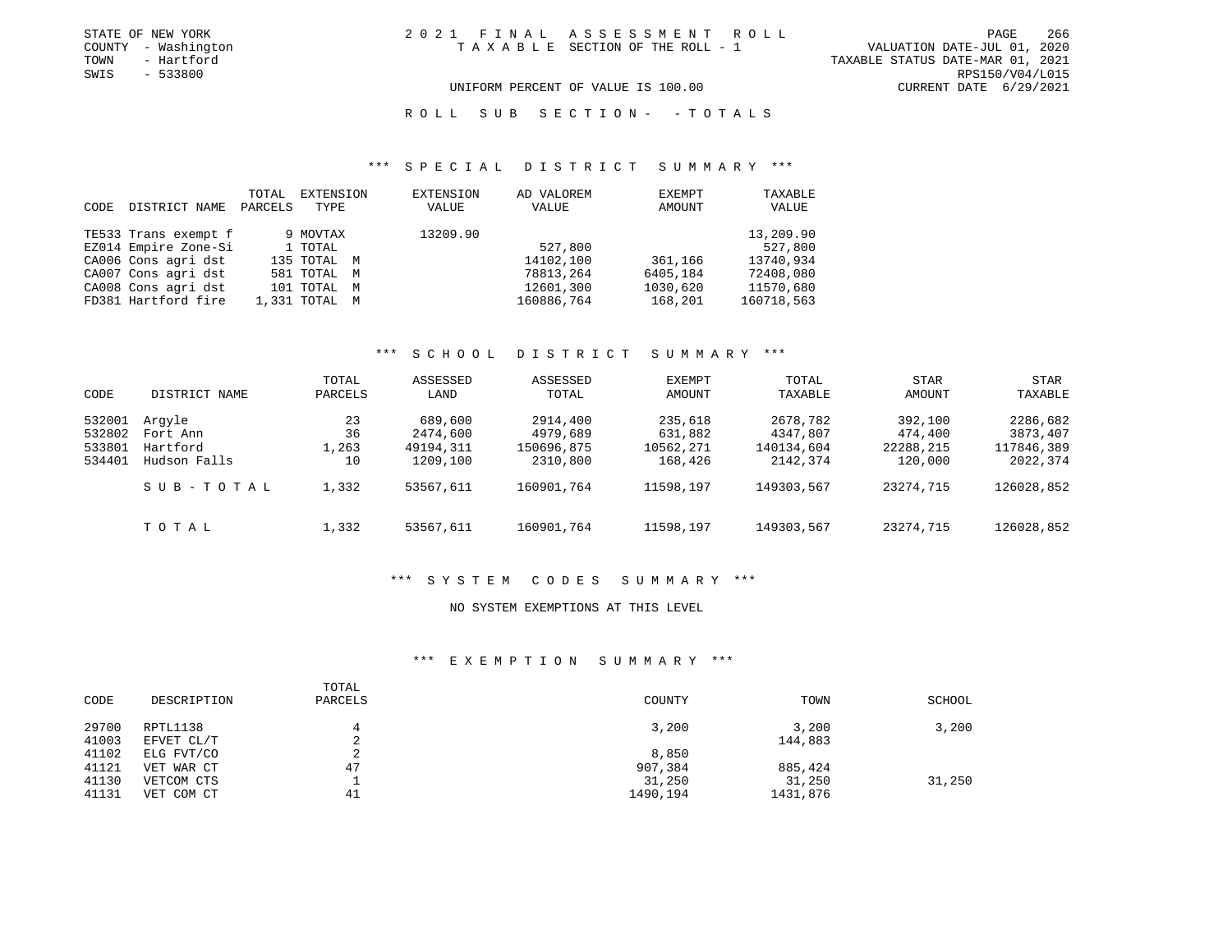STATE OF NEW YORK
COUNTY - Washington
TOWN - Hartford
SWIS - 533800

2021 FINAL ASSESSMENT ROLL
TAXABLE SECTION OF THE ROLL - 1

VALUATION DATE-JUL 01, 2020
TAXABLE STATUS DATE-MAR 01, 2021
RPS150/V04/L015
CURRENT DATE 6/29/2021

UNIFORM PERCENT OF VALUE IS 100.00

ROLL SUB SECTION- - TOTALS

## *** SPECIAL DISTRICT SUMMARY ***

| CODE | DISTRICT NAME | TOTAL PARCELS | EXTENSION TYPE | EXTENSION VALUE | AD VALOREM VALUE | EXEMPT AMOUNT | TAXABLE VALUE |
|---|---|---|---|---|---|---|---|
| TE533 | Trans exempt f | 9 | MOVTAX | 13209.90 | | | 13,209.90 |
| EZ014 | Empire Zone-Si | 1 | TOTAL | | 527,800 | | 527,800 |
| CA006 | Cons agri dst | 135 | TOTAL M | | 14102,100 | 361,166 | 13740,934 |
| CA007 | Cons agri dst | 581 | TOTAL M | | 78813,264 | 6405,184 | 72408,080 |
| CA008 | Cons agri dst | 101 | TOTAL M | | 12601,300 | 1030,620 | 11570,680 |
| FD381 | Hartford fire | 1,331 | TOTAL M | | 160886,764 | 168,201 | 160718,563 |

## *** SCHOOL DISTRICT SUMMARY ***

| CODE | DISTRICT NAME | TOTAL PARCELS | ASSESSED LAND | ASSESSED TOTAL | EXEMPT AMOUNT | TOTAL TAXABLE | STAR AMOUNT | STAR TAXABLE |
|---|---|---|---|---|---|---|---|---|
| 532001 | Argyle | 23 | 689,600 | 2914,400 | 235,618 | 2678,782 | 392,100 | 2286,682 |
| 532802 | Fort Ann | 36 | 2474,600 | 4979,689 | 631,882 | 4347,807 | 474,400 | 3873,407 |
| 533801 | Hartford | 1,263 | 49194,311 | 150696,875 | 10562,271 | 140134,604 | 22288,215 | 117846,389 |
| 534401 | Hudson Falls | 10 | 1209,100 | 2310,800 | 168,426 | 2142,374 | 120,000 | 2022,374 |
| | SUB-TOTAL | 1,332 | 53567,611 | 160901,764 | 11598,197 | 149303,567 | 23274,715 | 126028,852 |
| | TOTAL | 1,332 | 53567,611 | 160901,764 | 11598,197 | 149303,567 | 23274,715 | 126028,852 |

## *** SYSTEM CODES SUMMARY ***

NO SYSTEM EXEMPTIONS AT THIS LEVEL

## *** EXEMPTION SUMMARY ***

| CODE | DESCRIPTION | TOTAL PARCELS | COUNTY | TOWN | SCHOOL |
|---|---|---|---|---|---|
| 29700 | RPTL1138 | 4 | 3,200 | 3,200 | 3,200 |
| 41003 | EFVET CL/T | 2 | | 144,883 | |
| 41102 | ELG FVT/CO | 2 | 8,850 | | |
| 41121 | VET WAR CT | 47 | 907,384 | 885,424 | |
| 41130 | VETCOM CTS | 1 | 31,250 | 31,250 | 31,250 |
| 41131 | VET COM CT | 41 | 1490,194 | 1431,876 | |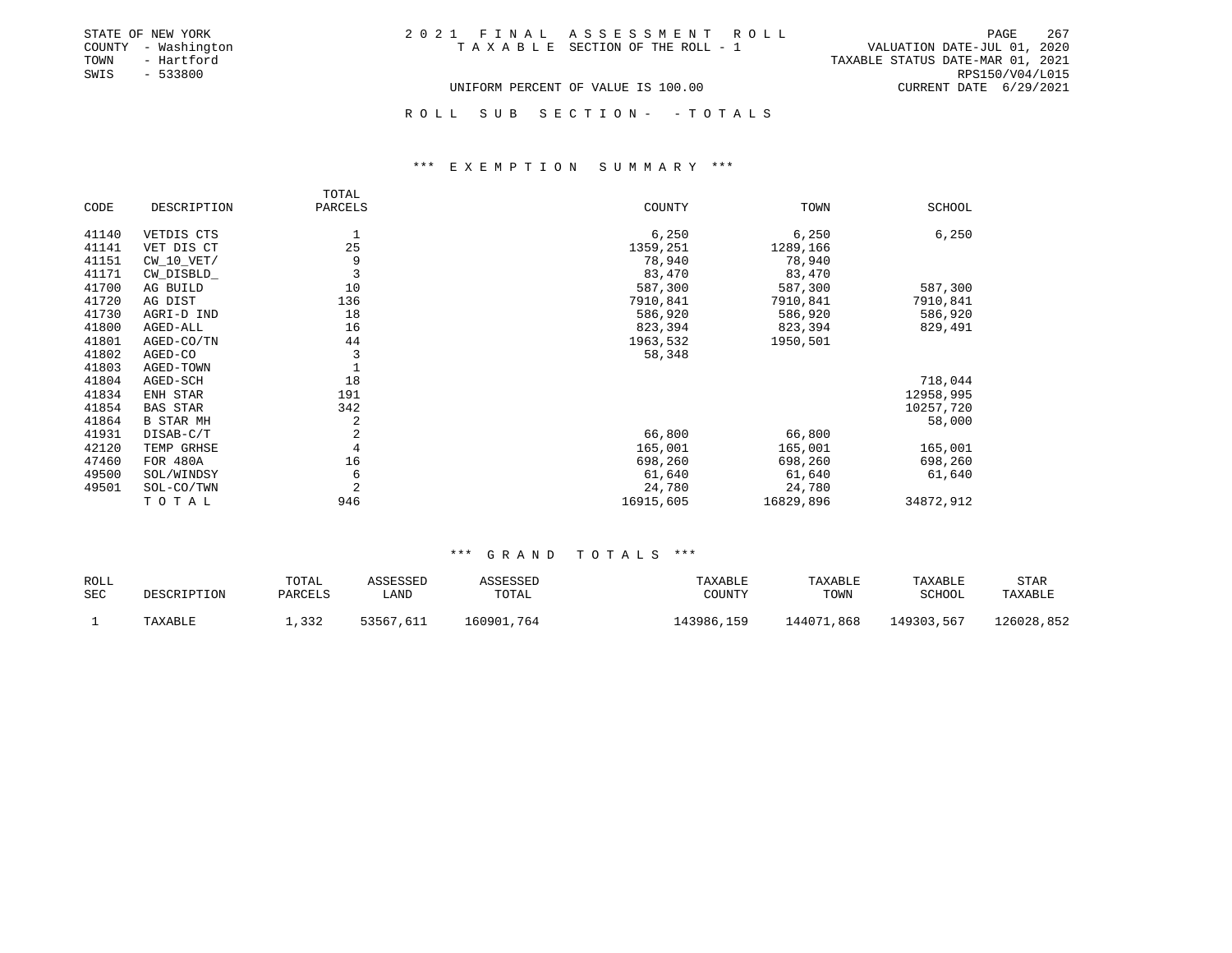STATE OF NEW YORK
COUNTY - Washington
TOWN - Hartford
SWIS - 533800

2021 FINAL ASSESSMENT ROLL
TAXABLE SECTION OF THE ROLL - 1

VALUATION DATE-JUL 01, 2020
TAXABLE STATUS DATE-MAR 01, 2021
RPS150/V04/L015
CURRENT DATE 6/29/2021

UNIFORM PERCENT OF VALUE IS 100.00

ROLL SUB SECTION- - TOTALS

### *** EXEMPTION SUMMARY ***

| CODE | DESCRIPTION | TOTAL PARCELS | COUNTY | TOWN | SCHOOL |
|---|---|---|---|---|---|
| 41140 | VETDIS CTS | 1 | 6,250 | 6,250 | 6,250 |
| 41141 | VET DIS CT | 25 | 1359,251 | 1289,166 | |
| 41151 | CW_10_VET/ | 9 | 78,940 | 78,940 | |
| 41171 | CW_DISBLD_ | 3 | 83,470 | 83,470 | |
| 41700 | AG BUILD | 10 | 587,300 | 587,300 | 587,300 |
| 41720 | AG DIST | 136 | 7910,841 | 7910,841 | 7910,841 |
| 41730 | AGRI-D IND | 18 | 586,920 | 586,920 | 586,920 |
| 41800 | AGED-ALL | 16 | 823,394 | 823,394 | 829,491 |
| 41801 | AGED-CO/TN | 44 | 1963,532 | 1950,501 | |
| 41802 | AGED-CO | 3 | 58,348 | | |
| 41803 | AGED-TOWN | 1 | | | |
| 41804 | AGED-SCH | 18 | | | 718,044 |
| 41834 | ENH STAR | 191 | | | 12958,995 |
| 41854 | BAS STAR | 342 | | | 10257,720 |
| 41864 | B STAR MH | 2 | | | 58,000 |
| 41931 | DISAB-C/T | 2 | 66,800 | 66,800 | |
| 42120 | TEMP GRHSE | 4 | 165,001 | 165,001 | 165,001 |
| 47460 | FOR 480A | 16 | 698,260 | 698,260 | 698,260 |
| 49500 | SOL/WINDSY | 6 | 61,640 | 61,640 | 61,640 |
| 49501 | SOL-CO/TWN | 2 | 24,780 | 24,780 | |
| | TOTAL | 946 | 16915,605 | 16829,896 | 34872,912 |

### *** GRAND TOTALS ***

| ROLL SEC | DESCRIPTION | TOTAL PARCELS | ASSESSED LAND | ASSESSED TOTAL | TAXABLE COUNTY | TAXABLE TOWN | TAXABLE SCHOOL | STAR TAXABLE |
|---|---|---|---|---|---|---|---|---|
| 1 | TAXABLE | 1,332 | 53567,611 | 160901,764 | 143986,159 | 144071,868 | 149303,567 | 126028,852 |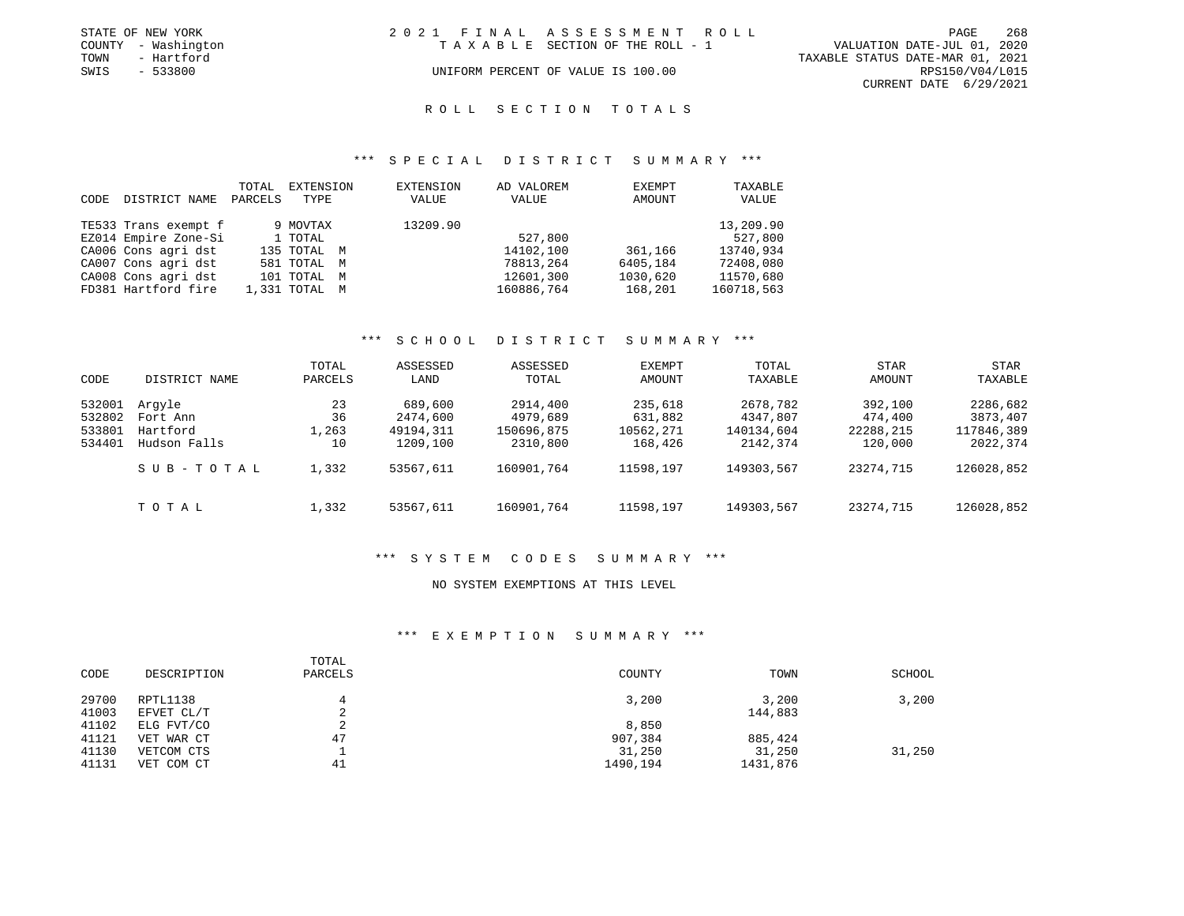STATE OF NEW YORK
COUNTY - Washington
TOWN - Hartford
SWIS - 533800

2021 FINAL ASSESSMENT ROLL
TAXABLE SECTION OF THE ROLL - 1
UNIFORM PERCENT OF VALUE IS 100.00

VALUATION DATE-JUL 01, 2020
TAXABLE STATUS DATE-MAR 01, 2021
RPS150/V04/L015
CURRENT DATE 6/29/2021

## ROLL SECTION TOTALS

### *** SPECIAL DISTRICT SUMMARY ***

| CODE | DISTRICT NAME | TOTAL PARCELS | EXTENSION TYPE | EXTENSION VALUE | AD VALOREM VALUE | EXEMPT AMOUNT | TAXABLE VALUE |
|---|---|---|---|---|---|---|---|
| TE533 | Trans exempt f | 9 | MOVTAX | 13209.90 | | | 13,209.90 |
| EZ014 | Empire Zone-Si | 1 | TOTAL | | 527,800 | | 527,800 |
| CA006 | Cons agri dst | 135 | TOTAL M | | 14102,100 | 361,166 | 13740,934 |
| CA007 | Cons agri dst | 581 | TOTAL M | | 78813,264 | 6405,184 | 72408,080 |
| CA008 | Cons agri dst | 101 | TOTAL M | | 12601,300 | 1030,620 | 11570,680 |
| FD381 | Hartford fire | 1,331 | TOTAL M | | 160886,764 | 168,201 | 160718,563 |

### *** SCHOOL DISTRICT SUMMARY ***

| CODE | DISTRICT NAME | TOTAL PARCELS | ASSESSED LAND | ASSESSED TOTAL | EXEMPT AMOUNT | TOTAL TAXABLE | STAR AMOUNT | STAR TAXABLE |
|---|---|---|---|---|---|---|---|---|
| 532001 | Argyle | 23 | 689,600 | 2914,400 | 235,618 | 2678,782 | 392,100 | 2286,682 |
| 532802 | Fort Ann | 36 | 2474,600 | 4979,689 | 631,882 | 4347,807 | 474,400 | 3873,407 |
| 533801 | Hartford | 1,263 | 49194,311 | 150696,875 | 10562,271 | 140134,604 | 22288,215 | 117846,389 |
| 534401 | Hudson Falls | 10 | 1209,100 | 2310,800 | 168,426 | 2142,374 | 120,000 | 2022,374 |
| | SUB-TOTAL | 1,332 | 53567,611 | 160901,764 | 11598,197 | 149303,567 | 23274,715 | 126028,852 |
| | TOTAL | 1,332 | 53567,611 | 160901,764 | 11598,197 | 149303,567 | 23274,715 | 126028,852 |

### *** SYSTEM CODES SUMMARY ***

NO SYSTEM EXEMPTIONS AT THIS LEVEL

### *** EXEMPTION SUMMARY ***

| CODE | DESCRIPTION | TOTAL PARCELS | COUNTY | TOWN | SCHOOL |
|---|---|---|---|---|---|
| 29700 | RPTL1138 | 4 | 3,200 | 3,200 | 3,200 |
| 41003 | EFVET CL/T | 2 | | 144,883 | |
| 41102 | ELG FVT/CO | 2 | 8,850 | | |
| 41121 | VET WAR CT | 47 | 907,384 | 885,424 | |
| 41130 | VETCOM CTS | 1 | 31,250 | 31,250 | 31,250 |
| 41131 | VET COM CT | 41 | 1490,194 | 1431,876 | |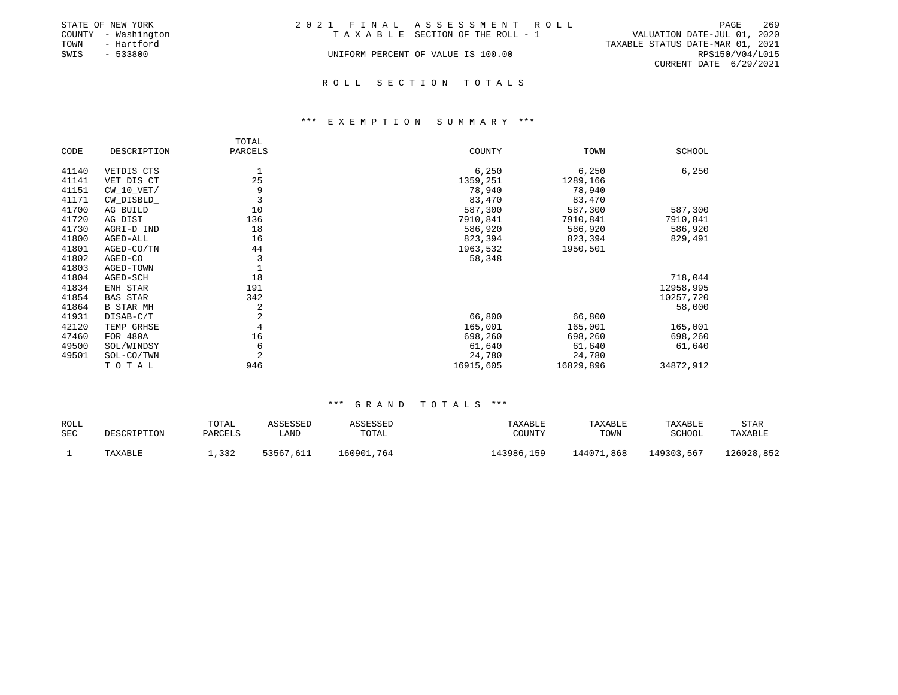STATE OF NEW YORK
COUNTY - Washington
TOWN - Hartford
SWIS - 533800

2 0 2 1 F I N A L A S S E S S M E N T R O L L
T A X A B L E SECTION OF THE ROLL - 1
UNIFORM PERCENT OF VALUE IS 100.00

VALUATION DATE-JUL 01, 2020
TAXABLE STATUS DATE-MAR 01, 2021
RPS150/V04/L015
CURRENT DATE 6/29/2021

## R O L L S E C T I O N T O T A L S

### *** E X E M P T I O N S U M M A R Y ***

| CODE | DESCRIPTION | TOTAL PARCELS | COUNTY | TOWN | SCHOOL |
|---|---|---|---|---|---|
| 41140 | VETDIS CTS | 1 | 6,250 | 6,250 | 6,250 |
| 41141 | VET DIS CT | 25 | 1359,251 | 1289,166 | |
| 41151 | CW_10_VET/ | 9 | 78,940 | 78,940 | |
| 41171 | CW_DISBLD_ | 3 | 83,470 | 83,470 | |
| 41700 | AG BUILD | 10 | 587,300 | 587,300 | 587,300 |
| 41720 | AG DIST | 136 | 7910,841 | 7910,841 | 7910,841 |
| 41730 | AGRI-D IND | 18 | 586,920 | 586,920 | 586,920 |
| 41800 | AGED-ALL | 16 | 823,394 | 823,394 | 829,491 |
| 41801 | AGED-CO/TN | 44 | 1963,532 | 1950,501 | |
| 41802 | AGED-CO | 3 | 58,348 | | |
| 41803 | AGED-TOWN | 1 | | | |
| 41804 | AGED-SCH | 18 | | | 718,044 |
| 41834 | ENH STAR | 191 | | | 12958,995 |
| 41854 | BAS STAR | 342 | | | 10257,720 |
| 41864 | B STAR MH | 2 | | | 58,000 |
| 41931 | DISAB-C/T | 2 | 66,800 | 66,800 | |
| 42120 | TEMP GRHSE | 4 | 165,001 | 165,001 | 165,001 |
| 47460 | FOR 480A | 16 | 698,260 | 698,260 | 698,260 |
| 49500 | SOL/WINDSY | 6 | 61,640 | 61,640 | 61,640 |
| 49501 | SOL-CO/TWN | 2 | 24,780 | 24,780 | |
| | T O T A L | 946 | 16915,605 | 16829,896 | 34872,912 |

### *** G R A N D T O T A L S ***

| ROLL SEC | DESCRIPTION | TOTAL PARCELS | ASSESSED LAND | ASSESSED TOTAL | TAXABLE COUNTY | TAXABLE TOWN | TAXABLE SCHOOL | STAR TAXABLE |
|---|---|---|---|---|---|---|---|---|
| 1 | TAXABLE | 1,332 | 53567,611 | 160901,764 | 143986,159 | 144071,868 | 149303,567 | 126028,852 |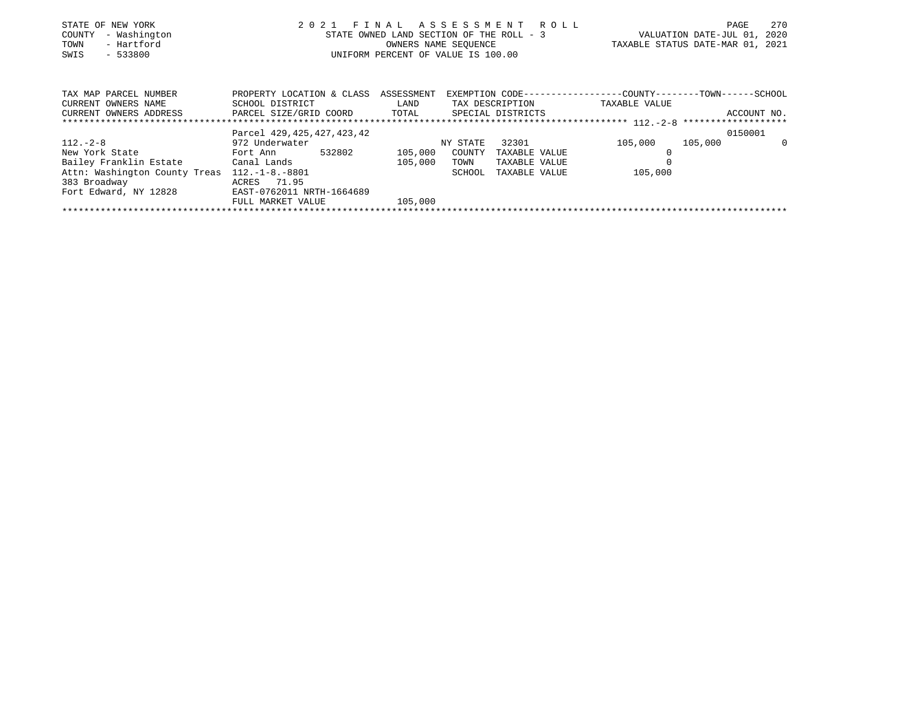STATE OF NEW YORK
COUNTY - Washington
TOWN - Hartford
SWIS - 533800

2021 FINAL ASSESSMENT ROLL
STATE OWNED LAND SECTION OF THE ROLL - 3
OWNERS NAME SEQUENCE
UNIFORM PERCENT OF VALUE IS 100.00

VALUATION DATE-JUL 01, 2020
TAXABLE STATUS DATE-MAR 01, 2021

| TAX MAP PARCEL NUMBER / CURRENT OWNERS NAME / CURRENT OWNERS ADDRESS | PROPERTY LOCATION & CLASS / SCHOOL DISTRICT / PARCEL SIZE/GRID COORD | ASSESSMENT LAND / TOTAL | EXEMPTION CODE / TAX DESCRIPTION / SPECIAL DISTRICTS | COUNTY TAXABLE VALUE | TOWN | SCHOOL / ACCOUNT NO. |
|---|---|---|---|---|---|---|
| 112.-2-8 | Parcel 429,425,427,423,42 | | | | | 0150001 |
| 112.-2-8 | 972 Underwater | | NY STATE 32301 | 105,000 | 105,000 | 0 |
| New York State | Fort Ann 532802 | 105,000 | COUNTY TAXABLE VALUE | 0 | | |
| Bailey Franklin Estate | Canal Lands | 105,000 | TOWN TAXABLE VALUE | 0 | | |
| Attn: Washington County Treas | 112.-1-8.-8801 | | SCHOOL TAXABLE VALUE | 105,000 | | |
| 383 Broadway | ACRES 71.95 | | | | | |
| Fort Edward, NY 12828 | EAST-0762011 NRTH-1664689 | | | | | |
| | FULL MARKET VALUE | 105,000 | | | | |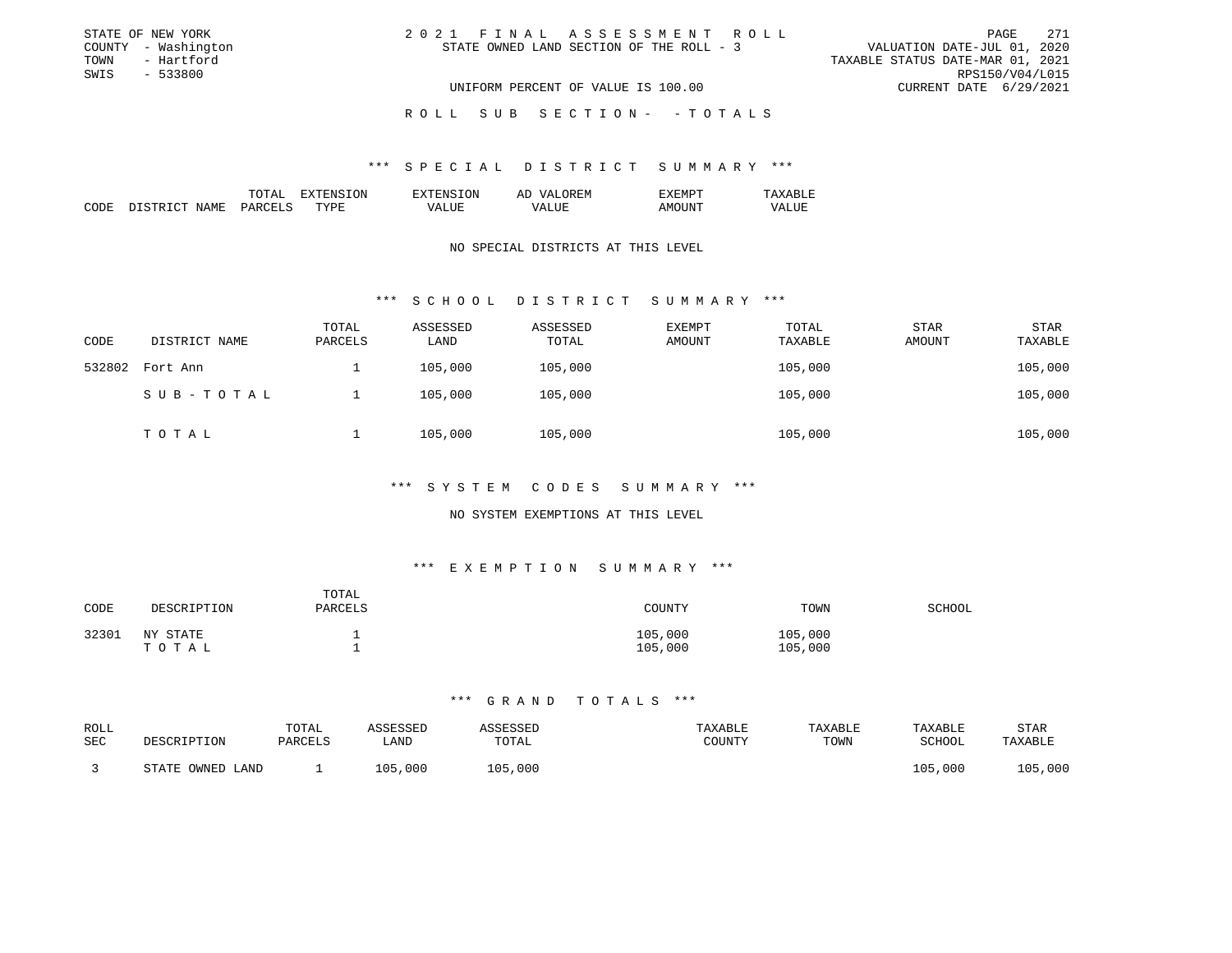STATE OF NEW YORK
COUNTY - Washington
TOWN - Hartford
SWIS - 533800

# 2021 FINAL ASSESSMENT ROLL

STATE OWNED LAND SECTION OF THE ROLL - 3

UNIFORM PERCENT OF VALUE IS 100.00

VALUATION DATE-JUL 01, 2020
TAXABLE STATUS DATE-MAR 01, 2021
RPS150/V04/L015
CURRENT DATE 6/29/2021

## ROLL SUB SECTION- - TOTALS

### *** SPECIAL DISTRICT SUMMARY ***

| CODE | DISTRICT NAME | TOTAL PARCELS | EXTENSION TYPE | EXTENSION VALUE | AD VALOREM VALUE | EXEMPT AMOUNT | TAXABLE VALUE |
|---|---|---|---|---|---|---|---|

NO SPECIAL DISTRICTS AT THIS LEVEL

### *** SCHOOL DISTRICT SUMMARY ***

| CODE | DISTRICT NAME | TOTAL PARCELS | ASSESSED LAND | ASSESSED TOTAL | EXEMPT AMOUNT | TOTAL TAXABLE | STAR AMOUNT | STAR TAXABLE |
|---|---|---|---|---|---|---|---|---|
| 532802 | Fort Ann | 1 | 105,000 | 105,000 | | 105,000 | | 105,000 |
| | SUB-TOTAL | 1 | 105,000 | 105,000 | | 105,000 | | 105,000 |
| | TOTAL | 1 | 105,000 | 105,000 | | 105,000 | | 105,000 |

### *** SYSTEM CODES SUMMARY ***

NO SYSTEM EXEMPTIONS AT THIS LEVEL

### *** EXEMPTION SUMMARY ***

| CODE | DESCRIPTION | TOTAL PARCELS | COUNTY | TOWN | SCHOOL |
|---|---|---|---|---|---|
| 32301 | NY STATE | 1 | 105,000 | 105,000 | |
| | TOTAL | 1 | 105,000 | 105,000 | |

### *** GRAND TOTALS ***

| ROLL SEC | DESCRIPTION | TOTAL PARCELS | ASSESSED LAND | ASSESSED TOTAL | TAXABLE COUNTY | TAXABLE TOWN | TAXABLE SCHOOL | STAR TAXABLE |
|---|---|---|---|---|---|---|---|---|
| 3 | STATE OWNED LAND | 1 | 105,000 | 105,000 | | | 105,000 | 105,000 |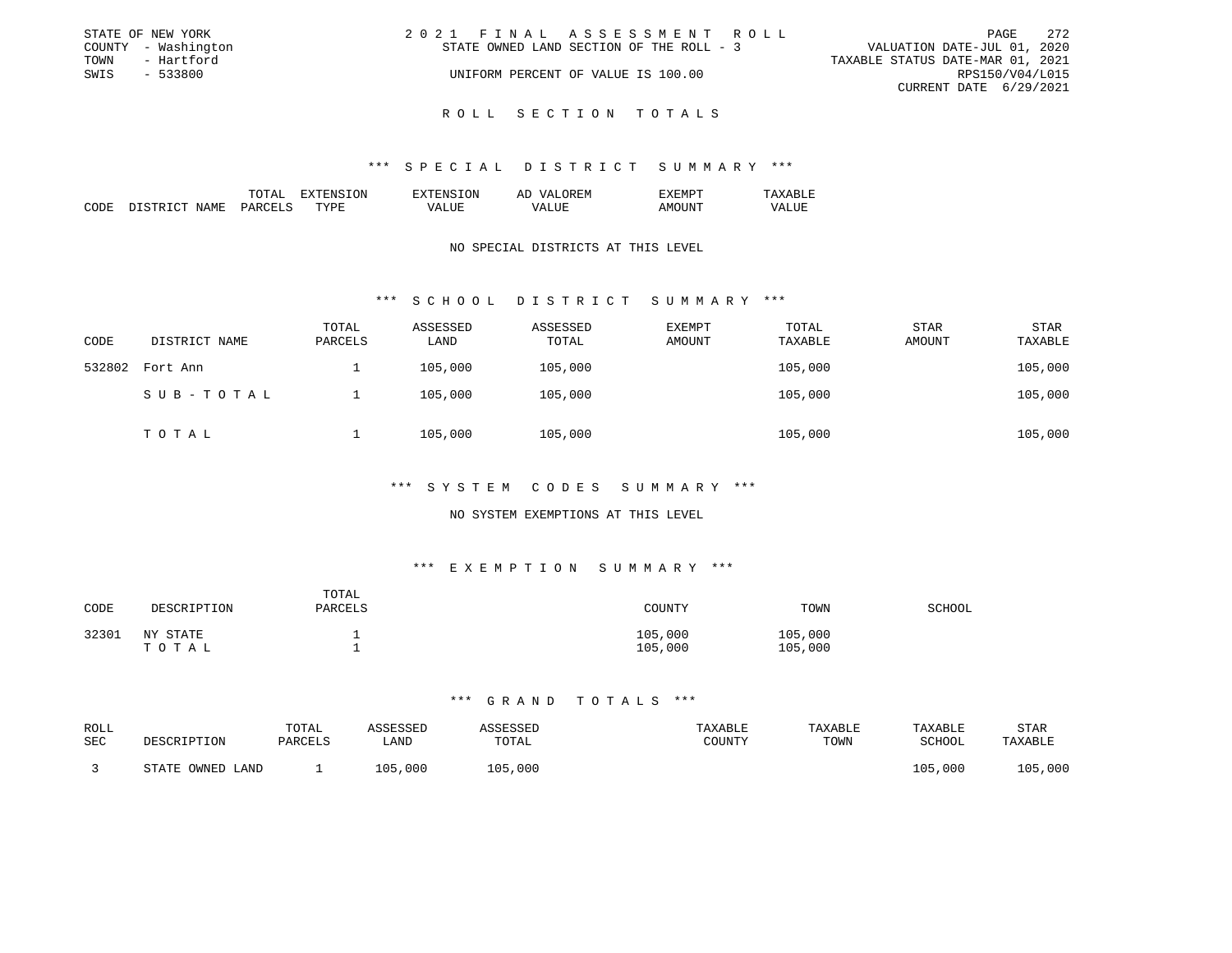STATE OF NEW YORK
COUNTY - Washington
TOWN - Hartford
SWIS - 533800

2 0 2 1 F I N A L A S S E S S M E N T R O L L
STATE OWNED LAND SECTION OF THE ROLL - 3
UNIFORM PERCENT OF VALUE IS 100.00

VALUATION DATE-JUL 01, 2020
TAXABLE STATUS DATE-MAR 01, 2021
RPS150/V04/L015
CURRENT DATE 6/29/2021

## R O L L S E C T I O N T O T A L S

### *** S P E C I A L D I S T R I C T S U M M A R Y ***

| CODE | DISTRICT NAME | TOTAL PARCELS | EXTENSION TYPE | EXTENSION VALUE | AD VALOREM VALUE | EXEMPT AMOUNT | TAXABLE VALUE |
|---|---|---|---|---|---|---|---|

NO SPECIAL DISTRICTS AT THIS LEVEL

### *** S C H O O L D I S T R I C T S U M M A R Y ***

| CODE | DISTRICT NAME | TOTAL PARCELS | ASSESSED LAND | ASSESSED TOTAL | EXEMPT AMOUNT | TOTAL TAXABLE | STAR AMOUNT | STAR TAXABLE |
|---|---|---|---|---|---|---|---|---|
| 532802 | Fort Ann | 1 | 105,000 | 105,000 | | 105,000 | | 105,000 |
| | S U B - T O T A L | 1 | 105,000 | 105,000 | | 105,000 | | 105,000 |
| | T O T A L | 1 | 105,000 | 105,000 | | 105,000 | | 105,000 |

### *** S Y S T E M C O D E S S U M M A R Y ***

NO SYSTEM EXEMPTIONS AT THIS LEVEL

### *** E X E M P T I O N S U M M A R Y ***

| CODE | DESCRIPTION | TOTAL PARCELS | COUNTY | TOWN | SCHOOL |
|---|---|---|---|---|---|
| 32301 | NY STATE | 1 | 105,000 | 105,000 | |
| | T O T A L | 1 | 105,000 | 105,000 | |

### *** G R A N D T O T A L S ***

| ROLL SEC | DESCRIPTION | TOTAL PARCELS | ASSESSED LAND | ASSESSED TOTAL | TAXABLE COUNTY | TAXABLE TOWN | TAXABLE SCHOOL | STAR TAXABLE |
|---|---|---|---|---|---|---|---|---|
| 3 | STATE OWNED LAND | 1 | 105,000 | 105,000 | | | 105,000 | 105,000 |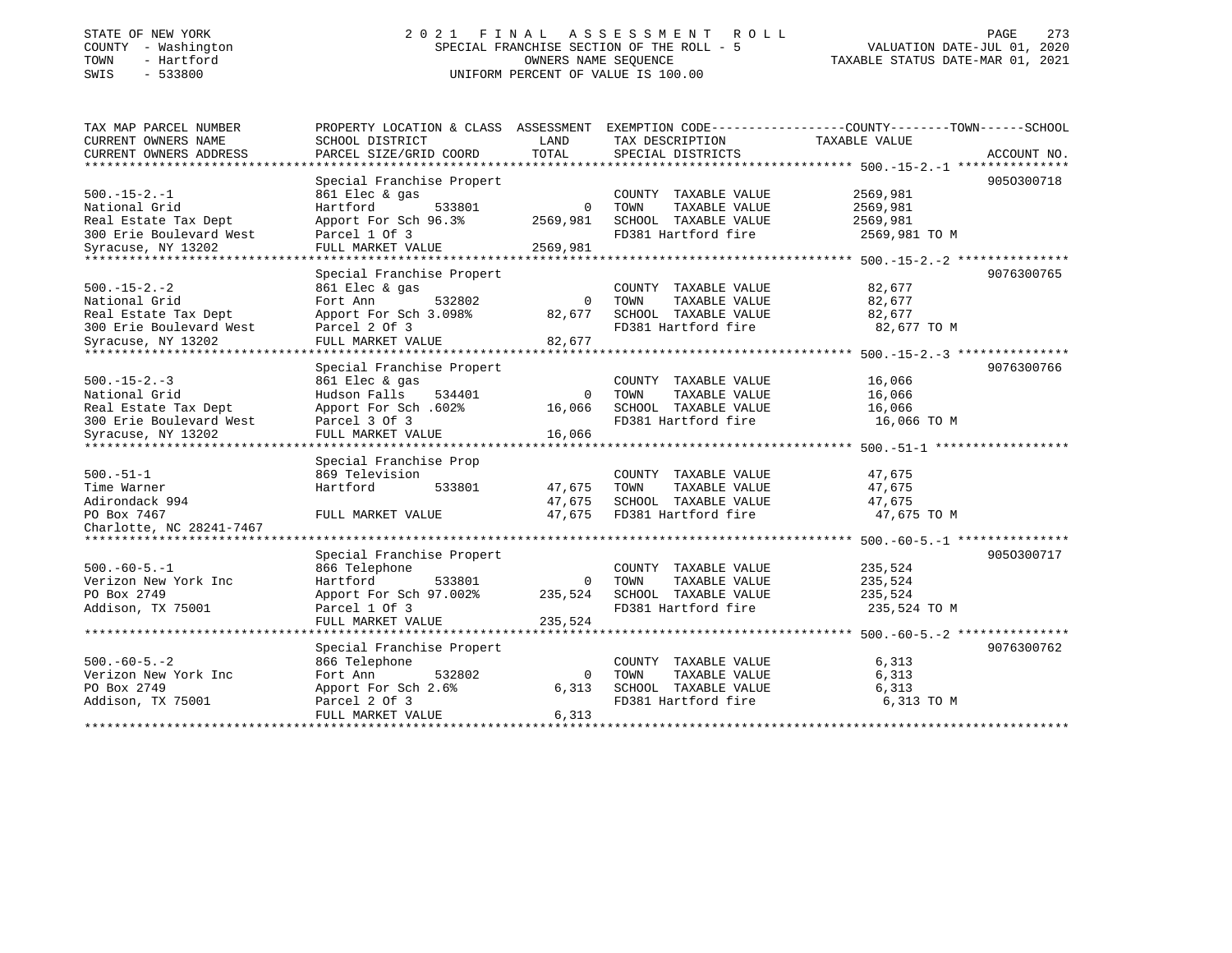STATE OF NEW YORK
COUNTY - Washington
TOWN - Hartford
SWIS - 533800

# 2021 FINAL ASSESSMENT ROLL
SPECIAL FRANCHISE SECTION OF THE ROLL - 5
OWNERS NAME SEQUENCE
UNIFORM PERCENT OF VALUE IS 100.00

VALUATION DATE-JUL 01, 2020
TAXABLE STATUS DATE-MAR 01, 2021

| TAX MAP PARCEL NUMBER / CURRENT OWNERS NAME / CURRENT OWNERS ADDRESS | PROPERTY LOCATION & CLASS / SCHOOL DISTRICT / PARCEL SIZE/GRID COORD | ASSESSMENT LAND | TOTAL | EXEMPTION CODE / TAX DESCRIPTION / SPECIAL DISTRICTS | COUNTY--------TOWN------SCHOOL TAXABLE VALUE | ACCOUNT NO. |
|---|---|---|---|---|---|---|
| 500.-15-2.-1 | Special Franchise Propert | | | | | 9050300718 |
| 500.-15-2.-1 | 861 Elec & gas | | | COUNTY TAXABLE VALUE | 2569,981 | |
| National Grid | Hartford 533801 | 0 | | TOWN TAXABLE VALUE | 2569,981 | |
| Real Estate Tax Dept | Apport For Sch 96.3% | | 2569,981 | SCHOOL TAXABLE VALUE | 2569,981 | |
| 300 Erie Boulevard West | Parcel 1 Of 3 | | | FD381 Hartford fire | 2569,981 TO M | |
| Syracuse, NY 13202 | FULL MARKET VALUE | | 2569,981 | | | |
| 500.-15-2.-2 | Special Franchise Propert | | | | | 9076300765 |
| 500.-15-2.-2 | 861 Elec & gas | | | COUNTY TAXABLE VALUE | 82,677 | |
| National Grid | Fort Ann 532802 | 0 | | TOWN TAXABLE VALUE | 82,677 | |
| Real Estate Tax Dept | Apport For Sch 3.098% | | 82,677 | SCHOOL TAXABLE VALUE | 82,677 | |
| 300 Erie Boulevard West | Parcel 2 Of 3 | | | FD381 Hartford fire | 82,677 TO M | |
| Syracuse, NY 13202 | FULL MARKET VALUE | | 82,677 | | | |
| 500.-15-2.-3 | Special Franchise Propert | | | | | 9076300766 |
| 500.-15-2.-3 | 861 Elec & gas | | | COUNTY TAXABLE VALUE | 16,066 | |
| National Grid | Hudson Falls 534401 | 0 | | TOWN TAXABLE VALUE | 16,066 | |
| Real Estate Tax Dept | Apport For Sch .602% | | 16,066 | SCHOOL TAXABLE VALUE | 16,066 | |
| 300 Erie Boulevard West | Parcel 3 Of 3 | | | FD381 Hartford fire | 16,066 TO M | |
| Syracuse, NY 13202 | FULL MARKET VALUE | | 16,066 | | | |
| 500.-51-1 | Special Franchise Prop | | | | | |
| 500.-51-1 | 869 Television | | | COUNTY TAXABLE VALUE | 47,675 | |
| Time Warner | Hartford 533801 | 47,675 | | TOWN TAXABLE VALUE | 47,675 | |
| Adirondack 994 | | | 47,675 | SCHOOL TAXABLE VALUE | 47,675 | |
| PO Box 7467 | FULL MARKET VALUE | | 47,675 | FD381 Hartford fire | 47,675 TO M | |
| Charlotte, NC 28241-7467 | | | | | | |
| 500.-60-5.-1 | Special Franchise Propert | | | | | 9050300717 |
| 500.-60-5.-1 | 866 Telephone | | | COUNTY TAXABLE VALUE | 235,524 | |
| Verizon New York Inc | Hartford 533801 | 0 | | TOWN TAXABLE VALUE | 235,524 | |
| PO Box 2749 | Apport For Sch 97.002% | | 235,524 | SCHOOL TAXABLE VALUE | 235,524 | |
| Addison, TX 75001 | Parcel 1 Of 3 | | | FD381 Hartford fire | 235,524 TO M | |
| | FULL MARKET VALUE | | 235,524 | | | |
| 500.-60-5.-2 | Special Franchise Propert | | | | | 9076300762 |
| 500.-60-5.-2 | 866 Telephone | | | COUNTY TAXABLE VALUE | 6,313 | |
| Verizon New York Inc | Fort Ann 532802 | 0 | | TOWN TAXABLE VALUE | 6,313 | |
| PO Box 2749 | Apport For Sch 2.6% | | 6,313 | SCHOOL TAXABLE VALUE | 6,313 | |
| Addison, TX 75001 | Parcel 2 Of 3 | | | FD381 Hartford fire | 6,313 TO M | |
| | FULL MARKET VALUE | | 6,313 | | | |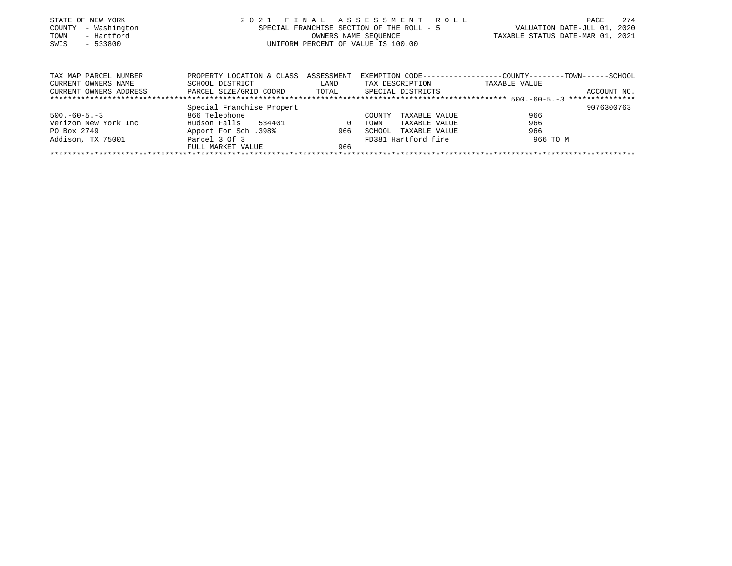STATE OF NEW YORK
COUNTY - Washington
TOWN - Hartford
SWIS - 533800

2 0 2 1 F I N A L A S S E S S M E N T R O L L
SPECIAL FRANCHISE SECTION OF THE ROLL - 5
OWNERS NAME SEQUENCE
UNIFORM PERCENT OF VALUE IS 100.00

VALUATION DATE-JUL 01, 2020
TAXABLE STATUS DATE-MAR 01, 2021

| TAX MAP PARCEL NUMBER<br>CURRENT OWNERS NAME<br>CURRENT OWNERS ADDRESS | PROPERTY LOCATION & CLASS<br>SCHOOL DISTRICT<br>PARCEL SIZE/GRID COORD | ASSESSMENT<br>LAND<br>TOTAL | EXEMPTION CODE<br>TAX DESCRIPTION<br>SPECIAL DISTRICTS | COUNTY--------TOWN------SCHOOL<br>TAXABLE VALUE | ACCOUNT NO. |
|---|---|---|---|---|---|
| 500.-60-5.-3 | Special Franchise Propert | | | | 9076300763 |
| 500.-60-5.-3 | 866 Telephone | | COUNTY TAXABLE VALUE | 966 | |
| Verizon New York Inc | Hudson Falls 534401 | 0 | TOWN TAXABLE VALUE | 966 | |
| PO Box 2749 | Apport For Sch .398% | 966 | SCHOOL TAXABLE VALUE | 966 | |
| Addison, TX 75001 | Parcel 3 Of 3 | | FD381 Hartford fire | 966 TO M | |
| | FULL MARKET VALUE | 966 | | | |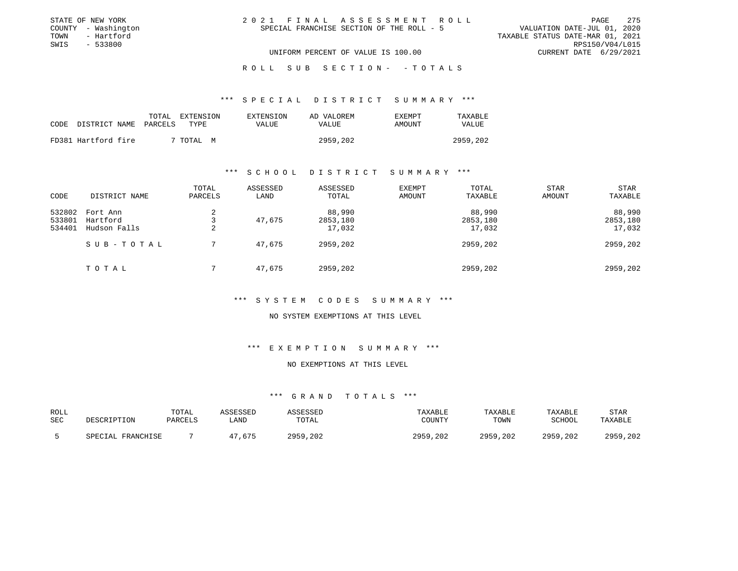STATE OF NEW YORK
COUNTY - Washington
TOWN - Hartford
SWIS - 533800

2 0 2 1 F I N A L A S S E S S M E N T R O L L
SPECIAL FRANCHISE SECTION OF THE ROLL - 5

VALUATION DATE-JUL 01, 2020
TAXABLE STATUS DATE-MAR 01, 2021
RPS150/V04/L015
CURRENT DATE 6/29/2021

UNIFORM PERCENT OF VALUE IS 100.00

R O L L S U B S E C T I O N - - T O T A L S

### *** S P E C I A L D I S T R I C T S U M M A R Y ***

| CODE | DISTRICT NAME | TOTAL PARCELS | EXTENSION TYPE | EXTENSION VALUE | AD VALOREM VALUE | EXEMPT AMOUNT | TAXABLE VALUE |
|---|---|---|---|---|---|---|---|
| FD381 | Hartford fire | 7 | TOTAL M | | 2959,202 | | 2959,202 |

### *** S C H O O L D I S T R I C T S U M M A R Y ***

| CODE | DISTRICT NAME | TOTAL PARCELS | ASSESSED LAND | ASSESSED TOTAL | EXEMPT AMOUNT | TOTAL TAXABLE | STAR AMOUNT | STAR TAXABLE |
|---|---|---|---|---|---|---|---|---|
| 532802 | Fort Ann | 2 | | 88,990 | | 88,990 | | 88,990 |
| 533801 | Hartford | 3 | 47,675 | 2853,180 | | 2853,180 | | 2853,180 |
| 534401 | Hudson Falls | 2 | | 17,032 | | 17,032 | | 17,032 |
| | S U B - T O T A L | 7 | 47,675 | 2959,202 | | 2959,202 | | 2959,202 |
| | T O T A L | 7 | 47,675 | 2959,202 | | 2959,202 | | 2959,202 |

### *** S Y S T E M C O D E S S U M M A R Y ***

NO SYSTEM EXEMPTIONS AT THIS LEVEL

### *** E X E M P T I O N S U M M A R Y ***

NO EXEMPTIONS AT THIS LEVEL

### *** G R A N D T O T A L S ***

| ROLL SEC | DESCRIPTION | TOTAL PARCELS | ASSESSED LAND | ASSESSED TOTAL | TAXABLE COUNTY | TAXABLE TOWN | TAXABLE SCHOOL | STAR TAXABLE |
|---|---|---|---|---|---|---|---|---|
| 5 | SPECIAL FRANCHISE | 7 | 47,675 | 2959,202 | 2959,202 | 2959,202 | 2959,202 | 2959,202 |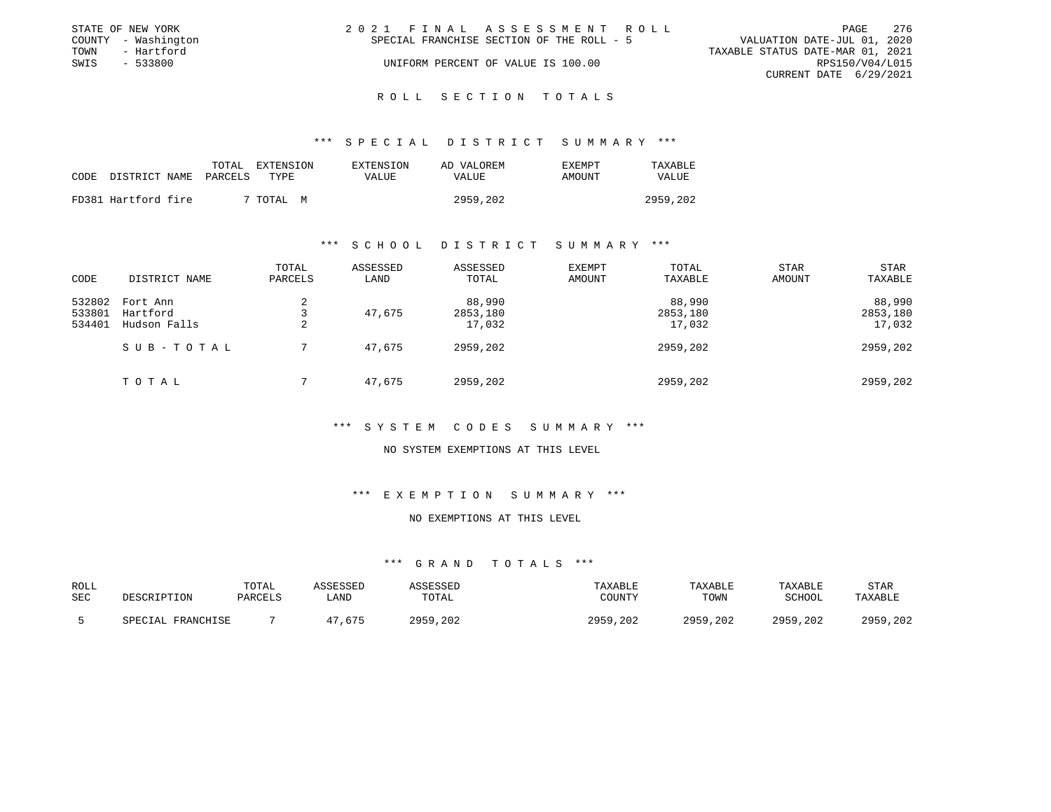STATE OF NEW YORK
COUNTY - Washington
TOWN - Hartford
SWIS - 533800

2021 FINAL ASSESSMENT ROLL
SPECIAL FRANCHISE SECTION OF THE ROLL - 5
UNIFORM PERCENT OF VALUE IS 100.00

VALUATION DATE-JUL 01, 2020
TAXABLE STATUS DATE-MAR 01, 2021
RPS150/V04/L015
CURRENT DATE 6/29/2021

## ROLL SECTION TOTALS

### *** SPECIAL DISTRICT SUMMARY ***

| CODE | DISTRICT NAME | TOTAL PARCELS | EXTENSION TYPE | EXTENSION VALUE | AD VALOREM VALUE | EXEMPT AMOUNT | TAXABLE VALUE |
|---|---|---|---|---|---|---|---|
| FD381 | Hartford fire | 7 | TOTAL M | | 2959,202 | | 2959,202 |

### *** SCHOOL DISTRICT SUMMARY ***

| CODE | DISTRICT NAME | TOTAL PARCELS | ASSESSED LAND | ASSESSED TOTAL | EXEMPT AMOUNT | TOTAL TAXABLE | STAR AMOUNT | STAR TAXABLE |
|---|---|---|---|---|---|---|---|---|
| 532802 | Fort Ann | 2 | | 88,990 | | 88,990 | | 88,990 |
| 533801 | Hartford | 3 | 47,675 | 2853,180 | | 2853,180 | | 2853,180 |
| 534401 | Hudson Falls | 2 | | 17,032 | | 17,032 | | 17,032 |
| | SUB-TOTAL | 7 | 47,675 | 2959,202 | | 2959,202 | | 2959,202 |
| | TOTAL | 7 | 47,675 | 2959,202 | | 2959,202 | | 2959,202 |

### *** SYSTEM CODES SUMMARY ***

NO SYSTEM EXEMPTIONS AT THIS LEVEL

### *** EXEMPTION SUMMARY ***

NO EXEMPTIONS AT THIS LEVEL

### *** GRAND TOTALS ***

| ROLL SEC | DESCRIPTION | TOTAL PARCELS | ASSESSED LAND | ASSESSED TOTAL | TAXABLE COUNTY | TAXABLE TOWN | TAXABLE SCHOOL | STAR TAXABLE |
|---|---|---|---|---|---|---|---|---|
| 5 | SPECIAL FRANCHISE | 7 | 47,675 | 2959,202 | 2959,202 | 2959,202 | 2959,202 | 2959,202 |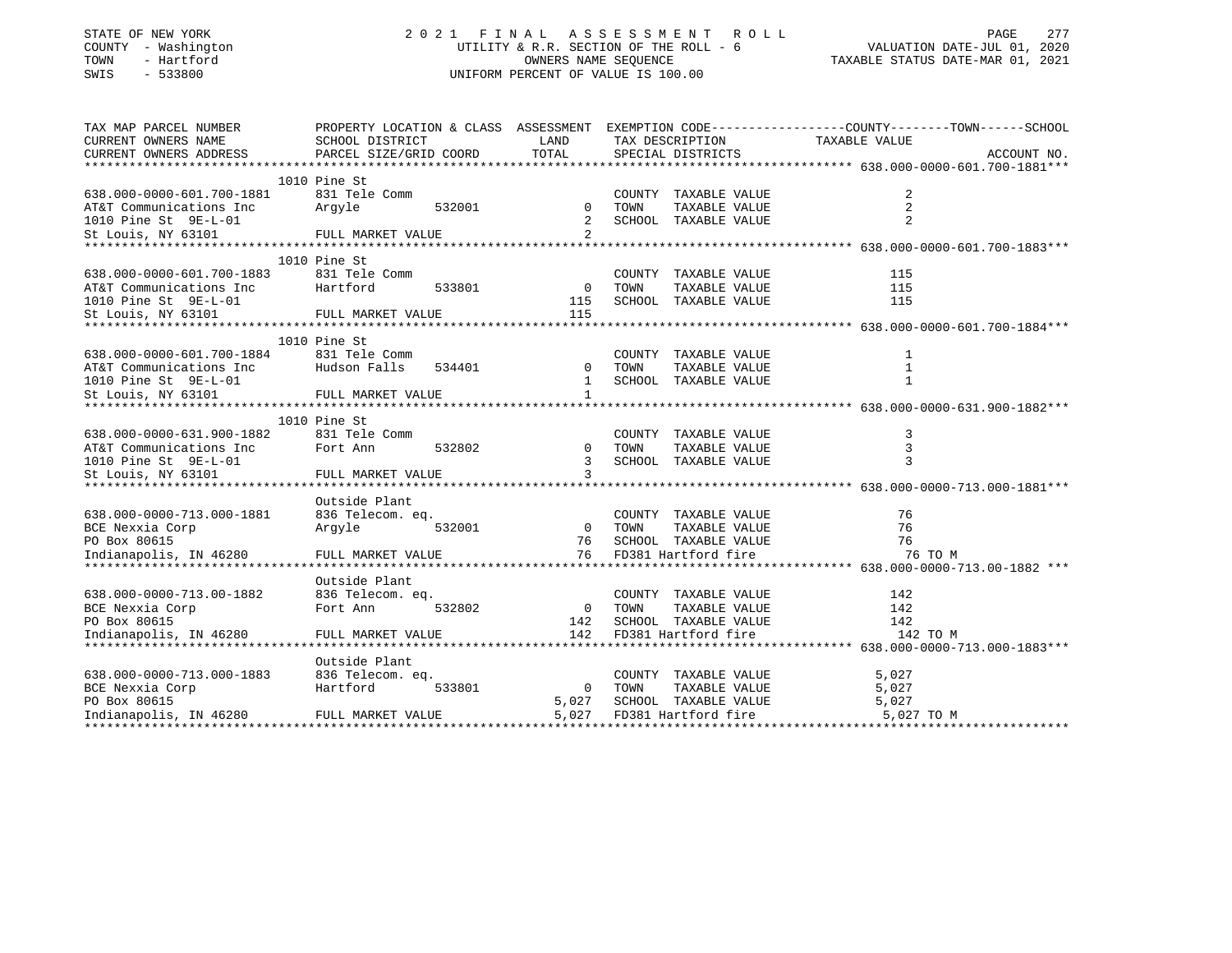STATE OF NEW YORK
COUNTY - Washington
TOWN - Hartford
SWIS - 533800

2021 FINAL ASSESSMENT ROLL
UTILITY & R.R. SECTION OF THE ROLL - 6
OWNERS NAME SEQUENCE
UNIFORM PERCENT OF VALUE IS 100.00

VALUATION DATE-JUL 01, 2020
TAXABLE STATUS DATE-MAR 01, 2021

| TAX MAP PARCEL NUMBER / CURRENT OWNERS NAME / CURRENT OWNERS ADDRESS | PROPERTY LOCATION & CLASS / SCHOOL DISTRICT / PARCEL SIZE/GRID COORD | ASSESSMENT LAND / TOTAL | EXEMPTION CODE / TAX DESCRIPTION / SPECIAL DISTRICTS | TAXABLE VALUE (COUNTY / TOWN / SCHOOL) | ACCOUNT NO. |
|---|---|---|---|---|---|
| **638.000-0000-601.700-1881** | 1010 Pine St | | | | |
| 638.000-0000-601.700-1881 | 831 Tele Comm | | COUNTY TAXABLE VALUE | 2 | |
| AT&T Communications Inc | Argyle 532001 | 0 | TOWN TAXABLE VALUE | 2 | |
| 1010 Pine St 9E-L-01 | | 2 | SCHOOL TAXABLE VALUE | 2 | |
| St Louis, NY 63101 | FULL MARKET VALUE | 2 | | | |
| **638.000-0000-601.700-1883** | 1010 Pine St | | | | |
| 638.000-0000-601.700-1883 | 831 Tele Comm | | COUNTY TAXABLE VALUE | 115 | |
| AT&T Communications Inc | Hartford 533801 | 0 | TOWN TAXABLE VALUE | 115 | |
| 1010 Pine St 9E-L-01 | | 115 | SCHOOL TAXABLE VALUE | 115 | |
| St Louis, NY 63101 | FULL MARKET VALUE | 115 | | | |
| **638.000-0000-601.700-1884** | 1010 Pine St | | | | |
| 638.000-0000-601.700-1884 | 831 Tele Comm | | COUNTY TAXABLE VALUE | 1 | |
| AT&T Communications Inc | Hudson Falls 534401 | 0 | TOWN TAXABLE VALUE | 1 | |
| 1010 Pine St 9E-L-01 | | 1 | SCHOOL TAXABLE VALUE | 1 | |
| St Louis, NY 63101 | FULL MARKET VALUE | 1 | | | |
| **638.000-0000-631.900-1882** | 1010 Pine St | | | | |
| 638.000-0000-631.900-1882 | 831 Tele Comm | | COUNTY TAXABLE VALUE | 3 | |
| AT&T Communications Inc | Fort Ann 532802 | 0 | TOWN TAXABLE VALUE | 3 | |
| 1010 Pine St 9E-L-01 | | 3 | SCHOOL TAXABLE VALUE | 3 | |
| St Louis, NY 63101 | FULL MARKET VALUE | 3 | | | |
| **638.000-0000-713.000-1881** | Outside Plant | | | | |
| 638.000-0000-713.000-1881 | 836 Telecom. eq. | | COUNTY TAXABLE VALUE | 76 | |
| BCE Nexxia Corp | Argyle 532001 | 0 | TOWN TAXABLE VALUE | 76 | |
| PO Box 80615 | | 76 | SCHOOL TAXABLE VALUE | 76 | |
| Indianapolis, IN 46280 | FULL MARKET VALUE | 76 | FD381 Hartford fire | 76 TO M | |
| **638.000-0000-713.00-1882** | Outside Plant | | | | |
| 638.000-0000-713.00-1882 | 836 Telecom. eq. | | COUNTY TAXABLE VALUE | 142 | |
| BCE Nexxia Corp | Fort Ann 532802 | 0 | TOWN TAXABLE VALUE | 142 | |
| PO Box 80615 | | 142 | SCHOOL TAXABLE VALUE | 142 | |
| Indianapolis, IN 46280 | FULL MARKET VALUE | 142 | FD381 Hartford fire | 142 TO M | |
| **638.000-0000-713.000-1883** | Outside Plant | | | | |
| 638.000-0000-713.000-1883 | 836 Telecom. eq. | | COUNTY TAXABLE VALUE | 5,027 | |
| BCE Nexxia Corp | Hartford 533801 | 0 | TOWN TAXABLE VALUE | 5,027 | |
| PO Box 80615 | | 5,027 | SCHOOL TAXABLE VALUE | 5,027 | |
| Indianapolis, IN 46280 | FULL MARKET VALUE | 5,027 | FD381 Hartford fire | 5,027 TO M | |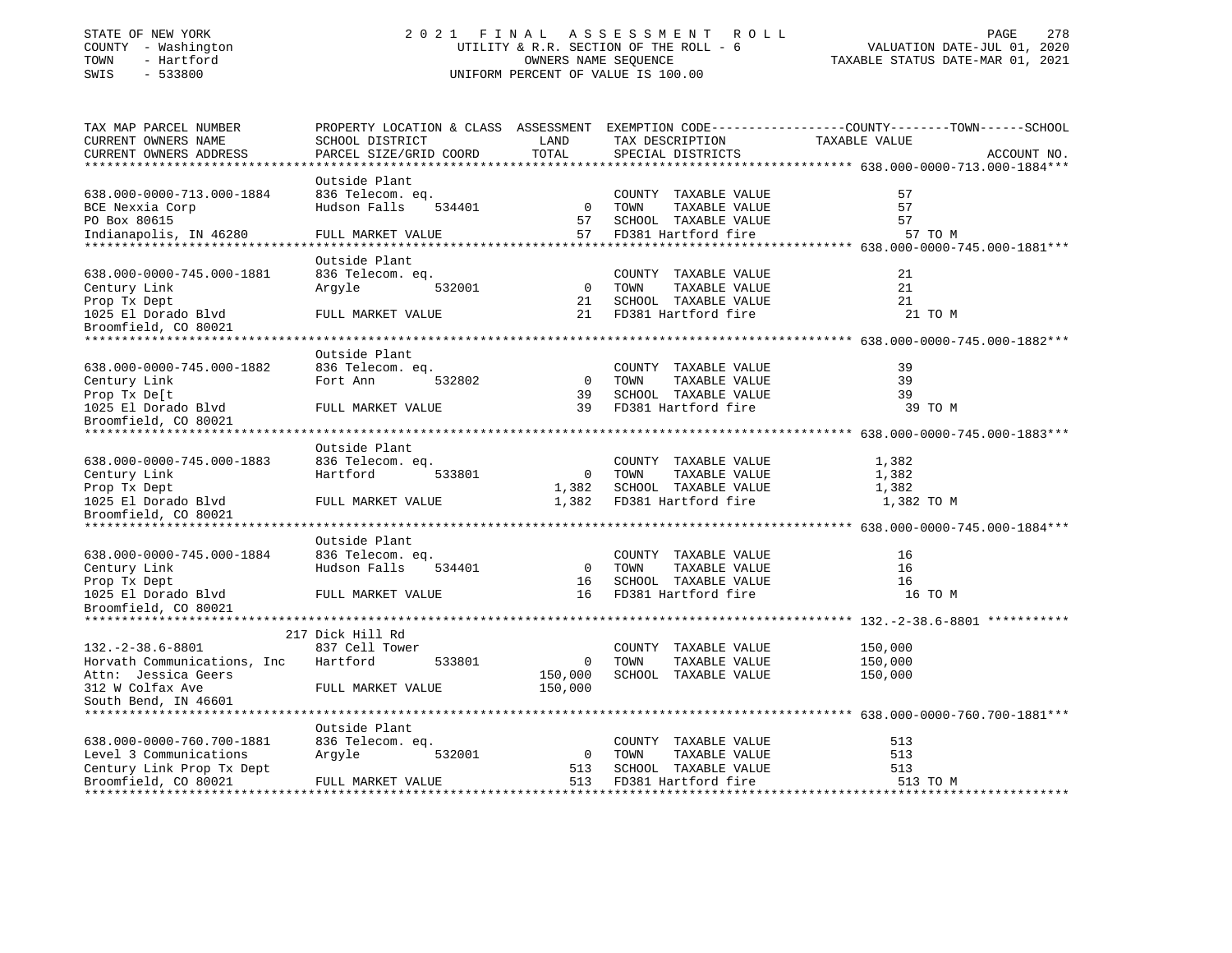STATE OF NEW YORK
COUNTY - Washington
TOWN - Hartford
SWIS - 533800

2021 FINAL ASSESSMENT ROLL
UTILITY & R.R. SECTION OF THE ROLL - 6
OWNERS NAME SEQUENCE
UNIFORM PERCENT OF VALUE IS 100.00

VALUATION DATE-JUL 01, 2020
TAXABLE STATUS DATE-MAR 01, 2021

| TAX MAP PARCEL NUMBER / CURRENT OWNERS NAME / CURRENT OWNERS ADDRESS | PROPERTY LOCATION & CLASS / SCHOOL DISTRICT / PARCEL SIZE/GRID COORD | ASSESSMENT LAND / TOTAL | EXEMPTION CODE / TAX DESCRIPTION / SPECIAL DISTRICTS | COUNTY--------TOWN------SCHOOL TAXABLE VALUE | ACCOUNT NO. |
|---|---|---|---|---|---|
| **638.000-0000-713.000-1884** | Outside Plant | | | | |
| 638.000-0000-713.000-1884 | 836 Telecom. eq. | | COUNTY TAXABLE VALUE | 57 | |
| BCE Nexxia Corp | Hudson Falls 534401 | 0 | TOWN TAXABLE VALUE | 57 | |
| PO Box 80615 | | 57 | SCHOOL TAXABLE VALUE | 57 | |
| Indianapolis, IN 46280 | FULL MARKET VALUE | 57 | FD381 Hartford fire | 57 TO M | |
| **638.000-0000-745.000-1881** | Outside Plant | | | | |
| 638.000-0000-745.000-1881 | 836 Telecom. eq. | | COUNTY TAXABLE VALUE | 21 | |
| Century Link | Argyle 532001 | 0 | TOWN TAXABLE VALUE | 21 | |
| Prop Tx Dept | | 21 | SCHOOL TAXABLE VALUE | 21 | |
| 1025 El Dorado Blvd | FULL MARKET VALUE | 21 | FD381 Hartford fire | 21 TO M | |
| Broomfield, CO 80021 | | | | | |
| **638.000-0000-745.000-1882** | Outside Plant | | | | |
| 638.000-0000-745.000-1882 | 836 Telecom. eq. | | COUNTY TAXABLE VALUE | 39 | |
| Century Link | Fort Ann 532802 | 0 | TOWN TAXABLE VALUE | 39 | |
| Prop Tx De[t | | 39 | SCHOOL TAXABLE VALUE | 39 | |
| 1025 El Dorado Blvd | FULL MARKET VALUE | 39 | FD381 Hartford fire | 39 TO M | |
| Broomfield, CO 80021 | | | | | |
| **638.000-0000-745.000-1883** | Outside Plant | | | | |
| 638.000-0000-745.000-1883 | 836 Telecom. eq. | | COUNTY TAXABLE VALUE | 1,382 | |
| Century Link | Hartford 533801 | 0 | TOWN TAXABLE VALUE | 1,382 | |
| Prop Tx Dept | | 1,382 | SCHOOL TAXABLE VALUE | 1,382 | |
| 1025 El Dorado Blvd | FULL MARKET VALUE | 1,382 | FD381 Hartford fire | 1,382 TO M | |
| Broomfield, CO 80021 | | | | | |
| **638.000-0000-745.000-1884** | Outside Plant | | | | |
| 638.000-0000-745.000-1884 | 836 Telecom. eq. | | COUNTY TAXABLE VALUE | 16 | |
| Century Link | Hudson Falls 534401 | 0 | TOWN TAXABLE VALUE | 16 | |
| Prop Tx Dept | | 16 | SCHOOL TAXABLE VALUE | 16 | |
| 1025 El Dorado Blvd | FULL MARKET VALUE | 16 | FD381 Hartford fire | 16 TO M | |
| Broomfield, CO 80021 | | | | | |
| **132.-2-38.6-8801** | 217 Dick Hill Rd | | | | |
| 132.-2-38.6-8801 | 837 Cell Tower | | COUNTY TAXABLE VALUE | 150,000 | |
| Horvath Communications, Inc | Hartford 533801 | 0 | TOWN TAXABLE VALUE | 150,000 | |
| Attn: Jessica Geers | | 150,000 | SCHOOL TAXABLE VALUE | 150,000 | |
| 312 W Colfax Ave | FULL MARKET VALUE | 150,000 | | | |
| South Bend, IN 46601 | | | | | |
| **638.000-0000-760.700-1881** | Outside Plant | | | | |
| 638.000-0000-760.700-1881 | 836 Telecom. eq. | | COUNTY TAXABLE VALUE | 513 | |
| Level 3 Communications | Argyle 532001 | 0 | TOWN TAXABLE VALUE | 513 | |
| Century Link Prop Tx Dept | | 513 | SCHOOL TAXABLE VALUE | 513 | |
| Broomfield, CO 80021 | FULL MARKET VALUE | 513 | FD381 Hartford fire | 513 TO M | |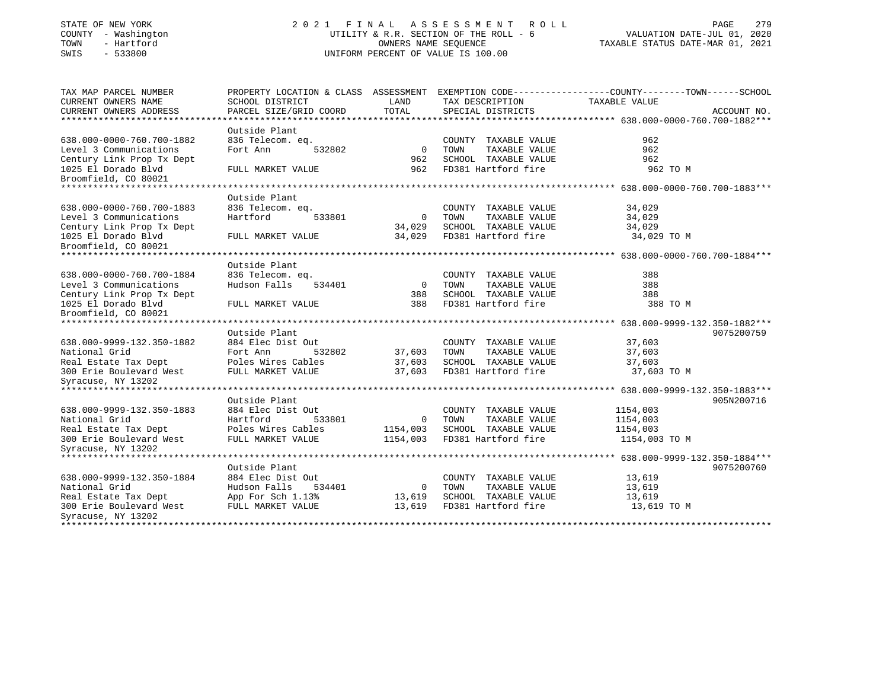STATE OF NEW YORK
COUNTY - Washington
TOWN - Hartford
SWIS - 533800

2021 FINAL ASSESSMENT ROLL
UTILITY & R.R. SECTION OF THE ROLL - 6
OWNERS NAME SEQUENCE
UNIFORM PERCENT OF VALUE IS 100.00

VALUATION DATE-JUL 01, 2020
TAXABLE STATUS DATE-MAR 01, 2021

| TAX MAP PARCEL NUMBER / CURRENT OWNERS NAME / CURRENT OWNERS ADDRESS | PROPERTY LOCATION & CLASS / SCHOOL DISTRICT / PARCEL SIZE/GRID COORD | ASSESSMENT LAND | TOTAL | EXEMPTION CODE / TAX DESCRIPTION / SPECIAL DISTRICTS | TAXABLE VALUE (COUNTY / TOWN / SCHOOL) | ACCOUNT NO. |
|---|---|---|---|---|---|---|
| ******* 638.000-0000-760.700-1882 *** | | | | | | |
| | Outside Plant | | | | | |
| 638.000-0000-760.700-1882 | 836 Telecom. eq. | | | COUNTY TAXABLE VALUE | 962 | |
| Level 3 Communications | Fort Ann 532802 | 0 | | TOWN TAXABLE VALUE | 962 | |
| Century Link Prop Tx Dept | | | 962 | SCHOOL TAXABLE VALUE | 962 | |
| 1025 El Dorado Blvd | FULL MARKET VALUE | | 962 | FD381 Hartford fire | 962 TO M | |
| Broomfield, CO 80021 | | | | | | |
| ******* 638.000-0000-760.700-1883 *** | | | | | | |
| | Outside Plant | | | | | |
| 638.000-0000-760.700-1883 | 836 Telecom. eq. | | | COUNTY TAXABLE VALUE | 34,029 | |
| Level 3 Communications | Hartford 533801 | 0 | | TOWN TAXABLE VALUE | 34,029 | |
| Century Link Prop Tx Dept | | | 34,029 | SCHOOL TAXABLE VALUE | 34,029 | |
| 1025 El Dorado Blvd | FULL MARKET VALUE | | 34,029 | FD381 Hartford fire | 34,029 TO M | |
| Broomfield, CO 80021 | | | | | | |
| ******* 638.000-0000-760.700-1884 *** | | | | | | |
| | Outside Plant | | | | | |
| 638.000-0000-760.700-1884 | 836 Telecom. eq. | | | COUNTY TAXABLE VALUE | 388 | |
| Level 3 Communications | Hudson Falls 534401 | 0 | | TOWN TAXABLE VALUE | 388 | |
| Century Link Prop Tx Dept | | | 388 | SCHOOL TAXABLE VALUE | 388 | |
| 1025 El Dorado Blvd | FULL MARKET VALUE | | 388 | FD381 Hartford fire | 388 TO M | |
| Broomfield, CO 80021 | | | | | | |
| ******* 638.000-9999-132.350-1882 *** | | | | | | |
| | Outside Plant | | | | | 9075200759 |
| 638.000-9999-132.350-1882 | 884 Elec Dist Out | | | COUNTY TAXABLE VALUE | 37,603 | |
| National Grid | Fort Ann 532802 | 37,603 | | TOWN TAXABLE VALUE | 37,603 | |
| Real Estate Tax Dept | Poles Wires Cables | | 37,603 | SCHOOL TAXABLE VALUE | 37,603 | |
| 300 Erie Boulevard West | FULL MARKET VALUE | | 37,603 | FD381 Hartford fire | 37,603 TO M | |
| Syracuse, NY 13202 | | | | | | |
| ******* 638.000-9999-132.350-1883 *** | | | | | | |
| | Outside Plant | | | | | 905N200716 |
| 638.000-9999-132.350-1883 | 884 Elec Dist Out | | | COUNTY TAXABLE VALUE | 1154,003 | |
| National Grid | Hartford 533801 | 0 | | TOWN TAXABLE VALUE | 1154,003 | |
| Real Estate Tax Dept | Poles Wires Cables | | 1154,003 | SCHOOL TAXABLE VALUE | 1154,003 | |
| 300 Erie Boulevard West | FULL MARKET VALUE | | 1154,003 | FD381 Hartford fire | 1154,003 TO M | |
| Syracuse, NY 13202 | | | | | | |
| ******* 638.000-9999-132.350-1884 *** | | | | | | |
| | Outside Plant | | | | | 9075200760 |
| 638.000-9999-132.350-1884 | 884 Elec Dist Out | | | COUNTY TAXABLE VALUE | 13,619 | |
| National Grid | Hudson Falls 534401 | 0 | | TOWN TAXABLE VALUE | 13,619 | |
| Real Estate Tax Dept | App For Sch 1.13% | | 13,619 | SCHOOL TAXABLE VALUE | 13,619 | |
| 300 Erie Boulevard West | FULL MARKET VALUE | | 13,619 | FD381 Hartford fire | 13,619 TO M | |
| Syracuse, NY 13202 | | | | | | |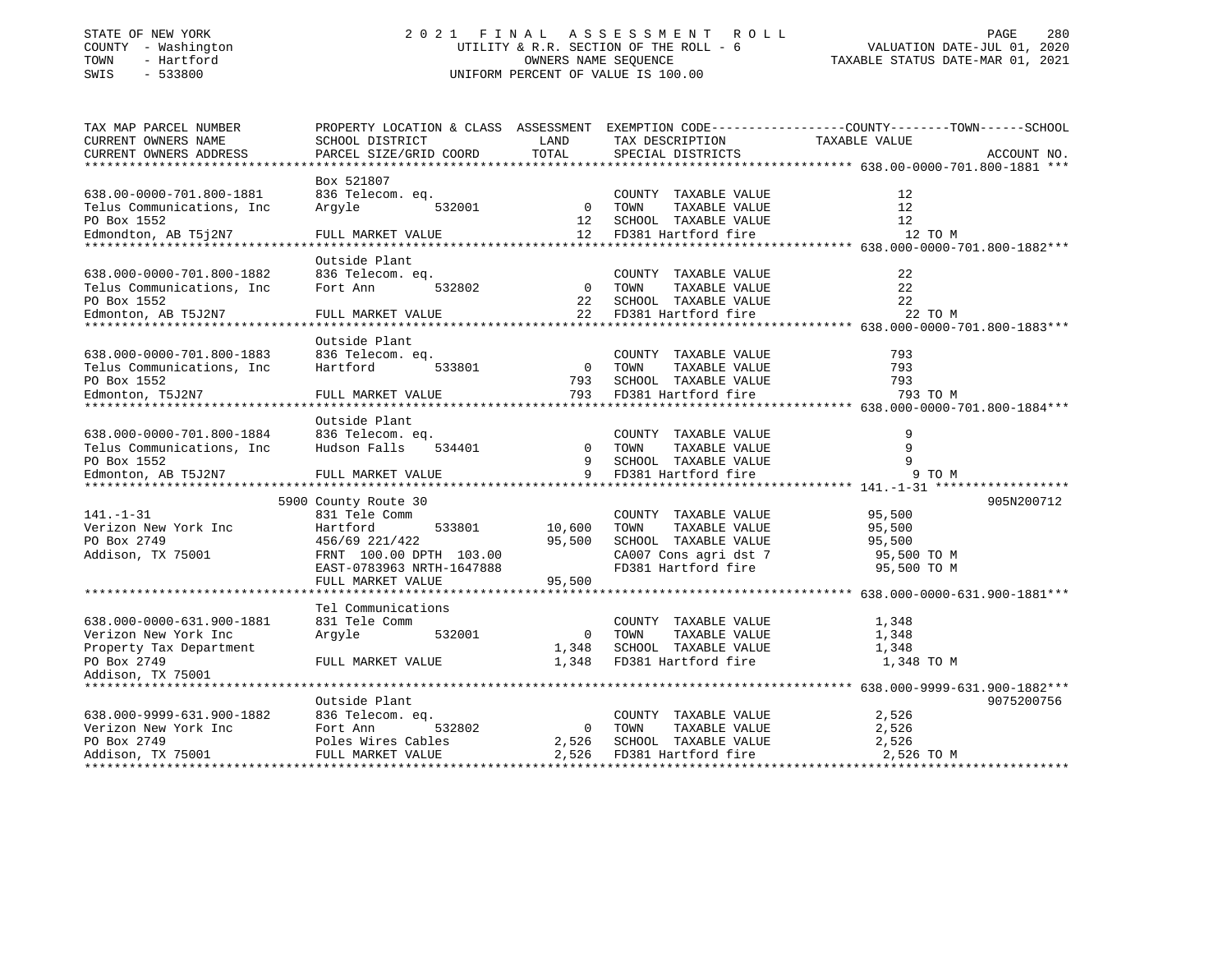STATE OF NEW YORK
COUNTY - Washington
TOWN - Hartford
SWIS - 533800

2021 FINAL ASSESSMENT ROLL
UTILITY & R.R. SECTION OF THE ROLL - 6
OWNERS NAME SEQUENCE
UNIFORM PERCENT OF VALUE IS 100.00

VALUATION DATE-JUL 01, 2020
TAXABLE STATUS DATE-MAR 01, 2021

| TAX MAP PARCEL NUMBER / CURRENT OWNERS NAME / CURRENT OWNERS ADDRESS | PROPERTY LOCATION & CLASS / SCHOOL DISTRICT / PARCEL SIZE/GRID COORD | ASSESSMENT LAND / TOTAL | EXEMPTION CODE / TAX DESCRIPTION / SPECIAL DISTRICTS | TAXABLE VALUE (COUNTY--TOWN--SCHOOL) | ACCOUNT NO. |
|---|---|---|---|---|---|
| **638.00-0000-701.800-1881** | Box 521807 | | | | |
| 638.00-0000-701.800-1881 | 836 Telecom. eq. | | COUNTY TAXABLE VALUE | 12 | |
| Telus Communications, Inc | Argyle 532001 | 0 | TOWN TAXABLE VALUE | 12 | |
| PO Box 1552 | | 12 | SCHOOL TAXABLE VALUE | 12 | |
| Edmondton, AB T5j2N7 | FULL MARKET VALUE | 12 | FD381 Hartford fire | 12 TO M | |
| **638.000-0000-701.800-1882** | Outside Plant | | | | |
| 638.000-0000-701.800-1882 | 836 Telecom. eq. | | COUNTY TAXABLE VALUE | 22 | |
| Telus Communications, Inc | Fort Ann 532802 | 0 | TOWN TAXABLE VALUE | 22 | |
| PO Box 1552 | | 22 | SCHOOL TAXABLE VALUE | 22 | |
| Edmonton, AB T5J2N7 | FULL MARKET VALUE | 22 | FD381 Hartford fire | 22 TO M | |
| **638.000-0000-701.800-1883** | Outside Plant | | | | |
| 638.000-0000-701.800-1883 | 836 Telecom. eq. | | COUNTY TAXABLE VALUE | 793 | |
| Telus Communications, Inc | Hartford 533801 | 0 | TOWN TAXABLE VALUE | 793 | |
| PO Box 1552 | | 793 | SCHOOL TAXABLE VALUE | 793 | |
| Edmonton, T5J2N7 | FULL MARKET VALUE | 793 | FD381 Hartford fire | 793 TO M | |
| **638.000-0000-701.800-1884** | Outside Plant | | | | |
| 638.000-0000-701.800-1884 | 836 Telecom. eq. | | COUNTY TAXABLE VALUE | 9 | |
| Telus Communications, Inc | Hudson Falls 534401 | 0 | TOWN TAXABLE VALUE | 9 | |
| PO Box 1552 | | 9 | SCHOOL TAXABLE VALUE | 9 | |
| Edmonton, AB T5J2N7 | FULL MARKET VALUE | 9 | FD381 Hartford fire | 9 TO M | |
| **141.-1-31** | 5900 County Route 30 | | | | 905N200712 |
| 141.-1-31 | 831 Tele Comm | | COUNTY TAXABLE VALUE | 95,500 | |
| Verizon New York Inc | Hartford 533801 | 10,600 | TOWN TAXABLE VALUE | 95,500 | |
| PO Box 2749 | 456/69 221/422 | 95,500 | SCHOOL TAXABLE VALUE | 95,500 | |
| Addison, TX 75001 | FRNT 100.00 DPTH 103.00 | | CA007 Cons agri dst 7 | 95,500 TO M | |
| | EAST-0783963 NRTH-1647888 | | FD381 Hartford fire | 95,500 TO M | |
| | FULL MARKET VALUE | 95,500 | | | |
| **638.000-0000-631.900-1881** | Tel Communications | | | | |
| 638.000-0000-631.900-1881 | 831 Tele Comm | | COUNTY TAXABLE VALUE | 1,348 | |
| Verizon New York Inc | Argyle 532001 | 0 | TOWN TAXABLE VALUE | 1,348 | |
| Property Tax Department | | 1,348 | SCHOOL TAXABLE VALUE | 1,348 | |
| PO Box 2749 | FULL MARKET VALUE | 1,348 | FD381 Hartford fire | 1,348 TO M | |
| Addison, TX 75001 | | | | | |
| **638.000-9999-631.900-1882** | Outside Plant | | | | 9075200756 |
| 638.000-9999-631.900-1882 | 836 Telecom. eq. | | COUNTY TAXABLE VALUE | 2,526 | |
| Verizon New York Inc | Fort Ann 532802 | 0 | TOWN TAXABLE VALUE | 2,526 | |
| PO Box 2749 | Poles Wires Cables | 2,526 | SCHOOL TAXABLE VALUE | 2,526 | |
| Addison, TX 75001 | FULL MARKET VALUE | 2,526 | FD381 Hartford fire | 2,526 TO M | |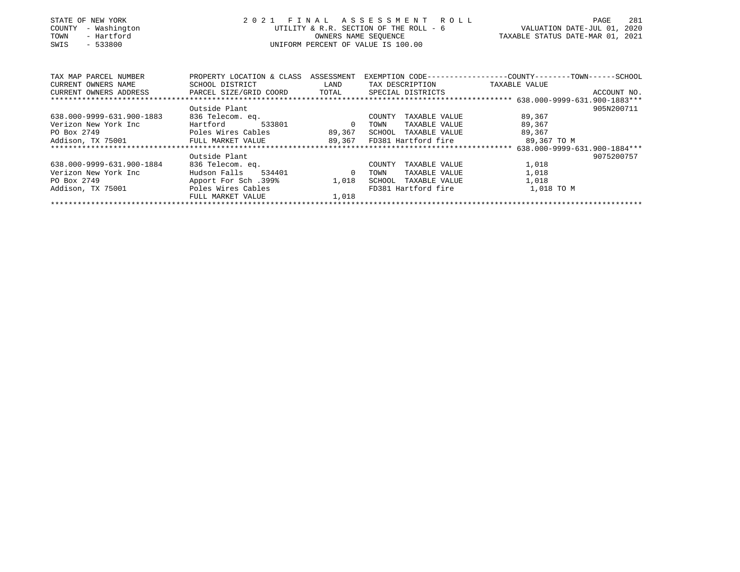STATE OF NEW YORK
COUNTY - Washington
TOWN - Hartford
SWIS - 533800

# 2021 FINAL ASSESSMENT ROLL

UTILITY & R.R. SECTION OF THE ROLL - 6
OWNERS NAME SEQUENCE
UNIFORM PERCENT OF VALUE IS 100.00

VALUATION DATE-JUL 01, 2020
TAXABLE STATUS DATE-MAR 01, 2021

| TAX MAP PARCEL NUMBER / CURRENT OWNERS NAME / CURRENT OWNERS ADDRESS | PROPERTY LOCATION & CLASS / SCHOOL DISTRICT / PARCEL SIZE/GRID COORD | ASSESSMENT LAND / TOTAL | EXEMPTION CODE / TAX DESCRIPTION / SPECIAL DISTRICTS | COUNTY--------TOWN------SCHOOL TAXABLE VALUE | ACCOUNT NO. |
|---|---|---|---|---|---|
| ******** 638.000-9999-631.900-1883*** | | | | | |
| | Outside Plant | | | | 905N200711 |
| 638.000-9999-631.900-1883 | 836 Telecom. eq. | | COUNTY TAXABLE VALUE | 89,367 | |
| Verizon New York Inc | Hartford 533801 | 0 | TOWN TAXABLE VALUE | 89,367 | |
| PO Box 2749 | Poles Wires Cables | 89,367 | SCHOOL TAXABLE VALUE | 89,367 | |
| Addison, TX 75001 | FULL MARKET VALUE | 89,367 | FD381 Hartford fire | 89,367 TO M | |
| ******** 638.000-9999-631.900-1884*** | | | | | |
| | Outside Plant | | | | 9075200757 |
| 638.000-9999-631.900-1884 | 836 Telecom. eq. | | COUNTY TAXABLE VALUE | 1,018 | |
| Verizon New York Inc | Hudson Falls 534401 | 0 | TOWN TAXABLE VALUE | 1,018 | |
| PO Box 2749 | Apport For Sch .399% | 1,018 | SCHOOL TAXABLE VALUE | 1,018 | |
| Addison, TX 75001 | Poles Wires Cables | | FD381 Hartford fire | 1,018 TO M | |
| | FULL MARKET VALUE | 1,018 | | | |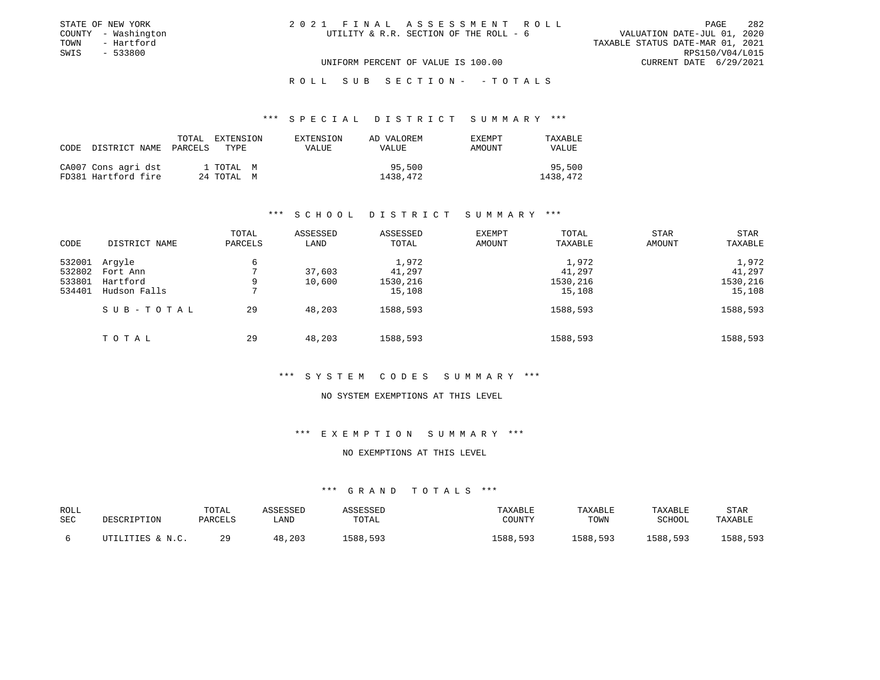STATE OF NEW YORK
COUNTY - Washington
TOWN - Hartford
SWIS - 533800

2021 FINAL ASSESSMENT ROLL
UTILITY & R.R. SECTION OF THE ROLL - 6

VALUATION DATE-JUL 01, 2020
TAXABLE STATUS DATE-MAR 01, 2021
RPS150/V04/L015
CURRENT DATE 6/29/2021

UNIFORM PERCENT OF VALUE IS 100.00

ROLL SUB SECTION- - TOTALS

### *** SPECIAL DISTRICT SUMMARY ***

| CODE | DISTRICT NAME | TOTAL PARCELS | EXTENSION TYPE | EXTENSION VALUE | AD VALOREM VALUE | EXEMPT AMOUNT | TAXABLE VALUE |
|---|---|---|---|---|---|---|---|
| CA007 | Cons agri dst | 1 | TOTAL M | | 95,500 | | 95,500 |
| FD381 | Hartford fire | 24 | TOTAL M | | 1438,472 | | 1438,472 |

### *** SCHOOL DISTRICT SUMMARY ***

| CODE | DISTRICT NAME | TOTAL PARCELS | ASSESSED LAND | ASSESSED TOTAL | EXEMPT AMOUNT | TOTAL TAXABLE | STAR AMOUNT | STAR TAXABLE |
|---|---|---|---|---|---|---|---|---|
| 532001 | Argyle | 6 | | 1,972 | | 1,972 | | 1,972 |
| 532802 | Fort Ann | 7 | 37,603 | 41,297 | | 41,297 | | 41,297 |
| 533801 | Hartford | 9 | 10,600 | 1530,216 | | 1530,216 | | 1530,216 |
| 534401 | Hudson Falls | 7 | | 15,108 | | 15,108 | | 15,108 |
| | SUB-TOTAL | 29 | 48,203 | 1588,593 | | 1588,593 | | 1588,593 |
| | TOTAL | 29 | 48,203 | 1588,593 | | 1588,593 | | 1588,593 |

### *** SYSTEM CODES SUMMARY ***

NO SYSTEM EXEMPTIONS AT THIS LEVEL

### *** EXEMPTION SUMMARY ***

NO EXEMPTIONS AT THIS LEVEL

### *** GRAND TOTALS ***

| ROLL SEC | DESCRIPTION | TOTAL PARCELS | ASSESSED LAND | ASSESSED TOTAL | TAXABLE COUNTY | TAXABLE TOWN | TAXABLE SCHOOL | STAR TAXABLE |
|---|---|---|---|---|---|---|---|---|
| 6 | UTILITIES & N.C. | 29 | 48,203 | 1588,593 | 1588,593 | 1588,593 | 1588,593 | 1588,593 |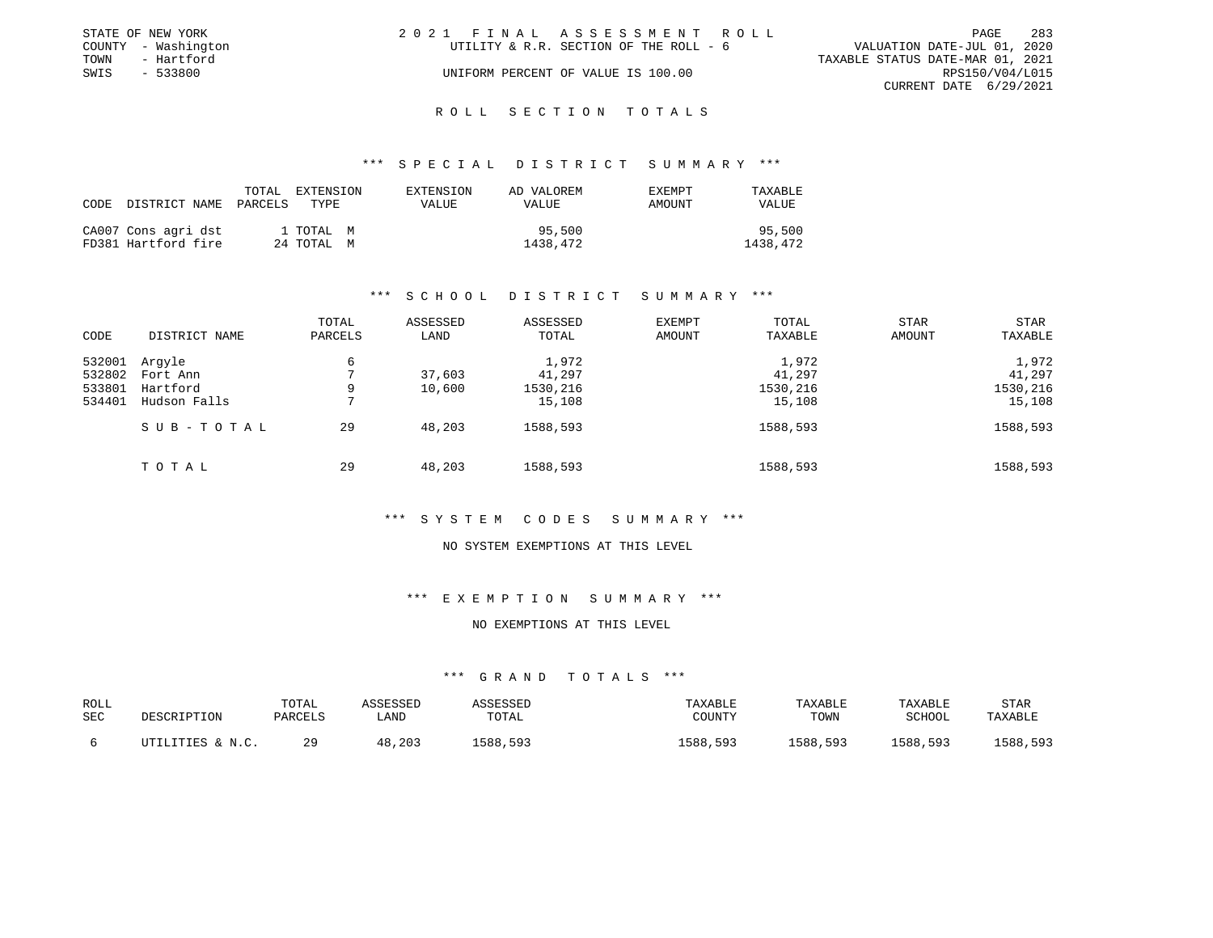STATE OF NEW YORK
COUNTY - Washington
TOWN - Hartford
SWIS - 533800

2021 FINAL ASSESSMENT ROLL
UTILITY & R.R. SECTION OF THE ROLL - 6
UNIFORM PERCENT OF VALUE IS 100.00

VALUATION DATE-JUL 01, 2020
TAXABLE STATUS DATE-MAR 01, 2021
RPS150/V04/L015
CURRENT DATE 6/29/2021

## ROLL SECTION TOTALS

### *** SPECIAL DISTRICT SUMMARY ***

| CODE | DISTRICT NAME | TOTAL PARCELS | EXTENSION TYPE | EXTENSION VALUE | AD VALOREM VALUE | EXEMPT AMOUNT | TAXABLE VALUE |
|---|---|---|---|---|---|---|---|
| CA007 | Cons agri dst | 1 | TOTAL M | | 95,500 | | 95,500 |
| FD381 | Hartford fire | 24 | TOTAL M | | 1438,472 | | 1438,472 |

### *** SCHOOL DISTRICT SUMMARY ***

| CODE | DISTRICT NAME | TOTAL PARCELS | ASSESSED LAND | ASSESSED TOTAL | EXEMPT AMOUNT | TOTAL TAXABLE | STAR AMOUNT | STAR TAXABLE |
|---|---|---|---|---|---|---|---|---|
| 532001 | Argyle | 6 | | 1,972 | | 1,972 | | 1,972 |
| 532802 | Fort Ann | 7 | 37,603 | 41,297 | | 41,297 | | 41,297 |
| 533801 | Hartford | 9 | 10,600 | 1530,216 | | 1530,216 | | 1530,216 |
| 534401 | Hudson Falls | 7 | | 15,108 | | 15,108 | | 15,108 |
| | SUB-TOTAL | 29 | 48,203 | 1588,593 | | 1588,593 | | 1588,593 |
| | TOTAL | 29 | 48,203 | 1588,593 | | 1588,593 | | 1588,593 |

### *** SYSTEM CODES SUMMARY ***

NO SYSTEM EXEMPTIONS AT THIS LEVEL

### *** EXEMPTION SUMMARY ***

NO EXEMPTIONS AT THIS LEVEL

### *** GRAND TOTALS ***

| ROLL SEC | DESCRIPTION | TOTAL PARCELS | ASSESSED LAND | ASSESSED TOTAL | TAXABLE COUNTY | TAXABLE TOWN | TAXABLE SCHOOL | STAR TAXABLE |
|---|---|---|---|---|---|---|---|---|
| 6 | UTILITIES & N.C. | 29 | 48,203 | 1588,593 | 1588,593 | 1588,593 | 1588,593 | 1588,593 |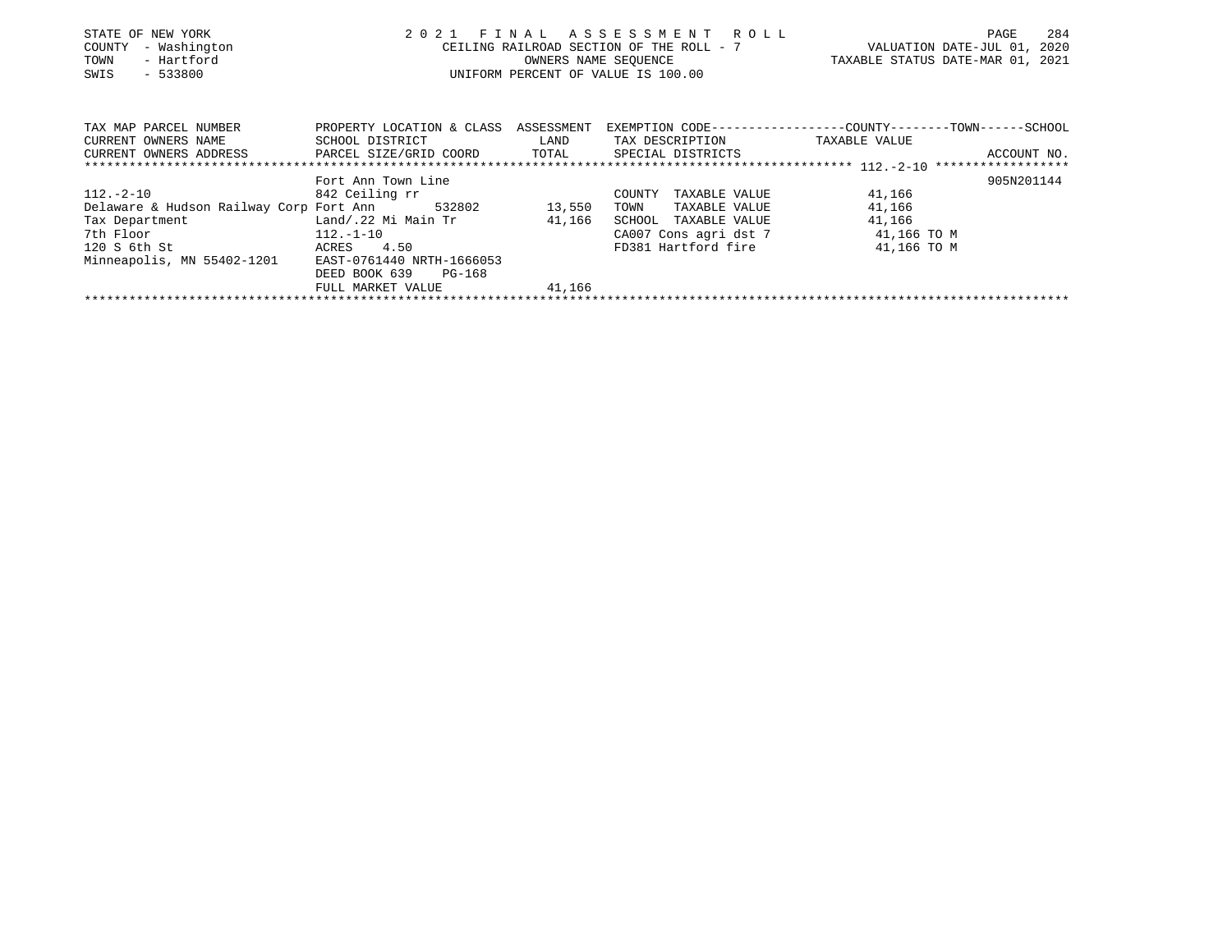STATE OF NEW YORK
COUNTY - Washington
TOWN - Hartford
SWIS - 533800

2 0 2 1 F I N A L A S S E S S M E N T R O L L
CEILING RAILROAD SECTION OF THE ROLL - 7
OWNERS NAME SEQUENCE
UNIFORM PERCENT OF VALUE IS 100.00

VALUATION DATE-JUL 01, 2020
TAXABLE STATUS DATE-MAR 01, 2021

| TAX MAP PARCEL NUMBER<br>CURRENT OWNERS NAME<br>CURRENT OWNERS ADDRESS | PROPERTY LOCATION & CLASS<br>SCHOOL DISTRICT<br>PARCEL SIZE/GRID COORD | ASSESSMENT<br>LAND<br>TOTAL | EXEMPTION CODE------------------COUNTY--------TOWN------SCHOOL<br>TAX DESCRIPTION<br>SPECIAL DISTRICTS | TAXABLE VALUE | ACCOUNT NO. |
|---|---|---|---|---|---|
| | Fort Ann Town Line | | | | 905N201144 |
| 112.-2-10 | 842 Ceiling rr | | COUNTY TAXABLE VALUE | 41,166 | |
| Delaware & Hudson Railway Corp | Fort Ann 532802 | 13,550 | TOWN TAXABLE VALUE | 41,166 | |
| Tax Department | Land/.22 Mi Main Tr | 41,166 | SCHOOL TAXABLE VALUE | 41,166 | |
| 7th Floor | 112.-1-10 | | CA007 Cons agri dst 7 | 41,166 TO M | |
| 120 S 6th St | ACRES 4.50 | | FD381 Hartford fire | 41,166 TO M | |
| Minneapolis, MN 55402-1201 | EAST-0761440 NRTH-1666053 | | | | |
| | DEED BOOK 639 PG-168 | | | | |
| | FULL MARKET VALUE | 41,166 | | | |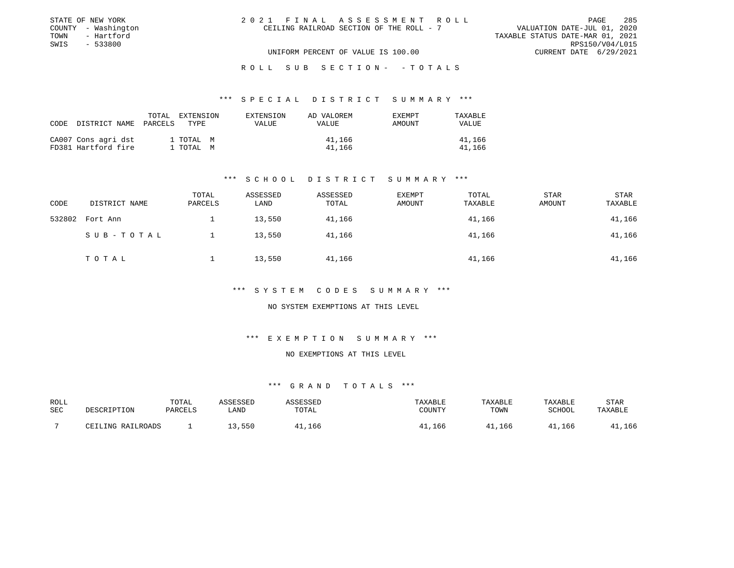STATE OF NEW YORK
COUNTY - Washington
TOWN - Hartford
SWIS - 533800

2 0 2 1 F I N A L A S S E S S M E N T R O L L
CEILING RAILROAD SECTION OF THE ROLL - 7

VALUATION DATE-JUL 01, 2020
TAXABLE STATUS DATE-MAR 01, 2021
RPS150/V04/L015
CURRENT DATE 6/29/2021

UNIFORM PERCENT OF VALUE IS 100.00

R O L L S U B S E C T I O N - - T O T A L S

### *** S P E C I A L D I S T R I C T S U M M A R Y ***

| CODE | DISTRICT NAME | TOTAL PARCELS | EXTENSION TYPE | EXTENSION VALUE | AD VALOREM VALUE | EXEMPT AMOUNT | TAXABLE VALUE |
|---|---|---|---|---|---|---|---|
| CA007 | Cons agri dst | 1 | TOTAL M | | 41,166 | | 41,166 |
| FD381 | Hartford fire | 1 | TOTAL M | | 41,166 | | 41,166 |

### *** S C H O O L D I S T R I C T S U M M A R Y ***

| CODE | DISTRICT NAME | TOTAL PARCELS | ASSESSED LAND | ASSESSED TOTAL | EXEMPT AMOUNT | TOTAL TAXABLE | STAR AMOUNT | STAR TAXABLE |
|---|---|---|---|---|---|---|---|---|
| 532802 | Fort Ann | 1 | 13,550 | 41,166 | | 41,166 | | 41,166 |
| | S U B - T O T A L | 1 | 13,550 | 41,166 | | 41,166 | | 41,166 |
| | T O T A L | 1 | 13,550 | 41,166 | | 41,166 | | 41,166 |

### *** S Y S T E M C O D E S S U M M A R Y ***

NO SYSTEM EXEMPTIONS AT THIS LEVEL

### *** E X E M P T I O N S U M M A R Y ***

NO EXEMPTIONS AT THIS LEVEL

### *** G R A N D T O T A L S ***

| ROLL SEC | DESCRIPTION | TOTAL PARCELS | ASSESSED LAND | ASSESSED TOTAL | TAXABLE COUNTY | TAXABLE TOWN | TAXABLE SCHOOL | STAR TAXABLE |
|---|---|---|---|---|---|---|---|---|
| 7 | CEILING RAILROADS | 1 | 13,550 | 41,166 | 41,166 | 41,166 | 41,166 | 41,166 |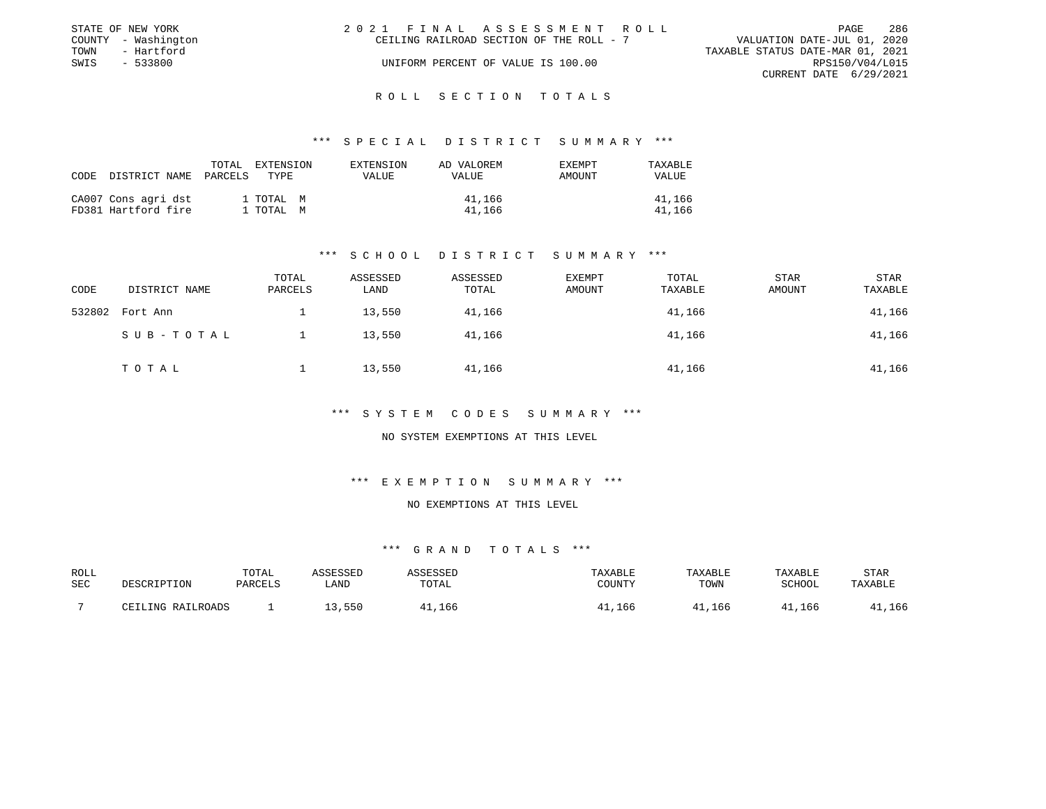STATE OF NEW YORK
COUNTY - Washington
TOWN - Hartford
SWIS - 533800

2021 FINAL ASSESSMENT ROLL
CEILING RAILROAD SECTION OF THE ROLL - 7
UNIFORM PERCENT OF VALUE IS 100.00

VALUATION DATE-JUL 01, 2020
TAXABLE STATUS DATE-MAR 01, 2021
RPS150/V04/L015
CURRENT DATE 6/29/2021

## ROLL SECTION TOTALS

### *** SPECIAL DISTRICT SUMMARY ***

| CODE | DISTRICT NAME | TOTAL PARCELS | EXTENSION TYPE | EXTENSION VALUE | AD VALOREM VALUE | EXEMPT AMOUNT | TAXABLE VALUE |
|---|---|---|---|---|---|---|---|
| CA007 | Cons agri dst | 1 | TOTAL M | | 41,166 | | 41,166 |
| FD381 | Hartford fire | 1 | TOTAL M | | 41,166 | | 41,166 |

### *** SCHOOL DISTRICT SUMMARY ***

| CODE | DISTRICT NAME | TOTAL PARCELS | ASSESSED LAND | ASSESSED TOTAL | EXEMPT AMOUNT | TOTAL TAXABLE | STAR AMOUNT | STAR TAXABLE |
|---|---|---|---|---|---|---|---|---|
| 532802 | Fort Ann | 1 | 13,550 | 41,166 | | 41,166 | | 41,166 |
| | SUB-TOTAL | 1 | 13,550 | 41,166 | | 41,166 | | 41,166 |
| | TOTAL | 1 | 13,550 | 41,166 | | 41,166 | | 41,166 |

### *** SYSTEM CODES SUMMARY ***

NO SYSTEM EXEMPTIONS AT THIS LEVEL

### *** EXEMPTION SUMMARY ***

NO EXEMPTIONS AT THIS LEVEL

### *** GRAND TOTALS ***

| ROLL SEC | DESCRIPTION | TOTAL PARCELS | ASSESSED LAND | ASSESSED TOTAL | TAXABLE COUNTY | TAXABLE TOWN | TAXABLE SCHOOL | STAR TAXABLE |
|---|---|---|---|---|---|---|---|---|
| 7 | CEILING RAILROADS | 1 | 13,550 | 41,166 | 41,166 | 41,166 | 41,166 | 41,166 |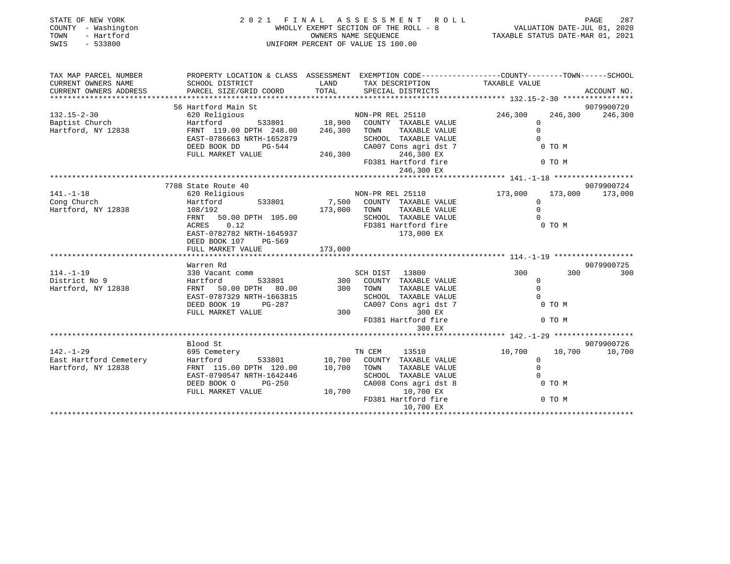STATE OF NEW YORK
COUNTY - Washington
TOWN - Hartford
SWIS - 533800

# 2021 FINAL ASSESSMENT ROLL

WHOLLY EXEMPT SECTION OF THE ROLL - 8
OWNERS NAME SEQUENCE
UNIFORM PERCENT OF VALUE IS 100.00

VALUATION DATE-JUL 01, 2020
TAXABLE STATUS DATE-MAR 01, 2021

| TAX MAP PARCEL NUMBER / CURRENT OWNERS NAME / CURRENT OWNERS ADDRESS | PROPERTY LOCATION & CLASS / SCHOOL DISTRICT / PARCEL SIZE/GRID COORD | ASSESSMENT LAND / TOTAL | EXEMPTION CODE / TAX DESCRIPTION / SPECIAL DISTRICTS | COUNTY | TOWN | SCHOOL / ACCOUNT NO. |
|---|---|---|---|---|---|---|
| **132.15-2-30** | 56 Hartford Main St | | | | | 9079900720 |
| 132.15-2-30 | 620 Religious | | NON-PR REL 25110 | 246,300 | 246,300 | 246,300 |
| Baptist Church | Hartford 533801 | 18,900 | COUNTY TAXABLE VALUE | 0 | | |
| Hartford, NY 12838 | FRNT 119.00 DPTH 248.00 | 246,300 | TOWN TAXABLE VALUE | | 0 | |
| | EAST-0786663 NRTH-1652879 | | SCHOOL TAXABLE VALUE | | | 0 |
| | DEED BOOK DD PG-544 | | CA007 Cons agri dst 7 | 0 TO M | | |
| | FULL MARKET VALUE | 246,300 | 246,300 EX | | | |
| | | | FD381 Hartford fire | 0 TO M | | |
| | | | 246,300 EX | | | |
| **141.-1-18** | 7788 State Route 40 | | | | | 9079900724 |
| 141.-1-18 | 620 Religious | | NON-PR REL 25110 | 173,000 | 173,000 | 173,000 |
| Cong Church | Hartford 533801 | 7,500 | COUNTY TAXABLE VALUE | 0 | | |
| Hartford, NY 12838 | 108/192 | 173,000 | TOWN TAXABLE VALUE | | 0 | |
| | FRNT 50.00 DPTH 105.00 | | SCHOOL TAXABLE VALUE | | | 0 |
| | ACRES 0.12 | | FD381 Hartford fire | 0 TO M | | |
| | EAST-0782782 NRTH-1645937 | | 173,000 EX | | | |
| | DEED BOOK 107 PG-569 | | | | | |
| | FULL MARKET VALUE | 173,000 | | | | |
| **114.-1-19** | Warren Rd | | | | | 9079900725 |
| 114.-1-19 | 330 Vacant comm | | SCH DIST 13800 | 300 | 300 | 300 |
| District No 9 | Hartford 533801 | 300 | COUNTY TAXABLE VALUE | 0 | | |
| Hartford, NY 12838 | FRNT 50.00 DPTH 80.00 | 300 | TOWN TAXABLE VALUE | | 0 | |
| | EAST-0787329 NRTH-1663815 | | SCHOOL TAXABLE VALUE | | | 0 |
| | DEED BOOK 19 PG-287 | | CA007 Cons agri dst 7 | 0 TO M | | |
| | FULL MARKET VALUE | 300 | 300 EX | | | |
| | | | FD381 Hartford fire | 0 TO M | | |
| | | | 300 EX | | | |
| **142.-1-29** | Blood St | | | | | 9079900726 |
| 142.-1-29 | 695 Cemetery | | TN CEM 13510 | 10,700 | 10,700 | 10,700 |
| East Hartford Cemetery | Hartford 533801 | 10,700 | COUNTY TAXABLE VALUE | 0 | | |
| Hartford, NY 12838 | FRNT 115.00 DPTH 120.00 | 10,700 | TOWN TAXABLE VALUE | | 0 | |
| | EAST-0790547 NRTH-1642446 | | SCHOOL TAXABLE VALUE | | | 0 |
| | DEED BOOK O PG-250 | | CA008 Cons agri dst 8 | 0 TO M | | |
| | FULL MARKET VALUE | 10,700 | 10,700 EX | | | |
| | | | FD381 Hartford fire | 0 TO M | | |
| | | | 10,700 EX | | | |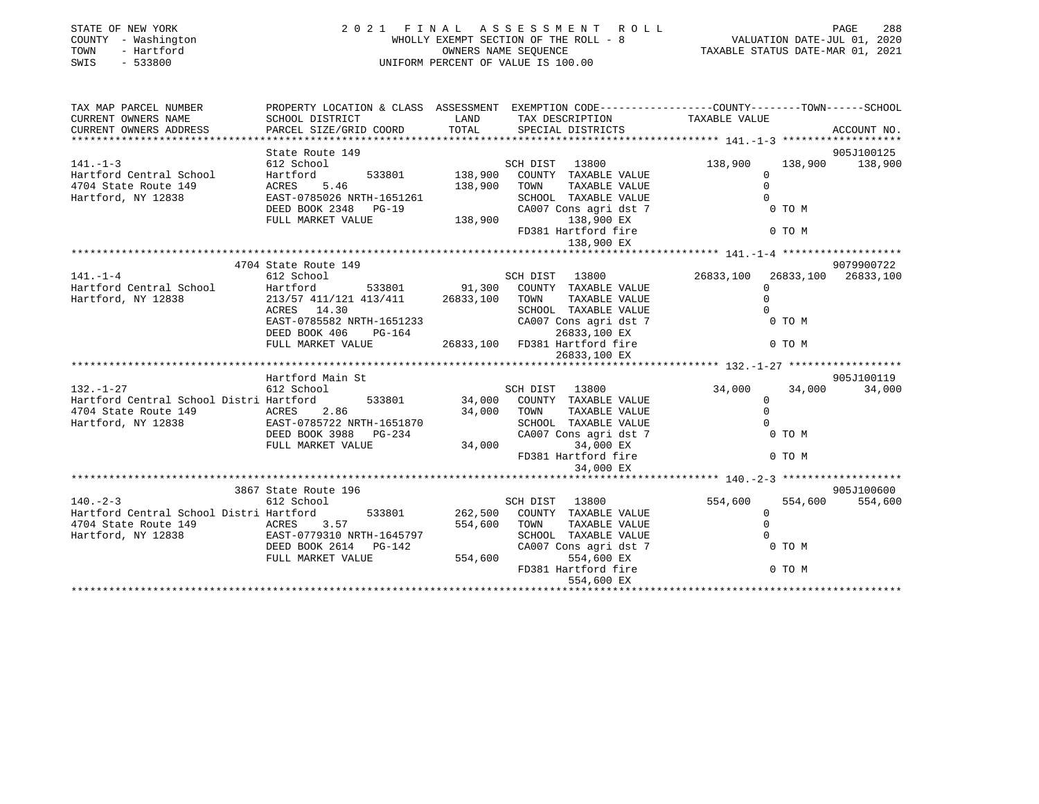STATE OF NEW YORK
COUNTY - Washington
TOWN - Hartford
SWIS - 533800

# 2021 FINAL ASSESSMENT ROLL

WHOLLY EXEMPT SECTION OF THE ROLL - 8
OWNERS NAME SEQUENCE
UNIFORM PERCENT OF VALUE IS 100.00

VALUATION DATE-JUL 01, 2020
TAXABLE STATUS DATE-MAR 01, 2021

| TAX MAP PARCEL NUMBER / CURRENT OWNERS NAME / CURRENT OWNERS ADDRESS | PROPERTY LOCATION & CLASS / SCHOOL DISTRICT / PARCEL SIZE/GRID COORD | ASSESSMENT LAND | TOTAL | EXEMPTION CODE / TAX DESCRIPTION / SPECIAL DISTRICTS | COUNTY TAXABLE VALUE | TOWN | SCHOOL | ACCOUNT NO. |
|---|---|---|---|---|---|---|---|---|
| **141.-1-3** | State Route 149 | | | | | | | 905J100125 |
| 141.-1-3 | 612 School | | | SCH DIST 13800 | 138,900 | 138,900 | 138,900 | |
| Hartford Central School | Hartford 533801 | 138,900 | | COUNTY TAXABLE VALUE | 0 | | | |
| 4704 State Route 149 | ACRES 5.46 | | 138,900 | TOWN TAXABLE VALUE | 0 | | | |
| Hartford, NY 12838 | EAST-0785026 NRTH-1651261 | | | SCHOOL TAXABLE VALUE | 0 | | | |
| | DEED BOOK 2348 PG-19 | | | CA007 Cons agri dst 7 | 0 TO M | | | |
| | FULL MARKET VALUE | | 138,900 | 138,900 EX | | | | |
| | | | | FD381 Hartford fire | 0 TO M | | | |
| | | | | 138,900 EX | | | | |
| **141.-1-4** | 4704 State Route 149 | | | | | | | 9079900722 |
| 141.-1-4 | 612 School | | | SCH DIST 13800 | 26833,100 | 26833,100 | 26833,100 | |
| Hartford Central School | Hartford 533801 | 91,300 | | COUNTY TAXABLE VALUE | 0 | | | |
| Hartford, NY 12838 | 213/57 411/121 413/411 | | 26833,100 | TOWN TAXABLE VALUE | 0 | | | |
| | ACRES 14.30 | | | SCHOOL TAXABLE VALUE | 0 | | | |
| | EAST-0785582 NRTH-1651233 | | | CA007 Cons agri dst 7 | 0 TO M | | | |
| | DEED BOOK 406 PG-164 | | | 26833,100 EX | | | | |
| | FULL MARKET VALUE | | 26833,100 | FD381 Hartford fire | 0 TO M | | | |
| | | | | 26833,100 EX | | | | |
| **132.-1-27** | Hartford Main St | | | | | | | 905J100119 |
| 132.-1-27 | 612 School | | | SCH DIST 13800 | 34,000 | 34,000 | 34,000 | |
| Hartford Central School Distri | Hartford 533801 | 34,000 | | COUNTY TAXABLE VALUE | 0 | | | |
| 4704 State Route 149 | ACRES 2.86 | | 34,000 | TOWN TAXABLE VALUE | 0 | | | |
| Hartford, NY 12838 | EAST-0785722 NRTH-1651870 | | | SCHOOL TAXABLE VALUE | 0 | | | |
| | DEED BOOK 3988 PG-234 | | | CA007 Cons agri dst 7 | 0 TO M | | | |
| | FULL MARKET VALUE | | 34,000 | 34,000 EX | | | | |
| | | | | FD381 Hartford fire | 0 TO M | | | |
| | | | | 34,000 EX | | | | |
| **140.-2-3** | 3867 State Route 196 | | | | | | | 905J100600 |
| 140.-2-3 | 612 School | | | SCH DIST 13800 | 554,600 | 554,600 | 554,600 | |
| Hartford Central School Distri | Hartford 533801 | 262,500 | | COUNTY TAXABLE VALUE | 0 | | | |
| 4704 State Route 149 | ACRES 3.57 | | 554,600 | TOWN TAXABLE VALUE | 0 | | | |
| Hartford, NY 12838 | EAST-0779310 NRTH-1645797 | | | SCHOOL TAXABLE VALUE | 0 | | | |
| | DEED BOOK 2614 PG-142 | | | CA007 Cons agri dst 7 | 0 TO M | | | |
| | FULL MARKET VALUE | | 554,600 | 554,600 EX | | | | |
| | | | | FD381 Hartford fire | 0 TO M | | | |
| | | | | 554,600 EX | | | | |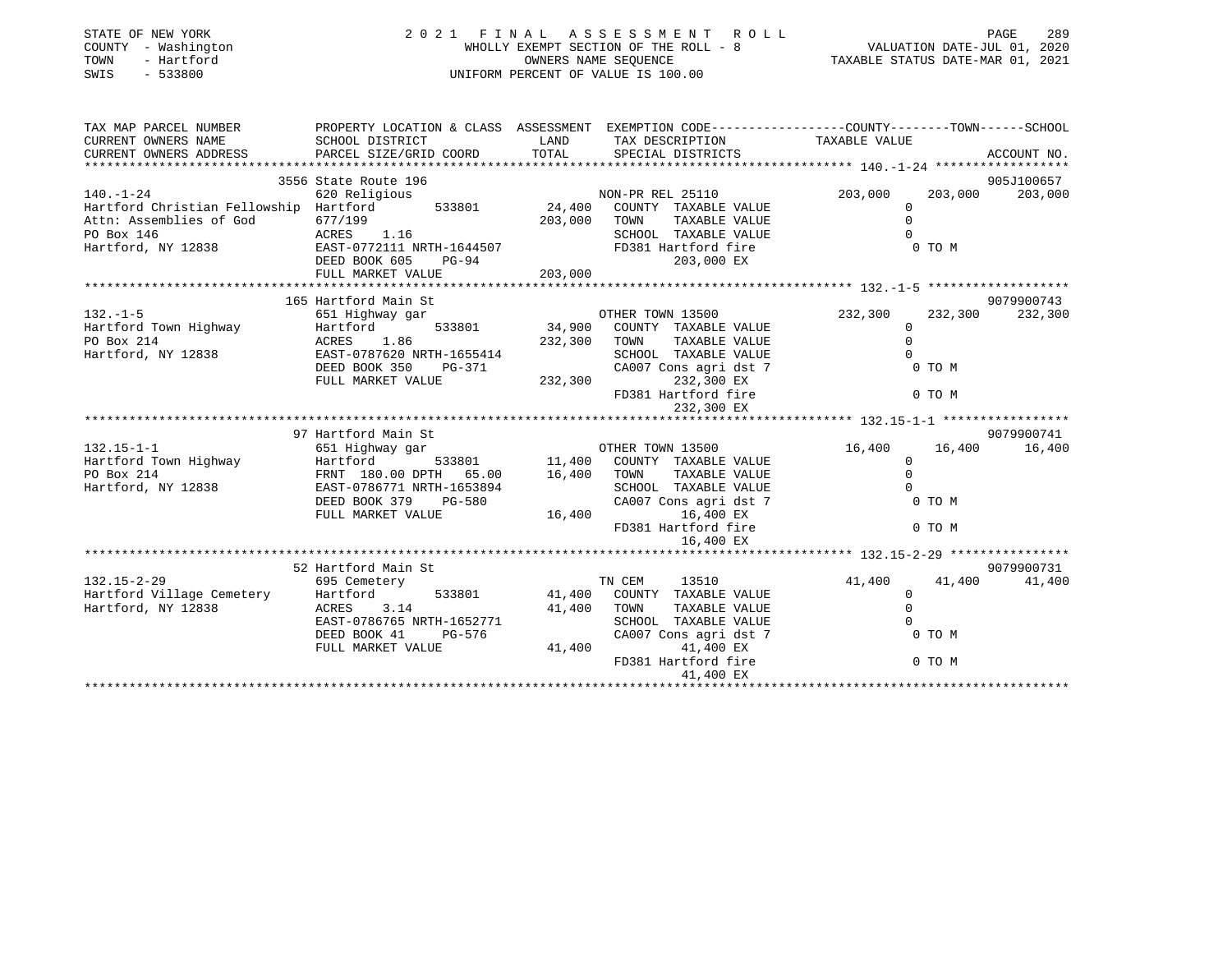STATE OF NEW YORK
COUNTY - Washington
TOWN - Hartford
SWIS - 533800

2021 FINAL ASSESSMENT ROLL
WHOLLY EXEMPT SECTION OF THE ROLL - 8
OWNERS NAME SEQUENCE
UNIFORM PERCENT OF VALUE IS 100.00

VALUATION DATE-JUL 01, 2020
TAXABLE STATUS DATE-MAR 01, 2021

```
TAX MAP PARCEL NUMBER          PROPERTY LOCATION & CLASS  ASSESSMENT  EXEMPTION CODE-----------------COUNTY--------TOWN------SCHOOL
CURRENT OWNERS NAME            SCHOOL DISTRICT               LAND      TAX DESCRIPTION            TAXABLE VALUE
CURRENT OWNERS ADDRESS         PARCEL SIZE/GRID COORD       TOTAL      SPECIAL DISTRICTS                                  ACCOUNT NO.
******************************************************************************************************* 140.-1-24 ******************
                               3556 State Route 196                                                                      905J100657
140.-1-24                      620 Religious                           NON-PR REL 25110             203,000    203,000    203,000
Hartford Christian Fellowship  Hartford       533801         24,400   COUNTY  TAXABLE VALUE              0
Attn: Assemblies of God        677/199                      203,000   TOWN    TAXABLE VALUE              0
PO Box 146                     ACRES    1.16                          SCHOOL  TAXABLE VALUE              0
Hartford, NY 12838             EAST-0772111 NRTH-1644507              FD381 Hartford fire                 0 TO M
                               DEED BOOK 605    PG-94                        203,000 EX
                               FULL MARKET VALUE            203,000
******************************************************************************************************* 132.-1-5 *******************
                               165 Hartford Main St                                                                      9079900743
132.-1-5                       651 Highway gar                         OTHER TOWN 13500             232,300    232,300    232,300
Hartford Town Highway          Hartford       533801         34,900   COUNTY  TAXABLE VALUE              0
PO Box 214                     ACRES    1.86                232,300   TOWN    TAXABLE VALUE              0
Hartford, NY 12838             EAST-0787620 NRTH-1655414              SCHOOL  TAXABLE VALUE              0
                               DEED BOOK 350    PG-371                CA007 Cons agri dst 7               0 TO M
                               FULL MARKET VALUE            232,300          232,300 EX
                                                                      FD381 Hartford fire                 0 TO M
                                                                             232,300 EX
******************************************************************************************************* 132.15-1-1 *****************
                               97 Hartford Main St                                                                       9079900741
132.15-1-1                     651 Highway gar                         OTHER TOWN 13500              16,400     16,400     16,400
Hartford Town Highway          Hartford       533801         11,400   COUNTY  TAXABLE VALUE              0
PO Box 214                     FRNT 180.00 DPTH  65.00       16,400   TOWN    TAXABLE VALUE              0
Hartford, NY 12838             EAST-0786771 NRTH-1653894              SCHOOL  TAXABLE VALUE              0
                               DEED BOOK 379    PG-580                CA007 Cons agri dst 7               0 TO M
                               FULL MARKET VALUE             16,400           16,400 EX
                                                                      FD381 Hartford fire                 0 TO M
                                                                              16,400 EX
******************************************************************************************************* 132.15-2-29 ****************
                               52 Hartford Main St                                                                       9079900731
132.15-2-29                    695 Cemetery                            TN CEM     13510              41,400     41,400     41,400
Hartford Village Cemetery      Hartford       533801         41,400   COUNTY  TAXABLE VALUE              0
Hartford, NY 12838             ACRES    3.14                 41,400   TOWN    TAXABLE VALUE              0
                               EAST-0786765 NRTH-1652771              SCHOOL  TAXABLE VALUE              0
                               DEED BOOK 41     PG-576                CA007 Cons agri dst 7               0 TO M
                               FULL MARKET VALUE             41,400           41,400 EX
                                                                      FD381 Hartford fire                 0 TO M
                                                                              41,400 EX
************************************************************************************************************************************
```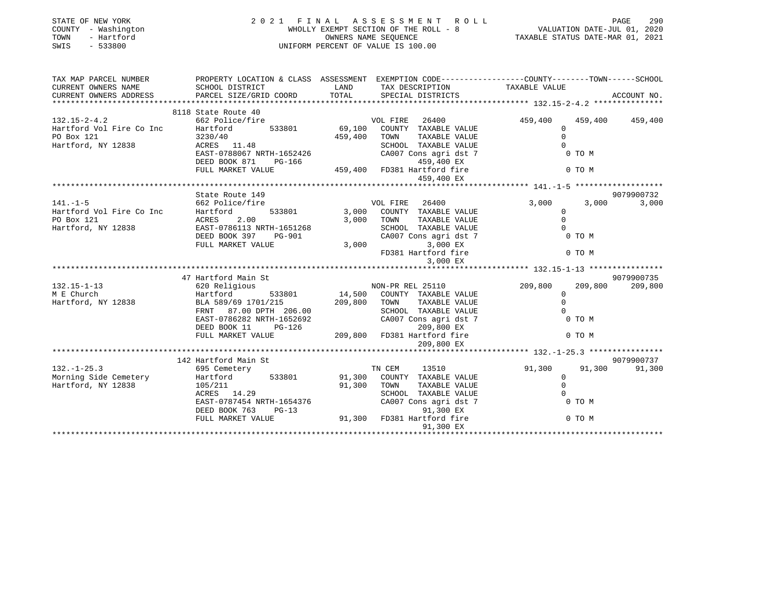STATE OF NEW YORK
COUNTY - Washington
TOWN - Hartford
SWIS - 533800

2 0 2 1 F I N A L A S S E S S M E N T R O L L
WHOLLY EXEMPT SECTION OF THE ROLL - 8
OWNERS NAME SEQUENCE
UNIFORM PERCENT OF VALUE IS 100.00

VALUATION DATE-JUL 01, 2020
TAXABLE STATUS DATE-MAR 01, 2021

```
TAX MAP PARCEL NUMBER          PROPERTY LOCATION & CLASS  ASSESSMENT  EXEMPTION CODE-----------------COUNTY--------TOWN------SCHOOL
CURRENT OWNERS NAME            SCHOOL DISTRICT               LAND      TAX DESCRIPTION              TAXABLE VALUE
CURRENT OWNERS ADDRESS         PARCEL SIZE/GRID COORD        TOTAL     SPECIAL DISTRICTS                                     ACCOUNT NO.
******************************************************************************************************* 132.15-2-4.2 ***************
                               8118 State Route 40
132.15-2-4.2                   662 Police/fire                         VOL FIRE   26400              459,400     459,400     459,400
Hartford Vol Fire Co Inc       Hartford         533801      69,100     COUNTY  TAXABLE VALUE              0
PO Box 121                     3230/40                     459,400     TOWN    TAXABLE VALUE              0
Hartford, NY 12838             ACRES   11.48                           SCHOOL  TAXABLE VALUE              0
                               EAST-0788067 NRTH-1652426               CA007 Cons agri dst 7              0 TO M
                               DEED BOOK 871    PG-166                        459,400 EX
                               FULL MARKET VALUE           459,400     FD381 Hartford fire                0 TO M
                                                                              459,400 EX
******************************************************************************************************* 141.-1-5 *******************
                               State Route 149                                                                       9079900732
141.-1-5                       662 Police/fire                         VOL FIRE   26400                3,000       3,000       3,000
Hartford Vol Fire Co Inc       Hartford         533801       3,000     COUNTY  TAXABLE VALUE              0
PO Box 121                     ACRES    2.00                 3,000     TOWN    TAXABLE VALUE              0
Hartford, NY 12838             EAST-0786113 NRTH-1651268               SCHOOL  TAXABLE VALUE              0
                               DEED BOOK 397    PG-901                 CA007 Cons agri dst 7              0 TO M
                               FULL MARKET VALUE             3,000            3,000 EX
                                                                       FD381 Hartford fire                0 TO M
                                                                              3,000 EX
******************************************************************************************************* 132.15-1-13 ****************
                               47 Hartford Main St                                                                   9079900735
132.15-1-13                    620 Religious                           NON-PR REL 25110              209,800     209,800     209,800
M E Church                     Hartford         533801      14,500     COUNTY  TAXABLE VALUE              0
Hartford, NY 12838             BLA 589/69 1701/215         209,800     TOWN    TAXABLE VALUE              0
                               FRNT   87.00 DPTH 206.00                SCHOOL  TAXABLE VALUE              0
                               EAST-0786282 NRTH-1652692               CA007 Cons agri dst 7              0 TO M
                               DEED BOOK 11     PG-126                        209,800 EX
                               FULL MARKET VALUE           209,800     FD381 Hartford fire                0 TO M
                                                                              209,800 EX
******************************************************************************************************* 132.-1-25.3 ****************
                               142 Hartford Main St                                                                  9079900737
132.-1-25.3                    695 Cemetery                            TN CEM     13510               91,300      91,300      91,300
Morning Side Cemetery          Hartford         533801      91,300     COUNTY  TAXABLE VALUE              0
Hartford, NY 12838             105/211                      91,300     TOWN    TAXABLE VALUE              0
                               ACRES   14.29                           SCHOOL  TAXABLE VALUE              0
                               EAST-0787454 NRTH-1654376               CA007 Cons agri dst 7              0 TO M
                               DEED BOOK 763    PG-13                          91,300 EX
                               FULL MARKET VALUE            91,300     FD381 Hartford fire                0 TO M
                                                                               91,300 EX
************************************************************************************************************************************
```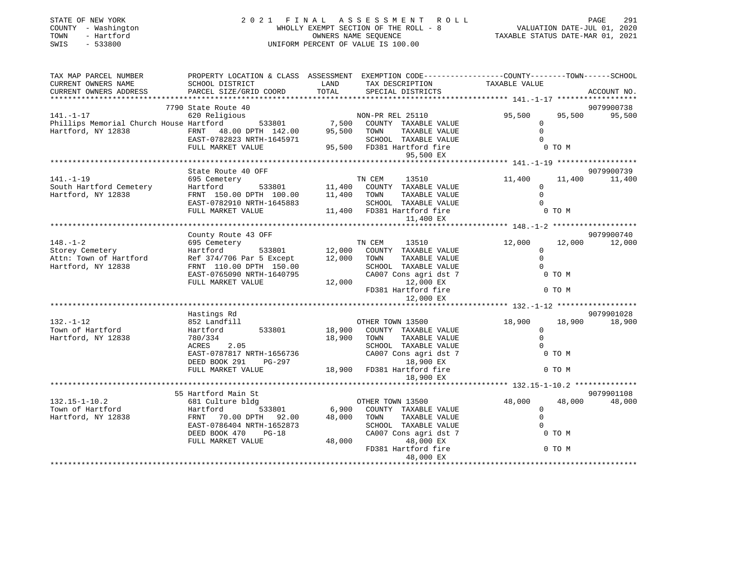STATE OF NEW YORK
COUNTY - Washington
TOWN - Hartford
SWIS - 533800

2021 FINAL ASSESSMENT ROLL
WHOLLY EXEMPT SECTION OF THE ROLL - 8
OWNERS NAME SEQUENCE
UNIFORM PERCENT OF VALUE IS 100.00

VALUATION DATE-JUL 01, 2020
TAXABLE STATUS DATE-MAR 01, 2021

| TAX MAP PARCEL NUMBER / CURRENT OWNERS NAME / CURRENT OWNERS ADDRESS | PROPERTY LOCATION & CLASS / SCHOOL DISTRICT / PARCEL SIZE/GRID COORD | ASSESSMENT LAND / TOTAL | EXEMPTION CODE / TAX DESCRIPTION / SPECIAL DISTRICTS | COUNTY TAXABLE VALUE | TOWN | SCHOOL / ACCOUNT NO. |
|---|---|---|---|---|---|---|
| 141.-1-17 | 7790 State Route 40 | | | | | 9079900738 |
| Phillips Memorial Church House | 620 Religious | | NON-PR REL 25110 | 95,500 | 95,500 | 95,500 |
| Hartford, NY 12838 | Hartford 533801 | 7,500 | COUNTY TAXABLE VALUE | 0 | | |
| | FRNT 48.00 DPTH 142.00 | 95,500 | TOWN TAXABLE VALUE | 0 | | |
| | EAST-0782823 NRTH-1645971 | | SCHOOL TAXABLE VALUE | 0 | | |
| | FULL MARKET VALUE | 95,500 | FD381 Hartford fire 95,500 EX | 0 TO M | | |
| 141.-1-19 | State Route 40 OFF | | | | | 9079900739 |
| South Hartford Cemetery | 695 Cemetery | | TN CEM 13510 | 11,400 | 11,400 | 11,400 |
| Hartford, NY 12838 | Hartford 533801 | 11,400 | COUNTY TAXABLE VALUE | 0 | | |
| | FRNT 150.00 DPTH 100.00 | 11,400 | TOWN TAXABLE VALUE | 0 | | |
| | EAST-0782910 NRTH-1645883 | | SCHOOL TAXABLE VALUE | 0 | | |
| | FULL MARKET VALUE | 11,400 | FD381 Hartford fire 11,400 EX | 0 TO M | | |
| 148.-1-2 | County Route 43 OFF | | | | | 9079900740 |
| Storey Cemetery | 695 Cemetery | | TN CEM 13510 | 12,000 | 12,000 | 12,000 |
| Attn: Town of Hartford | Hartford 533801 | 12,000 | COUNTY TAXABLE VALUE | 0 | | |
| Hartford, NY 12838 | Ref 374/706 Par 5 Except | 12,000 | TOWN TAXABLE VALUE | 0 | | |
| | FRNT 110.00 DPTH 150.00 | | SCHOOL TAXABLE VALUE | 0 | | |
| | EAST-0765090 NRTH-1640795 | | CA007 Cons agri dst 7 | 0 TO M | | |
| | FULL MARKET VALUE | 12,000 | 12,000 EX | | | |
| | | | FD381 Hartford fire 12,000 EX | 0 TO M | | |
| 132.-1-12 | Hastings Rd | | | | | 9079901028 |
| Town of Hartford | 852 Landfill | | OTHER TOWN 13500 | 18,900 | 18,900 | 18,900 |
| Hartford, NY 12838 | Hartford 533801 | 18,900 | COUNTY TAXABLE VALUE | 0 | | |
| | 780/334 | 18,900 | TOWN TAXABLE VALUE | 0 | | |
| | ACRES 2.05 | | SCHOOL TAXABLE VALUE | 0 | | |
| | EAST-0787817 NRTH-1656736 | | CA007 Cons agri dst 7 | 0 TO M | | |
| | DEED BOOK 291 PG-297 | | 18,900 EX | | | |
| | FULL MARKET VALUE | 18,900 | FD381 Hartford fire 18,900 EX | 0 TO M | | |
| 132.15-1-10.2 | 55 Hartford Main St | | | | | 9079901108 |
| Town of Hartford | 681 Culture bldg | | OTHER TOWN 13500 | 48,000 | 48,000 | 48,000 |
| Hartford, NY 12838 | Hartford 533801 | 6,900 | COUNTY TAXABLE VALUE | 0 | | |
| | FRNT 70.00 DPTH 92.00 | 48,000 | TOWN TAXABLE VALUE | 0 | | |
| | EAST-0786404 NRTH-1652873 | | SCHOOL TAXABLE VALUE | 0 | | |
| | DEED BOOK 470 PG-18 | | CA007 Cons agri dst 7 | 0 TO M | | |
| | FULL MARKET VALUE | 48,000 | 48,000 EX | | | |
| | | | FD381 Hartford fire 48,000 EX | 0 TO M | | |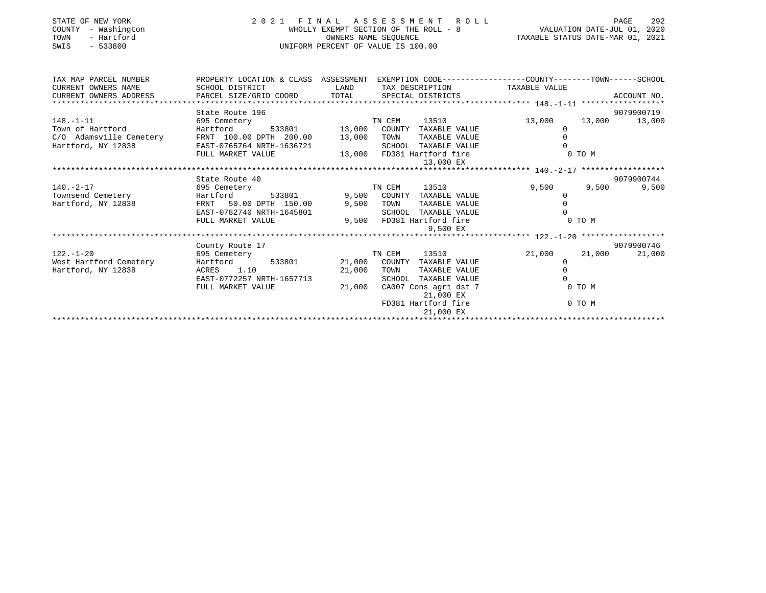STATE OF NEW YORK
COUNTY - Washington
TOWN - Hartford
SWIS - 533800

# 2021 FINAL ASSESSMENT ROLL

WHOLLY EXEMPT SECTION OF THE ROLL - 8
OWNERS NAME SEQUENCE
UNIFORM PERCENT OF VALUE IS 100.00

VALUATION DATE-JUL 01, 2020
TAXABLE STATUS DATE-MAR 01, 2021

| TAX MAP PARCEL NUMBER / CURRENT OWNERS NAME / CURRENT OWNERS ADDRESS | PROPERTY LOCATION & CLASS / SCHOOL DISTRICT / PARCEL SIZE/GRID COORD | ASSESSMENT LAND / TOTAL | EXEMPTION CODE / TAX DESCRIPTION / SPECIAL DISTRICTS | COUNTY TAXABLE VALUE | TOWN | SCHOOL / ACCOUNT NO. |
|---|---|---|---|---|---|---|
| 148.-1-11 | State Route 196 | | | | | 9079900719 |
| | 695 Cemetery | | TN CEM 13510 | 13,000 | 13,000 | 13,000 |
| Town of Hartford | Hartford 533801 | 13,000 | COUNTY TAXABLE VALUE | 0 | | |
| C/O Adamsville Cemetery | FRNT 100.00 DPTH 200.00 | 13,000 | TOWN TAXABLE VALUE | 0 | | |
| Hartford, NY 12838 | EAST-0765764 NRTH-1636721 | | SCHOOL TAXABLE VALUE | 0 | | |
| | FULL MARKET VALUE | 13,000 | FD381 Hartford fire 13,000 EX | 0 TO M | | |
| 140.-2-17 | State Route 40 | | | | | 9079900744 |
| | 695 Cemetery | | TN CEM 13510 | 9,500 | 9,500 | 9,500 |
| Townsend Cemetery | Hartford 533801 | 9,500 | COUNTY TAXABLE VALUE | 0 | | |
| Hartford, NY 12838 | FRNT 50.00 DPTH 150.00 | 9,500 | TOWN TAXABLE VALUE | 0 | | |
| | EAST-0782740 NRTH-1645801 | | SCHOOL TAXABLE VALUE | 0 | | |
| | FULL MARKET VALUE | 9,500 | FD381 Hartford fire 9,500 EX | 0 TO M | | |
| 122.-1-20 | County Route 17 | | | | | 9079900746 |
| | 695 Cemetery | | TN CEM 13510 | 21,000 | 21,000 | 21,000 |
| West Hartford Cemetery | Hartford 533801 | 21,000 | COUNTY TAXABLE VALUE | 0 | | |
| Hartford, NY 12838 | ACRES 1.10 | 21,000 | TOWN TAXABLE VALUE | 0 | | |
| | EAST-0772257 NRTH-1657713 | | SCHOOL TAXABLE VALUE | 0 | | |
| | FULL MARKET VALUE | 21,000 | CA007 Cons agri dst 7 21,000 EX | 0 TO M | | |
| | | | FD381 Hartford fire 21,000 EX | 0 TO M | | |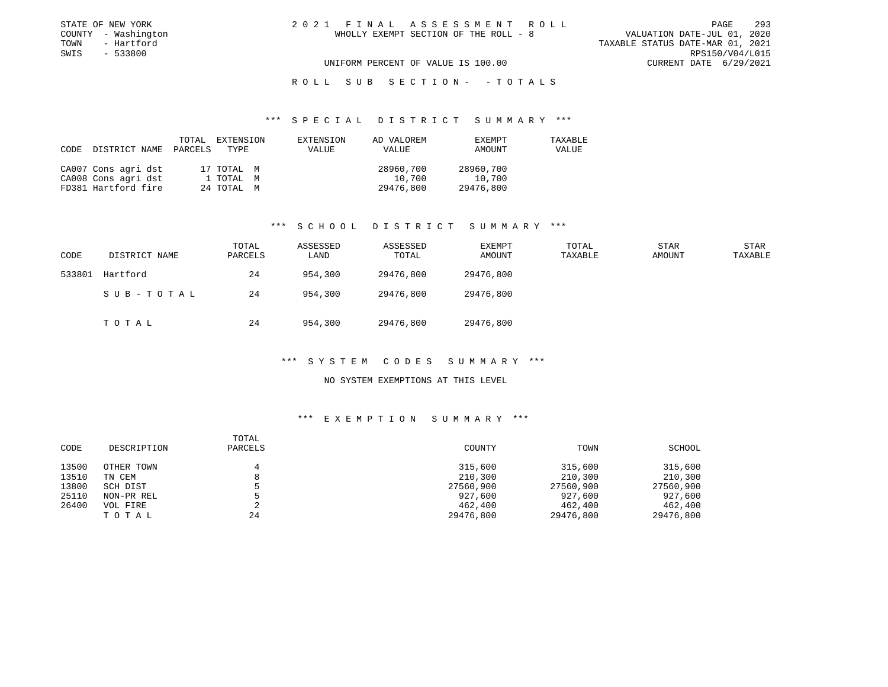STATE OF NEW YORK
COUNTY - Washington
TOWN - Hartford
SWIS - 533800

# 2021 FINAL ASSESSMENT ROLL

WHOLLY EXEMPT SECTION OF THE ROLL - 8

UNIFORM PERCENT OF VALUE IS 100.00

VALUATION DATE-JUL 01, 2020
TAXABLE STATUS DATE-MAR 01, 2021
RPS150/V04/L015
CURRENT DATE 6/29/2021

## ROLL SUB SECTION- - TOTALS

### *** SPECIAL DISTRICT SUMMARY ***

| CODE | DISTRICT NAME | TOTAL PARCELS | EXTENSION TYPE | EXTENSION VALUE | AD VALOREM VALUE | EXEMPT AMOUNT | TAXABLE VALUE |
|---|---|---|---|---|---|---|---|
| CA007 | Cons agri dst | 17 | TOTAL M | | 28960,700 | 28960,700 | |
| CA008 | Cons agri dst | 1 | TOTAL M | | 10,700 | 10,700 | |
| FD381 | Hartford fire | 24 | TOTAL M | | 29476,800 | 29476,800 | |

### *** SCHOOL DISTRICT SUMMARY ***

| CODE | DISTRICT NAME | TOTAL PARCELS | ASSESSED LAND | ASSESSED TOTAL | EXEMPT AMOUNT | TOTAL TAXABLE | STAR AMOUNT | STAR TAXABLE |
|---|---|---|---|---|---|---|---|---|
| 533801 | Hartford | 24 | 954,300 | 29476,800 | 29476,800 | | | |
| | SUB-TOTAL | 24 | 954,300 | 29476,800 | 29476,800 | | | |
| | TOTAL | 24 | 954,300 | 29476,800 | 29476,800 | | | |

### *** SYSTEM CODES SUMMARY ***

NO SYSTEM EXEMPTIONS AT THIS LEVEL

### *** EXEMPTION SUMMARY ***

| CODE | DESCRIPTION | TOTAL PARCELS | COUNTY | TOWN | SCHOOL |
|---|---|---|---|---|---|
| 13500 | OTHER TOWN | 4 | 315,600 | 315,600 | 315,600 |
| 13510 | TN CEM | 8 | 210,300 | 210,300 | 210,300 |
| 13800 | SCH DIST | 5 | 27560,900 | 27560,900 | 27560,900 |
| 25110 | NON-PR REL | 5 | 927,600 | 927,600 | 927,600 |
| 26400 | VOL FIRE | 2 | 462,400 | 462,400 | 462,400 |
| | TOTAL | 24 | 29476,800 | 29476,800 | 29476,800 |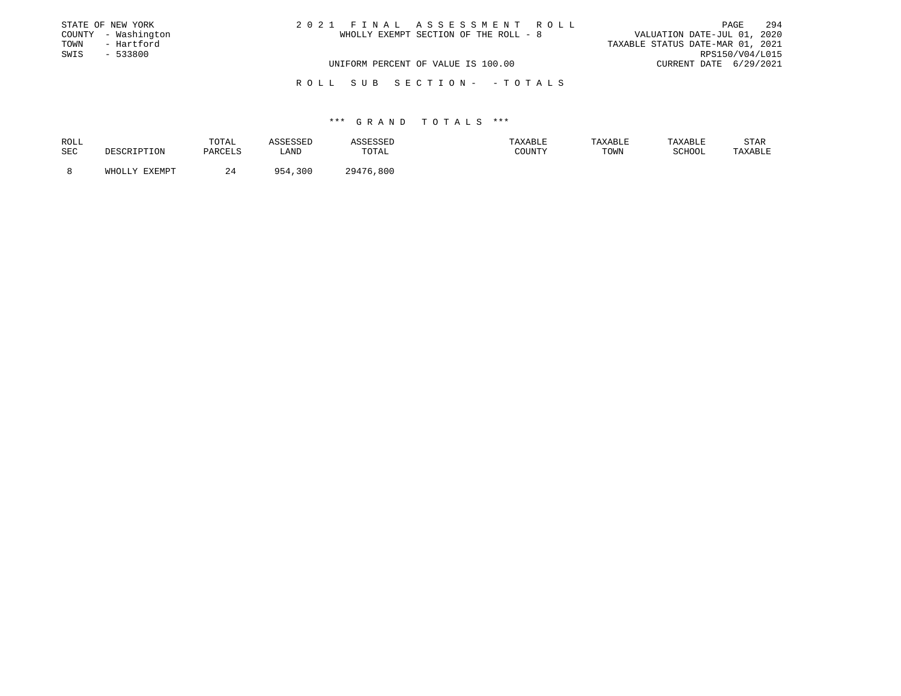STATE OF NEW YORK
COUNTY - Washington
TOWN - Hartford
SWIS - 533800

# 2021 FINAL ASSESSMENT ROLL

WHOLLY EXEMPT SECTION OF THE ROLL - 8

UNIFORM PERCENT OF VALUE IS 100.00

VALUATION DATE-JUL 01, 2020
TAXABLE STATUS DATE-MAR 01, 2021
RPS150/V04/L015
CURRENT DATE 6/29/2021

## ROLL SUB SECTION- - TOTALS

### *** GRAND TOTALS ***

| ROLL SEC | DESCRIPTION | TOTAL PARCELS | ASSESSED LAND | ASSESSED TOTAL | TAXABLE COUNTY | TAXABLE TOWN | TAXABLE SCHOOL | STAR TAXABLE |
|---|---|---|---|---|---|---|---|---|
| 8 | WHOLLY EXEMPT | 24 | 954,300 | 29476,800 | | | | |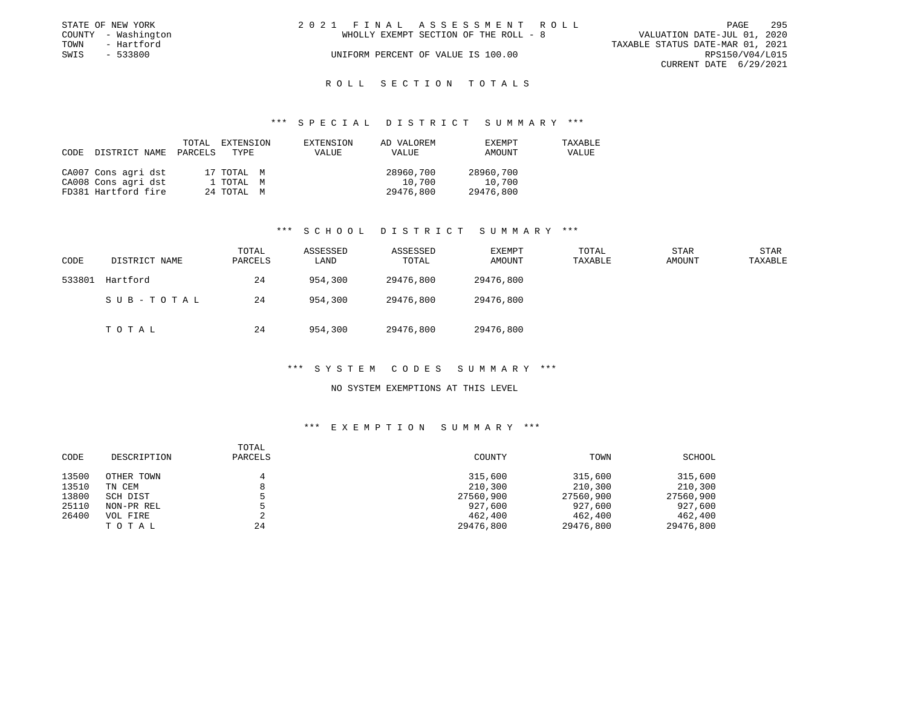STATE OF NEW YORK
COUNTY - Washington
TOWN - Hartford
SWIS - 533800

2 0 2 1 F I N A L A S S E S S M E N T R O L L
WHOLLY EXEMPT SECTION OF THE ROLL - 8
UNIFORM PERCENT OF VALUE IS 100.00

VALUATION DATE-JUL 01, 2020
TAXABLE STATUS DATE-MAR 01, 2021
RPS150/V04/L015
CURRENT DATE 6/29/2021

## R O L L S E C T I O N T O T A L S

### *** S P E C I A L D I S T R I C T S U M M A R Y ***

| CODE | DISTRICT NAME | TOTAL PARCELS | EXTENSION TYPE | EXTENSION VALUE | AD VALOREM VALUE | EXEMPT AMOUNT | TAXABLE VALUE |
|---|---|---|---|---|---|---|---|
| CA007 | Cons agri dst | 17 | TOTAL M | | 28960,700 | 28960,700 | |
| CA008 | Cons agri dst | 1 | TOTAL M | | 10,700 | 10,700 | |
| FD381 | Hartford fire | 24 | TOTAL M | | 29476,800 | 29476,800 | |

### *** S C H O O L D I S T R I C T S U M M A R Y ***

| CODE | DISTRICT NAME | TOTAL PARCELS | ASSESSED LAND | ASSESSED TOTAL | EXEMPT AMOUNT | TOTAL TAXABLE | STAR AMOUNT | STAR TAXABLE |
|---|---|---|---|---|---|---|---|---|
| 533801 | Hartford | 24 | 954,300 | 29476,800 | 29476,800 | | | |
| | S U B - T O T A L | 24 | 954,300 | 29476,800 | 29476,800 | | | |
| | T O T A L | 24 | 954,300 | 29476,800 | 29476,800 | | | |

### *** S Y S T E M C O D E S S U M M A R Y ***

NO SYSTEM EXEMPTIONS AT THIS LEVEL

### *** E X E M P T I O N S U M M A R Y ***

| CODE | DESCRIPTION | TOTAL PARCELS | COUNTY | TOWN | SCHOOL |
|---|---|---|---|---|---|
| 13500 | OTHER TOWN | 4 | 315,600 | 315,600 | 315,600 |
| 13510 | TN CEM | 8 | 210,300 | 210,300 | 210,300 |
| 13800 | SCH DIST | 5 | 27560,900 | 27560,900 | 27560,900 |
| 25110 | NON-PR REL | 5 | 927,600 | 927,600 | 927,600 |
| 26400 | VOL FIRE | 2 | 462,400 | 462,400 | 462,400 |
| | T O T A L | 24 | 29476,800 | 29476,800 | 29476,800 |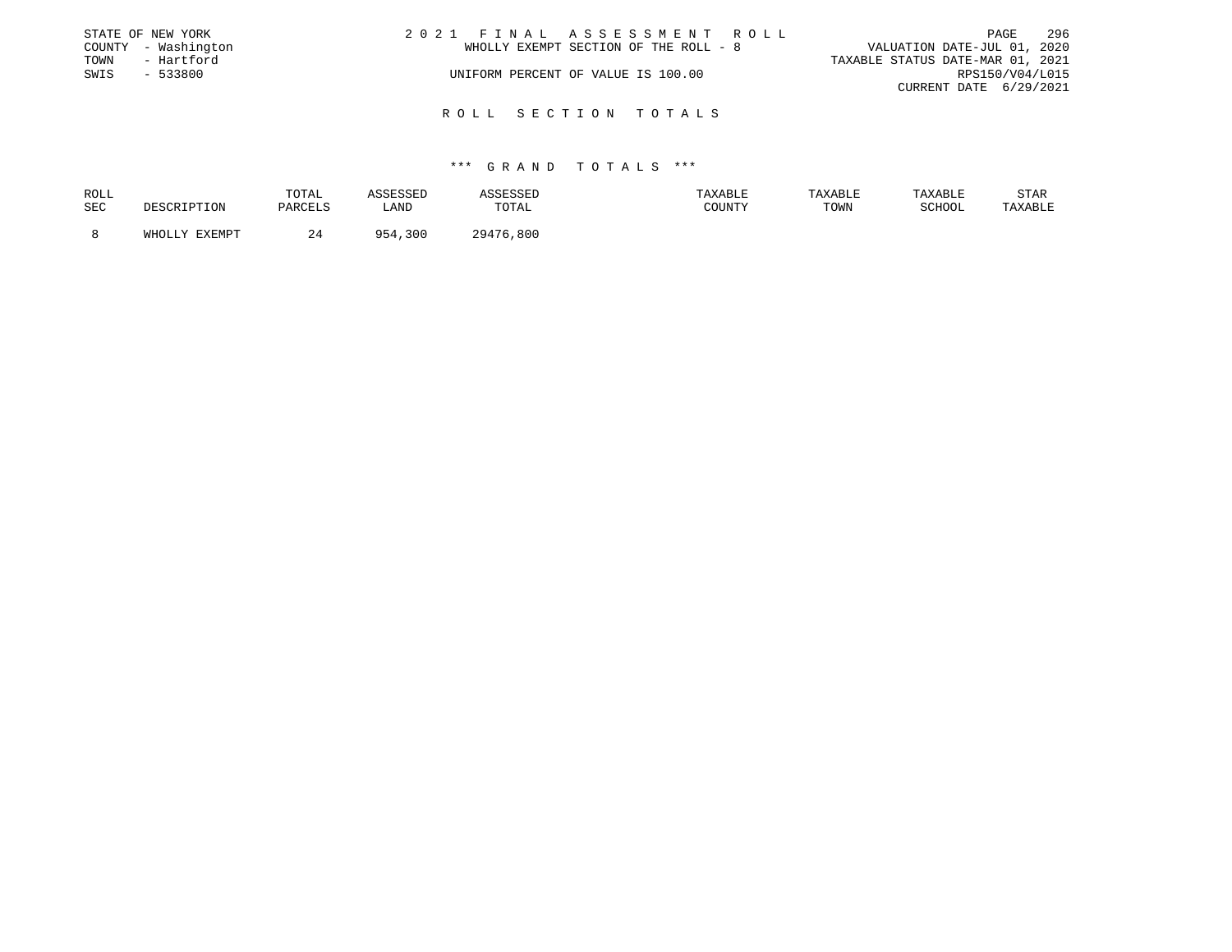STATE OF NEW YORK
COUNTY - Washington
TOWN - Hartford
SWIS - 533800

2 0 2 1 F I N A L A S S E S S M E N T R O L L
WHOLLY EXEMPT SECTION OF THE ROLL - 8

UNIFORM PERCENT OF VALUE IS 100.00

VALUATION DATE-JUL 01, 2020
TAXABLE STATUS DATE-MAR 01, 2021
RPS150/V04/L015
CURRENT DATE 6/29/2021

## R O L L S E C T I O N T O T A L S

### *** G R A N D T O T A L S ***

| ROLL SEC | DESCRIPTION | TOTAL PARCELS | ASSESSED LAND | ASSESSED TOTAL | TAXABLE COUNTY | TAXABLE TOWN | TAXABLE SCHOOL | STAR TAXABLE |
|---|---|---|---|---|---|---|---|---|
| 8 | WHOLLY EXEMPT | 24 | 954,300 | 29476,800 | | | | |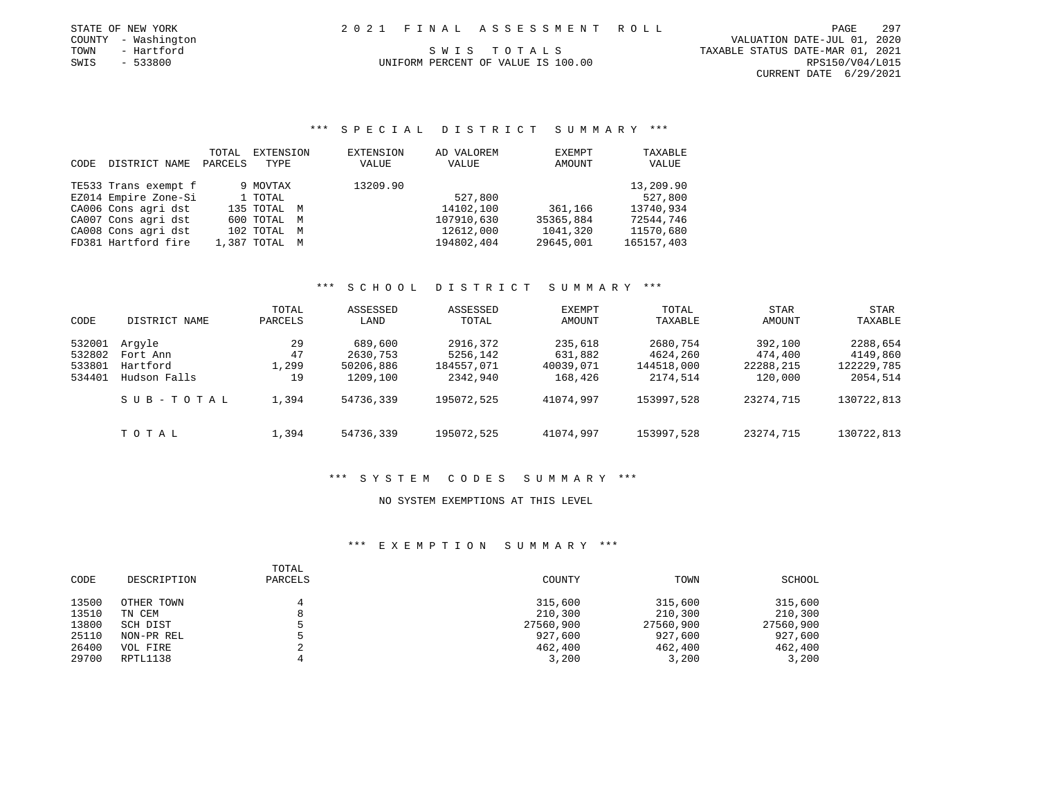STATE OF NEW YORK
COUNTY - Washington
TOWN - Hartford
SWIS - 533800

# 2021 FINAL ASSESSMENT ROLL

SWIS TOTALS

UNIFORM PERCENT OF VALUE IS 100.00

VALUATION DATE-JUL 01, 2020
TAXABLE STATUS DATE-MAR 01, 2021
RPS150/V04/L015
CURRENT DATE 6/29/2021

## *** SPECIAL DISTRICT SUMMARY ***

| CODE | DISTRICT NAME | TOTAL PARCELS | EXTENSION TYPE | EXTENSION VALUE | AD VALOREM VALUE | EXEMPT AMOUNT | TAXABLE VALUE |
|---|---|---|---|---|---|---|---|
| TE533 | Trans exempt f | 9 | MOVTAX | 13209.90 | | | 13,209.90 |
| EZ014 | Empire Zone-Si | 1 | TOTAL | | 527,800 | | 527,800 |
| CA006 | Cons agri dst | 135 | TOTAL M | | 14102,100 | 361,166 | 13740,934 |
| CA007 | Cons agri dst | 600 | TOTAL M | | 107910,630 | 35365,884 | 72544,746 |
| CA008 | Cons agri dst | 102 | TOTAL M | | 12612,000 | 1041,320 | 11570,680 |
| FD381 | Hartford fire | 1,387 | TOTAL M | | 194802,404 | 29645,001 | 165157,403 |

## *** SCHOOL DISTRICT SUMMARY ***

| CODE | DISTRICT NAME | TOTAL PARCELS | ASSESSED LAND | ASSESSED TOTAL | EXEMPT AMOUNT | TOTAL TAXABLE | STAR AMOUNT | STAR TAXABLE |
|---|---|---|---|---|---|---|---|---|
| 532001 | Argyle | 29 | 689,600 | 2916,372 | 235,618 | 2680,754 | 392,100 | 2288,654 |
| 532802 | Fort Ann | 47 | 2630,753 | 5256,142 | 631,882 | 4624,260 | 474,400 | 4149,860 |
| 533801 | Hartford | 1,299 | 50206,886 | 184557,071 | 40039,071 | 144518,000 | 22288,215 | 122229,785 |
| 534401 | Hudson Falls | 19 | 1209,100 | 2342,940 | 168,426 | 2174,514 | 120,000 | 2054,514 |
| | SUB-TOTAL | 1,394 | 54736,339 | 195072,525 | 41074,997 | 153997,528 | 23274,715 | 130722,813 |
| | TOTAL | 1,394 | 54736,339 | 195072,525 | 41074,997 | 153997,528 | 23274,715 | 130722,813 |

## *** SYSTEM CODES SUMMARY ***

NO SYSTEM EXEMPTIONS AT THIS LEVEL

## *** EXEMPTION SUMMARY ***

| CODE | DESCRIPTION | TOTAL PARCELS | COUNTY | TOWN | SCHOOL |
|---|---|---|---|---|---|
| 13500 | OTHER TOWN | 4 | 315,600 | 315,600 | 315,600 |
| 13510 | TN CEM | 8 | 210,300 | 210,300 | 210,300 |
| 13800 | SCH DIST | 5 | 27560,900 | 27560,900 | 27560,900 |
| 25110 | NON-PR REL | 5 | 927,600 | 927,600 | 927,600 |
| 26400 | VOL FIRE | 2 | 462,400 | 462,400 | 462,400 |
| 29700 | RPTL1138 | 4 | 3,200 | 3,200 | 3,200 |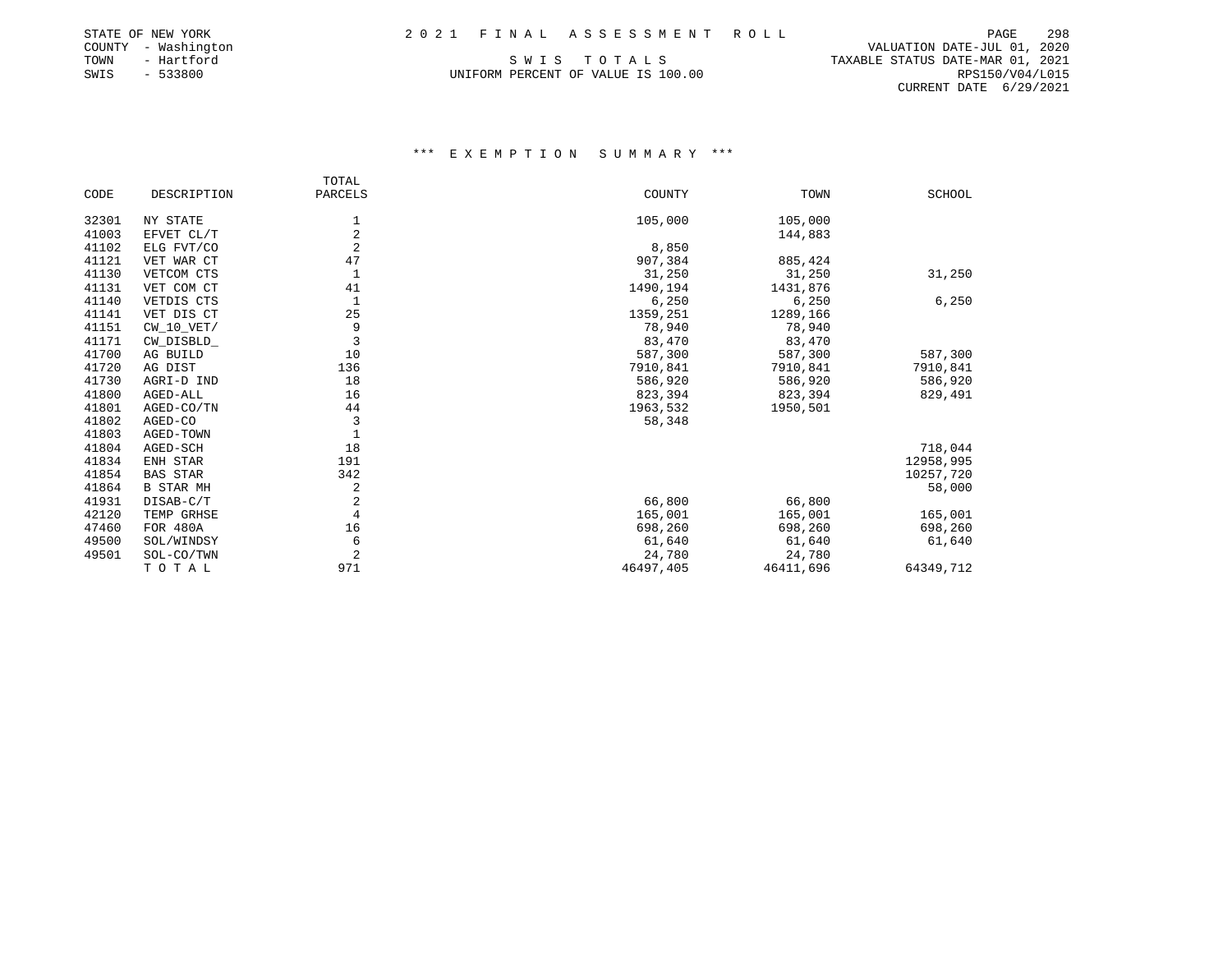STATE OF NEW YORK
COUNTY - Washington
TOWN - Hartford
SWIS - 533800

# 2021 FINAL ASSESSMENT ROLL

S W I S   T O T A L S
UNIFORM PERCENT OF VALUE IS 100.00

VALUATION DATE-JUL 01, 2020
TAXABLE STATUS DATE-MAR 01, 2021
RPS150/V04/L015
CURRENT DATE 6/29/2021

## *** EXEMPTION SUMMARY ***

| CODE | DESCRIPTION | TOTAL PARCELS | COUNTY | TOWN | SCHOOL |
|---|---|---|---|---|---|
| 32301 | NY STATE | 1 | 105,000 | 105,000 | |
| 41003 | EFVET CL/T | 2 | | 144,883 | |
| 41102 | ELG FVT/CO | 2 | 8,850 | | |
| 41121 | VET WAR CT | 47 | 907,384 | 885,424 | |
| 41130 | VETCOM CTS | 1 | 31,250 | 31,250 | 31,250 |
| 41131 | VET COM CT | 41 | 1490,194 | 1431,876 | |
| 41140 | VETDIS CTS | 1 | 6,250 | 6,250 | 6,250 |
| 41141 | VET DIS CT | 25 | 1359,251 | 1289,166 | |
| 41151 | CW_10_VET/ | 9 | 78,940 | 78,940 | |
| 41171 | CW_DISBLD_ | 3 | 83,470 | 83,470 | |
| 41700 | AG BUILD | 10 | 587,300 | 587,300 | 587,300 |
| 41720 | AG DIST | 136 | 7910,841 | 7910,841 | 7910,841 |
| 41730 | AGRI-D IND | 18 | 586,920 | 586,920 | 586,920 |
| 41800 | AGED-ALL | 16 | 823,394 | 823,394 | 829,491 |
| 41801 | AGED-CO/TN | 44 | 1963,532 | 1950,501 | |
| 41802 | AGED-CO | 3 | 58,348 | | |
| 41803 | AGED-TOWN | 1 | | | |
| 41804 | AGED-SCH | 18 | | | 718,044 |
| 41834 | ENH STAR | 191 | | | 12958,995 |
| 41854 | BAS STAR | 342 | | | 10257,720 |
| 41864 | B STAR MH | 2 | | | 58,000 |
| 41931 | DISAB-C/T | 2 | 66,800 | 66,800 | |
| 42120 | TEMP GRHSE | 4 | 165,001 | 165,001 | 165,001 |
| 47460 | FOR 480A | 16 | 698,260 | 698,260 | 698,260 |
| 49500 | SOL/WINDSY | 6 | 61,640 | 61,640 | 61,640 |
| 49501 | SOL-CO/TWN | 2 | 24,780 | 24,780 | |
| | T O T A L | 971 | 46497,405 | 46411,696 | 64349,712 |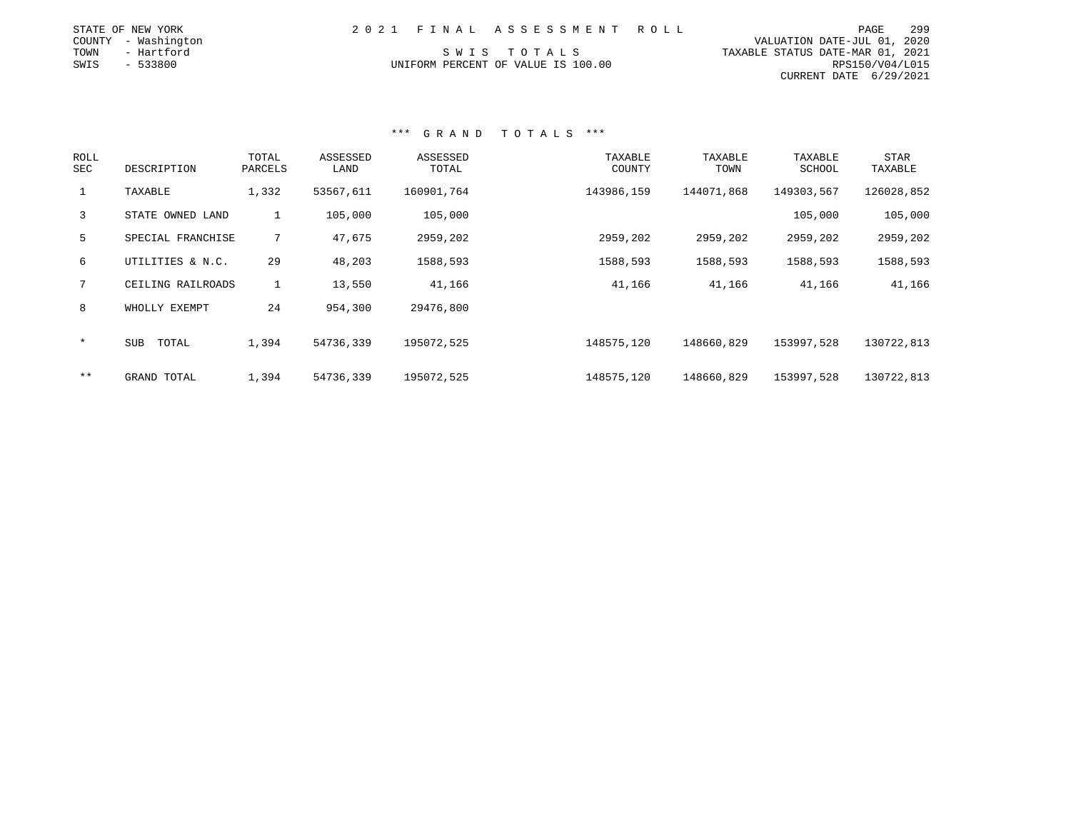STATE OF NEW YORK
COUNTY - Washington
TOWN - Hartford
SWIS - 533800

# 2021 FINAL ASSESSMENT ROLL

SWIS TOTALS

UNIFORM PERCENT OF VALUE IS 100.00

VALUATION DATE-JUL 01, 2020
TAXABLE STATUS DATE-MAR 01, 2021
RPS150/V04/L015
CURRENT DATE 6/29/2021

## *** GRAND TOTALS ***

| ROLL SEC | DESCRIPTION | TOTAL PARCELS | ASSESSED LAND | ASSESSED TOTAL | TAXABLE COUNTY | TAXABLE TOWN | TAXABLE SCHOOL | STAR TAXABLE |
|---|---|---|---|---|---|---|---|---|
| 1 | TAXABLE | 1,332 | 53567,611 | 160901,764 | 143986,159 | 144071,868 | 149303,567 | 126028,852 |
| 3 | STATE OWNED LAND | 1 | 105,000 | 105,000 | | | 105,000 | 105,000 |
| 5 | SPECIAL FRANCHISE | 7 | 47,675 | 2959,202 | 2959,202 | 2959,202 | 2959,202 | 2959,202 |
| 6 | UTILITIES & N.C. | 29 | 48,203 | 1588,593 | 1588,593 | 1588,593 | 1588,593 | 1588,593 |
| 7 | CEILING RAILROADS | 1 | 13,550 | 41,166 | 41,166 | 41,166 | 41,166 | 41,166 |
| 8 | WHOLLY EXEMPT | 24 | 954,300 | 29476,800 | | | | |
| * | SUB TOTAL | 1,394 | 54736,339 | 195072,525 | 148575,120 | 148660,829 | 153997,528 | 130722,813 |
| ** | GRAND TOTAL | 1,394 | 54736,339 | 195072,525 | 148575,120 | 148660,829 | 153997,528 | 130722,813 |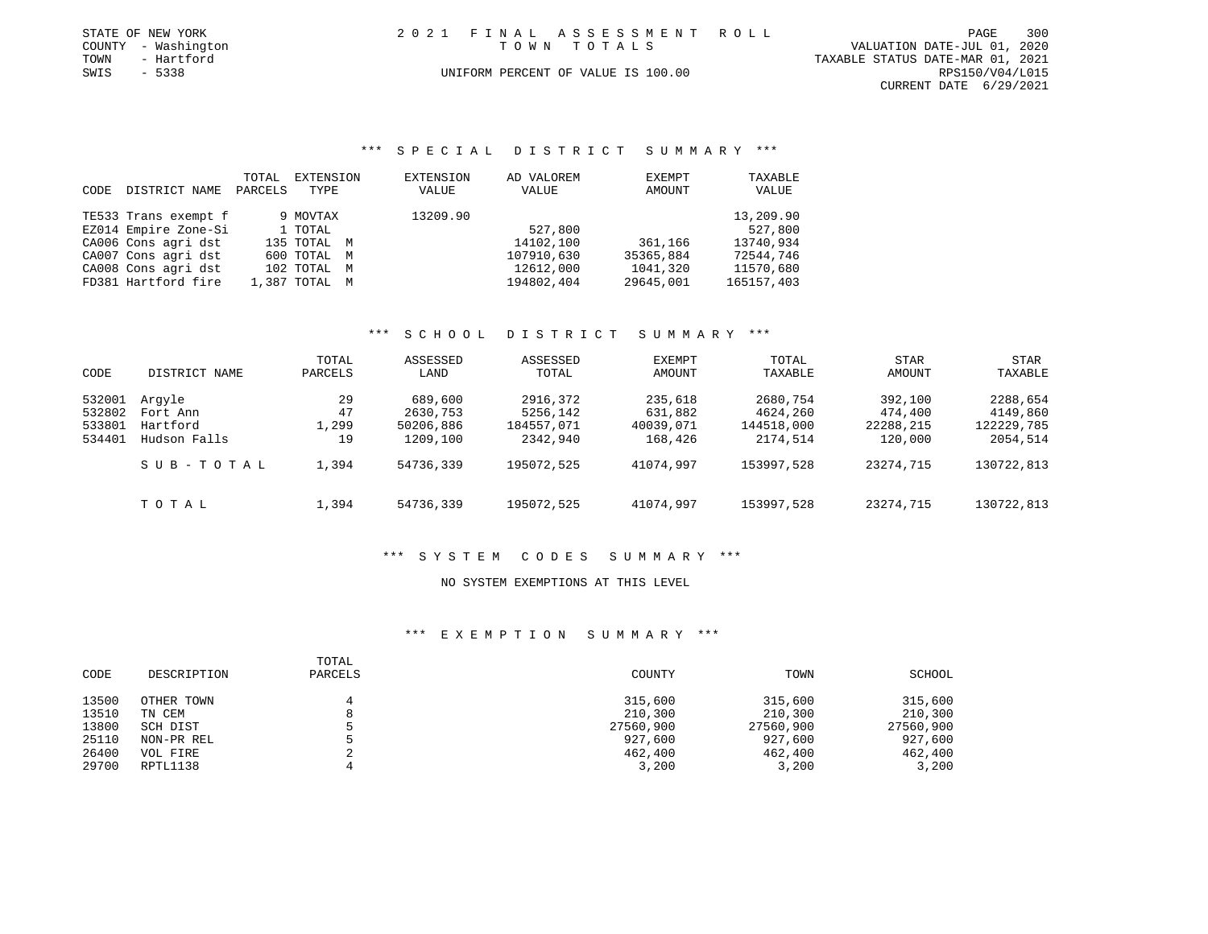STATE OF NEW YORK
COUNTY - Washington
TOWN - Hartford
SWIS - 5338

2 0 2 1 F I N A L A S S E S S M E N T R O L L
T O W N T O T A L S
UNIFORM PERCENT OF VALUE IS 100.00

VALUATION DATE-JUL 01, 2020
TAXABLE STATUS DATE-MAR 01, 2021
RPS150/V04/L015
CURRENT DATE 6/29/2021

### *** S P E C I A L D I S T R I C T S U M M A R Y ***

| CODE | DISTRICT NAME | TOTAL PARCELS | EXTENSION TYPE | EXTENSION VALUE | AD VALOREM VALUE | EXEMPT AMOUNT | TAXABLE VALUE |
|---|---|---|---|---|---|---|---|
| TE533 | Trans exempt f | 9 | MOVTAX | 13209.90 | | | 13,209.90 |
| EZ014 | Empire Zone-Si | 1 | TOTAL | | 527,800 | | 527,800 |
| CA006 | Cons agri dst | 135 | TOTAL M | | 14102,100 | 361,166 | 13740,934 |
| CA007 | Cons agri dst | 600 | TOTAL M | | 107910,630 | 35365,884 | 72544,746 |
| CA008 | Cons agri dst | 102 | TOTAL M | | 12612,000 | 1041,320 | 11570,680 |
| FD381 | Hartford fire | 1,387 | TOTAL M | | 194802,404 | 29645,001 | 165157,403 |

### *** S C H O O L D I S T R I C T S U M M A R Y ***

| CODE | DISTRICT NAME | TOTAL PARCELS | ASSESSED LAND | ASSESSED TOTAL | EXEMPT AMOUNT | TOTAL TAXABLE | STAR AMOUNT | STAR TAXABLE |
|---|---|---|---|---|---|---|---|---|
| 532001 | Argyle | 29 | 689,600 | 2916,372 | 235,618 | 2680,754 | 392,100 | 2288,654 |
| 532802 | Fort Ann | 47 | 2630,753 | 5256,142 | 631,882 | 4624,260 | 474,400 | 4149,860 |
| 533801 | Hartford | 1,299 | 50206,886 | 184557,071 | 40039,071 | 144518,000 | 22288,215 | 122229,785 |
| 534401 | Hudson Falls | 19 | 1209,100 | 2342,940 | 168,426 | 2174,514 | 120,000 | 2054,514 |
| | S U B - T O T A L | 1,394 | 54736,339 | 195072,525 | 41074,997 | 153997,528 | 23274,715 | 130722,813 |
| | T O T A L | 1,394 | 54736,339 | 195072,525 | 41074,997 | 153997,528 | 23274,715 | 130722,813 |

### *** S Y S T E M C O D E S S U M M A R Y ***

NO SYSTEM EXEMPTIONS AT THIS LEVEL

### *** E X E M P T I O N S U M M A R Y ***

| CODE | DESCRIPTION | TOTAL PARCELS | COUNTY | TOWN | SCHOOL |
|---|---|---|---|---|---|
| 13500 | OTHER TOWN | 4 | 315,600 | 315,600 | 315,600 |
| 13510 | TN CEM | 8 | 210,300 | 210,300 | 210,300 |
| 13800 | SCH DIST | 5 | 27560,900 | 27560,900 | 27560,900 |
| 25110 | NON-PR REL | 5 | 927,600 | 927,600 | 927,600 |
| 26400 | VOL FIRE | 2 | 462,400 | 462,400 | 462,400 |
| 29700 | RPTL1138 | 4 | 3,200 | 3,200 | 3,200 |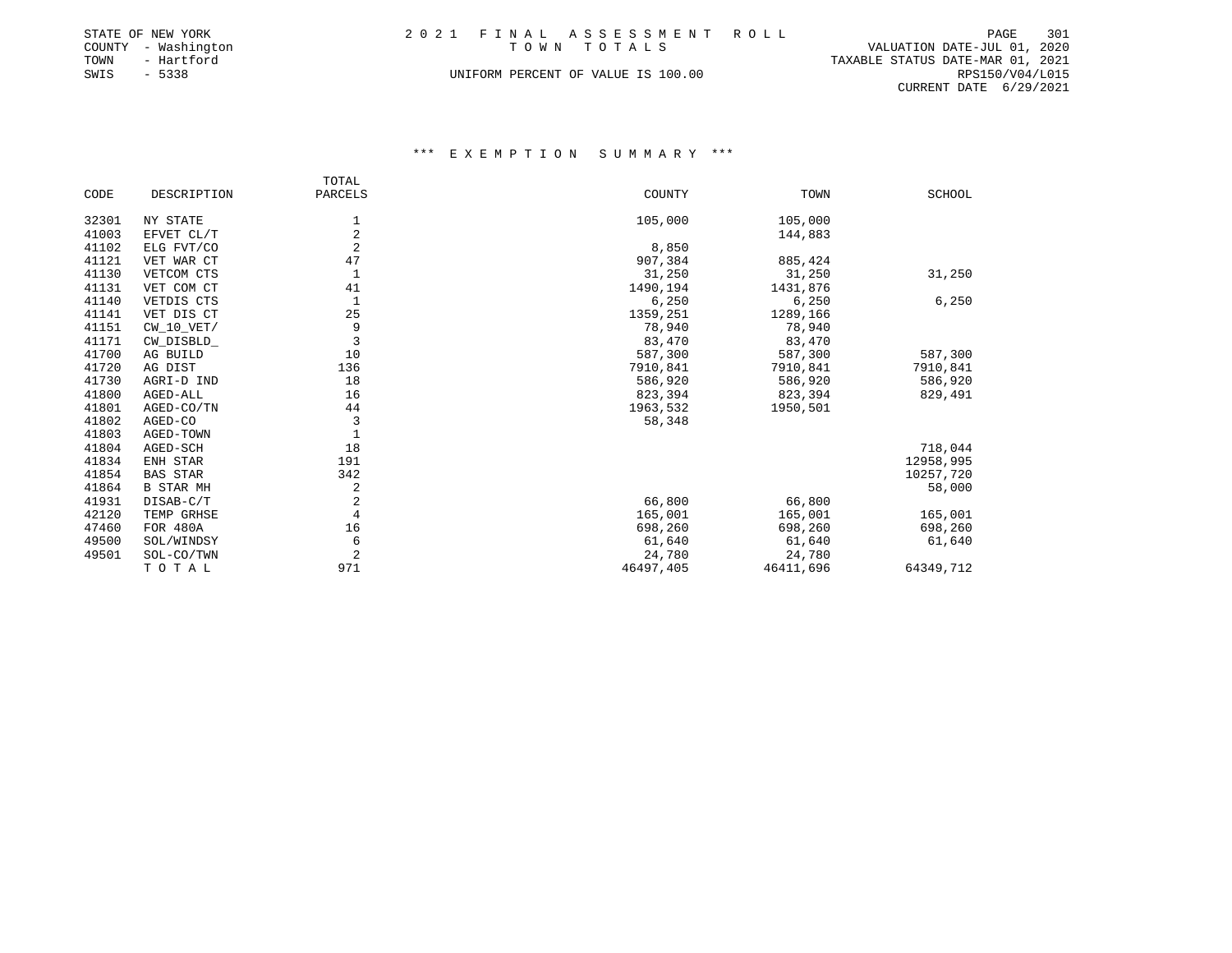STATE OF NEW YORK
COUNTY - Washington
TOWN - Hartford
SWIS - 5338

2 0 2 1 F I N A L A S S E S S M E N T R O L L
T O W N T O T A L S

UNIFORM PERCENT OF VALUE IS 100.00

VALUATION DATE-JUL 01, 2020
TAXABLE STATUS DATE-MAR 01, 2021
RPS150/V04/L015
CURRENT DATE 6/29/2021

## *** E X E M P T I O N S U M M A R Y ***

| CODE | DESCRIPTION | TOTAL PARCELS | COUNTY | TOWN | SCHOOL |
|---|---|---|---|---|---|
| 32301 | NY STATE | 1 | 105,000 | 105,000 | |
| 41003 | EFVET CL/T | 2 | | 144,883 | |
| 41102 | ELG FVT/CO | 2 | 8,850 | | |
| 41121 | VET WAR CT | 47 | 907,384 | 885,424 | |
| 41130 | VETCOM CTS | 1 | 31,250 | 31,250 | 31,250 |
| 41131 | VET COM CT | 41 | 1490,194 | 1431,876 | |
| 41140 | VETDIS CTS | 1 | 6,250 | 6,250 | 6,250 |
| 41141 | VET DIS CT | 25 | 1359,251 | 1289,166 | |
| 41151 | CW_10_VET/ | 9 | 78,940 | 78,940 | |
| 41171 | CW_DISBLD_ | 3 | 83,470 | 83,470 | |
| 41700 | AG BUILD | 10 | 587,300 | 587,300 | 587,300 |
| 41720 | AG DIST | 136 | 7910,841 | 7910,841 | 7910,841 |
| 41730 | AGRI-D IND | 18 | 586,920 | 586,920 | 586,920 |
| 41800 | AGED-ALL | 16 | 823,394 | 823,394 | 829,491 |
| 41801 | AGED-CO/TN | 44 | 1963,532 | 1950,501 | |
| 41802 | AGED-CO | 3 | 58,348 | | |
| 41803 | AGED-TOWN | 1 | | | |
| 41804 | AGED-SCH | 18 | | | 718,044 |
| 41834 | ENH STAR | 191 | | | 12958,995 |
| 41854 | BAS STAR | 342 | | | 10257,720 |
| 41864 | B STAR MH | 2 | | | 58,000 |
| 41931 | DISAB-C/T | 2 | 66,800 | 66,800 | |
| 42120 | TEMP GRHSE | 4 | 165,001 | 165,001 | 165,001 |
| 47460 | FOR 480A | 16 | 698,260 | 698,260 | 698,260 |
| 49500 | SOL/WINDSY | 6 | 61,640 | 61,640 | 61,640 |
| 49501 | SOL-CO/TWN | 2 | 24,780 | 24,780 | |
| | T O T A L | 971 | 46497,405 | 46411,696 | 64349,712 |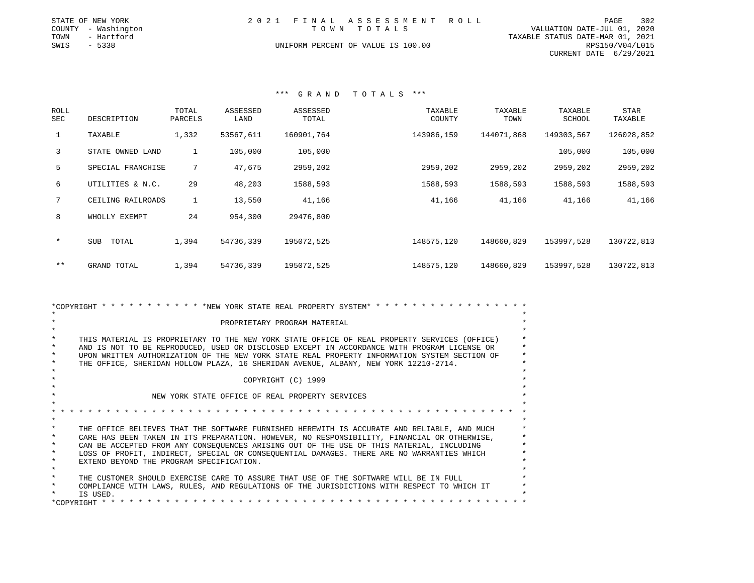STATE OF NEW YORK
COUNTY - Washington
TOWN - Hartford
SWIS - 5338

2021 FINAL ASSESSMENT ROLL
TOWN TOTALS
UNIFORM PERCENT OF VALUE IS 100.00

VALUATION DATE-JUL 01, 2020
TAXABLE STATUS DATE-MAR 01, 2021
RPS150/V04/L015
CURRENT DATE 6/29/2021

### *** GRAND TOTALS ***

| ROLL SEC | DESCRIPTION | TOTAL PARCELS | ASSESSED LAND | ASSESSED TOTAL | TAXABLE COUNTY | TAXABLE TOWN | TAXABLE SCHOOL | STAR TAXABLE |
|---|---|---|---|---|---|---|---|---|
| 1 | TAXABLE | 1,332 | 53567,611 | 160901,764 | 143986,159 | 144071,868 | 149303,567 | 126028,852 |
| 3 | STATE OWNED LAND | 1 | 105,000 | 105,000 | | | 105,000 | 105,000 |
| 5 | SPECIAL FRANCHISE | 7 | 47,675 | 2959,202 | 2959,202 | 2959,202 | 2959,202 | 2959,202 |
| 6 | UTILITIES & N.C. | 29 | 48,203 | 1588,593 | 1588,593 | 1588,593 | 1588,593 | 1588,593 |
| 7 | CEILING RAILROADS | 1 | 13,550 | 41,166 | 41,166 | 41,166 | 41,166 | 41,166 |
| 8 | WHOLLY EXEMPT | 24 | 954,300 | 29476,800 | | | | |
| * | SUB TOTAL | 1,394 | 54736,339 | 195072,525 | 148575,120 | 148660,829 | 153997,528 | 130722,813 |
| ** | GRAND TOTAL | 1,394 | 54736,339 | 195072,525 | 148575,120 | 148660,829 | 153997,528 | 130722,813 |

*COPYRIGHT * * * * * * * * * * * *NEW YORK STATE REAL PROPERTY SYSTEM* * * * * * * * * * * * * * * * * *

PROPRIETARY PROGRAM MATERIAL

THIS MATERIAL IS PROPRIETARY TO THE NEW YORK STATE OFFICE OF REAL PROPERTY SERVICES (OFFICE) AND IS NOT TO BE REPRODUCED, USED OR DISCLOSED EXCEPT IN ACCORDANCE WITH PROGRAM LICENSE OR UPON WRITTEN AUTHORIZATION OF THE NEW YORK STATE REAL PROPERTY INFORMATION SYSTEM SECTION OF THE OFFICE, SHERIDAN HOLLOW PLAZA, 16 SHERIDAN AVENUE, ALBANY, NEW YORK 12210-2714.

COPYRIGHT (C) 1999

NEW YORK STATE OFFICE OF REAL PROPERTY SERVICES

THE OFFICE BELIEVES THAT THE SOFTWARE FURNISHED HEREWITH IS ACCURATE AND RELIABLE, AND MUCH CARE HAS BEEN TAKEN IN ITS PREPARATION. HOWEVER, NO RESPONSIBILITY, FINANCIAL OR OTHERWISE, CAN BE ACCEPTED FROM ANY CONSEQUENCES ARISING OUT OF THE USE OF THIS MATERIAL, INCLUDING LOSS OF PROFIT, INDIRECT, SPECIAL OR CONSEQUENTIAL DAMAGES. THERE ARE NO WARRANTIES WHICH EXTEND BEYOND THE PROGRAM SPECIFICATION.

THE CUSTOMER SHOULD EXERCISE CARE TO ASSURE THAT USE OF THE SOFTWARE WILL BE IN FULL COMPLIANCE WITH LAWS, RULES, AND REGULATIONS OF THE JURISDICTIONS WITH RESPECT TO WHICH IT IS USED.

*COPYRIGHT * * * * * * * * * * * * * * * * * * * * * * * * * * * * * * * * * * * * * * * * * * * * * * *